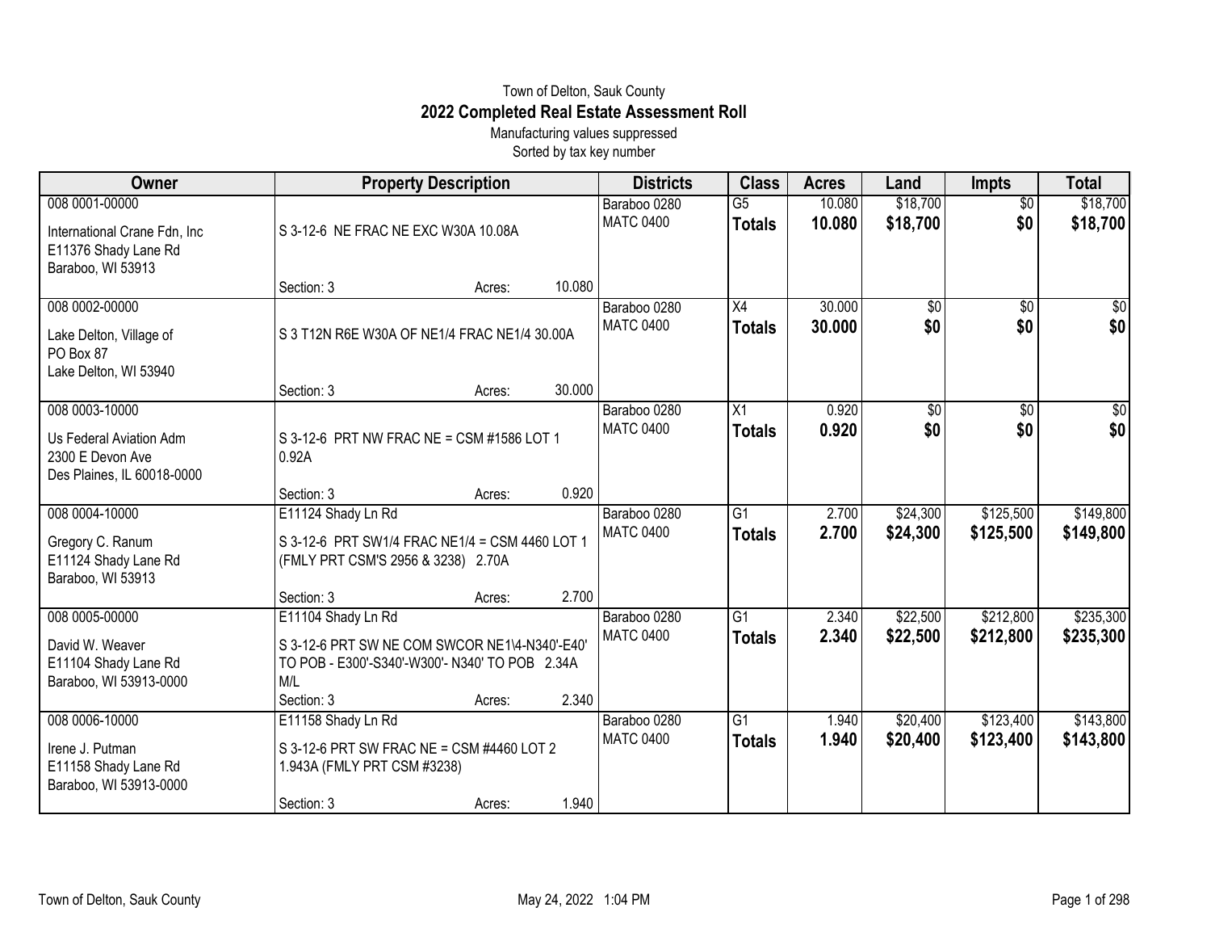Town of Delton, Sauk County

# 2022 Completed Real Estate Assessment Roll

Manufacturing values suppressed

Sorted by tax key number

| Owner | Property Description | Districts | Class | Acres | Land | Impts | Total |
|---|---|---|---|---|---|---|---|
| 008 0001-00000<br>International Crane Fdn, Inc<br>E11376 Shady Lane Rd<br>Baraboo, WI 53913 | S 3-12-6 NE FRAC NE EXC W30A 10.08A<br>Section: 3 Acres: 10.080 | Baraboo 0280<br>MATC 0400 | G5<br>**Totals** | 10.080<br>**10.080** | $18,700<br>**$18,700** | $0<br>**$0** | $18,700<br>**$18,700** |
| 008 0002-00000<br>Lake Delton, Village of<br>PO Box 87<br>Lake Delton, WI 53940 | S 3 T12N R6E W30A OF NE1/4 FRAC NE1/4 30.00A<br>Section: 3 Acres: 30.000 | Baraboo 0280<br>MATC 0400 | X4<br>**Totals** | 30.000<br>**30.000** | $0<br>**$0** | $0<br>**$0** | $0<br>**$0** |
| 008 0003-10000<br>Us Federal Aviation Adm<br>2300 E Devon Ave<br>Des Plaines, IL 60018-0000 | S 3-12-6 PRT NW FRAC NE = CSM #1586 LOT 1 0.92A<br>Section: 3 Acres: 0.920 | Baraboo 0280<br>MATC 0400 | X1<br>**Totals** | 0.920<br>**0.920** | $0<br>**$0** | $0<br>**$0** | $0<br>**$0** |
| 008 0004-10000<br>Gregory C. Ranum<br>E11124 Shady Lane Rd<br>Baraboo, WI 53913 | E11124 Shady Ln Rd<br>S 3-12-6 PRT SW1/4 FRAC NE1/4 = CSM 4460 LOT 1 (FMLY PRT CSM'S 2956 & 3238) 2.70A<br>Section: 3 Acres: 2.700 | Baraboo 0280<br>MATC 0400 | G1<br>**Totals** | 2.700<br>**2.700** | $24,300<br>**$24,300** | $125,500<br>**$125,500** | $149,800<br>**$149,800** |
| 008 0005-00000<br>David W. Weaver<br>E11104 Shady Lane Rd<br>Baraboo, WI 53913-0000 | E11104 Shady Ln Rd<br>S 3-12-6 PRT SW NE COM SWCOR NE1\4-N340'-E40' TO POB - E300'-S340'-W300'- N340' TO POB 2.34A M/L<br>Section: 3 Acres: 2.340 | Baraboo 0280<br>MATC 0400 | G1<br>**Totals** | 2.340<br>**2.340** | $22,500<br>**$22,500** | $212,800<br>**$212,800** | $235,300<br>**$235,300** |
| 008 0006-10000<br>Irene J. Putman<br>E11158 Shady Lane Rd<br>Baraboo, WI 53913-0000 | E11158 Shady Ln Rd<br>S 3-12-6 PRT SW FRAC NE = CSM #4460 LOT 2 1.943A (FMLY PRT CSM #3238)<br>Section: 3 Acres: 1.940 | Baraboo 0280<br>MATC 0400 | G1<br>**Totals** | 1.940<br>**1.940** | $20,400<br>**$20,400** | $123,400<br>**$123,400** | $143,800<br>**$143,800** |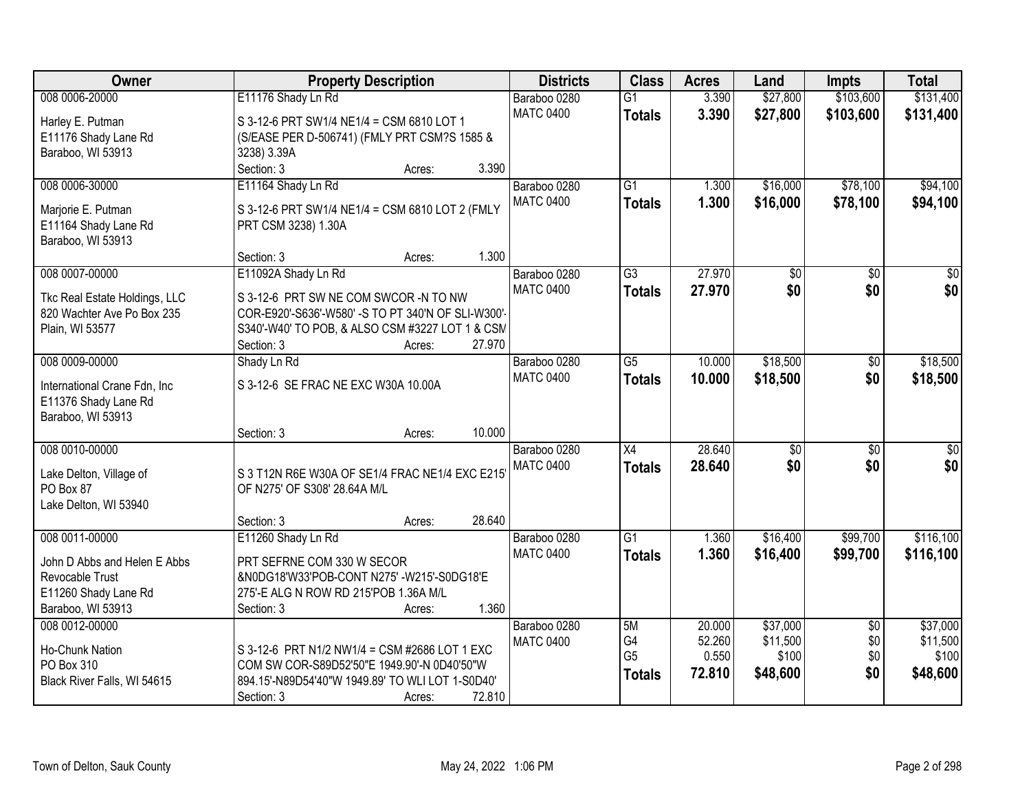| Owner | Property Description | Districts | Class | Acres | Land | Impts | Total |
|---|---|---|---|---|---|---|---|
| 008 0006-20000<br>Harley E. Putman<br>E11176 Shady Lane Rd<br>Baraboo, WI 53913 | E11176 Shady Ln Rd<br>S 3-12-6 PRT SW1/4 NE1/4 = CSM 6810 LOT 1 (S/EASE PER D-506741) (FMLY PRT CSM?S 1585 & 3238) 3.39A<br>Section: 3 Acres: 3.390 | Baraboo 0280<br>MATC 0400 | G1<br>**Totals** | 3.390<br>**3.390** | $27,800<br>**$27,800** | $103,600<br>**$103,600** | $131,400<br>**$131,400** |
| 008 0006-30000<br>Marjorie E. Putman<br>E11164 Shady Lane Rd<br>Baraboo, WI 53913 | E11164 Shady Ln Rd<br>S 3-12-6 PRT SW1/4 NE1/4 = CSM 6810 LOT 2 (FMLY PRT CSM 3238) 1.30A<br>Section: 3 Acres: 1.300 | Baraboo 0280<br>MATC 0400 | G1<br>**Totals** | 1.300<br>**1.300** | $16,000<br>**$16,000** | $78,100<br>**$78,100** | $94,100<br>**$94,100** |
| 008 0007-00000<br>Tkc Real Estate Holdings, LLC<br>820 Wachter Ave Po Box 235<br>Plain, WI 53577 | E11092A Shady Ln Rd<br>S 3-12-6 PRT SW NE COM SWCOR -N TO NW COR-E920'-S636'-W580' -S TO PT 340'N OF SLI-W300'-S340'-W40' TO POB, & ALSO CSM #3227 LOT 1 & CSM<br>Section: 3 Acres: 27.970 | Baraboo 0280<br>MATC 0400 | G3<br>**Totals** | 27.970<br>**27.970** | $0<br>**$0** | $0<br>**$0** | $0<br>**$0** |
| 008 0009-00000<br>International Crane Fdn, Inc<br>E11376 Shady Lane Rd<br>Baraboo, WI 53913 | Shady Ln Rd<br>S 3-12-6 SE FRAC NE EXC W30A 10.00A<br>Section: 3 Acres: 10.000 | Baraboo 0280<br>MATC 0400 | G5<br>**Totals** | 10.000<br>**10.000** | $18,500<br>**$18,500** | $0<br>**$0** | $18,500<br>**$18,500** |
| 008 0010-00000<br>Lake Delton, Village of<br>PO Box 87<br>Lake Delton, WI 53940 | S 3 T12N R6E W30A OF SE1/4 FRAC NE1/4 EXC E215' OF N275' OF S308' 28.64A M/L<br>Section: 3 Acres: 28.640 | Baraboo 0280<br>MATC 0400 | X4<br>**Totals** | 28.640<br>**28.640** | $0<br>**$0** | $0<br>**$0** | $0<br>**$0** |
| 008 0011-00000<br>John D Abbs and Helen E Abbs Revocable Trust<br>E11260 Shady Lane Rd<br>Baraboo, WI 53913 | E11260 Shady Ln Rd<br>PRT SEFRNE COM 330 W SECOR &N0DG18'W33'POB-CONT N275' -W215'-S0DG18'E 275'-E ALG N ROW RD 215'POB 1.36A M/L<br>Section: 3 Acres: 1.360 | Baraboo 0280<br>MATC 0400 | G1<br>**Totals** | 1.360<br>**1.360** | $16,400<br>**$16,400** | $99,700<br>**$99,700** | $116,100<br>**$116,100** |
| 008 0012-00000<br>Ho-Chunk Nation<br>PO Box 310<br>Black River Falls, WI 54615 | S 3-12-6 PRT N1/2 NW1/4 = CSM #2686 LOT 1 EXC COM SW COR-S89D52'50"E 1949.90'-N 0D40'50"W 894.15'-N89D54'40"W 1949.89' TO WLI LOT 1-S0D40'<br>Section: 3 Acres: 72.810 | Baraboo 0280<br>MATC 0400 | 5M<br>G4<br>G5<br>**Totals** | 20.000<br>52.260<br>0.550<br>**72.810** | $37,000<br>$11,500<br>$100<br>**$48,600** | $0<br>$0<br>$0<br>**$0** | $37,000<br>$11,500<br>$100<br>**$48,600** |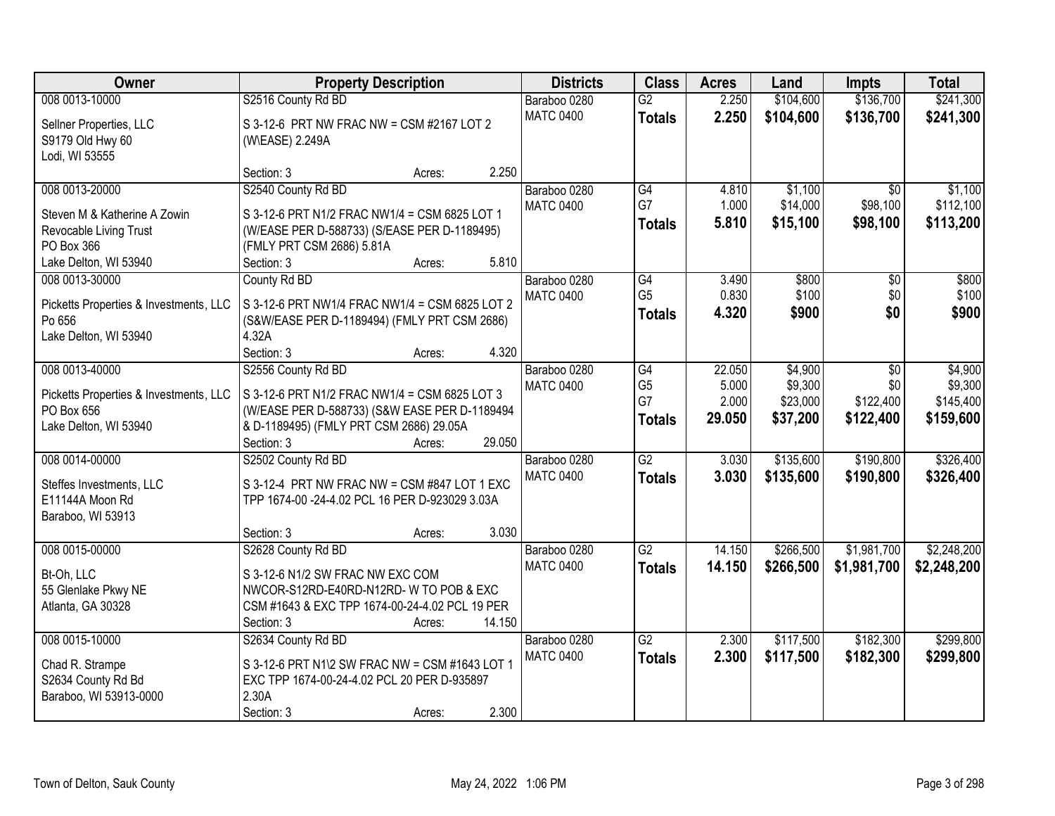| Owner | Property Description | Districts | Class | Acres | Land | Impts | Total |
|---|---|---|---|---|---|---|---|
| 008 0013-10000<br>Sellner Properties, LLC<br>S9179 Old Hwy 60<br>Lodi, WI 53555 | S2516 County Rd BD<br>S 3-12-6 PRT NW FRAC NW = CSM #2167 LOT 2 (W\EASE) 2.249A<br>Section: 3 Acres: 2.250 | Baraboo 0280<br>MATC 0400 | G2<br>**Totals** | 2.250<br>**2.250** | $104,600<br>**$104,600** | $136,700<br>**$136,700** | $241,300<br>**$241,300** |
| 008 0013-20000<br>Steven M & Katherine A Zowin<br>Revocable Living Trust<br>PO Box 366<br>Lake Delton, WI 53940 | S2540 County Rd BD<br>S 3-12-6 PRT N1/2 FRAC NW1/4 = CSM 6825 LOT 1 (W/EASE PER D-588733) (S/EASE PER D-1189495) (FMLY PRT CSM 2686) 5.81A<br>Section: 3 Acres: 5.810 | Baraboo 0280<br>MATC 0400 | G4<br>G7<br>**Totals** | 4.810<br>1.000<br>**5.810** | $1,100<br>$14,000<br>**$15,100** | $0<br>$98,100<br>**$98,100** | $1,100<br>$112,100<br>**$113,200** |
| 008 0013-30000<br>Picketts Properties & Investments, LLC<br>Po 656<br>Lake Delton, WI 53940 | County Rd BD<br>S 3-12-6 PRT NW1/4 FRAC NW1/4 = CSM 6825 LOT 2 (S&W/EASE PER D-1189494) (FMLY PRT CSM 2686) 4.32A<br>Section: 3 Acres: 4.320 | Baraboo 0280<br>MATC 0400 | G4<br>G5<br>**Totals** | 3.490<br>0.830<br>**4.320** | $800<br>$100<br>**$900** | $0<br>$0<br>**$0** | $800<br>$100<br>**$900** |
| 008 0013-40000<br>Picketts Properties & Investments, LLC<br>PO Box 656<br>Lake Delton, WI 53940 | S2556 County Rd BD<br>S 3-12-6 PRT N1/2 FRAC NW1/4 = CSM 6825 LOT 3 (W/EASE PER D-588733) (S&W EASE PER D-1189494 & D-1189495) (FMLY PRT CSM 2686) 29.05A<br>Section: 3 Acres: 29.050 | Baraboo 0280<br>MATC 0400 | G4<br>G5<br>G7<br>**Totals** | 22.050<br>5.000<br>2.000<br>**29.050** | $4,900<br>$9,300<br>$23,000<br>**$37,200** | $0<br>$0<br>$122,400<br>**$122,400** | $4,900<br>$9,300<br>$145,400<br>**$159,600** |
| 008 0014-00000<br>Steffes Investments, LLC<br>E11144A Moon Rd<br>Baraboo, WI 53913 | S2502 County Rd BD<br>S 3-12-4 PRT NW FRAC NW = CSM #847 LOT 1 EXC TPP 1674-00 -24-4.02 PCL 16 PER D-923029 3.03A<br>Section: 3 Acres: 3.030 | Baraboo 0280<br>MATC 0400 | G2<br>**Totals** | 3.030<br>**3.030** | $135,600<br>**$135,600** | $190,800<br>**$190,800** | $326,400<br>**$326,400** |
| 008 0015-00000<br>Bt-Oh, LLC<br>55 Glenlake Pkwy NE<br>Atlanta, GA 30328 | S2628 County Rd BD<br>S 3-12-6 N1/2 SW FRAC NW EXC COM NWCOR-S12RD-E40RD-N12RD- W TO POB & EXC CSM #1643 & EXC TPP 1674-00-24-4.02 PCL 19 PER<br>Section: 3 Acres: 14.150 | Baraboo 0280<br>MATC 0400 | G2<br>**Totals** | 14.150<br>**14.150** | $266,500<br>**$266,500** | $1,981,700<br>**$1,981,700** | $2,248,200<br>**$2,248,200** |
| 008 0015-10000<br>Chad R. Strampe<br>S2634 County Rd Bd<br>Baraboo, WI 53913-0000 | S2634 County Rd BD<br>S 3-12-6 PRT N1\2 SW FRAC NW = CSM #1643 LOT 1 EXC TPP 1674-00-24-4.02 PCL 20 PER D-935897 2.30A<br>Section: 3 Acres: 2.300 | Baraboo 0280<br>MATC 0400 | G2<br>**Totals** | 2.300<br>**2.300** | $117,500<br>**$117,500** | $182,300<br>**$182,300** | $299,800<br>**$299,800** |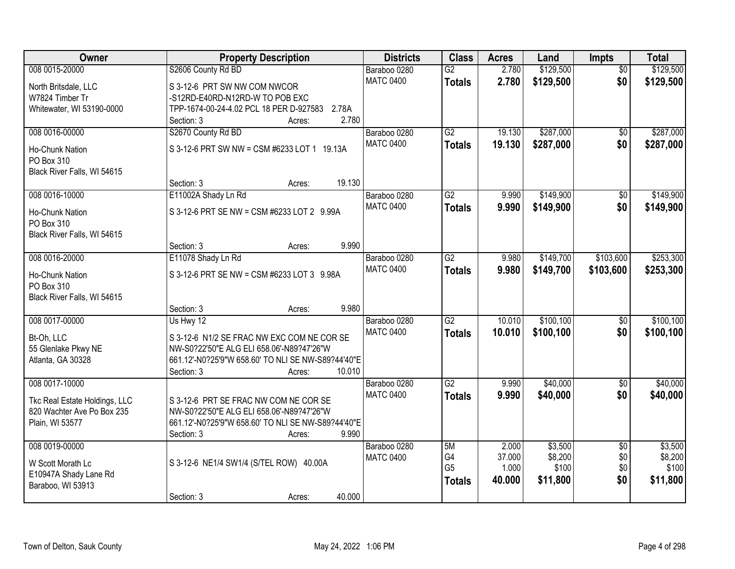| Owner | Property Description | Districts | Class | Acres | Land | Impts | Total |
|---|---|---|---|---|---|---|---|
| 008 0015-20000<br>North Britsdale, LLC<br>W7824 Timber Tr<br>Whitewater, WI 53190-0000 | S2606 County Rd BD<br>S 3-12-6 PRT SW NW COM NWCOR -S12RD-E40RD-N12RD-W TO POB EXC TPP-1674-00-24-4.02 PCL 18 PER D-927583 2.78A<br>Section: 3 Acres: 2.780 | Baraboo 0280<br>MATC 0400 | G2<br>**Totals** | 2.780<br>**2.780** | $129,500<br>**$129,500** | $0<br>**$0** | $129,500<br>**$129,500** |
| 008 0016-00000<br>Ho-Chunk Nation<br>PO Box 310<br>Black River Falls, WI 54615 | S2670 County Rd BD<br>S 3-12-6 PRT SW NW = CSM #6233 LOT 1 19.13A<br>Section: 3 Acres: 19.130 | Baraboo 0280<br>MATC 0400 | G2<br>**Totals** | 19.130<br>**19.130** | $287,000<br>**$287,000** | $0<br>**$0** | $287,000<br>**$287,000** |
| 008 0016-10000<br>Ho-Chunk Nation<br>PO Box 310<br>Black River Falls, WI 54615 | E11002A Shady Ln Rd<br>S 3-12-6 PRT SE NW = CSM #6233 LOT 2 9.99A<br>Section: 3 Acres: 9.990 | Baraboo 0280<br>MATC 0400 | G2<br>**Totals** | 9.990<br>**9.990** | $149,900<br>**$149,900** | $0<br>**$0** | $149,900<br>**$149,900** |
| 008 0016-20000<br>Ho-Chunk Nation<br>PO Box 310<br>Black River Falls, WI 54615 | E11078 Shady Ln Rd<br>S 3-12-6 PRT SE NW = CSM #6233 LOT 3 9.98A<br>Section: 3 Acres: 9.980 | Baraboo 0280<br>MATC 0400 | G2<br>**Totals** | 9.980<br>**9.980** | $149,700<br>**$149,700** | $103,600<br>**$103,600** | $253,300<br>**$253,300** |
| 008 0017-00000<br>Bt-Oh, LLC<br>55 Glenlake Pkwy NE<br>Atlanta, GA 30328 | Us Hwy 12<br>S 3-12-6 N1/2 SE FRAC NW EXC COM NE COR SE NW-S0?22'50"E ALG ELI 658.06'-N89?47'26"W 661.12'-N0?25'9"W 658.60' TO NLI SE NW-S89?44'40"E<br>Section: 3 Acres: 10.010 | Baraboo 0280<br>MATC 0400 | G2<br>**Totals** | 10.010<br>**10.010** | $100,100<br>**$100,100** | $0<br>**$0** | $100,100<br>**$100,100** |
| 008 0017-10000<br>Tkc Real Estate Holdings, LLC<br>820 Wachter Ave Po Box 235<br>Plain, WI 53577 | S 3-12-6 PRT SE FRAC NW COM NE COR SE NW-S0?22'50"E ALG ELI 658.06'-N89?47'26"W 661.12'-N0?25'9"W 658.60' TO NLI SE NW-S89?44'40"E<br>Section: 3 Acres: 9.990 | Baraboo 0280<br>MATC 0400 | G2<br>**Totals** | 9.990<br>**9.990** | $40,000<br>**$40,000** | $0<br>**$0** | $40,000<br>**$40,000** |
| 008 0019-00000<br>W Scott Morath Lc<br>E10947A Shady Lane Rd<br>Baraboo, WI 53913 | S 3-12-6 NE1/4 SW1/4 (S/TEL ROW) 40.00A<br>Section: 3 Acres: 40.000 | Baraboo 0280<br>MATC 0400 | 5M<br>G4<br>G5<br>**Totals** | 2.000<br>37.000<br>1.000<br>**40.000** | $3,500<br>$8,200<br>$100<br>**$11,800** | $0<br>$0<br>$0<br>**$0** | $3,500<br>$8,200<br>$100<br>**$11,800** |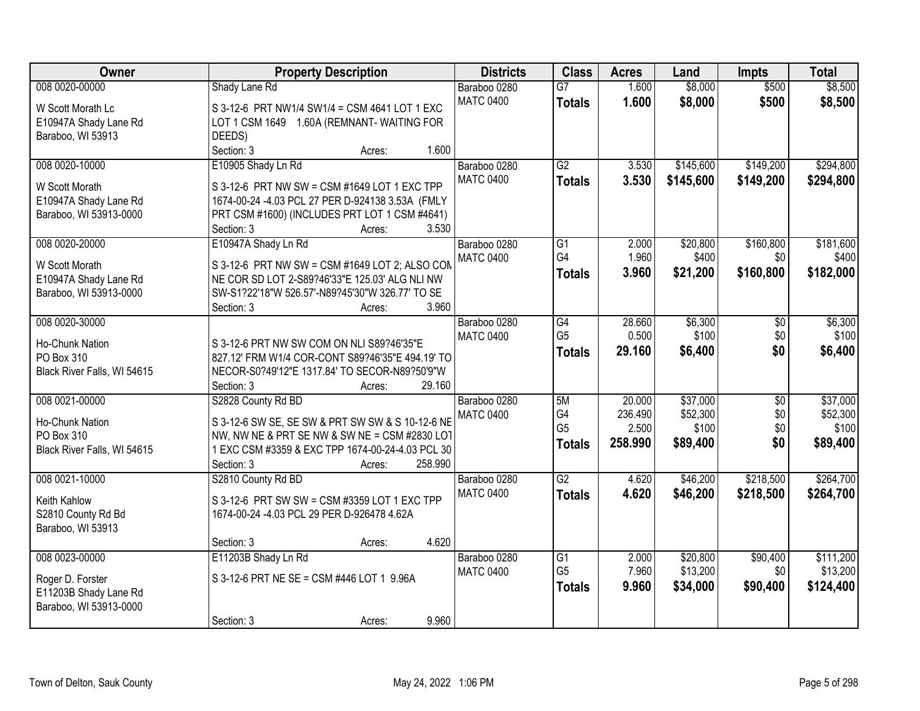| Owner | Property Description | Districts | Class | Acres | Land | Impts | Total |
|---|---|---|---|---|---|---|---|
| 008 0020-00000<br>W Scott Morath Lc<br>E10947A Shady Lane Rd<br>Baraboo, WI 53913 | Shady Lane Rd<br>S 3-12-6 PRT NW1/4 SW1/4 = CSM 4641 LOT 1 EXC LOT 1 CSM 1649 1.60A (REMNANT- WAITING FOR DEEDS)<br>Section: 3 Acres: 1.600 | Baraboo 0280<br>MATC 0400 | G7<br>**Totals** | 1.600<br>**1.600** | $8,000<br>**$8,000** | $500<br>**$500** | $8,500<br>**$8,500** |
| 008 0020-10000<br>W Scott Morath<br>E10947A Shady Lane Rd<br>Baraboo, WI 53913-0000 | E10905 Shady Ln Rd<br>S 3-12-6 PRT NW SW = CSM #1649 LOT 1 EXC TPP 1674-00-24 -4.03 PCL 27 PER D-924138 3.53A (FMLY PRT CSM #1600) (INCLUDES PRT LOT 1 CSM #4641)<br>Section: 3 Acres: 3.530 | Baraboo 0280<br>MATC 0400 | G2<br>**Totals** | 3.530<br>**3.530** | $145,600<br>**$145,600** | $149,200<br>**$149,200** | $294,800<br>**$294,800** |
| 008 0020-20000<br>W Scott Morath<br>E10947A Shady Lane Rd<br>Baraboo, WI 53913-0000 | E10947A Shady Ln Rd<br>S 3-12-6 PRT NW SW = CSM #1649 LOT 2; ALSO COM NE COR SD LOT 2-S89?46'33"E 125.03' ALG NLI NW SW-S1?22'18"W 526.57'-N89?45'30"W 326.77' TO SE<br>Section: 3 Acres: 3.960 | Baraboo 0280<br>MATC 0400 | G1<br>G4<br>**Totals** | 2.000<br>1.960<br>**3.960** | $20,800<br>$400<br>**$21,200** | $160,800<br>$0<br>**$160,800** | $181,600<br>$400<br>**$182,000** |
| 008 0020-30000<br>Ho-Chunk Nation<br>PO Box 310<br>Black River Falls, WI 54615 | S 3-12-6 PRT NW SW COM ON NLI S89?46'35"E 827.12' FRM W1/4 COR-CONT S89?46'35"E 494.19' TO NECOR-S0?49'12"E 1317.84' TO SECOR-N89?50'9"W<br>Section: 3 Acres: 29.160 | Baraboo 0280<br>MATC 0400 | G4<br>G5<br>**Totals** | 28.660<br>0.500<br>**29.160** | $6,300<br>$100<br>**$6,400** | $0<br>$0<br>**$0** | $6,300<br>$100<br>**$6,400** |
| 008 0021-00000<br>Ho-Chunk Nation<br>PO Box 310<br>Black River Falls, WI 54615 | S2828 County Rd BD<br>S 3-12-6 SW SE, SE SW & PRT SW SW & S 10-12-6 NE NW, NW NE & PRT SE NW & SW NE = CSM #2830 LOT 1 EXC CSM #3359 & EXC TPP 1674-00-24-4.03 PCL 30<br>Section: 3 Acres: 258.990 | Baraboo 0280<br>MATC 0400 | 5M<br>G4<br>G5<br>**Totals** | 20.000<br>236.490<br>2.500<br>**258.990** | $37,000<br>$52,300<br>$100<br>**$89,400** | $0<br>$0<br>$0<br>**$0** | $37,000<br>$52,300<br>$100<br>**$89,400** |
| 008 0021-10000<br>Keith Kahlow<br>S2810 County Rd Bd<br>Baraboo, WI 53913 | S2810 County Rd BD<br>S 3-12-6 PRT SW SW = CSM #3359 LOT 1 EXC TPP 1674-00-24 -4.03 PCL 29 PER D-926478 4.62A<br>Section: 3 Acres: 4.620 | Baraboo 0280<br>MATC 0400 | G2<br>**Totals** | 4.620<br>**4.620** | $46,200<br>**$46,200** | $218,500<br>**$218,500** | $264,700<br>**$264,700** |
| 008 0023-00000<br>Roger D. Forster<br>E11203B Shady Lane Rd<br>Baraboo, WI 53913-0000 | E11203B Shady Ln Rd<br>S 3-12-6 PRT NE SE = CSM #446 LOT 1 9.96A<br>Section: 3 Acres: 9.960 | Baraboo 0280<br>MATC 0400 | G1<br>G5<br>**Totals** | 2.000<br>7.960<br>**9.960** | $20,800<br>$13,200<br>**$34,000** | $90,400<br>$0<br>**$90,400** | $111,200<br>$13,200<br>**$124,400** |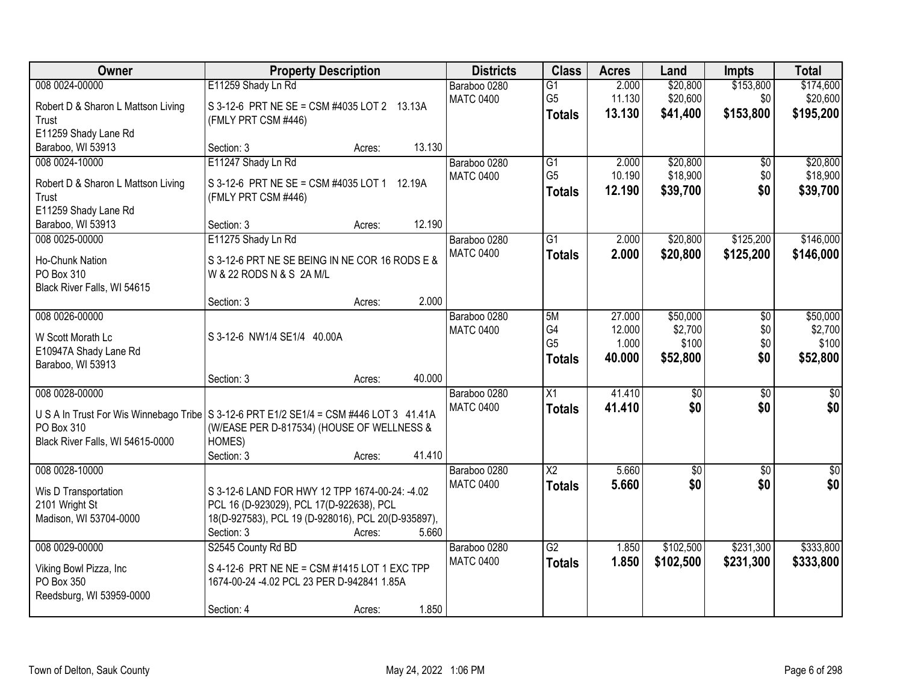| Owner | Property Description | Districts | Class | Acres | Land | Impts | Total |
|---|---|---|---|---|---|---|---|
| 008 0024-00000 | E11259 Shady Ln Rd | Baraboo 0280 | G1 | 2.000 | $20,800 | $153,800 | $174,600 |
| Robert D & Sharon L Mattson Living Trust | S 3-12-6 PRT NE SE = CSM #4035 LOT 2 13.13A (FMLY PRT CSM #446) | MATC 0400 | G5 | 11.130 | $20,600 | $0 | $20,600 |
| E11259 Shady Lane Rd | | | **Totals** | **13.130** | **$41,400** | **$153,800** | **$195,200** |
| Baraboo, WI 53913 | Section: 3 Acres: 13.130 | | | | | | |
| 008 0024-10000 | E11247 Shady Ln Rd | Baraboo 0280 | G1 | 2.000 | $20,800 | $0 | $20,800 |
| Robert D & Sharon L Mattson Living Trust | S 3-12-6 PRT NE SE = CSM #4035 LOT 1 12.19A (FMLY PRT CSM #446) | MATC 0400 | G5 | 10.190 | $18,900 | $0 | $18,900 |
| E11259 Shady Lane Rd | | | **Totals** | **12.190** | **$39,700** | **$0** | **$39,700** |
| Baraboo, WI 53913 | Section: 3 Acres: 12.190 | | | | | | |
| 008 0025-00000 | E11275 Shady Ln Rd | Baraboo 0280 | G1 | 2.000 | $20,800 | $125,200 | $146,000 |
| Ho-Chunk Nation | S 3-12-6 PRT NE SE BEING IN NE COR 16 RODS E & W & 22 RODS N & S 2A M/L | MATC 0400 | **Totals** | **2.000** | **$20,800** | **$125,200** | **$146,000** |
| PO Box 310 | | | | | | | |
| Black River Falls, WI 54615 | Section: 3 Acres: 2.000 | | | | | | |
| 008 0026-00000 | | Baraboo 0280 | 5M | 27.000 | $50,000 | $0 | $50,000 |
| W Scott Morath Lc | S 3-12-6 NW1/4 SE1/4 40.00A | MATC 0400 | G4 | 12.000 | $2,700 | $0 | $2,700 |
| E10947A Shady Lane Rd | | | G5 | 1.000 | $100 | $0 | $100 |
| Baraboo, WI 53913 | | | **Totals** | **40.000** | **$52,800** | **$0** | **$52,800** |
| | Section: 3 Acres: 40.000 | | | | | | |
| 008 0028-00000 | | Baraboo 0280 | X1 | 41.410 | $0 | $0 | $0 |
| U S A In Trust For Wis Winnebago Tribe | S 3-12-6 PRT E1/2 SE1/4 = CSM #446 LOT 3 41.41A (W/EASE PER D-817534) (HOUSE OF WELLNESS & HOMES) | MATC 0400 | **Totals** | **41.410** | **$0** | **$0** | **$0** |
| PO Box 310 | | | | | | | |
| Black River Falls, WI 54615-0000 | Section: 3 Acres: 41.410 | | | | | | |
| 008 0028-10000 | | Baraboo 0280 | X2 | 5.660 | $0 | $0 | $0 |
| Wis D Transportation | S 3-12-6 LAND FOR HWY 12 TPP 1674-00-24: -4.02 PCL 16 (D-923029), PCL 17(D-922638), PCL 18(D-927583), PCL 19 (D-928016), PCL 20(D-935897), | MATC 0400 | **Totals** | **5.660** | **$0** | **$0** | **$0** |
| 2101 Wright St | | | | | | | |
| Madison, WI 53704-0000 | Section: 3 Acres: 5.660 | | | | | | |
| 008 0029-00000 | S2545 County Rd BD | Baraboo 0280 | G2 | 1.850 | $102,500 | $231,300 | $333,800 |
| Viking Bowl Pizza, Inc | S 4-12-6 PRT NE NE = CSM #1415 LOT 1 EXC TPP 1674-00-24 -4.02 PCL 23 PER D-942841 1.85A | MATC 0400 | **Totals** | **1.850** | **$102,500** | **$231,300** | **$333,800** |
| PO Box 350 | | | | | | | |
| Reedsburg, WI 53959-0000 | Section: 4 Acres: 1.850 | | | | | | |

Town of Delton, Sauk County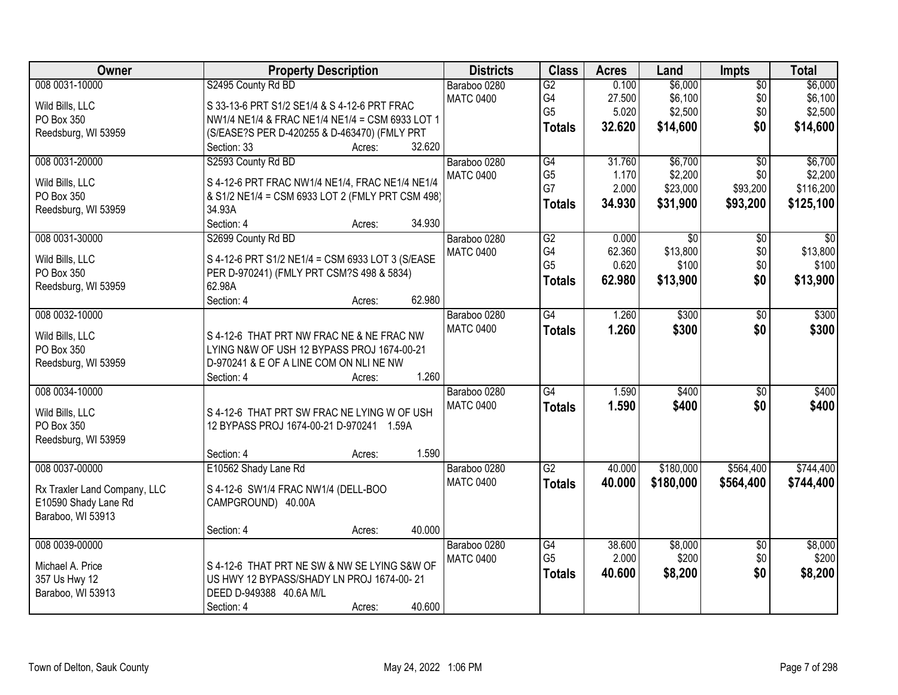| Owner | Property Description | Districts | Class | Acres | Land | Impts | Total |
|---|---|---|---|---|---|---|---|
| 008 0031-10000<br>Wild Bills, LLC<br>PO Box 350<br>Reedsburg, WI 53959 | S2495 County Rd BD<br>S 33-13-6 PRT S1/2 SE1/4 & S 4-12-6 PRT FRAC NW1/4 NE1/4 & FRAC NE1/4 NE1/4 = CSM 6933 LOT 1 (S/EASE?S PER D-420255 & D-463470) (FMLY PRT<br>Section: 33 Acres: 32.620 | Baraboo 0280<br>MATC 0400 | G2<br>G4<br>G5<br>**Totals** | 0.100<br>27.500<br>5.020<br>**32.620** | $6,000<br>$6,100<br>$2,500<br>**$14,600** | $0<br>$0<br>$0<br>**$0** | $6,000<br>$6,100<br>$2,500<br>**$14,600** |
| 008 0031-20000<br>Wild Bills, LLC<br>PO Box 350<br>Reedsburg, WI 53959 | S2593 County Rd BD<br>S 4-12-6 PRT FRAC NW1/4 NE1/4, FRAC NE1/4 NE1/4 & S1/2 NE1/4 = CSM 6933 LOT 2 (FMLY PRT CSM 498) 34.93A<br>Section: 4 Acres: 34.930 | Baraboo 0280<br>MATC 0400 | G4<br>G5<br>G7<br>**Totals** | 31.760<br>1.170<br>2.000<br>**34.930** | $6,700<br>$2,200<br>$23,000<br>**$31,900** | $0<br>$0<br>$93,200<br>**$93,200** | $6,700<br>$2,200<br>$116,200<br>**$125,100** |
| 008 0031-30000<br>Wild Bills, LLC<br>PO Box 350<br>Reedsburg, WI 53959 | S2699 County Rd BD<br>S 4-12-6 PRT S1/2 NE1/4 = CSM 6933 LOT 3 (S/EASE PER D-970241) (FMLY PRT CSM?S 498 & 5834) 62.98A<br>Section: 4 Acres: 62.980 | Baraboo 0280<br>MATC 0400 | G2<br>G4<br>G5<br>**Totals** | 0.000<br>62.360<br>0.620<br>**62.980** | $0<br>$13,800<br>$100<br>**$13,900** | $0<br>$0<br>$0<br>**$0** | $0<br>$13,800<br>$100<br>**$13,900** |
| 008 0032-10000<br>Wild Bills, LLC<br>PO Box 350<br>Reedsburg, WI 53959 | S 4-12-6 THAT PRT NW FRAC NE & NE FRAC NW LYING N&W OF USH 12 BYPASS PROJ 1674-00-21 D-970241 & E OF A LINE COM ON NLI NE NW<br>Section: 4 Acres: 1.260 | Baraboo 0280<br>MATC 0400 | G4<br>**Totals** | 1.260<br>**1.260** | $300<br>**$300** | $0<br>**$0** | $300<br>**$300** |
| 008 0034-10000<br>Wild Bills, LLC<br>PO Box 350<br>Reedsburg, WI 53959 | S 4-12-6 THAT PRT SW FRAC NE LYING W OF USH 12 BYPASS PROJ 1674-00-21 D-970241 1.59A<br>Section: 4 Acres: 1.590 | Baraboo 0280<br>MATC 0400 | G4<br>**Totals** | 1.590<br>**1.590** | $400<br>**$400** | $0<br>**$0** | $400<br>**$400** |
| 008 0037-00000<br>Rx Traxler Land Company, LLC<br>E10590 Shady Lane Rd<br>Baraboo, WI 53913 | E10562 Shady Lane Rd<br>S 4-12-6 SW1/4 FRAC NW1/4 (DELL-BOO CAMPGROUND) 40.00A<br>Section: 4 Acres: 40.000 | Baraboo 0280<br>MATC 0400 | G2<br>**Totals** | 40.000<br>**40.000** | $180,000<br>**$180,000** | $564,400<br>**$564,400** | $744,400<br>**$744,400** |
| 008 0039-00000<br>Michael A. Price<br>357 Us Hwy 12<br>Baraboo, WI 53913 | S 4-12-6 THAT PRT NE SW & NW SE LYING S&W OF US HWY 12 BYPASS/SHADY LN PROJ 1674-00- 21 DEED D-949388 40.6A M/L<br>Section: 4 Acres: 40.600 | Baraboo 0280<br>MATC 0400 | G4<br>G5<br>**Totals** | 38.600<br>2.000<br>**40.600** | $8,000<br>$200<br>**$8,200** | $0<br>$0<br>**$0** | $8,000<br>$200<br>**$8,200** |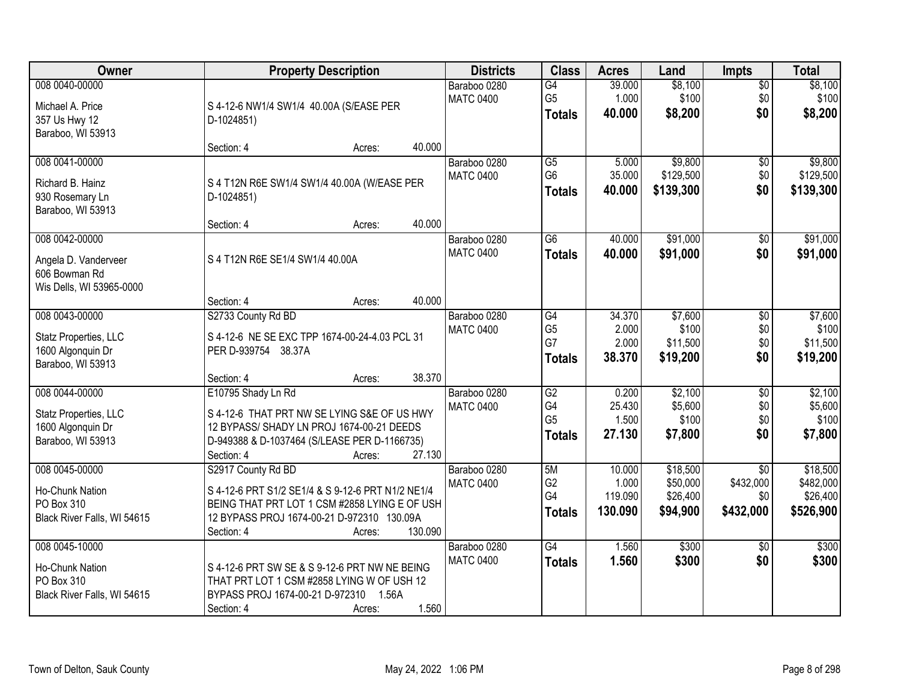| Owner | Property Description | Districts | Class | Acres | Land | Impts | Total |
|---|---|---|---|---|---|---|---|
| 008 0040-00000<br>Michael A. Price<br>357 Us Hwy 12<br>Baraboo, WI 53913 | S 4-12-6 NW1/4 SW1/4 40.00A (S/EASE PER D-1024851)<br>Section: 4 Acres: 40.000 | Baraboo 0280<br>MATC 0400 | G4<br>G5<br>**Totals** | 39.000<br>1.000<br>**40.000** | $8,100<br>$100<br>**$8,200** | $0<br>$0<br>**$0** | $8,100<br>$100<br>**$8,200** |
| 008 0041-00000<br>Richard B. Hainz<br>930 Rosemary Ln<br>Baraboo, WI 53913 | S 4 T12N R6E SW1/4 SW1/4 40.00A (W/EASE PER D-1024851)<br>Section: 4 Acres: 40.000 | Baraboo 0280<br>MATC 0400 | G5<br>G6<br>**Totals** | 5.000<br>35.000<br>**40.000** | $9,800<br>$129,500<br>**$139,300** | $0<br>$0<br>**$0** | $9,800<br>$129,500<br>**$139,300** |
| 008 0042-00000<br>Angela D. Vanderveer<br>606 Bowman Rd<br>Wis Dells, WI 53965-0000 | S 4 T12N R6E SE1/4 SW1/4 40.00A<br>Section: 4 Acres: 40.000 | Baraboo 0280<br>MATC 0400 | G6<br>**Totals** | 40.000<br>**40.000** | $91,000<br>**$91,000** | $0<br>**$0** | $91,000<br>**$91,000** |
| 008 0043-00000<br>Statz Properties, LLC<br>1600 Algonquin Dr<br>Baraboo, WI 53913 | S2733 County Rd BD<br>S 4-12-6 NE SE EXC TPP 1674-00-24-4.03 PCL 31 PER D-939754 38.37A<br>Section: 4 Acres: 38.370 | Baraboo 0280<br>MATC 0400 | G4<br>G5<br>G7<br>**Totals** | 34.370<br>2.000<br>2.000<br>**38.370** | $7,600<br>$100<br>$11,500<br>**$19,200** | $0<br>$0<br>$0<br>**$0** | $7,600<br>$100<br>$11,500<br>**$19,200** |
| 008 0044-00000<br>Statz Properties, LLC<br>1600 Algonquin Dr<br>Baraboo, WI 53913 | E10795 Shady Ln Rd<br>S 4-12-6 THAT PRT NW SE LYING S&E OF US HWY 12 BYPASS/ SHADY LN PROJ 1674-00-21 DEEDS D-949388 & D-1037464 (S/LEASE PER D-1166735)<br>Section: 4 Acres: 27.130 | Baraboo 0280<br>MATC 0400 | G2<br>G4<br>G5<br>**Totals** | 0.200<br>25.430<br>1.500<br>**27.130** | $2,100<br>$5,600<br>$100<br>**$7,800** | $0<br>$0<br>$0<br>**$0** | $2,100<br>$5,600<br>$100<br>**$7,800** |
| 008 0045-00000<br>Ho-Chunk Nation<br>PO Box 310<br>Black River Falls, WI 54615 | S2917 County Rd BD<br>S 4-12-6 PRT S1/2 SE1/4 & S 9-12-6 PRT N1/2 NE1/4 BEING THAT PRT LOT 1 CSM #2858 LYING E OF USH 12 BYPASS PROJ 1674-00-21 D-972310 130.09A<br>Section: 4 Acres: 130.090 | Baraboo 0280<br>MATC 0400 | 5M<br>G2<br>G4<br>**Totals** | 10.000<br>1.000<br>119.090<br>**130.090** | $18,500<br>$50,000<br>$26,400<br>**$94,900** | $0<br>$432,000<br>$0<br>**$432,000** | $18,500<br>$482,000<br>$26,400<br>**$526,900** |
| 008 0045-10000<br>Ho-Chunk Nation<br>PO Box 310<br>Black River Falls, WI 54615 | S 4-12-6 PRT SW SE & S 9-12-6 PRT NW NE BEING THAT PRT LOT 1 CSM #2858 LYING W OF USH 12 BYPASS PROJ 1674-00-21 D-972310 1.56A<br>Section: 4 Acres: 1.560 | Baraboo 0280<br>MATC 0400 | G4<br>**Totals** | 1.560<br>**1.560** | $300<br>**$300** | $0<br>**$0** | $300<br>**$300** |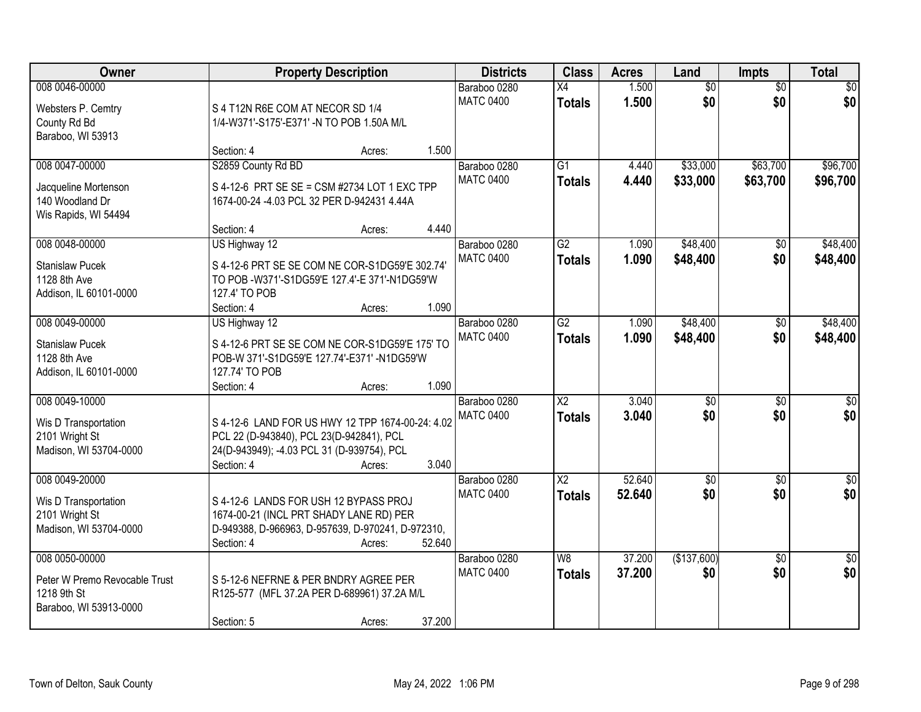| Owner | Property Description | Districts | Class | Acres | Land | Impts | Total |
|---|---|---|---|---|---|---|---|
| 008 0046-00000<br>Websters P. Cemtry<br>County Rd Bd<br>Baraboo, WI 53913 | S 4 T12N R6E COM AT NECOR SD 1/4 1/4-W371'-S175'-E371' -N TO POB 1.50A M/L<br>Section: 4 Acres: 1.500 | Baraboo 0280<br>MATC 0400 | X4<br>**Totals** | 1.500<br>**1.500** | $0<br>**$0** | $0<br>**$0** | $0<br>**$0** |
| 008 0047-00000<br>Jacqueline Mortenson<br>140 Woodland Dr<br>Wis Rapids, WI 54494 | S2859 County Rd BD<br>S 4-12-6 PRT SE SE = CSM #2734 LOT 1 EXC TPP 1674-00-24 -4.03 PCL 32 PER D-942431 4.44A<br>Section: 4 Acres: 4.440 | Baraboo 0280<br>MATC 0400 | G1<br>**Totals** | 4.440<br>**4.440** | $33,000<br>**$33,000** | $63,700<br>**$63,700** | $96,700<br>**$96,700** |
| 008 0048-00000<br>Stanislaw Pucek<br>1128 8th Ave<br>Addison, IL 60101-0000 | US Highway 12<br>S 4-12-6 PRT SE SE COM NE COR-S1DG59'E 302.74' TO POB -W371'-S1DG59'E 127.4'-E 371'-N1DG59'W 127.4' TO POB<br>Section: 4 Acres: 1.090 | Baraboo 0280<br>MATC 0400 | G2<br>**Totals** | 1.090<br>**1.090** | $48,400<br>**$48,400** | $0<br>**$0** | $48,400<br>**$48,400** |
| 008 0049-00000<br>Stanislaw Pucek<br>1128 8th Ave<br>Addison, IL 60101-0000 | US Highway 12<br>S 4-12-6 PRT SE SE COM NE COR-S1DG59'E 175' TO POB-W 371'-S1DG59'E 127.74'-E371' -N1DG59'W 127.74' TO POB<br>Section: 4 Acres: 1.090 | Baraboo 0280<br>MATC 0400 | G2<br>**Totals** | 1.090<br>**1.090** | $48,400<br>**$48,400** | $0<br>**$0** | $48,400<br>**$48,400** |
| 008 0049-10000<br>Wis D Transportation<br>2101 Wright St<br>Madison, WI 53704-0000 | S 4-12-6 LAND FOR US HWY 12 TPP 1674-00-24: 4.02 PCL 22 (D-943840), PCL 23(D-942841), PCL 24(D-943949); -4.03 PCL 31 (D-939754), PCL<br>Section: 4 Acres: 3.040 | Baraboo 0280<br>MATC 0400 | X2<br>**Totals** | 3.040<br>**3.040** | $0<br>**$0** | $0<br>**$0** | $0<br>**$0** |
| 008 0049-20000<br>Wis D Transportation<br>2101 Wright St<br>Madison, WI 53704-0000 | S 4-12-6 LANDS FOR USH 12 BYPASS PROJ 1674-00-21 (INCL PRT SHADY LANE RD) PER D-949388, D-966963, D-957639, D-970241, D-972310,<br>Section: 4 Acres: 52.640 | Baraboo 0280<br>MATC 0400 | X2<br>**Totals** | 52.640<br>**52.640** | $0<br>**$0** | $0<br>**$0** | $0<br>**$0** |
| 008 0050-00000<br>Peter W Premo Revocable Trust<br>1218 9th St<br>Baraboo, WI 53913-0000 | S 5-12-6 NEFRNE & PER BNDRY AGREE PER R125-577 (MFL 37.2A PER D-689961) 37.2A M/L<br>Section: 5 Acres: 37.200 | Baraboo 0280<br>MATC 0400 | W8<br>**Totals** | 37.200<br>**37.200** | ($137,600)<br>**$0** | $0<br>**$0** | $0<br>**$0** |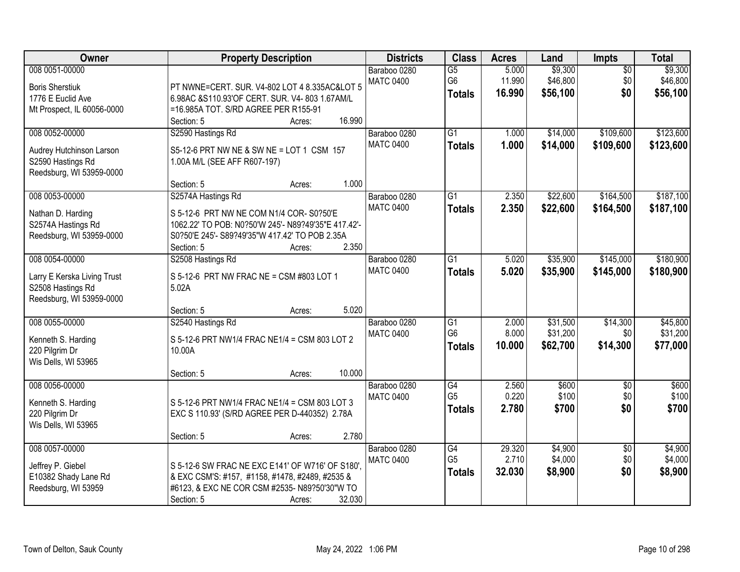| Owner | Property Description | Districts | Class | Acres | Land | Impts | Total |
|---|---|---|---|---|---|---|---|
| 008 0051-00000<br><br>Boris Sherstiuk<br>1776 E Euclid Ave<br>Mt Prospect, IL 60056-0000 | PT NWNE=CERT. SUR. V4-802 LOT 4 8.335AC&LOT 5 6.98AC &S110.93'OF CERT. SUR. V4- 803 1.67AM/L =16.985A TOT. S/RD AGREE PER R155-91<br>Section: 5 Acres: 16.990 | Baraboo 0280<br>MATC 0400 | G5<br>G6<br>**Totals** | 5.000<br>11.990<br>**16.990** | $9,300<br>$46,800<br>**$56,100** | $0<br>$0<br>**$0** | $9,300<br>$46,800<br>**$56,100** |
| 008 0052-00000<br><br>Audrey Hutchinson Larson<br>S2590 Hastings Rd<br>Reedsburg, WI 53959-0000 | S2590 Hastings Rd<br>S5-12-6 PRT NW NE & SW NE = LOT 1 CSM 157 1.00A M/L (SEE AFF R607-197)<br>Section: 5 Acres: 1.000 | Baraboo 0280<br>MATC 0400 | G1<br>**Totals** | 1.000<br>**1.000** | $14,000<br>**$14,000** | $109,600<br>**$109,600** | $123,600<br>**$123,600** |
| 008 0053-00000<br><br>Nathan D. Harding<br>S2574A Hastings Rd<br>Reedsburg, WI 53959-0000 | S2574A Hastings Rd<br>S 5-12-6 PRT NW NE COM N1/4 COR- S0?50'E 1062.22' TO POB: N0?50'W 245'- N89?49'35"E 417.42'- S0?50'E 245'- S89?49'35"W 417.42' TO POB 2.35A<br>Section: 5 Acres: 2.350 | Baraboo 0280<br>MATC 0400 | G1<br>**Totals** | 2.350<br>**2.350** | $22,600<br>**$22,600** | $164,500<br>**$164,500** | $187,100<br>**$187,100** |
| 008 0054-00000<br><br>Larry E Kerska Living Trust<br>S2508 Hastings Rd<br>Reedsburg, WI 53959-0000 | S2508 Hastings Rd<br>S 5-12-6 PRT NW FRAC NE = CSM #803 LOT 1 5.02A<br>Section: 5 Acres: 5.020 | Baraboo 0280<br>MATC 0400 | G1<br>**Totals** | 5.020<br>**5.020** | $35,900<br>**$35,900** | $145,000<br>**$145,000** | $180,900<br>**$180,900** |
| 008 0055-00000<br><br>Kenneth S. Harding<br>220 Pilgrim Dr<br>Wis Dells, WI 53965 | S2540 Hastings Rd<br>S 5-12-6 PRT NW1/4 FRAC NE1/4 = CSM 803 LOT 2 10.00A<br>Section: 5 Acres: 10.000 | Baraboo 0280<br>MATC 0400 | G1<br>G6<br>**Totals** | 2.000<br>8.000<br>**10.000** | $31,500<br>$31,200<br>**$62,700** | $14,300<br>$0<br>**$14,300** | $45,800<br>$31,200<br>**$77,000** |
| 008 0056-00000<br><br>Kenneth S. Harding<br>220 Pilgrim Dr<br>Wis Dells, WI 53965 | S 5-12-6 PRT NW1/4 FRAC NE1/4 = CSM 803 LOT 3 EXC S 110.93' (S/RD AGREE PER D-440352) 2.78A<br>Section: 5 Acres: 2.780 | Baraboo 0280<br>MATC 0400 | G4<br>G5<br>**Totals** | 2.560<br>0.220<br>**2.780** | $600<br>$100<br>**$700** | $0<br>$0<br>**$0** | $600<br>$100<br>**$700** |
| 008 0057-00000<br><br>Jeffrey P. Giebel<br>E10382 Shady Lane Rd<br>Reedsburg, WI 53959 | S 5-12-6 SW FRAC NE EXC E141' OF W716' OF S180', & EXC CSM'S: #157, #1158, #1478, #2489, #2535 & #6123, & EXC NE COR CSM #2535- N89?50'30"W TO<br>Section: 5 Acres: 32.030 | Baraboo 0280<br>MATC 0400 | G4<br>G5<br>**Totals** | 29.320<br>2.710<br>**32.030** | $4,900<br>$4,000<br>**$8,900** | $0<br>$0<br>**$0** | $4,900<br>$4,000<br>**$8,900** |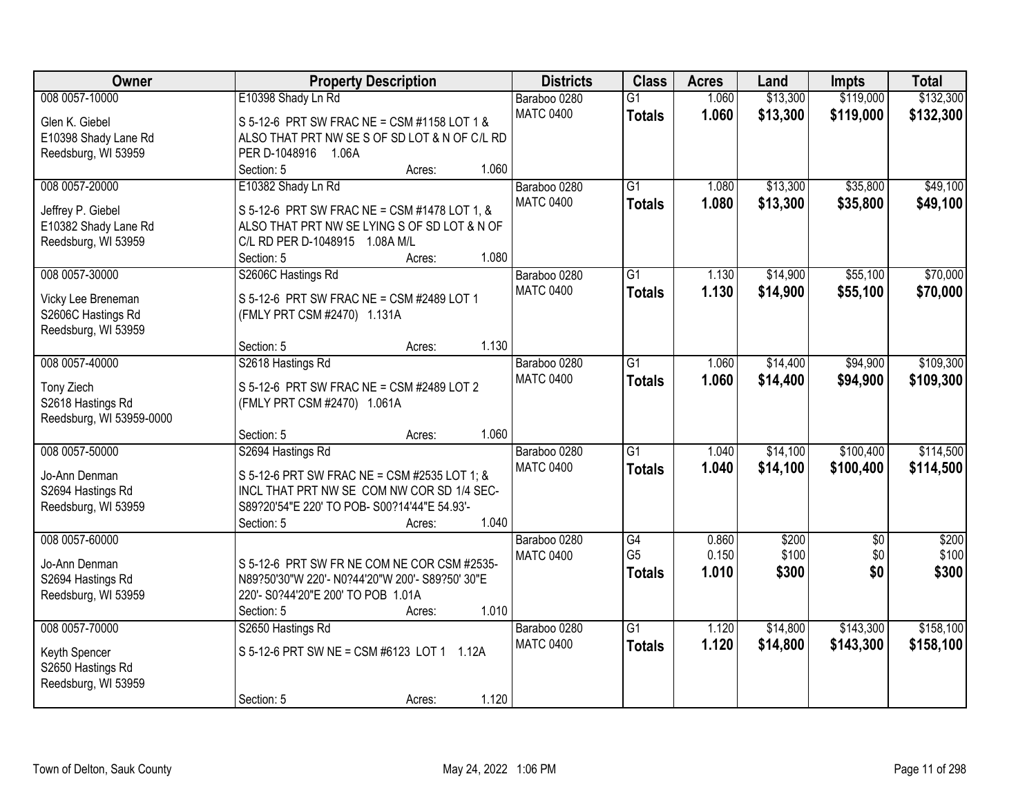| Owner | Property Description | Districts | Class | Acres | Land | Impts | Total |
|---|---|---|---|---|---|---|---|
| 008 0057-10000<br>Glen K. Giebel<br>E10398 Shady Lane Rd<br>Reedsburg, WI 53959 | E10398 Shady Ln Rd<br>S 5-12-6 PRT SW FRAC NE = CSM #1158 LOT 1 & ALSO THAT PRT NW SE S OF SD LOT & N OF C/L RD PER D-1048916 1.06A<br>Section: 5 Acres: 1.060 | Baraboo 0280<br>MATC 0400 | G1<br>**Totals** | 1.060<br>**1.060** | $13,300<br>**$13,300** | $119,000<br>**$119,000** | $132,300<br>**$132,300** |
| 008 0057-20000<br>Jeffrey P. Giebel<br>E10382 Shady Lane Rd<br>Reedsburg, WI 53959 | E10382 Shady Ln Rd<br>S 5-12-6 PRT SW FRAC NE = CSM #1478 LOT 1, & ALSO THAT PRT NW SE LYING S OF SD LOT & N OF C/L RD PER D-1048915 1.08A M/L<br>Section: 5 Acres: 1.080 | Baraboo 0280<br>MATC 0400 | G1<br>**Totals** | 1.080<br>**1.080** | $13,300<br>**$13,300** | $35,800<br>**$35,800** | $49,100<br>**$49,100** |
| 008 0057-30000<br>Vicky Lee Breneman<br>S2606C Hastings Rd<br>Reedsburg, WI 53959 | S2606C Hastings Rd<br>S 5-12-6 PRT SW FRAC NE = CSM #2489 LOT 1 (FMLY PRT CSM #2470) 1.131A<br>Section: 5 Acres: 1.130 | Baraboo 0280<br>MATC 0400 | G1<br>**Totals** | 1.130<br>**1.130** | $14,900<br>**$14,900** | $55,100<br>**$55,100** | $70,000<br>**$70,000** |
| 008 0057-40000<br>Tony Ziech<br>S2618 Hastings Rd<br>Reedsburg, WI 53959-0000 | S2618 Hastings Rd<br>S 5-12-6 PRT SW FRAC NE = CSM #2489 LOT 2 (FMLY PRT CSM #2470) 1.061A<br>Section: 5 Acres: 1.060 | Baraboo 0280<br>MATC 0400 | G1<br>**Totals** | 1.060<br>**1.060** | $14,400<br>**$14,400** | $94,900<br>**$94,900** | $109,300<br>**$109,300** |
| 008 0057-50000<br>Jo-Ann Denman<br>S2694 Hastings Rd<br>Reedsburg, WI 53959 | S2694 Hastings Rd<br>S 5-12-6 PRT SW FRAC NE = CSM #2535 LOT 1; & INCL THAT PRT NW SE COM NW COR SD 1/4 SEC- S89?20'54"E 220' TO POB- S00?14'44"E 54.93'-<br>Section: 5 Acres: 1.040 | Baraboo 0280<br>MATC 0400 | G1<br>**Totals** | 1.040<br>**1.040** | $14,100<br>**$14,100** | $100,400<br>**$100,400** | $114,500<br>**$114,500** |
| 008 0057-60000<br>Jo-Ann Denman<br>S2694 Hastings Rd<br>Reedsburg, WI 53959 | S 5-12-6 PRT SW FR NE COM NE COR CSM #2535- N89?50'30"W 220'- N0?44'20"W 200'- S89?50' 30"E 220'- S0?44'20"E 200' TO POB 1.01A<br>Section: 5 Acres: 1.010 | Baraboo 0280<br>MATC 0400 | G4<br>G5<br>**Totals** | 0.860<br>0.150<br>**1.010** | $200<br>$100<br>**$300** | $0<br>$0<br>**$0** | $200<br>$100<br>**$300** |
| 008 0057-70000<br>Keyth Spencer<br>S2650 Hastings Rd<br>Reedsburg, WI 53959 | S2650 Hastings Rd<br>S 5-12-6 PRT SW NE = CSM #6123 LOT 1 1.12A<br>Section: 5 Acres: 1.120 | Baraboo 0280<br>MATC 0400 | G1<br>**Totals** | 1.120<br>**1.120** | $14,800<br>**$14,800** | $143,300<br>**$143,300** | $158,100<br>**$158,100** |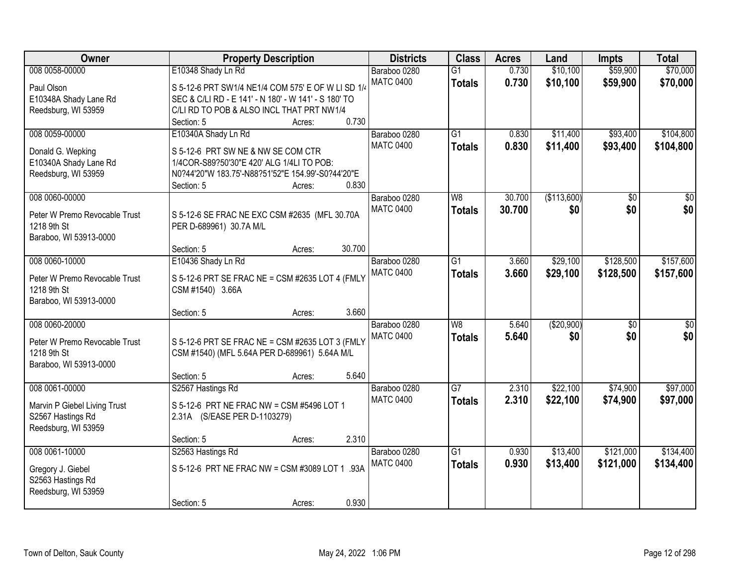| Owner | Property Description | Districts | Class | Acres | Land | Impts | Total |
|---|---|---|---|---|---|---|---|
| 008 0058-00000<br><br>Paul Olson<br>E10348A Shady Lane Rd<br>Reedsburg, WI 53959 | E10348 Shady Ln Rd<br><br>S 5-12-6 PRT SW1/4 NE1/4 COM 575' E OF W LI SD 1/4 SEC & C/LI RD - E 141' - N 180' - W 141' - S 180' TO C/LI RD TO POB & ALSO INCL THAT PRT NW1/4<br>Section: 5 Acres: 0.730 | Baraboo 0280<br>MATC 0400 | G1<br>**Totals** | 0.730<br>**0.730** | $10,100<br>**$10,100** | $59,900<br>**$59,900** | $70,000<br>**$70,000** |
| 008 0059-00000<br><br>Donald G. Wepking<br>E10340A Shady Lane Rd<br>Reedsburg, WI 53959 | E10340A Shady Ln Rd<br><br>S 5-12-6 PRT SW NE & NW SE COM CTR 1/4COR-S89?50'30"E 420' ALG 1/4LI TO POB: N0?44'20"W 183.75'-N88?51'52"E 154.99'-S0?44'20"E<br>Section: 5 Acres: 0.830 | Baraboo 0280<br>MATC 0400 | G1<br>**Totals** | 0.830<br>**0.830** | $11,400<br>**$11,400** | $93,400<br>**$93,400** | $104,800<br>**$104,800** |
| 008 0060-00000<br><br>Peter W Premo Revocable Trust<br>1218 9th St<br>Baraboo, WI 53913-0000 | S 5-12-6 SE FRAC NE EXC CSM #2635 (MFL 30.70A PER D-689961) 30.7A M/L<br>Section: 5 Acres: 30.700 | Baraboo 0280<br>MATC 0400 | W8<br>**Totals** | 30.700<br>**30.700** | ($113,600)<br>**$0** | $0<br>**$0** | $0<br>**$0** |
| 008 0060-10000<br><br>Peter W Premo Revocable Trust<br>1218 9th St<br>Baraboo, WI 53913-0000 | E10436 Shady Ln Rd<br><br>S 5-12-6 PRT SE FRAC NE = CSM #2635 LOT 4 (FMLY CSM #1540) 3.66A<br>Section: 5 Acres: 3.660 | Baraboo 0280<br>MATC 0400 | G1<br>**Totals** | 3.660<br>**3.660** | $29,100<br>**$29,100** | $128,500<br>**$128,500** | $157,600<br>**$157,600** |
| 008 0060-20000<br><br>Peter W Premo Revocable Trust<br>1218 9th St<br>Baraboo, WI 53913-0000 | S 5-12-6 PRT SE FRAC NE = CSM #2635 LOT 3 (FMLY CSM #1540) (MFL 5.64A PER D-689961) 5.64A M/L<br>Section: 5 Acres: 5.640 | Baraboo 0280<br>MATC 0400 | W8<br>**Totals** | 5.640<br>**5.640** | ($20,900)<br>**$0** | $0<br>**$0** | $0<br>**$0** |
| 008 0061-00000<br><br>Marvin P Giebel Living Trust<br>S2567 Hastings Rd<br>Reedsburg, WI 53959 | S2567 Hastings Rd<br><br>S 5-12-6 PRT NE FRAC NW = CSM #5496 LOT 1 2.31A (S/EASE PER D-1103279)<br>Section: 5 Acres: 2.310 | Baraboo 0280<br>MATC 0400 | G7<br>**Totals** | 2.310<br>**2.310** | $22,100<br>**$22,100** | $74,900<br>**$74,900** | $97,000<br>**$97,000** |
| 008 0061-10000<br><br>Gregory J. Giebel<br>S2563 Hastings Rd<br>Reedsburg, WI 53959 | S2563 Hastings Rd<br><br>S 5-12-6 PRT NE FRAC NW = CSM #3089 LOT 1 .93A<br>Section: 5 Acres: 0.930 | Baraboo 0280<br>MATC 0400 | G1<br>**Totals** | 0.930<br>**0.930** | $13,400<br>**$13,400** | $121,000<br>**$121,000** | $134,400<br>**$134,400** |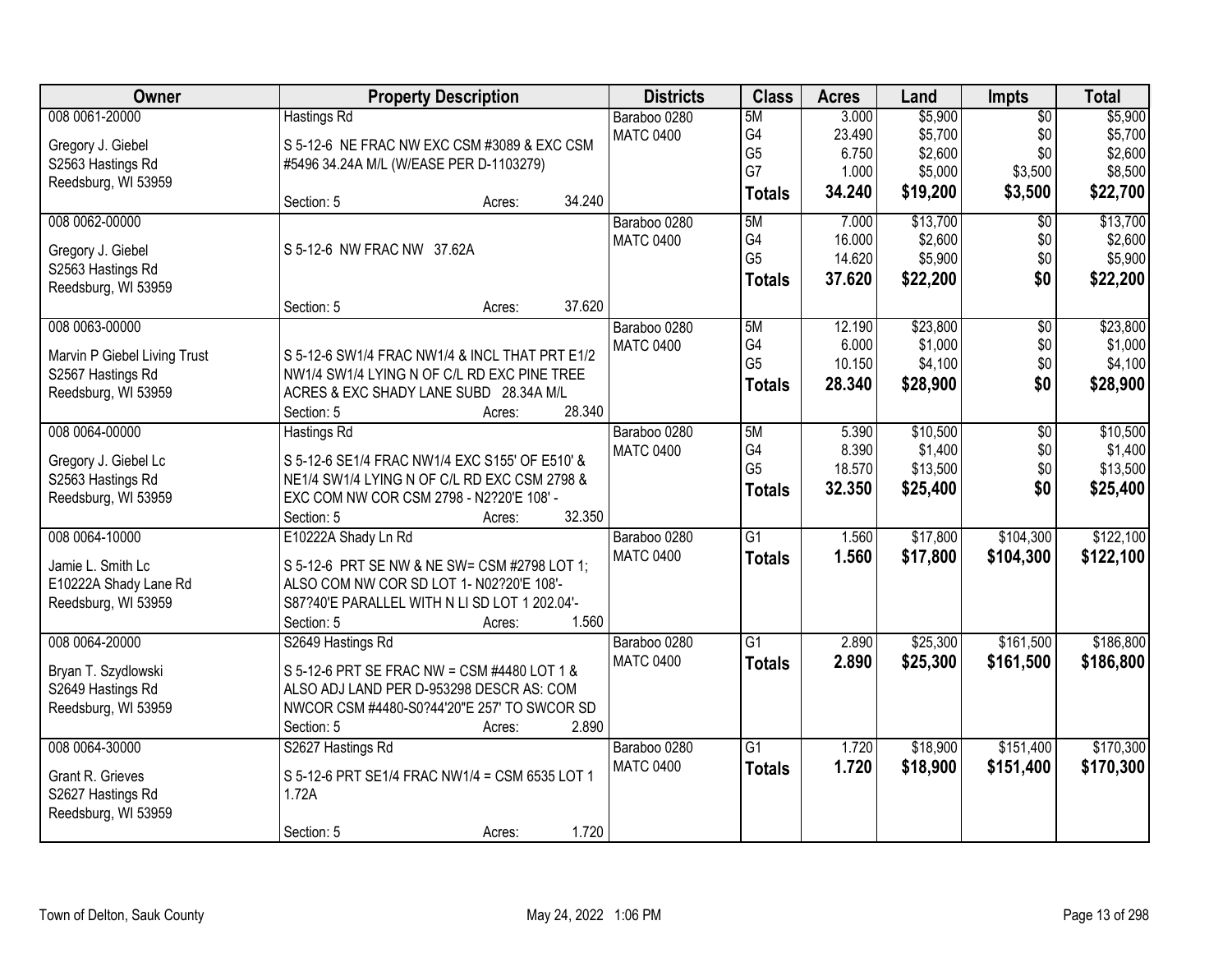| Owner | Property Description | Districts | Class | Acres | Land | Impts | Total |
|---|---|---|---|---|---|---|---|
| 008 0061-20000<br>Gregory J. Giebel<br>S2563 Hastings Rd<br>Reedsburg, WI 53959 | Hastings Rd<br>S 5-12-6 NE FRAC NW EXC CSM #3089 & EXC CSM #5496 34.24A M/L (W/EASE PER D-1103279)<br>Section: 5 Acres: 34.240 | Baraboo 0280<br>MATC 0400 | 5M<br>G4<br>G5<br>G7<br>**Totals** | 3.000<br>23.490<br>6.750<br>1.000<br>**34.240** | $5,900<br>$5,700<br>$2,600<br>$5,000<br>**$19,200** | $0<br>$0<br>$0<br>$3,500<br>**$3,500** | $5,900<br>$5,700<br>$2,600<br>$8,500<br>**$22,700** |
| 008 0062-00000<br>Gregory J. Giebel<br>S2563 Hastings Rd<br>Reedsburg, WI 53959 | S 5-12-6 NW FRAC NW 37.62A<br>Section: 5 Acres: 37.620 | Baraboo 0280<br>MATC 0400 | 5M<br>G4<br>G5<br>**Totals** | 7.000<br>16.000<br>14.620<br>**37.620** | $13,700<br>$2,600<br>$5,900<br>**$22,200** | $0<br>$0<br>$0<br>**$0** | $13,700<br>$2,600<br>$5,900<br>**$22,200** |
| 008 0063-00000<br>Marvin P Giebel Living Trust<br>S2567 Hastings Rd<br>Reedsburg, WI 53959 | S 5-12-6 SW1/4 FRAC NW1/4 & INCL THAT PRT E1/2 NW1/4 SW1/4 LYING N OF C/L RD EXC PINE TREE ACRES & EXC SHADY LANE SUBD 28.34A M/L<br>Section: 5 Acres: 28.340 | Baraboo 0280<br>MATC 0400 | 5M<br>G4<br>G5<br>**Totals** | 12.190<br>6.000<br>10.150<br>**28.340** | $23,800<br>$1,000<br>$4,100<br>**$28,900** | $0<br>$0<br>$0<br>**$0** | $23,800<br>$1,000<br>$4,100<br>**$28,900** |
| 008 0064-00000<br>Gregory J. Giebel Lc<br>S2563 Hastings Rd<br>Reedsburg, WI 53959 | Hastings Rd<br>S 5-12-6 SE1/4 FRAC NW1/4 EXC S155' OF E510' & NE1/4 SW1/4 LYING N OF C/L RD EXC CSM 2798 & EXC COM NW COR CSM 2798 - N2?20'E 108' -<br>Section: 5 Acres: 32.350 | Baraboo 0280<br>MATC 0400 | 5M<br>G4<br>G5<br>**Totals** | 5.390<br>8.390<br>18.570<br>**32.350** | $10,500<br>$1,400<br>$13,500<br>**$25,400** | $0<br>$0<br>$0<br>**$0** | $10,500<br>$1,400<br>$13,500<br>**$25,400** |
| 008 0064-10000<br>Jamie L. Smith Lc<br>E10222A Shady Lane Rd<br>Reedsburg, WI 53959 | E10222A Shady Ln Rd<br>S 5-12-6 PRT SE NW & NE SW= CSM #2798 LOT 1; ALSO COM NW COR SD LOT 1- N02?20'E 108'- S87?40'E PARALLEL WITH N LI SD LOT 1 202.04'-<br>Section: 5 Acres: 1.560 | Baraboo 0280<br>MATC 0400 | G1<br>**Totals** | 1.560<br>**1.560** | $17,800<br>**$17,800** | $104,300<br>**$104,300** | $122,100<br>**$122,100** |
| 008 0064-20000<br>Bryan T. Szydlowski<br>S2649 Hastings Rd<br>Reedsburg, WI 53959 | S2649 Hastings Rd<br>S 5-12-6 PRT SE FRAC NW = CSM #4480 LOT 1 & ALSO ADJ LAND PER D-953298 DESCR AS: COM NWCOR CSM #4480-S0?44'20"E 257' TO SWCOR SD<br>Section: 5 Acres: 2.890 | Baraboo 0280<br>MATC 0400 | G1<br>**Totals** | 2.890<br>**2.890** | $25,300<br>**$25,300** | $161,500<br>**$161,500** | $186,800<br>**$186,800** |
| 008 0064-30000<br>Grant R. Grieves<br>S2627 Hastings Rd<br>Reedsburg, WI 53959 | S2627 Hastings Rd<br>S 5-12-6 PRT SE1/4 FRAC NW1/4 = CSM 6535 LOT 1 1.72A<br>Section: 5 Acres: 1.720 | Baraboo 0280<br>MATC 0400 | G1<br>**Totals** | 1.720<br>**1.720** | $18,900<br>**$18,900** | $151,400<br>**$151,400** | $170,300<br>**$170,300** |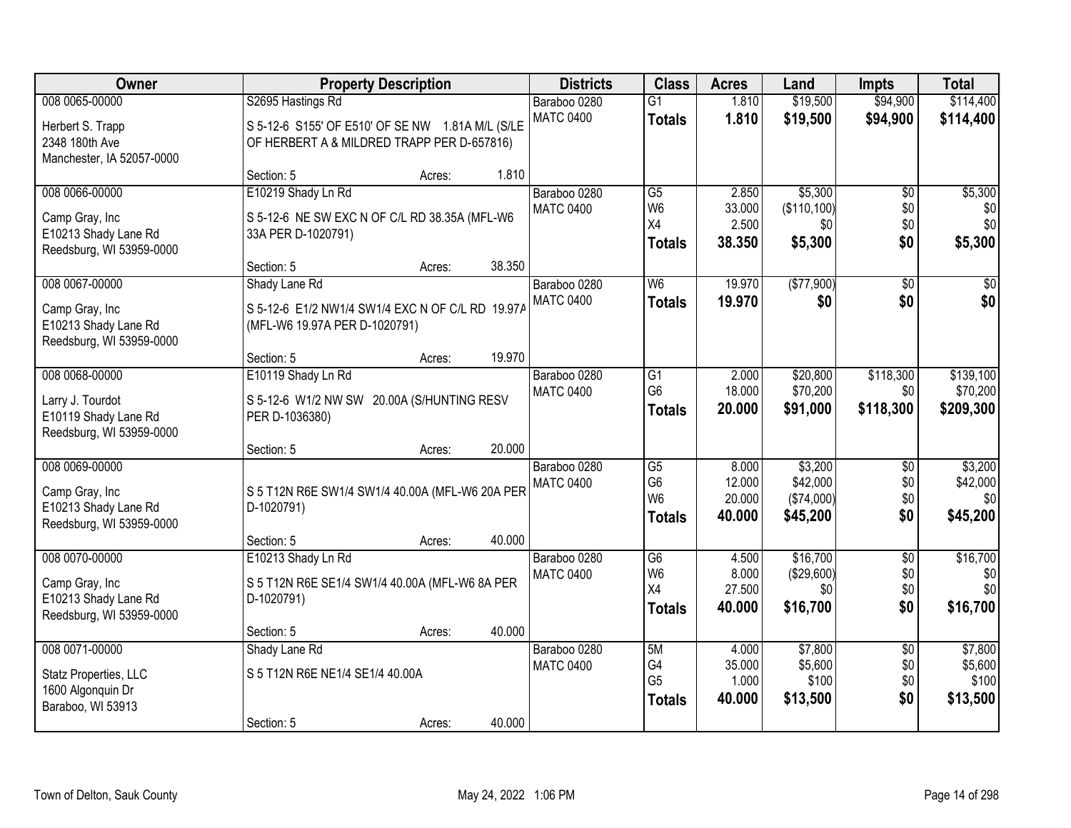| Owner | Property Description | | | Districts | Class | Acres | Land | Impts | Total |
|---|---|---|---|---|---|---|---|---|---|
| 008 0065-00000 | S2695 Hastings Rd | | | Baraboo 0280 | G1 | 1.810 | $19,500 | $94,900 | $114,400 |
| Herbert S. Trapp<br>2348 180th Ave<br>Manchester, IA 52057-0000 | S 5-12-6 S155' OF E510' OF SE NW 1.81A M/L (S/LE OF HERBERT A & MILDRED TRAPP PER D-657816) | | | MATC 0400 | **Totals** | **1.810** | **$19,500** | **$94,900** | **$114,400** |
| | Section: 5 | Acres: | 1.810 | | | | | | |
| 008 0066-00000 | E10219 Shady Ln Rd | | | Baraboo 0280 | G5 | 2.850 | $5,300 | $0 | $5,300 |
| Camp Gray, Inc<br>E10213 Shady Lane Rd<br>Reedsburg, WI 53959-0000 | S 5-12-6 NE SW EXC N OF C/L RD 38.35A (MFL-W6 33A PER D-1020791) | | | MATC 0400 | W6 | 33.000 | ($110,100) | $0 | $0 |
| | | | | | X4 | 2.500 | $0 | $0 | $0 |
| | | | | | **Totals** | **38.350** | **$5,300** | **$0** | **$5,300** |
| | Section: 5 | Acres: | 38.350 | | | | | | |
| 008 0067-00000 | Shady Lane Rd | | | Baraboo 0280 | W6 | 19.970 | ($77,900) | $0 | $0 |
| Camp Gray, Inc<br>E10213 Shady Lane Rd<br>Reedsburg, WI 53959-0000 | S 5-12-6 E1/2 NW1/4 SW1/4 EXC N OF C/L RD 19.97A (MFL-W6 19.97A PER D-1020791) | | | MATC 0400 | **Totals** | **19.970** | **$0** | **$0** | **$0** |
| | Section: 5 | Acres: | 19.970 | | | | | | |
| 008 0068-00000 | E10119 Shady Ln Rd | | | Baraboo 0280 | G1 | 2.000 | $20,800 | $118,300 | $139,100 |
| Larry J. Tourdot<br>E10119 Shady Lane Rd<br>Reedsburg, WI 53959-0000 | S 5-12-6 W1/2 NW SW 20.00A (S/HUNTING RESV PER D-1036380) | | | MATC 0400 | G6 | 18.000 | $70,200 | $0 | $70,200 |
| | | | | | **Totals** | **20.000** | **$91,000** | **$118,300** | **$209,300** |
| | Section: 5 | Acres: | 20.000 | | | | | | |
| 008 0069-00000 | | | | Baraboo 0280 | G5 | 8.000 | $3,200 | $0 | $3,200 |
| Camp Gray, Inc<br>E10213 Shady Lane Rd<br>Reedsburg, WI 53959-0000 | S 5 T12N R6E SW1/4 SW1/4 40.00A (MFL-W6 20A PER D-1020791) | | | MATC 0400 | G6 | 12.000 | $42,000 | $0 | $42,000 |
| | | | | | W6 | 20.000 | ($74,000) | $0 | $0 |
| | | | | | **Totals** | **40.000** | **$45,200** | **$0** | **$45,200** |
| | Section: 5 | Acres: | 40.000 | | | | | | |
| 008 0070-00000 | E10213 Shady Ln Rd | | | Baraboo 0280 | G6 | 4.500 | $16,700 | $0 | $16,700 |
| Camp Gray, Inc<br>E10213 Shady Lane Rd<br>Reedsburg, WI 53959-0000 | S 5 T12N R6E SE1/4 SW1/4 40.00A (MFL-W6 8A PER D-1020791) | | | MATC 0400 | W6 | 8.000 | ($29,600) | $0 | $0 |
| | | | | | X4 | 27.500 | $0 | $0 | $0 |
| | | | | | **Totals** | **40.000** | **$16,700** | **$0** | **$16,700** |
| | Section: 5 | Acres: | 40.000 | | | | | | |
| 008 0071-00000 | Shady Lane Rd | | | Baraboo 0280 | 5M | 4.000 | $7,800 | $0 | $7,800 |
| Statz Properties, LLC<br>1600 Algonquin Dr<br>Baraboo, WI 53913 | S 5 T12N R6E NE1/4 SE1/4 40.00A | | | MATC 0400 | G4 | 35.000 | $5,600 | $0 | $5,600 |
| | | | | | G5 | 1.000 | $100 | $0 | $100 |
| | | | | | **Totals** | **40.000** | **$13,500** | **$0** | **$13,500** |
| | Section: 5 | Acres: | 40.000 | | | | | | |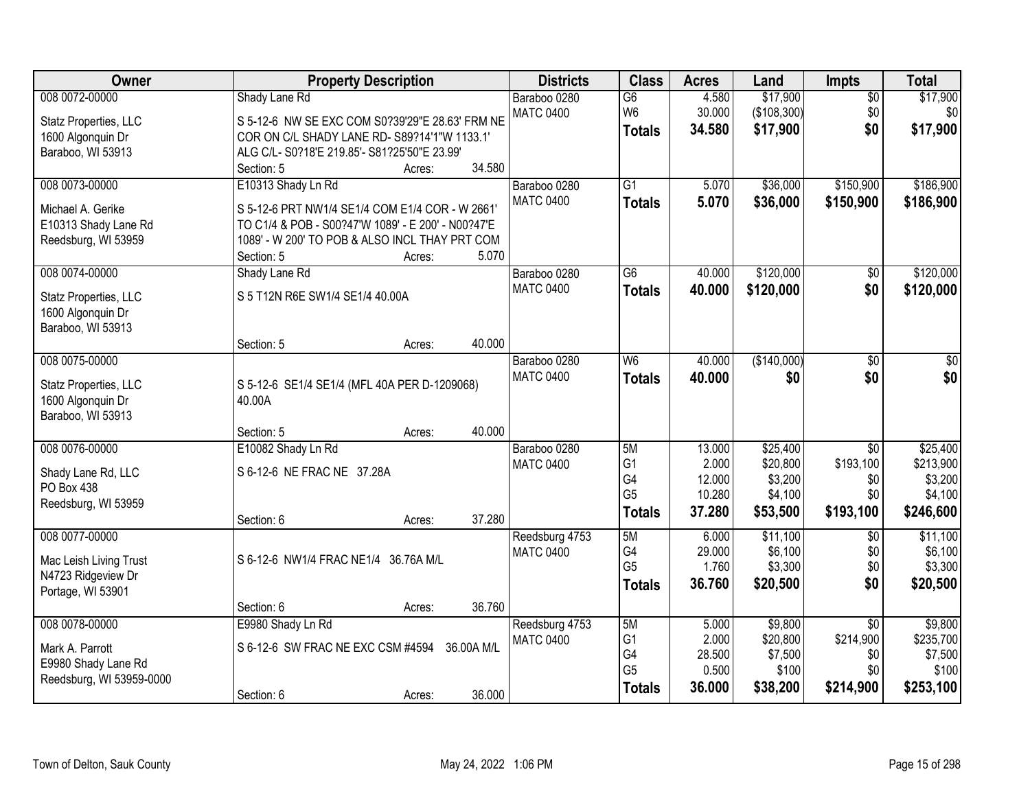| Owner | Property Description | Districts | Class | Acres | Land | Impts | Total |
|---|---|---|---|---|---|---|---|
| 008 0072-00000<br>Statz Properties, LLC<br>1600 Algonquin Dr<br>Baraboo, WI 53913 | Shady Lane Rd<br>S 5-12-6 NW SE EXC COM S0?39'29"E 28.63' FRM NE COR ON C/L SHADY LANE RD- S89?14'1"W 1133.1' ALG C/L- S0?18'E 219.85'- S81?25'50"E 23.99'<br>Section: 5 Acres: 34.580 | Baraboo 0280<br>MATC 0400 | G6<br>W6<br>**Totals** | 4.580<br>30.000<br>**34.580** | $17,900<br>($108,300)<br>**$17,900** | $0<br>$0<br>**$0** | $17,900<br>$0<br>**$17,900** |
| 008 0073-00000<br>Michael A. Gerike<br>E10313 Shady Lane Rd<br>Reedsburg, WI 53959 | E10313 Shady Ln Rd<br>S 5-12-6 PRT NW1/4 SE1/4 COM E1/4 COR - W 2661' TO C1/4 & POB - S00?47'W 1089' - E 200' - N00?47'E 1089' - W 200' TO POB & ALSO INCL THAY PRT COM<br>Section: 5 Acres: 5.070 | Baraboo 0280<br>MATC 0400 | G1<br>**Totals** | 5.070<br>**5.070** | $36,000<br>**$36,000** | $150,900<br>**$150,900** | $186,900<br>**$186,900** |
| 008 0074-00000<br>Statz Properties, LLC<br>1600 Algonquin Dr<br>Baraboo, WI 53913 | Shady Lane Rd<br>S 5 T12N R6E SW1/4 SE1/4 40.00A<br>Section: 5 Acres: 40.000 | Baraboo 0280<br>MATC 0400 | G6<br>**Totals** | 40.000<br>**40.000** | $120,000<br>**$120,000** | $0<br>**$0** | $120,000<br>**$120,000** |
| 008 0075-00000<br>Statz Properties, LLC<br>1600 Algonquin Dr<br>Baraboo, WI 53913 | S 5-12-6 SE1/4 SE1/4 (MFL 40A PER D-1209068) 40.00A<br>Section: 5 Acres: 40.000 | Baraboo 0280<br>MATC 0400 | W6<br>**Totals** | 40.000<br>**40.000** | ($140,000)<br>**$0** | $0<br>**$0** | $0<br>**$0** |
| 008 0076-00000<br>Shady Lane Rd, LLC<br>PO Box 438<br>Reedsburg, WI 53959 | E10082 Shady Ln Rd<br>S 6-12-6 NE FRAC NE 37.28A<br>Section: 6 Acres: 37.280 | Baraboo 0280<br>MATC 0400 | 5M<br>G1<br>G4<br>G5<br>**Totals** | 13.000<br>2.000<br>12.000<br>10.280<br>**37.280** | $25,400<br>$20,800<br>$3,200<br>$4,100<br>**$53,500** | $0<br>$193,100<br>$0<br>$0<br>**$193,100** | $25,400<br>$213,900<br>$3,200<br>$4,100<br>**$246,600** |
| 008 0077-00000<br>Mac Leish Living Trust<br>N4723 Ridgeview Dr<br>Portage, WI 53901 | S 6-12-6 NW1/4 FRAC NE1/4 36.76A M/L<br>Section: 6 Acres: 36.760 | Reedsburg 4753<br>MATC 0400 | 5M<br>G4<br>G5<br>**Totals** | 6.000<br>29.000<br>1.760<br>**36.760** | $11,100<br>$6,100<br>$3,300<br>**$20,500** | $0<br>$0<br>$0<br>**$0** | $11,100<br>$6,100<br>$3,300<br>**$20,500** |
| 008 0078-00000<br>Mark A. Parrott<br>E9980 Shady Lane Rd<br>Reedsburg, WI 53959-0000 | E9980 Shady Ln Rd<br>S 6-12-6 SW FRAC NE EXC CSM #4594 36.00A M/L<br>Section: 6 Acres: 36.000 | Reedsburg 4753<br>MATC 0400 | 5M<br>G1<br>G4<br>G5<br>**Totals** | 5.000<br>2.000<br>28.500<br>0.500<br>**36.000** | $9,800<br>$20,800<br>$7,500<br>$100<br>**$38,200** | $0<br>$214,900<br>$0<br>$0<br>**$214,900** | $9,800<br>$235,700<br>$7,500<br>$100<br>**$253,100** |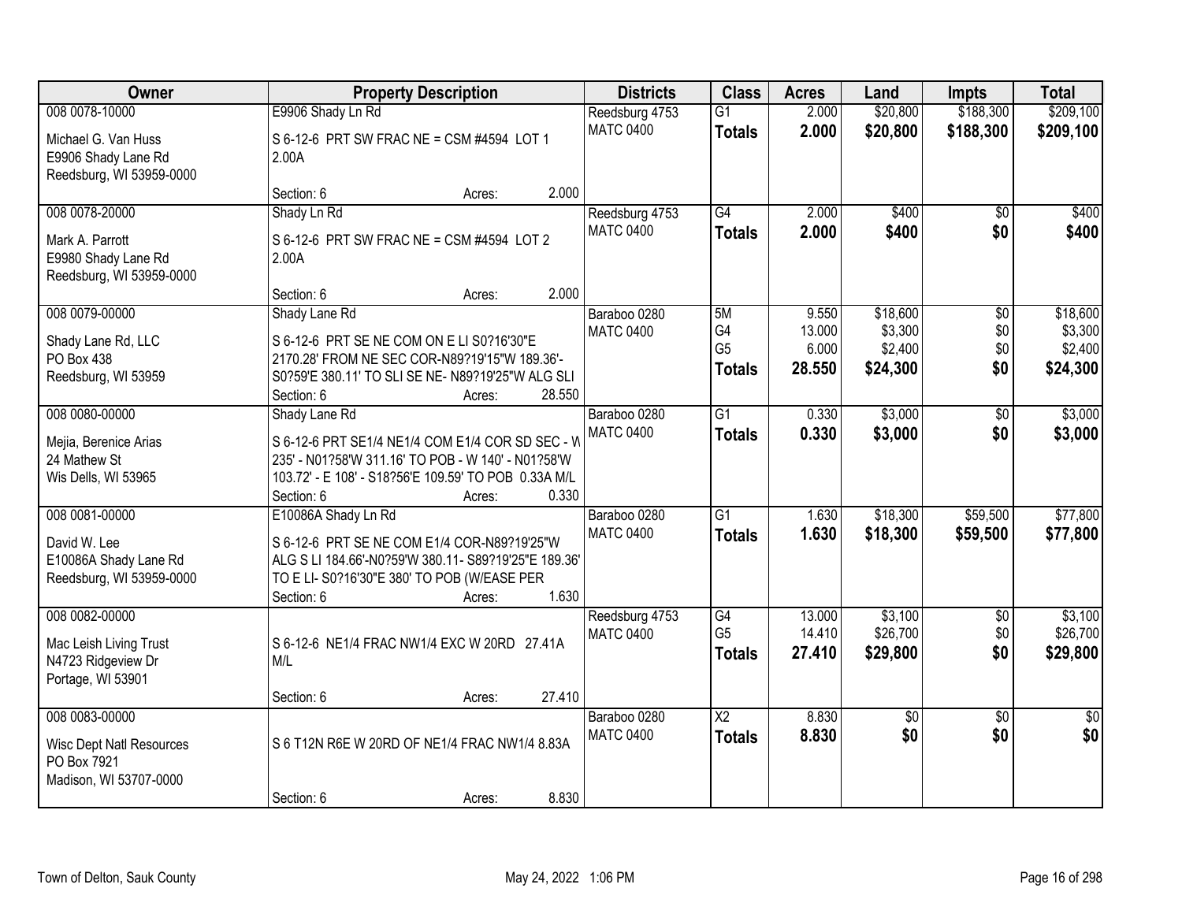| Owner | Property Description | Districts | Class | Acres | Land | Impts | Total |
|---|---|---|---|---|---|---|---|
| 008 0078-10000<br>Michael G. Van Huss<br>E9906 Shady Lane Rd<br>Reedsburg, WI 53959-0000 | E9906 Shady Ln Rd<br>S 6-12-6 PRT SW FRAC NE = CSM #4594 LOT 1 2.00A<br>Section: 6 Acres: 2.000 | Reedsburg 4753<br>MATC 0400 | G1<br>**Totals** | 2.000<br>**2.000** | $20,800<br>**$20,800** | $188,300<br>**$188,300** | $209,100<br>**$209,100** |
| 008 0078-20000<br>Mark A. Parrott<br>E9980 Shady Lane Rd<br>Reedsburg, WI 53959-0000 | Shady Ln Rd<br>S 6-12-6 PRT SW FRAC NE = CSM #4594 LOT 2 2.00A<br>Section: 6 Acres: 2.000 | Reedsburg 4753<br>MATC 0400 | G4<br>**Totals** | 2.000<br>**2.000** | $400<br>**$400** | $0<br>**$0** | $400<br>**$400** |
| 008 0079-00000<br>Shady Lane Rd, LLC<br>PO Box 438<br>Reedsburg, WI 53959 | Shady Lane Rd<br>S 6-12-6 PRT SE NE COM ON E LI S0?16'30"E 2170.28' FROM NE SEC COR-N89?19'15"W 189.36'-S0?59'E 380.11' TO SLI SE NE- N89?19'25"W ALG SLI<br>Section: 6 Acres: 28.550 | Baraboo 0280<br>MATC 0400 | 5M<br>G4<br>G5<br>**Totals** | 9.550<br>13.000<br>6.000<br>**28.550** | $18,600<br>$3,300<br>$2,400<br>**$24,300** | $0<br>$0<br>$0<br>**$0** | $18,600<br>$3,300<br>$2,400<br>**$24,300** |
| 008 0080-00000<br>Mejia, Berenice Arias<br>24 Mathew St<br>Wis Dells, WI 53965 | Shady Lane Rd<br>S 6-12-6 PRT SE1/4 NE1/4 COM E1/4 COR SD SEC - W 235' - N01?58'W 311.16' TO POB - W 140' - N01?58'W 103.72' - E 108' - S18?56'E 109.59' TO POB 0.33A M/L<br>Section: 6 Acres: 0.330 | Baraboo 0280<br>MATC 0400 | G1<br>**Totals** | 0.330<br>**0.330** | $3,000<br>**$3,000** | $0<br>**$0** | $3,000<br>**$3,000** |
| 008 0081-00000<br>David W. Lee<br>E10086A Shady Lane Rd<br>Reedsburg, WI 53959-0000 | E10086A Shady Ln Rd<br>S 6-12-6 PRT SE NE COM E1/4 COR-N89?19'25"W ALG S LI 184.66'-N0?59'W 380.11- S89?19'25"E 189.36' TO E LI- S0?16'30"E 380' TO POB (W/EASE PER<br>Section: 6 Acres: 1.630 | Baraboo 0280<br>MATC 0400 | G1<br>**Totals** | 1.630<br>**1.630** | $18,300<br>**$18,300** | $59,500<br>**$59,500** | $77,800<br>**$77,800** |
| 008 0082-00000<br>Mac Leish Living Trust<br>N4723 Ridgeview Dr<br>Portage, WI 53901 | S 6-12-6 NE1/4 FRAC NW1/4 EXC W 20RD 27.41A M/L<br>Section: 6 Acres: 27.410 | Reedsburg 4753<br>MATC 0400 | G4<br>G5<br>**Totals** | 13.000<br>14.410<br>**27.410** | $3,100<br>$26,700<br>**$29,800** | $0<br>$0<br>**$0** | $3,100<br>$26,700<br>**$29,800** |
| 008 0083-00000<br>Wisc Dept Natl Resources<br>PO Box 7921<br>Madison, WI 53707-0000 | S 6 T12N R6E W 20RD OF NE1/4 FRAC NW1/4 8.83A<br>Section: 6 Acres: 8.830 | Baraboo 0280<br>MATC 0400 | X2<br>**Totals** | 8.830<br>**8.830** | $0<br>**$0** | $0<br>**$0** | $0<br>**$0** |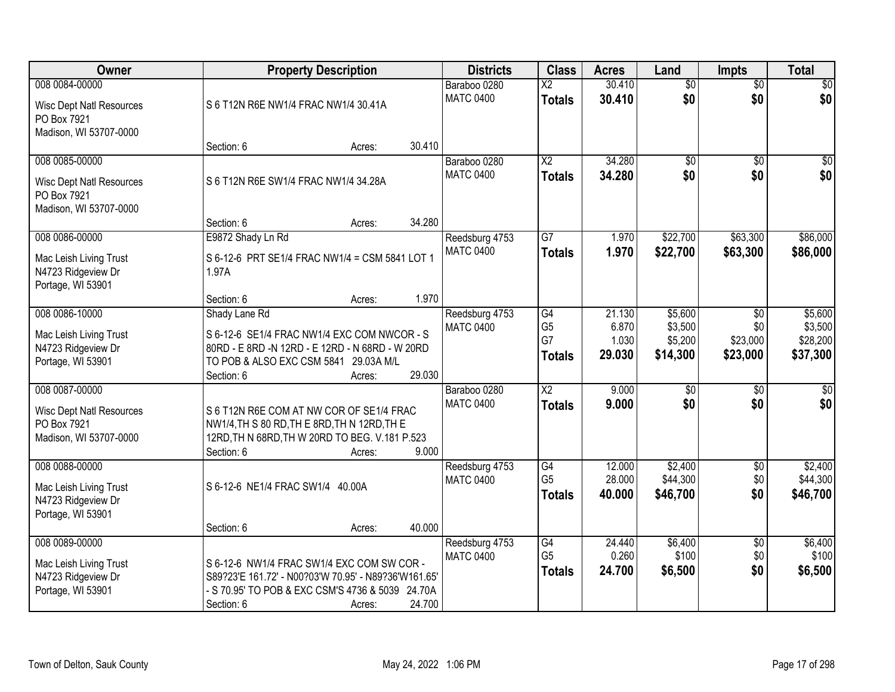| Owner | Property Description | Districts | Class | Acres | Land | Impts | Total |
|---|---|---|---|---|---|---|---|
| 008 0084-00000<br>Wisc Dept Natl Resources<br>PO Box 7921<br>Madison, WI 53707-0000 | S 6 T12N R6E NW1/4 FRAC NW1/4 30.41A<br>Section: 6 Acres: 30.410 | Baraboo 0280<br>MATC 0400 | X2<br>**Totals** | 30.410<br>**30.410** | $0<br>**$0** | $0<br>**$0** | $0<br>**$0** |
| 008 0085-00000<br>Wisc Dept Natl Resources<br>PO Box 7921<br>Madison, WI 53707-0000 | S 6 T12N R6E SW1/4 FRAC NW1/4 34.28A<br>Section: 6 Acres: 34.280 | Baraboo 0280<br>MATC 0400 | X2<br>**Totals** | 34.280<br>**34.280** | $0<br>**$0** | $0<br>**$0** | $0<br>**$0** |
| 008 0086-00000<br>Mac Leish Living Trust<br>N4723 Ridgeview Dr<br>Portage, WI 53901 | E9872 Shady Ln Rd<br>S 6-12-6 PRT SE1/4 FRAC NW1/4 = CSM 5841 LOT 1 1.97A<br>Section: 6 Acres: 1.970 | Reedsburg 4753<br>MATC 0400 | G7<br>**Totals** | 1.970<br>**1.970** | $22,700<br>**$22,700** | $63,300<br>**$63,300** | $86,000<br>**$86,000** |
| 008 0086-10000<br>Mac Leish Living Trust<br>N4723 Ridgeview Dr<br>Portage, WI 53901 | Shady Lane Rd<br>S 6-12-6 SE1/4 FRAC NW1/4 EXC COM NWCOR - S 80RD - E 8RD -N 12RD - E 12RD - N 68RD - W 20RD TO POB & ALSO EXC CSM 5841 29.03A M/L<br>Section: 6 Acres: 29.030 | Reedsburg 4753<br>MATC 0400 | G4<br>G5<br>G7<br>**Totals** | 21.130<br>6.870<br>1.030<br>**29.030** | $5,600<br>$3,500<br>$5,200<br>**$14,300** | $0<br>$0<br>$23,000<br>**$23,000** | $5,600<br>$3,500<br>$28,200<br>**$37,300** |
| 008 0087-00000<br>Wisc Dept Natl Resources<br>PO Box 7921<br>Madison, WI 53707-0000 | S 6 T12N R6E COM AT NW COR OF SE1/4 FRAC NW1/4,TH S 80 RD,TH E 8RD,TH N 12RD,TH E 12RD,TH N 68RD,TH W 20RD TO BEG. V.181 P.523<br>Section: 6 Acres: 9.000 | Baraboo 0280<br>MATC 0400 | X2<br>**Totals** | 9.000<br>**9.000** | $0<br>**$0** | $0<br>**$0** | $0<br>**$0** |
| 008 0088-00000<br>Mac Leish Living Trust<br>N4723 Ridgeview Dr<br>Portage, WI 53901 | S 6-12-6 NE1/4 FRAC SW1/4 40.00A<br>Section: 6 Acres: 40.000 | Reedsburg 4753<br>MATC 0400 | G4<br>G5<br>**Totals** | 12.000<br>28.000<br>**40.000** | $2,400<br>$44,300<br>**$46,700** | $0<br>$0<br>**$0** | $2,400<br>$44,300<br>**$46,700** |
| 008 0089-00000<br>Mac Leish Living Trust<br>N4723 Ridgeview Dr<br>Portage, WI 53901 | S 6-12-6 NW1/4 FRAC SW1/4 EXC COM SW COR - S89?23'E 161.72' - N00?03'W 70.95' - N89?36'W161.65' - S 70.95' TO POB & EXC CSM'S 4736 & 5039 24.70A<br>Section: 6 Acres: 24.700 | Reedsburg 4753<br>MATC 0400 | G4<br>G5<br>**Totals** | 24.440<br>0.260<br>**24.700** | $6,400<br>$100<br>**$6,500** | $0<br>$0<br>**$0** | $6,400<br>$100<br>**$6,500** |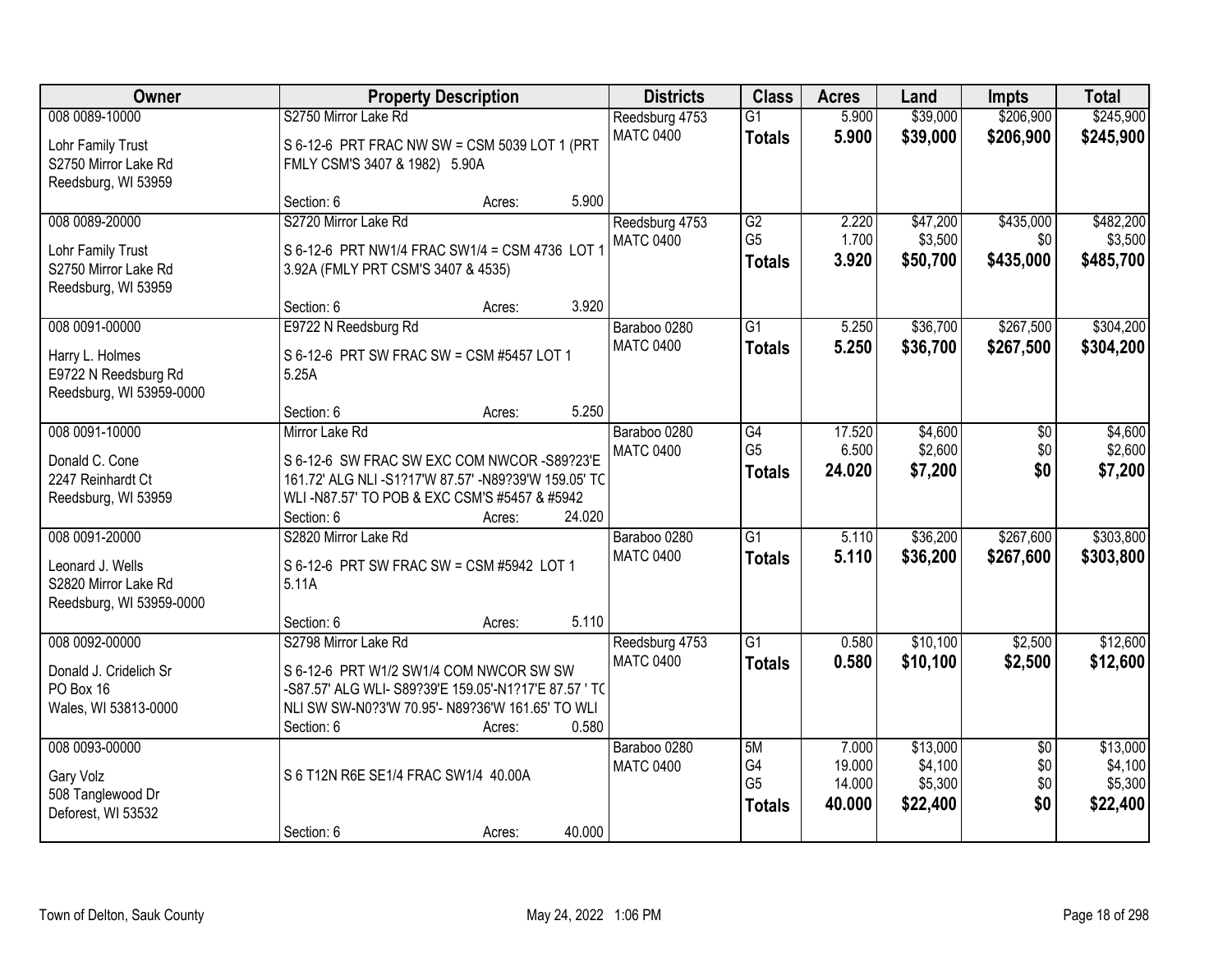| Owner | Property Description | Districts | Class | Acres | Land | Impts | Total |
|---|---|---|---|---|---|---|---|
| 008 0089-10000<br>Lohr Family Trust<br>S2750 Mirror Lake Rd<br>Reedsburg, WI 53959 | S2750 Mirror Lake Rd<br>S 6-12-6 PRT FRAC NW SW = CSM 5039 LOT 1 (PRT FMLY CSM'S 3407 & 1982) 5.90A<br>Section: 6 Acres: 5.900 | Reedsburg 4753<br>MATC 0400 | G1<br>**Totals** | 5.900<br>**5.900** | $39,000<br>**$39,000** | $206,900<br>**$206,900** | $245,900<br>**$245,900** |
| 008 0089-20000<br>Lohr Family Trust<br>S2750 Mirror Lake Rd<br>Reedsburg, WI 53959 | S2720 Mirror Lake Rd<br>S 6-12-6 PRT NW1/4 FRAC SW1/4 = CSM 4736 LOT 1 3.92A (FMLY PRT CSM'S 3407 & 4535)<br>Section: 6 Acres: 3.920 | Reedsburg 4753<br>MATC 0400 | G2<br>G5<br>**Totals** | 2.220<br>1.700<br>**3.920** | $47,200<br>$3,500<br>**$50,700** | $435,000<br>$0<br>**$435,000** | $482,200<br>$3,500<br>**$485,700** |
| 008 0091-00000<br>Harry L. Holmes<br>E9722 N Reedsburg Rd<br>Reedsburg, WI 53959-0000 | E9722 N Reedsburg Rd<br>S 6-12-6 PRT SW FRAC SW = CSM #5457 LOT 1 5.25A<br>Section: 6 Acres: 5.250 | Baraboo 0280<br>MATC 0400 | G1<br>**Totals** | 5.250<br>**5.250** | $36,700<br>**$36,700** | $267,500<br>**$267,500** | $304,200<br>**$304,200** |
| 008 0091-10000<br>Donald C. Cone<br>2247 Reinhardt Ct<br>Reedsburg, WI 53959 | Mirror Lake Rd<br>S 6-12-6 SW FRAC SW EXC COM NWCOR -S89?23'E 161.72' ALG NLI -S1?17'W 87.57' -N89?39'W 159.05' TO WLI -N87.57' TO POB & EXC CSM'S #5457 & #5942<br>Section: 6 Acres: 24.020 | Baraboo 0280<br>MATC 0400 | G4<br>G5<br>**Totals** | 17.520<br>6.500<br>**24.020** | $4,600<br>$2,600<br>**$7,200** | $0<br>$0<br>**$0** | $4,600<br>$2,600<br>**$7,200** |
| 008 0091-20000<br>Leonard J. Wells<br>S2820 Mirror Lake Rd<br>Reedsburg, WI 53959-0000 | S2820 Mirror Lake Rd<br>S 6-12-6 PRT SW FRAC SW = CSM #5942 LOT 1 5.11A<br>Section: 6 Acres: 5.110 | Baraboo 0280<br>MATC 0400 | G1<br>**Totals** | 5.110<br>**5.110** | $36,200<br>**$36,200** | $267,600<br>**$267,600** | $303,800<br>**$303,800** |
| 008 0092-00000<br>Donald J. Cridelich Sr<br>PO Box 16<br>Wales, WI 53813-0000 | S2798 Mirror Lake Rd<br>S 6-12-6 PRT W1/2 SW1/4 COM NWCOR SW SW -S87.57' ALG WLI- S89?39'E 159.05'-N1?17'E 87.57 ' TO NLI SW SW-N0?3'W 70.95'- N89?36'W 161.65' TO WLI<br>Section: 6 Acres: 0.580 | Reedsburg 4753<br>MATC 0400 | G1<br>**Totals** | 0.580<br>**0.580** | $10,100<br>**$10,100** | $2,500<br>**$2,500** | $12,600<br>**$12,600** |
| 008 0093-00000<br>Gary Volz<br>508 Tanglewood Dr<br>Deforest, WI 53532 | S 6 T12N R6E SE1/4 FRAC SW1/4 40.00A<br>Section: 6 Acres: 40.000 | Baraboo 0280<br>MATC 0400 | 5M<br>G4<br>G5<br>**Totals** | 7.000<br>19.000<br>14.000<br>**40.000** | $13,000<br>$4,100<br>$5,300<br>**$22,400** | $0<br>$0<br>$0<br>**$0** | $13,000<br>$4,100<br>$5,300<br>**$22,400** |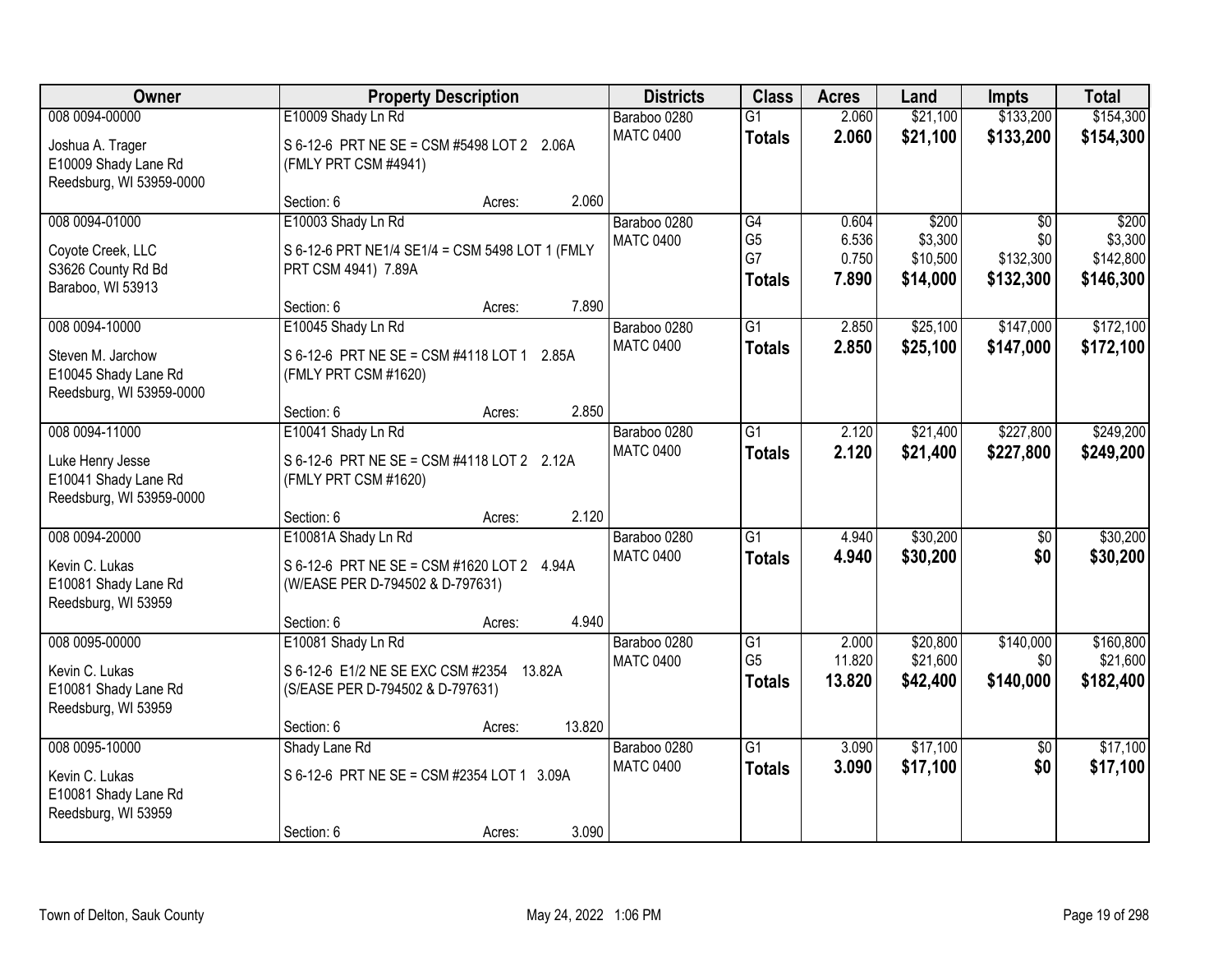| Owner | Property Description | Districts | Class | Acres | Land | Impts | Total |
|---|---|---|---|---|---|---|---|
| 008 0094-00000<br>Joshua A. Trager<br>E10009 Shady Lane Rd<br>Reedsburg, WI 53959-0000 | E10009 Shady Ln Rd<br>S 6-12-6 PRT NE SE = CSM #5498 LOT 2 2.06A (FMLY PRT CSM #4941)<br>Section: 6 Acres: 2.060 | Baraboo 0280<br>MATC 0400 | G1<br>**Totals** | 2.060<br>**2.060** | $21,100<br>**$21,100** | $133,200<br>**$133,200** | $154,300<br>**$154,300** |
| 008 0094-01000<br>Coyote Creek, LLC<br>S3626 County Rd Bd<br>Baraboo, WI 53913 | E10003 Shady Ln Rd<br>S 6-12-6 PRT NE1/4 SE1/4 = CSM 5498 LOT 1 (FMLY PRT CSM 4941) 7.89A<br>Section: 6 Acres: 7.890 | Baraboo 0280<br>MATC 0400 | G4<br>G5<br>G7<br>**Totals** | 0.604<br>6.536<br>0.750<br>**7.890** | $200<br>$3,300<br>$10,500<br>**$14,000** | $0<br>$0<br>$132,300<br>**$132,300** | $200<br>$3,300<br>$142,800<br>**$146,300** |
| 008 0094-10000<br>Steven M. Jarchow<br>E10045 Shady Lane Rd<br>Reedsburg, WI 53959-0000 | E10045 Shady Ln Rd<br>S 6-12-6 PRT NE SE = CSM #4118 LOT 1 2.85A (FMLY PRT CSM #1620)<br>Section: 6 Acres: 2.850 | Baraboo 0280<br>MATC 0400 | G1<br>**Totals** | 2.850<br>**2.850** | $25,100<br>**$25,100** | $147,000<br>**$147,000** | $172,100<br>**$172,100** |
| 008 0094-11000<br>Luke Henry Jesse<br>E10041 Shady Lane Rd<br>Reedsburg, WI 53959-0000 | E10041 Shady Ln Rd<br>S 6-12-6 PRT NE SE = CSM #4118 LOT 2 2.12A (FMLY PRT CSM #1620)<br>Section: 6 Acres: 2.120 | Baraboo 0280<br>MATC 0400 | G1<br>**Totals** | 2.120<br>**2.120** | $21,400<br>**$21,400** | $227,800<br>**$227,800** | $249,200<br>**$249,200** |
| 008 0094-20000<br>Kevin C. Lukas<br>E10081 Shady Lane Rd<br>Reedsburg, WI 53959 | E10081A Shady Ln Rd<br>S 6-12-6 PRT NE SE = CSM #1620 LOT 2 4.94A (W/EASE PER D-794502 & D-797631)<br>Section: 6 Acres: 4.940 | Baraboo 0280<br>MATC 0400 | G1<br>**Totals** | 4.940<br>**4.940** | $30,200<br>**$30,200** | $0<br>**$0** | $30,200<br>**$30,200** |
| 008 0095-00000<br>Kevin C. Lukas<br>E10081 Shady Lane Rd<br>Reedsburg, WI 53959 | E10081 Shady Ln Rd<br>S 6-12-6 E1/2 NE SE EXC CSM #2354 13.82A (S/EASE PER D-794502 & D-797631)<br>Section: 6 Acres: 13.820 | Baraboo 0280<br>MATC 0400 | G1<br>G5<br>**Totals** | 2.000<br>11.820<br>**13.820** | $20,800<br>$21,600<br>**$42,400** | $140,000<br>$0<br>**$140,000** | $160,800<br>$21,600<br>**$182,400** |
| 008 0095-10000<br>Kevin C. Lukas<br>E10081 Shady Lane Rd<br>Reedsburg, WI 53959 | Shady Lane Rd<br>S 6-12-6 PRT NE SE = CSM #2354 LOT 1 3.09A<br>Section: 6 Acres: 3.090 | Baraboo 0280<br>MATC 0400 | G1<br>**Totals** | 3.090<br>**3.090** | $17,100<br>**$17,100** | $0<br>**$0** | $17,100<br>**$17,100** |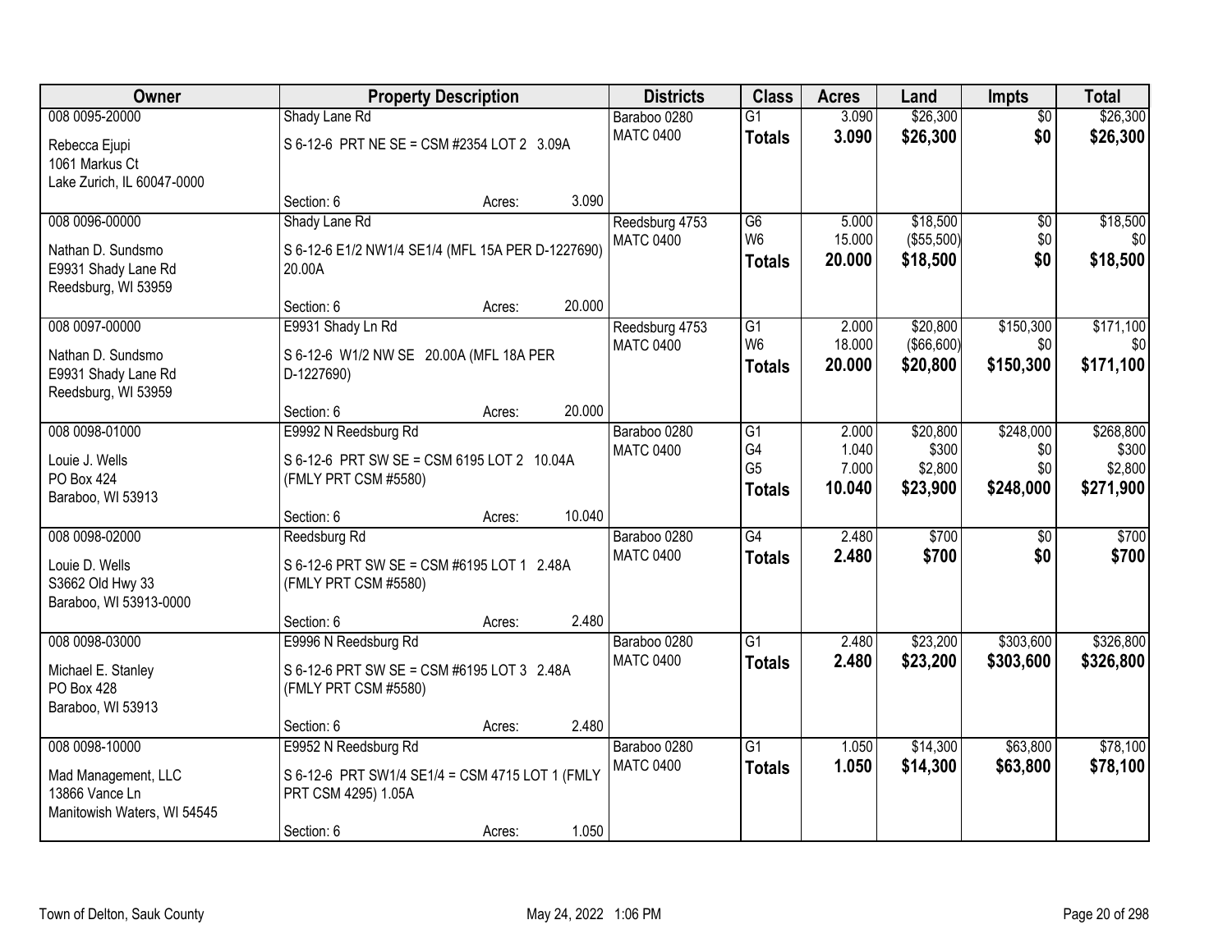| Owner | Property Description | Districts | Class | Acres | Land | Impts | Total |
|---|---|---|---|---|---|---|---|
| 008 0095-20000<br>Rebecca Ejupi<br>1061 Markus Ct<br>Lake Zurich, IL 60047-0000 | Shady Lane Rd<br>S 6-12-6 PRT NE SE = CSM #2354 LOT 2 3.09A<br>Section: 6 Acres: 3.090 | Baraboo 0280<br>MATC 0400 | G1<br>**Totals** | 3.090<br>**3.090** | $26,300<br>**$26,300** | $0<br>**$0** | $26,300<br>**$26,300** |
| 008 0096-00000<br>Nathan D. Sundsmo<br>E9931 Shady Lane Rd<br>Reedsburg, WI 53959 | Shady Lane Rd<br>S 6-12-6 E1/2 NW1/4 SE1/4 (MFL 15A PER D-1227690) 20.00A<br>Section: 6 Acres: 20.000 | Reedsburg 4753<br>MATC 0400 | G6<br>W6<br>**Totals** | 5.000<br>15.000<br>**20.000** | $18,500<br>($55,500)<br>**$18,500** | $0<br>$0<br>**$0** | $18,500<br>$0<br>**$18,500** |
| 008 0097-00000<br>Nathan D. Sundsmo<br>E9931 Shady Lane Rd<br>Reedsburg, WI 53959 | E9931 Shady Ln Rd<br>S 6-12-6 W1/2 NW SE 20.00A (MFL 18A PER D-1227690)<br>Section: 6 Acres: 20.000 | Reedsburg 4753<br>MATC 0400 | G1<br>W6<br>**Totals** | 2.000<br>18.000<br>**20.000** | $20,800<br>($66,600)<br>**$20,800** | $150,300<br>$0<br>**$150,300** | $171,100<br>$0<br>**$171,100** |
| 008 0098-01000<br>Louie J. Wells<br>PO Box 424<br>Baraboo, WI 53913 | E9992 N Reedsburg Rd<br>S 6-12-6 PRT SW SE = CSM 6195 LOT 2 10.04A (FMLY PRT CSM #5580)<br>Section: 6 Acres: 10.040 | Baraboo 0280<br>MATC 0400 | G1<br>G4<br>G5<br>**Totals** | 2.000<br>1.040<br>7.000<br>**10.040** | $20,800<br>$300<br>$2,800<br>**$23,900** | $248,000<br>$0<br>$0<br>**$248,000** | $268,800<br>$300<br>$2,800<br>**$271,900** |
| 008 0098-02000<br>Louie D. Wells<br>S3662 Old Hwy 33<br>Baraboo, WI 53913-0000 | Reedsburg Rd<br>S 6-12-6 PRT SW SE = CSM #6195 LOT 1 2.48A (FMLY PRT CSM #5580)<br>Section: 6 Acres: 2.480 | Baraboo 0280<br>MATC 0400 | G4<br>**Totals** | 2.480<br>**2.480** | $700<br>**$700** | $0<br>**$0** | $700<br>**$700** |
| 008 0098-03000<br>Michael E. Stanley<br>PO Box 428<br>Baraboo, WI 53913 | E9996 N Reedsburg Rd<br>S 6-12-6 PRT SW SE = CSM #6195 LOT 3 2.48A (FMLY PRT CSM #5580)<br>Section: 6 Acres: 2.480 | Baraboo 0280<br>MATC 0400 | G1<br>**Totals** | 2.480<br>**2.480** | $23,200<br>**$23,200** | $303,600<br>**$303,600** | $326,800<br>**$326,800** |
| 008 0098-10000<br>Mad Management, LLC<br>13866 Vance Ln<br>Manitowish Waters, WI 54545 | E9952 N Reedsburg Rd<br>S 6-12-6 PRT SW1/4 SE1/4 = CSM 4715 LOT 1 (FMLY PRT CSM 4295) 1.05A<br>Section: 6 Acres: 1.050 | Baraboo 0280<br>MATC 0400 | G1<br>**Totals** | 1.050<br>**1.050** | $14,300<br>**$14,300** | $63,800<br>**$63,800** | $78,100<br>**$78,100** |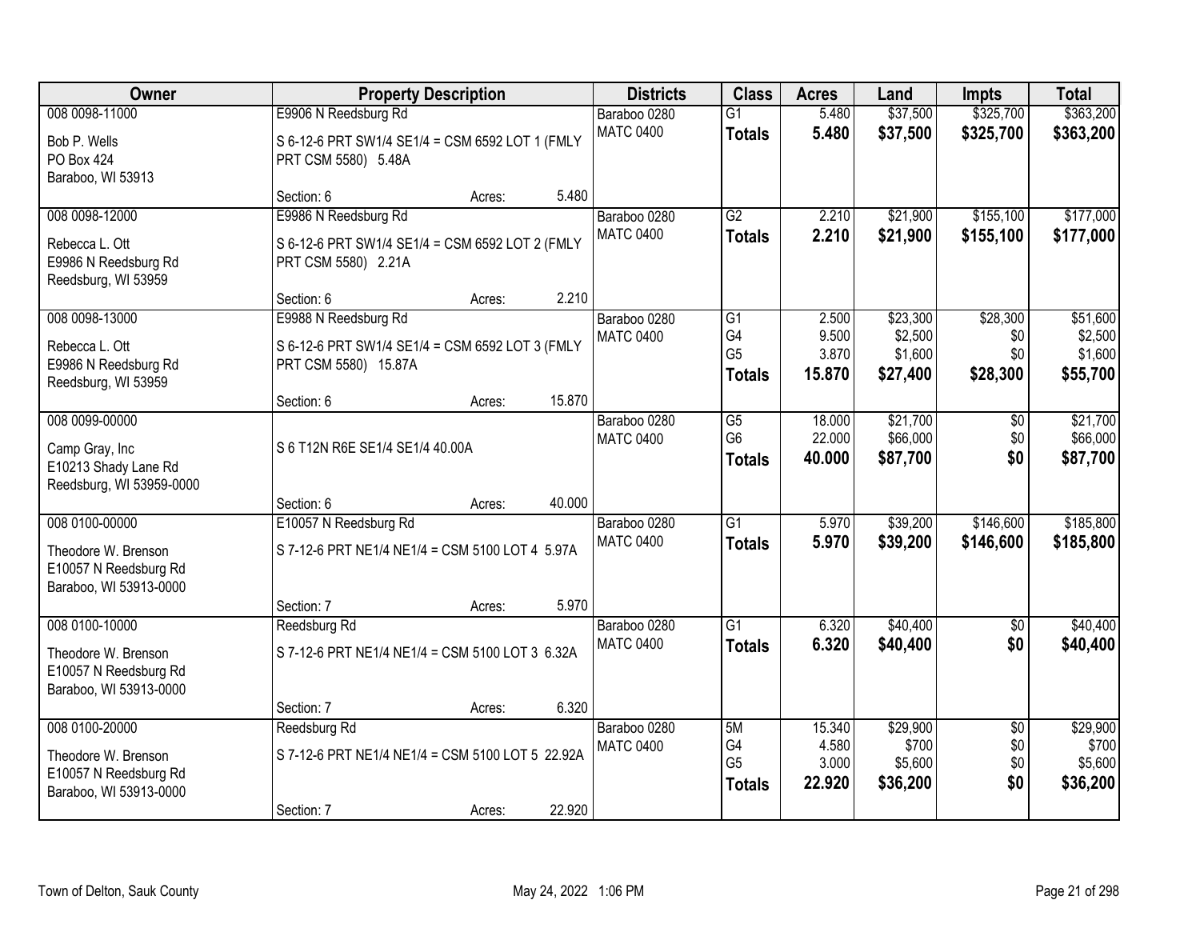| Owner | Property Description | Districts | Class | Acres | Land | Impts | Total |
|---|---|---|---|---|---|---|---|
| 008 0098-11000<br>Bob P. Wells<br>PO Box 424<br>Baraboo, WI 53913 | E9906 N Reedsburg Rd<br>S 6-12-6 PRT SW1/4 SE1/4 = CSM 6592 LOT 1 (FMLY PRT CSM 5580) 5.48A<br>Section: 6 Acres: 5.480 | Baraboo 0280<br>MATC 0400 | G1<br>**Totals** | 5.480<br>**5.480** | \$37,500<br>**\$37,500** | \$325,700<br>**\$325,700** | \$363,200<br>**\$363,200** |
| 008 0098-12000<br>Rebecca L. Ott<br>E9986 N Reedsburg Rd<br>Reedsburg, WI 53959 | E9986 N Reedsburg Rd<br>S 6-12-6 PRT SW1/4 SE1/4 = CSM 6592 LOT 2 (FMLY PRT CSM 5580) 2.21A<br>Section: 6 Acres: 2.210 | Baraboo 0280<br>MATC 0400 | G2<br>**Totals** | 2.210<br>**2.210** | \$21,900<br>**\$21,900** | \$155,100<br>**\$155,100** | \$177,000<br>**\$177,000** |
| 008 0098-13000<br>Rebecca L. Ott<br>E9986 N Reedsburg Rd<br>Reedsburg, WI 53959 | E9988 N Reedsburg Rd<br>S 6-12-6 PRT SW1/4 SE1/4 = CSM 6592 LOT 3 (FMLY PRT CSM 5580) 15.87A<br>Section: 6 Acres: 15.870 | Baraboo 0280<br>MATC 0400 | G1<br>G4<br>G5<br>**Totals** | 2.500<br>9.500<br>3.870<br>**15.870** | \$23,300<br>\$2,500<br>\$1,600<br>**\$27,400** | \$28,300<br>\$0<br>\$0<br>**\$28,300** | \$51,600<br>\$2,500<br>\$1,600<br>**\$55,700** |
| 008 0099-00000<br>Camp Gray, Inc<br>E10213 Shady Lane Rd<br>Reedsburg, WI 53959-0000 | S 6 T12N R6E SE1/4 SE1/4 40.00A<br>Section: 6 Acres: 40.000 | Baraboo 0280<br>MATC 0400 | G5<br>G6<br>**Totals** | 18.000<br>22.000<br>**40.000** | \$21,700<br>\$66,000<br>**\$87,700** | \$0<br>\$0<br>**\$0** | \$21,700<br>\$66,000<br>**\$87,700** |
| 008 0100-00000<br>Theodore W. Brenson<br>E10057 N Reedsburg Rd<br>Baraboo, WI 53913-0000 | E10057 N Reedsburg Rd<br>S 7-12-6 PRT NE1/4 NE1/4 = CSM 5100 LOT 4 5.97A<br>Section: 7 Acres: 5.970 | Baraboo 0280<br>MATC 0400 | G1<br>**Totals** | 5.970<br>**5.970** | \$39,200<br>**\$39,200** | \$146,600<br>**\$146,600** | \$185,800<br>**\$185,800** |
| 008 0100-10000<br>Theodore W. Brenson<br>E10057 N Reedsburg Rd<br>Baraboo, WI 53913-0000 | Reedsburg Rd<br>S 7-12-6 PRT NE1/4 NE1/4 = CSM 5100 LOT 3 6.32A<br>Section: 7 Acres: 6.320 | Baraboo 0280<br>MATC 0400 | G1<br>**Totals** | 6.320<br>**6.320** | \$40,400<br>**\$40,400** | \$0<br>**\$0** | \$40,400<br>**\$40,400** |
| 008 0100-20000<br>Theodore W. Brenson<br>E10057 N Reedsburg Rd<br>Baraboo, WI 53913-0000 | Reedsburg Rd<br>S 7-12-6 PRT NE1/4 NE1/4 = CSM 5100 LOT 5 22.92A<br>Section: 7 Acres: 22.920 | Baraboo 0280<br>MATC 0400 | 5M<br>G4<br>G5<br>**Totals** | 15.340<br>4.580<br>3.000<br>**22.920** | \$29,900<br>\$700<br>\$5,600<br>**\$36,200** | \$0<br>\$0<br>\$0<br>**\$0** | \$29,900<br>\$700<br>\$5,600<br>**\$36,200** |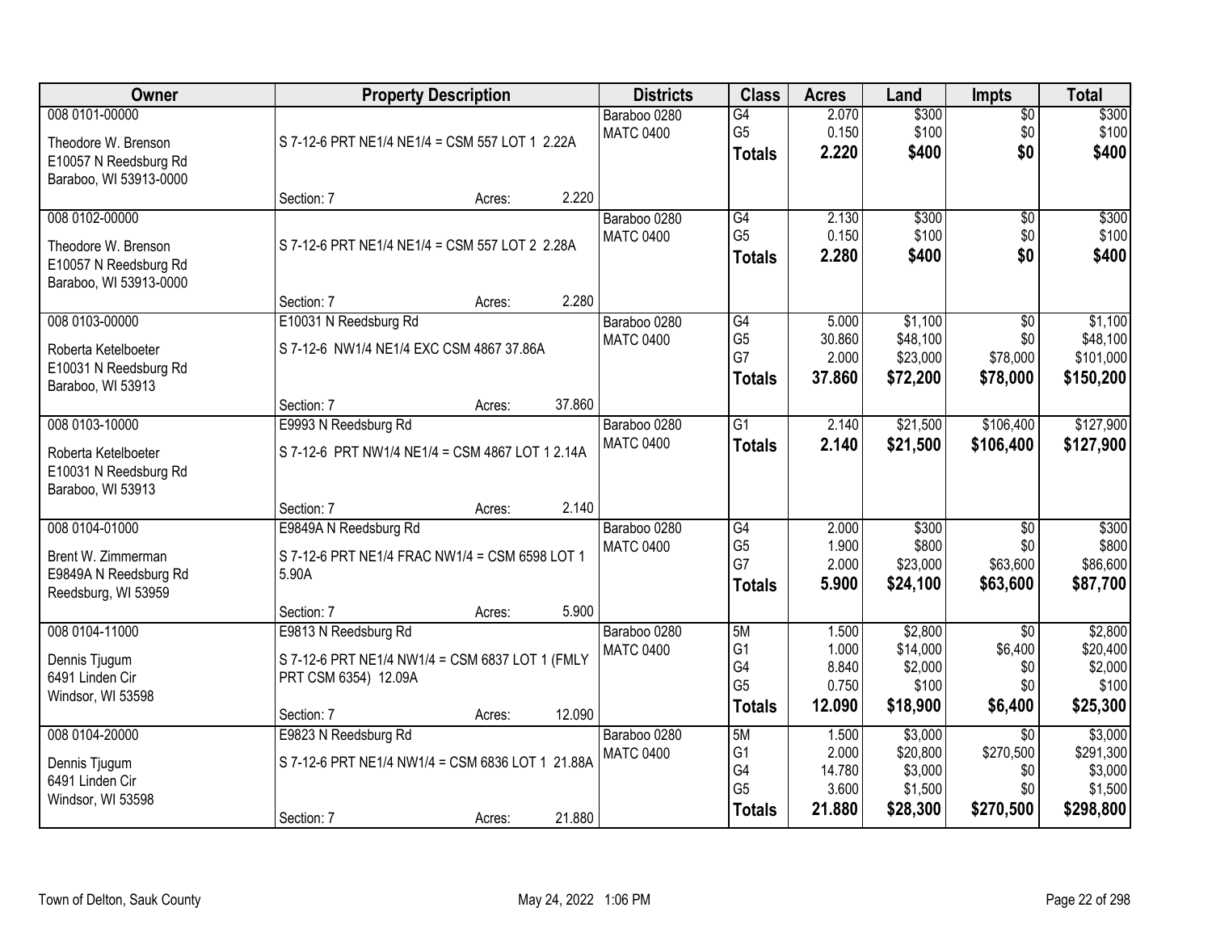| Owner | Property Description | Districts | Class | Acres | Land | Impts | Total |
|---|---|---|---|---|---|---|---|
| 008 0101-00000<br>Theodore W. Brenson<br>E10057 N Reedsburg Rd<br>Baraboo, WI 53913-0000 | S 7-12-6 PRT NE1/4 NE1/4 = CSM 557 LOT 1 2.22A<br>Section: 7 Acres: 2.220 | Baraboo 0280<br>MATC 0400 | G4<br>G5<br>**Totals** | 2.070<br>0.150<br>**2.220** | $300<br>$100<br>**$400** | $0<br>$0<br>**$0** | $300<br>$100<br>**$400** |
| 008 0102-00000<br>Theodore W. Brenson<br>E10057 N Reedsburg Rd<br>Baraboo, WI 53913-0000 | S 7-12-6 PRT NE1/4 NE1/4 = CSM 557 LOT 2 2.28A<br>Section: 7 Acres: 2.280 | Baraboo 0280<br>MATC 0400 | G4<br>G5<br>**Totals** | 2.130<br>0.150<br>**2.280** | $300<br>$100<br>**$400** | $0<br>$0<br>**$0** | $300<br>$100<br>**$400** |
| 008 0103-00000<br>Roberta Ketelboeter<br>E10031 N Reedsburg Rd<br>Baraboo, WI 53913 | E10031 N Reedsburg Rd<br>S 7-12-6 NW1/4 NE1/4 EXC CSM 4867 37.86A<br>Section: 7 Acres: 37.860 | Baraboo 0280<br>MATC 0400 | G4<br>G5<br>G7<br>**Totals** | 5.000<br>30.860<br>2.000<br>**37.860** | $1,100<br>$48,100<br>$23,000<br>**$72,200** | $0<br>$0<br>$78,000<br>**$78,000** | $1,100<br>$48,100<br>$101,000<br>**$150,200** |
| 008 0103-10000<br>Roberta Ketelboeter<br>E10031 N Reedsburg Rd<br>Baraboo, WI 53913 | E9993 N Reedsburg Rd<br>S 7-12-6 PRT NW1/4 NE1/4 = CSM 4867 LOT 1 2.14A<br>Section: 7 Acres: 2.140 | Baraboo 0280<br>MATC 0400 | G1<br>**Totals** | 2.140<br>**2.140** | $21,500<br>**$21,500** | $106,400<br>**$106,400** | $127,900<br>**$127,900** |
| 008 0104-01000<br>Brent W. Zimmerman<br>E9849A N Reedsburg Rd<br>Reedsburg, WI 53959 | E9849A N Reedsburg Rd<br>S 7-12-6 PRT NE1/4 FRAC NW1/4 = CSM 6598 LOT 1 5.90A<br>Section: 7 Acres: 5.900 | Baraboo 0280<br>MATC 0400 | G4<br>G5<br>G7<br>**Totals** | 2.000<br>1.900<br>2.000<br>**5.900** | $300<br>$800<br>$23,000<br>**$24,100** | $0<br>$0<br>$63,600<br>**$63,600** | $300<br>$800<br>$86,600<br>**$87,700** |
| 008 0104-11000<br>Dennis Tjugum<br>6491 Linden Cir<br>Windsor, WI 53598 | E9813 N Reedsburg Rd<br>S 7-12-6 PRT NE1/4 NW1/4 = CSM 6837 LOT 1 (FMLY PRT CSM 6354) 12.09A<br>Section: 7 Acres: 12.090 | Baraboo 0280<br>MATC 0400 | 5M<br>G1<br>G4<br>G5<br>**Totals** | 1.500<br>1.000<br>8.840<br>0.750<br>**12.090** | $2,800<br>$14,000<br>$2,000<br>$100<br>**$18,900** | $0<br>$6,400<br>$0<br>$0<br>**$6,400** | $2,800<br>$20,400<br>$2,000<br>$100<br>**$25,300** |
| 008 0104-20000<br>Dennis Tjugum<br>6491 Linden Cir<br>Windsor, WI 53598 | E9823 N Reedsburg Rd<br>S 7-12-6 PRT NE1/4 NW1/4 = CSM 6836 LOT 1 21.88A<br>Section: 7 Acres: 21.880 | Baraboo 0280<br>MATC 0400 | 5M<br>G1<br>G4<br>G5<br>**Totals** | 1.500<br>2.000<br>14.780<br>3.600<br>**21.880** | $3,000<br>$20,800<br>$3,000<br>$1,500<br>**$28,300** | $0<br>$270,500<br>$0<br>$0<br>**$270,500** | $3,000<br>$291,300<br>$3,000<br>$1,500<br>**$298,800** |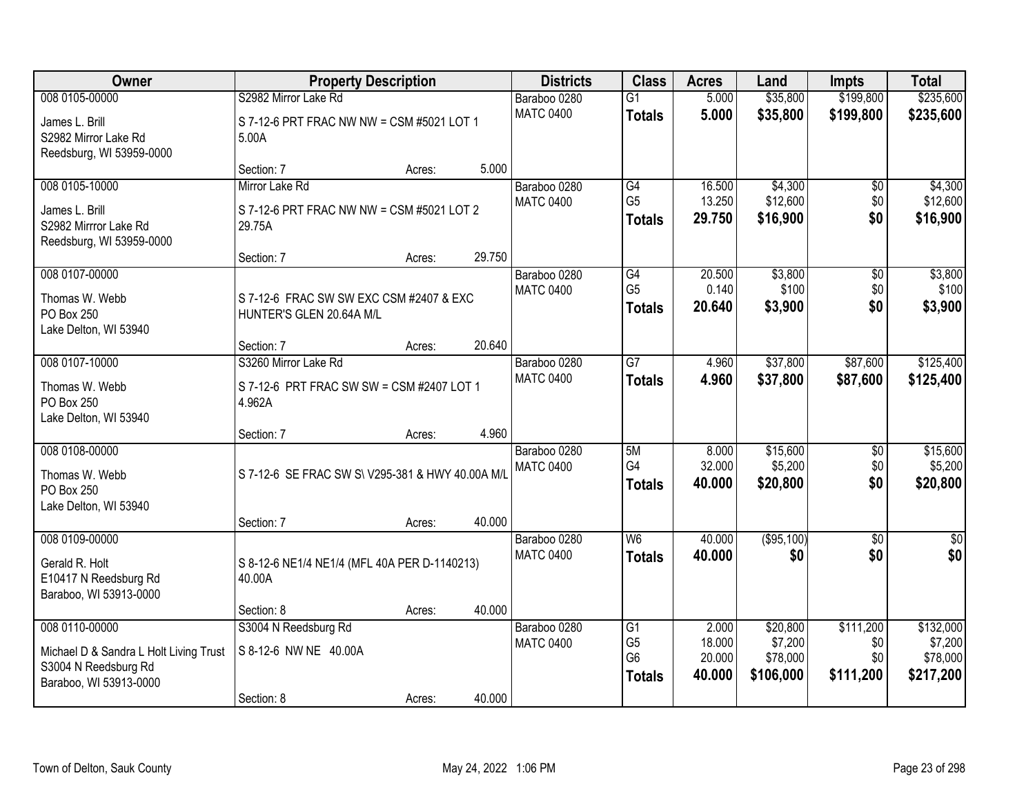| Owner | Property Description | Districts | Class | Acres | Land | Impts | Total |
|---|---|---|---|---|---|---|---|
| 008 0105-00000<br>James L. Brill<br>S2982 Mirror Lake Rd<br>Reedsburg, WI 53959-0000 | S2982 Mirror Lake Rd<br>S 7-12-6 PRT FRAC NW NW = CSM #5021 LOT 1 5.00A<br>Section: 7 Acres: 5.000 | Baraboo 0280<br>MATC 0400 | G1<br>**Totals** | 5.000<br>**5.000** | $35,800<br>**$35,800** | $199,800<br>**$199,800** | $235,600<br>**$235,600** |
| 008 0105-10000<br>James L. Brill<br>S2982 Mirrror Lake Rd<br>Reedsburg, WI 53959-0000 | Mirror Lake Rd<br>S 7-12-6 PRT FRAC NW NW = CSM #5021 LOT 2 29.75A<br>Section: 7 Acres: 29.750 | Baraboo 0280<br>MATC 0400 | G4<br>G5<br>**Totals** | 16.500<br>13.250<br>**29.750** | $4,300<br>$12,600<br>**$16,900** | $0<br>$0<br>**$0** | $4,300<br>$12,600<br>**$16,900** |
| 008 0107-00000<br>Thomas W. Webb<br>PO Box 250<br>Lake Delton, WI 53940 | S 7-12-6 FRAC SW SW EXC CSM #2407 & EXC HUNTER'S GLEN 20.64A M/L<br>Section: 7 Acres: 20.640 | Baraboo 0280<br>MATC 0400 | G4<br>G5<br>**Totals** | 20.500<br>0.140<br>**20.640** | $3,800<br>$100<br>**$3,900** | $0<br>$0<br>**$0** | $3,800<br>$100<br>**$3,900** |
| 008 0107-10000<br>Thomas W. Webb<br>PO Box 250<br>Lake Delton, WI 53940 | S3260 Mirror Lake Rd<br>S 7-12-6 PRT FRAC SW SW = CSM #2407 LOT 1 4.962A<br>Section: 7 Acres: 4.960 | Baraboo 0280<br>MATC 0400 | G7<br>**Totals** | 4.960<br>**4.960** | $37,800<br>**$37,800** | $87,600<br>**$87,600** | $125,400<br>**$125,400** |
| 008 0108-00000<br>Thomas W. Webb<br>PO Box 250<br>Lake Delton, WI 53940 | S 7-12-6 SE FRAC SW S\ V295-381 & HWY 40.00A M/L<br>Section: 7 Acres: 40.000 | Baraboo 0280<br>MATC 0400 | 5M<br>G4<br>**Totals** | 8.000<br>32.000<br>**40.000** | $15,600<br>$5,200<br>**$20,800** | $0<br>$0<br>**$0** | $15,600<br>$5,200<br>**$20,800** |
| 008 0109-00000<br>Gerald R. Holt<br>E10417 N Reedsburg Rd<br>Baraboo, WI 53913-0000 | S 8-12-6 NE1/4 NE1/4 (MFL 40A PER D-1140213) 40.00A<br>Section: 8 Acres: 40.000 | Baraboo 0280<br>MATC 0400 | W6<br>**Totals** | 40.000<br>**40.000** | ($95,100)<br>**$0** | $0<br>**$0** | $0<br>**$0** |
| 008 0110-00000<br>Michael D & Sandra L Holt Living Trust<br>S3004 N Reedsburg Rd<br>Baraboo, WI 53913-0000 | S3004 N Reedsburg Rd<br>S 8-12-6 NW NE 40.00A<br>Section: 8 Acres: 40.000 | Baraboo 0280<br>MATC 0400 | G1<br>G5<br>G6<br>**Totals** | 2.000<br>18.000<br>20.000<br>**40.000** | $20,800<br>$7,200<br>$78,000<br>**$106,000** | $111,200<br>$0<br>$0<br>**$111,200** | $132,000<br>$7,200<br>$78,000<br>**$217,200** |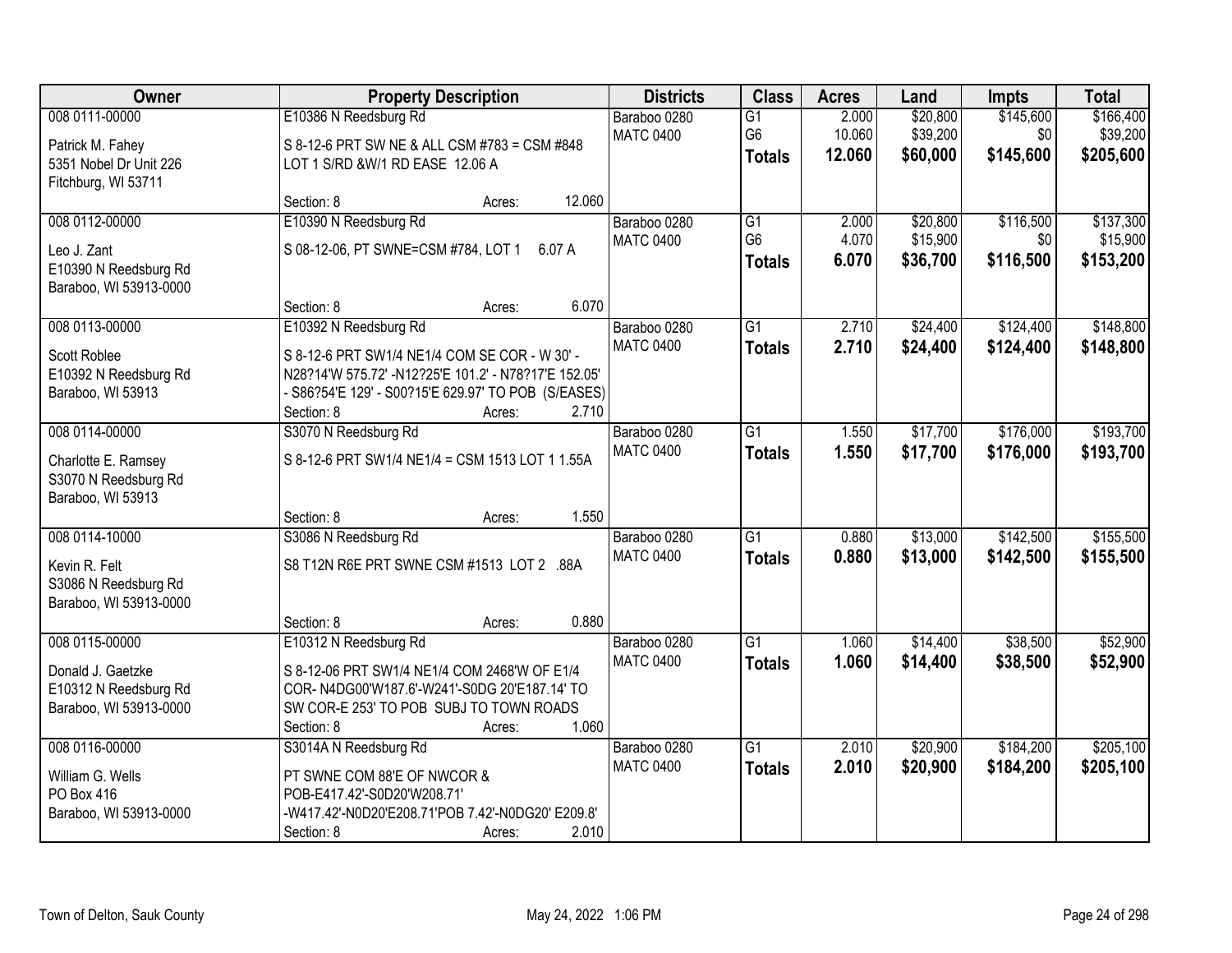| Owner | Property Description | Districts | Class | Acres | Land | Impts | Total |
|---|---|---|---|---|---|---|---|
| 008 0111-00000<br>Patrick M. Fahey<br>5351 Nobel Dr Unit 226<br>Fitchburg, WI 53711 | E10386 N Reedsburg Rd<br>S 8-12-6 PRT SW NE & ALL CSM #783 = CSM #848 LOT 1 S/RD &W/1 RD EASE 12.06 A<br>Section: 8 Acres: 12.060 | Baraboo 0280<br>MATC 0400 | G1<br>G6<br>**Totals** | 2.000<br>10.060<br>**12.060** | $20,800<br>$39,200<br>**$60,000** | $145,600<br>$0<br>**$145,600** | $166,400<br>$39,200<br>**$205,600** |
| 008 0112-00000<br>Leo J. Zant<br>E10390 N Reedsburg Rd<br>Baraboo, WI 53913-0000 | E10390 N Reedsburg Rd<br>S 08-12-06, PT SWNE=CSM #784, LOT 1 6.07 A<br>Section: 8 Acres: 6.070 | Baraboo 0280<br>MATC 0400 | G1<br>G6<br>**Totals** | 2.000<br>4.070<br>**6.070** | $20,800<br>$15,900<br>**$36,700** | $116,500<br>$0<br>**$116,500** | $137,300<br>$15,900<br>**$153,200** |
| 008 0113-00000<br>Scott Roblee<br>E10392 N Reedsburg Rd<br>Baraboo, WI 53913 | E10392 N Reedsburg Rd<br>S 8-12-6 PRT SW1/4 NE1/4 COM SE COR - W 30' - N28?14'W 575.72' -N12?25'E 101.2' - N78?17'E 152.05' - S86?54'E 129' - S00?15'E 629.97' TO POB (S/EASES)<br>Section: 8 Acres: 2.710 | Baraboo 0280<br>MATC 0400 | G1<br>**Totals** | 2.710<br>**2.710** | $24,400<br>**$24,400** | $124,400<br>**$124,400** | $148,800<br>**$148,800** |
| 008 0114-00000<br>Charlotte E. Ramsey<br>S3070 N Reedsburg Rd<br>Baraboo, WI 53913 | S3070 N Reedsburg Rd<br>S 8-12-6 PRT SW1/4 NE1/4 = CSM 1513 LOT 1 1.55A<br>Section: 8 Acres: 1.550 | Baraboo 0280<br>MATC 0400 | G1<br>**Totals** | 1.550<br>**1.550** | $17,700<br>**$17,700** | $176,000<br>**$176,000** | $193,700<br>**$193,700** |
| 008 0114-10000<br>Kevin R. Felt<br>S3086 N Reedsburg Rd<br>Baraboo, WI 53913-0000 | S3086 N Reedsburg Rd<br>S8 T12N R6E PRT SWNE CSM #1513 LOT 2 .88A<br>Section: 8 Acres: 0.880 | Baraboo 0280<br>MATC 0400 | G1<br>**Totals** | 0.880<br>**0.880** | $13,000<br>**$13,000** | $142,500<br>**$142,500** | $155,500<br>**$155,500** |
| 008 0115-00000<br>Donald J. Gaetzke<br>E10312 N Reedsburg Rd<br>Baraboo, WI 53913-0000 | E10312 N Reedsburg Rd<br>S 8-12-06 PRT SW1/4 NE1/4 COM 2468'W OF E1/4 COR- N4DG00'W187.6'-W241'-S0DG 20'E187.14' TO SW COR-E 253' TO POB SUBJ TO TOWN ROADS<br>Section: 8 Acres: 1.060 | Baraboo 0280<br>MATC 0400 | G1<br>**Totals** | 1.060<br>**1.060** | $14,400<br>**$14,400** | $38,500<br>**$38,500** | $52,900<br>**$52,900** |
| 008 0116-00000<br>William G. Wells<br>PO Box 416<br>Baraboo, WI 53913-0000 | S3014A N Reedsburg Rd<br>PT SWNE COM 88'E OF NWCOR & POB-E417.42'-S0D20'W208.71' -W417.42'-N0D20'E208.71'POB 7.42'-N0DG20' E209.8'<br>Section: 8 Acres: 2.010 | Baraboo 0280<br>MATC 0400 | G1<br>**Totals** | 2.010<br>**2.010** | $20,900<br>**$20,900** | $184,200<br>**$184,200** | $205,100<br>**$205,100** |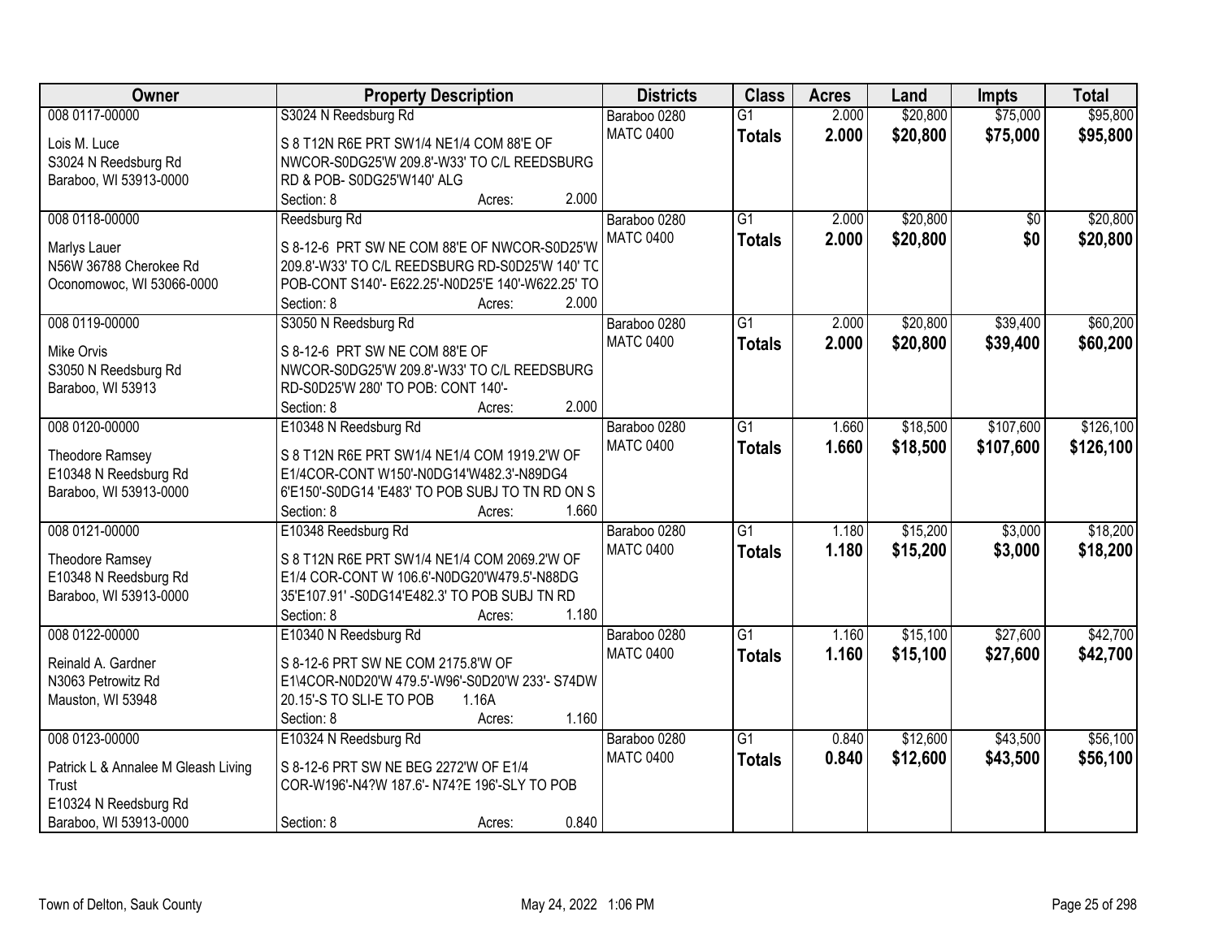| Owner | Property Description | Districts | Class | Acres | Land | Impts | Total |
|---|---|---|---|---|---|---|---|
| 008 0117-00000<br>Lois M. Luce<br>S3024 N Reedsburg Rd<br>Baraboo, WI 53913-0000 | S3024 N Reedsburg Rd<br>S 8 T12N R6E PRT SW1/4 NE1/4 COM 88'E OF NWCOR-S0DG25'W 209.8'-W33' TO C/L REEDSBURG RD & POB- S0DG25'W140' ALG<br>Section: 8 Acres: 2.000 | Baraboo 0280<br>MATC 0400 | G1<br>**Totals** | 2.000<br>**2.000** | $20,800<br>**$20,800** | $75,000<br>**$75,000** | $95,800<br>**$95,800** |
| 008 0118-00000<br>Marlys Lauer<br>N56W 36788 Cherokee Rd<br>Oconomowoc, WI 53066-0000 | Reedsburg Rd<br>S 8-12-6 PRT SW NE COM 88'E OF NWCOR-S0D25'W 209.8'-W33' TO C/L REEDSBURG RD-S0D25'W 140' TO POB-CONT S140'- E622.25'-N0D25'E 140'-W622.25' TO<br>Section: 8 Acres: 2.000 | Baraboo 0280<br>MATC 0400 | G1<br>**Totals** | 2.000<br>**2.000** | $20,800<br>**$20,800** | $0<br>**$0** | $20,800<br>**$20,800** |
| 008 0119-00000<br>Mike Orvis<br>S3050 N Reedsburg Rd<br>Baraboo, WI 53913 | S3050 N Reedsburg Rd<br>S 8-12-6 PRT SW NE COM 88'E OF NWCOR-S0DG25'W 209.8'-W33' TO C/L REEDSBURG RD-S0D25'W 280' TO POB: CONT 140'-<br>Section: 8 Acres: 2.000 | Baraboo 0280<br>MATC 0400 | G1<br>**Totals** | 2.000<br>**2.000** | $20,800<br>**$20,800** | $39,400<br>**$39,400** | $60,200<br>**$60,200** |
| 008 0120-00000<br>Theodore Ramsey<br>E10348 N Reedsburg Rd<br>Baraboo, WI 53913-0000 | E10348 N Reedsburg Rd<br>S 8 T12N R6E PRT SW1/4 NE1/4 COM 1919.2'W OF E1/4COR-CONT W150'-N0DG14'W482.3'-N89DG4 6'E150'-S0DG14 'E483' TO POB SUBJ TO TN RD ON S<br>Section: 8 Acres: 1.660 | Baraboo 0280<br>MATC 0400 | G1<br>**Totals** | 1.660<br>**1.660** | $18,500<br>**$18,500** | $107,600<br>**$107,600** | $126,100<br>**$126,100** |
| 008 0121-00000<br>Theodore Ramsey<br>E10348 N Reedsburg Rd<br>Baraboo, WI 53913-0000 | E10348 Reedsburg Rd<br>S 8 T12N R6E PRT SW1/4 NE1/4 COM 2069.2'W OF E1/4 COR-CONT W 106.6'-N0DG20'W479.5'-N88DG 35'E107.91' -S0DG14'E482.3' TO POB SUBJ TN RD<br>Section: 8 Acres: 1.180 | Baraboo 0280<br>MATC 0400 | G1<br>**Totals** | 1.180<br>**1.180** | $15,200<br>**$15,200** | $3,000<br>**$3,000** | $18,200<br>**$18,200** |
| 008 0122-00000<br>Reinald A. Gardner<br>N3063 Petrowitz Rd<br>Mauston, WI 53948 | E10340 N Reedsburg Rd<br>S 8-12-6 PRT SW NE COM 2175.8'W OF E1\4COR-N0D20'W 479.5'-W96'-S0D20'W 233'- S74DW 20.15'-S TO SLI-E TO POB 1.16A<br>Section: 8 Acres: 1.160 | Baraboo 0280<br>MATC 0400 | G1<br>**Totals** | 1.160<br>**1.160** | $15,100<br>**$15,100** | $27,600<br>**$27,600** | $42,700<br>**$42,700** |
| 008 0123-00000<br>Patrick L & Annalee M Gleash Living Trust<br>E10324 N Reedsburg Rd<br>Baraboo, WI 53913-0000 | E10324 N Reedsburg Rd<br>S 8-12-6 PRT SW NE BEG 2272'W OF E1/4 COR-W196'-N4?W 187.6'- N74?E 196'-SLY TO POB<br>Section: 8 Acres: 0.840 | Baraboo 0280<br>MATC 0400 | G1<br>**Totals** | 0.840<br>**0.840** | $12,600<br>**$12,600** | $43,500<br>**$43,500** | $56,100<br>**$56,100** |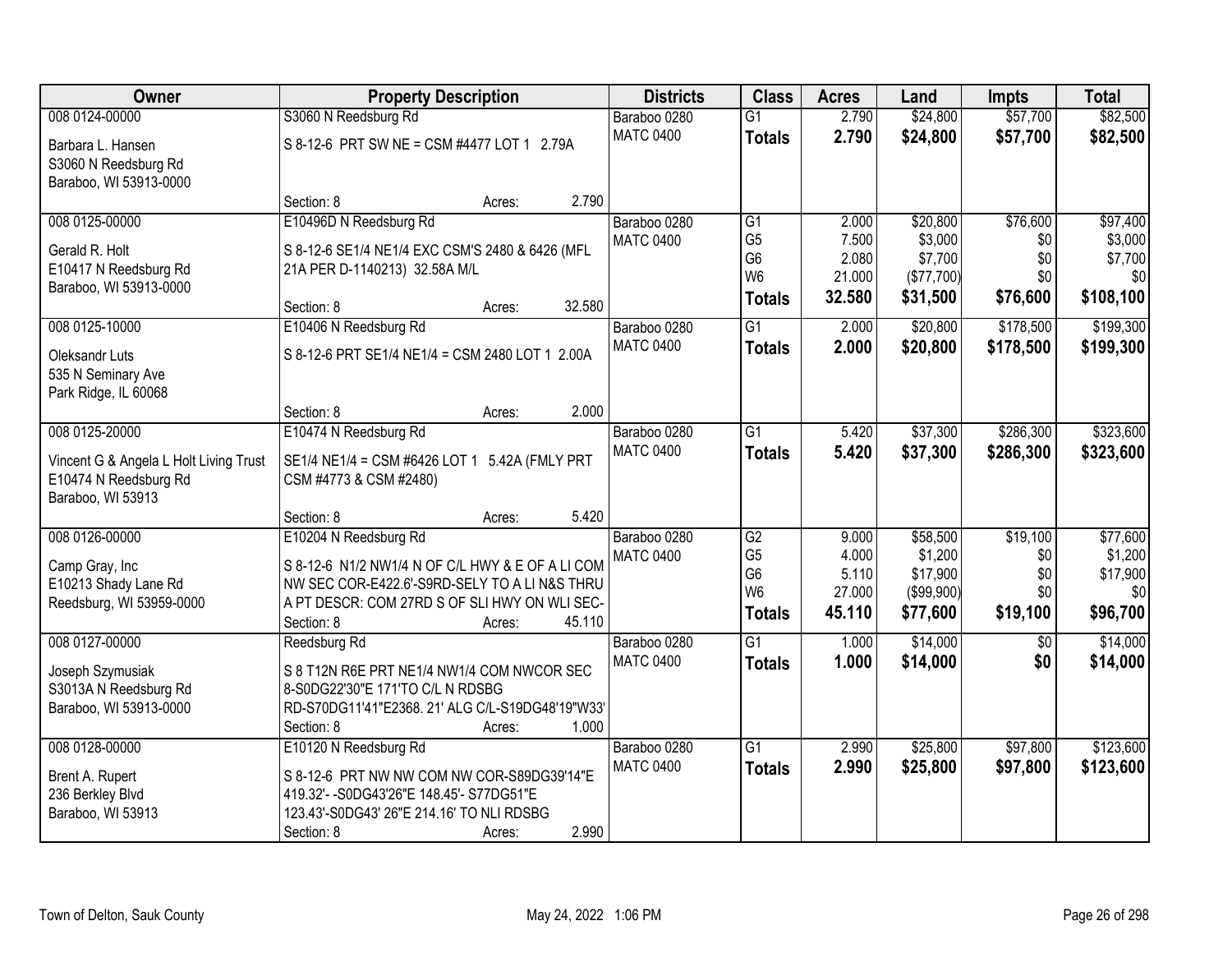| Owner | Property Description | Districts | Class | Acres | Land | Impts | Total |
|---|---|---|---|---|---|---|---|
| 008 0124-00000<br>Barbara L. Hansen<br>S3060 N Reedsburg Rd<br>Baraboo, WI 53913-0000 | S3060 N Reedsburg Rd<br>S 8-12-6 PRT SW NE = CSM #4477 LOT 1 2.79A<br>Section: 8 Acres: 2.790 | Baraboo 0280<br>MATC 0400 | G1<br>**Totals** | 2.790<br>**2.790** | $24,800<br>**$24,800** | $57,700<br>**$57,700** | $82,500<br>**$82,500** |
| 008 0125-00000<br>Gerald R. Holt<br>E10417 N Reedsburg Rd<br>Baraboo, WI 53913-0000 | E10496D N Reedsburg Rd<br>S 8-12-6 SE1/4 NE1/4 EXC CSM'S 2480 & 6426 (MFL 21A PER D-1140213) 32.58A M/L<br>Section: 8 Acres: 32.580 | Baraboo 0280<br>MATC 0400 | G1<br>G5<br>G6<br>W6<br>**Totals** | 2.000<br>7.500<br>2.080<br>21.000<br>**32.580** | $20,800<br>$3,000<br>$7,700<br>($77,700)<br>**$31,500** | $76,600<br>$0<br>$0<br>$0<br>**$76,600** | $97,400<br>$3,000<br>$7,700<br>$0<br>**$108,100** |
| 008 0125-10000<br>Oleksandr Luts<br>535 N Seminary Ave<br>Park Ridge, IL 60068 | E10406 N Reedsburg Rd<br>S 8-12-6 PRT SE1/4 NE1/4 = CSM 2480 LOT 1 2.00A<br>Section: 8 Acres: 2.000 | Baraboo 0280<br>MATC 0400 | G1<br>**Totals** | 2.000<br>**2.000** | $20,800<br>**$20,800** | $178,500<br>**$178,500** | $199,300<br>**$199,300** |
| 008 0125-20000<br>Vincent G & Angela L Holt Living Trust<br>E10474 N Reedsburg Rd<br>Baraboo, WI 53913 | E10474 N Reedsburg Rd<br>SE1/4 NE1/4 = CSM #6426 LOT 1 5.42A (FMLY PRT CSM #4773 & CSM #2480)<br>Section: 8 Acres: 5.420 | Baraboo 0280<br>MATC 0400 | G1<br>**Totals** | 5.420<br>**5.420** | $37,300<br>**$37,300** | $286,300<br>**$286,300** | $323,600<br>**$323,600** |
| 008 0126-00000<br>Camp Gray, Inc<br>E10213 Shady Lane Rd<br>Reedsburg, WI 53959-0000 | E10204 N Reedsburg Rd<br>S 8-12-6 N1/2 NW1/4 N OF C/L HWY & E OF A LI COM NW SEC COR-E422.6'-S9RD-SELY TO A LI N&S THRU A PT DESCR: COM 27RD S OF SLI HWY ON WLI SEC-<br>Section: 8 Acres: 45.110 | Baraboo 0280<br>MATC 0400 | G2<br>G5<br>G6<br>W6<br>**Totals** | 9.000<br>4.000<br>5.110<br>27.000<br>**45.110** | $58,500<br>$1,200<br>$17,900<br>($99,900)<br>**$77,600** | $19,100<br>$0<br>$0<br>$0<br>**$19,100** | $77,600<br>$1,200<br>$17,900<br>$0<br>**$96,700** |
| 008 0127-00000<br>Joseph Szymusiak<br>S3013A N Reedsburg Rd<br>Baraboo, WI 53913-0000 | Reedsburg Rd<br>S 8 T12N R6E PRT NE1/4 NW1/4 COM NWCOR SEC 8-S0DG22'30"E 171'TO C/L N RDSBG RD-S70DG11'41"E2368. 21' ALG C/L-S19DG48'19"W33'<br>Section: 8 Acres: 1.000 | Baraboo 0280<br>MATC 0400 | G1<br>**Totals** | 1.000<br>**1.000** | $14,000<br>**$14,000** | $0<br>**$0** | $14,000<br>**$14,000** |
| 008 0128-00000<br>Brent A. Rupert<br>236 Berkley Blvd<br>Baraboo, WI 53913 | E10120 N Reedsburg Rd<br>S 8-12-6 PRT NW NW COM NW COR-S89DG39'14"E 419.32'- -S0DG43'26"E 148.45'- S77DG51"E 123.43'-S0DG43' 26"E 214.16' TO NLI RDSBG<br>Section: 8 Acres: 2.990 | Baraboo 0280<br>MATC 0400 | G1<br>**Totals** | 2.990<br>**2.990** | $25,800<br>**$25,800** | $97,800<br>**$97,800** | $123,600<br>**$123,600** |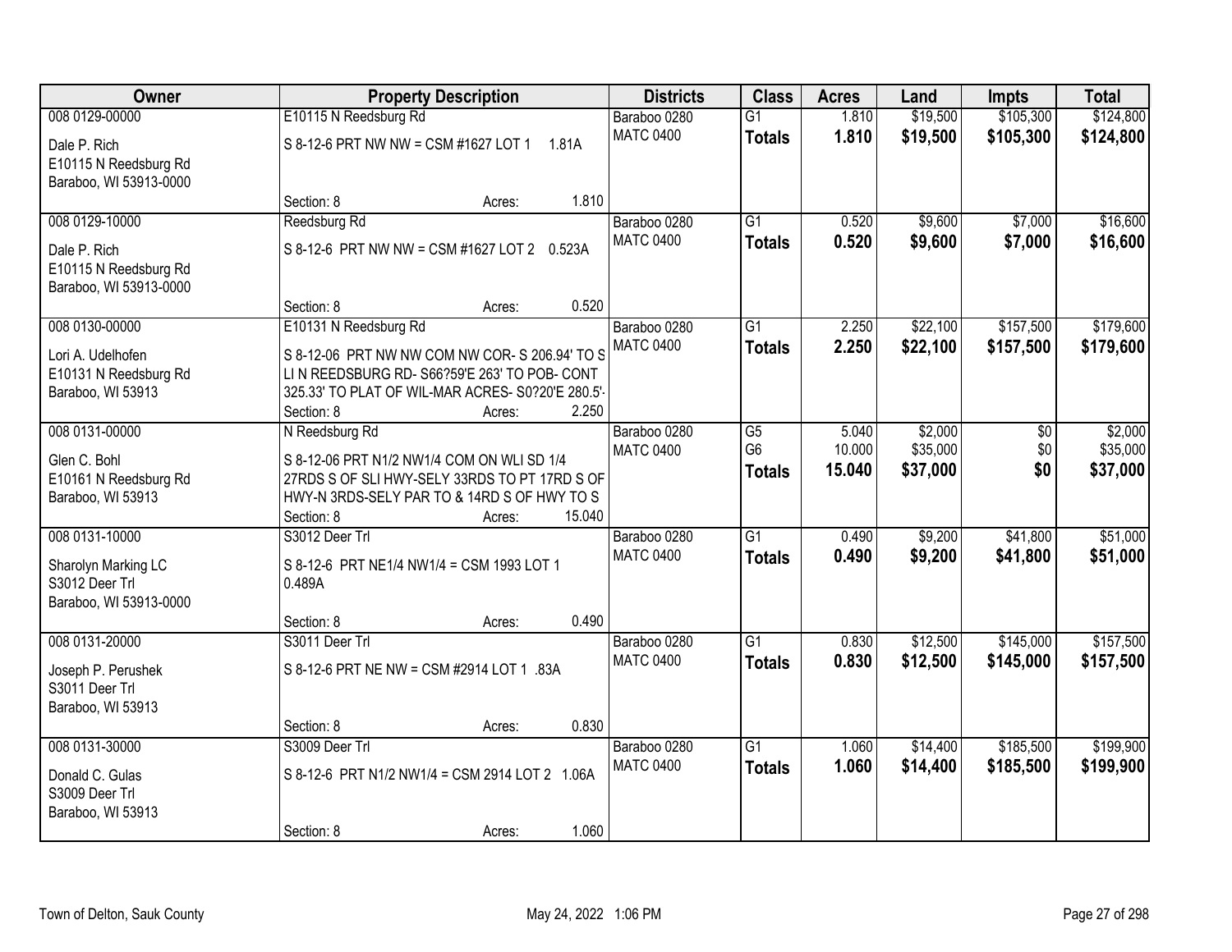| Owner | Property Description | Districts | Class | Acres | Land | Impts | Total |
|---|---|---|---|---|---|---|---|
| 008 0129-00000<br>Dale P. Rich<br>E10115 N Reedsburg Rd<br>Baraboo, WI 53913-0000 | E10115 N Reedsburg Rd<br>S 8-12-6 PRT NW NW = CSM #1627 LOT 1 1.81A<br>Section: 8 Acres: 1.810 | Baraboo 0280<br>MATC 0400 | G1<br>**Totals** | 1.810<br>**1.810** | $19,500<br>**$19,500** | $105,300<br>**$105,300** | $124,800<br>**$124,800** |
| 008 0129-10000<br>Dale P. Rich<br>E10115 N Reedsburg Rd<br>Baraboo, WI 53913-0000 | Reedsburg Rd<br>S 8-12-6 PRT NW NW = CSM #1627 LOT 2 0.523A<br>Section: 8 Acres: 0.520 | Baraboo 0280<br>MATC 0400 | G1<br>**Totals** | 0.520<br>**0.520** | $9,600<br>**$9,600** | $7,000<br>**$7,000** | $16,600<br>**$16,600** |
| 008 0130-00000<br>Lori A. Udelhofen<br>E10131 N Reedsburg Rd<br>Baraboo, WI 53913 | E10131 N Reedsburg Rd<br>S 8-12-06 PRT NW NW COM NW COR- S 206.94' TO S LI N REEDSBURG RD- S66?59'E 263' TO POB- CONT 325.33' TO PLAT OF WIL-MAR ACRES- S0?20'E 280.5'-<br>Section: 8 Acres: 2.250 | Baraboo 0280<br>MATC 0400 | G1<br>**Totals** | 2.250<br>**2.250** | $22,100<br>**$22,100** | $157,500<br>**$157,500** | $179,600<br>**$179,600** |
| 008 0131-00000<br>Glen C. Bohl<br>E10161 N Reedsburg Rd<br>Baraboo, WI 53913 | N Reedsburg Rd<br>S 8-12-06 PRT N1/2 NW1/4 COM ON WLI SD 1/4 27RDS S OF SLI HWY-SELY 33RDS TO PT 17RD S OF HWY-N 3RDS-SELY PAR TO & 14RD S OF HWY TO S<br>Section: 8 Acres: 15.040 | Baraboo 0280<br>MATC 0400 | G5<br>G6<br>**Totals** | 5.040<br>10.000<br>**15.040** | $2,000<br>$35,000<br>**$37,000** | $0<br>$0<br>**$0** | $2,000<br>$35,000<br>**$37,000** |
| 008 0131-10000<br>Sharolyn Marking LC<br>S3012 Deer Trl<br>Baraboo, WI 53913-0000 | S3012 Deer Trl<br>S 8-12-6 PRT NE1/4 NW1/4 = CSM 1993 LOT 1 0.489A<br>Section: 8 Acres: 0.490 | Baraboo 0280<br>MATC 0400 | G1<br>**Totals** | 0.490<br>**0.490** | $9,200<br>**$9,200** | $41,800<br>**$41,800** | $51,000<br>**$51,000** |
| 008 0131-20000<br>Joseph P. Perushek<br>S3011 Deer Trl<br>Baraboo, WI 53913 | S3011 Deer Trl<br>S 8-12-6 PRT NE NW = CSM #2914 LOT 1 .83A<br>Section: 8 Acres: 0.830 | Baraboo 0280<br>MATC 0400 | G1<br>**Totals** | 0.830<br>**0.830** | $12,500<br>**$12,500** | $145,000<br>**$145,000** | $157,500<br>**$157,500** |
| 008 0131-30000<br>Donald C. Gulas<br>S3009 Deer Trl<br>Baraboo, WI 53913 | S3009 Deer Trl<br>S 8-12-6 PRT N1/2 NW1/4 = CSM 2914 LOT 2 1.06A<br>Section: 8 Acres: 1.060 | Baraboo 0280<br>MATC 0400 | G1<br>**Totals** | 1.060<br>**1.060** | $14,400<br>**$14,400** | $185,500<br>**$185,500** | $199,900<br>**$199,900** |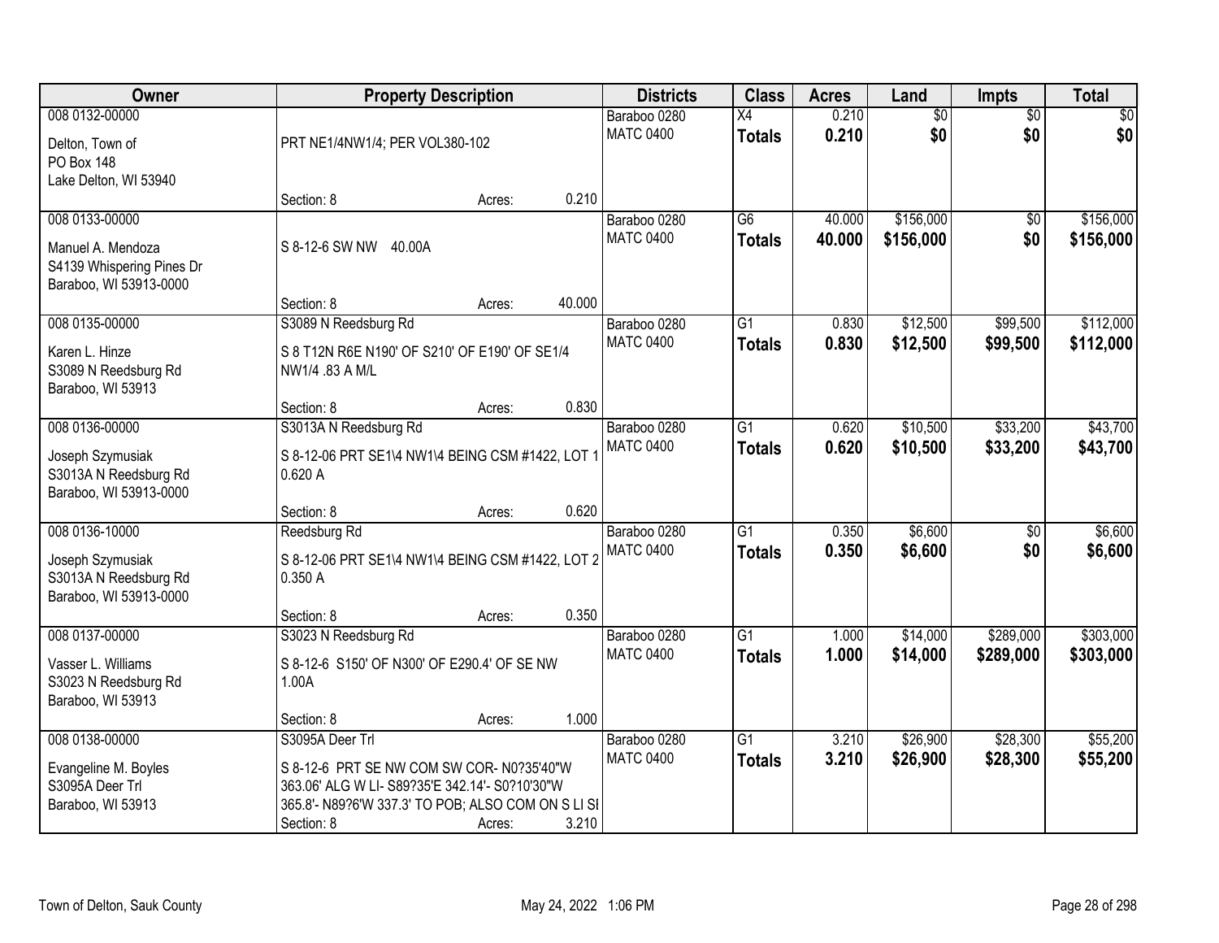| Owner | Property Description | | | Districts | Class | Acres | Land | Impts | Total |
|---|---|---|---|---|---|---|---|---|---|
| 008 0132-00000<br>Delton, Town of<br>PO Box 148<br>Lake Delton, WI 53940 | PRT NE1/4NW1/4; PER VOL380-102<br>Section: 8 | Acres: | 0.210 | Baraboo 0280<br>MATC 0400 | X4<br>**Totals** | 0.210<br>**0.210** | $0<br>**$0** | $0<br>**$0** | $0<br>**$0** |
| 008 0133-00000<br>Manuel A. Mendoza<br>S4139 Whispering Pines Dr<br>Baraboo, WI 53913-0000 | S 8-12-6 SW NW 40.00A<br>Section: 8 | Acres: | 40.000 | Baraboo 0280<br>MATC 0400 | G6<br>**Totals** | 40.000<br>**40.000** | $156,000<br>**$156,000** | $0<br>**$0** | $156,000<br>**$156,000** |
| 008 0135-00000<br>Karen L. Hinze<br>S3089 N Reedsburg Rd<br>Baraboo, WI 53913 | S3089 N Reedsburg Rd<br>S 8 T12N R6E N190' OF S210' OF E190' OF SE1/4 NW1/4 .83 A M/L<br>Section: 8 | Acres: | 0.830 | Baraboo 0280<br>MATC 0400 | G1<br>**Totals** | 0.830<br>**0.830** | $12,500<br>**$12,500** | $99,500<br>**$99,500** | $112,000<br>**$112,000** |
| 008 0136-00000<br>Joseph Szymusiak<br>S3013A N Reedsburg Rd<br>Baraboo, WI 53913-0000 | S3013A N Reedsburg Rd<br>S 8-12-06 PRT SE1\4 NW1\4 BEING CSM #1422, LOT 1 0.620 A<br>Section: 8 | Acres: | 0.620 | Baraboo 0280<br>MATC 0400 | G1<br>**Totals** | 0.620<br>**0.620** | $10,500<br>**$10,500** | $33,200<br>**$33,200** | $43,700<br>**$43,700** |
| 008 0136-10000<br>Joseph Szymusiak<br>S3013A N Reedsburg Rd<br>Baraboo, WI 53913-0000 | Reedsburg Rd<br>S 8-12-06 PRT SE1\4 NW1\4 BEING CSM #1422, LOT 2 0.350 A<br>Section: 8 | Acres: | 0.350 | Baraboo 0280<br>MATC 0400 | G1<br>**Totals** | 0.350<br>**0.350** | $6,600<br>**$6,600** | $0<br>**$0** | $6,600<br>**$6,600** |
| 008 0137-00000<br>Vasser L. Williams<br>S3023 N Reedsburg Rd<br>Baraboo, WI 53913 | S3023 N Reedsburg Rd<br>S 8-12-6 S150' OF N300' OF E290.4' OF SE NW 1.00A<br>Section: 8 | Acres: | 1.000 | Baraboo 0280<br>MATC 0400 | G1<br>**Totals** | 1.000<br>**1.000** | $14,000<br>**$14,000** | $289,000<br>**$289,000** | $303,000<br>**$303,000** |
| 008 0138-00000<br>Evangeline M. Boyles<br>S3095A Deer Trl<br>Baraboo, WI 53913 | S3095A Deer Trl<br>S 8-12-6 PRT SE NW COM SW COR- N0?35'40"W 363.06' ALG W LI- S89?35'E 342.14'- S0?10'30"W 365.8'- N89?6'W 337.3' TO POB; ALSO COM ON S LI SI<br>Section: 8 | Acres: | 3.210 | Baraboo 0280<br>MATC 0400 | G1<br>**Totals** | 3.210<br>**3.210** | $26,900<br>**$26,900** | $28,300<br>**$28,300** | $55,200<br>**$55,200** |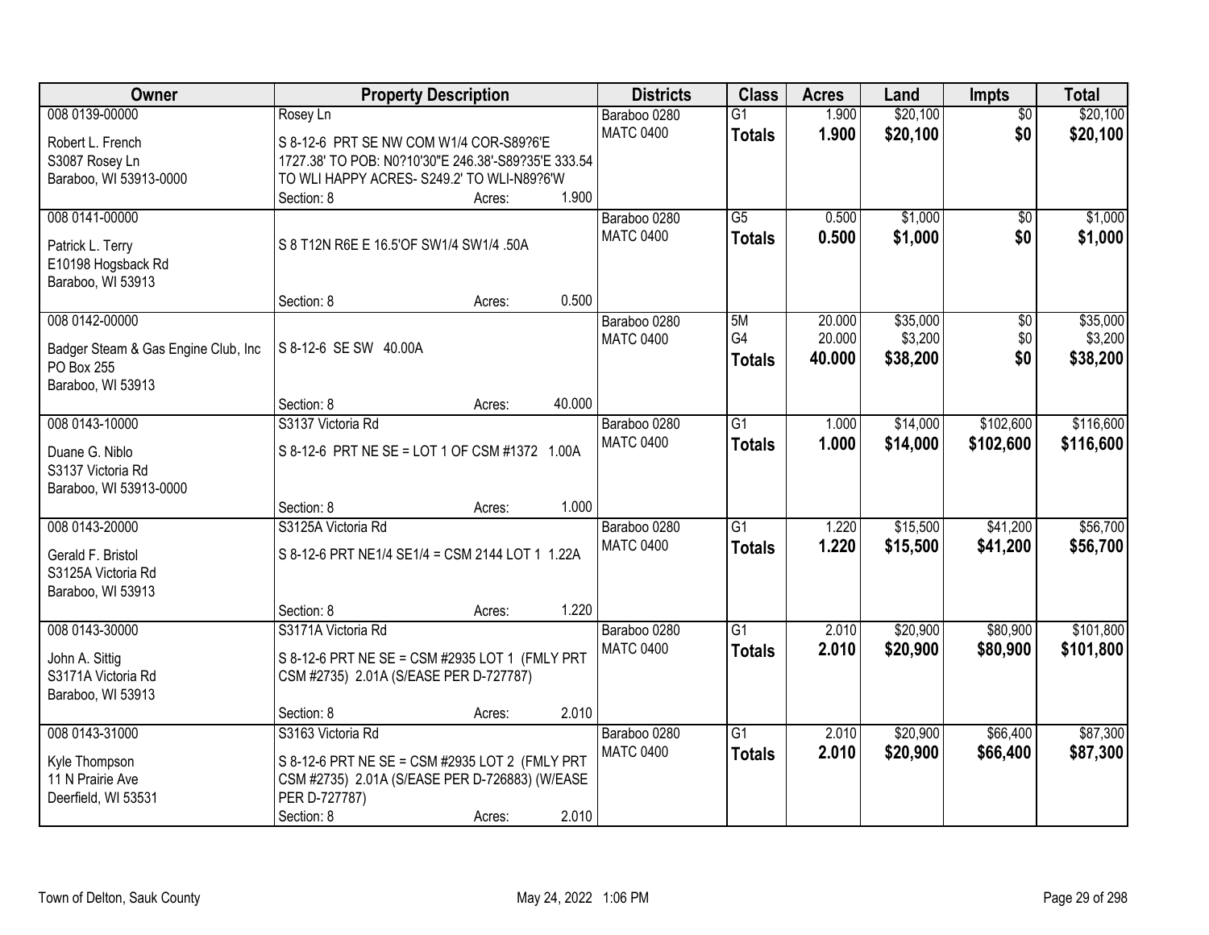| Owner | Property Description | Districts | Class | Acres | Land | Impts | Total |
|---|---|---|---|---|---|---|---|
| 008 0139-00000<br>Robert L. French<br>S3087 Rosey Ln<br>Baraboo, WI 53913-0000 | Rosey Ln<br>S 8-12-6 PRT SE NW COM W1/4 COR-S89?6'E 1727.38' TO POB: N0?10'30"E 246.38'-S89?35'E 333.54 TO WLI HAPPY ACRES- S249.2' TO WLI-N89?6'W<br>Section: 8 Acres: 1.900 | Baraboo 0280<br>MATC 0400 | G1<br>**Totals** | 1.900<br>**1.900** | $20,100<br>**$20,100** | $0<br>**$0** | $20,100<br>**$20,100** |
| 008 0141-00000<br>Patrick L. Terry<br>E10198 Hogsback Rd<br>Baraboo, WI 53913 | S 8 T12N R6E E 16.5'OF SW1/4 SW1/4 .50A<br>Section: 8 Acres: 0.500 | Baraboo 0280<br>MATC 0400 | G5<br>**Totals** | 0.500<br>**0.500** | $1,000<br>**$1,000** | $0<br>**$0** | $1,000<br>**$1,000** |
| 008 0142-00000<br>Badger Steam & Gas Engine Club, Inc<br>PO Box 255<br>Baraboo, WI 53913 | S 8-12-6 SE SW 40.00A<br>Section: 8 Acres: 40.000 | Baraboo 0280<br>MATC 0400 | 5M<br>G4<br>**Totals** | 20.000<br>20.000<br>**40.000** | $35,000<br>$3,200<br>**$38,200** | $0<br>$0<br>**$0** | $35,000<br>$3,200<br>**$38,200** |
| 008 0143-10000<br>Duane G. Niblo<br>S3137 Victoria Rd<br>Baraboo, WI 53913-0000 | S3137 Victoria Rd<br>S 8-12-6 PRT NE SE = LOT 1 OF CSM #1372 1.00A<br>Section: 8 Acres: 1.000 | Baraboo 0280<br>MATC 0400 | G1<br>**Totals** | 1.000<br>**1.000** | $14,000<br>**$14,000** | $102,600<br>**$102,600** | $116,600<br>**$116,600** |
| 008 0143-20000<br>Gerald F. Bristol<br>S3125A Victoria Rd<br>Baraboo, WI 53913 | S3125A Victoria Rd<br>S 8-12-6 PRT NE1/4 SE1/4 = CSM 2144 LOT 1 1.22A<br>Section: 8 Acres: 1.220 | Baraboo 0280<br>MATC 0400 | G1<br>**Totals** | 1.220<br>**1.220** | $15,500<br>**$15,500** | $41,200<br>**$41,200** | $56,700<br>**$56,700** |
| 008 0143-30000<br>John A. Sittig<br>S3171A Victoria Rd<br>Baraboo, WI 53913 | S3171A Victoria Rd<br>S 8-12-6 PRT NE SE = CSM #2935 LOT 1 (FMLY PRT CSM #2735) 2.01A (S/EASE PER D-727787)<br>Section: 8 Acres: 2.010 | Baraboo 0280<br>MATC 0400 | G1<br>**Totals** | 2.010<br>**2.010** | $20,900<br>**$20,900** | $80,900<br>**$80,900** | $101,800<br>**$101,800** |
| 008 0143-31000<br>Kyle Thompson<br>11 N Prairie Ave<br>Deerfield, WI 53531 | S3163 Victoria Rd<br>S 8-12-6 PRT NE SE = CSM #2935 LOT 2 (FMLY PRT CSM #2735) 2.01A (S/EASE PER D-726883) (W/EASE PER D-727787)<br>Section: 8 Acres: 2.010 | Baraboo 0280<br>MATC 0400 | G1<br>**Totals** | 2.010<br>**2.010** | $20,900<br>**$20,900** | $66,400<br>**$66,400** | $87,300<br>**$87,300** |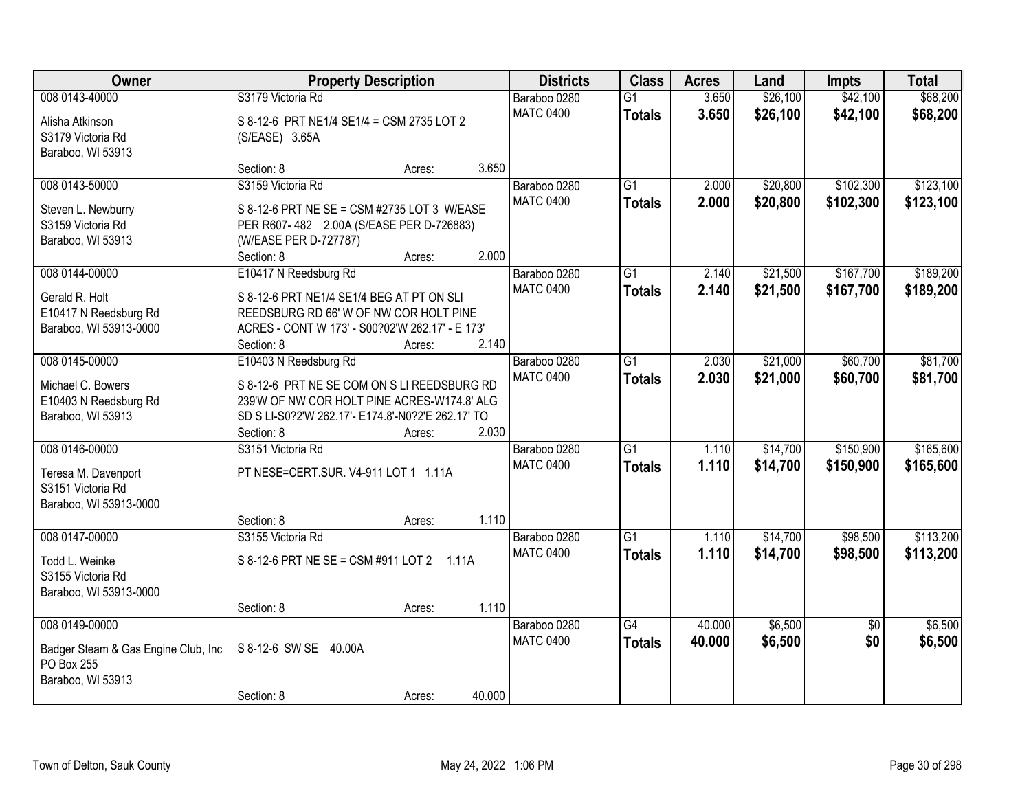| Owner | Property Description | Districts | Class | Acres | Land | Impts | Total |
|---|---|---|---|---|---|---|---|
| 008 0143-40000<br>Alisha Atkinson<br>S3179 Victoria Rd<br>Baraboo, WI 53913 | S3179 Victoria Rd<br>S 8-12-6 PRT NE1/4 SE1/4 = CSM 2735 LOT 2 (S/EASE) 3.65A<br>Section: 8 Acres: 3.650 | Baraboo 0280<br>MATC 0400 | G1<br>**Totals** | 3.650<br>**3.650** | $26,100<br>**$26,100** | $42,100<br>**$42,100** | $68,200<br>**$68,200** |
| 008 0143-50000<br>Steven L. Newburry<br>S3159 Victoria Rd<br>Baraboo, WI 53913 | S3159 Victoria Rd<br>S 8-12-6 PRT NE SE = CSM #2735 LOT 3 W/EASE PER R607- 482 2.00A (S/EASE PER D-726883) (W/EASE PER D-727787)<br>Section: 8 Acres: 2.000 | Baraboo 0280<br>MATC 0400 | G1<br>**Totals** | 2.000<br>**2.000** | $20,800<br>**$20,800** | $102,300<br>**$102,300** | $123,100<br>**$123,100** |
| 008 0144-00000<br>Gerald R. Holt<br>E10417 N Reedsburg Rd<br>Baraboo, WI 53913-0000 | E10417 N Reedsburg Rd<br>S 8-12-6 PRT NE1/4 SE1/4 BEG AT PT ON SLI REEDSBURG RD 66' W OF NW COR HOLT PINE ACRES - CONT W 173' - S00?02'W 262.17' - E 173'<br>Section: 8 Acres: 2.140 | Baraboo 0280<br>MATC 0400 | G1<br>**Totals** | 2.140<br>**2.140** | $21,500<br>**$21,500** | $167,700<br>**$167,700** | $189,200<br>**$189,200** |
| 008 0145-00000<br>Michael C. Bowers<br>E10403 N Reedsburg Rd<br>Baraboo, WI 53913 | E10403 N Reedsburg Rd<br>S 8-12-6 PRT NE SE COM ON S LI REEDSBURG RD 239'W OF NW COR HOLT PINE ACRES-W174.8' ALG SD S LI-S0?2'W 262.17'- E174.8'-N0?2'E 262.17' TO<br>Section: 8 Acres: 2.030 | Baraboo 0280<br>MATC 0400 | G1<br>**Totals** | 2.030<br>**2.030** | $21,000<br>**$21,000** | $60,700<br>**$60,700** | $81,700<br>**$81,700** |
| 008 0146-00000<br>Teresa M. Davenport<br>S3151 Victoria Rd<br>Baraboo, WI 53913-0000 | S3151 Victoria Rd<br>PT NESE=CERT.SUR. V4-911 LOT 1 1.11A<br>Section: 8 Acres: 1.110 | Baraboo 0280<br>MATC 0400 | G1<br>**Totals** | 1.110<br>**1.110** | $14,700<br>**$14,700** | $150,900<br>**$150,900** | $165,600<br>**$165,600** |
| 008 0147-00000<br>Todd L. Weinke<br>S3155 Victoria Rd<br>Baraboo, WI 53913-0000 | S3155 Victoria Rd<br>S 8-12-6 PRT NE SE = CSM #911 LOT 2 1.11A<br>Section: 8 Acres: 1.110 | Baraboo 0280<br>MATC 0400 | G1<br>**Totals** | 1.110<br>**1.110** | $14,700<br>**$14,700** | $98,500<br>**$98,500** | $113,200<br>**$113,200** |
| 008 0149-00000<br>Badger Steam & Gas Engine Club, Inc<br>PO Box 255<br>Baraboo, WI 53913 | S 8-12-6 SW SE 40.00A<br>Section: 8 Acres: 40.000 | Baraboo 0280<br>MATC 0400 | G4<br>**Totals** | 40.000<br>**40.000** | $6,500<br>**$6,500** | $0<br>**$0** | $6,500<br>**$6,500** |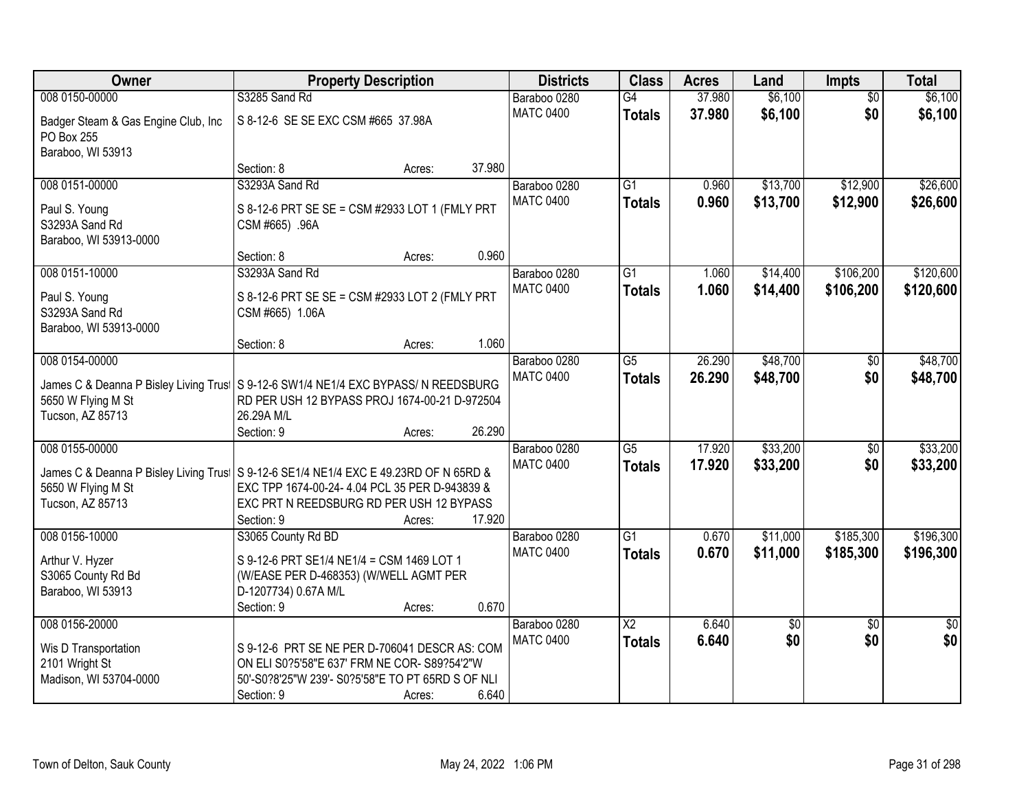| Owner | Property Description | | | Districts | Class | Acres | Land | Impts | Total |
|---|---|---|---|---|---|---|---|---|---|
| 008 0150-00000 | S3285 Sand Rd | | | Baraboo 0280 | G4 | 37.980 | $6,100 | $0 | $6,100 |
| Badger Steam & Gas Engine Club, Inc<br>PO Box 255<br>Baraboo, WI 53913 | S 8-12-6 SE SE EXC CSM #665 37.98A | | | MATC 0400 | **Totals** | **37.980** | **$6,100** | **$0** | **$6,100** |
| | Section: 8 | Acres: | 37.980 | | | | | | |
| 008 0151-00000 | S3293A Sand Rd | | | Baraboo 0280 | G1 | 0.960 | $13,700 | $12,900 | $26,600 |
| Paul S. Young<br>S3293A Sand Rd<br>Baraboo, WI 53913-0000 | S 8-12-6 PRT SE SE = CSM #2933 LOT 1 (FMLY PRT CSM #665) .96A | | | MATC 0400 | **Totals** | **0.960** | **$13,700** | **$12,900** | **$26,600** |
| | Section: 8 | Acres: | 0.960 | | | | | | |
| 008 0151-10000 | S3293A Sand Rd | | | Baraboo 0280 | G1 | 1.060 | $14,400 | $106,200 | $120,600 |
| Paul S. Young<br>S3293A Sand Rd<br>Baraboo, WI 53913-0000 | S 8-12-6 PRT SE SE = CSM #2933 LOT 2 (FMLY PRT CSM #665) 1.06A | | | MATC 0400 | **Totals** | **1.060** | **$14,400** | **$106,200** | **$120,600** |
| | Section: 8 | Acres: | 1.060 | | | | | | |
| 008 0154-00000 | | | | Baraboo 0280 | G5 | 26.290 | $48,700 | $0 | $48,700 |
| James C & Deanna P Bisley Living Trust<br>5650 W Flying M St<br>Tucson, AZ 85713 | S 9-12-6 SW1/4 NE1/4 EXC BYPASS/ N REEDSBURG RD PER USH 12 BYPASS PROJ 1674-00-21 D-972504 26.29A M/L | | | MATC 0400 | **Totals** | **26.290** | **$48,700** | **$0** | **$48,700** |
| | Section: 9 | Acres: | 26.290 | | | | | | |
| 008 0155-00000 | | | | Baraboo 0280 | G5 | 17.920 | $33,200 | $0 | $33,200 |
| James C & Deanna P Bisley Living Trust<br>5650 W Flying M St<br>Tucson, AZ 85713 | S 9-12-6 SE1/4 NE1/4 EXC E 49.23RD OF N 65RD & EXC TPP 1674-00-24- 4.04 PCL 35 PER D-943839 & EXC PRT N REEDSBURG RD PER USH 12 BYPASS | | | MATC 0400 | **Totals** | **17.920** | **$33,200** | **$0** | **$33,200** |
| | Section: 9 | Acres: | 17.920 | | | | | | |
| 008 0156-10000 | S3065 County Rd BD | | | Baraboo 0280 | G1 | 0.670 | $11,000 | $185,300 | $196,300 |
| Arthur V. Hyzer<br>S3065 County Rd Bd<br>Baraboo, WI 53913 | S 9-12-6 PRT SE1/4 NE1/4 = CSM 1469 LOT 1 (W/EASE PER D-468353) (W/WELL AGMT PER D-1207734) 0.67A M/L | | | MATC 0400 | **Totals** | **0.670** | **$11,000** | **$185,300** | **$196,300** |
| | Section: 9 | Acres: | 0.670 | | | | | | |
| 008 0156-20000 | | | | Baraboo 0280 | X2 | 6.640 | $0 | $0 | $0 |
| Wis D Transportation<br>2101 Wright St<br>Madison, WI 53704-0000 | S 9-12-6 PRT SE NE PER D-706041 DESCR AS: COM ON ELI S0?5'58"E 637' FRM NE COR- S89?54'2"W 50'-S0?8'25"W 239'- S0?5'58"E TO PT 65RD S OF NLI | | | MATC 0400 | **Totals** | **6.640** | **$0** | **$0** | **$0** |
| | Section: 9 | Acres: | 6.640 | | | | | | |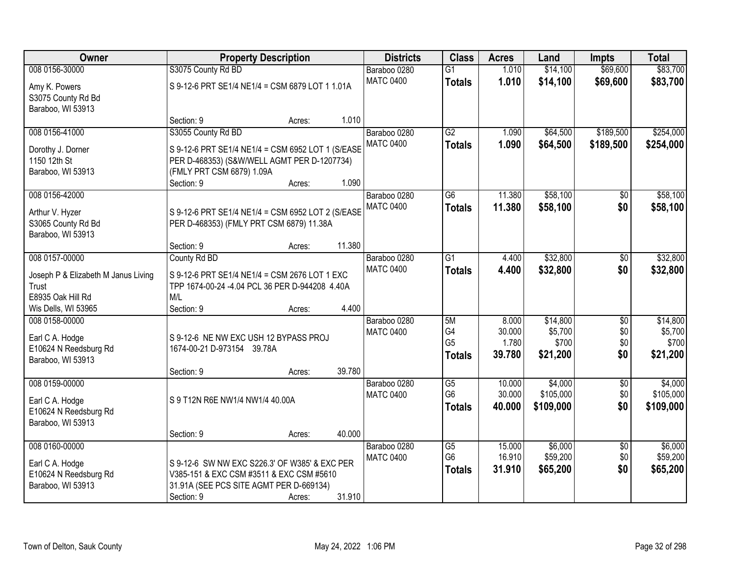| Owner | Property Description | Districts | Class | Acres | Land | Impts | Total |
|---|---|---|---|---|---|---|---|
| 008 0156-30000<br>Amy K. Powers<br>S3075 County Rd Bd<br>Baraboo, WI 53913 | S3075 County Rd BD<br>S 9-12-6 PRT SE1/4 NE1/4 = CSM 6879 LOT 1 1.01A<br>Section: 9 Acres: 1.010 | Baraboo 0280<br>MATC 0400 | G1<br>**Totals** | 1.010<br>**1.010** | $14,100<br>**$14,100** | $69,600<br>**$69,600** | $83,700<br>**$83,700** |
| 008 0156-41000<br>Dorothy J. Dorner<br>1150 12th St<br>Baraboo, WI 53913 | S3055 County Rd BD<br>S 9-12-6 PRT SE1/4 NE1/4 = CSM 6952 LOT 1 (S/EASE PER D-468353) (S&W/WELL AGMT PER D-1207734) (FMLY PRT CSM 6879) 1.09A<br>Section: 9 Acres: 1.090 | Baraboo 0280<br>MATC 0400 | G2<br>**Totals** | 1.090<br>**1.090** | $64,500<br>**$64,500** | $189,500<br>**$189,500** | $254,000<br>**$254,000** |
| 008 0156-42000<br>Arthur V. Hyzer<br>S3065 County Rd Bd<br>Baraboo, WI 53913 | S 9-12-6 PRT SE1/4 NE1/4 = CSM 6952 LOT 2 (S/EASE PER D-468353) (FMLY PRT CSM 6879) 11.38A<br>Section: 9 Acres: 11.380 | Baraboo 0280<br>MATC 0400 | G6<br>**Totals** | 11.380<br>**11.380** | $58,100<br>**$58,100** | $0<br>**$0** | $58,100<br>**$58,100** |
| 008 0157-00000<br>Joseph P & Elizabeth M Janus Living Trust<br>E8935 Oak Hill Rd<br>Wis Dells, WI 53965 | County Rd BD<br>S 9-12-6 PRT SE1/4 NE1/4 = CSM 2676 LOT 1 EXC TPP 1674-00-24 -4.04 PCL 36 PER D-944208 4.40A M/L<br>Section: 9 Acres: 4.400 | Baraboo 0280<br>MATC 0400 | G1<br>**Totals** | 4.400<br>**4.400** | $32,800<br>**$32,800** | $0<br>**$0** | $32,800<br>**$32,800** |
| 008 0158-00000<br>Earl C A. Hodge<br>E10624 N Reedsburg Rd<br>Baraboo, WI 53913 | S 9-12-6 NE NW EXC USH 12 BYPASS PROJ 1674-00-21 D-973154 39.78A<br>Section: 9 Acres: 39.780 | Baraboo 0280<br>MATC 0400 | 5M<br>G4<br>G5<br>**Totals** | 8.000<br>30.000<br>1.780<br>**39.780** | $14,800<br>$5,700<br>$700<br>**$21,200** | $0<br>$0<br>$0<br>**$0** | $14,800<br>$5,700<br>$700<br>**$21,200** |
| 008 0159-00000<br>Earl C A. Hodge<br>E10624 N Reedsburg Rd<br>Baraboo, WI 53913 | S 9 T12N R6E NW1/4 NW1/4 40.00A<br>Section: 9 Acres: 40.000 | Baraboo 0280<br>MATC 0400 | G5<br>G6<br>**Totals** | 10.000<br>30.000<br>**40.000** | $4,000<br>$105,000<br>**$109,000** | $0<br>$0<br>**$0** | $4,000<br>$105,000<br>**$109,000** |
| 008 0160-00000<br>Earl C A. Hodge<br>E10624 N Reedsburg Rd<br>Baraboo, WI 53913 | S 9-12-6 SW NW EXC S226.3' OF W385' & EXC PER V385-151 & EXC CSM #3511 & EXC CSM #5610 31.91A (SEE PCS SITE AGMT PER D-669134)<br>Section: 9 Acres: 31.910 | Baraboo 0280<br>MATC 0400 | G5<br>G6<br>**Totals** | 15.000<br>16.910<br>**31.910** | $6,000<br>$59,200<br>**$65,200** | $0<br>$0<br>**$0** | $6,000<br>$59,200<br>**$65,200** |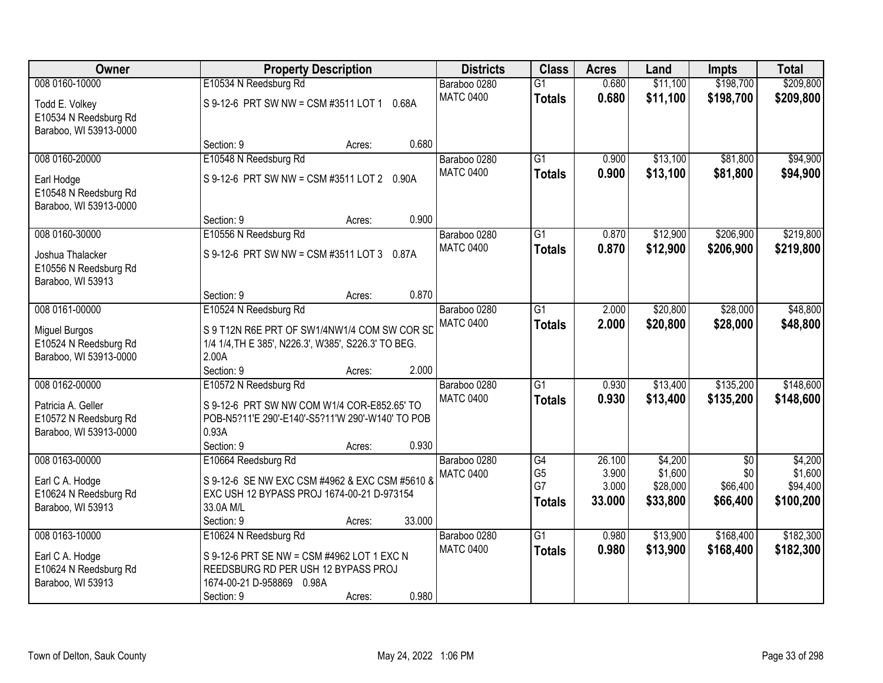| Owner | Property Description | | | Districts | Class | Acres | Land | Impts | Total |
|---|---|---|---|---|---|---|---|---|---|
| 008 0160-10000<br>Todd E. Volkey<br>E10534 N Reedsburg Rd<br>Baraboo, WI 53913-0000 | E10534 N Reedsburg Rd<br>S 9-12-6 PRT SW NW = CSM #3511 LOT 1 0.68A<br>Section: 9 | Acres: | 0.680 | Baraboo 0280<br>MATC 0400 | G1<br>**Totals** | 0.680<br>**0.680** | $11,100<br>**$11,100** | $198,700<br>**$198,700** | $209,800<br>**$209,800** |
| 008 0160-20000<br>Earl Hodge<br>E10548 N Reedsburg Rd<br>Baraboo, WI 53913-0000 | E10548 N Reedsburg Rd<br>S 9-12-6 PRT SW NW = CSM #3511 LOT 2 0.90A<br>Section: 9 | Acres: | 0.900 | Baraboo 0280<br>MATC 0400 | G1<br>**Totals** | 0.900<br>**0.900** | $13,100<br>**$13,100** | $81,800<br>**$81,800** | $94,900<br>**$94,900** |
| 008 0160-30000<br>Joshua Thalacker<br>E10556 N Reedsburg Rd<br>Baraboo, WI 53913 | E10556 N Reedsburg Rd<br>S 9-12-6 PRT SW NW = CSM #3511 LOT 3 0.87A<br>Section: 9 | Acres: | 0.870 | Baraboo 0280<br>MATC 0400 | G1<br>**Totals** | 0.870<br>**0.870** | $12,900<br>**$12,900** | $206,900<br>**$206,900** | $219,800<br>**$219,800** |
| 008 0161-00000<br>Miguel Burgos<br>E10524 N Reedsburg Rd<br>Baraboo, WI 53913-0000 | E10524 N Reedsburg Rd<br>S 9 T12N R6E PRT OF SW1/4NW1/4 COM SW COR SD 1/4 1/4,TH E 385', N226.3', W385', S226.3' TO BEG. 2.00A<br>Section: 9 | Acres: | 2.000 | Baraboo 0280<br>MATC 0400 | G1<br>**Totals** | 2.000<br>**2.000** | $20,800<br>**$20,800** | $28,000<br>**$28,000** | $48,800<br>**$48,800** |
| 008 0162-00000<br>Patricia A. Geller<br>E10572 N Reedsburg Rd<br>Baraboo, WI 53913-0000 | E10572 N Reedsburg Rd<br>S 9-12-6 PRT SW NW COM W1/4 COR-E852.65' TO POB-N5?11'E 290'-E140'-S5?11'W 290'-W140' TO POB 0.93A<br>Section: 9 | Acres: | 0.930 | Baraboo 0280<br>MATC 0400 | G1<br>**Totals** | 0.930<br>**0.930** | $13,400<br>**$13,400** | $135,200<br>**$135,200** | $148,600<br>**$148,600** |
| 008 0163-00000<br>Earl C A. Hodge<br>E10624 N Reedsburg Rd<br>Baraboo, WI 53913 | E10664 Reedsburg Rd<br>S 9-12-6 SE NW EXC CSM #4962 & EXC CSM #5610 & EXC USH 12 BYPASS PROJ 1674-00-21 D-973154 33.0A M/L<br>Section: 9 | Acres: | 33.000 | Baraboo 0280<br>MATC 0400 | G4<br>G5<br>G7<br>**Totals** | 26.100<br>3.900<br>3.000<br>**33.000** | $4,200<br>$1,600<br>$28,000<br>**$33,800** | $0<br>$0<br>$66,400<br>**$66,400** | $4,200<br>$1,600<br>$94,400<br>**$100,200** |
| 008 0163-10000<br>Earl C A. Hodge<br>E10624 N Reedsburg Rd<br>Baraboo, WI 53913 | E10624 N Reedsburg Rd<br>S 9-12-6 PRT SE NW = CSM #4962 LOT 1 EXC N REEDSBURG RD PER USH 12 BYPASS PROJ 1674-00-21 D-958869 0.98A<br>Section: 9 | Acres: | 0.980 | Baraboo 0280<br>MATC 0400 | G1<br>**Totals** | 0.980<br>**0.980** | $13,900<br>**$13,900** | $168,400<br>**$168,400** | $182,300<br>**$182,300** |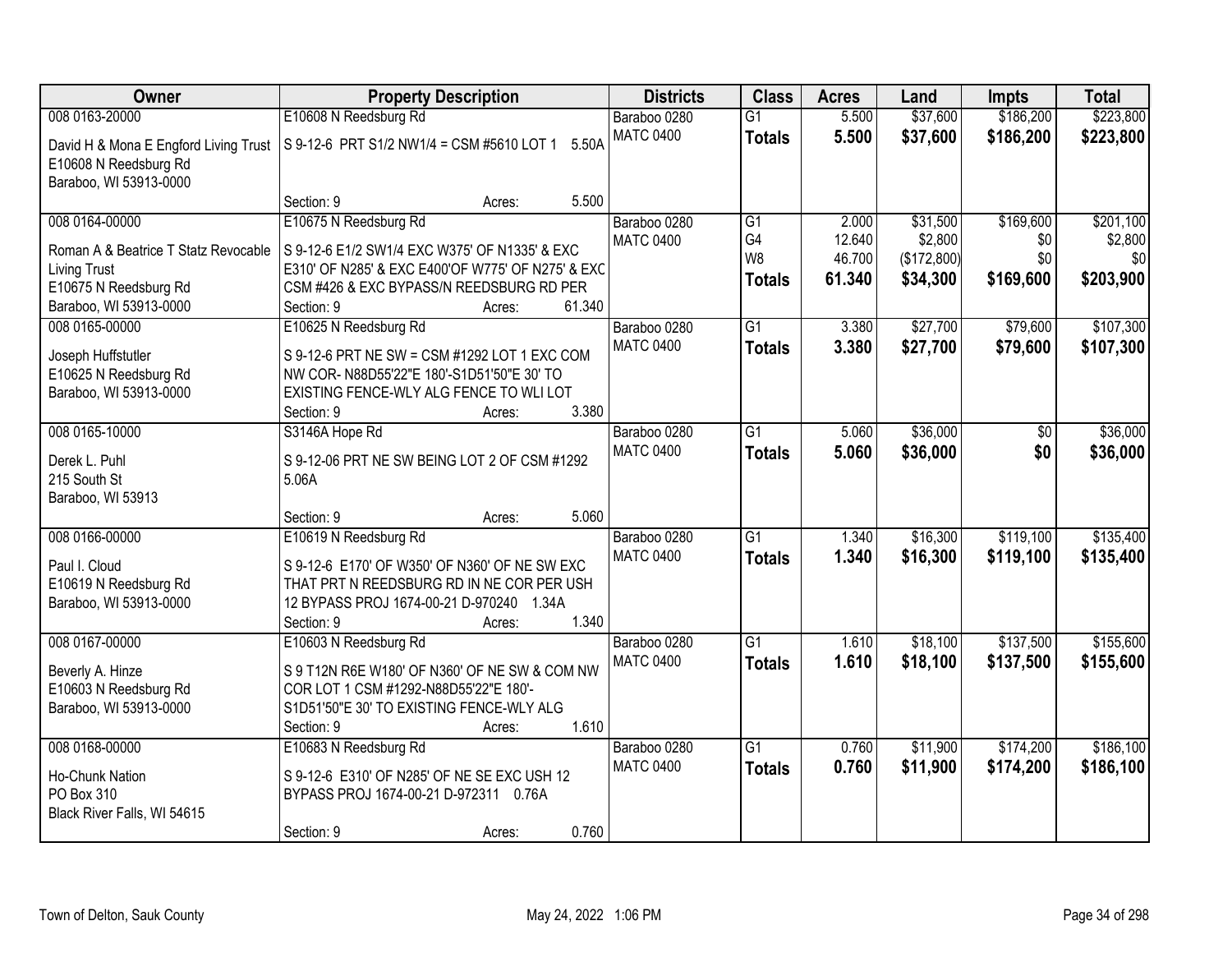| Owner | Property Description | Districts | Class | Acres | Land | Impts | Total |
|---|---|---|---|---|---|---|---|
| 008 0163-20000<br>David H & Mona E Engford Living Trust<br>E10608 N Reedsburg Rd<br>Baraboo, WI 53913-0000 | E10608 N Reedsburg Rd<br>S 9-12-6 PRT S1/2 NW1/4 = CSM #5610 LOT 1 5.50A<br>Section: 9 Acres: 5.500 | Baraboo 0280<br>MATC 0400 | G1<br>**Totals** | 5.500<br>**5.500** | \$37,600<br>**\$37,600** | \$186,200<br>**\$186,200** | \$223,800<br>**\$223,800** |
| 008 0164-00000<br>Roman A & Beatrice T Statz Revocable Living Trust<br>E10675 N Reedsburg Rd<br>Baraboo, WI 53913-0000 | E10675 N Reedsburg Rd<br>S 9-12-6 E1/2 SW1/4 EXC W375' OF N1335' & EXC E310' OF N285' & EXC E400'OF W775' OF N275' & EXC CSM #426 & EXC BYPASS/N REEDSBURG RD PER<br>Section: 9 Acres: 61.340 | Baraboo 0280<br>MATC 0400 | G1<br>G4<br>W8<br>**Totals** | 2.000<br>12.640<br>46.700<br>**61.340** | \$31,500<br>\$2,800<br>(\$172,800)<br>**\$34,300** | \$169,600<br>\$0<br>\$0<br>**\$169,600** | \$201,100<br>\$2,800<br>\$0<br>**\$203,900** |
| 008 0165-00000<br>Joseph Huffstutler<br>E10625 N Reedsburg Rd<br>Baraboo, WI 53913-0000 | E10625 N Reedsburg Rd<br>S 9-12-6 PRT NE SW = CSM #1292 LOT 1 EXC COM NW COR- N88D55'22"E 180'-S1D51'50"E 30' TO EXISTING FENCE-WLY ALG FENCE TO WLI LOT<br>Section: 9 Acres: 3.380 | Baraboo 0280<br>MATC 0400 | G1<br>**Totals** | 3.380<br>**3.380** | \$27,700<br>**\$27,700** | \$79,600<br>**\$79,600** | \$107,300<br>**\$107,300** |
| 008 0165-10000<br>Derek L. Puhl<br>215 South St<br>Baraboo, WI 53913 | S3146A Hope Rd<br>S 9-12-06 PRT NE SW BEING LOT 2 OF CSM #1292 5.06A<br>Section: 9 Acres: 5.060 | Baraboo 0280<br>MATC 0400 | G1<br>**Totals** | 5.060<br>**5.060** | \$36,000<br>**\$36,000** | \$0<br>**\$0** | \$36,000<br>**\$36,000** |
| 008 0166-00000<br>Paul I. Cloud<br>E10619 N Reedsburg Rd<br>Baraboo, WI 53913-0000 | E10619 N Reedsburg Rd<br>S 9-12-6 E170' OF W350' OF N360' OF NE SW EXC THAT PRT N REEDSBURG RD IN NE COR PER USH 12 BYPASS PROJ 1674-00-21 D-970240 1.34A<br>Section: 9 Acres: 1.340 | Baraboo 0280<br>MATC 0400 | G1<br>**Totals** | 1.340<br>**1.340** | \$16,300<br>**\$16,300** | \$119,100<br>**\$119,100** | \$135,400<br>**\$135,400** |
| 008 0167-00000<br>Beverly A. Hinze<br>E10603 N Reedsburg Rd<br>Baraboo, WI 53913-0000 | E10603 N Reedsburg Rd<br>S 9 T12N R6E W180' OF N360' OF NE SW & COM NW COR LOT 1 CSM #1292-N88D55'22"E 180'-S1D51'50"E 30' TO EXISTING FENCE-WLY ALG<br>Section: 9 Acres: 1.610 | Baraboo 0280<br>MATC 0400 | G1<br>**Totals** | 1.610<br>**1.610** | \$18,100<br>**\$18,100** | \$137,500<br>**\$137,500** | \$155,600<br>**\$155,600** |
| 008 0168-00000<br>Ho-Chunk Nation<br>PO Box 310<br>Black River Falls, WI 54615 | E10683 N Reedsburg Rd<br>S 9-12-6 E310' OF N285' OF NE SE EXC USH 12 BYPASS PROJ 1674-00-21 D-972311 0.76A<br>Section: 9 Acres: 0.760 | Baraboo 0280<br>MATC 0400 | G1<br>**Totals** | 0.760<br>**0.760** | \$11,900<br>**\$11,900** | \$174,200<br>**\$174,200** | \$186,100<br>**\$186,100** |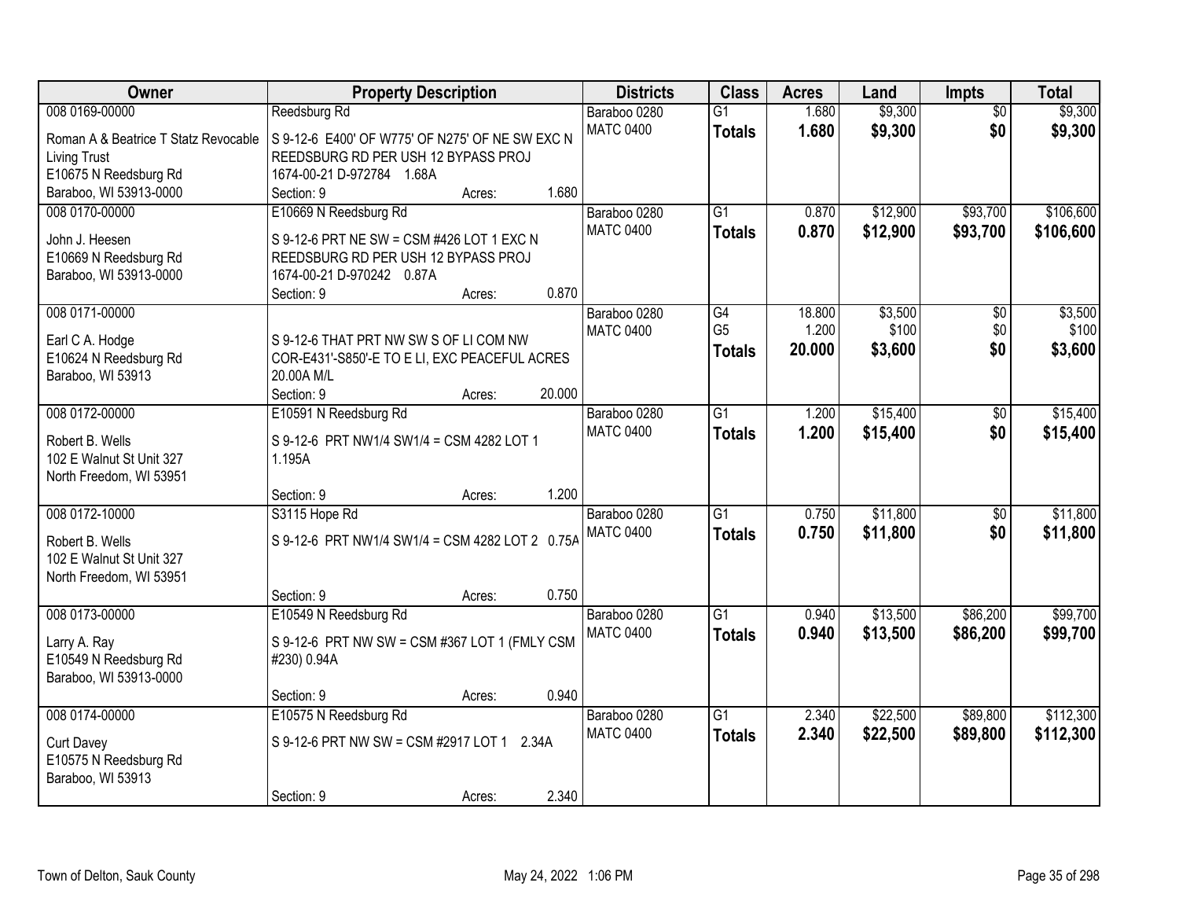| Owner | Property Description | Districts | Class | Acres | Land | Impts | Total |
|---|---|---|---|---|---|---|---|
| 008 0169-00000<br>Roman A & Beatrice T Statz Revocable Living Trust<br>E10675 N Reedsburg Rd<br>Baraboo, WI 53913-0000 | Reedsburg Rd<br>S 9-12-6 E400' OF W775' OF N275' OF NE SW EXC N REEDSBURG RD PER USH 12 BYPASS PROJ 1674-00-21 D-972784 1.68A<br>Section: 9 Acres: 1.680 | Baraboo 0280<br>MATC 0400 | G1<br>**Totals** | 1.680<br>**1.680** | $9,300<br>**$9,300** | $0<br>**$0** | $9,300<br>**$9,300** |
| 008 0170-00000<br>John J. Heesen<br>E10669 N Reedsburg Rd<br>Baraboo, WI 53913-0000 | E10669 N Reedsburg Rd<br>S 9-12-6 PRT NE SW = CSM #426 LOT 1 EXC N REEDSBURG RD PER USH 12 BYPASS PROJ 1674-00-21 D-970242 0.87A<br>Section: 9 Acres: 0.870 | Baraboo 0280<br>MATC 0400 | G1<br>**Totals** | 0.870<br>**0.870** | $12,900<br>**$12,900** | $93,700<br>**$93,700** | $106,600<br>**$106,600** |
| 008 0171-00000<br>Earl C A. Hodge<br>E10624 N Reedsburg Rd<br>Baraboo, WI 53913 | S 9-12-6 THAT PRT NW SW S OF LI COM NW COR-E431'-S850'-E TO E LI, EXC PEACEFUL ACRES 20.00A M/L<br>Section: 9 Acres: 20.000 | Baraboo 0280<br>MATC 0400 | G4<br>G5<br>**Totals** | 18.800<br>1.200<br>**20.000** | $3,500<br>$100<br>**$3,600** | $0<br>$0<br>**$0** | $3,500<br>$100<br>**$3,600** |
| 008 0172-00000<br>Robert B. Wells<br>102 E Walnut St Unit 327<br>North Freedom, WI 53951 | E10591 N Reedsburg Rd<br>S 9-12-6 PRT NW1/4 SW1/4 = CSM 4282 LOT 1 1.195A<br>Section: 9 Acres: 1.200 | Baraboo 0280<br>MATC 0400 | G1<br>**Totals** | 1.200<br>**1.200** | $15,400<br>**$15,400** | $0<br>**$0** | $15,400<br>**$15,400** |
| 008 0172-10000<br>Robert B. Wells<br>102 E Walnut St Unit 327<br>North Freedom, WI 53951 | S3115 Hope Rd<br>S 9-12-6 PRT NW1/4 SW1/4 = CSM 4282 LOT 2 0.75A<br>Section: 9 Acres: 0.750 | Baraboo 0280<br>MATC 0400 | G1<br>**Totals** | 0.750<br>**0.750** | $11,800<br>**$11,800** | $0<br>**$0** | $11,800<br>**$11,800** |
| 008 0173-00000<br>Larry A. Ray<br>E10549 N Reedsburg Rd<br>Baraboo, WI 53913-0000 | E10549 N Reedsburg Rd<br>S 9-12-6 PRT NW SW = CSM #367 LOT 1 (FMLY CSM #230) 0.94A<br>Section: 9 Acres: 0.940 | Baraboo 0280<br>MATC 0400 | G1<br>**Totals** | 0.940<br>**0.940** | $13,500<br>**$13,500** | $86,200<br>**$86,200** | $99,700<br>**$99,700** |
| 008 0174-00000<br>Curt Davey<br>E10575 N Reedsburg Rd<br>Baraboo, WI 53913 | E10575 N Reedsburg Rd<br>S 9-12-6 PRT NW SW = CSM #2917 LOT 1 2.34A<br>Section: 9 Acres: 2.340 | Baraboo 0280<br>MATC 0400 | G1<br>**Totals** | 2.340<br>**2.340** | $22,500<br>**$22,500** | $89,800<br>**$89,800** | $112,300<br>**$112,300** |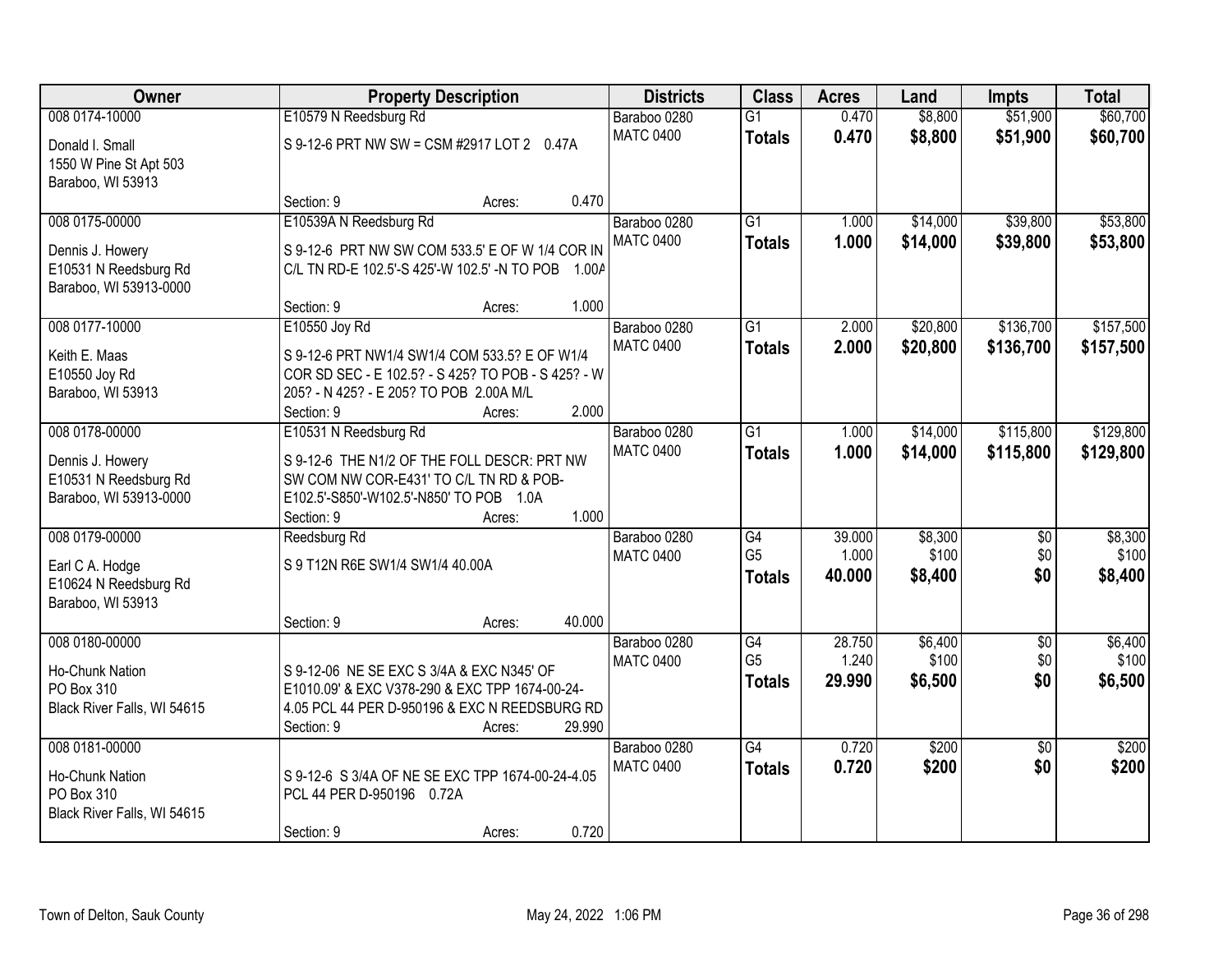| Owner | Property Description | Districts | Class | Acres | Land | Impts | Total |
|---|---|---|---|---|---|---|---|
| 008 0174-10000<br>Donald I. Small<br>1550 W Pine St Apt 503<br>Baraboo, WI 53913 | E10579 N Reedsburg Rd<br>S 9-12-6 PRT NW SW = CSM #2917 LOT 2 0.47A<br>Section: 9 Acres: 0.470 | Baraboo 0280<br>MATC 0400 | G1<br>**Totals** | 0.470<br>**0.470** | $8,800<br>**$8,800** | $51,900<br>**$51,900** | $60,700<br>**$60,700** |
| 008 0175-00000<br>Dennis J. Howery<br>E10531 N Reedsburg Rd<br>Baraboo, WI 53913-0000 | E10539A N Reedsburg Rd<br>S 9-12-6 PRT NW SW COM 533.5' E OF W 1/4 COR IN C/L TN RD-E 102.5'-S 425'-W 102.5' -N TO POB 1.00A<br>Section: 9 Acres: 1.000 | Baraboo 0280<br>MATC 0400 | G1<br>**Totals** | 1.000<br>**1.000** | $14,000<br>**$14,000** | $39,800<br>**$39,800** | $53,800<br>**$53,800** |
| 008 0177-10000<br>Keith E. Maas<br>E10550 Joy Rd<br>Baraboo, WI 53913 | E10550 Joy Rd<br>S 9-12-6 PRT NW1/4 SW1/4 COM 533.5? E OF W1/4 COR SD SEC - E 102.5? - S 425? TO POB - S 425? - W 205? - N 425? - E 205? TO POB 2.00A M/L<br>Section: 9 Acres: 2.000 | Baraboo 0280<br>MATC 0400 | G1<br>**Totals** | 2.000<br>**2.000** | $20,800<br>**$20,800** | $136,700<br>**$136,700** | $157,500<br>**$157,500** |
| 008 0178-00000<br>Dennis J. Howery<br>E10531 N Reedsburg Rd<br>Baraboo, WI 53913-0000 | E10531 N Reedsburg Rd<br>S 9-12-6 THE N1/2 OF THE FOLL DESCR: PRT NW SW COM NW COR-E431' TO C/L TN RD & POB-E102.5'-S850'-W102.5'-N850' TO POB 1.0A<br>Section: 9 Acres: 1.000 | Baraboo 0280<br>MATC 0400 | G1<br>**Totals** | 1.000<br>**1.000** | $14,000<br>**$14,000** | $115,800<br>**$115,800** | $129,800<br>**$129,800** |
| 008 0179-00000<br>Earl C A. Hodge<br>E10624 N Reedsburg Rd<br>Baraboo, WI 53913 | Reedsburg Rd<br>S 9 T12N R6E SW1/4 SW1/4 40.00A<br>Section: 9 Acres: 40.000 | Baraboo 0280<br>MATC 0400 | G4<br>G5<br>**Totals** | 39.000<br>1.000<br>**40.000** | $8,300<br>$100<br>**$8,400** | $0<br>$0<br>**$0** | $8,300<br>$100<br>**$8,400** |
| 008 0180-00000<br>Ho-Chunk Nation<br>PO Box 310<br>Black River Falls, WI 54615 | S 9-12-06 NE SE EXC S 3/4A & EXC N345' OF E1010.09' & EXC V378-290 & EXC TPP 1674-00-24-4.05 PCL 44 PER D-950196 & EXC N REEDSBURG RD<br>Section: 9 Acres: 29.990 | Baraboo 0280<br>MATC 0400 | G4<br>G5<br>**Totals** | 28.750<br>1.240<br>**29.990** | $6,400<br>$100<br>**$6,500** | $0<br>$0<br>**$0** | $6,400<br>$100<br>**$6,500** |
| 008 0181-00000<br>Ho-Chunk Nation<br>PO Box 310<br>Black River Falls, WI 54615 | S 9-12-6 S 3/4A OF NE SE EXC TPP 1674-00-24-4.05 PCL 44 PER D-950196 0.72A<br>Section: 9 Acres: 0.720 | Baraboo 0280<br>MATC 0400 | G4<br>**Totals** | 0.720<br>**0.720** | $200<br>**$200** | $0<br>**$0** | $200<br>**$200** |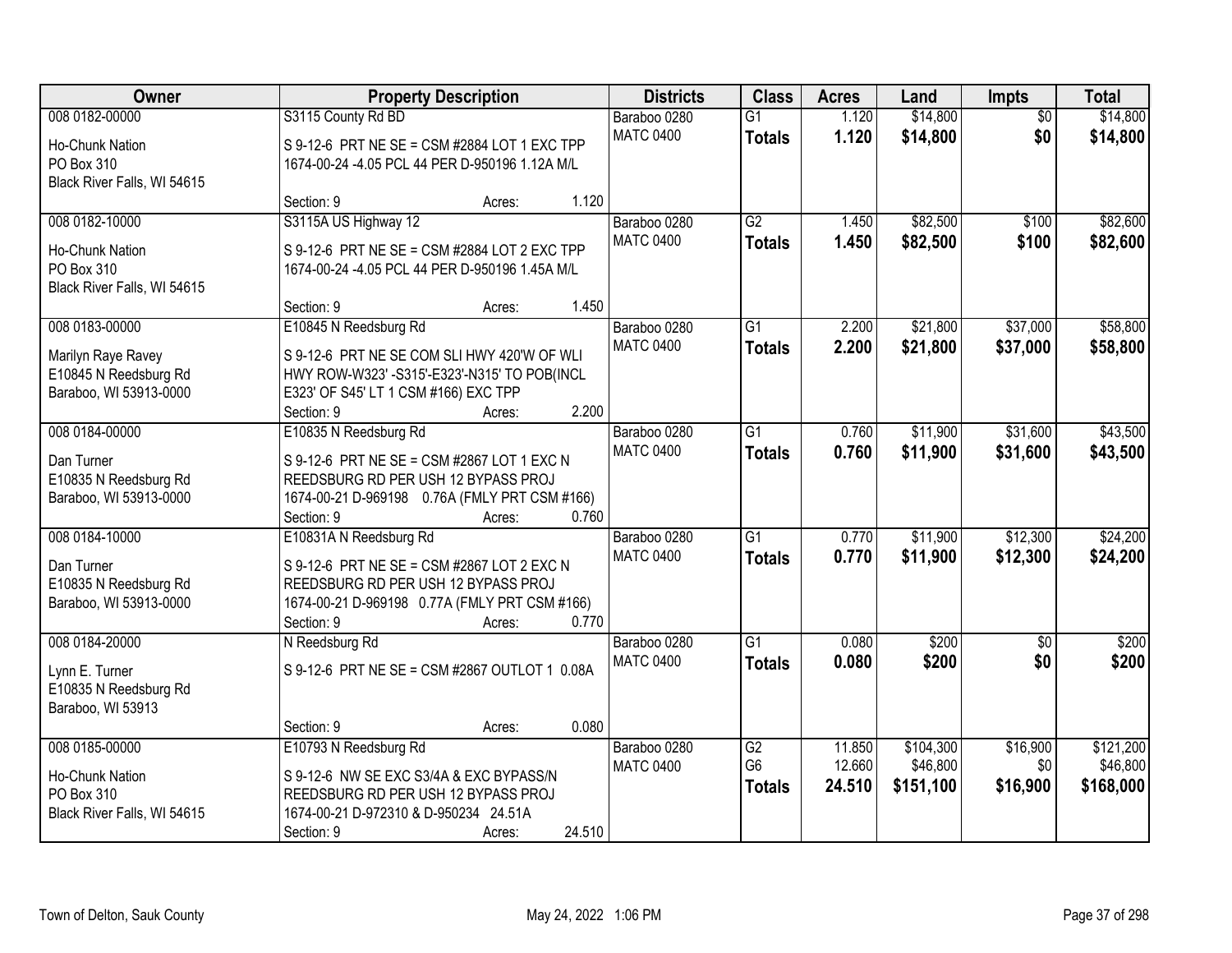| Owner | Property Description | Districts | Class | Acres | Land | Impts | Total |
|---|---|---|---|---|---|---|---|
| 008 0182-00000<br>Ho-Chunk Nation<br>PO Box 310<br>Black River Falls, WI 54615 | S3115 County Rd BD<br>S 9-12-6 PRT NE SE = CSM #2884 LOT 1 EXC TPP 1674-00-24 -4.05 PCL 44 PER D-950196 1.12A M/L<br>Section: 9 Acres: 1.120 | Baraboo 0280<br>MATC 0400 | G1<br>**Totals** | 1.120<br>**1.120** | $14,800<br>**$14,800** | $0<br>**$0** | $14,800<br>**$14,800** |
| 008 0182-10000<br>Ho-Chunk Nation<br>PO Box 310<br>Black River Falls, WI 54615 | S3115A US Highway 12<br>S 9-12-6 PRT NE SE = CSM #2884 LOT 2 EXC TPP 1674-00-24 -4.05 PCL 44 PER D-950196 1.45A M/L<br>Section: 9 Acres: 1.450 | Baraboo 0280<br>MATC 0400 | G2<br>**Totals** | 1.450<br>**1.450** | $82,500<br>**$82,500** | $100<br>**$100** | $82,600<br>**$82,600** |
| 008 0183-00000<br>Marilyn Raye Ravey<br>E10845 N Reedsburg Rd<br>Baraboo, WI 53913-0000 | E10845 N Reedsburg Rd<br>S 9-12-6 PRT NE SE COM SLI HWY 420'W OF WLI HWY ROW-W323' -S315'-E323'-N315' TO POB(INCL E323' OF S45' LT 1 CSM #166) EXC TPP<br>Section: 9 Acres: 2.200 | Baraboo 0280<br>MATC 0400 | G1<br>**Totals** | 2.200<br>**2.200** | $21,800<br>**$21,800** | $37,000<br>**$37,000** | $58,800<br>**$58,800** |
| 008 0184-00000<br>Dan Turner<br>E10835 N Reedsburg Rd<br>Baraboo, WI 53913-0000 | E10835 N Reedsburg Rd<br>S 9-12-6 PRT NE SE = CSM #2867 LOT 1 EXC N REEDSBURG RD PER USH 12 BYPASS PROJ 1674-00-21 D-969198 0.76A (FMLY PRT CSM #166)<br>Section: 9 Acres: 0.760 | Baraboo 0280<br>MATC 0400 | G1<br>**Totals** | 0.760<br>**0.760** | $11,900<br>**$11,900** | $31,600<br>**$31,600** | $43,500<br>**$43,500** |
| 008 0184-10000<br>Dan Turner<br>E10835 N Reedsburg Rd<br>Baraboo, WI 53913-0000 | E10831A N Reedsburg Rd<br>S 9-12-6 PRT NE SE = CSM #2867 LOT 2 EXC N REEDSBURG RD PER USH 12 BYPASS PROJ 1674-00-21 D-969198 0.77A (FMLY PRT CSM #166)<br>Section: 9 Acres: 0.770 | Baraboo 0280<br>MATC 0400 | G1<br>**Totals** | 0.770<br>**0.770** | $11,900<br>**$11,900** | $12,300<br>**$12,300** | $24,200<br>**$24,200** |
| 008 0184-20000<br>Lynn E. Turner<br>E10835 N Reedsburg Rd<br>Baraboo, WI 53913 | N Reedsburg Rd<br>S 9-12-6 PRT NE SE = CSM #2867 OUTLOT 1 0.08A<br>Section: 9 Acres: 0.080 | Baraboo 0280<br>MATC 0400 | G1<br>**Totals** | 0.080<br>**0.080** | $200<br>**$200** | $0<br>**$0** | $200<br>**$200** |
| 008 0185-00000<br>Ho-Chunk Nation<br>PO Box 310<br>Black River Falls, WI 54615 | E10793 N Reedsburg Rd<br>S 9-12-6 NW SE EXC S3/4A & EXC BYPASS/N REEDSBURG RD PER USH 12 BYPASS PROJ 1674-00-21 D-972310 & D-950234 24.51A<br>Section: 9 Acres: 24.510 | Baraboo 0280<br>MATC 0400 | G2<br>G6<br>**Totals** | 11.850<br>12.660<br>**24.510** | $104,300<br>$46,800<br>**$151,100** | $16,900<br>$0<br>**$16,900** | $121,200<br>$46,800<br>**$168,000** |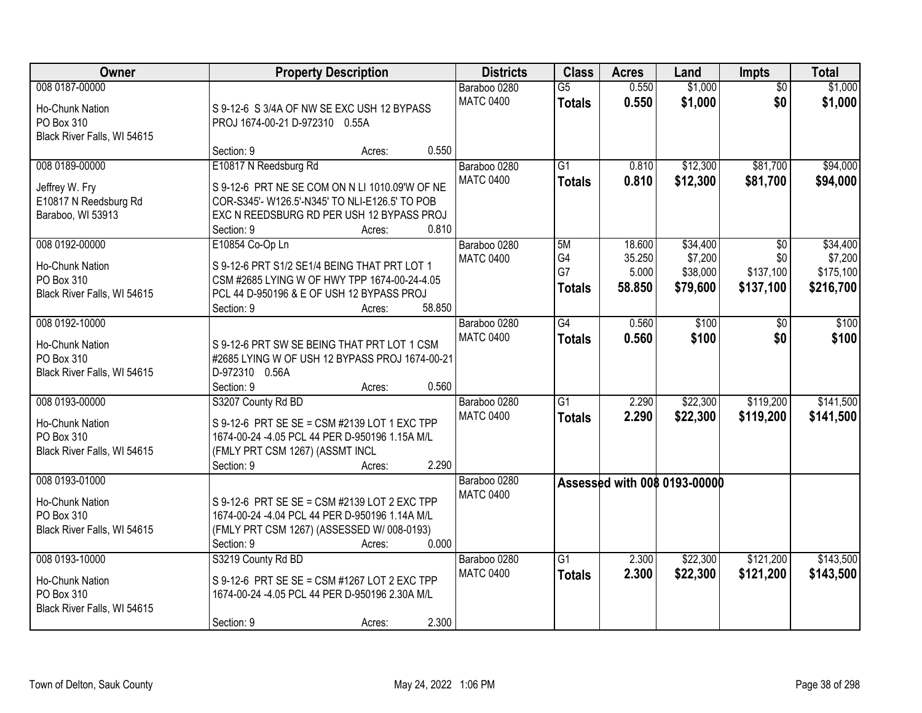| Owner | Property Description | Districts | Class | Acres | Land | Impts | Total |
|---|---|---|---|---|---|---|---|
| 008 0187-00000<br>Ho-Chunk Nation<br>PO Box 310<br>Black River Falls, WI 54615 | S 9-12-6 S 3/4A OF NW SE EXC USH 12 BYPASS PROJ 1674-00-21 D-972310 0.55A<br>Section: 9 Acres: 0.550 | Baraboo 0280<br>MATC 0400 | G5<br>**Totals** | 0.550<br>**0.550** | $1,000<br>**$1,000** | $0<br>**$0** | $1,000<br>**$1,000** |
| 008 0189-00000<br>Jeffrey W. Fry<br>E10817 N Reedsburg Rd<br>Baraboo, WI 53913 | E10817 N Reedsburg Rd<br>S 9-12-6 PRT NE SE COM ON N LI 1010.09'W OF NE COR-S345'- W126.5'-N345' TO NLI-E126.5' TO POB EXC N REEDSBURG RD PER USH 12 BYPASS PROJ<br>Section: 9 Acres: 0.810 | Baraboo 0280<br>MATC 0400 | G1<br>**Totals** | 0.810<br>**0.810** | $12,300<br>**$12,300** | $81,700<br>**$81,700** | $94,000<br>**$94,000** |
| 008 0192-00000<br>Ho-Chunk Nation<br>PO Box 310<br>Black River Falls, WI 54615 | E10854 Co-Op Ln<br>S 9-12-6 PRT S1/2 SE1/4 BEING THAT PRT LOT 1 CSM #2685 LYING W OF HWY TPP 1674-00-24-4.05 PCL 44 D-950196 & E OF USH 12 BYPASS PROJ<br>Section: 9 Acres: 58.850 | Baraboo 0280<br>MATC 0400 | 5M<br>G4<br>G7<br>**Totals** | 18.600<br>35.250<br>5.000<br>**58.850** | $34,400<br>$7,200<br>$38,000<br>**$79,600** | $0<br>$0<br>$137,100<br>**$137,100** | $34,400<br>$7,200<br>$175,100<br>**$216,700** |
| 008 0192-10000<br>Ho-Chunk Nation<br>PO Box 310<br>Black River Falls, WI 54615 | S 9-12-6 PRT SW SE BEING THAT PRT LOT 1 CSM #2685 LYING W OF USH 12 BYPASS PROJ 1674-00-21 D-972310 0.56A<br>Section: 9 Acres: 0.560 | Baraboo 0280<br>MATC 0400 | G4<br>**Totals** | 0.560<br>**0.560** | $100<br>**$100** | $0<br>**$0** | $100<br>**$100** |
| 008 0193-00000<br>Ho-Chunk Nation<br>PO Box 310<br>Black River Falls, WI 54615 | S3207 County Rd BD<br>S 9-12-6 PRT SE SE = CSM #2139 LOT 1 EXC TPP 1674-00-24 -4.05 PCL 44 PER D-950196 1.15A M/L (FMLY PRT CSM 1267) (ASSMT INCL<br>Section: 9 Acres: 2.290 | Baraboo 0280<br>MATC 0400 | G1<br>**Totals** | 2.290<br>**2.290** | $22,300<br>**$22,300** | $119,200<br>**$119,200** | $141,500<br>**$141,500** |
| 008 0193-01000<br>Ho-Chunk Nation<br>PO Box 310<br>Black River Falls, WI 54615 | S 9-12-6 PRT SE SE = CSM #2139 LOT 2 EXC TPP 1674-00-24 -4.04 PCL 44 PER D-950196 1.14A M/L (FMLY PRT CSM 1267) (ASSESSED W/ 008-0193)<br>Section: 9 Acres: 0.000 | Baraboo 0280<br>MATC 0400 | **Assessed with 008 0193-00000** | | | | |
| 008 0193-10000<br>Ho-Chunk Nation<br>PO Box 310<br>Black River Falls, WI 54615 | S3219 County Rd BD<br>S 9-12-6 PRT SE SE = CSM #1267 LOT 2 EXC TPP 1674-00-24 -4.05 PCL 44 PER D-950196 2.30A M/L<br>Section: 9 Acres: 2.300 | Baraboo 0280<br>MATC 0400 | G1<br>**Totals** | 2.300<br>**2.300** | $22,300<br>**$22,300** | $121,200<br>**$121,200** | $143,500<br>**$143,500** |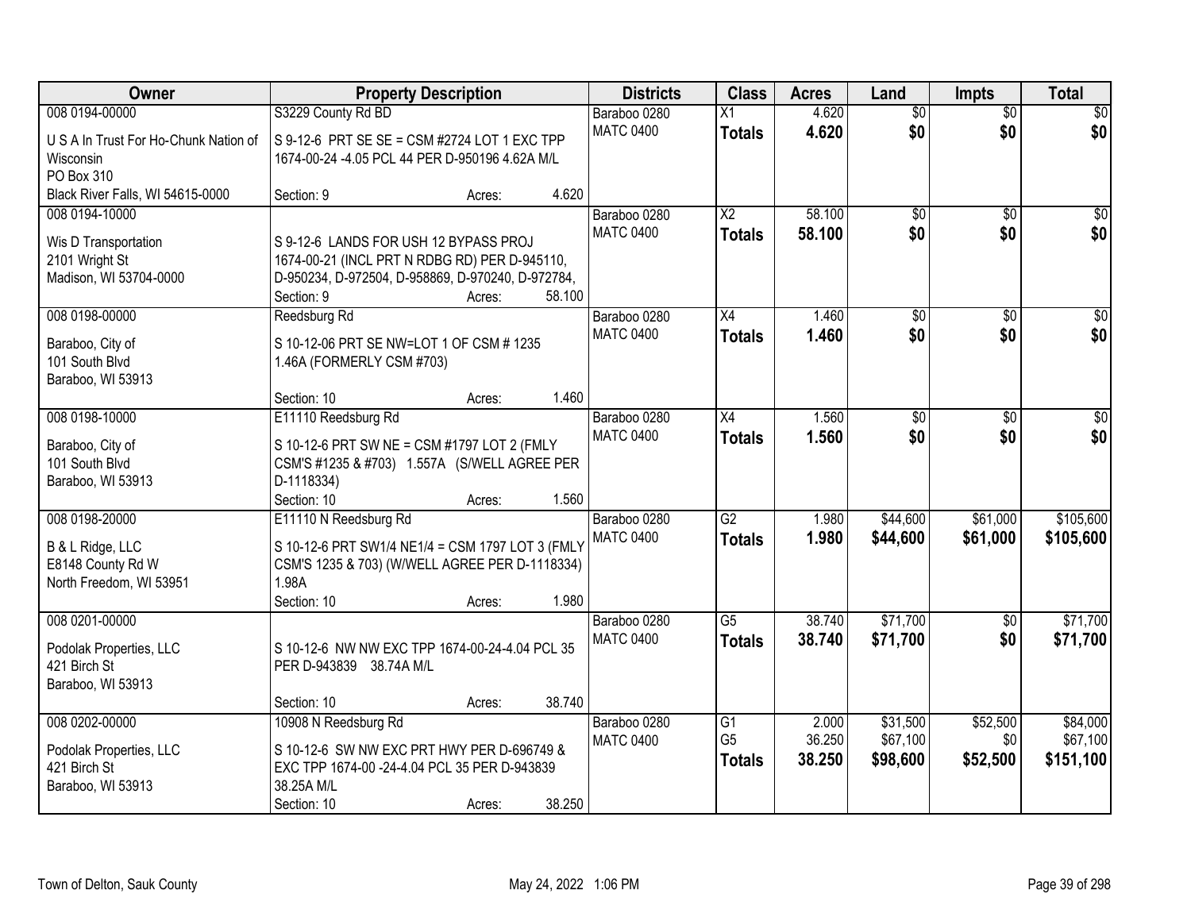| Owner | Property Description | Districts | Class | Acres | Land | Impts | Total |
|---|---|---|---|---|---|---|---|
| 008 0194-00000<br>U S A In Trust For Ho-Chunk Nation of Wisconsin<br>PO Box 310<br>Black River Falls, WI 54615-0000 | S3229 County Rd BD<br>S 9-12-6 PRT SE SE = CSM #2724 LOT 1 EXC TPP 1674-00-24 -4.05 PCL 44 PER D-950196 4.62A M/L<br>Section: 9 Acres: 4.620 | Baraboo 0280<br>MATC 0400 | X1<br>**Totals** | 4.620<br>**4.620** | $0<br>**$0** | $0<br>**$0** | $0<br>**$0** |
| 008 0194-10000<br>Wis D Transportation<br>2101 Wright St<br>Madison, WI 53704-0000 | S 9-12-6 LANDS FOR USH 12 BYPASS PROJ 1674-00-21 (INCL PRT N RDBG RD) PER D-945110, D-950234, D-972504, D-958869, D-970240, D-972784,<br>Section: 9 Acres: 58.100 | Baraboo 0280<br>MATC 0400 | X2<br>**Totals** | 58.100<br>**58.100** | $0<br>**$0** | $0<br>**$0** | $0<br>**$0** |
| 008 0198-00000<br>Baraboo, City of<br>101 South Blvd<br>Baraboo, WI 53913 | Reedsburg Rd<br>S 10-12-06 PRT SE NW=LOT 1 OF CSM # 1235 1.46A (FORMERLY CSM #703)<br>Section: 10 Acres: 1.460 | Baraboo 0280<br>MATC 0400 | X4<br>**Totals** | 1.460<br>**1.460** | $0<br>**$0** | $0<br>**$0** | $0<br>**$0** |
| 008 0198-10000<br>Baraboo, City of<br>101 South Blvd<br>Baraboo, WI 53913 | E11110 Reedsburg Rd<br>S 10-12-6 PRT SW NE = CSM #1797 LOT 2 (FMLY CSM'S #1235 & #703) 1.557A (S/WELL AGREE PER D-1118334)<br>Section: 10 Acres: 1.560 | Baraboo 0280<br>MATC 0400 | X4<br>**Totals** | 1.560<br>**1.560** | $0<br>**$0** | $0<br>**$0** | $0<br>**$0** |
| 008 0198-20000<br>B & L Ridge, LLC<br>E8148 County Rd W<br>North Freedom, WI 53951 | E11110 N Reedsburg Rd<br>S 10-12-6 PRT SW1/4 NE1/4 = CSM 1797 LOT 3 (FMLY CSM'S 1235 & 703) (W/WELL AGREE PER D-1118334) 1.98A<br>Section: 10 Acres: 1.980 | Baraboo 0280<br>MATC 0400 | G2<br>**Totals** | 1.980<br>**1.980** | $44,600<br>**$44,600** | $61,000<br>**$61,000** | $105,600<br>**$105,600** |
| 008 0201-00000<br>Podolak Properties, LLC<br>421 Birch St<br>Baraboo, WI 53913 | S 10-12-6 NW NW EXC TPP 1674-00-24-4.04 PCL 35 PER D-943839 38.74A M/L<br>Section: 10 Acres: 38.740 | Baraboo 0280<br>MATC 0400 | G5<br>**Totals** | 38.740<br>**38.740** | $71,700<br>**$71,700** | $0<br>**$0** | $71,700<br>**$71,700** |
| 008 0202-00000<br>Podolak Properties, LLC<br>421 Birch St<br>Baraboo, WI 53913 | 10908 N Reedsburg Rd<br>S 10-12-6 SW NW EXC PRT HWY PER D-696749 & EXC TPP 1674-00 -24-4.04 PCL 35 PER D-943839 38.25A M/L<br>Section: 10 Acres: 38.250 | Baraboo 0280<br>MATC 0400 | G1<br>G5<br>**Totals** | 2.000<br>36.250<br>**38.250** | $31,500<br>$67,100<br>**$98,600** | $52,500<br>$0<br>**$52,500** | $84,000<br>$67,100<br>**$151,100** |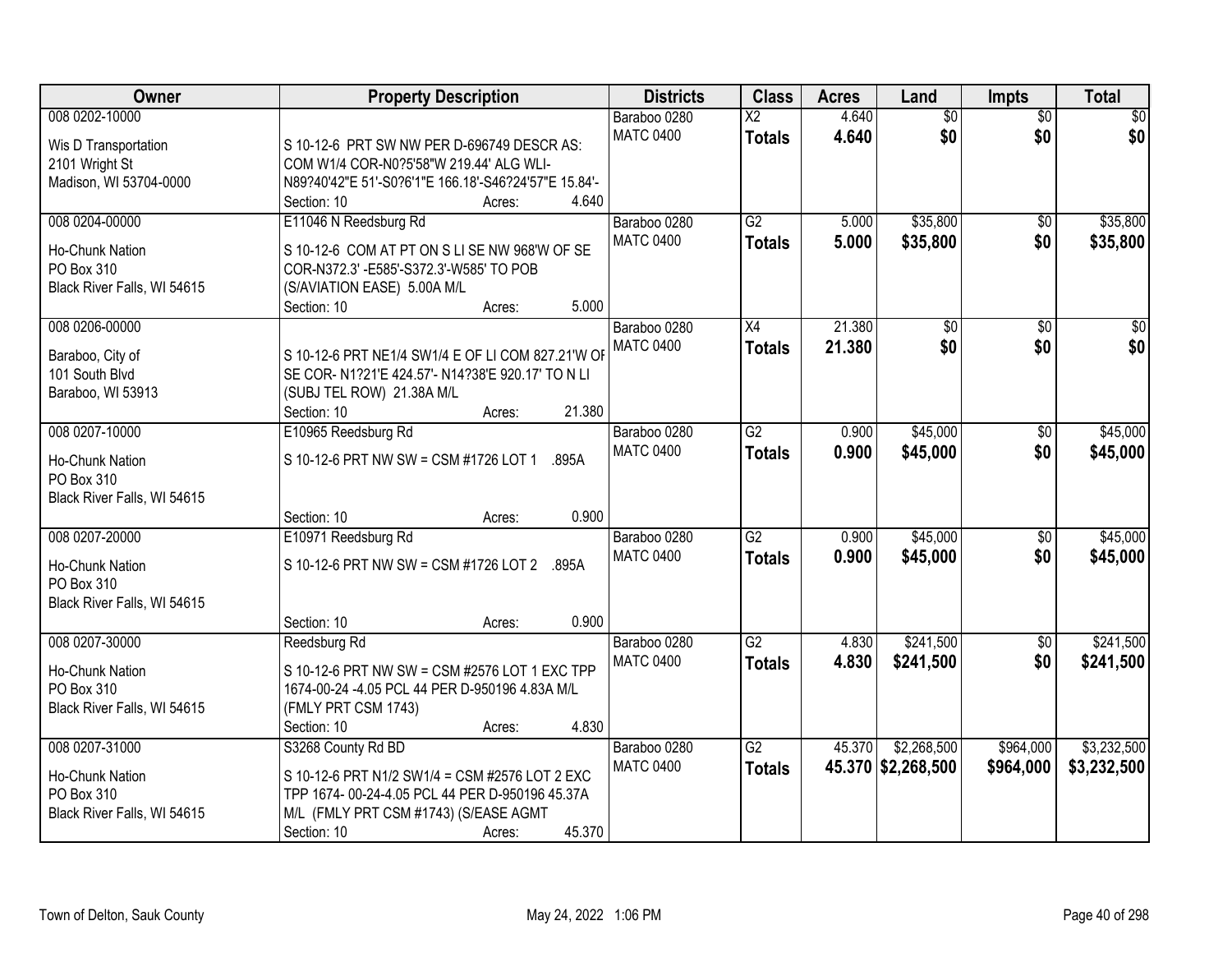| Owner | Property Description | Districts | Class | Acres | Land | Impts | Total |
|---|---|---|---|---|---|---|---|
| 008 0202-10000<br>Wis D Transportation<br>2101 Wright St<br>Madison, WI 53704-0000 | S 10-12-6 PRT SW NW PER D-696749 DESCR AS: COM W1/4 COR-N0?5'58"W 219.44' ALG WLI-N89?40'42"E 51'-S0?6'1"E 166.18'-S46?24'57"E 15.84'-<br>Section: 10 Acres: 4.640 | Baraboo 0280<br>MATC 0400 | X2<br>**Totals** | 4.640<br>**4.640** | $0<br>**$0** | $0<br>**$0** | $0<br>**$0** |
| 008 0204-00000<br>Ho-Chunk Nation<br>PO Box 310<br>Black River Falls, WI 54615 | E11046 N Reedsburg Rd<br>S 10-12-6 COM AT PT ON S LI SE NW 968'W OF SE COR-N372.3' -E585'-S372.3'-W585' TO POB (S/AVIATION EASE) 5.00A M/L<br>Section: 10 Acres: 5.000 | Baraboo 0280<br>MATC 0400 | G2<br>**Totals** | 5.000<br>**5.000** | $35,800<br>**$35,800** | $0<br>**$0** | $35,800<br>**$35,800** |
| 008 0206-00000<br>Baraboo, City of<br>101 South Blvd<br>Baraboo, WI 53913 | S 10-12-6 PRT NE1/4 SW1/4 E OF LI COM 827.21'W OF SE COR- N1?21'E 424.57'- N14?38'E 920.17' TO N LI (SUBJ TEL ROW) 21.38A M/L<br>Section: 10 Acres: 21.380 | Baraboo 0280<br>MATC 0400 | X4<br>**Totals** | 21.380<br>**21.380** | $0<br>**$0** | $0<br>**$0** | $0<br>**$0** |
| 008 0207-10000<br>Ho-Chunk Nation<br>PO Box 310<br>Black River Falls, WI 54615 | E10965 Reedsburg Rd<br>S 10-12-6 PRT NW SW = CSM #1726 LOT 1 .895A<br>Section: 10 Acres: 0.900 | Baraboo 0280<br>MATC 0400 | G2<br>**Totals** | 0.900<br>**0.900** | $45,000<br>**$45,000** | $0<br>**$0** | $45,000<br>**$45,000** |
| 008 0207-20000<br>Ho-Chunk Nation<br>PO Box 310<br>Black River Falls, WI 54615 | E10971 Reedsburg Rd<br>S 10-12-6 PRT NW SW = CSM #1726 LOT 2 .895A<br>Section: 10 Acres: 0.900 | Baraboo 0280<br>MATC 0400 | G2<br>**Totals** | 0.900<br>**0.900** | $45,000<br>**$45,000** | $0<br>**$0** | $45,000<br>**$45,000** |
| 008 0207-30000<br>Ho-Chunk Nation<br>PO Box 310<br>Black River Falls, WI 54615 | Reedsburg Rd<br>S 10-12-6 PRT NW SW = CSM #2576 LOT 1 EXC TPP 1674-00-24 -4.05 PCL 44 PER D-950196 4.83A M/L (FMLY PRT CSM 1743)<br>Section: 10 Acres: 4.830 | Baraboo 0280<br>MATC 0400 | G2<br>**Totals** | 4.830<br>**4.830** | $241,500<br>**$241,500** | $0<br>**$0** | $241,500<br>**$241,500** |
| 008 0207-31000<br>Ho-Chunk Nation<br>PO Box 310<br>Black River Falls, WI 54615 | S3268 County Rd BD<br>S 10-12-6 PRT N1/2 SW1/4 = CSM #2576 LOT 2 EXC TPP 1674- 00-24-4.05 PCL 44 PER D-950196 45.37A M/L (FMLY PRT CSM #1743) (S/EASE AGMT<br>Section: 10 Acres: 45.370 | Baraboo 0280<br>MATC 0400 | G2<br>**Totals** | 45.370<br>**45.370** | $2,268,500<br>**$2,268,500** | $964,000<br>**$964,000** | $3,232,500<br>**$3,232,500** |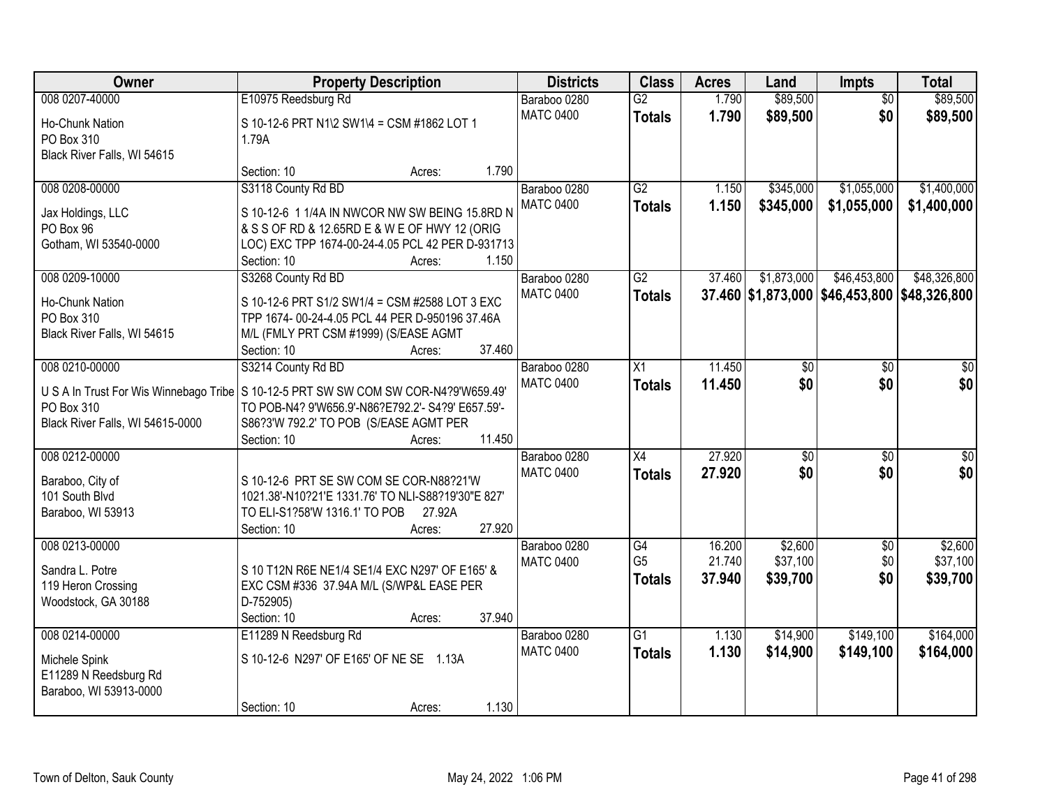| Owner | Property Description | Districts | Class | Acres | Land | Impts | Total |
|---|---|---|---|---|---|---|---|
| 008 0207-40000<br>Ho-Chunk Nation<br>PO Box 310<br>Black River Falls, WI 54615 | E10975 Reedsburg Rd<br>S 10-12-6 PRT N1\2 SW1\4 = CSM #1862 LOT 1 1.79A<br>Section: 10 Acres: 1.790 | Baraboo 0280<br>MATC 0400 | G2<br>**Totals** | 1.790<br>**1.790** | $89,500<br>**$89,500** | $0<br>**$0** | $89,500<br>**$89,500** |
| 008 0208-00000<br>Jax Holdings, LLC<br>PO Box 96<br>Gotham, WI 53540-0000 | S3118 County Rd BD<br>S 10-12-6 1 1/4A IN NWCOR NW SW BEING 15.8RD N & S S OF RD & 12.65RD E & W E OF HWY 12 (ORIG LOC) EXC TPP 1674-00-24-4.05 PCL 42 PER D-931713<br>Section: 10 Acres: 1.150 | Baraboo 0280<br>MATC 0400 | G2<br>**Totals** | 1.150<br>**1.150** | $345,000<br>**$345,000** | $1,055,000<br>**$1,055,000** | $1,400,000<br>**$1,400,000** |
| 008 0209-10000<br>Ho-Chunk Nation<br>PO Box 310<br>Black River Falls, WI 54615 | S3268 County Rd BD<br>S 10-12-6 PRT S1/2 SW1/4 = CSM #2588 LOT 3 EXC TPP 1674- 00-24-4.05 PCL 44 PER D-950196 37.46A M/L (FMLY PRT CSM #1999) (S/EASE AGMT<br>Section: 10 Acres: 37.460 | Baraboo 0280<br>MATC 0400 | G2<br>**Totals** | 37.460<br>**37.460** | $1,873,000<br>**$1,873,000** | $46,453,800<br>**$46,453,800** | $48,326,800<br>**$48,326,800** |
| 008 0210-00000<br>U S A In Trust For Wis Winnebago Tribe<br>PO Box 310<br>Black River Falls, WI 54615-0000 | S3214 County Rd BD<br>S 10-12-5 PRT SW SW COM SW COR-N4?9'W659.49' TO POB-N4? 9'W656.9'-N86?E792.2'- S4?9' E657.59'-S86?3'W 792.2' TO POB (S/EASE AGMT PER<br>Section: 10 Acres: 11.450 | Baraboo 0280<br>MATC 0400 | X1<br>**Totals** | 11.450<br>**11.450** | $0<br>**$0** | $0<br>**$0** | $0<br>**$0** |
| 008 0212-00000<br>Baraboo, City of<br>101 South Blvd<br>Baraboo, WI 53913 | S 10-12-6 PRT SE SW COM SE COR-N88?21'W 1021.38'-N10?21'E 1331.76' TO NLI-S88?19'30"E 827' TO ELI-S1?58'W 1316.1' TO POB 27.92A<br>Section: 10 Acres: 27.920 | Baraboo 0280<br>MATC 0400 | X4<br>**Totals** | 27.920<br>**27.920** | $0<br>**$0** | $0<br>**$0** | $0<br>**$0** |
| 008 0213-00000<br>Sandra L. Potre<br>119 Heron Crossing<br>Woodstock, GA 30188 | S 10 T12N R6E NE1/4 SE1/4 EXC N297' OF E165' & EXC CSM #336 37.94A M/L (S/WP&L EASE PER D-752905)<br>Section: 10 Acres: 37.940 | Baraboo 0280<br>MATC 0400 | G4<br>G5<br>**Totals** | 16.200<br>21.740<br>**37.940** | $2,600<br>$37,100<br>**$39,700** | $0<br>$0<br>**$0** | $2,600<br>$37,100<br>**$39,700** |
| 008 0214-00000<br>Michele Spink<br>E11289 N Reedsburg Rd<br>Baraboo, WI 53913-0000 | E11289 N Reedsburg Rd<br>S 10-12-6 N297' OF E165' OF NE SE 1.13A<br>Section: 10 Acres: 1.130 | Baraboo 0280<br>MATC 0400 | G1<br>**Totals** | 1.130<br>**1.130** | $14,900<br>**$14,900** | $149,100<br>**$149,100** | $164,000<br>**$164,000** |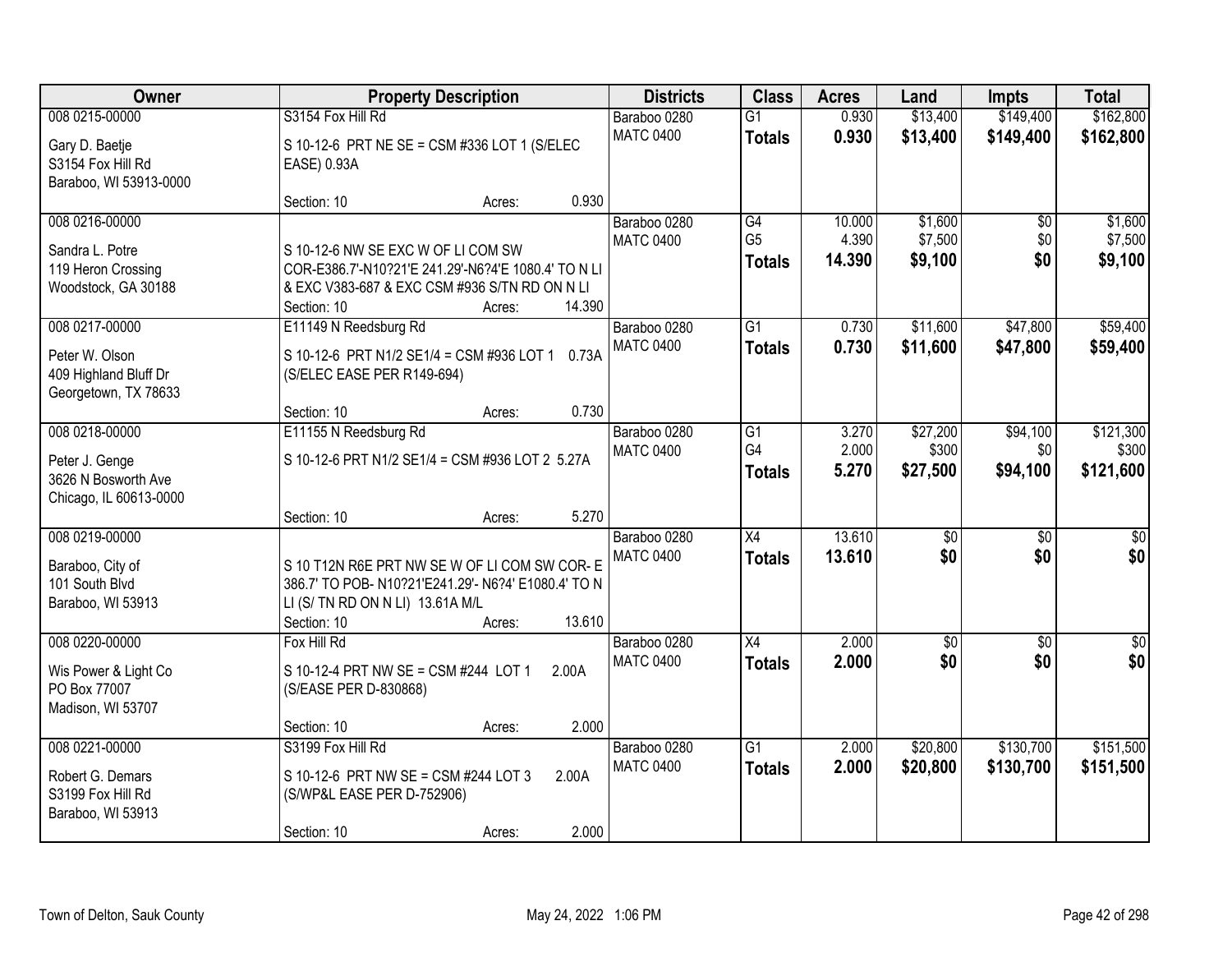| Owner | Property Description | Districts | Class | Acres | Land | Impts | Total |
|---|---|---|---|---|---|---|---|
| 008 0215-00000<br>Gary D. Baetje<br>S3154 Fox Hill Rd<br>Baraboo, WI 53913-0000 | S3154 Fox Hill Rd<br>S 10-12-6 PRT NE SE = CSM #336 LOT 1 (S/ELEC EASE) 0.93A<br>Section: 10 Acres: 0.930 | Baraboo 0280<br>MATC 0400 | G1<br>**Totals** | 0.930<br>**0.930** | $13,400<br>**$13,400** | $149,400<br>**$149,400** | $162,800<br>**$162,800** |
| 008 0216-00000<br>Sandra L. Potre<br>119 Heron Crossing<br>Woodstock, GA 30188 | S 10-12-6 NW SE EXC W OF LI COM SW COR-E386.7'-N10?21'E 241.29'-N6?4'E 1080.4' TO N LI & EXC V383-687 & EXC CSM #936 S/TN RD ON N LI<br>Section: 10 Acres: 14.390 | Baraboo 0280<br>MATC 0400 | G4<br>G5<br>**Totals** | 10.000<br>4.390<br>**14.390** | $1,600<br>$7,500<br>**$9,100** | $0<br>$0<br>**$0** | $1,600<br>$7,500<br>**$9,100** |
| 008 0217-00000<br>Peter W. Olson<br>409 Highland Bluff Dr<br>Georgetown, TX 78633 | E11149 N Reedsburg Rd<br>S 10-12-6 PRT N1/2 SE1/4 = CSM #936 LOT 1 0.73A (S/ELEC EASE PER R149-694)<br>Section: 10 Acres: 0.730 | Baraboo 0280<br>MATC 0400 | G1<br>**Totals** | 0.730<br>**0.730** | $11,600<br>**$11,600** | $47,800<br>**$47,800** | $59,400<br>**$59,400** |
| 008 0218-00000<br>Peter J. Genge<br>3626 N Bosworth Ave<br>Chicago, IL 60613-0000 | E11155 N Reedsburg Rd<br>S 10-12-6 PRT N1/2 SE1/4 = CSM #936 LOT 2 5.27A<br>Section: 10 Acres: 5.270 | Baraboo 0280<br>MATC 0400 | G1<br>G4<br>**Totals** | 3.270<br>2.000<br>**5.270** | $27,200<br>$300<br>**$27,500** | $94,100<br>$0<br>**$94,100** | $121,300<br>$300<br>**$121,600** |
| 008 0219-00000<br>Baraboo, City of<br>101 South Blvd<br>Baraboo, WI 53913 | S 10 T12N R6E PRT NW SE W OF LI COM SW COR- E 386.7' TO POB- N10?21'E241.29'- N6?4' E1080.4' TO N LI (S/ TN RD ON N LI) 13.61A M/L<br>Section: 10 Acres: 13.610 | Baraboo 0280<br>MATC 0400 | X4<br>**Totals** | 13.610<br>**13.610** | $0<br>**$0** | $0<br>**$0** | $0<br>**$0** |
| 008 0220-00000<br>Wis Power & Light Co<br>PO Box 77007<br>Madison, WI 53707 | Fox Hill Rd<br>S 10-12-4 PRT NW SE = CSM #244 LOT 1 2.00A (S/EASE PER D-830868)<br>Section: 10 Acres: 2.000 | Baraboo 0280<br>MATC 0400 | X4<br>**Totals** | 2.000<br>**2.000** | $0<br>**$0** | $0<br>**$0** | $0<br>**$0** |
| 008 0221-00000<br>Robert G. Demars<br>S3199 Fox Hill Rd<br>Baraboo, WI 53913 | S3199 Fox Hill Rd<br>S 10-12-6 PRT NW SE = CSM #244 LOT 3 2.00A (S/WP&L EASE PER D-752906)<br>Section: 10 Acres: 2.000 | Baraboo 0280<br>MATC 0400 | G1<br>**Totals** | 2.000<br>**2.000** | $20,800<br>**$20,800** | $130,700<br>**$130,700** | $151,500<br>**$151,500** |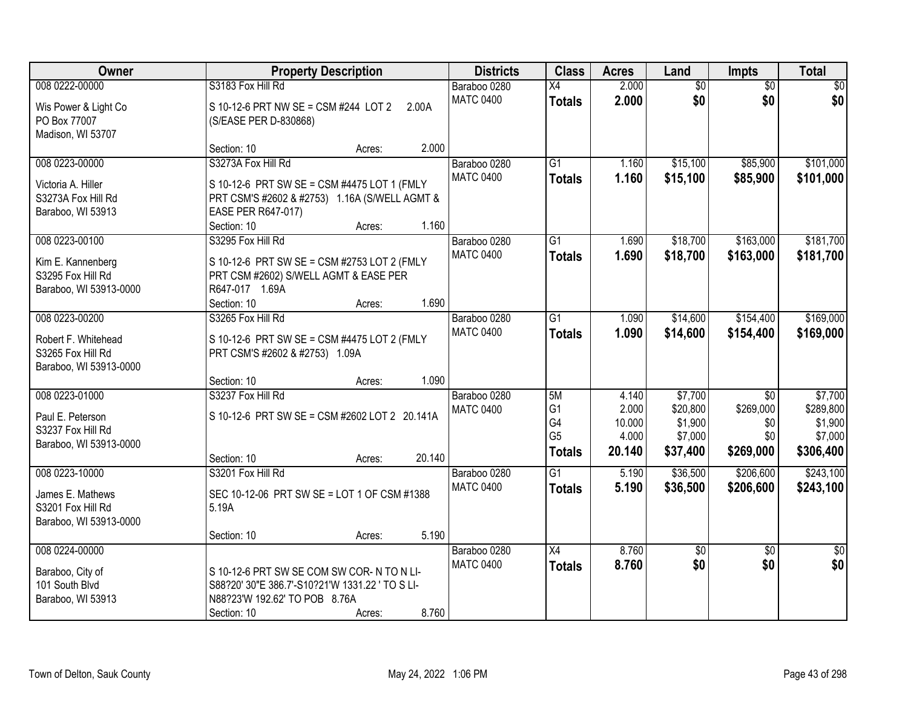| Owner | Property Description | | | Districts | Class | Acres | Land | Impts | Total |
|---|---|---|---|---|---|---|---|---|---|
| 008 0222-00000 | S3183 Fox Hill Rd | | | Baraboo 0280 | X4 | 2.000 | $0 | $0 | $0 |
| Wis Power & Light Co<br>PO Box 77007<br>Madison, WI 53707 | S 10-12-6 PRT NW SE = CSM #244 LOT 2 2.00A (S/EASE PER D-830868) | | | MATC 0400 | **Totals** | **2.000** | **$0** | **$0** | **$0** |
| | Section: 10 | Acres: | 2.000 | | | | | | |
| 008 0223-00000 | S3273A Fox Hill Rd | | | Baraboo 0280 | G1 | 1.160 | $15,100 | $85,900 | $101,000 |
| Victoria A. Hiller<br>S3273A Fox Hill Rd<br>Baraboo, WI 53913 | S 10-12-6 PRT SW SE = CSM #4475 LOT 1 (FMLY PRT CSM'S #2602 & #2753) 1.16A (S/WELL AGMT & EASE PER R647-017) | | | MATC 0400 | **Totals** | **1.160** | **$15,100** | **$85,900** | **$101,000** |
| | Section: 10 | Acres: | 1.160 | | | | | | |
| 008 0223-00100 | S3295 Fox Hill Rd | | | Baraboo 0280 | G1 | 1.690 | $18,700 | $163,000 | $181,700 |
| Kim E. Kannenberg<br>S3295 Fox Hill Rd<br>Baraboo, WI 53913-0000 | S 10-12-6 PRT SW SE = CSM #2753 LOT 2 (FMLY PRT CSM #2602) S/WELL AGMT & EASE PER R647-017 1.69A | | | MATC 0400 | **Totals** | **1.690** | **$18,700** | **$163,000** | **$181,700** |
| | Section: 10 | Acres: | 1.690 | | | | | | |
| 008 0223-00200 | S3265 Fox Hill Rd | | | Baraboo 0280 | G1 | 1.090 | $14,600 | $154,400 | $169,000 |
| Robert F. Whitehead<br>S3265 Fox Hill Rd<br>Baraboo, WI 53913-0000 | S 10-12-6 PRT SW SE = CSM #4475 LOT 2 (FMLY PRT CSM'S #2602 & #2753) 1.09A | | | MATC 0400 | **Totals** | **1.090** | **$14,600** | **$154,400** | **$169,000** |
| | Section: 10 | Acres: | 1.090 | | | | | | |
| 008 0223-01000 | S3237 Fox Hill Rd | | | Baraboo 0280 | 5M | 4.140 | $7,700 | $0 | $7,700 |
| Paul E. Peterson<br>S3237 Fox Hill Rd<br>Baraboo, WI 53913-0000 | S 10-12-6 PRT SW SE = CSM #2602 LOT 2 20.141A | | | MATC 0400 | G1 | 2.000 | $20,800 | $269,000 | $289,800 |
| | | | | | G4 | 10.000 | $1,900 | $0 | $1,900 |
| | | | | | G5 | 4.000 | $7,000 | $0 | $7,000 |
| | Section: 10 | Acres: | 20.140 | | **Totals** | **20.140** | **$37,400** | **$269,000** | **$306,400** |
| 008 0223-10000 | S3201 Fox Hill Rd | | | Baraboo 0280 | G1 | 5.190 | $36,500 | $206,600 | $243,100 |
| James E. Mathews<br>S3201 Fox Hill Rd<br>Baraboo, WI 53913-0000 | SEC 10-12-06 PRT SW SE = LOT 1 OF CSM #1388 5.19A | | | MATC 0400 | **Totals** | **5.190** | **$36,500** | **$206,600** | **$243,100** |
| | Section: 10 | Acres: | 5.190 | | | | | | |
| 008 0224-00000 | | | | Baraboo 0280 | X4 | 8.760 | $0 | $0 | $0 |
| Baraboo, City of<br>101 South Blvd<br>Baraboo, WI 53913 | S 10-12-6 PRT SW SE COM SW COR- N TO N LI- S88?20' 30"E 386.7'-S10?21'W 1331.22 ' TO S LI- N88?23'W 192.62' TO POB 8.76A | | | MATC 0400 | **Totals** | **8.760** | **$0** | **$0** | **$0** |
| | Section: 10 | Acres: | 8.760 | | | | | | |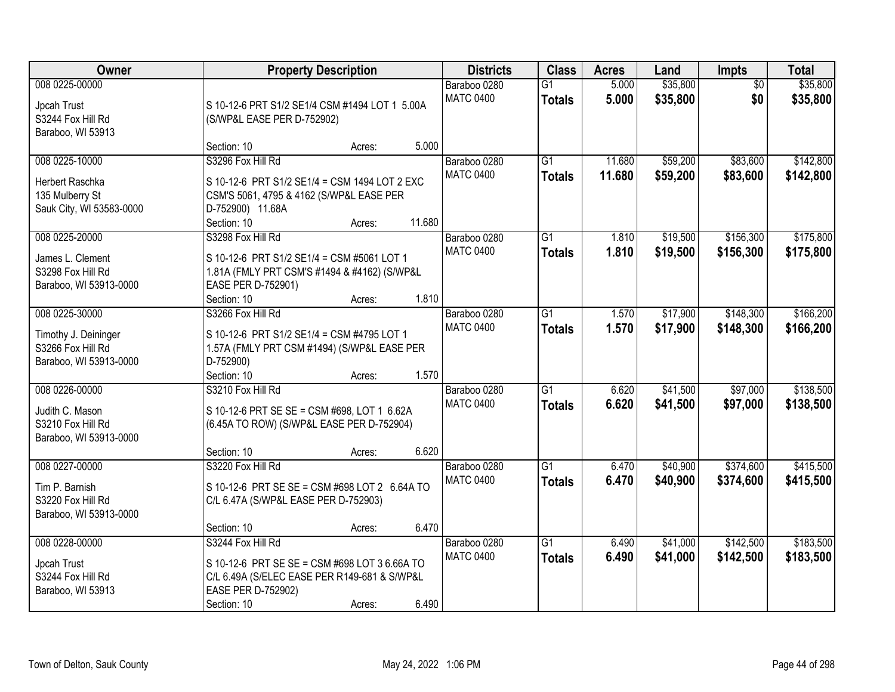| Owner | Property Description | Districts | Class | Acres | Land | Impts | Total |
|---|---|---|---|---|---|---|---|
| 008 0225-00000<br><br>Jpcah Trust<br>S3244 Fox Hill Rd<br>Baraboo, WI 53913 | S 10-12-6 PRT S1/2 SE1/4 CSM #1494 LOT 1 5.00A (S/WP&L EASE PER D-752902)<br><br>Section: 10 Acres: 5.000 | Baraboo 0280<br>MATC 0400 | G1<br>**Totals** | 5.000<br>**5.000** | $35,800<br>**$35,800** | $0<br>**$0** | $35,800<br>**$35,800** |
| 008 0225-10000<br><br>Herbert Raschka<br>135 Mulberry St<br>Sauk City, WI 53583-0000 | S3296 Fox Hill Rd<br>S 10-12-6 PRT S1/2 SE1/4 = CSM 1494 LOT 2 EXC CSM'S 5061, 4795 & 4162 (S/WP&L EASE PER D-752900) 11.68A<br>Section: 10 Acres: 11.680 | Baraboo 0280<br>MATC 0400 | G1<br>**Totals** | 11.680<br>**11.680** | $59,200<br>**$59,200** | $83,600<br>**$83,600** | $142,800<br>**$142,800** |
| 008 0225-20000<br><br>James L. Clement<br>S3298 Fox Hill Rd<br>Baraboo, WI 53913-0000 | S3298 Fox Hill Rd<br>S 10-12-6 PRT S1/2 SE1/4 = CSM #5061 LOT 1 1.81A (FMLY PRT CSM'S #1494 & #4162) (S/WP&L EASE PER D-752901)<br>Section: 10 Acres: 1.810 | Baraboo 0280<br>MATC 0400 | G1<br>**Totals** | 1.810<br>**1.810** | $19,500<br>**$19,500** | $156,300<br>**$156,300** | $175,800<br>**$175,800** |
| 008 0225-30000<br><br>Timothy J. Deininger<br>S3266 Fox Hill Rd<br>Baraboo, WI 53913-0000 | S3266 Fox Hill Rd<br>S 10-12-6 PRT S1/2 SE1/4 = CSM #4795 LOT 1 1.57A (FMLY PRT CSM #1494) (S/WP&L EASE PER D-752900)<br>Section: 10 Acres: 1.570 | Baraboo 0280<br>MATC 0400 | G1<br>**Totals** | 1.570<br>**1.570** | $17,900<br>**$17,900** | $148,300<br>**$148,300** | $166,200<br>**$166,200** |
| 008 0226-00000<br><br>Judith C. Mason<br>S3210 Fox Hill Rd<br>Baraboo, WI 53913-0000 | S3210 Fox Hill Rd<br>S 10-12-6 PRT SE SE = CSM #698, LOT 1 6.62A (6.45A TO ROW) (S/WP&L EASE PER D-752904)<br><br>Section: 10 Acres: 6.620 | Baraboo 0280<br>MATC 0400 | G1<br>**Totals** | 6.620<br>**6.620** | $41,500<br>**$41,500** | $97,000<br>**$97,000** | $138,500<br>**$138,500** |
| 008 0227-00000<br><br>Tim P. Barnish<br>S3220 Fox Hill Rd<br>Baraboo, WI 53913-0000 | S3220 Fox Hill Rd<br>S 10-12-6 PRT SE SE = CSM #698 LOT 2 6.64A TO C/L 6.47A (S/WP&L EASE PER D-752903)<br><br>Section: 10 Acres: 6.470 | Baraboo 0280<br>MATC 0400 | G1<br>**Totals** | 6.470<br>**6.470** | $40,900<br>**$40,900** | $374,600<br>**$374,600** | $415,500<br>**$415,500** |
| 008 0228-00000<br><br>Jpcah Trust<br>S3244 Fox Hill Rd<br>Baraboo, WI 53913 | S3244 Fox Hill Rd<br>S 10-12-6 PRT SE SE = CSM #698 LOT 3 6.66A TO C/L 6.49A (S/ELEC EASE PER R149-681 & S/WP&L EASE PER D-752902)<br>Section: 10 Acres: 6.490 | Baraboo 0280<br>MATC 0400 | G1<br>**Totals** | 6.490<br>**6.490** | $41,000<br>**$41,000** | $142,500<br>**$142,500** | $183,500<br>**$183,500** |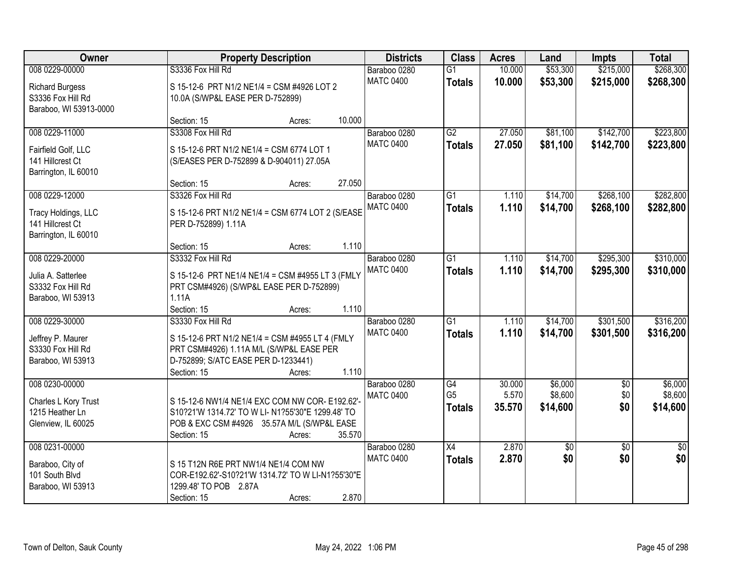| Owner | Property Description | Districts | Class | Acres | Land | Impts | Total |
|---|---|---|---|---|---|---|---|
| 008 0229-00000<br>Richard Burgess<br>S3336 Fox Hill Rd<br>Baraboo, WI 53913-0000 | S3336 Fox Hill Rd<br>S 15-12-6 PRT N1/2 NE1/4 = CSM #4926 LOT 2 10.0A (S/WP&L EASE PER D-752899)<br>Section: 15 Acres: 10.000 | Baraboo 0280<br>MATC 0400 | G1<br>**Totals** | 10.000<br>**10.000** | $53,300<br>**$53,300** | $215,000<br>**$215,000** | $268,300<br>**$268,300** |
| 008 0229-11000<br>Fairfield Golf, LLC<br>141 Hillcrest Ct<br>Barrington, IL 60010 | S3308 Fox Hill Rd<br>S 15-12-6 PRT N1/2 NE1/4 = CSM 6774 LOT 1 (S/EASES PER D-752899 & D-904011) 27.05A<br>Section: 15 Acres: 27.050 | Baraboo 0280<br>MATC 0400 | G2<br>**Totals** | 27.050<br>**27.050** | $81,100<br>**$81,100** | $142,700<br>**$142,700** | $223,800<br>**$223,800** |
| 008 0229-12000<br>Tracy Holdings, LLC<br>141 Hillcrest Ct<br>Barrington, IL 60010 | S3326 Fox Hill Rd<br>S 15-12-6 PRT N1/2 NE1/4 = CSM 6774 LOT 2 (S/EASE PER D-752899) 1.11A<br>Section: 15 Acres: 1.110 | Baraboo 0280<br>MATC 0400 | G1<br>**Totals** | 1.110<br>**1.110** | $14,700<br>**$14,700** | $268,100<br>**$268,100** | $282,800<br>**$282,800** |
| 008 0229-20000<br>Julia A. Satterlee<br>S3332 Fox Hill Rd<br>Baraboo, WI 53913 | S3332 Fox Hill Rd<br>S 15-12-6 PRT NE1/4 NE1/4 = CSM #4955 LT 3 (FMLY PRT CSM#4926) (S/WP&L EASE PER D-752899) 1.11A<br>Section: 15 Acres: 1.110 | Baraboo 0280<br>MATC 0400 | G1<br>**Totals** | 1.110<br>**1.110** | $14,700<br>**$14,700** | $295,300<br>**$295,300** | $310,000<br>**$310,000** |
| 008 0229-30000<br>Jeffrey P. Maurer<br>S3330 Fox Hill Rd<br>Baraboo, WI 53913 | S3330 Fox Hill Rd<br>S 15-12-6 PRT N1/2 NE1/4 = CSM #4955 LT 4 (FMLY PRT CSM#4926) 1.11A M/L (S/WP&L EASE PER D-752899; S/ATC EASE PER D-1233441)<br>Section: 15 Acres: 1.110 | Baraboo 0280<br>MATC 0400 | G1<br>**Totals** | 1.110<br>**1.110** | $14,700<br>**$14,700** | $301,500<br>**$301,500** | $316,200<br>**$316,200** |
| 008 0230-00000<br>Charles L Kory Trust<br>1215 Heather Ln<br>Glenview, IL 60025 | S 15-12-6 NW1/4 NE1/4 EXC COM NW COR- E192.62'-S10?21'W 1314.72' TO W LI- N1?55'30"E 1299.48' TO POB & EXC CSM #4926 35.57A M/L (S/WP&L EASE<br>Section: 15 Acres: 35.570 | Baraboo 0280<br>MATC 0400 | G4<br>G5<br>**Totals** | 30.000<br>5.570<br>**35.570** | $6,000<br>$8,600<br>**$14,600** | $0<br>$0<br>**$0** | $6,000<br>$8,600<br>**$14,600** |
| 008 0231-00000<br>Baraboo, City of<br>101 South Blvd<br>Baraboo, WI 53913 | S 15 T12N R6E PRT NW1/4 NE1/4 COM NW COR-E192.62'-S10?21'W 1314.72' TO W LI-N1?55'30"E 1299.48' TO POB 2.87A<br>Section: 15 Acres: 2.870 | Baraboo 0280<br>MATC 0400 | X4<br>**Totals** | 2.870<br>**2.870** | $0<br>**$0** | $0<br>**$0** | $0<br>**$0** |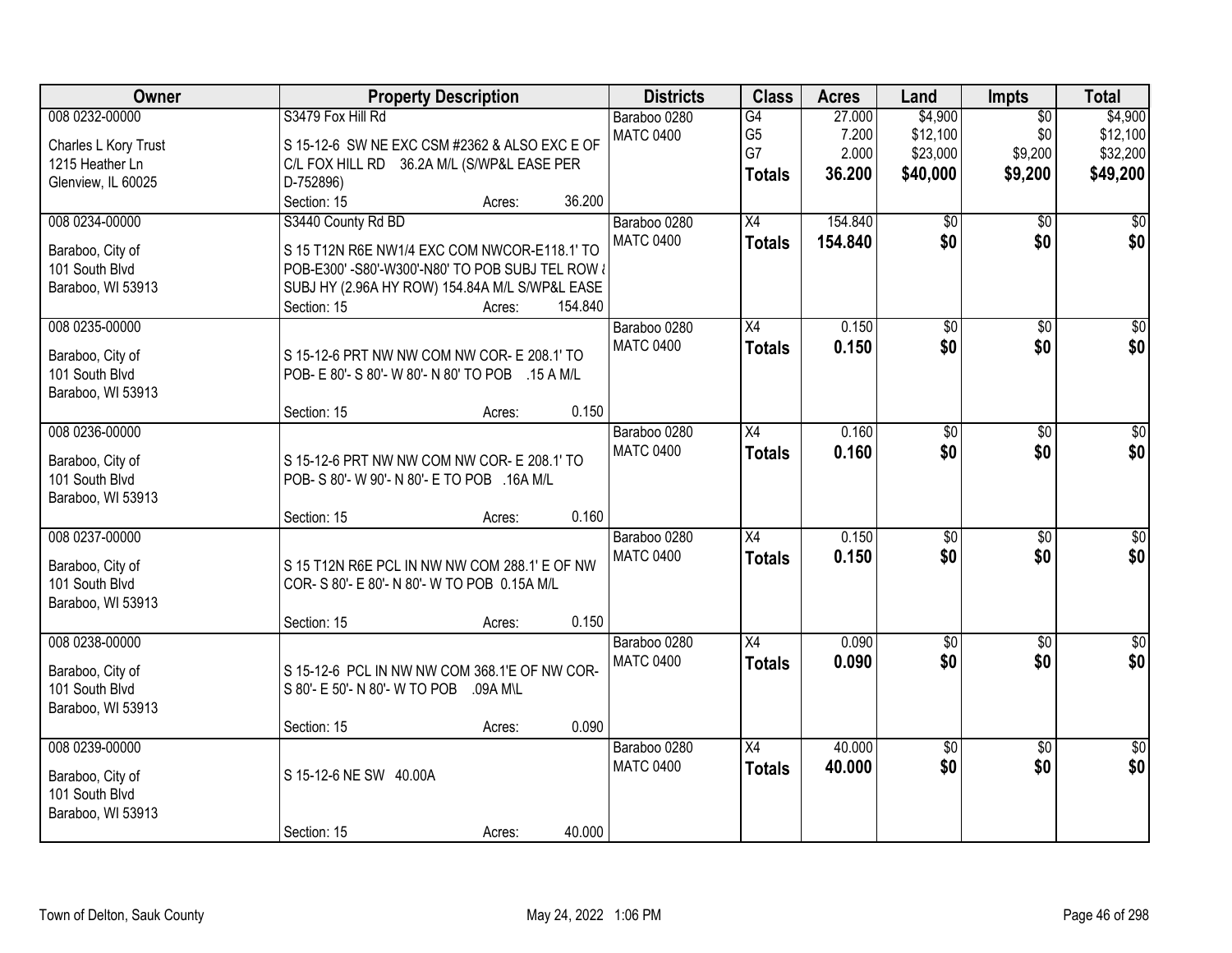| Owner | Property Description | Districts | Class | Acres | Land | Impts | Total |
|---|---|---|---|---|---|---|---|
| 008 0232-00000<br>Charles L Kory Trust<br>1215 Heather Ln<br>Glenview, IL 60025 | S3479 Fox Hill Rd<br>S 15-12-6 SW NE EXC CSM #2362 & ALSO EXC E OF C/L FOX HILL RD 36.2A M/L (S/WP&L EASE PER D-752896)<br>Section: 15 Acres: 36.200 | Baraboo 0280<br>MATC 0400 | G4<br>G5<br>G7<br>**Totals** | 27.000<br>7.200<br>2.000<br>**36.200** | $4,900<br>$12,100<br>$23,000<br>**$40,000** | $0<br>$0<br>$9,200<br>**$9,200** | $4,900<br>$12,100<br>$32,200<br>**$49,200** |
| 008 0234-00000<br>Baraboo, City of<br>101 South Blvd<br>Baraboo, WI 53913 | S3440 County Rd BD<br>S 15 T12N R6E NW1/4 EXC COM NWCOR-E118.1' TO POB-E300' -S80'-W300'-N80' TO POB SUBJ TEL ROW & SUBJ HY (2.96A HY ROW) 154.84A M/L S/WP&L EASE<br>Section: 15 Acres: 154.840 | Baraboo 0280<br>MATC 0400 | X4<br>**Totals** | 154.840<br>**154.840** | $0<br>**$0** | $0<br>**$0** | $0<br>**$0** |
| 008 0235-00000<br>Baraboo, City of<br>101 South Blvd<br>Baraboo, WI 53913 | S 15-12-6 PRT NW NW COM NW COR- E 208.1' TO POB- E 80'- S 80'- W 80'- N 80' TO POB .15 A M/L<br>Section: 15 Acres: 0.150 | Baraboo 0280<br>MATC 0400 | X4<br>**Totals** | 0.150<br>**0.150** | $0<br>**$0** | $0<br>**$0** | $0<br>**$0** |
| 008 0236-00000<br>Baraboo, City of<br>101 South Blvd<br>Baraboo, WI 53913 | S 15-12-6 PRT NW NW COM NW COR- E 208.1' TO POB- S 80'- W 90'- N 80'- E TO POB .16A M/L<br>Section: 15 Acres: 0.160 | Baraboo 0280<br>MATC 0400 | X4<br>**Totals** | 0.160<br>**0.160** | $0<br>**$0** | $0<br>**$0** | $0<br>**$0** |
| 008 0237-00000<br>Baraboo, City of<br>101 South Blvd<br>Baraboo, WI 53913 | S 15 T12N R6E PCL IN NW NW COM 288.1' E OF NW COR- S 80'- E 80'- N 80'- W TO POB 0.15A M/L<br>Section: 15 Acres: 0.150 | Baraboo 0280<br>MATC 0400 | X4<br>**Totals** | 0.150<br>**0.150** | $0<br>**$0** | $0<br>**$0** | $0<br>**$0** |
| 008 0238-00000<br>Baraboo, City of<br>101 South Blvd<br>Baraboo, WI 53913 | S 15-12-6 PCL IN NW NW COM 368.1'E OF NW COR- S 80'- E 50'- N 80'- W TO POB .09A M\L<br>Section: 15 Acres: 0.090 | Baraboo 0280<br>MATC 0400 | X4<br>**Totals** | 0.090<br>**0.090** | $0<br>**$0** | $0<br>**$0** | $0<br>**$0** |
| 008 0239-00000<br>Baraboo, City of<br>101 South Blvd<br>Baraboo, WI 53913 | S 15-12-6 NE SW 40.00A<br>Section: 15 Acres: 40.000 | Baraboo 0280<br>MATC 0400 | X4<br>**Totals** | 40.000<br>**40.000** | $0<br>**$0** | $0<br>**$0** | $0<br>**$0** |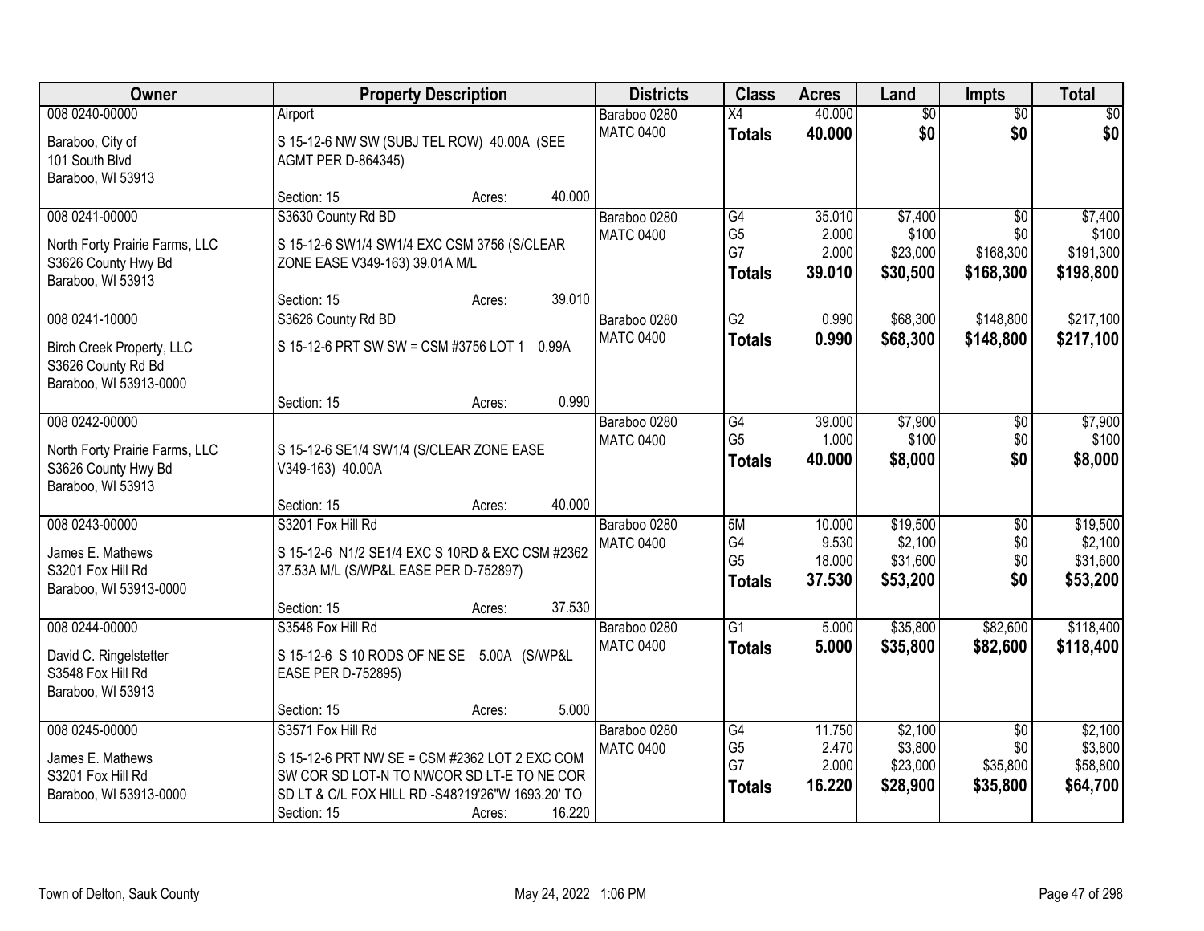| Owner | Property Description | Districts | Class | Acres | Land | Impts | Total |
|---|---|---|---|---|---|---|---|
| 008 0240-00000<br><br>Baraboo, City of<br>101 South Blvd<br>Baraboo, WI 53913 | Airport<br><br>S 15-12-6 NW SW (SUBJ TEL ROW) 40.00A (SEE AGMT PER D-864345)<br><br>Section: 15 Acres: 40.000 | Baraboo 0280<br>MATC 0400 | X4<br>**Totals** | 40.000<br>**40.000** | $0<br>**$0** | $0<br>**$0** | $0<br>**$0** |
| 008 0241-00000<br><br>North Forty Prairie Farms, LLC<br>S3626 County Hwy Bd<br>Baraboo, WI 53913 | S3630 County Rd BD<br><br>S 15-12-6 SW1/4 SW1/4 EXC CSM 3756 (S/CLEAR ZONE EASE V349-163) 39.01A M/L<br><br>Section: 15 Acres: 39.010 | Baraboo 0280<br>MATC 0400 | G4<br>G5<br>G7<br>**Totals** | 35.010<br>2.000<br>2.000<br>**39.010** | $7,400<br>$100<br>$23,000<br>**$30,500** | $0<br>$0<br>$168,300<br>**$168,300** | $7,400<br>$100<br>$191,300<br>**$198,800** |
| 008 0241-10000<br><br>Birch Creek Property, LLC<br>S3626 County Rd Bd<br>Baraboo, WI 53913-0000 | S3626 County Rd BD<br><br>S 15-12-6 PRT SW SW = CSM #3756 LOT 1 0.99A<br><br>Section: 15 Acres: 0.990 | Baraboo 0280<br>MATC 0400 | G2<br>**Totals** | 0.990<br>**0.990** | $68,300<br>**$68,300** | $148,800<br>**$148,800** | $217,100<br>**$217,100** |
| 008 0242-00000<br><br>North Forty Prairie Farms, LLC<br>S3626 County Hwy Bd<br>Baraboo, WI 53913 | S 15-12-6 SE1/4 SW1/4 (S/CLEAR ZONE EASE V349-163) 40.00A<br><br>Section: 15 Acres: 40.000 | Baraboo 0280<br>MATC 0400 | G4<br>G5<br>**Totals** | 39.000<br>1.000<br>**40.000** | $7,900<br>$100<br>**$8,000** | $0<br>$0<br>**$0** | $7,900<br>$100<br>**$8,000** |
| 008 0243-00000<br><br>James E. Mathews<br>S3201 Fox Hill Rd<br>Baraboo, WI 53913-0000 | S3201 Fox Hill Rd<br><br>S 15-12-6 N1/2 SE1/4 EXC S 10RD & EXC CSM #2362 37.53A M/L (S/WP&L EASE PER D-752897)<br><br>Section: 15 Acres: 37.530 | Baraboo 0280<br>MATC 0400 | 5M<br>G4<br>G5<br>**Totals** | 10.000<br>9.530<br>18.000<br>**37.530** | $19,500<br>$2,100<br>$31,600<br>**$53,200** | $0<br>$0<br>$0<br>**$0** | $19,500<br>$2,100<br>$31,600<br>**$53,200** |
| 008 0244-00000<br><br>David C. Ringelstetter<br>S3548 Fox Hill Rd<br>Baraboo, WI 53913 | S3548 Fox Hill Rd<br><br>S 15-12-6 S 10 RODS OF NE SE 5.00A (S/WP&L EASE PER D-752895)<br><br>Section: 15 Acres: 5.000 | Baraboo 0280<br>MATC 0400 | G1<br>**Totals** | 5.000<br>**5.000** | $35,800<br>**$35,800** | $82,600<br>**$82,600** | $118,400<br>**$118,400** |
| 008 0245-00000<br><br>James E. Mathews<br>S3201 Fox Hill Rd<br>Baraboo, WI 53913-0000 | S3571 Fox Hill Rd<br><br>S 15-12-6 PRT NW SE = CSM #2362 LOT 2 EXC COM SW COR SD LOT-N TO NWCOR SD LT-E TO NE COR SD LT & C/L FOX HILL RD -S48?19'26"W 1693.20' TO<br>Section: 15 Acres: 16.220 | Baraboo 0280<br>MATC 0400 | G4<br>G5<br>G7<br>**Totals** | 11.750<br>2.470<br>2.000<br>**16.220** | $2,100<br>$3,800<br>$23,000<br>**$28,900** | $0<br>$0<br>$35,800<br>**$35,800** | $2,100<br>$3,800<br>$58,800<br>**$64,700** |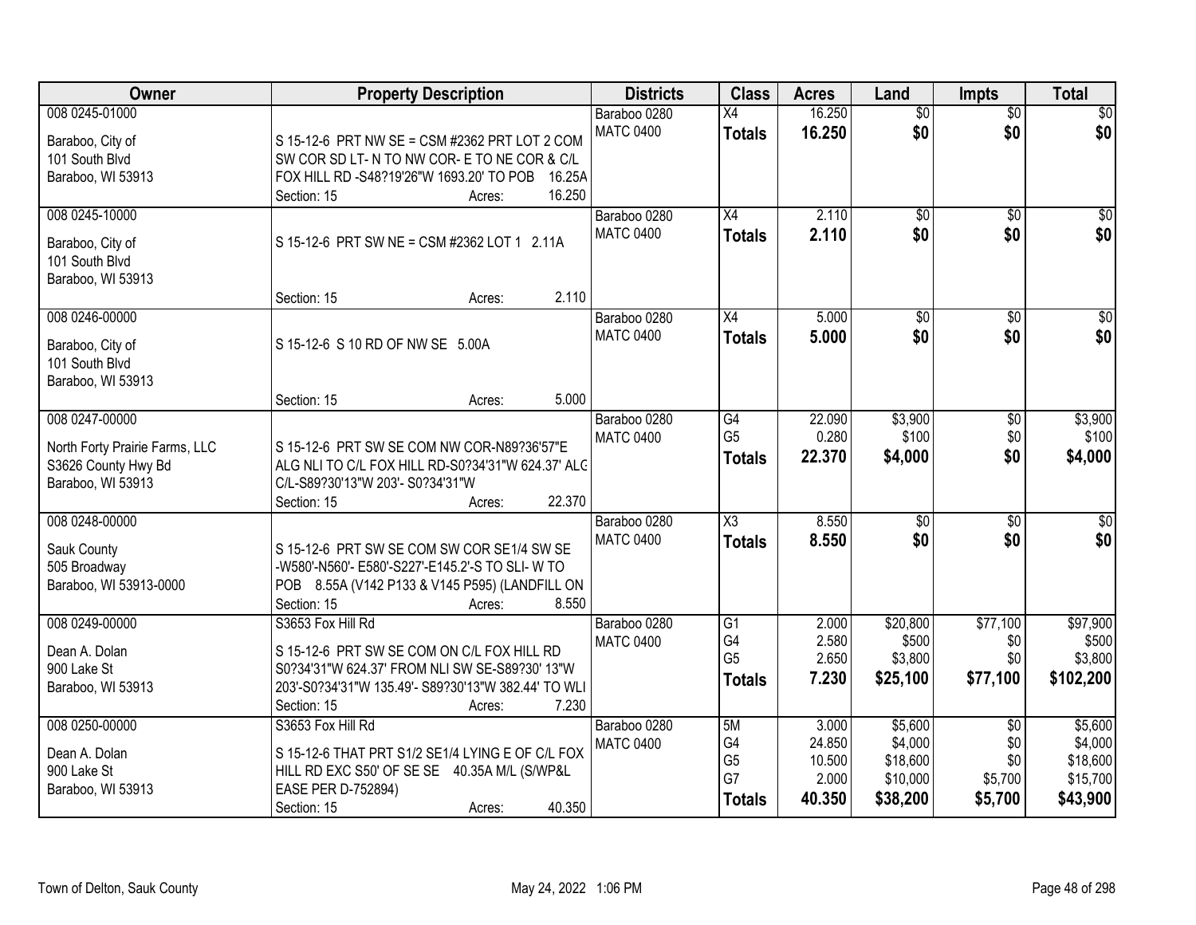| Owner | Property Description | Districts | Class | Acres | Land | Impts | Total |
|---|---|---|---|---|---|---|---|
| 008 0245-01000<br>Baraboo, City of<br>101 South Blvd<br>Baraboo, WI 53913 | S 15-12-6 PRT NW SE = CSM #2362 PRT LOT 2 COM SW COR SD LT- N TO NW COR- E TO NE COR & C/L FOX HILL RD -S48?19'26"W 1693.20' TO POB 16.25A<br>Section: 15 Acres: 16.250 | Baraboo 0280<br>MATC 0400 | X4<br>**Totals** | 16.250<br>**16.250** | $0<br>**$0** | $0<br>**$0** | $0<br>**$0** |
| 008 0245-10000<br>Baraboo, City of<br>101 South Blvd<br>Baraboo, WI 53913 | S 15-12-6 PRT SW NE = CSM #2362 LOT 1 2.11A<br>Section: 15 Acres: 2.110 | Baraboo 0280<br>MATC 0400 | X4<br>**Totals** | 2.110<br>**2.110** | $0<br>**$0** | $0<br>**$0** | $0<br>**$0** |
| 008 0246-00000<br>Baraboo, City of<br>101 South Blvd<br>Baraboo, WI 53913 | S 15-12-6 S 10 RD OF NW SE 5.00A<br>Section: 15 Acres: 5.000 | Baraboo 0280<br>MATC 0400 | X4<br>**Totals** | 5.000<br>**5.000** | $0<br>**$0** | $0<br>**$0** | $0<br>**$0** |
| 008 0247-00000<br>North Forty Prairie Farms, LLC<br>S3626 County Hwy Bd<br>Baraboo, WI 53913 | S 15-12-6 PRT SW SE COM NW COR-N89?36'57"E ALG NLI TO C/L FOX HILL RD-S0?34'31"W 624.37' ALG C/L-S89?30'13"W 203'- S0?34'31"W<br>Section: 15 Acres: 22.370 | Baraboo 0280<br>MATC 0400 | G4<br>G5<br>**Totals** | 22.090<br>0.280<br>**22.370** | $3,900<br>$100<br>**$4,000** | $0<br>$0<br>**$0** | $3,900<br>$100<br>**$4,000** |
| 008 0248-00000<br>Sauk County<br>505 Broadway<br>Baraboo, WI 53913-0000 | S 15-12-6 PRT SW SE COM SW COR SE1/4 SW SE -W580'-N560'- E580'-S227'-E145.2'-S TO SLI- W TO POB 8.55A (V142 P133 & V145 P595) (LANDFILL ON<br>Section: 15 Acres: 8.550 | Baraboo 0280<br>MATC 0400 | X3<br>**Totals** | 8.550<br>**8.550** | $0<br>**$0** | $0<br>**$0** | $0<br>**$0** |
| 008 0249-00000<br>Dean A. Dolan<br>900 Lake St<br>Baraboo, WI 53913 | S3653 Fox Hill Rd<br>S 15-12-6 PRT SW SE COM ON C/L FOX HILL RD S0?34'31"W 624.37' FROM NLI SW SE-S89?30' 13"W 203'-S0?34'31"W 135.49'- S89?30'13"W 382.44' TO WLI<br>Section: 15 Acres: 7.230 | Baraboo 0280<br>MATC 0400 | G1<br>G4<br>G5<br>**Totals** | 2.000<br>2.580<br>2.650<br>**7.230** | $20,800<br>$500<br>$3,800<br>**$25,100** | $77,100<br>$0<br>$0<br>**$77,100** | $97,900<br>$500<br>$3,800<br>**$102,200** |
| 008 0250-00000<br>Dean A. Dolan<br>900 Lake St<br>Baraboo, WI 53913 | S3653 Fox Hill Rd<br>S 15-12-6 THAT PRT S1/2 SE1/4 LYING E OF C/L FOX HILL RD EXC S50' OF SE SE 40.35A M/L (S/WP&L EASE PER D-752894)<br>Section: 15 Acres: 40.350 | Baraboo 0280<br>MATC 0400 | 5M<br>G4<br>G5<br>G7<br>**Totals** | 3.000<br>24.850<br>10.500<br>2.000<br>**40.350** | $5,600<br>$4,000<br>$18,600<br>$10,000<br>**$38,200** | $0<br>$0<br>$0<br>$5,700<br>**$5,700** | $5,600<br>$4,000<br>$18,600<br>$15,700<br>**$43,900** |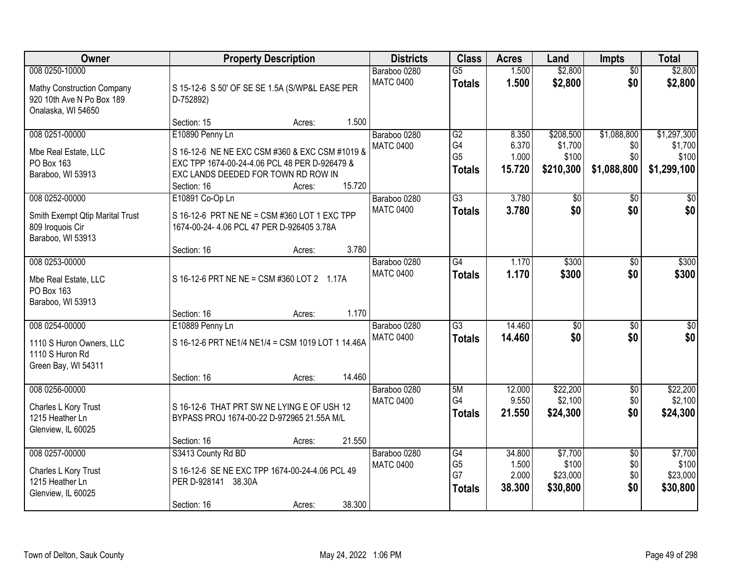| Owner | Property Description | Districts | Class | Acres | Land | Impts | Total |
|---|---|---|---|---|---|---|---|
| 008 0250-10000<br>Mathy Construction Company<br>920 10th Ave N Po Box 189<br>Onalaska, WI 54650 | S 15-12-6 S 50' OF SE SE 1.5A (S/WP&L EASE PER D-752892)<br>Section: 15 Acres: 1.500 | Baraboo 0280<br>MATC 0400 | G5<br>**Totals** | 1.500<br>**1.500** | $2,800<br>**$2,800** | $0<br>**$0** | $2,800<br>**$2,800** |
| 008 0251-00000<br>Mbe Real Estate, LLC<br>PO Box 163<br>Baraboo, WI 53913 | E10890 Penny Ln<br>S 16-12-6 NE NE EXC CSM #360 & EXC CSM #1019 & EXC TPP 1674-00-24-4.06 PCL 48 PER D-926479 & EXC LANDS DEEDED FOR TOWN RD ROW IN<br>Section: 16 Acres: 15.720 | Baraboo 0280<br>MATC 0400 | G2<br>G4<br>G5<br>**Totals** | 8.350<br>6.370<br>1.000<br>**15.720** | $208,500<br>$1,700<br>$100<br>**$210,300** | $1,088,800<br>$0<br>$0<br>**$1,088,800** | $1,297,300<br>$1,700<br>$100<br>**$1,299,100** |
| 008 0252-00000<br>Smith Exempt Qtip Marital Trust<br>809 Iroquois Cir<br>Baraboo, WI 53913 | E10891 Co-Op Ln<br>S 16-12-6 PRT NE NE = CSM #360 LOT 1 EXC TPP 1674-00-24- 4.06 PCL 47 PER D-926405 3.78A<br>Section: 16 Acres: 3.780 | Baraboo 0280<br>MATC 0400 | G3<br>**Totals** | 3.780<br>**3.780** | $0<br>**$0** | $0<br>**$0** | $0<br>**$0** |
| 008 0253-00000<br>Mbe Real Estate, LLC<br>PO Box 163<br>Baraboo, WI 53913 | S 16-12-6 PRT NE NE = CSM #360 LOT 2 1.17A<br>Section: 16 Acres: 1.170 | Baraboo 0280<br>MATC 0400 | G4<br>**Totals** | 1.170<br>**1.170** | $300<br>**$300** | $0<br>**$0** | $300<br>**$300** |
| 008 0254-00000<br>1110 S Huron Owners, LLC<br>1110 S Huron Rd<br>Green Bay, WI 54311 | E10889 Penny Ln<br>S 16-12-6 PRT NE1/4 NE1/4 = CSM 1019 LOT 1 14.46A<br>Section: 16 Acres: 14.460 | Baraboo 0280<br>MATC 0400 | G3<br>**Totals** | 14.460<br>**14.460** | $0<br>**$0** | $0<br>**$0** | $0<br>**$0** |
| 008 0256-00000<br>Charles L Kory Trust<br>1215 Heather Ln<br>Glenview, IL 60025 | S 16-12-6 THAT PRT SW NE LYING E OF USH 12 BYPASS PROJ 1674-00-22 D-972965 21.55A M/L<br>Section: 16 Acres: 21.550 | Baraboo 0280<br>MATC 0400 | 5M<br>G4<br>**Totals** | 12.000<br>9.550<br>**21.550** | $22,200<br>$2,100<br>**$24,300** | $0<br>$0<br>**$0** | $22,200<br>$2,100<br>**$24,300** |
| 008 0257-00000<br>Charles L Kory Trust<br>1215 Heather Ln<br>Glenview, IL 60025 | S3413 County Rd BD<br>S 16-12-6 SE NE EXC TPP 1674-00-24-4.06 PCL 49 PER D-928141 38.30A<br>Section: 16 Acres: 38.300 | Baraboo 0280<br>MATC 0400 | G4<br>G5<br>G7<br>**Totals** | 34.800<br>1.500<br>2.000<br>**38.300** | $7,700<br>$100<br>$23,000<br>**$30,800** | $0<br>$0<br>$0<br>**$0** | $7,700<br>$100<br>$23,000<br>**$30,800** |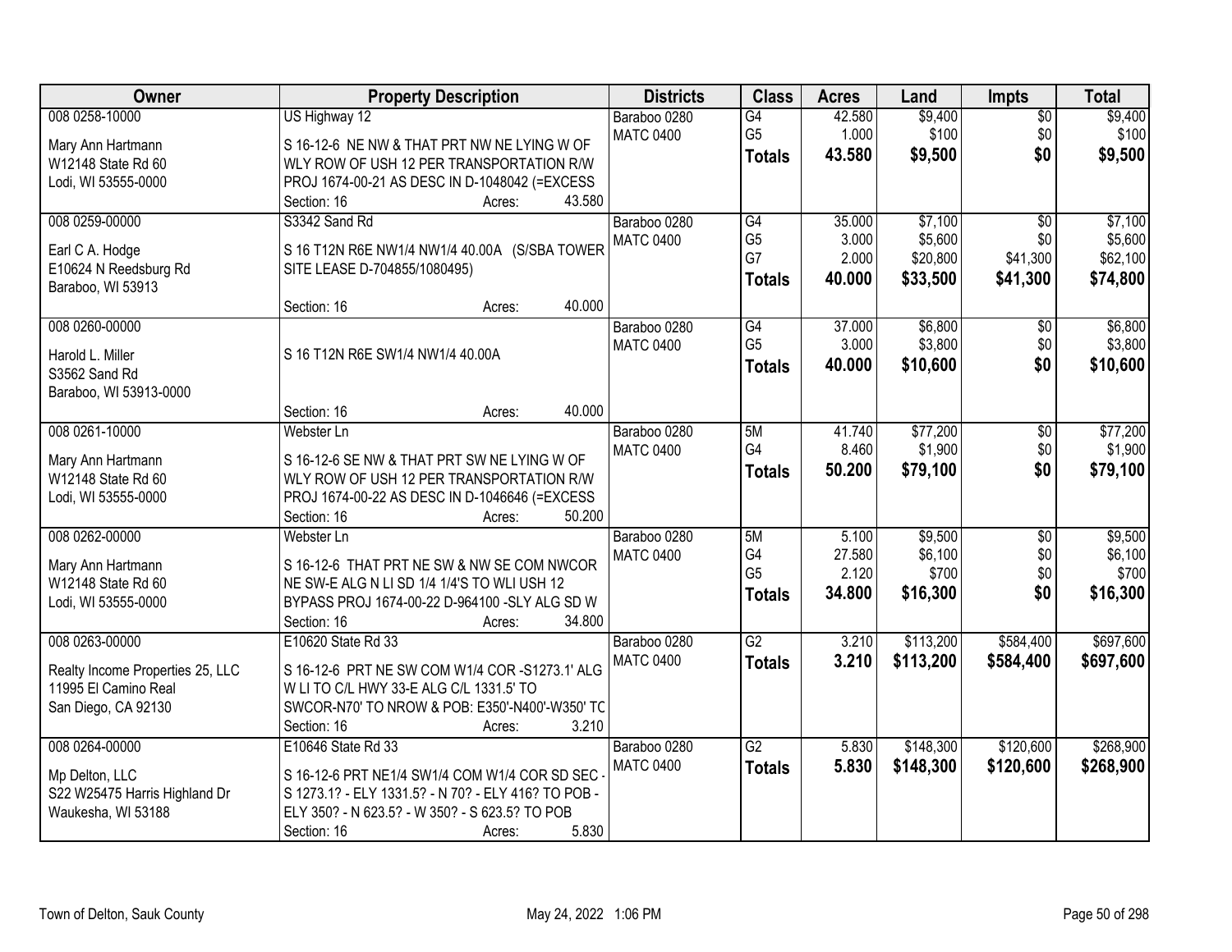| Owner | Property Description | Districts | Class | Acres | Land | Impts | Total |
|---|---|---|---|---|---|---|---|
| 008 0258-10000<br><br>Mary Ann Hartmann<br>W12148 State Rd 60<br>Lodi, WI 53555-0000 | US Highway 12<br><br>S 16-12-6 NE NW & THAT PRT NW NE LYING W OF WLY ROW OF USH 12 PER TRANSPORTATION R/W PROJ 1674-00-21 AS DESC IN D-1048042 (=EXCESS<br>Section: 16 Acres: 43.580 | Baraboo 0280<br>MATC 0400 | G4<br>G5<br>**Totals** | 42.580<br>1.000<br>**43.580** | $9,400<br>$100<br>**$9,500** | $0<br>$0<br>**$0** | $9,400<br>$100<br>**$9,500** |
| 008 0259-00000<br><br>Earl C A. Hodge<br>E10624 N Reedsburg Rd<br>Baraboo, WI 53913 | S3342 Sand Rd<br><br>S 16 T12N R6E NW1/4 NW1/4 40.00A (S/SBA TOWER SITE LEASE D-704855/1080495)<br><br>Section: 16 Acres: 40.000 | Baraboo 0280<br>MATC 0400 | G4<br>G5<br>G7<br>**Totals** | 35.000<br>3.000<br>2.000<br>**40.000** | $7,100<br>$5,600<br>$20,800<br>**$33,500** | $0<br>$0<br>$41,300<br>**$41,300** | $7,100<br>$5,600<br>$62,100<br>**$74,800** |
| 008 0260-00000<br><br>Harold L. Miller<br>S3562 Sand Rd<br>Baraboo, WI 53913-0000 | S 16 T12N R6E SW1/4 NW1/4 40.00A<br><br>Section: 16 Acres: 40.000 | Baraboo 0280<br>MATC 0400 | G4<br>G5<br>**Totals** | 37.000<br>3.000<br>**40.000** | $6,800<br>$3,800<br>**$10,600** | $0<br>$0<br>**$0** | $6,800<br>$3,800<br>**$10,600** |
| 008 0261-10000<br><br>Mary Ann Hartmann<br>W12148 State Rd 60<br>Lodi, WI 53555-0000 | Webster Ln<br><br>S 16-12-6 SE NW & THAT PRT SW NE LYING W OF WLY ROW OF USH 12 PER TRANSPORTATION R/W PROJ 1674-00-22 AS DESC IN D-1046646 (=EXCESS<br>Section: 16 Acres: 50.200 | Baraboo 0280<br>MATC 0400 | 5M<br>G4<br>**Totals** | 41.740<br>8.460<br>**50.200** | $77,200<br>$1,900<br>**$79,100** | $0<br>$0<br>**$0** | $77,200<br>$1,900<br>**$79,100** |
| 008 0262-00000<br><br>Mary Ann Hartmann<br>W12148 State Rd 60<br>Lodi, WI 53555-0000 | Webster Ln<br><br>S 16-12-6 THAT PRT NE SW & NW SE COM NWCOR NE SW-E ALG N LI SD 1/4 1/4'S TO WLI USH 12 BYPASS PROJ 1674-00-22 D-964100 -SLY ALG SD W<br>Section: 16 Acres: 34.800 | Baraboo 0280<br>MATC 0400 | 5M<br>G4<br>G5<br>**Totals** | 5.100<br>27.580<br>2.120<br>**34.800** | $9,500<br>$6,100<br>$700<br>**$16,300** | $0<br>$0<br>$0<br>**$0** | $9,500<br>$6,100<br>$700<br>**$16,300** |
| 008 0263-00000<br><br>Realty Income Properties 25, LLC<br>11995 El Camino Real<br>San Diego, CA 92130 | E10620 State Rd 33<br><br>S 16-12-6 PRT NE SW COM W1/4 COR -S1273.1' ALG W LI TO C/L HWY 33-E ALG C/L 1331.5' TO SWCOR-N70' TO NROW & POB: E350'-N400'-W350' TC<br>Section: 16 Acres: 3.210 | Baraboo 0280<br>MATC 0400 | G2<br>**Totals** | 3.210<br>**3.210** | $113,200<br>**$113,200** | $584,400<br>**$584,400** | $697,600<br>**$697,600** |
| 008 0264-00000<br><br>Mp Delton, LLC<br>S22 W25475 Harris Highland Dr<br>Waukesha, WI 53188 | E10646 State Rd 33<br><br>S 16-12-6 PRT NE1/4 SW1/4 COM W1/4 COR SD SEC - S 1273.1? - ELY 1331.5? - N 70? - ELY 416? TO POB - ELY 350? - N 623.5? - W 350? - S 623.5? TO POB<br>Section: 16 Acres: 5.830 | Baraboo 0280<br>MATC 0400 | G2<br>**Totals** | 5.830<br>**5.830** | $148,300<br>**$148,300** | $120,600<br>**$120,600** | $268,900<br>**$268,900** |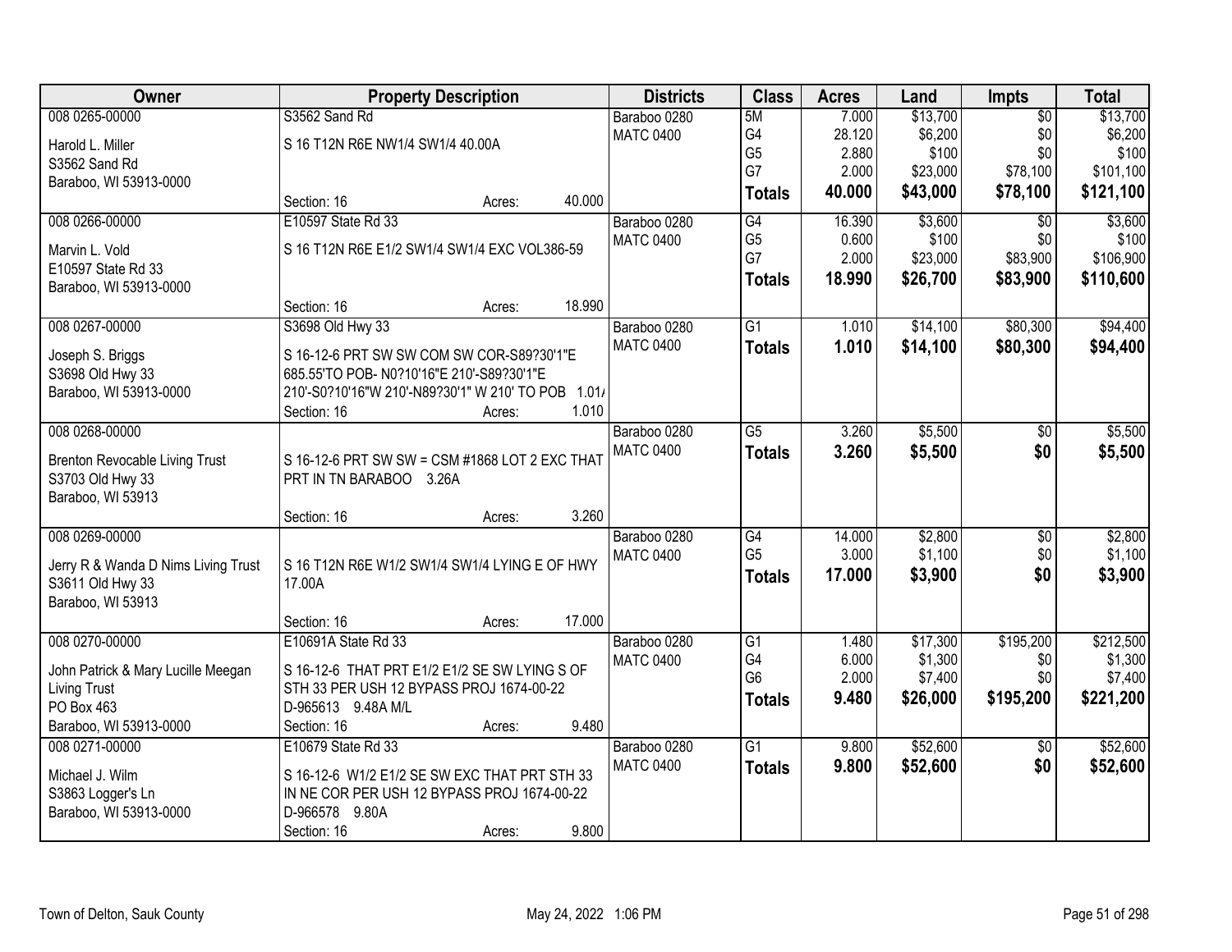| Owner | Property Description | Districts | Class | Acres | Land | Impts | Total |
|---|---|---|---|---|---|---|---|
| 008 0265-00000<br>Harold L. Miller<br>S3562 Sand Rd<br>Baraboo, WI 53913-0000 | S3562 Sand Rd<br>S 16 T12N R6E NW1/4 SW1/4 40.00A<br>Section: 16 Acres: 40.000 | Baraboo 0280<br>MATC 0400 | 5M<br>G4<br>G5<br>G7<br>**Totals** | 7.000<br>28.120<br>2.880<br>2.000<br>**40.000** | $13,700<br>$6,200<br>$100<br>$23,000<br>**$43,000** | $0<br>$0<br>$0<br>$78,100<br>**$78,100** | $13,700<br>$6,200<br>$100<br>$101,100<br>**$121,100** |
| 008 0266-00000<br>Marvin L. Vold<br>E10597 State Rd 33<br>Baraboo, WI 53913-0000 | E10597 State Rd 33<br>S 16 T12N R6E E1/2 SW1/4 SW1/4 EXC VOL386-59<br>Section: 16 Acres: 18.990 | Baraboo 0280<br>MATC 0400 | G4<br>G5<br>G7<br>**Totals** | 16.390<br>0.600<br>2.000<br>**18.990** | $3,600<br>$100<br>$23,000<br>**$26,700** | $0<br>$0<br>$83,900<br>**$83,900** | $3,600<br>$100<br>$106,900<br>**$110,600** |
| 008 0267-00000<br>Joseph S. Briggs<br>S3698 Old Hwy 33<br>Baraboo, WI 53913-0000 | S3698 Old Hwy 33<br>S 16-12-6 PRT SW SW COM SW COR-S89?30'1"E 685.55'TO POB- N0?10'16"E 210'-S89?30'1"E 210'-S0?10'16"W 210'-N89?30'1" W 210' TO POB 1.01/<br>Section: 16 Acres: 1.010 | Baraboo 0280<br>MATC 0400 | G1<br>**Totals** | 1.010<br>**1.010** | $14,100<br>**$14,100** | $80,300<br>**$80,300** | $94,400<br>**$94,400** |
| 008 0268-00000<br>Brenton Revocable Living Trust<br>S3703 Old Hwy 33<br>Baraboo, WI 53913 | S 16-12-6 PRT SW SW = CSM #1868 LOT 2 EXC THAT PRT IN TN BARABOO 3.26A<br>Section: 16 Acres: 3.260 | Baraboo 0280<br>MATC 0400 | G5<br>**Totals** | 3.260<br>**3.260** | $5,500<br>**$5,500** | $0<br>**$0** | $5,500<br>**$5,500** |
| 008 0269-00000<br>Jerry R & Wanda D Nims Living Trust<br>S3611 Old Hwy 33<br>Baraboo, WI 53913 | S 16 T12N R6E W1/2 SW1/4 SW1/4 LYING E OF HWY 17.00A<br>Section: 16 Acres: 17.000 | Baraboo 0280<br>MATC 0400 | G4<br>G5<br>**Totals** | 14.000<br>3.000<br>**17.000** | $2,800<br>$1,100<br>**$3,900** | $0<br>$0<br>**$0** | $2,800<br>$1,100<br>**$3,900** |
| 008 0270-00000<br>John Patrick & Mary Lucille Meegan Living Trust<br>PO Box 463<br>Baraboo, WI 53913-0000 | E10691A State Rd 33<br>S 16-12-6 THAT PRT E1/2 E1/2 SE SW LYING S OF STH 33 PER USH 12 BYPASS PROJ 1674-00-22 D-965613 9.48A M/L<br>Section: 16 Acres: 9.480 | Baraboo 0280<br>MATC 0400 | G1<br>G4<br>G6<br>**Totals** | 1.480<br>6.000<br>2.000<br>**9.480** | $17,300<br>$1,300<br>$7,400<br>**$26,000** | $195,200<br>$0<br>$0<br>**$195,200** | $212,500<br>$1,300<br>$7,400<br>**$221,200** |
| 008 0271-00000<br>Michael J. Wilm<br>S3863 Logger's Ln<br>Baraboo, WI 53913-0000 | E10679 State Rd 33<br>S 16-12-6 W1/2 E1/2 SE SW EXC THAT PRT STH 33 IN NE COR PER USH 12 BYPASS PROJ 1674-00-22 D-966578 9.80A<br>Section: 16 Acres: 9.800 | Baraboo 0280<br>MATC 0400 | G1<br>**Totals** | 9.800<br>**9.800** | $52,600<br>**$52,600** | $0<br>**$0** | $52,600<br>**$52,600** |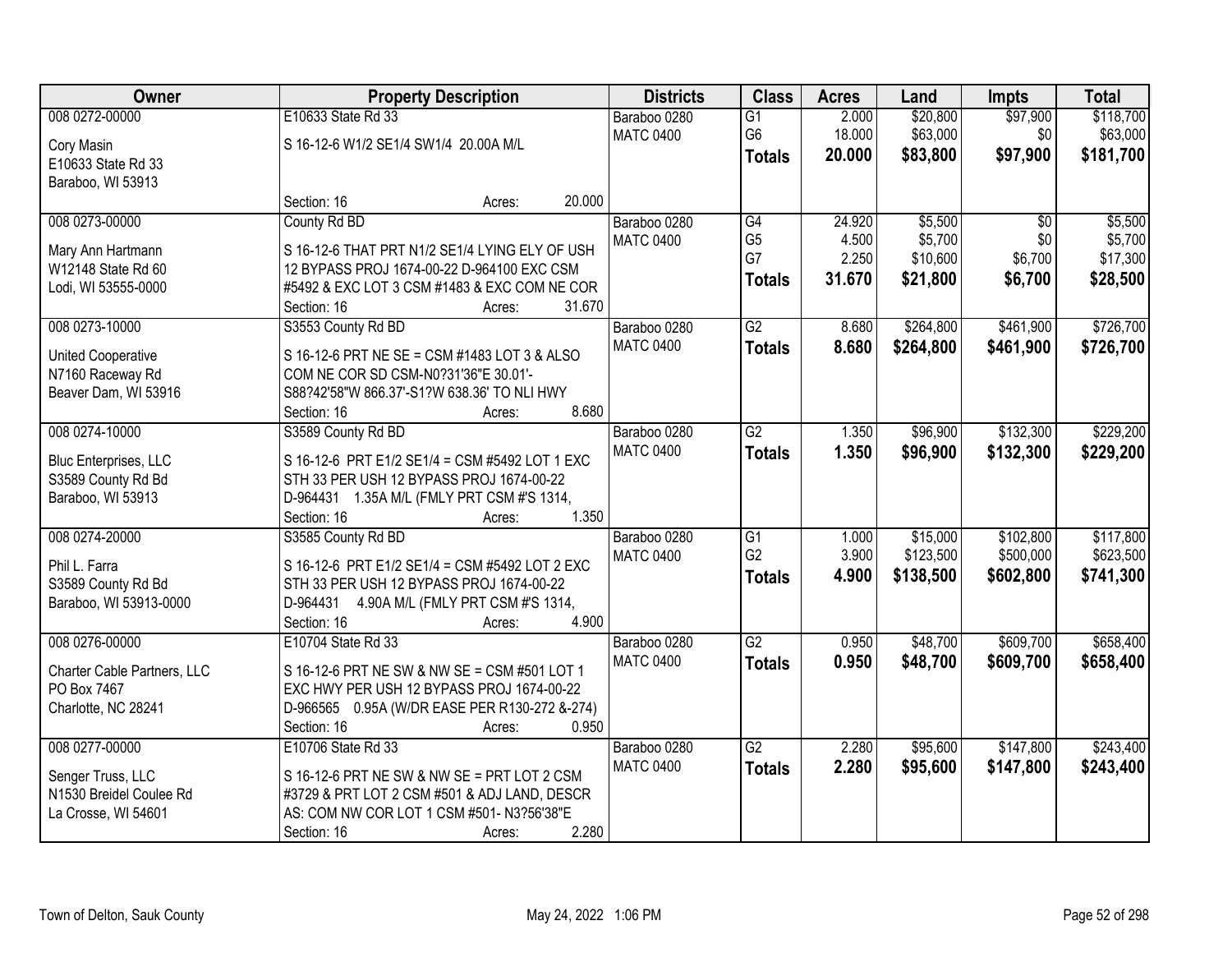| Owner | Property Description | Districts | Class | Acres | Land | Impts | Total |
|---|---|---|---|---|---|---|---|
| 008 0272-00000<br>Cory Masin<br>E10633 State Rd 33<br>Baraboo, WI 53913 | E10633 State Rd 33<br>S 16-12-6 W1/2 SE1/4 SW1/4 20.00A M/L<br>Section: 16 Acres: 20.000 | Baraboo 0280<br>MATC 0400 | G1<br>G6<br>**Totals** | 2.000<br>18.000<br>**20.000** | $20,800<br>$63,000<br>**$83,800** | $97,900<br>$0<br>**$97,900** | $118,700<br>$63,000<br>**$181,700** |
| 008 0273-00000<br>Mary Ann Hartmann<br>W12148 State Rd 60<br>Lodi, WI 53555-0000 | County Rd BD<br>S 16-12-6 THAT PRT N1/2 SE1/4 LYING ELY OF USH 12 BYPASS PROJ 1674-00-22 D-964100 EXC CSM #5492 & EXC LOT 3 CSM #1483 & EXC COM NE COR<br>Section: 16 Acres: 31.670 | Baraboo 0280<br>MATC 0400 | G4<br>G5<br>G7<br>**Totals** | 24.920<br>4.500<br>2.250<br>**31.670** | $5,500<br>$5,700<br>$10,600<br>**$21,800** | $0<br>$0<br>$6,700<br>**$6,700** | $5,500<br>$5,700<br>$17,300<br>**$28,500** |
| 008 0273-10000<br>United Cooperative<br>N7160 Raceway Rd<br>Beaver Dam, WI 53916 | S3553 County Rd BD<br>S 16-12-6 PRT NE SE = CSM #1483 LOT 3 & ALSO COM NE COR SD CSM-N0?31'36"E 30.01'-S88?42'58"W 866.37'-S1?W 638.36' TO NLI HWY<br>Section: 16 Acres: 8.680 | Baraboo 0280<br>MATC 0400 | G2<br>**Totals** | 8.680<br>**8.680** | $264,800<br>**$264,800** | $461,900<br>**$461,900** | $726,700<br>**$726,700** |
| 008 0274-10000<br>Bluc Enterprises, LLC<br>S3589 County Rd Bd<br>Baraboo, WI 53913 | S3589 County Rd BD<br>S 16-12-6 PRT E1/2 SE1/4 = CSM #5492 LOT 1 EXC STH 33 PER USH 12 BYPASS PROJ 1674-00-22 D-964431 1.35A M/L (FMLY PRT CSM #'S 1314,<br>Section: 16 Acres: 1.350 | Baraboo 0280<br>MATC 0400 | G2<br>**Totals** | 1.350<br>**1.350** | $96,900<br>**$96,900** | $132,300<br>**$132,300** | $229,200<br>**$229,200** |
| 008 0274-20000<br>Phil L. Farra<br>S3589 County Rd Bd<br>Baraboo, WI 53913-0000 | S3585 County Rd BD<br>S 16-12-6 PRT E1/2 SE1/4 = CSM #5492 LOT 2 EXC STH 33 PER USH 12 BYPASS PROJ 1674-00-22 D-964431 4.90A M/L (FMLY PRT CSM #'S 1314,<br>Section: 16 Acres: 4.900 | Baraboo 0280<br>MATC 0400 | G1<br>G2<br>**Totals** | 1.000<br>3.900<br>**4.900** | $15,000<br>$123,500<br>**$138,500** | $102,800<br>$500,000<br>**$602,800** | $117,800<br>$623,500<br>**$741,300** |
| 008 0276-00000<br>Charter Cable Partners, LLC<br>PO Box 7467<br>Charlotte, NC 28241 | E10704 State Rd 33<br>S 16-12-6 PRT NE SW & NW SE = CSM #501 LOT 1 EXC HWY PER USH 12 BYPASS PROJ 1674-00-22 D-966565 0.95A (W/DR EASE PER R130-272 &-274)<br>Section: 16 Acres: 0.950 | Baraboo 0280<br>MATC 0400 | G2<br>**Totals** | 0.950<br>**0.950** | $48,700<br>**$48,700** | $609,700<br>**$609,700** | $658,400<br>**$658,400** |
| 008 0277-00000<br>Senger Truss, LLC<br>N1530 Breidel Coulee Rd<br>La Crosse, WI 54601 | E10706 State Rd 33<br>S 16-12-6 PRT NE SW & NW SE = PRT LOT 2 CSM #3729 & PRT LOT 2 CSM #501 & ADJ LAND, DESCR AS: COM NW COR LOT 1 CSM #501- N3?56'38"E<br>Section: 16 Acres: 2.280 | Baraboo 0280<br>MATC 0400 | G2<br>**Totals** | 2.280<br>**2.280** | $95,600<br>**$95,600** | $147,800<br>**$147,800** | $243,400<br>**$243,400** |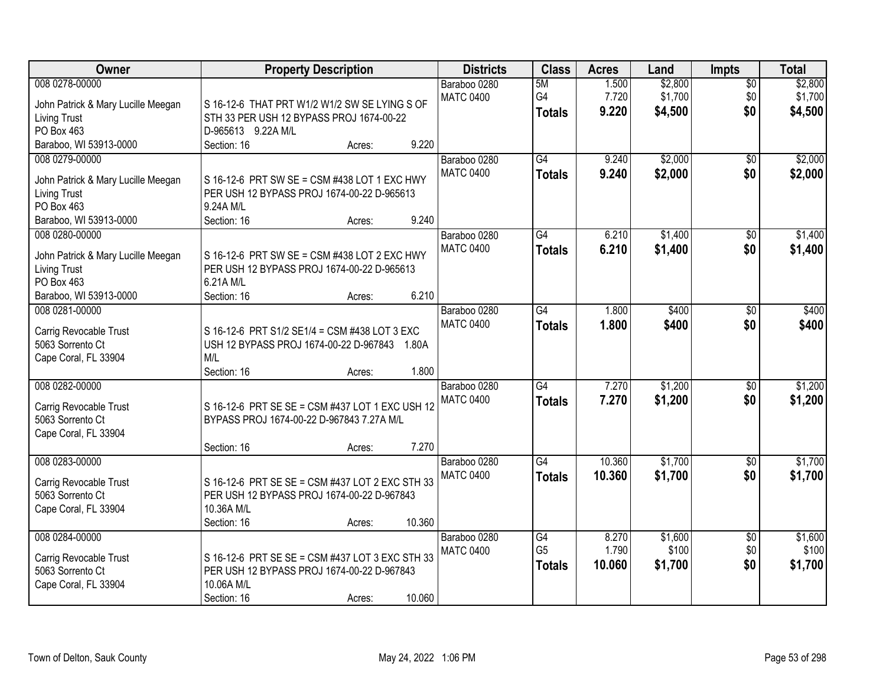| Owner | Property Description | Districts | Class | Acres | Land | Impts | Total |
|---|---|---|---|---|---|---|---|
| 008 0278-00000<br>John Patrick & Mary Lucille Meegan Living Trust<br>PO Box 463<br>Baraboo, WI 53913-0000 | S 16-12-6 THAT PRT W1/2 W1/2 SW SE LYING S OF STH 33 PER USH 12 BYPASS PROJ 1674-00-22 D-965613 9.22A M/L<br>Section: 16 Acres: 9.220 | Baraboo 0280<br>MATC 0400 | 5M<br>G4<br>**Totals** | 1.500<br>7.720<br>**9.220** | $2,800<br>$1,700<br>**$4,500** | $0<br>$0<br>**$0** | $2,800<br>$1,700<br>**$4,500** |
| 008 0279-00000<br>John Patrick & Mary Lucille Meegan Living Trust<br>PO Box 463<br>Baraboo, WI 53913-0000 | S 16-12-6 PRT SW SE = CSM #438 LOT 1 EXC HWY PER USH 12 BYPASS PROJ 1674-00-22 D-965613 9.24A M/L<br>Section: 16 Acres: 9.240 | Baraboo 0280<br>MATC 0400 | G4<br>**Totals** | 9.240<br>**9.240** | $2,000<br>**$2,000** | $0<br>**$0** | $2,000<br>**$2,000** |
| 008 0280-00000<br>John Patrick & Mary Lucille Meegan Living Trust<br>PO Box 463<br>Baraboo, WI 53913-0000 | S 16-12-6 PRT SW SE = CSM #438 LOT 2 EXC HWY PER USH 12 BYPASS PROJ 1674-00-22 D-965613 6.21A M/L<br>Section: 16 Acres: 6.210 | Baraboo 0280<br>MATC 0400 | G4<br>**Totals** | 6.210<br>**6.210** | $1,400<br>**$1,400** | $0<br>**$0** | $1,400<br>**$1,400** |
| 008 0281-00000<br>Carrig Revocable Trust<br>5063 Sorrento Ct<br>Cape Coral, FL 33904 | S 16-12-6 PRT S1/2 SE1/4 = CSM #438 LOT 3 EXC USH 12 BYPASS PROJ 1674-00-22 D-967843 1.80A M/L<br>Section: 16 Acres: 1.800 | Baraboo 0280<br>MATC 0400 | G4<br>**Totals** | 1.800<br>**1.800** | $400<br>**$400** | $0<br>**$0** | $400<br>**$400** |
| 008 0282-00000<br>Carrig Revocable Trust<br>5063 Sorrento Ct<br>Cape Coral, FL 33904 | S 16-12-6 PRT SE SE = CSM #437 LOT 1 EXC USH 12 BYPASS PROJ 1674-00-22 D-967843 7.27A M/L<br>Section: 16 Acres: 7.270 | Baraboo 0280<br>MATC 0400 | G4<br>**Totals** | 7.270<br>**7.270** | $1,200<br>**$1,200** | $0<br>**$0** | $1,200<br>**$1,200** |
| 008 0283-00000<br>Carrig Revocable Trust<br>5063 Sorrento Ct<br>Cape Coral, FL 33904 | S 16-12-6 PRT SE SE = CSM #437 LOT 2 EXC STH 33 PER USH 12 BYPASS PROJ 1674-00-22 D-967843 10.36A M/L<br>Section: 16 Acres: 10.360 | Baraboo 0280<br>MATC 0400 | G4<br>**Totals** | 10.360<br>**10.360** | $1,700<br>**$1,700** | $0<br>**$0** | $1,700<br>**$1,700** |
| 008 0284-00000<br>Carrig Revocable Trust<br>5063 Sorrento Ct<br>Cape Coral, FL 33904 | S 16-12-6 PRT SE SE = CSM #437 LOT 3 EXC STH 33 PER USH 12 BYPASS PROJ 1674-00-22 D-967843 10.06A M/L<br>Section: 16 Acres: 10.060 | Baraboo 0280<br>MATC 0400 | G4<br>G5<br>**Totals** | 8.270<br>1.790<br>**10.060** | $1,600<br>$100<br>**$1,700** | $0<br>$0<br>**$0** | $1,600<br>$100<br>**$1,700** |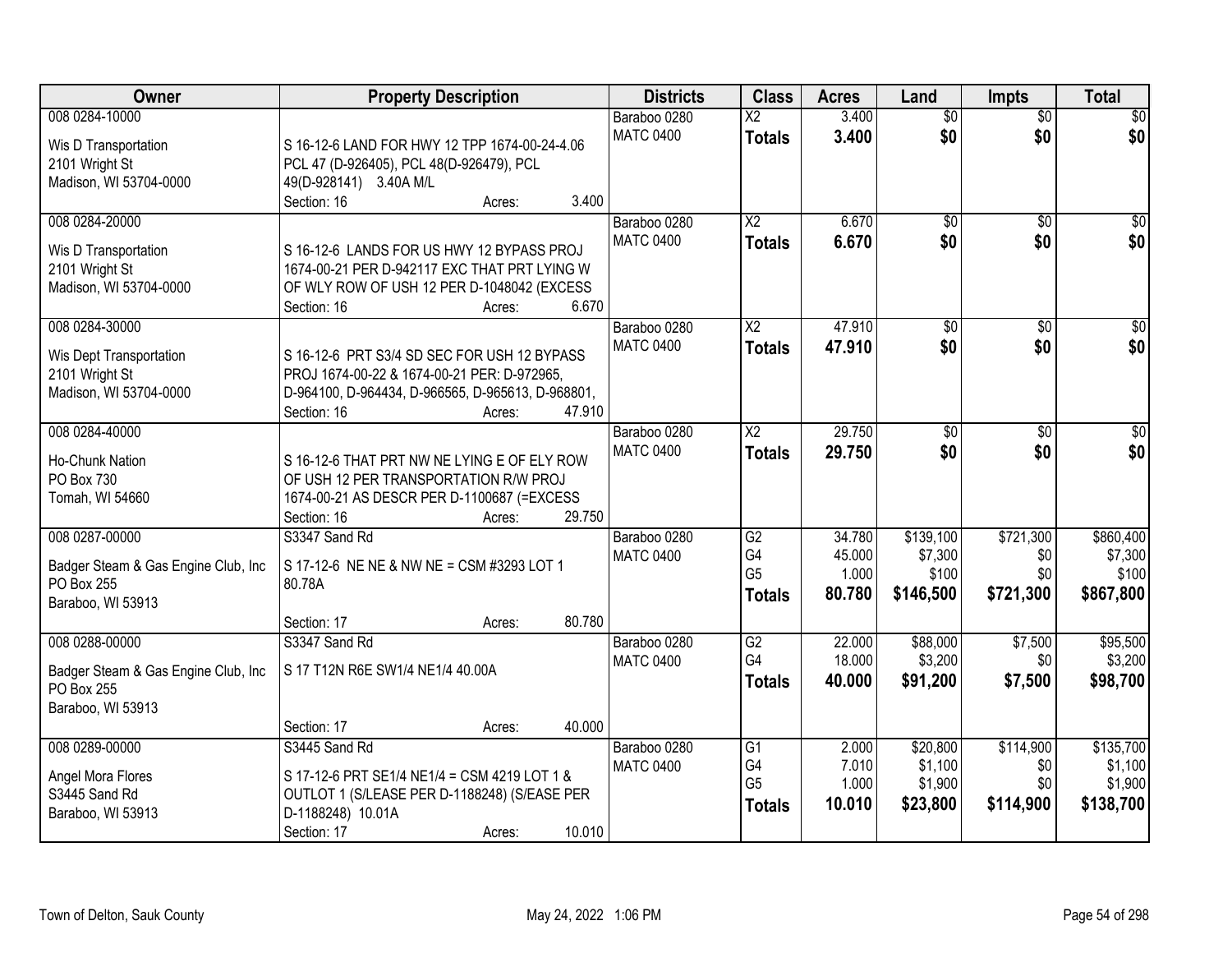| Owner | Property Description | Districts | Class | Acres | Land | Impts | Total |
|---|---|---|---|---|---|---|---|
| 008 0284-10000<br>Wis D Transportation<br>2101 Wright St<br>Madison, WI 53704-0000 | S 16-12-6 LAND FOR HWY 12 TPP 1674-00-24-4.06 PCL 47 (D-926405), PCL 48(D-926479), PCL 49(D-928141) 3.40A M/L<br>Section: 16 Acres: 3.400 | Baraboo 0280<br>MATC 0400 | X2<br>**Totals** | 3.400<br>**3.400** | $0<br>**$0** | $0<br>**$0** | $0<br>**$0** |
| 008 0284-20000<br>Wis D Transportation<br>2101 Wright St<br>Madison, WI 53704-0000 | S 16-12-6 LANDS FOR US HWY 12 BYPASS PROJ 1674-00-21 PER D-942117 EXC THAT PRT LYING W OF WLY ROW OF USH 12 PER D-1048042 (EXCESS<br>Section: 16 Acres: 6.670 | Baraboo 0280<br>MATC 0400 | X2<br>**Totals** | 6.670<br>**6.670** | $0<br>**$0** | $0<br>**$0** | $0<br>**$0** |
| 008 0284-30000<br>Wis Dept Transportation<br>2101 Wright St<br>Madison, WI 53704-0000 | S 16-12-6 PRT S3/4 SD SEC FOR USH 12 BYPASS PROJ 1674-00-22 & 1674-00-21 PER: D-972965, D-964100, D-964434, D-966565, D-965613, D-968801,<br>Section: 16 Acres: 47.910 | Baraboo 0280<br>MATC 0400 | X2<br>**Totals** | 47.910<br>**47.910** | $0<br>**$0** | $0<br>**$0** | $0<br>**$0** |
| 008 0284-40000<br>Ho-Chunk Nation<br>PO Box 730<br>Tomah, WI 54660 | S 16-12-6 THAT PRT NW NE LYING E OF ELY ROW OF USH 12 PER TRANSPORTATION R/W PROJ 1674-00-21 AS DESCR PER D-1100687 (=EXCESS<br>Section: 16 Acres: 29.750 | Baraboo 0280<br>MATC 0400 | X2<br>**Totals** | 29.750<br>**29.750** | $0<br>**$0** | $0<br>**$0** | $0<br>**$0** |
| 008 0287-00000<br>Badger Steam & Gas Engine Club, Inc<br>PO Box 255<br>Baraboo, WI 53913 | S3347 Sand Rd<br>S 17-12-6 NE NE & NW NE = CSM #3293 LOT 1 80.78A<br>Section: 17 Acres: 80.780 | Baraboo 0280<br>MATC 0400 | G2<br>G4<br>G5<br>**Totals** | 34.780<br>45.000<br>1.000<br>**80.780** | $139,100<br>$7,300<br>$100<br>**$146,500** | $721,300<br>$0<br>$0<br>**$721,300** | $860,400<br>$7,300<br>$100<br>**$867,800** |
| 008 0288-00000<br>Badger Steam & Gas Engine Club, Inc<br>PO Box 255<br>Baraboo, WI 53913 | S3347 Sand Rd<br>S 17 T12N R6E SW1/4 NE1/4 40.00A<br>Section: 17 Acres: 40.000 | Baraboo 0280<br>MATC 0400 | G2<br>G4<br>**Totals** | 22.000<br>18.000<br>**40.000** | $88,000<br>$3,200<br>**$91,200** | $7,500<br>$0<br>**$7,500** | $95,500<br>$3,200<br>**$98,700** |
| 008 0289-00000<br>Angel Mora Flores<br>S3445 Sand Rd<br>Baraboo, WI 53913 | S3445 Sand Rd<br>S 17-12-6 PRT SE1/4 NE1/4 = CSM 4219 LOT 1 & OUTLOT 1 (S/LEASE PER D-1188248) (S/EASE PER D-1188248) 10.01A<br>Section: 17 Acres: 10.010 | Baraboo 0280<br>MATC 0400 | G1<br>G4<br>G5<br>**Totals** | 2.000<br>7.010<br>1.000<br>**10.010** | $20,800<br>$1,100<br>$1,900<br>**$23,800** | $114,900<br>$0<br>$0<br>**$114,900** | $135,700<br>$1,100<br>$1,900<br>**$138,700** |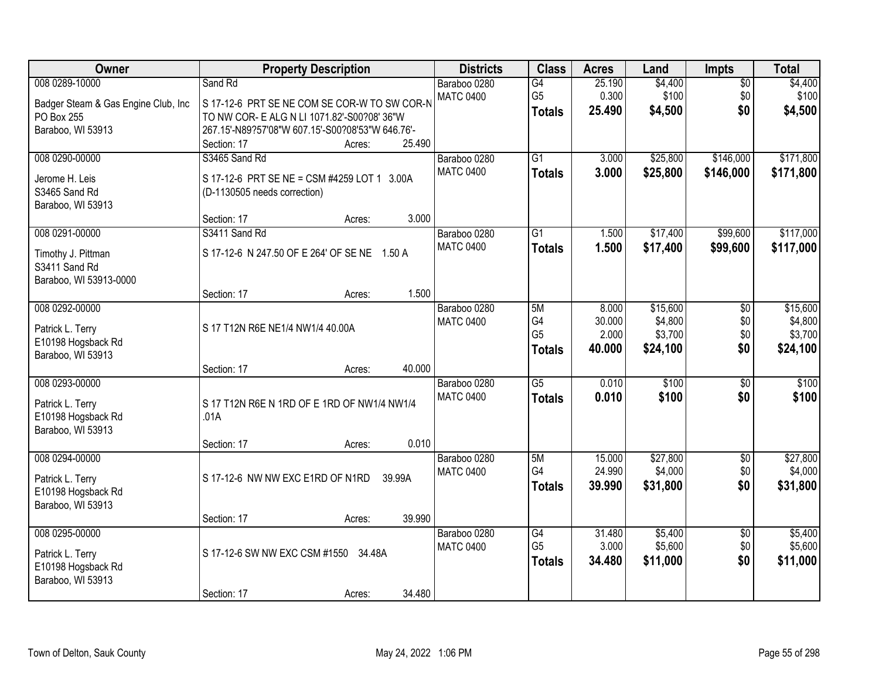| Owner | Property Description | Districts | Class | Acres | Land | Impts | Total |
|---|---|---|---|---|---|---|---|
| 008 0289-10000<br>Badger Steam & Gas Engine Club, Inc<br>PO Box 255<br>Baraboo, WI 53913 | Sand Rd<br>S 17-12-6 PRT SE NE COM SE COR-W TO SW COR-N TO NW COR- E ALG N LI 1071.82'-S00?08' 36"W 267.15'-N89?57'08"W 607.15'-S00?08'53"W 646.76'-<br>Section: 17 Acres: 25.490 | Baraboo 0280<br>MATC 0400 | G4<br>G5<br>**Totals** | 25.190<br>0.300<br>**25.490** | $4,400<br>$100<br>**$4,500** | $0<br>$0<br>**$0** | $4,400<br>$100<br>**$4,500** |
| 008 0290-00000<br>Jerome H. Leis<br>S3465 Sand Rd<br>Baraboo, WI 53913 | S3465 Sand Rd<br>S 17-12-6 PRT SE NE = CSM #4259 LOT 1 3.00A (D-1130505 needs correction)<br>Section: 17 Acres: 3.000 | Baraboo 0280<br>MATC 0400 | G1<br>**Totals** | 3.000<br>**3.000** | $25,800<br>**$25,800** | $146,000<br>**$146,000** | $171,800<br>**$171,800** |
| 008 0291-00000<br>Timothy J. Pittman<br>S3411 Sand Rd<br>Baraboo, WI 53913-0000 | S3411 Sand Rd<br>S 17-12-6 N 247.50 OF E 264' OF SE NE 1.50 A<br>Section: 17 Acres: 1.500 | Baraboo 0280<br>MATC 0400 | G1<br>**Totals** | 1.500<br>**1.500** | $17,400<br>**$17,400** | $99,600<br>**$99,600** | $117,000<br>**$117,000** |
| 008 0292-00000<br>Patrick L. Terry<br>E10198 Hogsback Rd<br>Baraboo, WI 53913 | S 17 T12N R6E NE1/4 NW1/4 40.00A<br>Section: 17 Acres: 40.000 | Baraboo 0280<br>MATC 0400 | 5M<br>G4<br>G5<br>**Totals** | 8.000<br>30.000<br>2.000<br>**40.000** | $15,600<br>$4,800<br>$3,700<br>**$24,100** | $0<br>$0<br>$0<br>**$0** | $15,600<br>$4,800<br>$3,700<br>**$24,100** |
| 008 0293-00000<br>Patrick L. Terry<br>E10198 Hogsback Rd<br>Baraboo, WI 53913 | S 17 T12N R6E N 1RD OF E 1RD OF NW1/4 NW1/4 .01A<br>Section: 17 Acres: 0.010 | Baraboo 0280<br>MATC 0400 | G5<br>**Totals** | 0.010<br>**0.010** | $100<br>**$100** | $0<br>**$0** | $100<br>**$100** |
| 008 0294-00000<br>Patrick L. Terry<br>E10198 Hogsback Rd<br>Baraboo, WI 53913 | S 17-12-6 NW NW EXC E1RD OF N1RD 39.99A<br>Section: 17 Acres: 39.990 | Baraboo 0280<br>MATC 0400 | 5M<br>G4<br>**Totals** | 15.000<br>24.990<br>**39.990** | $27,800<br>$4,000<br>**$31,800** | $0<br>$0<br>**$0** | $27,800<br>$4,000<br>**$31,800** |
| 008 0295-00000<br>Patrick L. Terry<br>E10198 Hogsback Rd<br>Baraboo, WI 53913 | S 17-12-6 SW NW EXC CSM #1550 34.48A<br>Section: 17 Acres: 34.480 | Baraboo 0280<br>MATC 0400 | G4<br>G5<br>**Totals** | 31.480<br>3.000<br>**34.480** | $5,400<br>$5,600<br>**$11,000** | $0<br>$0<br>**$0** | $5,400<br>$5,600<br>**$11,000** |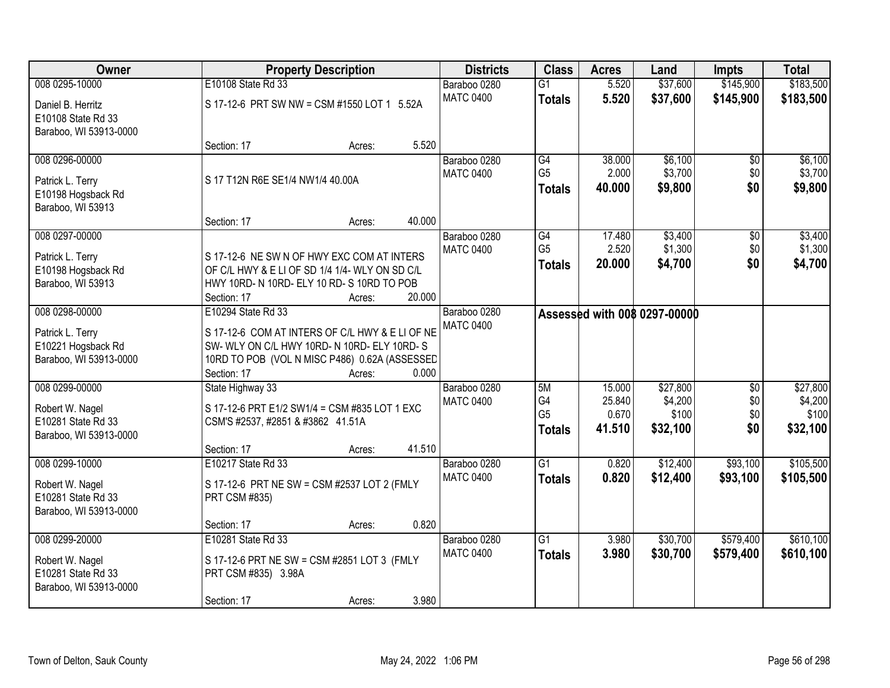| Owner | Property Description | Districts | Class | Acres | Land | Impts | Total |
|---|---|---|---|---|---|---|---|
| 008 0295-10000<br>Daniel B. Herritz<br>E10108 State Rd 33<br>Baraboo, WI 53913-0000 | E10108 State Rd 33<br>S 17-12-6 PRT SW NW = CSM #1550 LOT 1 5.52A<br>Section: 17 Acres: 5.520 | Baraboo 0280<br>MATC 0400 | G1<br>**Totals** | 5.520<br>**5.520** | \$37,600<br>**\$37,600** | \$145,900<br>**\$145,900** | \$183,500<br>**\$183,500** |
| 008 0296-00000<br>Patrick L. Terry<br>E10198 Hogsback Rd<br>Baraboo, WI 53913 | S 17 T12N R6E SE1/4 NW1/4 40.00A<br>Section: 17 Acres: 40.000 | Baraboo 0280<br>MATC 0400 | G4<br>G5<br>**Totals** | 38.000<br>2.000<br>**40.000** | \$6,100<br>\$3,700<br>**\$9,800** | \$0<br>\$0<br>**\$0** | \$6,100<br>\$3,700<br>**\$9,800** |
| 008 0297-00000<br>Patrick L. Terry<br>E10198 Hogsback Rd<br>Baraboo, WI 53913 | S 17-12-6 NE SW N OF HWY EXC COM AT INTERS OF C/L HWY & E LI OF SD 1/4 1/4- WLY ON SD C/L HWY 10RD- N 10RD- ELY 10 RD- S 10RD TO POB<br>Section: 17 Acres: 20.000 | Baraboo 0280<br>MATC 0400 | G4<br>G5<br>**Totals** | 17.480<br>2.520<br>**20.000** | \$3,400<br>\$1,300<br>**\$4,700** | \$0<br>\$0<br>**\$0** | \$3,400<br>\$1,300<br>**\$4,700** |
| 008 0298-00000<br>Patrick L. Terry<br>E10221 Hogsback Rd<br>Baraboo, WI 53913-0000 | E10294 State Rd 33<br>S 17-12-6 COM AT INTERS OF C/L HWY & E LI OF NE SW- WLY ON C/L HWY 10RD- N 10RD- ELY 10RD- S 10RD TO POB (VOL N MISC P486) 0.62A (ASSESSED<br>Section: 17 Acres: 0.000 | Baraboo 0280<br>MATC 0400 | **Assessed with 008 0297-00000** | | | | |
| 008 0299-00000<br>Robert W. Nagel<br>E10281 State Rd 33<br>Baraboo, WI 53913-0000 | State Highway 33<br>S 17-12-6 PRT E1/2 SW1/4 = CSM #835 LOT 1 EXC CSM'S #2537, #2851 & #3862 41.51A<br>Section: 17 Acres: 41.510 | Baraboo 0280<br>MATC 0400 | 5M<br>G4<br>G5<br>**Totals** | 15.000<br>25.840<br>0.670<br>**41.510** | \$27,800<br>\$4,200<br>\$100<br>**\$32,100** | \$0<br>\$0<br>\$0<br>**\$0** | \$27,800<br>\$4,200<br>\$100<br>**\$32,100** |
| 008 0299-10000<br>Robert W. Nagel<br>E10281 State Rd 33<br>Baraboo, WI 53913-0000 | E10217 State Rd 33<br>S 17-12-6 PRT NE SW = CSM #2537 LOT 2 (FMLY PRT CSM #835)<br>Section: 17 Acres: 0.820 | Baraboo 0280<br>MATC 0400 | G1<br>**Totals** | 0.820<br>**0.820** | \$12,400<br>**\$12,400** | \$93,100<br>**\$93,100** | \$105,500<br>**\$105,500** |
| 008 0299-20000<br>Robert W. Nagel<br>E10281 State Rd 33<br>Baraboo, WI 53913-0000 | E10281 State Rd 33<br>S 17-12-6 PRT NE SW = CSM #2851 LOT 3 (FMLY PRT CSM #835) 3.98A<br>Section: 17 Acres: 3.980 | Baraboo 0280<br>MATC 0400 | G1<br>**Totals** | 3.980<br>**3.980** | \$30,700<br>**\$30,700** | \$579,400<br>**\$579,400** | \$610,100<br>**\$610,100** |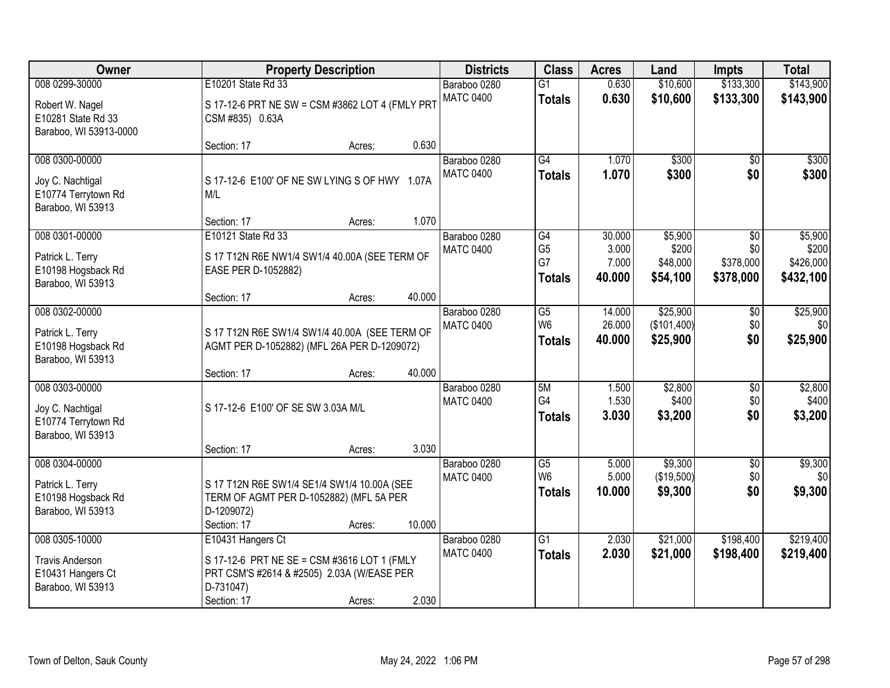| Owner | Property Description | Districts | Class | Acres | Land | Impts | Total |
|---|---|---|---|---|---|---|---|
| 008 0299-30000<br>Robert W. Nagel<br>E10281 State Rd 33<br>Baraboo, WI 53913-0000 | E10201 State Rd 33<br>S 17-12-6 PRT NE SW = CSM #3862 LOT 4 (FMLY PRT CSM #835) 0.63A<br>Section: 17 Acres: 0.630 | Baraboo 0280<br>MATC 0400 | G1<br>**Totals** | 0.630<br>**0.630** | \$10,600<br>**\$10,600** | \$133,300<br>**\$133,300** | \$143,900<br>**\$143,900** |
| 008 0300-00000<br>Joy C. Nachtigal<br>E10774 Terrytown Rd<br>Baraboo, WI 53913 | S 17-12-6 E100' OF NE SW LYING S OF HWY 1.07A M/L<br>Section: 17 Acres: 1.070 | Baraboo 0280<br>MATC 0400 | G4<br>**Totals** | 1.070<br>**1.070** | \$300<br>**\$300** | \$0<br>**\$0** | \$300<br>**\$300** |
| 008 0301-00000<br>Patrick L. Terry<br>E10198 Hogsback Rd<br>Baraboo, WI 53913 | E10121 State Rd 33<br>S 17 T12N R6E NW1/4 SW1/4 40.00A (SEE TERM OF EASE PER D-1052882)<br>Section: 17 Acres: 40.000 | Baraboo 0280<br>MATC 0400 | G4<br>G5<br>G7<br>**Totals** | 30.000<br>3.000<br>7.000<br>**40.000** | \$5,900<br>\$200<br>\$48,000<br>**\$54,100** | \$0<br>\$0<br>\$378,000<br>**\$378,000** | \$5,900<br>\$200<br>\$426,000<br>**\$432,100** |
| 008 0302-00000<br>Patrick L. Terry<br>E10198 Hogsback Rd<br>Baraboo, WI 53913 | S 17 T12N R6E SW1/4 SW1/4 40.00A (SEE TERM OF AGMT PER D-1052882) (MFL 26A PER D-1209072)<br>Section: 17 Acres: 40.000 | Baraboo 0280<br>MATC 0400 | G5<br>W6<br>**Totals** | 14.000<br>26.000<br>**40.000** | \$25,900<br>(\$101,400)<br>**\$25,900** | \$0<br>\$0<br>**\$0** | \$25,900<br>\$0<br>**\$25,900** |
| 008 0303-00000<br>Joy C. Nachtigal<br>E10774 Terrytown Rd<br>Baraboo, WI 53913 | S 17-12-6 E100' OF SE SW 3.03A M/L<br>Section: 17 Acres: 3.030 | Baraboo 0280<br>MATC 0400 | 5M<br>G4<br>**Totals** | 1.500<br>1.530<br>**3.030** | \$2,800<br>\$400<br>**\$3,200** | \$0<br>\$0<br>**\$0** | \$2,800<br>\$400<br>**\$3,200** |
| 008 0304-00000<br>Patrick L. Terry<br>E10198 Hogsback Rd<br>Baraboo, WI 53913 | S 17 T12N R6E SW1/4 SE1/4 SW1/4 10.00A (SEE TERM OF AGMT PER D-1052882) (MFL 5A PER D-1209072)<br>Section: 17 Acres: 10.000 | Baraboo 0280<br>MATC 0400 | G5<br>W6<br>**Totals** | 5.000<br>5.000<br>**10.000** | \$9,300<br>(\$19,500)<br>**\$9,300** | \$0<br>\$0<br>**\$0** | \$9,300<br>\$0<br>**\$9,300** |
| 008 0305-10000<br>Travis Anderson<br>E10431 Hangers Ct<br>Baraboo, WI 53913 | E10431 Hangers Ct<br>S 17-12-6 PRT NE SE = CSM #3616 LOT 1 (FMLY PRT CSM'S #2614 & #2505) 2.03A (W/EASE PER D-731047)<br>Section: 17 Acres: 2.030 | Baraboo 0280<br>MATC 0400 | G1<br>**Totals** | 2.030<br>**2.030** | \$21,000<br>**\$21,000** | \$198,400<br>**\$198,400** | \$219,400<br>**\$219,400** |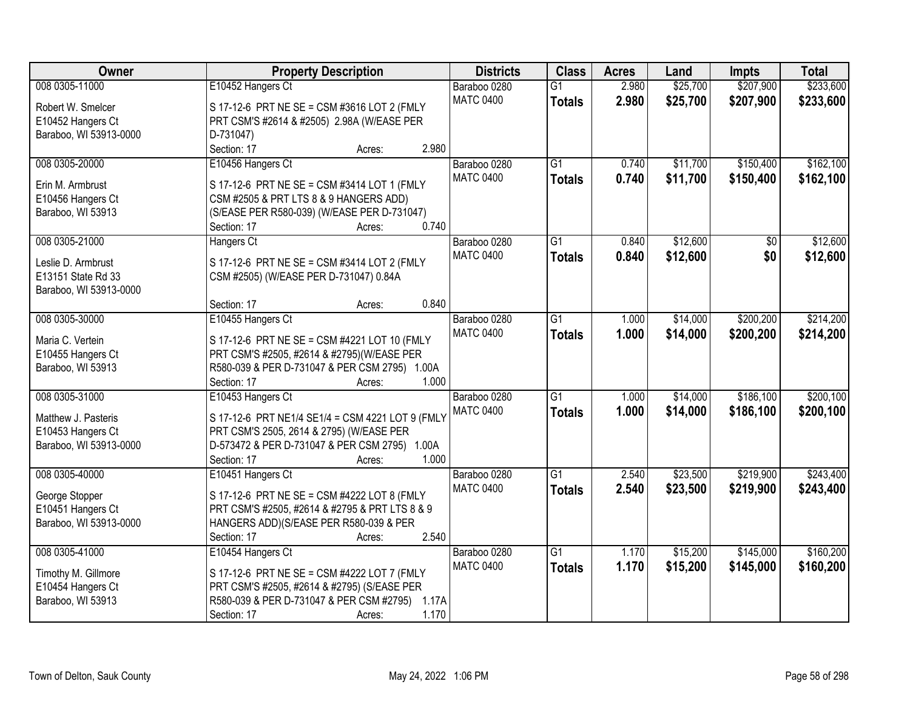| Owner | Property Description | Districts | Class | Acres | Land | Impts | Total |
|---|---|---|---|---|---|---|---|
| 008 0305-11000<br>Robert W. Smelcer<br>E10452 Hangers Ct<br>Baraboo, WI 53913-0000 | E10452 Hangers Ct<br>S 17-12-6 PRT NE SE = CSM #3616 LOT 2 (FMLY PRT CSM'S #2614 & #2505) 2.98A (W/EASE PER D-731047)<br>Section: 17 Acres: 2.980 | Baraboo 0280<br>MATC 0400 | G1<br>**Totals** | 2.980<br>**2.980** | $25,700<br>**$25,700** | $207,900<br>**$207,900** | $233,600<br>**$233,600** |
| 008 0305-20000<br>Erin M. Armbrust<br>E10456 Hangers Ct<br>Baraboo, WI 53913 | E10456 Hangers Ct<br>S 17-12-6 PRT NE SE = CSM #3414 LOT 1 (FMLY CSM #2505 & PRT LTS 8 & 9 HANGERS ADD) (S/EASE PER R580-039) (W/EASE PER D-731047)<br>Section: 17 Acres: 0.740 | Baraboo 0280<br>MATC 0400 | G1<br>**Totals** | 0.740<br>**0.740** | $11,700<br>**$11,700** | $150,400<br>**$150,400** | $162,100<br>**$162,100** |
| 008 0305-21000<br>Leslie D. Armbrust<br>E13151 State Rd 33<br>Baraboo, WI 53913-0000 | Hangers Ct<br>S 17-12-6 PRT NE SE = CSM #3414 LOT 2 (FMLY CSM #2505) (W/EASE PER D-731047) 0.84A<br>Section: 17 Acres: 0.840 | Baraboo 0280<br>MATC 0400 | G1<br>**Totals** | 0.840<br>**0.840** | $12,600<br>**$12,600** | $0<br>**$0** | $12,600<br>**$12,600** |
| 008 0305-30000<br>Maria C. Vertein<br>E10455 Hangers Ct<br>Baraboo, WI 53913 | E10455 Hangers Ct<br>S 17-12-6 PRT NE SE = CSM #4221 LOT 10 (FMLY PRT CSM'S #2505, #2614 & #2795)(W/EASE PER R580-039 & PER D-731047 & PER CSM 2795) 1.00A<br>Section: 17 Acres: 1.000 | Baraboo 0280<br>MATC 0400 | G1<br>**Totals** | 1.000<br>**1.000** | $14,000<br>**$14,000** | $200,200<br>**$200,200** | $214,200<br>**$214,200** |
| 008 0305-31000<br>Matthew J. Pasteris<br>E10453 Hangers Ct<br>Baraboo, WI 53913-0000 | E10453 Hangers Ct<br>S 17-12-6 PRT NE1/4 SE1/4 = CSM 4221 LOT 9 (FMLY PRT CSM'S 2505, 2614 & 2795) (W/EASE PER D-573472 & PER D-731047 & PER CSM 2795) 1.00A<br>Section: 17 Acres: 1.000 | Baraboo 0280<br>MATC 0400 | G1<br>**Totals** | 1.000<br>**1.000** | $14,000<br>**$14,000** | $186,100<br>**$186,100** | $200,100<br>**$200,100** |
| 008 0305-40000<br>George Stopper<br>E10451 Hangers Ct<br>Baraboo, WI 53913-0000 | E10451 Hangers Ct<br>S 17-12-6 PRT NE SE = CSM #4222 LOT 8 (FMLY PRT CSM'S #2505, #2614 & #2795 & PRT LTS 8 & 9 HANGERS ADD)(S/EASE PER R580-039 & PER<br>Section: 17 Acres: 2.540 | Baraboo 0280<br>MATC 0400 | G1<br>**Totals** | 2.540<br>**2.540** | $23,500<br>**$23,500** | $219,900<br>**$219,900** | $243,400<br>**$243,400** |
| 008 0305-41000<br>Timothy M. Gillmore<br>E10454 Hangers Ct<br>Baraboo, WI 53913 | E10454 Hangers Ct<br>S 17-12-6 PRT NE SE = CSM #4222 LOT 7 (FMLY PRT CSM'S #2505, #2614 & #2795) (S/EASE PER R580-039 & PER D-731047 & PER CSM #2795) 1.17A<br>Section: 17 Acres: 1.170 | Baraboo 0280<br>MATC 0400 | G1<br>**Totals** | 1.170<br>**1.170** | $15,200<br>**$15,200** | $145,000<br>**$145,000** | $160,200<br>**$160,200** |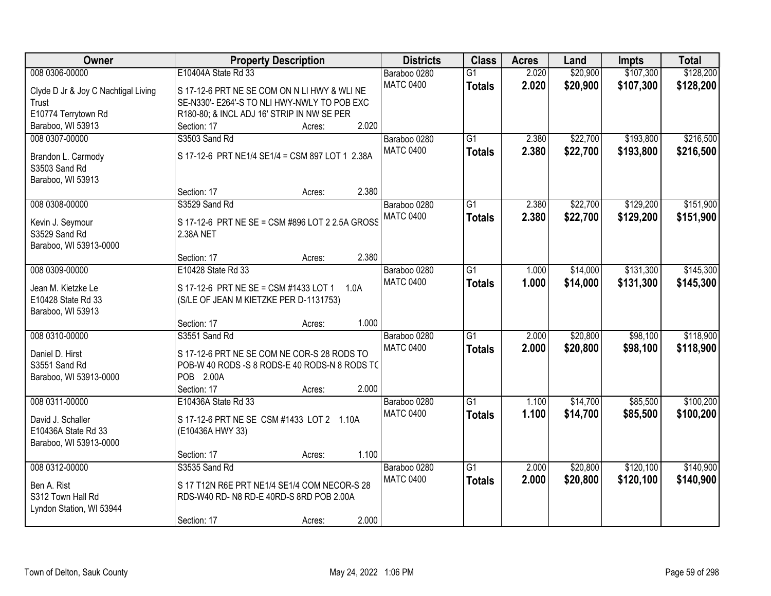| Owner | Property Description | Districts | Class | Acres | Land | Impts | Total |
|---|---|---|---|---|---|---|---|
| 008 0306-00000<br>Clyde D Jr & Joy C Nachtigal Living Trust<br>E10774 Terrytown Rd<br>Baraboo, WI 53913 | E10404A State Rd 33<br>S 17-12-6 PRT NE SE COM ON N LI HWY & WLI NE SE-N330'- E264'-S TO NLI HWY-NWLY TO POB EXC R180-80; & INCL ADJ 16' STRIP IN NW SE PER<br>Section: 17 Acres: 2.020 | Baraboo 0280<br>MATC 0400 | G1<br>**Totals** | 2.020<br>**2.020** | $20,900<br>**$20,900** | $107,300<br>**$107,300** | $128,200<br>**$128,200** |
| 008 0307-00000<br>Brandon L. Carmody<br>S3503 Sand Rd<br>Baraboo, WI 53913 | S3503 Sand Rd<br>S 17-12-6 PRT NE1/4 SE1/4 = CSM 897 LOT 1 2.38A<br>Section: 17 Acres: 2.380 | Baraboo 0280<br>MATC 0400 | G1<br>**Totals** | 2.380<br>**2.380** | $22,700<br>**$22,700** | $193,800<br>**$193,800** | $216,500<br>**$216,500** |
| 008 0308-00000<br>Kevin J. Seymour<br>S3529 Sand Rd<br>Baraboo, WI 53913-0000 | S3529 Sand Rd<br>S 17-12-6 PRT NE SE = CSM #896 LOT 2 2.5A GROSS 2.38A NET<br>Section: 17 Acres: 2.380 | Baraboo 0280<br>MATC 0400 | G1<br>**Totals** | 2.380<br>**2.380** | $22,700<br>**$22,700** | $129,200<br>**$129,200** | $151,900<br>**$151,900** |
| 008 0309-00000<br>Jean M. Kietzke Le<br>E10428 State Rd 33<br>Baraboo, WI 53913 | E10428 State Rd 33<br>S 17-12-6 PRT NE SE = CSM #1433 LOT 1 1.0A (S/LE OF JEAN M KIETZKE PER D-1131753)<br>Section: 17 Acres: 1.000 | Baraboo 0280<br>MATC 0400 | G1<br>**Totals** | 1.000<br>**1.000** | $14,000<br>**$14,000** | $131,300<br>**$131,300** | $145,300<br>**$145,300** |
| 008 0310-00000<br>Daniel D. Hirst<br>S3551 Sand Rd<br>Baraboo, WI 53913-0000 | S3551 Sand Rd<br>S 17-12-6 PRT NE SE COM NE COR-S 28 RODS TO POB-W 40 RODS -S 8 RODS-E 40 RODS-N 8 RODS TO POB 2.00A<br>Section: 17 Acres: 2.000 | Baraboo 0280<br>MATC 0400 | G1<br>**Totals** | 2.000<br>**2.000** | $20,800<br>**$20,800** | $98,100<br>**$98,100** | $118,900<br>**$118,900** |
| 008 0311-00000<br>David J. Schaller<br>E10436A State Rd 33<br>Baraboo, WI 53913-0000 | E10436A State Rd 33<br>S 17-12-6 PRT NE SE CSM #1433 LOT 2 1.10A (E10436A HWY 33)<br>Section: 17 Acres: 1.100 | Baraboo 0280<br>MATC 0400 | G1<br>**Totals** | 1.100<br>**1.100** | $14,700<br>**$14,700** | $85,500<br>**$85,500** | $100,200<br>**$100,200** |
| 008 0312-00000<br>Ben A. Rist<br>S312 Town Hall Rd<br>Lyndon Station, WI 53944 | S3535 Sand Rd<br>S 17 T12N R6E PRT NE1/4 SE1/4 COM NECOR-S 28 RDS-W40 RD- N8 RD-E 40RD-S 8RD POB 2.00A<br>Section: 17 Acres: 2.000 | Baraboo 0280<br>MATC 0400 | G1<br>**Totals** | 2.000<br>**2.000** | $20,800<br>**$20,800** | $120,100<br>**$120,100** | $140,900<br>**$140,900** |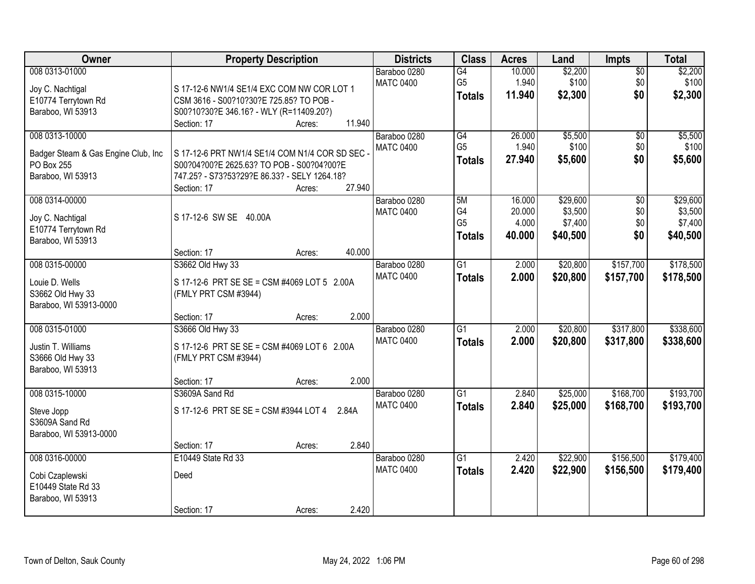| Owner | Property Description | Districts | Class | Acres | Land | Impts | Total |
|---|---|---|---|---|---|---|---|
| 008 0313-01000<br>Joy C. Nachtigal<br>E10774 Terrytown Rd<br>Baraboo, WI 53913 | S 17-12-6 NW1/4 SE1/4 EXC COM NW COR LOT 1 CSM 3616 - S00?10?30?E 725.85? TO POB - S00?10?30?E 346.16? - WLY (R=11409.20?)<br>Section: 17 Acres: 11.940 | Baraboo 0280<br>MATC 0400 | G4<br>G5<br>**Totals** | 10.000<br>1.940<br>**11.940** | $2,200<br>$100<br>**$2,300** | $0<br>$0<br>**$0** | $2,200<br>$100<br>**$2,300** |
| 008 0313-10000<br>Badger Steam & Gas Engine Club, Inc<br>PO Box 255<br>Baraboo, WI 53913 | S 17-12-6 PRT NW1/4 SE1/4 COM N1/4 COR SD SEC - S00?04?00?E 2625.63? TO POB - S00?04?00?E 747.25? - S73?53?29?E 86.33? - SELY 1264.18?<br>Section: 17 Acres: 27.940 | Baraboo 0280<br>MATC 0400 | G4<br>G5<br>**Totals** | 26.000<br>1.940<br>**27.940** | $5,500<br>$100<br>**$5,600** | $0<br>$0<br>**$0** | $5,500<br>$100<br>**$5,600** |
| 008 0314-00000<br>Joy C. Nachtigal<br>E10774 Terrytown Rd<br>Baraboo, WI 53913 | S 17-12-6 SW SE 40.00A<br>Section: 17 Acres: 40.000 | Baraboo 0280<br>MATC 0400 | 5M<br>G4<br>G5<br>**Totals** | 16.000<br>20.000<br>4.000<br>**40.000** | $29,600<br>$3,500<br>$7,400<br>**$40,500** | $0<br>$0<br>$0<br>**$0** | $29,600<br>$3,500<br>$7,400<br>**$40,500** |
| 008 0315-00000<br>Louie D. Wells<br>S3662 Old Hwy 33<br>Baraboo, WI 53913-0000 | S3662 Old Hwy 33<br>S 17-12-6 PRT SE SE = CSM #4069 LOT 5 2.00A (FMLY PRT CSM #3944)<br>Section: 17 Acres: 2.000 | Baraboo 0280<br>MATC 0400 | G1<br>**Totals** | 2.000<br>**2.000** | $20,800<br>**$20,800** | $157,700<br>**$157,700** | $178,500<br>**$178,500** |
| 008 0315-01000<br>Justin T. Williams<br>S3666 Old Hwy 33<br>Baraboo, WI 53913 | S3666 Old Hwy 33<br>S 17-12-6 PRT SE SE = CSM #4069 LOT 6 2.00A (FMLY PRT CSM #3944)<br>Section: 17 Acres: 2.000 | Baraboo 0280<br>MATC 0400 | G1<br>**Totals** | 2.000<br>**2.000** | $20,800<br>**$20,800** | $317,800<br>**$317,800** | $338,600<br>**$338,600** |
| 008 0315-10000<br>Steve Jopp<br>S3609A Sand Rd<br>Baraboo, WI 53913-0000 | S3609A Sand Rd<br>S 17-12-6 PRT SE SE = CSM #3944 LOT 4 2.84A<br>Section: 17 Acres: 2.840 | Baraboo 0280<br>MATC 0400 | G1<br>**Totals** | 2.840<br>**2.840** | $25,000<br>**$25,000** | $168,700<br>**$168,700** | $193,700<br>**$193,700** |
| 008 0316-00000<br>Cobi Czaplewski<br>E10449 State Rd 33<br>Baraboo, WI 53913 | E10449 State Rd 33<br>Deed<br>Section: 17 Acres: 2.420 | Baraboo 0280<br>MATC 0400 | G1<br>**Totals** | 2.420<br>**2.420** | $22,900<br>**$22,900** | $156,500<br>**$156,500** | $179,400<br>**$179,400** |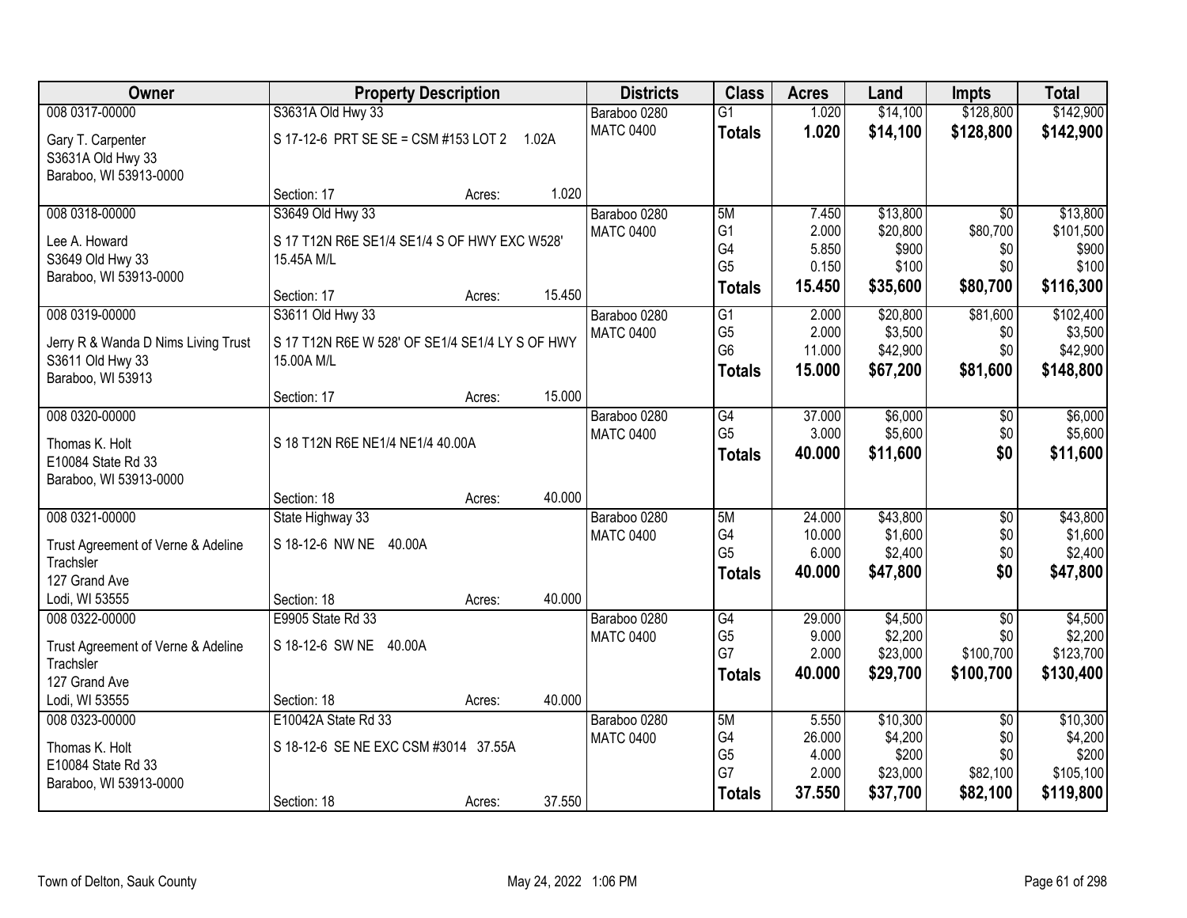| Owner | Property Description | | | Districts | Class | Acres | Land | Impts | Total |
|---|---|---|---|---|---|---|---|---|---|
| 008 0317-00000 | S3631A Old Hwy 33 | | | Baraboo 0280 | G1 | 1.020 | $14,100 | $128,800 | $142,900 |
| Gary T. Carpenter<br>S3631A Old Hwy 33<br>Baraboo, WI 53913-0000 | S 17-12-6 PRT SE SE = CSM #153 LOT 2 1.02A | | | MATC 0400 | **Totals** | **1.020** | **$14,100** | **$128,800** | **$142,900** |
| | Section: 17 | Acres: | 1.020 | | | | | | |
| 008 0318-00000 | S3649 Old Hwy 33 | | | Baraboo 0280 | 5M | 7.450 | $13,800 | $0 | $13,800 |
| Lee A. Howard<br>S3649 Old Hwy 33<br>Baraboo, WI 53913-0000 | S 17 T12N R6E SE1/4 SE1/4 S OF HWY EXC W528' 15.45A M/L | | | MATC 0400 | G1 | 2.000 | $20,800 | $80,700 | $101,500 |
| | | | | | G4 | 5.850 | $900 | $0 | $900 |
| | | | | | G5 | 0.150 | $100 | $0 | $100 |
| | Section: 17 | Acres: | 15.450 | | **Totals** | **15.450** | **$35,600** | **$80,700** | **$116,300** |
| 008 0319-00000 | S3611 Old Hwy 33 | | | Baraboo 0280 | G1 | 2.000 | $20,800 | $81,600 | $102,400 |
| Jerry R & Wanda D Nims Living Trust<br>S3611 Old Hwy 33<br>Baraboo, WI 53913 | S 17 T12N R6E W 528' OF SE1/4 SE1/4 LY S OF HWY 15.00A M/L | | | MATC 0400 | G5 | 2.000 | $3,500 | $0 | $3,500 |
| | | | | | G6 | 11.000 | $42,900 | $0 | $42,900 |
| | | | | | **Totals** | **15.000** | **$67,200** | **$81,600** | **$148,800** |
| | Section: 17 | Acres: | 15.000 | | | | | | |
| 008 0320-00000 | | | | Baraboo 0280 | G4 | 37.000 | $6,000 | $0 | $6,000 |
| Thomas K. Holt<br>E10084 State Rd 33<br>Baraboo, WI 53913-0000 | S 18 T12N R6E NE1/4 NE1/4 40.00A | | | MATC 0400 | G5 | 3.000 | $5,600 | $0 | $5,600 |
| | | | | | **Totals** | **40.000** | **$11,600** | **$0** | **$11,600** |
| | Section: 18 | Acres: | 40.000 | | | | | | |
| 008 0321-00000 | State Highway 33 | | | Baraboo 0280 | 5M | 24.000 | $43,800 | $0 | $43,800 |
| Trust Agreement of Verne & Adeline Trachsler<br>127 Grand Ave<br>Lodi, WI 53555 | S 18-12-6 NW NE 40.00A | | | MATC 0400 | G4 | 10.000 | $1,600 | $0 | $1,600 |
| | | | | | G5 | 6.000 | $2,400 | $0 | $2,400 |
| | | | | | **Totals** | **40.000** | **$47,800** | **$0** | **$47,800** |
| | Section: 18 | Acres: | 40.000 | | | | | | |
| 008 0322-00000 | E9905 State Rd 33 | | | Baraboo 0280 | G4 | 29.000 | $4,500 | $0 | $4,500 |
| Trust Agreement of Verne & Adeline Trachsler<br>127 Grand Ave<br>Lodi, WI 53555 | S 18-12-6 SW NE 40.00A | | | MATC 0400 | G5 | 9.000 | $2,200 | $0 | $2,200 |
| | | | | | G7 | 2.000 | $23,000 | $100,700 | $123,700 |
| | | | | | **Totals** | **40.000** | **$29,700** | **$100,700** | **$130,400** |
| | Section: 18 | Acres: | 40.000 | | | | | | |
| 008 0323-00000 | E10042A State Rd 33 | | | Baraboo 0280 | 5M | 5.550 | $10,300 | $0 | $10,300 |
| Thomas K. Holt<br>E10084 State Rd 33<br>Baraboo, WI 53913-0000 | S 18-12-6 SE NE EXC CSM #3014 37.55A | | | MATC 0400 | G4 | 26.000 | $4,200 | $0 | $4,200 |
| | | | | | G5 | 4.000 | $200 | $0 | $200 |
| | | | | | G7 | 2.000 | $23,000 | $82,100 | $105,100 |
| | Section: 18 | Acres: | 37.550 | | **Totals** | **37.550** | **$37,700** | **$82,100** | **$119,800** |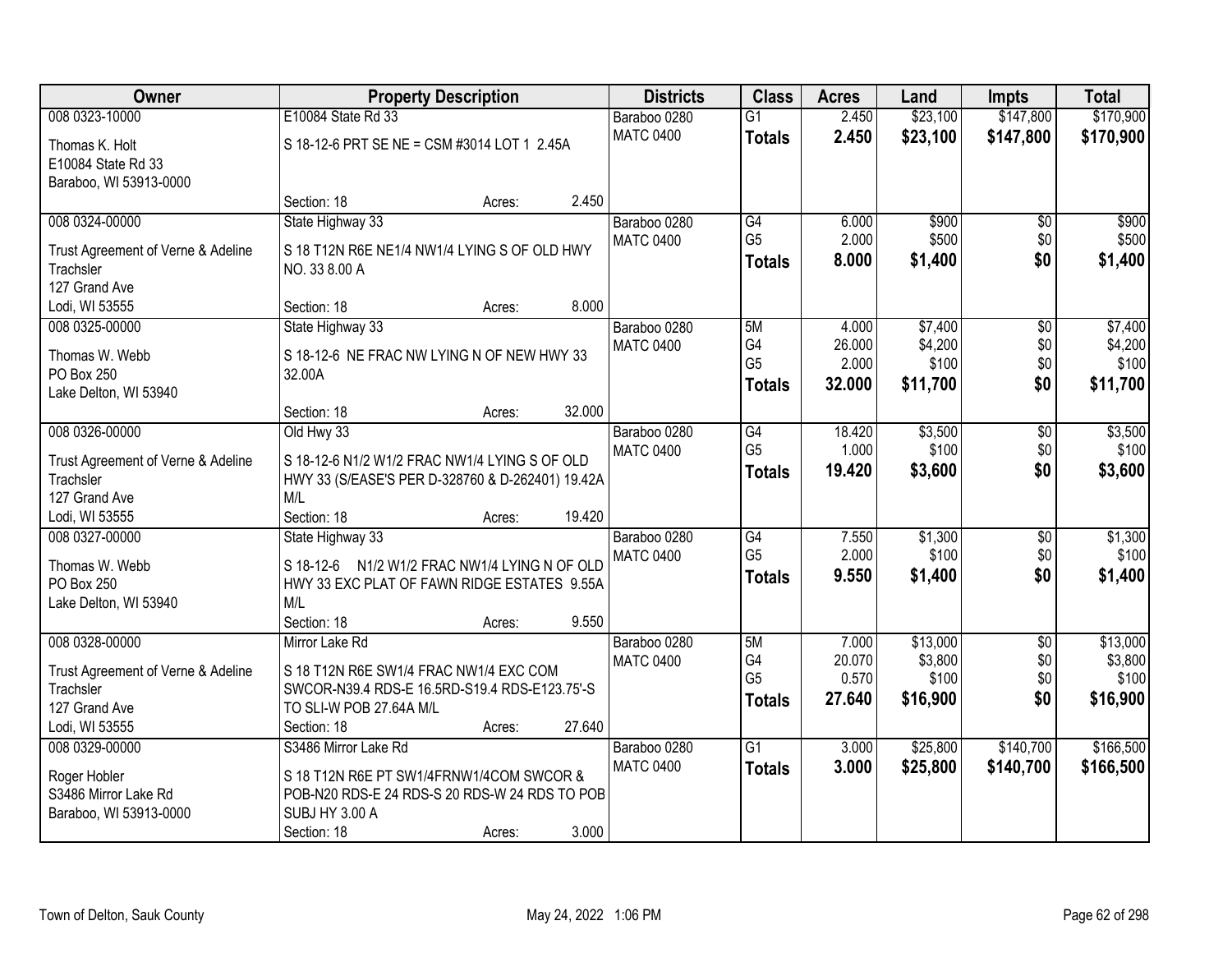| Owner | Property Description | Districts | Class | Acres | Land | Impts | Total |
|---|---|---|---|---|---|---|---|
| 008 0323-10000<br>Thomas K. Holt<br>E10084 State Rd 33<br>Baraboo, WI 53913-0000 | E10084 State Rd 33<br>S 18-12-6 PRT SE NE = CSM #3014 LOT 1 2.45A<br>Section: 18 Acres: 2.450 | Baraboo 0280<br>MATC 0400 | G1<br>**Totals** | 2.450<br>**2.450** | $23,100<br>**$23,100** | $147,800<br>**$147,800** | $170,900<br>**$170,900** |
| 008 0324-00000<br>Trust Agreement of Verne & Adeline Trachsler<br>127 Grand Ave<br>Lodi, WI 53555 | State Highway 33<br>S 18 T12N R6E NE1/4 NW1/4 LYING S OF OLD HWY NO. 33 8.00 A<br>Section: 18 Acres: 8.000 | Baraboo 0280<br>MATC 0400 | G4<br>G5<br>**Totals** | 6.000<br>2.000<br>**8.000** | $900<br>$500<br>**$1,400** | $0<br>$0<br>**$0** | $900<br>$500<br>**$1,400** |
| 008 0325-00000<br>Thomas W. Webb<br>PO Box 250<br>Lake Delton, WI 53940 | State Highway 33<br>S 18-12-6 NE FRAC NW LYING N OF NEW HWY 33 32.00A<br>Section: 18 Acres: 32.000 | Baraboo 0280<br>MATC 0400 | 5M<br>G4<br>G5<br>**Totals** | 4.000<br>26.000<br>2.000<br>**32.000** | $7,400<br>$4,200<br>$100<br>**$11,700** | $0<br>$0<br>$0<br>**$0** | $7,400<br>$4,200<br>$100<br>**$11,700** |
| 008 0326-00000<br>Trust Agreement of Verne & Adeline Trachsler<br>127 Grand Ave<br>Lodi, WI 53555 | Old Hwy 33<br>S 18-12-6 N1/2 W1/2 FRAC NW1/4 LYING S OF OLD HWY 33 (S/EASE'S PER D-328760 & D-262401) 19.42A M/L<br>Section: 18 Acres: 19.420 | Baraboo 0280<br>MATC 0400 | G4<br>G5<br>**Totals** | 18.420<br>1.000<br>**19.420** | $3,500<br>$100<br>**$3,600** | $0<br>$0<br>**$0** | $3,500<br>$100<br>**$3,600** |
| 008 0327-00000<br>Thomas W. Webb<br>PO Box 250<br>Lake Delton, WI 53940 | State Highway 33<br>S 18-12-6 N1/2 W1/2 FRAC NW1/4 LYING N OF OLD HWY 33 EXC PLAT OF FAWN RIDGE ESTATES 9.55A M/L<br>Section: 18 Acres: 9.550 | Baraboo 0280<br>MATC 0400 | G4<br>G5<br>**Totals** | 7.550<br>2.000<br>**9.550** | $1,300<br>$100<br>**$1,400** | $0<br>$0<br>**$0** | $1,300<br>$100<br>**$1,400** |
| 008 0328-00000<br>Trust Agreement of Verne & Adeline Trachsler<br>127 Grand Ave<br>Lodi, WI 53555 | Mirror Lake Rd<br>S 18 T12N R6E SW1/4 FRAC NW1/4 EXC COM SWCOR-N39.4 RDS-E 16.5RD-S19.4 RDS-E123.75'-S TO SLI-W POB 27.64A M/L<br>Section: 18 Acres: 27.640 | Baraboo 0280<br>MATC 0400 | 5M<br>G4<br>G5<br>**Totals** | 7.000<br>20.070<br>0.570<br>**27.640** | $13,000<br>$3,800<br>$100<br>**$16,900** | $0<br>$0<br>$0<br>**$0** | $13,000<br>$3,800<br>$100<br>**$16,900** |
| 008 0329-00000<br>Roger Hobler<br>S3486 Mirror Lake Rd<br>Baraboo, WI 53913-0000 | S3486 Mirror Lake Rd<br>S 18 T12N R6E PT SW1/4FRNW1/4COM SWCOR & POB-N20 RDS-E 24 RDS-S 20 RDS-W 24 RDS TO POB SUBJ HY 3.00 A<br>Section: 18 Acres: 3.000 | Baraboo 0280<br>MATC 0400 | G1<br>**Totals** | 3.000<br>**3.000** | $25,800<br>**$25,800** | $140,700<br>**$140,700** | $166,500<br>**$166,500** |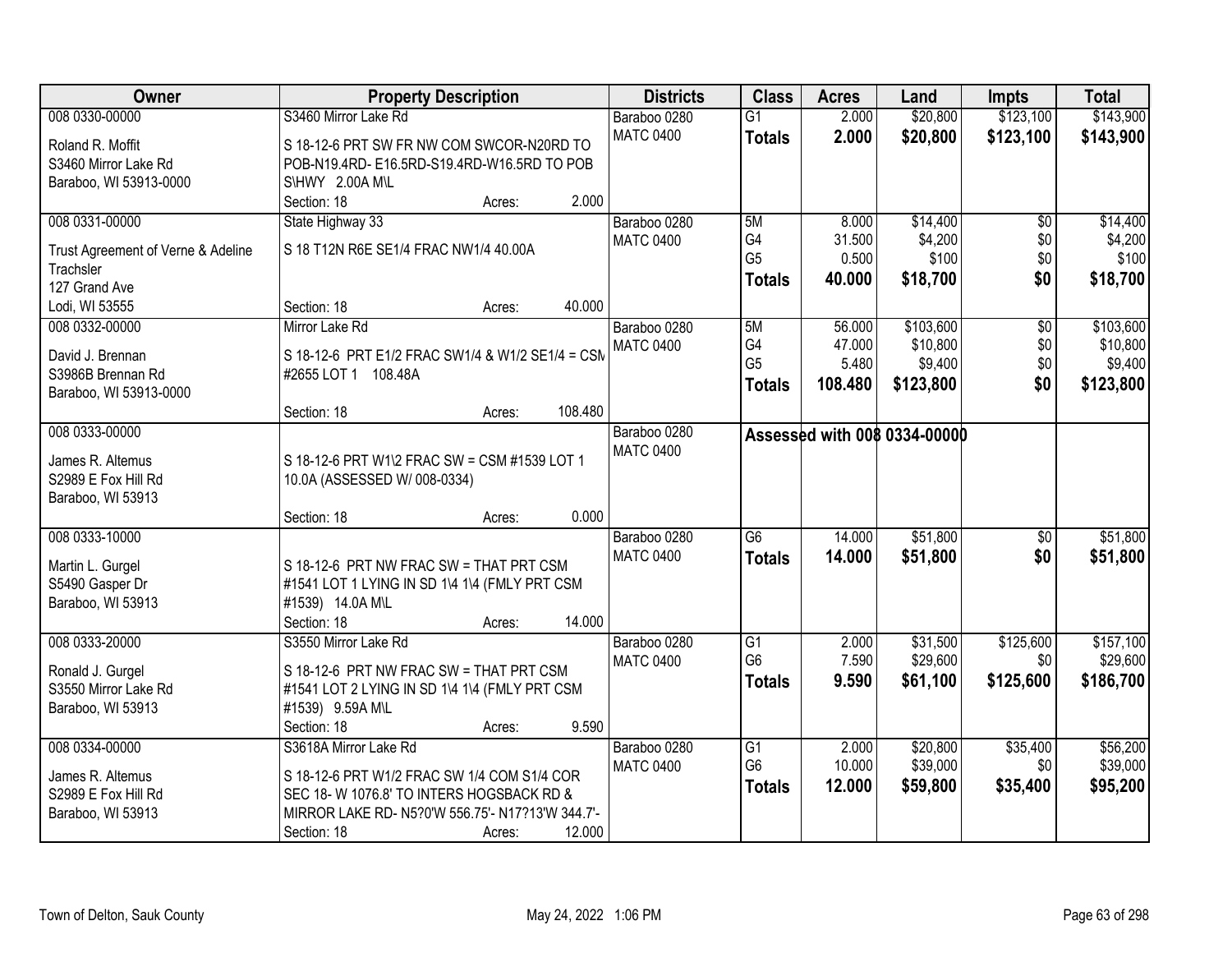| Owner | Property Description | Districts | Class | Acres | Land | Impts | Total |
|---|---|---|---|---|---|---|---|
| 008 0330-00000<br>Roland R. Moffit<br>S3460 Mirror Lake Rd<br>Baraboo, WI 53913-0000 | S3460 Mirror Lake Rd<br>S 18-12-6 PRT SW FR NW COM SWCOR-N20RD TO POB-N19.4RD- E16.5RD-S19.4RD-W16.5RD TO POB S\HWY 2.00A M\L<br>Section: 18 Acres: 2.000 | Baraboo 0280<br>MATC 0400 | G1<br>**Totals** | 2.000<br>**2.000** | $20,800<br>**$20,800** | $123,100<br>**$123,100** | $143,900<br>**$143,900** |
| 008 0331-00000<br>Trust Agreement of Verne & Adeline Trachsler<br>127 Grand Ave<br>Lodi, WI 53555 | State Highway 33<br>S 18 T12N R6E SE1/4 FRAC NW1/4 40.00A<br>Section: 18 Acres: 40.000 | Baraboo 0280<br>MATC 0400 | 5M<br>G4<br>G5<br>**Totals** | 8.000<br>31.500<br>0.500<br>**40.000** | $14,400<br>$4,200<br>$100<br>**$18,700** | $0<br>$0<br>$0<br>**$0** | $14,400<br>$4,200<br>$100<br>**$18,700** |
| 008 0332-00000<br>David J. Brennan<br>S3986B Brennan Rd<br>Baraboo, WI 53913-0000 | Mirror Lake Rd<br>S 18-12-6 PRT E1/2 FRAC SW1/4 & W1/2 SE1/4 = CSM #2655 LOT 1 108.48A<br>Section: 18 Acres: 108.480 | Baraboo 0280<br>MATC 0400 | 5M<br>G4<br>G5<br>**Totals** | 56.000<br>47.000<br>5.480<br>**108.480** | $103,600<br>$10,800<br>$9,400<br>**$123,800** | $0<br>$0<br>$0<br>**$0** | $103,600<br>$10,800<br>$9,400<br>**$123,800** |
| 008 0333-00000<br>James R. Altemus<br>S2989 E Fox Hill Rd<br>Baraboo, WI 53913 | S 18-12-6 PRT W1\2 FRAC SW = CSM #1539 LOT 1 10.0A (ASSESSED W/ 008-0334)<br>Section: 18 Acres: 0.000 | Baraboo 0280<br>MATC 0400 | **Assessed with 008 0334-00000** | | | | |
| 008 0333-10000<br>Martin L. Gurgel<br>S5490 Gasper Dr<br>Baraboo, WI 53913 | S 18-12-6 PRT NW FRAC SW = THAT PRT CSM #1541 LOT 1 LYING IN SD 1\4 1\4 (FMLY PRT CSM #1539) 14.0A M\L<br>Section: 18 Acres: 14.000 | Baraboo 0280<br>MATC 0400 | G6<br>**Totals** | 14.000<br>**14.000** | $51,800<br>**$51,800** | $0<br>**$0** | $51,800<br>**$51,800** |
| 008 0333-20000<br>Ronald J. Gurgel<br>S3550 Mirror Lake Rd<br>Baraboo, WI 53913 | S3550 Mirror Lake Rd<br>S 18-12-6 PRT NW FRAC SW = THAT PRT CSM #1541 LOT 2 LYING IN SD 1\4 1\4 (FMLY PRT CSM #1539) 9.59A M\L<br>Section: 18 Acres: 9.590 | Baraboo 0280<br>MATC 0400 | G1<br>G6<br>**Totals** | 2.000<br>7.590<br>**9.590** | $31,500<br>$29,600<br>**$61,100** | $125,600<br>$0<br>**$125,600** | $157,100<br>$29,600<br>**$186,700** |
| 008 0334-00000<br>James R. Altemus<br>S2989 E Fox Hill Rd<br>Baraboo, WI 53913 | S3618A Mirror Lake Rd<br>S 18-12-6 PRT W1/2 FRAC SW 1/4 COM S1/4 COR SEC 18- W 1076.8' TO INTERS HOGSBACK RD & MIRROR LAKE RD- N5?0'W 556.75'- N17?13'W 344.7'-<br>Section: 18 Acres: 12.000 | Baraboo 0280<br>MATC 0400 | G1<br>G6<br>**Totals** | 2.000<br>10.000<br>**12.000** | $20,800<br>$39,000<br>**$59,800** | $35,400<br>$0<br>**$35,400** | $56,200<br>$39,000<br>**$95,200** |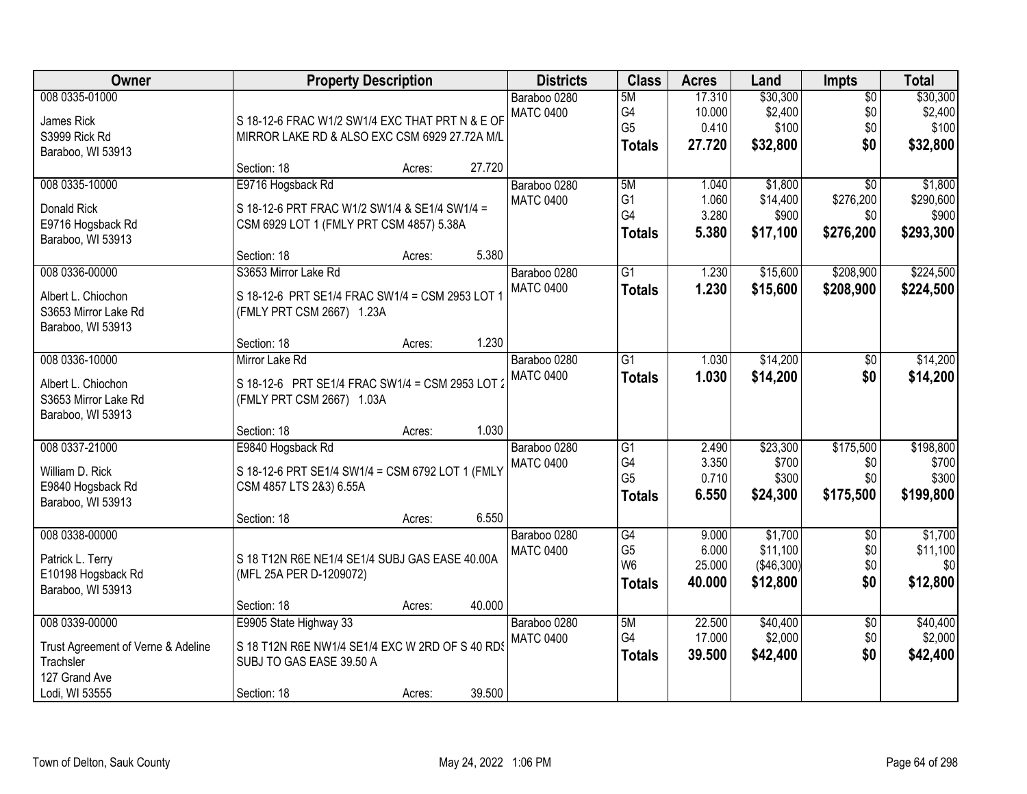| Owner | Property Description | Districts | Class | Acres | Land | Impts | Total |
|---|---|---|---|---|---|---|---|
| 008 0335-01000<br>James Rick<br>S3999 Rick Rd<br>Baraboo, WI 53913 | S 18-12-6 FRAC W1/2 SW1/4 EXC THAT PRT N & E OF MIRROR LAKE RD & ALSO EXC CSM 6929 27.72A M/L<br>Section: 18 Acres: 27.720 | Baraboo 0280<br>MATC 0400 | 5M<br>G4<br>G5<br>**Totals** | 17.310<br>10.000<br>0.410<br>**27.720** | $30,300<br>$2,400<br>$100<br>**$32,800** | $0<br>$0<br>$0<br>**$0** | $30,300<br>$2,400<br>$100<br>**$32,800** |
| 008 0335-10000<br>Donald Rick<br>E9716 Hogsback Rd<br>Baraboo, WI 53913 | E9716 Hogsback Rd<br>S 18-12-6 PRT FRAC W1/2 SW1/4 & SE1/4 SW1/4 = CSM 6929 LOT 1 (FMLY PRT CSM 4857) 5.38A<br>Section: 18 Acres: 5.380 | Baraboo 0280<br>MATC 0400 | 5M<br>G1<br>G4<br>**Totals** | 1.040<br>1.060<br>3.280<br>**5.380** | $1,800<br>$14,400<br>$900<br>**$17,100** | $0<br>$276,200<br>$0<br>**$276,200** | $1,800<br>$290,600<br>$900<br>**$293,300** |
| 008 0336-00000<br>Albert L. Chiochon<br>S3653 Mirror Lake Rd<br>Baraboo, WI 53913 | S3653 Mirror Lake Rd<br>S 18-12-6 PRT SE1/4 FRAC SW1/4 = CSM 2953 LOT 1 (FMLY PRT CSM 2667) 1.23A<br>Section: 18 Acres: 1.230 | Baraboo 0280<br>MATC 0400 | G1<br>**Totals** | 1.230<br>**1.230** | $15,600<br>**$15,600** | $208,900<br>**$208,900** | $224,500<br>**$224,500** |
| 008 0336-10000<br>Albert L. Chiochon<br>S3653 Mirror Lake Rd<br>Baraboo, WI 53913 | Mirror Lake Rd<br>S 18-12-6 PRT SE1/4 FRAC SW1/4 = CSM 2953 LOT 2 (FMLY PRT CSM 2667) 1.03A<br>Section: 18 Acres: 1.030 | Baraboo 0280<br>MATC 0400 | G1<br>**Totals** | 1.030<br>**1.030** | $14,200<br>**$14,200** | $0<br>**$0** | $14,200<br>**$14,200** |
| 008 0337-21000<br>William D. Rick<br>E9840 Hogsback Rd<br>Baraboo, WI 53913 | E9840 Hogsback Rd<br>S 18-12-6 PRT SE1/4 SW1/4 = CSM 6792 LOT 1 (FMLY CSM 4857 LTS 2&3) 6.55A<br>Section: 18 Acres: 6.550 | Baraboo 0280<br>MATC 0400 | G1<br>G4<br>G5<br>**Totals** | 2.490<br>3.350<br>0.710<br>**6.550** | $23,300<br>$700<br>$300<br>**$24,300** | $175,500<br>$0<br>$0<br>**$175,500** | $198,800<br>$700<br>$300<br>**$199,800** |
| 008 0338-00000<br>Patrick L. Terry<br>E10198 Hogsback Rd<br>Baraboo, WI 53913 | S 18 T12N R6E NE1/4 SE1/4 SUBJ GAS EASE 40.00A (MFL 25A PER D-1209072)<br>Section: 18 Acres: 40.000 | Baraboo 0280<br>MATC 0400 | G4<br>G5<br>W6<br>**Totals** | 9.000<br>6.000<br>25.000<br>**40.000** | $1,700<br>$11,100<br>($46,300)<br>**$12,800** | $0<br>$0<br>$0<br>**$0** | $1,700<br>$11,100<br>$0<br>**$12,800** |
| 008 0339-00000<br>Trust Agreement of Verne & Adeline Trachsler<br>127 Grand Ave<br>Lodi, WI 53555 | E9905 State Highway 33<br>S 18 T12N R6E NW1/4 SE1/4 EXC W 2RD OF S 40 RDS SUBJ TO GAS EASE 39.50 A<br>Section: 18 Acres: 39.500 | Baraboo 0280<br>MATC 0400 | 5M<br>G4<br>**Totals** | 22.500<br>17.000<br>**39.500** | $40,400<br>$2,000<br>**$42,400** | $0<br>$0<br>**$0** | $40,400<br>$2,000<br>**$42,400** |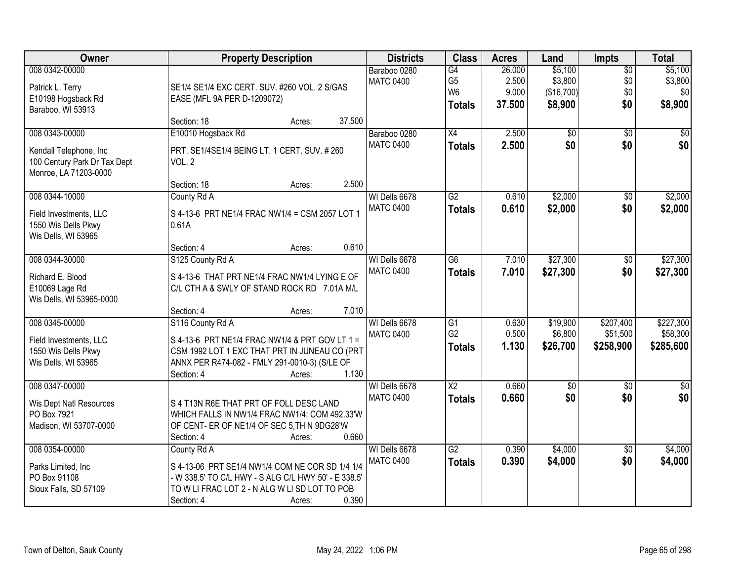| Owner | Property Description | Districts | Class | Acres | Land | Impts | Total |
|---|---|---|---|---|---|---|---|
| 008 0342-00000<br>Patrick L. Terry<br>E10198 Hogsback Rd<br>Baraboo, WI 53913 | SE1/4 SE1/4 EXC CERT. SUV. #260 VOL. 2 S/GAS EASE (MFL 9A PER D-1209072)<br>Section: 18 Acres: 37.500 | Baraboo 0280<br>MATC 0400 | G4<br>G5<br>W6<br>**Totals** | 26.000<br>2.500<br>9.000<br>**37.500** | $5,100<br>$3,800<br>($16,700)<br>**$8,900** | $0<br>$0<br>$0<br>**$0** | $5,100<br>$3,800<br>$0<br>**$8,900** |
| 008 0343-00000<br>Kendall Telephone, Inc<br>100 Century Park Dr Tax Dept<br>Monroe, LA 71203-0000 | E10010 Hogsback Rd<br>PRT. SE1/4SE1/4 BEING LT. 1 CERT. SUV. # 260 VOL. 2<br>Section: 18 Acres: 2.500 | Baraboo 0280<br>MATC 0400 | X4<br>**Totals** | 2.500<br>**2.500** | $0<br>**$0** | $0<br>**$0** | $0<br>**$0** |
| 008 0344-10000<br>Field Investments, LLC<br>1550 Wis Dells Pkwy<br>Wis Dells, WI 53965 | County Rd A<br>S 4-13-6 PRT NE1/4 FRAC NW1/4 = CSM 2057 LOT 1 0.61A<br>Section: 4 Acres: 0.610 | WI Dells 6678<br>MATC 0400 | G2<br>**Totals** | 0.610<br>**0.610** | $2,000<br>**$2,000** | $0<br>**$0** | $2,000<br>**$2,000** |
| 008 0344-30000<br>Richard E. Blood<br>E10069 Lage Rd<br>Wis Dells, WI 53965-0000 | S125 County Rd A<br>S 4-13-6 THAT PRT NE1/4 FRAC NW1/4 LYING E OF C/L CTH A & SWLY OF STAND ROCK RD 7.01A M/L<br>Section: 4 Acres: 7.010 | WI Dells 6678<br>MATC 0400 | G6<br>**Totals** | 7.010<br>**7.010** | $27,300<br>**$27,300** | $0<br>**$0** | $27,300<br>**$27,300** |
| 008 0345-00000<br>Field Investments, LLC<br>1550 Wis Dells Pkwy<br>Wis Dells, WI 53965 | S116 County Rd A<br>S 4-13-6 PRT NE1/4 FRAC NW1/4 & PRT GOV LT 1 = CSM 1992 LOT 1 EXC THAT PRT IN JUNEAU CO (PRT ANNX PER R474-082 - FMLY 291-0010-3) (S/LE OF<br>Section: 4 Acres: 1.130 | WI Dells 6678<br>MATC 0400 | G1<br>G2<br>**Totals** | 0.630<br>0.500<br>**1.130** | $19,900<br>$6,800<br>**$26,700** | $207,400<br>$51,500<br>**$258,900** | $227,300<br>$58,300<br>**$285,600** |
| 008 0347-00000<br>Wis Dept Natl Resources<br>PO Box 7921<br>Madison, WI 53707-0000 | S 4 T13N R6E THAT PRT OF FOLL DESC LAND WHICH FALLS IN NW1/4 FRAC NW1/4: COM 492.33'W OF CENT- ER OF NE1/4 OF SEC 5,TH N 9DG28'W<br>Section: 4 Acres: 0.660 | WI Dells 6678<br>MATC 0400 | X2<br>**Totals** | 0.660<br>**0.660** | $0<br>**$0** | $0<br>**$0** | $0<br>**$0** |
| 008 0354-00000<br>Parks Limited, Inc<br>PO Box 91108<br>Sioux Falls, SD 57109 | County Rd A<br>S 4-13-06 PRT SE1/4 NW1/4 COM NE COR SD 1/4 1/4 - W 338.5' TO C/L HWY - S ALG C/L HWY 50' - E 338.5' TO W LI FRAC LOT 2 - N ALG W LI SD LOT TO POB<br>Section: 4 Acres: 0.390 | WI Dells 6678<br>MATC 0400 | G2<br>**Totals** | 0.390<br>**0.390** | $4,000<br>**$4,000** | $0<br>**$0** | $4,000<br>**$4,000** |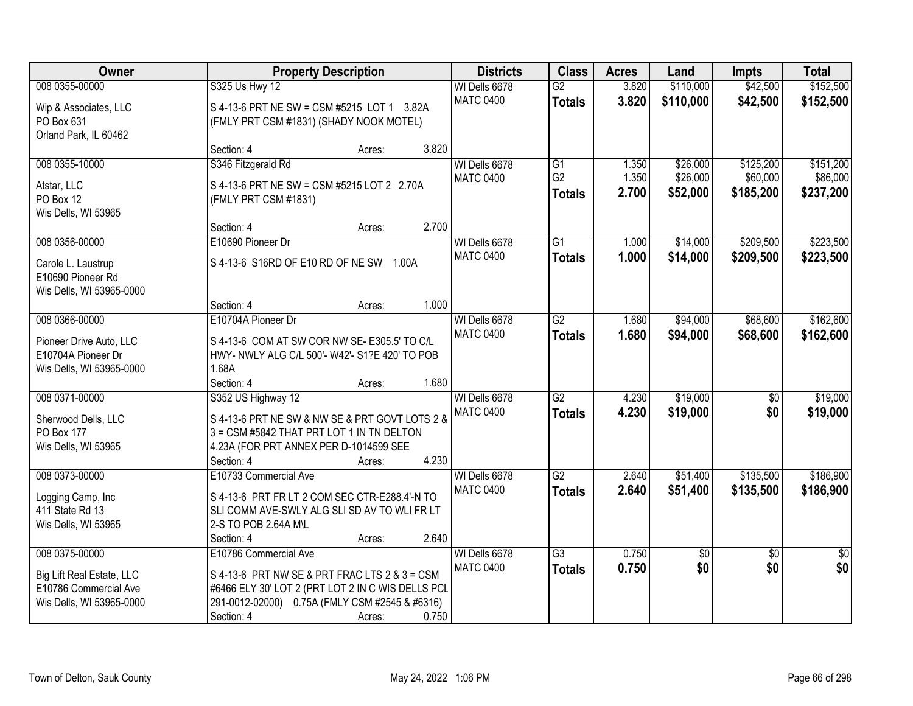| Owner | Property Description | Districts | Class | Acres | Land | Impts | Total |
|---|---|---|---|---|---|---|---|
| 008 0355-00000<br><br>Wip & Associates, LLC<br>PO Box 631<br>Orland Park, IL 60462 | S325 Us Hwy 12<br><br>S 4-13-6 PRT NE SW = CSM #5215 LOT 1 3.82A (FMLY PRT CSM #1831) (SHADY NOOK MOTEL)<br><br>Section: 4 Acres: 3.820 | WI Dells 6678<br>MATC 0400 | G2<br>**Totals** | 3.820<br>**3.820** | $110,000<br>**$110,000** | $42,500<br>**$42,500** | $152,500<br>**$152,500** |
| 008 0355-10000<br><br>Atstar, LLC<br>PO Box 12<br>Wis Dells, WI 53965 | S346 Fitzgerald Rd<br><br>S 4-13-6 PRT NE SW = CSM #5215 LOT 2 2.70A (FMLY PRT CSM #1831)<br><br>Section: 4 Acres: 2.700 | WI Dells 6678<br>MATC 0400 | G1<br>G2<br>**Totals** | 1.350<br>1.350<br>**2.700** | $26,000<br>$26,000<br>**$52,000** | $125,200<br>$60,000<br>**$185,200** | $151,200<br>$86,000<br>**$237,200** |
| 008 0356-00000<br><br>Carole L. Laustrup<br>E10690 Pioneer Rd<br>Wis Dells, WI 53965-0000 | E10690 Pioneer Dr<br><br>S 4-13-6 S16RD OF E10 RD OF NE SW 1.00A<br><br>Section: 4 Acres: 1.000 | WI Dells 6678<br>MATC 0400 | G1<br>**Totals** | 1.000<br>**1.000** | $14,000<br>**$14,000** | $209,500<br>**$209,500** | $223,500<br>**$223,500** |
| 008 0366-00000<br><br>Pioneer Drive Auto, LLC<br>E10704A Pioneer Dr<br>Wis Dells, WI 53965-0000 | E10704A Pioneer Dr<br><br>S 4-13-6 COM AT SW COR NW SE- E305.5' TO C/L HWY- NWLY ALG C/L 500'- W42'- S1?E 420' TO POB 1.68A<br><br>Section: 4 Acres: 1.680 | WI Dells 6678<br>MATC 0400 | G2<br>**Totals** | 1.680<br>**1.680** | $94,000<br>**$94,000** | $68,600<br>**$68,600** | $162,600<br>**$162,600** |
| 008 0371-00000<br><br>Sherwood Dells, LLC<br>PO Box 177<br>Wis Dells, WI 53965 | S352 US Highway 12<br><br>S 4-13-6 PRT NE SW & NW SE & PRT GOVT LOTS 2 & 3 = CSM #5842 THAT PRT LOT 1 IN TN DELTON 4.23A (FOR PRT ANNEX PER D-1014599 SEE<br><br>Section: 4 Acres: 4.230 | WI Dells 6678<br>MATC 0400 | G2<br>**Totals** | 4.230<br>**4.230** | $19,000<br>**$19,000** | $0<br>**$0** | $19,000<br>**$19,000** |
| 008 0373-00000<br><br>Logging Camp, Inc<br>411 State Rd 13<br>Wis Dells, WI 53965 | E10733 Commercial Ave<br><br>S 4-13-6 PRT FR LT 2 COM SEC CTR-E288.4'-N TO SLI COMM AVE-SWLY ALG SLI SD AV TO WLI FR LT 2-S TO POB 2.64A M\L<br><br>Section: 4 Acres: 2.640 | WI Dells 6678<br>MATC 0400 | G2<br>**Totals** | 2.640<br>**2.640** | $51,400<br>**$51,400** | $135,500<br>**$135,500** | $186,900<br>**$186,900** |
| 008 0375-00000<br><br>Big Lift Real Estate, LLC<br>E10786 Commercial Ave<br>Wis Dells, WI 53965-0000 | E10786 Commercial Ave<br><br>S 4-13-6 PRT NW SE & PRT FRAC LTS 2 & 3 = CSM #6466 ELY 30' LOT 2 (PRT LOT 2 IN C WIS DELLS PCL 291-0012-02000) 0.75A (FMLY CSM #2545 & #6316)<br><br>Section: 4 Acres: 0.750 | WI Dells 6678<br>MATC 0400 | G3<br>**Totals** | 0.750<br>**0.750** | $0<br>**$0** | $0<br>**$0** | $0<br>**$0** |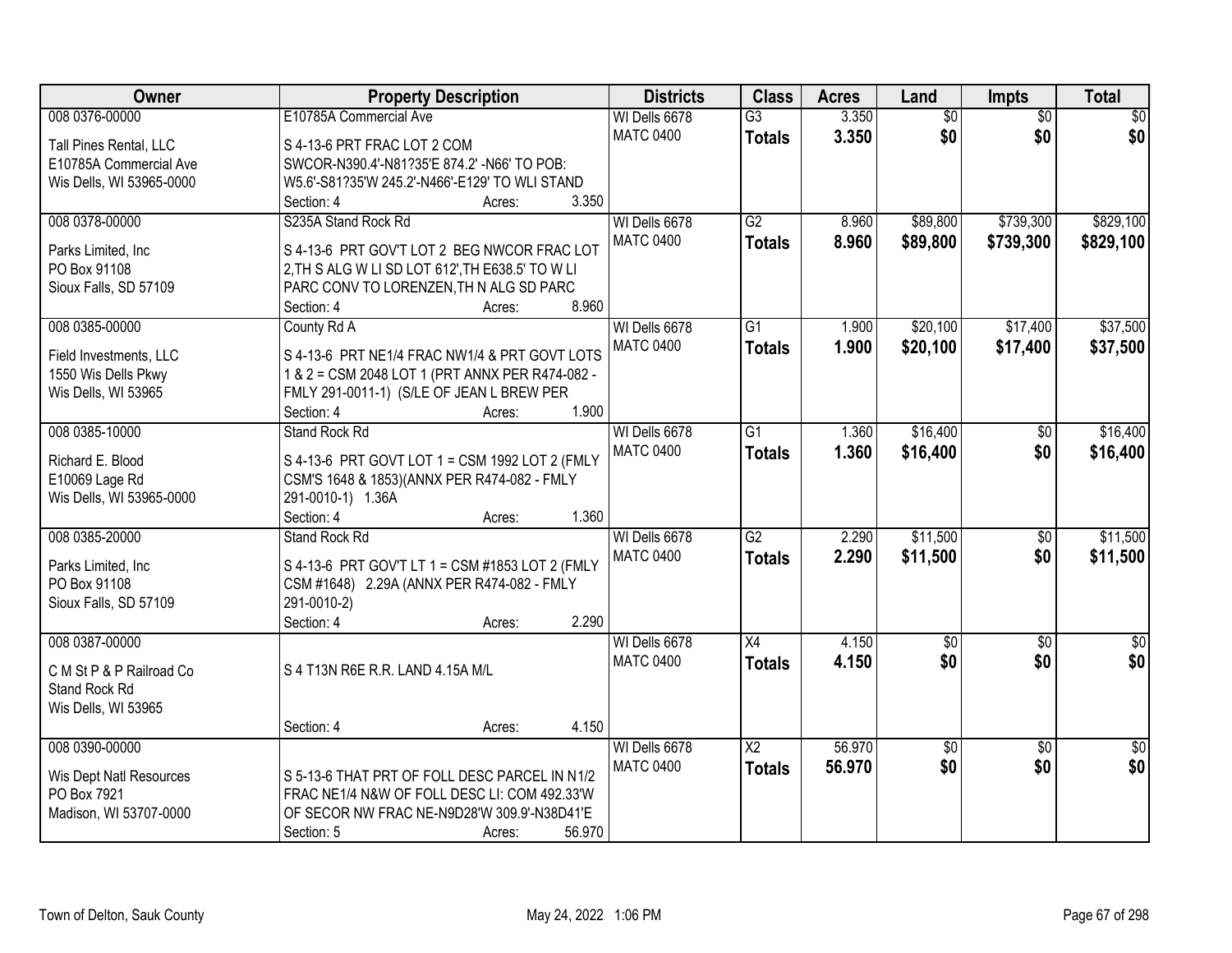| Owner | Property Description | Districts | Class | Acres | Land | Impts | Total |
|---|---|---|---|---|---|---|---|
| 008 0376-00000<br>Tall Pines Rental, LLC<br>E10785A Commercial Ave<br>Wis Dells, WI 53965-0000 | E10785A Commercial Ave<br>S 4-13-6 PRT FRAC LOT 2 COM SWCOR-N390.4'-N81?35'E 874.2' -N66' TO POB: W5.6'-S81?35'W 245.2'-N466'-E129' TO WLI STAND<br>Section: 4 Acres: 3.350 | WI Dells 6678<br>MATC 0400 | G3<br>**Totals** | 3.350<br>**3.350** | $0<br>**$0** | $0<br>**$0** | $0<br>**$0** |
| 008 0378-00000<br>Parks Limited, Inc<br>PO Box 91108<br>Sioux Falls, SD 57109 | S235A Stand Rock Rd<br>S 4-13-6 PRT GOV'T LOT 2 BEG NWCOR FRAC LOT 2,TH S ALG W LI SD LOT 612',TH E638.5' TO W LI PARC CONV TO LORENZEN,TH N ALG SD PARC<br>Section: 4 Acres: 8.960 | WI Dells 6678<br>MATC 0400 | G2<br>**Totals** | 8.960<br>**8.960** | $89,800<br>**$89,800** | $739,300<br>**$739,300** | $829,100<br>**$829,100** |
| 008 0385-00000<br>Field Investments, LLC<br>1550 Wis Dells Pkwy<br>Wis Dells, WI 53965 | County Rd A<br>S 4-13-6 PRT NE1/4 FRAC NW1/4 & PRT GOVT LOTS 1 & 2 = CSM 2048 LOT 1 (PRT ANNX PER R474-082 - FMLY 291-0011-1) (S/LE OF JEAN L BREW PER<br>Section: 4 Acres: 1.900 | WI Dells 6678<br>MATC 0400 | G1<br>**Totals** | 1.900<br>**1.900** | $20,100<br>**$20,100** | $17,400<br>**$17,400** | $37,500<br>**$37,500** |
| 008 0385-10000<br>Richard E. Blood<br>E10069 Lage Rd<br>Wis Dells, WI 53965-0000 | Stand Rock Rd<br>S 4-13-6 PRT GOVT LOT 1 = CSM 1992 LOT 2 (FMLY CSM'S 1648 & 1853)(ANNX PER R474-082 - FMLY 291-0010-1) 1.36A<br>Section: 4 Acres: 1.360 | WI Dells 6678<br>MATC 0400 | G1<br>**Totals** | 1.360<br>**1.360** | $16,400<br>**$16,400** | $0<br>**$0** | $16,400<br>**$16,400** |
| 008 0385-20000<br>Parks Limited, Inc<br>PO Box 91108<br>Sioux Falls, SD 57109 | Stand Rock Rd<br>S 4-13-6 PRT GOV'T LT 1 = CSM #1853 LOT 2 (FMLY CSM #1648) 2.29A (ANNX PER R474-082 - FMLY 291-0010-2)<br>Section: 4 Acres: 2.290 | WI Dells 6678<br>MATC 0400 | G2<br>**Totals** | 2.290<br>**2.290** | $11,500<br>**$11,500** | $0<br>**$0** | $11,500<br>**$11,500** |
| 008 0387-00000<br>C M St P & P Railroad Co<br>Stand Rock Rd<br>Wis Dells, WI 53965 | S 4 T13N R6E R.R. LAND 4.15A M/L<br>Section: 4 Acres: 4.150 | WI Dells 6678<br>MATC 0400 | X4<br>**Totals** | 4.150<br>**4.150** | $0<br>**$0** | $0<br>**$0** | $0<br>**$0** |
| 008 0390-00000<br>Wis Dept Natl Resources<br>PO Box 7921<br>Madison, WI 53707-0000 | S 5-13-6 THAT PRT OF FOLL DESC PARCEL IN N1/2 FRAC NE1/4 N&W OF FOLL DESC LI: COM 492.33'W OF SECOR NW FRAC NE-N9D28'W 309.9'-N38D41'E<br>Section: 5 Acres: 56.970 | WI Dells 6678<br>MATC 0400 | X2<br>**Totals** | 56.970<br>**56.970** | $0<br>**$0** | $0<br>**$0** | $0<br>**$0** |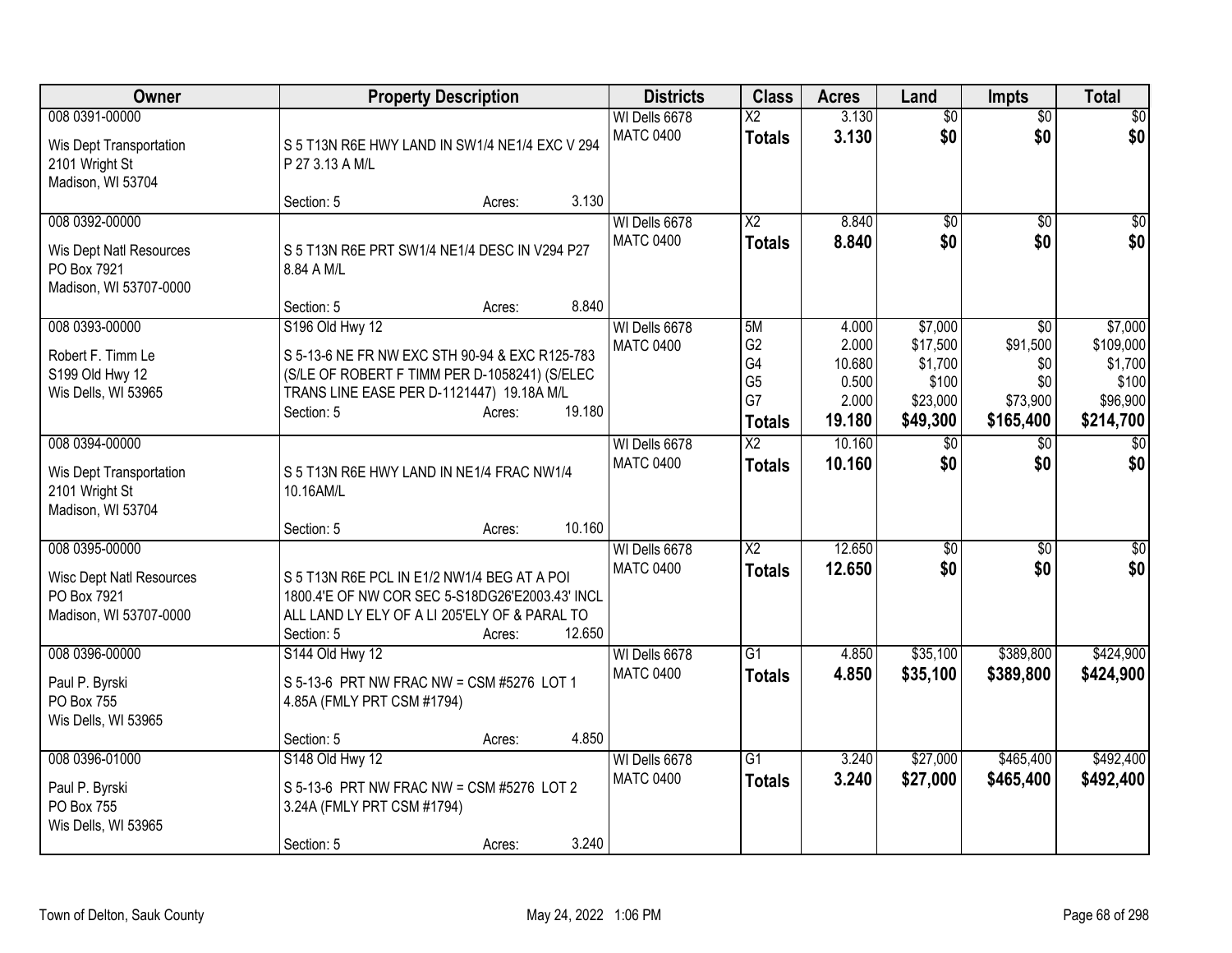| Owner | Property Description | Districts | Class | Acres | Land | Impts | Total |
|---|---|---|---|---|---|---|---|
| 008 0391-00000<br>Wis Dept Transportation<br>2101 Wright St<br>Madison, WI 53704 | S 5 T13N R6E HWY LAND IN SW1/4 NE1/4 EXC V 294 P 27 3.13 A M/L<br>Section: 5 Acres: 3.130 | WI Dells 6678<br>MATC 0400 | X2<br>**Totals** | 3.130<br>**3.130** | $0<br>**$0** | $0<br>**$0** | $0<br>**$0** |
| 008 0392-00000<br>Wis Dept Natl Resources<br>PO Box 7921<br>Madison, WI 53707-0000 | S 5 T13N R6E PRT SW1/4 NE1/4 DESC IN V294 P27 8.84 A M/L<br>Section: 5 Acres: 8.840 | WI Dells 6678<br>MATC 0400 | X2<br>**Totals** | 8.840<br>**8.840** | $0<br>**$0** | $0<br>**$0** | $0<br>**$0** |
| 008 0393-00000<br>Robert F. Timm Le<br>S199 Old Hwy 12<br>Wis Dells, WI 53965 | S196 Old Hwy 12<br>S 5-13-6 NE FR NW EXC STH 90-94 & EXC R125-783 (S/LE OF ROBERT F TIMM PER D-1058241) (S/ELEC TRANS LINE EASE PER D-1121447) 19.18A M/L<br>Section: 5 Acres: 19.180 | WI Dells 6678<br>MATC 0400 | 5M<br>G2<br>G4<br>G5<br>G7<br>**Totals** | 4.000<br>2.000<br>10.680<br>0.500<br>2.000<br>**19.180** | $7,000<br>$17,500<br>$1,700<br>$100<br>$23,000<br>**$49,300** | $0<br>$91,500<br>$0<br>$0<br>$73,900<br>**$165,400** | $7,000<br>$109,000<br>$1,700<br>$100<br>$96,900<br>**$214,700** |
| 008 0394-00000<br>Wis Dept Transportation<br>2101 Wright St<br>Madison, WI 53704 | S 5 T13N R6E HWY LAND IN NE1/4 FRAC NW1/4 10.16AM/L<br>Section: 5 Acres: 10.160 | WI Dells 6678<br>MATC 0400 | X2<br>**Totals** | 10.160<br>**10.160** | $0<br>**$0** | $0<br>**$0** | $0<br>**$0** |
| 008 0395-00000<br>Wisc Dept Natl Resources<br>PO Box 7921<br>Madison, WI 53707-0000 | S 5 T13N R6E PCL IN E1/2 NW1/4 BEG AT A POI 1800.4'E OF NW COR SEC 5-S18DG26'E2003.43' INCL ALL LAND LY ELY OF A LI 205'ELY OF & PARAL TO<br>Section: 5 Acres: 12.650 | WI Dells 6678<br>MATC 0400 | X2<br>**Totals** | 12.650<br>**12.650** | $0<br>**$0** | $0<br>**$0** | $0<br>**$0** |
| 008 0396-00000<br>Paul P. Byrski<br>PO Box 755<br>Wis Dells, WI 53965 | S144 Old Hwy 12<br>S 5-13-6 PRT NW FRAC NW = CSM #5276 LOT 1 4.85A (FMLY PRT CSM #1794)<br>Section: 5 Acres: 4.850 | WI Dells 6678<br>MATC 0400 | G1<br>**Totals** | 4.850<br>**4.850** | $35,100<br>**$35,100** | $389,800<br>**$389,800** | $424,900<br>**$424,900** |
| 008 0396-01000<br>Paul P. Byrski<br>PO Box 755<br>Wis Dells, WI 53965 | S148 Old Hwy 12<br>S 5-13-6 PRT NW FRAC NW = CSM #5276 LOT 2 3.24A (FMLY PRT CSM #1794)<br>Section: 5 Acres: 3.240 | WI Dells 6678<br>MATC 0400 | G1<br>**Totals** | 3.240<br>**3.240** | $27,000<br>**$27,000** | $465,400<br>**$465,400** | $492,400<br>**$492,400** |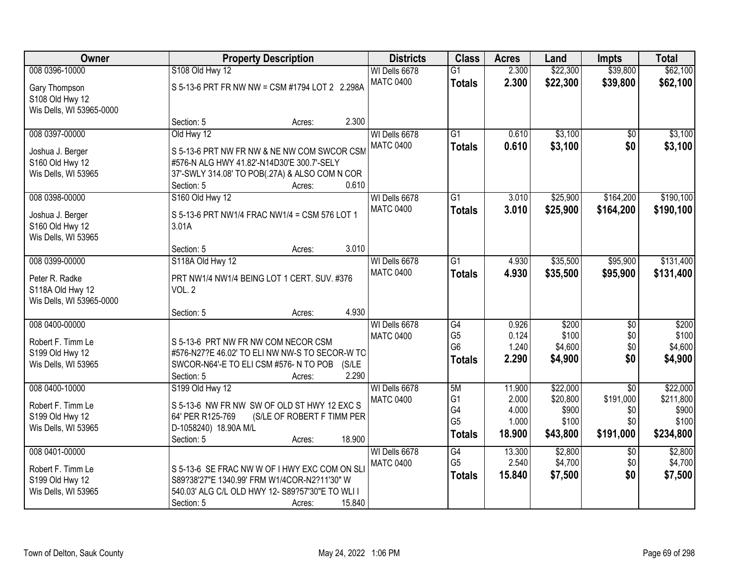| Owner | Property Description | Districts | Class | Acres | Land | Impts | Total |
|---|---|---|---|---|---|---|---|
| 008 0396-10000<br>Gary Thompson<br>S108 Old Hwy 12<br>Wis Dells, WI 53965-0000 | S108 Old Hwy 12<br>S 5-13-6 PRT FR NW NW = CSM #1794 LOT 2 2.298A<br>Section: 5 Acres: 2.300 | WI Dells 6678<br>MATC 0400 | G1<br>**Totals** | 2.300<br>**2.300** | \$22,300<br>**\$22,300** | \$39,800<br>**\$39,800** | \$62,100<br>**\$62,100** |
| 008 0397-00000<br>Joshua J. Berger<br>S160 Old Hwy 12<br>Wis Dells, WI 53965 | Old Hwy 12<br>S 5-13-6 PRT NW FR NW & NE NW COM SWCOR CSM #576-N ALG HWY 41.82'-N14D30'E 300.7'-SELY 37'-SWLY 314.08' TO POB(.27A) & ALSO COM N COR<br>Section: 5 Acres: 0.610 | WI Dells 6678<br>MATC 0400 | G1<br>**Totals** | 0.610<br>**0.610** | \$3,100<br>**\$3,100** | \$0<br>**\$0** | \$3,100<br>**\$3,100** |
| 008 0398-00000<br>Joshua J. Berger<br>S160 Old Hwy 12<br>Wis Dells, WI 53965 | S160 Old Hwy 12<br>S 5-13-6 PRT NW1/4 FRAC NW1/4 = CSM 576 LOT 1 3.01A<br>Section: 5 Acres: 3.010 | WI Dells 6678<br>MATC 0400 | G1<br>**Totals** | 3.010<br>**3.010** | \$25,900<br>**\$25,900** | \$164,200<br>**\$164,200** | \$190,100<br>**\$190,100** |
| 008 0399-00000<br>Peter R. Radke<br>S118A Old Hwy 12<br>Wis Dells, WI 53965-0000 | S118A Old Hwy 12<br>PRT NW1/4 NW1/4 BEING LOT 1 CERT. SUV. #376 VOL. 2<br>Section: 5 Acres: 4.930 | WI Dells 6678<br>MATC 0400 | G1<br>**Totals** | 4.930<br>**4.930** | \$35,500<br>**\$35,500** | \$95,900<br>**\$95,900** | \$131,400<br>**\$131,400** |
| 008 0400-00000<br>Robert F. Timm Le<br>S199 Old Hwy 12<br>Wis Dells, WI 53965 | S 5-13-6 PRT NW FR NW COM NECOR CSM #576-N27?E 46.02' TO ELI NW NW-S TO SECOR-W TO SWCOR-N64'-E TO ELI CSM #576- N TO POB (S/LE<br>Section: 5 Acres: 2.290 | WI Dells 6678<br>MATC 0400 | G4<br>G5<br>G6<br>**Totals** | 0.926<br>0.124<br>1.240<br>**2.290** | \$200<br>\$100<br>\$4,600<br>**\$4,900** | \$0<br>\$0<br>\$0<br>**\$0** | \$200<br>\$100<br>\$4,600<br>**\$4,900** |
| 008 0400-10000<br>Robert F. Timm Le<br>S199 Old Hwy 12<br>Wis Dells, WI 53965 | S199 Old Hwy 12<br>S 5-13-6 NW FR NW SW OF OLD ST HWY 12 EXC S 64' PER R125-769 (S/LE OF ROBERT F TIMM PER D-1058240) 18.90A M/L<br>Section: 5 Acres: 18.900 | WI Dells 6678<br>MATC 0400 | 5M<br>G1<br>G4<br>G5<br>**Totals** | 11.900<br>2.000<br>4.000<br>1.000<br>**18.900** | \$22,000<br>\$20,800<br>\$900<br>\$100<br>**\$43,800** | \$0<br>\$191,000<br>\$0<br>\$0<br>**\$191,000** | \$22,000<br>\$211,800<br>\$900<br>\$100<br>**\$234,800** |
| 008 0401-00000<br>Robert F. Timm Le<br>S199 Old Hwy 12<br>Wis Dells, WI 53965 | S 5-13-6 SE FRAC NW W OF I HWY EXC COM ON SLI S89?38'27"E 1340.99' FRM W1/4COR-N2?11'30" W 540.03' ALG C/L OLD HWY 12- S89?57'30"E TO WLI I<br>Section: 5 Acres: 15.840 | WI Dells 6678<br>MATC 0400 | G4<br>G5<br>**Totals** | 13.300<br>2.540<br>**15.840** | \$2,800<br>\$4,700<br>**\$7,500** | \$0<br>\$0<br>**\$0** | \$2,800<br>\$4,700<br>**\$7,500** |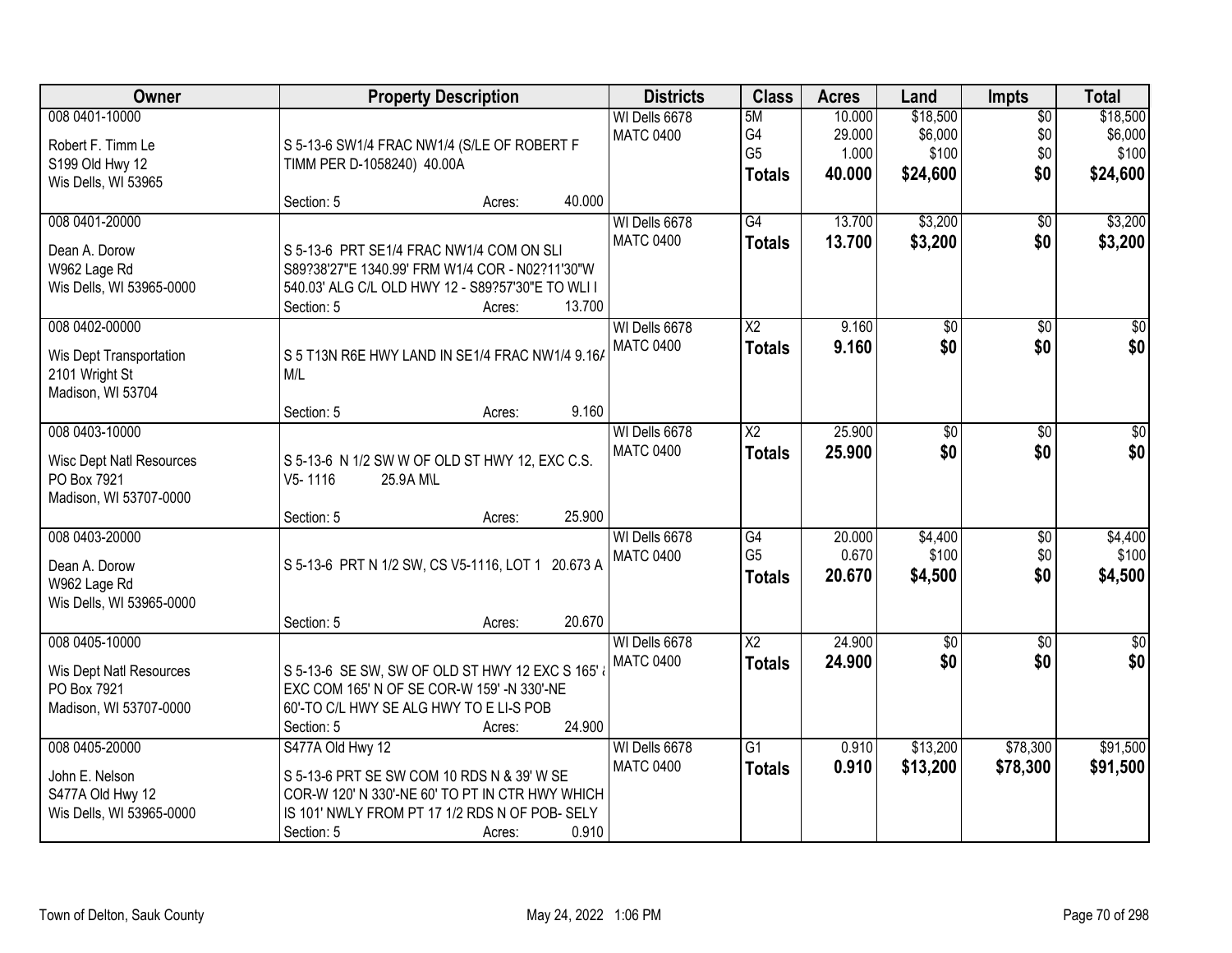| Owner | Property Description | Districts | Class | Acres | Land | Impts | Total |
|---|---|---|---|---|---|---|---|
| 008 0401-10000<br>Robert F. Timm Le<br>S199 Old Hwy 12<br>Wis Dells, WI 53965 | S 5-13-6 SW1/4 FRAC NW1/4 (S/LE OF ROBERT F TIMM PER D-1058240) 40.00A<br>Section: 5 Acres: 40.000 | WI Dells 6678<br>MATC 0400 | 5M<br>G4<br>G5<br>**Totals** | 10.000<br>29.000<br>1.000<br>**40.000** | $18,500<br>$6,000<br>$100<br>**$24,600** | $0<br>$0<br>$0<br>**$0** | $18,500<br>$6,000<br>$100<br>**$24,600** |
| 008 0401-20000<br>Dean A. Dorow<br>W962 Lage Rd<br>Wis Dells, WI 53965-0000 | S 5-13-6 PRT SE1/4 FRAC NW1/4 COM ON SLI S89?38'27"E 1340.99' FRM W1/4 COR - N02?11'30"W 540.03' ALG C/L OLD HWY 12 - S89?57'30"E TO WLI I<br>Section: 5 Acres: 13.700 | WI Dells 6678<br>MATC 0400 | G4<br>**Totals** | 13.700<br>**13.700** | $3,200<br>**$3,200** | $0<br>**$0** | $3,200<br>**$3,200** |
| 008 0402-00000<br>Wis Dept Transportation<br>2101 Wright St<br>Madison, WI 53704 | S 5 T13N R6E HWY LAND IN SE1/4 FRAC NW1/4 9.16A M/L<br>Section: 5 Acres: 9.160 | WI Dells 6678<br>MATC 0400 | X2<br>**Totals** | 9.160<br>**9.160** | $0<br>**$0** | $0<br>**$0** | $0<br>**$0** |
| 008 0403-10000<br>Wisc Dept Natl Resources<br>PO Box 7921<br>Madison, WI 53707-0000 | S 5-13-6 N 1/2 SW W OF OLD ST HWY 12, EXC C.S. V5- 1116 25.9A M\L<br>Section: 5 Acres: 25.900 | WI Dells 6678<br>MATC 0400 | X2<br>**Totals** | 25.900<br>**25.900** | $0<br>**$0** | $0<br>**$0** | $0<br>**$0** |
| 008 0403-20000<br>Dean A. Dorow<br>W962 Lage Rd<br>Wis Dells, WI 53965-0000 | S 5-13-6 PRT N 1/2 SW, CS V5-1116, LOT 1 20.673 A<br>Section: 5 Acres: 20.670 | WI Dells 6678<br>MATC 0400 | G4<br>G5<br>**Totals** | 20.000<br>0.670<br>**20.670** | $4,400<br>$100<br>**$4,500** | $0<br>$0<br>**$0** | $4,400<br>$100<br>**$4,500** |
| 008 0405-10000<br>Wis Dept Natl Resources<br>PO Box 7921<br>Madison, WI 53707-0000 | S 5-13-6 SE SW, SW OF OLD ST HWY 12 EXC S 165' & EXC COM 165' N OF SE COR-W 159' -N 330'-NE 60'-TO C/L HWY SE ALG HWY TO E LI-S POB<br>Section: 5 Acres: 24.900 | WI Dells 6678<br>MATC 0400 | X2<br>**Totals** | 24.900<br>**24.900** | $0<br>**$0** | $0<br>**$0** | $0<br>**$0** |
| 008 0405-20000<br>John E. Nelson<br>S477A Old Hwy 12<br>Wis Dells, WI 53965-0000 | S477A Old Hwy 12<br>S 5-13-6 PRT SE SW COM 10 RDS N & 39' W SE COR-W 120' N 330'-NE 60' TO PT IN CTR HWY WHICH IS 101' NWLY FROM PT 17 1/2 RDS N OF POB- SELY<br>Section: 5 Acres: 0.910 | WI Dells 6678<br>MATC 0400 | G1<br>**Totals** | 0.910<br>**0.910** | $13,200<br>**$13,200** | $78,300<br>**$78,300** | $91,500<br>**$91,500** |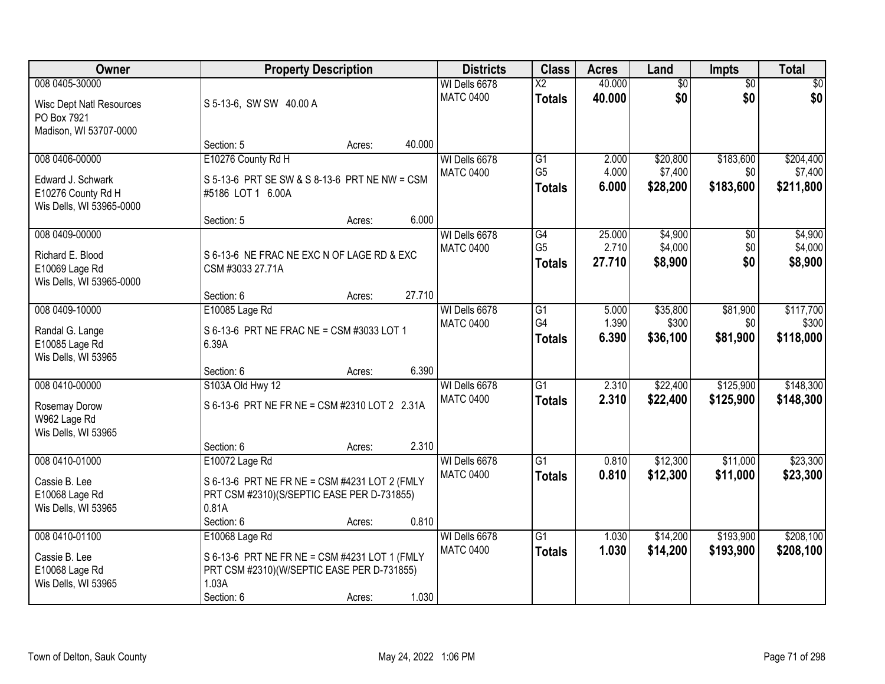| Owner | Property Description | Districts | Class | Acres | Land | Impts | Total |
|---|---|---|---|---|---|---|---|
| 008 0405-30000<br>Wisc Dept Natl Resources<br>PO Box 7921<br>Madison, WI 53707-0000 | S 5-13-6, SW SW 40.00 A<br>Section: 5 Acres: 40.000 | WI Dells 6678<br>MATC 0400 | X2<br>**Totals** | 40.000<br>**40.000** | $0<br>**$0** | $0<br>**$0** | $0<br>**$0** |
| 008 0406-00000<br>Edward J. Schwark<br>E10276 County Rd H<br>Wis Dells, WI 53965-0000 | E10276 County Rd H<br>S 5-13-6 PRT SE SW & S 8-13-6 PRT NE NW = CSM #5186 LOT 1 6.00A<br>Section: 5 Acres: 6.000 | WI Dells 6678<br>MATC 0400 | G1<br>G5<br>**Totals** | 2.000<br>4.000<br>**6.000** | $20,800<br>$7,400<br>**$28,200** | $183,600<br>$0<br>**$183,600** | $204,400<br>$7,400<br>**$211,800** |
| 008 0409-00000<br>Richard E. Blood<br>E10069 Lage Rd<br>Wis Dells, WI 53965-0000 | S 6-13-6 NE FRAC NE EXC N OF LAGE RD & EXC CSM #3033 27.71A<br>Section: 6 Acres: 27.710 | WI Dells 6678<br>MATC 0400 | G4<br>G5<br>**Totals** | 25.000<br>2.710<br>**27.710** | $4,900<br>$4,000<br>**$8,900** | $0<br>$0<br>**$0** | $4,900<br>$4,000<br>**$8,900** |
| 008 0409-10000<br>Randal G. Lange<br>E10085 Lage Rd<br>Wis Dells, WI 53965 | E10085 Lage Rd<br>S 6-13-6 PRT NE FRAC NE = CSM #3033 LOT 1 6.39A<br>Section: 6 Acres: 6.390 | WI Dells 6678<br>MATC 0400 | G1<br>G4<br>**Totals** | 5.000<br>1.390<br>**6.390** | $35,800<br>$300<br>**$36,100** | $81,900<br>$0<br>**$81,900** | $117,700<br>$300<br>**$118,000** |
| 008 0410-00000<br>Rosemay Dorow<br>W962 Lage Rd<br>Wis Dells, WI 53965 | S103A Old Hwy 12<br>S 6-13-6 PRT NE FR NE = CSM #2310 LOT 2 2.31A<br>Section: 6 Acres: 2.310 | WI Dells 6678<br>MATC 0400 | G1<br>**Totals** | 2.310<br>**2.310** | $22,400<br>**$22,400** | $125,900<br>**$125,900** | $148,300<br>**$148,300** |
| 008 0410-01000<br>Cassie B. Lee<br>E10068 Lage Rd<br>Wis Dells, WI 53965 | E10072 Lage Rd<br>S 6-13-6 PRT NE FR NE = CSM #4231 LOT 2 (FMLY PRT CSM #2310)(S/SEPTIC EASE PER D-731855) 0.81A<br>Section: 6 Acres: 0.810 | WI Dells 6678<br>MATC 0400 | G1<br>**Totals** | 0.810<br>**0.810** | $12,300<br>**$12,300** | $11,000<br>**$11,000** | $23,300<br>**$23,300** |
| 008 0410-01100<br>Cassie B. Lee<br>E10068 Lage Rd<br>Wis Dells, WI 53965 | E10068 Lage Rd<br>S 6-13-6 PRT NE FR NE = CSM #4231 LOT 1 (FMLY PRT CSM #2310)(W/SEPTIC EASE PER D-731855) 1.03A<br>Section: 6 Acres: 1.030 | WI Dells 6678<br>MATC 0400 | G1<br>**Totals** | 1.030<br>**1.030** | $14,200<br>**$14,200** | $193,900<br>**$193,900** | $208,100<br>**$208,100** |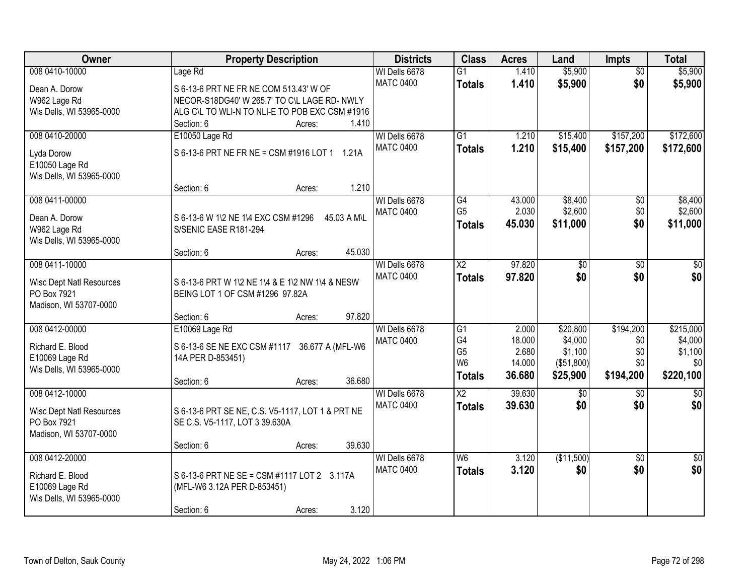| Owner | Property Description | Districts | Class | Acres | Land | Impts | Total |
|---|---|---|---|---|---|---|---|
| 008 0410-10000<br>Dean A. Dorow<br>W962 Lage Rd<br>Wis Dells, WI 53965-0000 | Lage Rd<br>S 6-13-6 PRT NE FR NE COM 513.43' W OF NECOR-S18DG40' W 265.7' TO C\L LAGE RD- NWLY ALG C\L TO WLI-N TO NLI-E TO POB EXC CSM #1916<br>Section: 6 Acres: 1.410 | WI Dells 6678<br>MATC 0400 | G1<br>**Totals** | 1.410<br>**1.410** | $5,900<br>**$5,900** | $0<br>**$0** | $5,900<br>**$5,900** |
| 008 0410-20000<br>Lyda Dorow<br>E10050 Lage Rd<br>Wis Dells, WI 53965-0000 | E10050 Lage Rd<br>S 6-13-6 PRT NE FR NE = CSM #1916 LOT 1 1.21A<br>Section: 6 Acres: 1.210 | WI Dells 6678<br>MATC 0400 | G1<br>**Totals** | 1.210<br>**1.210** | $15,400<br>**$15,400** | $157,200<br>**$157,200** | $172,600<br>**$172,600** |
| 008 0411-00000<br>Dean A. Dorow<br>W962 Lage Rd<br>Wis Dells, WI 53965-0000 | S 6-13-6 W 1\2 NE 1\4 EXC CSM #1296 45.03 A M\L S/SENIC EASE R181-294<br>Section: 6 Acres: 45.030 | WI Dells 6678<br>MATC 0400 | G4<br>G5<br>**Totals** | 43.000<br>2.030<br>**45.030** | $8,400<br>$2,600<br>**$11,000** | $0<br>$0<br>**$0** | $8,400<br>$2,600<br>**$11,000** |
| 008 0411-10000<br>Wisc Dept Natl Resources<br>PO Box 7921<br>Madison, WI 53707-0000 | S 6-13-6 PRT W 1\2 NE 1\4 & E 1\2 NW 1\4 & NESW BEING LOT 1 OF CSM #1296 97.82A<br>Section: 6 Acres: 97.820 | WI Dells 6678<br>MATC 0400 | X2<br>**Totals** | 97.820<br>**97.820** | $0<br>**$0** | $0<br>**$0** | $0<br>**$0** |
| 008 0412-00000<br>Richard E. Blood<br>E10069 Lage Rd<br>Wis Dells, WI 53965-0000 | E10069 Lage Rd<br>S 6-13-6 SE NE EXC CSM #1117 36.677 A (MFL-W6 14A PER D-853451)<br>Section: 6 Acres: 36.680 | WI Dells 6678<br>MATC 0400 | G1<br>G4<br>G5<br>W6<br>**Totals** | 2.000<br>18.000<br>2.680<br>14.000<br>**36.680** | $20,800<br>$4,000<br>$1,100<br>($51,800)<br>**$25,900** | $194,200<br>$0<br>$0<br>$0<br>**$194,200** | $215,000<br>$4,000<br>$1,100<br>$0<br>**$220,100** |
| 008 0412-10000<br>Wisc Dept Natl Resources<br>PO Box 7921<br>Madison, WI 53707-0000 | S 6-13-6 PRT SE NE, C.S. V5-1117, LOT 1 & PRT NE SE C.S. V5-1117, LOT 3 39.630A<br>Section: 6 Acres: 39.630 | WI Dells 6678<br>MATC 0400 | X2<br>**Totals** | 39.630<br>**39.630** | $0<br>**$0** | $0<br>**$0** | $0<br>**$0** |
| 008 0412-20000<br>Richard E. Blood<br>E10069 Lage Rd<br>Wis Dells, WI 53965-0000 | S 6-13-6 PRT NE SE = CSM #1117 LOT 2 3.117A (MFL-W6 3.12A PER D-853451)<br>Section: 6 Acres: 3.120 | WI Dells 6678<br>MATC 0400 | W6<br>**Totals** | 3.120<br>**3.120** | ($11,500)<br>**$0** | $0<br>**$0** | $0<br>**$0** |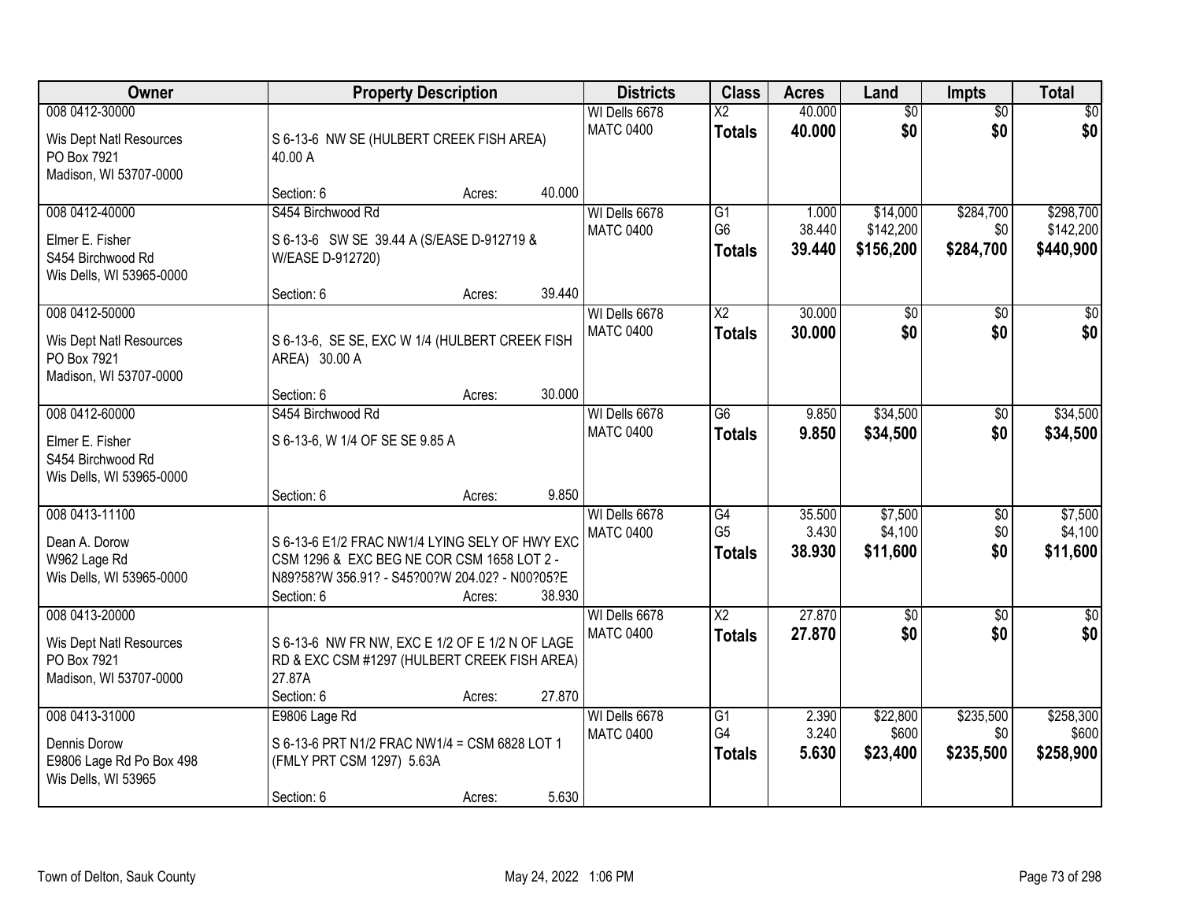| Owner | Property Description | Districts | Class | Acres | Land | Impts | Total |
|---|---|---|---|---|---|---|---|
| 008 0412-30000<br><br>Wis Dept Natl Resources<br>PO Box 7921<br>Madison, WI 53707-0000 | S 6-13-6 NW SE (HULBERT CREEK FISH AREA) 40.00 A<br><br>Section: 6 Acres: 40.000 | WI Dells 6678<br>MATC 0400 | X2<br>**Totals** | 40.000<br>**40.000** | $0<br>**$0** | $0<br>**$0** | $0<br>**$0** |
| 008 0412-40000<br><br>Elmer E. Fisher<br>S454 Birchwood Rd<br>Wis Dells, WI 53965-0000 | S454 Birchwood Rd<br>S 6-13-6 SW SE 39.44 A (S/EASE D-912719 & W/EASE D-912720)<br><br>Section: 6 Acres: 39.440 | WI Dells 6678<br>MATC 0400 | G1<br>G6<br>**Totals** | 1.000<br>38.440<br>**39.440** | $14,000<br>$142,200<br>**$156,200** | $284,700<br>$0<br>**$284,700** | $298,700<br>$142,200<br>**$440,900** |
| 008 0412-50000<br><br>Wis Dept Natl Resources<br>PO Box 7921<br>Madison, WI 53707-0000 | S 6-13-6, SE SE, EXC W 1/4 (HULBERT CREEK FISH AREA) 30.00 A<br><br>Section: 6 Acres: 30.000 | WI Dells 6678<br>MATC 0400 | X2<br>**Totals** | 30.000<br>**30.000** | $0<br>**$0** | $0<br>**$0** | $0<br>**$0** |
| 008 0412-60000<br><br>Elmer E. Fisher<br>S454 Birchwood Rd<br>Wis Dells, WI 53965-0000 | S454 Birchwood Rd<br>S 6-13-6, W 1/4 OF SE SE 9.85 A<br><br>Section: 6 Acres: 9.850 | WI Dells 6678<br>MATC 0400 | G6<br>**Totals** | 9.850<br>**9.850** | $34,500<br>**$34,500** | $0<br>**$0** | $34,500<br>**$34,500** |
| 008 0413-11100<br><br>Dean A. Dorow<br>W962 Lage Rd<br>Wis Dells, WI 53965-0000 | S 6-13-6 E1/2 FRAC NW1/4 LYING SELY OF HWY EXC CSM 1296 & EXC BEG NE COR CSM 1658 LOT 2 - N89?58?W 356.91? - S45?00?W 204.02? - N00?05?E<br>Section: 6 Acres: 38.930 | WI Dells 6678<br>MATC 0400 | G4<br>G5<br>**Totals** | 35.500<br>3.430<br>**38.930** | $7,500<br>$4,100<br>**$11,600** | $0<br>$0<br>**$0** | $7,500<br>$4,100<br>**$11,600** |
| 008 0413-20000<br><br>Wis Dept Natl Resources<br>PO Box 7921<br>Madison, WI 53707-0000 | S 6-13-6 NW FR NW, EXC E 1/2 OF E 1/2 N OF LAGE RD & EXC CSM #1297 (HULBERT CREEK FISH AREA) 27.87A<br>Section: 6 Acres: 27.870 | WI Dells 6678<br>MATC 0400 | X2<br>**Totals** | 27.870<br>**27.870** | $0<br>**$0** | $0<br>**$0** | $0<br>**$0** |
| 008 0413-31000<br><br>Dennis Dorow<br>E9806 Lage Rd Po Box 498<br>Wis Dells, WI 53965 | E9806 Lage Rd<br>S 6-13-6 PRT N1/2 FRAC NW1/4 = CSM 6828 LOT 1 (FMLY PRT CSM 1297) 5.63A<br><br>Section: 6 Acres: 5.630 | WI Dells 6678<br>MATC 0400 | G1<br>G4<br>**Totals** | 2.390<br>3.240<br>**5.630** | $22,800<br>$600<br>**$23,400** | $235,500<br>$0<br>**$235,500** | $258,300<br>$600<br>**$258,900** |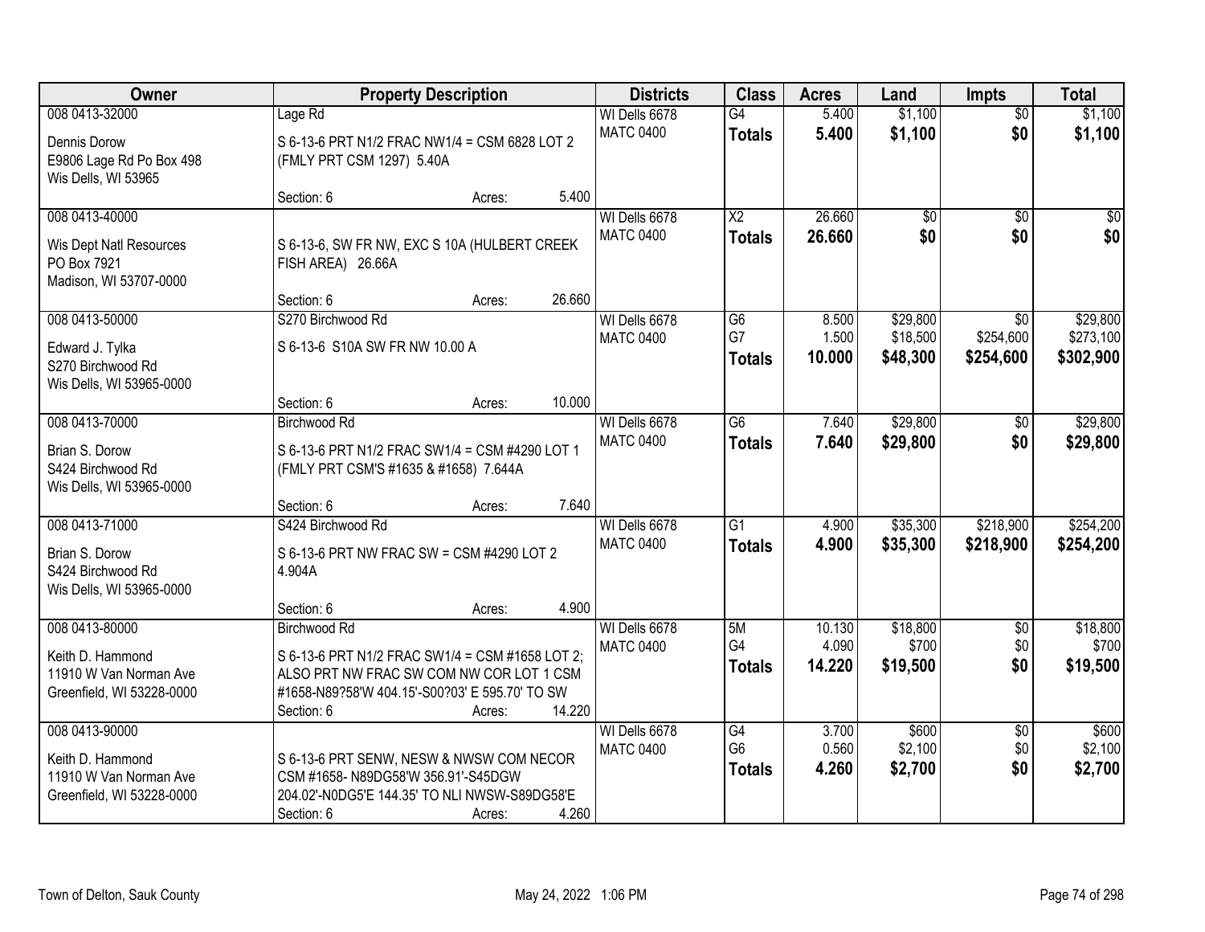| Owner | Property Description | Districts | Class | Acres | Land | Impts | Total |
|---|---|---|---|---|---|---|---|
| 008 0413-32000<br>Dennis Dorow<br>E9806 Lage Rd Po Box 498<br>Wis Dells, WI 53965 | Lage Rd<br>S 6-13-6 PRT N1/2 FRAC NW1/4 = CSM 6828 LOT 2 (FMLY PRT CSM 1297) 5.40A<br>Section: 6 Acres: 5.400 | WI Dells 6678<br>MATC 0400 | G4<br>**Totals** | 5.400<br>**5.400** | $1,100<br>**$1,100** | $0<br>**$0** | $1,100<br>**$1,100** |
| 008 0413-40000<br>Wis Dept Natl Resources<br>PO Box 7921<br>Madison, WI 53707-0000 | S 6-13-6, SW FR NW, EXC S 10A (HULBERT CREEK FISH AREA) 26.66A<br>Section: 6 Acres: 26.660 | WI Dells 6678<br>MATC 0400 | X2<br>**Totals** | 26.660<br>**26.660** | $0<br>**$0** | $0<br>**$0** | $0<br>**$0** |
| 008 0413-50000<br>Edward J. Tylka<br>S270 Birchwood Rd<br>Wis Dells, WI 53965-0000 | S270 Birchwood Rd<br>S 6-13-6 S10A SW FR NW 10.00 A<br>Section: 6 Acres: 10.000 | WI Dells 6678<br>MATC 0400 | G6<br>G7<br>**Totals** | 8.500<br>1.500<br>**10.000** | $29,800<br>$18,500<br>**$48,300** | $0<br>$254,600<br>**$254,600** | $29,800<br>$273,100<br>**$302,900** |
| 008 0413-70000<br>Brian S. Dorow<br>S424 Birchwood Rd<br>Wis Dells, WI 53965-0000 | Birchwood Rd<br>S 6-13-6 PRT N1/2 FRAC SW1/4 = CSM #4290 LOT 1 (FMLY PRT CSM'S #1635 & #1658) 7.644A<br>Section: 6 Acres: 7.640 | WI Dells 6678<br>MATC 0400 | G6<br>**Totals** | 7.640<br>**7.640** | $29,800<br>**$29,800** | $0<br>**$0** | $29,800<br>**$29,800** |
| 008 0413-71000<br>Brian S. Dorow<br>S424 Birchwood Rd<br>Wis Dells, WI 53965-0000 | S424 Birchwood Rd<br>S 6-13-6 PRT NW FRAC SW = CSM #4290 LOT 2 4.904A<br>Section: 6 Acres: 4.900 | WI Dells 6678<br>MATC 0400 | G1<br>**Totals** | 4.900<br>**4.900** | $35,300<br>**$35,300** | $218,900<br>**$218,900** | $254,200<br>**$254,200** |
| 008 0413-80000<br>Keith D. Hammond<br>11910 W Van Norman Ave<br>Greenfield, WI 53228-0000 | Birchwood Rd<br>S 6-13-6 PRT N1/2 FRAC SW1/4 = CSM #1658 LOT 2; ALSO PRT NW FRAC SW COM NW COR LOT 1 CSM #1658-N89?58'W 404.15'-S00?03' E 595.70' TO SW<br>Section: 6 Acres: 14.220 | WI Dells 6678<br>MATC 0400 | 5M<br>G4<br>**Totals** | 10.130<br>4.090<br>**14.220** | $18,800<br>$700<br>**$19,500** | $0<br>$0<br>**$0** | $18,800<br>$700<br>**$19,500** |
| 008 0413-90000<br>Keith D. Hammond<br>11910 W Van Norman Ave<br>Greenfield, WI 53228-0000 | S 6-13-6 PRT SENW, NESW & NWSW COM NECOR CSM #1658- N89DG58'W 356.91'-S45DGW 204.02'-N0DG5'E 144.35' TO NLI NWSW-S89DG58'E<br>Section: 6 Acres: 4.260 | WI Dells 6678<br>MATC 0400 | G4<br>G6<br>**Totals** | 3.700<br>0.560<br>**4.260** | $600<br>$2,100<br>**$2,700** | $0<br>$0<br>**$0** | $600<br>$2,100<br>**$2,700** |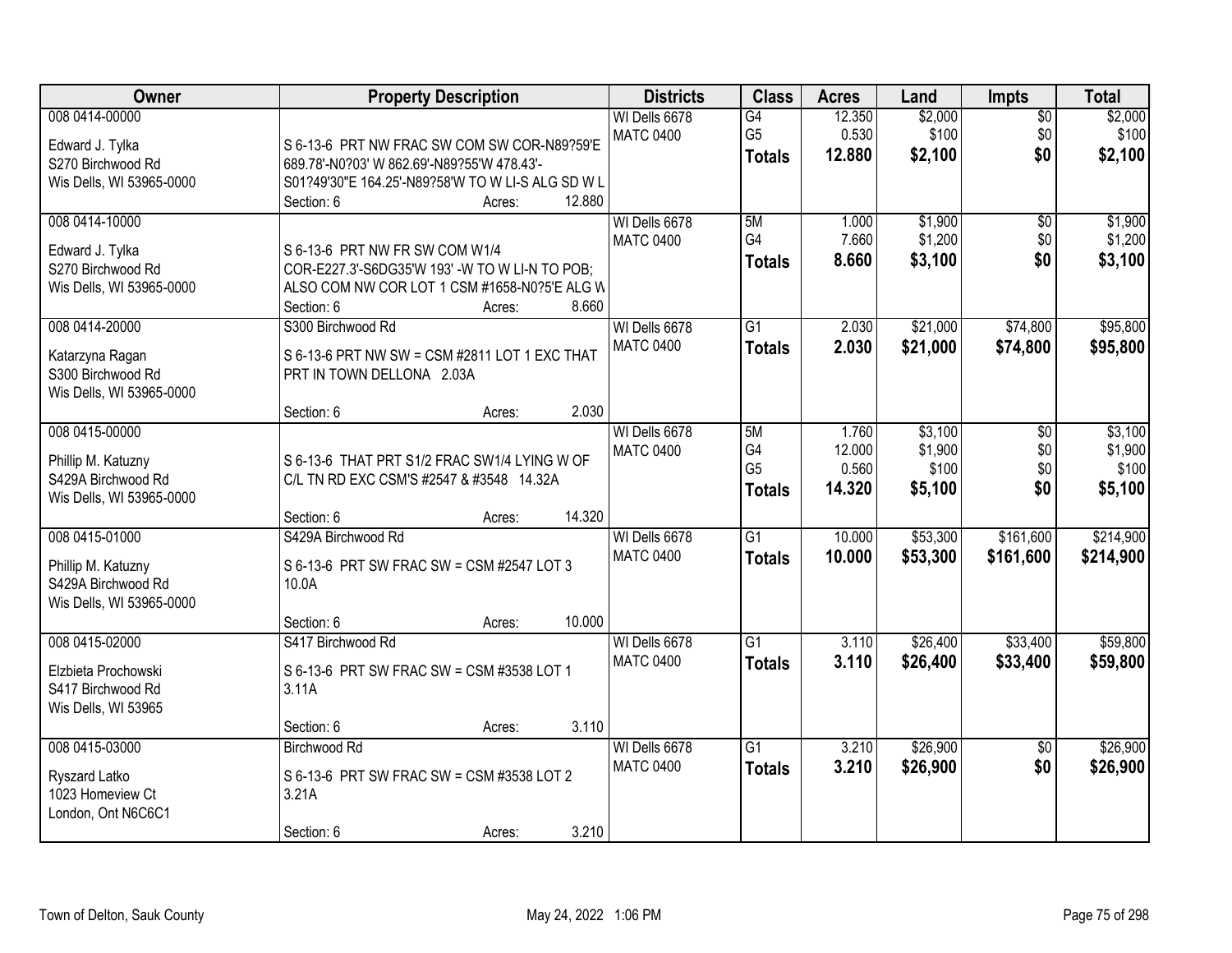| Owner | Property Description | Districts | Class | Acres | Land | Impts | Total |
|---|---|---|---|---|---|---|---|
| 008 0414-00000<br><br>Edward J. Tylka<br>S270 Birchwood Rd<br>Wis Dells, WI 53965-0000 | S 6-13-6 PRT NW FRAC SW COM SW COR-N89?59'E 689.78'-N0?03' W 862.69'-N89?55'W 478.43'-S01?49'30"E 164.25'-N89?58'W TO W LI-S ALG SD W L<br>Section: 6 Acres: 12.880 | WI Dells 6678<br>MATC 0400 | G4<br>G5<br>**Totals** | 12.350<br>0.530<br>**12.880** | $2,000<br>$100<br>**$2,100** | $0<br>$0<br>**$0** | $2,000<br>$100<br>**$2,100** |
| 008 0414-10000<br><br>Edward J. Tylka<br>S270 Birchwood Rd<br>Wis Dells, WI 53965-0000 | S 6-13-6 PRT NW FR SW COM W1/4 COR-E227.3'-S6DG35'W 193' -W TO W LI-N TO POB; ALSO COM NW COR LOT 1 CSM #1658-N0?5'E ALG W<br>Section: 6 Acres: 8.660 | WI Dells 6678<br>MATC 0400 | 5M<br>G4<br>**Totals** | 1.000<br>7.660<br>**8.660** | $1,900<br>$1,200<br>**$3,100** | $0<br>$0<br>**$0** | $1,900<br>$1,200<br>**$3,100** |
| 008 0414-20000<br><br>Katarzyna Ragan<br>S300 Birchwood Rd<br>Wis Dells, WI 53965-0000 | S300 Birchwood Rd<br>S 6-13-6 PRT NW SW = CSM #2811 LOT 1 EXC THAT PRT IN TOWN DELLONA 2.03A<br>Section: 6 Acres: 2.030 | WI Dells 6678<br>MATC 0400 | G1<br>**Totals** | 2.030<br>**2.030** | $21,000<br>**$21,000** | $74,800<br>**$74,800** | $95,800<br>**$95,800** |
| 008 0415-00000<br><br>Phillip M. Katuzny<br>S429A Birchwood Rd<br>Wis Dells, WI 53965-0000 | S 6-13-6 THAT PRT S1/2 FRAC SW1/4 LYING W OF C/L TN RD EXC CSM'S #2547 & #3548 14.32A<br>Section: 6 Acres: 14.320 | WI Dells 6678<br>MATC 0400 | 5M<br>G4<br>G5<br>**Totals** | 1.760<br>12.000<br>0.560<br>**14.320** | $3,100<br>$1,900<br>$100<br>**$5,100** | $0<br>$0<br>$0<br>**$0** | $3,100<br>$1,900<br>$100<br>**$5,100** |
| 008 0415-01000<br><br>Phillip M. Katuzny<br>S429A Birchwood Rd<br>Wis Dells, WI 53965-0000 | S429A Birchwood Rd<br>S 6-13-6 PRT SW FRAC SW = CSM #2547 LOT 3 10.0A<br>Section: 6 Acres: 10.000 | WI Dells 6678<br>MATC 0400 | G1<br>**Totals** | 10.000<br>**10.000** | $53,300<br>**$53,300** | $161,600<br>**$161,600** | $214,900<br>**$214,900** |
| 008 0415-02000<br><br>Elzbieta Prochowski<br>S417 Birchwood Rd<br>Wis Dells, WI 53965 | S417 Birchwood Rd<br>S 6-13-6 PRT SW FRAC SW = CSM #3538 LOT 1 3.11A<br>Section: 6 Acres: 3.110 | WI Dells 6678<br>MATC 0400 | G1<br>**Totals** | 3.110<br>**3.110** | $26,400<br>**$26,400** | $33,400<br>**$33,400** | $59,800<br>**$59,800** |
| 008 0415-03000<br><br>Ryszard Latko<br>1023 Homeview Ct<br>London, Ont N6C6C1 | Birchwood Rd<br>S 6-13-6 PRT SW FRAC SW = CSM #3538 LOT 2 3.21A<br>Section: 6 Acres: 3.210 | WI Dells 6678<br>MATC 0400 | G1<br>**Totals** | 3.210<br>**3.210** | $26,900<br>**$26,900** | $0<br>**$0** | $26,900<br>**$26,900** |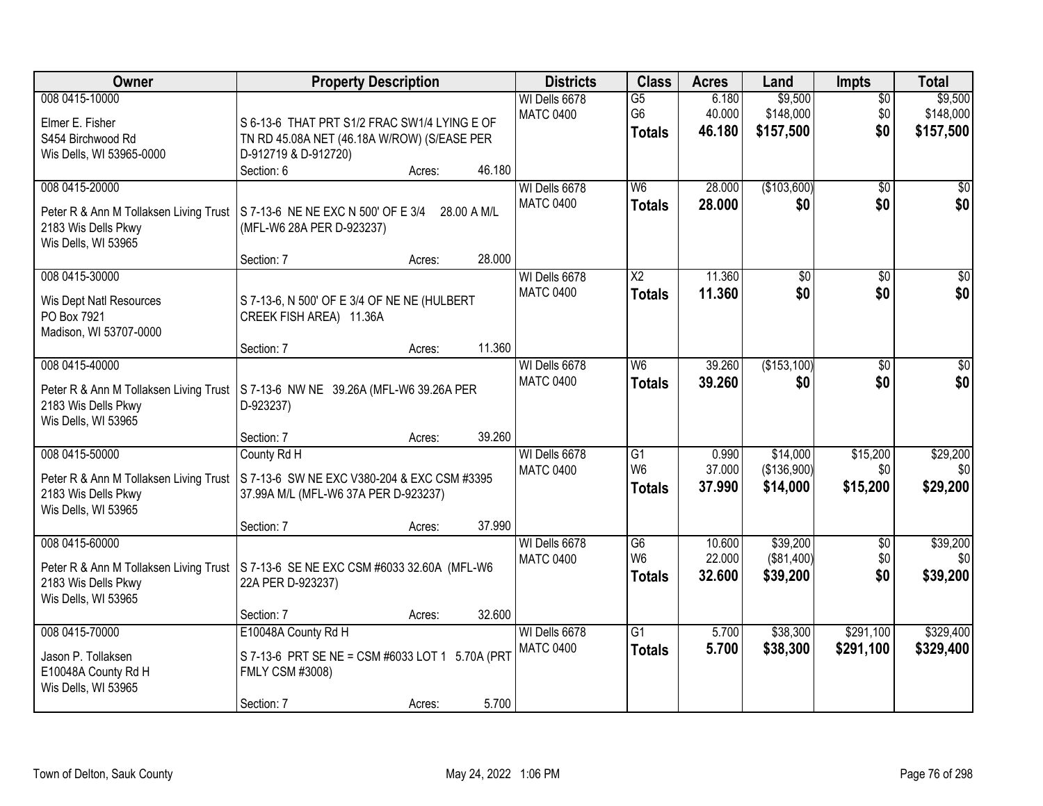| Owner | Property Description | Districts | Class | Acres | Land | Impts | Total |
|---|---|---|---|---|---|---|---|
| 008 0415-10000<br>Elmer E. Fisher<br>S454 Birchwood Rd<br>Wis Dells, WI 53965-0000 | S 6-13-6 THAT PRT S1/2 FRAC SW1/4 LYING E OF TN RD 45.08A NET (46.18A W/ROW) (S/EASE PER D-912719 & D-912720)<br>Section: 6 Acres: 46.180 | WI Dells 6678<br>MATC 0400 | G5<br>G6<br>**Totals** | 6.180<br>40.000<br>**46.180** | $9,500<br>$148,000<br>**$157,500** | $0<br>$0<br>**$0** | $9,500<br>$148,000<br>**$157,500** |
| 008 0415-20000<br>Peter R & Ann M Tollaksen Living Trust<br>2183 Wis Dells Pkwy<br>Wis Dells, WI 53965 | S 7-13-6 NE NE EXC N 500' OF E 3/4 28.00 A M/L (MFL-W6 28A PER D-923237)<br>Section: 7 Acres: 28.000 | WI Dells 6678<br>MATC 0400 | W6<br>**Totals** | 28.000<br>**28.000** | ($103,600)<br>**$0** | $0<br>**$0** | $0<br>**$0** |
| 008 0415-30000<br>Wis Dept Natl Resources<br>PO Box 7921<br>Madison, WI 53707-0000 | S 7-13-6, N 500' OF E 3/4 OF NE NE (HULBERT CREEK FISH AREA) 11.36A<br>Section: 7 Acres: 11.360 | WI Dells 6678<br>MATC 0400 | X2<br>**Totals** | 11.360<br>**11.360** | $0<br>**$0** | $0<br>**$0** | $0<br>**$0** |
| 008 0415-40000<br>Peter R & Ann M Tollaksen Living Trust<br>2183 Wis Dells Pkwy<br>Wis Dells, WI 53965 | S 7-13-6 NW NE 39.26A (MFL-W6 39.26A PER D-923237)<br>Section: 7 Acres: 39.260 | WI Dells 6678<br>MATC 0400 | W6<br>**Totals** | 39.260<br>**39.260** | ($153,100)<br>**$0** | $0<br>**$0** | $0<br>**$0** |
| 008 0415-50000<br>Peter R & Ann M Tollaksen Living Trust<br>2183 Wis Dells Pkwy<br>Wis Dells, WI 53965 | County Rd H<br>S 7-13-6 SW NE EXC V380-204 & EXC CSM #3395 37.99A M/L (MFL-W6 37A PER D-923237)<br>Section: 7 Acres: 37.990 | WI Dells 6678<br>MATC 0400 | G1<br>W6<br>**Totals** | 0.990<br>37.000<br>**37.990** | $14,000<br>($136,900)<br>**$14,000** | $15,200<br>$0<br>**$15,200** | $29,200<br>$0<br>**$29,200** |
| 008 0415-60000<br>Peter R & Ann M Tollaksen Living Trust<br>2183 Wis Dells Pkwy<br>Wis Dells, WI 53965 | S 7-13-6 SE NE EXC CSM #6033 32.60A (MFL-W6 22A PER D-923237)<br>Section: 7 Acres: 32.600 | WI Dells 6678<br>MATC 0400 | G6<br>W6<br>**Totals** | 10.600<br>22.000<br>**32.600** | $39,200<br>($81,400)<br>**$39,200** | $0<br>$0<br>**$0** | $39,200<br>$0<br>**$39,200** |
| 008 0415-70000<br>Jason P. Tollaksen<br>E10048A County Rd H<br>Wis Dells, WI 53965 | E10048A County Rd H<br>S 7-13-6 PRT SE NE = CSM #6033 LOT 1 5.70A (PRT FMLY CSM #3008)<br>Section: 7 Acres: 5.700 | WI Dells 6678<br>MATC 0400 | G1<br>**Totals** | 5.700<br>**5.700** | $38,300<br>**$38,300** | $291,100<br>**$291,100** | $329,400<br>**$329,400** |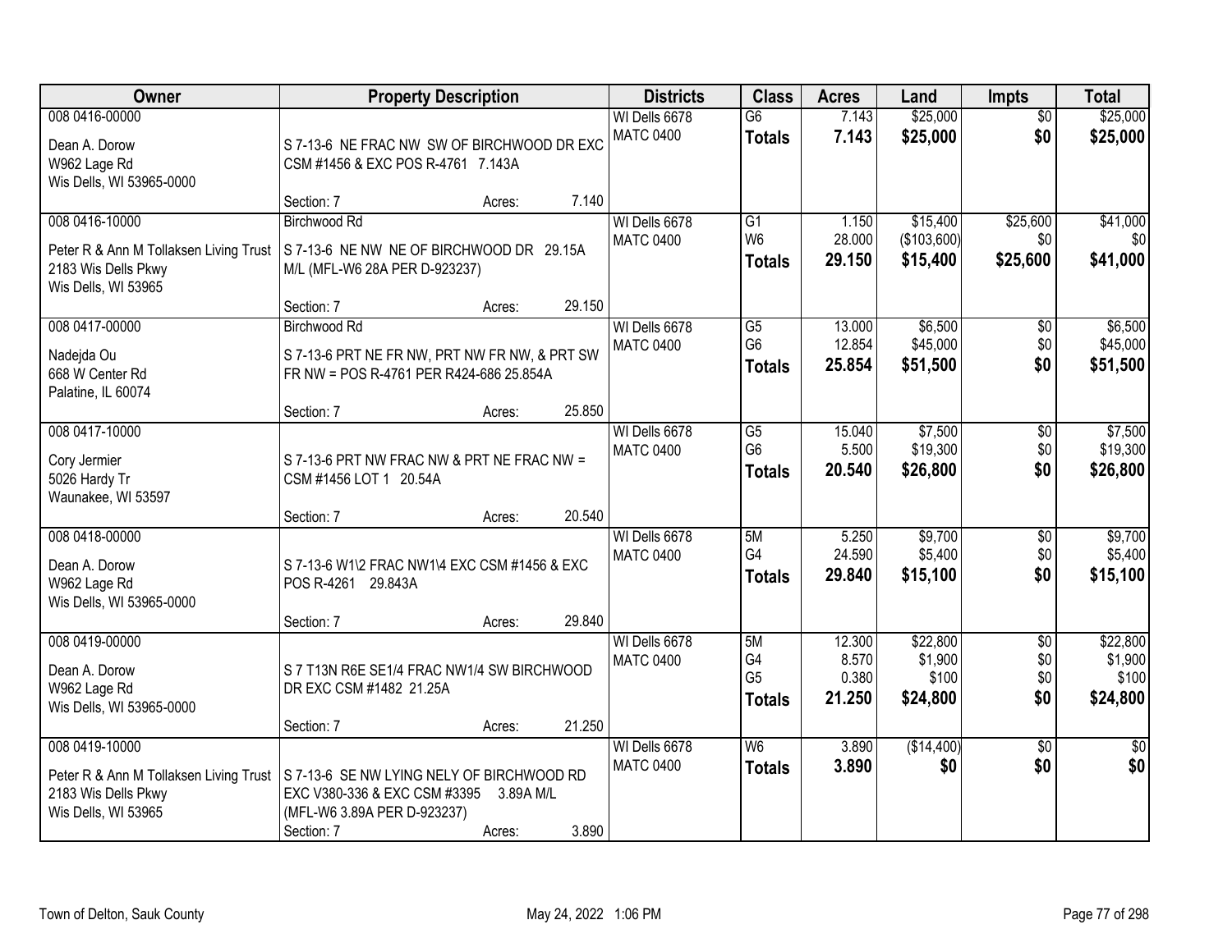| Owner | Property Description | Districts | Class | Acres | Land | Impts | Total |
|---|---|---|---|---|---|---|---|
| 008 0416-00000<br>Dean A. Dorow<br>W962 Lage Rd<br>Wis Dells, WI 53965-0000 | S 7-13-6 NE FRAC NW SW OF BIRCHWOOD DR EXC CSM #1456 & EXC POS R-4761 7.143A<br>Section: 7 Acres: 7.140 | WI Dells 6678<br>MATC 0400 | G6<br>**Totals** | 7.143<br>**7.143** | $25,000<br>**$25,000** | $0<br>**$0** | $25,000<br>**$25,000** |
| 008 0416-10000<br>Peter R & Ann M Tollaksen Living Trust<br>2183 Wis Dells Pkwy<br>Wis Dells, WI 53965 | Birchwood Rd<br>S 7-13-6 NE NW NE OF BIRCHWOOD DR 29.15A M/L (MFL-W6 28A PER D-923237)<br>Section: 7 Acres: 29.150 | WI Dells 6678<br>MATC 0400 | G1<br>W6<br>**Totals** | 1.150<br>28.000<br>**29.150** | $15,400<br>($103,600)<br>**$15,400** | $25,600<br>$0<br>**$25,600** | $41,000<br>$0<br>**$41,000** |
| 008 0417-00000<br>Nadejda Ou<br>668 W Center Rd<br>Palatine, IL 60074 | Birchwood Rd<br>S 7-13-6 PRT NE FR NW, PRT NW FR NW, & PRT SW FR NW = POS R-4761 PER R424-686 25.854A<br>Section: 7 Acres: 25.850 | WI Dells 6678<br>MATC 0400 | G5<br>G6<br>**Totals** | 13.000<br>12.854<br>**25.854** | $6,500<br>$45,000<br>**$51,500** | $0<br>$0<br>**$0** | $6,500<br>$45,000<br>**$51,500** |
| 008 0417-10000<br>Cory Jermier<br>5026 Hardy Tr<br>Waunakee, WI 53597 | S 7-13-6 PRT NW FRAC NW & PRT NE FRAC NW = CSM #1456 LOT 1 20.54A<br>Section: 7 Acres: 20.540 | WI Dells 6678<br>MATC 0400 | G5<br>G6<br>**Totals** | 15.040<br>5.500<br>**20.540** | $7,500<br>$19,300<br>**$26,800** | $0<br>$0<br>**$0** | $7,500<br>$19,300<br>**$26,800** |
| 008 0418-00000<br>Dean A. Dorow<br>W962 Lage Rd<br>Wis Dells, WI 53965-0000 | S 7-13-6 W1\2 FRAC NW1\4 EXC CSM #1456 & EXC POS R-4261 29.843A<br>Section: 7 Acres: 29.840 | WI Dells 6678<br>MATC 0400 | 5M<br>G4<br>**Totals** | 5.250<br>24.590<br>**29.840** | $9,700<br>$5,400<br>**$15,100** | $0<br>$0<br>**$0** | $9,700<br>$5,400<br>**$15,100** |
| 008 0419-00000<br>Dean A. Dorow<br>W962 Lage Rd<br>Wis Dells, WI 53965-0000 | S 7 T13N R6E SE1/4 FRAC NW1/4 SW BIRCHWOOD DR EXC CSM #1482 21.25A<br>Section: 7 Acres: 21.250 | WI Dells 6678<br>MATC 0400 | 5M<br>G4<br>G5<br>**Totals** | 12.300<br>8.570<br>0.380<br>**21.250** | $22,800<br>$1,900<br>$100<br>**$24,800** | $0<br>$0<br>$0<br>**$0** | $22,800<br>$1,900<br>$100<br>**$24,800** |
| 008 0419-10000<br>Peter R & Ann M Tollaksen Living Trust<br>2183 Wis Dells Pkwy<br>Wis Dells, WI 53965 | S 7-13-6 SE NW LYING NELY OF BIRCHWOOD RD EXC V380-336 & EXC CSM #3395 3.89A M/L (MFL-W6 3.89A PER D-923237)<br>Section: 7 Acres: 3.890 | WI Dells 6678<br>MATC 0400 | W6<br>**Totals** | 3.890<br>**3.890** | ($14,400)<br>**$0** | $0<br>**$0** | $0<br>**$0** |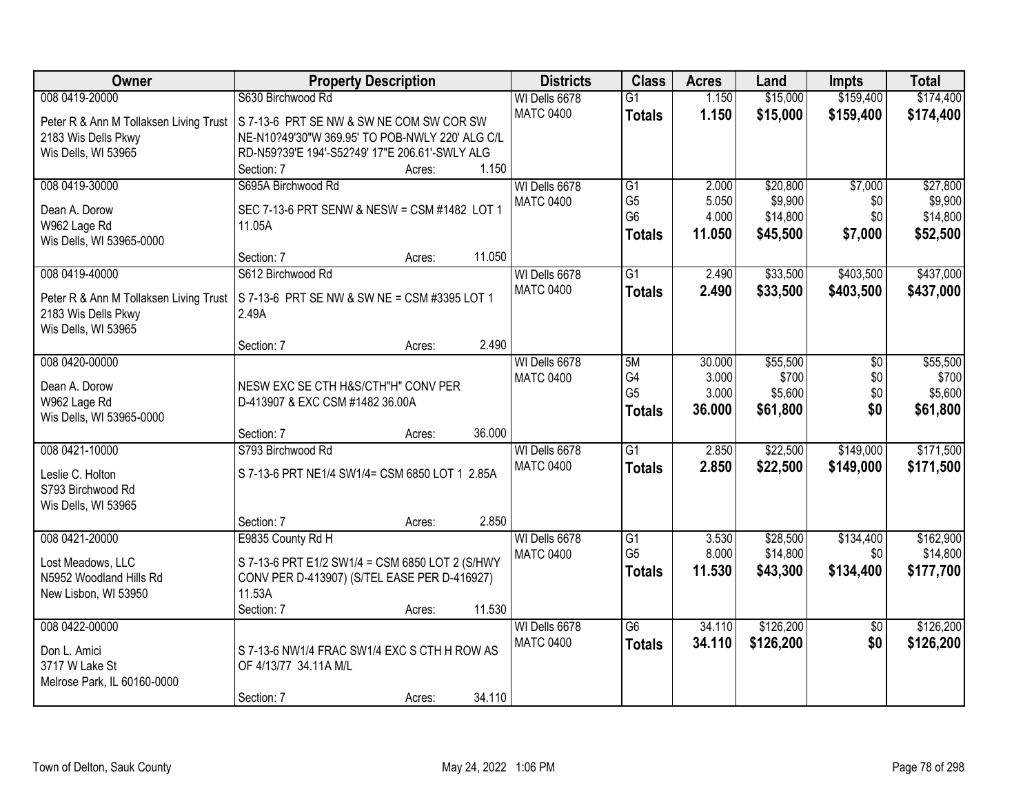| Owner | Property Description | Districts | Class | Acres | Land | Impts | Total |
|---|---|---|---|---|---|---|---|
| 008 0419-20000<br>Peter R & Ann M Tollaksen Living Trust<br>2183 Wis Dells Pkwy<br>Wis Dells, WI 53965 | S630 Birchwood Rd<br>S 7-13-6 PRT SE NW & SW NE COM SW COR SW NE-N10?49'30"W 369.95' TO POB-NWLY 220' ALG C/L RD-N59?39'E 194'-S52?49' 17"E 206.61'-SWLY ALG<br>Section: 7 Acres: 1.150 | WI Dells 6678<br>MATC 0400 | G1<br>**Totals** | 1.150<br>**1.150** | \$15,000<br>**\$15,000** | \$159,400<br>**\$159,400** | \$174,400<br>**\$174,400** |
| 008 0419-30000<br>Dean A. Dorow<br>W962 Lage Rd<br>Wis Dells, WI 53965-0000 | S695A Birchwood Rd<br>SEC 7-13-6 PRT SENW & NESW = CSM #1482 LOT 1 11.05A<br>Section: 7 Acres: 11.050 | WI Dells 6678<br>MATC 0400 | G1<br>G5<br>G6<br>**Totals** | 2.000<br>5.050<br>4.000<br>**11.050** | \$20,800<br>\$9,900<br>\$14,800<br>**\$45,500** | \$7,000<br>\$0<br>\$0<br>**\$7,000** | \$27,800<br>\$9,900<br>\$14,800<br>**\$52,500** |
| 008 0419-40000<br>Peter R & Ann M Tollaksen Living Trust<br>2183 Wis Dells Pkwy<br>Wis Dells, WI 53965 | S612 Birchwood Rd<br>S 7-13-6 PRT SE NW & SW NE = CSM #3395 LOT 1 2.49A<br>Section: 7 Acres: 2.490 | WI Dells 6678<br>MATC 0400 | G1<br>**Totals** | 2.490<br>**2.490** | \$33,500<br>**\$33,500** | \$403,500<br>**\$403,500** | \$437,000<br>**\$437,000** |
| 008 0420-00000<br>Dean A. Dorow<br>W962 Lage Rd<br>Wis Dells, WI 53965-0000 | NESW EXC SE CTH H&S/CTH"H" CONV PER D-413907 & EXC CSM #1482 36.00A<br>Section: 7 Acres: 36.000 | WI Dells 6678<br>MATC 0400 | 5M<br>G4<br>G5<br>**Totals** | 30.000<br>3.000<br>3.000<br>**36.000** | \$55,500<br>\$700<br>\$5,600<br>**\$61,800** | \$0<br>\$0<br>\$0<br>**\$0** | \$55,500<br>\$700<br>\$5,600<br>**\$61,800** |
| 008 0421-10000<br>Leslie C. Holton<br>S793 Birchwood Rd<br>Wis Dells, WI 53965 | S793 Birchwood Rd<br>S 7-13-6 PRT NE1/4 SW1/4= CSM 6850 LOT 1 2.85A<br>Section: 7 Acres: 2.850 | WI Dells 6678<br>MATC 0400 | G1<br>**Totals** | 2.850<br>**2.850** | \$22,500<br>**\$22,500** | \$149,000<br>**\$149,000** | \$171,500<br>**\$171,500** |
| 008 0421-20000<br>Lost Meadows, LLC<br>N5952 Woodland Hills Rd<br>New Lisbon, WI 53950 | E9835 County Rd H<br>S 7-13-6 PRT E1/2 SW1/4 = CSM 6850 LOT 2 (S/HWY CONV PER D-413907) (S/TEL EASE PER D-416927) 11.53A<br>Section: 7 Acres: 11.530 | WI Dells 6678<br>MATC 0400 | G1<br>G5<br>**Totals** | 3.530<br>8.000<br>**11.530** | \$28,500<br>\$14,800<br>**\$43,300** | \$134,400<br>\$0<br>**\$134,400** | \$162,900<br>\$14,800<br>**\$177,700** |
| 008 0422-00000<br>Don L. Amici<br>3717 W Lake St<br>Melrose Park, IL 60160-0000 | S 7-13-6 NW1/4 FRAC SW1/4 EXC S CTH H ROW AS OF 4/13/77 34.11A M/L<br>Section: 7 Acres: 34.110 | WI Dells 6678<br>MATC 0400 | G6<br>**Totals** | 34.110<br>**34.110** | \$126,200<br>**\$126,200** | \$0<br>**\$0** | \$126,200<br>**\$126,200** |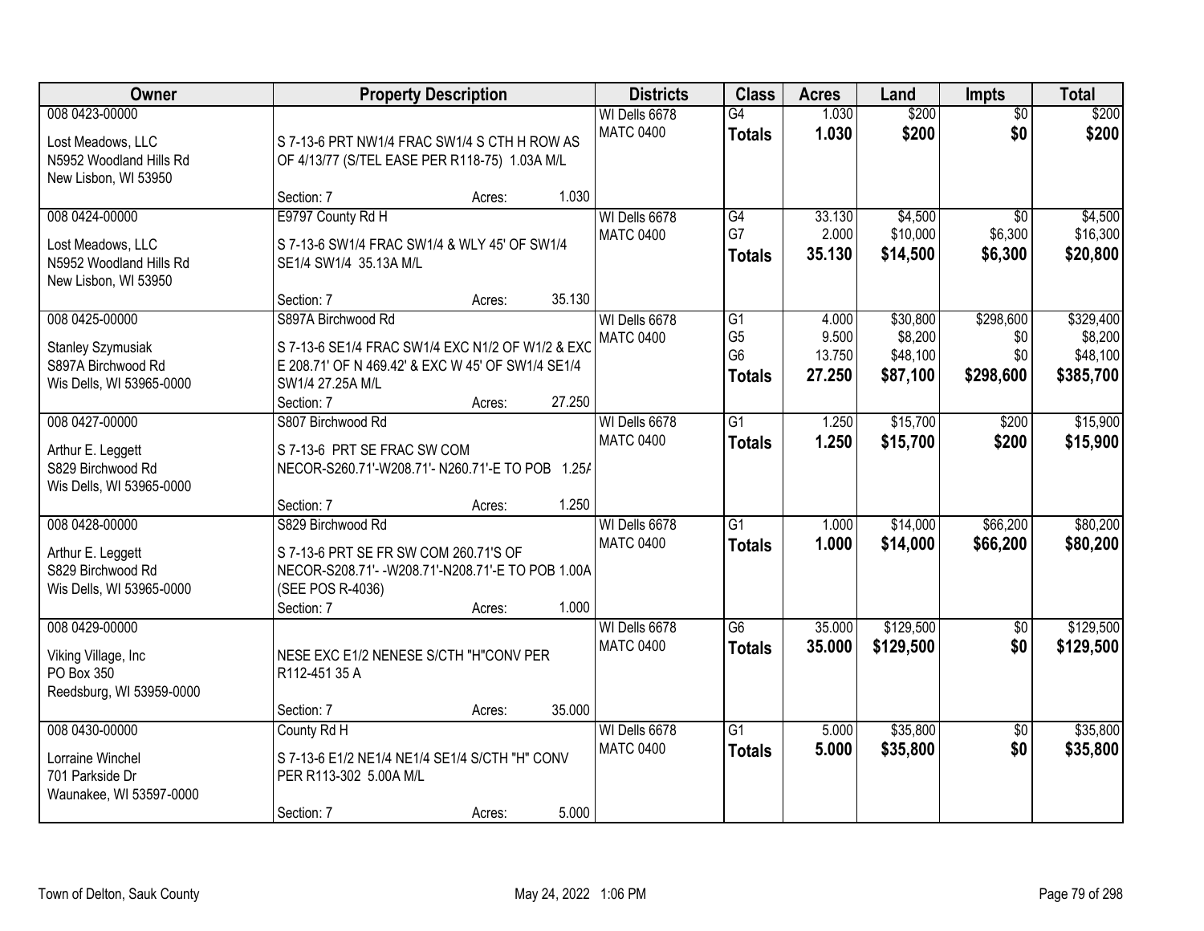| Owner | Property Description | Districts | Class | Acres | Land | Impts | Total |
|---|---|---|---|---|---|---|---|
| 008 0423-00000<br><br>Lost Meadows, LLC<br>N5952 Woodland Hills Rd<br>New Lisbon, WI 53950 | S 7-13-6 PRT NW1/4 FRAC SW1/4 S CTH H ROW AS OF 4/13/77 (S/TEL EASE PER R118-75) 1.03A M/L<br><br>Section: 7 Acres: 1.030 | WI Dells 6678<br>MATC 0400 | G4<br>**Totals** | 1.030<br>**1.030** | $200<br>**$200** | $0<br>**$0** | $200<br>**$200** |
| 008 0424-00000<br><br>Lost Meadows, LLC<br>N5952 Woodland Hills Rd<br>New Lisbon, WI 53950 | E9797 County Rd H<br><br>S 7-13-6 SW1/4 FRAC SW1/4 & WLY 45' OF SW1/4 SE1/4 SW1/4 35.13A M/L<br><br>Section: 7 Acres: 35.130 | WI Dells 6678<br>MATC 0400 | G4<br>G7<br>**Totals** | 33.130<br>2.000<br>**35.130** | $4,500<br>$10,000<br>**$14,500** | $0<br>$6,300<br>**$6,300** | $4,500<br>$16,300<br>**$20,800** |
| 008 0425-00000<br><br>Stanley Szymusiak<br>S897A Birchwood Rd<br>Wis Dells, WI 53965-0000 | S897A Birchwood Rd<br><br>S 7-13-6 SE1/4 FRAC SW1/4 EXC N1/2 OF W1/2 & EXC E 208.71' OF N 469.42' & EXC W 45' OF SW1/4 SE1/4 SW1/4 27.25A M/L<br>Section: 7 Acres: 27.250 | WI Dells 6678<br>MATC 0400 | G1<br>G5<br>G6<br>**Totals** | 4.000<br>9.500<br>13.750<br>**27.250** | $30,800<br>$8,200<br>$48,100<br>**$87,100** | $298,600<br>$0<br>$0<br>**$298,600** | $329,400<br>$8,200<br>$48,100<br>**$385,700** |
| 008 0427-00000<br><br>Arthur E. Leggett<br>S829 Birchwood Rd<br>Wis Dells, WI 53965-0000 | S807 Birchwood Rd<br><br>S 7-13-6 PRT SE FRAC SW COM NECOR-S260.71'-W208.71'- N260.71'-E TO POB 1.25A<br><br>Section: 7 Acres: 1.250 | WI Dells 6678<br>MATC 0400 | G1<br>**Totals** | 1.250<br>**1.250** | $15,700<br>**$15,700** | $200<br>**$200** | $15,900<br>**$15,900** |
| 008 0428-00000<br><br>Arthur E. Leggett<br>S829 Birchwood Rd<br>Wis Dells, WI 53965-0000 | S829 Birchwood Rd<br><br>S 7-13-6 PRT SE FR SW COM 260.71'S OF NECOR-S208.71'- -W208.71'-N208.71'-E TO POB 1.00A (SEE POS R-4036)<br>Section: 7 Acres: 1.000 | WI Dells 6678<br>MATC 0400 | G1<br>**Totals** | 1.000<br>**1.000** | $14,000<br>**$14,000** | $66,200<br>**$66,200** | $80,200<br>**$80,200** |
| 008 0429-00000<br><br>Viking Village, Inc<br>PO Box 350<br>Reedsburg, WI 53959-0000 | NESE EXC E1/2 NENESE S/CTH "H"CONV PER R112-451 35 A<br><br>Section: 7 Acres: 35.000 | WI Dells 6678<br>MATC 0400 | G6<br>**Totals** | 35.000<br>**35.000** | $129,500<br>**$129,500** | $0<br>**$0** | $129,500<br>**$129,500** |
| 008 0430-00000<br><br>Lorraine Winchel<br>701 Parkside Dr<br>Waunakee, WI 53597-0000 | County Rd H<br><br>S 7-13-6 E1/2 NE1/4 NE1/4 SE1/4 S/CTH "H" CONV PER R113-302 5.00A M/L<br><br>Section: 7 Acres: 5.000 | WI Dells 6678<br>MATC 0400 | G1<br>**Totals** | 5.000<br>**5.000** | $35,800<br>**$35,800** | $0<br>**$0** | $35,800<br>**$35,800** |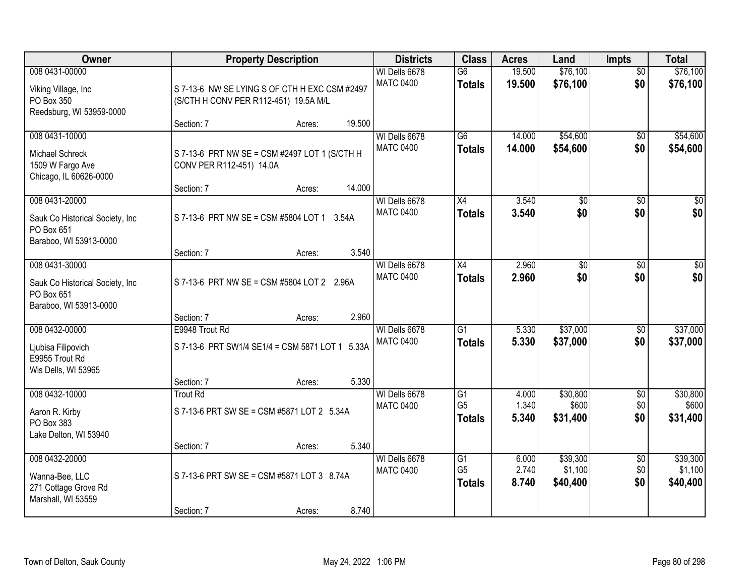| Owner | Property Description | Districts | Class | Acres | Land | Impts | Total |
|---|---|---|---|---|---|---|---|
| 008 0431-00000<br><br>Viking Village, Inc<br>PO Box 350<br>Reedsburg, WI 53959-0000 | S 7-13-6 NW SE LYING S OF CTH H EXC CSM #2497 (S/CTH H CONV PER R112-451) 19.5A M/L<br><br>Section: 7 Acres: 19.500 | WI Dells 6678<br>MATC 0400 | G6<br>**Totals** | 19.500<br>**19.500** | \$76,100<br>**\$76,100** | \$0<br>**\$0** | \$76,100<br>**\$76,100** |
| 008 0431-10000<br><br>Michael Schreck<br>1509 W Fargo Ave<br>Chicago, IL 60626-0000 | S 7-13-6 PRT NW SE = CSM #2497 LOT 1 (S/CTH H CONV PER R112-451) 14.0A<br><br>Section: 7 Acres: 14.000 | WI Dells 6678<br>MATC 0400 | G6<br>**Totals** | 14.000<br>**14.000** | \$54,600<br>**\$54,600** | \$0<br>**\$0** | \$54,600<br>**\$54,600** |
| 008 0431-20000<br><br>Sauk Co Historical Society, Inc<br>PO Box 651<br>Baraboo, WI 53913-0000 | S 7-13-6 PRT NW SE = CSM #5804 LOT 1 3.54A<br><br>Section: 7 Acres: 3.540 | WI Dells 6678<br>MATC 0400 | X4<br>**Totals** | 3.540<br>**3.540** | \$0<br>**\$0** | \$0<br>**\$0** | \$0<br>**\$0** |
| 008 0431-30000<br><br>Sauk Co Historical Society, Inc<br>PO Box 651<br>Baraboo, WI 53913-0000 | S 7-13-6 PRT NW SE = CSM #5804 LOT 2 2.96A<br><br>Section: 7 Acres: 2.960 | WI Dells 6678<br>MATC 0400 | X4<br>**Totals** | 2.960<br>**2.960** | \$0<br>**\$0** | \$0<br>**\$0** | \$0<br>**\$0** |
| 008 0432-00000<br><br>Ljubisa Filipovich<br>E9955 Trout Rd<br>Wis Dells, WI 53965 | E9948 Trout Rd<br>S 7-13-6 PRT SW1/4 SE1/4 = CSM 5871 LOT 1 5.33A<br><br>Section: 7 Acres: 5.330 | WI Dells 6678<br>MATC 0400 | G1<br>**Totals** | 5.330<br>**5.330** | \$37,000<br>**\$37,000** | \$0<br>**\$0** | \$37,000<br>**\$37,000** |
| 008 0432-10000<br><br>Aaron R. Kirby<br>PO Box 383<br>Lake Delton, WI 53940 | Trout Rd<br>S 7-13-6 PRT SW SE = CSM #5871 LOT 2 5.34A<br><br>Section: 7 Acres: 5.340 | WI Dells 6678<br>MATC 0400 | G1<br>G5<br>**Totals** | 4.000<br>1.340<br>**5.340** | \$30,800<br>\$600<br>**\$31,400** | \$0<br>\$0<br>**\$0** | \$30,800<br>\$600<br>**\$31,400** |
| 008 0432-20000<br><br>Wanna-Bee, LLC<br>271 Cottage Grove Rd<br>Marshall, WI 53559 | S 7-13-6 PRT SW SE = CSM #5871 LOT 3 8.74A<br><br>Section: 7 Acres: 8.740 | WI Dells 6678<br>MATC 0400 | G1<br>G5<br>**Totals** | 6.000<br>2.740<br>**8.740** | \$39,300<br>\$1,100<br>**\$40,400** | \$0<br>\$0<br>**\$0** | \$39,300<br>\$1,100<br>**\$40,400** |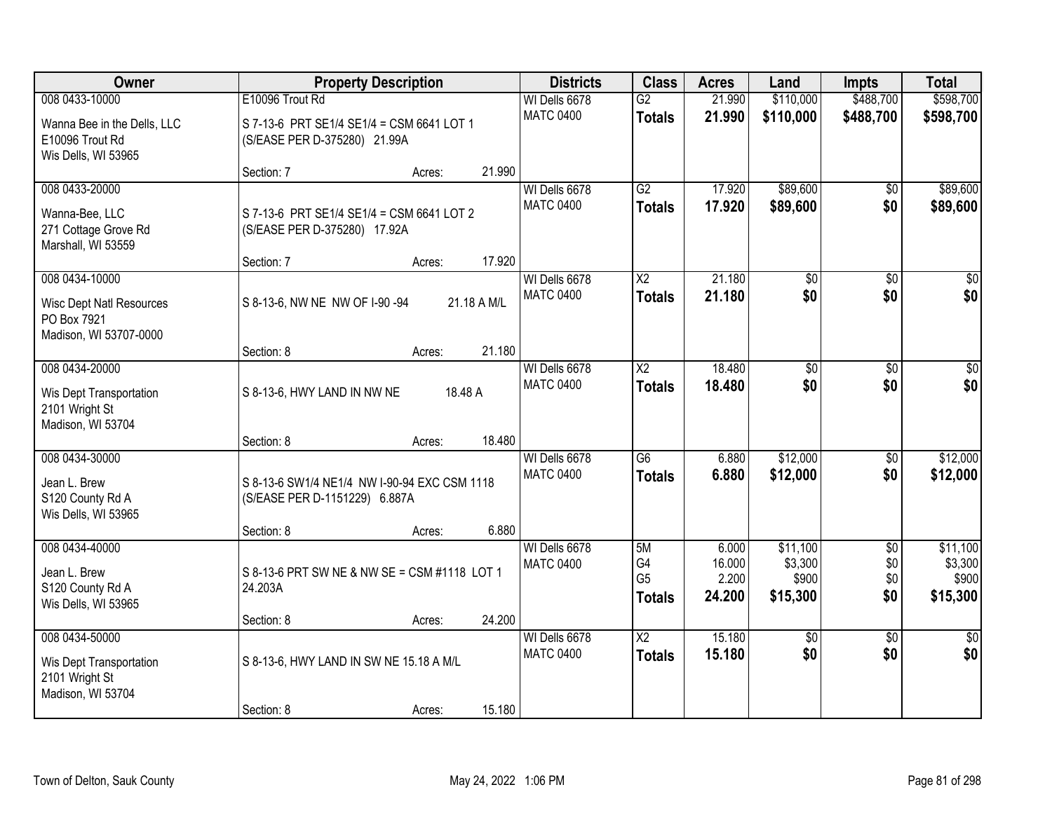| Owner | Property Description | Districts | Class | Acres | Land | Impts | Total |
|---|---|---|---|---|---|---|---|
| 008 0433-10000<br>Wanna Bee in the Dells, LLC<br>E10096 Trout Rd<br>Wis Dells, WI 53965 | E10096 Trout Rd<br>S 7-13-6 PRT SE1/4 SE1/4 = CSM 6641 LOT 1 (S/EASE PER D-375280) 21.99A<br>Section: 7 Acres: 21.990 | WI Dells 6678<br>MATC 0400 | G2<br>**Totals** | 21.990<br>**21.990** | $110,000<br>**$110,000** | $488,700<br>**$488,700** | $598,700<br>**$598,700** |
| 008 0433-20000<br>Wanna-Bee, LLC<br>271 Cottage Grove Rd<br>Marshall, WI 53559 | S 7-13-6 PRT SE1/4 SE1/4 = CSM 6641 LOT 2 (S/EASE PER D-375280) 17.92A<br>Section: 7 Acres: 17.920 | WI Dells 6678<br>MATC 0400 | G2<br>**Totals** | 17.920<br>**17.920** | $89,600<br>**$89,600** | $0<br>**$0** | $89,600<br>**$89,600** |
| 008 0434-10000<br>Wisc Dept Natl Resources<br>PO Box 7921<br>Madison, WI 53707-0000 | S 8-13-6, NW NE NW OF I-90 -94 21.18 A M/L<br>Section: 8 Acres: 21.180 | WI Dells 6678<br>MATC 0400 | X2<br>**Totals** | 21.180<br>**21.180** | $0<br>**$0** | $0<br>**$0** | $0<br>**$0** |
| 008 0434-20000<br>Wis Dept Transportation<br>2101 Wright St<br>Madison, WI 53704 | S 8-13-6, HWY LAND IN NW NE 18.48 A<br>Section: 8 Acres: 18.480 | WI Dells 6678<br>MATC 0400 | X2<br>**Totals** | 18.480<br>**18.480** | $0<br>**$0** | $0<br>**$0** | $0<br>**$0** |
| 008 0434-30000<br>Jean L. Brew<br>S120 County Rd A<br>Wis Dells, WI 53965 | S 8-13-6 SW1/4 NE1/4 NW I-90-94 EXC CSM 1118 (S/EASE PER D-1151229) 6.887A<br>Section: 8 Acres: 6.880 | WI Dells 6678<br>MATC 0400 | G6<br>**Totals** | 6.880<br>**6.880** | $12,000<br>**$12,000** | $0<br>**$0** | $12,000<br>**$12,000** |
| 008 0434-40000<br>Jean L. Brew<br>S120 County Rd A<br>Wis Dells, WI 53965 | S 8-13-6 PRT SW NE & NW SE = CSM #1118 LOT 1 24.203A<br>Section: 8 Acres: 24.200 | WI Dells 6678<br>MATC 0400 | 5M<br>G4<br>G5<br>**Totals** | 6.000<br>16.000<br>2.200<br>**24.200** | $11,100<br>$3,300<br>$900<br>**$15,300** | $0<br>$0<br>$0<br>**$0** | $11,100<br>$3,300<br>$900<br>**$15,300** |
| 008 0434-50000<br>Wis Dept Transportation<br>2101 Wright St<br>Madison, WI 53704 | S 8-13-6, HWY LAND IN SW NE 15.18 A M/L<br>Section: 8 Acres: 15.180 | WI Dells 6678<br>MATC 0400 | X2<br>**Totals** | 15.180<br>**15.180** | $0<br>**$0** | $0<br>**$0** | $0<br>**$0** |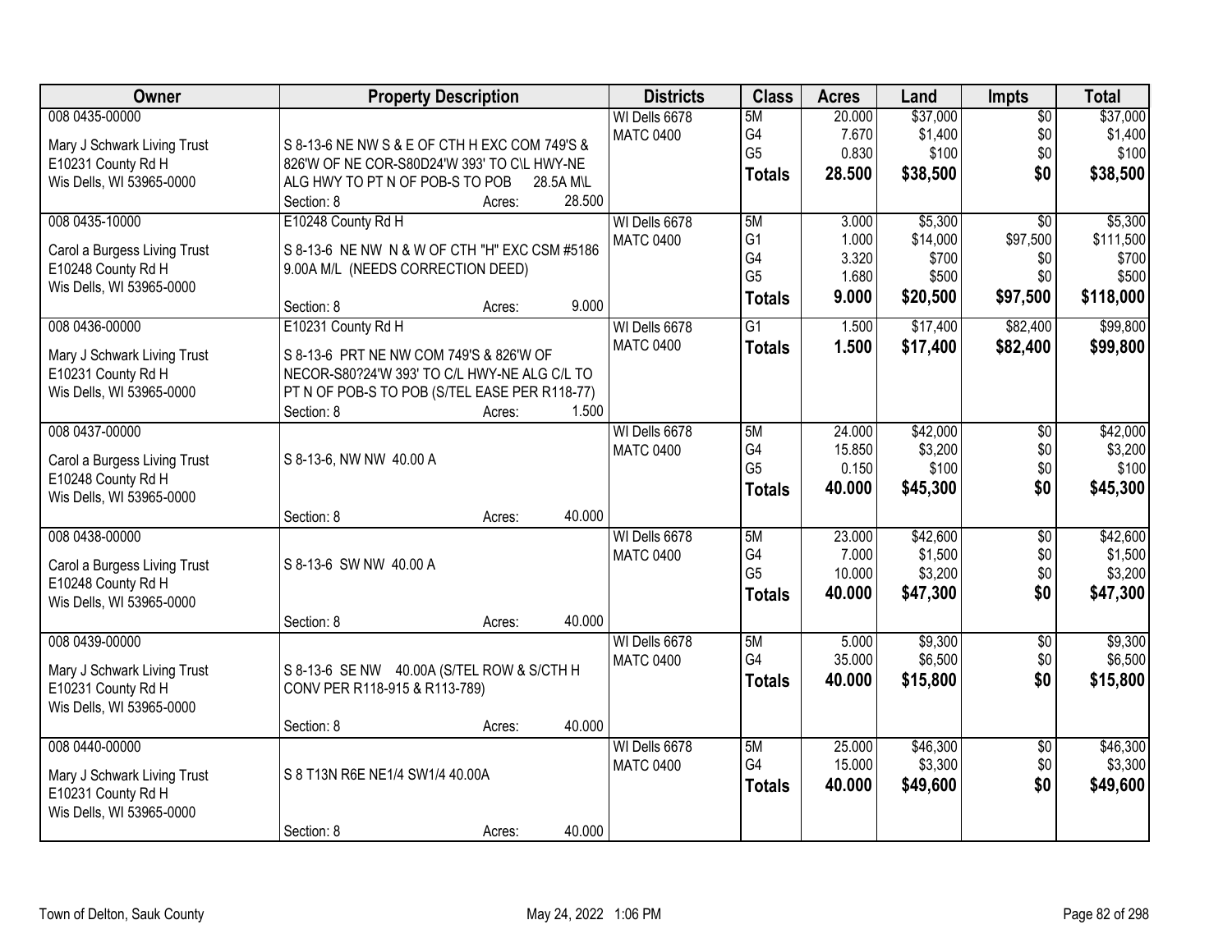| Owner | Property Description | Districts | Class | Acres | Land | Impts | Total |
|---|---|---|---|---|---|---|---|
| 008 0435-00000<br><br>Mary J Schwark Living Trust<br>E10231 County Rd H<br>Wis Dells, WI 53965-0000 | S 8-13-6 NE NW S & E OF CTH H EXC COM 749'S & 826'W OF NE COR-S80D24'W 393' TO C\L HWY-NE ALG HWY TO PT N OF POB-S TO POB 28.5A M\L<br>Section: 8 Acres: 28.500 | WI Dells 6678<br>MATC 0400 | 5M<br>G4<br>G5<br>**Totals** | 20.000<br>7.670<br>0.830<br>**28.500** | $37,000<br>$1,400<br>$100<br>**$38,500** | $0<br>$0<br>$0<br>**$0** | $37,000<br>$1,400<br>$100<br>**$38,500** |
| 008 0435-10000<br><br>Carol a Burgess Living Trust<br>E10248 County Rd H<br>Wis Dells, WI 53965-0000 | E10248 County Rd H<br>S 8-13-6 NE NW N & W OF CTH "H" EXC CSM #5186 9.00A M/L (NEEDS CORRECTION DEED)<br>Section: 8 Acres: 9.000 | WI Dells 6678<br>MATC 0400 | 5M<br>G1<br>G4<br>G5<br>**Totals** | 3.000<br>1.000<br>3.320<br>1.680<br>**9.000** | $5,300<br>$14,000<br>$700<br>$500<br>**$20,500** | $0<br>$97,500<br>$0<br>$0<br>**$97,500** | $5,300<br>$111,500<br>$700<br>$500<br>**$118,000** |
| 008 0436-00000<br><br>Mary J Schwark Living Trust<br>E10231 County Rd H<br>Wis Dells, WI 53965-0000 | E10231 County Rd H<br>S 8-13-6 PRT NE NW COM 749'S & 826'W OF NECOR-S80?24'W 393' TO C/L HWY-NE ALG C/L TO PT N OF POB-S TO POB (S/TEL EASE PER R118-77)<br>Section: 8 Acres: 1.500 | WI Dells 6678<br>MATC 0400 | G1<br>**Totals** | 1.500<br>**1.500** | $17,400<br>**$17,400** | $82,400<br>**$82,400** | $99,800<br>**$99,800** |
| 008 0437-00000<br><br>Carol a Burgess Living Trust<br>E10248 County Rd H<br>Wis Dells, WI 53965-0000 | S 8-13-6, NW NW 40.00 A<br>Section: 8 Acres: 40.000 | WI Dells 6678<br>MATC 0400 | 5M<br>G4<br>G5<br>**Totals** | 24.000<br>15.850<br>0.150<br>**40.000** | $42,000<br>$3,200<br>$100<br>**$45,300** | $0<br>$0<br>$0<br>**$0** | $42,000<br>$3,200<br>$100<br>**$45,300** |
| 008 0438-00000<br><br>Carol a Burgess Living Trust<br>E10248 County Rd H<br>Wis Dells, WI 53965-0000 | S 8-13-6 SW NW 40.00 A<br>Section: 8 Acres: 40.000 | WI Dells 6678<br>MATC 0400 | 5M<br>G4<br>G5<br>**Totals** | 23.000<br>7.000<br>10.000<br>**40.000** | $42,600<br>$1,500<br>$3,200<br>**$47,300** | $0<br>$0<br>$0<br>**$0** | $42,600<br>$1,500<br>$3,200<br>**$47,300** |
| 008 0439-00000<br><br>Mary J Schwark Living Trust<br>E10231 County Rd H<br>Wis Dells, WI 53965-0000 | S 8-13-6 SE NW 40.00A (S/TEL ROW & S/CTH H CONV PER R118-915 & R113-789)<br>Section: 8 Acres: 40.000 | WI Dells 6678<br>MATC 0400 | 5M<br>G4<br>**Totals** | 5.000<br>35.000<br>**40.000** | $9,300<br>$6,500<br>**$15,800** | $0<br>$0<br>**$0** | $9,300<br>$6,500<br>**$15,800** |
| 008 0440-00000<br><br>Mary J Schwark Living Trust<br>E10231 County Rd H<br>Wis Dells, WI 53965-0000 | S 8 T13N R6E NE1/4 SW1/4 40.00A<br>Section: 8 Acres: 40.000 | WI Dells 6678<br>MATC 0400 | 5M<br>G4<br>**Totals** | 25.000<br>15.000<br>**40.000** | $46,300<br>$3,300<br>**$49,600** | $0<br>$0<br>**$0** | $46,300<br>$3,300<br>**$49,600** |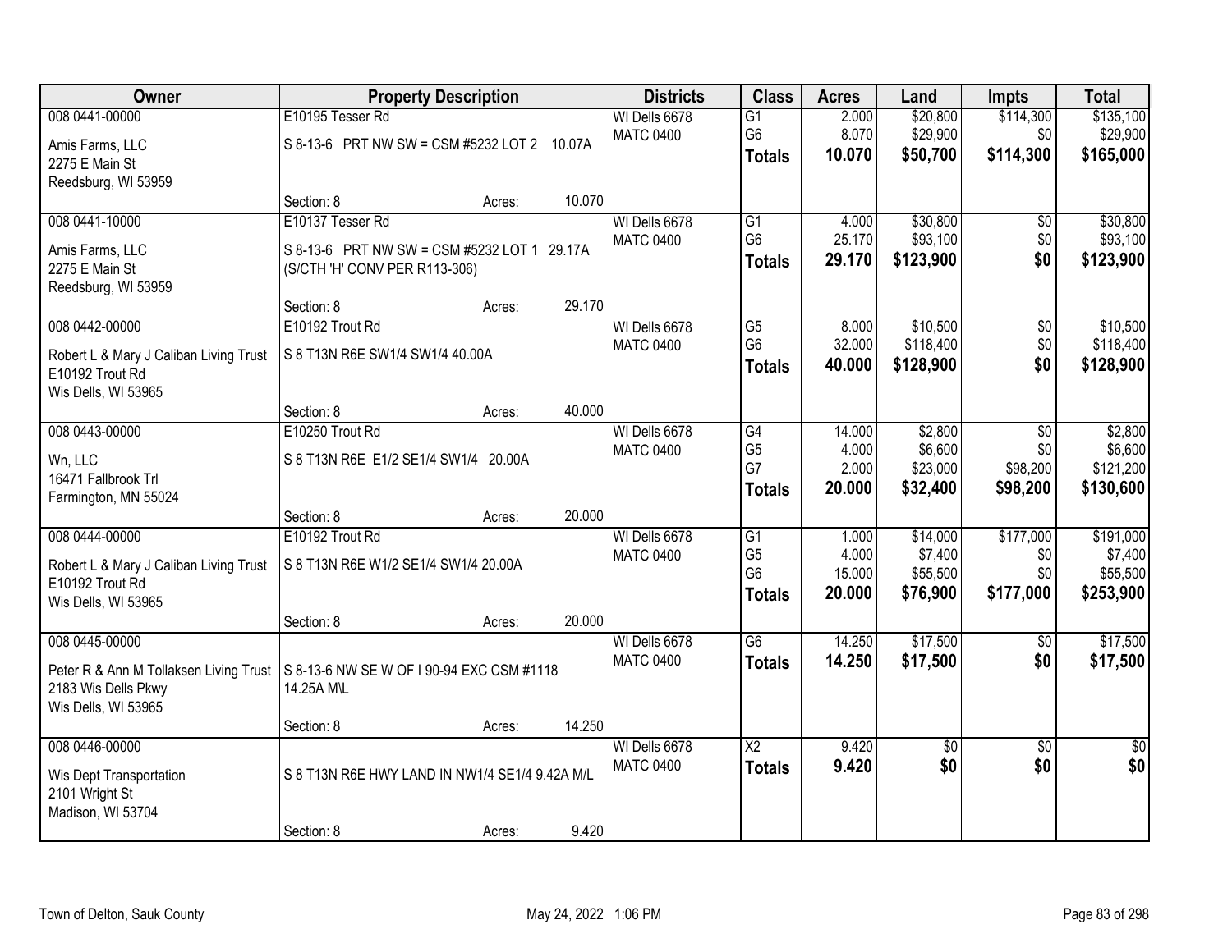| Owner | Property Description | | | Districts | Class | Acres | Land | Impts | Total |
|---|---|---|---|---|---|---|---|---|---|
| 008 0441-00000 | E10195 Tesser Rd | | | WI Dells 6678 | G1 | 2.000 | $20,800 | $114,300 | $135,100 |
| Amis Farms, LLC | S 8-13-6 PRT NW SW = CSM #5232 LOT 2 10.07A | | | MATC 0400 | G6 | 8.070 | $29,900 | $0 | $29,900 |
| 2275 E Main St | | | | | **Totals** | **10.070** | **$50,700** | **$114,300** | **$165,000** |
| Reedsburg, WI 53959 | | | | | | | | | |
| | Section: 8 | Acres: | 10.070 | | | | | | |
| 008 0441-10000 | E10137 Tesser Rd | | | WI Dells 6678 | G1 | 4.000 | $30,800 | $0 | $30,800 |
| Amis Farms, LLC | S 8-13-6 PRT NW SW = CSM #5232 LOT 1 29.17A | | | MATC 0400 | G6 | 25.170 | $93,100 | $0 | $93,100 |
| 2275 E Main St | (S/CTH 'H' CONV PER R113-306) | | | | **Totals** | **29.170** | **$123,900** | **$0** | **$123,900** |
| Reedsburg, WI 53959 | | | | | | | | | |
| | Section: 8 | Acres: | 29.170 | | | | | | |
| 008 0442-00000 | E10192 Trout Rd | | | WI Dells 6678 | G5 | 8.000 | $10,500 | $0 | $10,500 |
| Robert L & Mary J Caliban Living Trust | S 8 T13N R6E SW1/4 SW1/4 40.00A | | | MATC 0400 | G6 | 32.000 | $118,400 | $0 | $118,400 |
| E10192 Trout Rd | | | | | **Totals** | **40.000** | **$128,900** | **$0** | **$128,900** |
| Wis Dells, WI 53965 | | | | | | | | | |
| | Section: 8 | Acres: | 40.000 | | | | | | |
| 008 0443-00000 | E10250 Trout Rd | | | WI Dells 6678 | G4 | 14.000 | $2,800 | $0 | $2,800 |
| Wn, LLC | S 8 T13N R6E E1/2 SE1/4 SW1/4 20.00A | | | MATC 0400 | G5 | 4.000 | $6,600 | $0 | $6,600 |
| 16471 Fallbrook Trl | | | | | G7 | 2.000 | $23,000 | $98,200 | $121,200 |
| Farmington, MN 55024 | | | | | **Totals** | **20.000** | **$32,400** | **$98,200** | **$130,600** |
| | Section: 8 | Acres: | 20.000 | | | | | | |
| 008 0444-00000 | E10192 Trout Rd | | | WI Dells 6678 | G1 | 1.000 | $14,000 | $177,000 | $191,000 |
| Robert L & Mary J Caliban Living Trust | S 8 T13N R6E W1/2 SE1/4 SW1/4 20.00A | | | MATC 0400 | G5 | 4.000 | $7,400 | $0 | $7,400 |
| E10192 Trout Rd | | | | | G6 | 15.000 | $55,500 | $0 | $55,500 |
| Wis Dells, WI 53965 | | | | | **Totals** | **20.000** | **$76,900** | **$177,000** | **$253,900** |
| | Section: 8 | Acres: | 20.000 | | | | | | |
| 008 0445-00000 | | | | WI Dells 6678 | G6 | 14.250 | $17,500 | $0 | $17,500 |
| Peter R & Ann M Tollaksen Living Trust | S 8-13-6 NW SE W OF I 90-94 EXC CSM #1118 | | | MATC 0400 | **Totals** | **14.250** | **$17,500** | **$0** | **$17,500** |
| 2183 Wis Dells Pkwy | 14.25A M\L | | | | | | | | |
| Wis Dells, WI 53965 | | | | | | | | | |
| | Section: 8 | Acres: | 14.250 | | | | | | |
| 008 0446-00000 | | | | WI Dells 6678 | X2 | 9.420 | $0 | $0 | $0 |
| Wis Dept Transportation | S 8 T13N R6E HWY LAND IN NW1/4 SE1/4 9.42A M/L | | | MATC 0400 | **Totals** | **9.420** | **$0** | **$0** | **$0** |
| 2101 Wright St | | | | | | | | | |
| Madison, WI 53704 | | | | | | | | | |
| | Section: 8 | Acres: | 9.420 | | | | | | |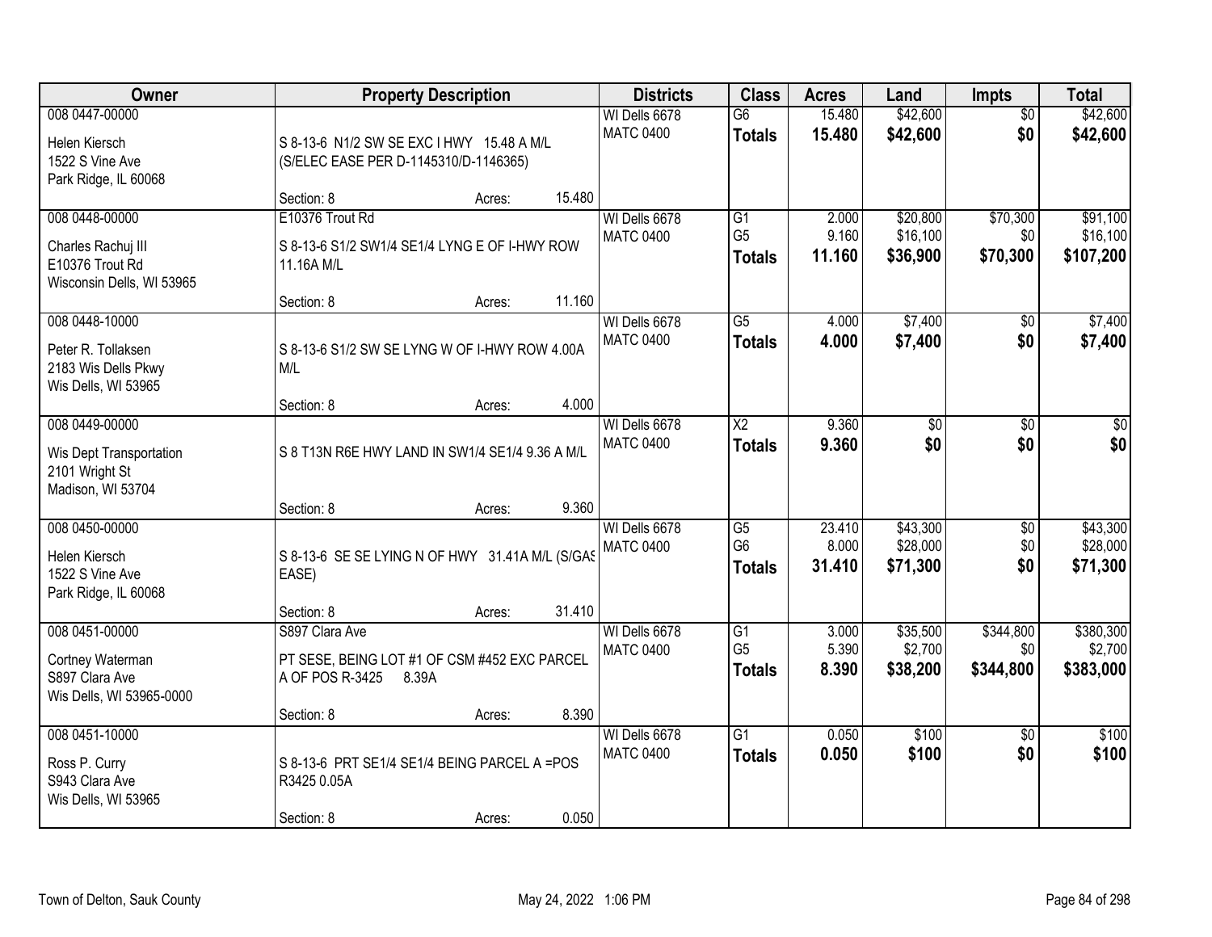| Owner | Property Description | Districts | Class | Acres | Land | Impts | Total |
|---|---|---|---|---|---|---|---|
| 008 0447-00000<br>Helen Kiersch<br>1522 S Vine Ave<br>Park Ridge, IL 60068 | S 8-13-6 N1/2 SW SE EXC I HWY 15.48 A M/L (S/ELEC EASE PER D-1145310/D-1146365)<br>Section: 8 Acres: 15.480 | WI Dells 6678<br>MATC 0400 | G6<br>**Totals** | 15.480<br>**15.480** | $42,600<br>**$42,600** | $0<br>**$0** | $42,600<br>**$42,600** |
| 008 0448-00000<br>Charles Rachuj III<br>E10376 Trout Rd<br>Wisconsin Dells, WI 53965 | E10376 Trout Rd<br>S 8-13-6 S1/2 SW1/4 SE1/4 LYNG E OF I-HWY ROW 11.16A M/L<br>Section: 8 Acres: 11.160 | WI Dells 6678<br>MATC 0400 | G1<br>G5<br>**Totals** | 2.000<br>9.160<br>**11.160** | $20,800<br>$16,100<br>**$36,900** | $70,300<br>$0<br>**$70,300** | $91,100<br>$16,100<br>**$107,200** |
| 008 0448-10000<br>Peter R. Tollaksen<br>2183 Wis Dells Pkwy<br>Wis Dells, WI 53965 | S 8-13-6 S1/2 SW SE LYNG W OF I-HWY ROW 4.00A M/L<br>Section: 8 Acres: 4.000 | WI Dells 6678<br>MATC 0400 | G5<br>**Totals** | 4.000<br>**4.000** | $7,400<br>**$7,400** | $0<br>**$0** | $7,400<br>**$7,400** |
| 008 0449-00000<br>Wis Dept Transportation<br>2101 Wright St<br>Madison, WI 53704 | S 8 T13N R6E HWY LAND IN SW1/4 SE1/4 9.36 A M/L<br>Section: 8 Acres: 9.360 | WI Dells 6678<br>MATC 0400 | X2<br>**Totals** | 9.360<br>**9.360** | $0<br>**$0** | $0<br>**$0** | $0<br>**$0** |
| 008 0450-00000<br>Helen Kiersch<br>1522 S Vine Ave<br>Park Ridge, IL 60068 | S 8-13-6 SE SE LYING N OF HWY 31.41A M/L (S/GAS EASE)<br>Section: 8 Acres: 31.410 | WI Dells 6678<br>MATC 0400 | G5<br>G6<br>**Totals** | 23.410<br>8.000<br>**31.410** | $43,300<br>$28,000<br>**$71,300** | $0<br>$0<br>**$0** | $43,300<br>$28,000<br>**$71,300** |
| 008 0451-00000<br>Cortney Waterman<br>S897 Clara Ave<br>Wis Dells, WI 53965-0000 | S897 Clara Ave<br>PT SESE, BEING LOT #1 OF CSM #452 EXC PARCEL A OF POS R-3425 8.39A<br>Section: 8 Acres: 8.390 | WI Dells 6678<br>MATC 0400 | G1<br>G5<br>**Totals** | 3.000<br>5.390<br>**8.390** | $35,500<br>$2,700<br>**$38,200** | $344,800<br>$0<br>**$344,800** | $380,300<br>$2,700<br>**$383,000** |
| 008 0451-10000<br>Ross P. Curry<br>S943 Clara Ave<br>Wis Dells, WI 53965 | S 8-13-6 PRT SE1/4 SE1/4 BEING PARCEL A =POS R3425 0.05A<br>Section: 8 Acres: 0.050 | WI Dells 6678<br>MATC 0400 | G1<br>**Totals** | 0.050<br>**0.050** | $100<br>**$100** | $0<br>**$0** | $100<br>**$100** |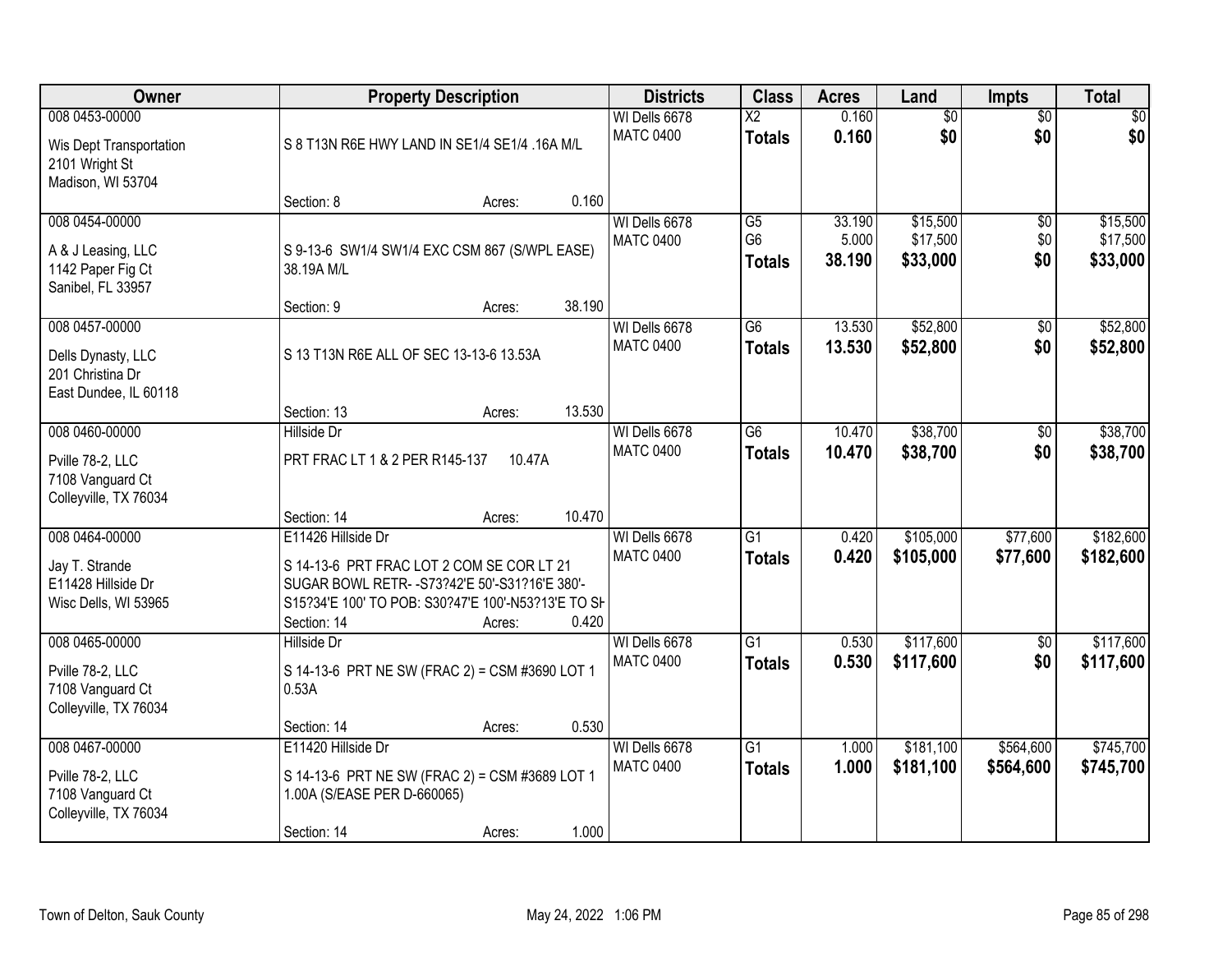| Owner | Property Description | Districts | Class | Acres | Land | Impts | Total |
|---|---|---|---|---|---|---|---|
| 008 0453-00000<br><br>Wis Dept Transportation<br>2101 Wright St<br>Madison, WI 53704 | S 8 T13N R6E HWY LAND IN SE1/4 SE1/4 .16A M/L<br><br>Section: 8 Acres: 0.160 | WI Dells 6678<br>MATC 0400 | X2<br>**Totals** | 0.160<br>**0.160** | $0<br>**$0** | $0<br>**$0** | $0<br>**$0** |
| 008 0454-00000<br><br>A & J Leasing, LLC<br>1142 Paper Fig Ct<br>Sanibel, FL 33957 | S 9-13-6 SW1/4 SW1/4 EXC CSM 867 (S/WPL EASE) 38.19A M/L<br><br>Section: 9 Acres: 38.190 | WI Dells 6678<br>MATC 0400 | G5<br>G6<br>**Totals** | 33.190<br>5.000<br>**38.190** | $15,500<br>$17,500<br>**$33,000** | $0<br>$0<br>**$0** | $15,500<br>$17,500<br>**$33,000** |
| 008 0457-00000<br><br>Dells Dynasty, LLC<br>201 Christina Dr<br>East Dundee, IL 60118 | S 13 T13N R6E ALL OF SEC 13-13-6 13.53A<br><br>Section: 13 Acres: 13.530 | WI Dells 6678<br>MATC 0400 | G6<br>**Totals** | 13.530<br>**13.530** | $52,800<br>**$52,800** | $0<br>**$0** | $52,800<br>**$52,800** |
| 008 0460-00000<br><br>Pville 78-2, LLC<br>7108 Vanguard Ct<br>Colleyville, TX 76034 | Hillside Dr<br><br>PRT FRAC LT 1 & 2 PER R145-137 10.47A<br><br>Section: 14 Acres: 10.470 | WI Dells 6678<br>MATC 0400 | G6<br>**Totals** | 10.470<br>**10.470** | $38,700<br>**$38,700** | $0<br>**$0** | $38,700<br>**$38,700** |
| 008 0464-00000<br><br>Jay T. Strande<br>E11428 Hillside Dr<br>Wisc Dells, WI 53965 | E11426 Hillside Dr<br><br>S 14-13-6 PRT FRAC LOT 2 COM SE COR LT 21 SUGAR BOWL RETR- -S73?42'E 50'-S31?16'E 380'-S15?34'E 100' TO POB: S30?47'E 100'-N53?13'E TO SH<br>Section: 14 Acres: 0.420 | WI Dells 6678<br>MATC 0400 | G1<br>**Totals** | 0.420<br>**0.420** | $105,000<br>**$105,000** | $77,600<br>**$77,600** | $182,600<br>**$182,600** |
| 008 0465-00000<br><br>Pville 78-2, LLC<br>7108 Vanguard Ct<br>Colleyville, TX 76034 | Hillside Dr<br><br>S 14-13-6 PRT NE SW (FRAC 2) = CSM #3690 LOT 1 0.53A<br><br>Section: 14 Acres: 0.530 | WI Dells 6678<br>MATC 0400 | G1<br>**Totals** | 0.530<br>**0.530** | $117,600<br>**$117,600** | $0<br>**$0** | $117,600<br>**$117,600** |
| 008 0467-00000<br><br>Pville 78-2, LLC<br>7108 Vanguard Ct<br>Colleyville, TX 76034 | E11420 Hillside Dr<br><br>S 14-13-6 PRT NE SW (FRAC 2) = CSM #3689 LOT 1 1.00A (S/EASE PER D-660065)<br><br>Section: 14 Acres: 1.000 | WI Dells 6678<br>MATC 0400 | G1<br>**Totals** | 1.000<br>**1.000** | $181,100<br>**$181,100** | $564,600<br>**$564,600** | $745,700<br>**$745,700** |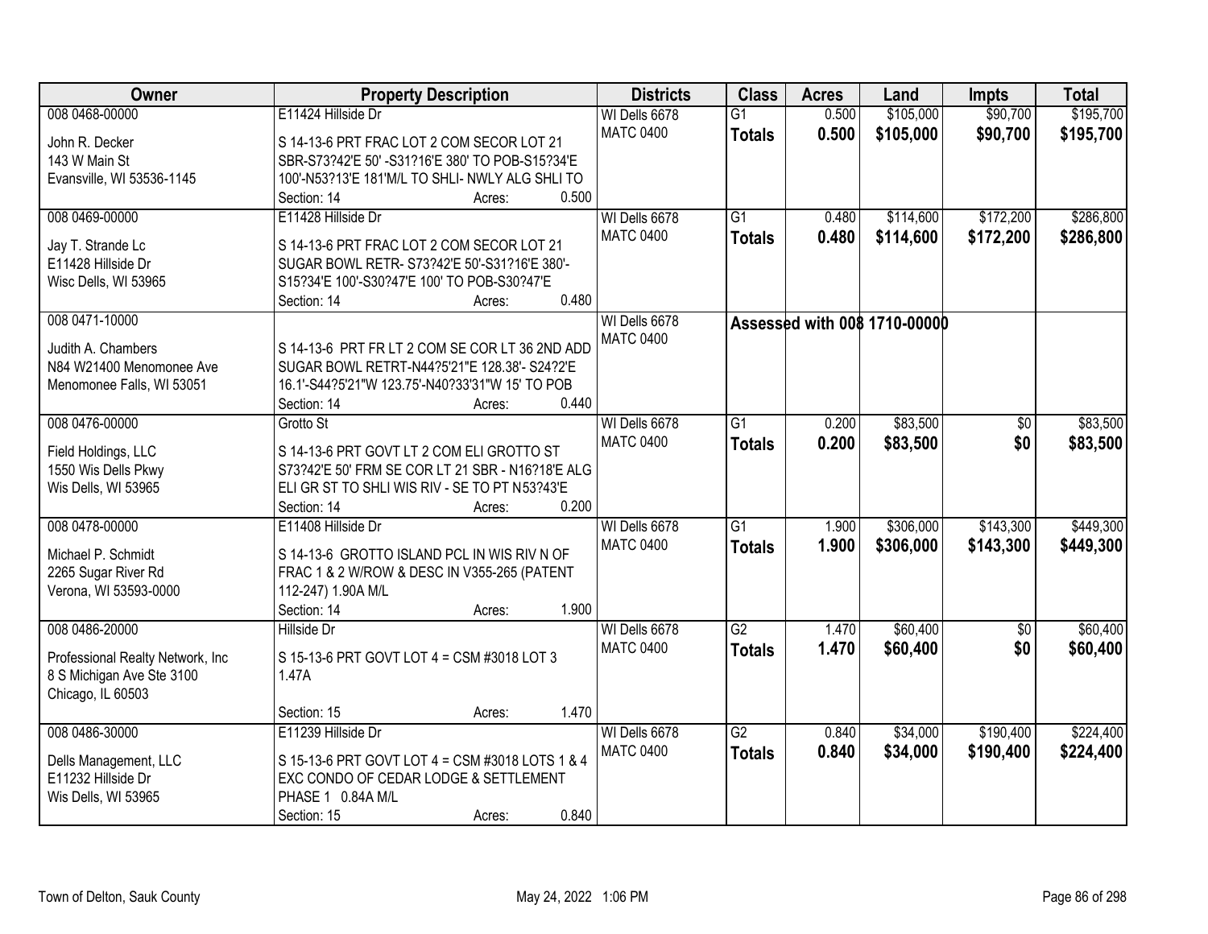| Owner | Property Description | Districts | Class | Acres | Land | Impts | Total |
|---|---|---|---|---|---|---|---|
| 008 0468-00000<br>John R. Decker<br>143 W Main St<br>Evansville, WI 53536-1145 | E11424 Hillside Dr<br>S 14-13-6 PRT FRAC LOT 2 COM SECOR LOT 21 SBR-S73?42'E 50' -S31?16'E 380' TO POB-S15?34'E 100'-N53?13'E 181'M/L TO SHLI- NWLY ALG SHLI TO<br>Section: 14 Acres: 0.500 | WI Dells 6678<br>MATC 0400 | G1<br>**Totals** | 0.500<br>**0.500** | $105,000<br>**$105,000** | $90,700<br>**$90,700** | $195,700<br>**$195,700** |
| 008 0469-00000<br>Jay T. Strande Lc<br>E11428 Hillside Dr<br>Wisc Dells, WI 53965 | E11428 Hillside Dr<br>S 14-13-6 PRT FRAC LOT 2 COM SECOR LOT 21 SUGAR BOWL RETR- S73?42'E 50'-S31?16'E 380'- S15?34'E 100'-S30?47'E 100' TO POB-S30?47'E<br>Section: 14 Acres: 0.480 | WI Dells 6678<br>MATC 0400 | G1<br>**Totals** | 0.480<br>**0.480** | $114,600<br>**$114,600** | $172,200<br>**$172,200** | $286,800<br>**$286,800** |
| 008 0471-10000<br>Judith A. Chambers<br>N84 W21400 Menomonee Ave<br>Menomonee Falls, WI 53051 | S 14-13-6 PRT FR LT 2 COM SE COR LT 36 2ND ADD SUGAR BOWL RETRT-N44?5'21"E 128.38'- S24?2'E 16.1'-S44?5'21"W 123.75'-N40?33'31"W 15' TO POB<br>Section: 14 Acres: 0.440 | WI Dells 6678<br>MATC 0400 | **Assessed with 008 1710-00000** | | | | |
| 008 0476-00000<br>Field Holdings, LLC<br>1550 Wis Dells Pkwy<br>Wis Dells, WI 53965 | Grotto St<br>S 14-13-6 PRT GOVT LT 2 COM ELI GROTTO ST S73?42'E 50' FRM SE COR LT 21 SBR - N16?18'E ALG ELI GR ST TO SHLI WIS RIV - SE TO PT N53?43'E<br>Section: 14 Acres: 0.200 | WI Dells 6678<br>MATC 0400 | G1<br>**Totals** | 0.200<br>**0.200** | $83,500<br>**$83,500** | $0<br>**$0** | $83,500<br>**$83,500** |
| 008 0478-00000<br>Michael P. Schmidt<br>2265 Sugar River Rd<br>Verona, WI 53593-0000 | E11408 Hillside Dr<br>S 14-13-6 GROTTO ISLAND PCL IN WIS RIV N OF FRAC 1 & 2 W/ROW & DESC IN V355-265 (PATENT 112-247) 1.90A M/L<br>Section: 14 Acres: 1.900 | WI Dells 6678<br>MATC 0400 | G1<br>**Totals** | 1.900<br>**1.900** | $306,000<br>**$306,000** | $143,300<br>**$143,300** | $449,300<br>**$449,300** |
| 008 0486-20000<br>Professional Realty Network, Inc<br>8 S Michigan Ave Ste 3100<br>Chicago, IL 60503 | Hillside Dr<br>S 15-13-6 PRT GOVT LOT 4 = CSM #3018 LOT 3 1.47A<br>Section: 15 Acres: 1.470 | WI Dells 6678<br>MATC 0400 | G2<br>**Totals** | 1.470<br>**1.470** | $60,400<br>**$60,400** | $0<br>**$0** | $60,400<br>**$60,400** |
| 008 0486-30000<br>Dells Management, LLC<br>E11232 Hillside Dr<br>Wis Dells, WI 53965 | E11239 Hillside Dr<br>S 15-13-6 PRT GOVT LOT 4 = CSM #3018 LOTS 1 & 4 EXC CONDO OF CEDAR LODGE & SETTLEMENT PHASE 1 0.84A M/L<br>Section: 15 Acres: 0.840 | WI Dells 6678<br>MATC 0400 | G2<br>**Totals** | 0.840<br>**0.840** | $34,000<br>**$34,000** | $190,400<br>**$190,400** | $224,400<br>**$224,400** |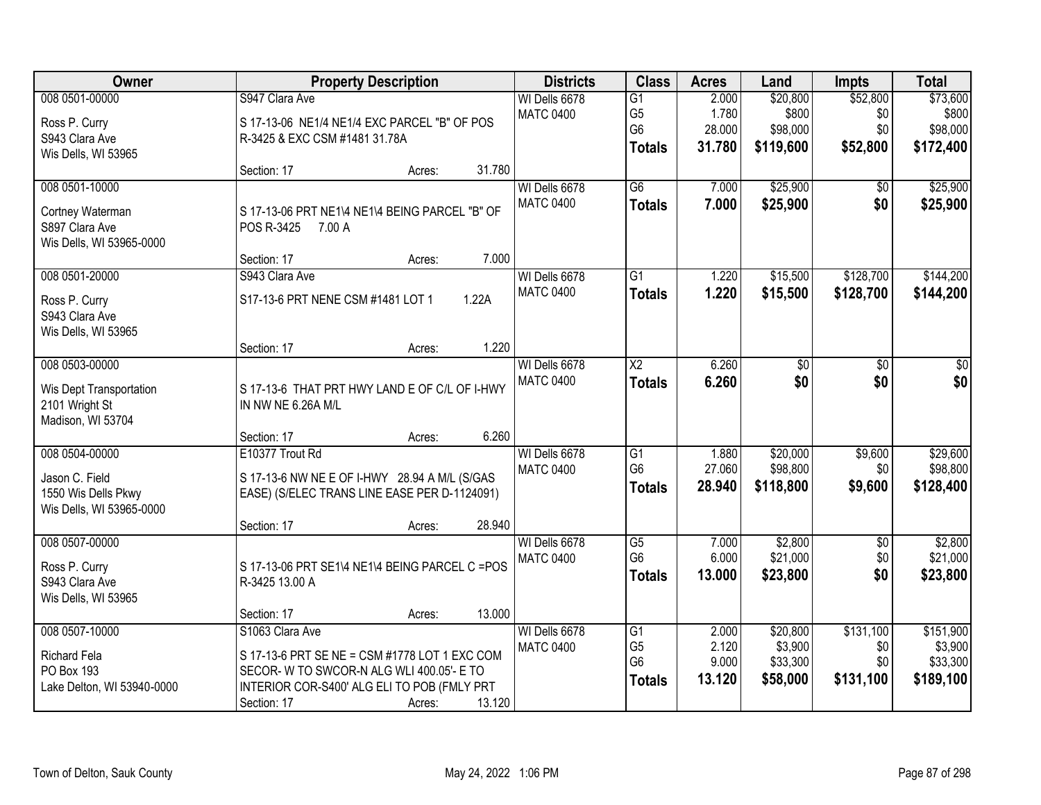| Owner | Property Description | Districts | Class | Acres | Land | Impts | Total |
|---|---|---|---|---|---|---|---|
| 008 0501-00000<br>Ross P. Curry<br>S943 Clara Ave<br>Wis Dells, WI 53965 | S947 Clara Ave<br>S 17-13-06 NE1/4 NE1/4 EXC PARCEL "B" OF POS R-3425 & EXC CSM #1481 31.78A<br>Section: 17 Acres: 31.780 | WI Dells 6678<br>MATC 0400 | G1<br>G5<br>G6<br>**Totals** | 2.000<br>1.780<br>28.000<br>**31.780** | $20,800<br>$800<br>$98,000<br>**$119,600** | $52,800<br>$0<br>$0<br>**$52,800** | $73,600<br>$800<br>$98,000<br>**$172,400** |
| 008 0501-10000<br>Cortney Waterman<br>S897 Clara Ave<br>Wis Dells, WI 53965-0000 | S 17-13-06 PRT NE1\4 NE1\4 BEING PARCEL "B" OF POS R-3425 7.00 A<br>Section: 17 Acres: 7.000 | WI Dells 6678<br>MATC 0400 | G6<br>**Totals** | 7.000<br>**7.000** | $25,900<br>**$25,900** | $0<br>**$0** | $25,900<br>**$25,900** |
| 008 0501-20000<br>Ross P. Curry<br>S943 Clara Ave<br>Wis Dells, WI 53965 | S943 Clara Ave<br>S17-13-6 PRT NENE CSM #1481 LOT 1 1.22A<br>Section: 17 Acres: 1.220 | WI Dells 6678<br>MATC 0400 | G1<br>**Totals** | 1.220<br>**1.220** | $15,500<br>**$15,500** | $128,700<br>**$128,700** | $144,200<br>**$144,200** |
| 008 0503-00000<br>Wis Dept Transportation<br>2101 Wright St<br>Madison, WI 53704 | S 17-13-6 THAT PRT HWY LAND E OF C/L OF I-HWY IN NW NE 6.26A M/L<br>Section: 17 Acres: 6.260 | WI Dells 6678<br>MATC 0400 | X2<br>**Totals** | 6.260<br>**6.260** | $0<br>**$0** | $0<br>**$0** | $0<br>**$0** |
| 008 0504-00000<br>Jason C. Field<br>1550 Wis Dells Pkwy<br>Wis Dells, WI 53965-0000 | E10377 Trout Rd<br>S 17-13-6 NW NE E OF I-HWY 28.94 A M/L (S/GAS EASE) (S/ELEC TRANS LINE EASE PER D-1124091)<br>Section: 17 Acres: 28.940 | WI Dells 6678<br>MATC 0400 | G1<br>G6<br>**Totals** | 1.880<br>27.060<br>**28.940** | $20,000<br>$98,800<br>**$118,800** | $9,600<br>$0<br>**$9,600** | $29,600<br>$98,800<br>**$128,400** |
| 008 0507-00000<br>Ross P. Curry<br>S943 Clara Ave<br>Wis Dells, WI 53965 | S 17-13-06 PRT SE1\4 NE1\4 BEING PARCEL C =POS R-3425 13.00 A<br>Section: 17 Acres: 13.000 | WI Dells 6678<br>MATC 0400 | G5<br>G6<br>**Totals** | 7.000<br>6.000<br>**13.000** | $2,800<br>$21,000<br>**$23,800** | $0<br>$0<br>**$0** | $2,800<br>$21,000<br>**$23,800** |
| 008 0507-10000<br>Richard Fela<br>PO Box 193<br>Lake Delton, WI 53940-0000 | S1063 Clara Ave<br>S 17-13-6 PRT SE NE = CSM #1778 LOT 1 EXC COM SECOR- W TO SWCOR-N ALG WLI 400.05'- E TO INTERIOR COR-S400' ALG ELI TO POB (FMLY PRT<br>Section: 17 Acres: 13.120 | WI Dells 6678<br>MATC 0400 | G1<br>G5<br>G6<br>**Totals** | 2.000<br>2.120<br>9.000<br>**13.120** | $20,800<br>$3,900<br>$33,300<br>**$58,000** | $131,100<br>$0<br>$0<br>**$131,100** | $151,900<br>$3,900<br>$33,300<br>**$189,100** |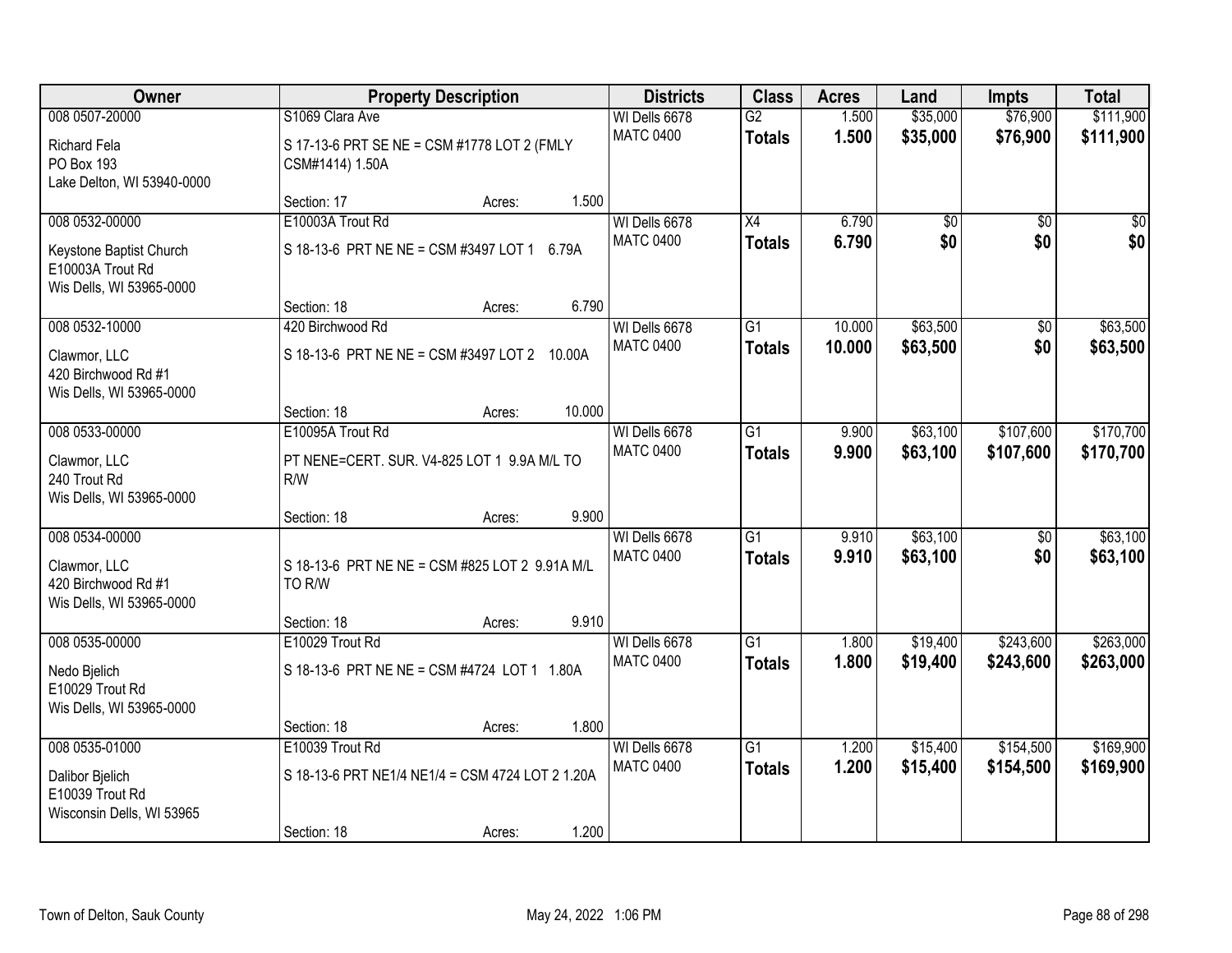| Owner | Property Description | Districts | Class | Acres | Land | Impts | Total |
|---|---|---|---|---|---|---|---|
| 008 0507-20000<br>Richard Fela<br>PO Box 193<br>Lake Delton, WI 53940-0000 | S1069 Clara Ave<br>S 17-13-6 PRT SE NE = CSM #1778 LOT 2 (FMLY CSM#1414) 1.50A<br>Section: 17 Acres: 1.500 | WI Dells 6678<br>MATC 0400 | G2<br>**Totals** | 1.500<br>**1.500** | $35,000<br>**$35,000** | $76,900<br>**$76,900** | $111,900<br>**$111,900** |
| 008 0532-00000<br>Keystone Baptist Church<br>E10003A Trout Rd<br>Wis Dells, WI 53965-0000 | E10003A Trout Rd<br>S 18-13-6 PRT NE NE = CSM #3497 LOT 1 6.79A<br>Section: 18 Acres: 6.790 | WI Dells 6678<br>MATC 0400 | X4<br>**Totals** | 6.790<br>**6.790** | $0<br>**$0** | $0<br>**$0** | $0<br>**$0** |
| 008 0532-10000<br>Clawmor, LLC<br>420 Birchwood Rd #1<br>Wis Dells, WI 53965-0000 | 420 Birchwood Rd<br>S 18-13-6 PRT NE NE = CSM #3497 LOT 2 10.00A<br>Section: 18 Acres: 10.000 | WI Dells 6678<br>MATC 0400 | G1<br>**Totals** | 10.000<br>**10.000** | $63,500<br>**$63,500** | $0<br>**$0** | $63,500<br>**$63,500** |
| 008 0533-00000<br>Clawmor, LLC<br>240 Trout Rd<br>Wis Dells, WI 53965-0000 | E10095A Trout Rd<br>PT NENE=CERT. SUR. V4-825 LOT 1 9.9A M/L TO R/W<br>Section: 18 Acres: 9.900 | WI Dells 6678<br>MATC 0400 | G1<br>**Totals** | 9.900<br>**9.900** | $63,100<br>**$63,100** | $107,600<br>**$107,600** | $170,700<br>**$170,700** |
| 008 0534-00000<br>Clawmor, LLC<br>420 Birchwood Rd #1<br>Wis Dells, WI 53965-0000 | S 18-13-6 PRT NE NE = CSM #825 LOT 2 9.91A M/L TO R/W<br>Section: 18 Acres: 9.910 | WI Dells 6678<br>MATC 0400 | G1<br>**Totals** | 9.910<br>**9.910** | $63,100<br>**$63,100** | $0<br>**$0** | $63,100<br>**$63,100** |
| 008 0535-00000<br>Nedo Bjelich<br>E10029 Trout Rd<br>Wis Dells, WI 53965-0000 | E10029 Trout Rd<br>S 18-13-6 PRT NE NE = CSM #4724 LOT 1 1.80A<br>Section: 18 Acres: 1.800 | WI Dells 6678<br>MATC 0400 | G1<br>**Totals** | 1.800<br>**1.800** | $19,400<br>**$19,400** | $243,600<br>**$243,600** | $263,000<br>**$263,000** |
| 008 0535-01000<br>Dalibor Bjelich<br>E10039 Trout Rd<br>Wisconsin Dells, WI 53965 | E10039 Trout Rd<br>S 18-13-6 PRT NE1/4 NE1/4 = CSM 4724 LOT 2 1.20A<br>Section: 18 Acres: 1.200 | WI Dells 6678<br>MATC 0400 | G1<br>**Totals** | 1.200<br>**1.200** | $15,400<br>**$15,400** | $154,500<br>**$154,500** | $169,900<br>**$169,900** |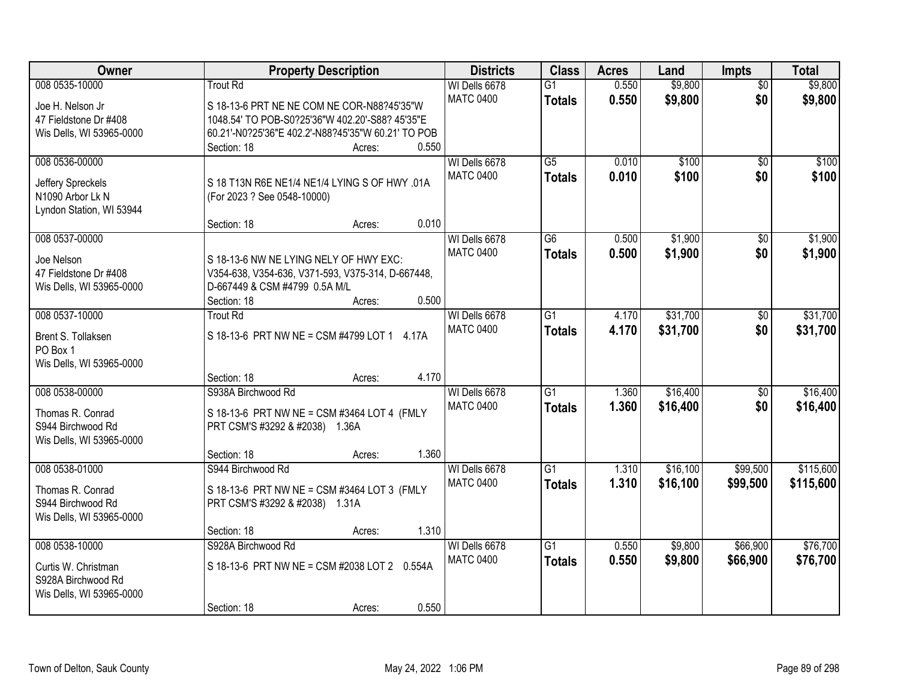| Owner | Property Description | Districts | Class | Acres | Land | Impts | Total |
|---|---|---|---|---|---|---|---|
| 008 0535-10000<br>Joe H. Nelson Jr<br>47 Fieldstone Dr #408<br>Wis Dells, WI 53965-0000 | Trout Rd<br>S 18-13-6 PRT NE NE COM NE COR-N88?45'35"W 1048.54' TO POB-S0?25'36"W 402.20'-S88? 45'35"E 60.21'-N0?25'36"E 402.2'-N88?45'35"W 60.21' TO POB<br>Section: 18 Acres: 0.550 | WI Dells 6678<br>MATC 0400 | G1<br>**Totals** | 0.550<br>**0.550** | $9,800<br>**$9,800** | $0<br>**$0** | $9,800<br>**$9,800** |
| 008 0536-00000<br>Jeffery Spreckels<br>N1090 Arbor Lk N<br>Lyndon Station, WI 53944 | S 18 T13N R6E NE1/4 NE1/4 LYING S OF HWY .01A (For 2023 ? See 0548-10000)<br>Section: 18 Acres: 0.010 | WI Dells 6678<br>MATC 0400 | G5<br>**Totals** | 0.010<br>**0.010** | $100<br>**$100** | $0<br>**$0** | $100<br>**$100** |
| 008 0537-00000<br>Joe Nelson<br>47 Fieldstone Dr #408<br>Wis Dells, WI 53965-0000 | S 18-13-6 NW NE LYING NELY OF HWY EXC: V354-638, V354-636, V371-593, V375-314, D-667448, D-667449 & CSM #4799 0.5A M/L<br>Section: 18 Acres: 0.500 | WI Dells 6678<br>MATC 0400 | G6<br>**Totals** | 0.500<br>**0.500** | $1,900<br>**$1,900** | $0<br>**$0** | $1,900<br>**$1,900** |
| 008 0537-10000<br>Brent S. Tollaksen<br>PO Box 1<br>Wis Dells, WI 53965-0000 | Trout Rd<br>S 18-13-6 PRT NW NE = CSM #4799 LOT 1 4.17A<br>Section: 18 Acres: 4.170 | WI Dells 6678<br>MATC 0400 | G1<br>**Totals** | 4.170<br>**4.170** | $31,700<br>**$31,700** | $0<br>**$0** | $31,700<br>**$31,700** |
| 008 0538-00000<br>Thomas R. Conrad<br>S944 Birchwood Rd<br>Wis Dells, WI 53965-0000 | S938A Birchwood Rd<br>S 18-13-6 PRT NW NE = CSM #3464 LOT 4 (FMLY PRT CSM'S #3292 & #2038) 1.36A<br>Section: 18 Acres: 1.360 | WI Dells 6678<br>MATC 0400 | G1<br>**Totals** | 1.360<br>**1.360** | $16,400<br>**$16,400** | $0<br>**$0** | $16,400<br>**$16,400** |
| 008 0538-01000<br>Thomas R. Conrad<br>S944 Birchwood Rd<br>Wis Dells, WI 53965-0000 | S944 Birchwood Rd<br>S 18-13-6 PRT NW NE = CSM #3464 LOT 3 (FMLY PRT CSM'S #3292 & #2038) 1.31A<br>Section: 18 Acres: 1.310 | WI Dells 6678<br>MATC 0400 | G1<br>**Totals** | 1.310<br>**1.310** | $16,100<br>**$16,100** | $99,500<br>**$99,500** | $115,600<br>**$115,600** |
| 008 0538-10000<br>Curtis W. Christman<br>S928A Birchwood Rd<br>Wis Dells, WI 53965-0000 | S928A Birchwood Rd<br>S 18-13-6 PRT NW NE = CSM #2038 LOT 2 0.554A<br>Section: 18 Acres: 0.550 | WI Dells 6678<br>MATC 0400 | G1<br>**Totals** | 0.550<br>**0.550** | $9,800<br>**$9,800** | $66,900<br>**$66,900** | $76,700<br>**$76,700** |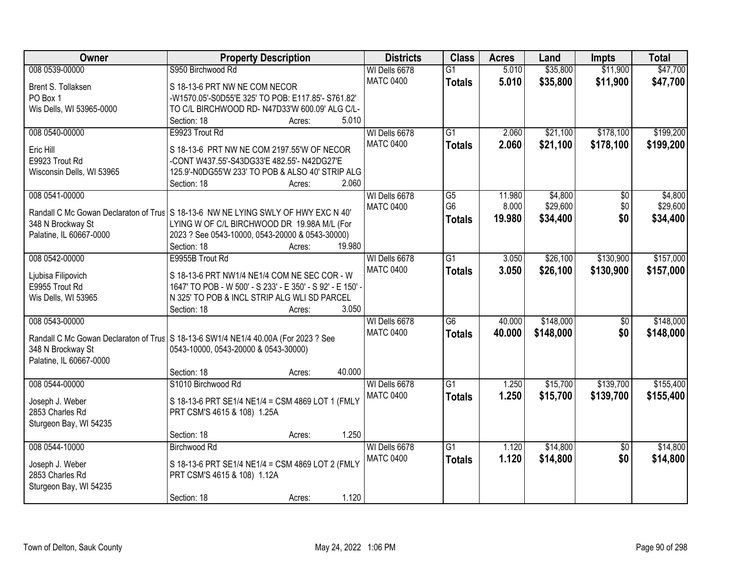| Owner | Property Description | Districts | Class | Acres | Land | Impts | Total |
|---|---|---|---|---|---|---|---|
| 008 0539-00000<br>Brent S. Tollaksen<br>PO Box 1<br>Wis Dells, WI 53965-0000 | S950 Birchwood Rd<br>S 18-13-6 PRT NW NE COM NECOR -W1570.05'-S0D55'E 325' TO POB: E117.85'- S761.82' TO C/L BIRCHWOOD RD- N47D33'W 600.09' ALG C/L-<br>Section: 18 Acres: 5.010 | WI Dells 6678<br>MATC 0400 | G1<br>**Totals** | 5.010<br>**5.010** | $35,800<br>**$35,800** | $11,900<br>**$11,900** | $47,700<br>**$47,700** |
| 008 0540-00000<br>Eric Hill<br>E9923 Trout Rd<br>Wisconsin Dells, WI 53965 | E9923 Trout Rd<br>S 18-13-6 PRT NW NE COM 2197.55'W OF NECOR -CONT W437.55'-S43DG33'E 482.55'- N42DG27'E 125.9'-N0DG55'W 233' TO POB & ALSO 40' STRIP ALG<br>Section: 18 Acres: 2.060 | WI Dells 6678<br>MATC 0400 | G1<br>**Totals** | 2.060<br>**2.060** | $21,100<br>**$21,100** | $178,100<br>**$178,100** | $199,200<br>**$199,200** |
| 008 0541-00000<br>Randall C Mc Gowan Declaraton of Trus<br>348 N Brockway St<br>Palatine, IL 60667-0000 | S 18-13-6 NW NE LYING SWLY OF HWY EXC N 40' LYING W OF C/L BIRCHWOOD DR 19.98A M/L (For 2023 ? See 0543-10000, 0543-20000 & 0543-30000)<br>Section: 18 Acres: 19.980 | WI Dells 6678<br>MATC 0400 | G5<br>G6<br>**Totals** | 11.980<br>8.000<br>**19.980** | $4,800<br>$29,600<br>**$34,400** | $0<br>$0<br>**$0** | $4,800<br>$29,600<br>**$34,400** |
| 008 0542-00000<br>Ljubisa Filipovich<br>E9955 Trout Rd<br>Wis Dells, WI 53965 | E9955B Trout Rd<br>S 18-13-6 PRT NW1/4 NE1/4 COM NE SEC COR - W 1647' TO POB - W 500' - S 233' - E 350' - S 92' - E 150' - N 325' TO POB & INCL STRIP ALG WLI SD PARCEL<br>Section: 18 Acres: 3.050 | WI Dells 6678<br>MATC 0400 | G1<br>**Totals** | 3.050<br>**3.050** | $26,100<br>**$26,100** | $130,900<br>**$130,900** | $157,000<br>**$157,000** |
| 008 0543-00000<br>Randall C Mc Gowan Declaraton of Trus<br>348 N Brockway St<br>Palatine, IL 60667-0000 | S 18-13-6 SW1/4 NE1/4 40.00A (For 2023 ? See 0543-10000, 0543-20000 & 0543-30000)<br>Section: 18 Acres: 40.000 | WI Dells 6678<br>MATC 0400 | G6<br>**Totals** | 40.000<br>**40.000** | $148,000<br>**$148,000** | $0<br>**$0** | $148,000<br>**$148,000** |
| 008 0544-00000<br>Joseph J. Weber<br>2853 Charles Rd<br>Sturgeon Bay, WI 54235 | S1010 Birchwood Rd<br>S 18-13-6 PRT SE1/4 NE1/4 = CSM 4869 LOT 1 (FMLY PRT CSM'S 4615 & 108) 1.25A<br>Section: 18 Acres: 1.250 | WI Dells 6678<br>MATC 0400 | G1<br>**Totals** | 1.250<br>**1.250** | $15,700<br>**$15,700** | $139,700<br>**$139,700** | $155,400<br>**$155,400** |
| 008 0544-10000<br>Joseph J. Weber<br>2853 Charles Rd<br>Sturgeon Bay, WI 54235 | Birchwood Rd<br>S 18-13-6 PRT SE1/4 NE1/4 = CSM 4869 LOT 2 (FMLY PRT CSM'S 4615 & 108) 1.12A<br>Section: 18 Acres: 1.120 | WI Dells 6678<br>MATC 0400 | G1<br>**Totals** | 1.120<br>**1.120** | $14,800<br>**$14,800** | $0<br>**$0** | $14,800<br>**$14,800** |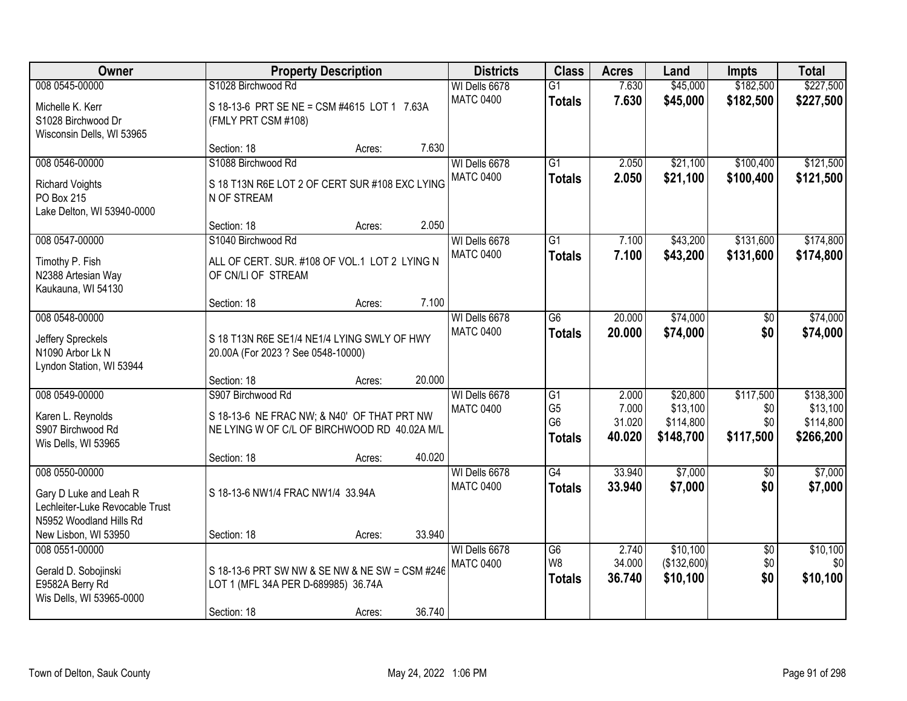| Owner | Property Description | Districts | Class | Acres | Land | Impts | Total |
|---|---|---|---|---|---|---|---|
| 008 0545-00000<br>Michelle K. Kerr<br>S1028 Birchwood Dr<br>Wisconsin Dells, WI 53965 | S1028 Birchwood Rd<br>S 18-13-6 PRT SE NE = CSM #4615 LOT 1 7.63A (FMLY PRT CSM #108)<br>Section: 18 Acres: 7.630 | WI Dells 6678<br>MATC 0400 | G1<br>**Totals** | 7.630<br>**7.630** | \$45,000<br>**\$45,000** | \$182,500<br>**\$182,500** | \$227,500<br>**\$227,500** |
| 008 0546-00000<br>Richard Voights<br>PO Box 215<br>Lake Delton, WI 53940-0000 | S1088 Birchwood Rd<br>S 18 T13N R6E LOT 2 OF CERT SUR #108 EXC LYING N OF STREAM<br>Section: 18 Acres: 2.050 | WI Dells 6678<br>MATC 0400 | G1<br>**Totals** | 2.050<br>**2.050** | \$21,100<br>**\$21,100** | \$100,400<br>**\$100,400** | \$121,500<br>**\$121,500** |
| 008 0547-00000<br>Timothy P. Fish<br>N2388 Artesian Way<br>Kaukauna, WI 54130 | S1040 Birchwood Rd<br>ALL OF CERT. SUR. #108 OF VOL.1 LOT 2 LYING N OF CN/LI OF STREAM<br>Section: 18 Acres: 7.100 | WI Dells 6678<br>MATC 0400 | G1<br>**Totals** | 7.100<br>**7.100** | \$43,200<br>**\$43,200** | \$131,600<br>**\$131,600** | \$174,800<br>**\$174,800** |
| 008 0548-00000<br>Jeffery Spreckels<br>N1090 Arbor Lk N<br>Lyndon Station, WI 53944 | S 18 T13N R6E SE1/4 NE1/4 LYING SWLY OF HWY 20.00A (For 2023 ? See 0548-10000)<br>Section: 18 Acres: 20.000 | WI Dells 6678<br>MATC 0400 | G6<br>**Totals** | 20.000<br>**20.000** | \$74,000<br>**\$74,000** | \$0<br>**\$0** | \$74,000<br>**\$74,000** |
| 008 0549-00000<br>Karen L. Reynolds<br>S907 Birchwood Rd<br>Wis Dells, WI 53965 | S907 Birchwood Rd<br>S 18-13-6 NE FRAC NW; & N40' OF THAT PRT NW NE LYING W OF C/L OF BIRCHWOOD RD 40.02A M/L<br>Section: 18 Acres: 40.020 | WI Dells 6678<br>MATC 0400 | G1<br>G5<br>G6<br>**Totals** | 2.000<br>7.000<br>31.020<br>**40.020** | \$20,800<br>\$13,100<br>\$114,800<br>**\$148,700** | \$117,500<br>\$0<br>\$0<br>**\$117,500** | \$138,300<br>\$13,100<br>\$114,800<br>**\$266,200** |
| 008 0550-00000<br>Gary D Luke and Leah R Lechleiter-Luke Revocable Trust<br>N5952 Woodland Hills Rd<br>New Lisbon, WI 53950 | S 18-13-6 NW1/4 FRAC NW1/4 33.94A<br>Section: 18 Acres: 33.940 | WI Dells 6678<br>MATC 0400 | G4<br>**Totals** | 33.940<br>**33.940** | \$7,000<br>**\$7,000** | \$0<br>**\$0** | \$7,000<br>**\$7,000** |
| 008 0551-00000<br>Gerald D. Sobojinski<br>E9582A Berry Rd<br>Wis Dells, WI 53965-0000 | S 18-13-6 PRT SW NW & SE NW & NE SW = CSM #246 LOT 1 (MFL 34A PER D-689985) 36.74A<br>Section: 18 Acres: 36.740 | WI Dells 6678<br>MATC 0400 | G6<br>W8<br>**Totals** | 2.740<br>34.000<br>**36.740** | \$10,100<br>(\$132,600)<br>**\$10,100** | \$0<br>\$0<br>**\$0** | \$10,100<br>\$0<br>**\$10,100** |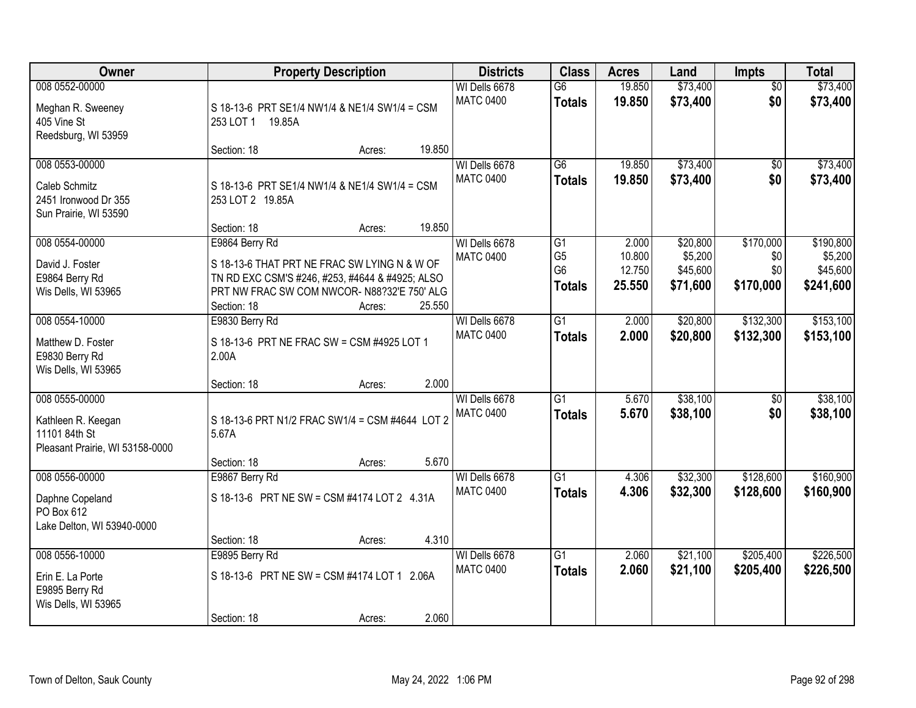| Owner | Property Description | Districts | Class | Acres | Land | Impts | Total |
|---|---|---|---|---|---|---|---|
| 008 0552-00000<br>Meghan R. Sweeney<br>405 Vine St<br>Reedsburg, WI 53959 | S 18-13-6 PRT SE1/4 NW1/4 & NE1/4 SW1/4 = CSM 253 LOT 1 19.85A<br>Section: 18 Acres: 19.850 | WI Dells 6678<br>MATC 0400 | G6<br>**Totals** | 19.850<br>**19.850** | $73,400<br>**$73,400** | $0<br>**$0** | $73,400<br>**$73,400** |
| 008 0553-00000<br>Caleb Schmitz<br>2451 Ironwood Dr 355<br>Sun Prairie, WI 53590 | S 18-13-6 PRT SE1/4 NW1/4 & NE1/4 SW1/4 = CSM 253 LOT 2 19.85A<br>Section: 18 Acres: 19.850 | WI Dells 6678<br>MATC 0400 | G6<br>**Totals** | 19.850<br>**19.850** | $73,400<br>**$73,400** | $0<br>**$0** | $73,400<br>**$73,400** |
| 008 0554-00000<br>David J. Foster<br>E9864 Berry Rd<br>Wis Dells, WI 53965 | E9864 Berry Rd<br>S 18-13-6 THAT PRT NE FRAC SW LYING N & W OF TN RD EXC CSM'S #246, #253, #4644 & #4925; ALSO PRT NW FRAC SW COM NWCOR- N88?32'E 750' ALG<br>Section: 18 Acres: 25.550 | WI Dells 6678<br>MATC 0400 | G1<br>G5<br>G6<br>**Totals** | 2.000<br>10.800<br>12.750<br>**25.550** | $20,800<br>$5,200<br>$45,600<br>**$71,600** | $170,000<br>$0<br>$0<br>**$170,000** | $190,800<br>$5,200<br>$45,600<br>**$241,600** |
| 008 0554-10000<br>Matthew D. Foster<br>E9830 Berry Rd<br>Wis Dells, WI 53965 | E9830 Berry Rd<br>S 18-13-6 PRT NE FRAC SW = CSM #4925 LOT 1 2.00A<br>Section: 18 Acres: 2.000 | WI Dells 6678<br>MATC 0400 | G1<br>**Totals** | 2.000<br>**2.000** | $20,800<br>**$20,800** | $132,300<br>**$132,300** | $153,100<br>**$153,100** |
| 008 0555-00000<br>Kathleen R. Keegan<br>11101 84th St<br>Pleasant Prairie, WI 53158-0000 | S 18-13-6 PRT N1/2 FRAC SW1/4 = CSM #4644 LOT 2 5.67A<br>Section: 18 Acres: 5.670 | WI Dells 6678<br>MATC 0400 | G1<br>**Totals** | 5.670<br>**5.670** | $38,100<br>**$38,100** | $0<br>**$0** | $38,100<br>**$38,100** |
| 008 0556-00000<br>Daphne Copeland<br>PO Box 612<br>Lake Delton, WI 53940-0000 | E9867 Berry Rd<br>S 18-13-6 PRT NE SW = CSM #4174 LOT 2 4.31A<br>Section: 18 Acres: 4.310 | WI Dells 6678<br>MATC 0400 | G1<br>**Totals** | 4.306<br>**4.306** | $32,300<br>**$32,300** | $128,600<br>**$128,600** | $160,900<br>**$160,900** |
| 008 0556-10000<br>Erin E. La Porte<br>E9895 Berry Rd<br>Wis Dells, WI 53965 | E9895 Berry Rd<br>S 18-13-6 PRT NE SW = CSM #4174 LOT 1 2.06A<br>Section: 18 Acres: 2.060 | WI Dells 6678<br>MATC 0400 | G1<br>**Totals** | 2.060<br>**2.060** | $21,100<br>**$21,100** | $205,400<br>**$205,400** | $226,500<br>**$226,500** |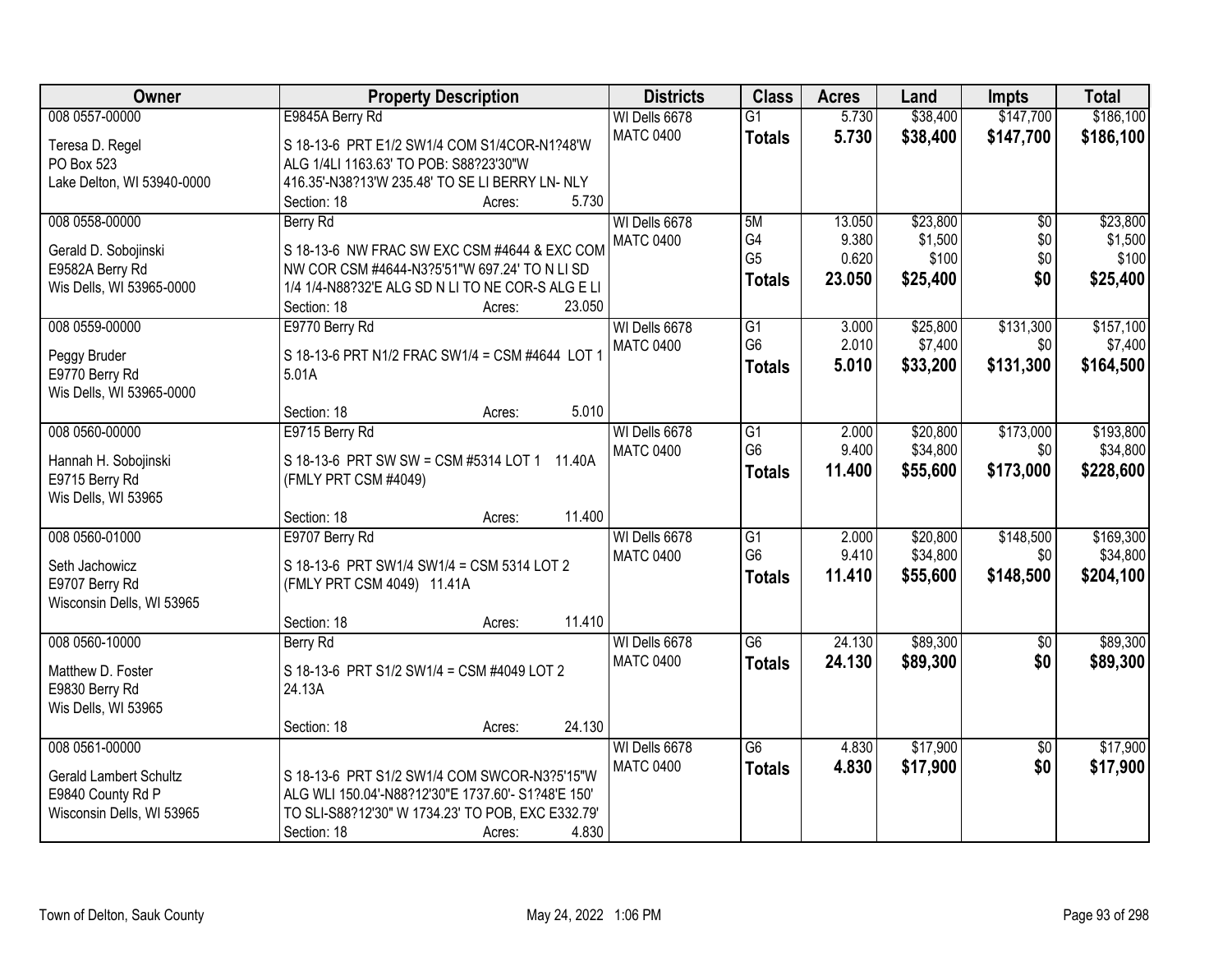| Owner | Property Description | Districts | Class | Acres | Land | Impts | Total |
|---|---|---|---|---|---|---|---|
| 008 0557-00000<br>Teresa D. Regel<br>PO Box 523<br>Lake Delton, WI 53940-0000 | E9845A Berry Rd<br>S 18-13-6 PRT E1/2 SW1/4 COM S1/4COR-N1?48'W ALG 1/4LI 1163.63' TO POB: S88?23'30"W 416.35'-N38?13'W 235.48' TO SE LI BERRY LN- NLY<br>Section: 18 Acres: 5.730 | WI Dells 6678<br>MATC 0400 | G1<br>**Totals** | 5.730<br>**5.730** | $38,400<br>**$38,400** | $147,700<br>**$147,700** | $186,100<br>**$186,100** |
| 008 0558-00000<br>Gerald D. Sobojinski<br>E9582A Berry Rd<br>Wis Dells, WI 53965-0000 | Berry Rd<br>S 18-13-6 NW FRAC SW EXC CSM #4644 & EXC COM NW COR CSM #4644-N3?5'51"W 697.24' TO N LI SD 1/4 1/4-N88?32'E ALG SD N LI TO NE COR-S ALG E LI<br>Section: 18 Acres: 23.050 | WI Dells 6678<br>MATC 0400 | 5M<br>G4<br>G5<br>**Totals** | 13.050<br>9.380<br>0.620<br>**23.050** | $23,800<br>$1,500<br>$100<br>**$25,400** | $0<br>$0<br>$0<br>**$0** | $23,800<br>$1,500<br>$100<br>**$25,400** |
| 008 0559-00000<br>Peggy Bruder<br>E9770 Berry Rd<br>Wis Dells, WI 53965-0000 | E9770 Berry Rd<br>S 18-13-6 PRT N1/2 FRAC SW1/4 = CSM #4644 LOT 1 5.01A<br>Section: 18 Acres: 5.010 | WI Dells 6678<br>MATC 0400 | G1<br>G6<br>**Totals** | 3.000<br>2.010<br>**5.010** | $25,800<br>$7,400<br>**$33,200** | $131,300<br>$0<br>**$131,300** | $157,100<br>$7,400<br>**$164,500** |
| 008 0560-00000<br>Hannah H. Sobojinski<br>E9715 Berry Rd<br>Wis Dells, WI 53965 | E9715 Berry Rd<br>S 18-13-6 PRT SW SW = CSM #5314 LOT 1 11.40A (FMLY PRT CSM #4049)<br>Section: 18 Acres: 11.400 | WI Dells 6678<br>MATC 0400 | G1<br>G6<br>**Totals** | 2.000<br>9.400<br>**11.400** | $20,800<br>$34,800<br>**$55,600** | $173,000<br>$0<br>**$173,000** | $193,800<br>$34,800<br>**$228,600** |
| 008 0560-01000<br>Seth Jachowicz<br>E9707 Berry Rd<br>Wisconsin Dells, WI 53965 | E9707 Berry Rd<br>S 18-13-6 PRT SW1/4 SW1/4 = CSM 5314 LOT 2 (FMLY PRT CSM 4049) 11.41A<br>Section: 18 Acres: 11.410 | WI Dells 6678<br>MATC 0400 | G1<br>G6<br>**Totals** | 2.000<br>9.410<br>**11.410** | $20,800<br>$34,800<br>**$55,600** | $148,500<br>$0<br>**$148,500** | $169,300<br>$34,800<br>**$204,100** |
| 008 0560-10000<br>Matthew D. Foster<br>E9830 Berry Rd<br>Wis Dells, WI 53965 | Berry Rd<br>S 18-13-6 PRT S1/2 SW1/4 = CSM #4049 LOT 2 24.13A<br>Section: 18 Acres: 24.130 | WI Dells 6678<br>MATC 0400 | G6<br>**Totals** | 24.130<br>**24.130** | $89,300<br>**$89,300** | $0<br>**$0** | $89,300<br>**$89,300** |
| 008 0561-00000<br>Gerald Lambert Schultz<br>E9840 County Rd P<br>Wisconsin Dells, WI 53965 | S 18-13-6 PRT S1/2 SW1/4 COM SWCOR-N3?5'15"W ALG WLI 150.04'-N88?12'30"E 1737.60'- S1?48'E 150' TO SLI-S88?12'30" W 1734.23' TO POB, EXC E332.79'<br>Section: 18 Acres: 4.830 | WI Dells 6678<br>MATC 0400 | G6<br>**Totals** | 4.830<br>**4.830** | $17,900<br>**$17,900** | $0<br>**$0** | $17,900<br>**$17,900** |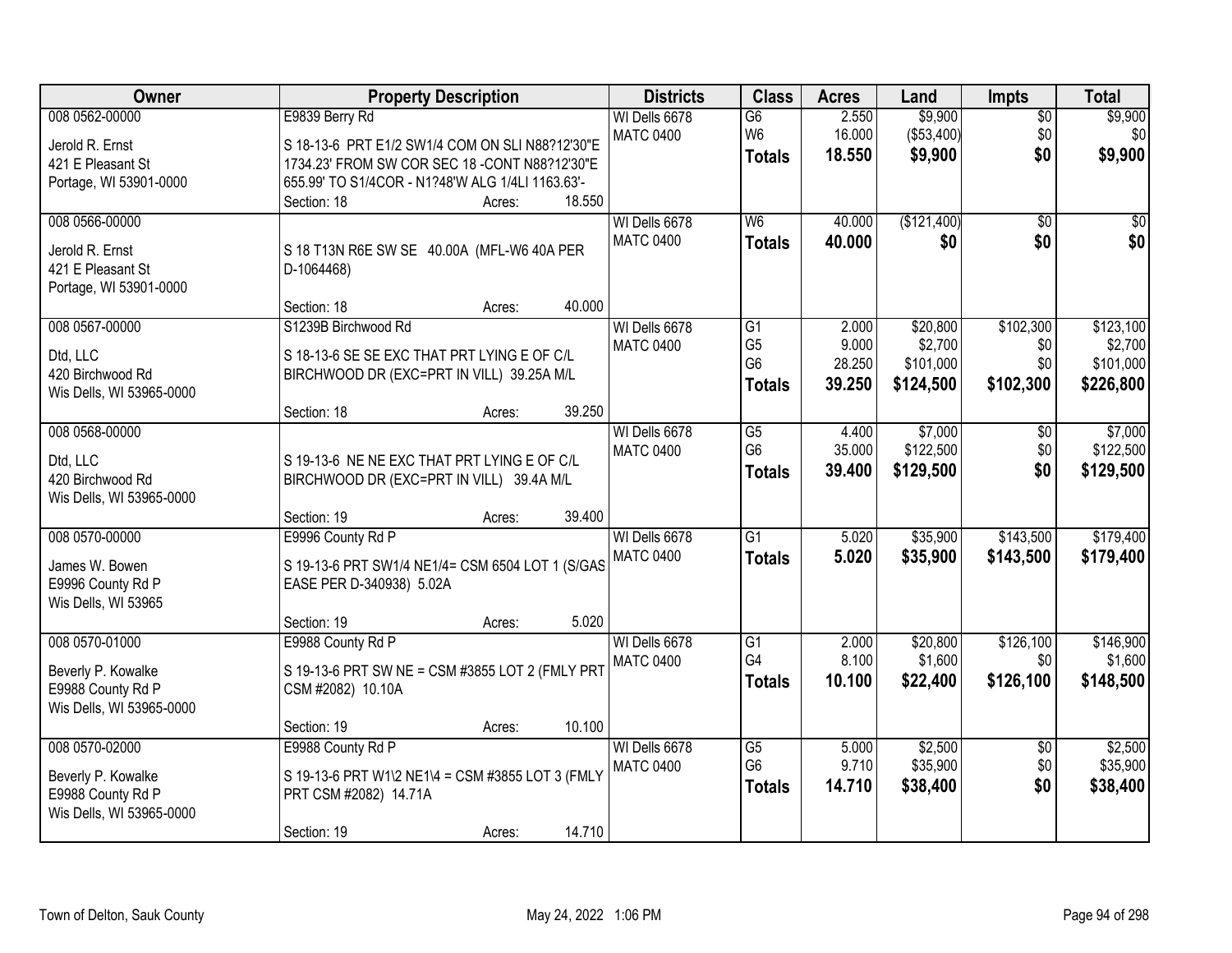| Owner | Property Description | Districts | Class | Acres | Land | Impts | Total |
|---|---|---|---|---|---|---|---|
| 008 0562-00000<br>Jerold R. Ernst<br>421 E Pleasant St<br>Portage, WI 53901-0000 | E9839 Berry Rd<br>S 18-13-6 PRT E1/2 SW1/4 COM ON SLI N88?12'30"E 1734.23' FROM SW COR SEC 18 -CONT N88?12'30"E 655.99' TO S1/4COR - N1?48'W ALG 1/4LI 1163.63'-<br>Section: 18 Acres: 18.550 | WI Dells 6678<br>MATC 0400 | G6<br>W6<br>**Totals** | 2.550<br>16.000<br>**18.550** | $9,900<br>($53,400)<br>**$9,900** | $0<br>$0<br>**$0** | $9,900<br>$0<br>**$9,900** |
| 008 0566-00000<br>Jerold R. Ernst<br>421 E Pleasant St<br>Portage, WI 53901-0000 | S 18 T13N R6E SW SE 40.00A (MFL-W6 40A PER D-1064468)<br>Section: 18 Acres: 40.000 | WI Dells 6678<br>MATC 0400 | W6<br>**Totals** | 40.000<br>**40.000** | ($121,400)<br>**$0** | $0<br>**$0** | $0<br>**$0** |
| 008 0567-00000<br>Dtd, LLC<br>420 Birchwood Rd<br>Wis Dells, WI 53965-0000 | S1239B Birchwood Rd<br>S 18-13-6 SE SE EXC THAT PRT LYING E OF C/L BIRCHWOOD DR (EXC=PRT IN VILL) 39.25A M/L<br>Section: 18 Acres: 39.250 | WI Dells 6678<br>MATC 0400 | G1<br>G5<br>G6<br>**Totals** | 2.000<br>9.000<br>28.250<br>**39.250** | $20,800<br>$2,700<br>$101,000<br>**$124,500** | $102,300<br>$0<br>$0<br>**$102,300** | $123,100<br>$2,700<br>$101,000<br>**$226,800** |
| 008 0568-00000<br>Dtd, LLC<br>420 Birchwood Rd<br>Wis Dells, WI 53965-0000 | S 19-13-6 NE NE EXC THAT PRT LYING E OF C/L BIRCHWOOD DR (EXC=PRT IN VILL) 39.4A M/L<br>Section: 19 Acres: 39.400 | WI Dells 6678<br>MATC 0400 | G5<br>G6<br>**Totals** | 4.400<br>35.000<br>**39.400** | $7,000<br>$122,500<br>**$129,500** | $0<br>$0<br>**$0** | $7,000<br>$122,500<br>**$129,500** |
| 008 0570-00000<br>James W. Bowen<br>E9996 County Rd P<br>Wis Dells, WI 53965 | E9996 County Rd P<br>S 19-13-6 PRT SW1/4 NE1/4= CSM 6504 LOT 1 (S/GAS EASE PER D-340938) 5.02A<br>Section: 19 Acres: 5.020 | WI Dells 6678<br>MATC 0400 | G1<br>**Totals** | 5.020<br>**5.020** | $35,900<br>**$35,900** | $143,500<br>**$143,500** | $179,400<br>**$179,400** |
| 008 0570-01000<br>Beverly P. Kowalke<br>E9988 County Rd P<br>Wis Dells, WI 53965-0000 | E9988 County Rd P<br>S 19-13-6 PRT SW NE = CSM #3855 LOT 2 (FMLY PRT CSM #2082) 10.10A<br>Section: 19 Acres: 10.100 | WI Dells 6678<br>MATC 0400 | G1<br>G4<br>**Totals** | 2.000<br>8.100<br>**10.100** | $20,800<br>$1,600<br>**$22,400** | $126,100<br>$0<br>**$126,100** | $146,900<br>$1,600<br>**$148,500** |
| 008 0570-02000<br>Beverly P. Kowalke<br>E9988 County Rd P<br>Wis Dells, WI 53965-0000 | E9988 County Rd P<br>S 19-13-6 PRT W1\2 NE1\4 = CSM #3855 LOT 3 (FMLY PRT CSM #2082) 14.71A<br>Section: 19 Acres: 14.710 | WI Dells 6678<br>MATC 0400 | G5<br>G6<br>**Totals** | 5.000<br>9.710<br>**14.710** | $2,500<br>$35,900<br>**$38,400** | $0<br>$0<br>**$0** | $2,500<br>$35,900<br>**$38,400** |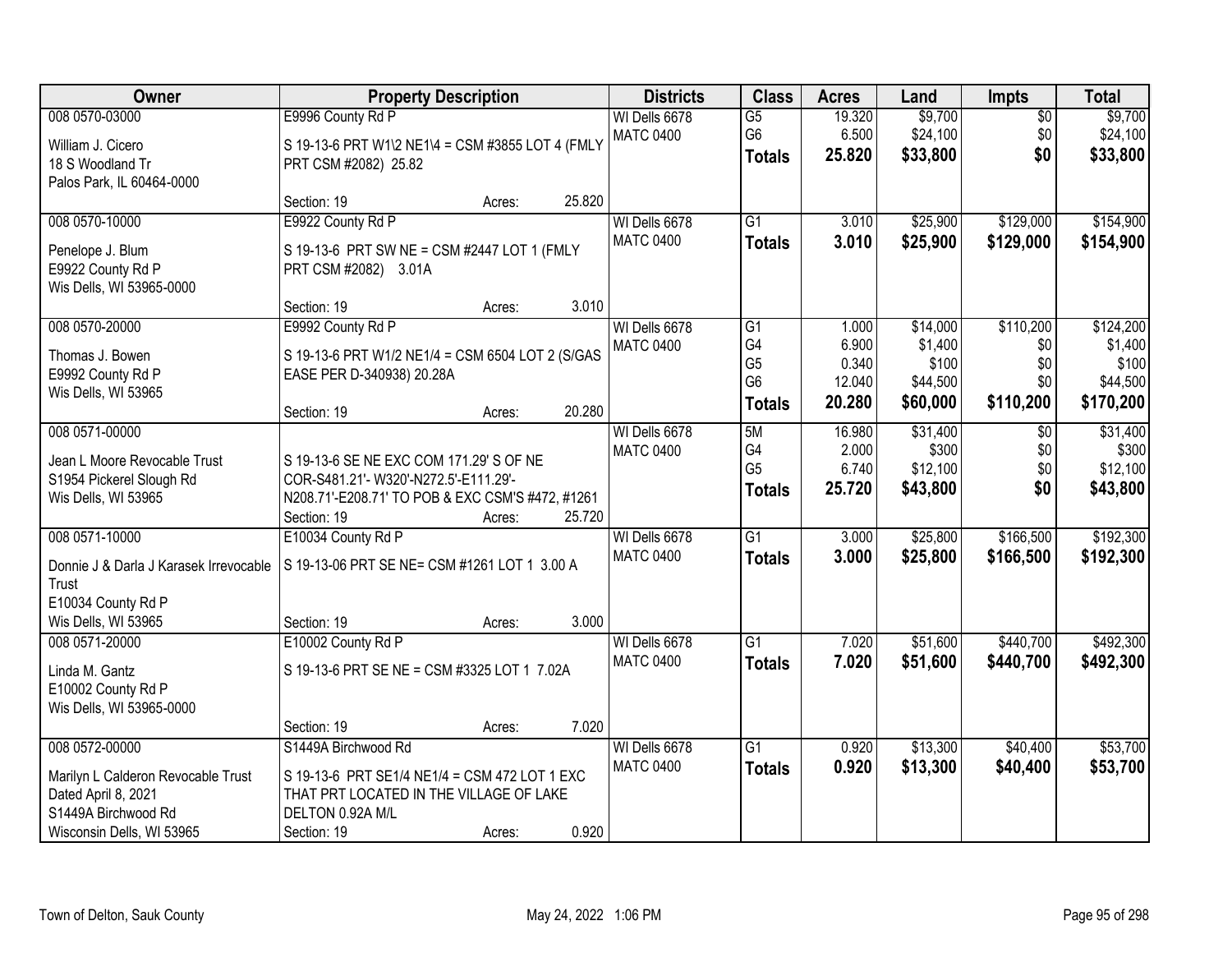| Owner | Property Description | Districts | Class | Acres | Land | Impts | Total |
|---|---|---|---|---|---|---|---|
| 008 0570-03000<br>William J. Cicero<br>18 S Woodland Tr<br>Palos Park, IL 60464-0000 | E9996 County Rd P<br>S 19-13-6 PRT W1\2 NE1\4 = CSM #3855 LOT 4 (FMLY PRT CSM #2082) 25.82<br>Section: 19 Acres: 25.820 | WI Dells 6678<br>MATC 0400 | G5<br>G6<br>**Totals** | 19.320<br>6.500<br>**25.820** | $9,700<br>$24,100<br>**$33,800** | $0<br>$0<br>**$0** | $9,700<br>$24,100<br>**$33,800** |
| 008 0570-10000<br>Penelope J. Blum<br>E9922 County Rd P<br>Wis Dells, WI 53965-0000 | E9922 County Rd P<br>S 19-13-6 PRT SW NE = CSM #2447 LOT 1 (FMLY PRT CSM #2082) 3.01A<br>Section: 19 Acres: 3.010 | WI Dells 6678<br>MATC 0400 | G1<br>**Totals** | 3.010<br>**3.010** | $25,900<br>**$25,900** | $129,000<br>**$129,000** | $154,900<br>**$154,900** |
| 008 0570-20000<br>Thomas J. Bowen<br>E9992 County Rd P<br>Wis Dells, WI 53965 | E9992 County Rd P<br>S 19-13-6 PRT W1/2 NE1/4 = CSM 6504 LOT 2 (S/GAS EASE PER D-340938) 20.28A<br>Section: 19 Acres: 20.280 | WI Dells 6678<br>MATC 0400 | G1<br>G4<br>G5<br>G6<br>**Totals** | 1.000<br>6.900<br>0.340<br>12.040<br>**20.280** | $14,000<br>$1,400<br>$100<br>$44,500<br>**$60,000** | $110,200<br>$0<br>$0<br>$0<br>**$110,200** | $124,200<br>$1,400<br>$100<br>$44,500<br>**$170,200** |
| 008 0571-00000<br>Jean L Moore Revocable Trust<br>S1954 Pickerel Slough Rd<br>Wis Dells, WI 53965 | S 19-13-6 SE NE EXC COM 171.29' S OF NE COR-S481.21'- W320'-N272.5'-E111.29'- N208.71'-E208.71' TO POB & EXC CSM'S #472, #1261<br>Section: 19 Acres: 25.720 | WI Dells 6678<br>MATC 0400 | 5M<br>G4<br>G5<br>**Totals** | 16.980<br>2.000<br>6.740<br>**25.720** | $31,400<br>$300<br>$12,100<br>**$43,800** | $0<br>$0<br>$0<br>**$0** | $31,400<br>$300<br>$12,100<br>**$43,800** |
| 008 0571-10000<br>Donnie J & Darla J Karasek Irrevocable Trust<br>E10034 County Rd P<br>Wis Dells, WI 53965 | E10034 County Rd P<br>S 19-13-06 PRT SE NE= CSM #1261 LOT 1 3.00 A<br>Section: 19 Acres: 3.000 | WI Dells 6678<br>MATC 0400 | G1<br>**Totals** | 3.000<br>**3.000** | $25,800<br>**$25,800** | $166,500<br>**$166,500** | $192,300<br>**$192,300** |
| 008 0571-20000<br>Linda M. Gantz<br>E10002 County Rd P<br>Wis Dells, WI 53965-0000 | E10002 County Rd P<br>S 19-13-6 PRT SE NE = CSM #3325 LOT 1 7.02A<br>Section: 19 Acres: 7.020 | WI Dells 6678<br>MATC 0400 | G1<br>**Totals** | 7.020<br>**7.020** | $51,600<br>**$51,600** | $440,700<br>**$440,700** | $492,300<br>**$492,300** |
| 008 0572-00000<br>Marilyn L Calderon Revocable Trust<br>Dated April 8, 2021<br>S1449A Birchwood Rd<br>Wisconsin Dells, WI 53965 | S1449A Birchwood Rd<br>S 19-13-6 PRT SE1/4 NE1/4 = CSM 472 LOT 1 EXC THAT PRT LOCATED IN THE VILLAGE OF LAKE DELTON 0.92A M/L<br>Section: 19 Acres: 0.920 | WI Dells 6678<br>MATC 0400 | G1<br>**Totals** | 0.920<br>**0.920** | $13,300<br>**$13,300** | $40,400<br>**$40,400** | $53,700<br>**$53,700** |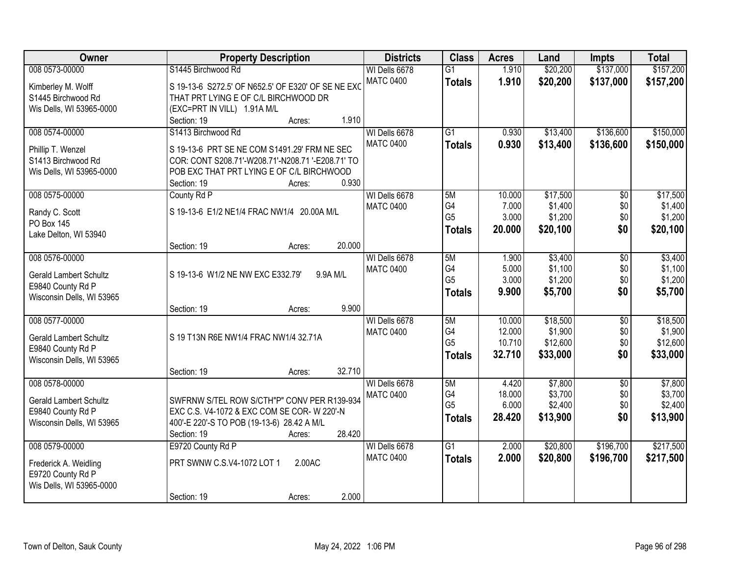| Owner | Property Description | Districts | Class | Acres | Land | Impts | Total |
|---|---|---|---|---|---|---|---|
| 008 0573-00000<br><br>Kimberley M. Wolff<br>S1445 Birchwood Rd<br>Wis Dells, WI 53965-0000 | S1445 Birchwood Rd<br><br>S 19-13-6 S272.5' OF N652.5' OF E320' OF SE NE EXC THAT PRT LYING E OF C/L BIRCHWOOD DR (EXC=PRT IN VILL) 1.91A M/L<br>Section: 19 Acres: 1.910 | WI Dells 6678<br>MATC 0400 | G1<br>**Totals** | 1.910<br>**1.910** | $20,200<br>**$20,200** | $137,000<br>**$137,000** | $157,200<br>**$157,200** |
| 008 0574-00000<br><br>Phillip T. Wenzel<br>S1413 Birchwood Rd<br>Wis Dells, WI 53965-0000 | S1413 Birchwood Rd<br><br>S 19-13-6 PRT SE NE COM S1491.29' FRM NE SEC COR: CONT S208.71'-W208.71'-N208.71 '-E208.71' TO POB EXC THAT PRT LYING E OF C/L BIRCHWOOD<br>Section: 19 Acres: 0.930 | WI Dells 6678<br>MATC 0400 | G1<br>**Totals** | 0.930<br>**0.930** | $13,400<br>**$13,400** | $136,600<br>**$136,600** | $150,000<br>**$150,000** |
| 008 0575-00000<br><br>Randy C. Scott<br>PO Box 145<br>Lake Delton, WI 53940 | County Rd P<br><br>S 19-13-6 E1/2 NE1/4 FRAC NW1/4 20.00A M/L<br><br>Section: 19 Acres: 20.000 | WI Dells 6678<br>MATC 0400 | 5M<br>G4<br>G5<br>**Totals** | 10.000<br>7.000<br>3.000<br>**20.000** | $17,500<br>$1,400<br>$1,200<br>**$20,100** | $0<br>$0<br>$0<br>**$0** | $17,500<br>$1,400<br>$1,200<br>**$20,100** |
| 008 0576-00000<br><br>Gerald Lambert Schultz<br>E9840 County Rd P<br>Wisconsin Dells, WI 53965 | S 19-13-6 W1/2 NE NW EXC E332.79' 9.9A M/L<br><br>Section: 19 Acres: 9.900 | WI Dells 6678<br>MATC 0400 | 5M<br>G4<br>G5<br>**Totals** | 1.900<br>5.000<br>3.000<br>**9.900** | $3,400<br>$1,100<br>$1,200<br>**$5,700** | $0<br>$0<br>$0<br>**$0** | $3,400<br>$1,100<br>$1,200<br>**$5,700** |
| 008 0577-00000<br><br>Gerald Lambert Schultz<br>E9840 County Rd P<br>Wisconsin Dells, WI 53965 | S 19 T13N R6E NW1/4 FRAC NW1/4 32.71A<br><br>Section: 19 Acres: 32.710 | WI Dells 6678<br>MATC 0400 | 5M<br>G4<br>G5<br>**Totals** | 10.000<br>12.000<br>10.710<br>**32.710** | $18,500<br>$1,900<br>$12,600<br>**$33,000** | $0<br>$0<br>$0<br>**$0** | $18,500<br>$1,900<br>$12,600<br>**$33,000** |
| 008 0578-00000<br><br>Gerald Lambert Schultz<br>E9840 County Rd P<br>Wisconsin Dells, WI 53965 | SWFRNW S/TEL ROW S/CTH"P" CONV PER R139-934 EXC C.S. V4-1072 & EXC COM SE COR- W 220'-N 400'-E 220'-S TO POB (19-13-6) 28.42 A M/L<br>Section: 19 Acres: 28.420 | WI Dells 6678<br>MATC 0400 | 5M<br>G4<br>G5<br>**Totals** | 4.420<br>18.000<br>6.000<br>**28.420** | $7,800<br>$3,700<br>$2,400<br>**$13,900** | $0<br>$0<br>$0<br>**$0** | $7,800<br>$3,700<br>$2,400<br>**$13,900** |
| 008 0579-00000<br><br>Frederick A. Weidling<br>E9720 County Rd P<br>Wis Dells, WI 53965-0000 | E9720 County Rd P<br><br>PRT SWNW C.S.V4-1072 LOT 1 2.00AC<br><br>Section: 19 Acres: 2.000 | WI Dells 6678<br>MATC 0400 | G1<br>**Totals** | 2.000<br>**2.000** | $20,800<br>**$20,800** | $196,700<br>**$196,700** | $217,500<br>**$217,500** |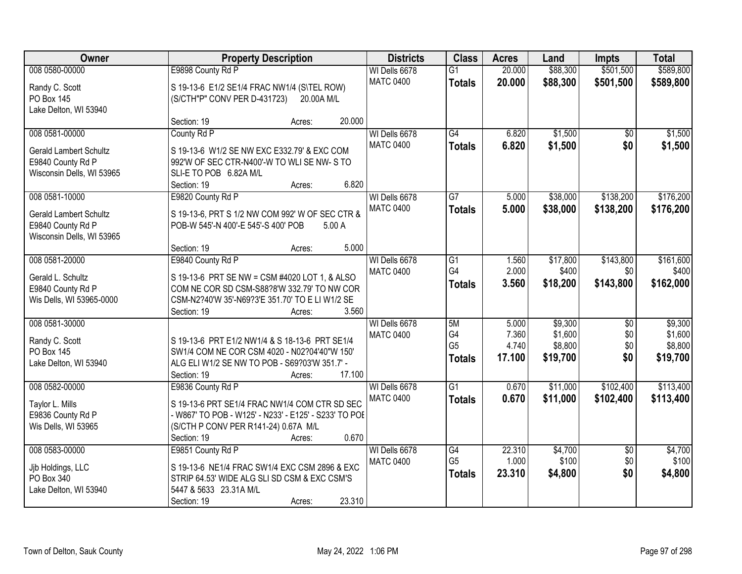| Owner | Property Description | Districts | Class | Acres | Land | Impts | Total |
|---|---|---|---|---|---|---|---|
| 008 0580-00000<br><br>Randy C. Scott<br>PO Box 145<br>Lake Delton, WI 53940 | E9898 County Rd P<br><br>S 19-13-6 E1/2 SE1/4 FRAC NW1/4 (S\TEL ROW) (S/CTH"P" CONV PER D-431723) 20.00A M/L<br><br>Section: 19 Acres: 20.000 | WI Dells 6678<br>MATC 0400 | G1<br>**Totals** | 20.000<br>**20.000** | $88,300<br>**$88,300** | $501,500<br>**$501,500** | $589,800<br>**$589,800** |
| 008 0581-00000<br><br>Gerald Lambert Schultz<br>E9840 County Rd P<br>Wisconsin Dells, WI 53965 | County Rd P<br><br>S 19-13-6 W1/2 SE NW EXC E332.79' & EXC COM 992'W OF SEC CTR-N400'-W TO WLI SE NW- S TO SLI-E TO POB 6.82A M/L<br>Section: 19 Acres: 6.820 | WI Dells 6678<br>MATC 0400 | G4<br>**Totals** | 6.820<br>**6.820** | $1,500<br>**$1,500** | $0<br>**$0** | $1,500<br>**$1,500** |
| 008 0581-10000<br><br>Gerald Lambert Schultz<br>E9840 County Rd P<br>Wisconsin Dells, WI 53965 | E9820 County Rd P<br><br>S 19-13-6, PRT S 1/2 NW COM 992' W OF SEC CTR & POB-W 545'-N 400'-E 545'-S 400' POB 5.00 A<br><br>Section: 19 Acres: 5.000 | WI Dells 6678<br>MATC 0400 | G7<br>**Totals** | 5.000<br>**5.000** | $38,000<br>**$38,000** | $138,200<br>**$138,200** | $176,200<br>**$176,200** |
| 008 0581-20000<br><br>Gerald L. Schultz<br>E9840 County Rd P<br>Wis Dells, WI 53965-0000 | E9840 County Rd P<br><br>S 19-13-6 PRT SE NW = CSM #4020 LOT 1, & ALSO COM NE COR SD CSM-S88?8'W 332.79' TO NW COR CSM-N2?40'W 35'-N69?3'E 351.70' TO E LI W1/2 SE<br>Section: 19 Acres: 3.560 | WI Dells 6678<br>MATC 0400 | G1<br>G4<br>**Totals** | 1.560<br>2.000<br>**3.560** | $17,800<br>$400<br>**$18,200** | $143,800<br>$0<br>**$143,800** | $161,600<br>$400<br>**$162,000** |
| 008 0581-30000<br><br>Randy C. Scott<br>PO Box 145<br>Lake Delton, WI 53940 | <br><br>S 19-13-6 PRT E1/2 NW1/4 & S 18-13-6 PRT SE1/4 SW1/4 COM NE COR CSM 4020 - N02?04'40"W 150' ALG ELI W1/2 SE NW TO POB - S69?03'W 351.7' -<br>Section: 19 Acres: 17.100 | WI Dells 6678<br>MATC 0400 | 5M<br>G4<br>G5<br>**Totals** | 5.000<br>7.360<br>4.740<br>**17.100** | $9,300<br>$1,600<br>$8,800<br>**$19,700** | $0<br>$0<br>$0<br>**$0** | $9,300<br>$1,600<br>$8,800<br>**$19,700** |
| 008 0582-00000<br><br>Taylor L. Mills<br>E9836 County Rd P<br>Wis Dells, WI 53965 | E9836 County Rd P<br><br>S 19-13-6 PRT SE1/4 FRAC NW1/4 COM CTR SD SEC - W867' TO POB - W125' - N233' - E125' - S233' TO POE (S/CTH P CONV PER R141-24) 0.67A M/L<br>Section: 19 Acres: 0.670 | WI Dells 6678<br>MATC 0400 | G1<br>**Totals** | 0.670<br>**0.670** | $11,000<br>**$11,000** | $102,400<br>**$102,400** | $113,400<br>**$113,400** |
| 008 0583-00000<br><br>Jjb Holdings, LLC<br>PO Box 340<br>Lake Delton, WI 53940 | E9851 County Rd P<br><br>S 19-13-6 NE1/4 FRAC SW1/4 EXC CSM 2896 & EXC STRIP 64.53' WIDE ALG SLI SD CSM & EXC CSM'S 5447 & 5633 23.31A M/L<br>Section: 19 Acres: 23.310 | WI Dells 6678<br>MATC 0400 | G4<br>G5<br>**Totals** | 22.310<br>1.000<br>**23.310** | $4,700<br>$100<br>**$4,800** | $0<br>$0<br>**$0** | $4,700<br>$100<br>**$4,800** |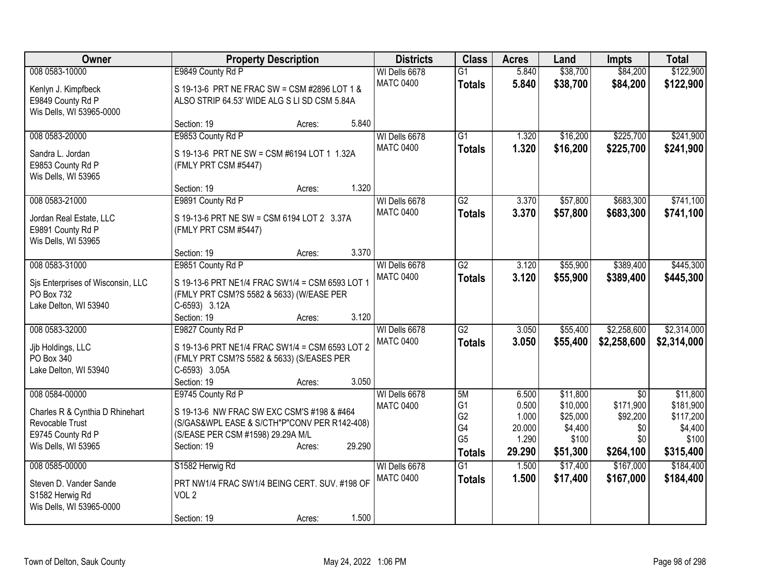| Owner | Property Description | Districts | Class | Acres | Land | Impts | Total |
|---|---|---|---|---|---|---|---|
| 008 0583-10000<br>Kenlyn J. Kimpfbeck<br>E9849 County Rd P<br>Wis Dells, WI 53965-0000 | E9849 County Rd P<br>S 19-13-6 PRT NE FRAC SW = CSM #2896 LOT 1 & ALSO STRIP 64.53' WIDE ALG S LI SD CSM 5.84A<br>Section: 19 Acres: 5.840 | WI Dells 6678<br>MATC 0400 | G1<br>**Totals** | 5.840<br>**5.840** | $38,700<br>**$38,700** | $84,200<br>**$84,200** | $122,900<br>**$122,900** |
| 008 0583-20000<br>Sandra L. Jordan<br>E9853 County Rd P<br>Wis Dells, WI 53965 | E9853 County Rd P<br>S 19-13-6 PRT NE SW = CSM #6194 LOT 1 1.32A (FMLY PRT CSM #5447)<br>Section: 19 Acres: 1.320 | WI Dells 6678<br>MATC 0400 | G1<br>**Totals** | 1.320<br>**1.320** | $16,200<br>**$16,200** | $225,700<br>**$225,700** | $241,900<br>**$241,900** |
| 008 0583-21000<br>Jordan Real Estate, LLC<br>E9891 County Rd P<br>Wis Dells, WI 53965 | E9891 County Rd P<br>S 19-13-6 PRT NE SW = CSM 6194 LOT 2 3.37A (FMLY PRT CSM #5447)<br>Section: 19 Acres: 3.370 | WI Dells 6678<br>MATC 0400 | G2<br>**Totals** | 3.370<br>**3.370** | $57,800<br>**$57,800** | $683,300<br>**$683,300** | $741,100<br>**$741,100** |
| 008 0583-31000<br>Sjs Enterprises of Wisconsin, LLC<br>PO Box 732<br>Lake Delton, WI 53940 | E9851 County Rd P<br>S 19-13-6 PRT NE1/4 FRAC SW1/4 = CSM 6593 LOT 1 (FMLY PRT CSM?S 5582 & 5633) (W/EASE PER C-6593) 3.12A<br>Section: 19 Acres: 3.120 | WI Dells 6678<br>MATC 0400 | G2<br>**Totals** | 3.120<br>**3.120** | $55,900<br>**$55,900** | $389,400<br>**$389,400** | $445,300<br>**$445,300** |
| 008 0583-32000<br>Jjb Holdings, LLC<br>PO Box 340<br>Lake Delton, WI 53940 | E9827 County Rd P<br>S 19-13-6 PRT NE1/4 FRAC SW1/4 = CSM 6593 LOT 2 (FMLY PRT CSM?S 5582 & 5633) (S/EASES PER C-6593) 3.05A<br>Section: 19 Acres: 3.050 | WI Dells 6678<br>MATC 0400 | G2<br>**Totals** | 3.050<br>**3.050** | $55,400<br>**$55,400** | $2,258,600<br>**$2,258,600** | $2,314,000<br>**$2,314,000** |
| 008 0584-00000<br>Charles R & Cynthia D Rhinehart Revocable Trust<br>E9745 County Rd P<br>Wis Dells, WI 53965 | E9745 County Rd P<br>S 19-13-6 NW FRAC SW EXC CSM'S #198 & #464 (S/GAS&WPL EASE & S/CTH"P"CONV PER R142-408) (S/EASE PER CSM #1598) 29.29A M/L<br>Section: 19 Acres: 29.290 | WI Dells 6678<br>MATC 0400 | 5M<br>G1<br>G2<br>G4<br>G5<br>**Totals** | 6.500<br>0.500<br>1.000<br>20.000<br>1.290<br>**29.290** | $11,800<br>$10,000<br>$25,000<br>$4,400<br>$100<br>**$51,300** | $0<br>$171,900<br>$92,200<br>$0<br>$0<br>**$264,100** | $11,800<br>$181,900<br>$117,200<br>$4,400<br>$100<br>**$315,400** |
| 008 0585-00000<br>Steven D. Vander Sande<br>S1582 Herwig Rd<br>Wis Dells, WI 53965-0000 | S1582 Herwig Rd<br>PRT NW1/4 FRAC SW1/4 BEING CERT. SUV. #198 OF VOL 2<br>Section: 19 Acres: 1.500 | WI Dells 6678<br>MATC 0400 | G1<br>**Totals** | 1.500<br>**1.500** | $17,400<br>**$17,400** | $167,000<br>**$167,000** | $184,400<br>**$184,400** |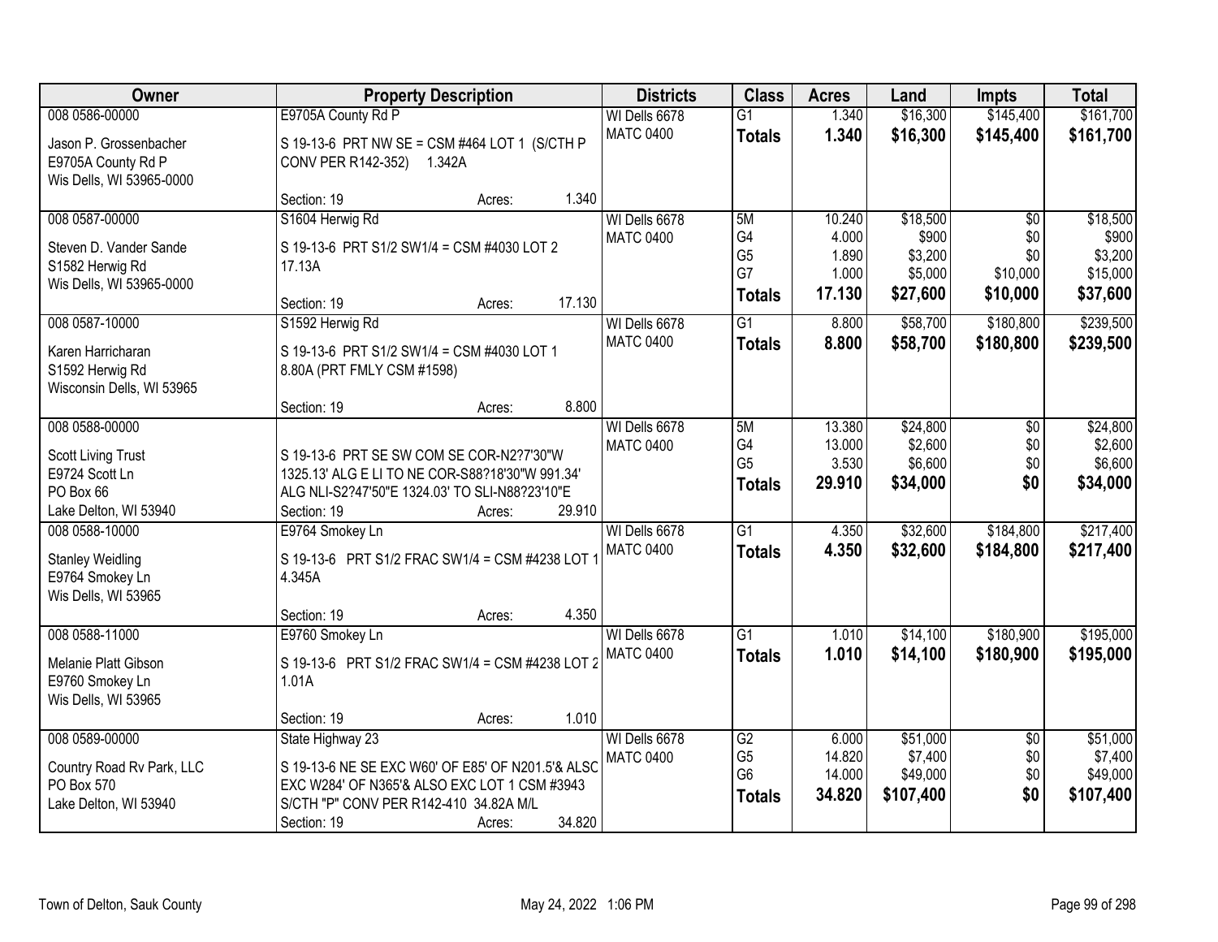| Owner | Property Description | Districts | Class | Acres | Land | Impts | Total |
|---|---|---|---|---|---|---|---|
| 008 0586-00000<br>Jason P. Grossenbacher<br>E9705A County Rd P<br>Wis Dells, WI 53965-0000 | E9705A County Rd P<br>S 19-13-6 PRT NW SE = CSM #464 LOT 1 (S/CTH P CONV PER R142-352) 1.342A<br>Section: 19 Acres: 1.340 | WI Dells 6678<br>MATC 0400 | G1<br>**Totals** | 1.340<br>**1.340** | $16,300<br>**$16,300** | $145,400<br>**$145,400** | $161,700<br>**$161,700** |
| 008 0587-00000<br>Steven D. Vander Sande<br>S1582 Herwig Rd<br>Wis Dells, WI 53965-0000 | S1604 Herwig Rd<br>S 19-13-6 PRT S1/2 SW1/4 = CSM #4030 LOT 2 17.13A<br>Section: 19 Acres: 17.130 | WI Dells 6678<br>MATC 0400 | 5M<br>G4<br>G5<br>G7<br>**Totals** | 10.240<br>4.000<br>1.890<br>1.000<br>**17.130** | $18,500<br>$900<br>$3,200<br>$5,000<br>**$27,600** | $0<br>$0<br>$0<br>$10,000<br>**$10,000** | $18,500<br>$900<br>$3,200<br>$15,000<br>**$37,600** |
| 008 0587-10000<br>Karen Harricharan<br>S1592 Herwig Rd<br>Wisconsin Dells, WI 53965 | S1592 Herwig Rd<br>S 19-13-6 PRT S1/2 SW1/4 = CSM #4030 LOT 1 8.80A (PRT FMLY CSM #1598)<br>Section: 19 Acres: 8.800 | WI Dells 6678<br>MATC 0400 | G1<br>**Totals** | 8.800<br>**8.800** | $58,700<br>**$58,700** | $180,800<br>**$180,800** | $239,500<br>**$239,500** |
| 008 0588-00000<br>Scott Living Trust<br>E9724 Scott Ln<br>PO Box 66<br>Lake Delton, WI 53940 | S 19-13-6 PRT SE SW COM SE COR-N2?7'30"W 1325.13' ALG E LI TO NE COR-S88?18'30"W 991.34' ALG NLI-S2?47'50"E 1324.03' TO SLI-N88?23'10"E<br>Section: 19 Acres: 29.910 | WI Dells 6678<br>MATC 0400 | 5M<br>G4<br>G5<br>**Totals** | 13.380<br>13.000<br>3.530<br>**29.910** | $24,800<br>$2,600<br>$6,600<br>**$34,000** | $0<br>$0<br>$0<br>**$0** | $24,800<br>$2,600<br>$6,600<br>**$34,000** |
| 008 0588-10000<br>Stanley Weidling<br>E9764 Smokey Ln<br>Wis Dells, WI 53965 | E9764 Smokey Ln<br>S 19-13-6 PRT S1/2 FRAC SW1/4 = CSM #4238 LOT 1 4.345A<br>Section: 19 Acres: 4.350 | WI Dells 6678<br>MATC 0400 | G1<br>**Totals** | 4.350<br>**4.350** | $32,600<br>**$32,600** | $184,800<br>**$184,800** | $217,400<br>**$217,400** |
| 008 0588-11000<br>Melanie Platt Gibson<br>E9760 Smokey Ln<br>Wis Dells, WI 53965 | E9760 Smokey Ln<br>S 19-13-6 PRT S1/2 FRAC SW1/4 = CSM #4238 LOT 2 1.01A<br>Section: 19 Acres: 1.010 | WI Dells 6678<br>MATC 0400 | G1<br>**Totals** | 1.010<br>**1.010** | $14,100<br>**$14,100** | $180,900<br>**$180,900** | $195,000<br>**$195,000** |
| 008 0589-00000<br>Country Road Rv Park, LLC<br>PO Box 570<br>Lake Delton, WI 53940 | State Highway 23<br>S 19-13-6 NE SE EXC W60' OF E85' OF N201.5'& ALSO EXC W284' OF N365'& ALSO EXC LOT 1 CSM #3943 S/CTH "P" CONV PER R142-410 34.82A M/L<br>Section: 19 Acres: 34.820 | WI Dells 6678<br>MATC 0400 | G2<br>G5<br>G6<br>**Totals** | 6.000<br>14.820<br>14.000<br>**34.820** | $51,000<br>$7,400<br>$49,000<br>**$107,400** | $0<br>$0<br>$0<br>**$0** | $51,000<br>$7,400<br>$49,000<br>**$107,400** |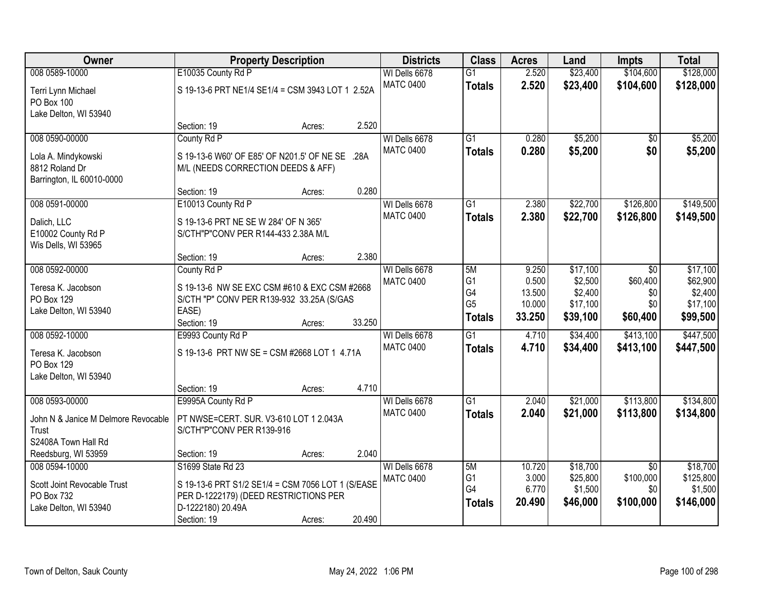| Owner | Property Description | | | Districts | Class | Acres | Land | Impts | Total |
|---|---|---|---|---|---|---|---|---|---|
| 008 0589-10000 | E10035 County Rd P | | | WI Dells 6678 | G1 | 2.520 | $23,400 | $104,600 | $128,000 |
| Terri Lynn Michael<br>PO Box 100<br>Lake Delton, WI 53940 | S 19-13-6 PRT NE1/4 SE1/4 = CSM 3943 LOT 1 2.52A | | | MATC 0400 | **Totals** | **2.520** | **$23,400** | **$104,600** | **$128,000** |
| | Section: 19 | Acres: | 2.520 | | | | | | |
| 008 0590-00000 | County Rd P | | | WI Dells 6678 | G1 | 0.280 | $5,200 | $0 | $5,200 |
| Lola A. Mindykowski<br>8812 Roland Dr<br>Barrington, IL 60010-0000 | S 19-13-6 W60' OF E85' OF N201.5' OF NE SE .28A M/L (NEEDS CORRECTION DEEDS & AFF) | | | MATC 0400 | **Totals** | **0.280** | **$5,200** | **$0** | **$5,200** |
| | Section: 19 | Acres: | 0.280 | | | | | | |
| 008 0591-00000 | E10013 County Rd P | | | WI Dells 6678 | G1 | 2.380 | $22,700 | $126,800 | $149,500 |
| Dalich, LLC<br>E10002 County Rd P<br>Wis Dells, WI 53965 | S 19-13-6 PRT NE SE W 284' OF N 365' S/CTH"P"CONV PER R144-433 2.38A M/L | | | MATC 0400 | **Totals** | **2.380** | **$22,700** | **$126,800** | **$149,500** |
| | Section: 19 | Acres: | 2.380 | | | | | | |
| 008 0592-00000 | County Rd P | | | WI Dells 6678 | 5M | 9.250 | $17,100 | $0 | $17,100 |
| Teresa K. Jacobson<br>PO Box 129<br>Lake Delton, WI 53940 | S 19-13-6 NW SE EXC CSM #610 & EXC CSM #2668 S/CTH "P" CONV PER R139-932 33.25A (S/GAS EASE) | | | MATC 0400 | G1 | 0.500 | $2,500 | $60,400 | $62,900 |
| | | | | | G4 | 13.500 | $2,400 | $0 | $2,400 |
| | | | | | G5 | 10.000 | $17,100 | $0 | $17,100 |
| | | | | | **Totals** | **33.250** | **$39,100** | **$60,400** | **$99,500** |
| | Section: 19 | Acres: | 33.250 | | | | | | |
| 008 0592-10000 | E9993 County Rd P | | | WI Dells 6678 | G1 | 4.710 | $34,400 | $413,100 | $447,500 |
| Teresa K. Jacobson<br>PO Box 129<br>Lake Delton, WI 53940 | S 19-13-6 PRT NW SE = CSM #2668 LOT 1 4.71A | | | MATC 0400 | **Totals** | **4.710** | **$34,400** | **$413,100** | **$447,500** |
| | Section: 19 | Acres: | 4.710 | | | | | | |
| 008 0593-00000 | E9995A County Rd P | | | WI Dells 6678 | G1 | 2.040 | $21,000 | $113,800 | $134,800 |
| John N & Janice M Delmore Revocable Trust<br>S2408A Town Hall Rd<br>Reedsburg, WI 53959 | PT NWSE=CERT. SUR. V3-610 LOT 1 2.043A S/CTH"P"CONV PER R139-916 | | | MATC 0400 | **Totals** | **2.040** | **$21,000** | **$113,800** | **$134,800** |
| | Section: 19 | Acres: | 2.040 | | | | | | |
| 008 0594-10000 | S1699 State Rd 23 | | | WI Dells 6678 | 5M | 10.720 | $18,700 | $0 | $18,700 |
| Scott Joint Revocable Trust<br>PO Box 732<br>Lake Delton, WI 53940 | S 19-13-6 PRT S1/2 SE1/4 = CSM 7056 LOT 1 (S/EASE PER D-1222179) (DEED RESTRICTIONS PER D-1222180) 20.49A | | | MATC 0400 | G1 | 3.000 | $25,800 | $100,000 | $125,800 |
| | | | | | G4 | 6.770 | $1,500 | $0 | $1,500 |
| | | | | | **Totals** | **20.490** | **$46,000** | **$100,000** | **$146,000** |
| | Section: 19 | Acres: | 20.490 | | | | | | |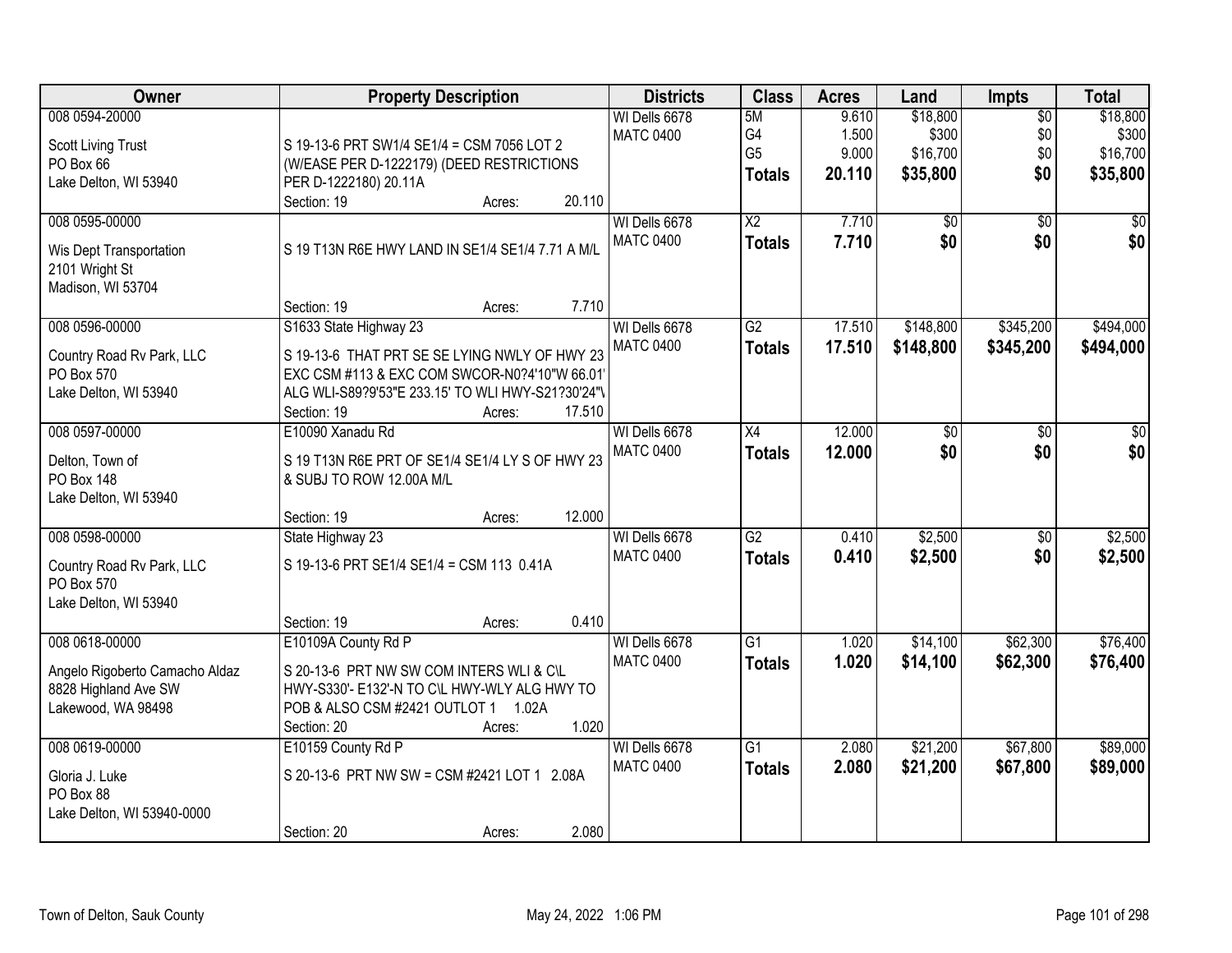| Owner | Property Description | Districts | Class | Acres | Land | Impts | Total |
|---|---|---|---|---|---|---|---|
| 008 0594-20000<br>Scott Living Trust<br>PO Box 66<br>Lake Delton, WI 53940 | S 19-13-6 PRT SW1/4 SE1/4 = CSM 7056 LOT 2 (W/EASE PER D-1222179) (DEED RESTRICTIONS PER D-1222180) 20.11A<br>Section: 19 Acres: 20.110 | WI Dells 6678<br>MATC 0400 | 5M<br>G4<br>G5<br>**Totals** | 9.610<br>1.500<br>9.000<br>**20.110** | $18,800<br>$300<br>$16,700<br>**$35,800** | $0<br>$0<br>$0<br>**$0** | $18,800<br>$300<br>$16,700<br>**$35,800** |
| 008 0595-00000<br>Wis Dept Transportation<br>2101 Wright St<br>Madison, WI 53704 | S 19 T13N R6E HWY LAND IN SE1/4 SE1/4 7.71 A M/L<br>Section: 19 Acres: 7.710 | WI Dells 6678<br>MATC 0400 | X2<br>**Totals** | 7.710<br>**7.710** | $0<br>**$0** | $0<br>**$0** | $0<br>**$0** |
| 008 0596-00000<br>Country Road Rv Park, LLC<br>PO Box 570<br>Lake Delton, WI 53940 | S1633 State Highway 23<br>S 19-13-6 THAT PRT SE SE LYING NWLY OF HWY 23 EXC CSM #113 & EXC COM SWCOR-N0?4'10"W 66.01' ALG WLI-S89?9'53"E 233.15' TO WLI HWY-S21?30'24"\<br>Section: 19 Acres: 17.510 | WI Dells 6678<br>MATC 0400 | G2<br>**Totals** | 17.510<br>**17.510** | $148,800<br>**$148,800** | $345,200<br>**$345,200** | $494,000<br>**$494,000** |
| 008 0597-00000<br>Delton, Town of<br>PO Box 148<br>Lake Delton, WI 53940 | E10090 Xanadu Rd<br>S 19 T13N R6E PRT OF SE1/4 SE1/4 LY S OF HWY 23 & SUBJ TO ROW 12.00A M/L<br>Section: 19 Acres: 12.000 | WI Dells 6678<br>MATC 0400 | X4<br>**Totals** | 12.000<br>**12.000** | $0<br>**$0** | $0<br>**$0** | $0<br>**$0** |
| 008 0598-00000<br>Country Road Rv Park, LLC<br>PO Box 570<br>Lake Delton, WI 53940 | State Highway 23<br>S 19-13-6 PRT SE1/4 SE1/4 = CSM 113 0.41A<br>Section: 19 Acres: 0.410 | WI Dells 6678<br>MATC 0400 | G2<br>**Totals** | 0.410<br>**0.410** | $2,500<br>**$2,500** | $0<br>**$0** | $2,500<br>**$2,500** |
| 008 0618-00000<br>Angelo Rigoberto Camacho Aldaz<br>8828 Highland Ave SW<br>Lakewood, WA 98498 | E10109A County Rd P<br>S 20-13-6 PRT NW SW COM INTERS WLI & C\L HWY-S330'- E132'-N TO C\L HWY-WLY ALG HWY TO POB & ALSO CSM #2421 OUTLOT 1 1.02A<br>Section: 20 Acres: 1.020 | WI Dells 6678<br>MATC 0400 | G1<br>**Totals** | 1.020<br>**1.020** | $14,100<br>**$14,100** | $62,300<br>**$62,300** | $76,400<br>**$76,400** |
| 008 0619-00000<br>Gloria J. Luke<br>PO Box 88<br>Lake Delton, WI 53940-0000 | E10159 County Rd P<br>S 20-13-6 PRT NW SW = CSM #2421 LOT 1 2.08A<br>Section: 20 Acres: 2.080 | WI Dells 6678<br>MATC 0400 | G1<br>**Totals** | 2.080<br>**2.080** | $21,200<br>**$21,200** | $67,800<br>**$67,800** | $89,000<br>**$89,000** |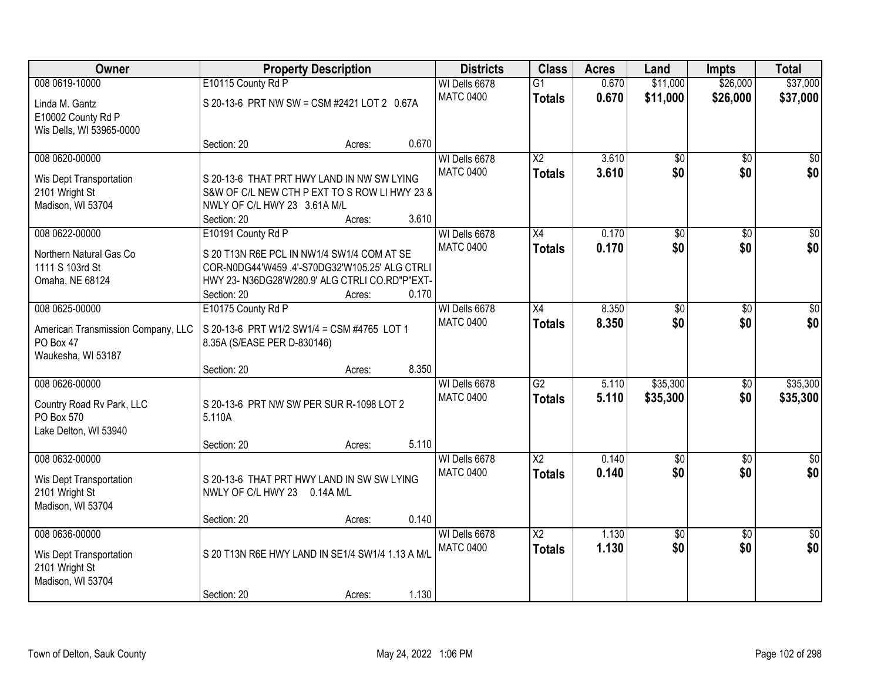| Owner | Property Description | Districts | Class | Acres | Land | Impts | Total |
|---|---|---|---|---|---|---|---|
| 008 0619-10000<br>Linda M. Gantz<br>E10002 County Rd P<br>Wis Dells, WI 53965-0000 | E10115 County Rd P<br>S 20-13-6 PRT NW SW = CSM #2421 LOT 2 0.67A<br>Section: 20 Acres: 0.670 | WI Dells 6678<br>MATC 0400 | G1<br>**Totals** | 0.670<br>**0.670** | \$11,000<br>**\$11,000** | \$26,000<br>**\$26,000** | \$37,000<br>**\$37,000** |
| 008 0620-00000<br>Wis Dept Transportation<br>2101 Wright St<br>Madison, WI 53704 | S 20-13-6 THAT PRT HWY LAND IN NW SW LYING S&W OF C/L NEW CTH P EXT TO S ROW LI HWY 23 & NWLY OF C/L HWY 23 3.61A M/L<br>Section: 20 Acres: 3.610 | WI Dells 6678<br>MATC 0400 | X2<br>**Totals** | 3.610<br>**3.610** | \$0<br>**\$0** | \$0<br>**\$0** | \$0<br>**\$0** |
| 008 0622-00000<br>Northern Natural Gas Co<br>1111 S 103rd St<br>Omaha, NE 68124 | E10191 County Rd P<br>S 20 T13N R6E PCL IN NW1/4 SW1/4 COM AT SE COR-N0DG44'W459 .4'-S70DG32'W105.25' ALG CTRLI HWY 23- N36DG28'W280.9' ALG CTRLI CO.RD"P"EXT-<br>Section: 20 Acres: 0.170 | WI Dells 6678<br>MATC 0400 | X4<br>**Totals** | 0.170<br>**0.170** | \$0<br>**\$0** | \$0<br>**\$0** | \$0<br>**\$0** |
| 008 0625-00000<br>American Transmission Company, LLC<br>PO Box 47<br>Waukesha, WI 53187 | E10175 County Rd P<br>S 20-13-6 PRT W1/2 SW1/4 = CSM #4765 LOT 1 8.35A (S/EASE PER D-830146)<br>Section: 20 Acres: 8.350 | WI Dells 6678<br>MATC 0400 | X4<br>**Totals** | 8.350<br>**8.350** | \$0<br>**\$0** | \$0<br>**\$0** | \$0<br>**\$0** |
| 008 0626-00000<br>Country Road Rv Park, LLC<br>PO Box 570<br>Lake Delton, WI 53940 | S 20-13-6 PRT NW SW PER SUR R-1098 LOT 2 5.110A<br>Section: 20 Acres: 5.110 | WI Dells 6678<br>MATC 0400 | G2<br>**Totals** | 5.110<br>**5.110** | \$35,300<br>**\$35,300** | \$0<br>**\$0** | \$35,300<br>**\$35,300** |
| 008 0632-00000<br>Wis Dept Transportation<br>2101 Wright St<br>Madison, WI 53704 | S 20-13-6 THAT PRT HWY LAND IN SW SW LYING NWLY OF C/L HWY 23 0.14A M/L<br>Section: 20 Acres: 0.140 | WI Dells 6678<br>MATC 0400 | X2<br>**Totals** | 0.140<br>**0.140** | \$0<br>**\$0** | \$0<br>**\$0** | \$0<br>**\$0** |
| 008 0636-00000<br>Wis Dept Transportation<br>2101 Wright St<br>Madison, WI 53704 | S 20 T13N R6E HWY LAND IN SE1/4 SW1/4 1.13 A M/L<br>Section: 20 Acres: 1.130 | WI Dells 6678<br>MATC 0400 | X2<br>**Totals** | 1.130<br>**1.130** | \$0<br>**\$0** | \$0<br>**\$0** | \$0<br>**\$0** |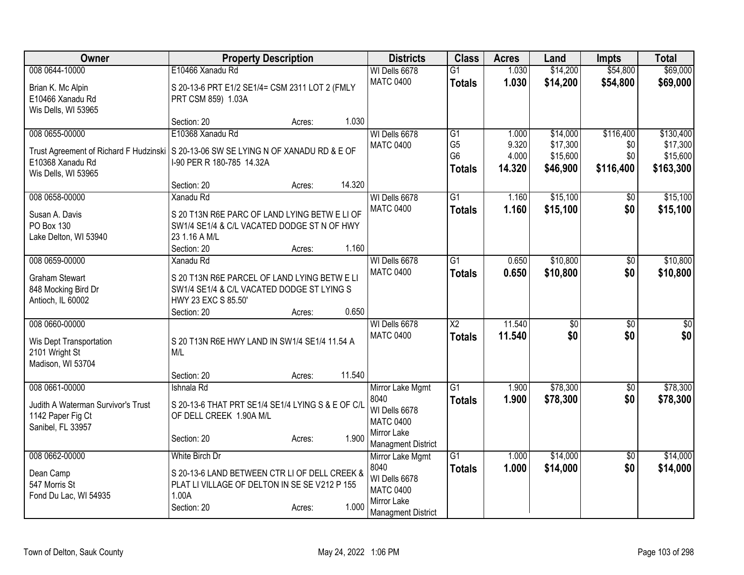| Owner | Property Description | Districts | Class | Acres | Land | Impts | Total |
|---|---|---|---|---|---|---|---|
| 008 0644-10000<br>Brian K. Mc Alpin<br>E10466 Xanadu Rd<br>Wis Dells, WI 53965 | E10466 Xanadu Rd<br>S 20-13-6 PRT E1/2 SE1/4= CSM 2311 LOT 2 (FMLY PRT CSM 859) 1.03A<br>Section: 20 Acres: 1.030 | WI Dells 6678<br>MATC 0400 | G1<br>**Totals** | 1.030<br>**1.030** | $14,200<br>**$14,200** | $54,800<br>**$54,800** | $69,000<br>**$69,000** |
| 008 0655-00000<br>Trust Agreement of Richard F Hudzinski<br>E10368 Xanadu Rd<br>Wis Dells, WI 53965 | E10368 Xanadu Rd<br>S 20-13-06 SW SE LYING N OF XANADU RD & E OF I-90 PER R 180-785 14.32A<br>Section: 20 Acres: 14.320 | WI Dells 6678<br>MATC 0400 | G1<br>G5<br>G6<br>**Totals** | 1.000<br>9.320<br>4.000<br>**14.320** | $14,000<br>$17,300<br>$15,600<br>**$46,900** | $116,400<br>$0<br>$0<br>**$116,400** | $130,400<br>$17,300<br>$15,600<br>**$163,300** |
| 008 0658-00000<br>Susan A. Davis<br>PO Box 130<br>Lake Delton, WI 53940 | Xanadu Rd<br>S 20 T13N R6E PARC OF LAND LYING BETW E LI OF SW1/4 SE1/4 & C/L VACATED DODGE ST N OF HWY 23 1.16 A M/L<br>Section: 20 Acres: 1.160 | WI Dells 6678<br>MATC 0400 | G1<br>**Totals** | 1.160<br>**1.160** | $15,100<br>**$15,100** | $0<br>**$0** | $15,100<br>**$15,100** |
| 008 0659-00000<br>Graham Stewart<br>848 Mocking Bird Dr<br>Antioch, IL 60002 | Xanadu Rd<br>S 20 T13N R6E PARCEL OF LAND LYING BETW E LI SW1/4 SE1/4 & C/L VACATED DODGE ST LYING S HWY 23 EXC S 85.50'<br>Section: 20 Acres: 0.650 | WI Dells 6678<br>MATC 0400 | G1<br>**Totals** | 0.650<br>**0.650** | $10,800<br>**$10,800** | $0<br>**$0** | $10,800<br>**$10,800** |
| 008 0660-00000<br>Wis Dept Transportation<br>2101 Wright St<br>Madison, WI 53704 | S 20 T13N R6E HWY LAND IN SW1/4 SE1/4 11.54 A M/L<br>Section: 20 Acres: 11.540 | WI Dells 6678<br>MATC 0400 | X2<br>**Totals** | 11.540<br>**11.540** | $0<br>**$0** | $0<br>**$0** | $0<br>**$0** |
| 008 0661-00000<br>Judith A Waterman Survivor's Trust<br>1142 Paper Fig Ct<br>Sanibel, FL 33957 | Ishnala Rd<br>S 20-13-6 THAT PRT SE1/4 SE1/4 LYING S & E OF C/L OF DELL CREEK 1.90A M/L<br>Section: 20 Acres: 1.900 | Mirror Lake Mgmt 8040<br>WI Dells 6678<br>MATC 0400<br>Mirror Lake Managment District | G1<br>**Totals** | 1.900<br>**1.900** | $78,300<br>**$78,300** | $0<br>**$0** | $78,300<br>**$78,300** |
| 008 0662-00000<br>Dean Camp<br>547 Morris St<br>Fond Du Lac, WI 54935 | White Birch Dr<br>S 20-13-6 LAND BETWEEN CTR LI OF DELL CREEK & PLAT LI VILLAGE OF DELTON IN SE SE V212 P 155 1.00A<br>Section: 20 Acres: 1.000 | Mirror Lake Mgmt 8040<br>WI Dells 6678<br>MATC 0400<br>Mirror Lake Managment District | G1<br>**Totals** | 1.000<br>**1.000** | $14,000<br>**$14,000** | $0<br>**$0** | $14,000<br>**$14,000** |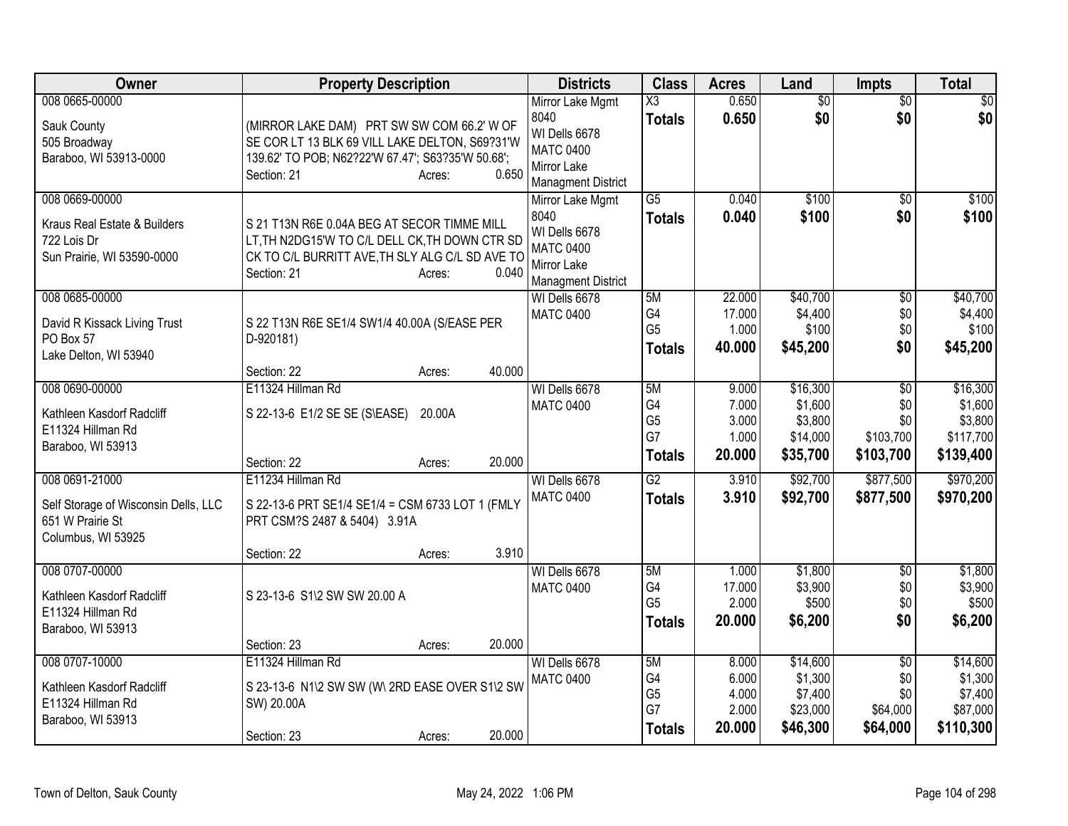| Owner | Property Description | Districts | Class | Acres | Land | Impts | Total |
|---|---|---|---|---|---|---|---|
| 008 0665-00000<br>Sauk County<br>505 Broadway<br>Baraboo, WI 53913-0000 | (MIRROR LAKE DAM) PRT SW SW COM 66.2' W OF SE COR LT 13 BLK 69 VILL LAKE DELTON, S69?31'W 139.62' TO POB; N62?22'W 67.47'; S63?35'W 50.68';<br>Section: 21 Acres: 0.650 | Mirror Lake Mgmt 8040<br>WI Dells 6678<br>MATC 0400<br>Mirror Lake Managment District | X3<br>**Totals** | 0.650<br>**0.650** | $0<br>**$0** | $0<br>**$0** | $0<br>**$0** |
| 008 0669-00000<br>Kraus Real Estate & Builders<br>722 Lois Dr<br>Sun Prairie, WI 53590-0000 | S 21 T13N R6E 0.04A BEG AT SECOR TIMME MILL LT,TH N2DG15'W TO C/L DELL CK,TH DOWN CTR SD CK TO C/L BURRITT AVE,TH SLY ALG C/L SD AVE TO<br>Section: 21 Acres: 0.040 | Mirror Lake Mgmt 8040<br>WI Dells 6678<br>MATC 0400<br>Mirror Lake Managment District | G5<br>**Totals** | 0.040<br>**0.040** | $100<br>**$100** | $0<br>**$0** | $100<br>**$100** |
| 008 0685-00000<br>David R Kissack Living Trust<br>PO Box 57<br>Lake Delton, WI 53940 | S 22 T13N R6E SE1/4 SW1/4 40.00A (S/EASE PER D-920181)<br>Section: 22 Acres: 40.000 | WI Dells 6678<br>MATC 0400 | 5M<br>G4<br>G5<br>**Totals** | 22.000<br>17.000<br>1.000<br>**40.000** | $40,700<br>$4,400<br>$100<br>**$45,200** | $0<br>$0<br>$0<br>**$0** | $40,700<br>$4,400<br>$100<br>**$45,200** |
| 008 0690-00000<br>Kathleen Kasdorf Radcliff<br>E11324 Hillman Rd<br>Baraboo, WI 53913 | E11324 Hillman Rd<br>S 22-13-6 E1/2 SE SE (S\EASE) 20.00A<br>Section: 22 Acres: 20.000 | WI Dells 6678<br>MATC 0400 | 5M<br>G4<br>G5<br>G7<br>**Totals** | 9.000<br>7.000<br>3.000<br>1.000<br>**20.000** | $16,300<br>$1,600<br>$3,800<br>$14,000<br>**$35,700** | $0<br>$0<br>$0<br>$103,700<br>**$103,700** | $16,300<br>$1,600<br>$3,800<br>$117,700<br>**$139,400** |
| 008 0691-21000<br>Self Storage of Wisconsin Dells, LLC<br>651 W Prairie St<br>Columbus, WI 53925 | E11234 Hillman Rd<br>S 22-13-6 PRT SE1/4 SE1/4 = CSM 6733 LOT 1 (FMLY PRT CSM?S 2487 & 5404) 3.91A<br>Section: 22 Acres: 3.910 | WI Dells 6678<br>MATC 0400 | G2<br>**Totals** | 3.910<br>**3.910** | $92,700<br>**$92,700** | $877,500<br>**$877,500** | $970,200<br>**$970,200** |
| 008 0707-00000<br>Kathleen Kasdorf Radcliff<br>E11324 Hillman Rd<br>Baraboo, WI 53913 | S 23-13-6 S1\2 SW SW 20.00 A<br>Section: 23 Acres: 20.000 | WI Dells 6678<br>MATC 0400 | 5M<br>G4<br>G5<br>**Totals** | 1.000<br>17.000<br>2.000<br>**20.000** | $1,800<br>$3,900<br>$500<br>**$6,200** | $0<br>$0<br>$0<br>**$0** | $1,800<br>$3,900<br>$500<br>**$6,200** |
| 008 0707-10000<br>Kathleen Kasdorf Radcliff<br>E11324 Hillman Rd<br>Baraboo, WI 53913 | E11324 Hillman Rd<br>S 23-13-6 N1\2 SW SW (W\ 2RD EASE OVER S1\2 SW SW) 20.00A<br>Section: 23 Acres: 20.000 | WI Dells 6678<br>MATC 0400 | 5M<br>G4<br>G5<br>G7<br>**Totals** | 8.000<br>6.000<br>4.000<br>2.000<br>**20.000** | $14,600<br>$1,300<br>$7,400<br>$23,000<br>**$46,300** | $0<br>$0<br>$0<br>$64,000<br>**$64,000** | $14,600<br>$1,300<br>$7,400<br>$87,000<br>**$110,300** |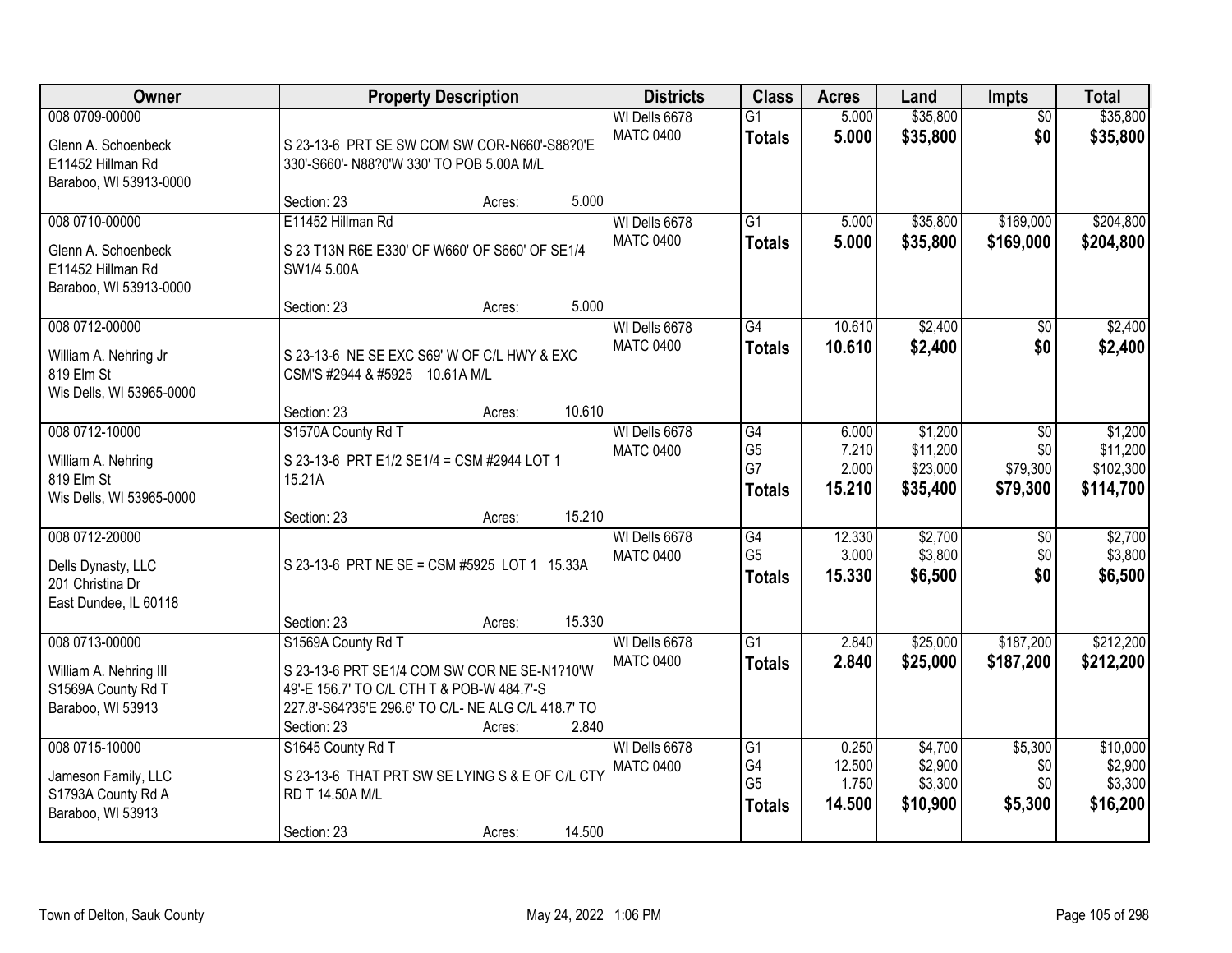| Owner | Property Description | | | Districts | Class | Acres | Land | Impts | Total |
|---|---|---|---|---|---|---|---|---|---|
| 008 0709-00000<br><br>Glenn A. Schoenbeck<br>E11452 Hillman Rd<br>Baraboo, WI 53913-0000 | S 23-13-6 PRT SE SW COM SW COR-N660'-S88?0'E 330'-S660'- N88?0'W 330' TO POB 5.00A M/L | | | WI Dells 6678<br>MATC 0400 | G1<br>**Totals** | 5.000<br>**5.000** | $35,800<br>**$35,800** | $0<br>**$0** | $35,800<br>**$35,800** |
| | Section: 23 | Acres: | 5.000 | | | | | | |
| 008 0710-00000<br><br>Glenn A. Schoenbeck<br>E11452 Hillman Rd<br>Baraboo, WI 53913-0000 | E11452 Hillman Rd<br><br>S 23 T13N R6E E330' OF W660' OF S660' OF SE1/4 SW1/4 5.00A | | | WI Dells 6678<br>MATC 0400 | G1<br>**Totals** | 5.000<br>**5.000** | $35,800<br>**$35,800** | $169,000<br>**$169,000** | $204,800<br>**$204,800** |
| | Section: 23 | Acres: | 5.000 | | | | | | |
| 008 0712-00000<br><br>William A. Nehring Jr<br>819 Elm St<br>Wis Dells, WI 53965-0000 | S 23-13-6 NE SE EXC S69' W OF C/L HWY & EXC CSM'S #2944 & #5925 10.61A M/L | | | WI Dells 6678<br>MATC 0400 | G4<br>**Totals** | 10.610<br>**10.610** | $2,400<br>**$2,400** | $0<br>**$0** | $2,400<br>**$2,400** |
| | Section: 23 | Acres: | 10.610 | | | | | | |
| 008 0712-10000<br><br>William A. Nehring<br>819 Elm St<br>Wis Dells, WI 53965-0000 | S1570A County Rd T<br><br>S 23-13-6 PRT E1/2 SE1/4 = CSM #2944 LOT 1 15.21A | | | WI Dells 6678<br>MATC 0400 | G4<br>G5<br>G7<br>**Totals** | 6.000<br>7.210<br>2.000<br>**15.210** | $1,200<br>$11,200<br>$23,000<br>**$35,400** | $0<br>$0<br>$79,300<br>**$79,300** | $1,200<br>$11,200<br>$102,300<br>**$114,700** |
| | Section: 23 | Acres: | 15.210 | | | | | | |
| 008 0712-20000<br><br>Dells Dynasty, LLC<br>201 Christina Dr<br>East Dundee, IL 60118 | S 23-13-6 PRT NE SE = CSM #5925 LOT 1 15.33A | | | WI Dells 6678<br>MATC 0400 | G4<br>G5<br>**Totals** | 12.330<br>3.000<br>**15.330** | $2,700<br>$3,800<br>**$6,500** | $0<br>$0<br>**$0** | $2,700<br>$3,800<br>**$6,500** |
| | Section: 23 | Acres: | 15.330 | | | | | | |
| 008 0713-00000<br><br>William A. Nehring III<br>S1569A County Rd T<br>Baraboo, WI 53913 | S1569A County Rd T<br><br>S 23-13-6 PRT SE1/4 COM SW COR NE SE-N1?10'W 49'-E 156.7' TO C/L CTH T & POB-W 484.7'-S 227.8'-S64?35'E 296.6' TO C/L- NE ALG C/L 418.7' TO | | | WI Dells 6678<br>MATC 0400 | G1<br>**Totals** | 2.840<br>**2.840** | $25,000<br>**$25,000** | $187,200<br>**$187,200** | $212,200<br>**$212,200** |
| | Section: 23 | Acres: | 2.840 | | | | | | |
| 008 0715-10000<br><br>Jameson Family, LLC<br>S1793A County Rd A<br>Baraboo, WI 53913 | S1645 County Rd T<br><br>S 23-13-6 THAT PRT SW SE LYING S & E OF C/L CTY RD T 14.50A M/L | | | WI Dells 6678<br>MATC 0400 | G1<br>G4<br>G5<br>**Totals** | 0.250<br>12.500<br>1.750<br>**14.500** | $4,700<br>$2,900<br>$3,300<br>**$10,900** | $5,300<br>$0<br>$0<br>**$5,300** | $10,000<br>$2,900<br>$3,300<br>**$16,200** |
| | Section: 23 | Acres: | 14.500 | | | | | | |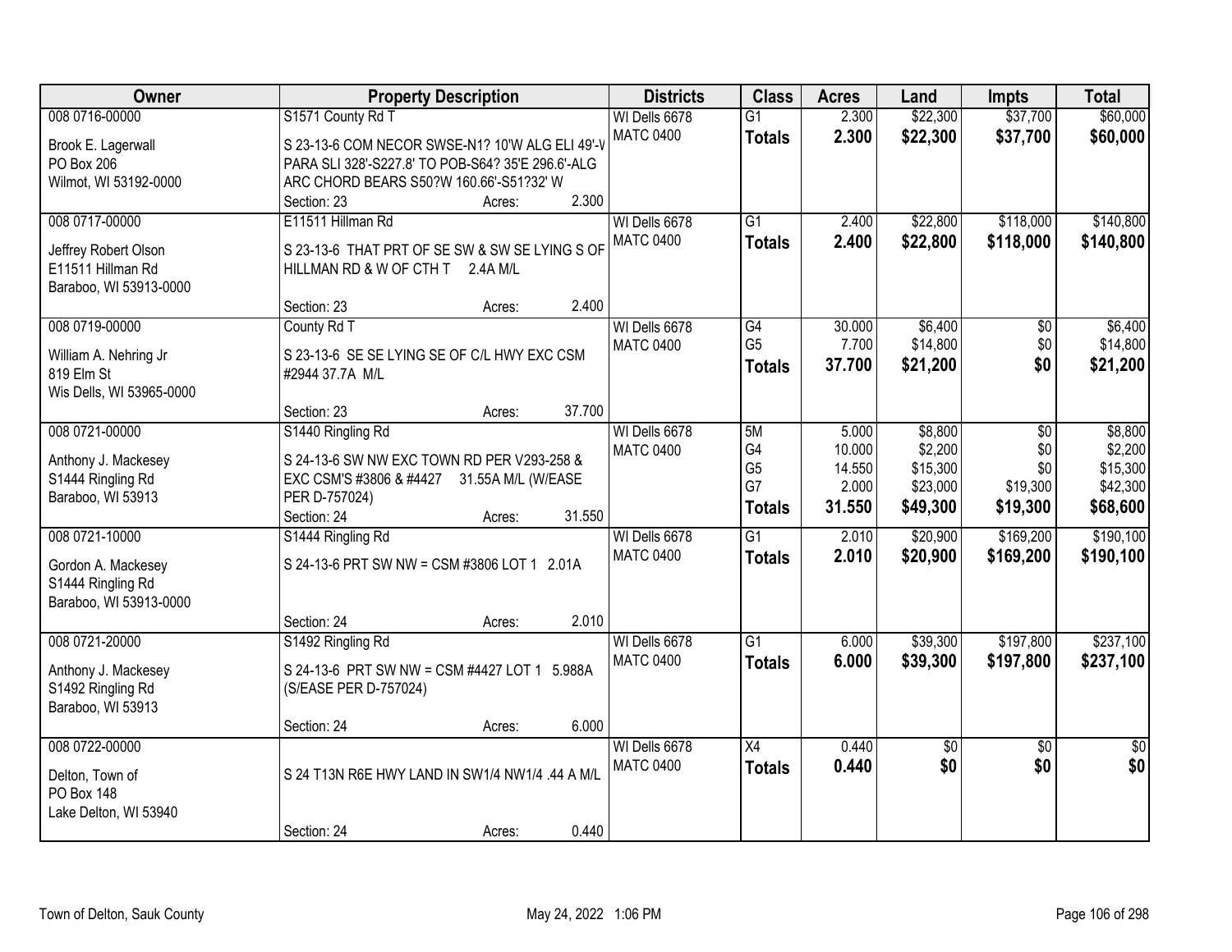| Owner | Property Description | Districts | Class | Acres | Land | Impts | Total |
|---|---|---|---|---|---|---|---|
| 008 0716-00000<br>Brook E. Lagerwall<br>PO Box 206<br>Wilmot, WI 53192-0000 | S1571 County Rd T<br>S 23-13-6 COM NECOR SWSE-N1? 10'W ALG ELI 49'-V PARA SLI 328'-S227.8' TO POB-S64? 35'E 296.6'-ALG ARC CHORD BEARS S50?W 160.66'-S51?32' W<br>Section: 23 Acres: 2.300 | WI Dells 6678<br>MATC 0400 | G1<br>**Totals** | 2.300<br>**2.300** | $22,300<br>**$22,300** | $37,700<br>**$37,700** | $60,000<br>**$60,000** |
| 008 0717-00000<br>Jeffrey Robert Olson<br>E11511 Hillman Rd<br>Baraboo, WI 53913-0000 | E11511 Hillman Rd<br>S 23-13-6 THAT PRT OF SE SW & SW SE LYING S OF HILLMAN RD & W OF CTH T 2.4A M/L<br>Section: 23 Acres: 2.400 | WI Dells 6678<br>MATC 0400 | G1<br>**Totals** | 2.400<br>**2.400** | $22,800<br>**$22,800** | $118,000<br>**$118,000** | $140,800<br>**$140,800** |
| 008 0719-00000<br>William A. Nehring Jr<br>819 Elm St<br>Wis Dells, WI 53965-0000 | County Rd T<br>S 23-13-6 SE SE LYING SE OF C/L HWY EXC CSM #2944 37.7A M/L<br>Section: 23 Acres: 37.700 | WI Dells 6678<br>MATC 0400 | G4<br>G5<br>**Totals** | 30.000<br>7.700<br>**37.700** | $6,400<br>$14,800<br>**$21,200** | $0<br>$0<br>**$0** | $6,400<br>$14,800<br>**$21,200** |
| 008 0721-00000<br>Anthony J. Mackesey<br>S1444 Ringling Rd<br>Baraboo, WI 53913 | S1440 Ringling Rd<br>S 24-13-6 SW NW EXC TOWN RD PER V293-258 & EXC CSM'S #3806 & #4427 31.55A M/L (W/EASE PER D-757024)<br>Section: 24 Acres: 31.550 | WI Dells 6678<br>MATC 0400 | 5M<br>G4<br>G5<br>G7<br>**Totals** | 5.000<br>10.000<br>14.550<br>2.000<br>**31.550** | $8,800<br>$2,200<br>$15,300<br>$23,000<br>**$49,300** | $0<br>$0<br>$0<br>$19,300<br>**$19,300** | $8,800<br>$2,200<br>$15,300<br>$42,300<br>**$68,600** |
| 008 0721-10000<br>Gordon A. Mackesey<br>S1444 Ringling Rd<br>Baraboo, WI 53913-0000 | S1444 Ringling Rd<br>S 24-13-6 PRT SW NW = CSM #3806 LOT 1 2.01A<br>Section: 24 Acres: 2.010 | WI Dells 6678<br>MATC 0400 | G1<br>**Totals** | 2.010<br>**2.010** | $20,900<br>**$20,900** | $169,200<br>**$169,200** | $190,100<br>**$190,100** |
| 008 0721-20000<br>Anthony J. Mackesey<br>S1492 Ringling Rd<br>Baraboo, WI 53913 | S1492 Ringling Rd<br>S 24-13-6 PRT SW NW = CSM #4427 LOT 1 5.988A (S/EASE PER D-757024)<br>Section: 24 Acres: 6.000 | WI Dells 6678<br>MATC 0400 | G1<br>**Totals** | 6.000<br>**6.000** | $39,300<br>**$39,300** | $197,800<br>**$197,800** | $237,100<br>**$237,100** |
| 008 0722-00000<br>Delton, Town of<br>PO Box 148<br>Lake Delton, WI 53940 | S 24 T13N R6E HWY LAND IN SW1/4 NW1/4 .44 A M/L<br>Section: 24 Acres: 0.440 | WI Dells 6678<br>MATC 0400 | X4<br>**Totals** | 0.440<br>**0.440** | $0<br>**$0** | $0<br>**$0** | $0<br>**$0** |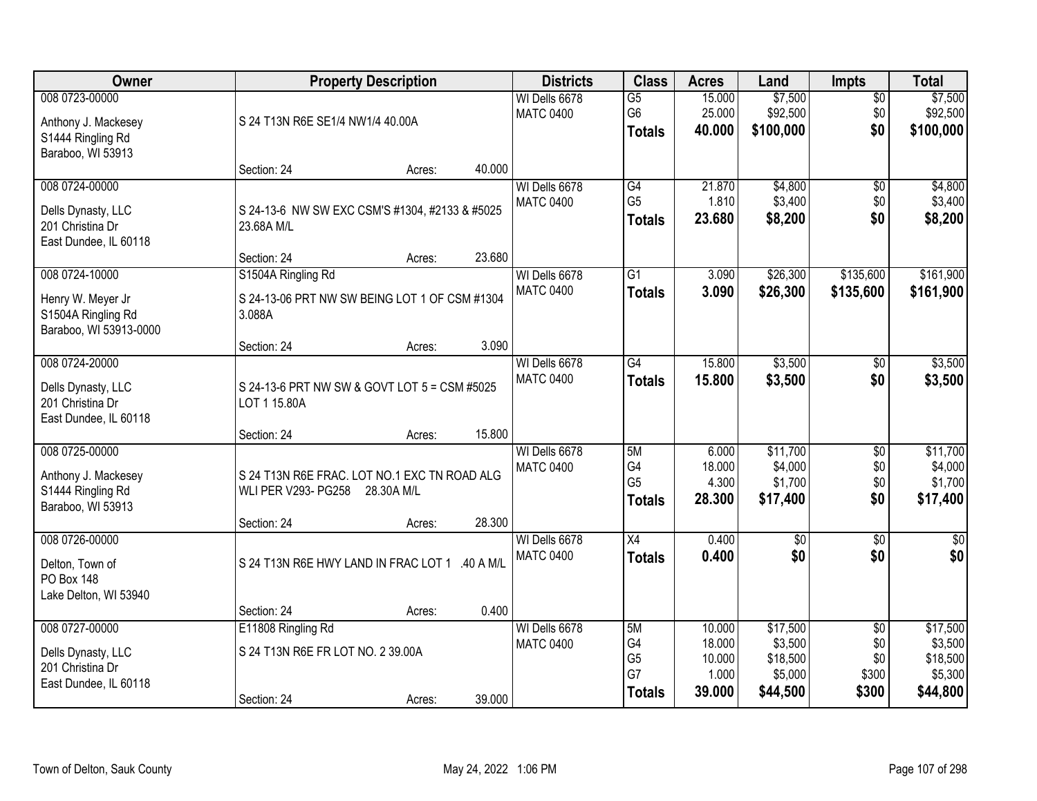| Owner | Property Description | Districts | Class | Acres | Land | Impts | Total |
|---|---|---|---|---|---|---|---|
| 008 0723-00000<br>Anthony J. Mackesey<br>S1444 Ringling Rd<br>Baraboo, WI 53913 | S 24 T13N R6E SE1/4 NW1/4 40.00A<br>Section: 24 Acres: 40.000 | WI Dells 6678<br>MATC 0400 | G5<br>G6<br>**Totals** | 15.000<br>25.000<br>**40.000** | $7,500<br>$92,500<br>**$100,000** | $0<br>$0<br>**$0** | $7,500<br>$92,500<br>**$100,000** |
| 008 0724-00000<br>Dells Dynasty, LLC<br>201 Christina Dr<br>East Dundee, IL 60118 | S 24-13-6 NW SW EXC CSM'S #1304, #2133 & #5025 23.68A M/L<br>Section: 24 Acres: 23.680 | WI Dells 6678<br>MATC 0400 | G4<br>G5<br>**Totals** | 21.870<br>1.810<br>**23.680** | $4,800<br>$3,400<br>**$8,200** | $0<br>$0<br>**$0** | $4,800<br>$3,400<br>**$8,200** |
| 008 0724-10000<br>Henry W. Meyer Jr<br>S1504A Ringling Rd<br>Baraboo, WI 53913-0000 | S1504A Ringling Rd<br>S 24-13-06 PRT NW SW BEING LOT 1 OF CSM #1304 3.088A<br>Section: 24 Acres: 3.090 | WI Dells 6678<br>MATC 0400 | G1<br>**Totals** | 3.090<br>**3.090** | $26,300<br>**$26,300** | $135,600<br>**$135,600** | $161,900<br>**$161,900** |
| 008 0724-20000<br>Dells Dynasty, LLC<br>201 Christina Dr<br>East Dundee, IL 60118 | S 24-13-6 PRT NW SW & GOVT LOT 5 = CSM #5025 LOT 1 15.80A<br>Section: 24 Acres: 15.800 | WI Dells 6678<br>MATC 0400 | G4<br>**Totals** | 15.800<br>**15.800** | $3,500<br>**$3,500** | $0<br>**$0** | $3,500<br>**$3,500** |
| 008 0725-00000<br>Anthony J. Mackesey<br>S1444 Ringling Rd<br>Baraboo, WI 53913 | S 24 T13N R6E FRAC. LOT NO.1 EXC TN ROAD ALG WLI PER V293- PG258 28.30A M/L<br>Section: 24 Acres: 28.300 | WI Dells 6678<br>MATC 0400 | 5M<br>G4<br>G5<br>**Totals** | 6.000<br>18.000<br>4.300<br>**28.300** | $11,700<br>$4,000<br>$1,700<br>**$17,400** | $0<br>$0<br>$0<br>**$0** | $11,700<br>$4,000<br>$1,700<br>**$17,400** |
| 008 0726-00000<br>Delton, Town of<br>PO Box 148<br>Lake Delton, WI 53940 | S 24 T13N R6E HWY LAND IN FRAC LOT 1 .40 A M/L<br>Section: 24 Acres: 0.400 | WI Dells 6678<br>MATC 0400 | X4<br>**Totals** | 0.400<br>**0.400** | $0<br>**$0** | $0<br>**$0** | $0<br>**$0** |
| 008 0727-00000<br>Dells Dynasty, LLC<br>201 Christina Dr<br>East Dundee, IL 60118 | E11808 Ringling Rd<br>S 24 T13N R6E FR LOT NO. 2 39.00A<br>Section: 24 Acres: 39.000 | WI Dells 6678<br>MATC 0400 | 5M<br>G4<br>G5<br>G7<br>**Totals** | 10.000<br>18.000<br>10.000<br>1.000<br>**39.000** | $17,500<br>$3,500<br>$18,500<br>$5,000<br>**$44,500** | $0<br>$0<br>$0<br>$300<br>**$300** | $17,500<br>$3,500<br>$18,500<br>$5,300<br>**$44,800** |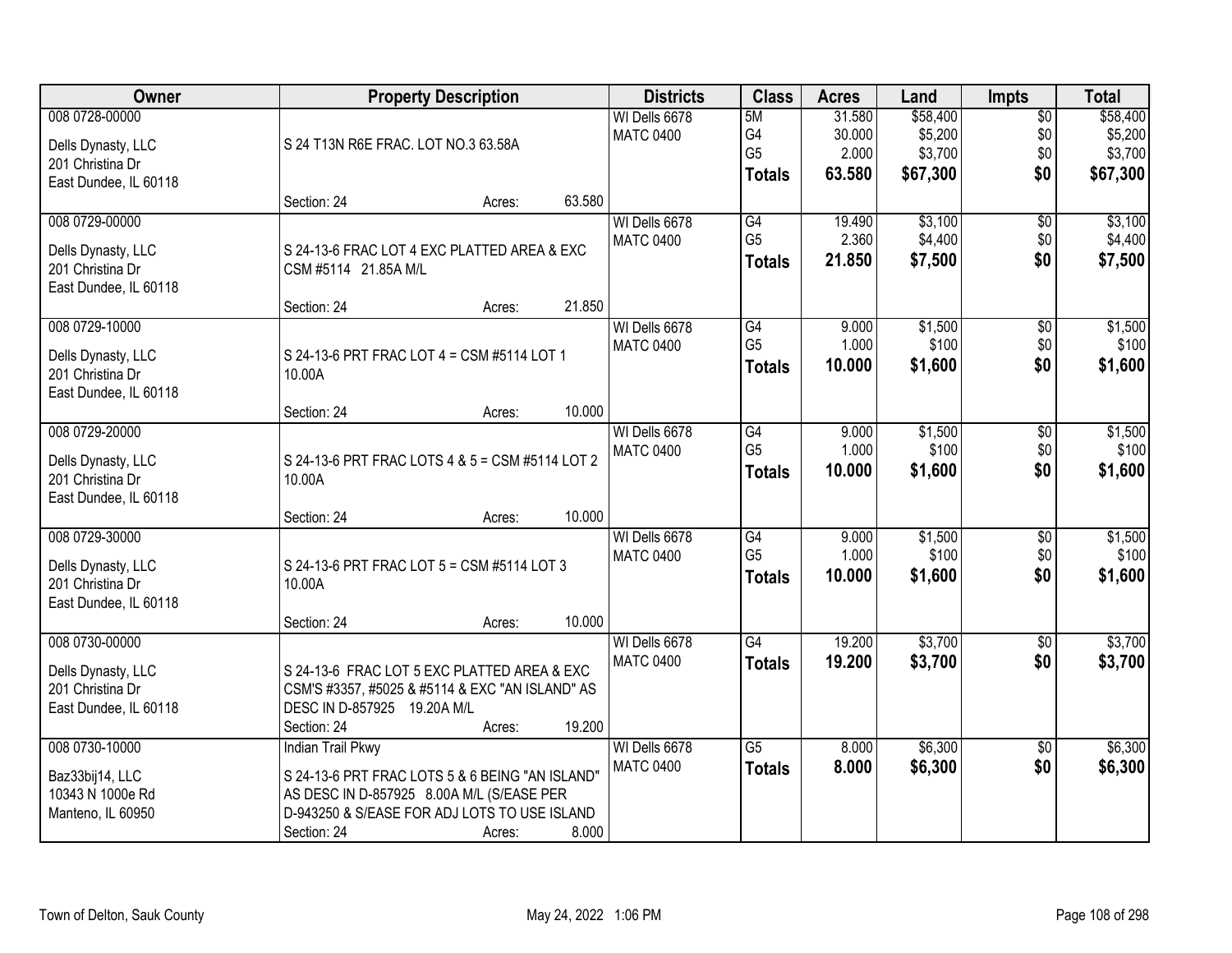| Owner | Property Description | Districts | Class | Acres | Land | Impts | Total |
|---|---|---|---|---|---|---|---|
| 008 0728-00000<br>Dells Dynasty, LLC<br>201 Christina Dr<br>East Dundee, IL 60118 | S 24 T13N R6E FRAC. LOT NO.3 63.58A<br>Section: 24 Acres: 63.580 | WI Dells 6678<br>MATC 0400 | 5M<br>G4<br>G5<br>**Totals** | 31.580<br>30.000<br>2.000<br>**63.580** | $58,400<br>$5,200<br>$3,700<br>**$67,300** | $0<br>$0<br>$0<br>**$0** | $58,400<br>$5,200<br>$3,700<br>**$67,300** |
| 008 0729-00000<br>Dells Dynasty, LLC<br>201 Christina Dr<br>East Dundee, IL 60118 | S 24-13-6 FRAC LOT 4 EXC PLATTED AREA & EXC CSM #5114 21.85A M/L<br>Section: 24 Acres: 21.850 | WI Dells 6678<br>MATC 0400 | G4<br>G5<br>**Totals** | 19.490<br>2.360<br>**21.850** | $3,100<br>$4,400<br>**$7,500** | $0<br>$0<br>**$0** | $3,100<br>$4,400<br>**$7,500** |
| 008 0729-10000<br>Dells Dynasty, LLC<br>201 Christina Dr<br>East Dundee, IL 60118 | S 24-13-6 PRT FRAC LOT 4 = CSM #5114 LOT 1 10.00A<br>Section: 24 Acres: 10.000 | WI Dells 6678<br>MATC 0400 | G4<br>G5<br>**Totals** | 9.000<br>1.000<br>**10.000** | $1,500<br>$100<br>**$1,600** | $0<br>$0<br>**$0** | $1,500<br>$100<br>**$1,600** |
| 008 0729-20000<br>Dells Dynasty, LLC<br>201 Christina Dr<br>East Dundee, IL 60118 | S 24-13-6 PRT FRAC LOTS 4 & 5 = CSM #5114 LOT 2 10.00A<br>Section: 24 Acres: 10.000 | WI Dells 6678<br>MATC 0400 | G4<br>G5<br>**Totals** | 9.000<br>1.000<br>**10.000** | $1,500<br>$100<br>**$1,600** | $0<br>$0<br>**$0** | $1,500<br>$100<br>**$1,600** |
| 008 0729-30000<br>Dells Dynasty, LLC<br>201 Christina Dr<br>East Dundee, IL 60118 | S 24-13-6 PRT FRAC LOT 5 = CSM #5114 LOT 3 10.00A<br>Section: 24 Acres: 10.000 | WI Dells 6678<br>MATC 0400 | G4<br>G5<br>**Totals** | 9.000<br>1.000<br>**10.000** | $1,500<br>$100<br>**$1,600** | $0<br>$0<br>**$0** | $1,500<br>$100<br>**$1,600** |
| 008 0730-00000<br>Dells Dynasty, LLC<br>201 Christina Dr<br>East Dundee, IL 60118 | S 24-13-6 FRAC LOT 5 EXC PLATTED AREA & EXC CSM'S #3357, #5025 & #5114 & EXC "AN ISLAND" AS DESC IN D-857925 19.20A M/L<br>Section: 24 Acres: 19.200 | WI Dells 6678<br>MATC 0400 | G4<br>**Totals** | 19.200<br>**19.200** | $3,700<br>**$3,700** | $0<br>**$0** | $3,700<br>**$3,700** |
| 008 0730-10000<br>Baz33bij14, LLC<br>10343 N 1000e Rd<br>Manteno, IL 60950 | Indian Trail Pkwy<br>S 24-13-6 PRT FRAC LOTS 5 & 6 BEING "AN ISLAND" AS DESC IN D-857925 8.00A M/L (S/EASE PER D-943250 & S/EASE FOR ADJ LOTS TO USE ISLAND<br>Section: 24 Acres: 8.000 | WI Dells 6678<br>MATC 0400 | G5<br>**Totals** | 8.000<br>**8.000** | $6,300<br>**$6,300** | $0<br>**$0** | $6,300<br>**$6,300** |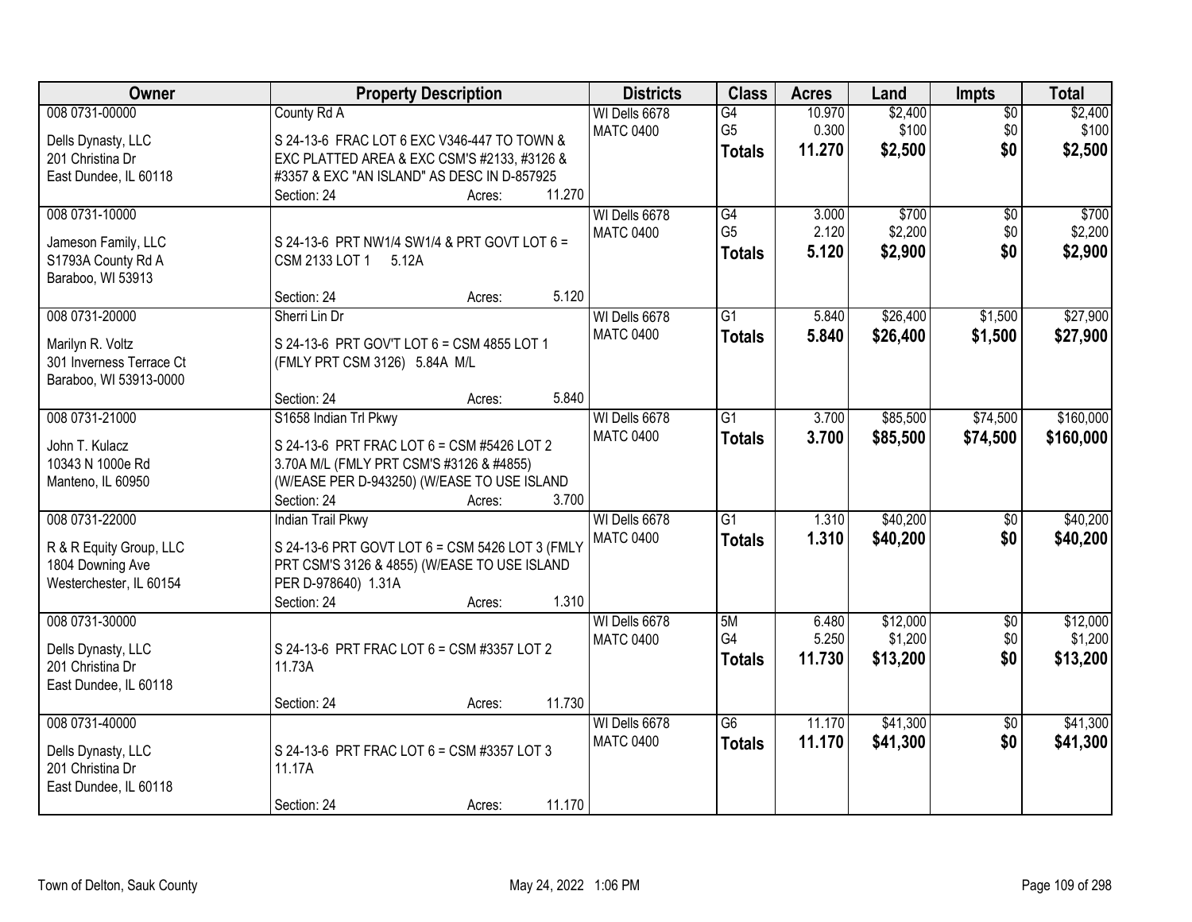| Owner | Property Description | Districts | Class | Acres | Land | Impts | Total |
|---|---|---|---|---|---|---|---|
| 008 0731-00000<br>Dells Dynasty, LLC<br>201 Christina Dr<br>East Dundee, IL 60118 | County Rd A<br>S 24-13-6 FRAC LOT 6 EXC V346-447 TO TOWN & EXC PLATTED AREA & EXC CSM'S #2133, #3126 & #3357 & EXC "AN ISLAND" AS DESC IN D-857925<br>Section: 24 Acres: 11.270 | WI Dells 6678<br>MATC 0400 | G4<br>G5<br>**Totals** | 10.970<br>0.300<br>**11.270** | $2,400<br>$100<br>**$2,500** | $0<br>$0<br>**$0** | $2,400<br>$100<br>**$2,500** |
| 008 0731-10000<br>Jameson Family, LLC<br>S1793A County Rd A<br>Baraboo, WI 53913 | S 24-13-6 PRT NW1/4 SW1/4 & PRT GOVT LOT 6 = CSM 2133 LOT 1 5.12A<br>Section: 24 Acres: 5.120 | WI Dells 6678<br>MATC 0400 | G4<br>G5<br>**Totals** | 3.000<br>2.120<br>**5.120** | $700<br>$2,200<br>**$2,900** | $0<br>$0<br>**$0** | $700<br>$2,200<br>**$2,900** |
| 008 0731-20000<br>Marilyn R. Voltz<br>301 Inverness Terrace Ct<br>Baraboo, WI 53913-0000 | Sherri Lin Dr<br>S 24-13-6 PRT GOV'T LOT 6 = CSM 4855 LOT 1 (FMLY PRT CSM 3126) 5.84A M/L<br>Section: 24 Acres: 5.840 | WI Dells 6678<br>MATC 0400 | G1<br>**Totals** | 5.840<br>**5.840** | $26,400<br>**$26,400** | $1,500<br>**$1,500** | $27,900<br>**$27,900** |
| 008 0731-21000<br>John T. Kulacz<br>10343 N 1000e Rd<br>Manteno, IL 60950 | S1658 Indian Trl Pkwy<br>S 24-13-6 PRT FRAC LOT 6 = CSM #5426 LOT 2 3.70A M/L (FMLY PRT CSM'S #3126 & #4855) (W/EASE PER D-943250) (W/EASE TO USE ISLAND<br>Section: 24 Acres: 3.700 | WI Dells 6678<br>MATC 0400 | G1<br>**Totals** | 3.700<br>**3.700** | $85,500<br>**$85,500** | $74,500<br>**$74,500** | $160,000<br>**$160,000** |
| 008 0731-22000<br>R & R Equity Group, LLC<br>1804 Downing Ave<br>Westerchester, IL 60154 | Indian Trail Pkwy<br>S 24-13-6 PRT GOVT LOT 6 = CSM 5426 LOT 3 (FMLY PRT CSM'S 3126 & 4855) (W/EASE TO USE ISLAND PER D-978640) 1.31A<br>Section: 24 Acres: 1.310 | WI Dells 6678<br>MATC 0400 | G1<br>**Totals** | 1.310<br>**1.310** | $40,200<br>**$40,200** | $0<br>**$0** | $40,200<br>**$40,200** |
| 008 0731-30000<br>Dells Dynasty, LLC<br>201 Christina Dr<br>East Dundee, IL 60118 | S 24-13-6 PRT FRAC LOT 6 = CSM #3357 LOT 2 11.73A<br>Section: 24 Acres: 11.730 | WI Dells 6678<br>MATC 0400 | 5M<br>G4<br>**Totals** | 6.480<br>5.250<br>**11.730** | $12,000<br>$1,200<br>**$13,200** | $0<br>$0<br>**$0** | $12,000<br>$1,200<br>**$13,200** |
| 008 0731-40000<br>Dells Dynasty, LLC<br>201 Christina Dr<br>East Dundee, IL 60118 | S 24-13-6 PRT FRAC LOT 6 = CSM #3357 LOT 3 11.17A<br>Section: 24 Acres: 11.170 | WI Dells 6678<br>MATC 0400 | G6<br>**Totals** | 11.170<br>**11.170** | $41,300<br>**$41,300** | $0<br>**$0** | $41,300<br>**$41,300** |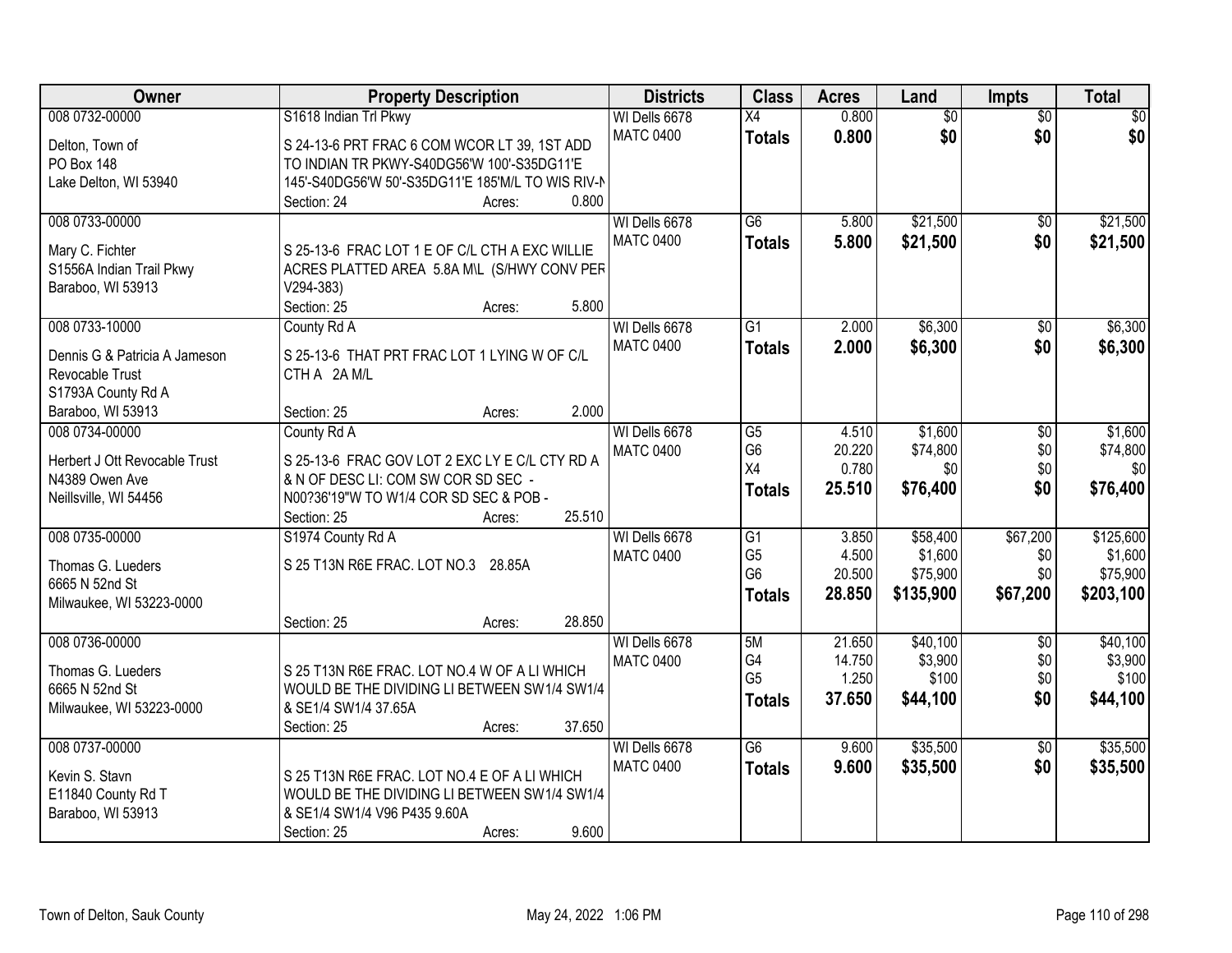| Owner | Property Description | Districts | Class | Acres | Land | Impts | Total |
|---|---|---|---|---|---|---|---|
| 008 0732-00000<br>Delton, Town of<br>PO Box 148<br>Lake Delton, WI 53940 | S1618 Indian Trl Pkwy<br>S 24-13-6 PRT FRAC 6 COM WCOR LT 39, 1ST ADD TO INDIAN TR PKWY-S40DG56'W 100'-S35DG11'E 145'-S40DG56'W 50'-S35DG11'E 185'M/L TO WIS RIV-N<br>Section: 24 Acres: 0.800 | WI Dells 6678<br>MATC 0400 | X4<br>**Totals** | 0.800<br>**0.800** | $0<br>**$0** | $0<br>**$0** | $0<br>**$0** |
| 008 0733-00000<br>Mary C. Fichter<br>S1556A Indian Trail Pkwy<br>Baraboo, WI 53913 | S 25-13-6 FRAC LOT 1 E OF C/L CTH A EXC WILLIE ACRES PLATTED AREA 5.8A M\L (S/HWY CONV PER V294-383)<br>Section: 25 Acres: 5.800 | WI Dells 6678<br>MATC 0400 | G6<br>**Totals** | 5.800<br>**5.800** | $21,500<br>**$21,500** | $0<br>**$0** | $21,500<br>**$21,500** |
| 008 0733-10000<br>Dennis G & Patricia A Jameson Revocable Trust<br>S1793A County Rd A<br>Baraboo, WI 53913 | County Rd A<br>S 25-13-6 THAT PRT FRAC LOT 1 LYING W OF C/L CTH A 2A M/L<br>Section: 25 Acres: 2.000 | WI Dells 6678<br>MATC 0400 | G1<br>**Totals** | 2.000<br>**2.000** | $6,300<br>**$6,300** | $0<br>**$0** | $6,300<br>**$6,300** |
| 008 0734-00000<br>Herbert J Ott Revocable Trust<br>N4389 Owen Ave<br>Neillsville, WI 54456 | County Rd A<br>S 25-13-6 FRAC GOV LOT 2 EXC LY E C/L CTY RD A & N OF DESC LI: COM SW COR SD SEC - N00?36'19"W TO W1/4 COR SD SEC & POB -<br>Section: 25 Acres: 25.510 | WI Dells 6678<br>MATC 0400 | G5<br>G6<br>X4<br>**Totals** | 4.510<br>20.220<br>0.780<br>**25.510** | $1,600<br>$74,800<br>$0<br>**$76,400** | $0<br>$0<br>$0<br>**$0** | $1,600<br>$74,800<br>$0<br>**$76,400** |
| 008 0735-00000<br>Thomas G. Lueders<br>6665 N 52nd St<br>Milwaukee, WI 53223-0000 | S1974 County Rd A<br>S 25 T13N R6E FRAC. LOT NO.3 28.85A<br>Section: 25 Acres: 28.850 | WI Dells 6678<br>MATC 0400 | G1<br>G5<br>G6<br>**Totals** | 3.850<br>4.500<br>20.500<br>**28.850** | $58,400<br>$1,600<br>$75,900<br>**$135,900** | $67,200<br>$0<br>$0<br>**$67,200** | $125,600<br>$1,600<br>$75,900<br>**$203,100** |
| 008 0736-00000<br>Thomas G. Lueders<br>6665 N 52nd St<br>Milwaukee, WI 53223-0000 | S 25 T13N R6E FRAC. LOT NO.4 W OF A LI WHICH WOULD BE THE DIVIDING LI BETWEEN SW1/4 SW1/4 & SE1/4 SW1/4 37.65A<br>Section: 25 Acres: 37.650 | WI Dells 6678<br>MATC 0400 | 5M<br>G4<br>G5<br>**Totals** | 21.650<br>14.750<br>1.250<br>**37.650** | $40,100<br>$3,900<br>$100<br>**$44,100** | $0<br>$0<br>$0<br>**$0** | $40,100<br>$3,900<br>$100<br>**$44,100** |
| 008 0737-00000<br>Kevin S. Stavn<br>E11840 County Rd T<br>Baraboo, WI 53913 | S 25 T13N R6E FRAC. LOT NO.4 E OF A LI WHICH WOULD BE THE DIVIDING LI BETWEEN SW1/4 SW1/4 & SE1/4 SW1/4 V96 P435 9.60A<br>Section: 25 Acres: 9.600 | WI Dells 6678<br>MATC 0400 | G6<br>**Totals** | 9.600<br>**9.600** | $35,500<br>**$35,500** | $0<br>**$0** | $35,500<br>**$35,500** |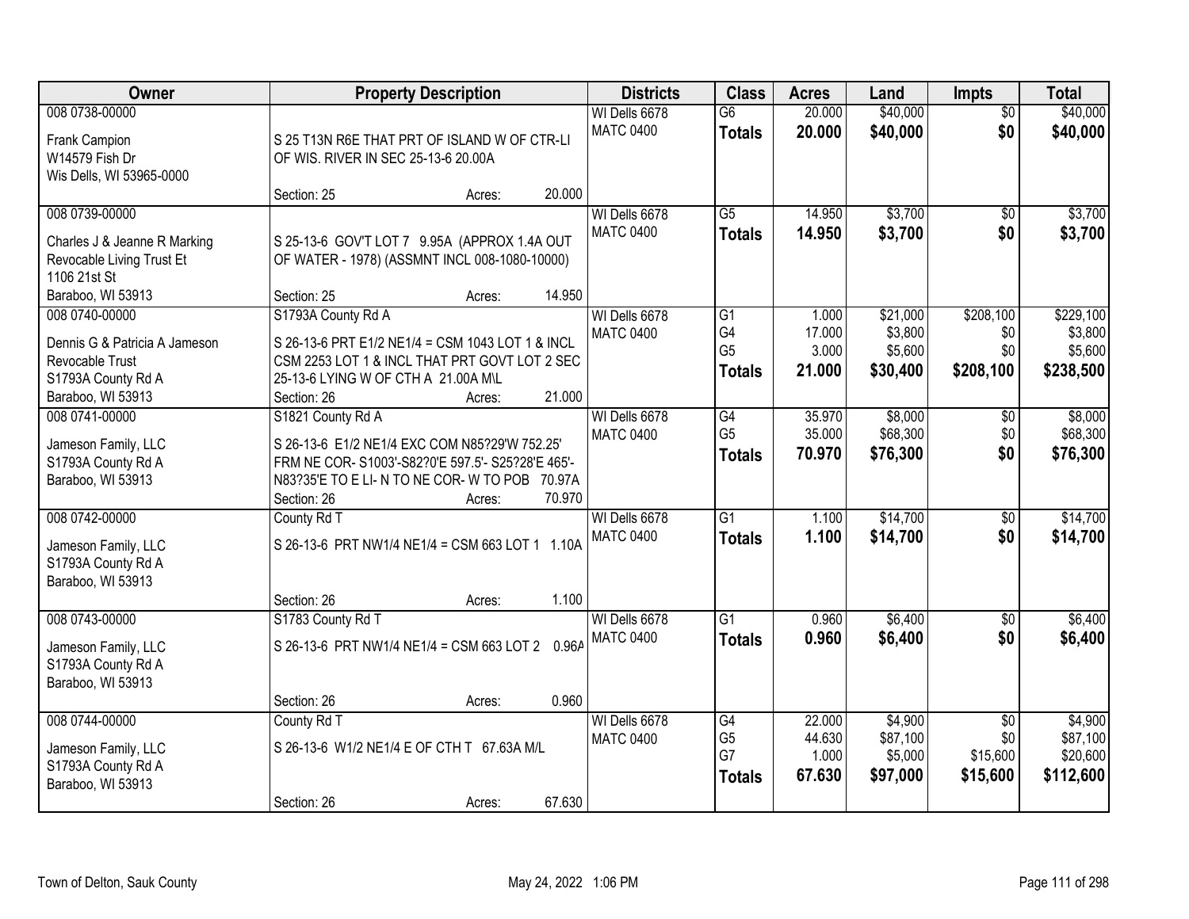| Owner | Property Description | Districts | Class | Acres | Land | Impts | Total |
|---|---|---|---|---|---|---|---|
| 008 0738-00000<br>Frank Campion<br>W14579 Fish Dr<br>Wis Dells, WI 53965-0000 | S 25 T13N R6E THAT PRT OF ISLAND W OF CTR-LI OF WIS. RIVER IN SEC 25-13-6 20.00A<br>Section: 25 Acres: 20.000 | WI Dells 6678<br>MATC 0400 | G6<br>**Totals** | 20.000<br>**20.000** | $40,000<br>**$40,000** | $0<br>**$0** | $40,000<br>**$40,000** |
| 008 0739-00000<br>Charles J & Jeanne R Marking Revocable Living Trust Et<br>1106 21st St<br>Baraboo, WI 53913 | S 25-13-6 GOV'T LOT 7 9.95A (APPROX 1.4A OUT OF WATER - 1978) (ASSMNT INCL 008-1080-10000)<br>Section: 25 Acres: 14.950 | WI Dells 6678<br>MATC 0400 | G5<br>**Totals** | 14.950<br>**14.950** | $3,700<br>**$3,700** | $0<br>**$0** | $3,700<br>**$3,700** |
| 008 0740-00000<br>Dennis G & Patricia A Jameson Revocable Trust<br>S1793A County Rd A<br>Baraboo, WI 53913 | S1793A County Rd A<br>S 26-13-6 PRT E1/2 NE1/4 = CSM 1043 LOT 1 & INCL CSM 2253 LOT 1 & INCL THAT PRT GOVT LOT 2 SEC 25-13-6 LYING W OF CTH A 21.00A M\L<br>Section: 26 Acres: 21.000 | WI Dells 6678<br>MATC 0400 | G1<br>G4<br>G5<br>**Totals** | 1.000<br>17.000<br>3.000<br>**21.000** | $21,000<br>$3,800<br>$5,600<br>**$30,400** | $208,100<br>$0<br>$0<br>**$208,100** | $229,100<br>$3,800<br>$5,600<br>**$238,500** |
| 008 0741-00000<br>Jameson Family, LLC<br>S1793A County Rd A<br>Baraboo, WI 53913 | S1821 County Rd A<br>S 26-13-6 E1/2 NE1/4 EXC COM N85?29'W 752.25' FRM NE COR- S1003'-S82?0'E 597.5'- S25?28'E 465'- N83?35'E TO E LI- N TO NE COR- W TO POB 70.97A<br>Section: 26 Acres: 70.970 | WI Dells 6678<br>MATC 0400 | G4<br>G5<br>**Totals** | 35.970<br>35.000<br>**70.970** | $8,000<br>$68,300<br>**$76,300** | $0<br>$0<br>**$0** | $8,000<br>$68,300<br>**$76,300** |
| 008 0742-00000<br>Jameson Family, LLC<br>S1793A County Rd A<br>Baraboo, WI 53913 | County Rd T<br>S 26-13-6 PRT NW1/4 NE1/4 = CSM 663 LOT 1 1.10A<br>Section: 26 Acres: 1.100 | WI Dells 6678<br>MATC 0400 | G1<br>**Totals** | 1.100<br>**1.100** | $14,700<br>**$14,700** | $0<br>**$0** | $14,700<br>**$14,700** |
| 008 0743-00000<br>Jameson Family, LLC<br>S1793A County Rd A<br>Baraboo, WI 53913 | S1783 County Rd T<br>S 26-13-6 PRT NW1/4 NE1/4 = CSM 663 LOT 2 0.96A<br>Section: 26 Acres: 0.960 | WI Dells 6678<br>MATC 0400 | G1<br>**Totals** | 0.960<br>**0.960** | $6,400<br>**$6,400** | $0<br>**$0** | $6,400<br>**$6,400** |
| 008 0744-00000<br>Jameson Family, LLC<br>S1793A County Rd A<br>Baraboo, WI 53913 | County Rd T<br>S 26-13-6 W1/2 NE1/4 E OF CTH T 67.63A M/L<br>Section: 26 Acres: 67.630 | WI Dells 6678<br>MATC 0400 | G4<br>G5<br>G7<br>**Totals** | 22.000<br>44.630<br>1.000<br>**67.630** | $4,900<br>$87,100<br>$5,000<br>**$97,000** | $0<br>$0<br>$15,600<br>**$15,600** | $4,900<br>$87,100<br>$20,600<br>**$112,600** |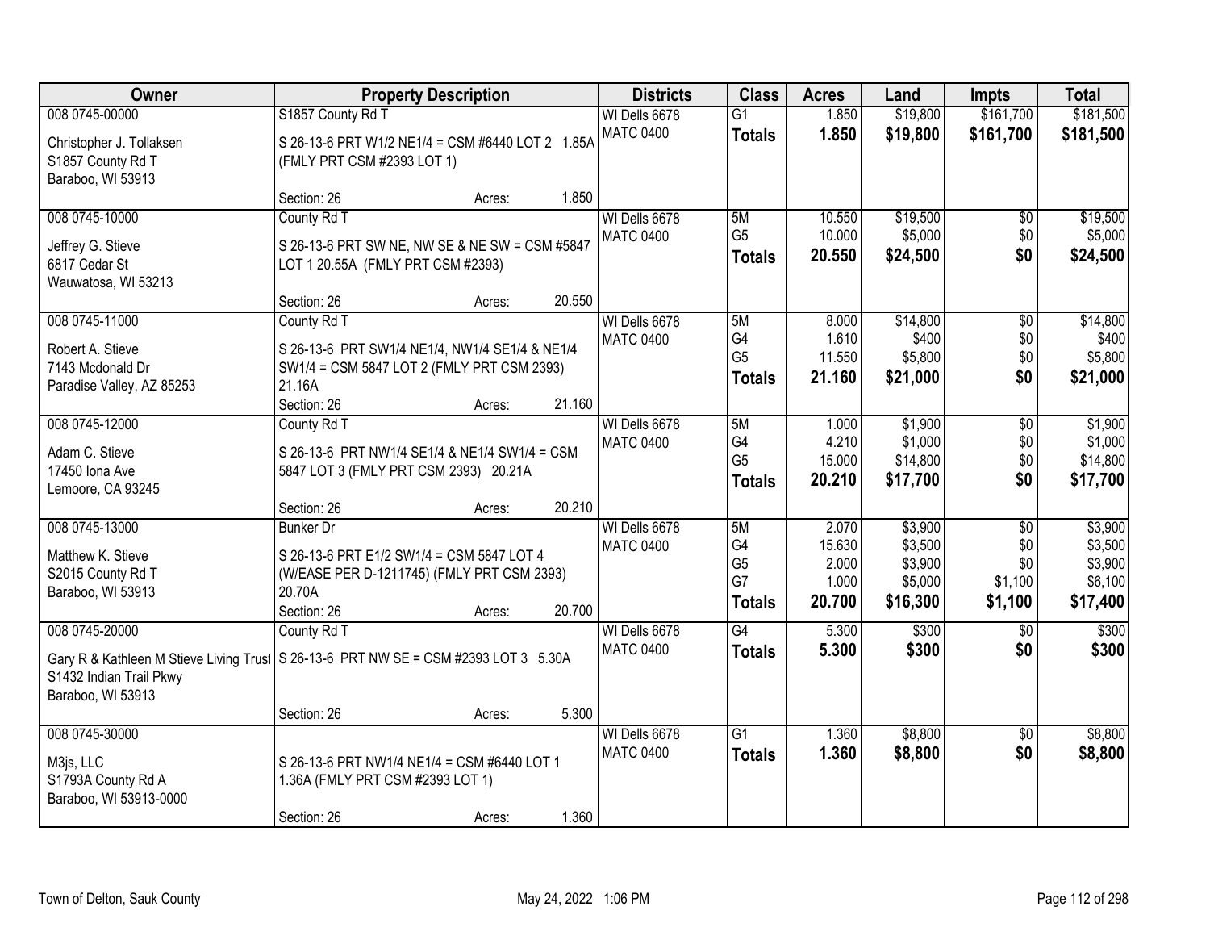| Owner | Property Description | Districts | Class | Acres | Land | Impts | Total |
|---|---|---|---|---|---|---|---|
| 008 0745-00000<br>Christopher J. Tollaksen<br>S1857 County Rd T<br>Baraboo, WI 53913 | S1857 County Rd T<br>S 26-13-6 PRT W1/2 NE1/4 = CSM #6440 LOT 2 1.85A (FMLY PRT CSM #2393 LOT 1)<br>Section: 26 Acres: 1.850 | WI Dells 6678<br>MATC 0400 | G1<br>**Totals** | 1.850<br>**1.850** | $19,800<br>**$19,800** | $161,700<br>**$161,700** | $181,500<br>**$181,500** |
| 008 0745-10000<br>Jeffrey G. Stieve<br>6817 Cedar St<br>Wauwatosa, WI 53213 | County Rd T<br>S 26-13-6 PRT SW NE, NW SE & NE SW = CSM #5847 LOT 1 20.55A (FMLY PRT CSM #2393)<br>Section: 26 Acres: 20.550 | WI Dells 6678<br>MATC 0400 | 5M<br>G5<br>**Totals** | 10.550<br>10.000<br>**20.550** | $19,500<br>$5,000<br>**$24,500** | $0<br>$0<br>**$0** | $19,500<br>$5,000<br>**$24,500** |
| 008 0745-11000<br>Robert A. Stieve<br>7143 Mcdonald Dr<br>Paradise Valley, AZ 85253 | County Rd T<br>S 26-13-6 PRT SW1/4 NE1/4, NW1/4 SE1/4 & NE1/4 SW1/4 = CSM 5847 LOT 2 (FMLY PRT CSM 2393) 21.16A<br>Section: 26 Acres: 21.160 | WI Dells 6678<br>MATC 0400 | 5M<br>G4<br>G5<br>**Totals** | 8.000<br>1.610<br>11.550<br>**21.160** | $14,800<br>$400<br>$5,800<br>**$21,000** | $0<br>$0<br>$0<br>**$0** | $14,800<br>$400<br>$5,800<br>**$21,000** |
| 008 0745-12000<br>Adam C. Stieve<br>17450 Iona Ave<br>Lemoore, CA 93245 | County Rd T<br>S 26-13-6 PRT NW1/4 SE1/4 & NE1/4 SW1/4 = CSM 5847 LOT 3 (FMLY PRT CSM 2393) 20.21A<br>Section: 26 Acres: 20.210 | WI Dells 6678<br>MATC 0400 | 5M<br>G4<br>G5<br>**Totals** | 1.000<br>4.210<br>15.000<br>**20.210** | $1,900<br>$1,000<br>$14,800<br>**$17,700** | $0<br>$0<br>$0<br>**$0** | $1,900<br>$1,000<br>$14,800<br>**$17,700** |
| 008 0745-13000<br>Matthew K. Stieve<br>S2015 County Rd T<br>Baraboo, WI 53913 | Bunker Dr<br>S 26-13-6 PRT E1/2 SW1/4 = CSM 5847 LOT 4 (W/EASE PER D-1211745) (FMLY PRT CSM 2393) 20.70A<br>Section: 26 Acres: 20.700 | WI Dells 6678<br>MATC 0400 | 5M<br>G4<br>G5<br>G7<br>**Totals** | 2.070<br>15.630<br>2.000<br>1.000<br>**20.700** | $3,900<br>$3,500<br>$3,900<br>$5,000<br>**$16,300** | $0<br>$0<br>$0<br>$1,100<br>**$1,100** | $3,900<br>$3,500<br>$3,900<br>$6,100<br>**$17,400** |
| 008 0745-20000<br>Gary R & Kathleen M Stieve Living Trust<br>S1432 Indian Trail Pkwy<br>Baraboo, WI 53913 | County Rd T<br>S 26-13-6 PRT NW SE = CSM #2393 LOT 3 5.30A<br>Section: 26 Acres: 5.300 | WI Dells 6678<br>MATC 0400 | G4<br>**Totals** | 5.300<br>**5.300** | $300<br>**$300** | $0<br>**$0** | $300<br>**$300** |
| 008 0745-30000<br>M3js, LLC<br>S1793A County Rd A<br>Baraboo, WI 53913-0000 | S 26-13-6 PRT NW1/4 NE1/4 = CSM #6440 LOT 1 1.36A (FMLY PRT CSM #2393 LOT 1)<br>Section: 26 Acres: 1.360 | WI Dells 6678<br>MATC 0400 | G1<br>**Totals** | 1.360<br>**1.360** | $8,800<br>**$8,800** | $0<br>**$0** | $8,800<br>**$8,800** |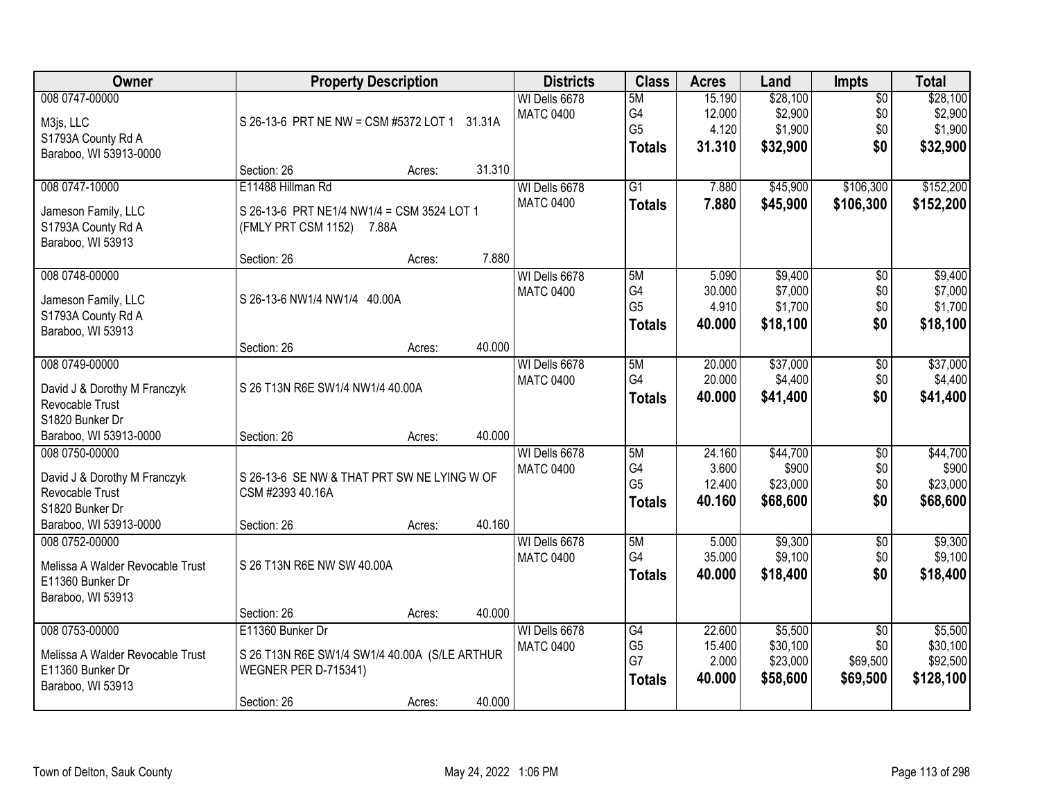| Owner | Property Description | | | Districts | Class | Acres | Land | Impts | Total |
|---|---|---|---|---|---|---|---|---|---|
| 008 0747-00000 | | | | WI Dells 6678 | 5M | 15.190 | $28,100 | $0 | $28,100 |
| M3js, LLC | S 26-13-6 PRT NE NW = CSM #5372 LOT 1 31.31A | | | MATC 0400 | G4 | 12.000 | $2,900 | $0 | $2,900 |
| S1793A County Rd A | | | | | G5 | 4.120 | $1,900 | $0 | $1,900 |
| Baraboo, WI 53913-0000 | | | | | **Totals** | **31.310** | **$32,900** | **$0** | **$32,900** |
| | Section: 26 | Acres: | 31.310 | | | | | | |
| 008 0747-10000 | E11488 Hillman Rd | | | WI Dells 6678 | G1 | 7.880 | $45,900 | $106,300 | $152,200 |
| Jameson Family, LLC | S 26-13-6 PRT NE1/4 NW1/4 = CSM 3524 LOT 1 | | | MATC 0400 | **Totals** | **7.880** | **$45,900** | **$106,300** | **$152,200** |
| S1793A County Rd A | (FMLY PRT CSM 1152) 7.88A | | | | | | | | |
| Baraboo, WI 53913 | | | | | | | | | |
| | Section: 26 | Acres: | 7.880 | | | | | | |
| 008 0748-00000 | | | | WI Dells 6678 | 5M | 5.090 | $9,400 | $0 | $9,400 |
| Jameson Family, LLC | S 26-13-6 NW1/4 NW1/4 40.00A | | | MATC 0400 | G4 | 30.000 | $7,000 | $0 | $7,000 |
| S1793A County Rd A | | | | | G5 | 4.910 | $1,700 | $0 | $1,700 |
| Baraboo, WI 53913 | | | | | **Totals** | **40.000** | **$18,100** | **$0** | **$18,100** |
| | Section: 26 | Acres: | 40.000 | | | | | | |
| 008 0749-00000 | | | | WI Dells 6678 | 5M | 20.000 | $37,000 | $0 | $37,000 |
| David J & Dorothy M Franczyk | S 26 T13N R6E SW1/4 NW1/4 40.00A | | | MATC 0400 | G4 | 20.000 | $4,400 | $0 | $4,400 |
| Revocable Trust | | | | | **Totals** | **40.000** | **$41,400** | **$0** | **$41,400** |
| S1820 Bunker Dr | | | | | | | | | |
| Baraboo, WI 53913-0000 | Section: 26 | Acres: | 40.000 | | | | | | |
| 008 0750-00000 | | | | WI Dells 6678 | 5M | 24.160 | $44,700 | $0 | $44,700 |
| David J & Dorothy M Franczyk | S 26-13-6 SE NW & THAT PRT SW NE LYING W OF | | | MATC 0400 | G4 | 3.600 | $900 | $0 | $900 |
| Revocable Trust | CSM #2393 40.16A | | | | G5 | 12.400 | $23,000 | $0 | $23,000 |
| S1820 Bunker Dr | | | | | **Totals** | **40.160** | **$68,600** | **$0** | **$68,600** |
| Baraboo, WI 53913-0000 | Section: 26 | Acres: | 40.160 | | | | | | |
| 008 0752-00000 | | | | WI Dells 6678 | 5M | 5.000 | $9,300 | $0 | $9,300 |
| Melissa A Walder Revocable Trust | S 26 T13N R6E NW SW 40.00A | | | MATC 0400 | G4 | 35.000 | $9,100 | $0 | $9,100 |
| E11360 Bunker Dr | | | | | **Totals** | **40.000** | **$18,400** | **$0** | **$18,400** |
| Baraboo, WI 53913 | | | | | | | | | |
| | Section: 26 | Acres: | 40.000 | | | | | | |
| 008 0753-00000 | E11360 Bunker Dr | | | WI Dells 6678 | G4 | 22.600 | $5,500 | $0 | $5,500 |
| Melissa A Walder Revocable Trust | S 26 T13N R6E SW1/4 SW1/4 40.00A (S/LE ARTHUR | | | MATC 0400 | G5 | 15.400 | $30,100 | $0 | $30,100 |
| E11360 Bunker Dr | WEGNER PER D-715341) | | | | G7 | 2.000 | $23,000 | $69,500 | $92,500 |
| Baraboo, WI 53913 | | | | | **Totals** | **40.000** | **$58,600** | **$69,500** | **$128,100** |
| | Section: 26 | Acres: | 40.000 | | | | | | |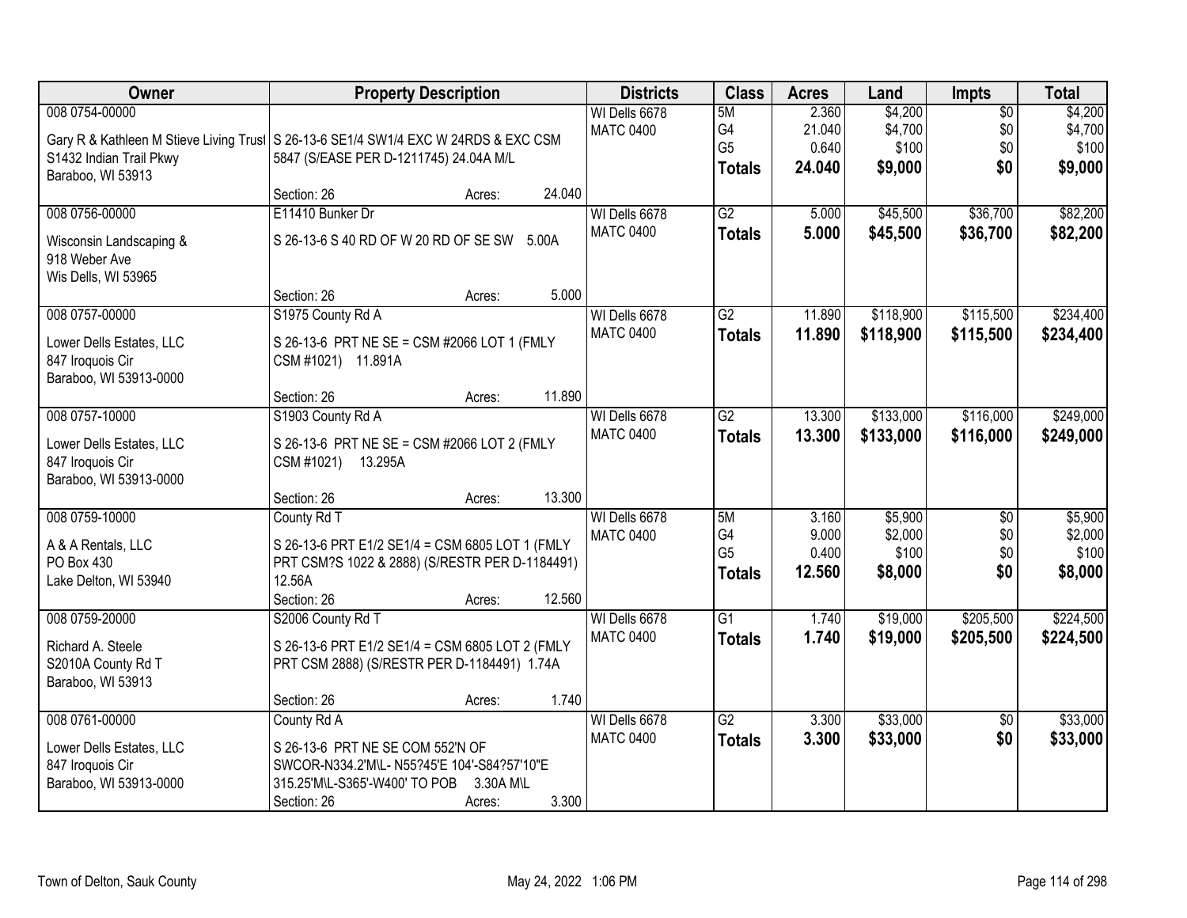| Owner | Property Description | Districts | Class | Acres | Land | Impts | Total |
|---|---|---|---|---|---|---|---|
| 008 0754-00000<br><br>Gary R & Kathleen M Stieve Living Trust<br>S1432 Indian Trail Pkwy<br>Baraboo, WI 53913 | S 26-13-6 SE1/4 SW1/4 EXC W 24RDS & EXC CSM 5847 (S/EASE PER D-1211745) 24.04A M/L<br><br>Section: 26 Acres: 24.040 | WI Dells 6678<br>MATC 0400 | 5M<br>G4<br>G5<br>**Totals** | 2.360<br>21.040<br>0.640<br>**24.040** | $4,200<br>$4,700<br>$100<br>**$9,000** | $0<br>$0<br>$0<br>**$0** | $4,200<br>$4,700<br>$100<br>**$9,000** |
| 008 0756-00000<br><br>Wisconsin Landscaping &<br>918 Weber Ave<br>Wis Dells, WI 53965 | E11410 Bunker Dr<br><br>S 26-13-6 S 40 RD OF W 20 RD OF SE SW 5.00A<br><br>Section: 26 Acres: 5.000 | WI Dells 6678<br>MATC 0400 | G2<br>**Totals** | 5.000<br>**5.000** | $45,500<br>**$45,500** | $36,700<br>**$36,700** | $82,200<br>**$82,200** |
| 008 0757-00000<br><br>Lower Dells Estates, LLC<br>847 Iroquois Cir<br>Baraboo, WI 53913-0000 | S1975 County Rd A<br><br>S 26-13-6 PRT NE SE = CSM #2066 LOT 1 (FMLY CSM #1021) 11.891A<br><br>Section: 26 Acres: 11.890 | WI Dells 6678<br>MATC 0400 | G2<br>**Totals** | 11.890<br>**11.890** | $118,900<br>**$118,900** | $115,500<br>**$115,500** | $234,400<br>**$234,400** |
| 008 0757-10000<br><br>Lower Dells Estates, LLC<br>847 Iroquois Cir<br>Baraboo, WI 53913-0000 | S1903 County Rd A<br><br>S 26-13-6 PRT NE SE = CSM #2066 LOT 2 (FMLY CSM #1021) 13.295A<br><br>Section: 26 Acres: 13.300 | WI Dells 6678<br>MATC 0400 | G2<br>**Totals** | 13.300<br>**13.300** | $133,000<br>**$133,000** | $116,000<br>**$116,000** | $249,000<br>**$249,000** |
| 008 0759-10000<br><br>A & A Rentals, LLC<br>PO Box 430<br>Lake Delton, WI 53940 | County Rd T<br><br>S 26-13-6 PRT E1/2 SE1/4 = CSM 6805 LOT 1 (FMLY PRT CSM?S 1022 & 2888) (S/RESTR PER D-1184491) 12.56A<br>Section: 26 Acres: 12.560 | WI Dells 6678<br>MATC 0400 | 5M<br>G4<br>G5<br>**Totals** | 3.160<br>9.000<br>0.400<br>**12.560** | $5,900<br>$2,000<br>$100<br>**$8,000** | $0<br>$0<br>$0<br>**$0** | $5,900<br>$2,000<br>$100<br>**$8,000** |
| 008 0759-20000<br><br>Richard A. Steele<br>S2010A County Rd T<br>Baraboo, WI 53913 | S2006 County Rd T<br><br>S 26-13-6 PRT E1/2 SE1/4 = CSM 6805 LOT 2 (FMLY PRT CSM 2888) (S/RESTR PER D-1184491) 1.74A<br><br>Section: 26 Acres: 1.740 | WI Dells 6678<br>MATC 0400 | G1<br>**Totals** | 1.740<br>**1.740** | $19,000<br>**$19,000** | $205,500<br>**$205,500** | $224,500<br>**$224,500** |
| 008 0761-00000<br><br>Lower Dells Estates, LLC<br>847 Iroquois Cir<br>Baraboo, WI 53913-0000 | County Rd A<br><br>S 26-13-6 PRT NE SE COM 552'N OF SWCOR-N334.2'M\L- N55?45'E 104'-S84?57'10"E 315.25'M\L-S365'-W400' TO POB 3.30A M\L<br>Section: 26 Acres: 3.300 | WI Dells 6678<br>MATC 0400 | G2<br>**Totals** | 3.300<br>**3.300** | $33,000<br>**$33,000** | $0<br>**$0** | $33,000<br>**$33,000** |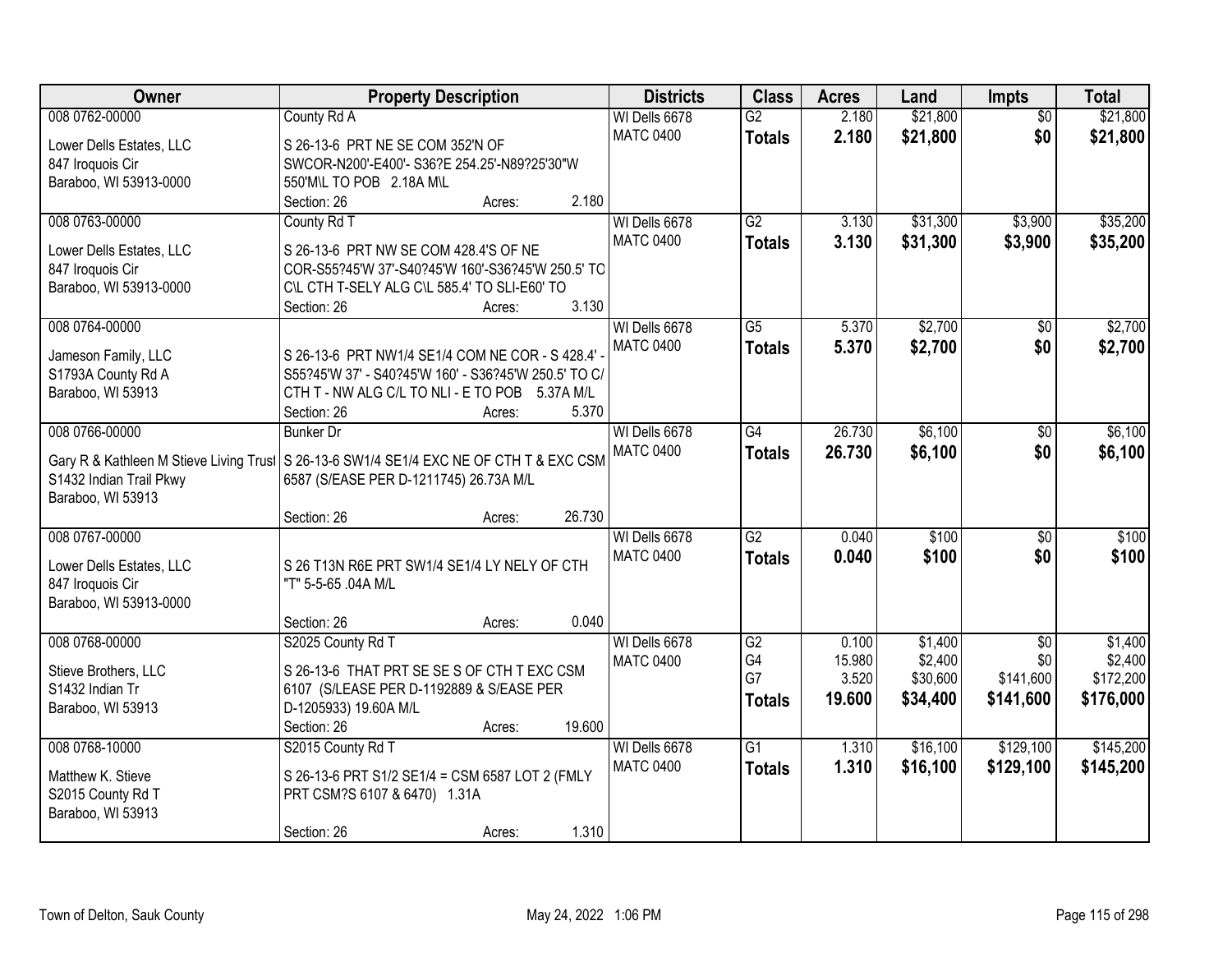| Owner | Property Description | Districts | Class | Acres | Land | Impts | Total |
|---|---|---|---|---|---|---|---|
| 008 0762-00000<br><br>Lower Dells Estates, LLC<br>847 Iroquois Cir<br>Baraboo, WI 53913-0000 | County Rd A<br><br>S 26-13-6 PRT NE SE COM 352'N OF SWCOR-N200'-E400'- S36?E 254.25'-N89?25'30"W 550'M\L TO POB 2.18A M\L<br>Section: 26 Acres: 2.180 | WI Dells 6678<br>MATC 0400 | G2<br>**Totals** | 2.180<br>**2.180** | $21,800<br>**$21,800** | $0<br>**$0** | $21,800<br>**$21,800** |
| 008 0763-00000<br><br>Lower Dells Estates, LLC<br>847 Iroquois Cir<br>Baraboo, WI 53913-0000 | County Rd T<br><br>S 26-13-6 PRT NW SE COM 428.4'S OF NE COR-S55?45'W 37'-S40?45'W 160'-S36?45'W 250.5' TO C\L CTH T-SELY ALG C\L 585.4' TO SLI-E60' TO<br>Section: 26 Acres: 3.130 | WI Dells 6678<br>MATC 0400 | G2<br>**Totals** | 3.130<br>**3.130** | $31,300<br>**$31,300** | $3,900<br>**$3,900** | $35,200<br>**$35,200** |
| 008 0764-00000<br><br>Jameson Family, LLC<br>S1793A County Rd A<br>Baraboo, WI 53913 | S 26-13-6 PRT NW1/4 SE1/4 COM NE COR - S 428.4' - S55?45'W 37' - S40?45'W 160' - S36?45'W 250.5' TO C/ CTH T - NW ALG C/L TO NLI - E TO POB 5.37A M/L<br>Section: 26 Acres: 5.370 | WI Dells 6678<br>MATC 0400 | G5<br>**Totals** | 5.370<br>**5.370** | $2,700<br>**$2,700** | $0<br>**$0** | $2,700<br>**$2,700** |
| 008 0766-00000<br><br>Gary R & Kathleen M Stieve Living Trust<br>S1432 Indian Trail Pkwy<br>Baraboo, WI 53913 | Bunker Dr<br><br>S 26-13-6 SW1/4 SE1/4 EXC NE OF CTH T & EXC CSM 6587 (S/EASE PER D-1211745) 26.73A M/L<br>Section: 26 Acres: 26.730 | WI Dells 6678<br>MATC 0400 | G4<br>**Totals** | 26.730<br>**26.730** | $6,100<br>**$6,100** | $0<br>**$0** | $6,100<br>**$6,100** |
| 008 0767-00000<br><br>Lower Dells Estates, LLC<br>847 Iroquois Cir<br>Baraboo, WI 53913-0000 | S 26 T13N R6E PRT SW1/4 SE1/4 LY NELY OF CTH "T" 5-5-65 .04A M/L<br>Section: 26 Acres: 0.040 | WI Dells 6678<br>MATC 0400 | G2<br>**Totals** | 0.040<br>**0.040** | $100<br>**$100** | $0<br>**$0** | $100<br>**$100** |
| 008 0768-00000<br><br>Stieve Brothers, LLC<br>S1432 Indian Tr<br>Baraboo, WI 53913 | S2025 County Rd T<br><br>S 26-13-6 THAT PRT SE SE S OF CTH T EXC CSM 6107 (S/LEASE PER D-1192889 & S/EASE PER D-1205933) 19.60A M/L<br>Section: 26 Acres: 19.600 | WI Dells 6678<br>MATC 0400 | G2<br>G4<br>G7<br>**Totals** | 0.100<br>15.980<br>3.520<br>**19.600** | $1,400<br>$2,400<br>$30,600<br>**$34,400** | $0<br>$0<br>$141,600<br>**$141,600** | $1,400<br>$2,400<br>$172,200<br>**$176,000** |
| 008 0768-10000<br><br>Matthew K. Stieve<br>S2015 County Rd T<br>Baraboo, WI 53913 | S2015 County Rd T<br><br>S 26-13-6 PRT S1/2 SE1/4 = CSM 6587 LOT 2 (FMLY PRT CSM?S 6107 & 6470) 1.31A<br>Section: 26 Acres: 1.310 | WI Dells 6678<br>MATC 0400 | G1<br>**Totals** | 1.310<br>**1.310** | $16,100<br>**$16,100** | $129,100<br>**$129,100** | $145,200<br>**$145,200** |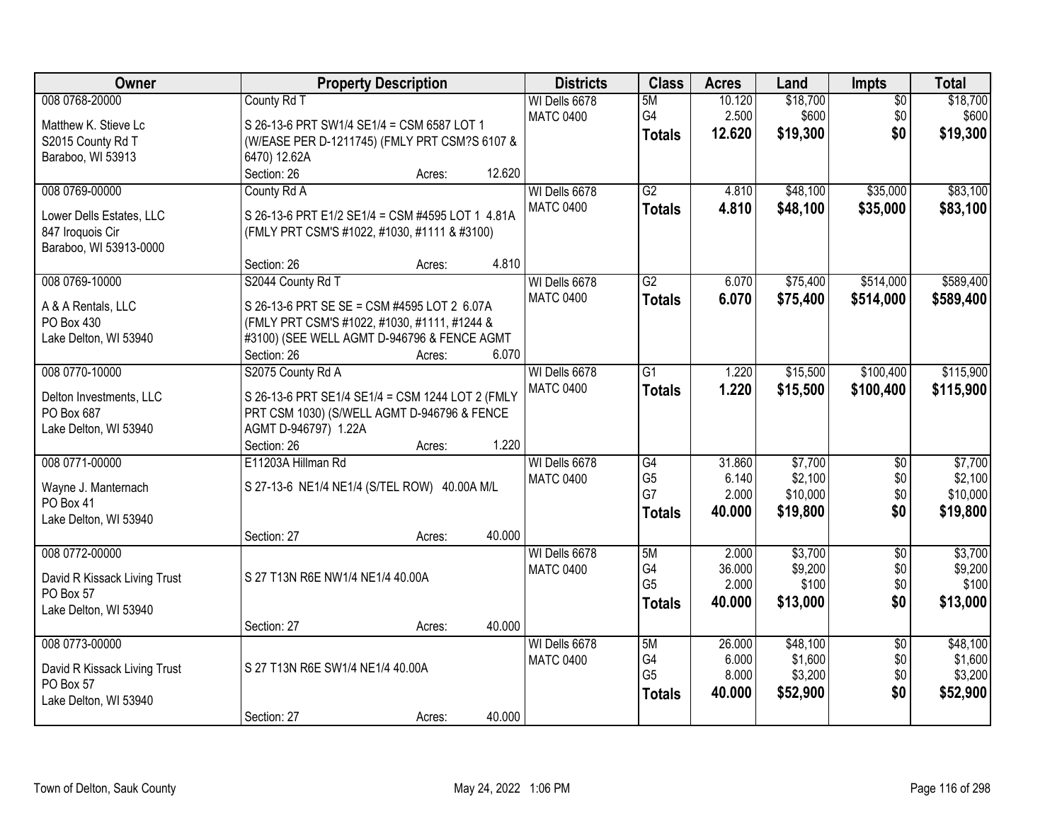| Owner | Property Description | Districts | Class | Acres | Land | Impts | Total |
|---|---|---|---|---|---|---|---|
| 008 0768-20000<br>Matthew K. Stieve Lc<br>S2015 County Rd T<br>Baraboo, WI 53913 | County Rd T<br>S 26-13-6 PRT SW1/4 SE1/4 = CSM 6587 LOT 1 (W/EASE PER D-1211745) (FMLY PRT CSM?S 6107 & 6470) 12.62A<br>Section: 26 Acres: 12.620 | WI Dells 6678<br>MATC 0400 | 5M<br>G4<br>**Totals** | 10.120<br>2.500<br>**12.620** | $18,700<br>$600<br>**$19,300** | $0<br>$0<br>**$0** | $18,700<br>$600<br>**$19,300** |
| 008 0769-00000<br>Lower Dells Estates, LLC<br>847 Iroquois Cir<br>Baraboo, WI 53913-0000 | County Rd A<br>S 26-13-6 PRT E1/2 SE1/4 = CSM #4595 LOT 1 4.81A (FMLY PRT CSM'S #1022, #1030, #1111 & #3100)<br>Section: 26 Acres: 4.810 | WI Dells 6678<br>MATC 0400 | G2<br>**Totals** | 4.810<br>**4.810** | $48,100<br>**$48,100** | $35,000<br>**$35,000** | $83,100<br>**$83,100** |
| 008 0769-10000<br>A & A Rentals, LLC<br>PO Box 430<br>Lake Delton, WI 53940 | S2044 County Rd T<br>S 26-13-6 PRT SE SE = CSM #4595 LOT 2 6.07A (FMLY PRT CSM'S #1022, #1030, #1111, #1244 & #3100) (SEE WELL AGMT D-946796 & FENCE AGMT<br>Section: 26 Acres: 6.070 | WI Dells 6678<br>MATC 0400 | G2<br>**Totals** | 6.070<br>**6.070** | $75,400<br>**$75,400** | $514,000<br>**$514,000** | $589,400<br>**$589,400** |
| 008 0770-10000<br>Delton Investments, LLC<br>PO Box 687<br>Lake Delton, WI 53940 | S2075 County Rd A<br>S 26-13-6 PRT SE1/4 SE1/4 = CSM 1244 LOT 2 (FMLY PRT CSM 1030) (S/WELL AGMT D-946796 & FENCE AGMT D-946797) 1.22A<br>Section: 26 Acres: 1.220 | WI Dells 6678<br>MATC 0400 | G1<br>**Totals** | 1.220<br>**1.220** | $15,500<br>**$15,500** | $100,400<br>**$100,400** | $115,900<br>**$115,900** |
| 008 0771-00000<br>Wayne J. Manternach<br>PO Box 41<br>Lake Delton, WI 53940 | E11203A Hillman Rd<br>S 27-13-6 NE1/4 NE1/4 (S/TEL ROW) 40.00A M/L<br>Section: 27 Acres: 40.000 | WI Dells 6678<br>MATC 0400 | G4<br>G5<br>G7<br>**Totals** | 31.860<br>6.140<br>2.000<br>**40.000** | $7,700<br>$2,100<br>$10,000<br>**$19,800** | $0<br>$0<br>$0<br>**$0** | $7,700<br>$2,100<br>$10,000<br>**$19,800** |
| 008 0772-00000<br>David R Kissack Living Trust<br>PO Box 57<br>Lake Delton, WI 53940 | S 27 T13N R6E NW1/4 NE1/4 40.00A<br>Section: 27 Acres: 40.000 | WI Dells 6678<br>MATC 0400 | 5M<br>G4<br>G5<br>**Totals** | 2.000<br>36.000<br>2.000<br>**40.000** | $3,700<br>$9,200<br>$100<br>**$13,000** | $0<br>$0<br>$0<br>**$0** | $3,700<br>$9,200<br>$100<br>**$13,000** |
| 008 0773-00000<br>David R Kissack Living Trust<br>PO Box 57<br>Lake Delton, WI 53940 | S 27 T13N R6E SW1/4 NE1/4 40.00A<br>Section: 27 Acres: 40.000 | WI Dells 6678<br>MATC 0400 | 5M<br>G4<br>G5<br>**Totals** | 26.000<br>6.000<br>8.000<br>**40.000** | $48,100<br>$1,600<br>$3,200<br>**$52,900** | $0<br>$0<br>$0<br>**$0** | $48,100<br>$1,600<br>$3,200<br>**$52,900** |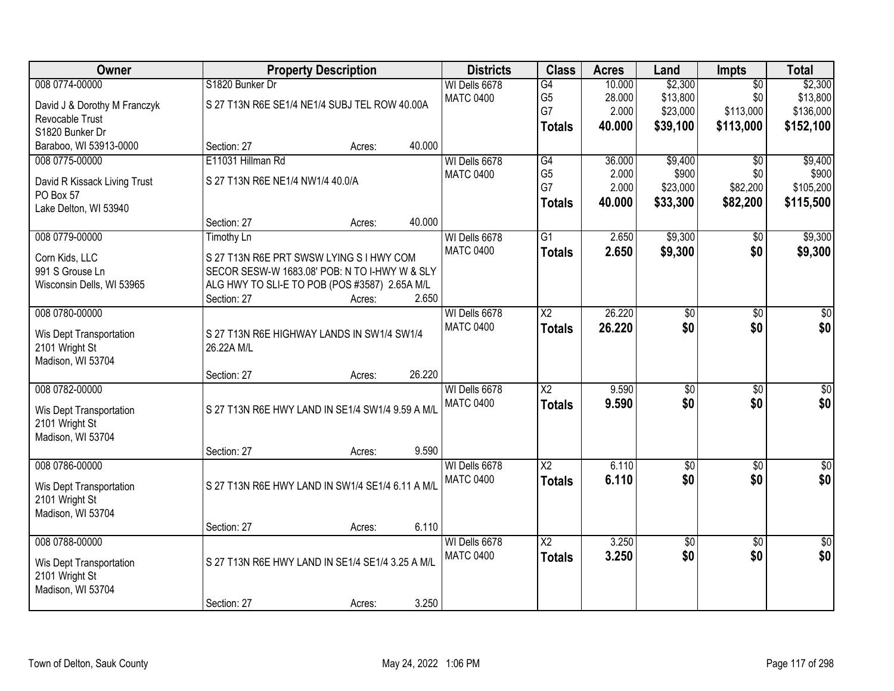| Owner | Property Description | Districts | Class | Acres | Land | Impts | Total |
|---|---|---|---|---|---|---|---|
| 008 0774-00000<br>David J & Dorothy M Franczyk Revocable Trust<br>S1820 Bunker Dr<br>Baraboo, WI 53913-0000 | S1820 Bunker Dr<br>S 27 T13N R6E SE1/4 NE1/4 SUBJ TEL ROW 40.00A<br>Section: 27 Acres: 40.000 | WI Dells 6678<br>MATC 0400 | G4<br>G5<br>G7<br>**Totals** | 10.000<br>28.000<br>2.000<br>**40.000** | $2,300<br>$13,800<br>$23,000<br>**$39,100** | $0<br>$0<br>$113,000<br>**$113,000** | $2,300<br>$13,800<br>$136,000<br>**$152,100** |
| 008 0775-00000<br>David R Kissack Living Trust<br>PO Box 57<br>Lake Delton, WI 53940 | E11031 Hillman Rd<br>S 27 T13N R6E NE1/4 NW1/4 40.0/A<br>Section: 27 Acres: 40.000 | WI Dells 6678<br>MATC 0400 | G4<br>G5<br>G7<br>**Totals** | 36.000<br>2.000<br>2.000<br>**40.000** | $9,400<br>$900<br>$23,000<br>**$33,300** | $0<br>$0<br>$82,200<br>**$82,200** | $9,400<br>$900<br>$105,200<br>**$115,500** |
| 008 0779-00000<br>Corn Kids, LLC<br>991 S Grouse Ln<br>Wisconsin Dells, WI 53965 | Timothy Ln<br>S 27 T13N R6E PRT SWSW LYING S I HWY COM SECOR SESW-W 1683.08' POB: N TO I-HWY W & SLY ALG HWY TO SLI-E TO POB (POS #3587) 2.65A M/L<br>Section: 27 Acres: 2.650 | WI Dells 6678<br>MATC 0400 | G1<br>**Totals** | 2.650<br>**2.650** | $9,300<br>**$9,300** | $0<br>**$0** | $9,300<br>**$9,300** |
| 008 0780-00000<br>Wis Dept Transportation<br>2101 Wright St<br>Madison, WI 53704 | S 27 T13N R6E HIGHWAY LANDS IN SW1/4 SW1/4 26.22A M/L<br>Section: 27 Acres: 26.220 | WI Dells 6678<br>MATC 0400 | X2<br>**Totals** | 26.220<br>**26.220** | $0<br>**$0** | $0<br>**$0** | $0<br>**$0** |
| 008 0782-00000<br>Wis Dept Transportation<br>2101 Wright St<br>Madison, WI 53704 | S 27 T13N R6E HWY LAND IN SE1/4 SW1/4 9.59 A M/L<br>Section: 27 Acres: 9.590 | WI Dells 6678<br>MATC 0400 | X2<br>**Totals** | 9.590<br>**9.590** | $0<br>**$0** | $0<br>**$0** | $0<br>**$0** |
| 008 0786-00000<br>Wis Dept Transportation<br>2101 Wright St<br>Madison, WI 53704 | S 27 T13N R6E HWY LAND IN SW1/4 SE1/4 6.11 A M/L<br>Section: 27 Acres: 6.110 | WI Dells 6678<br>MATC 0400 | X2<br>**Totals** | 6.110<br>**6.110** | $0<br>**$0** | $0<br>**$0** | $0<br>**$0** |
| 008 0788-00000<br>Wis Dept Transportation<br>2101 Wright St<br>Madison, WI 53704 | S 27 T13N R6E HWY LAND IN SE1/4 SE1/4 3.25 A M/L<br>Section: 27 Acres: 3.250 | WI Dells 6678<br>MATC 0400 | X2<br>**Totals** | 3.250<br>**3.250** | $0<br>**$0** | $0<br>**$0** | $0<br>**$0** |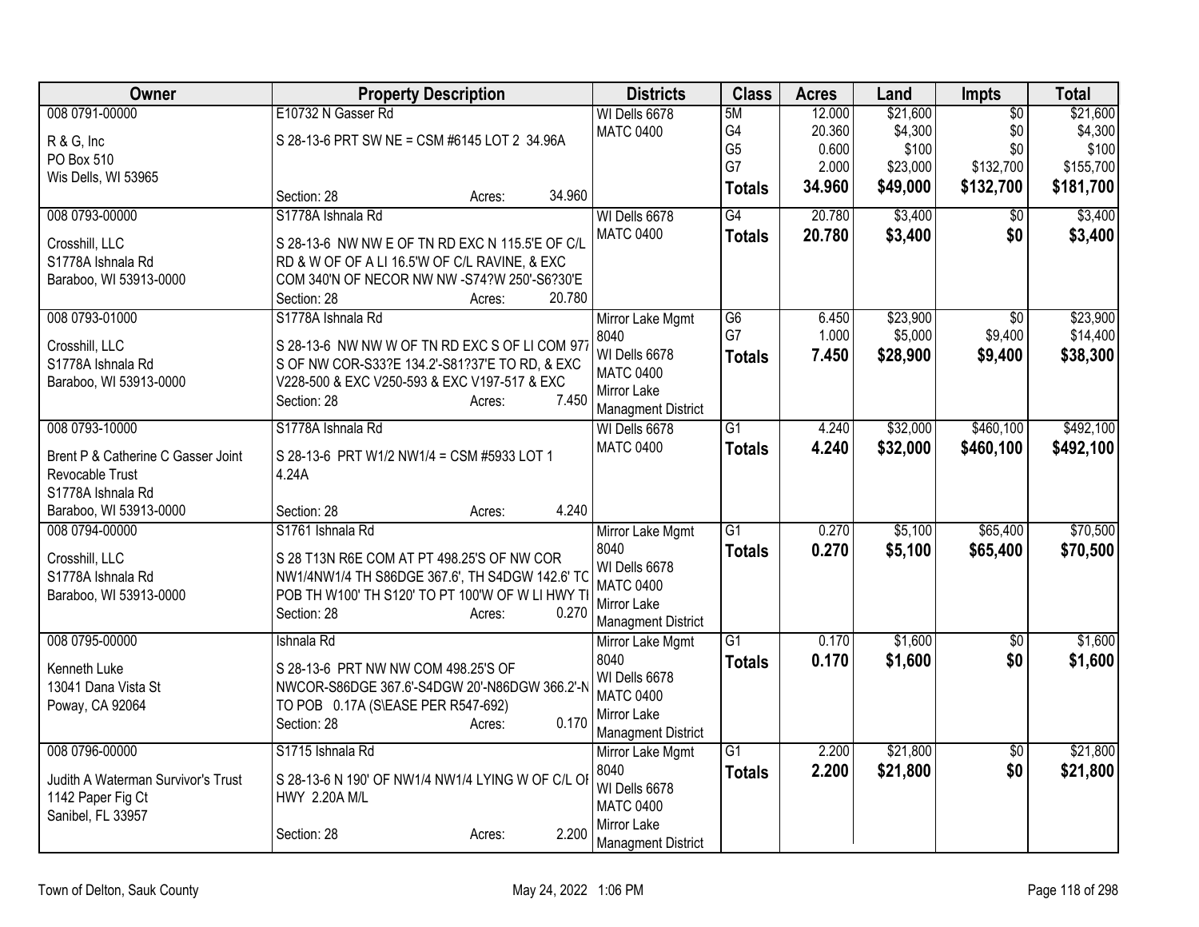| Owner | Property Description | Districts | Class | Acres | Land | Impts | Total |
|---|---|---|---|---|---|---|---|
| 008 0791-00000<br>R & G, Inc<br>PO Box 510<br>Wis Dells, WI 53965 | E10732 N Gasser Rd<br>S 28-13-6 PRT SW NE = CSM #6145 LOT 2 34.96A<br>Section: 28 Acres: 34.960 | WI Dells 6678<br>MATC 0400 | 5M<br>G4<br>G5<br>G7<br>**Totals** | 12.000<br>20.360<br>0.600<br>2.000<br>**34.960** | $21,600<br>$4,300<br>$100<br>$23,000<br>**$49,000** | $0<br>$0<br>$0<br>$132,700<br>**$132,700** | $21,600<br>$4,300<br>$100<br>$155,700<br>**$181,700** |
| 008 0793-00000<br>Crosshill, LLC<br>S1778A Ishnala Rd<br>Baraboo, WI 53913-0000 | S1778A Ishnala Rd<br>S 28-13-6 NW NW E OF TN RD EXC N 115.5'E OF C/L RD & W OF OF A LI 16.5'W OF C/L RAVINE, & EXC COM 340'N OF NECOR NW NW -S74?W 250'-S6?30'E<br>Section: 28 Acres: 20.780 | WI Dells 6678<br>MATC 0400 | G4<br>**Totals** | 20.780<br>**20.780** | $3,400<br>**$3,400** | $0<br>**$0** | $3,400<br>**$3,400** |
| 008 0793-01000<br>Crosshill, LLC<br>S1778A Ishnala Rd<br>Baraboo, WI 53913-0000 | S1778A Ishnala Rd<br>S 28-13-6 NW NW W OF TN RD EXC S OF LI COM 977 S OF NW COR-S33?E 134.2'-S81?37'E TO RD, & EXC V228-500 & EXC V250-593 & EXC V197-517 & EXC<br>Section: 28 Acres: 7.450 | Mirror Lake Mgmt 8040<br>WI Dells 6678<br>MATC 0400<br>Mirror Lake Managment District | G6<br>G7<br>**Totals** | 6.450<br>1.000<br>**7.450** | $23,900<br>$5,000<br>**$28,900** | $0<br>$9,400<br>**$9,400** | $23,900<br>$14,400<br>**$38,300** |
| 008 0793-10000<br>Brent P & Catherine C Gasser Joint Revocable Trust<br>S1778A Ishnala Rd<br>Baraboo, WI 53913-0000 | S1778A Ishnala Rd<br>S 28-13-6 PRT W1/2 NW1/4 = CSM #5933 LOT 1 4.24A<br>Section: 28 Acres: 4.240 | WI Dells 6678<br>MATC 0400 | G1<br>**Totals** | 4.240<br>**4.240** | $32,000<br>**$32,000** | $460,100<br>**$460,100** | $492,100<br>**$492,100** |
| 008 0794-00000<br>Crosshill, LLC<br>S1778A Ishnala Rd<br>Baraboo, WI 53913-0000 | S1761 Ishnala Rd<br>S 28 T13N R6E COM AT PT 498.25'S OF NW COR NW1/4NW1/4 TH S86DGE 367.6', TH S4DGW 142.6' TO POB TH W100' TH S120' TO PT 100'W OF W LI HWY TI<br>Section: 28 Acres: 0.270 | Mirror Lake Mgmt 8040<br>WI Dells 6678<br>MATC 0400<br>Mirror Lake Managment District | G1<br>**Totals** | 0.270<br>**0.270** | $5,100<br>**$5,100** | $65,400<br>**$65,400** | $70,500<br>**$70,500** |
| 008 0795-00000<br>Kenneth Luke<br>13041 Dana Vista St<br>Poway, CA 92064 | Ishnala Rd<br>S 28-13-6 PRT NW NW COM 498.25'S OF NWCOR-S86DGE 367.6'-S4DGW 20'-N86DGW 366.2'-N TO POB 0.17A (S\EASE PER R547-692)<br>Section: 28 Acres: 0.170 | Mirror Lake Mgmt 8040<br>WI Dells 6678<br>MATC 0400<br>Mirror Lake Managment District | G1<br>**Totals** | 0.170<br>**0.170** | $1,600<br>**$1,600** | $0<br>**$0** | $1,600<br>**$1,600** |
| 008 0796-00000<br>Judith A Waterman Survivor's Trust<br>1142 Paper Fig Ct<br>Sanibel, FL 33957 | S1715 Ishnala Rd<br>S 28-13-6 N 190' OF NW1/4 NW1/4 LYING W OF C/L OF HWY 2.20A M/L<br>Section: 28 Acres: 2.200 | Mirror Lake Mgmt 8040<br>WI Dells 6678<br>MATC 0400<br>Mirror Lake Managment District | G1<br>**Totals** | 2.200<br>**2.200** | $21,800<br>**$21,800** | $0<br>**$0** | $21,800<br>**$21,800** |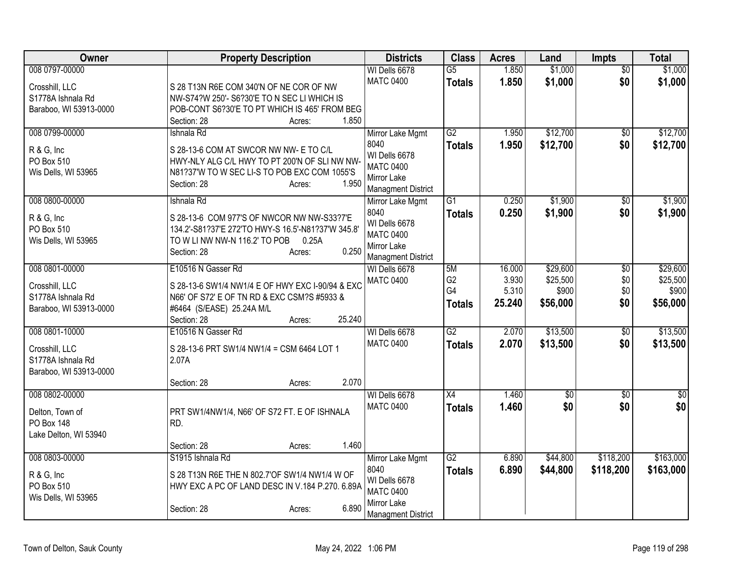| Owner | Property Description | Districts | Class | Acres | Land | Impts | Total |
|---|---|---|---|---|---|---|---|
| 008 0797-00000<br><br>Crosshill, LLC<br>S1778A Ishnala Rd<br>Baraboo, WI 53913-0000 | S 28 T13N R6E COM 340'N OF NE COR OF NW NW-S74?W 250'- S6?30'E TO N SEC LI WHICH IS POB-CONT S6?30'E TO PT WHICH IS 465' FROM BEG<br>Section: 28 Acres: 1.850 | WI Dells 6678<br>MATC 0400 | G5<br>**Totals** | 1.850<br>**1.850** | $1,000<br>**$1,000** | $0<br>**$0** | $1,000<br>**$1,000** |
| 008 0799-00000<br><br>R & G, Inc<br>PO Box 510<br>Wis Dells, WI 53965 | Ishnala Rd<br>S 28-13-6 COM AT SWCOR NW NW- E TO C/L HWY-NLY ALG C/L HWY TO PT 200'N OF SLI NW NW-N81?37'W TO W SEC LI-S TO POB EXC COM 1055'S<br>Section: 28 Acres: 1.950 | Mirror Lake Mgmt 8040<br>WI Dells 6678<br>MATC 0400<br>Mirror Lake Managment District | G2<br>**Totals** | 1.950<br>**1.950** | $12,700<br>**$12,700** | $0<br>**$0** | $12,700<br>**$12,700** |
| 008 0800-00000<br><br>R & G, Inc<br>PO Box 510<br>Wis Dells, WI 53965 | Ishnala Rd<br>S 28-13-6 COM 977'S OF NWCOR NW NW-S33?7'E 134.2'-S81?37'E 272'TO HWY-S 16.5'-N81?37'W 345.8' TO W LI NW NW-N 116.2' TO POB 0.25A<br>Section: 28 Acres: 0.250 | Mirror Lake Mgmt 8040<br>WI Dells 6678<br>MATC 0400<br>Mirror Lake Managment District | G1<br>**Totals** | 0.250<br>**0.250** | $1,900<br>**$1,900** | $0<br>**$0** | $1,900<br>**$1,900** |
| 008 0801-00000<br><br>Crosshill, LLC<br>S1778A Ishnala Rd<br>Baraboo, WI 53913-0000 | E10516 N Gasser Rd<br>S 28-13-6 SW1/4 NW1/4 E OF HWY EXC I-90/94 & EXC N66' OF S72' E OF TN RD & EXC CSM?S #5933 & #6464 (S/EASE) 25.24A M/L<br>Section: 28 Acres: 25.240 | WI Dells 6678<br>MATC 0400 | 5M<br>G2<br>G4<br>**Totals** | 16.000<br>3.930<br>5.310<br>**25.240** | $29,600<br>$25,500<br>$900<br>**$56,000** | $0<br>$0<br>$0<br>**$0** | $29,600<br>$25,500<br>$900<br>**$56,000** |
| 008 0801-10000<br><br>Crosshill, LLC<br>S1778A Ishnala Rd<br>Baraboo, WI 53913-0000 | E10516 N Gasser Rd<br>S 28-13-6 PRT SW1/4 NW1/4 = CSM 6464 LOT 1 2.07A<br>Section: 28 Acres: 2.070 | WI Dells 6678<br>MATC 0400 | G2<br>**Totals** | 2.070<br>**2.070** | $13,500<br>**$13,500** | $0<br>**$0** | $13,500<br>**$13,500** |
| 008 0802-00000<br><br>Delton, Town of<br>PO Box 148<br>Lake Delton, WI 53940 | PRT SW1/4NW1/4, N66' OF S72 FT. E OF ISHNALA RD.<br>Section: 28 Acres: 1.460 | WI Dells 6678<br>MATC 0400 | X4<br>**Totals** | 1.460<br>**1.460** | $0<br>**$0** | $0<br>**$0** | $0<br>**$0** |
| 008 0803-00000<br><br>R & G, Inc<br>PO Box 510<br>Wis Dells, WI 53965 | S1915 Ishnala Rd<br>S 28 T13N R6E THE N 802.7'OF SW1/4 NW1/4 W OF HWY EXC A PC OF LAND DESC IN V.184 P.270. 6.89A<br>Section: 28 Acres: 6.890 | Mirror Lake Mgmt 8040<br>WI Dells 6678<br>MATC 0400<br>Mirror Lake Managment District | G2<br>**Totals** | 6.890<br>**6.890** | $44,800<br>**$44,800** | $118,200<br>**$118,200** | $163,000<br>**$163,000** |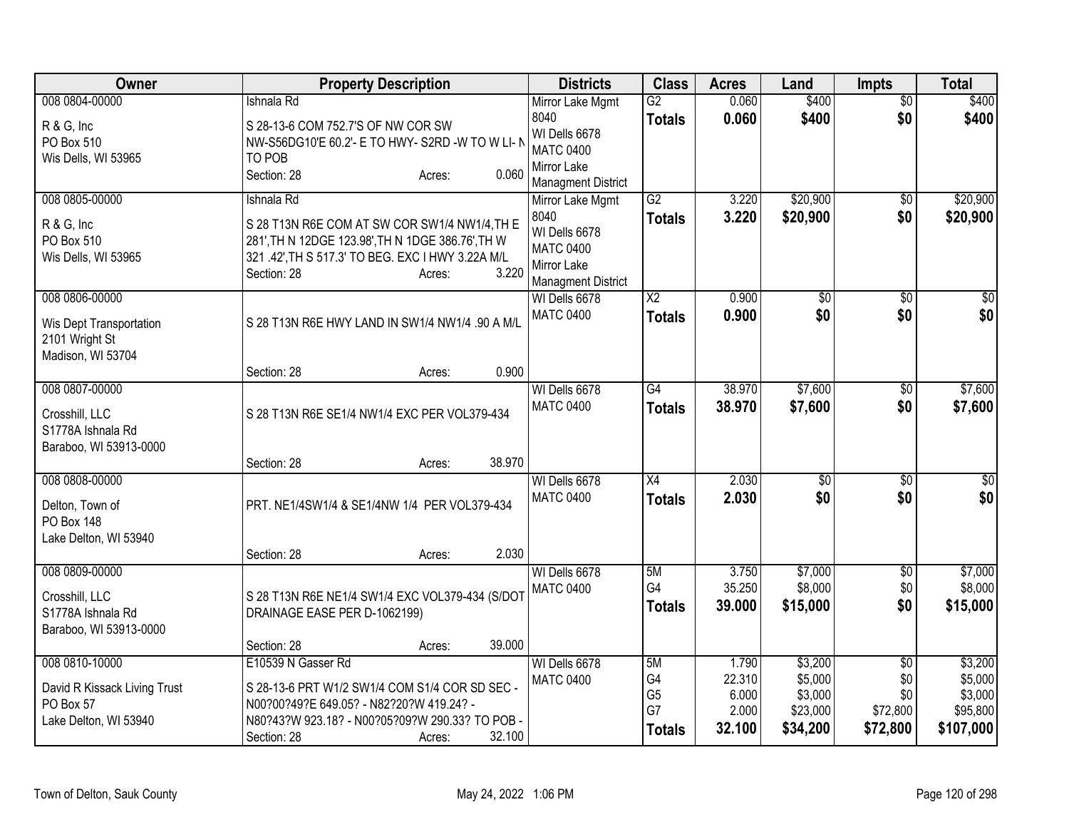| Owner | Property Description | Districts | Class | Acres | Land | Impts | Total |
|---|---|---|---|---|---|---|---|
| 008 0804-00000<br>R & G, Inc<br>PO Box 510<br>Wis Dells, WI 53965 | Ishnala Rd<br>S 28-13-6 COM 752.7'S OF NW COR SW NW-S56DG10'E 60.2'- E TO HWY- S2RD -W TO W LI- N TO POB<br>Section: 28 Acres: 0.060 | Mirror Lake Mgmt 8040<br>WI Dells 6678<br>MATC 0400<br>Mirror Lake Managment District | G2<br>**Totals** | 0.060<br>**0.060** | $400<br>**$400** | $0<br>**$0** | $400<br>**$400** |
| 008 0805-00000<br>R & G, Inc<br>PO Box 510<br>Wis Dells, WI 53965 | Ishnala Rd<br>S 28 T13N R6E COM AT SW COR SW1/4 NW1/4,TH E 281',TH N 12DGE 123.98',TH N 1DGE 386.76',TH W 321 .42',TH S 517.3' TO BEG. EXC I HWY 3.22A M/L<br>Section: 28 Acres: 3.220 | Mirror Lake Mgmt 8040<br>WI Dells 6678<br>MATC 0400<br>Mirror Lake Managment District | G2<br>**Totals** | 3.220<br>**3.220** | $20,900<br>**$20,900** | $0<br>**$0** | $20,900<br>**$20,900** |
| 008 0806-00000<br>Wis Dept Transportation<br>2101 Wright St<br>Madison, WI 53704 | S 28 T13N R6E HWY LAND IN SW1/4 NW1/4 .90 A M/L<br>Section: 28 Acres: 0.900 | WI Dells 6678<br>MATC 0400 | X2<br>**Totals** | 0.900<br>**0.900** | $0<br>**$0** | $0<br>**$0** | $0<br>**$0** |
| 008 0807-00000<br>Crosshill, LLC<br>S1778A Ishnala Rd<br>Baraboo, WI 53913-0000 | S 28 T13N R6E SE1/4 NW1/4 EXC PER VOL379-434<br>Section: 28 Acres: 38.970 | WI Dells 6678<br>MATC 0400 | G4<br>**Totals** | 38.970<br>**38.970** | $7,600<br>**$7,600** | $0<br>**$0** | $7,600<br>**$7,600** |
| 008 0808-00000<br>Delton, Town of<br>PO Box 148<br>Lake Delton, WI 53940 | PRT. NE1/4SW1/4 & SE1/4NW 1/4 PER VOL379-434<br>Section: 28 Acres: 2.030 | WI Dells 6678<br>MATC 0400 | X4<br>**Totals** | 2.030<br>**2.030** | $0<br>**$0** | $0<br>**$0** | $0<br>**$0** |
| 008 0809-00000<br>Crosshill, LLC<br>S1778A Ishnala Rd<br>Baraboo, WI 53913-0000 | S 28 T13N R6E NE1/4 SW1/4 EXC VOL379-434 (S/DOT DRAINAGE EASE PER D-1062199)<br>Section: 28 Acres: 39.000 | WI Dells 6678<br>MATC 0400 | 5M<br>G4<br>**Totals** | 3.750<br>35.250<br>**39.000** | $7,000<br>$8,000<br>**$15,000** | $0<br>$0<br>**$0** | $7,000<br>$8,000<br>**$15,000** |
| 008 0810-10000<br>David R Kissack Living Trust<br>PO Box 57<br>Lake Delton, WI 53940 | E10539 N Gasser Rd<br>S 28-13-6 PRT W1/2 SW1/4 COM S1/4 COR SD SEC - N00?00?49?E 649.05? - N82?20?W 419.24? - N80?43?W 923.18? - N00?05?09?W 290.33? TO POB -<br>Section: 28 Acres: 32.100 | WI Dells 6678<br>MATC 0400 | 5M<br>G4<br>G5<br>G7<br>**Totals** | 1.790<br>22.310<br>6.000<br>2.000<br>**32.100** | $3,200<br>$5,000<br>$3,000<br>$23,000<br>**$34,200** | $0<br>$0<br>$0<br>$72,800<br>**$72,800** | $3,200<br>$5,000<br>$3,000<br>$95,800<br>**$107,000** |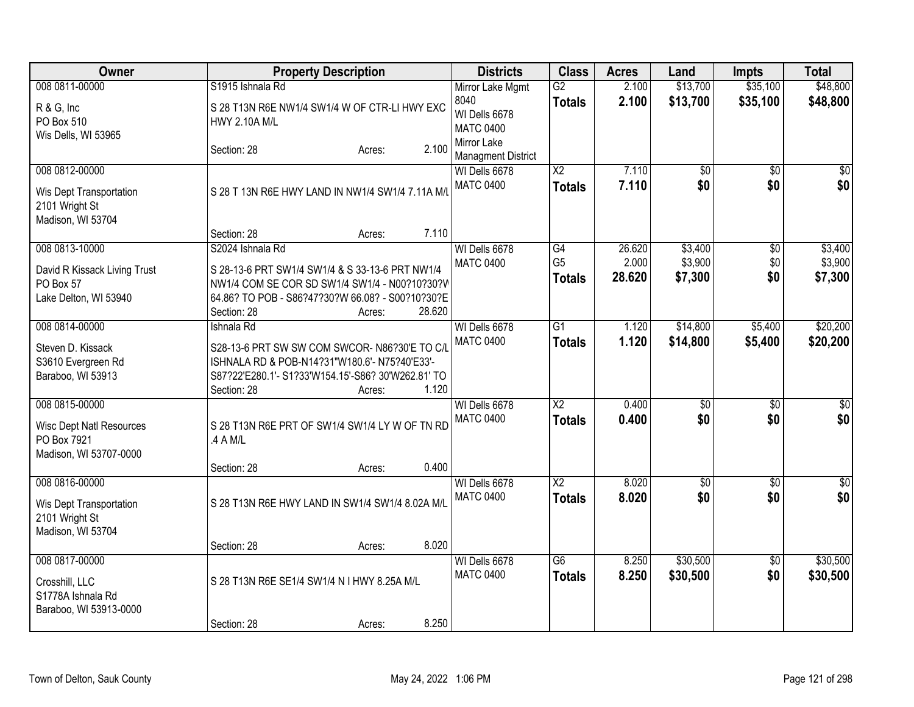| Owner | Property Description | Districts | Class | Acres | Land | Impts | Total |
|---|---|---|---|---|---|---|---|
| 008 0811-00000<br>R & G, Inc<br>PO Box 510<br>Wis Dells, WI 53965 | S1915 Ishnala Rd<br>S 28 T13N R6E NW1/4 SW1/4 W OF CTR-LI HWY EXC HWY 2.10A M/L<br>Section: 28 Acres: 2.100 | Mirror Lake Mgmt 8040<br>WI Dells 6678<br>MATC 0400<br>Mirror Lake Managment District | G2<br>**Totals** | 2.100<br>**2.100** | $13,700<br>**$13,700** | $35,100<br>**$35,100** | $48,800<br>**$48,800** |
| 008 0812-00000<br>Wis Dept Transportation<br>2101 Wright St<br>Madison, WI 53704 | S 28 T 13N R6E HWY LAND IN NW1/4 SW1/4 7.11A M/L<br>Section: 28 Acres: 7.110 | WI Dells 6678<br>MATC 0400 | X2<br>**Totals** | 7.110<br>**7.110** | $0<br>**$0** | $0<br>**$0** | $0<br>**$0** |
| 008 0813-10000<br>David R Kissack Living Trust<br>PO Box 57<br>Lake Delton, WI 53940 | S2024 Ishnala Rd<br>S 28-13-6 PRT SW1/4 SW1/4 & S 33-13-6 PRT NW1/4 NW1/4 COM SE COR SD SW1/4 SW1/4 - N00?10?30?W 64.86? TO POB - S86?47?30?W 66.08? - S00?10?30?E<br>Section: 28 Acres: 28.620 | WI Dells 6678<br>MATC 0400 | G4<br>G5<br>**Totals** | 26.620<br>2.000<br>**28.620** | $3,400<br>$3,900<br>**$7,300** | $0<br>$0<br>**$0** | $3,400<br>$3,900<br>**$7,300** |
| 008 0814-00000<br>Steven D. Kissack<br>S3610 Evergreen Rd<br>Baraboo, WI 53913 | Ishnala Rd<br>S28-13-6 PRT SW SW COM SWCOR- N86?30'E TO C/L ISHNALA RD & POB-N14?31"W180.6'- N75?40'E33'- S87?22'E280.1'- S1?33'W154.15'-S86? 30'W262.81' TO<br>Section: 28 Acres: 1.120 | WI Dells 6678<br>MATC 0400 | G1<br>**Totals** | 1.120<br>**1.120** | $14,800<br>**$14,800** | $5,400<br>**$5,400** | $20,200<br>**$20,200** |
| 008 0815-00000<br>Wisc Dept Natl Resources<br>PO Box 7921<br>Madison, WI 53707-0000 | S 28 T13N R6E PRT OF SW1/4 SW1/4 LY W OF TN RD .4 A M/L<br>Section: 28 Acres: 0.400 | WI Dells 6678<br>MATC 0400 | X2<br>**Totals** | 0.400<br>**0.400** | $0<br>**$0** | $0<br>**$0** | $0<br>**$0** |
| 008 0816-00000<br>Wis Dept Transportation<br>2101 Wright St<br>Madison, WI 53704 | S 28 T13N R6E HWY LAND IN SW1/4 SW1/4 8.02A M/L<br>Section: 28 Acres: 8.020 | WI Dells 6678<br>MATC 0400 | X2<br>**Totals** | 8.020<br>**8.020** | $0<br>**$0** | $0<br>**$0** | $0<br>**$0** |
| 008 0817-00000<br>Crosshill, LLC<br>S1778A Ishnala Rd<br>Baraboo, WI 53913-0000 | S 28 T13N R6E SE1/4 SW1/4 N I HWY 8.25A M/L<br>Section: 28 Acres: 8.250 | WI Dells 6678<br>MATC 0400 | G6<br>**Totals** | 8.250<br>**8.250** | $30,500<br>**$30,500** | $0<br>**$0** | $30,500<br>**$30,500** |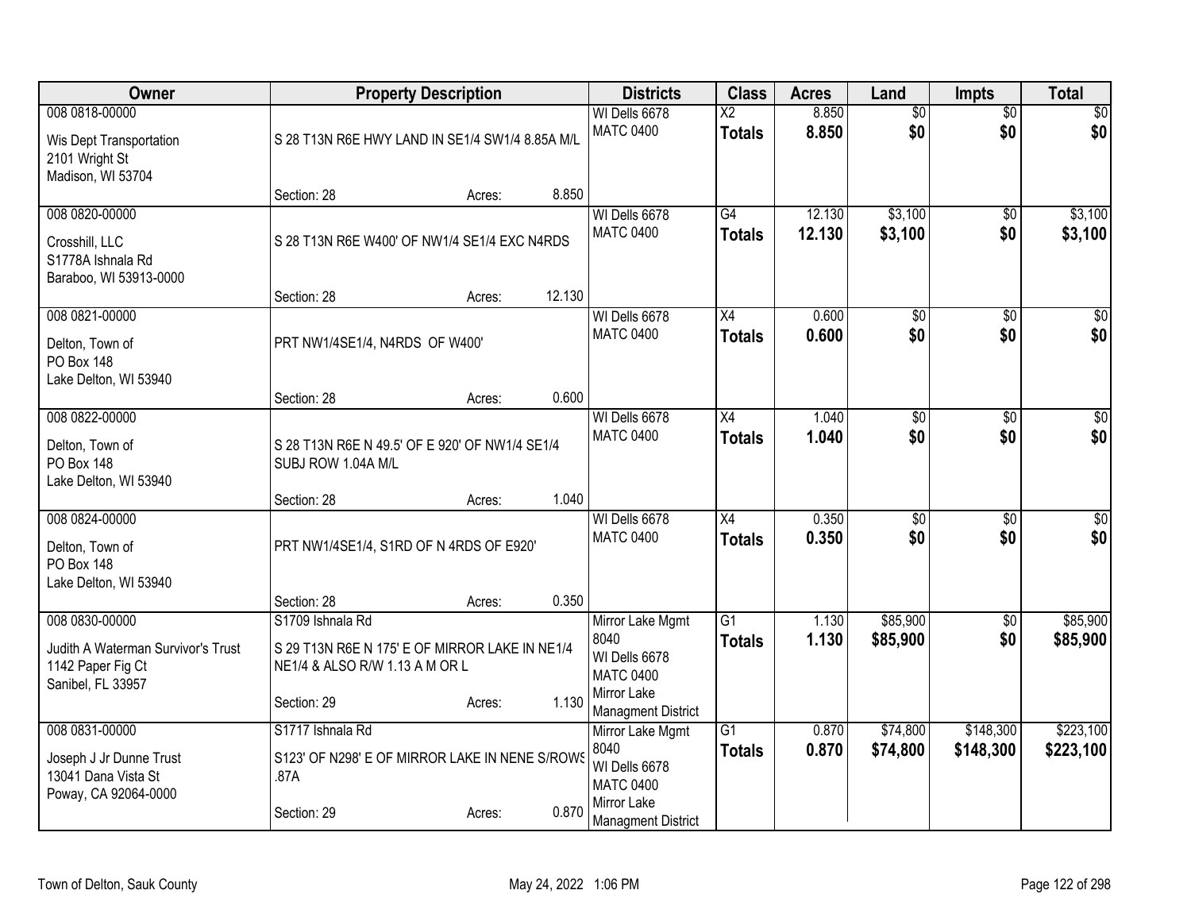| Owner | Property Description | Districts | Class | Acres | Land | Impts | Total |
|---|---|---|---|---|---|---|---|
| 008 0818-00000<br>Wis Dept Transportation<br>2101 Wright St<br>Madison, WI 53704 | S 28 T13N R6E HWY LAND IN SE1/4 SW1/4 8.85A M/L<br>Section: 28 Acres: 8.850 | WI Dells 6678<br>MATC 0400 | X2<br>**Totals** | 8.850<br>**8.850** | $0<br>**$0** | $0<br>**$0** | $0<br>**$0** |
| 008 0820-00000<br>Crosshill, LLC<br>S1778A Ishnala Rd<br>Baraboo, WI 53913-0000 | S 28 T13N R6E W400' OF NW1/4 SE1/4 EXC N4RDS<br>Section: 28 Acres: 12.130 | WI Dells 6678<br>MATC 0400 | G4<br>**Totals** | 12.130<br>**12.130** | $3,100<br>**$3,100** | $0<br>**$0** | $3,100<br>**$3,100** |
| 008 0821-00000<br>Delton, Town of<br>PO Box 148<br>Lake Delton, WI 53940 | PRT NW1/4SE1/4, N4RDS OF W400'<br>Section: 28 Acres: 0.600 | WI Dells 6678<br>MATC 0400 | X4<br>**Totals** | 0.600<br>**0.600** | $0<br>**$0** | $0<br>**$0** | $0<br>**$0** |
| 008 0822-00000<br>Delton, Town of<br>PO Box 148<br>Lake Delton, WI 53940 | S 28 T13N R6E N 49.5' OF E 920' OF NW1/4 SE1/4 SUBJ ROW 1.04A M/L<br>Section: 28 Acres: 1.040 | WI Dells 6678<br>MATC 0400 | X4<br>**Totals** | 1.040<br>**1.040** | $0<br>**$0** | $0<br>**$0** | $0<br>**$0** |
| 008 0824-00000<br>Delton, Town of<br>PO Box 148<br>Lake Delton, WI 53940 | PRT NW1/4SE1/4, S1RD OF N 4RDS OF E920'<br>Section: 28 Acres: 0.350 | WI Dells 6678<br>MATC 0400 | X4<br>**Totals** | 0.350<br>**0.350** | $0<br>**$0** | $0<br>**$0** | $0<br>**$0** |
| 008 0830-00000<br>Judith A Waterman Survivor's Trust<br>1142 Paper Fig Ct<br>Sanibel, FL 33957 | S1709 Ishnala Rd<br>S 29 T13N R6E N 175' E OF MIRROR LAKE IN NE1/4 NE1/4 & ALSO R/W 1.13 A M OR L<br>Section: 29 Acres: 1.130 | Mirror Lake Mgmt 8040<br>WI Dells 6678<br>MATC 0400<br>Mirror Lake Managment District | G1<br>**Totals** | 1.130<br>**1.130** | $85,900<br>**$85,900** | $0<br>**$0** | $85,900<br>**$85,900** |
| 008 0831-00000<br>Joseph J Jr Dunne Trust<br>13041 Dana Vista St<br>Poway, CA 92064-0000 | S1717 Ishnala Rd<br>S123' OF N298' E OF MIRROR LAKE IN NENE S/ROWS .87A<br>Section: 29 Acres: 0.870 | Mirror Lake Mgmt 8040<br>WI Dells 6678<br>MATC 0400<br>Mirror Lake Managment District | G1<br>**Totals** | 0.870<br>**0.870** | $74,800<br>**$74,800** | $148,300<br>**$148,300** | $223,100<br>**$223,100** |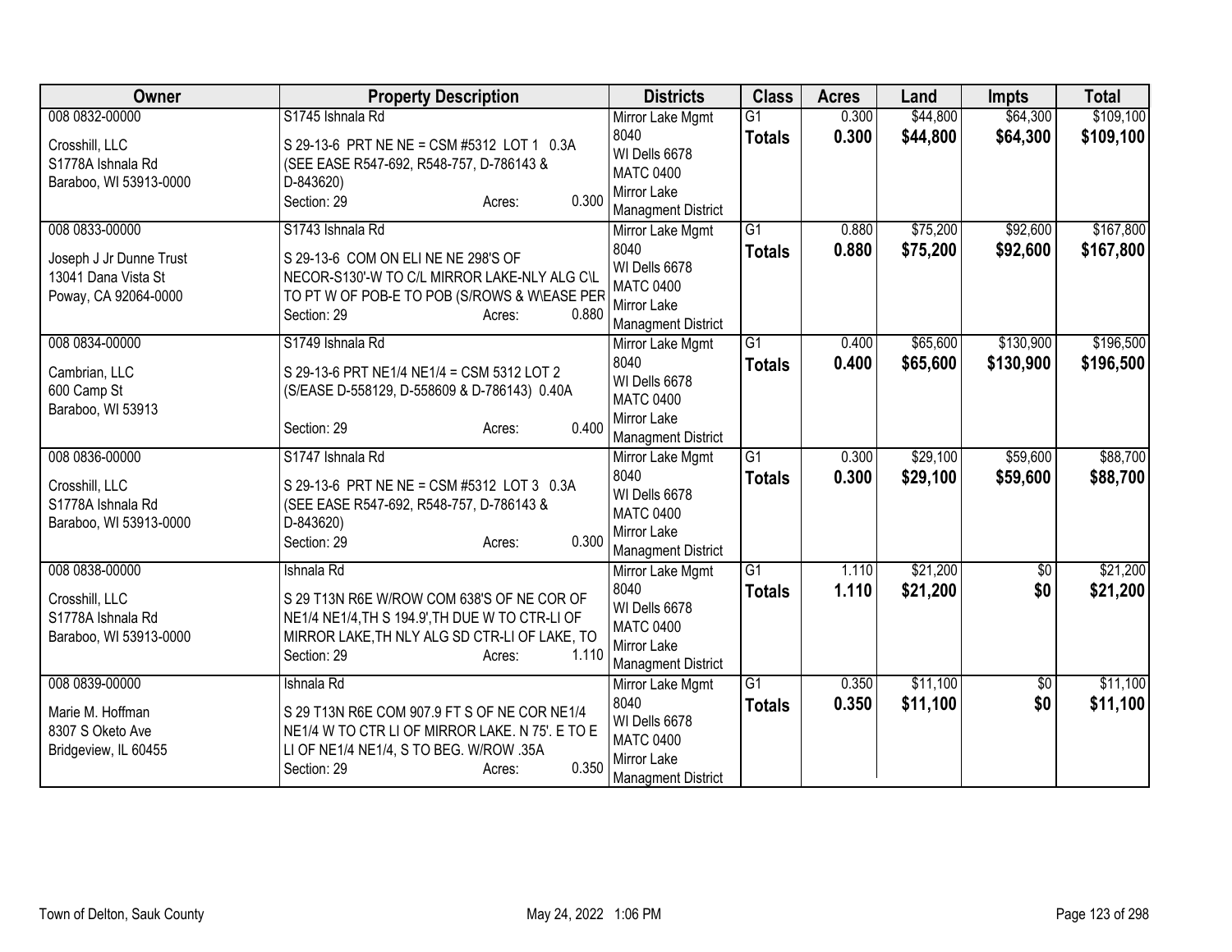| Owner | Property Description | Districts | Class | Acres | Land | Impts | Total |
|---|---|---|---|---|---|---|---|
| 008 0832-00000<br><br>Crosshill, LLC<br>S1778A Ishnala Rd<br>Baraboo, WI 53913-0000 | S1745 Ishnala Rd<br><br>S 29-13-6 PRT NE NE = CSM #5312 LOT 1 0.3A (SEE EASE R547-692, R548-757, D-786143 & D-843620)<br>Section: 29 Acres: 0.300 | Mirror Lake Mgmt 8040<br>WI Dells 6678<br>MATC 0400<br>Mirror Lake Managment District | G1<br>**Totals** | 0.300<br>**0.300** | $44,800<br>**$44,800** | $64,300<br>**$64,300** | $109,100<br>**$109,100** |
| 008 0833-00000<br><br>Joseph J Jr Dunne Trust<br>13041 Dana Vista St<br>Poway, CA 92064-0000 | S1743 Ishnala Rd<br><br>S 29-13-6 COM ON ELI NE NE 298'S OF NECOR-S130'-W TO C/L MIRROR LAKE-NLY ALG C\L TO PT W OF POB-E TO POB (S/ROWS & W\EASE PER<br>Section: 29 Acres: 0.880 | Mirror Lake Mgmt 8040<br>WI Dells 6678<br>MATC 0400<br>Mirror Lake Managment District | G1<br>**Totals** | 0.880<br>**0.880** | $75,200<br>**$75,200** | $92,600<br>**$92,600** | $167,800<br>**$167,800** |
| 008 0834-00000<br><br>Cambrian, LLC<br>600 Camp St<br>Baraboo, WI 53913 | S1749 Ishnala Rd<br><br>S 29-13-6 PRT NE1/4 NE1/4 = CSM 5312 LOT 2 (S/EASE D-558129, D-558609 & D-786143) 0.40A<br><br>Section: 29 Acres: 0.400 | Mirror Lake Mgmt 8040<br>WI Dells 6678<br>MATC 0400<br>Mirror Lake Managment District | G1<br>**Totals** | 0.400<br>**0.400** | $65,600<br>**$65,600** | $130,900<br>**$130,900** | $196,500<br>**$196,500** |
| 008 0836-00000<br><br>Crosshill, LLC<br>S1778A Ishnala Rd<br>Baraboo, WI 53913-0000 | S1747 Ishnala Rd<br><br>S 29-13-6 PRT NE NE = CSM #5312 LOT 3 0.3A (SEE EASE R547-692, R548-757, D-786143 & D-843620)<br>Section: 29 Acres: 0.300 | Mirror Lake Mgmt 8040<br>WI Dells 6678<br>MATC 0400<br>Mirror Lake Managment District | G1<br>**Totals** | 0.300<br>**0.300** | $29,100<br>**$29,100** | $59,600<br>**$59,600** | $88,700<br>**$88,700** |
| 008 0838-00000<br><br>Crosshill, LLC<br>S1778A Ishnala Rd<br>Baraboo, WI 53913-0000 | Ishnala Rd<br><br>S 29 T13N R6E W/ROW COM 638'S OF NE COR OF NE1/4 NE1/4,TH S 194.9',TH DUE W TO CTR-LI OF MIRROR LAKE,TH NLY ALG SD CTR-LI OF LAKE, TO<br>Section: 29 Acres: 1.110 | Mirror Lake Mgmt 8040<br>WI Dells 6678<br>MATC 0400<br>Mirror Lake Managment District | G1<br>**Totals** | 1.110<br>**1.110** | $21,200<br>**$21,200** | $0<br>**$0** | $21,200<br>**$21,200** |
| 008 0839-00000<br><br>Marie M. Hoffman<br>8307 S Oketo Ave<br>Bridgeview, IL 60455 | Ishnala Rd<br><br>S 29 T13N R6E COM 907.9 FT S OF NE COR NE1/4 NE1/4 W TO CTR LI OF MIRROR LAKE. N 75'. E TO E LI OF NE1/4 NE1/4, S TO BEG. W/ROW .35A<br>Section: 29 Acres: 0.350 | Mirror Lake Mgmt 8040<br>WI Dells 6678<br>MATC 0400<br>Mirror Lake Managment District | G1<br>**Totals** | 0.350<br>**0.350** | $11,100<br>**$11,100** | $0<br>**$0** | $11,100<br>**$11,100** |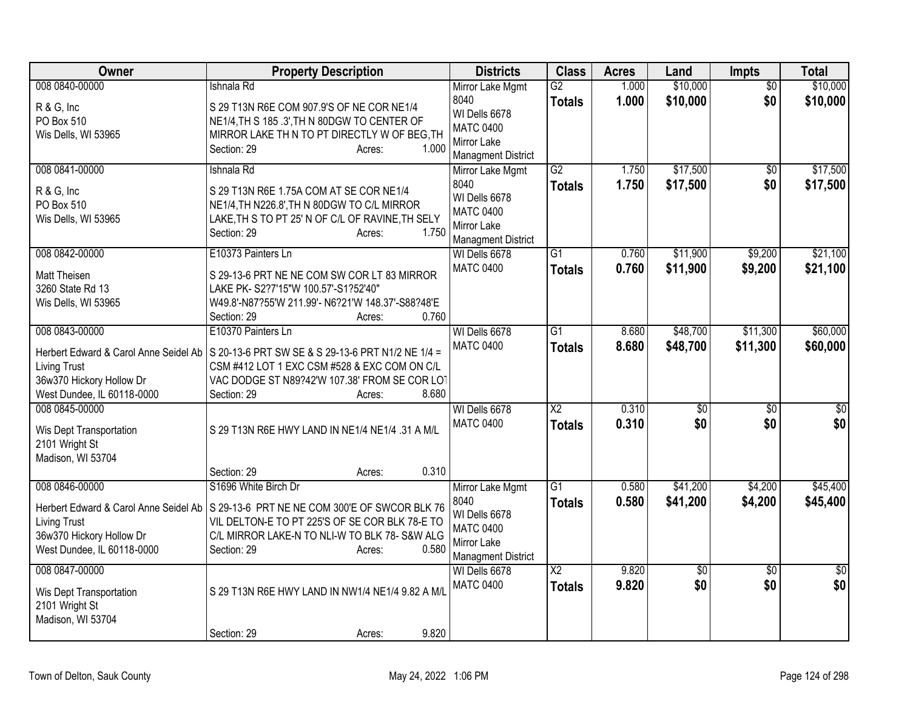| Owner | Property Description | Districts | Class | Acres | Land | Impts | Total |
|---|---|---|---|---|---|---|---|
| 008 0840-00000<br>R & G, Inc<br>PO Box 510<br>Wis Dells, WI 53965 | Ishnala Rd<br>S 29 T13N R6E COM 907.9'S OF NE COR NE1/4 NE1/4,TH S 185 .3',TH N 80DGW TO CENTER OF MIRROR LAKE TH N TO PT DIRECTLY W OF BEG,TH<br>Section: 29 Acres: 1.000 | Mirror Lake Mgmt 8040<br>WI Dells 6678<br>MATC 0400<br>Mirror Lake Managment District | G2<br>**Totals** | 1.000<br>**1.000** | \$10,000<br>**\$10,000** | \$0<br>**\$0** | \$10,000<br>**\$10,000** |
| 008 0841-00000<br>R & G, Inc<br>PO Box 510<br>Wis Dells, WI 53965 | Ishnala Rd<br>S 29 T13N R6E 1.75A COM AT SE COR NE1/4 NE1/4,TH N226.8',TH N 80DGW TO C/L MIRROR LAKE,TH S TO PT 25' N OF C/L OF RAVINE,TH SELY<br>Section: 29 Acres: 1.750 | Mirror Lake Mgmt 8040<br>WI Dells 6678<br>MATC 0400<br>Mirror Lake Managment District | G2<br>**Totals** | 1.750<br>**1.750** | \$17,500<br>**\$17,500** | \$0<br>**\$0** | \$17,500<br>**\$17,500** |
| 008 0842-00000<br>Matt Theisen<br>3260 State Rd 13<br>Wis Dells, WI 53965 | E10373 Painters Ln<br>S 29-13-6 PRT NE NE COM SW COR LT 83 MIRROR LAKE PK- S2?7'15"W 100.57'-S1?52'40" W49.8'-N87?55'W 211.99'- N6?21'W 148.37'-S88?48'E<br>Section: 29 Acres: 0.760 | WI Dells 6678<br>MATC 0400 | G1<br>**Totals** | 0.760<br>**0.760** | \$11,900<br>**\$11,900** | \$9,200<br>**\$9,200** | \$21,100<br>**\$21,100** |
| 008 0843-00000<br>Herbert Edward & Carol Anne Seidel Ab Living Trust<br>36w370 Hickory Hollow Dr<br>West Dundee, IL 60118-0000 | E10370 Painters Ln<br>S 20-13-6 PRT SW SE & S 29-13-6 PRT N1/2 NE 1/4 = CSM #412 LOT 1 EXC CSM #528 & EXC COM ON C/L VAC DODGE ST N89?42'W 107.38' FROM SE COR LOT<br>Section: 29 Acres: 8.680 | WI Dells 6678<br>MATC 0400 | G1<br>**Totals** | 8.680<br>**8.680** | \$48,700<br>**\$48,700** | \$11,300<br>**\$11,300** | \$60,000<br>**\$60,000** |
| 008 0845-00000<br>Wis Dept Transportation<br>2101 Wright St<br>Madison, WI 53704 | S 29 T13N R6E HWY LAND IN NE1/4 NE1/4 .31 A M/L<br>Section: 29 Acres: 0.310 | WI Dells 6678<br>MATC 0400 | X2<br>**Totals** | 0.310<br>**0.310** | \$0<br>**\$0** | \$0<br>**\$0** | \$0<br>**\$0** |
| 008 0846-00000<br>Herbert Edward & Carol Anne Seidel Ab Living Trust<br>36w370 Hickory Hollow Dr<br>West Dundee, IL 60118-0000 | S1696 White Birch Dr<br>S 29-13-6 PRT NE NE COM 300'E OF SWCOR BLK 76 VIL DELTON-E TO PT 225'S OF SE COR BLK 78-E TO C/L MIRROR LAKE-N TO NLI-W TO BLK 78- S&W ALG<br>Section: 29 Acres: 0.580 | Mirror Lake Mgmt 8040<br>WI Dells 6678<br>MATC 0400<br>Mirror Lake Managment District | G1<br>**Totals** | 0.580<br>**0.580** | \$41,200<br>**\$41,200** | \$4,200<br>**\$4,200** | \$45,400<br>**\$45,400** |
| 008 0847-00000<br>Wis Dept Transportation<br>2101 Wright St<br>Madison, WI 53704 | S 29 T13N R6E HWY LAND IN NW1/4 NE1/4 9.82 A M/L<br>Section: 29 Acres: 9.820 | WI Dells 6678<br>MATC 0400 | X2<br>**Totals** | 9.820<br>**9.820** | \$0<br>**\$0** | \$0<br>**\$0** | \$0<br>**\$0** |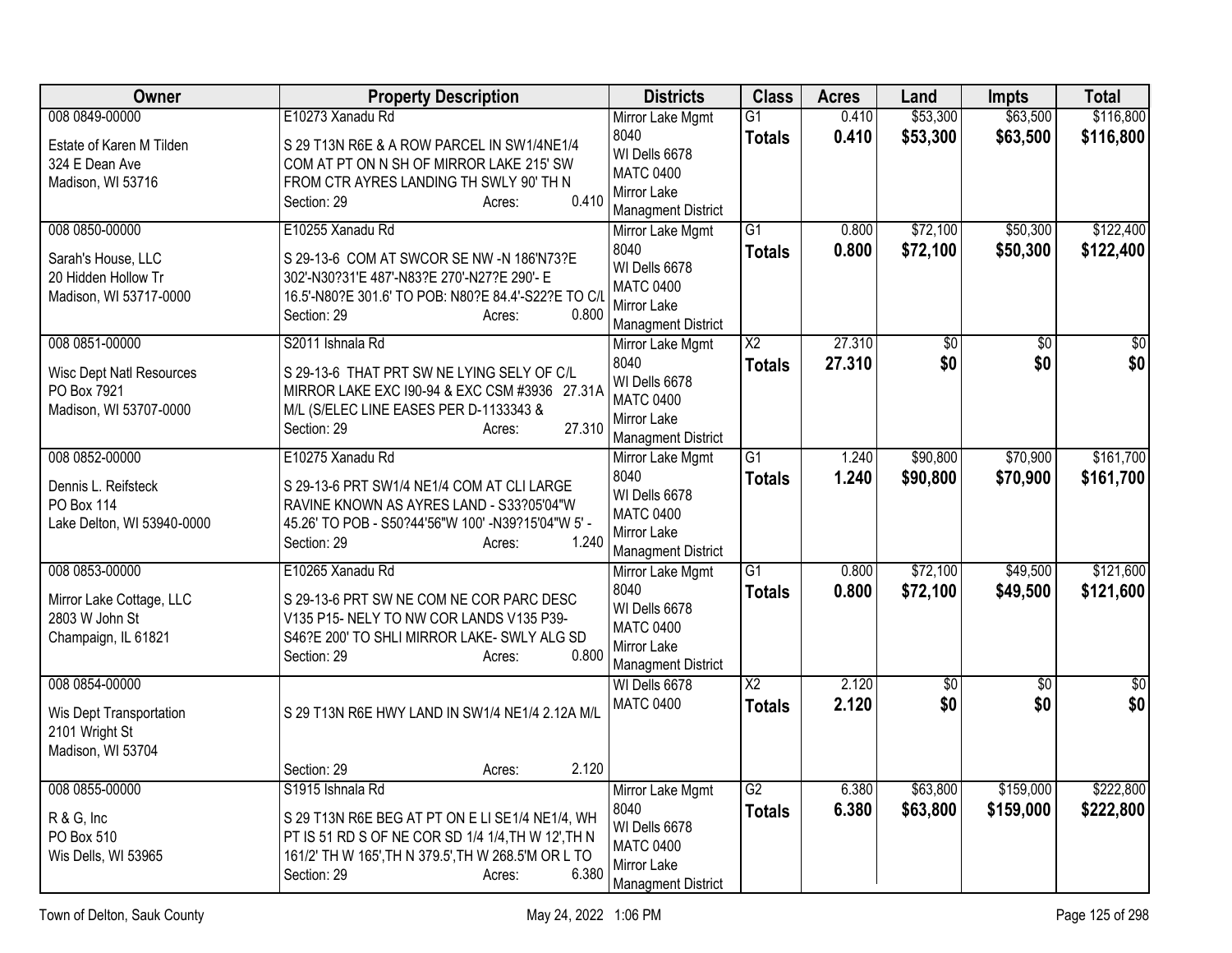| Owner | Property Description | Districts | Class | Acres | Land | Impts | Total |
|---|---|---|---|---|---|---|---|
| 008 0849-00000<br>Estate of Karen M Tilden<br>324 E Dean Ave<br>Madison, WI 53716 | E10273 Xanadu Rd<br>S 29 T13N R6E & A ROW PARCEL IN SW1/4NE1/4 COM AT PT ON N SH OF MIRROR LAKE 215' SW FROM CTR AYRES LANDING TH SWLY 90' TH N<br>Section: 29 Acres: 0.410 | Mirror Lake Mgmt 8040<br>WI Dells 6678<br>MATC 0400<br>Mirror Lake Managment District | G1<br>**Totals** | 0.410<br>**0.410** | $53,300<br>**$53,300** | $63,500<br>**$63,500** | $116,800<br>**$116,800** |
| 008 0850-00000<br>Sarah's House, LLC<br>20 Hidden Hollow Tr<br>Madison, WI 53717-0000 | E10255 Xanadu Rd<br>S 29-13-6 COM AT SWCOR SE NW -N 186'N73?E 302'-N30?31'E 487'-N83?E 270'-N27?E 290'- E 16.5'-N80?E 301.6' TO POB: N80?E 84.4'-S22?E TO C/L<br>Section: 29 Acres: 0.800 | Mirror Lake Mgmt 8040<br>WI Dells 6678<br>MATC 0400<br>Mirror Lake Managment District | G1<br>**Totals** | 0.800<br>**0.800** | $72,100<br>**$72,100** | $50,300<br>**$50,300** | $122,400<br>**$122,400** |
| 008 0851-00000<br>Wisc Dept Natl Resources<br>PO Box 7921<br>Madison, WI 53707-0000 | S2011 Ishnala Rd<br>S 29-13-6 THAT PRT SW NE LYING SELY OF C/L MIRROR LAKE EXC I90-94 & EXC CSM #3936 27.31A M/L (S/ELEC LINE EASES PER D-1133343 &<br>Section: 29 Acres: 27.310 | Mirror Lake Mgmt 8040<br>WI Dells 6678<br>MATC 0400<br>Mirror Lake Managment District | X2<br>**Totals** | 27.310<br>**27.310** | $0<br>**$0** | $0<br>**$0** | $0<br>**$0** |
| 008 0852-00000<br>Dennis L. Reifsteck<br>PO Box 114<br>Lake Delton, WI 53940-0000 | E10275 Xanadu Rd<br>S 29-13-6 PRT SW1/4 NE1/4 COM AT CLI LARGE RAVINE KNOWN AS AYRES LAND - S33?05'04"W 45.26' TO POB - S50?44'56"W 100' -N39?15'04"W 5' -<br>Section: 29 Acres: 1.240 | Mirror Lake Mgmt 8040<br>WI Dells 6678<br>MATC 0400<br>Mirror Lake Managment District | G1<br>**Totals** | 1.240<br>**1.240** | $90,800<br>**$90,800** | $70,900<br>**$70,900** | $161,700<br>**$161,700** |
| 008 0853-00000<br>Mirror Lake Cottage, LLC<br>2803 W John St<br>Champaign, IL 61821 | E10265 Xanadu Rd<br>S 29-13-6 PRT SW NE COM NE COR PARC DESC V135 P15- NELY TO NW COR LANDS V135 P39- S46?E 200' TO SHLI MIRROR LAKE- SWLY ALG SD<br>Section: 29 Acres: 0.800 | Mirror Lake Mgmt 8040<br>WI Dells 6678<br>MATC 0400<br>Mirror Lake Managment District | G1<br>**Totals** | 0.800<br>**0.800** | $72,100<br>**$72,100** | $49,500<br>**$49,500** | $121,600<br>**$121,600** |
| 008 0854-00000<br>Wis Dept Transportation<br>2101 Wright St<br>Madison, WI 53704 | S 29 T13N R6E HWY LAND IN SW1/4 NE1/4 2.12A M/L<br>Section: 29 Acres: 2.120 | WI Dells 6678<br>MATC 0400 | X2<br>**Totals** | 2.120<br>**2.120** | $0<br>**$0** | $0<br>**$0** | $0<br>**$0** |
| 008 0855-00000<br>R & G, Inc<br>PO Box 510<br>Wis Dells, WI 53965 | S1915 Ishnala Rd<br>S 29 T13N R6E BEG AT PT ON E LI SE1/4 NE1/4, WH PT IS 51 RD S OF NE COR SD 1/4 1/4,TH W 12',TH N 161/2' TH W 165',TH N 379.5',TH W 268.5'M OR L TO<br>Section: 29 Acres: 6.380 | Mirror Lake Mgmt 8040<br>WI Dells 6678<br>MATC 0400<br>Mirror Lake Managment District | G2<br>**Totals** | 6.380<br>**6.380** | $63,800<br>**$63,800** | $159,000<br>**$159,000** | $222,800<br>**$222,800** |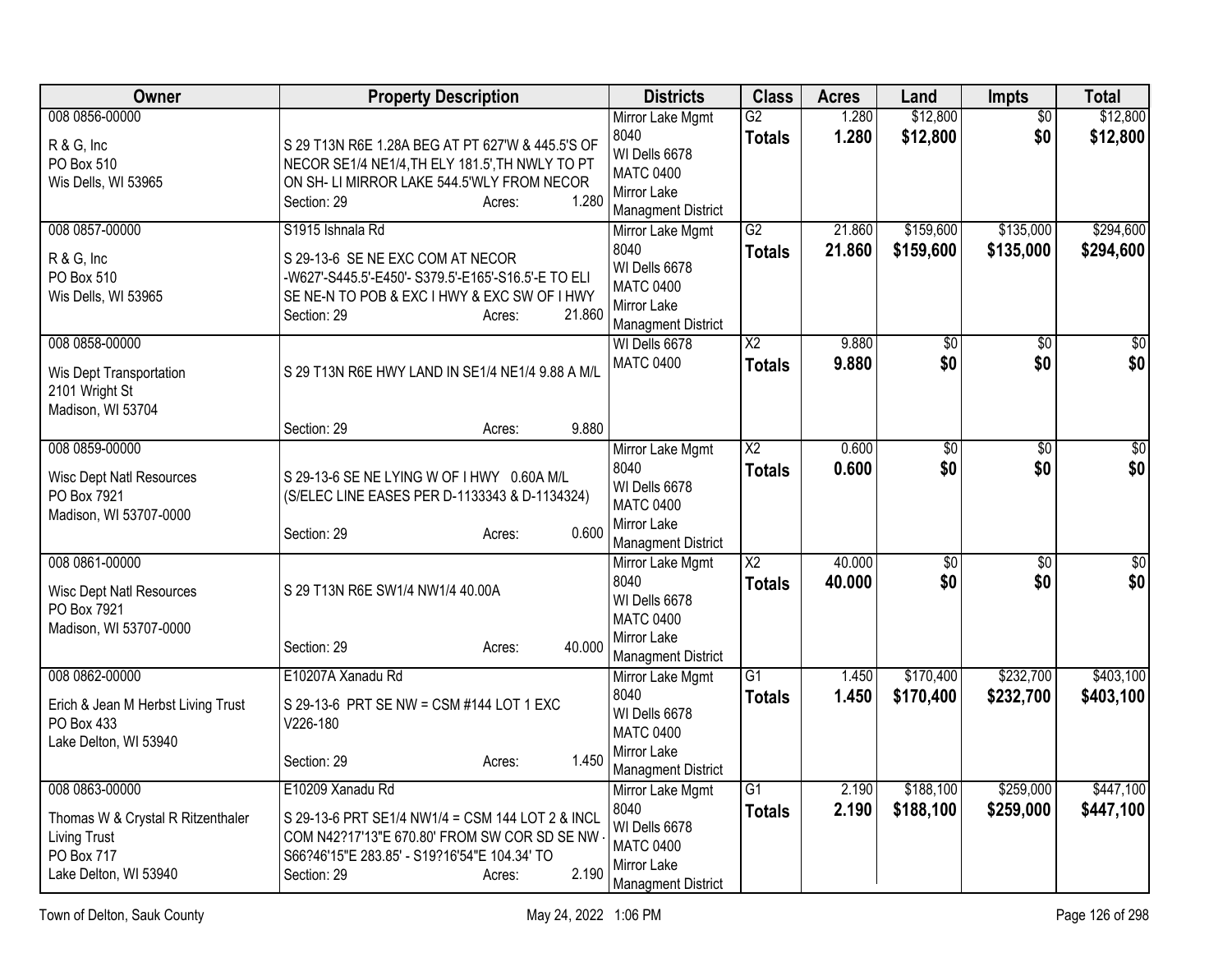| Owner | Property Description | Districts | Class | Acres | Land | Impts | Total |
|---|---|---|---|---|---|---|---|
| 008 0856-00000<br>R & G, Inc<br>PO Box 510<br>Wis Dells, WI 53965 | S 29 T13N R6E 1.28A BEG AT PT 627'W & 445.5'S OF NECOR SE1/4 NE1/4,TH ELY 181.5',TH NWLY TO PT ON SH- LI MIRROR LAKE 544.5'WLY FROM NECOR<br>Section: 29 Acres: 1.280 | Mirror Lake Mgmt 8040<br>WI Dells 6678<br>MATC 0400<br>Mirror Lake Managment District | G2<br>**Totals** | 1.280<br>**1.280** | $12,800<br>**$12,800** | $0<br>**$0** | $12,800<br>**$12,800** |
| 008 0857-00000<br>R & G, Inc<br>PO Box 510<br>Wis Dells, WI 53965 | S1915 Ishnala Rd<br>S 29-13-6 SE NE EXC COM AT NECOR -W627'-S445.5'-E450'- S379.5'-E165'-S16.5'-E TO ELI SE NE-N TO POB & EXC I HWY & EXC SW OF I HWY<br>Section: 29 Acres: 21.860 | Mirror Lake Mgmt 8040<br>WI Dells 6678<br>MATC 0400<br>Mirror Lake Managment District | G2<br>**Totals** | 21.860<br>**21.860** | $159,600<br>**$159,600** | $135,000<br>**$135,000** | $294,600<br>**$294,600** |
| 008 0858-00000<br>Wis Dept Transportation<br>2101 Wright St<br>Madison, WI 53704 | S 29 T13N R6E HWY LAND IN SE1/4 NE1/4 9.88 A M/L<br>Section: 29 Acres: 9.880 | WI Dells 6678<br>MATC 0400 | X2<br>**Totals** | 9.880<br>**9.880** | $0<br>**$0** | $0<br>**$0** | $0<br>**$0** |
| 008 0859-00000<br>Wisc Dept Natl Resources<br>PO Box 7921<br>Madison, WI 53707-0000 | S 29-13-6 SE NE LYING W OF I HWY 0.60A M/L (S/ELEC LINE EASES PER D-1133343 & D-1134324)<br>Section: 29 Acres: 0.600 | Mirror Lake Mgmt 8040<br>WI Dells 6678<br>MATC 0400<br>Mirror Lake Managment District | X2<br>**Totals** | 0.600<br>**0.600** | $0<br>**$0** | $0<br>**$0** | $0<br>**$0** |
| 008 0861-00000<br>Wisc Dept Natl Resources<br>PO Box 7921<br>Madison, WI 53707-0000 | S 29 T13N R6E SW1/4 NW1/4 40.00A<br>Section: 29 Acres: 40.000 | Mirror Lake Mgmt 8040<br>WI Dells 6678<br>MATC 0400<br>Mirror Lake Managment District | X2<br>**Totals** | 40.000<br>**40.000** | $0<br>**$0** | $0<br>**$0** | $0<br>**$0** |
| 008 0862-00000<br>Erich & Jean M Herbst Living Trust<br>PO Box 433<br>Lake Delton, WI 53940 | E10207A Xanadu Rd<br>S 29-13-6 PRT SE NW = CSM #144 LOT 1 EXC V226-180<br>Section: 29 Acres: 1.450 | Mirror Lake Mgmt 8040<br>WI Dells 6678<br>MATC 0400<br>Mirror Lake Managment District | G1<br>**Totals** | 1.450<br>**1.450** | $170,400<br>**$170,400** | $232,700<br>**$232,700** | $403,100<br>**$403,100** |
| 008 0863-00000<br>Thomas W & Crystal R Ritzenthaler Living Trust<br>PO Box 717<br>Lake Delton, WI 53940 | E10209 Xanadu Rd<br>S 29-13-6 PRT SE1/4 NW1/4 = CSM 144 LOT 2 & INCL COM N42?17'13"E 670.80' FROM SW COR SD SE NW - S66?46'15"E 283.85' - S19?16'54"E 104.34' TO<br>Section: 29 Acres: 2.190 | Mirror Lake Mgmt 8040<br>WI Dells 6678<br>MATC 0400<br>Mirror Lake Managment District | G1<br>**Totals** | 2.190<br>**2.190** | $188,100<br>**$188,100** | $259,000<br>**$259,000** | $447,100<br>**$447,100** |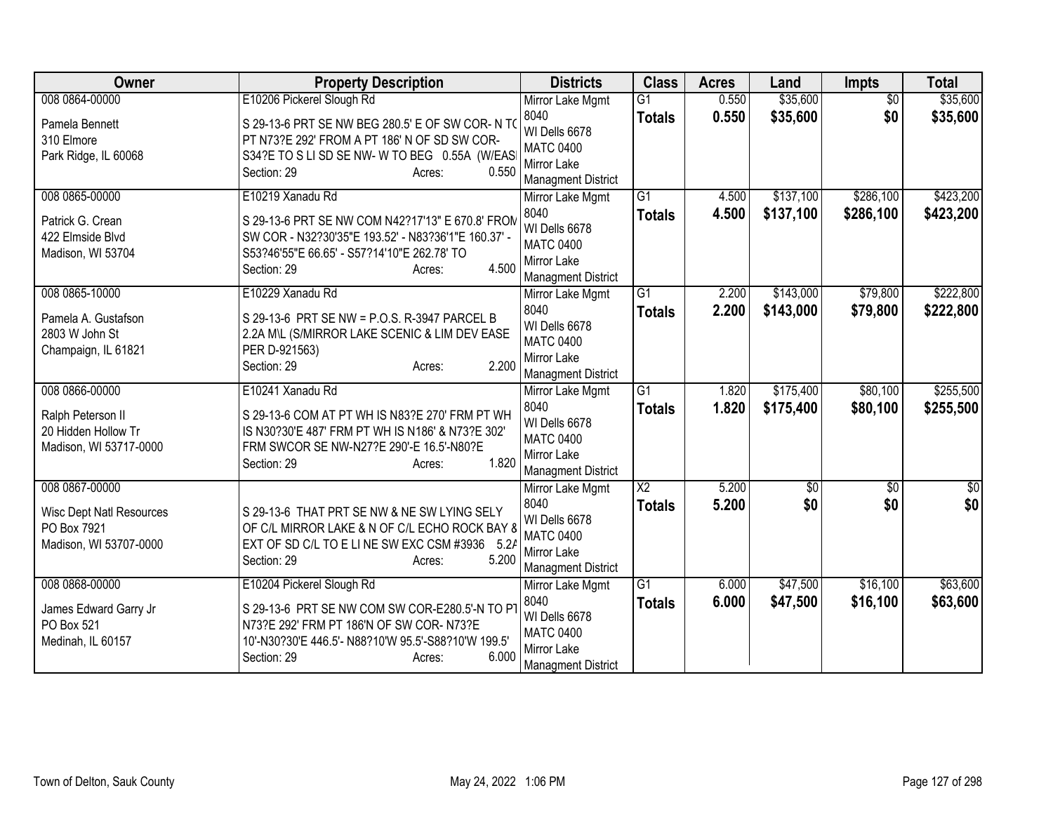| Owner | Property Description | Districts | Class | Acres | Land | Impts | Total |
|---|---|---|---|---|---|---|---|
| 008 0864-00000<br>Pamela Bennett<br>310 Elmore<br>Park Ridge, IL 60068 | E10206 Pickerel Slough Rd<br>S 29-13-6 PRT SE NW BEG 280.5' E OF SW COR- N TC PT N73?E 292' FROM A PT 186' N OF SD SW COR- S34?E TO S LI SD SE NW- W TO BEG 0.55A (W/EASI<br>Section: 29 Acres: 0.550 | Mirror Lake Mgmt 8040<br>WI Dells 6678<br>MATC 0400<br>Mirror Lake Managment District | G1<br>**Totals** | 0.550<br>**0.550** | $35,600<br>**$35,600** | $0<br>**$0** | $35,600<br>**$35,600** |
| 008 0865-00000<br>Patrick G. Crean<br>422 Elmside Blvd<br>Madison, WI 53704 | E10219 Xanadu Rd<br>S 29-13-6 PRT SE NW COM N42?17'13" E 670.8' FROM SW COR - N32?30'35"E 193.52' - N83?36'1"E 160.37' - S53?46'55"E 66.65' - S57?14'10"E 262.78' TO<br>Section: 29 Acres: 4.500 | Mirror Lake Mgmt 8040<br>WI Dells 6678<br>MATC 0400<br>Mirror Lake Managment District | G1<br>**Totals** | 4.500<br>**4.500** | $137,100<br>**$137,100** | $286,100<br>**$286,100** | $423,200<br>**$423,200** |
| 008 0865-10000<br>Pamela A. Gustafson<br>2803 W John St<br>Champaign, IL 61821 | E10229 Xanadu Rd<br>S 29-13-6 PRT SE NW = P.O.S. R-3947 PARCEL B 2.2A M\L (S/MIRROR LAKE SCENIC & LIM DEV EASE PER D-921563)<br>Section: 29 Acres: 2.200 | Mirror Lake Mgmt 8040<br>WI Dells 6678<br>MATC 0400<br>Mirror Lake Managment District | G1<br>**Totals** | 2.200<br>**2.200** | $143,000<br>**$143,000** | $79,800<br>**$79,800** | $222,800<br>**$222,800** |
| 008 0866-00000<br>Ralph Peterson II<br>20 Hidden Hollow Tr<br>Madison, WI 53717-0000 | E10241 Xanadu Rd<br>S 29-13-6 COM AT PT WH IS N83?E 270' FRM PT WH IS N30?30'E 487' FRM PT WH IS N186' & N73?E 302' FRM SWCOR SE NW-N27?E 290'-E 16.5'-N80?E<br>Section: 29 Acres: 1.820 | Mirror Lake Mgmt 8040<br>WI Dells 6678<br>MATC 0400<br>Mirror Lake Managment District | G1<br>**Totals** | 1.820<br>**1.820** | $175,400<br>**$175,400** | $80,100<br>**$80,100** | $255,500<br>**$255,500** |
| 008 0867-00000<br>Wisc Dept Natl Resources<br>PO Box 7921<br>Madison, WI 53707-0000 | S 29-13-6 THAT PRT SE NW & NE SW LYING SELY OF C/L MIRROR LAKE & N OF C/L ECHO ROCK BAY & EXT OF SD C/L TO E LI NE SW EXC CSM #3936 5.2A<br>Section: 29 Acres: 5.200 | Mirror Lake Mgmt 8040<br>WI Dells 6678<br>MATC 0400<br>Mirror Lake Managment District | X2<br>**Totals** | 5.200<br>**5.200** | $0<br>**$0** | $0<br>**$0** | $0<br>**$0** |
| 008 0868-00000<br>James Edward Garry Jr<br>PO Box 521<br>Medinah, IL 60157 | E10204 Pickerel Slough Rd<br>S 29-13-6 PRT SE NW COM SW COR-E280.5'-N TO PT N73?E 292' FRM PT 186'N OF SW COR- N73?E 10'-N30?30'E 446.5'- N88?10'W 95.5'-S88?10'W 199.5'<br>Section: 29 Acres: 6.000 | Mirror Lake Mgmt 8040<br>WI Dells 6678<br>MATC 0400<br>Mirror Lake Managment District | G1<br>**Totals** | 6.000<br>**6.000** | $47,500<br>**$47,500** | $16,100<br>**$16,100** | $63,600<br>**$63,600** |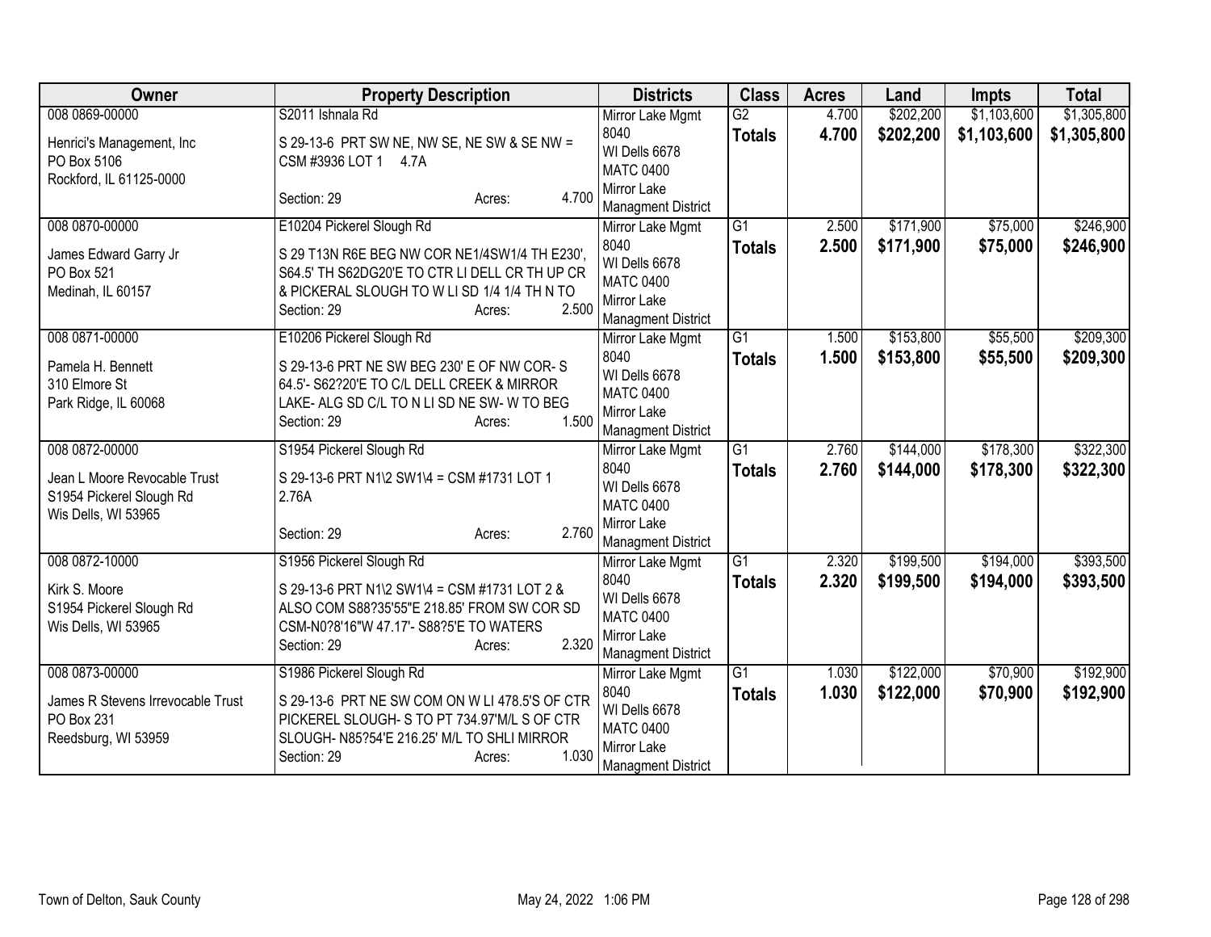| Owner | Property Description | Districts | Class | Acres | Land | Impts | Total |
|---|---|---|---|---|---|---|---|
| 008 0869-00000<br>Henrici's Management, Inc<br>PO Box 5106<br>Rockford, IL 61125-0000 | S2011 Ishnala Rd<br>S 29-13-6 PRT SW NE, NW SE, NE SW & SE NW = CSM #3936 LOT 1 4.7A<br>Section: 29 Acres: 4.700 | Mirror Lake Mgmt 8040<br>WI Dells 6678<br>MATC 0400<br>Mirror Lake Managment District | G2<br>**Totals** | 4.700<br>**4.700** | $202,200<br>**$202,200** | $1,103,600<br>**$1,103,600** | $1,305,800<br>**$1,305,800** |
| 008 0870-00000<br>James Edward Garry Jr<br>PO Box 521<br>Medinah, IL 60157 | E10204 Pickerel Slough Rd<br>S 29 T13N R6E BEG NW COR NE1/4SW1/4 TH E230', S64.5' TH S62DG20'E TO CTR LI DELL CR TH UP CR & PICKERAL SLOUGH TO W LI SD 1/4 1/4 TH N TO<br>Section: 29 Acres: 2.500 | Mirror Lake Mgmt 8040<br>WI Dells 6678<br>MATC 0400<br>Mirror Lake Managment District | G1<br>**Totals** | 2.500<br>**2.500** | $171,900<br>**$171,900** | $75,000<br>**$75,000** | $246,900<br>**$246,900** |
| 008 0871-00000<br>Pamela H. Bennett<br>310 Elmore St<br>Park Ridge, IL 60068 | E10206 Pickerel Slough Rd<br>S 29-13-6 PRT NE SW BEG 230' E OF NW COR- S 64.5'- S62?20'E TO C/L DELL CREEK & MIRROR LAKE- ALG SD C/L TO N LI SD NE SW- W TO BEG<br>Section: 29 Acres: 1.500 | Mirror Lake Mgmt 8040<br>WI Dells 6678<br>MATC 0400<br>Mirror Lake Managment District | G1<br>**Totals** | 1.500<br>**1.500** | $153,800<br>**$153,800** | $55,500<br>**$55,500** | $209,300<br>**$209,300** |
| 008 0872-00000<br>Jean L Moore Revocable Trust<br>S1954 Pickerel Slough Rd<br>Wis Dells, WI 53965 | S1954 Pickerel Slough Rd<br>S 29-13-6 PRT N1\2 SW1\4 = CSM #1731 LOT 1 2.76A<br>Section: 29 Acres: 2.760 | Mirror Lake Mgmt 8040<br>WI Dells 6678<br>MATC 0400<br>Mirror Lake Managment District | G1<br>**Totals** | 2.760<br>**2.760** | $144,000<br>**$144,000** | $178,300<br>**$178,300** | $322,300<br>**$322,300** |
| 008 0872-10000<br>Kirk S. Moore<br>S1954 Pickerel Slough Rd<br>Wis Dells, WI 53965 | S1956 Pickerel Slough Rd<br>S 29-13-6 PRT N1\2 SW1\4 = CSM #1731 LOT 2 & ALSO COM S88?35'55"E 218.85' FROM SW COR SD CSM-N0?8'16"W 47.17'- S88?5'E TO WATERS<br>Section: 29 Acres: 2.320 | Mirror Lake Mgmt 8040<br>WI Dells 6678<br>MATC 0400<br>Mirror Lake Managment District | G1<br>**Totals** | 2.320<br>**2.320** | $199,500<br>**$199,500** | $194,000<br>**$194,000** | $393,500<br>**$393,500** |
| 008 0873-00000<br>James R Stevens Irrevocable Trust<br>PO Box 231<br>Reedsburg, WI 53959 | S1986 Pickerel Slough Rd<br>S 29-13-6 PRT NE SW COM ON W LI 478.5'S OF CTR PICKEREL SLOUGH- S TO PT 734.97'M/L S OF CTR SLOUGH- N85?54'E 216.25' M/L TO SHLI MIRROR<br>Section: 29 Acres: 1.030 | Mirror Lake Mgmt 8040<br>WI Dells 6678<br>MATC 0400<br>Mirror Lake Managment District | G1<br>**Totals** | 1.030<br>**1.030** | $122,000<br>**$122,000** | $70,900<br>**$70,900** | $192,900<br>**$192,900** |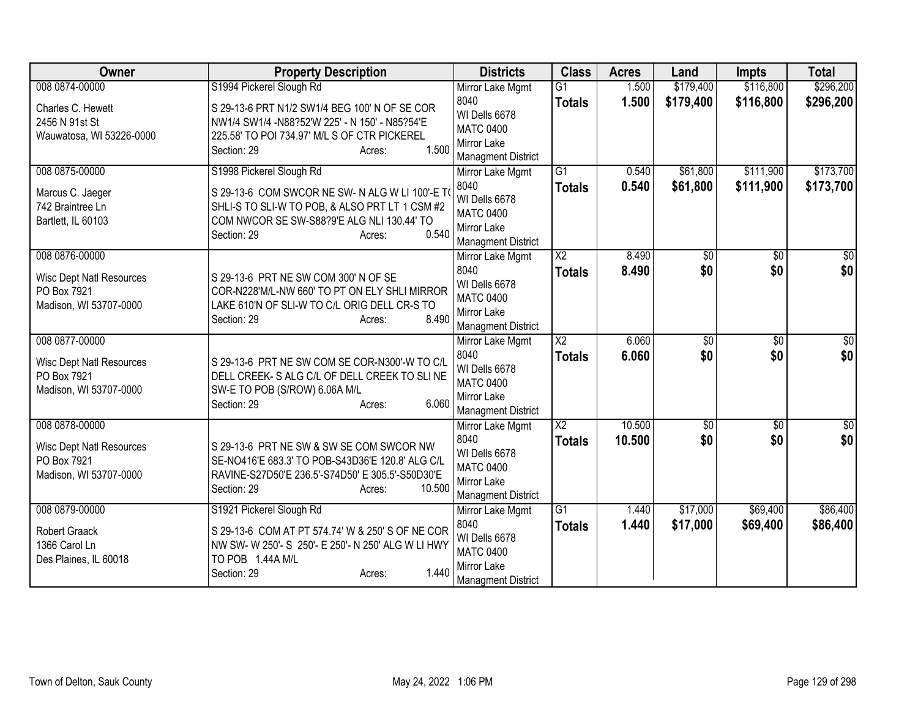| Owner | Property Description | Districts | Class | Acres | Land | Impts | Total |
|---|---|---|---|---|---|---|---|
| 008 0874-00000<br>Charles C. Hewett<br>2456 N 91st St<br>Wauwatosa, WI 53226-0000 | S1994 Pickerel Slough Rd<br>S 29-13-6 PRT N1/2 SW1/4 BEG 100' N OF SE COR NW1/4 SW1/4 -N88?52'W 225' - N 150' - N85?54'E 225.58' TO POI 734.97' M/L S OF CTR PICKEREL<br>Section: 29 Acres: 1.500 | Mirror Lake Mgmt 8040<br>WI Dells 6678<br>MATC 0400<br>Mirror Lake Managment District | G1<br>**Totals** | 1.500<br>**1.500** | $179,400<br>**$179,400** | $116,800<br>**$116,800** | $296,200<br>**$296,200** |
| 008 0875-00000<br>Marcus C. Jaeger<br>742 Braintree Ln<br>Bartlett, IL 60103 | S1998 Pickerel Slough Rd<br>S 29-13-6 COM SWCOR NE SW- N ALG W LI 100'-E TO SHLI-S TO SLI-W TO POB, & ALSO PRT LT 1 CSM #2 COM NWCOR SE SW-S88?9'E ALG NLI 130.44' TO<br>Section: 29 Acres: 0.540 | Mirror Lake Mgmt 8040<br>WI Dells 6678<br>MATC 0400<br>Mirror Lake Managment District | G1<br>**Totals** | 0.540<br>**0.540** | $61,800<br>**$61,800** | $111,900<br>**$111,900** | $173,700<br>**$173,700** |
| 008 0876-00000<br>Wisc Dept Natl Resources<br>PO Box 7921<br>Madison, WI 53707-0000 | S 29-13-6 PRT NE SW COM 300' N OF SE COR-N228'M/L-NW 660' TO PT ON ELY SHLI MIRROR LAKE 610'N OF SLI-W TO C/L ORIG DELL CR-S TO<br>Section: 29 Acres: 8.490 | Mirror Lake Mgmt 8040<br>WI Dells 6678<br>MATC 0400<br>Mirror Lake Managment District | X2<br>**Totals** | 8.490<br>**8.490** | $0<br>**$0** | $0<br>**$0** | $0<br>**$0** |
| 008 0877-00000<br>Wisc Dept Natl Resources<br>PO Box 7921<br>Madison, WI 53707-0000 | S 29-13-6 PRT NE SW COM SE COR-N300'-W TO C/L DELL CREEK- S ALG C/L OF DELL CREEK TO SLI NE SW-E TO POB (S/ROW) 6.06A M/L<br>Section: 29 Acres: 6.060 | Mirror Lake Mgmt 8040<br>WI Dells 6678<br>MATC 0400<br>Mirror Lake Managment District | X2<br>**Totals** | 6.060<br>**6.060** | $0<br>**$0** | $0<br>**$0** | $0<br>**$0** |
| 008 0878-00000<br>Wisc Dept Natl Resources<br>PO Box 7921<br>Madison, WI 53707-0000 | S 29-13-6 PRT NE SW & SW SE COM SWCOR NW SE-NO416'E 683.3' TO POB-S43D36'E 120.8' ALG C/L RAVINE-S27D50'E 236.5'-S74D50' E 305.5'-S50D30'E<br>Section: 29 Acres: 10.500 | Mirror Lake Mgmt 8040<br>WI Dells 6678<br>MATC 0400<br>Mirror Lake Managment District | X2<br>**Totals** | 10.500<br>**10.500** | $0<br>**$0** | $0<br>**$0** | $0<br>**$0** |
| 008 0879-00000<br>Robert Graack<br>1366 Carol Ln<br>Des Plaines, IL 60018 | S1921 Pickerel Slough Rd<br>S 29-13-6 COM AT PT 574.74' W & 250' S OF NE COR NW SW- W 250'- S 250'- E 250'- N 250' ALG W LI HWY TO POB 1.44A M/L<br>Section: 29 Acres: 1.440 | Mirror Lake Mgmt 8040<br>WI Dells 6678<br>MATC 0400<br>Mirror Lake Managment District | G1<br>**Totals** | 1.440<br>**1.440** | $17,000<br>**$17,000** | $69,400<br>**$69,400** | $86,400<br>**$86,400** |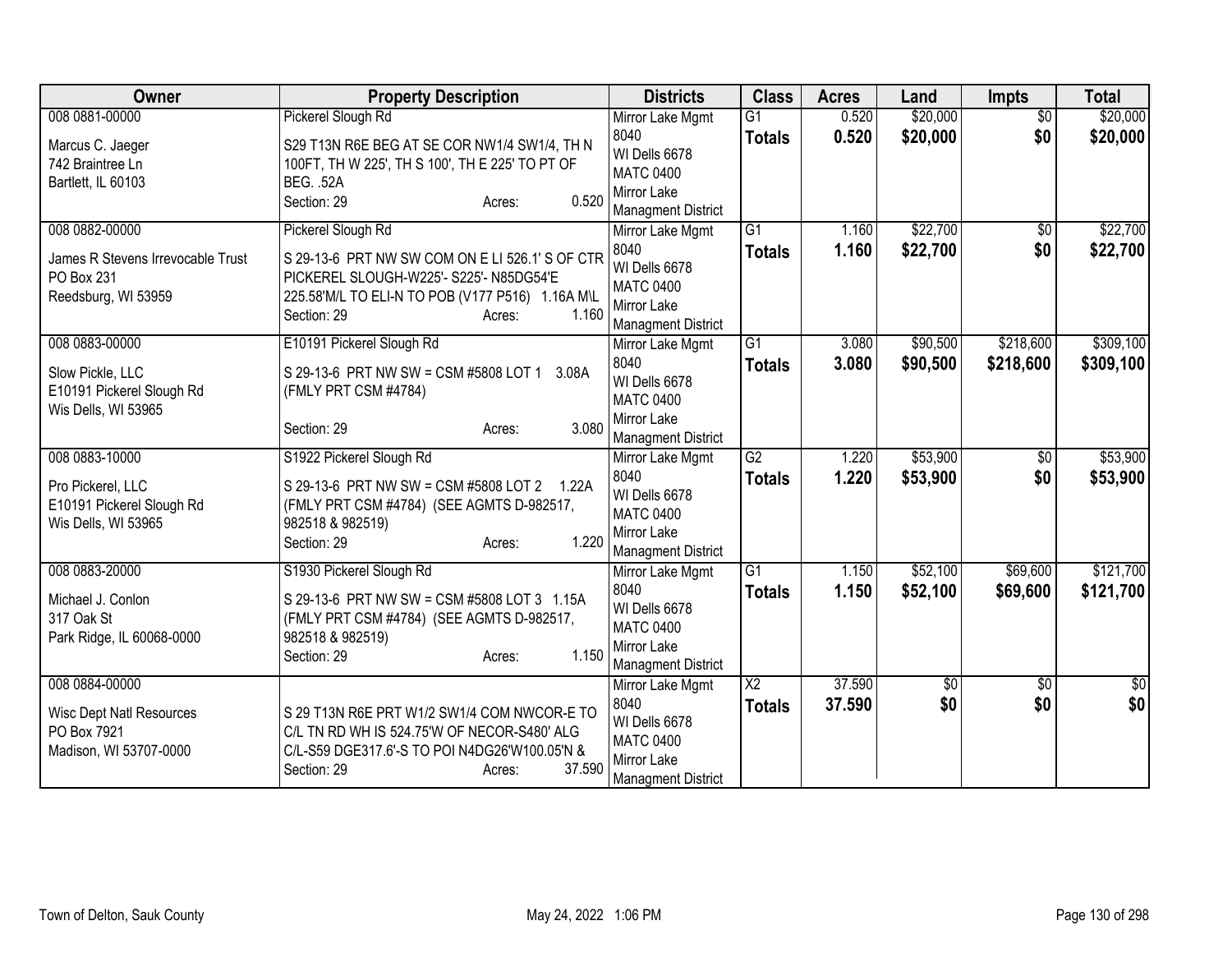| Owner | Property Description | Districts | Class | Acres | Land | Impts | Total |
|---|---|---|---|---|---|---|---|
| 008 0881-00000<br>Marcus C. Jaeger<br>742 Braintree Ln<br>Bartlett, IL 60103 | Pickerel Slough Rd<br>S29 T13N R6E BEG AT SE COR NW1/4 SW1/4, TH N 100FT, TH W 225', TH S 100', TH E 225' TO PT OF BEG. .52A<br>Section: 29 Acres: 0.520 | Mirror Lake Mgmt 8040<br>WI Dells 6678<br>MATC 0400<br>Mirror Lake Managment District | G1<br>**Totals** | 0.520<br>**0.520** | $20,000<br>**$20,000** | $0<br>**$0** | $20,000<br>**$20,000** |
| 008 0882-00000<br>James R Stevens Irrevocable Trust<br>PO Box 231<br>Reedsburg, WI 53959 | Pickerel Slough Rd<br>S 29-13-6 PRT NW SW COM ON E LI 526.1' S OF CTR PICKEREL SLOUGH-W225'- S225'- N85DG54'E 225.58'M/L TO ELI-N TO POB (V177 P516) 1.16A M\L<br>Section: 29 Acres: 1.160 | Mirror Lake Mgmt 8040<br>WI Dells 6678<br>MATC 0400<br>Mirror Lake Managment District | G1<br>**Totals** | 1.160<br>**1.160** | $22,700<br>**$22,700** | $0<br>**$0** | $22,700<br>**$22,700** |
| 008 0883-00000<br>Slow Pickle, LLC<br>E10191 Pickerel Slough Rd<br>Wis Dells, WI 53965 | E10191 Pickerel Slough Rd<br>S 29-13-6 PRT NW SW = CSM #5808 LOT 1 3.08A (FMLY PRT CSM #4784)<br>Section: 29 Acres: 3.080 | Mirror Lake Mgmt 8040<br>WI Dells 6678<br>MATC 0400<br>Mirror Lake Managment District | G1<br>**Totals** | 3.080<br>**3.080** | $90,500<br>**$90,500** | $218,600<br>**$218,600** | $309,100<br>**$309,100** |
| 008 0883-10000<br>Pro Pickerel, LLC<br>E10191 Pickerel Slough Rd<br>Wis Dells, WI 53965 | S1922 Pickerel Slough Rd<br>S 29-13-6 PRT NW SW = CSM #5808 LOT 2 1.22A (FMLY PRT CSM #4784) (SEE AGMTS D-982517, 982518 & 982519)<br>Section: 29 Acres: 1.220 | Mirror Lake Mgmt 8040<br>WI Dells 6678<br>MATC 0400<br>Mirror Lake Managment District | G2<br>**Totals** | 1.220<br>**1.220** | $53,900<br>**$53,900** | $0<br>**$0** | $53,900<br>**$53,900** |
| 008 0883-20000<br>Michael J. Conlon<br>317 Oak St<br>Park Ridge, IL 60068-0000 | S1930 Pickerel Slough Rd<br>S 29-13-6 PRT NW SW = CSM #5808 LOT 3 1.15A (FMLY PRT CSM #4784) (SEE AGMTS D-982517, 982518 & 982519)<br>Section: 29 Acres: 1.150 | Mirror Lake Mgmt 8040<br>WI Dells 6678<br>MATC 0400<br>Mirror Lake Managment District | G1<br>**Totals** | 1.150<br>**1.150** | $52,100<br>**$52,100** | $69,600<br>**$69,600** | $121,700<br>**$121,700** |
| 008 0884-00000<br>Wisc Dept Natl Resources<br>PO Box 7921<br>Madison, WI 53707-0000 | S 29 T13N R6E PRT W1/2 SW1/4 COM NWCOR-E TO C/L TN RD WH IS 524.75'W OF NECOR-S480' ALG C/L-S59 DGE317.6'-S TO POI N4DG26'W100.05'N &<br>Section: 29 Acres: 37.590 | Mirror Lake Mgmt 8040<br>WI Dells 6678<br>MATC 0400<br>Mirror Lake Managment District | X2<br>**Totals** | 37.590<br>**37.590** | $0<br>**$0** | $0<br>**$0** | $0<br>**$0** |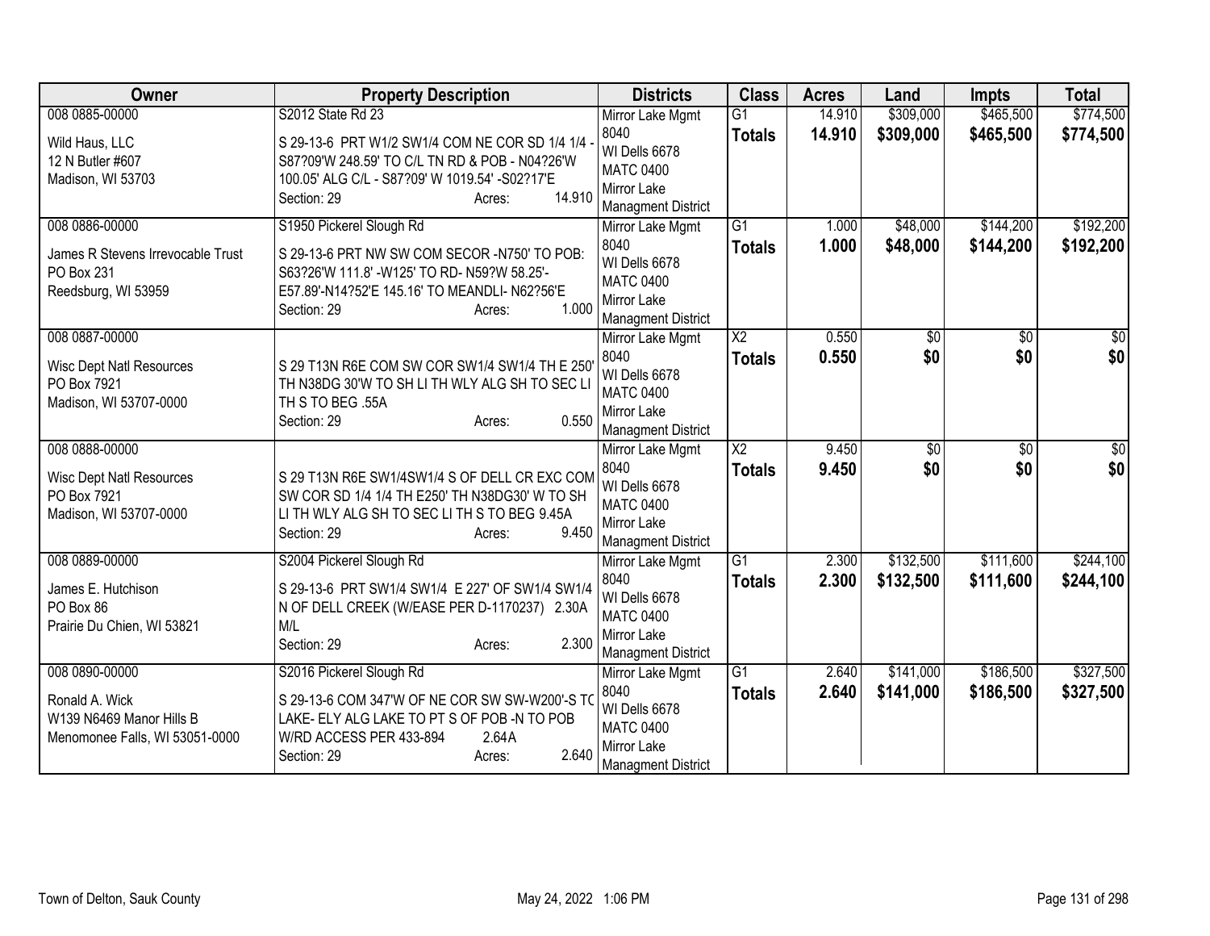| Owner | Property Description | Districts | Class | Acres | Land | Impts | Total |
|---|---|---|---|---|---|---|---|
| 008 0885-00000<br>Wild Haus, LLC<br>12 N Butler #607<br>Madison, WI 53703 | S2012 State Rd 23<br>S 29-13-6 PRT W1/2 SW1/4 COM NE COR SD 1/4 1/4 - S87?09'W 248.59' TO C/L TN RD & POB - N04?26'W 100.05' ALG C/L - S87?09' W 1019.54' -S02?17'E<br>Section: 29 Acres: 14.910 | Mirror Lake Mgmt 8040<br>WI Dells 6678<br>MATC 0400<br>Mirror Lake Managment District | G1<br>**Totals** | 14.910<br>**14.910** | $309,000<br>**$309,000** | $465,500<br>**$465,500** | $774,500<br>**$774,500** |
| 008 0886-00000<br>James R Stevens Irrevocable Trust<br>PO Box 231<br>Reedsburg, WI 53959 | S1950 Pickerel Slough Rd<br>S 29-13-6 PRT NW SW COM SECOR -N750' TO POB: S63?26'W 111.8' -W125' TO RD- N59?W 58.25'- E57.89'-N14?52'E 145.16' TO MEANDLI- N62?56'E<br>Section: 29 Acres: 1.000 | Mirror Lake Mgmt 8040<br>WI Dells 6678<br>MATC 0400<br>Mirror Lake Managment District | G1<br>**Totals** | 1.000<br>**1.000** | $48,000<br>**$48,000** | $144,200<br>**$144,200** | $192,200<br>**$192,200** |
| 008 0887-00000<br>Wisc Dept Natl Resources<br>PO Box 7921<br>Madison, WI 53707-0000 | S 29 T13N R6E COM SW COR SW1/4 SW1/4 TH E 250' TH N38DG 30'W TO SH LI TH WLY ALG SH TO SEC LI TH S TO BEG .55A<br>Section: 29 Acres: 0.550 | Mirror Lake Mgmt 8040<br>WI Dells 6678<br>MATC 0400<br>Mirror Lake Managment District | X2<br>**Totals** | 0.550<br>**0.550** | $0<br>**$0** | $0<br>**$0** | $0<br>**$0** |
| 008 0888-00000<br>Wisc Dept Natl Resources<br>PO Box 7921<br>Madison, WI 53707-0000 | S 29 T13N R6E SW1/4SW1/4 S OF DELL CR EXC COM SW COR SD 1/4 1/4 TH E250' TH N38DG30' W TO SH LI TH WLY ALG SH TO SEC LI TH S TO BEG 9.45A<br>Section: 29 Acres: 9.450 | Mirror Lake Mgmt 8040<br>WI Dells 6678<br>MATC 0400<br>Mirror Lake Managment District | X2<br>**Totals** | 9.450<br>**9.450** | $0<br>**$0** | $0<br>**$0** | $0<br>**$0** |
| 008 0889-00000<br>James E. Hutchison<br>PO Box 86<br>Prairie Du Chien, WI 53821 | S2004 Pickerel Slough Rd<br>S 29-13-6 PRT SW1/4 SW1/4 E 227' OF SW1/4 SW1/4 N OF DELL CREEK (W/EASE PER D-1170237) 2.30A M/L<br>Section: 29 Acres: 2.300 | Mirror Lake Mgmt 8040<br>WI Dells 6678<br>MATC 0400<br>Mirror Lake Managment District | G1<br>**Totals** | 2.300<br>**2.300** | $132,500<br>**$132,500** | $111,600<br>**$111,600** | $244,100<br>**$244,100** |
| 008 0890-00000<br>Ronald A. Wick<br>W139 N6469 Manor Hills B<br>Menomonee Falls, WI 53051-0000 | S2016 Pickerel Slough Rd<br>S 29-13-6 COM 347'W OF NE COR SW SW-W200'-S TO LAKE- ELY ALG LAKE TO PT S OF POB -N TO POB W/RD ACCESS PER 433-894 2.64A<br>Section: 29 Acres: 2.640 | Mirror Lake Mgmt 8040<br>WI Dells 6678<br>MATC 0400<br>Mirror Lake Managment District | G1<br>**Totals** | 2.640<br>**2.640** | $141,000<br>**$141,000** | $186,500<br>**$186,500** | $327,500<br>**$327,500** |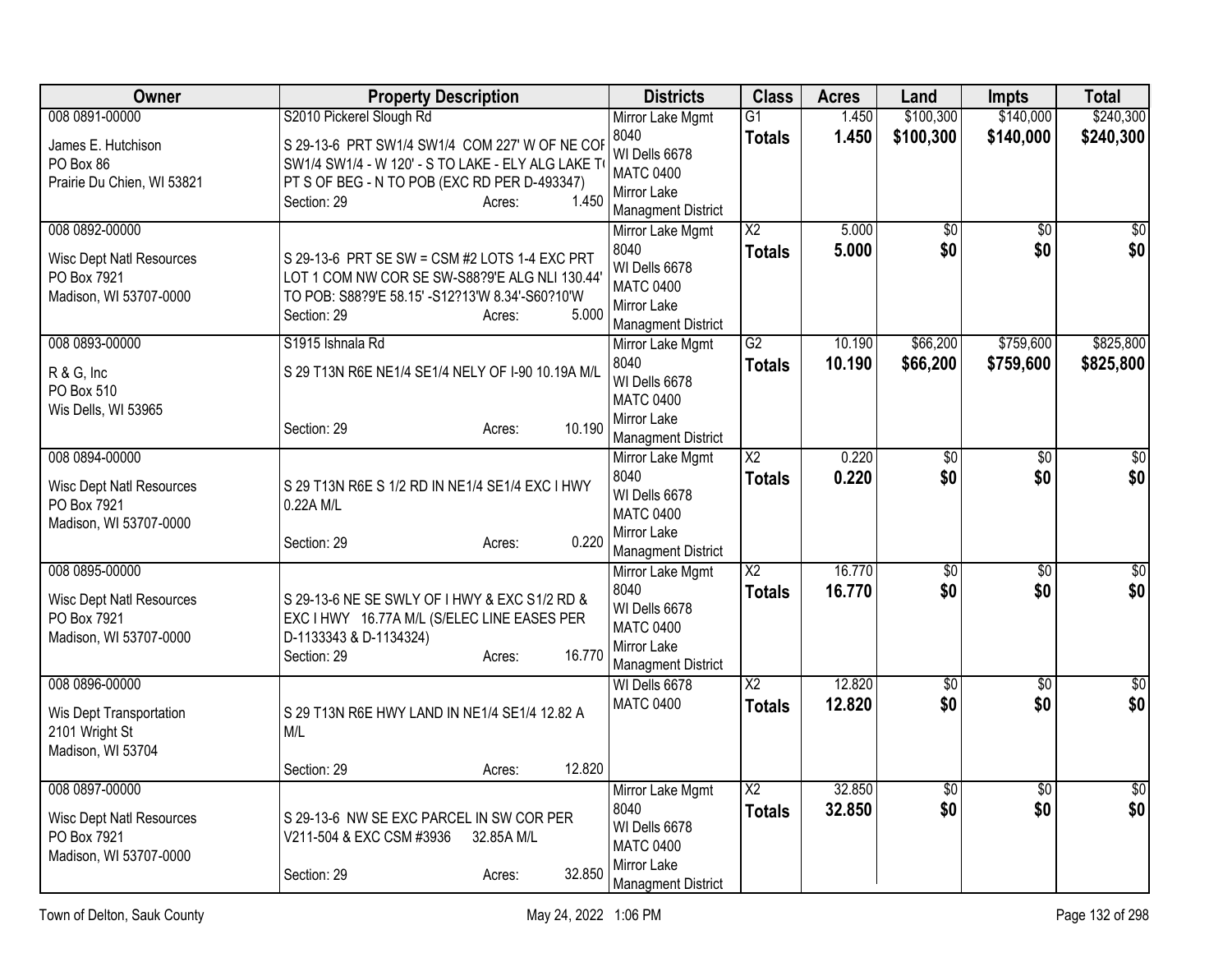| Owner | Property Description | Districts | Class | Acres | Land | Impts | Total |
|---|---|---|---|---|---|---|---|
| 008 0891-00000<br><br>James E. Hutchison<br>PO Box 86<br>Prairie Du Chien, WI 53821 | S2010 Pickerel Slough Rd<br><br>S 29-13-6 PRT SW1/4 SW1/4 COM 227' W OF NE COR SW1/4 SW1/4 - W 120' - S TO LAKE - ELY ALG LAKE TO PT S OF BEG - N TO POB (EXC RD PER D-493347)<br>Section: 29 Acres: 1.450 | Mirror Lake Mgmt 8040<br>WI Dells 6678<br>MATC 0400<br>Mirror Lake Managment District | G1<br>**Totals** | 1.450<br>**1.450** | $100,300<br>**$100,300** | $140,000<br>**$140,000** | $240,300<br>**$240,300** |
| 008 0892-00000<br><br>Wisc Dept Natl Resources<br>PO Box 7921<br>Madison, WI 53707-0000 | S 29-13-6 PRT SE SW = CSM #2 LOTS 1-4 EXC PRT LOT 1 COM NW COR SE SW-S88?9'E ALG NLI 130.44' TO POB: S88?9'E 58.15' -S12?13'W 8.34'-S60?10'W<br>Section: 29 Acres: 5.000 | Mirror Lake Mgmt 8040<br>WI Dells 6678<br>MATC 0400<br>Mirror Lake Managment District | X2<br>**Totals** | 5.000<br>**5.000** | $0<br>**$0** | $0<br>**$0** | $0<br>**$0** |
| 008 0893-00000<br><br>R & G, Inc<br>PO Box 510<br>Wis Dells, WI 53965 | S1915 Ishnala Rd<br><br>S 29 T13N R6E NE1/4 SE1/4 NELY OF I-90 10.19A M/L<br>Section: 29 Acres: 10.190 | Mirror Lake Mgmt 8040<br>WI Dells 6678<br>MATC 0400<br>Mirror Lake Managment District | G2<br>**Totals** | 10.190<br>**10.190** | $66,200<br>**$66,200** | $759,600<br>**$759,600** | $825,800<br>**$825,800** |
| 008 0894-00000<br><br>Wisc Dept Natl Resources<br>PO Box 7921<br>Madison, WI 53707-0000 | S 29 T13N R6E S 1/2 RD IN NE1/4 SE1/4 EXC I HWY 0.22A M/L<br>Section: 29 Acres: 0.220 | Mirror Lake Mgmt 8040<br>WI Dells 6678<br>MATC 0400<br>Mirror Lake Managment District | X2<br>**Totals** | 0.220<br>**0.220** | $0<br>**$0** | $0<br>**$0** | $0<br>**$0** |
| 008 0895-00000<br><br>Wisc Dept Natl Resources<br>PO Box 7921<br>Madison, WI 53707-0000 | S 29-13-6 NE SE SWLY OF I HWY & EXC S1/2 RD & EXC I HWY 16.77A M/L (S/ELEC LINE EASES PER D-1133343 & D-1134324)<br>Section: 29 Acres: 16.770 | Mirror Lake Mgmt 8040<br>WI Dells 6678<br>MATC 0400<br>Mirror Lake Managment District | X2<br>**Totals** | 16.770<br>**16.770** | $0<br>**$0** | $0<br>**$0** | $0<br>**$0** |
| 008 0896-00000<br><br>Wis Dept Transportation<br>2101 Wright St<br>Madison, WI 53704 | S 29 T13N R6E HWY LAND IN NE1/4 SE1/4 12.82 A M/L<br>Section: 29 Acres: 12.820 | WI Dells 6678<br>MATC 0400 | X2<br>**Totals** | 12.820<br>**12.820** | $0<br>**$0** | $0<br>**$0** | $0<br>**$0** |
| 008 0897-00000<br><br>Wisc Dept Natl Resources<br>PO Box 7921<br>Madison, WI 53707-0000 | S 29-13-6 NW SE EXC PARCEL IN SW COR PER V211-504 & EXC CSM #3936 32.85A M/L<br>Section: 29 Acres: 32.850 | Mirror Lake Mgmt 8040<br>WI Dells 6678<br>MATC 0400<br>Mirror Lake Managment District | X2<br>**Totals** | 32.850<br>**32.850** | $0<br>**$0** | $0<br>**$0** | $0<br>**$0** |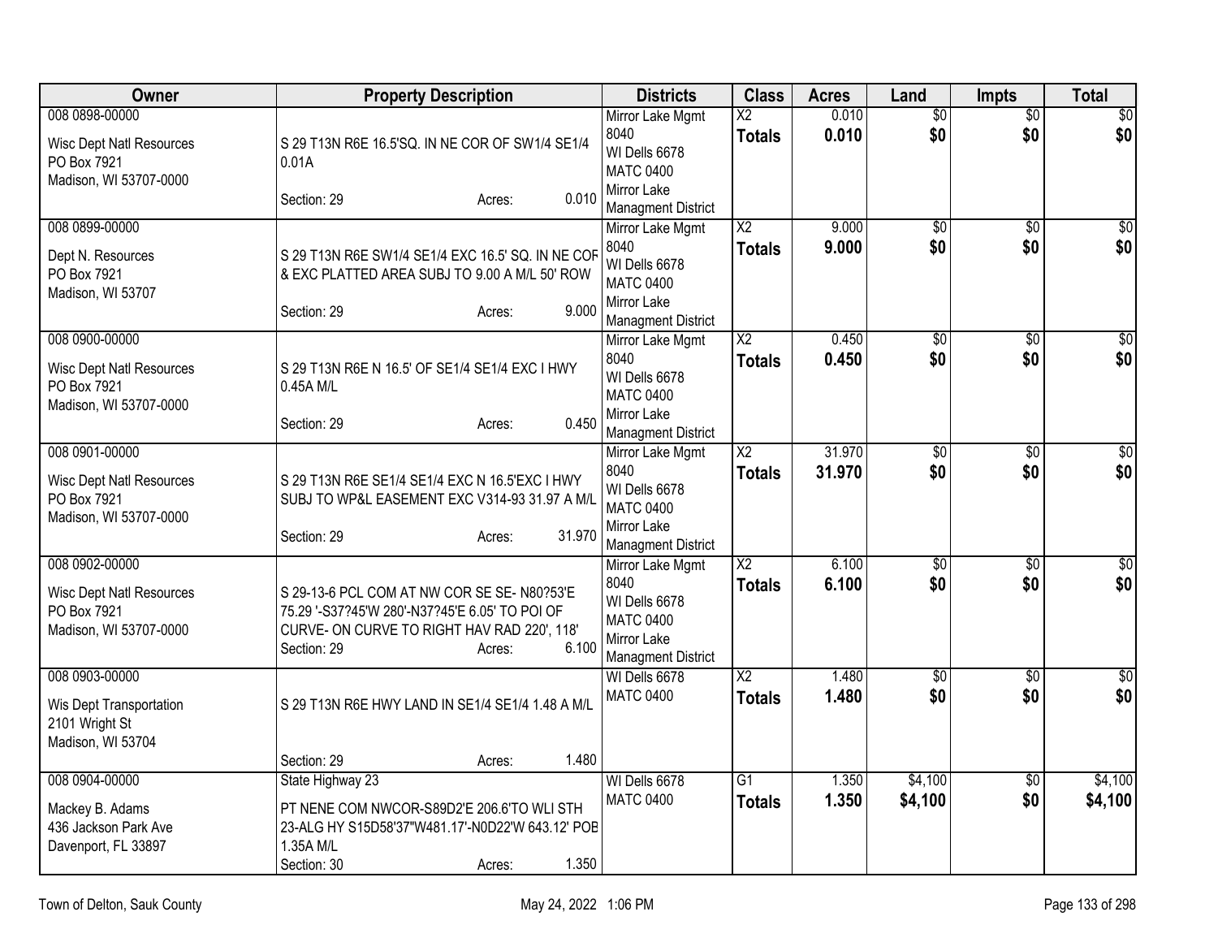| Owner | Property Description | Districts | Class | Acres | Land | Impts | Total |
|---|---|---|---|---|---|---|---|
| 008 0898-00000<br>Wisc Dept Natl Resources<br>PO Box 7921<br>Madison, WI 53707-0000 | S 29 T13N R6E 16.5'SQ. IN NE COR OF SW1/4 SE1/4 0.01A<br>Section: 29 Acres: 0.010 | Mirror Lake Mgmt 8040<br>WI Dells 6678<br>MATC 0400<br>Mirror Lake Managment District | X2<br>**Totals** | 0.010<br>**0.010** | $0<br>**$0** | $0<br>**$0** | $0<br>**$0** |
| 008 0899-00000<br>Dept N. Resources<br>PO Box 7921<br>Madison, WI 53707 | S 29 T13N R6E SW1/4 SE1/4 EXC 16.5' SQ. IN NE COR & EXC PLATTED AREA SUBJ TO 9.00 A M/L 50' ROW<br>Section: 29 Acres: 9.000 | Mirror Lake Mgmt 8040<br>WI Dells 6678<br>MATC 0400<br>Mirror Lake Managment District | X2<br>**Totals** | 9.000<br>**9.000** | $0<br>**$0** | $0<br>**$0** | $0<br>**$0** |
| 008 0900-00000<br>Wisc Dept Natl Resources<br>PO Box 7921<br>Madison, WI 53707-0000 | S 29 T13N R6E N 16.5' OF SE1/4 SE1/4 EXC I HWY 0.45A M/L<br>Section: 29 Acres: 0.450 | Mirror Lake Mgmt 8040<br>WI Dells 6678<br>MATC 0400<br>Mirror Lake Managment District | X2<br>**Totals** | 0.450<br>**0.450** | $0<br>**$0** | $0<br>**$0** | $0<br>**$0** |
| 008 0901-00000<br>Wisc Dept Natl Resources<br>PO Box 7921<br>Madison, WI 53707-0000 | S 29 T13N R6E SE1/4 SE1/4 EXC N 16.5'EXC I HWY SUBJ TO WP&L EASEMENT EXC V314-93 31.97 A M/L<br>Section: 29 Acres: 31.970 | Mirror Lake Mgmt 8040<br>WI Dells 6678<br>MATC 0400<br>Mirror Lake Managment District | X2<br>**Totals** | 31.970<br>**31.970** | $0<br>**$0** | $0<br>**$0** | $0<br>**$0** |
| 008 0902-00000<br>Wisc Dept Natl Resources<br>PO Box 7921<br>Madison, WI 53707-0000 | S 29-13-6 PCL COM AT NW COR SE SE- N80?53'E 75.29 '-S37?45'W 280'-N37?45'E 6.05' TO POI OF CURVE- ON CURVE TO RIGHT HAV RAD 220', 118'<br>Section: 29 Acres: 6.100 | Mirror Lake Mgmt 8040<br>WI Dells 6678<br>MATC 0400<br>Mirror Lake Managment District | X2<br>**Totals** | 6.100<br>**6.100** | $0<br>**$0** | $0<br>**$0** | $0<br>**$0** |
| 008 0903-00000<br>Wis Dept Transportation<br>2101 Wright St<br>Madison, WI 53704 | S 29 T13N R6E HWY LAND IN SE1/4 SE1/4 1.48 A M/L<br>Section: 29 Acres: 1.480 | WI Dells 6678<br>MATC 0400 | X2<br>**Totals** | 1.480<br>**1.480** | $0<br>**$0** | $0<br>**$0** | $0<br>**$0** |
| 008 0904-00000<br>Mackey B. Adams<br>436 Jackson Park Ave<br>Davenport, FL 33897 | State Highway 23<br>PT NENE COM NWCOR-S89D2'E 206.6'TO WLI STH 23-ALG HY S15D58'37"W481.17'-N0D22'W 643.12' POB 1.35A M/L<br>Section: 30 Acres: 1.350 | WI Dells 6678<br>MATC 0400 | G1<br>**Totals** | 1.350<br>**1.350** | $4,100<br>**$4,100** | $0<br>**$0** | $4,100<br>**$4,100** |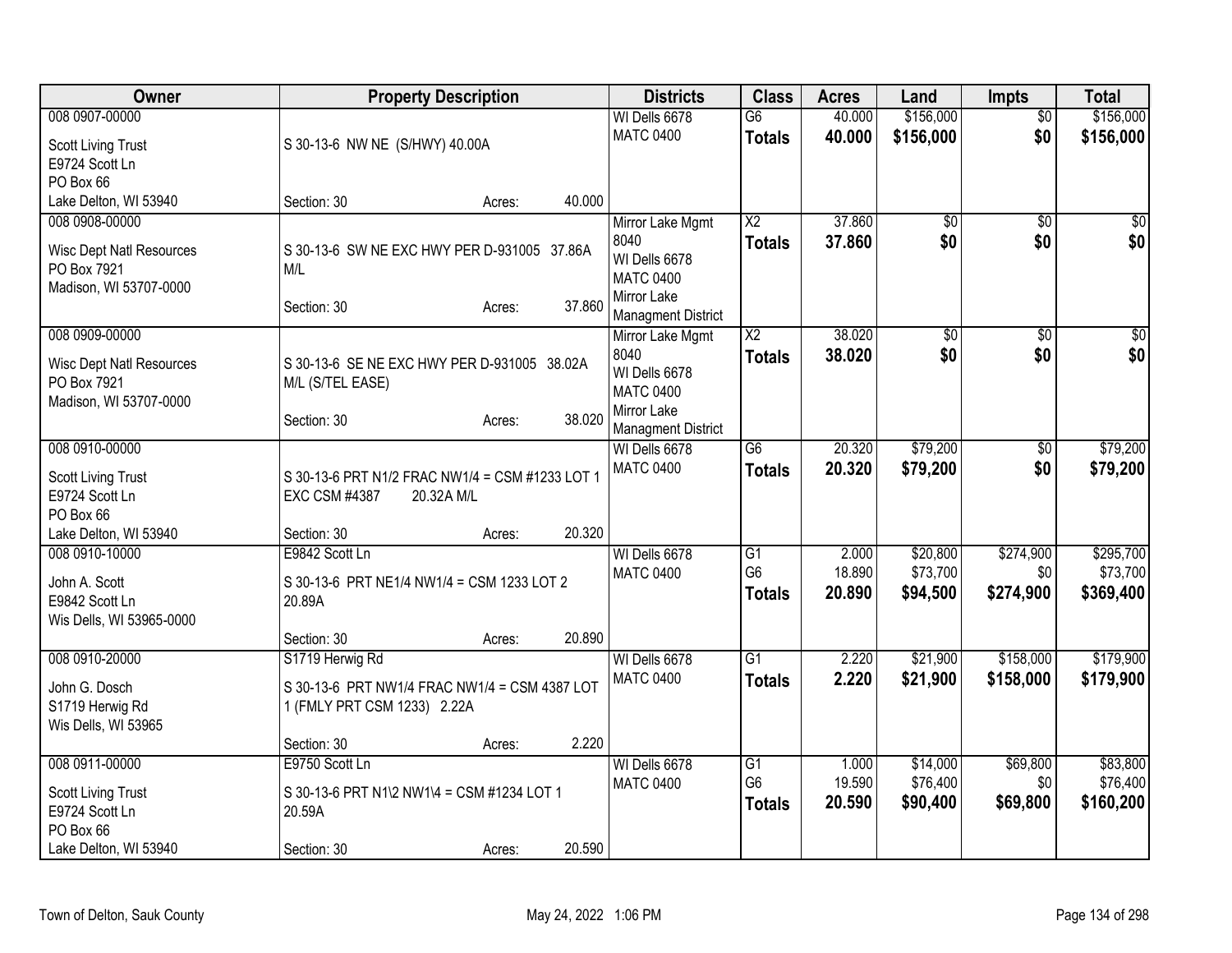| Owner | Property Description | Districts | Class | Acres | Land | Impts | Total |
|---|---|---|---|---|---|---|---|
| 008 0907-00000<br>Scott Living Trust<br>E9724 Scott Ln<br>PO Box 66<br>Lake Delton, WI 53940 | S 30-13-6 NW NE (S/HWY) 40.00A<br>Section: 30 Acres: 40.000 | WI Dells 6678<br>MATC 0400 | G6<br>**Totals** | 40.000<br>**40.000** | $156,000<br>**$156,000** | $0<br>**$0** | $156,000<br>**$156,000** |
| 008 0908-00000<br>Wisc Dept Natl Resources<br>PO Box 7921<br>Madison, WI 53707-0000 | S 30-13-6 SW NE EXC HWY PER D-931005 37.86A M/L<br>Section: 30 Acres: 37.860 | Mirror Lake Mgmt 8040<br>WI Dells 6678<br>MATC 0400<br>Mirror Lake Managment District | X2<br>**Totals** | 37.860<br>**37.860** | $0<br>**$0** | $0<br>**$0** | $0<br>**$0** |
| 008 0909-00000<br>Wisc Dept Natl Resources<br>PO Box 7921<br>Madison, WI 53707-0000 | S 30-13-6 SE NE EXC HWY PER D-931005 38.02A M/L (S/TEL EASE)<br>Section: 30 Acres: 38.020 | Mirror Lake Mgmt 8040<br>WI Dells 6678<br>MATC 0400<br>Mirror Lake Managment District | X2<br>**Totals** | 38.020<br>**38.020** | $0<br>**$0** | $0<br>**$0** | $0<br>**$0** |
| 008 0910-00000<br>Scott Living Trust<br>E9724 Scott Ln<br>PO Box 66<br>Lake Delton, WI 53940 | S 30-13-6 PRT N1/2 FRAC NW1/4 = CSM #1233 LOT 1 EXC CSM #4387 20.32A M/L<br>Section: 30 Acres: 20.320 | WI Dells 6678<br>MATC 0400 | G6<br>**Totals** | 20.320<br>**20.320** | $79,200<br>**$79,200** | $0<br>**$0** | $79,200<br>**$79,200** |
| 008 0910-10000<br>John A. Scott<br>E9842 Scott Ln<br>Wis Dells, WI 53965-0000 | E9842 Scott Ln<br>S 30-13-6 PRT NE1/4 NW1/4 = CSM 1233 LOT 2 20.89A<br>Section: 30 Acres: 20.890 | WI Dells 6678<br>MATC 0400 | G1<br>G6<br>**Totals** | 2.000<br>18.890<br>**20.890** | $20,800<br>$73,700<br>**$94,500** | $274,900<br>$0<br>**$274,900** | $295,700<br>$73,700<br>**$369,400** |
| 008 0910-20000<br>John G. Dosch<br>S1719 Herwig Rd<br>Wis Dells, WI 53965 | S1719 Herwig Rd<br>S 30-13-6 PRT NW1/4 FRAC NW1/4 = CSM 4387 LOT 1 (FMLY PRT CSM 1233) 2.22A<br>Section: 30 Acres: 2.220 | WI Dells 6678<br>MATC 0400 | G1<br>**Totals** | 2.220<br>**2.220** | $21,900<br>**$21,900** | $158,000<br>**$158,000** | $179,900<br>**$179,900** |
| 008 0911-00000<br>Scott Living Trust<br>E9724 Scott Ln<br>PO Box 66<br>Lake Delton, WI 53940 | E9750 Scott Ln<br>S 30-13-6 PRT N1\2 NW1\4 = CSM #1234 LOT 1 20.59A<br>Section: 30 Acres: 20.590 | WI Dells 6678<br>MATC 0400 | G1<br>G6<br>**Totals** | 1.000<br>19.590<br>**20.590** | $14,000<br>$76,400<br>**$90,400** | $69,800<br>$0<br>**$69,800** | $83,800<br>$76,400<br>**$160,200** |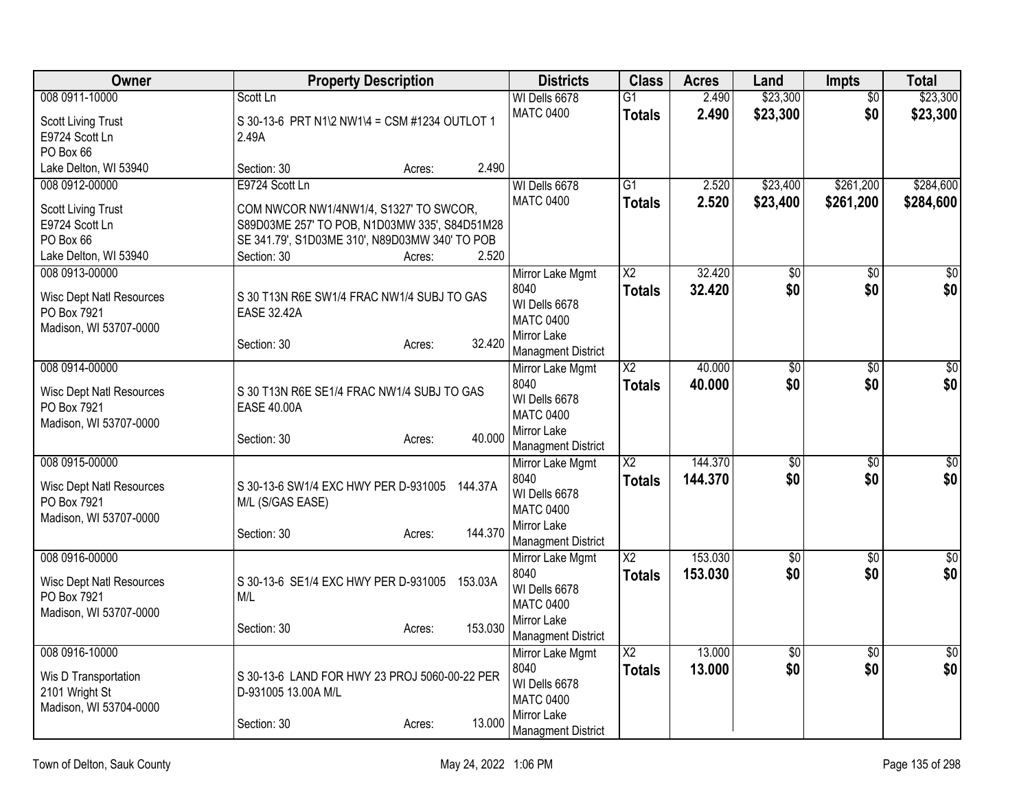| Owner | Property Description | Districts | Class | Acres | Land | Impts | Total |
|---|---|---|---|---|---|---|---|
| 008 0911-10000<br>Scott Living Trust<br>E9724 Scott Ln<br>PO Box 66<br>Lake Delton, WI 53940 | Scott Ln<br>S 30-13-6 PRT N1\2 NW1\4 = CSM #1234 OUTLOT 1 2.49A<br>Section: 30 Acres: 2.490 | WI Dells 6678<br>MATC 0400 | G1<br>**Totals** | 2.490<br>**2.490** | $23,300<br>**$23,300** | $0<br>**$0** | $23,300<br>**$23,300** |
| 008 0912-00000<br>Scott Living Trust<br>E9724 Scott Ln<br>PO Box 66<br>Lake Delton, WI 53940 | E9724 Scott Ln<br>COM NWCOR NW1/4NW1/4, S1327' TO SWCOR, S89D03ME 257' TO POB, N1D03MW 335', S84D51M28 SE 341.79', S1D03ME 310', N89D03MW 340' TO POB<br>Section: 30 Acres: 2.520 | WI Dells 6678<br>MATC 0400 | G1<br>**Totals** | 2.520<br>**2.520** | $23,400<br>**$23,400** | $261,200<br>**$261,200** | $284,600<br>**$284,600** |
| 008 0913-00000<br>Wisc Dept Natl Resources<br>PO Box 7921<br>Madison, WI 53707-0000 | S 30 T13N R6E SW1/4 FRAC NW1/4 SUBJ TO GAS EASE 32.42A<br>Section: 30 Acres: 32.420 | Mirror Lake Mgmt 8040<br>WI Dells 6678<br>MATC 0400<br>Mirror Lake Managment District | X2<br>**Totals** | 32.420<br>**32.420** | $0<br>**$0** | $0<br>**$0** | $0<br>**$0** |
| 008 0914-00000<br>Wisc Dept Natl Resources<br>PO Box 7921<br>Madison, WI 53707-0000 | S 30 T13N R6E SE1/4 FRAC NW1/4 SUBJ TO GAS EASE 40.00A<br>Section: 30 Acres: 40.000 | Mirror Lake Mgmt 8040<br>WI Dells 6678<br>MATC 0400<br>Mirror Lake Managment District | X2<br>**Totals** | 40.000<br>**40.000** | $0<br>**$0** | $0<br>**$0** | $0<br>**$0** |
| 008 0915-00000<br>Wisc Dept Natl Resources<br>PO Box 7921<br>Madison, WI 53707-0000 | S 30-13-6 SW1/4 EXC HWY PER D-931005 144.37A M/L (S/GAS EASE)<br>Section: 30 Acres: 144.370 | Mirror Lake Mgmt 8040<br>WI Dells 6678<br>MATC 0400<br>Mirror Lake Managment District | X2<br>**Totals** | 144.370<br>**144.370** | $0<br>**$0** | $0<br>**$0** | $0<br>**$0** |
| 008 0916-00000<br>Wisc Dept Natl Resources<br>PO Box 7921<br>Madison, WI 53707-0000 | S 30-13-6 SE1/4 EXC HWY PER D-931005 153.03A M/L<br>Section: 30 Acres: 153.030 | Mirror Lake Mgmt 8040<br>WI Dells 6678<br>MATC 0400<br>Mirror Lake Managment District | X2<br>**Totals** | 153.030<br>**153.030** | $0<br>**$0** | $0<br>**$0** | $0<br>**$0** |
| 008 0916-10000<br>Wis D Transportation<br>2101 Wright St<br>Madison, WI 53704-0000 | S 30-13-6 LAND FOR HWY 23 PROJ 5060-00-22 PER D-931005 13.00A M/L<br>Section: 30 Acres: 13.000 | Mirror Lake Mgmt 8040<br>WI Dells 6678<br>MATC 0400<br>Mirror Lake Managment District | X2<br>**Totals** | 13.000<br>**13.000** | $0<br>**$0** | $0<br>**$0** | $0<br>**$0** |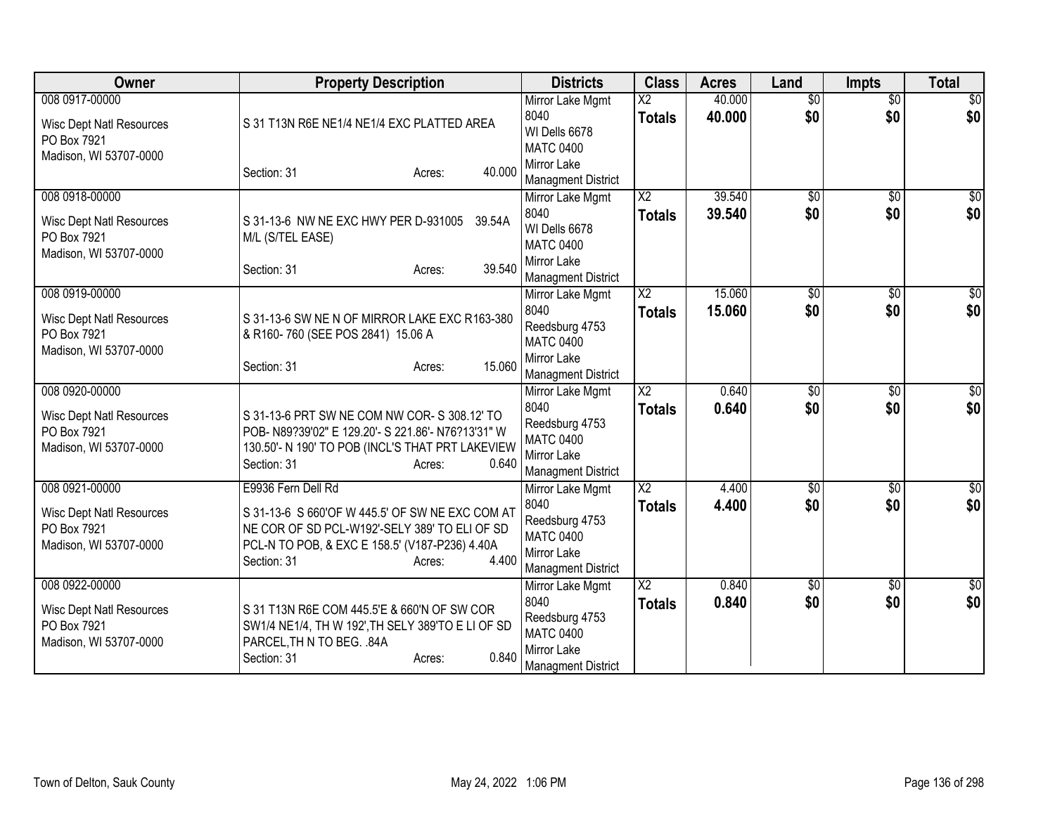| Owner | Property Description | Districts | Class | Acres | Land | Impts | Total |
|---|---|---|---|---|---|---|---|
| 008 0917-00000<br>Wisc Dept Natl Resources<br>PO Box 7921<br>Madison, WI 53707-0000 | S 31 T13N R6E NE1/4 NE1/4 EXC PLATTED AREA<br>Section: 31 Acres: 40.000 | Mirror Lake Mgmt 8040<br>WI Dells 6678<br>MATC 0400<br>Mirror Lake Managment District | X2<br>**Totals** | 40.000<br>**40.000** | $0<br>**$0** | $0<br>**$0** | $0<br>**$0** |
| 008 0918-00000<br>Wisc Dept Natl Resources<br>PO Box 7921<br>Madison, WI 53707-0000 | S 31-13-6 NW NE EXC HWY PER D-931005 39.54A M/L (S/TEL EASE)<br>Section: 31 Acres: 39.540 | Mirror Lake Mgmt 8040<br>WI Dells 6678<br>MATC 0400<br>Mirror Lake Managment District | X2<br>**Totals** | 39.540<br>**39.540** | $0<br>**$0** | $0<br>**$0** | $0<br>**$0** |
| 008 0919-00000<br>Wisc Dept Natl Resources<br>PO Box 7921<br>Madison, WI 53707-0000 | S 31-13-6 SW NE N OF MIRROR LAKE EXC R163-380 & R160- 760 (SEE POS 2841) 15.06 A<br>Section: 31 Acres: 15.060 | Mirror Lake Mgmt 8040<br>Reedsburg 4753<br>MATC 0400<br>Mirror Lake Managment District | X2<br>**Totals** | 15.060<br>**15.060** | $0<br>**$0** | $0<br>**$0** | $0<br>**$0** |
| 008 0920-00000<br>Wisc Dept Natl Resources<br>PO Box 7921<br>Madison, WI 53707-0000 | S 31-13-6 PRT SW NE COM NW COR- S 308.12' TO POB- N89?39'02" E 129.20'- S 221.86'- N76?13'31" W 130.50'- N 190' TO POB (INCL'S THAT PRT LAKEVIEW<br>Section: 31 Acres: 0.640 | Mirror Lake Mgmt 8040<br>Reedsburg 4753<br>MATC 0400<br>Mirror Lake Managment District | X2<br>**Totals** | 0.640<br>**0.640** | $0<br>**$0** | $0<br>**$0** | $0<br>**$0** |
| 008 0921-00000<br>Wisc Dept Natl Resources<br>PO Box 7921<br>Madison, WI 53707-0000 | E9936 Fern Dell Rd<br>S 31-13-6 S 660'OF W 445.5' OF SW NE EXC COM AT NE COR OF SD PCL-W192'-SELY 389' TO ELI OF SD PCL-N TO POB, & EXC E 158.5' (V187-P236) 4.40A<br>Section: 31 Acres: 4.400 | Mirror Lake Mgmt 8040<br>Reedsburg 4753<br>MATC 0400<br>Mirror Lake Managment District | X2<br>**Totals** | 4.400<br>**4.400** | $0<br>**$0** | $0<br>**$0** | $0<br>**$0** |
| 008 0922-00000<br>Wisc Dept Natl Resources<br>PO Box 7921<br>Madison, WI 53707-0000 | S 31 T13N R6E COM 445.5'E & 660'N OF SW COR SW1/4 NE1/4, TH W 192',TH SELY 389'TO E LI OF SD PARCEL,TH N TO BEG. .84A<br>Section: 31 Acres: 0.840 | Mirror Lake Mgmt 8040<br>Reedsburg 4753<br>MATC 0400<br>Mirror Lake Managment District | X2<br>**Totals** | 0.840<br>**0.840** | $0<br>**$0** | $0<br>**$0** | $0<br>**$0** |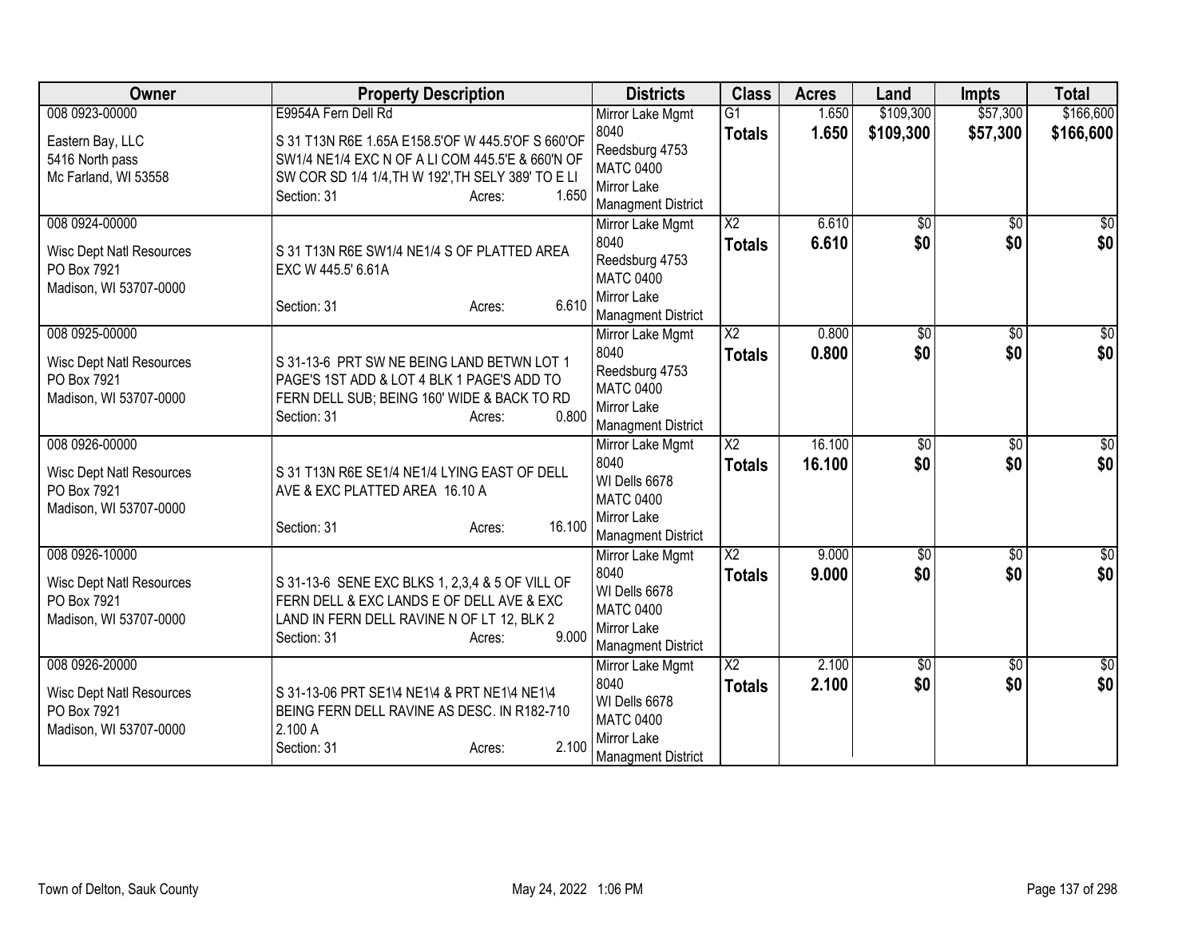| Owner | Property Description | Districts | Class | Acres | Land | Impts | Total |
|---|---|---|---|---|---|---|---|
| 008 0923-00000<br>Eastern Bay, LLC<br>5416 North pass<br>Mc Farland, WI 53558 | E9954A Fern Dell Rd<br>S 31 T13N R6E 1.65A E158.5'OF W 445.5'OF S 660'OF SW1/4 NE1/4 EXC N OF A LI COM 445.5'E & 660'N OF SW COR SD 1/4 1/4,TH W 192',TH SELY 389' TO E LI<br>Section: 31 Acres: 1.650 | Mirror Lake Mgmt 8040<br>Reedsburg 4753<br>MATC 0400<br>Mirror Lake Managment District | G1<br>**Totals** | 1.650<br>**1.650** | $109,300<br>**$109,300** | $57,300<br>**$57,300** | $166,600<br>**$166,600** |
| 008 0924-00000<br>Wisc Dept Natl Resources<br>PO Box 7921<br>Madison, WI 53707-0000 | S 31 T13N R6E SW1/4 NE1/4 S OF PLATTED AREA EXC W 445.5' 6.61A<br>Section: 31 Acres: 6.610 | Mirror Lake Mgmt 8040<br>Reedsburg 4753<br>MATC 0400<br>Mirror Lake Managment District | X2<br>**Totals** | 6.610<br>**6.610** | $0<br>**$0** | $0<br>**$0** | $0<br>**$0** |
| 008 0925-00000<br>Wisc Dept Natl Resources<br>PO Box 7921<br>Madison, WI 53707-0000 | S 31-13-6 PRT SW NE BEING LAND BETWN LOT 1 PAGE'S 1ST ADD & LOT 4 BLK 1 PAGE'S ADD TO FERN DELL SUB; BEING 160' WIDE & BACK TO RD<br>Section: 31 Acres: 0.800 | Mirror Lake Mgmt 8040<br>Reedsburg 4753<br>MATC 0400<br>Mirror Lake Managment District | X2<br>**Totals** | 0.800<br>**0.800** | $0<br>**$0** | $0<br>**$0** | $0<br>**$0** |
| 008 0926-00000<br>Wisc Dept Natl Resources<br>PO Box 7921<br>Madison, WI 53707-0000 | S 31 T13N R6E SE1/4 NE1/4 LYING EAST OF DELL AVE & EXC PLATTED AREA 16.10 A<br>Section: 31 Acres: 16.100 | Mirror Lake Mgmt 8040<br>WI Dells 6678<br>MATC 0400<br>Mirror Lake Managment District | X2<br>**Totals** | 16.100<br>**16.100** | $0<br>**$0** | $0<br>**$0** | $0<br>**$0** |
| 008 0926-10000<br>Wisc Dept Natl Resources<br>PO Box 7921<br>Madison, WI 53707-0000 | S 31-13-6 SENE EXC BLKS 1, 2,3,4 & 5 OF VILL OF FERN DELL & EXC LANDS E OF DELL AVE & EXC LAND IN FERN DELL RAVINE N OF LT 12, BLK 2<br>Section: 31 Acres: 9.000 | Mirror Lake Mgmt 8040<br>WI Dells 6678<br>MATC 0400<br>Mirror Lake Managment District | X2<br>**Totals** | 9.000<br>**9.000** | $0<br>**$0** | $0<br>**$0** | $0<br>**$0** |
| 008 0926-20000<br>Wisc Dept Natl Resources<br>PO Box 7921<br>Madison, WI 53707-0000 | S 31-13-06 PRT SE1\4 NE1\4 & PRT NE1\4 NE1\4 BEING FERN DELL RAVINE AS DESC. IN R182-710 2.100 A<br>Section: 31 Acres: 2.100 | Mirror Lake Mgmt 8040<br>WI Dells 6678<br>MATC 0400<br>Mirror Lake Managment District | X2<br>**Totals** | 2.100<br>**2.100** | $0<br>**$0** | $0<br>**$0** | $0<br>**$0** |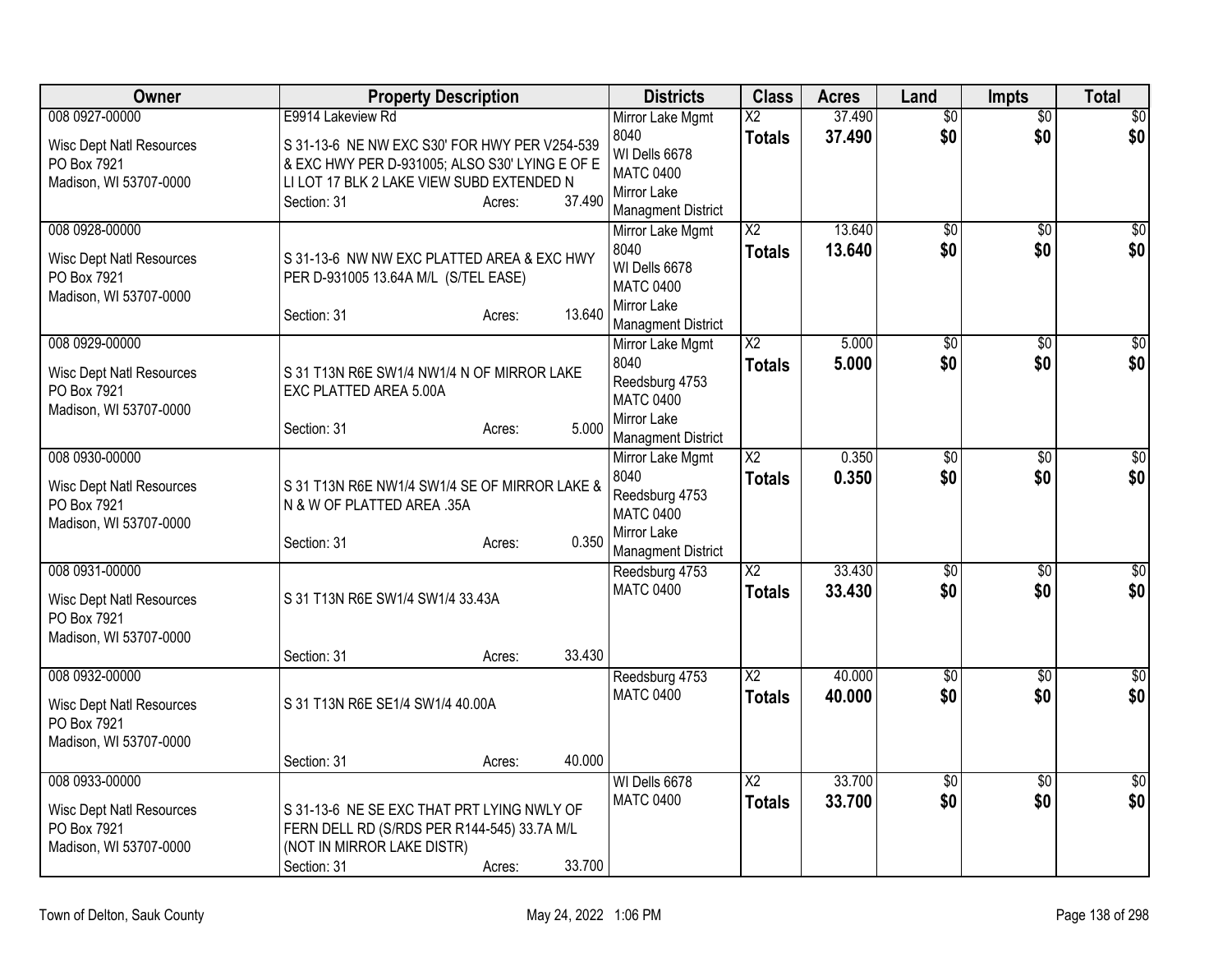| Owner | Property Description | Districts | Class | Acres | Land | Impts | Total |
|---|---|---|---|---|---|---|---|
| 008 0927-00000<br>Wisc Dept Natl Resources<br>PO Box 7921<br>Madison, WI 53707-0000 | E9914 Lakeview Rd<br>S 31-13-6 NE NW EXC S30' FOR HWY PER V254-539 & EXC HWY PER D-931005; ALSO S30' LYING E OF E LI LOT 17 BLK 2 LAKE VIEW SUBD EXTENDED N<br>Section: 31 Acres: 37.490 | Mirror Lake Mgmt 8040<br>WI Dells 6678<br>MATC 0400<br>Mirror Lake Managment District | X2<br>**Totals** | 37.490<br>**37.490** | $0<br>**$0** | $0<br>**$0** | $0<br>**$0** |
| 008 0928-00000<br>Wisc Dept Natl Resources<br>PO Box 7921<br>Madison, WI 53707-0000 | S 31-13-6 NW NW EXC PLATTED AREA & EXC HWY PER D-931005 13.64A M/L (S/TEL EASE)<br>Section: 31 Acres: 13.640 | Mirror Lake Mgmt 8040<br>WI Dells 6678<br>MATC 0400<br>Mirror Lake Managment District | X2<br>**Totals** | 13.640<br>**13.640** | $0<br>**$0** | $0<br>**$0** | $0<br>**$0** |
| 008 0929-00000<br>Wisc Dept Natl Resources<br>PO Box 7921<br>Madison, WI 53707-0000 | S 31 T13N R6E SW1/4 NW1/4 N OF MIRROR LAKE EXC PLATTED AREA 5.00A<br>Section: 31 Acres: 5.000 | Mirror Lake Mgmt 8040<br>Reedsburg 4753<br>MATC 0400<br>Mirror Lake Managment District | X2<br>**Totals** | 5.000<br>**5.000** | $0<br>**$0** | $0<br>**$0** | $0<br>**$0** |
| 008 0930-00000<br>Wisc Dept Natl Resources<br>PO Box 7921<br>Madison, WI 53707-0000 | S 31 T13N R6E NW1/4 SW1/4 SE OF MIRROR LAKE & N & W OF PLATTED AREA .35A<br>Section: 31 Acres: 0.350 | Mirror Lake Mgmt 8040<br>Reedsburg 4753<br>MATC 0400<br>Mirror Lake Managment District | X2<br>**Totals** | 0.350<br>**0.350** | $0<br>**$0** | $0<br>**$0** | $0<br>**$0** |
| 008 0931-00000<br>Wisc Dept Natl Resources<br>PO Box 7921<br>Madison, WI 53707-0000 | S 31 T13N R6E SW1/4 SW1/4 33.43A<br>Section: 31 Acres: 33.430 | Reedsburg 4753<br>MATC 0400 | X2<br>**Totals** | 33.430<br>**33.430** | $0<br>**$0** | $0<br>**$0** | $0<br>**$0** |
| 008 0932-00000<br>Wisc Dept Natl Resources<br>PO Box 7921<br>Madison, WI 53707-0000 | S 31 T13N R6E SE1/4 SW1/4 40.00A<br>Section: 31 Acres: 40.000 | Reedsburg 4753<br>MATC 0400 | X2<br>**Totals** | 40.000<br>**40.000** | $0<br>**$0** | $0<br>**$0** | $0<br>**$0** |
| 008 0933-00000<br>Wisc Dept Natl Resources<br>PO Box 7921<br>Madison, WI 53707-0000 | S 31-13-6 NE SE EXC THAT PRT LYING NWLY OF FERN DELL RD (S/RDS PER R144-545) 33.7A M/L (NOT IN MIRROR LAKE DISTR)<br>Section: 31 Acres: 33.700 | WI Dells 6678<br>MATC 0400 | X2<br>**Totals** | 33.700<br>**33.700** | $0<br>**$0** | $0<br>**$0** | $0<br>**$0** |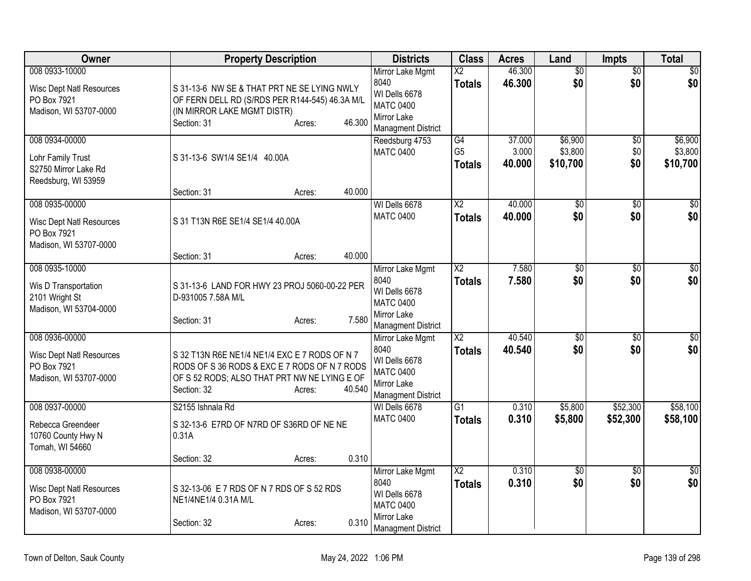| Owner | Property Description | Districts | Class | Acres | Land | Impts | Total |
|---|---|---|---|---|---|---|---|
| 008 0933-10000<br>Wisc Dept Natl Resources<br>PO Box 7921<br>Madison, WI 53707-0000 | S 31-13-6 NW SE & THAT PRT NE SE LYING NWLY OF FERN DELL RD (S/RDS PER R144-545) 46.3A M/L (IN MIRROR LAKE MGMT DISTR)<br>Section: 31 Acres: 46.300 | Mirror Lake Mgmt 8040<br>WI Dells 6678<br>MATC 0400<br>Mirror Lake Managment District | X2<br>**Totals** | 46.300<br>**46.300** | $0<br>**$0** | $0<br>**$0** | $0<br>**$0** |
| 008 0934-00000<br>Lohr Family Trust<br>S2750 Mirror Lake Rd<br>Reedsburg, WI 53959 | S 31-13-6 SW1/4 SE1/4 40.00A<br>Section: 31 Acres: 40.000 | Reedsburg 4753<br>MATC 0400 | G4<br>G5<br>**Totals** | 37.000<br>3.000<br>**40.000** | $6,900<br>$3,800<br>**$10,700** | $0<br>$0<br>**$0** | $6,900<br>$3,800<br>**$10,700** |
| 008 0935-00000<br>Wisc Dept Natl Resources<br>PO Box 7921<br>Madison, WI 53707-0000 | S 31 T13N R6E SE1/4 SE1/4 40.00A<br>Section: 31 Acres: 40.000 | WI Dells 6678<br>MATC 0400 | X2<br>**Totals** | 40.000<br>**40.000** | $0<br>**$0** | $0<br>**$0** | $0<br>**$0** |
| 008 0935-10000<br>Wis D Transportation<br>2101 Wright St<br>Madison, WI 53704-0000 | S 31-13-6 LAND FOR HWY 23 PROJ 5060-00-22 PER D-931005 7.58A M/L<br>Section: 31 Acres: 7.580 | Mirror Lake Mgmt 8040<br>WI Dells 6678<br>MATC 0400<br>Mirror Lake Managment District | X2<br>**Totals** | 7.580<br>**7.580** | $0<br>**$0** | $0<br>**$0** | $0<br>**$0** |
| 008 0936-00000<br>Wisc Dept Natl Resources<br>PO Box 7921<br>Madison, WI 53707-0000 | S 32 T13N R6E NE1/4 NE1/4 EXC E 7 RODS OF N 7 RODS OF S 36 RODS & EXC E 7 RODS OF N 7 RODS OF S 52 RODS; ALSO THAT PRT NW NE LYING E OF<br>Section: 32 Acres: 40.540 | Mirror Lake Mgmt 8040<br>WI Dells 6678<br>MATC 0400<br>Mirror Lake Managment District | X2<br>**Totals** | 40.540<br>**40.540** | $0<br>**$0** | $0<br>**$0** | $0<br>**$0** |
| 008 0937-00000<br>Rebecca Greendeer<br>10760 County Hwy N<br>Tomah, WI 54660 | S2155 Ishnala Rd<br>S 32-13-6 E7RD OF N7RD OF S36RD OF NE NE 0.31A<br>Section: 32 Acres: 0.310 | WI Dells 6678<br>MATC 0400 | G1<br>**Totals** | 0.310<br>**0.310** | $5,800<br>**$5,800** | $52,300<br>**$52,300** | $58,100<br>**$58,100** |
| 008 0938-00000<br>Wisc Dept Natl Resources<br>PO Box 7921<br>Madison, WI 53707-0000 | S 32-13-06 E 7 RDS OF N 7 RDS OF S 52 RDS NE1/4NE1/4 0.31A M/L<br>Section: 32 Acres: 0.310 | Mirror Lake Mgmt 8040<br>WI Dells 6678<br>MATC 0400<br>Mirror Lake Managment District | X2<br>**Totals** | 0.310<br>**0.310** | $0<br>**$0** | $0<br>**$0** | $0<br>**$0** |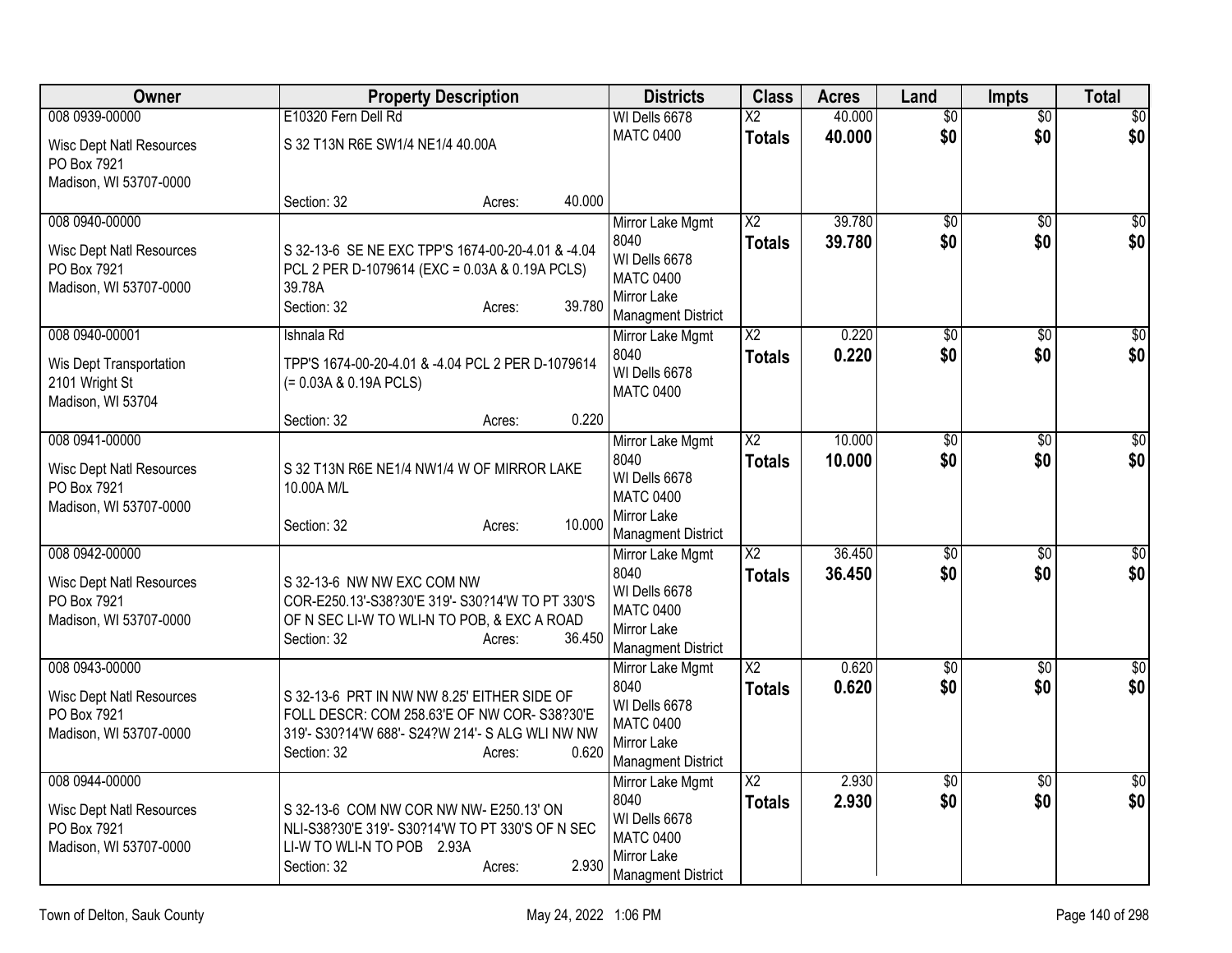| Owner | Property Description | Districts | Class | Acres | Land | Impts | Total |
|---|---|---|---|---|---|---|---|
| 008 0939-00000<br>Wisc Dept Natl Resources<br>PO Box 7921<br>Madison, WI 53707-0000 | E10320 Fern Dell Rd<br>S 32 T13N R6E SW1/4 NE1/4 40.00A<br>Section: 32 Acres: 40.000 | WI Dells 6678<br>MATC 0400 | X2<br>**Totals** | 40.000<br>**40.000** | $0<br>**$0** | $0<br>**$0** | $0<br>**$0** |
| 008 0940-00000<br>Wisc Dept Natl Resources<br>PO Box 7921<br>Madison, WI 53707-0000 | S 32-13-6 SE NE EXC TPP'S 1674-00-20-4.01 & -4.04 PCL 2 PER D-1079614 (EXC = 0.03A & 0.19A PCLS) 39.78A<br>Section: 32 Acres: 39.780 | Mirror Lake Mgmt 8040<br>WI Dells 6678<br>MATC 0400<br>Mirror Lake Managment District | X2<br>**Totals** | 39.780<br>**39.780** | $0<br>**$0** | $0<br>**$0** | $0<br>**$0** |
| 008 0940-00001<br>Wis Dept Transportation<br>2101 Wright St<br>Madison, WI 53704 | Ishnala Rd<br>TPP'S 1674-00-20-4.01 & -4.04 PCL 2 PER D-1079614 (= 0.03A & 0.19A PCLS)<br>Section: 32 Acres: 0.220 | Mirror Lake Mgmt 8040<br>WI Dells 6678<br>MATC 0400 | X2<br>**Totals** | 0.220<br>**0.220** | $0<br>**$0** | $0<br>**$0** | $0<br>**$0** |
| 008 0941-00000<br>Wisc Dept Natl Resources<br>PO Box 7921<br>Madison, WI 53707-0000 | S 32 T13N R6E NE1/4 NW1/4 W OF MIRROR LAKE 10.00A M/L<br>Section: 32 Acres: 10.000 | Mirror Lake Mgmt 8040<br>WI Dells 6678<br>MATC 0400<br>Mirror Lake Managment District | X2<br>**Totals** | 10.000<br>**10.000** | $0<br>**$0** | $0<br>**$0** | $0<br>**$0** |
| 008 0942-00000<br>Wisc Dept Natl Resources<br>PO Box 7921<br>Madison, WI 53707-0000 | S 32-13-6 NW NW EXC COM NW COR-E250.13'-S38?30'E 319'- S30?14'W TO PT 330'S OF N SEC LI-W TO WLI-N TO POB, & EXC A ROAD<br>Section: 32 Acres: 36.450 | Mirror Lake Mgmt 8040<br>WI Dells 6678<br>MATC 0400<br>Mirror Lake Managment District | X2<br>**Totals** | 36.450<br>**36.450** | $0<br>**$0** | $0<br>**$0** | $0<br>**$0** |
| 008 0943-00000<br>Wisc Dept Natl Resources<br>PO Box 7921<br>Madison, WI 53707-0000 | S 32-13-6 PRT IN NW NW 8.25' EITHER SIDE OF FOLL DESCR: COM 258.63'E OF NW COR- S38?30'E 319'- S30?14'W 688'- S24?W 214'- S ALG WLI NW NW<br>Section: 32 Acres: 0.620 | Mirror Lake Mgmt 8040<br>WI Dells 6678<br>MATC 0400<br>Mirror Lake Managment District | X2<br>**Totals** | 0.620<br>**0.620** | $0<br>**$0** | $0<br>**$0** | $0<br>**$0** |
| 008 0944-00000<br>Wisc Dept Natl Resources<br>PO Box 7921<br>Madison, WI 53707-0000 | S 32-13-6 COM NW COR NW NW- E250.13' ON NLI-S38?30'E 319'- S30?14'W TO PT 330'S OF N SEC LI-W TO WLI-N TO POB 2.93A<br>Section: 32 Acres: 2.930 | Mirror Lake Mgmt 8040<br>WI Dells 6678<br>MATC 0400<br>Mirror Lake Managment District | X2<br>**Totals** | 2.930<br>**2.930** | $0<br>**$0** | $0<br>**$0** | $0<br>**$0** |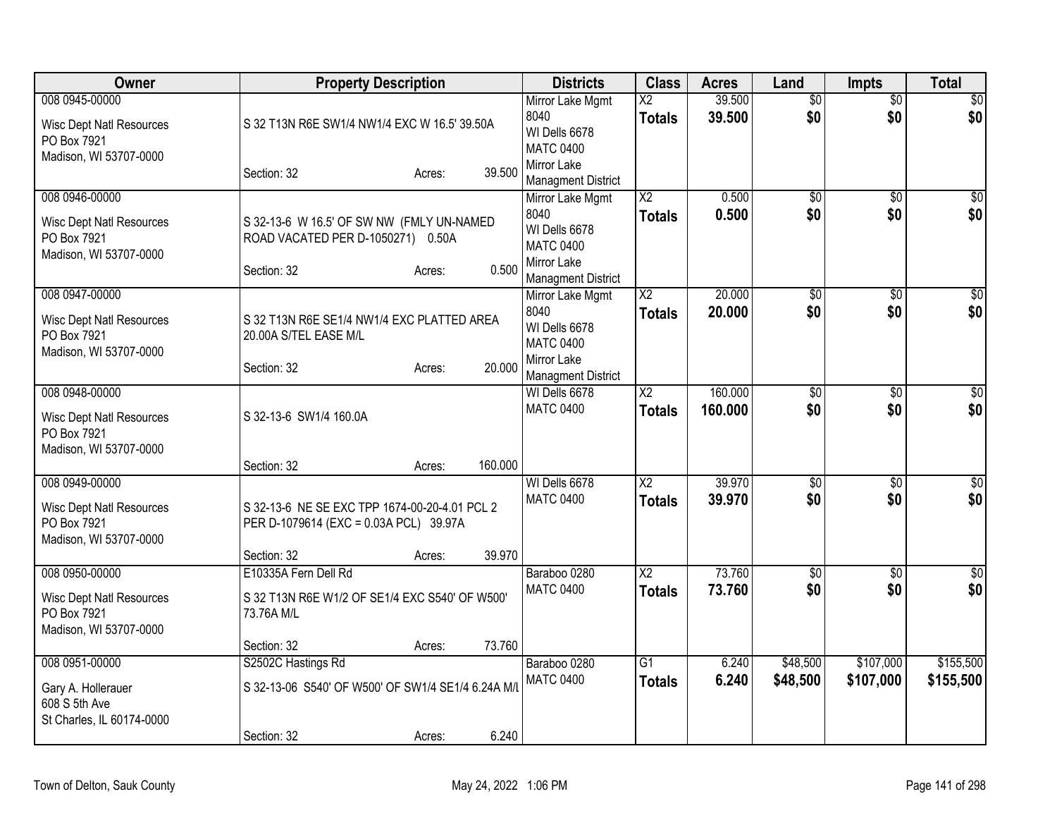| Owner | Property Description | | | Districts | Class | Acres | Land | Impts | Total |
|---|---|---|---|---|---|---|---|---|---|
| 008 0945-00000<br>Wisc Dept Natl Resources<br>PO Box 7921<br>Madison, WI 53707-0000 | S 32 T13N R6E SW1/4 NW1/4 EXC W 16.5' 39.50A<br><br>Section: 32 | Acres: | 39.500 | Mirror Lake Mgmt 8040<br>WI Dells 6678<br>MATC 0400<br>Mirror Lake Managment District | X2<br>**Totals** | 39.500<br>**39.500** | $0<br>**$0** | $0<br>**$0** | $0<br>**$0** |
| 008 0946-00000<br>Wisc Dept Natl Resources<br>PO Box 7921<br>Madison, WI 53707-0000 | S 32-13-6 W 16.5' OF SW NW (FMLY UN-NAMED ROAD VACATED PER D-1050271) 0.50A<br><br>Section: 32 | Acres: | 0.500 | Mirror Lake Mgmt 8040<br>WI Dells 6678<br>MATC 0400<br>Mirror Lake Managment District | X2<br>**Totals** | 0.500<br>**0.500** | $0<br>**$0** | $0<br>**$0** | $0<br>**$0** |
| 008 0947-00000<br>Wisc Dept Natl Resources<br>PO Box 7921<br>Madison, WI 53707-0000 | S 32 T13N R6E SE1/4 NW1/4 EXC PLATTED AREA 20.00A S/TEL EASE M/L<br><br>Section: 32 | Acres: | 20.000 | Mirror Lake Mgmt 8040<br>WI Dells 6678<br>MATC 0400<br>Mirror Lake Managment District | X2<br>**Totals** | 20.000<br>**20.000** | $0<br>**$0** | $0<br>**$0** | $0<br>**$0** |
| 008 0948-00000<br>Wisc Dept Natl Resources<br>PO Box 7921<br>Madison, WI 53707-0000 | S 32-13-6 SW1/4 160.0A<br><br>Section: 32 | Acres: | 160.000 | WI Dells 6678<br>MATC 0400 | X2<br>**Totals** | 160.000<br>**160.000** | $0<br>**$0** | $0<br>**$0** | $0<br>**$0** |
| 008 0949-00000<br>Wisc Dept Natl Resources<br>PO Box 7921<br>Madison, WI 53707-0000 | S 32-13-6 NE SE EXC TPP 1674-00-20-4.01 PCL 2 PER D-1079614 (EXC = 0.03A PCL) 39.97A<br><br>Section: 32 | Acres: | 39.970 | WI Dells 6678<br>MATC 0400 | X2<br>**Totals** | 39.970<br>**39.970** | $0<br>**$0** | $0<br>**$0** | $0<br>**$0** |
| 008 0950-00000<br>Wisc Dept Natl Resources<br>PO Box 7921<br>Madison, WI 53707-0000 | E10335A Fern Dell Rd<br>S 32 T13N R6E W1/2 OF SE1/4 EXC S540' OF W500' 73.76A M/L<br><br>Section: 32 | Acres: | 73.760 | Baraboo 0280<br>MATC 0400 | X2<br>**Totals** | 73.760<br>**73.760** | $0<br>**$0** | $0<br>**$0** | $0<br>**$0** |
| 008 0951-00000<br>Gary A. Hollerauer<br>608 S 5th Ave<br>St Charles, IL 60174-0000 | S2502C Hastings Rd<br>S 32-13-06 S540' OF W500' OF SW1/4 SE1/4 6.24A M/L<br><br>Section: 32 | Acres: | 6.240 | Baraboo 0280<br>MATC 0400 | G1<br>**Totals** | 6.240<br>**6.240** | $48,500<br>**$48,500** | $107,000<br>**$107,000** | $155,500<br>**$155,500** |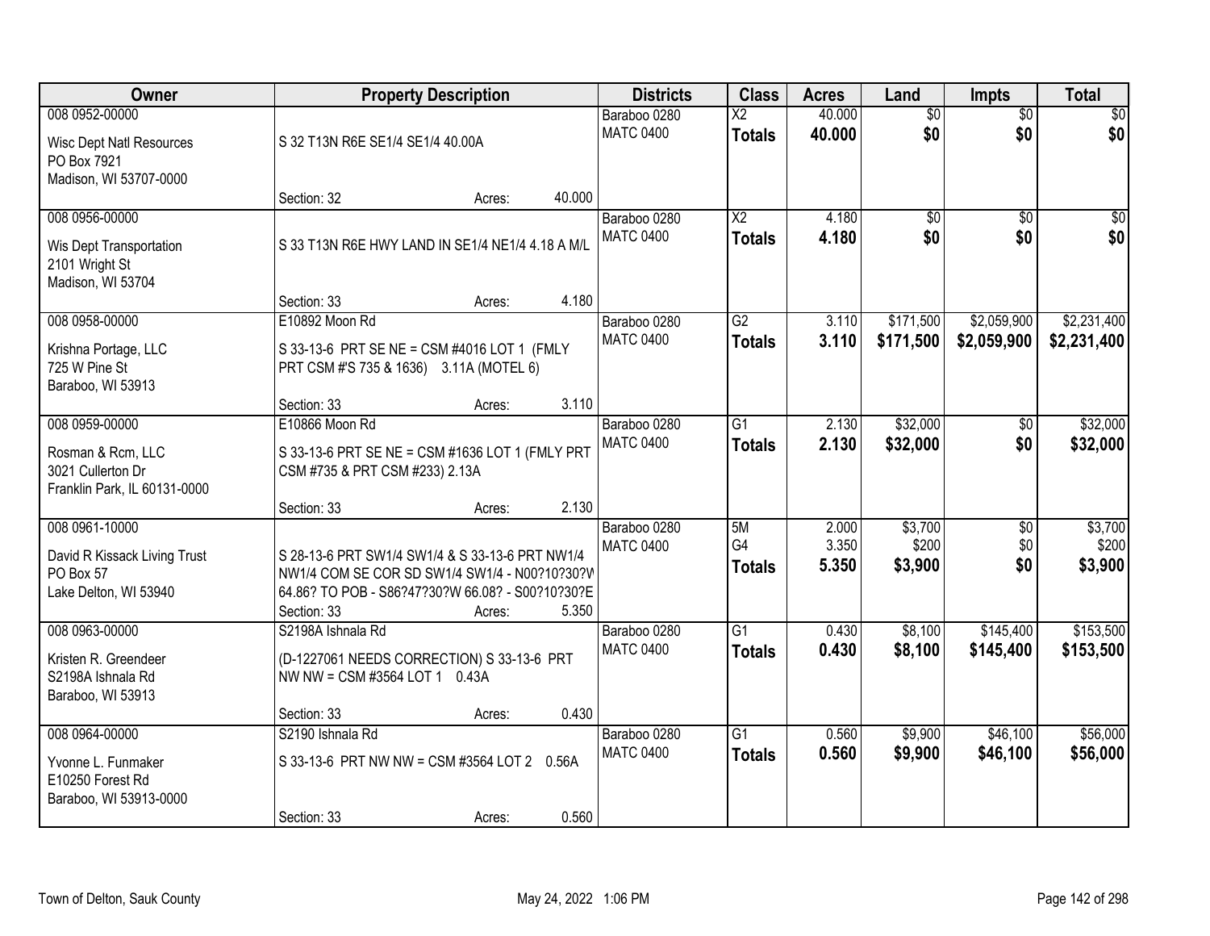| Owner | Property Description | Districts | Class | Acres | Land | Impts | Total |
|---|---|---|---|---|---|---|---|
| 008 0952-00000<br>Wisc Dept Natl Resources<br>PO Box 7921<br>Madison, WI 53707-0000 | S 32 T13N R6E SE1/4 SE1/4 40.00A<br>Section: 32 Acres: 40.000 | Baraboo 0280<br>MATC 0400 | X2<br>**Totals** | 40.000<br>**40.000** | $0<br>**$0** | $0<br>**$0** | $0<br>**$0** |
| 008 0956-00000<br>Wis Dept Transportation<br>2101 Wright St<br>Madison, WI 53704 | S 33 T13N R6E HWY LAND IN SE1/4 NE1/4 4.18 A M/L<br>Section: 33 Acres: 4.180 | Baraboo 0280<br>MATC 0400 | X2<br>**Totals** | 4.180<br>**4.180** | $0<br>**$0** | $0<br>**$0** | $0<br>**$0** |
| 008 0958-00000<br>Krishna Portage, LLC<br>725 W Pine St<br>Baraboo, WI 53913 | E10892 Moon Rd<br>S 33-13-6 PRT SE NE = CSM #4016 LOT 1 (FMLY PRT CSM #'S 735 & 1636) 3.11A (MOTEL 6)<br>Section: 33 Acres: 3.110 | Baraboo 0280<br>MATC 0400 | G2<br>**Totals** | 3.110<br>**3.110** | $171,500<br>**$171,500** | $2,059,900<br>**$2,059,900** | $2,231,400<br>**$2,231,400** |
| 008 0959-00000<br>Rosman & Rcm, LLC<br>3021 Cullerton Dr<br>Franklin Park, IL 60131-0000 | E10866 Moon Rd<br>S 33-13-6 PRT SE NE = CSM #1636 LOT 1 (FMLY PRT CSM #735 & PRT CSM #233) 2.13A<br>Section: 33 Acres: 2.130 | Baraboo 0280<br>MATC 0400 | G1<br>**Totals** | 2.130<br>**2.130** | $32,000<br>**$32,000** | $0<br>**$0** | $32,000<br>**$32,000** |
| 008 0961-10000<br>David R Kissack Living Trust<br>PO Box 57<br>Lake Delton, WI 53940 | S 28-13-6 PRT SW1/4 SW1/4 & S 33-13-6 PRT NW1/4 NW1/4 COM SE COR SD SW1/4 SW1/4 - N00?10?30?W 64.86? TO POB - S86?47?30?W 66.08? - S00?10?30?E<br>Section: 33 Acres: 5.350 | Baraboo 0280<br>MATC 0400 | 5M<br>G4<br>**Totals** | 2.000<br>3.350<br>**5.350** | $3,700<br>$200<br>**$3,900** | $0<br>$0<br>**$0** | $3,700<br>$200<br>**$3,900** |
| 008 0963-00000<br>Kristen R. Greendeer<br>S2198A Ishnala Rd<br>Baraboo, WI 53913 | S2198A Ishnala Rd<br>(D-1227061 NEEDS CORRECTION) S 33-13-6 PRT NW NW = CSM #3564 LOT 1 0.43A<br>Section: 33 Acres: 0.430 | Baraboo 0280<br>MATC 0400 | G1<br>**Totals** | 0.430<br>**0.430** | $8,100<br>**$8,100** | $145,400<br>**$145,400** | $153,500<br>**$153,500** |
| 008 0964-00000<br>Yvonne L. Funmaker<br>E10250 Forest Rd<br>Baraboo, WI 53913-0000 | S2190 Ishnala Rd<br>S 33-13-6 PRT NW NW = CSM #3564 LOT 2 0.56A<br>Section: 33 Acres: 0.560 | Baraboo 0280<br>MATC 0400 | G1<br>**Totals** | 0.560<br>**0.560** | $9,900<br>**$9,900** | $46,100<br>**$46,100** | $56,000<br>**$56,000** |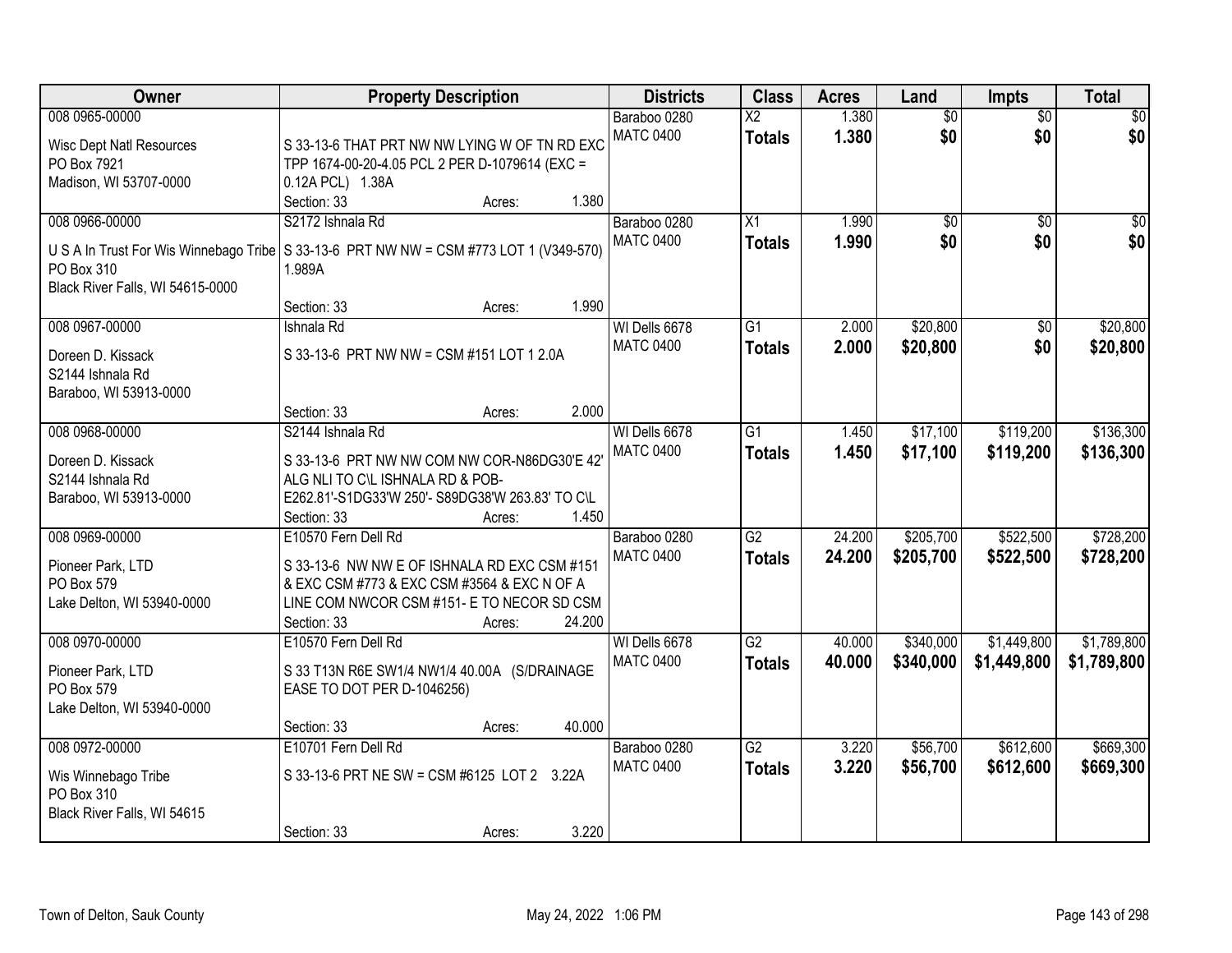| Owner | Property Description | Districts | Class | Acres | Land | Impts | Total |
|---|---|---|---|---|---|---|---|
| 008 0965-00000<br>Wisc Dept Natl Resources<br>PO Box 7921<br>Madison, WI 53707-0000 | S 33-13-6 THAT PRT NW NW LYING W OF TN RD EXC TPP 1674-00-20-4.05 PCL 2 PER D-1079614 (EXC = 0.12A PCL) 1.38A<br>Section: 33 Acres: 1.380 | Baraboo 0280<br>MATC 0400 | X2<br>**Totals** | 1.380<br>**1.380** | $0<br>**$0** | $0<br>**$0** | $0<br>**$0** |
| 008 0966-00000<br>U S A In Trust For Wis Winnebago Tribe<br>PO Box 310<br>Black River Falls, WI 54615-0000 | S2172 Ishnala Rd<br>S 33-13-6 PRT NW NW = CSM #773 LOT 1 (V349-570) 1.989A<br>Section: 33 Acres: 1.990 | Baraboo 0280<br>MATC 0400 | X1<br>**Totals** | 1.990<br>**1.990** | $0<br>**$0** | $0<br>**$0** | $0<br>**$0** |
| 008 0967-00000<br>Doreen D. Kissack<br>S2144 Ishnala Rd<br>Baraboo, WI 53913-0000 | Ishnala Rd<br>S 33-13-6 PRT NW NW = CSM #151 LOT 1 2.0A<br>Section: 33 Acres: 2.000 | WI Dells 6678<br>MATC 0400 | G1<br>**Totals** | 2.000<br>**2.000** | $20,800<br>**$20,800** | $0<br>**$0** | $20,800<br>**$20,800** |
| 008 0968-00000<br>Doreen D. Kissack<br>S2144 Ishnala Rd<br>Baraboo, WI 53913-0000 | S2144 Ishnala Rd<br>S 33-13-6 PRT NW NW COM NW COR-N86DG30'E 42' ALG NLI TO C\L ISHNALA RD & POB-E262.81'-S1DG33'W 250'- S89DG38'W 263.83' TO C\L<br>Section: 33 Acres: 1.450 | WI Dells 6678<br>MATC 0400 | G1<br>**Totals** | 1.450<br>**1.450** | $17,100<br>**$17,100** | $119,200<br>**$119,200** | $136,300<br>**$136,300** |
| 008 0969-00000<br>Pioneer Park, LTD<br>PO Box 579<br>Lake Delton, WI 53940-0000 | E10570 Fern Dell Rd<br>S 33-13-6 NW NW E OF ISHNALA RD EXC CSM #151 & EXC CSM #773 & EXC CSM #3564 & EXC N OF A LINE COM NWCOR CSM #151- E TO NECOR SD CSM<br>Section: 33 Acres: 24.200 | Baraboo 0280<br>MATC 0400 | G2<br>**Totals** | 24.200<br>**24.200** | $205,700<br>**$205,700** | $522,500<br>**$522,500** | $728,200<br>**$728,200** |
| 008 0970-00000<br>Pioneer Park, LTD<br>PO Box 579<br>Lake Delton, WI 53940-0000 | E10570 Fern Dell Rd<br>S 33 T13N R6E SW1/4 NW1/4 40.00A (S/DRAINAGE EASE TO DOT PER D-1046256)<br>Section: 33 Acres: 40.000 | WI Dells 6678<br>MATC 0400 | G2<br>**Totals** | 40.000<br>**40.000** | $340,000<br>**$340,000** | $1,449,800<br>**$1,449,800** | $1,789,800<br>**$1,789,800** |
| 008 0972-00000<br>Wis Winnebago Tribe<br>PO Box 310<br>Black River Falls, WI 54615 | E10701 Fern Dell Rd<br>S 33-13-6 PRT NE SW = CSM #6125 LOT 2 3.22A<br>Section: 33 Acres: 3.220 | Baraboo 0280<br>MATC 0400 | G2<br>**Totals** | 3.220<br>**3.220** | $56,700<br>**$56,700** | $612,600<br>**$612,600** | $669,300<br>**$669,300** |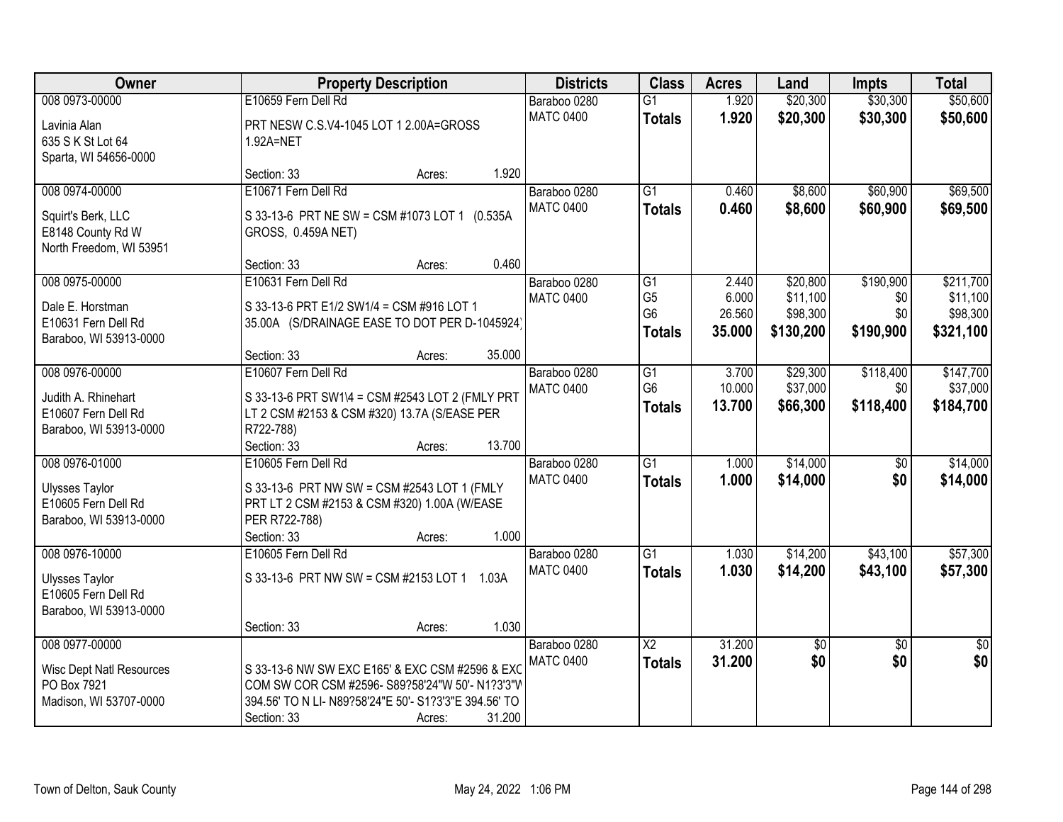| Owner | Property Description | Districts | Class | Acres | Land | Impts | Total |
|---|---|---|---|---|---|---|---|
| 008 0973-00000<br>Lavinia Alan<br>635 S K St Lot 64<br>Sparta, WI 54656-0000 | E10659 Fern Dell Rd<br>PRT NESW C.S.V4-1045 LOT 1 2.00A=GROSS 1.92A=NET<br>Section: 33 Acres: 1.920 | Baraboo 0280<br>MATC 0400 | G1<br>**Totals** | 1.920<br>**1.920** | $20,300<br>**$20,300** | $30,300<br>**$30,300** | $50,600<br>**$50,600** |
| 008 0974-00000<br>Squirt's Berk, LLC<br>E8148 County Rd W<br>North Freedom, WI 53951 | E10671 Fern Dell Rd<br>S 33-13-6 PRT NE SW = CSM #1073 LOT 1 (0.535A GROSS, 0.459A NET)<br>Section: 33 Acres: 0.460 | Baraboo 0280<br>MATC 0400 | G1<br>**Totals** | 0.460<br>**0.460** | $8,600<br>**$8,600** | $60,900<br>**$60,900** | $69,500<br>**$69,500** |
| 008 0975-00000<br>Dale E. Horstman<br>E10631 Fern Dell Rd<br>Baraboo, WI 53913-0000 | E10631 Fern Dell Rd<br>S 33-13-6 PRT E1/2 SW1/4 = CSM #916 LOT 1 35.00A (S/DRAINAGE EASE TO DOT PER D-1045924)<br>Section: 33 Acres: 35.000 | Baraboo 0280<br>MATC 0400 | G1<br>G5<br>G6<br>**Totals** | 2.440<br>6.000<br>26.560<br>**35.000** | $20,800<br>$11,100<br>$98,300<br>**$130,200** | $190,900<br>$0<br>$0<br>**$190,900** | $211,700<br>$11,100<br>$98,300<br>**$321,100** |
| 008 0976-00000<br>Judith A. Rhinehart<br>E10607 Fern Dell Rd<br>Baraboo, WI 53913-0000 | E10607 Fern Dell Rd<br>S 33-13-6 PRT SW1\4 = CSM #2543 LOT 2 (FMLY PRT LT 2 CSM #2153 & CSM #320) 13.7A (S/EASE PER R722-788)<br>Section: 33 Acres: 13.700 | Baraboo 0280<br>MATC 0400 | G1<br>G6<br>**Totals** | 3.700<br>10.000<br>**13.700** | $29,300<br>$37,000<br>**$66,300** | $118,400<br>$0<br>**$118,400** | $147,700<br>$37,000<br>**$184,700** |
| 008 0976-01000<br>Ulysses Taylor<br>E10605 Fern Dell Rd<br>Baraboo, WI 53913-0000 | E10605 Fern Dell Rd<br>S 33-13-6 PRT NW SW = CSM #2543 LOT 1 (FMLY PRT LT 2 CSM #2153 & CSM #320) 1.00A (W/EASE PER R722-788)<br>Section: 33 Acres: 1.000 | Baraboo 0280<br>MATC 0400 | G1<br>**Totals** | 1.000<br>**1.000** | $14,000<br>**$14,000** | $0<br>**$0** | $14,000<br>**$14,000** |
| 008 0976-10000<br>Ulysses Taylor<br>E10605 Fern Dell Rd<br>Baraboo, WI 53913-0000 | E10605 Fern Dell Rd<br>S 33-13-6 PRT NW SW = CSM #2153 LOT 1 1.03A<br>Section: 33 Acres: 1.030 | Baraboo 0280<br>MATC 0400 | G1<br>**Totals** | 1.030<br>**1.030** | $14,200<br>**$14,200** | $43,100<br>**$43,100** | $57,300<br>**$57,300** |
| 008 0977-00000<br>Wisc Dept Natl Resources<br>PO Box 7921<br>Madison, WI 53707-0000 | S 33-13-6 NW SW EXC E165' & EXC CSM #2596 & EXC COM SW COR CSM #2596- S89?58'24"W 50'- N1?3'3"W 394.56' TO N LI- N89?58'24"E 50'- S1?3'3"E 394.56' TO<br>Section: 33 Acres: 31.200 | Baraboo 0280<br>MATC 0400 | X2<br>**Totals** | 31.200<br>**31.200** | $0<br>**$0** | $0<br>**$0** | $0<br>**$0** |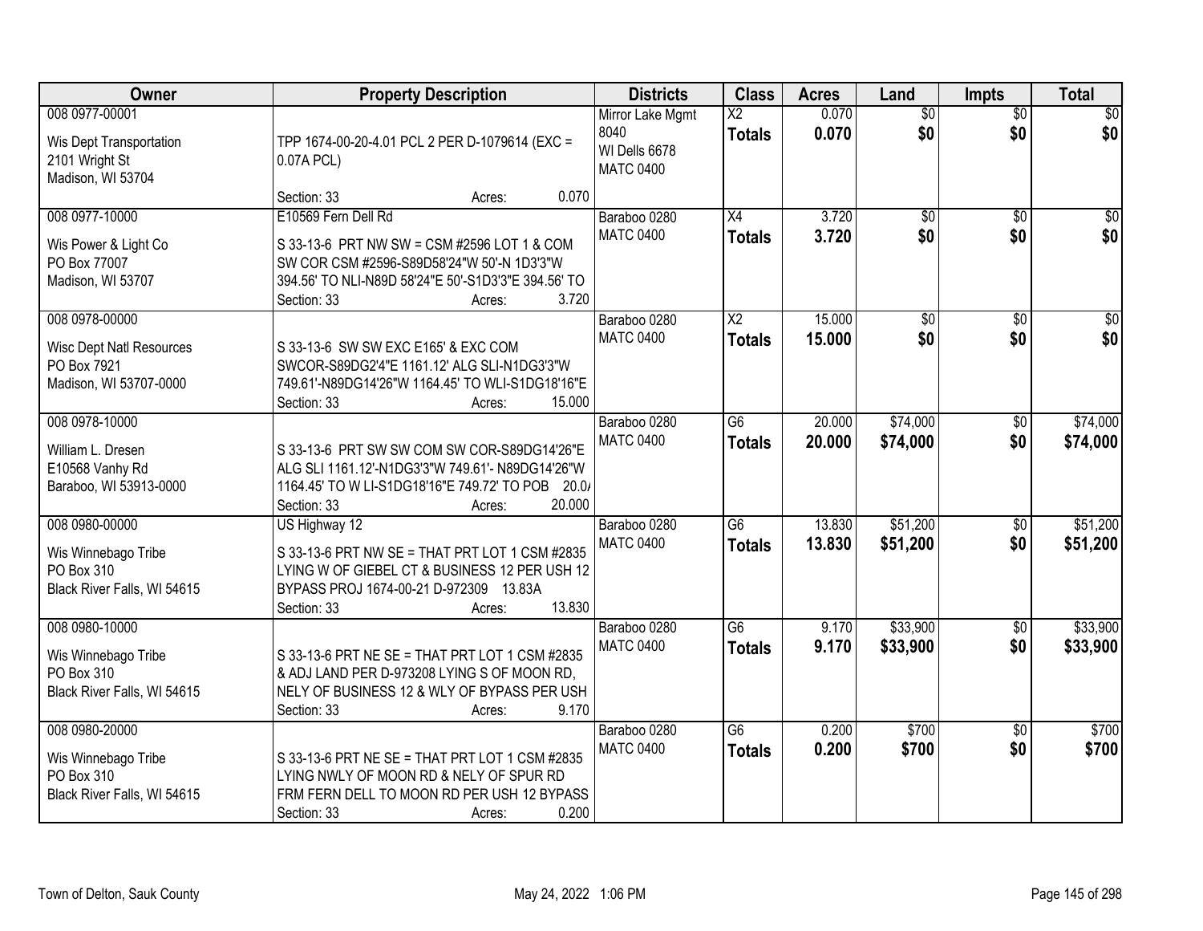| Owner | Property Description | Districts | Class | Acres | Land | Impts | Total |
|---|---|---|---|---|---|---|---|
| 008 0977-00001<br>Wis Dept Transportation<br>2101 Wright St<br>Madison, WI 53704 | TPP 1674-00-20-4.01 PCL 2 PER D-1079614 (EXC = 0.07A PCL)<br>Section: 33 Acres: 0.070 | Mirror Lake Mgmt 8040<br>WI Dells 6678<br>MATC 0400 | X2<br>**Totals** | 0.070<br>**0.070** | $0<br>**$0** | $0<br>**$0** | $0<br>**$0** |
| 008 0977-10000<br>Wis Power & Light Co<br>PO Box 77007<br>Madison, WI 53707 | E10569 Fern Dell Rd<br>S 33-13-6 PRT NW SW = CSM #2596 LOT 1 & COM SW COR CSM #2596-S89D58'24"W 50'-N 1D3'3"W 394.56' TO NLI-N89D 58'24"E 50'-S1D3'3"E 394.56' TO<br>Section: 33 Acres: 3.720 | Baraboo 0280<br>MATC 0400 | X4<br>**Totals** | 3.720<br>**3.720** | $0<br>**$0** | $0<br>**$0** | $0<br>**$0** |
| 008 0978-00000<br>Wisc Dept Natl Resources<br>PO Box 7921<br>Madison, WI 53707-0000 | S 33-13-6 SW SW EXC E165' & EXC COM SWCOR-S89DG2'4"E 1161.12' ALG SLI-N1DG3'3"W 749.61'-N89DG14'26"W 1164.45' TO WLI-S1DG18'16"E<br>Section: 33 Acres: 15.000 | Baraboo 0280<br>MATC 0400 | X2<br>**Totals** | 15.000<br>**15.000** | $0<br>**$0** | $0<br>**$0** | $0<br>**$0** |
| 008 0978-10000<br>William L. Dresen<br>E10568 Vanhy Rd<br>Baraboo, WI 53913-0000 | S 33-13-6 PRT SW SW COM SW COR-S89DG14'26"E ALG SLI 1161.12'-N1DG3'3"W 749.61'- N89DG14'26"W 1164.45' TO W LI-S1DG18'16"E 749.72' TO POB 20.0/<br>Section: 33 Acres: 20.000 | Baraboo 0280<br>MATC 0400 | G6<br>**Totals** | 20.000<br>**20.000** | $74,000<br>**$74,000** | $0<br>**$0** | $74,000<br>**$74,000** |
| 008 0980-00000<br>Wis Winnebago Tribe<br>PO Box 310<br>Black River Falls, WI 54615 | US Highway 12<br>S 33-13-6 PRT NW SE = THAT PRT LOT 1 CSM #2835 LYING W OF GIEBEL CT & BUSINESS 12 PER USH 12 BYPASS PROJ 1674-00-21 D-972309 13.83A<br>Section: 33 Acres: 13.830 | Baraboo 0280<br>MATC 0400 | G6<br>**Totals** | 13.830<br>**13.830** | $51,200<br>**$51,200** | $0<br>**$0** | $51,200<br>**$51,200** |
| 008 0980-10000<br>Wis Winnebago Tribe<br>PO Box 310<br>Black River Falls, WI 54615 | S 33-13-6 PRT NE SE = THAT PRT LOT 1 CSM #2835 & ADJ LAND PER D-973208 LYING S OF MOON RD, NELY OF BUSINESS 12 & WLY OF BYPASS PER USH<br>Section: 33 Acres: 9.170 | Baraboo 0280<br>MATC 0400 | G6<br>**Totals** | 9.170<br>**9.170** | $33,900<br>**$33,900** | $0<br>**$0** | $33,900<br>**$33,900** |
| 008 0980-20000<br>Wis Winnebago Tribe<br>PO Box 310<br>Black River Falls, WI 54615 | S 33-13-6 PRT NE SE = THAT PRT LOT 1 CSM #2835 LYING NWLY OF MOON RD & NELY OF SPUR RD FRM FERN DELL TO MOON RD PER USH 12 BYPASS<br>Section: 33 Acres: 0.200 | Baraboo 0280<br>MATC 0400 | G6<br>**Totals** | 0.200<br>**0.200** | $700<br>**$700** | $0<br>**$0** | $700<br>**$700** |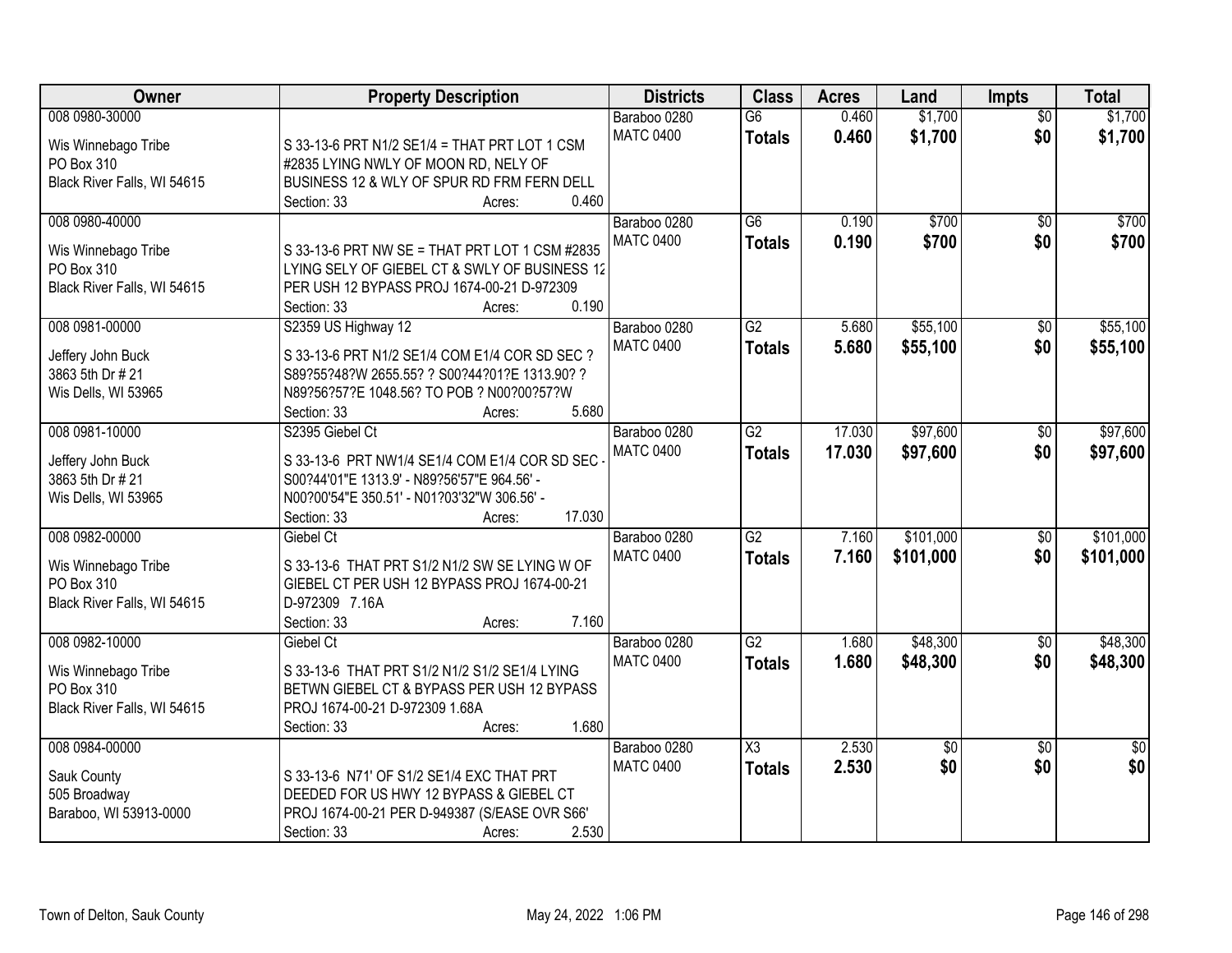| Owner | Property Description | Districts | Class | Acres | Land | Impts | Total |
|---|---|---|---|---|---|---|---|
| 008 0980-30000<br><br>Wis Winnebago Tribe<br>PO Box 310<br>Black River Falls, WI 54615 | S 33-13-6 PRT N1/2 SE1/4 = THAT PRT LOT 1 CSM #2835 LYING NWLY OF MOON RD, NELY OF BUSINESS 12 & WLY OF SPUR RD FRM FERN DELL<br>Section: 33 Acres: 0.460 | Baraboo 0280<br>MATC 0400 | G6<br>**Totals** | 0.460<br>**0.460** | $1,700<br>**$1,700** | $0<br>**$0** | $1,700<br>**$1,700** |
| 008 0980-40000<br><br>Wis Winnebago Tribe<br>PO Box 310<br>Black River Falls, WI 54615 | S 33-13-6 PRT NW SE = THAT PRT LOT 1 CSM #2835 LYING SELY OF GIEBEL CT & SWLY OF BUSINESS 12 PER USH 12 BYPASS PROJ 1674-00-21 D-972309<br>Section: 33 Acres: 0.190 | Baraboo 0280<br>MATC 0400 | G6<br>**Totals** | 0.190<br>**0.190** | $700<br>**$700** | $0<br>**$0** | $700<br>**$700** |
| 008 0981-00000<br><br>Jeffery John Buck<br>3863 5th Dr # 21<br>Wis Dells, WI 53965 | S2359 US Highway 12<br>S 33-13-6 PRT N1/2 SE1/4 COM E1/4 COR SD SEC ? S89?55?48?W 2655.55? ? S00?44?01?E 1313.90? ? N89?56?57?E 1048.56? TO POB ? N00?00?57?W<br>Section: 33 Acres: 5.680 | Baraboo 0280<br>MATC 0400 | G2<br>**Totals** | 5.680<br>**5.680** | $55,100<br>**$55,100** | $0<br>**$0** | $55,100<br>**$55,100** |
| 008 0981-10000<br><br>Jeffery John Buck<br>3863 5th Dr # 21<br>Wis Dells, WI 53965 | S2395 Giebel Ct<br>S 33-13-6 PRT NW1/4 SE1/4 COM E1/4 COR SD SEC - S00?44'01"E 1313.9' - N89?56'57"E 964.56' - N00?00'54"E 350.51' - N01?03'32"W 306.56' -<br>Section: 33 Acres: 17.030 | Baraboo 0280<br>MATC 0400 | G2<br>**Totals** | 17.030<br>**17.030** | $97,600<br>**$97,600** | $0<br>**$0** | $97,600<br>**$97,600** |
| 008 0982-00000<br><br>Wis Winnebago Tribe<br>PO Box 310<br>Black River Falls, WI 54615 | Giebel Ct<br>S 33-13-6 THAT PRT S1/2 N1/2 SW SE LYING W OF GIEBEL CT PER USH 12 BYPASS PROJ 1674-00-21 D-972309 7.16A<br>Section: 33 Acres: 7.160 | Baraboo 0280<br>MATC 0400 | G2<br>**Totals** | 7.160<br>**7.160** | $101,000<br>**$101,000** | $0<br>**$0** | $101,000<br>**$101,000** |
| 008 0982-10000<br><br>Wis Winnebago Tribe<br>PO Box 310<br>Black River Falls, WI 54615 | Giebel Ct<br>S 33-13-6 THAT PRT S1/2 N1/2 S1/2 SE1/4 LYING BETWN GIEBEL CT & BYPASS PER USH 12 BYPASS PROJ 1674-00-21 D-972309 1.68A<br>Section: 33 Acres: 1.680 | Baraboo 0280<br>MATC 0400 | G2<br>**Totals** | 1.680<br>**1.680** | $48,300<br>**$48,300** | $0<br>**$0** | $48,300<br>**$48,300** |
| 008 0984-00000<br><br>Sauk County<br>505 Broadway<br>Baraboo, WI 53913-0000 | S 33-13-6 N71' OF S1/2 SE1/4 EXC THAT PRT DEEDED FOR US HWY 12 BYPASS & GIEBEL CT PROJ 1674-00-21 PER D-949387 (S/EASE OVR S66'<br>Section: 33 Acres: 2.530 | Baraboo 0280<br>MATC 0400 | X3<br>**Totals** | 2.530<br>**2.530** | $0<br>**$0** | $0<br>**$0** | $0<br>**$0** |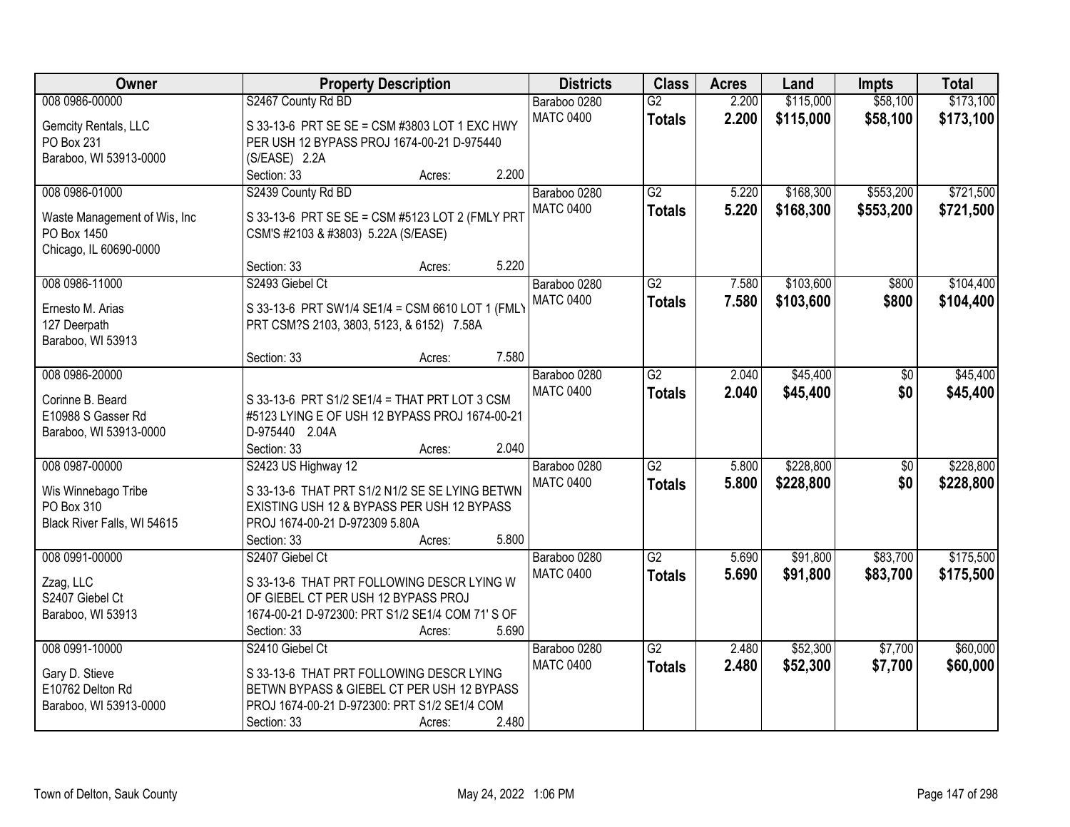| Owner | Property Description | Districts | Class | Acres | Land | Impts | Total |
|---|---|---|---|---|---|---|---|
| 008 0986-00000<br>Gemcity Rentals, LLC<br>PO Box 231<br>Baraboo, WI 53913-0000 | S2467 County Rd BD<br>S 33-13-6 PRT SE SE = CSM #3803 LOT 1 EXC HWY PER USH 12 BYPASS PROJ 1674-00-21 D-975440 (S/EASE) 2.2A<br>Section: 33 Acres: 2.200 | Baraboo 0280<br>MATC 0400 | G2<br>**Totals** | 2.200<br>**2.200** | $115,000<br>**$115,000** | $58,100<br>**$58,100** | $173,100<br>**$173,100** |
| 008 0986-01000<br>Waste Management of Wis, Inc<br>PO Box 1450<br>Chicago, IL 60690-0000 | S2439 County Rd BD<br>S 33-13-6 PRT SE SE = CSM #5123 LOT 2 (FMLY PRT CSM'S #2103 & #3803) 5.22A (S/EASE)<br>Section: 33 Acres: 5.220 | Baraboo 0280<br>MATC 0400 | G2<br>**Totals** | 5.220<br>**5.220** | $168,300<br>**$168,300** | $553,200<br>**$553,200** | $721,500<br>**$721,500** |
| 008 0986-11000<br>Ernesto M. Arias<br>127 Deerpath<br>Baraboo, WI 53913 | S2493 Giebel Ct<br>S 33-13-6 PRT SW1/4 SE1/4 = CSM 6610 LOT 1 (FMLY PRT CSM?S 2103, 3803, 5123, & 6152) 7.58A<br>Section: 33 Acres: 7.580 | Baraboo 0280<br>MATC 0400 | G2<br>**Totals** | 7.580<br>**7.580** | $103,600<br>**$103,600** | $800<br>**$800** | $104,400<br>**$104,400** |
| 008 0986-20000<br>Corinne B. Beard<br>E10988 S Gasser Rd<br>Baraboo, WI 53913-0000 | S 33-13-6 PRT S1/2 SE1/4 = THAT PRT LOT 3 CSM #5123 LYING E OF USH 12 BYPASS PROJ 1674-00-21 D-975440 2.04A<br>Section: 33 Acres: 2.040 | Baraboo 0280<br>MATC 0400 | G2<br>**Totals** | 2.040<br>**2.040** | $45,400<br>**$45,400** | $0<br>**$0** | $45,400<br>**$45,400** |
| 008 0987-00000<br>Wis Winnebago Tribe<br>PO Box 310<br>Black River Falls, WI 54615 | S2423 US Highway 12<br>S 33-13-6 THAT PRT S1/2 N1/2 SE SE LYING BETWN EXISTING USH 12 & BYPASS PER USH 12 BYPASS PROJ 1674-00-21 D-972309 5.80A<br>Section: 33 Acres: 5.800 | Baraboo 0280<br>MATC 0400 | G2<br>**Totals** | 5.800<br>**5.800** | $228,800<br>**$228,800** | $0<br>**$0** | $228,800<br>**$228,800** |
| 008 0991-00000<br>Zzag, LLC<br>S2407 Giebel Ct<br>Baraboo, WI 53913 | S2407 Giebel Ct<br>S 33-13-6 THAT PRT FOLLOWING DESCR LYING W OF GIEBEL CT PER USH 12 BYPASS PROJ 1674-00-21 D-972300: PRT S1/2 SE1/4 COM 71' S OF<br>Section: 33 Acres: 5.690 | Baraboo 0280<br>MATC 0400 | G2<br>**Totals** | 5.690<br>**5.690** | $91,800<br>**$91,800** | $83,700<br>**$83,700** | $175,500<br>**$175,500** |
| 008 0991-10000<br>Gary D. Stieve<br>E10762 Delton Rd<br>Baraboo, WI 53913-0000 | S2410 Giebel Ct<br>S 33-13-6 THAT PRT FOLLOWING DESCR LYING BETWN BYPASS & GIEBEL CT PER USH 12 BYPASS PROJ 1674-00-21 D-972300: PRT S1/2 SE1/4 COM<br>Section: 33 Acres: 2.480 | Baraboo 0280<br>MATC 0400 | G2<br>**Totals** | 2.480<br>**2.480** | $52,300<br>**$52,300** | $7,700<br>**$7,700** | $60,000<br>**$60,000** |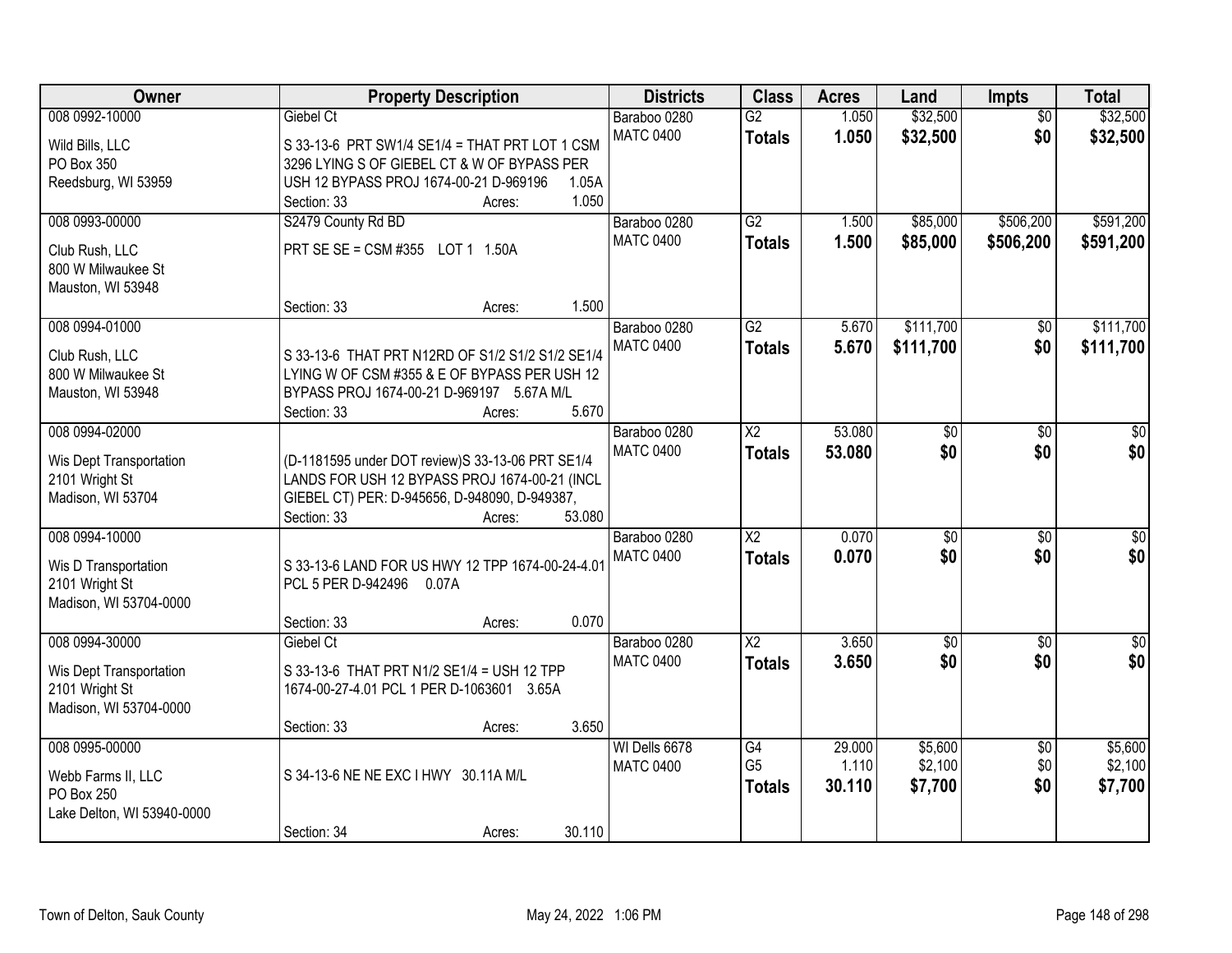| Owner | Property Description | Districts | Class | Acres | Land | Impts | Total |
|---|---|---|---|---|---|---|---|
| 008 0992-10000<br><br>Wild Bills, LLC<br>PO Box 350<br>Reedsburg, WI 53959 | Giebel Ct<br><br>S 33-13-6 PRT SW1/4 SE1/4 = THAT PRT LOT 1 CSM 3296 LYING S OF GIEBEL CT & W OF BYPASS PER USH 12 BYPASS PROJ 1674-00-21 D-969196 1.05A<br>Section: 33 Acres: 1.050 | Baraboo 0280<br>MATC 0400 | G2<br>**Totals** | 1.050<br>**1.050** | $32,500<br>**$32,500** | $0<br>**$0** | $32,500<br>**$32,500** |
| 008 0993-00000<br><br>Club Rush, LLC<br>800 W Milwaukee St<br>Mauston, WI 53948 | S2479 County Rd BD<br><br>PRT SE SE = CSM #355 LOT 1 1.50A<br><br>Section: 33 Acres: 1.500 | Baraboo 0280<br>MATC 0400 | G2<br>**Totals** | 1.500<br>**1.500** | $85,000<br>**$85,000** | $506,200<br>**$506,200** | $591,200<br>**$591,200** |
| 008 0994-01000<br><br>Club Rush, LLC<br>800 W Milwaukee St<br>Mauston, WI 53948 | S 33-13-6 THAT PRT N12RD OF S1/2 S1/2 S1/2 SE1/4 LYING W OF CSM #355 & E OF BYPASS PER USH 12 BYPASS PROJ 1674-00-21 D-969197 5.67A M/L<br>Section: 33 Acres: 5.670 | Baraboo 0280<br>MATC 0400 | G2<br>**Totals** | 5.670<br>**5.670** | $111,700<br>**$111,700** | $0<br>**$0** | $111,700<br>**$111,700** |
| 008 0994-02000<br><br>Wis Dept Transportation<br>2101 Wright St<br>Madison, WI 53704 | (D-1181595 under DOT review)S 33-13-06 PRT SE1/4 LANDS FOR USH 12 BYPASS PROJ 1674-00-21 (INCL GIEBEL CT) PER: D-945656, D-948090, D-949387,<br>Section: 33 Acres: 53.080 | Baraboo 0280<br>MATC 0400 | X2<br>**Totals** | 53.080<br>**53.080** | $0<br>**$0** | $0<br>**$0** | $0<br>**$0** |
| 008 0994-10000<br><br>Wis D Transportation<br>2101 Wright St<br>Madison, WI 53704-0000 | S 33-13-6 LAND FOR US HWY 12 TPP 1674-00-24-4.01 PCL 5 PER D-942496 0.07A<br><br>Section: 33 Acres: 0.070 | Baraboo 0280<br>MATC 0400 | X2<br>**Totals** | 0.070<br>**0.070** | $0<br>**$0** | $0<br>**$0** | $0<br>**$0** |
| 008 0994-30000<br><br>Wis Dept Transportation<br>2101 Wright St<br>Madison, WI 53704-0000 | Giebel Ct<br><br>S 33-13-6 THAT PRT N1/2 SE1/4 = USH 12 TPP 1674-00-27-4.01 PCL 1 PER D-1063601 3.65A<br><br>Section: 33 Acres: 3.650 | Baraboo 0280<br>MATC 0400 | X2<br>**Totals** | 3.650<br>**3.650** | $0<br>**$0** | $0<br>**$0** | $0<br>**$0** |
| 008 0995-00000<br><br>Webb Farms II, LLC<br>PO Box 250<br>Lake Delton, WI 53940-0000 | S 34-13-6 NE NE EXC I HWY 30.11A M/L<br><br>Section: 34 Acres: 30.110 | WI Dells 6678<br>MATC 0400 | G4<br>G5<br>**Totals** | 29.000<br>1.110<br>**30.110** | $5,600<br>$2,100<br>**$7,700** | $0<br>$0<br>**$0** | $5,600<br>$2,100<br>**$7,700** |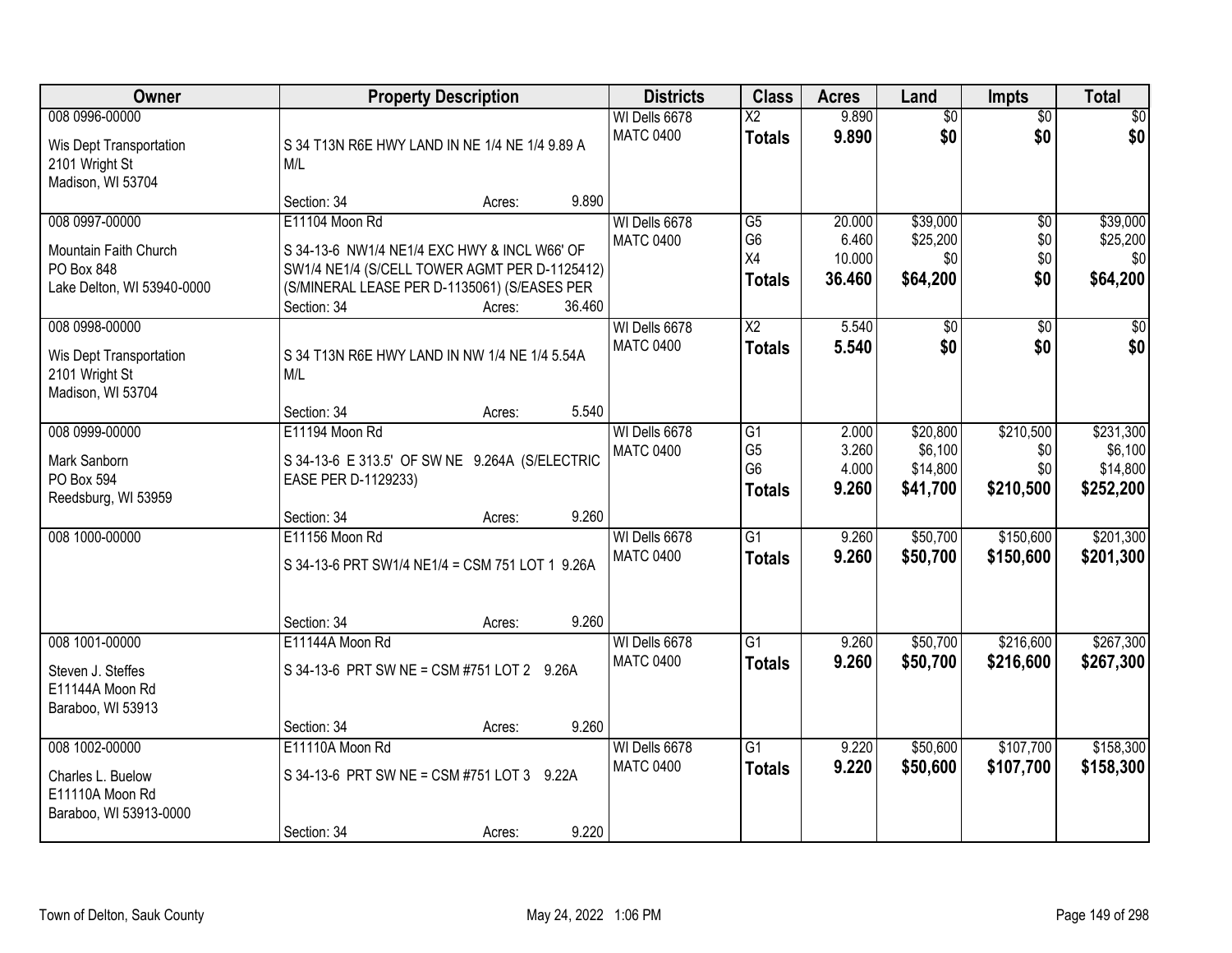| Owner | Property Description | Districts | Class | Acres | Land | Impts | Total |
|---|---|---|---|---|---|---|---|
| 008 0996-00000<br>Wis Dept Transportation<br>2101 Wright St<br>Madison, WI 53704 | S 34 T13N R6E HWY LAND IN NE 1/4 NE 1/4 9.89 A M/L<br>Section: 34 Acres: 9.890 | WI Dells 6678<br>MATC 0400 | X2<br>**Totals** | 9.890<br>**9.890** | $0<br>**$0** | $0<br>**$0** | $0<br>**$0** |
| 008 0997-00000<br>Mountain Faith Church<br>PO Box 848<br>Lake Delton, WI 53940-0000 | E11104 Moon Rd<br>S 34-13-6 NW1/4 NE1/4 EXC HWY & INCL W66' OF SW1/4 NE1/4 (S/CELL TOWER AGMT PER D-1125412) (S/MINERAL LEASE PER D-1135061) (S/EASES PER<br>Section: 34 Acres: 36.460 | WI Dells 6678<br>MATC 0400 | G5<br>G6<br>X4<br>**Totals** | 20.000<br>6.460<br>10.000<br>**36.460** | $39,000<br>$25,200<br>$0<br>**$64,200** | $0<br>$0<br>$0<br>**$0** | $39,000<br>$25,200<br>$0<br>**$64,200** |
| 008 0998-00000<br>Wis Dept Transportation<br>2101 Wright St<br>Madison, WI 53704 | S 34 T13N R6E HWY LAND IN NW 1/4 NE 1/4 5.54A M/L<br>Section: 34 Acres: 5.540 | WI Dells 6678<br>MATC 0400 | X2<br>**Totals** | 5.540<br>**5.540** | $0<br>**$0** | $0<br>**$0** | $0<br>**$0** |
| 008 0999-00000<br>Mark Sanborn<br>PO Box 594<br>Reedsburg, WI 53959 | E11194 Moon Rd<br>S 34-13-6 E 313.5' OF SW NE 9.264A (S/ELECTRIC EASE PER D-1129233)<br>Section: 34 Acres: 9.260 | WI Dells 6678<br>MATC 0400 | G1<br>G5<br>G6<br>**Totals** | 2.000<br>3.260<br>4.000<br>**9.260** | $20,800<br>$6,100<br>$14,800<br>**$41,700** | $210,500<br>$0<br>$0<br>**$210,500** | $231,300<br>$6,100<br>$14,800<br>**$252,200** |
| 008 1000-00000 | E11156 Moon Rd<br>S 34-13-6 PRT SW1/4 NE1/4 = CSM 751 LOT 1 9.26A<br>Section: 34 Acres: 9.260 | WI Dells 6678<br>MATC 0400 | G1<br>**Totals** | 9.260<br>**9.260** | $50,700<br>**$50,700** | $150,600<br>**$150,600** | $201,300<br>**$201,300** |
| 008 1001-00000<br>Steven J. Steffes<br>E11144A Moon Rd<br>Baraboo, WI 53913 | E11144A Moon Rd<br>S 34-13-6 PRT SW NE = CSM #751 LOT 2 9.26A<br>Section: 34 Acres: 9.260 | WI Dells 6678<br>MATC 0400 | G1<br>**Totals** | 9.260<br>**9.260** | $50,700<br>**$50,700** | $216,600<br>**$216,600** | $267,300<br>**$267,300** |
| 008 1002-00000<br>Charles L. Buelow<br>E11110A Moon Rd<br>Baraboo, WI 53913-0000 | E11110A Moon Rd<br>S 34-13-6 PRT SW NE = CSM #751 LOT 3 9.22A<br>Section: 34 Acres: 9.220 | WI Dells 6678<br>MATC 0400 | G1<br>**Totals** | 9.220<br>**9.220** | $50,600<br>**$50,600** | $107,700<br>**$107,700** | $158,300<br>**$158,300** |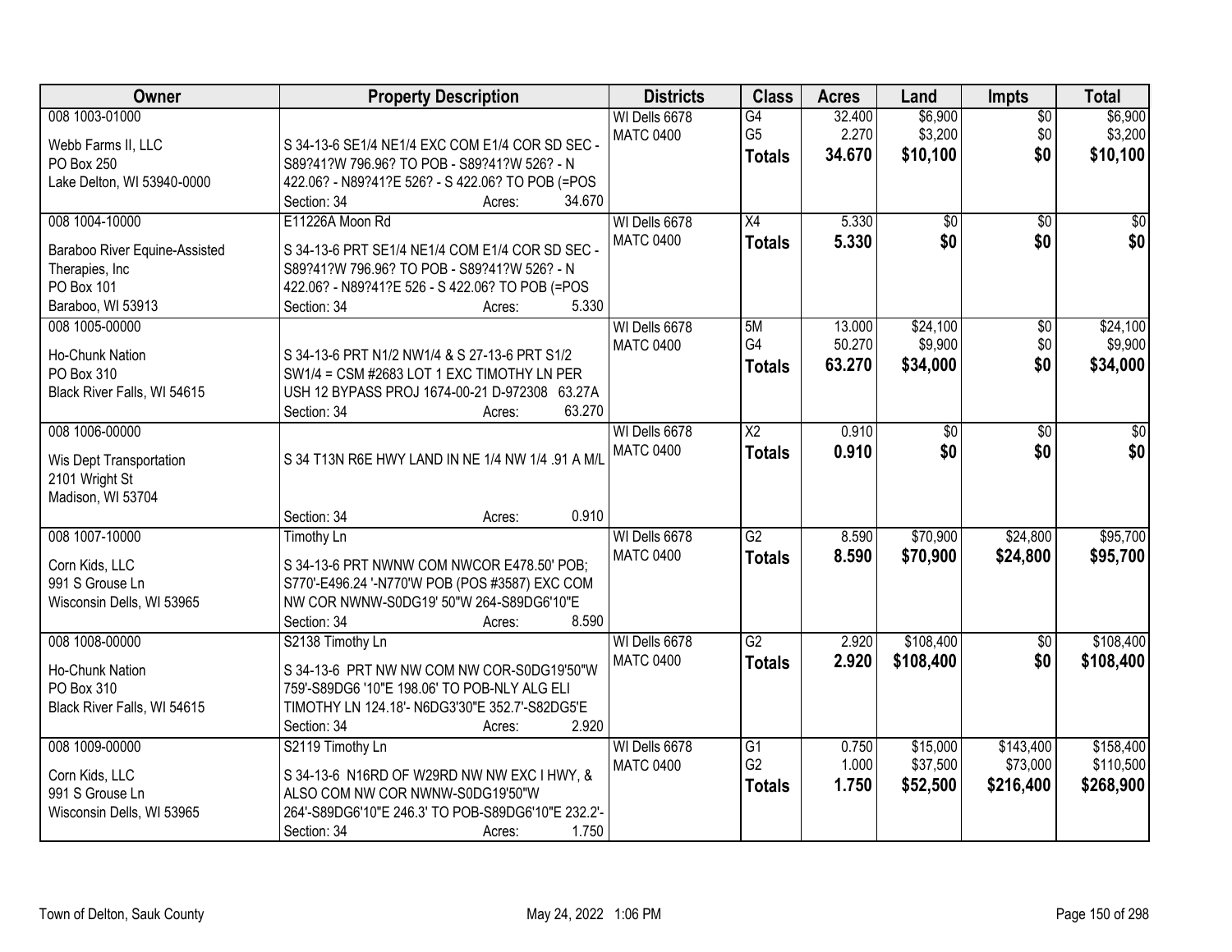| Owner | Property Description | Districts | Class | Acres | Land | Impts | Total |
|---|---|---|---|---|---|---|---|
| 008 1003-01000<br><br>Webb Farms II, LLC<br>PO Box 250<br>Lake Delton, WI 53940-0000 | S 34-13-6 SE1/4 NE1/4 EXC COM E1/4 COR SD SEC - S89?41?W 796.96? TO POB - S89?41?W 526? - N 422.06? - N89?41?E 526? - S 422.06? TO POB (=POS<br>Section: 34 Acres: 34.670 | WI Dells 6678<br>MATC 0400 | G4<br>G5<br>**Totals** | 32.400<br>2.270<br>**34.670** | $6,900<br>$3,200<br>**$10,100** | $0<br>$0<br>**$0** | $6,900<br>$3,200<br>**$10,100** |
| 008 1004-10000<br><br>Baraboo River Equine-Assisted Therapies, Inc<br>PO Box 101<br>Baraboo, WI 53913 | E11226A Moon Rd<br><br>S 34-13-6 PRT SE1/4 NE1/4 COM E1/4 COR SD SEC - S89?41?W 796.96? TO POB - S89?41?W 526? - N 422.06? - N89?41?E 526 - S 422.06? TO POB (=POS<br>Section: 34 Acres: 5.330 | WI Dells 6678<br>MATC 0400 | X4<br>**Totals** | 5.330<br>**5.330** | $0<br>**$0** | $0<br>**$0** | $0<br>**$0** |
| 008 1005-00000<br><br>Ho-Chunk Nation<br>PO Box 310<br>Black River Falls, WI 54615 | S 34-13-6 PRT N1/2 NW1/4 & S 27-13-6 PRT S1/2 SW1/4 = CSM #2683 LOT 1 EXC TIMOTHY LN PER USH 12 BYPASS PROJ 1674-00-21 D-972308 63.27A<br>Section: 34 Acres: 63.270 | WI Dells 6678<br>MATC 0400 | 5M<br>G4<br>**Totals** | 13.000<br>50.270<br>**63.270** | $24,100<br>$9,900<br>**$34,000** | $0<br>$0<br>**$0** | $24,100<br>$9,900<br>**$34,000** |
| 008 1006-00000<br><br>Wis Dept Transportation<br>2101 Wright St<br>Madison, WI 53704 | S 34 T13N R6E HWY LAND IN NE 1/4 NW 1/4 .91 A M/L<br><br>Section: 34 Acres: 0.910 | WI Dells 6678<br>MATC 0400 | X2<br>**Totals** | 0.910<br>**0.910** | $0<br>**$0** | $0<br>**$0** | $0<br>**$0** |
| 008 1007-10000<br><br>Corn Kids, LLC<br>991 S Grouse Ln<br>Wisconsin Dells, WI 53965 | Timothy Ln<br><br>S 34-13-6 PRT NWNW COM NWCOR E478.50' POB; S770'-E496.24 '-N770'W POB (POS #3587) EXC COM NW COR NWNW-S0DG19' 50"W 264-S89DG6'10"E<br>Section: 34 Acres: 8.590 | WI Dells 6678<br>MATC 0400 | G2<br>**Totals** | 8.590<br>**8.590** | $70,900<br>**$70,900** | $24,800<br>**$24,800** | $95,700<br>**$95,700** |
| 008 1008-00000<br><br>Ho-Chunk Nation<br>PO Box 310<br>Black River Falls, WI 54615 | S2138 Timothy Ln<br><br>S 34-13-6 PRT NW NW COM NW COR-S0DG19'50"W 759'-S89DG6 '10"E 198.06' TO POB-NLY ALG ELI TIMOTHY LN 124.18'- N6DG3'30"E 352.7'-S82DG5'E<br>Section: 34 Acres: 2.920 | WI Dells 6678<br>MATC 0400 | G2<br>**Totals** | 2.920<br>**2.920** | $108,400<br>**$108,400** | $0<br>**$0** | $108,400<br>**$108,400** |
| 008 1009-00000<br><br>Corn Kids, LLC<br>991 S Grouse Ln<br>Wisconsin Dells, WI 53965 | S2119 Timothy Ln<br><br>S 34-13-6 N16RD OF W29RD NW NW EXC I HWY, & ALSO COM NW COR NWNW-S0DG19'50"W 264'-S89DG6'10"E 246.3' TO POB-S89DG6'10"E 232.2'-<br>Section: 34 Acres: 1.750 | WI Dells 6678<br>MATC 0400 | G1<br>G2<br>**Totals** | 0.750<br>1.000<br>**1.750** | $15,000<br>$37,500<br>**$52,500** | $143,400<br>$73,000<br>**$216,400** | $158,400<br>$110,500<br>**$268,900** |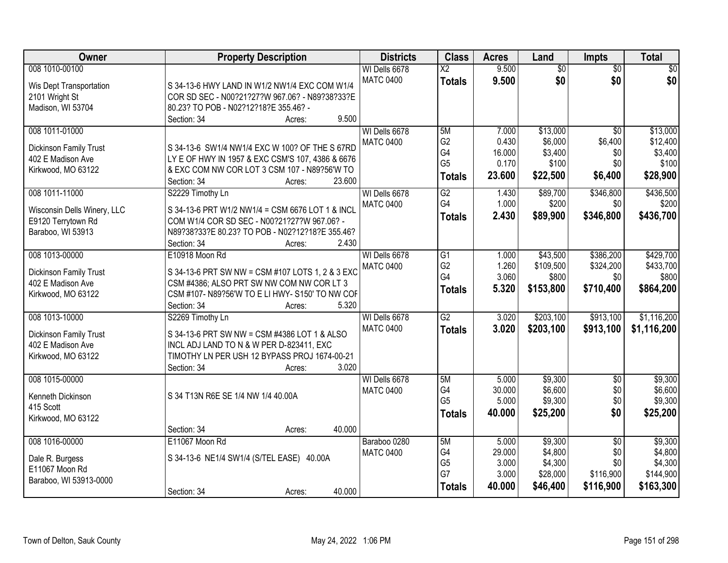| Owner | Property Description | Districts | Class | Acres | Land | Impts | Total |
|---|---|---|---|---|---|---|---|
| 008 1010-00100<br><br>Wis Dept Transportation<br>2101 Wright St<br>Madison, WI 53704 | S 34-13-6 HWY LAND IN W1/2 NW1/4 EXC COM W1/4 COR SD SEC - N00?21?27?W 967.06? - N89?38?33?E 80.23? TO POB - N02?12?18?E 355.46? -<br>Section: 34 Acres: 9.500 | WI Dells 6678<br>MATC 0400 | X2<br>**Totals** | 9.500<br>**9.500** | $0<br>**$0** | $0<br>**$0** | $0<br>**$0** |
| 008 1011-01000<br><br>Dickinson Family Trust<br>402 E Madison Ave<br>Kirkwood, MO 63122 | S 34-13-6 SW1/4 NW1/4 EXC W 100? OF THE S 67RD LY E OF HWY IN 1957 & EXC CSM'S 107, 4386 & 6676 & EXC COM NW COR LOT 3 CSM 107 - N89?56'W TO<br>Section: 34 Acres: 23.600 | WI Dells 6678<br>MATC 0400 | 5M<br>G2<br>G4<br>G5<br>**Totals** | 7.000<br>0.430<br>16.000<br>0.170<br>**23.600** | $13,000<br>$6,000<br>$3,400<br>$100<br>**$22,500** | $0<br>$6,400<br>$0<br>$0<br>**$6,400** | $13,000<br>$12,400<br>$3,400<br>$100<br>**$28,900** |
| 008 1011-11000<br><br>Wisconsin Dells Winery, LLC<br>E9120 Terrytown Rd<br>Baraboo, WI 53913 | S2229 Timothy Ln<br>S 34-13-6 PRT W1/2 NW1/4 = CSM 6676 LOT 1 & INCL COM W1/4 COR SD SEC - N00?21?27?W 967.06? - N89?38?33?E 80.23? TO POB - N02?12?18?E 355.46?<br>Section: 34 Acres: 2.430 | WI Dells 6678<br>MATC 0400 | G2<br>G4<br>**Totals** | 1.430<br>1.000<br>**2.430** | $89,700<br>$200<br>**$89,900** | $346,800<br>$0<br>**$346,800** | $436,500<br>$200<br>**$436,700** |
| 008 1013-00000<br><br>Dickinson Family Trust<br>402 E Madison Ave<br>Kirkwood, MO 63122 | E10918 Moon Rd<br>S 34-13-6 PRT SW NW = CSM #107 LOTS 1, 2 & 3 EXC CSM #4386; ALSO PRT SW NW COM NW COR LT 3 CSM #107- N89?56'W TO E LI HWY- S150' TO NW COF<br>Section: 34 Acres: 5.320 | WI Dells 6678<br>MATC 0400 | G1<br>G2<br>G4<br>**Totals** | 1.000<br>1.260<br>3.060<br>**5.320** | $43,500<br>$109,500<br>$800<br>**$153,800** | $386,200<br>$324,200<br>$0<br>**$710,400** | $429,700<br>$433,700<br>$800<br>**$864,200** |
| 008 1013-10000<br><br>Dickinson Family Trust<br>402 E Madison Ave<br>Kirkwood, MO 63122 | S2269 Timothy Ln<br>S 34-13-6 PRT SW NW = CSM #4386 LOT 1 & ALSO INCL ADJ LAND TO N & W PER D-823411, EXC TIMOTHY LN PER USH 12 BYPASS PROJ 1674-00-21<br>Section: 34 Acres: 3.020 | WI Dells 6678<br>MATC 0400 | G2<br>**Totals** | 3.020<br>**3.020** | $203,100<br>**$203,100** | $913,100<br>**$913,100** | $1,116,200<br>**$1,116,200** |
| 008 1015-00000<br><br>Kenneth Dickinson<br>415 Scott<br>Kirkwood, MO 63122 | S 34 T13N R6E SE 1/4 NW 1/4 40.00A<br>Section: 34 Acres: 40.000 | WI Dells 6678<br>MATC 0400 | 5M<br>G4<br>G5<br>**Totals** | 5.000<br>30.000<br>5.000<br>**40.000** | $9,300<br>$6,600<br>$9,300<br>**$25,200** | $0<br>$0<br>$0<br>**$0** | $9,300<br>$6,600<br>$9,300<br>**$25,200** |
| 008 1016-00000<br><br>Dale R. Burgess<br>E11067 Moon Rd<br>Baraboo, WI 53913-0000 | E11067 Moon Rd<br>S 34-13-6 NE1/4 SW1/4 (S/TEL EASE) 40.00A<br>Section: 34 Acres: 40.000 | Baraboo 0280<br>MATC 0400 | 5M<br>G4<br>G5<br>G7<br>**Totals** | 5.000<br>29.000<br>3.000<br>3.000<br>**40.000** | $9,300<br>$4,800<br>$4,300<br>$28,000<br>**$46,400** | $0<br>$0<br>$0<br>$116,900<br>**$116,900** | $9,300<br>$4,800<br>$4,300<br>$144,900<br>**$163,300** |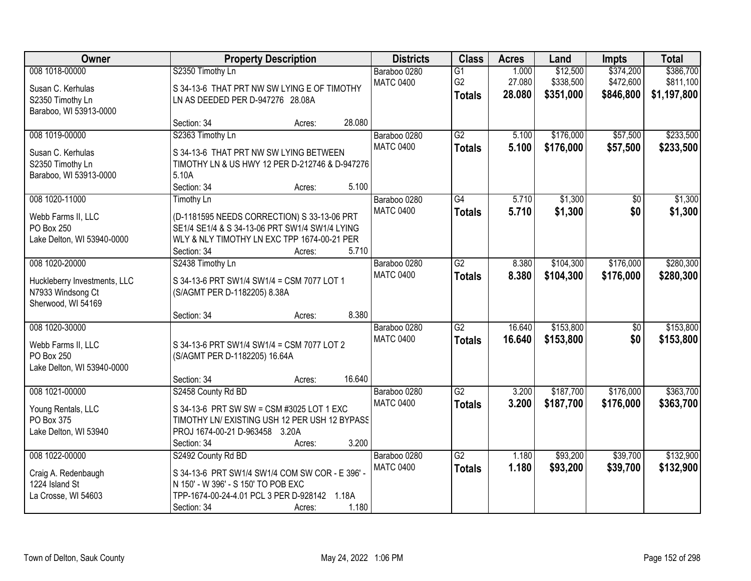| Owner | Property Description | Districts | Class | Acres | Land | Impts | Total |
|---|---|---|---|---|---|---|---|
| 008 1018-00000<br>Susan C. Kerhulas<br>S2350 Timothy Ln<br>Baraboo, WI 53913-0000 | S2350 Timothy Ln<br>S 34-13-6 THAT PRT NW SW LYING E OF TIMOTHY LN AS DEEDED PER D-947276 28.08A<br>Section: 34 Acres: 28.080 | Baraboo 0280<br>MATC 0400 | G1<br>G2<br>**Totals** | 1.000<br>27.080<br>**28.080** | $12,500<br>$338,500<br>**$351,000** | $374,200<br>$472,600<br>**$846,800** | $386,700<br>$811,100<br>**$1,197,800** |
| 008 1019-00000<br>Susan C. Kerhulas<br>S2350 Timothy Ln<br>Baraboo, WI 53913-0000 | S2363 Timothy Ln<br>S 34-13-6 THAT PRT NW SW LYING BETWEEN TIMOTHY LN & US HWY 12 PER D-212746 & D-947276 5.10A<br>Section: 34 Acres: 5.100 | Baraboo 0280<br>MATC 0400 | G2<br>**Totals** | 5.100<br>**5.100** | $176,000<br>**$176,000** | $57,500<br>**$57,500** | $233,500<br>**$233,500** |
| 008 1020-11000<br>Webb Farms II, LLC<br>PO Box 250<br>Lake Delton, WI 53940-0000 | Timothy Ln<br>(D-1181595 NEEDS CORRECTION) S 33-13-06 PRT SE1/4 SE1/4 & S 34-13-06 PRT SW1/4 SW1/4 LYING WLY & NLY TIMOTHY LN EXC TPP 1674-00-21 PER<br>Section: 34 Acres: 5.710 | Baraboo 0280<br>MATC 0400 | G4<br>**Totals** | 5.710<br>**5.710** | $1,300<br>**$1,300** | $0<br>**$0** | $1,300<br>**$1,300** |
| 008 1020-20000<br>Huckleberry Investments, LLC<br>N7933 Windsong Ct<br>Sherwood, WI 54169 | S2438 Timothy Ln<br>S 34-13-6 PRT SW1/4 SW1/4 = CSM 7077 LOT 1 (S/AGMT PER D-1182205) 8.38A<br>Section: 34 Acres: 8.380 | Baraboo 0280<br>MATC 0400 | G2<br>**Totals** | 8.380<br>**8.380** | $104,300<br>**$104,300** | $176,000<br>**$176,000** | $280,300<br>**$280,300** |
| 008 1020-30000<br>Webb Farms II, LLC<br>PO Box 250<br>Lake Delton, WI 53940-0000 | S 34-13-6 PRT SW1/4 SW1/4 = CSM 7077 LOT 2 (S/AGMT PER D-1182205) 16.64A<br>Section: 34 Acres: 16.640 | Baraboo 0280<br>MATC 0400 | G2<br>**Totals** | 16.640<br>**16.640** | $153,800<br>**$153,800** | $0<br>**$0** | $153,800<br>**$153,800** |
| 008 1021-00000<br>Young Rentals, LLC<br>PO Box 375<br>Lake Delton, WI 53940 | S2458 County Rd BD<br>S 34-13-6 PRT SW SW = CSM #3025 LOT 1 EXC TIMOTHY LN/ EXISTING USH 12 PER USH 12 BYPASS PROJ 1674-00-21 D-963458 3.20A<br>Section: 34 Acres: 3.200 | Baraboo 0280<br>MATC 0400 | G2<br>**Totals** | 3.200<br>**3.200** | $187,700<br>**$187,700** | $176,000<br>**$176,000** | $363,700<br>**$363,700** |
| 008 1022-00000<br>Craig A. Redenbaugh<br>1224 Island St<br>La Crosse, WI 54603 | S2492 County Rd BD<br>S 34-13-6 PRT SW1/4 SW1/4 COM SW COR - E 396' - N 150' - W 396' - S 150' TO POB EXC TPP-1674-00-24-4.01 PCL 3 PER D-928142 1.18A<br>Section: 34 Acres: 1.180 | Baraboo 0280<br>MATC 0400 | G2<br>**Totals** | 1.180<br>**1.180** | $93,200<br>**$93,200** | $39,700<br>**$39,700** | $132,900<br>**$132,900** |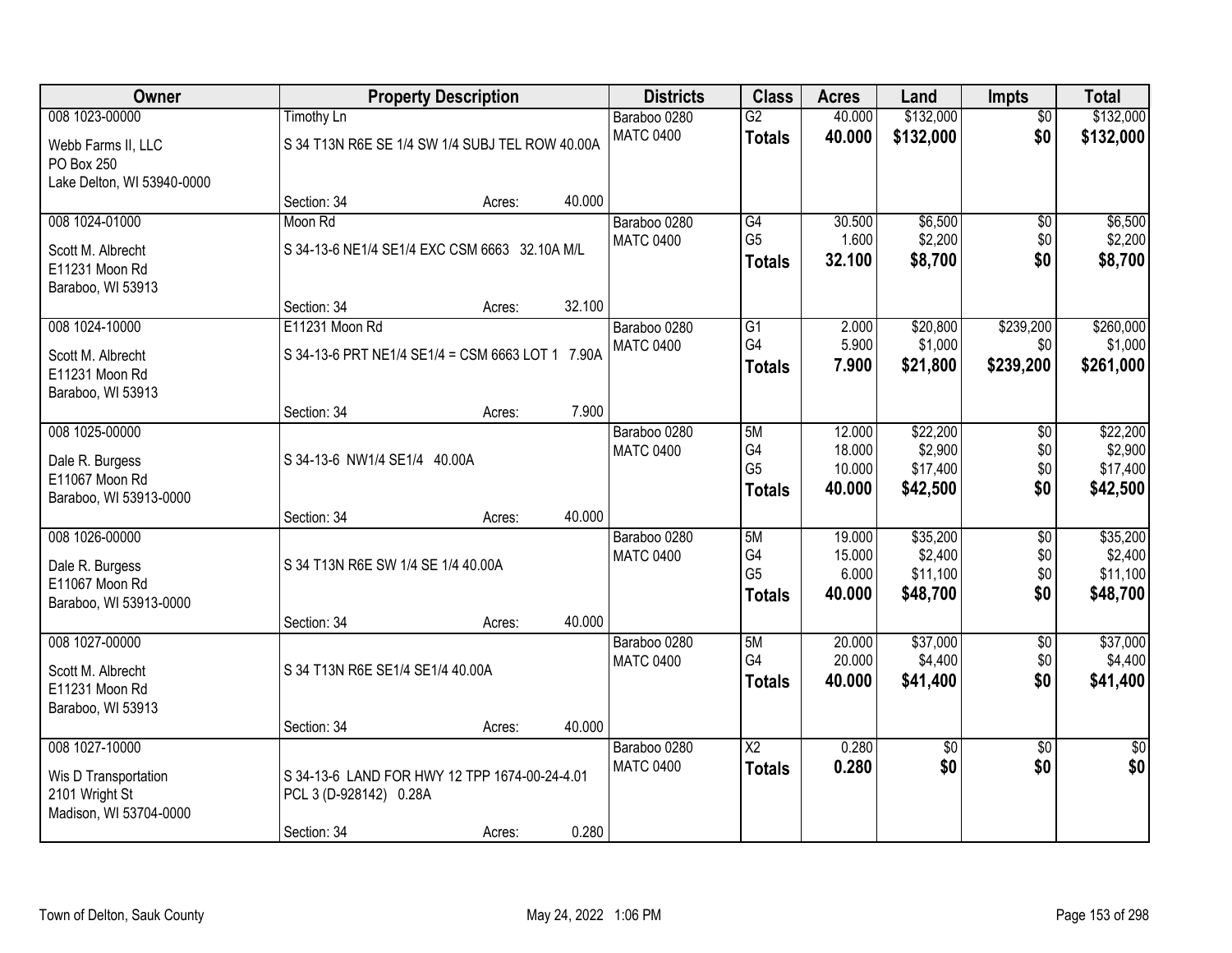| Owner | Property Description | | | Districts | Class | Acres | Land | Impts | Total |
|---|---|---|---|---|---|---|---|---|---|
| 008 1023-00000 | Timothy Ln | | | Baraboo 0280 | G2 | 40.000 | $132,000 | $0 | $132,000 |
| Webb Farms II, LLC<br>PO Box 250<br>Lake Delton, WI 53940-0000 | S 34 T13N R6E SE 1/4 SW 1/4 SUBJ TEL ROW 40.00A | | | MATC 0400 | **Totals** | **40.000** | **$132,000** | **$0** | **$132,000** |
| | Section: 34 | Acres: | 40.000 | | | | | | |
| 008 1024-01000 | Moon Rd | | | Baraboo 0280 | G4 | 30.500 | $6,500 | $0 | $6,500 |
| Scott M. Albrecht<br>E11231 Moon Rd<br>Baraboo, WI 53913 | S 34-13-6 NE1/4 SE1/4 EXC CSM 6663 32.10A M/L | | | MATC 0400 | G5 | 1.600 | $2,200 | $0 | $2,200 |
| | | | | | **Totals** | **32.100** | **$8,700** | **$0** | **$8,700** |
| | Section: 34 | Acres: | 32.100 | | | | | | |
| 008 1024-10000 | E11231 Moon Rd | | | Baraboo 0280 | G1 | 2.000 | $20,800 | $239,200 | $260,000 |
| Scott M. Albrecht<br>E11231 Moon Rd<br>Baraboo, WI 53913 | S 34-13-6 PRT NE1/4 SE1/4 = CSM 6663 LOT 1 7.90A | | | MATC 0400 | G4 | 5.900 | $1,000 | $0 | $1,000 |
| | | | | | **Totals** | **7.900** | **$21,800** | **$239,200** | **$261,000** |
| | Section: 34 | Acres: | 7.900 | | | | | | |
| 008 1025-00000 | | | | Baraboo 0280 | 5M | 12.000 | $22,200 | $0 | $22,200 |
| Dale R. Burgess<br>E11067 Moon Rd<br>Baraboo, WI 53913-0000 | S 34-13-6 NW1/4 SE1/4 40.00A | | | MATC 0400 | G4 | 18.000 | $2,900 | $0 | $2,900 |
| | | | | | G5 | 10.000 | $17,400 | $0 | $17,400 |
| | | | | | **Totals** | **40.000** | **$42,500** | **$0** | **$42,500** |
| | Section: 34 | Acres: | 40.000 | | | | | | |
| 008 1026-00000 | | | | Baraboo 0280 | 5M | 19.000 | $35,200 | $0 | $35,200 |
| Dale R. Burgess<br>E11067 Moon Rd<br>Baraboo, WI 53913-0000 | S 34 T13N R6E SW 1/4 SE 1/4 40.00A | | | MATC 0400 | G4 | 15.000 | $2,400 | $0 | $2,400 |
| | | | | | G5 | 6.000 | $11,100 | $0 | $11,100 |
| | | | | | **Totals** | **40.000** | **$48,700** | **$0** | **$48,700** |
| | Section: 34 | Acres: | 40.000 | | | | | | |
| 008 1027-00000 | | | | Baraboo 0280 | 5M | 20.000 | $37,000 | $0 | $37,000 |
| Scott M. Albrecht<br>E11231 Moon Rd<br>Baraboo, WI 53913 | S 34 T13N R6E SE1/4 SE1/4 40.00A | | | MATC 0400 | G4 | 20.000 | $4,400 | $0 | $4,400 |
| | | | | | **Totals** | **40.000** | **$41,400** | **$0** | **$41,400** |
| | Section: 34 | Acres: | 40.000 | | | | | | |
| 008 1027-10000 | | | | Baraboo 0280 | X2 | 0.280 | $0 | $0 | $0 |
| Wis D Transportation<br>2101 Wright St<br>Madison, WI 53704-0000 | S 34-13-6 LAND FOR HWY 12 TPP 1674-00-24-4.01 PCL 3 (D-928142) 0.28A | | | MATC 0400 | **Totals** | **0.280** | **$0** | **$0** | **$0** |
| | Section: 34 | Acres: | 0.280 | | | | | | |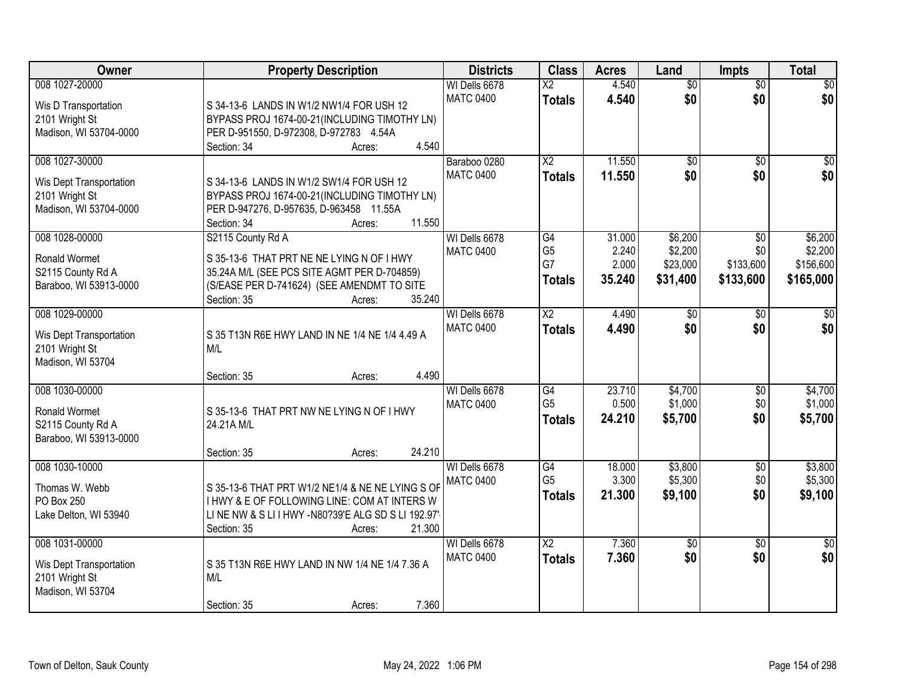| Owner | Property Description | Districts | Class | Acres | Land | Impts | Total |
|---|---|---|---|---|---|---|---|
| 008 1027-20000<br>Wis D Transportation<br>2101 Wright St<br>Madison, WI 53704-0000 | S 34-13-6 LANDS IN W1/2 NW1/4 FOR USH 12 BYPASS PROJ 1674-00-21(INCLUDING TIMOTHY LN) PER D-951550, D-972308, D-972783 4.54A<br>Section: 34 Acres: 4.540 | WI Dells 6678<br>MATC 0400 | X2<br>**Totals** | 4.540<br>**4.540** | $0<br>**$0** | $0<br>**$0** | $0<br>**$0** |
| 008 1027-30000<br>Wis Dept Transportation<br>2101 Wright St<br>Madison, WI 53704-0000 | S 34-13-6 LANDS IN W1/2 SW1/4 FOR USH 12 BYPASS PROJ 1674-00-21(INCLUDING TIMOTHY LN) PER D-947276, D-957635, D-963458 11.55A<br>Section: 34 Acres: 11.550 | Baraboo 0280<br>MATC 0400 | X2<br>**Totals** | 11.550<br>**11.550** | $0<br>**$0** | $0<br>**$0** | $0<br>**$0** |
| 008 1028-00000<br>Ronald Wormet<br>S2115 County Rd A<br>Baraboo, WI 53913-0000 | S2115 County Rd A<br>S 35-13-6 THAT PRT NE NE LYING N OF I HWY 35.24A M/L (SEE PCS SITE AGMT PER D-704859) (S/EASE PER D-741624) (SEE AMENDMT TO SITE<br>Section: 35 Acres: 35.240 | WI Dells 6678<br>MATC 0400 | G4<br>G5<br>G7<br>**Totals** | 31.000<br>2.240<br>2.000<br>**35.240** | $6,200<br>$2,200<br>$23,000<br>**$31,400** | $0<br>$0<br>$133,600<br>**$133,600** | $6,200<br>$2,200<br>$156,600<br>**$165,000** |
| 008 1029-00000<br>Wis Dept Transportation<br>2101 Wright St<br>Madison, WI 53704 | S 35 T13N R6E HWY LAND IN NE 1/4 NE 1/4 4.49 A M/L<br>Section: 35 Acres: 4.490 | WI Dells 6678<br>MATC 0400 | X2<br>**Totals** | 4.490<br>**4.490** | $0<br>**$0** | $0<br>**$0** | $0<br>**$0** |
| 008 1030-00000<br>Ronald Wormet<br>S2115 County Rd A<br>Baraboo, WI 53913-0000 | S 35-13-6 THAT PRT NW NE LYING N OF I HWY 24.21A M/L<br>Section: 35 Acres: 24.210 | WI Dells 6678<br>MATC 0400 | G4<br>G5<br>**Totals** | 23.710<br>0.500<br>**24.210** | $4,700<br>$1,000<br>**$5,700** | $0<br>$0<br>**$0** | $4,700<br>$1,000<br>**$5,700** |
| 008 1030-10000<br>Thomas W. Webb<br>PO Box 250<br>Lake Delton, WI 53940 | S 35-13-6 THAT PRT W1/2 NE1/4 & NE NE LYING S OF I HWY & E OF FOLLOWING LINE: COM AT INTERS W LI NE NW & S LI I HWY -N80?39'E ALG SD S LI 192.97'<br>Section: 35 Acres: 21.300 | WI Dells 6678<br>MATC 0400 | G4<br>G5<br>**Totals** | 18.000<br>3.300<br>**21.300** | $3,800<br>$5,300<br>**$9,100** | $0<br>$0<br>**$0** | $3,800<br>$5,300<br>**$9,100** |
| 008 1031-00000<br>Wis Dept Transportation<br>2101 Wright St<br>Madison, WI 53704 | S 35 T13N R6E HWY LAND IN NW 1/4 NE 1/4 7.36 A M/L<br>Section: 35 Acres: 7.360 | WI Dells 6678<br>MATC 0400 | X2<br>**Totals** | 7.360<br>**7.360** | $0<br>**$0** | $0<br>**$0** | $0<br>**$0** |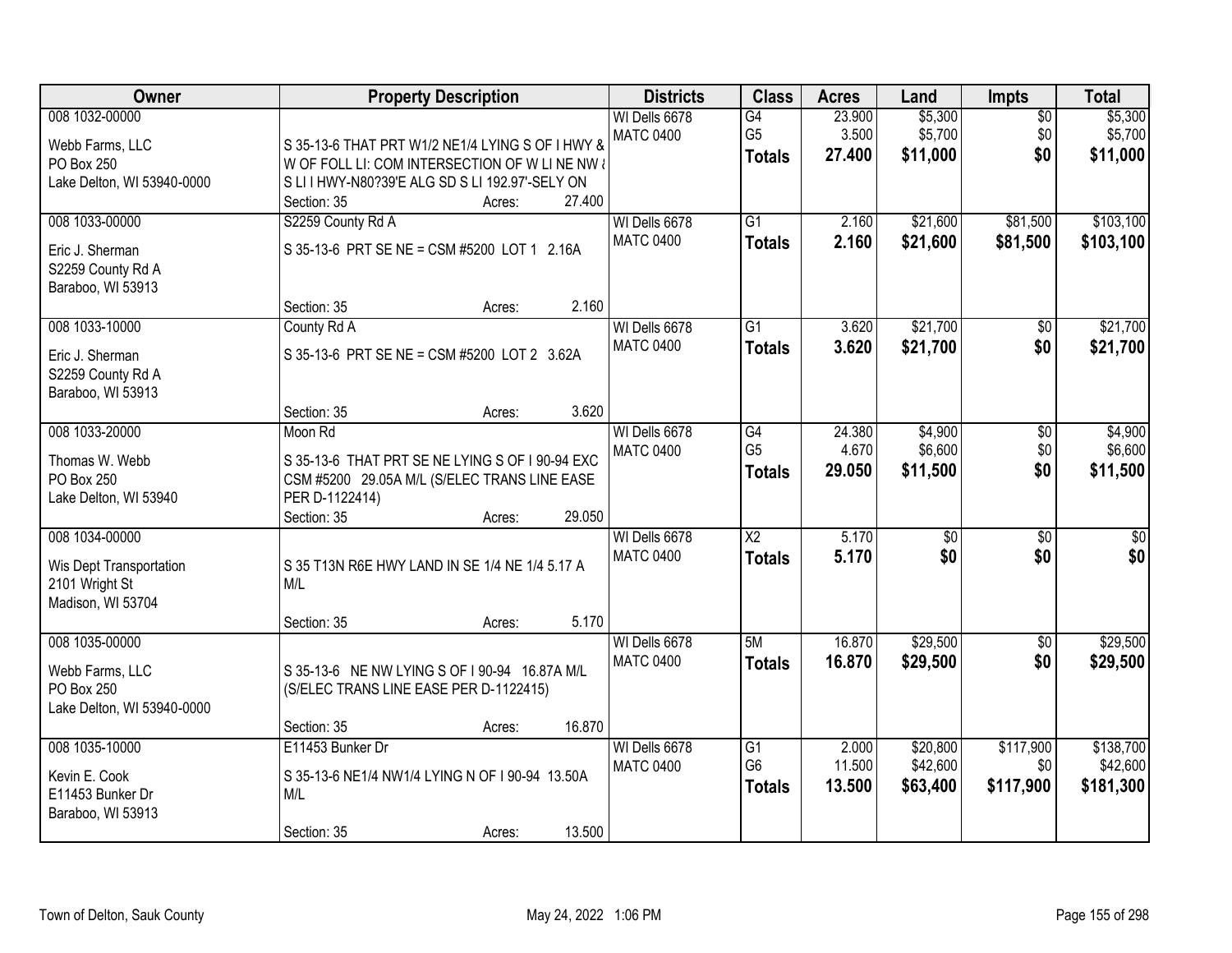| Owner | Property Description | Districts | Class | Acres | Land | Impts | Total |
|---|---|---|---|---|---|---|---|
| 008 1032-00000<br>Webb Farms, LLC<br>PO Box 250<br>Lake Delton, WI 53940-0000 | S 35-13-6 THAT PRT W1/2 NE1/4 LYING S OF I HWY & W OF FOLL LI: COM INTERSECTION OF W LI NE NW & S LI I HWY-N80?39'E ALG SD S LI 192.97'-SELY ON<br>Section: 35 Acres: 27.400 | WI Dells 6678<br>MATC 0400 | G4<br>G5<br>**Totals** | 23.900<br>3.500<br>**27.400** | $5,300<br>$5,700<br>**$11,000** | $0<br>$0<br>**$0** | $5,300<br>$5,700<br>**$11,000** |
| 008 1033-00000<br>Eric J. Sherman<br>S2259 County Rd A<br>Baraboo, WI 53913 | S2259 County Rd A<br>S 35-13-6 PRT SE NE = CSM #5200 LOT 1 2.16A<br>Section: 35 Acres: 2.160 | WI Dells 6678<br>MATC 0400 | G1<br>**Totals** | 2.160<br>**2.160** | $21,600<br>**$21,600** | $81,500<br>**$81,500** | $103,100<br>**$103,100** |
| 008 1033-10000<br>Eric J. Sherman<br>S2259 County Rd A<br>Baraboo, WI 53913 | County Rd A<br>S 35-13-6 PRT SE NE = CSM #5200 LOT 2 3.62A<br>Section: 35 Acres: 3.620 | WI Dells 6678<br>MATC 0400 | G1<br>**Totals** | 3.620<br>**3.620** | $21,700<br>**$21,700** | $0<br>**$0** | $21,700<br>**$21,700** |
| 008 1033-20000<br>Thomas W. Webb<br>PO Box 250<br>Lake Delton, WI 53940 | Moon Rd<br>S 35-13-6 THAT PRT SE NE LYING S OF I 90-94 EXC CSM #5200 29.05A M/L (S/ELEC TRANS LINE EASE PER D-1122414)<br>Section: 35 Acres: 29.050 | WI Dells 6678<br>MATC 0400 | G4<br>G5<br>**Totals** | 24.380<br>4.670<br>**29.050** | $4,900<br>$6,600<br>**$11,500** | $0<br>$0<br>**$0** | $4,900<br>$6,600<br>**$11,500** |
| 008 1034-00000<br>Wis Dept Transportation<br>2101 Wright St<br>Madison, WI 53704 | S 35 T13N R6E HWY LAND IN SE 1/4 NE 1/4 5.17 A M/L<br>Section: 35 Acres: 5.170 | WI Dells 6678<br>MATC 0400 | X2<br>**Totals** | 5.170<br>**5.170** | $0<br>**$0** | $0<br>**$0** | $0<br>**$0** |
| 008 1035-00000<br>Webb Farms, LLC<br>PO Box 250<br>Lake Delton, WI 53940-0000 | S 35-13-6 NE NW LYING S OF I 90-94 16.87A M/L (S/ELEC TRANS LINE EASE PER D-1122415)<br>Section: 35 Acres: 16.870 | WI Dells 6678<br>MATC 0400 | 5M<br>**Totals** | 16.870<br>**16.870** | $29,500<br>**$29,500** | $0<br>**$0** | $29,500<br>**$29,500** |
| 008 1035-10000<br>Kevin E. Cook<br>E11453 Bunker Dr<br>Baraboo, WI 53913 | E11453 Bunker Dr<br>S 35-13-6 NE1/4 NW1/4 LYING N OF I 90-94 13.50A M/L<br>Section: 35 Acres: 13.500 | WI Dells 6678<br>MATC 0400 | G1<br>G6<br>**Totals** | 2.000<br>11.500<br>**13.500** | $20,800<br>$42,600<br>**$63,400** | $117,900<br>$0<br>**$117,900** | $138,700<br>$42,600<br>**$181,300** |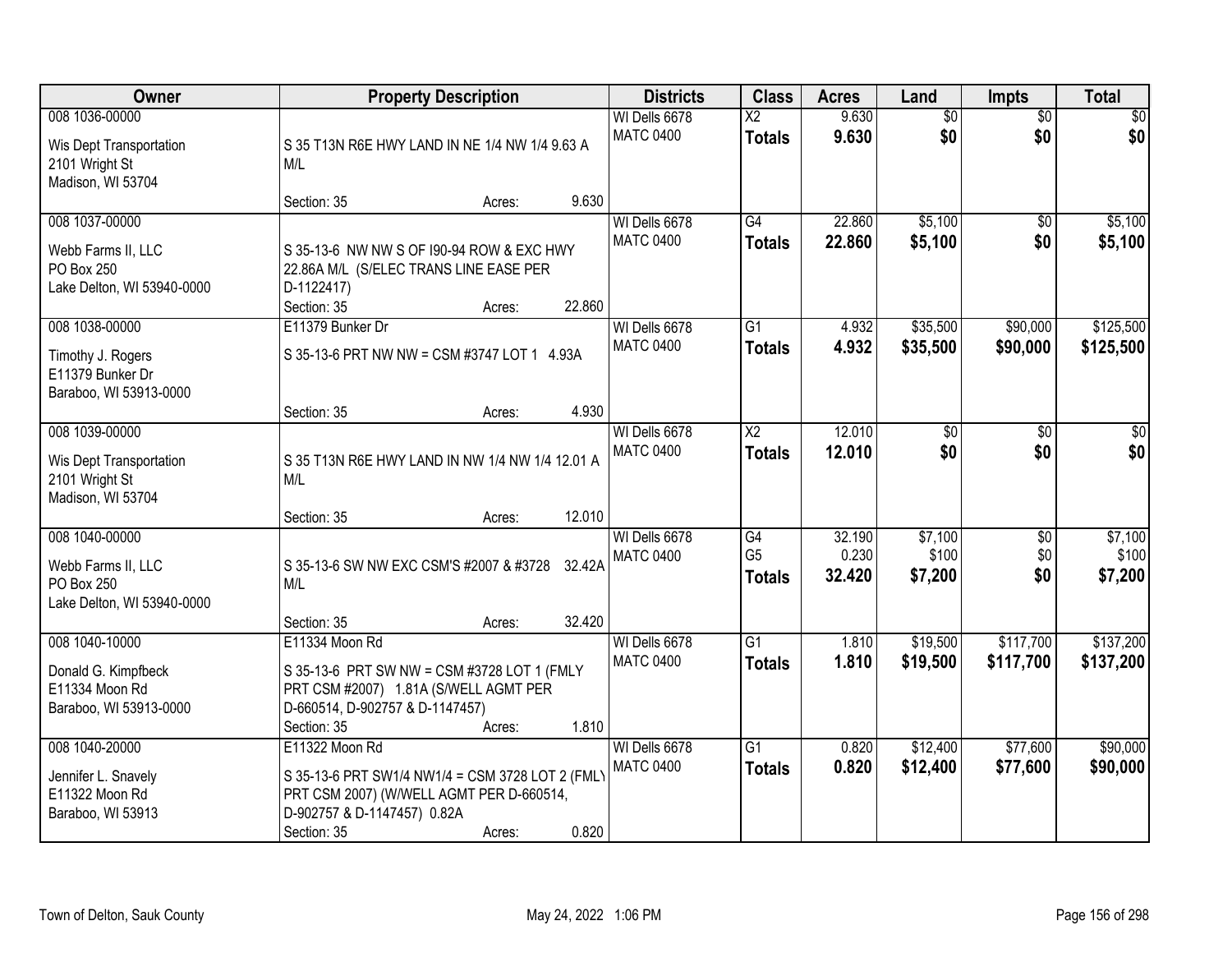| Owner | Property Description | Districts | Class | Acres | Land | Impts | Total |
|---|---|---|---|---|---|---|---|
| 008 1036-00000<br><br>Wis Dept Transportation<br>2101 Wright St<br>Madison, WI 53704 | S 35 T13N R6E HWY LAND IN NE 1/4 NW 1/4 9.63 A M/L<br><br>Section: 35 Acres: 9.630 | WI Dells 6678<br>MATC 0400 | X2<br>**Totals** | 9.630<br>**9.630** | $0<br>**$0** | $0<br>**$0** | $0<br>**$0** |
| 008 1037-00000<br><br>Webb Farms II, LLC<br>PO Box 250<br>Lake Delton, WI 53940-0000 | S 35-13-6 NW NW S OF I90-94 ROW & EXC HWY 22.86A M/L (S/ELEC TRANS LINE EASE PER D-1122417)<br>Section: 35 Acres: 22.860 | WI Dells 6678<br>MATC 0400 | G4<br>**Totals** | 22.860<br>**22.860** | $5,100<br>**$5,100** | $0<br>**$0** | $5,100<br>**$5,100** |
| 008 1038-00000<br><br>Timothy J. Rogers<br>E11379 Bunker Dr<br>Baraboo, WI 53913-0000 | E11379 Bunker Dr<br>S 35-13-6 PRT NW NW = CSM #3747 LOT 1 4.93A<br><br>Section: 35 Acres: 4.930 | WI Dells 6678<br>MATC 0400 | G1<br>**Totals** | 4.932<br>**4.932** | $35,500<br>**$35,500** | $90,000<br>**$90,000** | $125,500<br>**$125,500** |
| 008 1039-00000<br><br>Wis Dept Transportation<br>2101 Wright St<br>Madison, WI 53704 | S 35 T13N R6E HWY LAND IN NW 1/4 NW 1/4 12.01 A M/L<br><br>Section: 35 Acres: 12.010 | WI Dells 6678<br>MATC 0400 | X2<br>**Totals** | 12.010<br>**12.010** | $0<br>**$0** | $0<br>**$0** | $0<br>**$0** |
| 008 1040-00000<br><br>Webb Farms II, LLC<br>PO Box 250<br>Lake Delton, WI 53940-0000 | S 35-13-6 SW NW EXC CSM'S #2007 & #3728 32.42A M/L<br><br>Section: 35 Acres: 32.420 | WI Dells 6678<br>MATC 0400 | G4<br>G5<br>**Totals** | 32.190<br>0.230<br>**32.420** | $7,100<br>$100<br>**$7,200** | $0<br>$0<br>**$0** | $7,100<br>$100<br>**$7,200** |
| 008 1040-10000<br><br>Donald G. Kimpfbeck<br>E11334 Moon Rd<br>Baraboo, WI 53913-0000 | E11334 Moon Rd<br>S 35-13-6 PRT SW NW = CSM #3728 LOT 1 (FMLY PRT CSM #2007) 1.81A (S/WELL AGMT PER D-660514, D-902757 & D-1147457)<br>Section: 35 Acres: 1.810 | WI Dells 6678<br>MATC 0400 | G1<br>**Totals** | 1.810<br>**1.810** | $19,500<br>**$19,500** | $117,700<br>**$117,700** | $137,200<br>**$137,200** |
| 008 1040-20000<br><br>Jennifer L. Snavely<br>E11322 Moon Rd<br>Baraboo, WI 53913 | E11322 Moon Rd<br>S 35-13-6 PRT SW1/4 NW1/4 = CSM 3728 LOT 2 (FMLY PRT CSM 2007) (W/WELL AGMT PER D-660514, D-902757 & D-1147457) 0.82A<br>Section: 35 Acres: 0.820 | WI Dells 6678<br>MATC 0400 | G1<br>**Totals** | 0.820<br>**0.820** | $12,400<br>**$12,400** | $77,600<br>**$77,600** | $90,000<br>**$90,000** |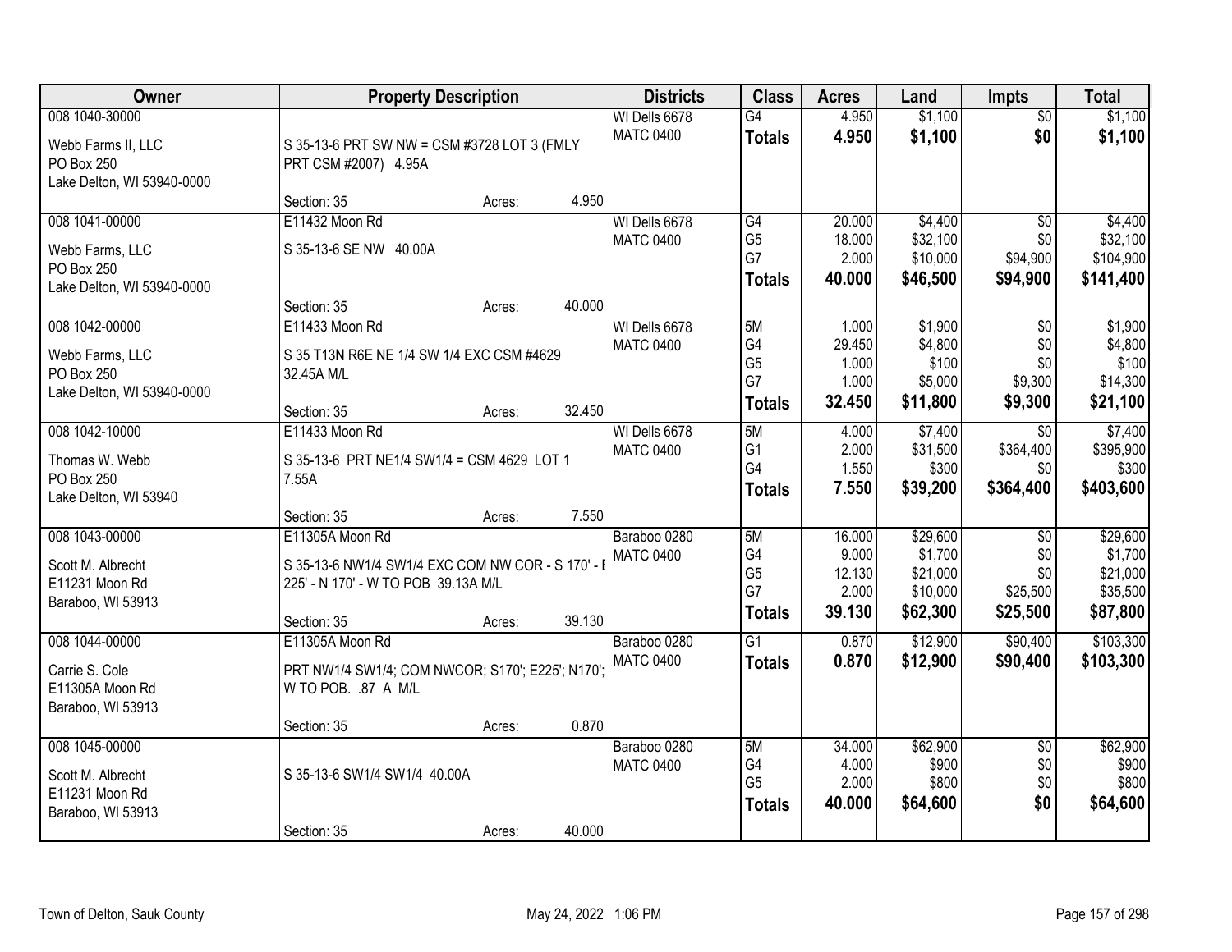| Owner | Property Description | Districts | Class | Acres | Land | Impts | Total |
|---|---|---|---|---|---|---|---|
| 008 1040-30000<br><br>Webb Farms II, LLC<br>PO Box 250<br>Lake Delton, WI 53940-0000 | S 35-13-6 PRT SW NW = CSM #3728 LOT 3 (FMLY PRT CSM #2007) 4.95A<br><br>Section: 35 Acres: 4.950 | WI Dells 6678<br>MATC 0400 | G4<br>**Totals** | 4.950<br>**4.950** | $1,100<br>**$1,100** | $0<br>**$0** | $1,100<br>**$1,100** |
| 008 1041-00000<br><br>Webb Farms, LLC<br>PO Box 250<br>Lake Delton, WI 53940-0000 | E11432 Moon Rd<br>S 35-13-6 SE NW 40.00A<br><br>Section: 35 Acres: 40.000 | WI Dells 6678<br>MATC 0400 | G4<br>G5<br>G7<br>**Totals** | 20.000<br>18.000<br>2.000<br>**40.000** | $4,400<br>$32,100<br>$10,000<br>**$46,500** | $0<br>$0<br>$94,900<br>**$94,900** | $4,400<br>$32,100<br>$104,900<br>**$141,400** |
| 008 1042-00000<br><br>Webb Farms, LLC<br>PO Box 250<br>Lake Delton, WI 53940-0000 | E11433 Moon Rd<br>S 35 T13N R6E NE 1/4 SW 1/4 EXC CSM #4629 32.45A M/L<br><br>Section: 35 Acres: 32.450 | WI Dells 6678<br>MATC 0400 | 5M<br>G4<br>G5<br>G7<br>**Totals** | 1.000<br>29.450<br>1.000<br>1.000<br>**32.450** | $1,900<br>$4,800<br>$100<br>$5,000<br>**$11,800** | $0<br>$0<br>$0<br>$9,300<br>**$9,300** | $1,900<br>$4,800<br>$100<br>$14,300<br>**$21,100** |
| 008 1042-10000<br><br>Thomas W. Webb<br>PO Box 250<br>Lake Delton, WI 53940 | E11433 Moon Rd<br>S 35-13-6 PRT NE1/4 SW1/4 = CSM 4629 LOT 1 7.55A<br><br>Section: 35 Acres: 7.550 | WI Dells 6678<br>MATC 0400 | 5M<br>G1<br>G4<br>**Totals** | 4.000<br>2.000<br>1.550<br>**7.550** | $7,400<br>$31,500<br>$300<br>**$39,200** | $0<br>$364,400<br>$0<br>**$364,400** | $7,400<br>$395,900<br>$300<br>**$403,600** |
| 008 1043-00000<br><br>Scott M. Albrecht<br>E11231 Moon Rd<br>Baraboo, WI 53913 | E11305A Moon Rd<br>S 35-13-6 NW1/4 SW1/4 EXC COM NW COR - S 170' - E 225' - N 170' - W TO POB 39.13A M/L<br><br>Section: 35 Acres: 39.130 | Baraboo 0280<br>MATC 0400 | 5M<br>G4<br>G5<br>G7<br>**Totals** | 16.000<br>9.000<br>12.130<br>2.000<br>**39.130** | $29,600<br>$1,700<br>$21,000<br>$10,000<br>**$62,300** | $0<br>$0<br>$0<br>$25,500<br>**$25,500** | $29,600<br>$1,700<br>$21,000<br>$35,500<br>**$87,800** |
| 008 1044-00000<br><br>Carrie S. Cole<br>E11305A Moon Rd<br>Baraboo, WI 53913 | E11305A Moon Rd<br>PRT NW1/4 SW1/4; COM NWCOR; S170'; E225'; N170'; W TO POB. .87 A M/L<br><br>Section: 35 Acres: 0.870 | Baraboo 0280<br>MATC 0400 | G1<br>**Totals** | 0.870<br>**0.870** | $12,900<br>**$12,900** | $90,400<br>**$90,400** | $103,300<br>**$103,300** |
| 008 1045-00000<br><br>Scott M. Albrecht<br>E11231 Moon Rd<br>Baraboo, WI 53913 | S 35-13-6 SW1/4 SW1/4 40.00A<br><br>Section: 35 Acres: 40.000 | Baraboo 0280<br>MATC 0400 | 5M<br>G4<br>G5<br>**Totals** | 34.000<br>4.000<br>2.000<br>**40.000** | $62,900<br>$900<br>$800<br>**$64,600** | $0<br>$0<br>$0<br>**$0** | $62,900<br>$900<br>$800<br>**$64,600** |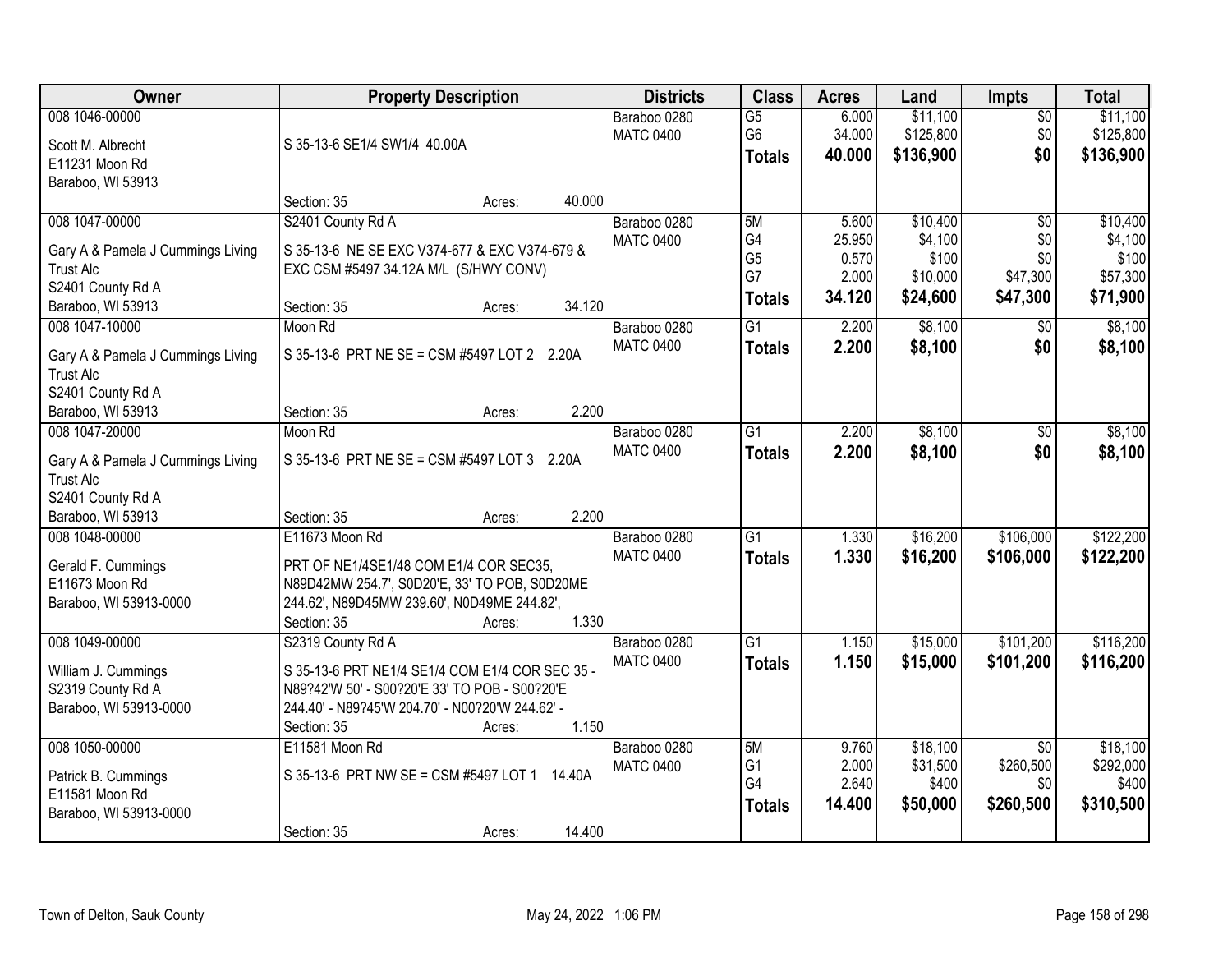| Owner | Property Description | Districts | Class | Acres | Land | Impts | Total |
|---|---|---|---|---|---|---|---|
| 008 1046-00000<br>Scott M. Albrecht<br>E11231 Moon Rd<br>Baraboo, WI 53913 | S 35-13-6 SE1/4 SW1/4 40.00A<br>Section: 35 Acres: 40.000 | Baraboo 0280<br>MATC 0400 | G5<br>G6<br>**Totals** | 6.000<br>34.000<br>**40.000** | $11,100<br>$125,800<br>**$136,900** | $0<br>$0<br>**$0** | $11,100<br>$125,800<br>**$136,900** |
| 008 1047-00000<br>Gary A & Pamela J Cummings Living Trust Alc<br>S2401 County Rd A<br>Baraboo, WI 53913 | S2401 County Rd A<br>S 35-13-6 NE SE EXC V374-677 & EXC V374-679 & EXC CSM #5497 34.12A M/L (S/HWY CONV)<br>Section: 35 Acres: 34.120 | Baraboo 0280<br>MATC 0400 | 5M<br>G4<br>G5<br>G7<br>**Totals** | 5.600<br>25.950<br>0.570<br>2.000<br>**34.120** | $10,400<br>$4,100<br>$100<br>$10,000<br>**$24,600** | $0<br>$0<br>$0<br>$47,300<br>**$47,300** | $10,400<br>$4,100<br>$100<br>$57,300<br>**$71,900** |
| 008 1047-10000<br>Gary A & Pamela J Cummings Living Trust Alc<br>S2401 County Rd A<br>Baraboo, WI 53913 | Moon Rd<br>S 35-13-6 PRT NE SE = CSM #5497 LOT 2 2.20A<br>Section: 35 Acres: 2.200 | Baraboo 0280<br>MATC 0400 | G1<br>**Totals** | 2.200<br>**2.200** | $8,100<br>**$8,100** | $0<br>**$0** | $8,100<br>**$8,100** |
| 008 1047-20000<br>Gary A & Pamela J Cummings Living Trust Alc<br>S2401 County Rd A<br>Baraboo, WI 53913 | Moon Rd<br>S 35-13-6 PRT NE SE = CSM #5497 LOT 3 2.20A<br>Section: 35 Acres: 2.200 | Baraboo 0280<br>MATC 0400 | G1<br>**Totals** | 2.200<br>**2.200** | $8,100<br>**$8,100** | $0<br>**$0** | $8,100<br>**$8,100** |
| 008 1048-00000<br>Gerald F. Cummings<br>E11673 Moon Rd<br>Baraboo, WI 53913-0000 | E11673 Moon Rd<br>PRT OF NE1/4SE1/48 COM E1/4 COR SEC35, N89D42MW 254.7', S0D20'E, 33' TO POB, S0D20ME 244.62', N89D45MW 239.60', N0D49ME 244.82',<br>Section: 35 Acres: 1.330 | Baraboo 0280<br>MATC 0400 | G1<br>**Totals** | 1.330<br>**1.330** | $16,200<br>**$16,200** | $106,000<br>**$106,000** | $122,200<br>**$122,200** |
| 008 1049-00000<br>William J. Cummings<br>S2319 County Rd A<br>Baraboo, WI 53913-0000 | S2319 County Rd A<br>S 35-13-6 PRT NE1/4 SE1/4 COM E1/4 COR SEC 35 - N89?42'W 50' - S00?20'E 33' TO POB - S00?20'E 244.40' - N89?45'W 204.70' - N00?20'W 244.62' -<br>Section: 35 Acres: 1.150 | Baraboo 0280<br>MATC 0400 | G1<br>**Totals** | 1.150<br>**1.150** | $15,000<br>**$15,000** | $101,200<br>**$101,200** | $116,200<br>**$116,200** |
| 008 1050-00000<br>Patrick B. Cummings<br>E11581 Moon Rd<br>Baraboo, WI 53913-0000 | E11581 Moon Rd<br>S 35-13-6 PRT NW SE = CSM #5497 LOT 1 14.40A<br>Section: 35 Acres: 14.400 | Baraboo 0280<br>MATC 0400 | 5M<br>G1<br>G4<br>**Totals** | 9.760<br>2.000<br>2.640<br>**14.400** | $18,100<br>$31,500<br>$400<br>**$50,000** | $0<br>$260,500<br>$0<br>**$260,500** | $18,100<br>$292,000<br>$400<br>**$310,500** |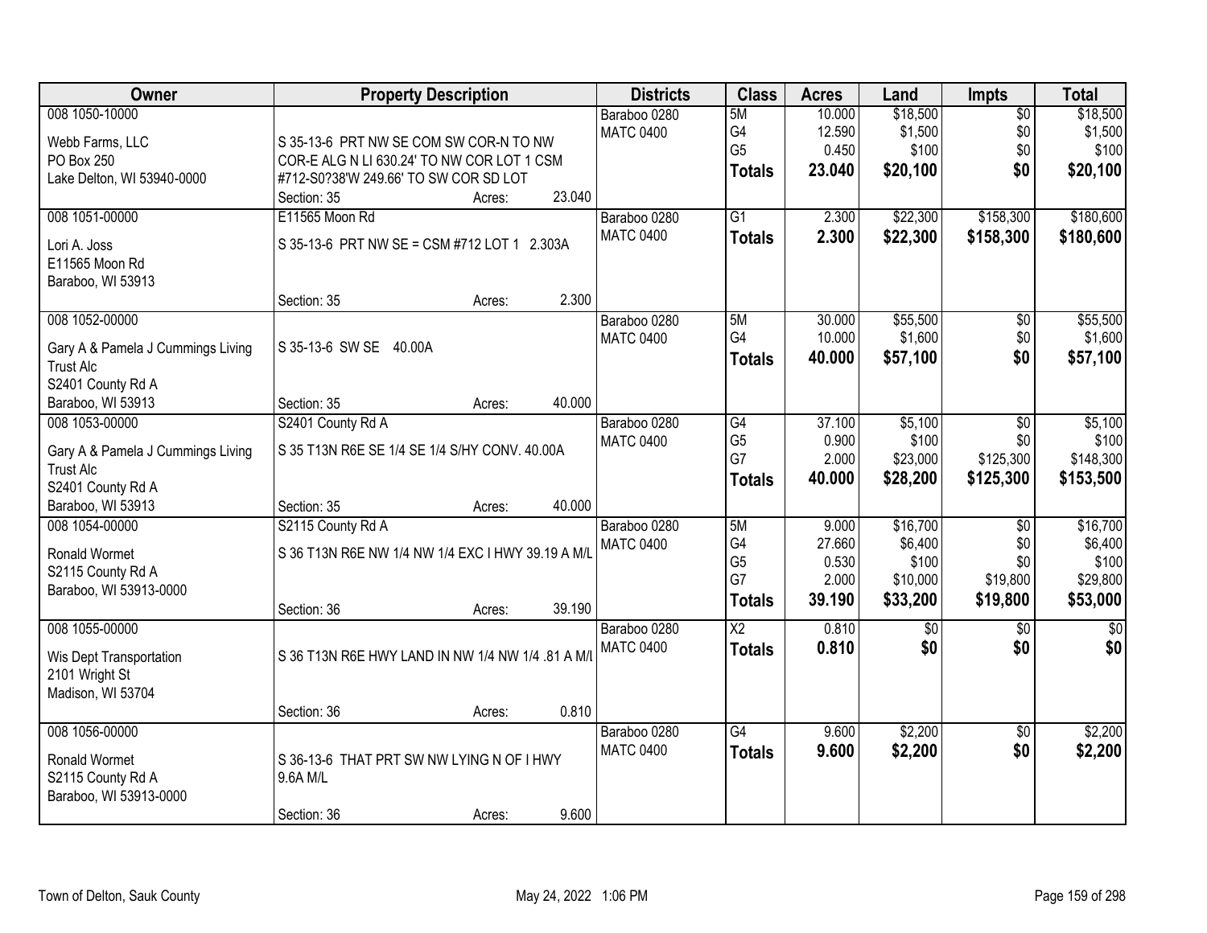| Owner | Property Description | Districts | Class | Acres | Land | Impts | Total |
|---|---|---|---|---|---|---|---|
| 008 1050-10000<br><br>Webb Farms, LLC<br>PO Box 250<br>Lake Delton, WI 53940-0000 | S 35-13-6 PRT NW SE COM SW COR-N TO NW COR-E ALG N LI 630.24' TO NW COR LOT 1 CSM #712-S0?38'W 249.66' TO SW COR SD LOT<br>Section: 35 Acres: 23.040 | Baraboo 0280<br>MATC 0400 | 5M<br>G4<br>G5<br>**Totals** | 10.000<br>12.590<br>0.450<br>**23.040** | $18,500<br>$1,500<br>$100<br>**$20,100** | $0<br>$0<br>$0<br>**$0** | $18,500<br>$1,500<br>$100<br>**$20,100** |
| 008 1051-00000<br><br>Lori A. Joss<br>E11565 Moon Rd<br>Baraboo, WI 53913 | E11565 Moon Rd<br>S 35-13-6 PRT NW SE = CSM #712 LOT 1 2.303A<br>Section: 35 Acres: 2.300 | Baraboo 0280<br>MATC 0400 | G1<br>**Totals** | 2.300<br>**2.300** | $22,300<br>**$22,300** | $158,300<br>**$158,300** | $180,600<br>**$180,600** |
| 008 1052-00000<br><br>Gary A & Pamela J Cummings Living Trust Alc<br>S2401 County Rd A<br>Baraboo, WI 53913 | S 35-13-6 SW SE 40.00A<br>Section: 35 Acres: 40.000 | Baraboo 0280<br>MATC 0400 | 5M<br>G4<br>**Totals** | 30.000<br>10.000<br>**40.000** | $55,500<br>$1,600<br>**$57,100** | $0<br>$0<br>**$0** | $55,500<br>$1,600<br>**$57,100** |
| 008 1053-00000<br><br>Gary A & Pamela J Cummings Living Trust Alc<br>S2401 County Rd A<br>Baraboo, WI 53913 | S2401 County Rd A<br>S 35 T13N R6E SE 1/4 SE 1/4 S/HY CONV. 40.00A<br>Section: 35 Acres: 40.000 | Baraboo 0280<br>MATC 0400 | G4<br>G5<br>G7<br>**Totals** | 37.100<br>0.900<br>2.000<br>**40.000** | $5,100<br>$100<br>$23,000<br>**$28,200** | $0<br>$0<br>$125,300<br>**$125,300** | $5,100<br>$100<br>$148,300<br>**$153,500** |
| 008 1054-00000<br><br>Ronald Wormet<br>S2115 County Rd A<br>Baraboo, WI 53913-0000 | S2115 County Rd A<br>S 36 T13N R6E NW 1/4 NW 1/4 EXC I HWY 39.19 A M/L<br>Section: 36 Acres: 39.190 | Baraboo 0280<br>MATC 0400 | 5M<br>G4<br>G5<br>G7<br>**Totals** | 9.000<br>27.660<br>0.530<br>2.000<br>**39.190** | $16,700<br>$6,400<br>$100<br>$10,000<br>**$33,200** | $0<br>$0<br>$0<br>$19,800<br>**$19,800** | $16,700<br>$6,400<br>$100<br>$29,800<br>**$53,000** |
| 008 1055-00000<br><br>Wis Dept Transportation<br>2101 Wright St<br>Madison, WI 53704 | S 36 T13N R6E HWY LAND IN NW 1/4 NW 1/4 .81 A M/L<br>Section: 36 Acres: 0.810 | Baraboo 0280<br>MATC 0400 | X2<br>**Totals** | 0.810<br>**0.810** | $0<br>**$0** | $0<br>**$0** | $0<br>**$0** |
| 008 1056-00000<br><br>Ronald Wormet<br>S2115 County Rd A<br>Baraboo, WI 53913-0000 | S 36-13-6 THAT PRT SW NW LYING N OF I HWY 9.6A M/L<br>Section: 36 Acres: 9.600 | Baraboo 0280<br>MATC 0400 | G4<br>**Totals** | 9.600<br>**9.600** | $2,200<br>**$2,200** | $0<br>**$0** | $2,200<br>**$2,200** |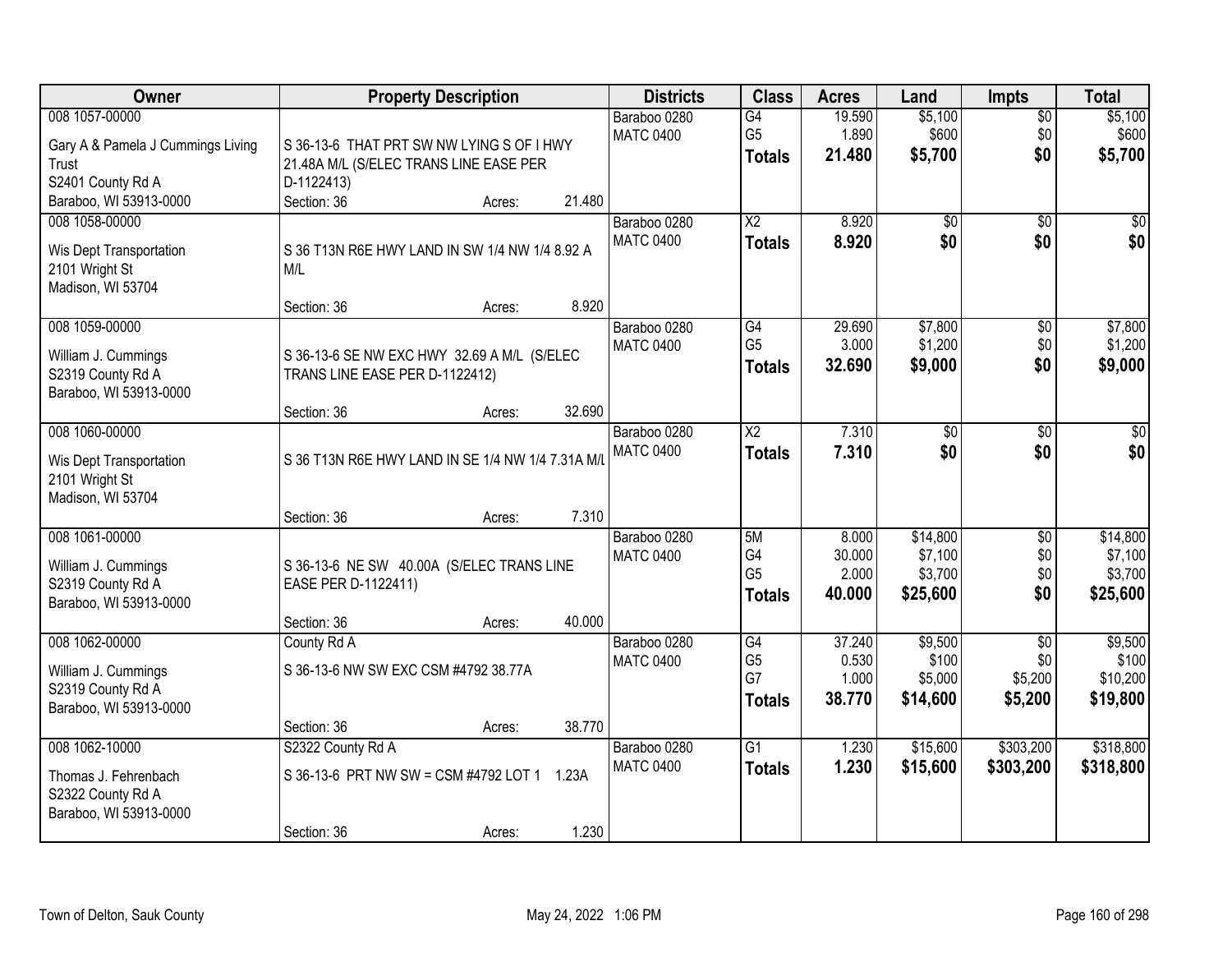| Owner | Property Description | Districts | Class | Acres | Land | Impts | Total |
|---|---|---|---|---|---|---|---|
| 008 1057-00000<br>Gary A & Pamela J Cummings Living Trust<br>S2401 County Rd A<br>Baraboo, WI 53913-0000 | S 36-13-6 THAT PRT SW NW LYING S OF I HWY 21.48A M/L (S/ELEC TRANS LINE EASE PER D-1122413)<br>Section: 36 Acres: 21.480 | Baraboo 0280<br>MATC 0400 | G4<br>G5<br>**Totals** | 19.590<br>1.890<br>**21.480** | $5,100<br>$600<br>**$5,700** | $0<br>$0<br>**$0** | $5,100<br>$600<br>**$5,700** |
| 008 1058-00000<br>Wis Dept Transportation<br>2101 Wright St<br>Madison, WI 53704 | S 36 T13N R6E HWY LAND IN SW 1/4 NW 1/4 8.92 A M/L<br>Section: 36 Acres: 8.920 | Baraboo 0280<br>MATC 0400 | X2<br>**Totals** | 8.920<br>**8.920** | $0<br>**$0** | $0<br>**$0** | $0<br>**$0** |
| 008 1059-00000<br>William J. Cummings<br>S2319 County Rd A<br>Baraboo, WI 53913-0000 | S 36-13-6 SE NW EXC HWY 32.69 A M/L (S/ELEC TRANS LINE EASE PER D-1122412)<br>Section: 36 Acres: 32.690 | Baraboo 0280<br>MATC 0400 | G4<br>G5<br>**Totals** | 29.690<br>3.000<br>**32.690** | $7,800<br>$1,200<br>**$9,000** | $0<br>$0<br>**$0** | $7,800<br>$1,200<br>**$9,000** |
| 008 1060-00000<br>Wis Dept Transportation<br>2101 Wright St<br>Madison, WI 53704 | S 36 T13N R6E HWY LAND IN SE 1/4 NW 1/4 7.31A M/L<br>Section: 36 Acres: 7.310 | Baraboo 0280<br>MATC 0400 | X2<br>**Totals** | 7.310<br>**7.310** | $0<br>**$0** | $0<br>**$0** | $0<br>**$0** |
| 008 1061-00000<br>William J. Cummings<br>S2319 County Rd A<br>Baraboo, WI 53913-0000 | S 36-13-6 NE SW 40.00A (S/ELEC TRANS LINE EASE PER D-1122411)<br>Section: 36 Acres: 40.000 | Baraboo 0280<br>MATC 0400 | 5M<br>G4<br>G5<br>**Totals** | 8.000<br>30.000<br>2.000<br>**40.000** | $14,800<br>$7,100<br>$3,700<br>**$25,600** | $0<br>$0<br>$0<br>**$0** | $14,800<br>$7,100<br>$3,700<br>**$25,600** |
| 008 1062-00000<br>William J. Cummings<br>S2319 County Rd A<br>Baraboo, WI 53913-0000 | County Rd A<br>S 36-13-6 NW SW EXC CSM #4792 38.77A<br>Section: 36 Acres: 38.770 | Baraboo 0280<br>MATC 0400 | G4<br>G5<br>G7<br>**Totals** | 37.240<br>0.530<br>1.000<br>**38.770** | $9,500<br>$100<br>$5,000<br>**$14,600** | $0<br>$0<br>$5,200<br>**$5,200** | $9,500<br>$100<br>$10,200<br>**$19,800** |
| 008 1062-10000<br>Thomas J. Fehrenbach<br>S2322 County Rd A<br>Baraboo, WI 53913-0000 | S2322 County Rd A<br>S 36-13-6 PRT NW SW = CSM #4792 LOT 1 1.23A<br>Section: 36 Acres: 1.230 | Baraboo 0280<br>MATC 0400 | G1<br>**Totals** | 1.230<br>**1.230** | $15,600<br>**$15,600** | $303,200<br>**$303,200** | $318,800<br>**$318,800** |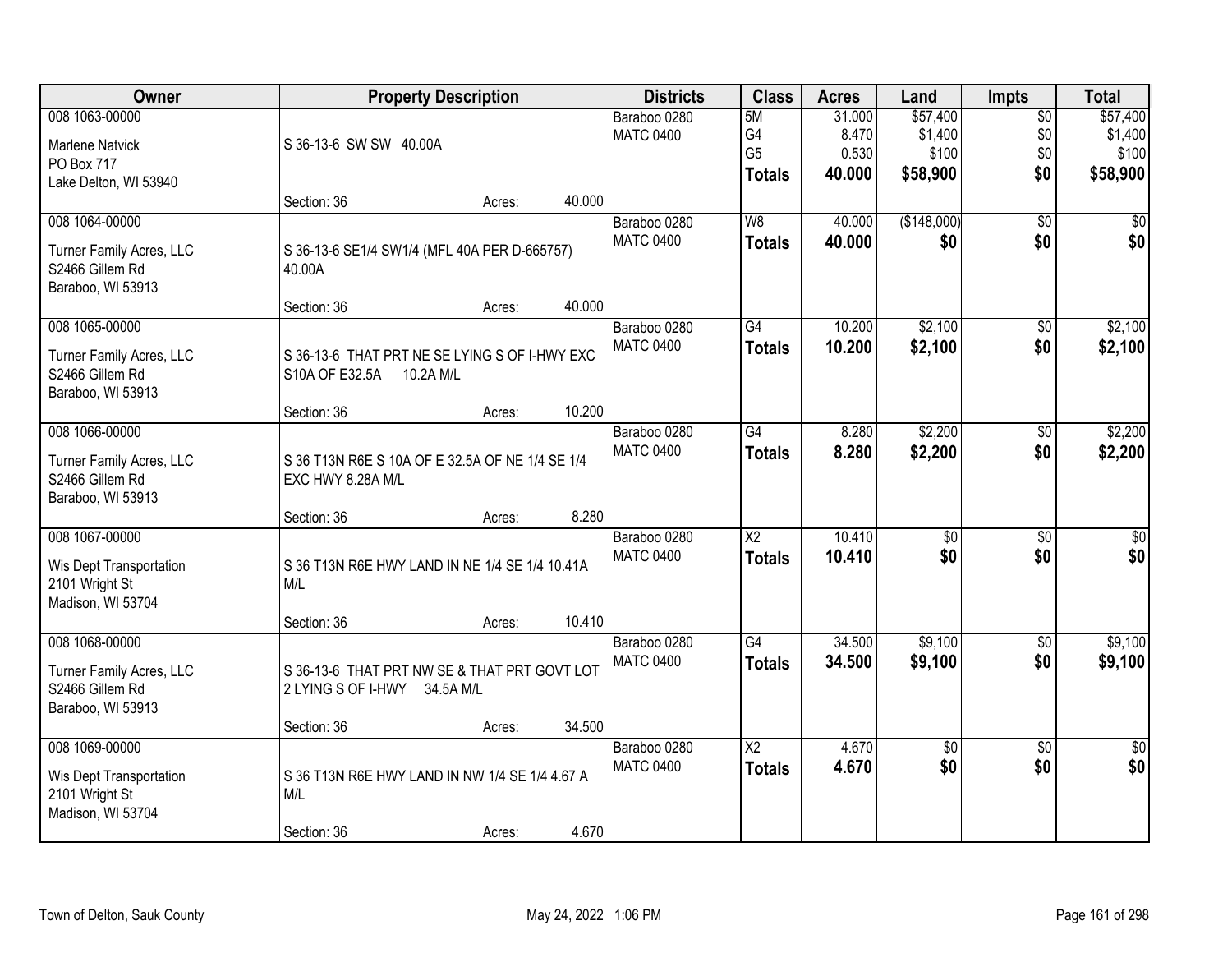| Owner | Property Description | Districts | Class | Acres | Land | Impts | Total |
|---|---|---|---|---|---|---|---|
| 008 1063-00000<br>Marlene Natvick<br>PO Box 717<br>Lake Delton, WI 53940 | S 36-13-6 SW SW 40.00A<br>Section: 36 Acres: 40.000 | Baraboo 0280<br>MATC 0400 | 5M<br>G4<br>G5<br>**Totals** | 31.000<br>8.470<br>0.530<br>**40.000** | $57,400<br>$1,400<br>$100<br>**$58,900** | $0<br>$0<br>$0<br>**$0** | $57,400<br>$1,400<br>$100<br>**$58,900** |
| 008 1064-00000<br>Turner Family Acres, LLC<br>S2466 Gillem Rd<br>Baraboo, WI 53913 | S 36-13-6 SE1/4 SW1/4 (MFL 40A PER D-665757) 40.00A<br>Section: 36 Acres: 40.000 | Baraboo 0280<br>MATC 0400 | W8<br>**Totals** | 40.000<br>**40.000** | ($148,000)<br>**$0** | $0<br>**$0** | $0<br>**$0** |
| 008 1065-00000<br>Turner Family Acres, LLC<br>S2466 Gillem Rd<br>Baraboo, WI 53913 | S 36-13-6 THAT PRT NE SE LYING S OF I-HWY EXC S10A OF E32.5A 10.2A M/L<br>Section: 36 Acres: 10.200 | Baraboo 0280<br>MATC 0400 | G4<br>**Totals** | 10.200<br>**10.200** | $2,100<br>**$2,100** | $0<br>**$0** | $2,100<br>**$2,100** |
| 008 1066-00000<br>Turner Family Acres, LLC<br>S2466 Gillem Rd<br>Baraboo, WI 53913 | S 36 T13N R6E S 10A OF E 32.5A OF NE 1/4 SE 1/4 EXC HWY 8.28A M/L<br>Section: 36 Acres: 8.280 | Baraboo 0280<br>MATC 0400 | G4<br>**Totals** | 8.280<br>**8.280** | $2,200<br>**$2,200** | $0<br>**$0** | $2,200<br>**$2,200** |
| 008 1067-00000<br>Wis Dept Transportation<br>2101 Wright St<br>Madison, WI 53704 | S 36 T13N R6E HWY LAND IN NE 1/4 SE 1/4 10.41A M/L<br>Section: 36 Acres: 10.410 | Baraboo 0280<br>MATC 0400 | X2<br>**Totals** | 10.410<br>**10.410** | $0<br>**$0** | $0<br>**$0** | $0<br>**$0** |
| 008 1068-00000<br>Turner Family Acres, LLC<br>S2466 Gillem Rd<br>Baraboo, WI 53913 | S 36-13-6 THAT PRT NW SE & THAT PRT GOVT LOT 2 LYING S OF I-HWY 34.5A M/L<br>Section: 36 Acres: 34.500 | Baraboo 0280<br>MATC 0400 | G4<br>**Totals** | 34.500<br>**34.500** | $9,100<br>**$9,100** | $0<br>**$0** | $9,100<br>**$9,100** |
| 008 1069-00000<br>Wis Dept Transportation<br>2101 Wright St<br>Madison, WI 53704 | S 36 T13N R6E HWY LAND IN NW 1/4 SE 1/4 4.67 A M/L<br>Section: 36 Acres: 4.670 | Baraboo 0280<br>MATC 0400 | X2<br>**Totals** | 4.670<br>**4.670** | $0<br>**$0** | $0<br>**$0** | $0<br>**$0** |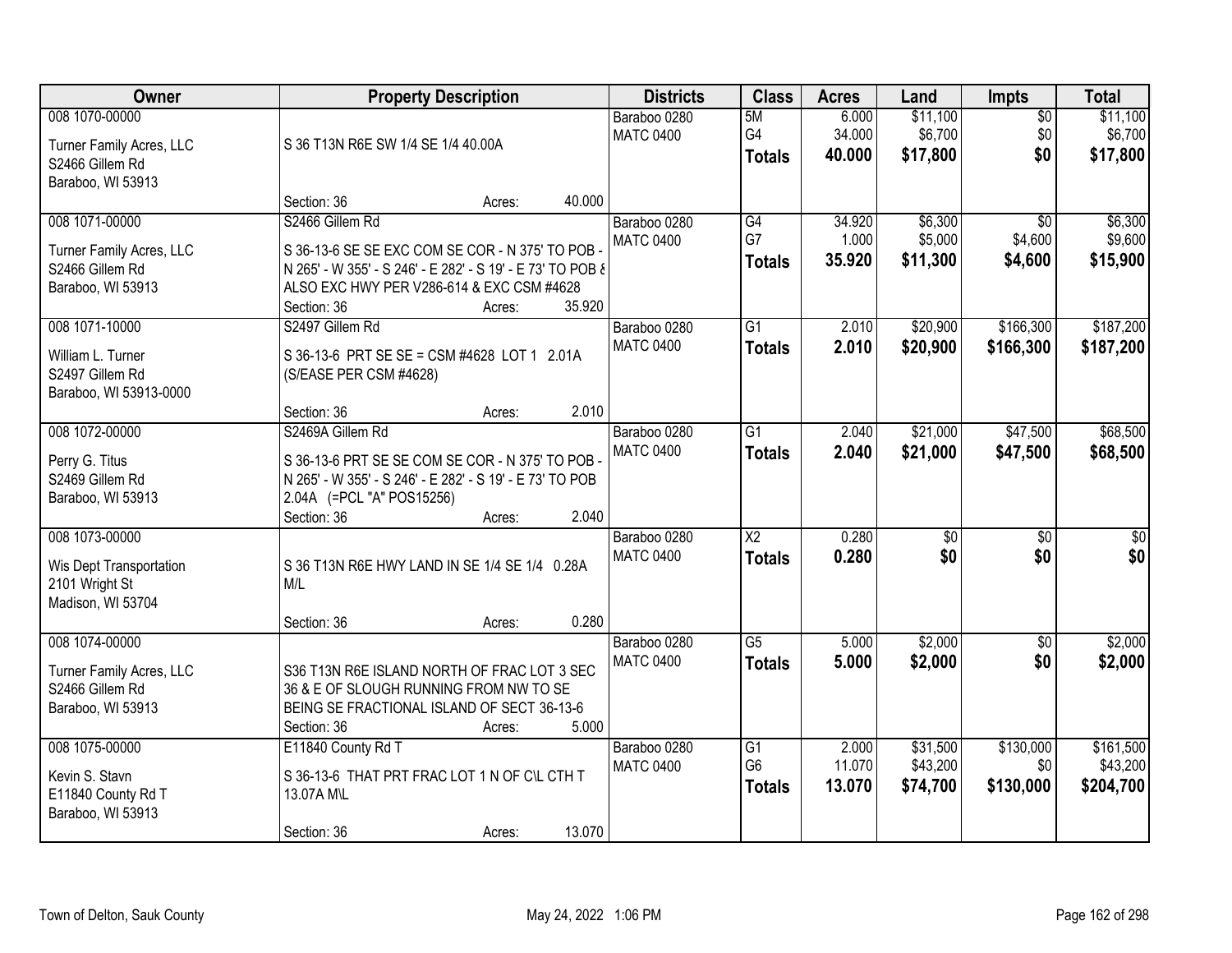| Owner | Property Description | Districts | Class | Acres | Land | Impts | Total |
|---|---|---|---|---|---|---|---|
| 008 1070-00000<br>Turner Family Acres, LLC<br>S2466 Gillem Rd<br>Baraboo, WI 53913 | S 36 T13N R6E SW 1/4 SE 1/4 40.00A<br>Section: 36 Acres: 40.000 | Baraboo 0280<br>MATC 0400 | 5M<br>G4<br>**Totals** | 6.000<br>34.000<br>**40.000** | $11,100<br>$6,700<br>**$17,800** | $0<br>$0<br>**$0** | $11,100<br>$6,700<br>**$17,800** |
| 008 1071-00000<br>Turner Family Acres, LLC<br>S2466 Gillem Rd<br>Baraboo, WI 53913 | S2466 Gillem Rd<br>S 36-13-6 SE SE EXC COM SE COR - N 375' TO POB - N 265' - W 355' - S 246' - E 282' - S 19' - E 73' TO POB & ALSO EXC HWY PER V286-614 & EXC CSM #4628<br>Section: 36 Acres: 35.920 | Baraboo 0280<br>MATC 0400 | G4<br>G7<br>**Totals** | 34.920<br>1.000<br>**35.920** | $6,300<br>$5,000<br>**$11,300** | $0<br>$4,600<br>**$4,600** | $6,300<br>$9,600<br>**$15,900** |
| 008 1071-10000<br>William L. Turner<br>S2497 Gillem Rd<br>Baraboo, WI 53913-0000 | S2497 Gillem Rd<br>S 36-13-6 PRT SE SE = CSM #4628 LOT 1 2.01A (S/EASE PER CSM #4628)<br>Section: 36 Acres: 2.010 | Baraboo 0280<br>MATC 0400 | G1<br>**Totals** | 2.010<br>**2.010** | $20,900<br>**$20,900** | $166,300<br>**$166,300** | $187,200<br>**$187,200** |
| 008 1072-00000<br>Perry G. Titus<br>S2469 Gillem Rd<br>Baraboo, WI 53913 | S2469A Gillem Rd<br>S 36-13-6 PRT SE SE COM SE COR - N 375' TO POB - N 265' - W 355' - S 246' - E 282' - S 19' - E 73' TO POB 2.04A (=PCL "A" POS15256)<br>Section: 36 Acres: 2.040 | Baraboo 0280<br>MATC 0400 | G1<br>**Totals** | 2.040<br>**2.040** | $21,000<br>**$21,000** | $47,500<br>**$47,500** | $68,500<br>**$68,500** |
| 008 1073-00000<br>Wis Dept Transportation<br>2101 Wright St<br>Madison, WI 53704 | S 36 T13N R6E HWY LAND IN SE 1/4 SE 1/4 0.28A M/L<br>Section: 36 Acres: 0.280 | Baraboo 0280<br>MATC 0400 | X2<br>**Totals** | 0.280<br>**0.280** | $0<br>**$0** | $0<br>**$0** | $0<br>**$0** |
| 008 1074-00000<br>Turner Family Acres, LLC<br>S2466 Gillem Rd<br>Baraboo, WI 53913 | S36 T13N R6E ISLAND NORTH OF FRAC LOT 3 SEC 36 & E OF SLOUGH RUNNING FROM NW TO SE BEING SE FRACTIONAL ISLAND OF SECT 36-13-6<br>Section: 36 Acres: 5.000 | Baraboo 0280<br>MATC 0400 | G5<br>**Totals** | 5.000<br>**5.000** | $2,000<br>**$2,000** | $0<br>**$0** | $2,000<br>**$2,000** |
| 008 1075-00000<br>Kevin S. Stavn<br>E11840 County Rd T<br>Baraboo, WI 53913 | E11840 County Rd T<br>S 36-13-6 THAT PRT FRAC LOT 1 N OF C\L CTH T 13.07A M\L<br>Section: 36 Acres: 13.070 | Baraboo 0280<br>MATC 0400 | G1<br>G6<br>**Totals** | 2.000<br>11.070<br>**13.070** | $31,500<br>$43,200<br>**$74,700** | $130,000<br>$0<br>**$130,000** | $161,500<br>$43,200<br>**$204,700** |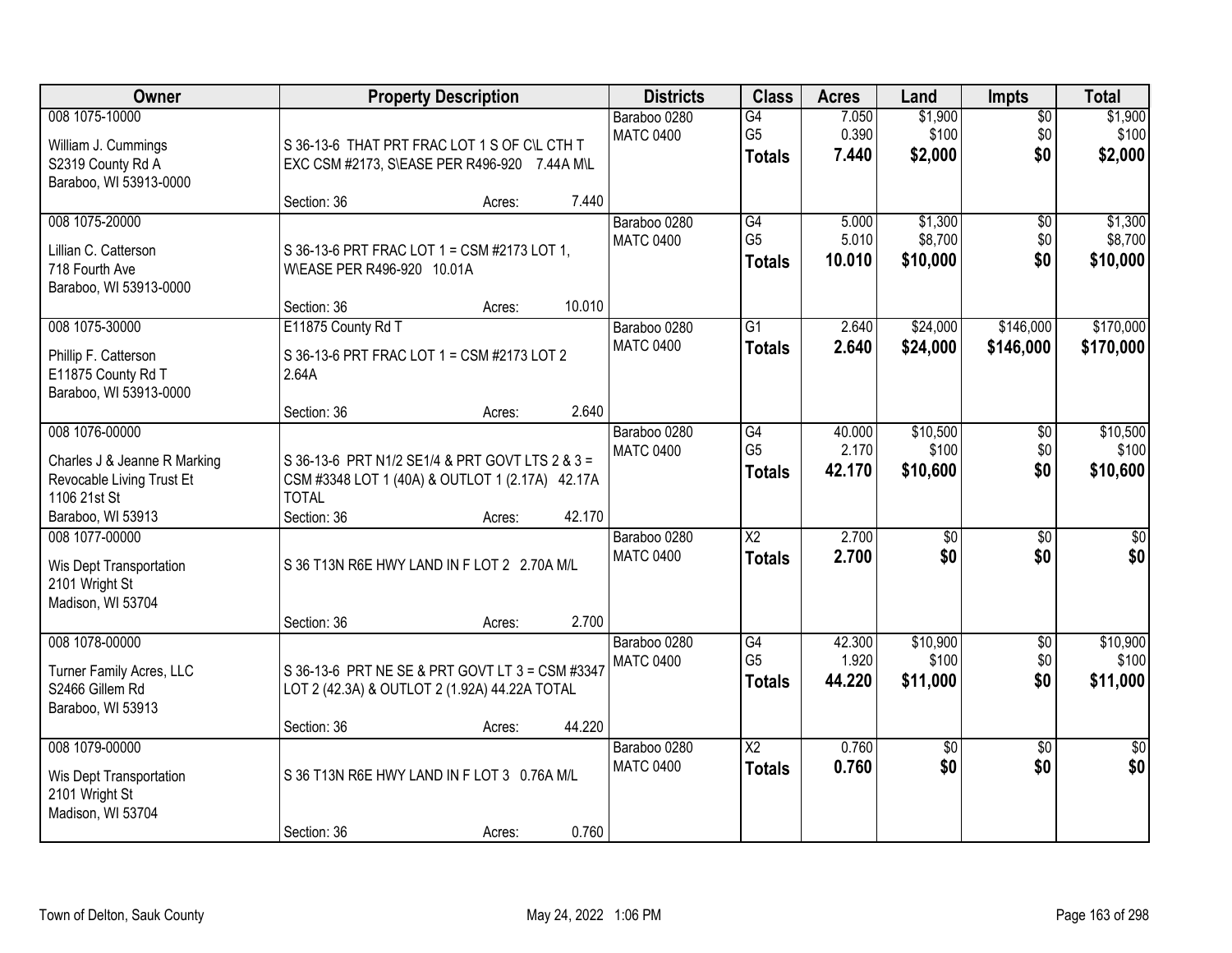| Owner | Property Description | Districts | Class | Acres | Land | Impts | Total |
|---|---|---|---|---|---|---|---|
| 008 1075-10000<br>William J. Cummings<br>S2319 County Rd A<br>Baraboo, WI 53913-0000 | S 36-13-6 THAT PRT FRAC LOT 1 S OF C\L CTH T EXC CSM #2173, S\EASE PER R496-920 7.44A M\L<br>Section: 36 Acres: 7.440 | Baraboo 0280<br>MATC 0400 | G4<br>G5<br>**Totals** | 7.050<br>0.390<br>**7.440** | $1,900<br>$100<br>**$2,000** | $0<br>$0<br>**$0** | $1,900<br>$100<br>**$2,000** |
| 008 1075-20000<br>Lillian C. Catterson<br>718 Fourth Ave<br>Baraboo, WI 53913-0000 | S 36-13-6 PRT FRAC LOT 1 = CSM #2173 LOT 1, W\EASE PER R496-920 10.01A<br>Section: 36 Acres: 10.010 | Baraboo 0280<br>MATC 0400 | G4<br>G5<br>**Totals** | 5.000<br>5.010<br>**10.010** | $1,300<br>$8,700<br>**$10,000** | $0<br>$0<br>**$0** | $1,300<br>$8,700<br>**$10,000** |
| 008 1075-30000<br>Phillip F. Catterson<br>E11875 County Rd T<br>Baraboo, WI 53913-0000 | E11875 County Rd T<br>S 36-13-6 PRT FRAC LOT 1 = CSM #2173 LOT 2 2.64A<br>Section: 36 Acres: 2.640 | Baraboo 0280<br>MATC 0400 | G1<br>**Totals** | 2.640<br>**2.640** | $24,000<br>**$24,000** | $146,000<br>**$146,000** | $170,000<br>**$170,000** |
| 008 1076-00000<br>Charles J & Jeanne R Marking Revocable Living Trust Et<br>1106 21st St<br>Baraboo, WI 53913 | S 36-13-6 PRT N1/2 SE1/4 & PRT GOVT LTS 2 & 3 = CSM #3348 LOT 1 (40A) & OUTLOT 1 (2.17A) 42.17A TOTAL<br>Section: 36 Acres: 42.170 | Baraboo 0280<br>MATC 0400 | G4<br>G5<br>**Totals** | 40.000<br>2.170<br>**42.170** | $10,500<br>$100<br>**$10,600** | $0<br>$0<br>**$0** | $10,500<br>$100<br>**$10,600** |
| 008 1077-00000<br>Wis Dept Transportation<br>2101 Wright St<br>Madison, WI 53704 | S 36 T13N R6E HWY LAND IN F LOT 2 2.70A M/L<br>Section: 36 Acres: 2.700 | Baraboo 0280<br>MATC 0400 | X2<br>**Totals** | 2.700<br>**2.700** | $0<br>**$0** | $0<br>**$0** | $0<br>**$0** |
| 008 1078-00000<br>Turner Family Acres, LLC<br>S2466 Gillem Rd<br>Baraboo, WI 53913 | S 36-13-6 PRT NE SE & PRT GOVT LT 3 = CSM #3347 LOT 2 (42.3A) & OUTLOT 2 (1.92A) 44.22A TOTAL<br>Section: 36 Acres: 44.220 | Baraboo 0280<br>MATC 0400 | G4<br>G5<br>**Totals** | 42.300<br>1.920<br>**44.220** | $10,900<br>$100<br>**$11,000** | $0<br>$0<br>**$0** | $10,900<br>$100<br>**$11,000** |
| 008 1079-00000<br>Wis Dept Transportation<br>2101 Wright St<br>Madison, WI 53704 | S 36 T13N R6E HWY LAND IN F LOT 3 0.76A M/L<br>Section: 36 Acres: 0.760 | Baraboo 0280<br>MATC 0400 | X2<br>**Totals** | 0.760<br>**0.760** | $0<br>**$0** | $0<br>**$0** | $0<br>**$0** |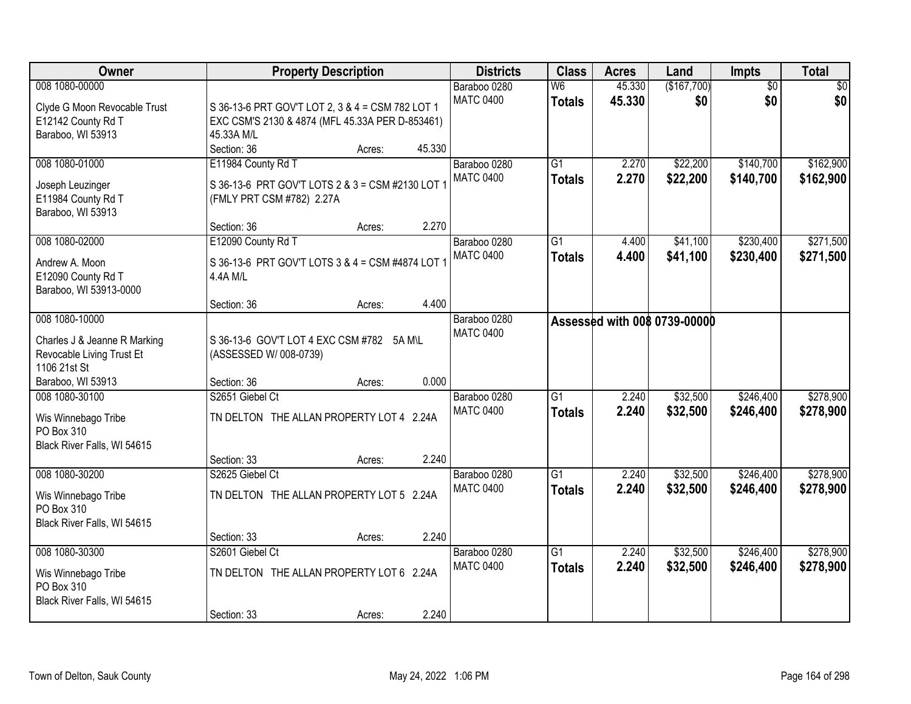| Owner | Property Description | Districts | Class | Acres | Land | Impts | Total |
|---|---|---|---|---|---|---|---|
| 008 1080-00000<br>Clyde G Moon Revocable Trust<br>E12142 County Rd T<br>Baraboo, WI 53913 | S 36-13-6 PRT GOV'T LOT 2, 3 & 4 = CSM 782 LOT 1 EXC CSM'S 2130 & 4874 (MFL 45.33A PER D-853461) 45.33A M/L<br>Section: 36 Acres: 45.330 | Baraboo 0280<br>MATC 0400 | W6<br>**Totals** | 45.330<br>**45.330** | ($167,700)<br>**$0** | $0<br>**$0** | $0<br>**$0** |
| 008 1080-01000<br>Joseph Leuzinger<br>E11984 County Rd T<br>Baraboo, WI 53913 | E11984 County Rd T<br>S 36-13-6 PRT GOV'T LOTS 2 & 3 = CSM #2130 LOT 1 (FMLY PRT CSM #782) 2.27A<br>Section: 36 Acres: 2.270 | Baraboo 0280<br>MATC 0400 | G1<br>**Totals** | 2.270<br>**2.270** | $22,200<br>**$22,200** | $140,700<br>**$140,700** | $162,900<br>**$162,900** |
| 008 1080-02000<br>Andrew A. Moon<br>E12090 County Rd T<br>Baraboo, WI 53913-0000 | E12090 County Rd T<br>S 36-13-6 PRT GOV'T LOTS 3 & 4 = CSM #4874 LOT 1 4.4A M/L<br>Section: 36 Acres: 4.400 | Baraboo 0280<br>MATC 0400 | G1<br>**Totals** | 4.400<br>**4.400** | $41,100<br>**$41,100** | $230,400<br>**$230,400** | $271,500<br>**$271,500** |
| 008 1080-10000<br>Charles J & Jeanne R Marking Revocable Living Trust Et<br>1106 21st St<br>Baraboo, WI 53913 | S 36-13-6 GOV'T LOT 4 EXC CSM #782 5A M\L (ASSESSED W/ 008-0739)<br>Section: 36 Acres: 0.000 | Baraboo 0280<br>MATC 0400 | Assessed with 008 0739-00000 | | | | |
| 008 1080-30100<br>Wis Winnebago Tribe<br>PO Box 310<br>Black River Falls, WI 54615 | S2651 Giebel Ct<br>TN DELTON THE ALLAN PROPERTY LOT 4 2.24A<br>Section: 33 Acres: 2.240 | Baraboo 0280<br>MATC 0400 | G1<br>**Totals** | 2.240<br>**2.240** | $32,500<br>**$32,500** | $246,400<br>**$246,400** | $278,900<br>**$278,900** |
| 008 1080-30200<br>Wis Winnebago Tribe<br>PO Box 310<br>Black River Falls, WI 54615 | S2625 Giebel Ct<br>TN DELTON THE ALLAN PROPERTY LOT 5 2.24A<br>Section: 33 Acres: 2.240 | Baraboo 0280<br>MATC 0400 | G1<br>**Totals** | 2.240<br>**2.240** | $32,500<br>**$32,500** | $246,400<br>**$246,400** | $278,900<br>**$278,900** |
| 008 1080-30300<br>Wis Winnebago Tribe<br>PO Box 310<br>Black River Falls, WI 54615 | S2601 Giebel Ct<br>TN DELTON THE ALLAN PROPERTY LOT 6 2.24A<br>Section: 33 Acres: 2.240 | Baraboo 0280<br>MATC 0400 | G1<br>**Totals** | 2.240<br>**2.240** | $32,500<br>**$32,500** | $246,400<br>**$246,400** | $278,900<br>**$278,900** |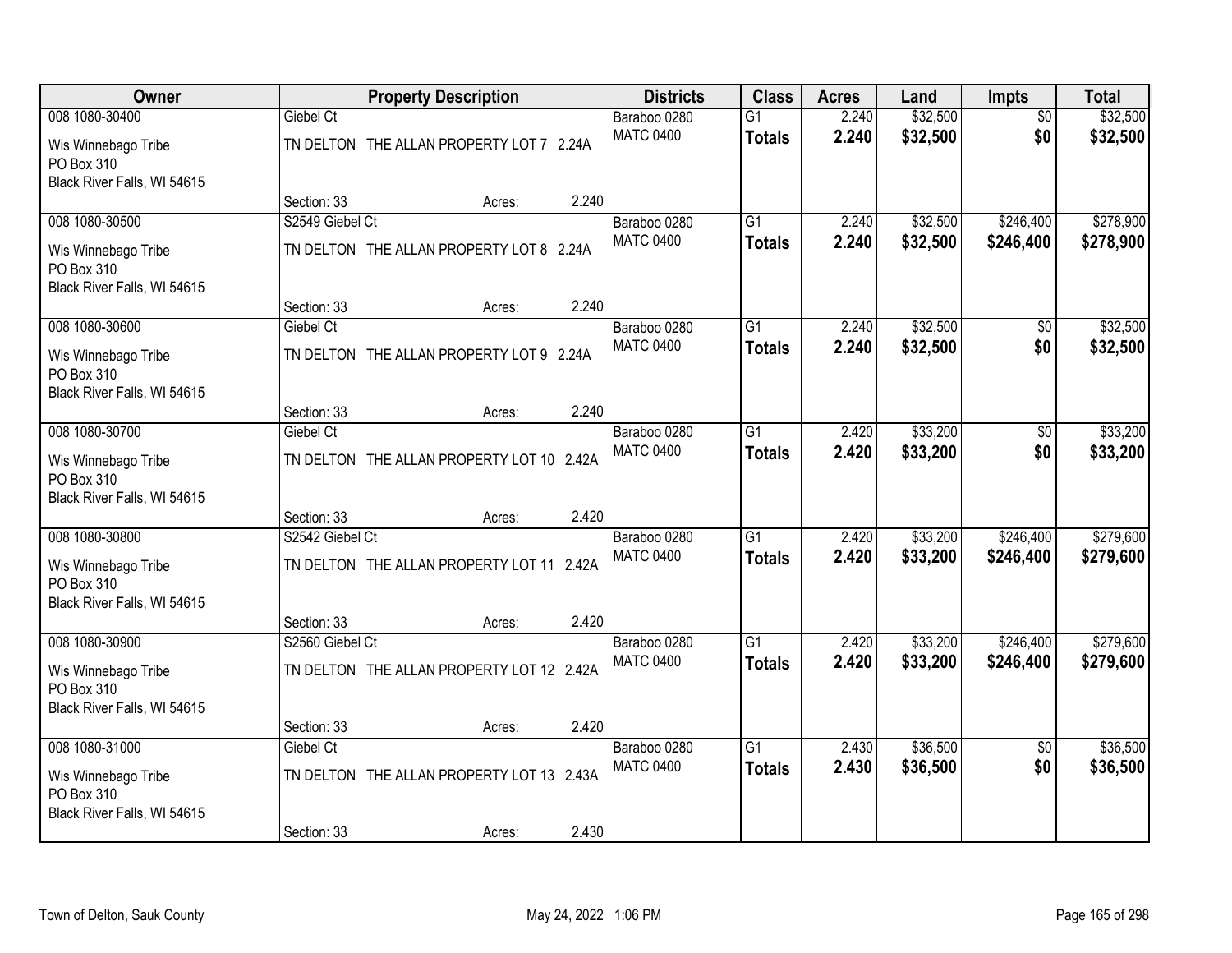| Owner | Property Description | | | Districts | Class | Acres | Land | Impts | Total |
|---|---|---|---|---|---|---|---|---|---|
| 008 1080-30400 | Giebel Ct | | | Baraboo 0280 | G1 | 2.240 | $32,500 | $0 | $32,500 |
| Wis Winnebago Tribe<br>PO Box 310<br>Black River Falls, WI 54615 | TN DELTON THE ALLAN PROPERTY LOT 7 2.24A | | | MATC 0400 | **Totals** | **2.240** | **$32,500** | **$0** | **$32,500** |
| | Section: 33 | Acres: | 2.240 | | | | | | |
| 008 1080-30500 | S2549 Giebel Ct | | | Baraboo 0280 | G1 | 2.240 | $32,500 | $246,400 | $278,900 |
| Wis Winnebago Tribe<br>PO Box 310<br>Black River Falls, WI 54615 | TN DELTON THE ALLAN PROPERTY LOT 8 2.24A | | | MATC 0400 | **Totals** | **2.240** | **$32,500** | **$246,400** | **$278,900** |
| | Section: 33 | Acres: | 2.240 | | | | | | |
| 008 1080-30600 | Giebel Ct | | | Baraboo 0280 | G1 | 2.240 | $32,500 | $0 | $32,500 |
| Wis Winnebago Tribe<br>PO Box 310<br>Black River Falls, WI 54615 | TN DELTON THE ALLAN PROPERTY LOT 9 2.24A | | | MATC 0400 | **Totals** | **2.240** | **$32,500** | **$0** | **$32,500** |
| | Section: 33 | Acres: | 2.240 | | | | | | |
| 008 1080-30700 | Giebel Ct | | | Baraboo 0280 | G1 | 2.420 | $33,200 | $0 | $33,200 |
| Wis Winnebago Tribe<br>PO Box 310<br>Black River Falls, WI 54615 | TN DELTON THE ALLAN PROPERTY LOT 10 2.42A | | | MATC 0400 | **Totals** | **2.420** | **$33,200** | **$0** | **$33,200** |
| | Section: 33 | Acres: | 2.420 | | | | | | |
| 008 1080-30800 | S2542 Giebel Ct | | | Baraboo 0280 | G1 | 2.420 | $33,200 | $246,400 | $279,600 |
| Wis Winnebago Tribe<br>PO Box 310<br>Black River Falls, WI 54615 | TN DELTON THE ALLAN PROPERTY LOT 11 2.42A | | | MATC 0400 | **Totals** | **2.420** | **$33,200** | **$246,400** | **$279,600** |
| | Section: 33 | Acres: | 2.420 | | | | | | |
| 008 1080-30900 | S2560 Giebel Ct | | | Baraboo 0280 | G1 | 2.420 | $33,200 | $246,400 | $279,600 |
| Wis Winnebago Tribe<br>PO Box 310<br>Black River Falls, WI 54615 | TN DELTON THE ALLAN PROPERTY LOT 12 2.42A | | | MATC 0400 | **Totals** | **2.420** | **$33,200** | **$246,400** | **$279,600** |
| | Section: 33 | Acres: | 2.420 | | | | | | |
| 008 1080-31000 | Giebel Ct | | | Baraboo 0280 | G1 | 2.430 | $36,500 | $0 | $36,500 |
| Wis Winnebago Tribe<br>PO Box 310<br>Black River Falls, WI 54615 | TN DELTON THE ALLAN PROPERTY LOT 13 2.43A | | | MATC 0400 | **Totals** | **2.430** | **$36,500** | **$0** | **$36,500** |
| | Section: 33 | Acres: | 2.430 | | | | | | |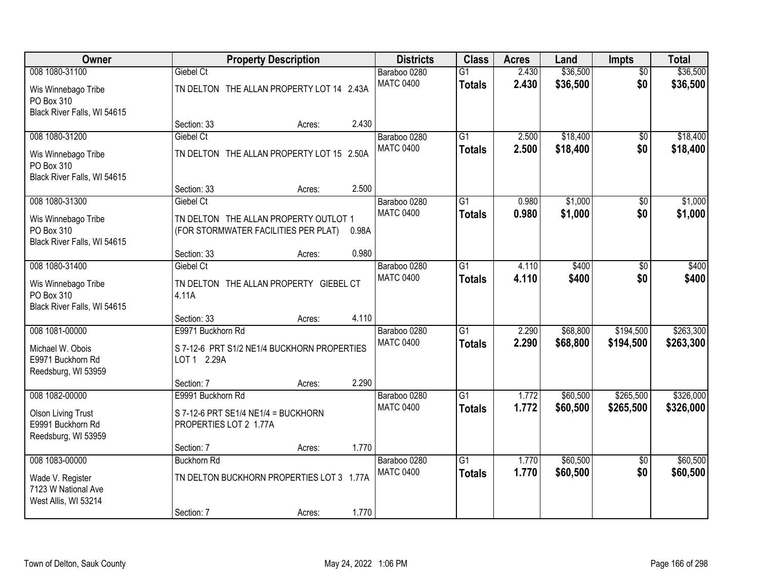| Owner | Property Description | | | Districts | Class | Acres | Land | Impts | Total |
|---|---|---|---|---|---|---|---|---|---|
| 008 1080-31100 | Giebel Ct | | | Baraboo 0280 | G1 | 2.430 | $36,500 | $0 | $36,500 |
| Wis Winnebago Tribe<br>PO Box 310<br>Black River Falls, WI 54615 | TN DELTON THE ALLAN PROPERTY LOT 14 2.43A | | | MATC 0400 | **Totals** | **2.430** | **$36,500** | **$0** | **$36,500** |
| | Section: 33 | Acres: | 2.430 | | | | | | |
| 008 1080-31200 | Giebel Ct | | | Baraboo 0280 | G1 | 2.500 | $18,400 | $0 | $18,400 |
| Wis Winnebago Tribe<br>PO Box 310<br>Black River Falls, WI 54615 | TN DELTON THE ALLAN PROPERTY LOT 15 2.50A | | | MATC 0400 | **Totals** | **2.500** | **$18,400** | **$0** | **$18,400** |
| | Section: 33 | Acres: | 2.500 | | | | | | |
| 008 1080-31300 | Giebel Ct | | | Baraboo 0280 | G1 | 0.980 | $1,000 | $0 | $1,000 |
| Wis Winnebago Tribe<br>PO Box 310<br>Black River Falls, WI 54615 | TN DELTON THE ALLAN PROPERTY OUTLOT 1 (FOR STORMWATER FACILITIES PER PLAT) 0.98A | | | MATC 0400 | **Totals** | **0.980** | **$1,000** | **$0** | **$1,000** |
| | Section: 33 | Acres: | 0.980 | | | | | | |
| 008 1080-31400 | Giebel Ct | | | Baraboo 0280 | G1 | 4.110 | $400 | $0 | $400 |
| Wis Winnebago Tribe<br>PO Box 310<br>Black River Falls, WI 54615 | TN DELTON THE ALLAN PROPERTY GIEBEL CT 4.11A | | | MATC 0400 | **Totals** | **4.110** | **$400** | **$0** | **$400** |
| | Section: 33 | Acres: | 4.110 | | | | | | |
| 008 1081-00000 | E9971 Buckhorn Rd | | | Baraboo 0280 | G1 | 2.290 | $68,800 | $194,500 | $263,300 |
| Michael W. Obois<br>E9971 Buckhorn Rd<br>Reedsburg, WI 53959 | S 7-12-6 PRT S1/2 NE1/4 BUCKHORN PROPERTIES LOT 1 2.29A | | | MATC 0400 | **Totals** | **2.290** | **$68,800** | **$194,500** | **$263,300** |
| | Section: 7 | Acres: | 2.290 | | | | | | |
| 008 1082-00000 | E9991 Buckhorn Rd | | | Baraboo 0280 | G1 | 1.772 | $60,500 | $265,500 | $326,000 |
| Olson Living Trust<br>E9991 Buckhorn Rd<br>Reedsburg, WI 53959 | S 7-12-6 PRT SE1/4 NE1/4 = BUCKHORN PROPERTIES LOT 2 1.77A | | | MATC 0400 | **Totals** | **1.772** | **$60,500** | **$265,500** | **$326,000** |
| | Section: 7 | Acres: | 1.770 | | | | | | |
| 008 1083-00000 | Buckhorn Rd | | | Baraboo 0280 | G1 | 1.770 | $60,500 | $0 | $60,500 |
| Wade V. Register<br>7123 W National Ave<br>West Allis, WI 53214 | TN DELTON BUCKHORN PROPERTIES LOT 3 1.77A | | | MATC 0400 | **Totals** | **1.770** | **$60,500** | **$0** | **$60,500** |
| | Section: 7 | Acres: | 1.770 | | | | | | |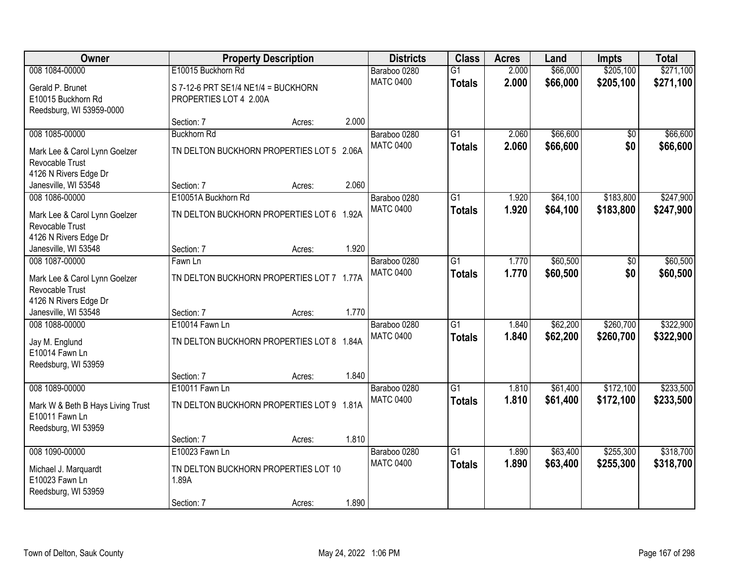| Owner | Property Description | Districts | Class | Acres | Land | Impts | Total |
|---|---|---|---|---|---|---|---|
| 008 1084-00000<br>Gerald P. Brunet<br>E10015 Buckhorn Rd<br>Reedsburg, WI 53959-0000 | E10015 Buckhorn Rd<br>S 7-12-6 PRT SE1/4 NE1/4 = BUCKHORN PROPERTIES LOT 4 2.00A<br>Section: 7 Acres: 2.000 | Baraboo 0280<br>MATC 0400 | G1<br>**Totals** | 2.000<br>**2.000** | $66,000<br>**$66,000** | $205,100<br>**$205,100** | $271,100<br>**$271,100** |
| 008 1085-00000<br>Mark Lee & Carol Lynn Goelzer Revocable Trust<br>4126 N Rivers Edge Dr<br>Janesville, WI 53548 | Buckhorn Rd<br>TN DELTON BUCKHORN PROPERTIES LOT 5 2.06A<br>Section: 7 Acres: 2.060 | Baraboo 0280<br>MATC 0400 | G1<br>**Totals** | 2.060<br>**2.060** | $66,600<br>**$66,600** | $0<br>**$0** | $66,600<br>**$66,600** |
| 008 1086-00000<br>Mark Lee & Carol Lynn Goelzer Revocable Trust<br>4126 N Rivers Edge Dr<br>Janesville, WI 53548 | E10051A Buckhorn Rd<br>TN DELTON BUCKHORN PROPERTIES LOT 6 1.92A<br>Section: 7 Acres: 1.920 | Baraboo 0280<br>MATC 0400 | G1<br>**Totals** | 1.920<br>**1.920** | $64,100<br>**$64,100** | $183,800<br>**$183,800** | $247,900<br>**$247,900** |
| 008 1087-00000<br>Mark Lee & Carol Lynn Goelzer Revocable Trust<br>4126 N Rivers Edge Dr<br>Janesville, WI 53548 | Fawn Ln<br>TN DELTON BUCKHORN PROPERTIES LOT 7 1.77A<br>Section: 7 Acres: 1.770 | Baraboo 0280<br>MATC 0400 | G1<br>**Totals** | 1.770<br>**1.770** | $60,500<br>**$60,500** | $0<br>**$0** | $60,500<br>**$60,500** |
| 008 1088-00000<br>Jay M. Englund<br>E10014 Fawn Ln<br>Reedsburg, WI 53959 | E10014 Fawn Ln<br>TN DELTON BUCKHORN PROPERTIES LOT 8 1.84A<br>Section: 7 Acres: 1.840 | Baraboo 0280<br>MATC 0400 | G1<br>**Totals** | 1.840<br>**1.840** | $62,200<br>**$62,200** | $260,700<br>**$260,700** | $322,900<br>**$322,900** |
| 008 1089-00000<br>Mark W & Beth B Hays Living Trust<br>E10011 Fawn Ln<br>Reedsburg, WI 53959 | E10011 Fawn Ln<br>TN DELTON BUCKHORN PROPERTIES LOT 9 1.81A<br>Section: 7 Acres: 1.810 | Baraboo 0280<br>MATC 0400 | G1<br>**Totals** | 1.810<br>**1.810** | $61,400<br>**$61,400** | $172,100<br>**$172,100** | $233,500<br>**$233,500** |
| 008 1090-00000<br>Michael J. Marquardt<br>E10023 Fawn Ln<br>Reedsburg, WI 53959 | E10023 Fawn Ln<br>TN DELTON BUCKHORN PROPERTIES LOT 10 1.89A<br>Section: 7 Acres: 1.890 | Baraboo 0280<br>MATC 0400 | G1<br>**Totals** | 1.890<br>**1.890** | $63,400<br>**$63,400** | $255,300<br>**$255,300** | $318,700<br>**$318,700** |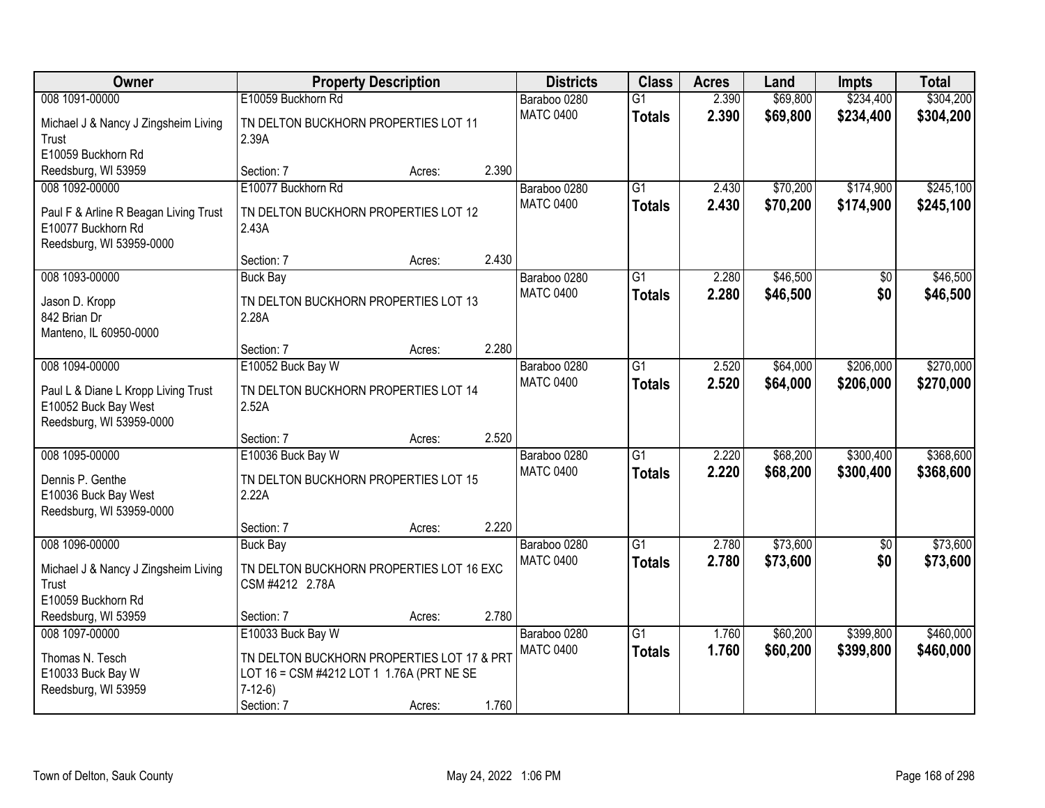| Owner | Property Description | Districts | Class | Acres | Land | Impts | Total |
|---|---|---|---|---|---|---|---|
| 008 1091-00000<br>Michael J & Nancy J Zingsheim Living Trust<br>E10059 Buckhorn Rd<br>Reedsburg, WI 53959 | E10059 Buckhorn Rd<br>TN DELTON BUCKHORN PROPERTIES LOT 11 2.39A<br>Section: 7 Acres: 2.390 | Baraboo 0280<br>MATC 0400 | G1<br>**Totals** | 2.390<br>**2.390** | $69,800<br>**$69,800** | $234,400<br>**$234,400** | $304,200<br>**$304,200** |
| 008 1092-00000<br>Paul F & Arline R Beagan Living Trust<br>E10077 Buckhorn Rd<br>Reedsburg, WI 53959-0000 | E10077 Buckhorn Rd<br>TN DELTON BUCKHORN PROPERTIES LOT 12 2.43A<br>Section: 7 Acres: 2.430 | Baraboo 0280<br>MATC 0400 | G1<br>**Totals** | 2.430<br>**2.430** | $70,200<br>**$70,200** | $174,900<br>**$174,900** | $245,100<br>**$245,100** |
| 008 1093-00000<br>Jason D. Kropp<br>842 Brian Dr<br>Manteno, IL 60950-0000 | Buck Bay<br>TN DELTON BUCKHORN PROPERTIES LOT 13 2.28A<br>Section: 7 Acres: 2.280 | Baraboo 0280<br>MATC 0400 | G1<br>**Totals** | 2.280<br>**2.280** | $46,500<br>**$46,500** | $0<br>**$0** | $46,500<br>**$46,500** |
| 008 1094-00000<br>Paul L & Diane L Kropp Living Trust<br>E10052 Buck Bay West<br>Reedsburg, WI 53959-0000 | E10052 Buck Bay W<br>TN DELTON BUCKHORN PROPERTIES LOT 14 2.52A<br>Section: 7 Acres: 2.520 | Baraboo 0280<br>MATC 0400 | G1<br>**Totals** | 2.520<br>**2.520** | $64,000<br>**$64,000** | $206,000<br>**$206,000** | $270,000<br>**$270,000** |
| 008 1095-00000<br>Dennis P. Genthe<br>E10036 Buck Bay West<br>Reedsburg, WI 53959-0000 | E10036 Buck Bay W<br>TN DELTON BUCKHORN PROPERTIES LOT 15 2.22A<br>Section: 7 Acres: 2.220 | Baraboo 0280<br>MATC 0400 | G1<br>**Totals** | 2.220<br>**2.220** | $68,200<br>**$68,200** | $300,400<br>**$300,400** | $368,600<br>**$368,600** |
| 008 1096-00000<br>Michael J & Nancy J Zingsheim Living Trust<br>E10059 Buckhorn Rd<br>Reedsburg, WI 53959 | Buck Bay<br>TN DELTON BUCKHORN PROPERTIES LOT 16 EXC CSM #4212 2.78A<br>Section: 7 Acres: 2.780 | Baraboo 0280<br>MATC 0400 | G1<br>**Totals** | 2.780<br>**2.780** | $73,600<br>**$73,600** | $0<br>**$0** | $73,600<br>**$73,600** |
| 008 1097-00000<br>Thomas N. Tesch<br>E10033 Buck Bay W<br>Reedsburg, WI 53959 | E10033 Buck Bay W<br>TN DELTON BUCKHORN PROPERTIES LOT 17 & PRT LOT 16 = CSM #4212 LOT 1 1.76A (PRT NE SE 7-12-6)<br>Section: 7 Acres: 1.760 | Baraboo 0280<br>MATC 0400 | G1<br>**Totals** | 1.760<br>**1.760** | $60,200<br>**$60,200** | $399,800<br>**$399,800** | $460,000<br>**$460,000** |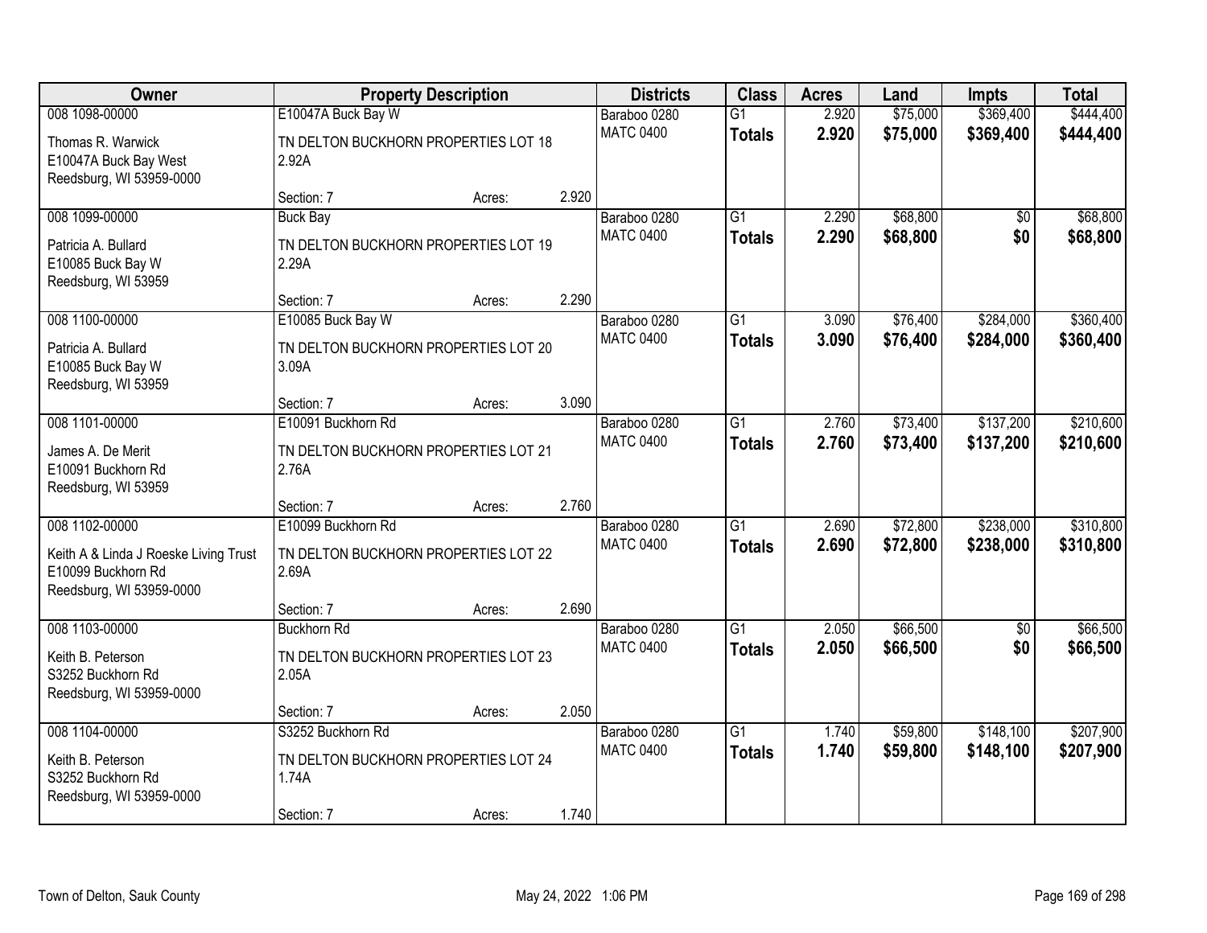| Owner | Property Description | | | Districts | Class | Acres | Land | Impts | Total |
|---|---|---|---|---|---|---|---|---|---|
| 008 1098-00000 | E10047A Buck Bay W | | | Baraboo 0280 | G1 | 2.920 | $75,000 | $369,400 | $444,400 |
| Thomas R. Warwick<br>E10047A Buck Bay West<br>Reedsburg, WI 53959-0000 | TN DELTON BUCKHORN PROPERTIES LOT 18 2.92A | | | MATC 0400 | **Totals** | **2.920** | **$75,000** | **$369,400** | **$444,400** |
| | Section: 7 | Acres: | 2.920 | | | | | | |
| 008 1099-00000 | Buck Bay | | | Baraboo 0280 | G1 | 2.290 | $68,800 | $0 | $68,800 |
| Patricia A. Bullard<br>E10085 Buck Bay W<br>Reedsburg, WI 53959 | TN DELTON BUCKHORN PROPERTIES LOT 19 2.29A | | | MATC 0400 | **Totals** | **2.290** | **$68,800** | **$0** | **$68,800** |
| | Section: 7 | Acres: | 2.290 | | | | | | |
| 008 1100-00000 | E10085 Buck Bay W | | | Baraboo 0280 | G1 | 3.090 | $76,400 | $284,000 | $360,400 |
| Patricia A. Bullard<br>E10085 Buck Bay W<br>Reedsburg, WI 53959 | TN DELTON BUCKHORN PROPERTIES LOT 20 3.09A | | | MATC 0400 | **Totals** | **3.090** | **$76,400** | **$284,000** | **$360,400** |
| | Section: 7 | Acres: | 3.090 | | | | | | |
| 008 1101-00000 | E10091 Buckhorn Rd | | | Baraboo 0280 | G1 | 2.760 | $73,400 | $137,200 | $210,600 |
| James A. De Merit<br>E10091 Buckhorn Rd<br>Reedsburg, WI 53959 | TN DELTON BUCKHORN PROPERTIES LOT 21 2.76A | | | MATC 0400 | **Totals** | **2.760** | **$73,400** | **$137,200** | **$210,600** |
| | Section: 7 | Acres: | 2.760 | | | | | | |
| 008 1102-00000 | E10099 Buckhorn Rd | | | Baraboo 0280 | G1 | 2.690 | $72,800 | $238,000 | $310,800 |
| Keith A & Linda J Roeske Living Trust<br>E10099 Buckhorn Rd<br>Reedsburg, WI 53959-0000 | TN DELTON BUCKHORN PROPERTIES LOT 22 2.69A | | | MATC 0400 | **Totals** | **2.690** | **$72,800** | **$238,000** | **$310,800** |
| | Section: 7 | Acres: | 2.690 | | | | | | |
| 008 1103-00000 | Buckhorn Rd | | | Baraboo 0280 | G1 | 2.050 | $66,500 | $0 | $66,500 |
| Keith B. Peterson<br>S3252 Buckhorn Rd<br>Reedsburg, WI 53959-0000 | TN DELTON BUCKHORN PROPERTIES LOT 23 2.05A | | | MATC 0400 | **Totals** | **2.050** | **$66,500** | **$0** | **$66,500** |
| | Section: 7 | Acres: | 2.050 | | | | | | |
| 008 1104-00000 | S3252 Buckhorn Rd | | | Baraboo 0280 | G1 | 1.740 | $59,800 | $148,100 | $207,900 |
| Keith B. Peterson<br>S3252 Buckhorn Rd<br>Reedsburg, WI 53959-0000 | TN DELTON BUCKHORN PROPERTIES LOT 24 1.74A | | | MATC 0400 | **Totals** | **1.740** | **$59,800** | **$148,100** | **$207,900** |
| | Section: 7 | Acres: | 1.740 | | | | | | |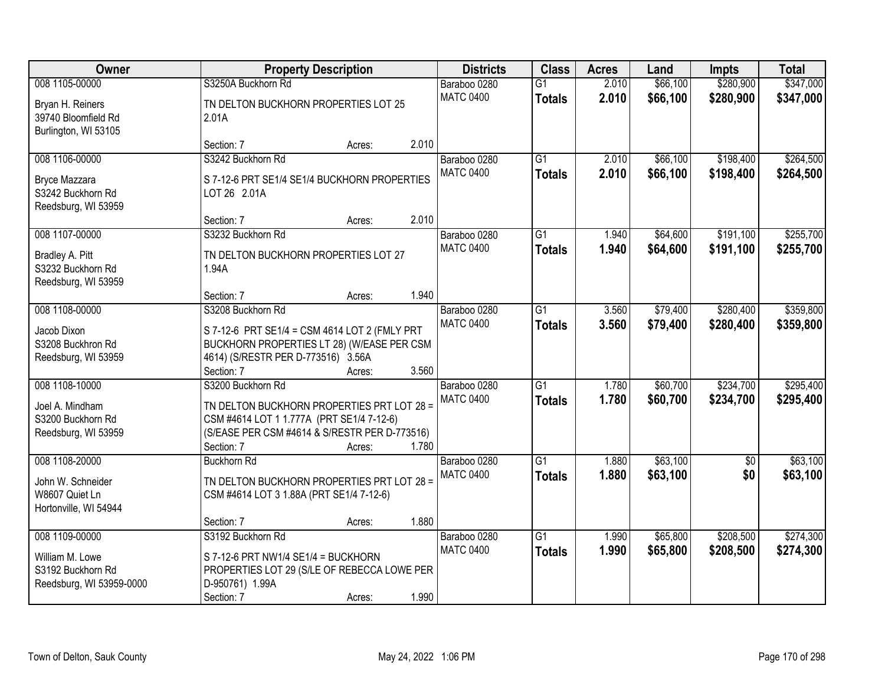| Owner | Property Description | | | Districts | Class | Acres | Land | Impts | Total |
|---|---|---|---|---|---|---|---|---|---|
| 008 1105-00000<br>Bryan H. Reiners<br>39740 Bloomfield Rd<br>Burlington, WI 53105 | S3250A Buckhorn Rd<br>TN DELTON BUCKHORN PROPERTIES LOT 25 2.01A<br>Section: 7 | Acres: | 2.010 | Baraboo 0280<br>MATC 0400 | G1<br>**Totals** | 2.010<br>**2.010** | $66,100<br>**$66,100** | $280,900<br>**$280,900** | $347,000<br>**$347,000** |
| 008 1106-00000<br>Bryce Mazzara<br>S3242 Buckhorn Rd<br>Reedsburg, WI 53959 | S3242 Buckhorn Rd<br>S 7-12-6 PRT SE1/4 SE1/4 BUCKHORN PROPERTIES LOT 26 2.01A<br>Section: 7 | Acres: | 2.010 | Baraboo 0280<br>MATC 0400 | G1<br>**Totals** | 2.010<br>**2.010** | $66,100<br>**$66,100** | $198,400<br>**$198,400** | $264,500<br>**$264,500** |
| 008 1107-00000<br>Bradley A. Pitt<br>S3232 Buckhorn Rd<br>Reedsburg, WI 53959 | S3232 Buckhorn Rd<br>TN DELTON BUCKHORN PROPERTIES LOT 27 1.94A<br>Section: 7 | Acres: | 1.940 | Baraboo 0280<br>MATC 0400 | G1<br>**Totals** | 1.940<br>**1.940** | $64,600<br>**$64,600** | $191,100<br>**$191,100** | $255,700<br>**$255,700** |
| 008 1108-00000<br>Jacob Dixon<br>S3208 Buckhron Rd<br>Reedsburg, WI 53959 | S3208 Buckhorn Rd<br>S 7-12-6 PRT SE1/4 = CSM 4614 LOT 2 (FMLY PRT BUCKHORN PROPERTIES LT 28) (W/EASE PER CSM 4614) (S/RESTR PER D-773516) 3.56A<br>Section: 7 | Acres: | 3.560 | Baraboo 0280<br>MATC 0400 | G1<br>**Totals** | 3.560<br>**3.560** | $79,400<br>**$79,400** | $280,400<br>**$280,400** | $359,800<br>**$359,800** |
| 008 1108-10000<br>Joel A. Mindham<br>S3200 Buckhorn Rd<br>Reedsburg, WI 53959 | S3200 Buckhorn Rd<br>TN DELTON BUCKHORN PROPERTIES PRT LOT 28 = CSM #4614 LOT 1 1.777A (PRT SE1/4 7-12-6) (S/EASE PER CSM #4614 & S/RESTR PER D-773516)<br>Section: 7 | Acres: | 1.780 | Baraboo 0280<br>MATC 0400 | G1<br>**Totals** | 1.780<br>**1.780** | $60,700<br>**$60,700** | $234,700<br>**$234,700** | $295,400<br>**$295,400** |
| 008 1108-20000<br>John W. Schneider<br>W8607 Quiet Ln<br>Hortonville, WI 54944 | Buckhorn Rd<br>TN DELTON BUCKHORN PROPERTIES PRT LOT 28 = CSM #4614 LOT 3 1.88A (PRT SE1/4 7-12-6)<br>Section: 7 | Acres: | 1.880 | Baraboo 0280<br>MATC 0400 | G1<br>**Totals** | 1.880<br>**1.880** | $63,100<br>**$63,100** | $0<br>**$0** | $63,100<br>**$63,100** |
| 008 1109-00000<br>William M. Lowe<br>S3192 Buckhorn Rd<br>Reedsburg, WI 53959-0000 | S3192 Buckhorn Rd<br>S 7-12-6 PRT NW1/4 SE1/4 = BUCKHORN PROPERTIES LOT 29 (S/LE OF REBECCA LOWE PER D-950761) 1.99A<br>Section: 7 | Acres: | 1.990 | Baraboo 0280<br>MATC 0400 | G1<br>**Totals** | 1.990<br>**1.990** | $65,800<br>**$65,800** | $208,500<br>**$208,500** | $274,300<br>**$274,300** |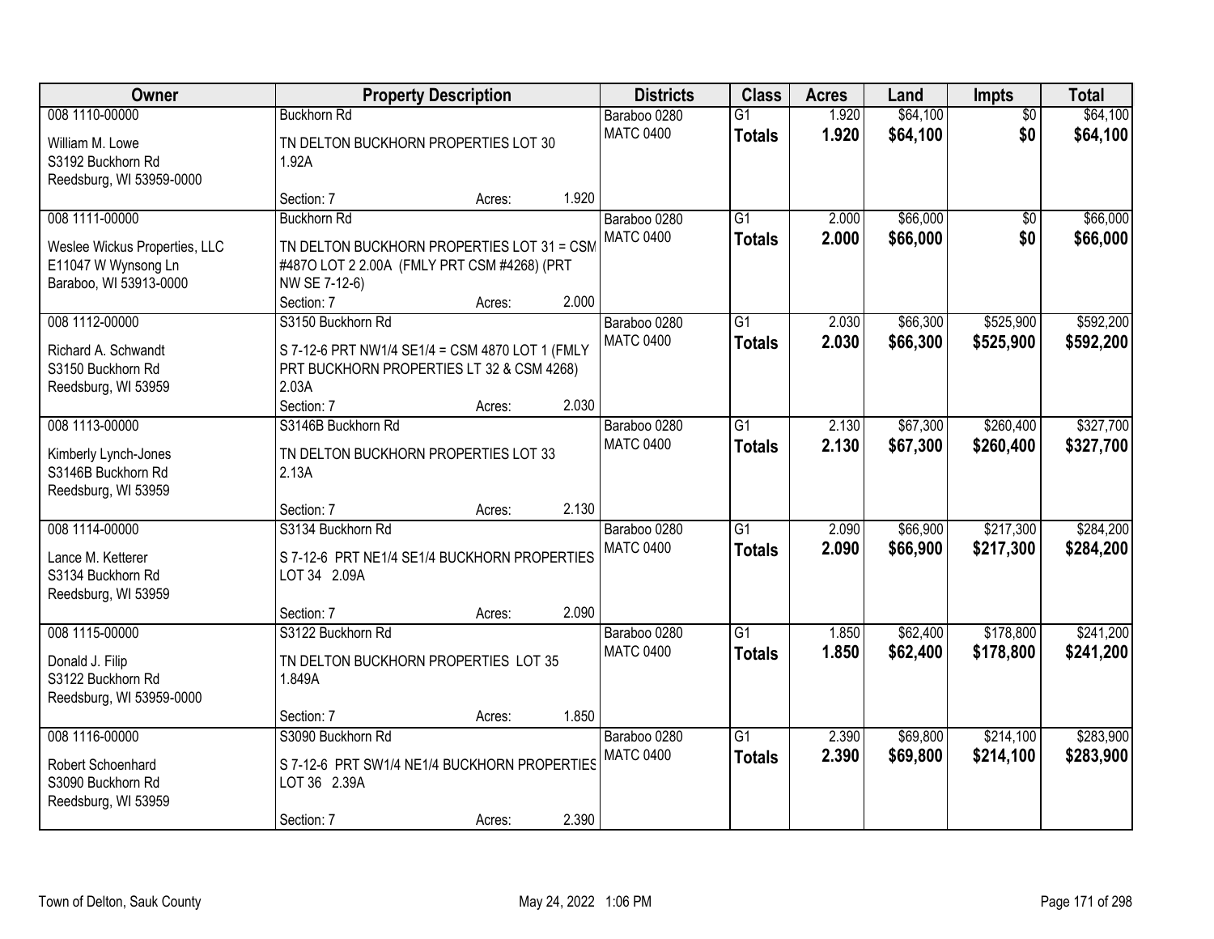| Owner | Property Description | | | Districts | Class | Acres | Land | Impts | Total |
|---|---|---|---|---|---|---|---|---|---|
| 008 1110-00000 | Buckhorn Rd | | | Baraboo 0280 | G1 | 1.920 | $64,100 | $0 | $64,100 |
| William M. Lowe<br>S3192 Buckhorn Rd<br>Reedsburg, WI 53959-0000 | TN DELTON BUCKHORN PROPERTIES LOT 30 1.92A | | | MATC 0400 | **Totals** | **1.920** | **$64,100** | **$0** | **$64,100** |
| | Section: 7 | Acres: | 1.920 | | | | | | |
| 008 1111-00000 | Buckhorn Rd | | | Baraboo 0280 | G1 | 2.000 | $66,000 | $0 | $66,000 |
| Weslee Wickus Properties, LLC<br>E11047 W Wynsong Ln<br>Baraboo, WI 53913-0000 | TN DELTON BUCKHORN PROPERTIES LOT 31 = CSM #487O LOT 2 2.00A (FMLY PRT CSM #4268) (PRT NW SE 7-12-6) | | | MATC 0400 | **Totals** | **2.000** | **$66,000** | **$0** | **$66,000** |
| | Section: 7 | Acres: | 2.000 | | | | | | |
| 008 1112-00000 | S3150 Buckhorn Rd | | | Baraboo 0280 | G1 | 2.030 | $66,300 | $525,900 | $592,200 |
| Richard A. Schwandt<br>S3150 Buckhorn Rd<br>Reedsburg, WI 53959 | S 7-12-6 PRT NW1/4 SE1/4 = CSM 4870 LOT 1 (FMLY PRT BUCKHORN PROPERTIES LT 32 & CSM 4268) 2.03A | | | MATC 0400 | **Totals** | **2.030** | **$66,300** | **$525,900** | **$592,200** |
| | Section: 7 | Acres: | 2.030 | | | | | | |
| 008 1113-00000 | S3146B Buckhorn Rd | | | Baraboo 0280 | G1 | 2.130 | $67,300 | $260,400 | $327,700 |
| Kimberly Lynch-Jones<br>S3146B Buckhorn Rd<br>Reedsburg, WI 53959 | TN DELTON BUCKHORN PROPERTIES LOT 33 2.13A | | | MATC 0400 | **Totals** | **2.130** | **$67,300** | **$260,400** | **$327,700** |
| | Section: 7 | Acres: | 2.130 | | | | | | |
| 008 1114-00000 | S3134 Buckhorn Rd | | | Baraboo 0280 | G1 | 2.090 | $66,900 | $217,300 | $284,200 |
| Lance M. Ketterer<br>S3134 Buckhorn Rd<br>Reedsburg, WI 53959 | S 7-12-6 PRT NE1/4 SE1/4 BUCKHORN PROPERTIES LOT 34 2.09A | | | MATC 0400 | **Totals** | **2.090** | **$66,900** | **$217,300** | **$284,200** |
| | Section: 7 | Acres: | 2.090 | | | | | | |
| 008 1115-00000 | S3122 Buckhorn Rd | | | Baraboo 0280 | G1 | 1.850 | $62,400 | $178,800 | $241,200 |
| Donald J. Filip<br>S3122 Buckhorn Rd<br>Reedsburg, WI 53959-0000 | TN DELTON BUCKHORN PROPERTIES LOT 35 1.849A | | | MATC 0400 | **Totals** | **1.850** | **$62,400** | **$178,800** | **$241,200** |
| | Section: 7 | Acres: | 1.850 | | | | | | |
| 008 1116-00000 | S3090 Buckhorn Rd | | | Baraboo 0280 | G1 | 2.390 | $69,800 | $214,100 | $283,900 |
| Robert Schoenhard<br>S3090 Buckhorn Rd<br>Reedsburg, WI 53959 | S 7-12-6 PRT SW1/4 NE1/4 BUCKHORN PROPERTIES LOT 36 2.39A | | | MATC 0400 | **Totals** | **2.390** | **$69,800** | **$214,100** | **$283,900** |
| | Section: 7 | Acres: | 2.390 | | | | | | |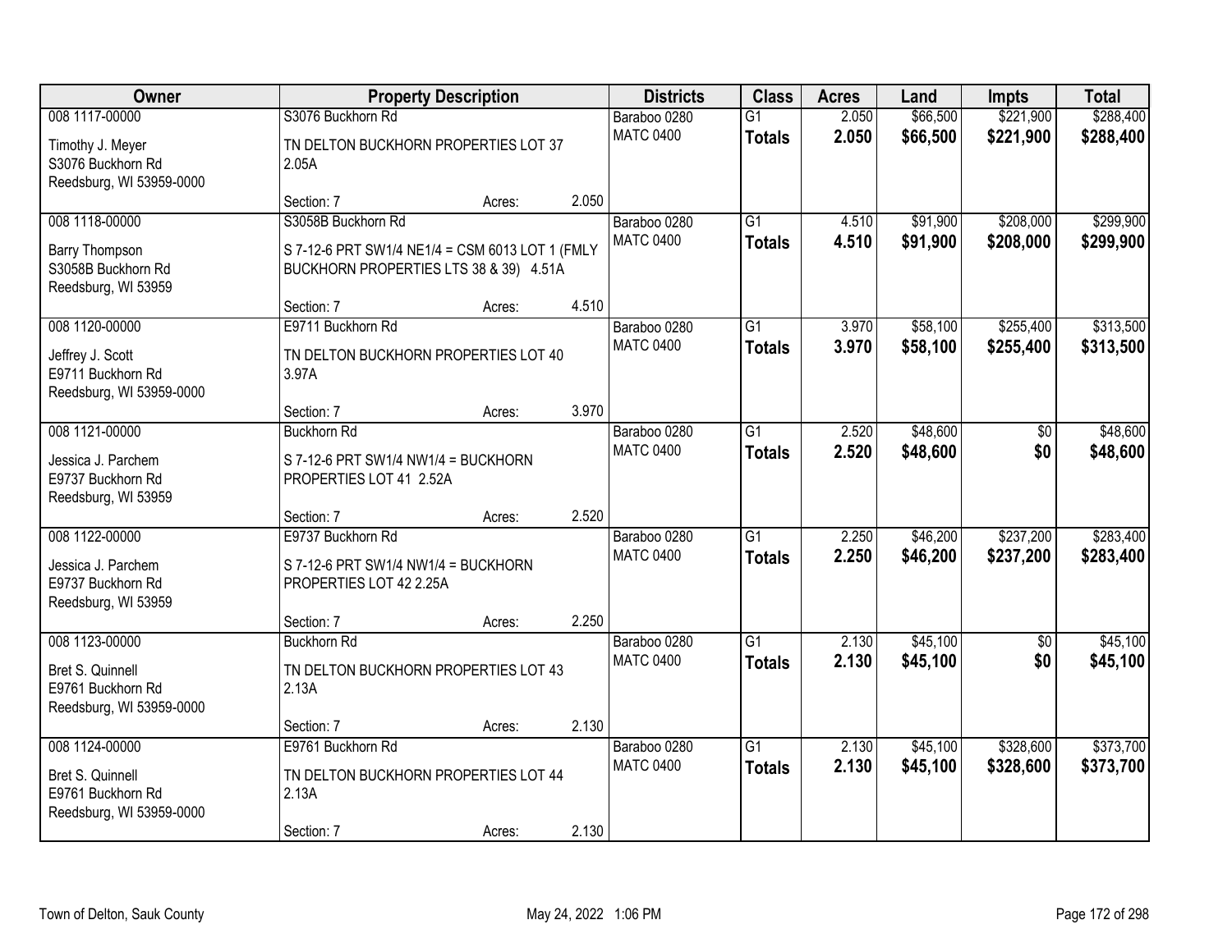| Owner | Property Description | | | Districts | Class | Acres | Land | Impts | Total |
|---|---|---|---|---|---|---|---|---|---|
| 008 1117-00000 | S3076 Buckhorn Rd | | | Baraboo 0280 | G1 | 2.050 | $66,500 | $221,900 | $288,400 |
| Timothy J. Meyer<br>S3076 Buckhorn Rd<br>Reedsburg, WI 53959-0000 | TN DELTON BUCKHORN PROPERTIES LOT 37 2.05A | | | MATC 0400 | **Totals** | **2.050** | **$66,500** | **$221,900** | **$288,400** |
| | Section: 7 | Acres: | 2.050 | | | | | | |
| 008 1118-00000 | S3058B Buckhorn Rd | | | Baraboo 0280 | G1 | 4.510 | $91,900 | $208,000 | $299,900 |
| Barry Thompson<br>S3058B Buckhorn Rd<br>Reedsburg, WI 53959 | S 7-12-6 PRT SW1/4 NE1/4 = CSM 6013 LOT 1 (FMLY BUCKHORN PROPERTIES LTS 38 & 39) 4.51A | | | MATC 0400 | **Totals** | **4.510** | **$91,900** | **$208,000** | **$299,900** |
| | Section: 7 | Acres: | 4.510 | | | | | | |
| 008 1120-00000 | E9711 Buckhorn Rd | | | Baraboo 0280 | G1 | 3.970 | $58,100 | $255,400 | $313,500 |
| Jeffrey J. Scott<br>E9711 Buckhorn Rd<br>Reedsburg, WI 53959-0000 | TN DELTON BUCKHORN PROPERTIES LOT 40 3.97A | | | MATC 0400 | **Totals** | **3.970** | **$58,100** | **$255,400** | **$313,500** |
| | Section: 7 | Acres: | 3.970 | | | | | | |
| 008 1121-00000 | Buckhorn Rd | | | Baraboo 0280 | G1 | 2.520 | $48,600 | $0 | $48,600 |
| Jessica J. Parchem<br>E9737 Buckhorn Rd<br>Reedsburg, WI 53959 | S 7-12-6 PRT SW1/4 NW1/4 = BUCKHORN PROPERTIES LOT 41 2.52A | | | MATC 0400 | **Totals** | **2.520** | **$48,600** | **$0** | **$48,600** |
| | Section: 7 | Acres: | 2.520 | | | | | | |
| 008 1122-00000 | E9737 Buckhorn Rd | | | Baraboo 0280 | G1 | 2.250 | $46,200 | $237,200 | $283,400 |
| Jessica J. Parchem<br>E9737 Buckhorn Rd<br>Reedsburg, WI 53959 | S 7-12-6 PRT SW1/4 NW1/4 = BUCKHORN PROPERTIES LOT 42 2.25A | | | MATC 0400 | **Totals** | **2.250** | **$46,200** | **$237,200** | **$283,400** |
| | Section: 7 | Acres: | 2.250 | | | | | | |
| 008 1123-00000 | Buckhorn Rd | | | Baraboo 0280 | G1 | 2.130 | $45,100 | $0 | $45,100 |
| Bret S. Quinnell<br>E9761 Buckhorn Rd<br>Reedsburg, WI 53959-0000 | TN DELTON BUCKHORN PROPERTIES LOT 43 2.13A | | | MATC 0400 | **Totals** | **2.130** | **$45,100** | **$0** | **$45,100** |
| | Section: 7 | Acres: | 2.130 | | | | | | |
| 008 1124-00000 | E9761 Buckhorn Rd | | | Baraboo 0280 | G1 | 2.130 | $45,100 | $328,600 | $373,700 |
| Bret S. Quinnell<br>E9761 Buckhorn Rd<br>Reedsburg, WI 53959-0000 | TN DELTON BUCKHORN PROPERTIES LOT 44 2.13A | | | MATC 0400 | **Totals** | **2.130** | **$45,100** | **$328,600** | **$373,700** |
| | Section: 7 | Acres: | 2.130 | | | | | | |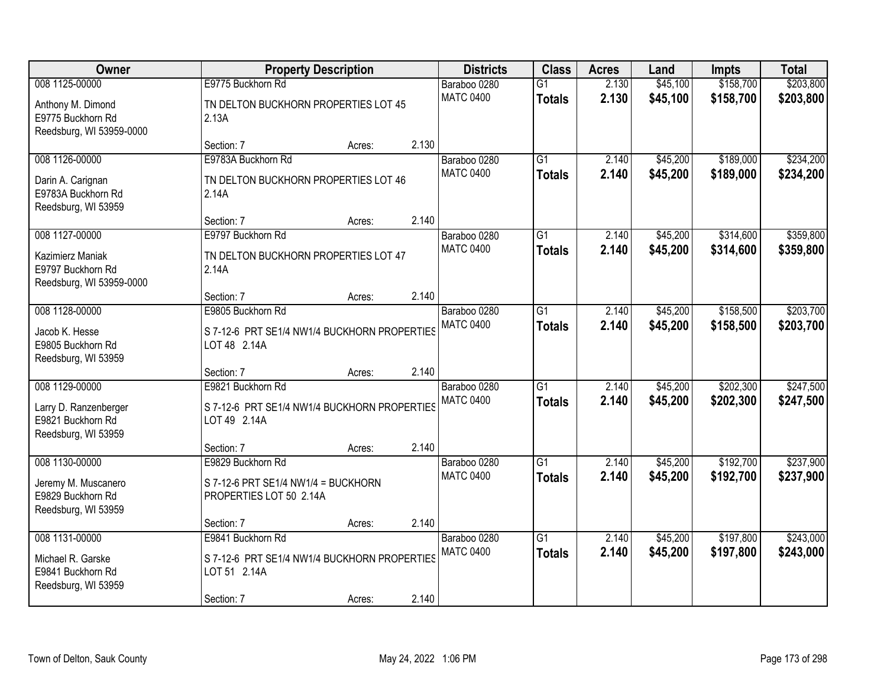| Owner | Property Description | | | Districts | Class | Acres | Land | Impts | Total |
|---|---|---|---|---|---|---|---|---|---|
| 008 1125-00000 | E9775 Buckhorn Rd | | | Baraboo 0280 | G1 | 2.130 | $45,100 | $158,700 | $203,800 |
| Anthony M. Dimond<br>E9775 Buckhorn Rd<br>Reedsburg, WI 53959-0000 | TN DELTON BUCKHORN PROPERTIES LOT 45 2.13A | | | MATC 0400 | **Totals** | **2.130** | **$45,100** | **$158,700** | **$203,800** |
| | Section: 7 | Acres: | 2.130 | | | | | | |
| 008 1126-00000 | E9783A Buckhorn Rd | | | Baraboo 0280 | G1 | 2.140 | $45,200 | $189,000 | $234,200 |
| Darin A. Carignan<br>E9783A Buckhorn Rd<br>Reedsburg, WI 53959 | TN DELTON BUCKHORN PROPERTIES LOT 46 2.14A | | | MATC 0400 | **Totals** | **2.140** | **$45,200** | **$189,000** | **$234,200** |
| | Section: 7 | Acres: | 2.140 | | | | | | |
| 008 1127-00000 | E9797 Buckhorn Rd | | | Baraboo 0280 | G1 | 2.140 | $45,200 | $314,600 | $359,800 |
| Kazimierz Maniak<br>E9797 Buckhorn Rd<br>Reedsburg, WI 53959-0000 | TN DELTON BUCKHORN PROPERTIES LOT 47 2.14A | | | MATC 0400 | **Totals** | **2.140** | **$45,200** | **$314,600** | **$359,800** |
| | Section: 7 | Acres: | 2.140 | | | | | | |
| 008 1128-00000 | E9805 Buckhorn Rd | | | Baraboo 0280 | G1 | 2.140 | $45,200 | $158,500 | $203,700 |
| Jacob K. Hesse<br>E9805 Buckhorn Rd<br>Reedsburg, WI 53959 | S 7-12-6 PRT SE1/4 NW1/4 BUCKHORN PROPERTIES LOT 48 2.14A | | | MATC 0400 | **Totals** | **2.140** | **$45,200** | **$158,500** | **$203,700** |
| | Section: 7 | Acres: | 2.140 | | | | | | |
| 008 1129-00000 | E9821 Buckhorn Rd | | | Baraboo 0280 | G1 | 2.140 | $45,200 | $202,300 | $247,500 |
| Larry D. Ranzenberger<br>E9821 Buckhorn Rd<br>Reedsburg, WI 53959 | S 7-12-6 PRT SE1/4 NW1/4 BUCKHORN PROPERTIES LOT 49 2.14A | | | MATC 0400 | **Totals** | **2.140** | **$45,200** | **$202,300** | **$247,500** |
| | Section: 7 | Acres: | 2.140 | | | | | | |
| 008 1130-00000 | E9829 Buckhorn Rd | | | Baraboo 0280 | G1 | 2.140 | $45,200 | $192,700 | $237,900 |
| Jeremy M. Muscanero<br>E9829 Buckhorn Rd<br>Reedsburg, WI 53959 | S 7-12-6 PRT SE1/4 NW1/4 = BUCKHORN PROPERTIES LOT 50 2.14A | | | MATC 0400 | **Totals** | **2.140** | **$45,200** | **$192,700** | **$237,900** |
| | Section: 7 | Acres: | 2.140 | | | | | | |
| 008 1131-00000 | E9841 Buckhorn Rd | | | Baraboo 0280 | G1 | 2.140 | $45,200 | $197,800 | $243,000 |
| Michael R. Garske<br>E9841 Buckhorn Rd<br>Reedsburg, WI 53959 | S 7-12-6 PRT SE1/4 NW1/4 BUCKHORN PROPERTIES LOT 51 2.14A | | | MATC 0400 | **Totals** | **2.140** | **$45,200** | **$197,800** | **$243,000** |
| | Section: 7 | Acres: | 2.140 | | | | | | |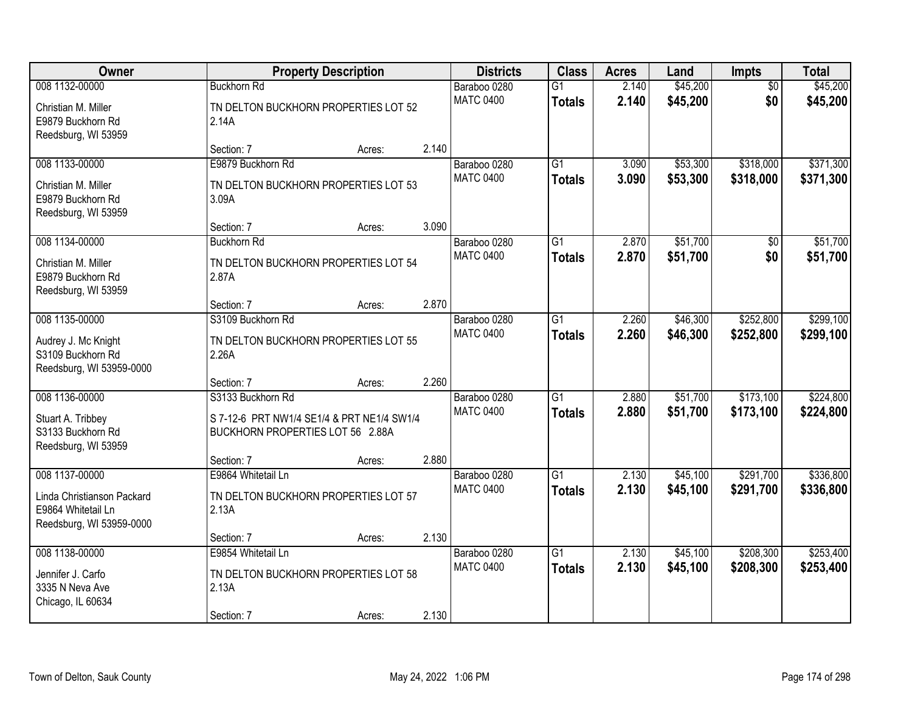| Owner | Property Description | | | Districts | Class | Acres | Land | Impts | Total |
|---|---|---|---|---|---|---|---|---|---|
| 008 1132-00000 | Buckhorn Rd | | | Baraboo 0280 | G1 | 2.140 | $45,200 | $0 | $45,200 |
| Christian M. Miller<br>E9879 Buckhorn Rd<br>Reedsburg, WI 53959 | TN DELTON BUCKHORN PROPERTIES LOT 52 2.14A | | | MATC 0400 | **Totals** | **2.140** | **$45,200** | **$0** | **$45,200** |
| | Section: 7 | Acres: | 2.140 | | | | | | |
| 008 1133-00000 | E9879 Buckhorn Rd | | | Baraboo 0280 | G1 | 3.090 | $53,300 | $318,000 | $371,300 |
| Christian M. Miller<br>E9879 Buckhorn Rd<br>Reedsburg, WI 53959 | TN DELTON BUCKHORN PROPERTIES LOT 53 3.09A | | | MATC 0400 | **Totals** | **3.090** | **$53,300** | **$318,000** | **$371,300** |
| | Section: 7 | Acres: | 3.090 | | | | | | |
| 008 1134-00000 | Buckhorn Rd | | | Baraboo 0280 | G1 | 2.870 | $51,700 | $0 | $51,700 |
| Christian M. Miller<br>E9879 Buckhorn Rd<br>Reedsburg, WI 53959 | TN DELTON BUCKHORN PROPERTIES LOT 54 2.87A | | | MATC 0400 | **Totals** | **2.870** | **$51,700** | **$0** | **$51,700** |
| | Section: 7 | Acres: | 2.870 | | | | | | |
| 008 1135-00000 | S3109 Buckhorn Rd | | | Baraboo 0280 | G1 | 2.260 | $46,300 | $252,800 | $299,100 |
| Audrey J. Mc Knight<br>S3109 Buckhorn Rd<br>Reedsburg, WI 53959-0000 | TN DELTON BUCKHORN PROPERTIES LOT 55 2.26A | | | MATC 0400 | **Totals** | **2.260** | **$46,300** | **$252,800** | **$299,100** |
| | Section: 7 | Acres: | 2.260 | | | | | | |
| 008 1136-00000 | S3133 Buckhorn Rd | | | Baraboo 0280 | G1 | 2.880 | $51,700 | $173,100 | $224,800 |
| Stuart A. Tribbey<br>S3133 Buckhorn Rd<br>Reedsburg, WI 53959 | S 7-12-6 PRT NW1/4 SE1/4 & PRT NE1/4 SW1/4 BUCKHORN PROPERTIES LOT 56 2.88A | | | MATC 0400 | **Totals** | **2.880** | **$51,700** | **$173,100** | **$224,800** |
| | Section: 7 | Acres: | 2.880 | | | | | | |
| 008 1137-00000 | E9864 Whitetail Ln | | | Baraboo 0280 | G1 | 2.130 | $45,100 | $291,700 | $336,800 |
| Linda Christianson Packard<br>E9864 Whitetail Ln<br>Reedsburg, WI 53959-0000 | TN DELTON BUCKHORN PROPERTIES LOT 57 2.13A | | | MATC 0400 | **Totals** | **2.130** | **$45,100** | **$291,700** | **$336,800** |
| | Section: 7 | Acres: | 2.130 | | | | | | |
| 008 1138-00000 | E9854 Whitetail Ln | | | Baraboo 0280 | G1 | 2.130 | $45,100 | $208,300 | $253,400 |
| Jennifer J. Carfo<br>3335 N Neva Ave<br>Chicago, IL 60634 | TN DELTON BUCKHORN PROPERTIES LOT 58 2.13A | | | MATC 0400 | **Totals** | **2.130** | **$45,100** | **$208,300** | **$253,400** |
| | Section: 7 | Acres: | 2.130 | | | | | | |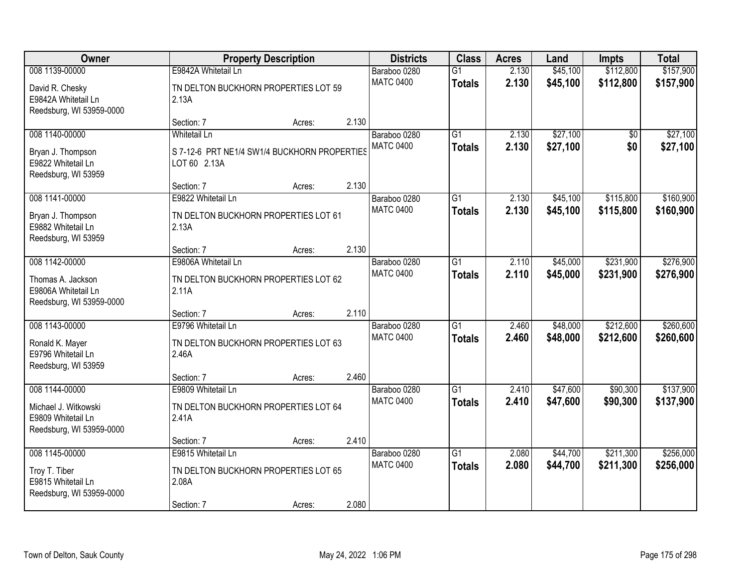| Owner | Property Description | | | Districts | Class | Acres | Land | Impts | Total |
|---|---|---|---|---|---|---|---|---|---|
| 008 1139-00000 | E9842A Whitetail Ln | | | Baraboo 0280 | G1 | 2.130 | $45,100 | $112,800 | $157,900 |
| David R. Chesky<br>E9842A Whitetail Ln<br>Reedsburg, WI 53959-0000 | TN DELTON BUCKHORN PROPERTIES LOT 59 2.13A | | | MATC 0400 | **Totals** | **2.130** | **$45,100** | **$112,800** | **$157,900** |
| | Section: 7 | Acres: | 2.130 | | | | | | |
| 008 1140-00000 | Whitetail Ln | | | Baraboo 0280 | G1 | 2.130 | $27,100 | $0 | $27,100 |
| Bryan J. Thompson<br>E9822 Whitetail Ln<br>Reedsburg, WI 53959 | S 7-12-6 PRT NE1/4 SW1/4 BUCKHORN PROPERTIES LOT 60 2.13A | | | MATC 0400 | **Totals** | **2.130** | **$27,100** | **$0** | **$27,100** |
| | Section: 7 | Acres: | 2.130 | | | | | | |
| 008 1141-00000 | E9822 Whitetail Ln | | | Baraboo 0280 | G1 | 2.130 | $45,100 | $115,800 | $160,900 |
| Bryan J. Thompson<br>E9882 Whitetail Ln<br>Reedsburg, WI 53959 | TN DELTON BUCKHORN PROPERTIES LOT 61 2.13A | | | MATC 0400 | **Totals** | **2.130** | **$45,100** | **$115,800** | **$160,900** |
| | Section: 7 | Acres: | 2.130 | | | | | | |
| 008 1142-00000 | E9806A Whitetail Ln | | | Baraboo 0280 | G1 | 2.110 | $45,000 | $231,900 | $276,900 |
| Thomas A. Jackson<br>E9806A Whitetail Ln<br>Reedsburg, WI 53959-0000 | TN DELTON BUCKHORN PROPERTIES LOT 62 2.11A | | | MATC 0400 | **Totals** | **2.110** | **$45,000** | **$231,900** | **$276,900** |
| | Section: 7 | Acres: | 2.110 | | | | | | |
| 008 1143-00000 | E9796 Whitetail Ln | | | Baraboo 0280 | G1 | 2.460 | $48,000 | $212,600 | $260,600 |
| Ronald K. Mayer<br>E9796 Whitetail Ln<br>Reedsburg, WI 53959 | TN DELTON BUCKHORN PROPERTIES LOT 63 2.46A | | | MATC 0400 | **Totals** | **2.460** | **$48,000** | **$212,600** | **$260,600** |
| | Section: 7 | Acres: | 2.460 | | | | | | |
| 008 1144-00000 | E9809 Whitetail Ln | | | Baraboo 0280 | G1 | 2.410 | $47,600 | $90,300 | $137,900 |
| Michael J. Witkowski<br>E9809 Whitetail Ln<br>Reedsburg, WI 53959-0000 | TN DELTON BUCKHORN PROPERTIES LOT 64 2.41A | | | MATC 0400 | **Totals** | **2.410** | **$47,600** | **$90,300** | **$137,900** |
| | Section: 7 | Acres: | 2.410 | | | | | | |
| 008 1145-00000 | E9815 Whitetail Ln | | | Baraboo 0280 | G1 | 2.080 | $44,700 | $211,300 | $256,000 |
| Troy T. Tiber<br>E9815 Whitetail Ln<br>Reedsburg, WI 53959-0000 | TN DELTON BUCKHORN PROPERTIES LOT 65 2.08A | | | MATC 0400 | **Totals** | **2.080** | **$44,700** | **$211,300** | **$256,000** |
| | Section: 7 | Acres: | 2.080 | | | | | | |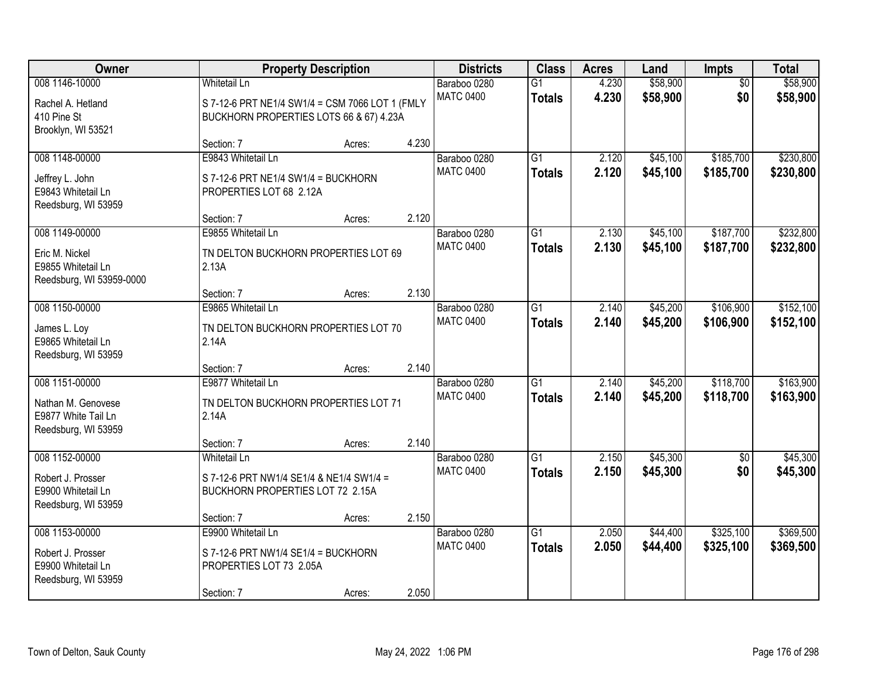| Owner | Property Description | | | Districts | Class | Acres | Land | Impts | Total |
|---|---|---|---|---|---|---|---|---|---|
| 008 1146-10000<br>Rachel A. Hetland<br>410 Pine St<br>Brooklyn, WI 53521 | Whitetail Ln<br>S 7-12-6 PRT NE1/4 SW1/4 = CSM 7066 LOT 1 (FMLY BUCKHORN PROPERTIES LOTS 66 & 67) 4.23A<br>Section: 7 | Acres: | 4.230 | Baraboo 0280<br>MATC 0400 | G1<br>**Totals** | 4.230<br>**4.230** | $58,900<br>**$58,900** | $0<br>**$0** | $58,900<br>**$58,900** |
| 008 1148-00000<br>Jeffrey L. John<br>E9843 Whitetail Ln<br>Reedsburg, WI 53959 | E9843 Whitetail Ln<br>S 7-12-6 PRT NE1/4 SW1/4 = BUCKHORN PROPERTIES LOT 68 2.12A<br>Section: 7 | Acres: | 2.120 | Baraboo 0280<br>MATC 0400 | G1<br>**Totals** | 2.120<br>**2.120** | $45,100<br>**$45,100** | $185,700<br>**$185,700** | $230,800<br>**$230,800** |
| 008 1149-00000<br>Eric M. Nickel<br>E9855 Whitetail Ln<br>Reedsburg, WI 53959-0000 | E9855 Whitetail Ln<br>TN DELTON BUCKHORN PROPERTIES LOT 69 2.13A<br>Section: 7 | Acres: | 2.130 | Baraboo 0280<br>MATC 0400 | G1<br>**Totals** | 2.130<br>**2.130** | $45,100<br>**$45,100** | $187,700<br>**$187,700** | $232,800<br>**$232,800** |
| 008 1150-00000<br>James L. Loy<br>E9865 Whitetail Ln<br>Reedsburg, WI 53959 | E9865 Whitetail Ln<br>TN DELTON BUCKHORN PROPERTIES LOT 70 2.14A<br>Section: 7 | Acres: | 2.140 | Baraboo 0280<br>MATC 0400 | G1<br>**Totals** | 2.140<br>**2.140** | $45,200<br>**$45,200** | $106,900<br>**$106,900** | $152,100<br>**$152,100** |
| 008 1151-00000<br>Nathan M. Genovese<br>E9877 White Tail Ln<br>Reedsburg, WI 53959 | E9877 Whitetail Ln<br>TN DELTON BUCKHORN PROPERTIES LOT 71 2.14A<br>Section: 7 | Acres: | 2.140 | Baraboo 0280<br>MATC 0400 | G1<br>**Totals** | 2.140<br>**2.140** | $45,200<br>**$45,200** | $118,700<br>**$118,700** | $163,900<br>**$163,900** |
| 008 1152-00000<br>Robert J. Prosser<br>E9900 Whitetail Ln<br>Reedsburg, WI 53959 | Whitetail Ln<br>S 7-12-6 PRT NW1/4 SE1/4 & NE1/4 SW1/4 = BUCKHORN PROPERTIES LOT 72 2.15A<br>Section: 7 | Acres: | 2.150 | Baraboo 0280<br>MATC 0400 | G1<br>**Totals** | 2.150<br>**2.150** | $45,300<br>**$45,300** | $0<br>**$0** | $45,300<br>**$45,300** |
| 008 1153-00000<br>Robert J. Prosser<br>E9900 Whitetail Ln<br>Reedsburg, WI 53959 | E9900 Whitetail Ln<br>S 7-12-6 PRT NW1/4 SE1/4 = BUCKHORN PROPERTIES LOT 73 2.05A<br>Section: 7 | Acres: | 2.050 | Baraboo 0280<br>MATC 0400 | G1<br>**Totals** | 2.050<br>**2.050** | $44,400<br>**$44,400** | $325,100<br>**$325,100** | $369,500<br>**$369,500** |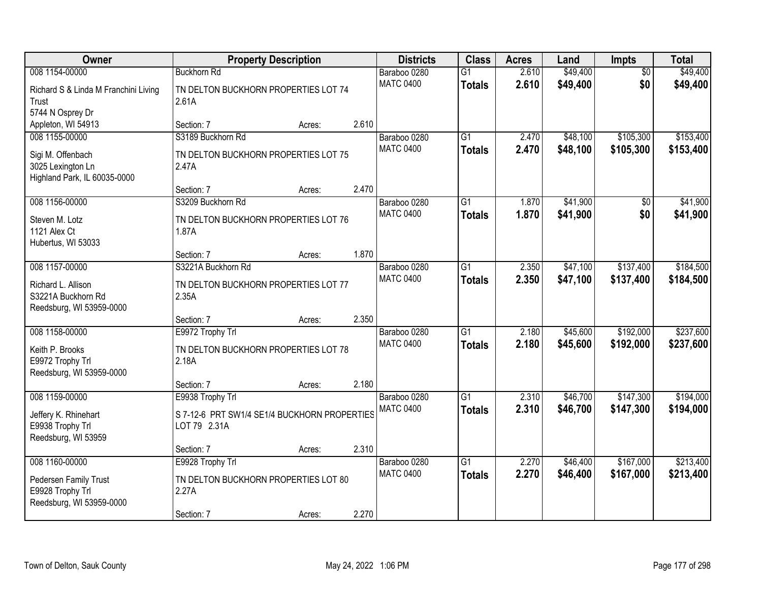| Owner | Property Description | | | Districts | Class | Acres | Land | Impts | Total |
|---|---|---|---|---|---|---|---|---|---|
| 008 1154-00000 | Buckhorn Rd | | | Baraboo 0280 | G1 | 2.610 | $49,400 | $0 | $49,400 |
| Richard S & Linda M Franchini Living Trust<br>5744 N Osprey Dr<br>Appleton, WI 54913 | TN DELTON BUCKHORN PROPERTIES LOT 74 2.61A | | | MATC 0400 | **Totals** | **2.610** | **$49,400** | **$0** | **$49,400** |
| | Section: 7 | Acres: | 2.610 | | | | | | |
| 008 1155-00000 | S3189 Buckhorn Rd | | | Baraboo 0280 | G1 | 2.470 | $48,100 | $105,300 | $153,400 |
| Sigi M. Offenbach<br>3025 Lexington Ln<br>Highland Park, IL 60035-0000 | TN DELTON BUCKHORN PROPERTIES LOT 75 2.47A | | | MATC 0400 | **Totals** | **2.470** | **$48,100** | **$105,300** | **$153,400** |
| | Section: 7 | Acres: | 2.470 | | | | | | |
| 008 1156-00000 | S3209 Buckhorn Rd | | | Baraboo 0280 | G1 | 1.870 | $41,900 | $0 | $41,900 |
| Steven M. Lotz<br>1121 Alex Ct<br>Hubertus, WI 53033 | TN DELTON BUCKHORN PROPERTIES LOT 76 1.87A | | | MATC 0400 | **Totals** | **1.870** | **$41,900** | **$0** | **$41,900** |
| | Section: 7 | Acres: | 1.870 | | | | | | |
| 008 1157-00000 | S3221A Buckhorn Rd | | | Baraboo 0280 | G1 | 2.350 | $47,100 | $137,400 | $184,500 |
| Richard L. Allison<br>S3221A Buckhorn Rd<br>Reedsburg, WI 53959-0000 | TN DELTON BUCKHORN PROPERTIES LOT 77 2.35A | | | MATC 0400 | **Totals** | **2.350** | **$47,100** | **$137,400** | **$184,500** |
| | Section: 7 | Acres: | 2.350 | | | | | | |
| 008 1158-00000 | E9972 Trophy Trl | | | Baraboo 0280 | G1 | 2.180 | $45,600 | $192,000 | $237,600 |
| Keith P. Brooks<br>E9972 Trophy Trl<br>Reedsburg, WI 53959-0000 | TN DELTON BUCKHORN PROPERTIES LOT 78 2.18A | | | MATC 0400 | **Totals** | **2.180** | **$45,600** | **$192,000** | **$237,600** |
| | Section: 7 | Acres: | 2.180 | | | | | | |
| 008 1159-00000 | E9938 Trophy Trl | | | Baraboo 0280 | G1 | 2.310 | $46,700 | $147,300 | $194,000 |
| Jeffery K. Rhinehart<br>E9938 Trophy Trl<br>Reedsburg, WI 53959 | S 7-12-6 PRT SW1/4 SE1/4 BUCKHORN PROPERTIES LOT 79 2.31A | | | MATC 0400 | **Totals** | **2.310** | **$46,700** | **$147,300** | **$194,000** |
| | Section: 7 | Acres: | 2.310 | | | | | | |
| 008 1160-00000 | E9928 Trophy Trl | | | Baraboo 0280 | G1 | 2.270 | $46,400 | $167,000 | $213,400 |
| Pedersen Family Trust<br>E9928 Trophy Trl<br>Reedsburg, WI 53959-0000 | TN DELTON BUCKHORN PROPERTIES LOT 80 2.27A | | | MATC 0400 | **Totals** | **2.270** | **$46,400** | **$167,000** | **$213,400** |
| | Section: 7 | Acres: | 2.270 | | | | | | |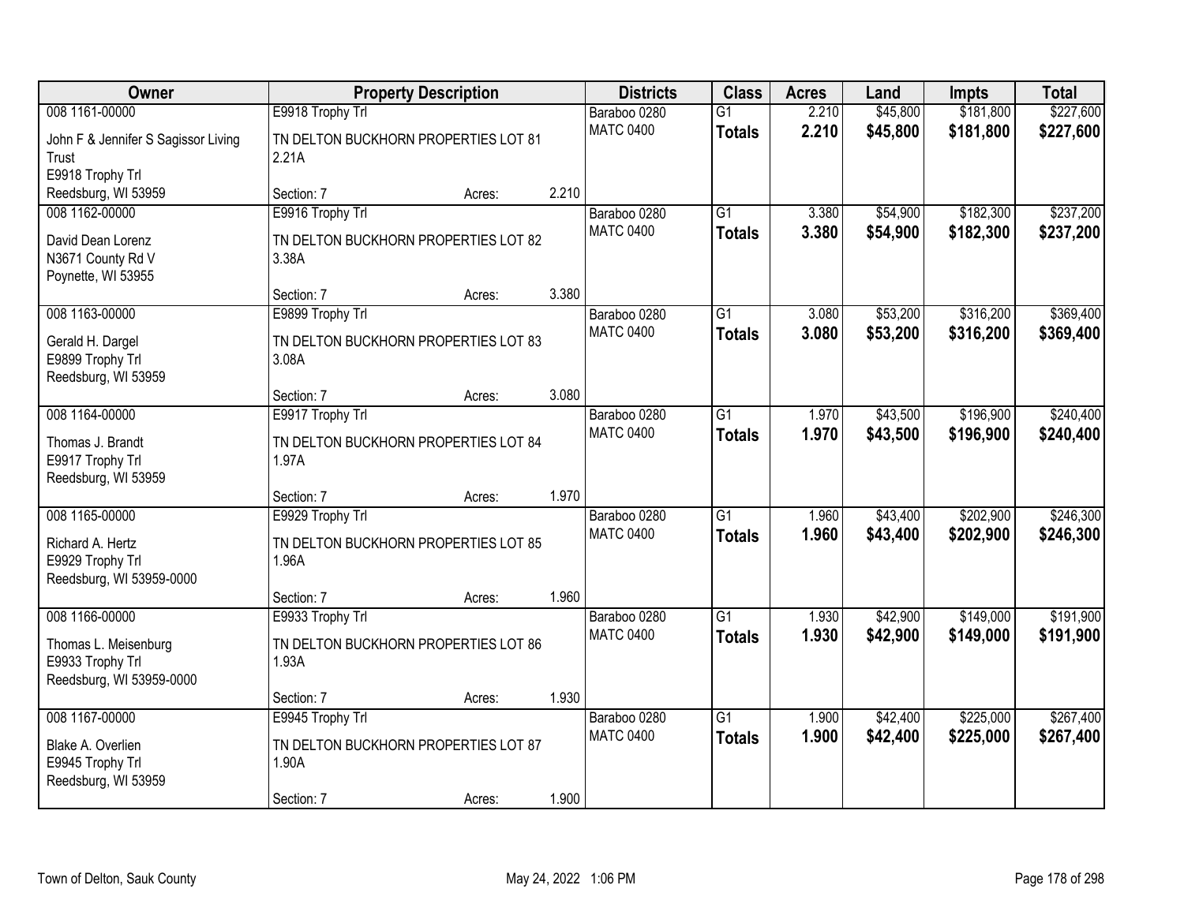| Owner | Property Description | | | Districts | Class | Acres | Land | Impts | Total |
|---|---|---|---|---|---|---|---|---|---|
| 008 1161-00000 | E9918 Trophy Trl | | | Baraboo 0280 | G1 | 2.210 | $45,800 | $181,800 | $227,600 |
| John F & Jennifer S Sagissor Living Trust<br>E9918 Trophy Trl<br>Reedsburg, WI 53959 | TN DELTON BUCKHORN PROPERTIES LOT 81 2.21A | | | MATC 0400 | **Totals** | **2.210** | **$45,800** | **$181,800** | **$227,600** |
| | Section: 7 | Acres: | 2.210 | | | | | | |
| 008 1162-00000 | E9916 Trophy Trl | | | Baraboo 0280 | G1 | 3.380 | $54,900 | $182,300 | $237,200 |
| David Dean Lorenz<br>N3671 County Rd V<br>Poynette, WI 53955 | TN DELTON BUCKHORN PROPERTIES LOT 82 3.38A | | | MATC 0400 | **Totals** | **3.380** | **$54,900** | **$182,300** | **$237,200** |
| | Section: 7 | Acres: | 3.380 | | | | | | |
| 008 1163-00000 | E9899 Trophy Trl | | | Baraboo 0280 | G1 | 3.080 | $53,200 | $316,200 | $369,400 |
| Gerald H. Dargel<br>E9899 Trophy Trl<br>Reedsburg, WI 53959 | TN DELTON BUCKHORN PROPERTIES LOT 83 3.08A | | | MATC 0400 | **Totals** | **3.080** | **$53,200** | **$316,200** | **$369,400** |
| | Section: 7 | Acres: | 3.080 | | | | | | |
| 008 1164-00000 | E9917 Trophy Trl | | | Baraboo 0280 | G1 | 1.970 | $43,500 | $196,900 | $240,400 |
| Thomas J. Brandt<br>E9917 Trophy Trl<br>Reedsburg, WI 53959 | TN DELTON BUCKHORN PROPERTIES LOT 84 1.97A | | | MATC 0400 | **Totals** | **1.970** | **$43,500** | **$196,900** | **$240,400** |
| | Section: 7 | Acres: | 1.970 | | | | | | |
| 008 1165-00000 | E9929 Trophy Trl | | | Baraboo 0280 | G1 | 1.960 | $43,400 | $202,900 | $246,300 |
| Richard A. Hertz<br>E9929 Trophy Trl<br>Reedsburg, WI 53959-0000 | TN DELTON BUCKHORN PROPERTIES LOT 85 1.96A | | | MATC 0400 | **Totals** | **1.960** | **$43,400** | **$202,900** | **$246,300** |
| | Section: 7 | Acres: | 1.960 | | | | | | |
| 008 1166-00000 | E9933 Trophy Trl | | | Baraboo 0280 | G1 | 1.930 | $42,900 | $149,000 | $191,900 |
| Thomas L. Meisenburg<br>E9933 Trophy Trl<br>Reedsburg, WI 53959-0000 | TN DELTON BUCKHORN PROPERTIES LOT 86 1.93A | | | MATC 0400 | **Totals** | **1.930** | **$42,900** | **$149,000** | **$191,900** |
| | Section: 7 | Acres: | 1.930 | | | | | | |
| 008 1167-00000 | E9945 Trophy Trl | | | Baraboo 0280 | G1 | 1.900 | $42,400 | $225,000 | $267,400 |
| Blake A. Overlien<br>E9945 Trophy Trl<br>Reedsburg, WI 53959 | TN DELTON BUCKHORN PROPERTIES LOT 87 1.90A | | | MATC 0400 | **Totals** | **1.900** | **$42,400** | **$225,000** | **$267,400** |
| | Section: 7 | Acres: | 1.900 | | | | | | |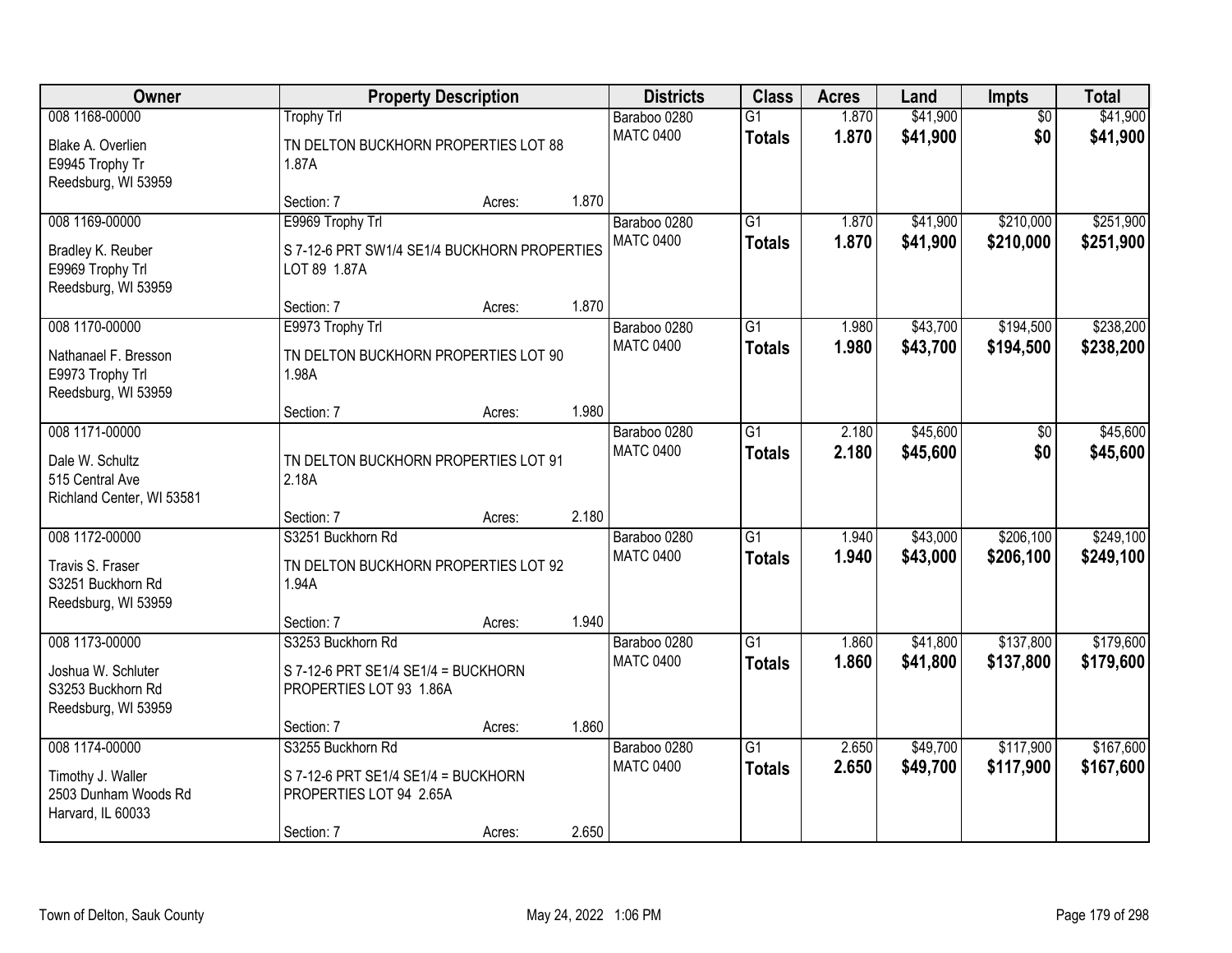| Owner | Property Description | | | Districts | Class | Acres | Land | Impts | Total |
|---|---|---|---|---|---|---|---|---|---|
| 008 1168-00000 | Trophy Trl | | | Baraboo 0280 | G1 | 1.870 | $41,900 | $0 | $41,900 |
| Blake A. Overlien<br>E9945 Trophy Tr<br>Reedsburg, WI 53959 | TN DELTON BUCKHORN PROPERTIES LOT 88 1.87A | | | MATC 0400 | **Totals** | **1.870** | **$41,900** | **$0** | **$41,900** |
| | Section: 7 | Acres: | 1.870 | | | | | | |
| 008 1169-00000 | E9969 Trophy Trl | | | Baraboo 0280 | G1 | 1.870 | $41,900 | $210,000 | $251,900 |
| Bradley K. Reuber<br>E9969 Trophy Trl<br>Reedsburg, WI 53959 | S 7-12-6 PRT SW1/4 SE1/4 BUCKHORN PROPERTIES LOT 89 1.87A | | | MATC 0400 | **Totals** | **1.870** | **$41,900** | **$210,000** | **$251,900** |
| | Section: 7 | Acres: | 1.870 | | | | | | |
| 008 1170-00000 | E9973 Trophy Trl | | | Baraboo 0280 | G1 | 1.980 | $43,700 | $194,500 | $238,200 |
| Nathanael F. Bresson<br>E9973 Trophy Trl<br>Reedsburg, WI 53959 | TN DELTON BUCKHORN PROPERTIES LOT 90 1.98A | | | MATC 0400 | **Totals** | **1.980** | **$43,700** | **$194,500** | **$238,200** |
| | Section: 7 | Acres: | 1.980 | | | | | | |
| 008 1171-00000 | | | | Baraboo 0280 | G1 | 2.180 | $45,600 | $0 | $45,600 |
| Dale W. Schultz<br>515 Central Ave<br>Richland Center, WI 53581 | TN DELTON BUCKHORN PROPERTIES LOT 91 2.18A | | | MATC 0400 | **Totals** | **2.180** | **$45,600** | **$0** | **$45,600** |
| | Section: 7 | Acres: | 2.180 | | | | | | |
| 008 1172-00000 | S3251 Buckhorn Rd | | | Baraboo 0280 | G1 | 1.940 | $43,000 | $206,100 | $249,100 |
| Travis S. Fraser<br>S3251 Buckhorn Rd<br>Reedsburg, WI 53959 | TN DELTON BUCKHORN PROPERTIES LOT 92 1.94A | | | MATC 0400 | **Totals** | **1.940** | **$43,000** | **$206,100** | **$249,100** |
| | Section: 7 | Acres: | 1.940 | | | | | | |
| 008 1173-00000 | S3253 Buckhorn Rd | | | Baraboo 0280 | G1 | 1.860 | $41,800 | $137,800 | $179,600 |
| Joshua W. Schluter<br>S3253 Buckhorn Rd<br>Reedsburg, WI 53959 | S 7-12-6 PRT SE1/4 SE1/4 = BUCKHORN PROPERTIES LOT 93 1.86A | | | MATC 0400 | **Totals** | **1.860** | **$41,800** | **$137,800** | **$179,600** |
| | Section: 7 | Acres: | 1.860 | | | | | | |
| 008 1174-00000 | S3255 Buckhorn Rd | | | Baraboo 0280 | G1 | 2.650 | $49,700 | $117,900 | $167,600 |
| Timothy J. Waller<br>2503 Dunham Woods Rd<br>Harvard, IL 60033 | S 7-12-6 PRT SE1/4 SE1/4 = BUCKHORN PROPERTIES LOT 94 2.65A | | | MATC 0400 | **Totals** | **2.650** | **$49,700** | **$117,900** | **$167,600** |
| | Section: 7 | Acres: | 2.650 | | | | | | |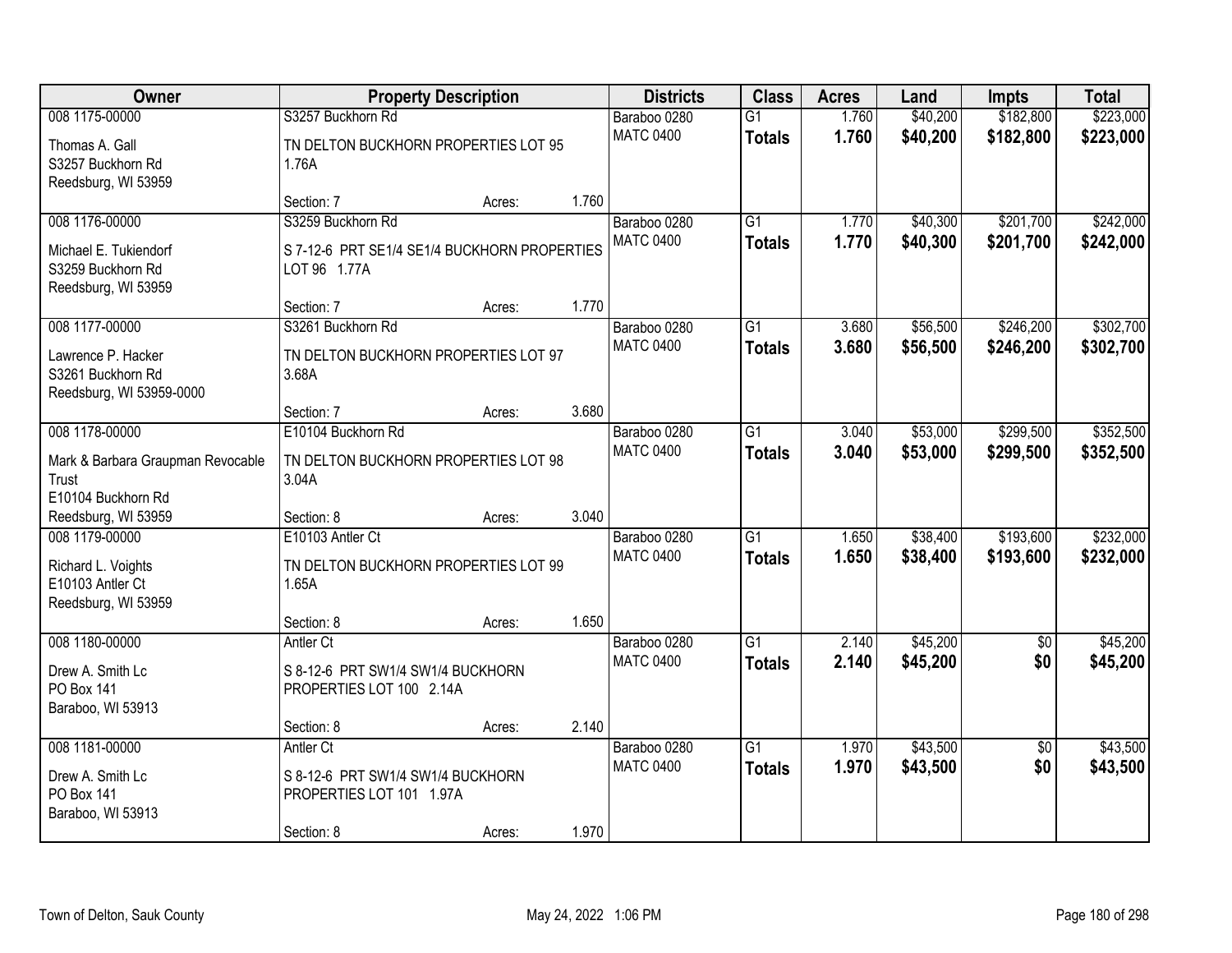| Owner | Property Description | | | Districts | Class | Acres | Land | Impts | Total |
|---|---|---|---|---|---|---|---|---|---|
| 008 1175-00000<br>Thomas A. Gall<br>S3257 Buckhorn Rd<br>Reedsburg, WI 53959 | S3257 Buckhorn Rd<br>TN DELTON BUCKHORN PROPERTIES LOT 95 1.76A<br>Section: 7 | Acres: | 1.760 | Baraboo 0280<br>MATC 0400 | G1<br>**Totals** | 1.760<br>**1.760** | $40,200<br>**$40,200** | $182,800<br>**$182,800** | $223,000<br>**$223,000** |
| 008 1176-00000<br>Michael E. Tukiendorf<br>S3259 Buckhorn Rd<br>Reedsburg, WI 53959 | S3259 Buckhorn Rd<br>S 7-12-6 PRT SE1/4 SE1/4 BUCKHORN PROPERTIES LOT 96 1.77A<br>Section: 7 | Acres: | 1.770 | Baraboo 0280<br>MATC 0400 | G1<br>**Totals** | 1.770<br>**1.770** | $40,300<br>**$40,300** | $201,700<br>**$201,700** | $242,000<br>**$242,000** |
| 008 1177-00000<br>Lawrence P. Hacker<br>S3261 Buckhorn Rd<br>Reedsburg, WI 53959-0000 | S3261 Buckhorn Rd<br>TN DELTON BUCKHORN PROPERTIES LOT 97 3.68A<br>Section: 7 | Acres: | 3.680 | Baraboo 0280<br>MATC 0400 | G1<br>**Totals** | 3.680<br>**3.680** | $56,500<br>**$56,500** | $246,200<br>**$246,200** | $302,700<br>**$302,700** |
| 008 1178-00000<br>Mark & Barbara Graupman Revocable Trust<br>E10104 Buckhorn Rd<br>Reedsburg, WI 53959 | E10104 Buckhorn Rd<br>TN DELTON BUCKHORN PROPERTIES LOT 98 3.04A<br>Section: 8 | Acres: | 3.040 | Baraboo 0280<br>MATC 0400 | G1<br>**Totals** | 3.040<br>**3.040** | $53,000<br>**$53,000** | $299,500<br>**$299,500** | $352,500<br>**$352,500** |
| 008 1179-00000<br>Richard L. Voights<br>E10103 Antler Ct<br>Reedsburg, WI 53959 | E10103 Antler Ct<br>TN DELTON BUCKHORN PROPERTIES LOT 99 1.65A<br>Section: 8 | Acres: | 1.650 | Baraboo 0280<br>MATC 0400 | G1<br>**Totals** | 1.650<br>**1.650** | $38,400<br>**$38,400** | $193,600<br>**$193,600** | $232,000<br>**$232,000** |
| 008 1180-00000<br>Drew A. Smith Lc<br>PO Box 141<br>Baraboo, WI 53913 | Antler Ct<br>S 8-12-6 PRT SW1/4 SW1/4 BUCKHORN PROPERTIES LOT 100 2.14A<br>Section: 8 | Acres: | 2.140 | Baraboo 0280<br>MATC 0400 | G1<br>**Totals** | 2.140<br>**2.140** | $45,200<br>**$45,200** | $0<br>**$0** | $45,200<br>**$45,200** |
| 008 1181-00000<br>Drew A. Smith Lc<br>PO Box 141<br>Baraboo, WI 53913 | Antler Ct<br>S 8-12-6 PRT SW1/4 SW1/4 BUCKHORN PROPERTIES LOT 101 1.97A<br>Section: 8 | Acres: | 1.970 | Baraboo 0280<br>MATC 0400 | G1<br>**Totals** | 1.970<br>**1.970** | $43,500<br>**$43,500** | $0<br>**$0** | $43,500<br>**$43,500** |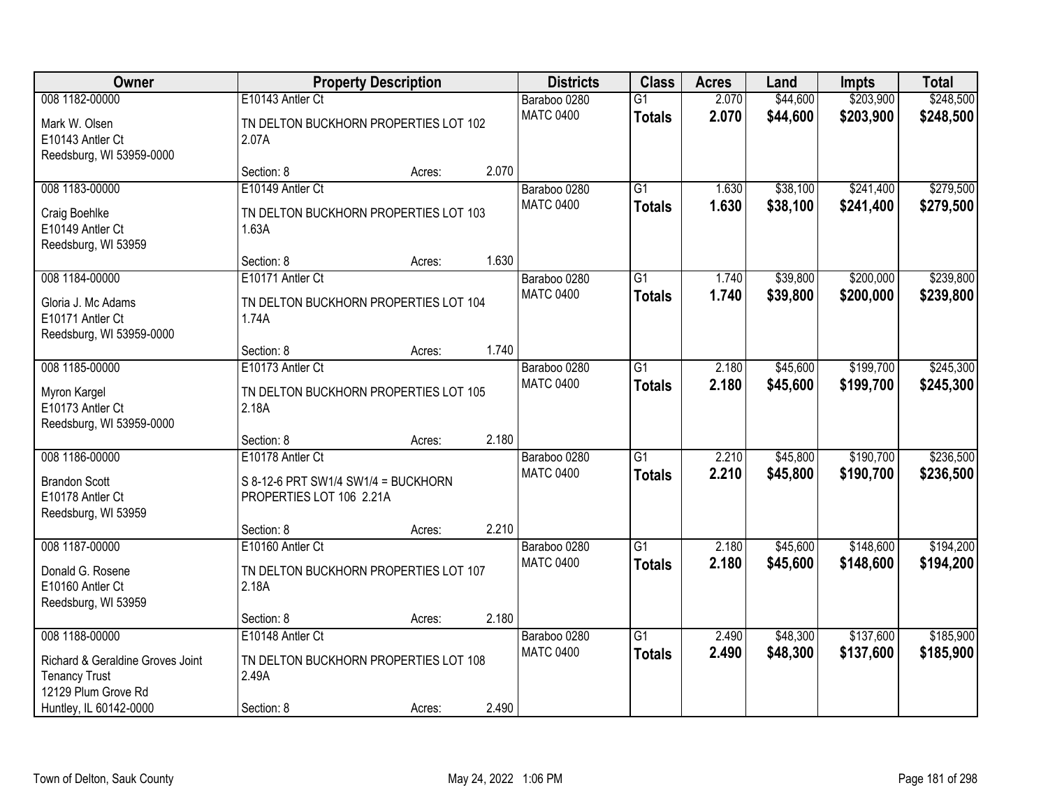| Owner | Property Description | Districts | Class | Acres | Land | Impts | Total |
|---|---|---|---|---|---|---|---|
| 008 1182-00000<br>Mark W. Olsen<br>E10143 Antler Ct<br>Reedsburg, WI 53959-0000 | E10143 Antler Ct<br>TN DELTON BUCKHORN PROPERTIES LOT 102 2.07A<br>Section: 8 Acres: 2.070 | Baraboo 0280<br>MATC 0400 | G1<br>**Totals** | 2.070<br>**2.070** | $44,600<br>**$44,600** | $203,900<br>**$203,900** | $248,500<br>**$248,500** |
| 008 1183-00000<br>Craig Boehlke<br>E10149 Antler Ct<br>Reedsburg, WI 53959 | E10149 Antler Ct<br>TN DELTON BUCKHORN PROPERTIES LOT 103 1.63A<br>Section: 8 Acres: 1.630 | Baraboo 0280<br>MATC 0400 | G1<br>**Totals** | 1.630<br>**1.630** | $38,100<br>**$38,100** | $241,400<br>**$241,400** | $279,500<br>**$279,500** |
| 008 1184-00000<br>Gloria J. Mc Adams<br>E10171 Antler Ct<br>Reedsburg, WI 53959-0000 | E10171 Antler Ct<br>TN DELTON BUCKHORN PROPERTIES LOT 104 1.74A<br>Section: 8 Acres: 1.740 | Baraboo 0280<br>MATC 0400 | G1<br>**Totals** | 1.740<br>**1.740** | $39,800<br>**$39,800** | $200,000<br>**$200,000** | $239,800<br>**$239,800** |
| 008 1185-00000<br>Myron Kargel<br>E10173 Antler Ct<br>Reedsburg, WI 53959-0000 | E10173 Antler Ct<br>TN DELTON BUCKHORN PROPERTIES LOT 105 2.18A<br>Section: 8 Acres: 2.180 | Baraboo 0280<br>MATC 0400 | G1<br>**Totals** | 2.180<br>**2.180** | $45,600<br>**$45,600** | $199,700<br>**$199,700** | $245,300<br>**$245,300** |
| 008 1186-00000<br>Brandon Scott<br>E10178 Antler Ct<br>Reedsburg, WI 53959 | E10178 Antler Ct<br>S 8-12-6 PRT SW1/4 SW1/4 = BUCKHORN PROPERTIES LOT 106 2.21A<br>Section: 8 Acres: 2.210 | Baraboo 0280<br>MATC 0400 | G1<br>**Totals** | 2.210<br>**2.210** | $45,800<br>**$45,800** | $190,700<br>**$190,700** | $236,500<br>**$236,500** |
| 008 1187-00000<br>Donald G. Rosene<br>E10160 Antler Ct<br>Reedsburg, WI 53959 | E10160 Antler Ct<br>TN DELTON BUCKHORN PROPERTIES LOT 107 2.18A<br>Section: 8 Acres: 2.180 | Baraboo 0280<br>MATC 0400 | G1<br>**Totals** | 2.180<br>**2.180** | $45,600<br>**$45,600** | $148,600<br>**$148,600** | $194,200<br>**$194,200** |
| 008 1188-00000<br>Richard & Geraldine Groves Joint Tenancy Trust<br>12129 Plum Grove Rd<br>Huntley, IL 60142-0000 | E10148 Antler Ct<br>TN DELTON BUCKHORN PROPERTIES LOT 108 2.49A<br>Section: 8 Acres: 2.490 | Baraboo 0280<br>MATC 0400 | G1<br>**Totals** | 2.490<br>**2.490** | $48,300<br>**$48,300** | $137,600<br>**$137,600** | $185,900<br>**$185,900** |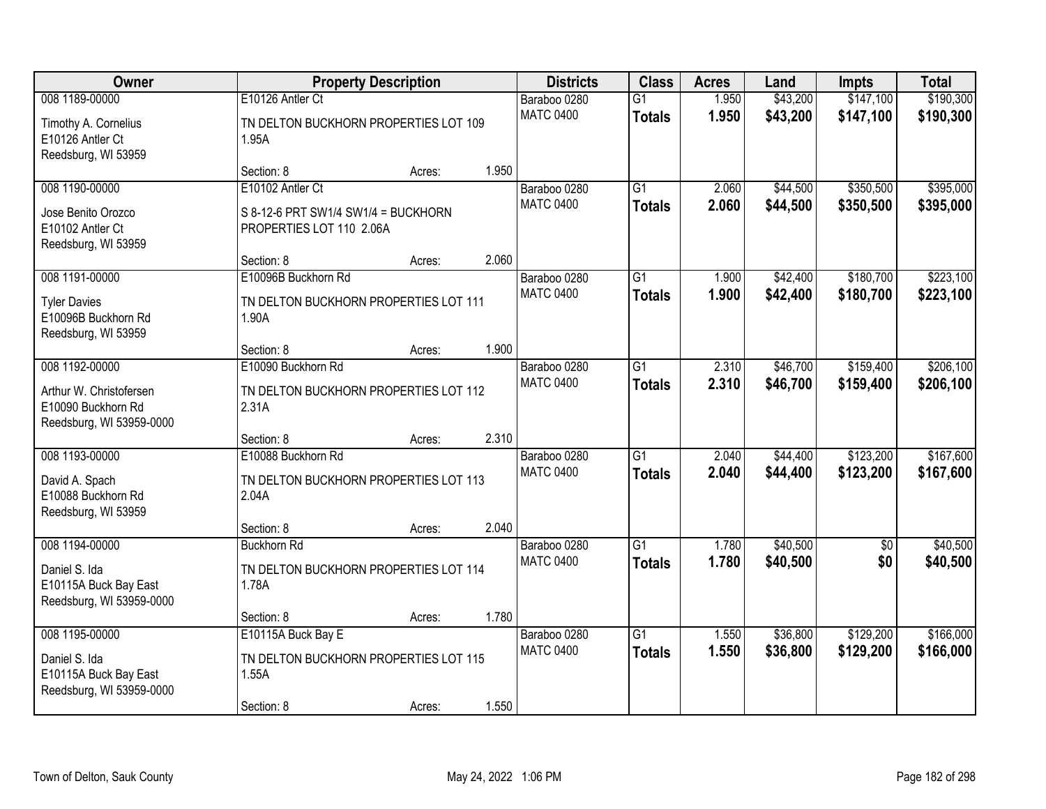| Owner | Property Description | | | Districts | Class | Acres | Land | Impts | Total |
|---|---|---|---|---|---|---|---|---|---|
| 008 1189-00000<br><br>Timothy A. Cornelius<br>E10126 Antler Ct<br>Reedsburg, WI 53959 | E10126 Antler Ct<br><br>TN DELTON BUCKHORN PROPERTIES LOT 109 1.95A<br><br>Section: 8 | Acres: | 1.950 | Baraboo 0280<br>MATC 0400 | G1<br>**Totals** | 1.950<br>**1.950** | $43,200<br>**$43,200** | $147,100<br>**$147,100** | $190,300<br>**$190,300** |
| 008 1190-00000<br><br>Jose Benito Orozco<br>E10102 Antler Ct<br>Reedsburg, WI 53959 | E10102 Antler Ct<br><br>S 8-12-6 PRT SW1/4 SW1/4 = BUCKHORN PROPERTIES LOT 110 2.06A<br><br>Section: 8 | Acres: | 2.060 | Baraboo 0280<br>MATC 0400 | G1<br>**Totals** | 2.060<br>**2.060** | $44,500<br>**$44,500** | $350,500<br>**$350,500** | $395,000<br>**$395,000** |
| 008 1191-00000<br><br>Tyler Davies<br>E10096B Buckhorn Rd<br>Reedsburg, WI 53959 | E10096B Buckhorn Rd<br><br>TN DELTON BUCKHORN PROPERTIES LOT 111 1.90A<br><br>Section: 8 | Acres: | 1.900 | Baraboo 0280<br>MATC 0400 | G1<br>**Totals** | 1.900<br>**1.900** | $42,400<br>**$42,400** | $180,700<br>**$180,700** | $223,100<br>**$223,100** |
| 008 1192-00000<br><br>Arthur W. Christofersen<br>E10090 Buckhorn Rd<br>Reedsburg, WI 53959-0000 | E10090 Buckhorn Rd<br><br>TN DELTON BUCKHORN PROPERTIES LOT 112 2.31A<br><br>Section: 8 | Acres: | 2.310 | Baraboo 0280<br>MATC 0400 | G1<br>**Totals** | 2.310<br>**2.310** | $46,700<br>**$46,700** | $159,400<br>**$159,400** | $206,100<br>**$206,100** |
| 008 1193-00000<br><br>David A. Spach<br>E10088 Buckhorn Rd<br>Reedsburg, WI 53959 | E10088 Buckhorn Rd<br><br>TN DELTON BUCKHORN PROPERTIES LOT 113 2.04A<br><br>Section: 8 | Acres: | 2.040 | Baraboo 0280<br>MATC 0400 | G1<br>**Totals** | 2.040<br>**2.040** | $44,400<br>**$44,400** | $123,200<br>**$123,200** | $167,600<br>**$167,600** |
| 008 1194-00000<br><br>Daniel S. Ida<br>E10115A Buck Bay East<br>Reedsburg, WI 53959-0000 | Buckhorn Rd<br><br>TN DELTON BUCKHORN PROPERTIES LOT 114 1.78A<br><br>Section: 8 | Acres: | 1.780 | Baraboo 0280<br>MATC 0400 | G1<br>**Totals** | 1.780<br>**1.780** | $40,500<br>**$40,500** | $0<br>**$0** | $40,500<br>**$40,500** |
| 008 1195-00000<br><br>Daniel S. Ida<br>E10115A Buck Bay East<br>Reedsburg, WI 53959-0000 | E10115A Buck Bay E<br><br>TN DELTON BUCKHORN PROPERTIES LOT 115 1.55A<br><br>Section: 8 | Acres: | 1.550 | Baraboo 0280<br>MATC 0400 | G1<br>**Totals** | 1.550<br>**1.550** | $36,800<br>**$36,800** | $129,200<br>**$129,200** | $166,000<br>**$166,000** |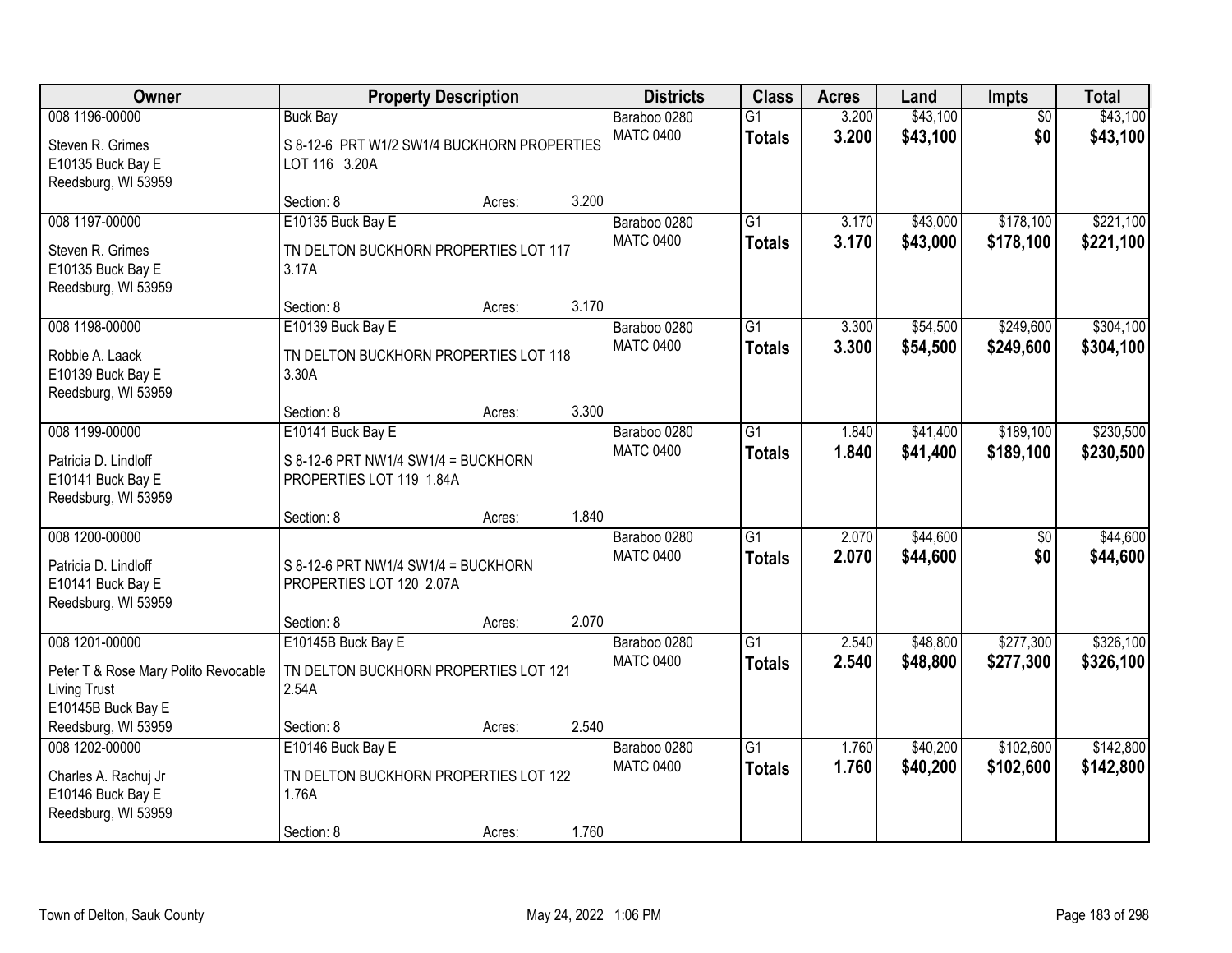| Owner | Property Description | Districts | Class | Acres | Land | Impts | Total |
|---|---|---|---|---|---|---|---|
| 008 1196-00000<br>Steven R. Grimes<br>E10135 Buck Bay E<br>Reedsburg, WI 53959 | Buck Bay<br>S 8-12-6 PRT W1/2 SW1/4 BUCKHORN PROPERTIES LOT 116 3.20A<br>Section: 8 Acres: 3.200 | Baraboo 0280<br>MATC 0400 | G1<br>**Totals** | 3.200<br>**3.200** | $43,100<br>**$43,100** | $0<br>**$0** | $43,100<br>**$43,100** |
| 008 1197-00000<br>Steven R. Grimes<br>E10135 Buck Bay E<br>Reedsburg, WI 53959 | E10135 Buck Bay E<br>TN DELTON BUCKHORN PROPERTIES LOT 117 3.17A<br>Section: 8 Acres: 3.170 | Baraboo 0280<br>MATC 0400 | G1<br>**Totals** | 3.170<br>**3.170** | $43,000<br>**$43,000** | $178,100<br>**$178,100** | $221,100<br>**$221,100** |
| 008 1198-00000<br>Robbie A. Laack<br>E10139 Buck Bay E<br>Reedsburg, WI 53959 | E10139 Buck Bay E<br>TN DELTON BUCKHORN PROPERTIES LOT 118 3.30A<br>Section: 8 Acres: 3.300 | Baraboo 0280<br>MATC 0400 | G1<br>**Totals** | 3.300<br>**3.300** | $54,500<br>**$54,500** | $249,600<br>**$249,600** | $304,100<br>**$304,100** |
| 008 1199-00000<br>Patricia D. Lindloff<br>E10141 Buck Bay E<br>Reedsburg, WI 53959 | E10141 Buck Bay E<br>S 8-12-6 PRT NW1/4 SW1/4 = BUCKHORN PROPERTIES LOT 119 1.84A<br>Section: 8 Acres: 1.840 | Baraboo 0280<br>MATC 0400 | G1<br>**Totals** | 1.840<br>**1.840** | $41,400<br>**$41,400** | $189,100<br>**$189,100** | $230,500<br>**$230,500** |
| 008 1200-00000<br>Patricia D. Lindloff<br>E10141 Buck Bay E<br>Reedsburg, WI 53959 | S 8-12-6 PRT NW1/4 SW1/4 = BUCKHORN PROPERTIES LOT 120 2.07A<br>Section: 8 Acres: 2.070 | Baraboo 0280<br>MATC 0400 | G1<br>**Totals** | 2.070<br>**2.070** | $44,600<br>**$44,600** | $0<br>**$0** | $44,600<br>**$44,600** |
| 008 1201-00000<br>Peter T & Rose Mary Polito Revocable Living Trust<br>E10145B Buck Bay E<br>Reedsburg, WI 53959 | E10145B Buck Bay E<br>TN DELTON BUCKHORN PROPERTIES LOT 121 2.54A<br>Section: 8 Acres: 2.540 | Baraboo 0280<br>MATC 0400 | G1<br>**Totals** | 2.540<br>**2.540** | $48,800<br>**$48,800** | $277,300<br>**$277,300** | $326,100<br>**$326,100** |
| 008 1202-00000<br>Charles A. Rachuj Jr<br>E10146 Buck Bay E<br>Reedsburg, WI 53959 | E10146 Buck Bay E<br>TN DELTON BUCKHORN PROPERTIES LOT 122 1.76A<br>Section: 8 Acres: 1.760 | Baraboo 0280<br>MATC 0400 | G1<br>**Totals** | 1.760<br>**1.760** | $40,200<br>**$40,200** | $102,600<br>**$102,600** | $142,800<br>**$142,800** |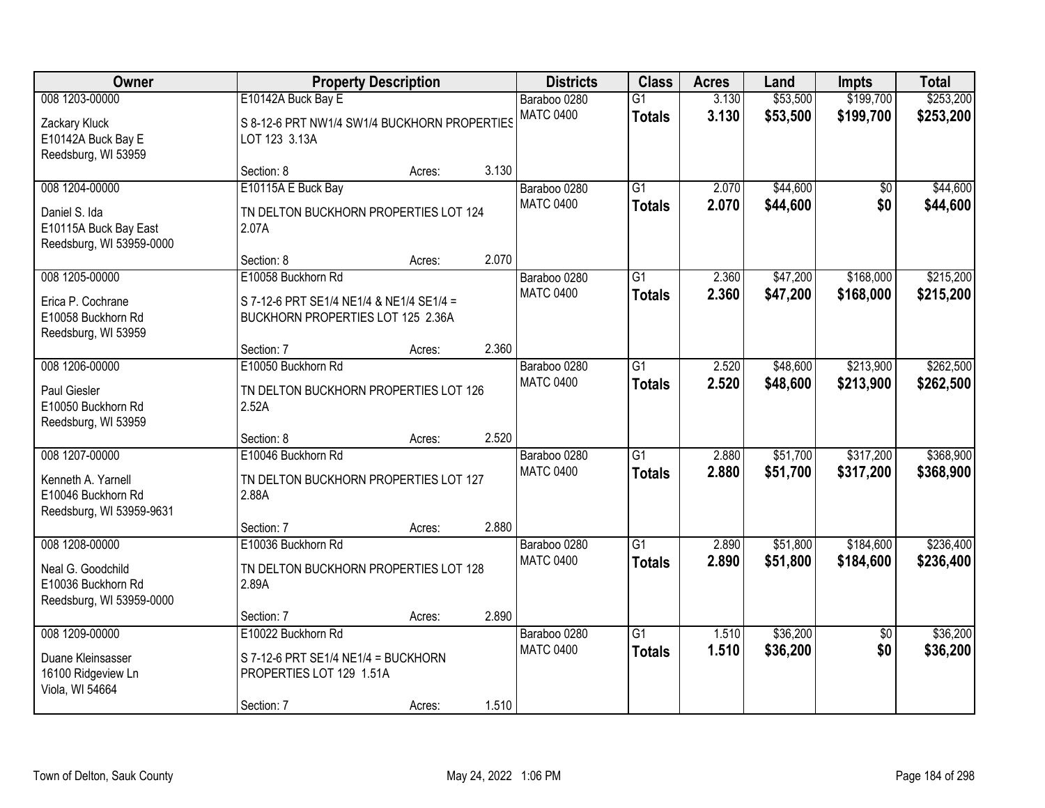| Owner | Property Description | | | Districts | Class | Acres | Land | Impts | Total |
|---|---|---|---|---|---|---|---|---|---|
| 008 1203-00000 | E10142A Buck Bay E | | | Baraboo 0280 | G1 | 3.130 | $53,500 | $199,700 | $253,200 |
| Zackary Kluck<br>E10142A Buck Bay E<br>Reedsburg, WI 53959 | S 8-12-6 PRT NW1/4 SW1/4 BUCKHORN PROPERTIES LOT 123 3.13A | | | MATC 0400 | **Totals** | **3.130** | **$53,500** | **$199,700** | **$253,200** |
| | Section: 8 | Acres: | 3.130 | | | | | | |
| 008 1204-00000 | E10115A E Buck Bay | | | Baraboo 0280 | G1 | 2.070 | $44,600 | $0 | $44,600 |
| Daniel S. Ida<br>E10115A Buck Bay East<br>Reedsburg, WI 53959-0000 | TN DELTON BUCKHORN PROPERTIES LOT 124 2.07A | | | MATC 0400 | **Totals** | **2.070** | **$44,600** | **$0** | **$44,600** |
| | Section: 8 | Acres: | 2.070 | | | | | | |
| 008 1205-00000 | E10058 Buckhorn Rd | | | Baraboo 0280 | G1 | 2.360 | $47,200 | $168,000 | $215,200 |
| Erica P. Cochrane<br>E10058 Buckhorn Rd<br>Reedsburg, WI 53959 | S 7-12-6 PRT SE1/4 NE1/4 & NE1/4 SE1/4 = BUCKHORN PROPERTIES LOT 125 2.36A | | | MATC 0400 | **Totals** | **2.360** | **$47,200** | **$168,000** | **$215,200** |
| | Section: 7 | Acres: | 2.360 | | | | | | |
| 008 1206-00000 | E10050 Buckhorn Rd | | | Baraboo 0280 | G1 | 2.520 | $48,600 | $213,900 | $262,500 |
| Paul Giesler<br>E10050 Buckhorn Rd<br>Reedsburg, WI 53959 | TN DELTON BUCKHORN PROPERTIES LOT 126 2.52A | | | MATC 0400 | **Totals** | **2.520** | **$48,600** | **$213,900** | **$262,500** |
| | Section: 8 | Acres: | 2.520 | | | | | | |
| 008 1207-00000 | E10046 Buckhorn Rd | | | Baraboo 0280 | G1 | 2.880 | $51,700 | $317,200 | $368,900 |
| Kenneth A. Yarnell<br>E10046 Buckhorn Rd<br>Reedsburg, WI 53959-9631 | TN DELTON BUCKHORN PROPERTIES LOT 127 2.88A | | | MATC 0400 | **Totals** | **2.880** | **$51,700** | **$317,200** | **$368,900** |
| | Section: 7 | Acres: | 2.880 | | | | | | |
| 008 1208-00000 | E10036 Buckhorn Rd | | | Baraboo 0280 | G1 | 2.890 | $51,800 | $184,600 | $236,400 |
| Neal G. Goodchild<br>E10036 Buckhorn Rd<br>Reedsburg, WI 53959-0000 | TN DELTON BUCKHORN PROPERTIES LOT 128 2.89A | | | MATC 0400 | **Totals** | **2.890** | **$51,800** | **$184,600** | **$236,400** |
| | Section: 7 | Acres: | 2.890 | | | | | | |
| 008 1209-00000 | E10022 Buckhorn Rd | | | Baraboo 0280 | G1 | 1.510 | $36,200 | $0 | $36,200 |
| Duane Kleinsasser<br>16100 Ridgeview Ln<br>Viola, WI 54664 | S 7-12-6 PRT SE1/4 NE1/4 = BUCKHORN PROPERTIES LOT 129 1.51A | | | MATC 0400 | **Totals** | **1.510** | **$36,200** | **$0** | **$36,200** |
| | Section: 7 | Acres: | 1.510 | | | | | | |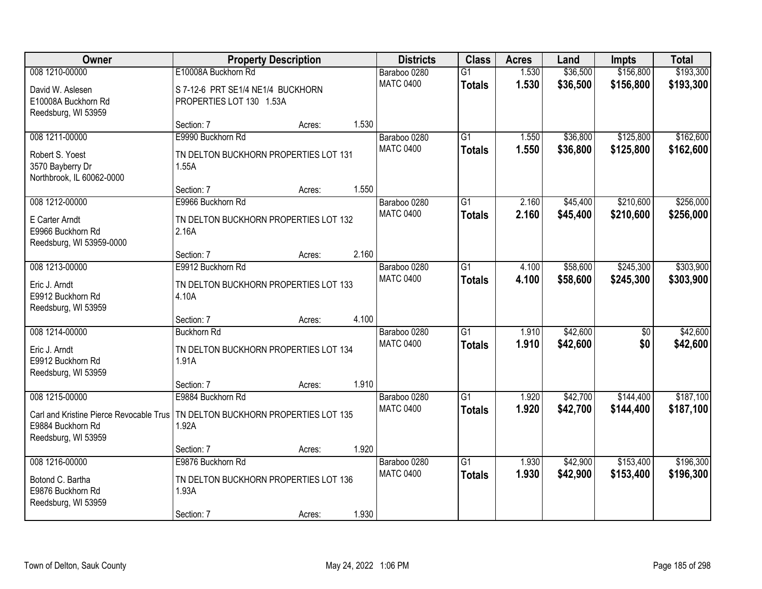| Owner | Property Description | Districts | Class | Acres | Land | Impts | Total |
|---|---|---|---|---|---|---|---|
| 008 1210-00000<br>David W. Aslesen<br>E10008A Buckhorn Rd<br>Reedsburg, WI 53959 | E10008A Buckhorn Rd<br>S 7-12-6 PRT SE1/4 NE1/4 BUCKHORN PROPERTIES LOT 130 1.53A<br>Section: 7 Acres: 1.530 | Baraboo 0280<br>MATC 0400 | G1<br>**Totals** | 1.530<br>**1.530** | $36,500<br>**$36,500** | $156,800<br>**$156,800** | $193,300<br>**$193,300** |
| 008 1211-00000<br>Robert S. Yoest<br>3570 Bayberry Dr<br>Northbrook, IL 60062-0000 | E9990 Buckhorn Rd<br>TN DELTON BUCKHORN PROPERTIES LOT 131 1.55A<br>Section: 7 Acres: 1.550 | Baraboo 0280<br>MATC 0400 | G1<br>**Totals** | 1.550<br>**1.550** | $36,800<br>**$36,800** | $125,800<br>**$125,800** | $162,600<br>**$162,600** |
| 008 1212-00000<br>E Carter Arndt<br>E9966 Buckhorn Rd<br>Reedsburg, WI 53959-0000 | E9966 Buckhorn Rd<br>TN DELTON BUCKHORN PROPERTIES LOT 132 2.16A<br>Section: 7 Acres: 2.160 | Baraboo 0280<br>MATC 0400 | G1<br>**Totals** | 2.160<br>**2.160** | $45,400<br>**$45,400** | $210,600<br>**$210,600** | $256,000<br>**$256,000** |
| 008 1213-00000<br>Eric J. Arndt<br>E9912 Buckhorn Rd<br>Reedsburg, WI 53959 | E9912 Buckhorn Rd<br>TN DELTON BUCKHORN PROPERTIES LOT 133 4.10A<br>Section: 7 Acres: 4.100 | Baraboo 0280<br>MATC 0400 | G1<br>**Totals** | 4.100<br>**4.100** | $58,600<br>**$58,600** | $245,300<br>**$245,300** | $303,900<br>**$303,900** |
| 008 1214-00000<br>Eric J. Arndt<br>E9912 Buckhorn Rd<br>Reedsburg, WI 53959 | Buckhorn Rd<br>TN DELTON BUCKHORN PROPERTIES LOT 134 1.91A<br>Section: 7 Acres: 1.910 | Baraboo 0280<br>MATC 0400 | G1<br>**Totals** | 1.910<br>**1.910** | $42,600<br>**$42,600** | $0<br>**$0** | $42,600<br>**$42,600** |
| 008 1215-00000<br>Carl and Kristine Pierce Revocable Trus<br>E9884 Buckhorn Rd<br>Reedsburg, WI 53959 | E9884 Buckhorn Rd<br>TN DELTON BUCKHORN PROPERTIES LOT 135 1.92A<br>Section: 7 Acres: 1.920 | Baraboo 0280<br>MATC 0400 | G1<br>**Totals** | 1.920<br>**1.920** | $42,700<br>**$42,700** | $144,400<br>**$144,400** | $187,100<br>**$187,100** |
| 008 1216-00000<br>Botond C. Bartha<br>E9876 Buckhorn Rd<br>Reedsburg, WI 53959 | E9876 Buckhorn Rd<br>TN DELTON BUCKHORN PROPERTIES LOT 136 1.93A<br>Section: 7 Acres: 1.930 | Baraboo 0280<br>MATC 0400 | G1<br>**Totals** | 1.930<br>**1.930** | $42,900<br>**$42,900** | $153,400<br>**$153,400** | $196,300<br>**$196,300** |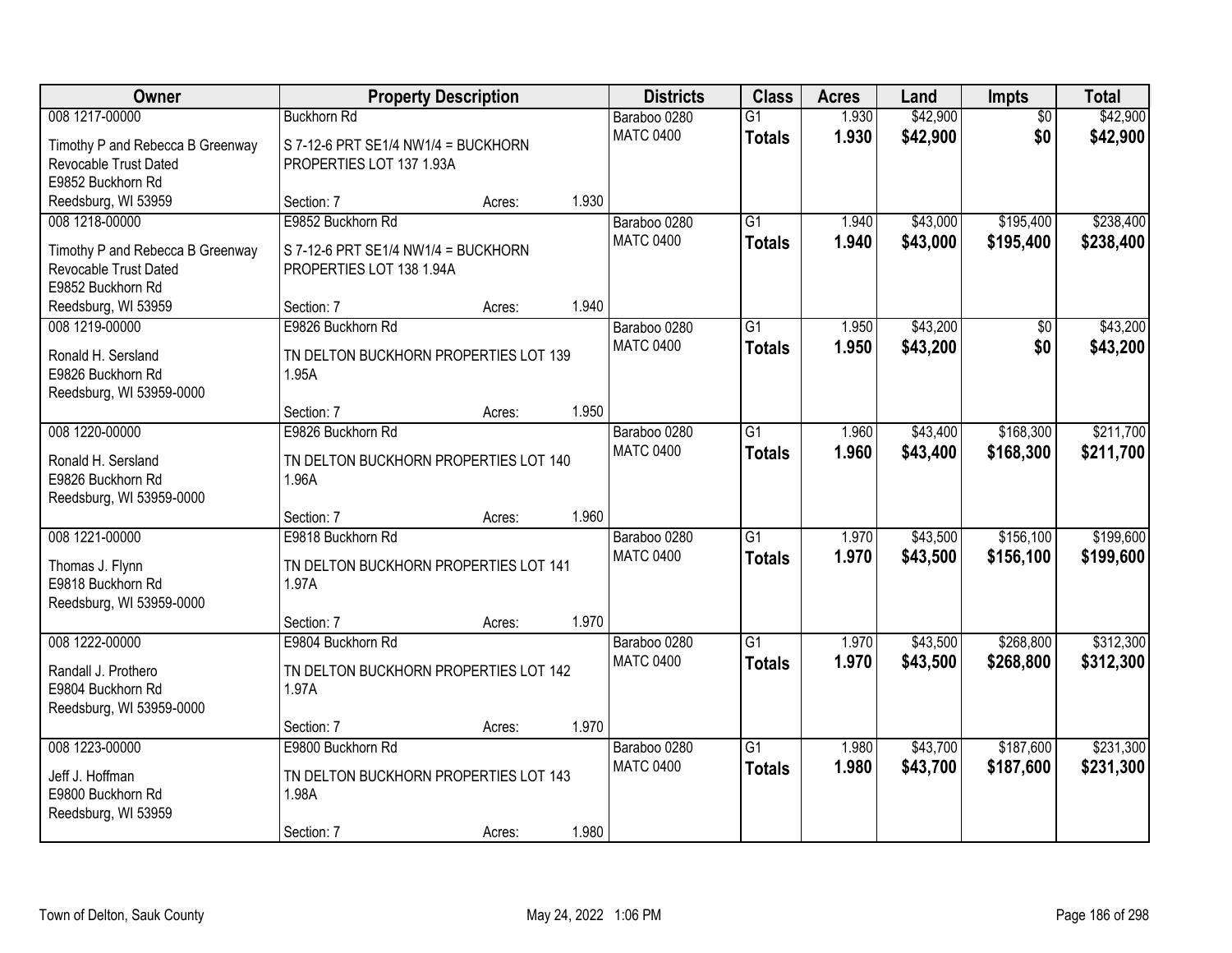| Owner | Property Description | Districts | Class | Acres | Land | Impts | Total |
|---|---|---|---|---|---|---|---|
| 008 1217-00000<br>Timothy P and Rebecca B Greenway Revocable Trust Dated<br>E9852 Buckhorn Rd<br>Reedsburg, WI 53959 | Buckhorn Rd<br>S 7-12-6 PRT SE1/4 NW1/4 = BUCKHORN PROPERTIES LOT 137 1.93A<br>Section: 7 Acres: 1.930 | Baraboo 0280<br>MATC 0400 | G1<br>**Totals** | 1.930<br>**1.930** | $42,900<br>**$42,900** | $0<br>**$0** | $42,900<br>**$42,900** |
| 008 1218-00000<br>Timothy P and Rebecca B Greenway Revocable Trust Dated<br>E9852 Buckhorn Rd<br>Reedsburg, WI 53959 | E9852 Buckhorn Rd<br>S 7-12-6 PRT SE1/4 NW1/4 = BUCKHORN PROPERTIES LOT 138 1.94A<br>Section: 7 Acres: 1.940 | Baraboo 0280<br>MATC 0400 | G1<br>**Totals** | 1.940<br>**1.940** | $43,000<br>**$43,000** | $195,400<br>**$195,400** | $238,400<br>**$238,400** |
| 008 1219-00000<br>Ronald H. Sersland<br>E9826 Buckhorn Rd<br>Reedsburg, WI 53959-0000 | E9826 Buckhorn Rd<br>TN DELTON BUCKHORN PROPERTIES LOT 139 1.95A<br>Section: 7 Acres: 1.950 | Baraboo 0280<br>MATC 0400 | G1<br>**Totals** | 1.950<br>**1.950** | $43,200<br>**$43,200** | $0<br>**$0** | $43,200<br>**$43,200** |
| 008 1220-00000<br>Ronald H. Sersland<br>E9826 Buckhorn Rd<br>Reedsburg, WI 53959-0000 | E9826 Buckhorn Rd<br>TN DELTON BUCKHORN PROPERTIES LOT 140 1.96A<br>Section: 7 Acres: 1.960 | Baraboo 0280<br>MATC 0400 | G1<br>**Totals** | 1.960<br>**1.960** | $43,400<br>**$43,400** | $168,300<br>**$168,300** | $211,700<br>**$211,700** |
| 008 1221-00000<br>Thomas J. Flynn<br>E9818 Buckhorn Rd<br>Reedsburg, WI 53959-0000 | E9818 Buckhorn Rd<br>TN DELTON BUCKHORN PROPERTIES LOT 141 1.97A<br>Section: 7 Acres: 1.970 | Baraboo 0280<br>MATC 0400 | G1<br>**Totals** | 1.970<br>**1.970** | $43,500<br>**$43,500** | $156,100<br>**$156,100** | $199,600<br>**$199,600** |
| 008 1222-00000<br>Randall J. Prothero<br>E9804 Buckhorn Rd<br>Reedsburg, WI 53959-0000 | E9804 Buckhorn Rd<br>TN DELTON BUCKHORN PROPERTIES LOT 142 1.97A<br>Section: 7 Acres: 1.970 | Baraboo 0280<br>MATC 0400 | G1<br>**Totals** | 1.970<br>**1.970** | $43,500<br>**$43,500** | $268,800<br>**$268,800** | $312,300<br>**$312,300** |
| 008 1223-00000<br>Jeff J. Hoffman<br>E9800 Buckhorn Rd<br>Reedsburg, WI 53959 | E9800 Buckhorn Rd<br>TN DELTON BUCKHORN PROPERTIES LOT 143 1.98A<br>Section: 7 Acres: 1.980 | Baraboo 0280<br>MATC 0400 | G1<br>**Totals** | 1.980<br>**1.980** | $43,700<br>**$43,700** | $187,600<br>**$187,600** | $231,300<br>**$231,300** |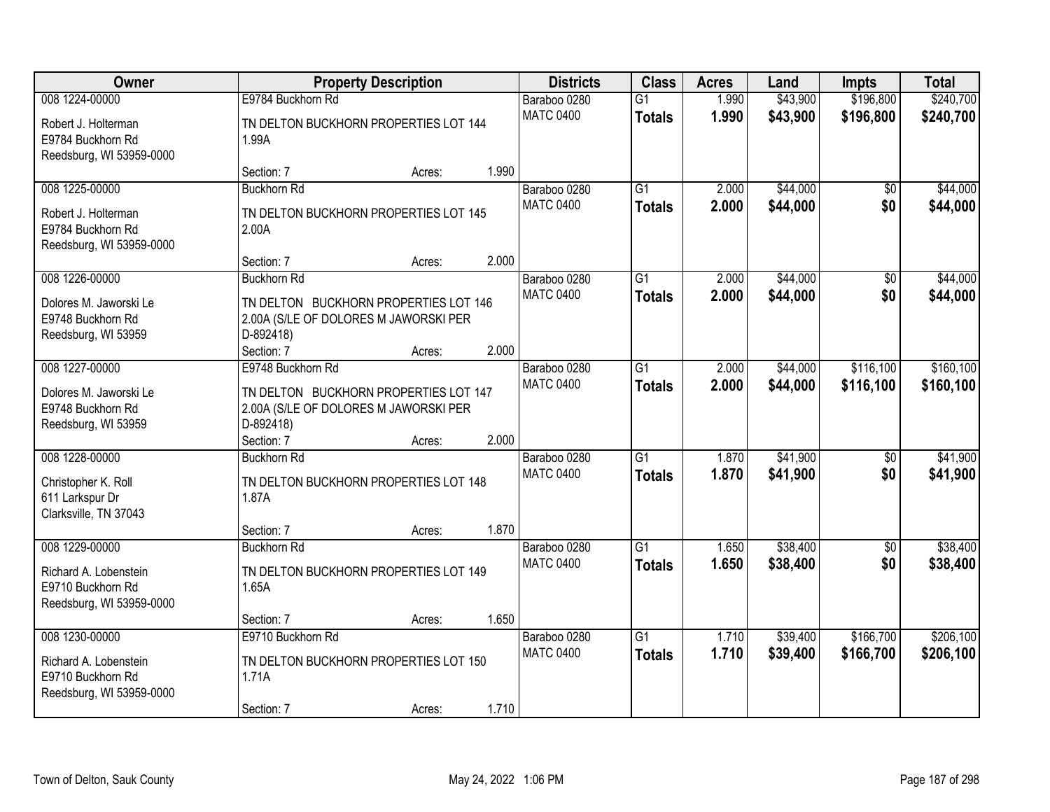| Owner | Property Description | Districts | Class | Acres | Land | Impts | Total |
|---|---|---|---|---|---|---|---|
| 008 1224-00000<br>Robert J. Holterman<br>E9784 Buckhorn Rd<br>Reedsburg, WI 53959-0000 | E9784 Buckhorn Rd<br>TN DELTON BUCKHORN PROPERTIES LOT 144 1.99A<br>Section: 7 Acres: 1.990 | Baraboo 0280<br>MATC 0400 | G1<br>**Totals** | 1.990<br>**1.990** | $43,900<br>**$43,900** | $196,800<br>**$196,800** | $240,700<br>**$240,700** |
| 008 1225-00000<br>Robert J. Holterman<br>E9784 Buckhorn Rd<br>Reedsburg, WI 53959-0000 | Buckhorn Rd<br>TN DELTON BUCKHORN PROPERTIES LOT 145 2.00A<br>Section: 7 Acres: 2.000 | Baraboo 0280<br>MATC 0400 | G1<br>**Totals** | 2.000<br>**2.000** | $44,000<br>**$44,000** | $0<br>**$0** | $44,000<br>**$44,000** |
| 008 1226-00000<br>Dolores M. Jaworski Le<br>E9748 Buckhorn Rd<br>Reedsburg, WI 53959 | Buckhorn Rd<br>TN DELTON BUCKHORN PROPERTIES LOT 146 2.00A (S/LE OF DOLORES M JAWORSKI PER D-892418)<br>Section: 7 Acres: 2.000 | Baraboo 0280<br>MATC 0400 | G1<br>**Totals** | 2.000<br>**2.000** | $44,000<br>**$44,000** | $0<br>**$0** | $44,000<br>**$44,000** |
| 008 1227-00000<br>Dolores M. Jaworski Le<br>E9748 Buckhorn Rd<br>Reedsburg, WI 53959 | E9748 Buckhorn Rd<br>TN DELTON BUCKHORN PROPERTIES LOT 147 2.00A (S/LE OF DOLORES M JAWORSKI PER D-892418)<br>Section: 7 Acres: 2.000 | Baraboo 0280<br>MATC 0400 | G1<br>**Totals** | 2.000<br>**2.000** | $44,000<br>**$44,000** | $116,100<br>**$116,100** | $160,100<br>**$160,100** |
| 008 1228-00000<br>Christopher K. Roll<br>611 Larkspur Dr<br>Clarksville, TN 37043 | Buckhorn Rd<br>TN DELTON BUCKHORN PROPERTIES LOT 148 1.87A<br>Section: 7 Acres: 1.870 | Baraboo 0280<br>MATC 0400 | G1<br>**Totals** | 1.870<br>**1.870** | $41,900<br>**$41,900** | $0<br>**$0** | $41,900<br>**$41,900** |
| 008 1229-00000<br>Richard A. Lobenstein<br>E9710 Buckhorn Rd<br>Reedsburg, WI 53959-0000 | Buckhorn Rd<br>TN DELTON BUCKHORN PROPERTIES LOT 149 1.65A<br>Section: 7 Acres: 1.650 | Baraboo 0280<br>MATC 0400 | G1<br>**Totals** | 1.650<br>**1.650** | $38,400<br>**$38,400** | $0<br>**$0** | $38,400<br>**$38,400** |
| 008 1230-00000<br>Richard A. Lobenstein<br>E9710 Buckhorn Rd<br>Reedsburg, WI 53959-0000 | E9710 Buckhorn Rd<br>TN DELTON BUCKHORN PROPERTIES LOT 150 1.71A<br>Section: 7 Acres: 1.710 | Baraboo 0280<br>MATC 0400 | G1<br>**Totals** | 1.710<br>**1.710** | $39,400<br>**$39,400** | $166,700<br>**$166,700** | $206,100<br>**$206,100** |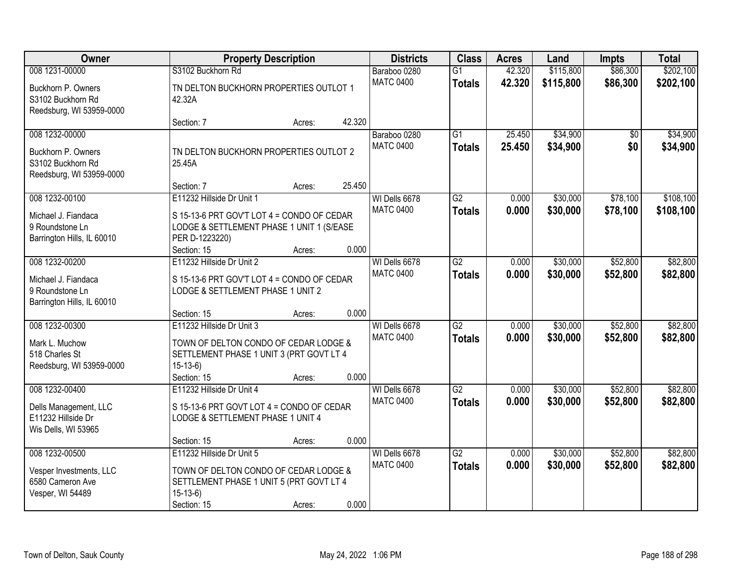| Owner | Property Description | Districts | Class | Acres | Land | Impts | Total |
|---|---|---|---|---|---|---|---|
| 008 1231-00000<br>Buckhorn P. Owners<br>S3102 Buckhorn Rd<br>Reedsburg, WI 53959-0000 | S3102 Buckhorn Rd<br>TN DELTON BUCKHORN PROPERTIES OUTLOT 1 42.32A<br>Section: 7 Acres: 42.320 | Baraboo 0280<br>MATC 0400 | G1<br>**Totals** | 42.320<br>**42.320** | $115,800<br>**$115,800** | $86,300<br>**$86,300** | $202,100<br>**$202,100** |
| 008 1232-00000<br>Buckhorn P. Owners<br>S3102 Buckhorn Rd<br>Reedsburg, WI 53959-0000 | TN DELTON BUCKHORN PROPERTIES OUTLOT 2 25.45A<br>Section: 7 Acres: 25.450 | Baraboo 0280<br>MATC 0400 | G1<br>**Totals** | 25.450<br>**25.450** | $34,900<br>**$34,900** | $0<br>**$0** | $34,900<br>**$34,900** |
| 008 1232-00100<br>Michael J. Fiandaca<br>9 Roundstone Ln<br>Barrington Hills, IL 60010 | E11232 Hillside Dr Unit 1<br>S 15-13-6 PRT GOV'T LOT 4 = CONDO OF CEDAR LODGE & SETTLEMENT PHASE 1 UNIT 1 (S/EASE PER D-1223220)<br>Section: 15 Acres: 0.000 | WI Dells 6678<br>MATC 0400 | G2<br>**Totals** | 0.000<br>**0.000** | $30,000<br>**$30,000** | $78,100<br>**$78,100** | $108,100<br>**$108,100** |
| 008 1232-00200<br>Michael J. Fiandaca<br>9 Roundstone Ln<br>Barrington Hills, IL 60010 | E11232 Hillside Dr Unit 2<br>S 15-13-6 PRT GOV'T LOT 4 = CONDO OF CEDAR LODGE & SETTLEMENT PHASE 1 UNIT 2<br>Section: 15 Acres: 0.000 | WI Dells 6678<br>MATC 0400 | G2<br>**Totals** | 0.000<br>**0.000** | $30,000<br>**$30,000** | $52,800<br>**$52,800** | $82,800<br>**$82,800** |
| 008 1232-00300<br>Mark L. Muchow<br>518 Charles St<br>Reedsburg, WI 53959-0000 | E11232 Hillside Dr Unit 3<br>TOWN OF DELTON CONDO OF CEDAR LODGE & SETTLEMENT PHASE 1 UNIT 3 (PRT GOVT LT 4 15-13-6)<br>Section: 15 Acres: 0.000 | WI Dells 6678<br>MATC 0400 | G2<br>**Totals** | 0.000<br>**0.000** | $30,000<br>**$30,000** | $52,800<br>**$52,800** | $82,800<br>**$82,800** |
| 008 1232-00400<br>Dells Management, LLC<br>E11232 Hillside Dr<br>Wis Dells, WI 53965 | E11232 Hillside Dr Unit 4<br>S 15-13-6 PRT GOVT LOT 4 = CONDO OF CEDAR LODGE & SETTLEMENT PHASE 1 UNIT 4<br>Section: 15 Acres: 0.000 | WI Dells 6678<br>MATC 0400 | G2<br>**Totals** | 0.000<br>**0.000** | $30,000<br>**$30,000** | $52,800<br>**$52,800** | $82,800<br>**$82,800** |
| 008 1232-00500<br>Vesper Investments, LLC<br>6580 Cameron Ave<br>Vesper, WI 54489 | E11232 Hillside Dr Unit 5<br>TOWN OF DELTON CONDO OF CEDAR LODGE & SETTLEMENT PHASE 1 UNIT 5 (PRT GOVT LT 4 15-13-6)<br>Section: 15 Acres: 0.000 | WI Dells 6678<br>MATC 0400 | G2<br>**Totals** | 0.000<br>**0.000** | $30,000<br>**$30,000** | $52,800<br>**$52,800** | $82,800<br>**$82,800** |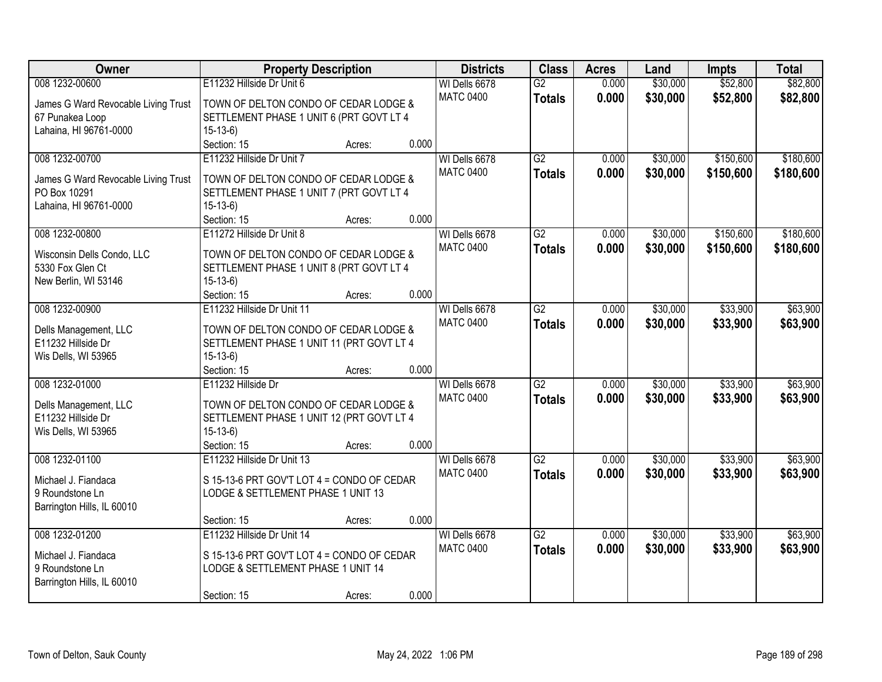| Owner | Property Description | Districts | Class | Acres | Land | Impts | Total |
|---|---|---|---|---|---|---|---|
| 008 1232-00600<br>James G Ward Revocable Living Trust<br>67 Punakea Loop<br>Lahaina, HI 96761-0000 | E11232 Hillside Dr Unit 6<br>TOWN OF DELTON CONDO OF CEDAR LODGE & SETTLEMENT PHASE 1 UNIT 6 (PRT GOVT LT 4 15-13-6)<br>Section: 15 Acres: 0.000 | WI Dells 6678<br>MATC 0400 | G2<br>**Totals** | 0.000<br>**0.000** | $30,000<br>**$30,000** | $52,800<br>**$52,800** | $82,800<br>**$82,800** |
| 008 1232-00700<br>James G Ward Revocable Living Trust<br>PO Box 10291<br>Lahaina, HI 96761-0000 | E11232 Hillside Dr Unit 7<br>TOWN OF DELTON CONDO OF CEDAR LODGE & SETTLEMENT PHASE 1 UNIT 7 (PRT GOVT LT 4 15-13-6)<br>Section: 15 Acres: 0.000 | WI Dells 6678<br>MATC 0400 | G2<br>**Totals** | 0.000<br>**0.000** | $30,000<br>**$30,000** | $150,600<br>**$150,600** | $180,600<br>**$180,600** |
| 008 1232-00800<br>Wisconsin Dells Condo, LLC<br>5330 Fox Glen Ct<br>New Berlin, WI 53146 | E11272 Hillside Dr Unit 8<br>TOWN OF DELTON CONDO OF CEDAR LODGE & SETTLEMENT PHASE 1 UNIT 8 (PRT GOVT LT 4 15-13-6)<br>Section: 15 Acres: 0.000 | WI Dells 6678<br>MATC 0400 | G2<br>**Totals** | 0.000<br>**0.000** | $30,000<br>**$30,000** | $150,600<br>**$150,600** | $180,600<br>**$180,600** |
| 008 1232-00900<br>Dells Management, LLC<br>E11232 Hillside Dr<br>Wis Dells, WI 53965 | E11232 Hillside Dr Unit 11<br>TOWN OF DELTON CONDO OF CEDAR LODGE & SETTLEMENT PHASE 1 UNIT 11 (PRT GOVT LT 4 15-13-6)<br>Section: 15 Acres: 0.000 | WI Dells 6678<br>MATC 0400 | G2<br>**Totals** | 0.000<br>**0.000** | $30,000<br>**$30,000** | $33,900<br>**$33,900** | $63,900<br>**$63,900** |
| 008 1232-01000<br>Dells Management, LLC<br>E11232 Hillside Dr<br>Wis Dells, WI 53965 | E11232 Hillside Dr<br>TOWN OF DELTON CONDO OF CEDAR LODGE & SETTLEMENT PHASE 1 UNIT 12 (PRT GOVT LT 4 15-13-6)<br>Section: 15 Acres: 0.000 | WI Dells 6678<br>MATC 0400 | G2<br>**Totals** | 0.000<br>**0.000** | $30,000<br>**$30,000** | $33,900<br>**$33,900** | $63,900<br>**$63,900** |
| 008 1232-01100<br>Michael J. Fiandaca<br>9 Roundstone Ln<br>Barrington Hills, IL 60010 | E11232 Hillside Dr Unit 13<br>S 15-13-6 PRT GOV'T LOT 4 = CONDO OF CEDAR LODGE & SETTLEMENT PHASE 1 UNIT 13<br>Section: 15 Acres: 0.000 | WI Dells 6678<br>MATC 0400 | G2<br>**Totals** | 0.000<br>**0.000** | $30,000<br>**$30,000** | $33,900<br>**$33,900** | $63,900<br>**$63,900** |
| 008 1232-01200<br>Michael J. Fiandaca<br>9 Roundstone Ln<br>Barrington Hills, IL 60010 | E11232 Hillside Dr Unit 14<br>S 15-13-6 PRT GOV'T LOT 4 = CONDO OF CEDAR LODGE & SETTLEMENT PHASE 1 UNIT 14<br>Section: 15 Acres: 0.000 | WI Dells 6678<br>MATC 0400 | G2<br>**Totals** | 0.000<br>**0.000** | $30,000<br>**$30,000** | $33,900<br>**$33,900** | $63,900<br>**$63,900** |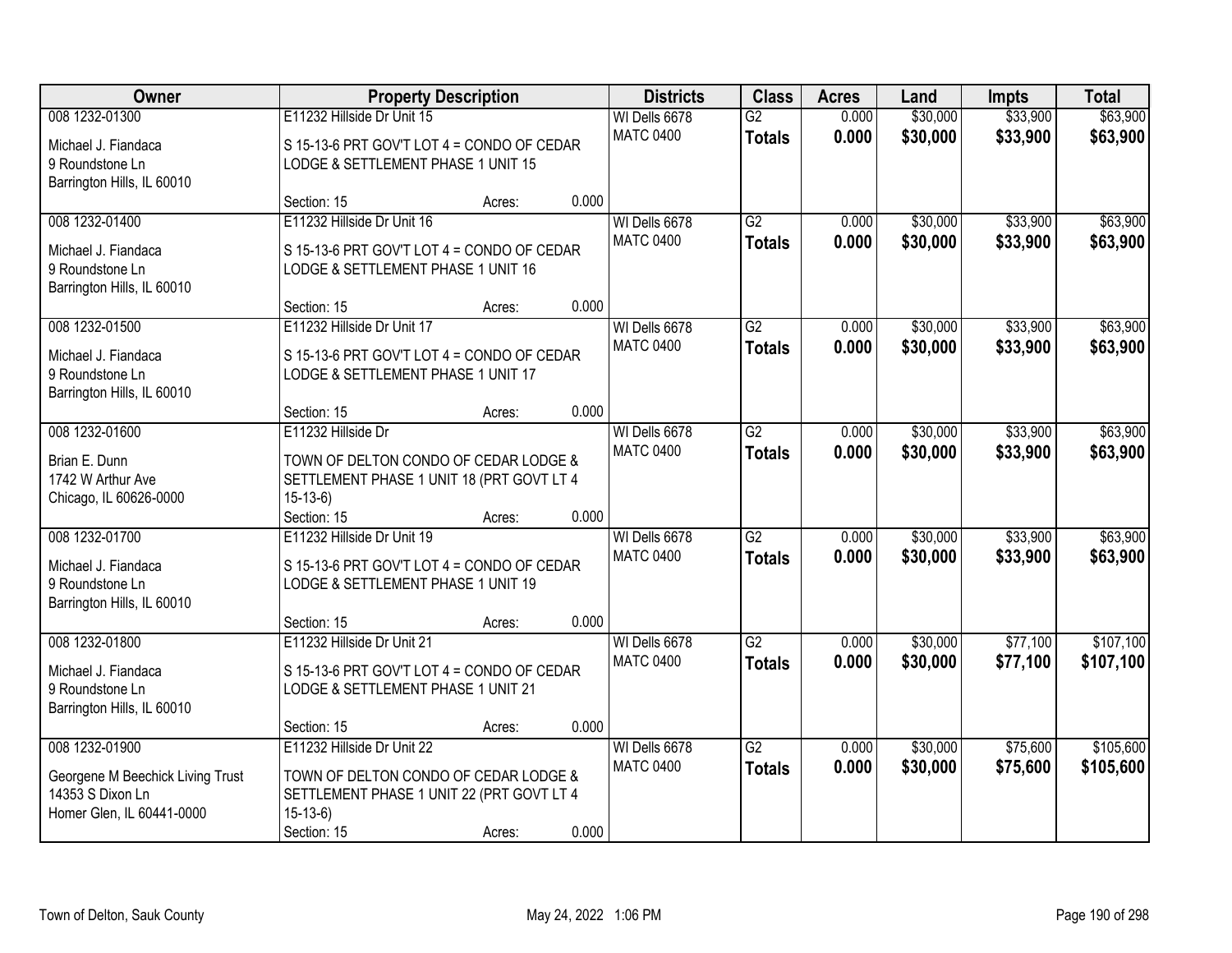| Owner | Property Description | Districts | Class | Acres | Land | Impts | Total |
|---|---|---|---|---|---|---|---|
| 008 1232-01300<br>Michael J. Fiandaca<br>9 Roundstone Ln<br>Barrington Hills, IL 60010 | E11232 Hillside Dr Unit 15<br>S 15-13-6 PRT GOV'T LOT 4 = CONDO OF CEDAR LODGE & SETTLEMENT PHASE 1 UNIT 15<br>Section: 15 Acres: 0.000 | WI Dells 6678<br>MATC 0400 | G2<br>**Totals** | 0.000<br>**0.000** | $30,000<br>**$30,000** | $33,900<br>**$33,900** | $63,900<br>**$63,900** |
| 008 1232-01400<br>Michael J. Fiandaca<br>9 Roundstone Ln<br>Barrington Hills, IL 60010 | E11232 Hillside Dr Unit 16<br>S 15-13-6 PRT GOV'T LOT 4 = CONDO OF CEDAR LODGE & SETTLEMENT PHASE 1 UNIT 16<br>Section: 15 Acres: 0.000 | WI Dells 6678<br>MATC 0400 | G2<br>**Totals** | 0.000<br>**0.000** | $30,000<br>**$30,000** | $33,900<br>**$33,900** | $63,900<br>**$63,900** |
| 008 1232-01500<br>Michael J. Fiandaca<br>9 Roundstone Ln<br>Barrington Hills, IL 60010 | E11232 Hillside Dr Unit 17<br>S 15-13-6 PRT GOV'T LOT 4 = CONDO OF CEDAR LODGE & SETTLEMENT PHASE 1 UNIT 17<br>Section: 15 Acres: 0.000 | WI Dells 6678<br>MATC 0400 | G2<br>**Totals** | 0.000<br>**0.000** | $30,000<br>**$30,000** | $33,900<br>**$33,900** | $63,900<br>**$63,900** |
| 008 1232-01600<br>Brian E. Dunn<br>1742 W Arthur Ave<br>Chicago, IL 60626-0000 | E11232 Hillside Dr<br>TOWN OF DELTON CONDO OF CEDAR LODGE & SETTLEMENT PHASE 1 UNIT 18 (PRT GOVT LT 4 15-13-6)<br>Section: 15 Acres: 0.000 | WI Dells 6678<br>MATC 0400 | G2<br>**Totals** | 0.000<br>**0.000** | $30,000<br>**$30,000** | $33,900<br>**$33,900** | $63,900<br>**$63,900** |
| 008 1232-01700<br>Michael J. Fiandaca<br>9 Roundstone Ln<br>Barrington Hills, IL 60010 | E11232 Hillside Dr Unit 19<br>S 15-13-6 PRT GOV'T LOT 4 = CONDO OF CEDAR LODGE & SETTLEMENT PHASE 1 UNIT 19<br>Section: 15 Acres: 0.000 | WI Dells 6678<br>MATC 0400 | G2<br>**Totals** | 0.000<br>**0.000** | $30,000<br>**$30,000** | $33,900<br>**$33,900** | $63,900<br>**$63,900** |
| 008 1232-01800<br>Michael J. Fiandaca<br>9 Roundstone Ln<br>Barrington Hills, IL 60010 | E11232 Hillside Dr Unit 21<br>S 15-13-6 PRT GOV'T LOT 4 = CONDO OF CEDAR LODGE & SETTLEMENT PHASE 1 UNIT 21<br>Section: 15 Acres: 0.000 | WI Dells 6678<br>MATC 0400 | G2<br>**Totals** | 0.000<br>**0.000** | $30,000<br>**$30,000** | $77,100<br>**$77,100** | $107,100<br>**$107,100** |
| 008 1232-01900<br>Georgene M Beechick Living Trust<br>14353 S Dixon Ln<br>Homer Glen, IL 60441-0000 | E11232 Hillside Dr Unit 22<br>TOWN OF DELTON CONDO OF CEDAR LODGE & SETTLEMENT PHASE 1 UNIT 22 (PRT GOVT LT 4 15-13-6)<br>Section: 15 Acres: 0.000 | WI Dells 6678<br>MATC 0400 | G2<br>**Totals** | 0.000<br>**0.000** | $30,000<br>**$30,000** | $75,600<br>**$75,600** | $105,600<br>**$105,600** |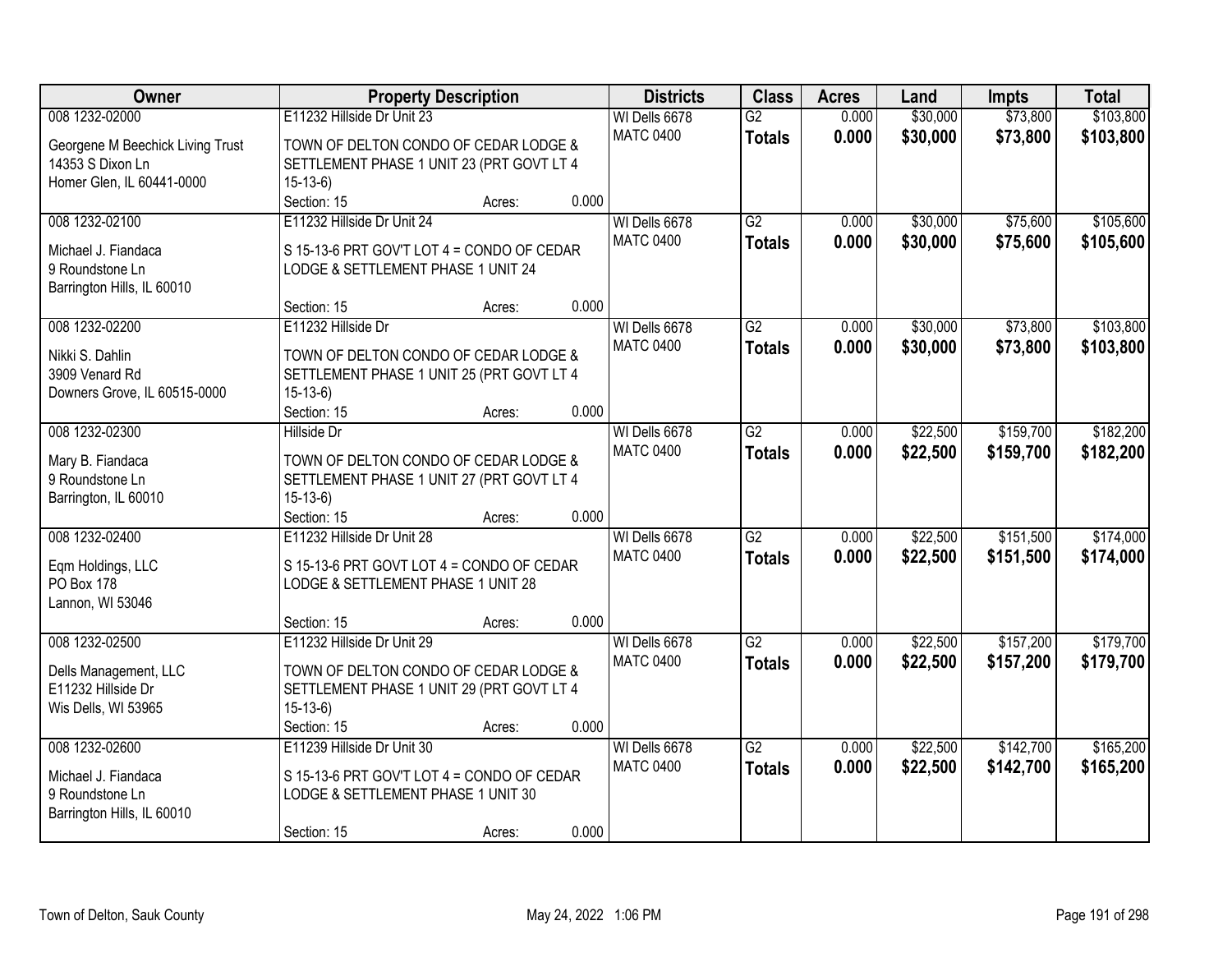| Owner | Property Description | Districts | Class | Acres | Land | Impts | Total |
|---|---|---|---|---|---|---|---|
| 008 1232-02000<br>Georgene M Beechick Living Trust<br>14353 S Dixon Ln<br>Homer Glen, IL 60441-0000 | E11232 Hillside Dr Unit 23<br>TOWN OF DELTON CONDO OF CEDAR LODGE & SETTLEMENT PHASE 1 UNIT 23 (PRT GOVT LT 4 15-13-6)<br>Section: 15 Acres: 0.000 | WI Dells 6678<br>MATC 0400 | G2<br>**Totals** | 0.000<br>**0.000** | $30,000<br>**$30,000** | $73,800<br>**$73,800** | $103,800<br>**$103,800** |
| 008 1232-02100<br>Michael J. Fiandaca<br>9 Roundstone Ln<br>Barrington Hills, IL 60010 | E11232 Hillside Dr Unit 24<br>S 15-13-6 PRT GOV'T LOT 4 = CONDO OF CEDAR LODGE & SETTLEMENT PHASE 1 UNIT 24<br>Section: 15 Acres: 0.000 | WI Dells 6678<br>MATC 0400 | G2<br>**Totals** | 0.000<br>**0.000** | $30,000<br>**$30,000** | $75,600<br>**$75,600** | $105,600<br>**$105,600** |
| 008 1232-02200<br>Nikki S. Dahlin<br>3909 Venard Rd<br>Downers Grove, IL 60515-0000 | E11232 Hillside Dr<br>TOWN OF DELTON CONDO OF CEDAR LODGE & SETTLEMENT PHASE 1 UNIT 25 (PRT GOVT LT 4 15-13-6)<br>Section: 15 Acres: 0.000 | WI Dells 6678<br>MATC 0400 | G2<br>**Totals** | 0.000<br>**0.000** | $30,000<br>**$30,000** | $73,800<br>**$73,800** | $103,800<br>**$103,800** |
| 008 1232-02300<br>Mary B. Fiandaca<br>9 Roundstone Ln<br>Barrington, IL 60010 | Hillside Dr<br>TOWN OF DELTON CONDO OF CEDAR LODGE & SETTLEMENT PHASE 1 UNIT 27 (PRT GOVT LT 4 15-13-6)<br>Section: 15 Acres: 0.000 | WI Dells 6678<br>MATC 0400 | G2<br>**Totals** | 0.000<br>**0.000** | $22,500<br>**$22,500** | $159,700<br>**$159,700** | $182,200<br>**$182,200** |
| 008 1232-02400<br>Eqm Holdings, LLC<br>PO Box 178<br>Lannon, WI 53046 | E11232 Hillside Dr Unit 28<br>S 15-13-6 PRT GOVT LOT 4 = CONDO OF CEDAR LODGE & SETTLEMENT PHASE 1 UNIT 28<br>Section: 15 Acres: 0.000 | WI Dells 6678<br>MATC 0400 | G2<br>**Totals** | 0.000<br>**0.000** | $22,500<br>**$22,500** | $151,500<br>**$151,500** | $174,000<br>**$174,000** |
| 008 1232-02500<br>Dells Management, LLC<br>E11232 Hillside Dr<br>Wis Dells, WI 53965 | E11232 Hillside Dr Unit 29<br>TOWN OF DELTON CONDO OF CEDAR LODGE & SETTLEMENT PHASE 1 UNIT 29 (PRT GOVT LT 4 15-13-6)<br>Section: 15 Acres: 0.000 | WI Dells 6678<br>MATC 0400 | G2<br>**Totals** | 0.000<br>**0.000** | $22,500<br>**$22,500** | $157,200<br>**$157,200** | $179,700<br>**$179,700** |
| 008 1232-02600<br>Michael J. Fiandaca<br>9 Roundstone Ln<br>Barrington Hills, IL 60010 | E11239 Hillside Dr Unit 30<br>S 15-13-6 PRT GOV'T LOT 4 = CONDO OF CEDAR LODGE & SETTLEMENT PHASE 1 UNIT 30<br>Section: 15 Acres: 0.000 | WI Dells 6678<br>MATC 0400 | G2<br>**Totals** | 0.000<br>**0.000** | $22,500<br>**$22,500** | $142,700<br>**$142,700** | $165,200<br>**$165,200** |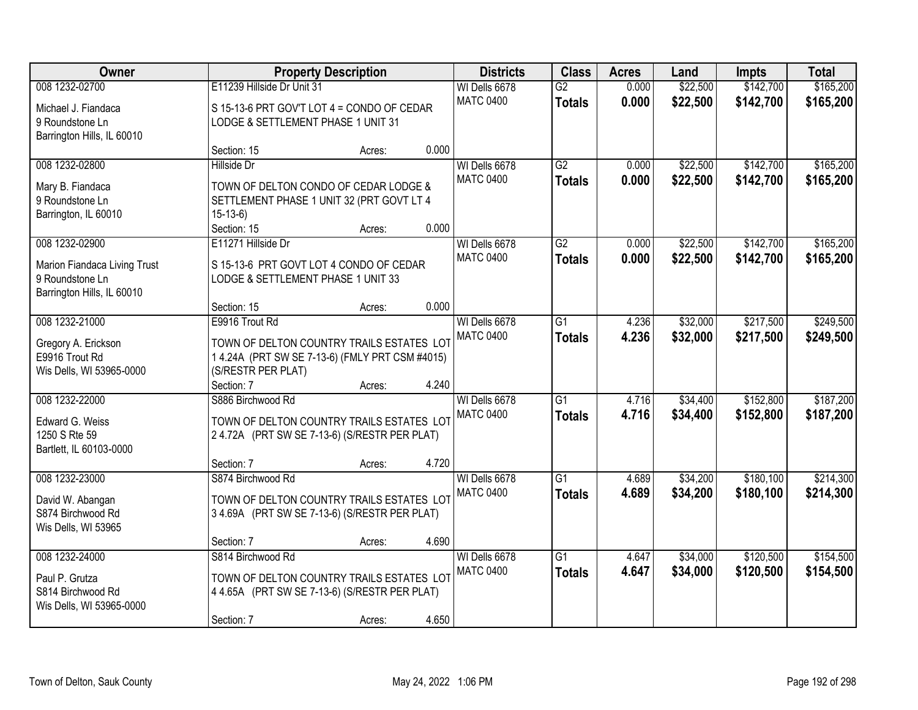| Owner | Property Description | Districts | Class | Acres | Land | Impts | Total |
|---|---|---|---|---|---|---|---|
| 008 1232-02700<br><br>Michael J. Fiandaca<br>9 Roundstone Ln<br>Barrington Hills, IL 60010 | E11239 Hillside Dr Unit 31<br><br>S 15-13-6 PRT GOV'T LOT 4 = CONDO OF CEDAR LODGE & SETTLEMENT PHASE 1 UNIT 31<br><br>Section: 15 Acres: 0.000 | WI Dells 6678<br>MATC 0400 | G2<br>**Totals** | 0.000<br>**0.000** | $22,500<br>**$22,500** | $142,700<br>**$142,700** | $165,200<br>**$165,200** |
| 008 1232-02800<br><br>Mary B. Fiandaca<br>9 Roundstone Ln<br>Barrington, IL 60010 | Hillside Dr<br><br>TOWN OF DELTON CONDO OF CEDAR LODGE & SETTLEMENT PHASE 1 UNIT 32 (PRT GOVT LT 4 15-13-6)<br>Section: 15 Acres: 0.000 | WI Dells 6678<br>MATC 0400 | G2<br>**Totals** | 0.000<br>**0.000** | $22,500<br>**$22,500** | $142,700<br>**$142,700** | $165,200<br>**$165,200** |
| 008 1232-02900<br><br>Marion Fiandaca Living Trust<br>9 Roundstone Ln<br>Barrington Hills, IL 60010 | E11271 Hillside Dr<br><br>S 15-13-6 PRT GOVT LOT 4 CONDO OF CEDAR LODGE & SETTLEMENT PHASE 1 UNIT 33<br><br>Section: 15 Acres: 0.000 | WI Dells 6678<br>MATC 0400 | G2<br>**Totals** | 0.000<br>**0.000** | $22,500<br>**$22,500** | $142,700<br>**$142,700** | $165,200<br>**$165,200** |
| 008 1232-21000<br><br>Gregory A. Erickson<br>E9916 Trout Rd<br>Wis Dells, WI 53965-0000 | E9916 Trout Rd<br><br>TOWN OF DELTON COUNTRY TRAILS ESTATES LOT 1 4.24A (PRT SW SE 7-13-6) (FMLY PRT CSM #4015) (S/RESTR PER PLAT)<br>Section: 7 Acres: 4.240 | WI Dells 6678<br>MATC 0400 | G1<br>**Totals** | 4.236<br>**4.236** | $32,000<br>**$32,000** | $217,500<br>**$217,500** | $249,500<br>**$249,500** |
| 008 1232-22000<br><br>Edward G. Weiss<br>1250 S Rte 59<br>Bartlett, IL 60103-0000 | S886 Birchwood Rd<br><br>TOWN OF DELTON COUNTRY TRAILS ESTATES LOT 2 4.72A (PRT SW SE 7-13-6) (S/RESTR PER PLAT)<br><br>Section: 7 Acres: 4.720 | WI Dells 6678<br>MATC 0400 | G1<br>**Totals** | 4.716<br>**4.716** | $34,400<br>**$34,400** | $152,800<br>**$152,800** | $187,200<br>**$187,200** |
| 008 1232-23000<br><br>David W. Abangan<br>S874 Birchwood Rd<br>Wis Dells, WI 53965 | S874 Birchwood Rd<br><br>TOWN OF DELTON COUNTRY TRAILS ESTATES LOT 3 4.69A (PRT SW SE 7-13-6) (S/RESTR PER PLAT)<br><br>Section: 7 Acres: 4.690 | WI Dells 6678<br>MATC 0400 | G1<br>**Totals** | 4.689<br>**4.689** | $34,200<br>**$34,200** | $180,100<br>**$180,100** | $214,300<br>**$214,300** |
| 008 1232-24000<br><br>Paul P. Grutza<br>S814 Birchwood Rd<br>Wis Dells, WI 53965-0000 | S814 Birchwood Rd<br><br>TOWN OF DELTON COUNTRY TRAILS ESTATES LOT 4 4.65A (PRT SW SE 7-13-6) (S/RESTR PER PLAT)<br><br>Section: 7 Acres: 4.650 | WI Dells 6678<br>MATC 0400 | G1<br>**Totals** | 4.647<br>**4.647** | $34,000<br>**$34,000** | $120,500<br>**$120,500** | $154,500<br>**$154,500** |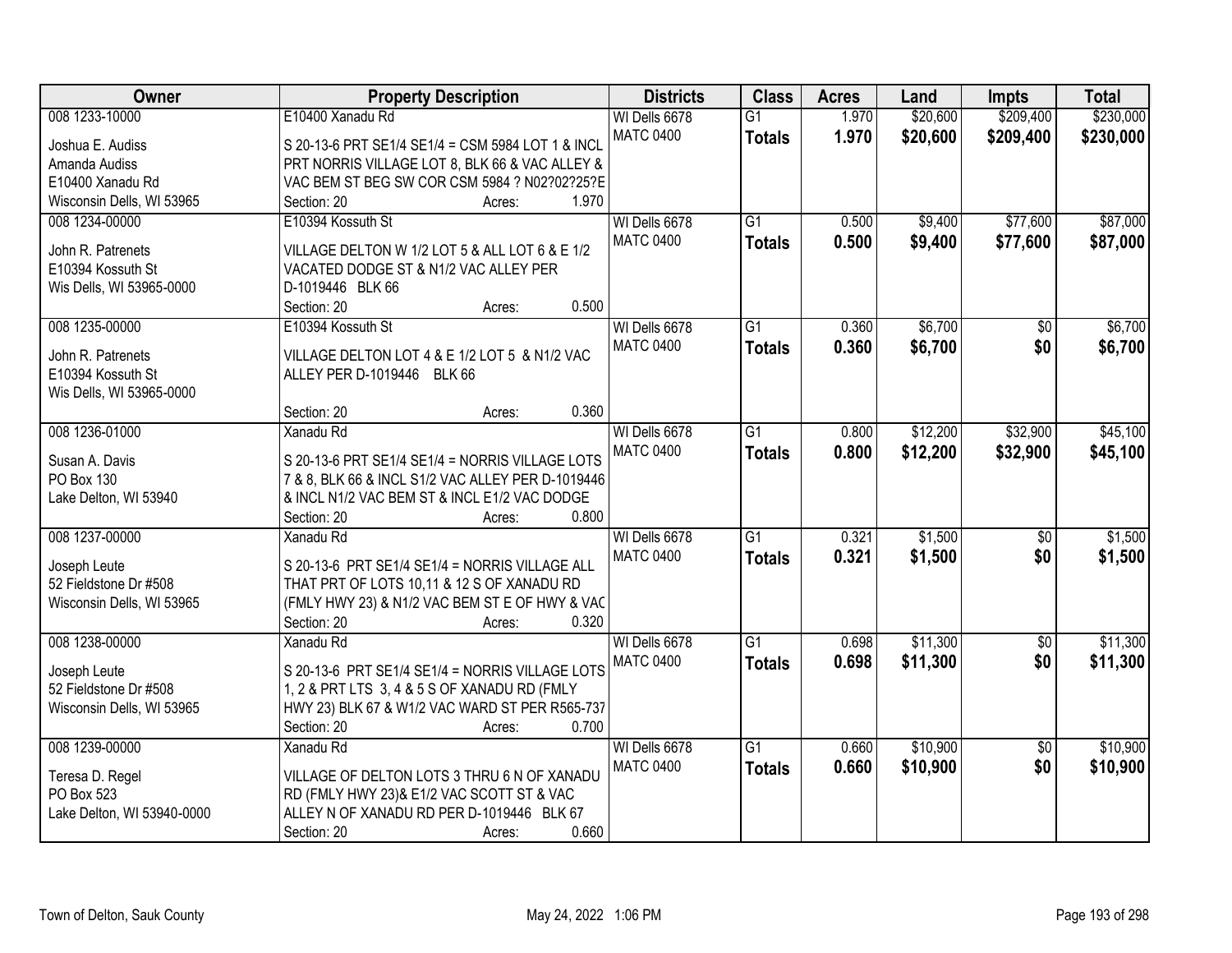| Owner | Property Description | Districts | Class | Acres | Land | Impts | Total |
|---|---|---|---|---|---|---|---|
| 008 1233-10000<br>Joshua E. Audiss<br>Amanda Audiss<br>E10400 Xanadu Rd<br>Wisconsin Dells, WI 53965 | E10400 Xanadu Rd<br>S 20-13-6 PRT SE1/4 SE1/4 = CSM 5984 LOT 1 & INCL PRT NORRIS VILLAGE LOT 8, BLK 66 & VAC ALLEY & VAC BEM ST BEG SW COR CSM 5984 ? N02?02?25?E<br>Section: 20 Acres: 1.970 | WI Dells 6678<br>MATC 0400 | G1<br>**Totals** | 1.970<br>**1.970** | \$20,600<br>**\$20,600** | \$209,400<br>**\$209,400** | \$230,000<br>**\$230,000** |
| 008 1234-00000<br>John R. Patrenets<br>E10394 Kossuth St<br>Wis Dells, WI 53965-0000 | E10394 Kossuth St<br>VILLAGE DELTON W 1/2 LOT 5 & ALL LOT 6 & E 1/2 VACATED DODGE ST & N1/2 VAC ALLEY PER D-1019446 BLK 66<br>Section: 20 Acres: 0.500 | WI Dells 6678<br>MATC 0400 | G1<br>**Totals** | 0.500<br>**0.500** | \$9,400<br>**\$9,400** | \$77,600<br>**\$77,600** | \$87,000<br>**\$87,000** |
| 008 1235-00000<br>John R. Patrenets<br>E10394 Kossuth St<br>Wis Dells, WI 53965-0000 | E10394 Kossuth St<br>VILLAGE DELTON LOT 4 & E 1/2 LOT 5 & N1/2 VAC ALLEY PER D-1019446 BLK 66<br>Section: 20 Acres: 0.360 | WI Dells 6678<br>MATC 0400 | G1<br>**Totals** | 0.360<br>**0.360** | \$6,700<br>**\$6,700** | \$0<br>**\$0** | \$6,700<br>**\$6,700** |
| 008 1236-01000<br>Susan A. Davis<br>PO Box 130<br>Lake Delton, WI 53940 | Xanadu Rd<br>S 20-13-6 PRT SE1/4 SE1/4 = NORRIS VILLAGE LOTS 7 & 8, BLK 66 & INCL S1/2 VAC ALLEY PER D-1019446 & INCL N1/2 VAC BEM ST & INCL E1/2 VAC DODGE<br>Section: 20 Acres: 0.800 | WI Dells 6678<br>MATC 0400 | G1<br>**Totals** | 0.800<br>**0.800** | \$12,200<br>**\$12,200** | \$32,900<br>**\$32,900** | \$45,100<br>**\$45,100** |
| 008 1237-00000<br>Joseph Leute<br>52 Fieldstone Dr #508<br>Wisconsin Dells, WI 53965 | Xanadu Rd<br>S 20-13-6 PRT SE1/4 SE1/4 = NORRIS VILLAGE ALL THAT PRT OF LOTS 10,11 & 12 S OF XANADU RD (FMLY HWY 23) & N1/2 VAC BEM ST E OF HWY & VAC<br>Section: 20 Acres: 0.320 | WI Dells 6678<br>MATC 0400 | G1<br>**Totals** | 0.321<br>**0.321** | \$1,500<br>**\$1,500** | \$0<br>**\$0** | \$1,500<br>**\$1,500** |
| 008 1238-00000<br>Joseph Leute<br>52 Fieldstone Dr #508<br>Wisconsin Dells, WI 53965 | Xanadu Rd<br>S 20-13-6 PRT SE1/4 SE1/4 = NORRIS VILLAGE LOTS 1, 2 & PRT LTS 3, 4 & 5 S OF XANADU RD (FMLY HWY 23) BLK 67 & W1/2 VAC WARD ST PER R565-737<br>Section: 20 Acres: 0.700 | WI Dells 6678<br>MATC 0400 | G1<br>**Totals** | 0.698<br>**0.698** | \$11,300<br>**\$11,300** | \$0<br>**\$0** | \$11,300<br>**\$11,300** |
| 008 1239-00000<br>Teresa D. Regel<br>PO Box 523<br>Lake Delton, WI 53940-0000 | Xanadu Rd<br>VILLAGE OF DELTON LOTS 3 THRU 6 N OF XANADU RD (FMLY HWY 23)& E1/2 VAC SCOTT ST & VAC ALLEY N OF XANADU RD PER D-1019446 BLK 67<br>Section: 20 Acres: 0.660 | WI Dells 6678<br>MATC 0400 | G1<br>**Totals** | 0.660<br>**0.660** | \$10,900<br>**\$10,900** | \$0<br>**\$0** | \$10,900<br>**\$10,900** |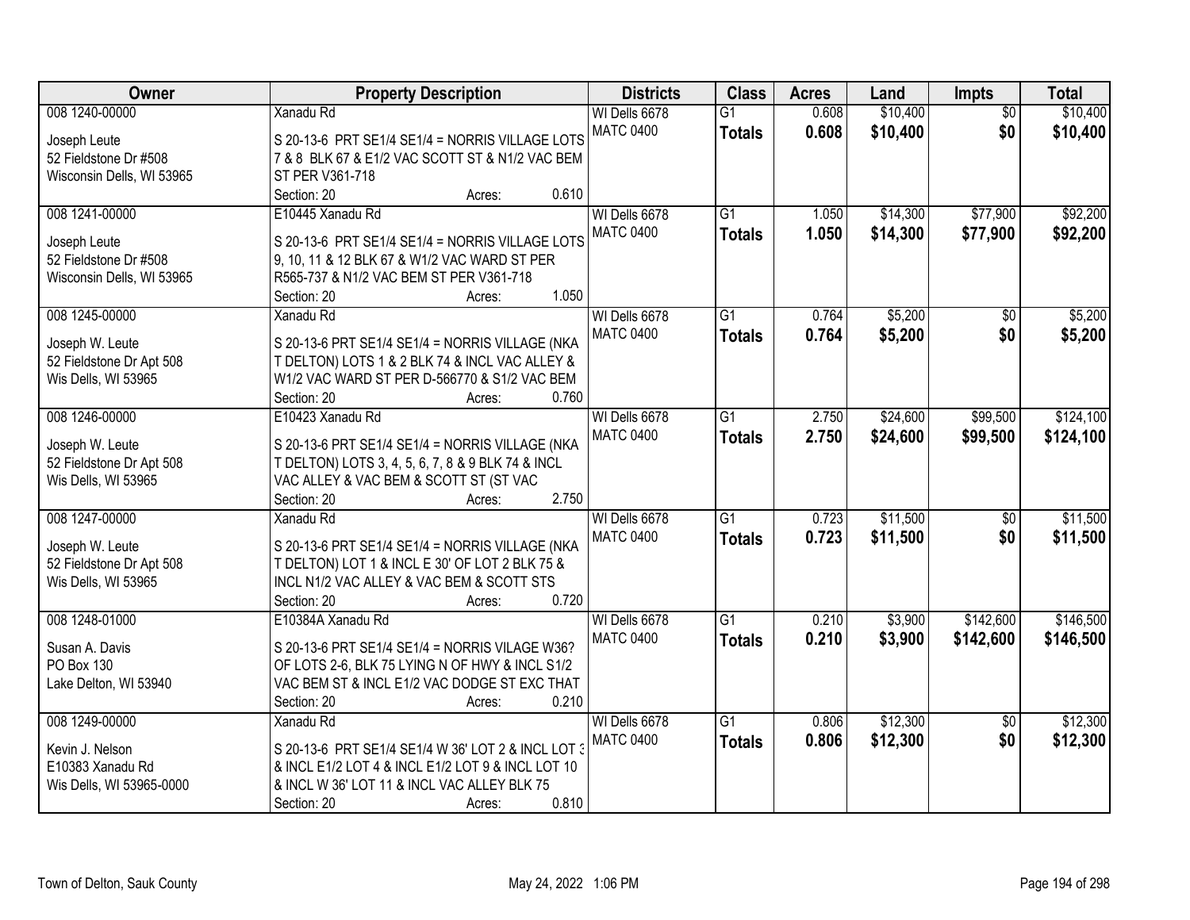| Owner | Property Description | Districts | Class | Acres | Land | Impts | Total |
|---|---|---|---|---|---|---|---|
| 008 1240-00000<br>Joseph Leute<br>52 Fieldstone Dr #508<br>Wisconsin Dells, WI 53965 | Xanadu Rd<br>S 20-13-6 PRT SE1/4 SE1/4 = NORRIS VILLAGE LOTS 7 & 8 BLK 67 & E1/2 VAC SCOTT ST & N1/2 VAC BEM ST PER V361-718<br>Section: 20 Acres: 0.610 | WI Dells 6678<br>MATC 0400 | G1<br>**Totals** | 0.608<br>**0.608** | $10,400<br>**$10,400** | $0<br>**$0** | $10,400<br>**$10,400** |
| 008 1241-00000<br>Joseph Leute<br>52 Fieldstone Dr #508<br>Wisconsin Dells, WI 53965 | E10445 Xanadu Rd<br>S 20-13-6 PRT SE1/4 SE1/4 = NORRIS VILLAGE LOTS 9, 10, 11 & 12 BLK 67 & W1/2 VAC WARD ST PER R565-737 & N1/2 VAC BEM ST PER V361-718<br>Section: 20 Acres: 1.050 | WI Dells 6678<br>MATC 0400 | G1<br>**Totals** | 1.050<br>**1.050** | $14,300<br>**$14,300** | $77,900<br>**$77,900** | $92,200<br>**$92,200** |
| 008 1245-00000<br>Joseph W. Leute<br>52 Fieldstone Dr Apt 508<br>Wis Dells, WI 53965 | Xanadu Rd<br>S 20-13-6 PRT SE1/4 SE1/4 = NORRIS VILLAGE (NKA T DELTON) LOTS 1 & 2 BLK 74 & INCL VAC ALLEY & W1/2 VAC WARD ST PER D-566770 & S1/2 VAC BEM<br>Section: 20 Acres: 0.760 | WI Dells 6678<br>MATC 0400 | G1<br>**Totals** | 0.764<br>**0.764** | $5,200<br>**$5,200** | $0<br>**$0** | $5,200<br>**$5,200** |
| 008 1246-00000<br>Joseph W. Leute<br>52 Fieldstone Dr Apt 508<br>Wis Dells, WI 53965 | E10423 Xanadu Rd<br>S 20-13-6 PRT SE1/4 SE1/4 = NORRIS VILLAGE (NKA T DELTON) LOTS 3, 4, 5, 6, 7, 8 & 9 BLK 74 & INCL VAC ALLEY & VAC BEM & SCOTT ST (ST VAC<br>Section: 20 Acres: 2.750 | WI Dells 6678<br>MATC 0400 | G1<br>**Totals** | 2.750<br>**2.750** | $24,600<br>**$24,600** | $99,500<br>**$99,500** | $124,100<br>**$124,100** |
| 008 1247-00000<br>Joseph W. Leute<br>52 Fieldstone Dr Apt 508<br>Wis Dells, WI 53965 | Xanadu Rd<br>S 20-13-6 PRT SE1/4 SE1/4 = NORRIS VILLAGE (NKA T DELTON) LOT 1 & INCL E 30' OF LOT 2 BLK 75 & INCL N1/2 VAC ALLEY & VAC BEM & SCOTT STS<br>Section: 20 Acres: 0.720 | WI Dells 6678<br>MATC 0400 | G1<br>**Totals** | 0.723<br>**0.723** | $11,500<br>**$11,500** | $0<br>**$0** | $11,500<br>**$11,500** |
| 008 1248-01000<br>Susan A. Davis<br>PO Box 130<br>Lake Delton, WI 53940 | E10384A Xanadu Rd<br>S 20-13-6 PRT SE1/4 SE1/4 = NORRIS VILAGE W36? OF LOTS 2-6, BLK 75 LYING N OF HWY & INCL S1/2 VAC BEM ST & INCL E1/2 VAC DODGE ST EXC THAT<br>Section: 20 Acres: 0.210 | WI Dells 6678<br>MATC 0400 | G1<br>**Totals** | 0.210<br>**0.210** | $3,900<br>**$3,900** | $142,600<br>**$142,600** | $146,500<br>**$146,500** |
| 008 1249-00000<br>Kevin J. Nelson<br>E10383 Xanadu Rd<br>Wis Dells, WI 53965-0000 | Xanadu Rd<br>S 20-13-6 PRT SE1/4 SE1/4 W 36' LOT 2 & INCL LOT 3 & INCL E1/2 LOT 4 & INCL E1/2 LOT 9 & INCL LOT 10 & INCL W 36' LOT 11 & INCL VAC ALLEY BLK 75<br>Section: 20 Acres: 0.810 | WI Dells 6678<br>MATC 0400 | G1<br>**Totals** | 0.806<br>**0.806** | $12,300<br>**$12,300** | $0<br>**$0** | $12,300<br>**$12,300** |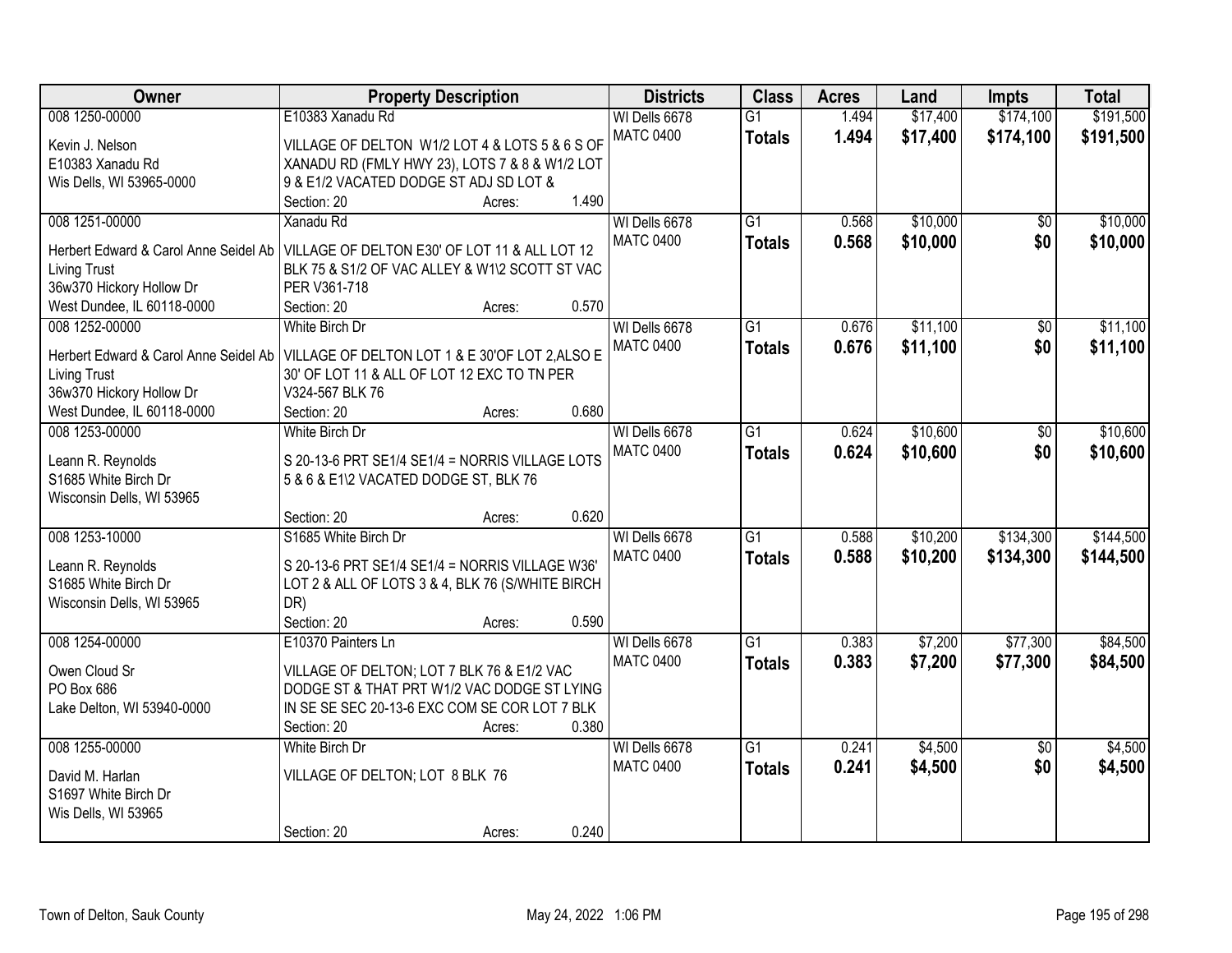| Owner | Property Description | Districts | Class | Acres | Land | Impts | Total |
|---|---|---|---|---|---|---|---|
| 008 1250-00000<br><br>Kevin J. Nelson<br>E10383 Xanadu Rd<br>Wis Dells, WI 53965-0000 | E10383 Xanadu Rd<br><br>VILLAGE OF DELTON W1/2 LOT 4 & LOTS 5 & 6 S OF XANADU RD (FMLY HWY 23), LOTS 7 & 8 & W1/2 LOT 9 & E1/2 VACATED DODGE ST ADJ SD LOT &<br>Section: 20 Acres: 1.490 | WI Dells 6678<br>MATC 0400 | G1<br>**Totals** | 1.494<br>**1.494** | $17,400<br>**$17,400** | $174,100<br>**$174,100** | $191,500<br>**$191,500** |
| 008 1251-00000<br><br>Herbert Edward & Carol Anne Seidel Ab Living Trust<br>36w370 Hickory Hollow Dr<br>West Dundee, IL 60118-0000 | Xanadu Rd<br><br>VILLAGE OF DELTON E30' OF LOT 11 & ALL LOT 12 BLK 75 & S1/2 OF VAC ALLEY & W1\2 SCOTT ST VAC PER V361-718<br>Section: 20 Acres: 0.570 | WI Dells 6678<br>MATC 0400 | G1<br>**Totals** | 0.568<br>**0.568** | $10,000<br>**$10,000** | $0<br>**$0** | $10,000<br>**$10,000** |
| 008 1252-00000<br><br>Herbert Edward & Carol Anne Seidel Ab Living Trust<br>36w370 Hickory Hollow Dr<br>West Dundee, IL 60118-0000 | White Birch Dr<br><br>VILLAGE OF DELTON LOT 1 & E 30'OF LOT 2,ALSO E 30' OF LOT 11 & ALL OF LOT 12 EXC TO TN PER V324-567 BLK 76<br>Section: 20 Acres: 0.680 | WI Dells 6678<br>MATC 0400 | G1<br>**Totals** | 0.676<br>**0.676** | $11,100<br>**$11,100** | $0<br>**$0** | $11,100<br>**$11,100** |
| 008 1253-00000<br><br>Leann R. Reynolds<br>S1685 White Birch Dr<br>Wisconsin Dells, WI 53965 | White Birch Dr<br><br>S 20-13-6 PRT SE1/4 SE1/4 = NORRIS VILLAGE LOTS 5 & 6 & E1\2 VACATED DODGE ST, BLK 76<br><br>Section: 20 Acres: 0.620 | WI Dells 6678<br>MATC 0400 | G1<br>**Totals** | 0.624<br>**0.624** | $10,600<br>**$10,600** | $0<br>**$0** | $10,600<br>**$10,600** |
| 008 1253-10000<br><br>Leann R. Reynolds<br>S1685 White Birch Dr<br>Wisconsin Dells, WI 53965 | S1685 White Birch Dr<br><br>S 20-13-6 PRT SE1/4 SE1/4 = NORRIS VILLAGE W36' LOT 2 & ALL OF LOTS 3 & 4, BLK 76 (S/WHITE BIRCH DR)<br>Section: 20 Acres: 0.590 | WI Dells 6678<br>MATC 0400 | G1<br>**Totals** | 0.588<br>**0.588** | $10,200<br>**$10,200** | $134,300<br>**$134,300** | $144,500<br>**$144,500** |
| 008 1254-00000<br><br>Owen Cloud Sr<br>PO Box 686<br>Lake Delton, WI 53940-0000 | E10370 Painters Ln<br><br>VILLAGE OF DELTON; LOT 7 BLK 76 & E1/2 VAC DODGE ST & THAT PRT W1/2 VAC DODGE ST LYING IN SE SE SEC 20-13-6 EXC COM SE COR LOT 7 BLK<br>Section: 20 Acres: 0.380 | WI Dells 6678<br>MATC 0400 | G1<br>**Totals** | 0.383<br>**0.383** | $7,200<br>**$7,200** | $77,300<br>**$77,300** | $84,500<br>**$84,500** |
| 008 1255-00000<br><br>David M. Harlan<br>S1697 White Birch Dr<br>Wis Dells, WI 53965 | White Birch Dr<br><br>VILLAGE OF DELTON; LOT 8 BLK 76<br><br>Section: 20 Acres: 0.240 | WI Dells 6678<br>MATC 0400 | G1<br>**Totals** | 0.241<br>**0.241** | $4,500<br>**$4,500** | $0<br>**$0** | $4,500<br>**$4,500** |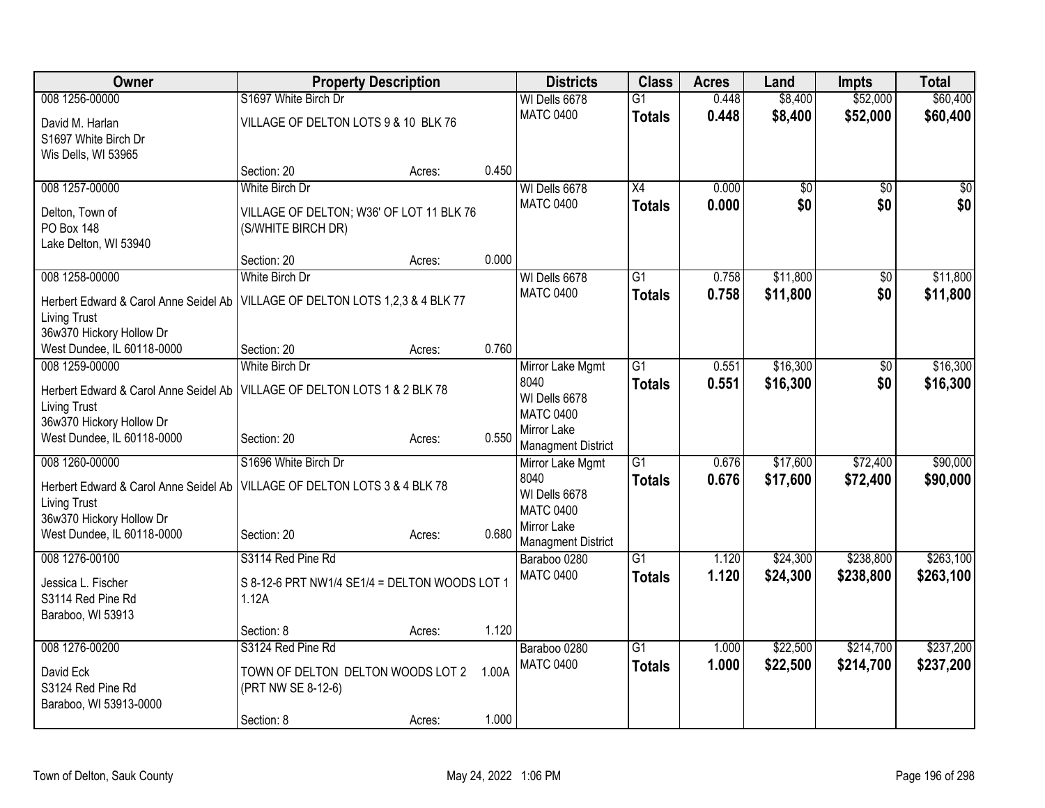| Owner | Property Description | | | Districts | Class | Acres | Land | Impts | Total |
|---|---|---|---|---|---|---|---|---|---|
| 008 1256-00000<br>David M. Harlan<br>S1697 White Birch Dr<br>Wis Dells, WI 53965 | S1697 White Birch Dr<br>VILLAGE OF DELTON LOTS 9 & 10 BLK 76<br>Section: 20 | Acres: | 0.450 | WI Dells 6678<br>MATC 0400 | G1<br>**Totals** | 0.448<br>**0.448** | $8,400<br>**$8,400** | $52,000<br>**$52,000** | $60,400<br>**$60,400** |
| 008 1257-00000<br>Delton, Town of<br>PO Box 148<br>Lake Delton, WI 53940 | White Birch Dr<br>VILLAGE OF DELTON; W36' OF LOT 11 BLK 76 (S/WHITE BIRCH DR)<br>Section: 20 | Acres: | 0.000 | WI Dells 6678<br>MATC 0400 | X4<br>**Totals** | 0.000<br>**0.000** | $0<br>**$0** | $0<br>**$0** | $0<br>**$0** |
| 008 1258-00000<br>Herbert Edward & Carol Anne Seidel Ab Living Trust<br>36w370 Hickory Hollow Dr<br>West Dundee, IL 60118-0000 | White Birch Dr<br>VILLAGE OF DELTON LOTS 1,2,3 & 4 BLK 77<br>Section: 20 | Acres: | 0.760 | WI Dells 6678<br>MATC 0400 | G1<br>**Totals** | 0.758<br>**0.758** | $11,800<br>**$11,800** | $0<br>**$0** | $11,800<br>**$11,800** |
| 008 1259-00000<br>Herbert Edward & Carol Anne Seidel Ab Living Trust<br>36w370 Hickory Hollow Dr<br>West Dundee, IL 60118-0000 | White Birch Dr<br>VILLAGE OF DELTON LOTS 1 & 2 BLK 78<br>Section: 20 | Acres: | 0.550 | Mirror Lake Mgmt 8040<br>WI Dells 6678<br>MATC 0400<br>Mirror Lake Managment District | G1<br>**Totals** | 0.551<br>**0.551** | $16,300<br>**$16,300** | $0<br>**$0** | $16,300<br>**$16,300** |
| 008 1260-00000<br>Herbert Edward & Carol Anne Seidel Ab Living Trust<br>36w370 Hickory Hollow Dr<br>West Dundee, IL 60118-0000 | S1696 White Birch Dr<br>VILLAGE OF DELTON LOTS 3 & 4 BLK 78<br>Section: 20 | Acres: | 0.680 | Mirror Lake Mgmt 8040<br>WI Dells 6678<br>MATC 0400<br>Mirror Lake Managment District | G1<br>**Totals** | 0.676<br>**0.676** | $17,600<br>**$17,600** | $72,400<br>**$72,400** | $90,000<br>**$90,000** |
| 008 1276-00100<br>Jessica L. Fischer<br>S3114 Red Pine Rd<br>Baraboo, WI 53913 | S3114 Red Pine Rd<br>S 8-12-6 PRT NW1/4 SE1/4 = DELTON WOODS LOT 1 1.12A<br>Section: 8 | Acres: | 1.120 | Baraboo 0280<br>MATC 0400 | G1<br>**Totals** | 1.120<br>**1.120** | $24,300<br>**$24,300** | $238,800<br>**$238,800** | $263,100<br>**$263,100** |
| 008 1276-00200<br>David Eck<br>S3124 Red Pine Rd<br>Baraboo, WI 53913-0000 | S3124 Red Pine Rd<br>TOWN OF DELTON DELTON WOODS LOT 2 1.00A (PRT NW SE 8-12-6)<br>Section: 8 | Acres: | 1.000 | Baraboo 0280<br>MATC 0400 | G1<br>**Totals** | 1.000<br>**1.000** | $22,500<br>**$22,500** | $214,700<br>**$214,700** | $237,200<br>**$237,200** |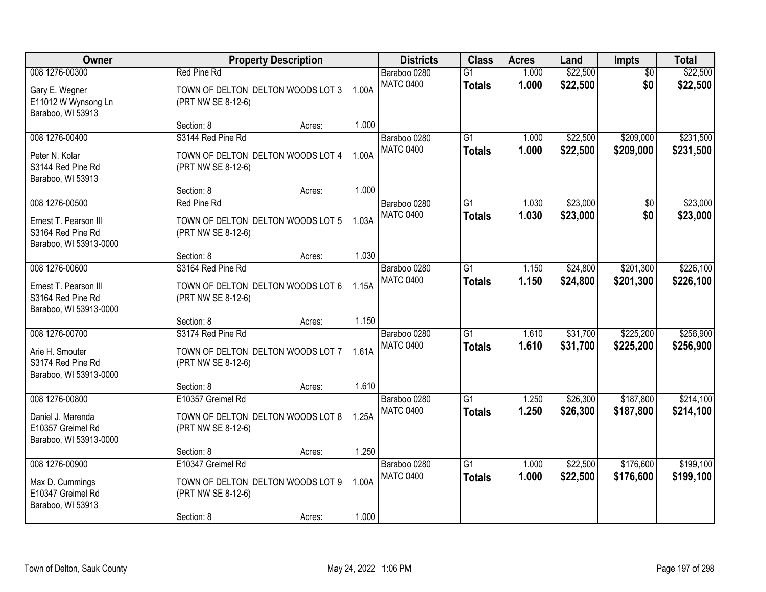| Owner | Property Description | | | Districts | Class | Acres | Land | Impts | Total |
|---|---|---|---|---|---|---|---|---|---|
| 008 1276-00300 | Red Pine Rd | | | Baraboo 0280 | G1 | 1.000 | $22,500 | $0 | $22,500 |
| Gary E. Wegner<br>E11012 W Wynsong Ln<br>Baraboo, WI 53913 | TOWN OF DELTON DELTON WOODS LOT 3 (PRT NW SE 8-12-6) | | 1.00A | MATC 0400 | **Totals** | **1.000** | **$22,500** | **$0** | **$22,500** |
| | Section: 8 | Acres: | 1.000 | | | | | | |
| 008 1276-00400 | S3144 Red Pine Rd | | | Baraboo 0280 | G1 | 1.000 | $22,500 | $209,000 | $231,500 |
| Peter N. Kolar<br>S3144 Red Pine Rd<br>Baraboo, WI 53913 | TOWN OF DELTON DELTON WOODS LOT 4 (PRT NW SE 8-12-6) | | 1.00A | MATC 0400 | **Totals** | **1.000** | **$22,500** | **$209,000** | **$231,500** |
| | Section: 8 | Acres: | 1.000 | | | | | | |
| 008 1276-00500 | Red Pine Rd | | | Baraboo 0280 | G1 | 1.030 | $23,000 | $0 | $23,000 |
| Ernest T. Pearson III<br>S3164 Red Pine Rd<br>Baraboo, WI 53913-0000 | TOWN OF DELTON DELTON WOODS LOT 5 (PRT NW SE 8-12-6) | | 1.03A | MATC 0400 | **Totals** | **1.030** | **$23,000** | **$0** | **$23,000** |
| | Section: 8 | Acres: | 1.030 | | | | | | |
| 008 1276-00600 | S3164 Red Pine Rd | | | Baraboo 0280 | G1 | 1.150 | $24,800 | $201,300 | $226,100 |
| Ernest T. Pearson III<br>S3164 Red Pine Rd<br>Baraboo, WI 53913-0000 | TOWN OF DELTON DELTON WOODS LOT 6 (PRT NW SE 8-12-6) | | 1.15A | MATC 0400 | **Totals** | **1.150** | **$24,800** | **$201,300** | **$226,100** |
| | Section: 8 | Acres: | 1.150 | | | | | | |
| 008 1276-00700 | S3174 Red Pine Rd | | | Baraboo 0280 | G1 | 1.610 | $31,700 | $225,200 | $256,900 |
| Arie H. Smouter<br>S3174 Red Pine Rd<br>Baraboo, WI 53913-0000 | TOWN OF DELTON DELTON WOODS LOT 7 (PRT NW SE 8-12-6) | | 1.61A | MATC 0400 | **Totals** | **1.610** | **$31,700** | **$225,200** | **$256,900** |
| | Section: 8 | Acres: | 1.610 | | | | | | |
| 008 1276-00800 | E10357 Greimel Rd | | | Baraboo 0280 | G1 | 1.250 | $26,300 | $187,800 | $214,100 |
| Daniel J. Marenda<br>E10357 Greimel Rd<br>Baraboo, WI 53913-0000 | TOWN OF DELTON DELTON WOODS LOT 8 (PRT NW SE 8-12-6) | | 1.25A | MATC 0400 | **Totals** | **1.250** | **$26,300** | **$187,800** | **$214,100** |
| | Section: 8 | Acres: | 1.250 | | | | | | |
| 008 1276-00900 | E10347 Greimel Rd | | | Baraboo 0280 | G1 | 1.000 | $22,500 | $176,600 | $199,100 |
| Max D. Cummings<br>E10347 Greimel Rd<br>Baraboo, WI 53913 | TOWN OF DELTON DELTON WOODS LOT 9 (PRT NW SE 8-12-6) | | 1.00A | MATC 0400 | **Totals** | **1.000** | **$22,500** | **$176,600** | **$199,100** |
| | Section: 8 | Acres: | 1.000 | | | | | | |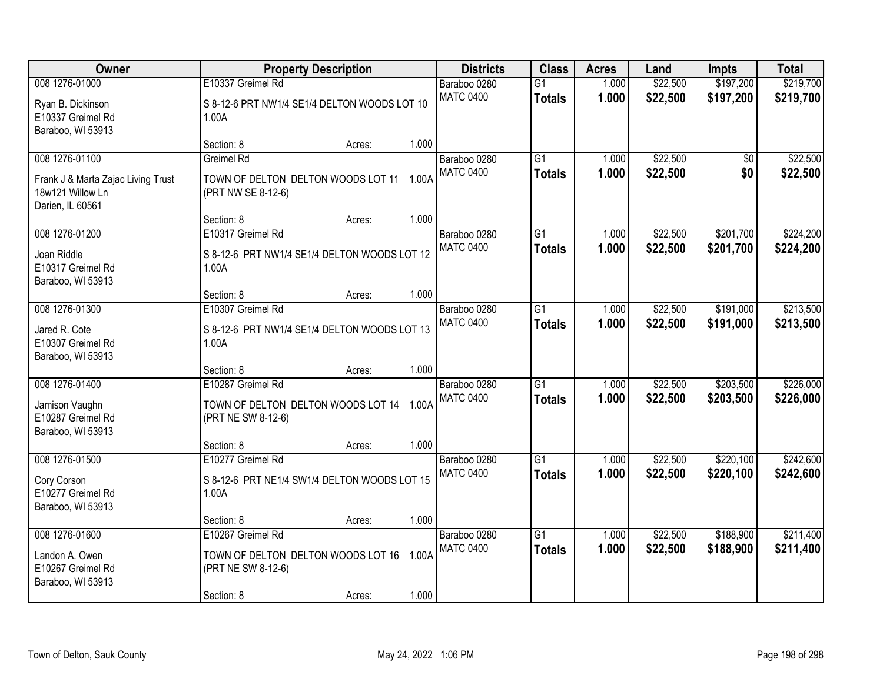| Owner | Property Description | Districts | Class | Acres | Land | Impts | Total |
|---|---|---|---|---|---|---|---|
| 008 1276-01000<br>Ryan B. Dickinson<br>E10337 Greimel Rd<br>Baraboo, WI 53913 | E10337 Greimel Rd<br>S 8-12-6 PRT NW1/4 SE1/4 DELTON WOODS LOT 10 1.00A<br>Section: 8 Acres: 1.000 | Baraboo 0280<br>MATC 0400 | G1<br>**Totals** | 1.000<br>**1.000** | $22,500<br>**$22,500** | $197,200<br>**$197,200** | $219,700<br>**$219,700** |
| 008 1276-01100<br>Frank J & Marta Zajac Living Trust<br>18w121 Willow Ln<br>Darien, IL 60561 | Greimel Rd<br>TOWN OF DELTON DELTON WOODS LOT 11 1.00A (PRT NW SE 8-12-6)<br>Section: 8 Acres: 1.000 | Baraboo 0280<br>MATC 0400 | G1<br>**Totals** | 1.000<br>**1.000** | $22,500<br>**$22,500** | $0<br>**$0** | $22,500<br>**$22,500** |
| 008 1276-01200<br>Joan Riddle<br>E10317 Greimel Rd<br>Baraboo, WI 53913 | E10317 Greimel Rd<br>S 8-12-6 PRT NW1/4 SE1/4 DELTON WOODS LOT 12 1.00A<br>Section: 8 Acres: 1.000 | Baraboo 0280<br>MATC 0400 | G1<br>**Totals** | 1.000<br>**1.000** | $22,500<br>**$22,500** | $201,700<br>**$201,700** | $224,200<br>**$224,200** |
| 008 1276-01300<br>Jared R. Cote<br>E10307 Greimel Rd<br>Baraboo, WI 53913 | E10307 Greimel Rd<br>S 8-12-6 PRT NW1/4 SE1/4 DELTON WOODS LOT 13 1.00A<br>Section: 8 Acres: 1.000 | Baraboo 0280<br>MATC 0400 | G1<br>**Totals** | 1.000<br>**1.000** | $22,500<br>**$22,500** | $191,000<br>**$191,000** | $213,500<br>**$213,500** |
| 008 1276-01400<br>Jamison Vaughn<br>E10287 Greimel Rd<br>Baraboo, WI 53913 | E10287 Greimel Rd<br>TOWN OF DELTON DELTON WOODS LOT 14 1.00A (PRT NE SW 8-12-6)<br>Section: 8 Acres: 1.000 | Baraboo 0280<br>MATC 0400 | G1<br>**Totals** | 1.000<br>**1.000** | $22,500<br>**$22,500** | $203,500<br>**$203,500** | $226,000<br>**$226,000** |
| 008 1276-01500<br>Cory Corson<br>E10277 Greimel Rd<br>Baraboo, WI 53913 | E10277 Greimel Rd<br>S 8-12-6 PRT NE1/4 SW1/4 DELTON WOODS LOT 15 1.00A<br>Section: 8 Acres: 1.000 | Baraboo 0280<br>MATC 0400 | G1<br>**Totals** | 1.000<br>**1.000** | $22,500<br>**$22,500** | $220,100<br>**$220,100** | $242,600<br>**$242,600** |
| 008 1276-01600<br>Landon A. Owen<br>E10267 Greimel Rd<br>Baraboo, WI 53913 | E10267 Greimel Rd<br>TOWN OF DELTON DELTON WOODS LOT 16 1.00A (PRT NE SW 8-12-6)<br>Section: 8 Acres: 1.000 | Baraboo 0280<br>MATC 0400 | G1<br>**Totals** | 1.000<br>**1.000** | $22,500<br>**$22,500** | $188,900<br>**$188,900** | $211,400<br>**$211,400** |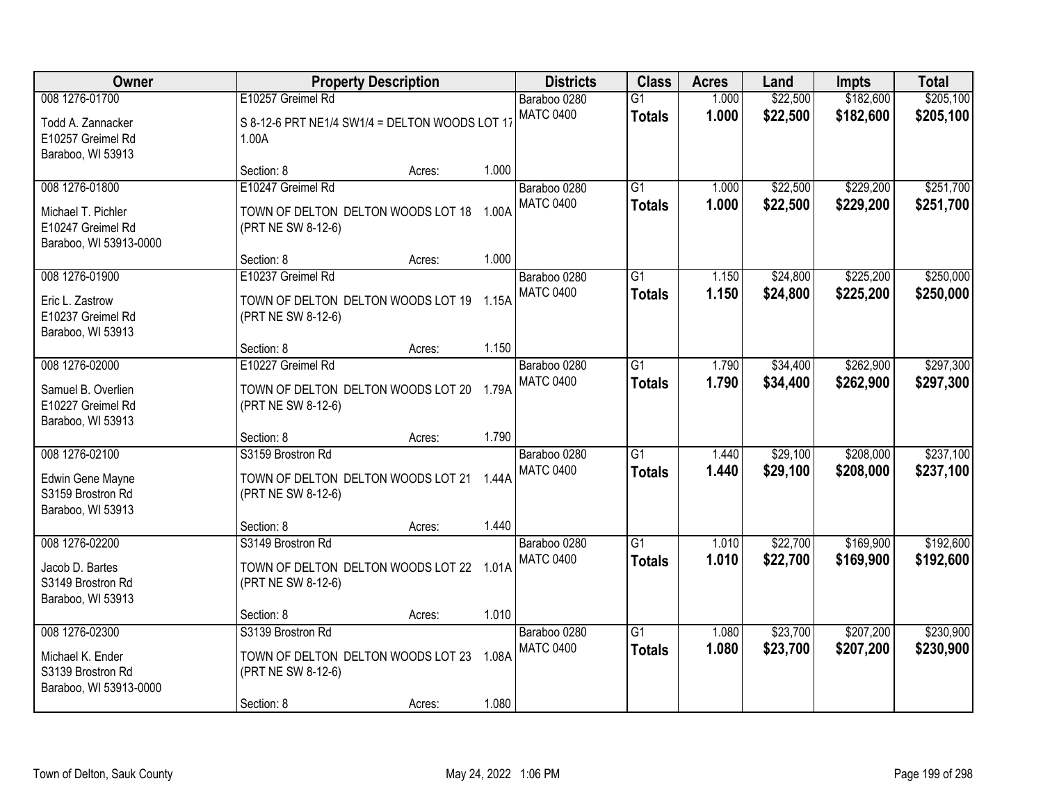| Owner | Property Description | | | Districts | Class | Acres | Land | Impts | Total |
|---|---|---|---|---|---|---|---|---|---|
| 008 1276-01700 | E10257 Greimel Rd | | | Baraboo 0280 | G1 | 1.000 | $22,500 | $182,600 | $205,100 |
| Todd A. Zannacker<br>E10257 Greimel Rd<br>Baraboo, WI 53913 | S 8-12-6 PRT NE1/4 SW1/4 = DELTON WOODS LOT 17 1.00A | | | MATC 0400 | **Totals** | **1.000** | **$22,500** | **$182,600** | **$205,100** |
| | Section: 8 | Acres: | 1.000 | | | | | | |
| 008 1276-01800 | E10247 Greimel Rd | | | Baraboo 0280 | G1 | 1.000 | $22,500 | $229,200 | $251,700 |
| Michael T. Pichler<br>E10247 Greimel Rd<br>Baraboo, WI 53913-0000 | TOWN OF DELTON DELTON WOODS LOT 18 1.00A (PRT NE SW 8-12-6) | | | MATC 0400 | **Totals** | **1.000** | **$22,500** | **$229,200** | **$251,700** |
| | Section: 8 | Acres: | 1.000 | | | | | | |
| 008 1276-01900 | E10237 Greimel Rd | | | Baraboo 0280 | G1 | 1.150 | $24,800 | $225,200 | $250,000 |
| Eric L. Zastrow<br>E10237 Greimel Rd<br>Baraboo, WI 53913 | TOWN OF DELTON DELTON WOODS LOT 19 1.15A (PRT NE SW 8-12-6) | | | MATC 0400 | **Totals** | **1.150** | **$24,800** | **$225,200** | **$250,000** |
| | Section: 8 | Acres: | 1.150 | | | | | | |
| 008 1276-02000 | E10227 Greimel Rd | | | Baraboo 0280 | G1 | 1.790 | $34,400 | $262,900 | $297,300 |
| Samuel B. Overlien<br>E10227 Greimel Rd<br>Baraboo, WI 53913 | TOWN OF DELTON DELTON WOODS LOT 20 1.79A (PRT NE SW 8-12-6) | | | MATC 0400 | **Totals** | **1.790** | **$34,400** | **$262,900** | **$297,300** |
| | Section: 8 | Acres: | 1.790 | | | | | | |
| 008 1276-02100 | S3159 Brostron Rd | | | Baraboo 0280 | G1 | 1.440 | $29,100 | $208,000 | $237,100 |
| Edwin Gene Mayne<br>S3159 Brostron Rd<br>Baraboo, WI 53913 | TOWN OF DELTON DELTON WOODS LOT 21 1.44A (PRT NE SW 8-12-6) | | | MATC 0400 | **Totals** | **1.440** | **$29,100** | **$208,000** | **$237,100** |
| | Section: 8 | Acres: | 1.440 | | | | | | |
| 008 1276-02200 | S3149 Brostron Rd | | | Baraboo 0280 | G1 | 1.010 | $22,700 | $169,900 | $192,600 |
| Jacob D. Bartes<br>S3149 Brostron Rd<br>Baraboo, WI 53913 | TOWN OF DELTON DELTON WOODS LOT 22 1.01A (PRT NE SW 8-12-6) | | | MATC 0400 | **Totals** | **1.010** | **$22,700** | **$169,900** | **$192,600** |
| | Section: 8 | Acres: | 1.010 | | | | | | |
| 008 1276-02300 | S3139 Brostron Rd | | | Baraboo 0280 | G1 | 1.080 | $23,700 | $207,200 | $230,900 |
| Michael K. Ender<br>S3139 Brostron Rd<br>Baraboo, WI 53913-0000 | TOWN OF DELTON DELTON WOODS LOT 23 1.08A (PRT NE SW 8-12-6) | | | MATC 0400 | **Totals** | **1.080** | **$23,700** | **$207,200** | **$230,900** |
| | Section: 8 | Acres: | 1.080 | | | | | | |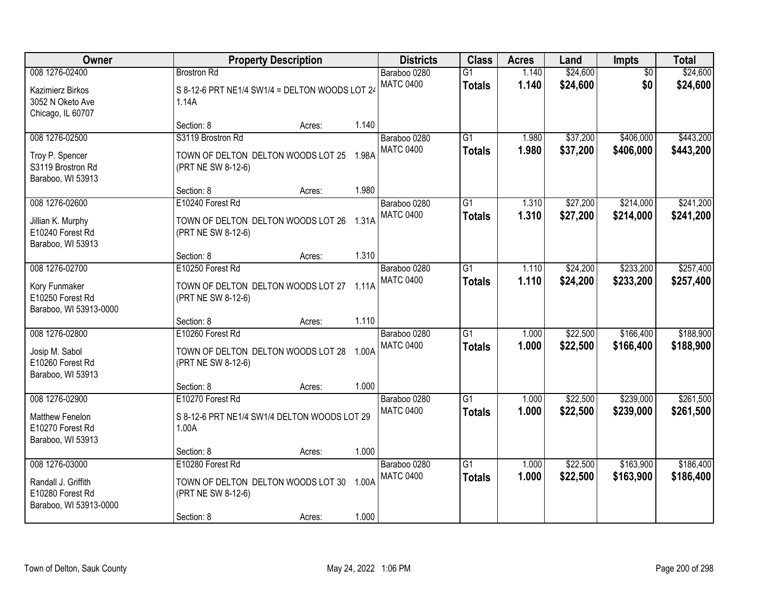| Owner | Property Description | Districts | Class | Acres | Land | Impts | Total |
|---|---|---|---|---|---|---|---|
| 008 1276-02400<br>Kazimierz Birkos<br>3052 N Oketo Ave<br>Chicago, IL 60707 | Brostron Rd<br>S 8-12-6 PRT NE1/4 SW1/4 = DELTON WOODS LOT 24 1.14A<br>Section: 8 Acres: 1.140 | Baraboo 0280<br>MATC 0400 | G1<br>**Totals** | 1.140<br>**1.140** | $24,600<br>**$24,600** | $0<br>**$0** | $24,600<br>**$24,600** |
| 008 1276-02500<br>Troy P. Spencer<br>S3119 Brostron Rd<br>Baraboo, WI 53913 | S3119 Brostron Rd<br>TOWN OF DELTON DELTON WOODS LOT 25 1.98A (PRT NE SW 8-12-6)<br>Section: 8 Acres: 1.980 | Baraboo 0280<br>MATC 0400 | G1<br>**Totals** | 1.980<br>**1.980** | $37,200<br>**$37,200** | $406,000<br>**$406,000** | $443,200<br>**$443,200** |
| 008 1276-02600<br>Jillian K. Murphy<br>E10240 Forest Rd<br>Baraboo, WI 53913 | E10240 Forest Rd<br>TOWN OF DELTON DELTON WOODS LOT 26 1.31A (PRT NE SW 8-12-6)<br>Section: 8 Acres: 1.310 | Baraboo 0280<br>MATC 0400 | G1<br>**Totals** | 1.310<br>**1.310** | $27,200<br>**$27,200** | $214,000<br>**$214,000** | $241,200<br>**$241,200** |
| 008 1276-02700<br>Kory Funmaker<br>E10250 Forest Rd<br>Baraboo, WI 53913-0000 | E10250 Forest Rd<br>TOWN OF DELTON DELTON WOODS LOT 27 1.11A (PRT NE SW 8-12-6)<br>Section: 8 Acres: 1.110 | Baraboo 0280<br>MATC 0400 | G1<br>**Totals** | 1.110<br>**1.110** | $24,200<br>**$24,200** | $233,200<br>**$233,200** | $257,400<br>**$257,400** |
| 008 1276-02800<br>Josip M. Sabol<br>E10260 Forest Rd<br>Baraboo, WI 53913 | E10260 Forest Rd<br>TOWN OF DELTON DELTON WOODS LOT 28 1.00A (PRT NE SW 8-12-6)<br>Section: 8 Acres: 1.000 | Baraboo 0280<br>MATC 0400 | G1<br>**Totals** | 1.000<br>**1.000** | $22,500<br>**$22,500** | $166,400<br>**$166,400** | $188,900<br>**$188,900** |
| 008 1276-02900<br>Matthew Fenelon<br>E10270 Forest Rd<br>Baraboo, WI 53913 | E10270 Forest Rd<br>S 8-12-6 PRT NE1/4 SW1/4 DELTON WOODS LOT 29 1.00A<br>Section: 8 Acres: 1.000 | Baraboo 0280<br>MATC 0400 | G1<br>**Totals** | 1.000<br>**1.000** | $22,500<br>**$22,500** | $239,000<br>**$239,000** | $261,500<br>**$261,500** |
| 008 1276-03000<br>Randall J. Griffith<br>E10280 Forest Rd<br>Baraboo, WI 53913-0000 | E10280 Forest Rd<br>TOWN OF DELTON DELTON WOODS LOT 30 1.00A (PRT NE SW 8-12-6)<br>Section: 8 Acres: 1.000 | Baraboo 0280<br>MATC 0400 | G1<br>**Totals** | 1.000<br>**1.000** | $22,500<br>**$22,500** | $163,900<br>**$163,900** | $186,400<br>**$186,400** |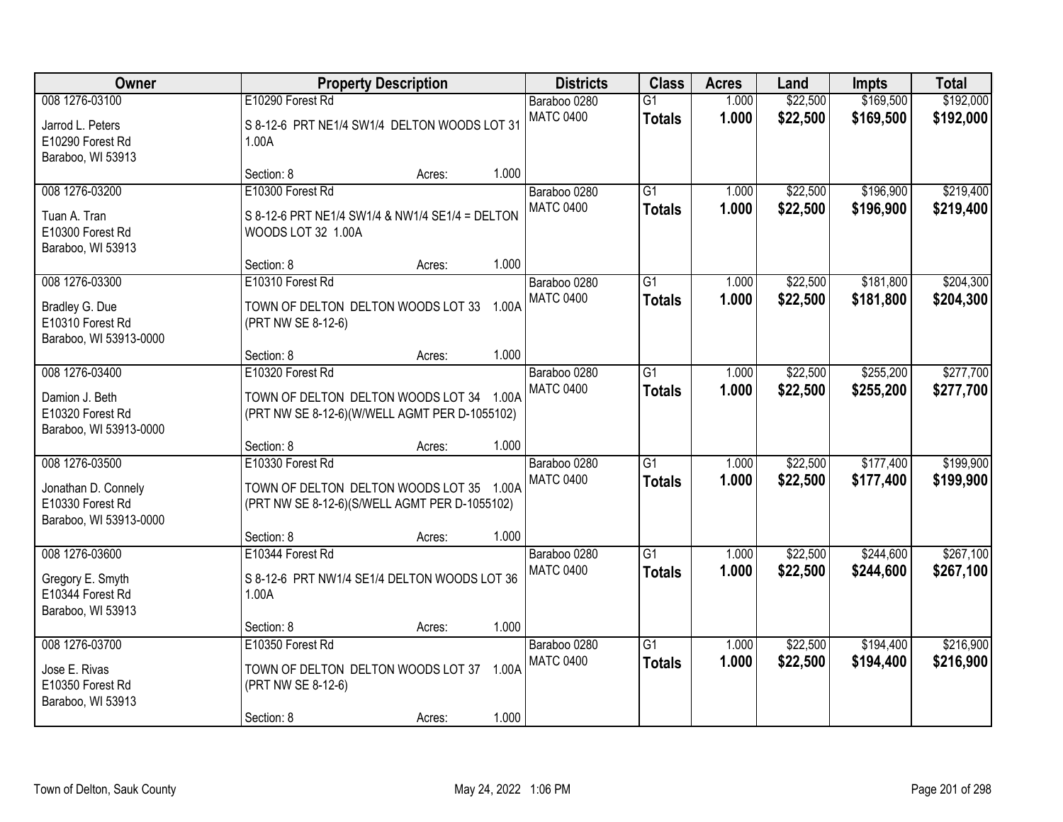| Owner | Property Description | Districts | Class | Acres | Land | Impts | Total |
|---|---|---|---|---|---|---|---|
| 008 1276-03100<br>Jarrod L. Peters<br>E10290 Forest Rd<br>Baraboo, WI 53913 | E10290 Forest Rd<br>S 8-12-6 PRT NE1/4 SW1/4 DELTON WOODS LOT 31 1.00A<br>Section: 8 Acres: 1.000 | Baraboo 0280<br>MATC 0400 | G1<br>**Totals** | 1.000<br>**1.000** | $22,500<br>**$22,500** | $169,500<br>**$169,500** | $192,000<br>**$192,000** |
| 008 1276-03200<br>Tuan A. Tran<br>E10300 Forest Rd<br>Baraboo, WI 53913 | E10300 Forest Rd<br>S 8-12-6 PRT NE1/4 SW1/4 & NW1/4 SE1/4 = DELTON WOODS LOT 32 1.00A<br>Section: 8 Acres: 1.000 | Baraboo 0280<br>MATC 0400 | G1<br>**Totals** | 1.000<br>**1.000** | $22,500<br>**$22,500** | $196,900<br>**$196,900** | $219,400<br>**$219,400** |
| 008 1276-03300<br>Bradley G. Due<br>E10310 Forest Rd<br>Baraboo, WI 53913-0000 | E10310 Forest Rd<br>TOWN OF DELTON DELTON WOODS LOT 33 1.00A (PRT NW SE 8-12-6)<br>Section: 8 Acres: 1.000 | Baraboo 0280<br>MATC 0400 | G1<br>**Totals** | 1.000<br>**1.000** | $22,500<br>**$22,500** | $181,800<br>**$181,800** | $204,300<br>**$204,300** |
| 008 1276-03400<br>Damion J. Beth<br>E10320 Forest Rd<br>Baraboo, WI 53913-0000 | E10320 Forest Rd<br>TOWN OF DELTON DELTON WOODS LOT 34 1.00A (PRT NW SE 8-12-6)(W/WELL AGMT PER D-1055102)<br>Section: 8 Acres: 1.000 | Baraboo 0280<br>MATC 0400 | G1<br>**Totals** | 1.000<br>**1.000** | $22,500<br>**$22,500** | $255,200<br>**$255,200** | $277,700<br>**$277,700** |
| 008 1276-03500<br>Jonathan D. Connely<br>E10330 Forest Rd<br>Baraboo, WI 53913-0000 | E10330 Forest Rd<br>TOWN OF DELTON DELTON WOODS LOT 35 1.00A (PRT NW SE 8-12-6)(S/WELL AGMT PER D-1055102)<br>Section: 8 Acres: 1.000 | Baraboo 0280<br>MATC 0400 | G1<br>**Totals** | 1.000<br>**1.000** | $22,500<br>**$22,500** | $177,400<br>**$177,400** | $199,900<br>**$199,900** |
| 008 1276-03600<br>Gregory E. Smyth<br>E10344 Forest Rd<br>Baraboo, WI 53913 | E10344 Forest Rd<br>S 8-12-6 PRT NW1/4 SE1/4 DELTON WOODS LOT 36 1.00A<br>Section: 8 Acres: 1.000 | Baraboo 0280<br>MATC 0400 | G1<br>**Totals** | 1.000<br>**1.000** | $22,500<br>**$22,500** | $244,600<br>**$244,600** | $267,100<br>**$267,100** |
| 008 1276-03700<br>Jose E. Rivas<br>E10350 Forest Rd<br>Baraboo, WI 53913 | E10350 Forest Rd<br>TOWN OF DELTON DELTON WOODS LOT 37 1.00A (PRT NW SE 8-12-6)<br>Section: 8 Acres: 1.000 | Baraboo 0280<br>MATC 0400 | G1<br>**Totals** | 1.000<br>**1.000** | $22,500<br>**$22,500** | $194,400<br>**$194,400** | $216,900<br>**$216,900** |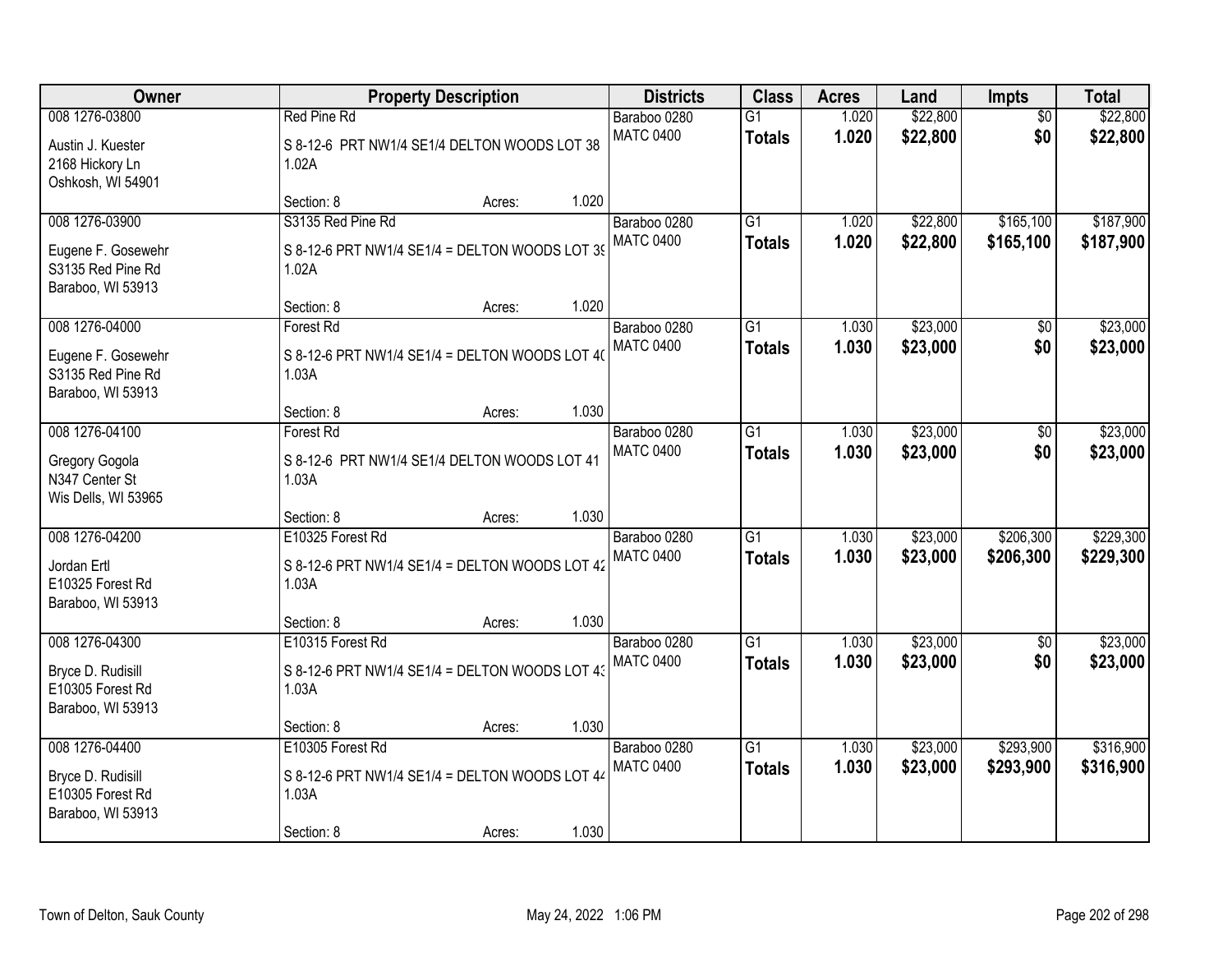| Owner | Property Description | Districts | Class | Acres | Land | Impts | Total |
|---|---|---|---|---|---|---|---|
| 008 1276-03800<br>Austin J. Kuester<br>2168 Hickory Ln<br>Oshkosh, WI 54901 | Red Pine Rd<br>S 8-12-6 PRT NW1/4 SE1/4 DELTON WOODS LOT 38 1.02A<br>Section: 8 Acres: 1.020 | Baraboo 0280<br>MATC 0400 | G1<br>**Totals** | 1.020<br>**1.020** | $22,800<br>**$22,800** | $0<br>**$0** | $22,800<br>**$22,800** |
| 008 1276-03900<br>Eugene F. Gosewehr<br>S3135 Red Pine Rd<br>Baraboo, WI 53913 | S3135 Red Pine Rd<br>S 8-12-6 PRT NW1/4 SE1/4 = DELTON WOODS LOT 39 1.02A<br>Section: 8 Acres: 1.020 | Baraboo 0280<br>MATC 0400 | G1<br>**Totals** | 1.020<br>**1.020** | $22,800<br>**$22,800** | $165,100<br>**$165,100** | $187,900<br>**$187,900** |
| 008 1276-04000<br>Eugene F. Gosewehr<br>S3135 Red Pine Rd<br>Baraboo, WI 53913 | Forest Rd<br>S 8-12-6 PRT NW1/4 SE1/4 = DELTON WOODS LOT 40 1.03A<br>Section: 8 Acres: 1.030 | Baraboo 0280<br>MATC 0400 | G1<br>**Totals** | 1.030<br>**1.030** | $23,000<br>**$23,000** | $0<br>**$0** | $23,000<br>**$23,000** |
| 008 1276-04100<br>Gregory Gogola<br>N347 Center St<br>Wis Dells, WI 53965 | Forest Rd<br>S 8-12-6 PRT NW1/4 SE1/4 DELTON WOODS LOT 41 1.03A<br>Section: 8 Acres: 1.030 | Baraboo 0280<br>MATC 0400 | G1<br>**Totals** | 1.030<br>**1.030** | $23,000<br>**$23,000** | $0<br>**$0** | $23,000<br>**$23,000** |
| 008 1276-04200<br>Jordan Ertl<br>E10325 Forest Rd<br>Baraboo, WI 53913 | E10325 Forest Rd<br>S 8-12-6 PRT NW1/4 SE1/4 = DELTON WOODS LOT 42 1.03A<br>Section: 8 Acres: 1.030 | Baraboo 0280<br>MATC 0400 | G1<br>**Totals** | 1.030<br>**1.030** | $23,000<br>**$23,000** | $206,300<br>**$206,300** | $229,300<br>**$229,300** |
| 008 1276-04300<br>Bryce D. Rudisill<br>E10305 Forest Rd<br>Baraboo, WI 53913 | E10315 Forest Rd<br>S 8-12-6 PRT NW1/4 SE1/4 = DELTON WOODS LOT 43 1.03A<br>Section: 8 Acres: 1.030 | Baraboo 0280<br>MATC 0400 | G1<br>**Totals** | 1.030<br>**1.030** | $23,000<br>**$23,000** | $0<br>**$0** | $23,000<br>**$23,000** |
| 008 1276-04400<br>Bryce D. Rudisill<br>E10305 Forest Rd<br>Baraboo, WI 53913 | E10305 Forest Rd<br>S 8-12-6 PRT NW1/4 SE1/4 = DELTON WOODS LOT 44 1.03A<br>Section: 8 Acres: 1.030 | Baraboo 0280<br>MATC 0400 | G1<br>**Totals** | 1.030<br>**1.030** | $23,000<br>**$23,000** | $293,900<br>**$293,900** | $316,900<br>**$316,900** |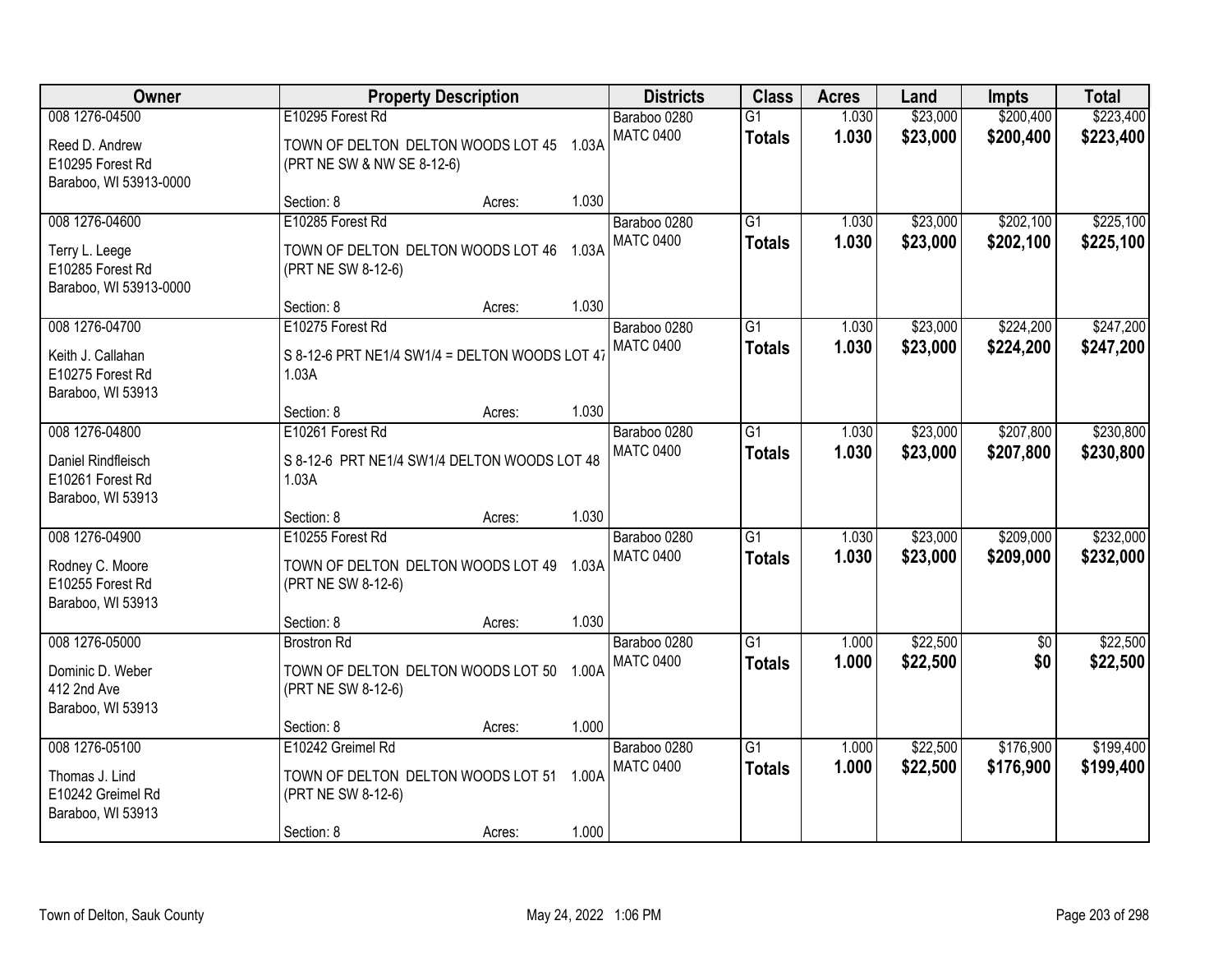| Owner | Property Description | Districts | Class | Acres | Land | Impts | Total |
|---|---|---|---|---|---|---|---|
| 008 1276-04500<br>Reed D. Andrew<br>E10295 Forest Rd<br>Baraboo, WI 53913-0000 | E10295 Forest Rd<br>TOWN OF DELTON DELTON WOODS LOT 45 1.03A (PRT NE SW & NW SE 8-12-6)<br>Section: 8 Acres: 1.030 | Baraboo 0280<br>MATC 0400 | G1<br>**Totals** | 1.030<br>**1.030** | $23,000<br>**$23,000** | $200,400<br>**$200,400** | $223,400<br>**$223,400** |
| 008 1276-04600<br>Terry L. Leege<br>E10285 Forest Rd<br>Baraboo, WI 53913-0000 | E10285 Forest Rd<br>TOWN OF DELTON DELTON WOODS LOT 46 1.03A (PRT NE SW 8-12-6)<br>Section: 8 Acres: 1.030 | Baraboo 0280<br>MATC 0400 | G1<br>**Totals** | 1.030<br>**1.030** | $23,000<br>**$23,000** | $202,100<br>**$202,100** | $225,100<br>**$225,100** |
| 008 1276-04700<br>Keith J. Callahan<br>E10275 Forest Rd<br>Baraboo, WI 53913 | E10275 Forest Rd<br>S 8-12-6 PRT NE1/4 SW1/4 = DELTON WOODS LOT 47 1.03A<br>Section: 8 Acres: 1.030 | Baraboo 0280<br>MATC 0400 | G1<br>**Totals** | 1.030<br>**1.030** | $23,000<br>**$23,000** | $224,200<br>**$224,200** | $247,200<br>**$247,200** |
| 008 1276-04800<br>Daniel Rindfleisch<br>E10261 Forest Rd<br>Baraboo, WI 53913 | E10261 Forest Rd<br>S 8-12-6 PRT NE1/4 SW1/4 DELTON WOODS LOT 48 1.03A<br>Section: 8 Acres: 1.030 | Baraboo 0280<br>MATC 0400 | G1<br>**Totals** | 1.030<br>**1.030** | $23,000<br>**$23,000** | $207,800<br>**$207,800** | $230,800<br>**$230,800** |
| 008 1276-04900<br>Rodney C. Moore<br>E10255 Forest Rd<br>Baraboo, WI 53913 | E10255 Forest Rd<br>TOWN OF DELTON DELTON WOODS LOT 49 1.03A (PRT NE SW 8-12-6)<br>Section: 8 Acres: 1.030 | Baraboo 0280<br>MATC 0400 | G1<br>**Totals** | 1.030<br>**1.030** | $23,000<br>**$23,000** | $209,000<br>**$209,000** | $232,000<br>**$232,000** |
| 008 1276-05000<br>Dominic D. Weber<br>412 2nd Ave<br>Baraboo, WI 53913 | Brostron Rd<br>TOWN OF DELTON DELTON WOODS LOT 50 1.00A (PRT NE SW 8-12-6)<br>Section: 8 Acres: 1.000 | Baraboo 0280<br>MATC 0400 | G1<br>**Totals** | 1.000<br>**1.000** | $22,500<br>**$22,500** | $0<br>**$0** | $22,500<br>**$22,500** |
| 008 1276-05100<br>Thomas J. Lind<br>E10242 Greimel Rd<br>Baraboo, WI 53913 | E10242 Greimel Rd<br>TOWN OF DELTON DELTON WOODS LOT 51 1.00A (PRT NE SW 8-12-6)<br>Section: 8 Acres: 1.000 | Baraboo 0280<br>MATC 0400 | G1<br>**Totals** | 1.000<br>**1.000** | $22,500<br>**$22,500** | $176,900<br>**$176,900** | $199,400<br>**$199,400** |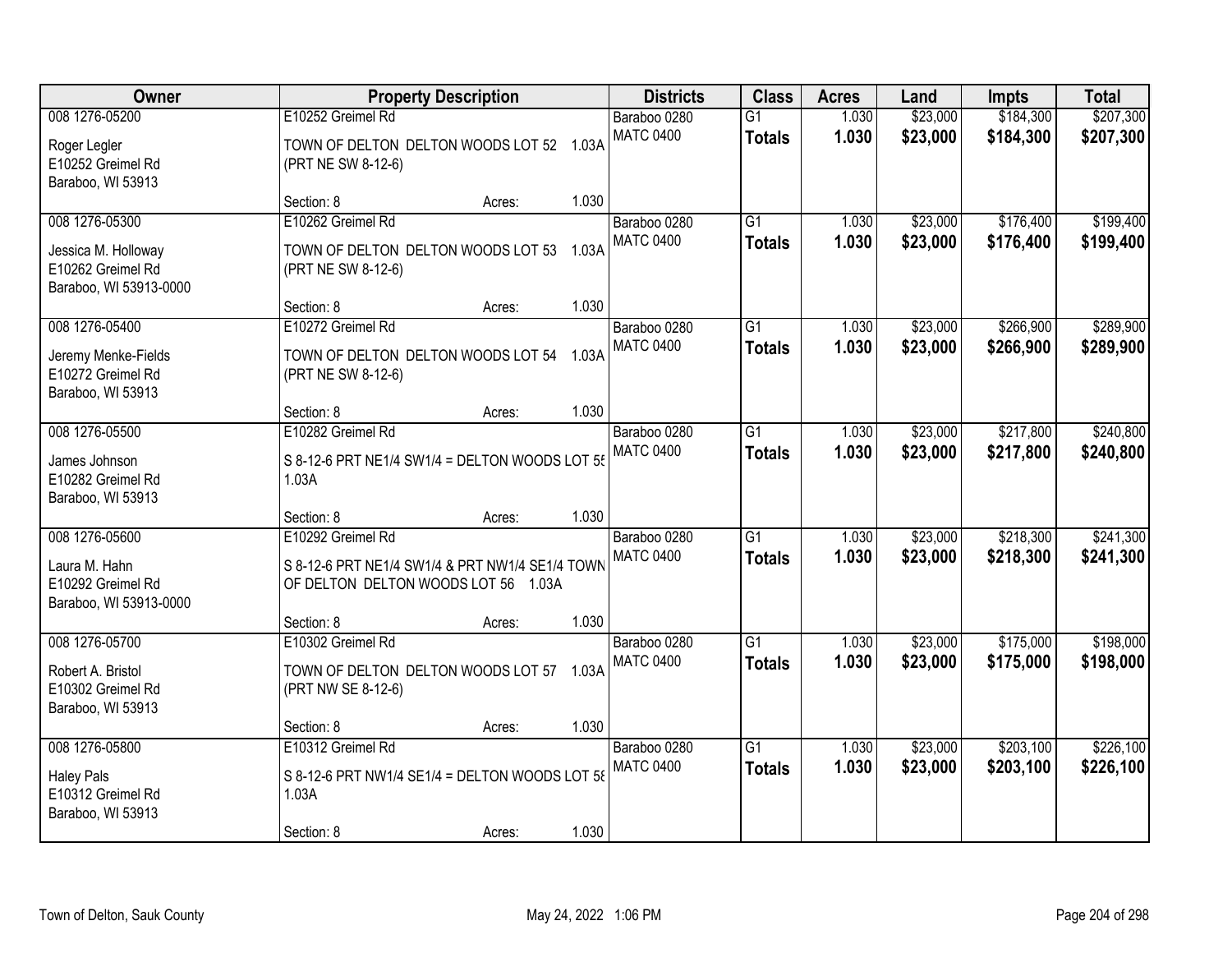| Owner | Property Description | Districts | Class | Acres | Land | Impts | Total |
|---|---|---|---|---|---|---|---|
| 008 1276-05200<br><br>Roger Legler<br>E10252 Greimel Rd<br>Baraboo, WI 53913 | E10252 Greimel Rd<br><br>TOWN OF DELTON DELTON WOODS LOT 52 1.03A<br>(PRT NE SW 8-12-6)<br><br>Section: 8 Acres: 1.030 | Baraboo 0280<br>MATC 0400 | G1<br>**Totals** | 1.030<br>**1.030** | $23,000<br>**$23,000** | $184,300<br>**$184,300** | $207,300<br>**$207,300** |
| 008 1276-05300<br><br>Jessica M. Holloway<br>E10262 Greimel Rd<br>Baraboo, WI 53913-0000 | E10262 Greimel Rd<br><br>TOWN OF DELTON DELTON WOODS LOT 53 1.03A<br>(PRT NE SW 8-12-6)<br><br>Section: 8 Acres: 1.030 | Baraboo 0280<br>MATC 0400 | G1<br>**Totals** | 1.030<br>**1.030** | $23,000<br>**$23,000** | $176,400<br>**$176,400** | $199,400<br>**$199,400** |
| 008 1276-05400<br><br>Jeremy Menke-Fields<br>E10272 Greimel Rd<br>Baraboo, WI 53913 | E10272 Greimel Rd<br><br>TOWN OF DELTON DELTON WOODS LOT 54 1.03A<br>(PRT NE SW 8-12-6)<br><br>Section: 8 Acres: 1.030 | Baraboo 0280<br>MATC 0400 | G1<br>**Totals** | 1.030<br>**1.030** | $23,000<br>**$23,000** | $266,900<br>**$266,900** | $289,900<br>**$289,900** |
| 008 1276-05500<br><br>James Johnson<br>E10282 Greimel Rd<br>Baraboo, WI 53913 | E10282 Greimel Rd<br><br>S 8-12-6 PRT NE1/4 SW1/4 = DELTON WOODS LOT 55<br>1.03A<br><br>Section: 8 Acres: 1.030 | Baraboo 0280<br>MATC 0400 | G1<br>**Totals** | 1.030<br>**1.030** | $23,000<br>**$23,000** | $217,800<br>**$217,800** | $240,800<br>**$240,800** |
| 008 1276-05600<br><br>Laura M. Hahn<br>E10292 Greimel Rd<br>Baraboo, WI 53913-0000 | E10292 Greimel Rd<br><br>S 8-12-6 PRT NE1/4 SW1/4 & PRT NW1/4 SE1/4 TOWN<br>OF DELTON DELTON WOODS LOT 56 1.03A<br><br>Section: 8 Acres: 1.030 | Baraboo 0280<br>MATC 0400 | G1<br>**Totals** | 1.030<br>**1.030** | $23,000<br>**$23,000** | $218,300<br>**$218,300** | $241,300<br>**$241,300** |
| 008 1276-05700<br><br>Robert A. Bristol<br>E10302 Greimel Rd<br>Baraboo, WI 53913 | E10302 Greimel Rd<br><br>TOWN OF DELTON DELTON WOODS LOT 57 1.03A<br>(PRT NW SE 8-12-6)<br><br>Section: 8 Acres: 1.030 | Baraboo 0280<br>MATC 0400 | G1<br>**Totals** | 1.030<br>**1.030** | $23,000<br>**$23,000** | $175,000<br>**$175,000** | $198,000<br>**$198,000** |
| 008 1276-05800<br><br>Haley Pals<br>E10312 Greimel Rd<br>Baraboo, WI 53913 | E10312 Greimel Rd<br><br>S 8-12-6 PRT NW1/4 SE1/4 = DELTON WOODS LOT 58<br>1.03A<br><br>Section: 8 Acres: 1.030 | Baraboo 0280<br>MATC 0400 | G1<br>**Totals** | 1.030<br>**1.030** | $23,000<br>**$23,000** | $203,100<br>**$203,100** | $226,100<br>**$226,100** |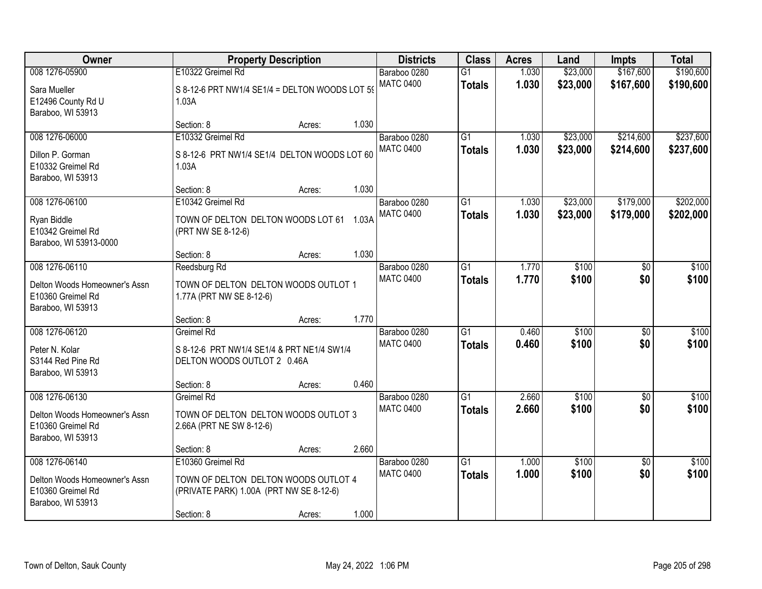| Owner | Property Description | | | Districts | Class | Acres | Land | Impts | Total |
|---|---|---|---|---|---|---|---|---|---|
| 008 1276-05900 | E10322 Greimel Rd | | | Baraboo 0280 | G1 | 1.030 | $23,000 | $167,600 | $190,600 |
| Sara Mueller<br>E12496 County Rd U<br>Baraboo, WI 53913 | S 8-12-6 PRT NW1/4 SE1/4 = DELTON WOODS LOT 59<br>1.03A | | | MATC 0400 | **Totals** | **1.030** | **$23,000** | **$167,600** | **$190,600** |
| | Section: 8 | Acres: | 1.030 | | | | | | |
| 008 1276-06000 | E10332 Greimel Rd | | | Baraboo 0280 | G1 | 1.030 | $23,000 | $214,600 | $237,600 |
| Dillon P. Gorman<br>E10332 Greimel Rd<br>Baraboo, WI 53913 | S 8-12-6 PRT NW1/4 SE1/4 DELTON WOODS LOT 60<br>1.03A | | | MATC 0400 | **Totals** | **1.030** | **$23,000** | **$214,600** | **$237,600** |
| | Section: 8 | Acres: | 1.030 | | | | | | |
| 008 1276-06100 | E10342 Greimel Rd | | | Baraboo 0280 | G1 | 1.030 | $23,000 | $179,000 | $202,000 |
| Ryan Biddle<br>E10342 Greimel Rd<br>Baraboo, WI 53913-0000 | TOWN OF DELTON DELTON WOODS LOT 61 1.03A<br>(PRT NW SE 8-12-6) | | | MATC 0400 | **Totals** | **1.030** | **$23,000** | **$179,000** | **$202,000** |
| | Section: 8 | Acres: | 1.030 | | | | | | |
| 008 1276-06110 | Reedsburg Rd | | | Baraboo 0280 | G1 | 1.770 | $100 | $0 | $100 |
| Delton Woods Homeowner's Assn<br>E10360 Greimel Rd<br>Baraboo, WI 53913 | TOWN OF DELTON DELTON WOODS OUTLOT 1<br>1.77A (PRT NW SE 8-12-6) | | | MATC 0400 | **Totals** | **1.770** | **$100** | **$0** | **$100** |
| | Section: 8 | Acres: | 1.770 | | | | | | |
| 008 1276-06120 | Greimel Rd | | | Baraboo 0280 | G1 | 0.460 | $100 | $0 | $100 |
| Peter N. Kolar<br>S3144 Red Pine Rd<br>Baraboo, WI 53913 | S 8-12-6 PRT NW1/4 SE1/4 & PRT NE1/4 SW1/4<br>DELTON WOODS OUTLOT 2 0.46A | | | MATC 0400 | **Totals** | **0.460** | **$100** | **$0** | **$100** |
| | Section: 8 | Acres: | 0.460 | | | | | | |
| 008 1276-06130 | Greimel Rd | | | Baraboo 0280 | G1 | 2.660 | $100 | $0 | $100 |
| Delton Woods Homeowner's Assn<br>E10360 Greimel Rd<br>Baraboo, WI 53913 | TOWN OF DELTON DELTON WOODS OUTLOT 3<br>2.66A (PRT NE SW 8-12-6) | | | MATC 0400 | **Totals** | **2.660** | **$100** | **$0** | **$100** |
| | Section: 8 | Acres: | 2.660 | | | | | | |
| 008 1276-06140 | E10360 Greimel Rd | | | Baraboo 0280 | G1 | 1.000 | $100 | $0 | $100 |
| Delton Woods Homeowner's Assn<br>E10360 Greimel Rd<br>Baraboo, WI 53913 | TOWN OF DELTON DELTON WOODS OUTLOT 4<br>(PRIVATE PARK) 1.00A (PRT NW SE 8-12-6) | | | MATC 0400 | **Totals** | **1.000** | **$100** | **$0** | **$100** |
| | Section: 8 | Acres: | 1.000 | | | | | | |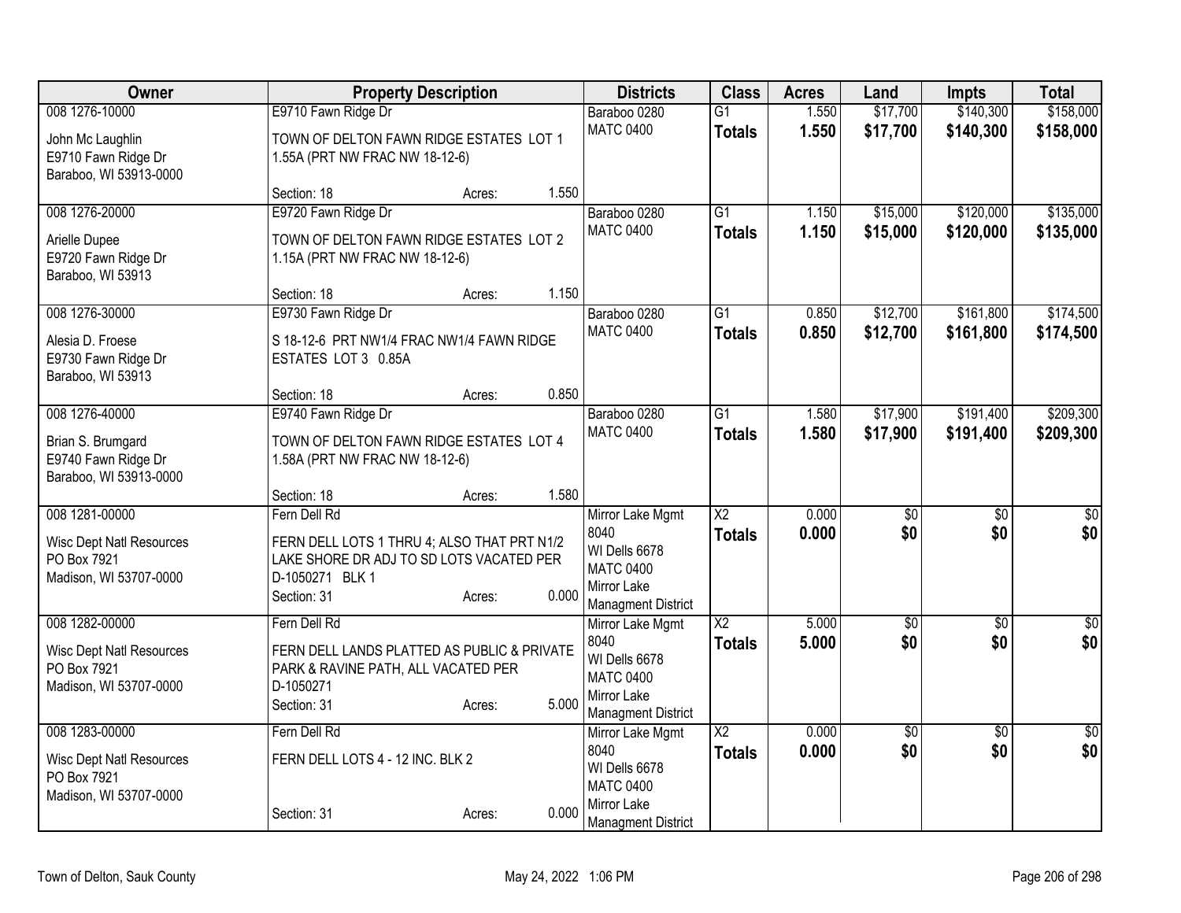| Owner | Property Description | Districts | Class | Acres | Land | Impts | Total |
|---|---|---|---|---|---|---|---|
| 008 1276-10000<br>John Mc Laughlin<br>E9710 Fawn Ridge Dr<br>Baraboo, WI 53913-0000 | E9710 Fawn Ridge Dr<br>TOWN OF DELTON FAWN RIDGE ESTATES LOT 1 1.55A (PRT NW FRAC NW 18-12-6)<br>Section: 18 Acres: 1.550 | Baraboo 0280<br>MATC 0400 | G1<br>**Totals** | 1.550<br>**1.550** | $17,700<br>**$17,700** | $140,300<br>**$140,300** | $158,000<br>**$158,000** |
| 008 1276-20000<br>Arielle Dupee<br>E9720 Fawn Ridge Dr<br>Baraboo, WI 53913 | E9720 Fawn Ridge Dr<br>TOWN OF DELTON FAWN RIDGE ESTATES LOT 2 1.15A (PRT NW FRAC NW 18-12-6)<br>Section: 18 Acres: 1.150 | Baraboo 0280<br>MATC 0400 | G1<br>**Totals** | 1.150<br>**1.150** | $15,000<br>**$15,000** | $120,000<br>**$120,000** | $135,000<br>**$135,000** |
| 008 1276-30000<br>Alesia D. Froese<br>E9730 Fawn Ridge Dr<br>Baraboo, WI 53913 | E9730 Fawn Ridge Dr<br>S 18-12-6 PRT NW1/4 FRAC NW1/4 FAWN RIDGE ESTATES LOT 3 0.85A<br>Section: 18 Acres: 0.850 | Baraboo 0280<br>MATC 0400 | G1<br>**Totals** | 0.850<br>**0.850** | $12,700<br>**$12,700** | $161,800<br>**$161,800** | $174,500<br>**$174,500** |
| 008 1276-40000<br>Brian S. Brumgard<br>E9740 Fawn Ridge Dr<br>Baraboo, WI 53913-0000 | E9740 Fawn Ridge Dr<br>TOWN OF DELTON FAWN RIDGE ESTATES LOT 4 1.58A (PRT NW FRAC NW 18-12-6)<br>Section: 18 Acres: 1.580 | Baraboo 0280<br>MATC 0400 | G1<br>**Totals** | 1.580<br>**1.580** | $17,900<br>**$17,900** | $191,400<br>**$191,400** | $209,300<br>**$209,300** |
| 008 1281-00000<br>Wisc Dept Natl Resources<br>PO Box 7921<br>Madison, WI 53707-0000 | Fern Dell Rd<br>FERN DELL LOTS 1 THRU 4; ALSO THAT PRT N1/2 LAKE SHORE DR ADJ TO SD LOTS VACATED PER D-1050271 BLK 1<br>Section: 31 Acres: 0.000 | Mirror Lake Mgmt 8040<br>WI Dells 6678<br>MATC 0400<br>Mirror Lake Managment District | X2<br>**Totals** | 0.000<br>**0.000** | $0<br>**$0** | $0<br>**$0** | $0<br>**$0** |
| 008 1282-00000<br>Wisc Dept Natl Resources<br>PO Box 7921<br>Madison, WI 53707-0000 | Fern Dell Rd<br>FERN DELL LANDS PLATTED AS PUBLIC & PRIVATE PARK & RAVINE PATH, ALL VACATED PER D-1050271<br>Section: 31 Acres: 5.000 | Mirror Lake Mgmt 8040<br>WI Dells 6678<br>MATC 0400<br>Mirror Lake Managment District | X2<br>**Totals** | 5.000<br>**5.000** | $0<br>**$0** | $0<br>**$0** | $0<br>**$0** |
| 008 1283-00000<br>Wisc Dept Natl Resources<br>PO Box 7921<br>Madison, WI 53707-0000 | Fern Dell Rd<br>FERN DELL LOTS 4 - 12 INC. BLK 2<br>Section: 31 Acres: 0.000 | Mirror Lake Mgmt 8040<br>WI Dells 6678<br>MATC 0400<br>Mirror Lake Managment District | X2<br>**Totals** | 0.000<br>**0.000** | $0<br>**$0** | $0<br>**$0** | $0<br>**$0** |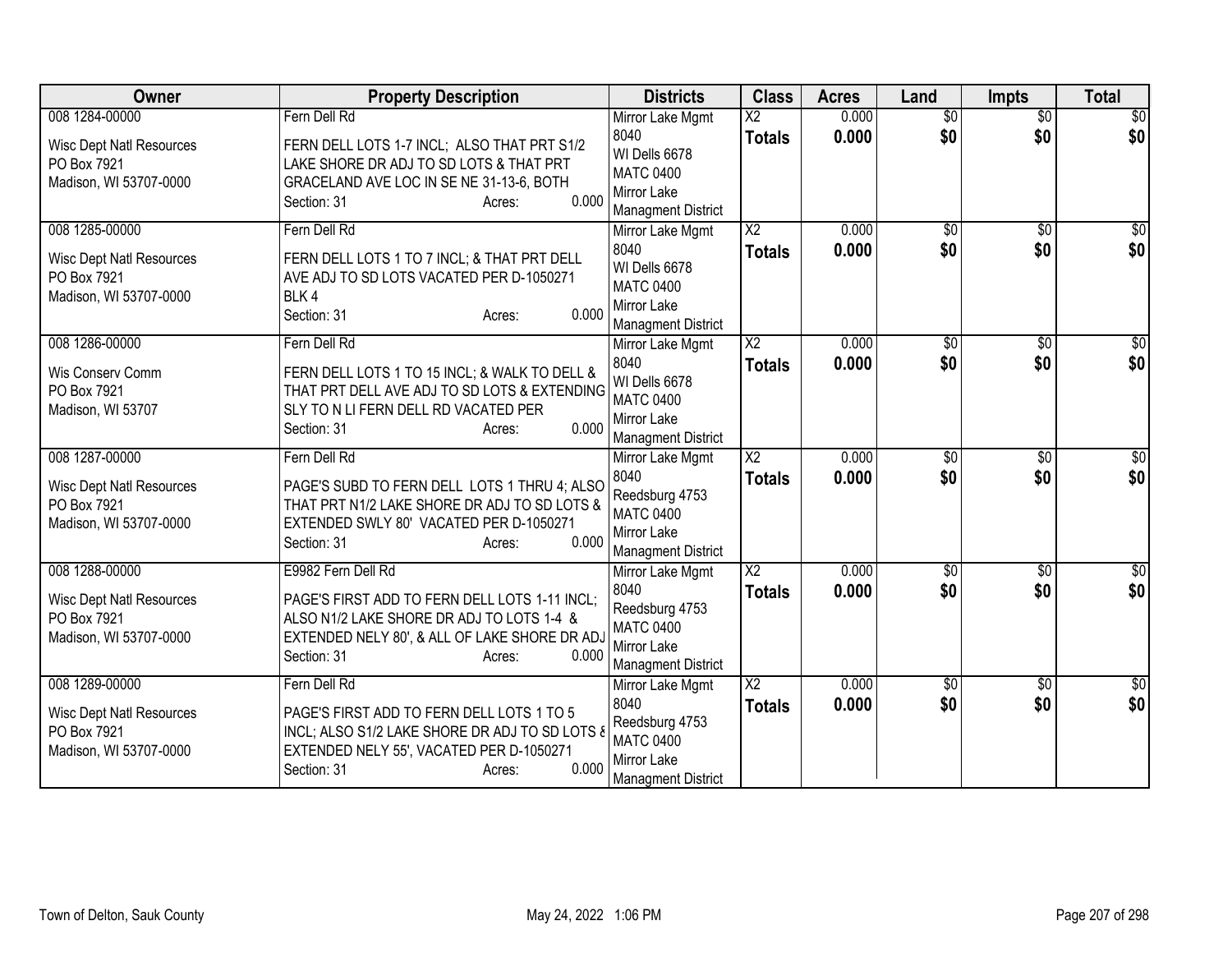| Owner | Property Description | Districts | Class | Acres | Land | Impts | Total |
|---|---|---|---|---|---|---|---|
| 008 1284-00000<br>Wisc Dept Natl Resources<br>PO Box 7921<br>Madison, WI 53707-0000 | Fern Dell Rd<br>FERN DELL LOTS 1-7 INCL; ALSO THAT PRT S1/2 LAKE SHORE DR ADJ TO SD LOTS & THAT PRT GRACELAND AVE LOC IN SE NE 31-13-6, BOTH<br>Section: 31 Acres: 0.000 | Mirror Lake Mgmt 8040<br>WI Dells 6678<br>MATC 0400<br>Mirror Lake Managment District | X2<br>**Totals** | 0.000<br>**0.000** | $0<br>**$0** | $0<br>**$0** | $0<br>**$0** |
| 008 1285-00000<br>Wisc Dept Natl Resources<br>PO Box 7921<br>Madison, WI 53707-0000 | Fern Dell Rd<br>FERN DELL LOTS 1 TO 7 INCL; & THAT PRT DELL AVE ADJ TO SD LOTS VACATED PER D-1050271 BLK 4<br>Section: 31 Acres: 0.000 | Mirror Lake Mgmt 8040<br>WI Dells 6678<br>MATC 0400<br>Mirror Lake Managment District | X2<br>**Totals** | 0.000<br>**0.000** | $0<br>**$0** | $0<br>**$0** | $0<br>**$0** |
| 008 1286-00000<br>Wis Conserv Comm<br>PO Box 7921<br>Madison, WI 53707 | Fern Dell Rd<br>FERN DELL LOTS 1 TO 15 INCL; & WALK TO DELL & THAT PRT DELL AVE ADJ TO SD LOTS & EXTENDING SLY TO N LI FERN DELL RD VACATED PER<br>Section: 31 Acres: 0.000 | Mirror Lake Mgmt 8040<br>WI Dells 6678<br>MATC 0400<br>Mirror Lake Managment District | X2<br>**Totals** | 0.000<br>**0.000** | $0<br>**$0** | $0<br>**$0** | $0<br>**$0** |
| 008 1287-00000<br>Wisc Dept Natl Resources<br>PO Box 7921<br>Madison, WI 53707-0000 | Fern Dell Rd<br>PAGE'S SUBD TO FERN DELL LOTS 1 THRU 4; ALSO THAT PRT N1/2 LAKE SHORE DR ADJ TO SD LOTS & EXTENDED SWLY 80' VACATED PER D-1050271<br>Section: 31 Acres: 0.000 | Mirror Lake Mgmt 8040<br>Reedsburg 4753<br>MATC 0400<br>Mirror Lake Managment District | X2<br>**Totals** | 0.000<br>**0.000** | $0<br>**$0** | $0<br>**$0** | $0<br>**$0** |
| 008 1288-00000<br>Wisc Dept Natl Resources<br>PO Box 7921<br>Madison, WI 53707-0000 | E9982 Fern Dell Rd<br>PAGE'S FIRST ADD TO FERN DELL LOTS 1-11 INCL; ALSO N1/2 LAKE SHORE DR ADJ TO LOTS 1-4 & EXTENDED NELY 80', & ALL OF LAKE SHORE DR ADJ<br>Section: 31 Acres: 0.000 | Mirror Lake Mgmt 8040<br>Reedsburg 4753<br>MATC 0400<br>Mirror Lake Managment District | X2<br>**Totals** | 0.000<br>**0.000** | $0<br>**$0** | $0<br>**$0** | $0<br>**$0** |
| 008 1289-00000<br>Wisc Dept Natl Resources<br>PO Box 7921<br>Madison, WI 53707-0000 | Fern Dell Rd<br>PAGE'S FIRST ADD TO FERN DELL LOTS 1 TO 5 INCL; ALSO S1/2 LAKE SHORE DR ADJ TO SD LOTS & EXTENDED NELY 55', VACATED PER D-1050271<br>Section: 31 Acres: 0.000 | Mirror Lake Mgmt 8040<br>Reedsburg 4753<br>MATC 0400<br>Mirror Lake Managment District | X2<br>**Totals** | 0.000<br>**0.000** | $0<br>**$0** | $0<br>**$0** | $0<br>**$0** |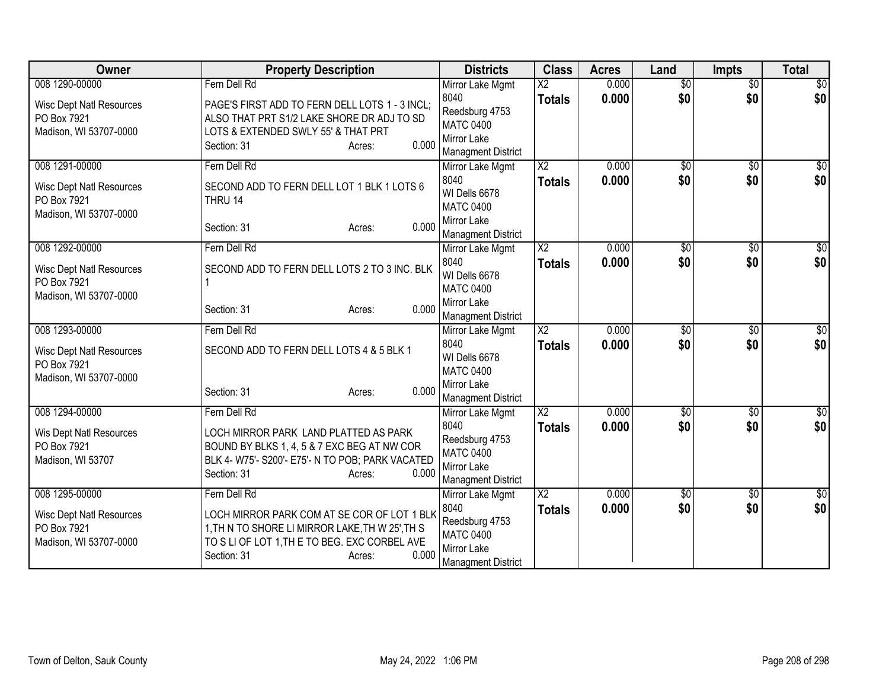| Owner | Property Description | Districts | Class | Acres | Land | Impts | Total |
|---|---|---|---|---|---|---|---|
| 008 1290-00000<br><br>Wisc Dept Natl Resources<br>PO Box 7921<br>Madison, WI 53707-0000 | Fern Dell Rd<br><br>PAGE'S FIRST ADD TO FERN DELL LOTS 1 - 3 INCL; ALSO THAT PRT S1/2 LAKE SHORE DR ADJ TO SD LOTS & EXTENDED SWLY 55' & THAT PRT<br>Section: 31 Acres: 0.000 | Mirror Lake Mgmt 8040<br>Reedsburg 4753<br>MATC 0400<br>Mirror Lake Managment District | X2<br>**Totals** | 0.000<br>**0.000** | $0<br>**$0** | $0<br>**$0** | $0<br>**$0** |
| 008 1291-00000<br><br>Wisc Dept Natl Resources<br>PO Box 7921<br>Madison, WI 53707-0000 | Fern Dell Rd<br><br>SECOND ADD TO FERN DELL LOT 1 BLK 1 LOTS 6 THRU 14<br>Section: 31 Acres: 0.000 | Mirror Lake Mgmt 8040<br>WI Dells 6678<br>MATC 0400<br>Mirror Lake Managment District | X2<br>**Totals** | 0.000<br>**0.000** | $0<br>**$0** | $0<br>**$0** | $0<br>**$0** |
| 008 1292-00000<br><br>Wisc Dept Natl Resources<br>PO Box 7921<br>Madison, WI 53707-0000 | Fern Dell Rd<br><br>SECOND ADD TO FERN DELL LOTS 2 TO 3 INC. BLK 1<br>Section: 31 Acres: 0.000 | Mirror Lake Mgmt 8040<br>WI Dells 6678<br>MATC 0400<br>Mirror Lake Managment District | X2<br>**Totals** | 0.000<br>**0.000** | $0<br>**$0** | $0<br>**$0** | $0<br>**$0** |
| 008 1293-00000<br><br>Wisc Dept Natl Resources<br>PO Box 7921<br>Madison, WI 53707-0000 | Fern Dell Rd<br><br>SECOND ADD TO FERN DELL LOTS 4 & 5 BLK 1<br>Section: 31 Acres: 0.000 | Mirror Lake Mgmt 8040<br>WI Dells 6678<br>MATC 0400<br>Mirror Lake Managment District | X2<br>**Totals** | 0.000<br>**0.000** | $0<br>**$0** | $0<br>**$0** | $0<br>**$0** |
| 008 1294-00000<br><br>Wis Dept Natl Resources<br>PO Box 7921<br>Madison, WI 53707 | Fern Dell Rd<br><br>LOCH MIRROR PARK LAND PLATTED AS PARK BOUND BY BLKS 1, 4, 5 & 7 EXC BEG AT NW COR BLK 4- W75'- S200'- E75'- N TO POB; PARK VACATED<br>Section: 31 Acres: 0.000 | Mirror Lake Mgmt 8040<br>Reedsburg 4753<br>MATC 0400<br>Mirror Lake Managment District | X2<br>**Totals** | 0.000<br>**0.000** | $0<br>**$0** | $0<br>**$0** | $0<br>**$0** |
| 008 1295-00000<br><br>Wisc Dept Natl Resources<br>PO Box 7921<br>Madison, WI 53707-0000 | Fern Dell Rd<br><br>LOCH MIRROR PARK COM AT SE COR OF LOT 1 BLK 1,TH N TO SHORE LI MIRROR LAKE,TH W 25',TH S TO S LI OF LOT 1,TH E TO BEG. EXC CORBEL AVE<br>Section: 31 Acres: 0.000 | Mirror Lake Mgmt 8040<br>Reedsburg 4753<br>MATC 0400<br>Mirror Lake Managment District | X2<br>**Totals** | 0.000<br>**0.000** | $0<br>**$0** | $0<br>**$0** | $0<br>**$0** |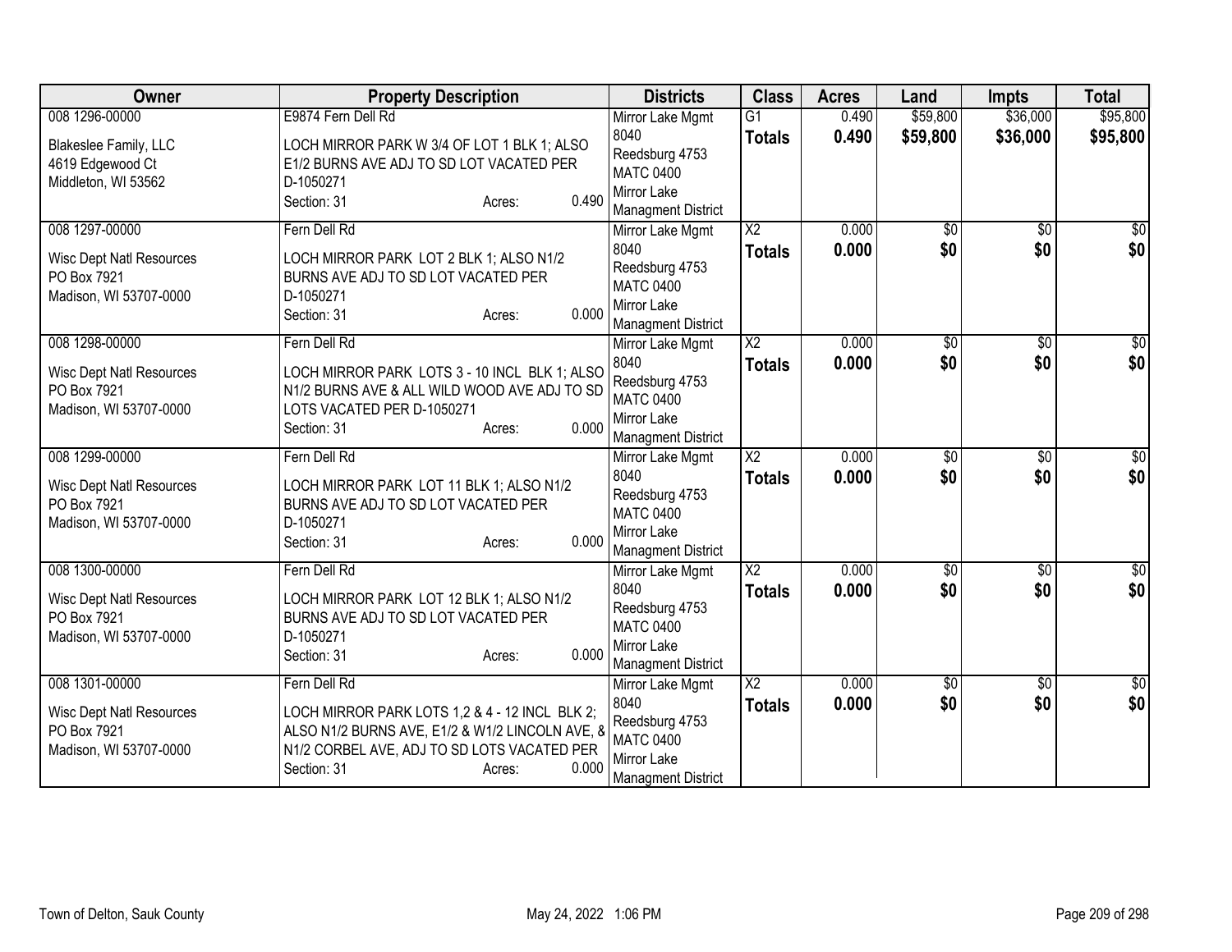| Owner | Property Description | Districts | Class | Acres | Land | Impts | Total |
|---|---|---|---|---|---|---|---|
| 008 1296-00000<br>Blakeslee Family, LLC<br>4619 Edgewood Ct<br>Middleton, WI 53562 | E9874 Fern Dell Rd<br>LOCH MIRROR PARK W 3/4 OF LOT 1 BLK 1; ALSO E1/2 BURNS AVE ADJ TO SD LOT VACATED PER D-1050271<br>Section: 31 Acres: 0.490 | Mirror Lake Mgmt 8040<br>Reedsburg 4753<br>MATC 0400<br>Mirror Lake Managment District | G1<br>**Totals** | 0.490<br>**0.490** | $59,800<br>**$59,800** | $36,000<br>**$36,000** | $95,800<br>**$95,800** |
| 008 1297-00000<br>Wisc Dept Natl Resources<br>PO Box 7921<br>Madison, WI 53707-0000 | Fern Dell Rd<br>LOCH MIRROR PARK LOT 2 BLK 1; ALSO N1/2 BURNS AVE ADJ TO SD LOT VACATED PER D-1050271<br>Section: 31 Acres: 0.000 | Mirror Lake Mgmt 8040<br>Reedsburg 4753<br>MATC 0400<br>Mirror Lake Managment District | X2<br>**Totals** | 0.000<br>**0.000** | $0<br>**$0** | $0<br>**$0** | $0<br>**$0** |
| 008 1298-00000<br>Wisc Dept Natl Resources<br>PO Box 7921<br>Madison, WI 53707-0000 | Fern Dell Rd<br>LOCH MIRROR PARK LOTS 3 - 10 INCL BLK 1; ALSO N1/2 BURNS AVE & ALL WILD WOOD AVE ADJ TO SD LOTS VACATED PER D-1050271<br>Section: 31 Acres: 0.000 | Mirror Lake Mgmt 8040<br>Reedsburg 4753<br>MATC 0400<br>Mirror Lake Managment District | X2<br>**Totals** | 0.000<br>**0.000** | $0<br>**$0** | $0<br>**$0** | $0<br>**$0** |
| 008 1299-00000<br>Wisc Dept Natl Resources<br>PO Box 7921<br>Madison, WI 53707-0000 | Fern Dell Rd<br>LOCH MIRROR PARK LOT 11 BLK 1; ALSO N1/2 BURNS AVE ADJ TO SD LOT VACATED PER D-1050271<br>Section: 31 Acres: 0.000 | Mirror Lake Mgmt 8040<br>Reedsburg 4753<br>MATC 0400<br>Mirror Lake Managment District | X2<br>**Totals** | 0.000<br>**0.000** | $0<br>**$0** | $0<br>**$0** | $0<br>**$0** |
| 008 1300-00000<br>Wisc Dept Natl Resources<br>PO Box 7921<br>Madison, WI 53707-0000 | Fern Dell Rd<br>LOCH MIRROR PARK LOT 12 BLK 1; ALSO N1/2 BURNS AVE ADJ TO SD LOT VACATED PER D-1050271<br>Section: 31 Acres: 0.000 | Mirror Lake Mgmt 8040<br>Reedsburg 4753<br>MATC 0400<br>Mirror Lake Managment District | X2<br>**Totals** | 0.000<br>**0.000** | $0<br>**$0** | $0<br>**$0** | $0<br>**$0** |
| 008 1301-00000<br>Wisc Dept Natl Resources<br>PO Box 7921<br>Madison, WI 53707-0000 | Fern Dell Rd<br>LOCH MIRROR PARK LOTS 1,2 & 4 - 12 INCL BLK 2; ALSO N1/2 BURNS AVE, E1/2 & W1/2 LINCOLN AVE, & N1/2 CORBEL AVE, ADJ TO SD LOTS VACATED PER<br>Section: 31 Acres: 0.000 | Mirror Lake Mgmt 8040<br>Reedsburg 4753<br>MATC 0400<br>Mirror Lake Managment District | X2<br>**Totals** | 0.000<br>**0.000** | $0<br>**$0** | $0<br>**$0** | $0<br>**$0** |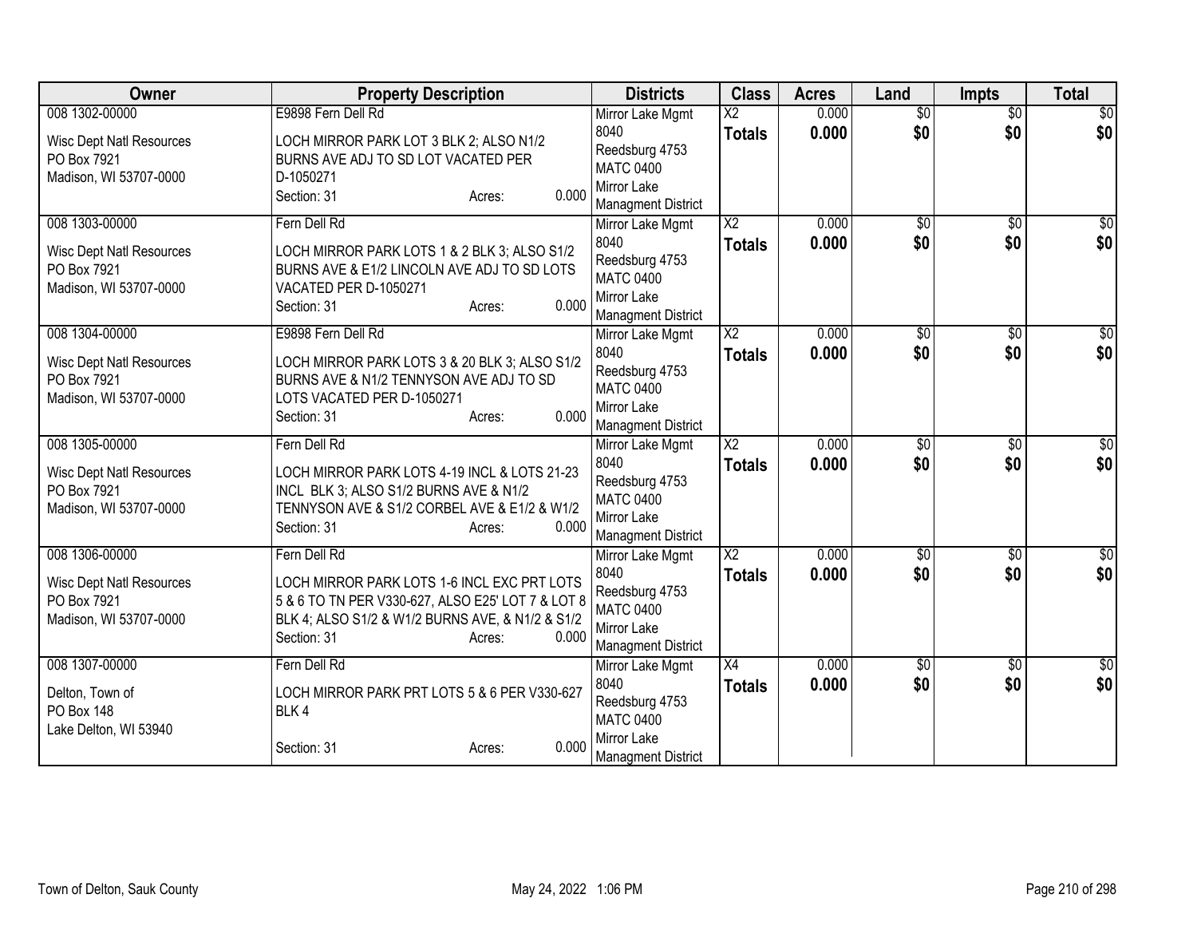| Owner | Property Description | Districts | Class | Acres | Land | Impts | Total |
|---|---|---|---|---|---|---|---|
| 008 1302-00000<br>Wisc Dept Natl Resources<br>PO Box 7921<br>Madison, WI 53707-0000 | E9898 Fern Dell Rd<br>LOCH MIRROR PARK LOT 3 BLK 2; ALSO N1/2 BURNS AVE ADJ TO SD LOT VACATED PER D-1050271<br>Section: 31 Acres: 0.000 | Mirror Lake Mgmt 8040<br>Reedsburg 4753<br>MATC 0400<br>Mirror Lake Managment District | X2<br>**Totals** | 0.000<br>**0.000** | $0<br>**$0** | $0<br>**$0** | $0<br>**$0** |
| 008 1303-00000<br>Wisc Dept Natl Resources<br>PO Box 7921<br>Madison, WI 53707-0000 | Fern Dell Rd<br>LOCH MIRROR PARK LOTS 1 & 2 BLK 3; ALSO S1/2 BURNS AVE & E1/2 LINCOLN AVE ADJ TO SD LOTS VACATED PER D-1050271<br>Section: 31 Acres: 0.000 | Mirror Lake Mgmt 8040<br>Reedsburg 4753<br>MATC 0400<br>Mirror Lake Managment District | X2<br>**Totals** | 0.000<br>**0.000** | $0<br>**$0** | $0<br>**$0** | $0<br>**$0** |
| 008 1304-00000<br>Wisc Dept Natl Resources<br>PO Box 7921<br>Madison, WI 53707-0000 | E9898 Fern Dell Rd<br>LOCH MIRROR PARK LOTS 3 & 20 BLK 3; ALSO S1/2 BURNS AVE & N1/2 TENNYSON AVE ADJ TO SD LOTS VACATED PER D-1050271<br>Section: 31 Acres: 0.000 | Mirror Lake Mgmt 8040<br>Reedsburg 4753<br>MATC 0400<br>Mirror Lake Managment District | X2<br>**Totals** | 0.000<br>**0.000** | $0<br>**$0** | $0<br>**$0** | $0<br>**$0** |
| 008 1305-00000<br>Wisc Dept Natl Resources<br>PO Box 7921<br>Madison, WI 53707-0000 | Fern Dell Rd<br>LOCH MIRROR PARK LOTS 4-19 INCL & LOTS 21-23 INCL BLK 3; ALSO S1/2 BURNS AVE & N1/2 TENNYSON AVE & S1/2 CORBEL AVE & E1/2 & W1/2<br>Section: 31 Acres: 0.000 | Mirror Lake Mgmt 8040<br>Reedsburg 4753<br>MATC 0400<br>Mirror Lake Managment District | X2<br>**Totals** | 0.000<br>**0.000** | $0<br>**$0** | $0<br>**$0** | $0<br>**$0** |
| 008 1306-00000<br>Wisc Dept Natl Resources<br>PO Box 7921<br>Madison, WI 53707-0000 | Fern Dell Rd<br>LOCH MIRROR PARK LOTS 1-6 INCL EXC PRT LOTS 5 & 6 TO TN PER V330-627, ALSO E25' LOT 7 & LOT 8 BLK 4; ALSO S1/2 & W1/2 BURNS AVE, & N1/2 & S1/2<br>Section: 31 Acres: 0.000 | Mirror Lake Mgmt 8040<br>Reedsburg 4753<br>MATC 0400<br>Mirror Lake Managment District | X2<br>**Totals** | 0.000<br>**0.000** | $0<br>**$0** | $0<br>**$0** | $0<br>**$0** |
| 008 1307-00000<br>Delton, Town of<br>PO Box 148<br>Lake Delton, WI 53940 | Fern Dell Rd<br>LOCH MIRROR PARK PRT LOTS 5 & 6 PER V330-627 BLK 4<br>Section: 31 Acres: 0.000 | Mirror Lake Mgmt 8040<br>Reedsburg 4753<br>MATC 0400<br>Mirror Lake Managment District | X4<br>**Totals** | 0.000<br>**0.000** | $0<br>**$0** | $0<br>**$0** | $0<br>**$0** |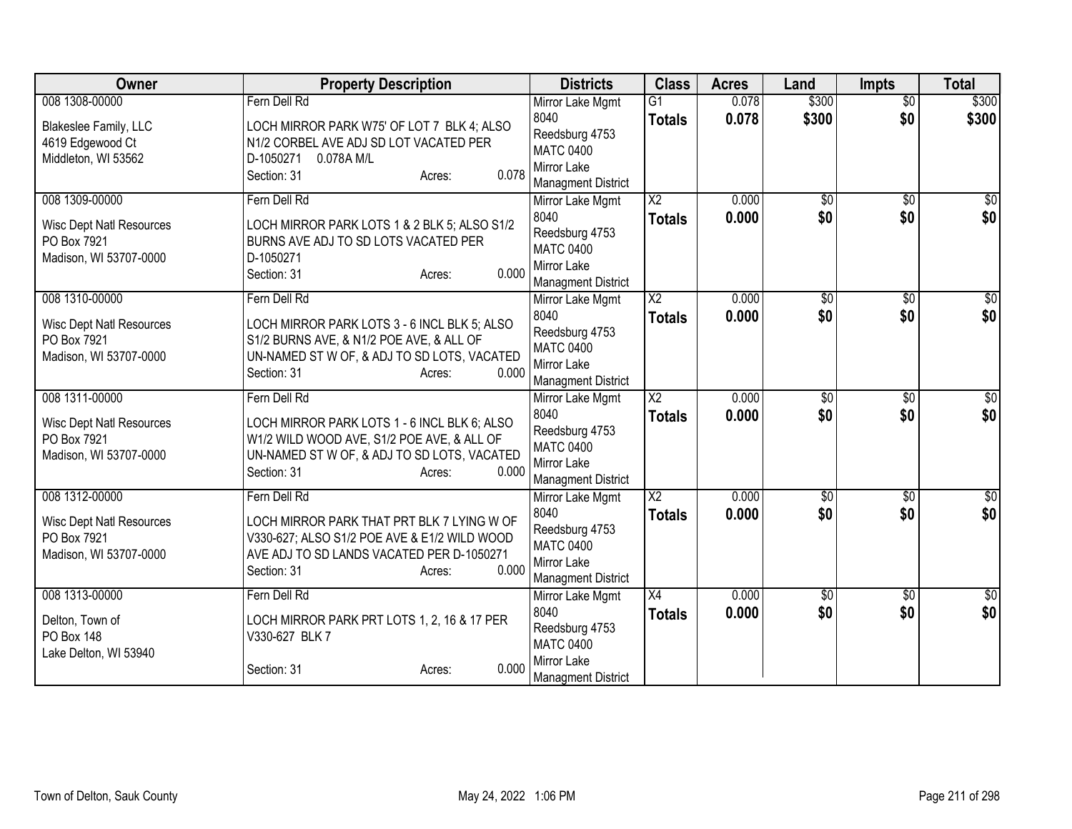| Owner | Property Description | Districts | Class | Acres | Land | Impts | Total |
|---|---|---|---|---|---|---|---|
| 008 1308-00000<br><br>Blakeslee Family, LLC<br>4619 Edgewood Ct<br>Middleton, WI 53562 | Fern Dell Rd<br><br>LOCH MIRROR PARK W75' OF LOT 7 BLK 4; ALSO N1/2 CORBEL AVE ADJ SD LOT VACATED PER D-1050271 0.078A M/L<br>Section: 31 Acres: 0.078 | Mirror Lake Mgmt 8040<br>Reedsburg 4753<br>MATC 0400<br>Mirror Lake Managment District | G1<br>**Totals** | 0.078<br>**0.078** | $300<br>**$300** | $0<br>**$0** | $300<br>**$300** |
| 008 1309-00000<br><br>Wisc Dept Natl Resources<br>PO Box 7921<br>Madison, WI 53707-0000 | Fern Dell Rd<br><br>LOCH MIRROR PARK LOTS 1 & 2 BLK 5; ALSO S1/2 BURNS AVE ADJ TO SD LOTS VACATED PER D-1050271<br>Section: 31 Acres: 0.000 | Mirror Lake Mgmt 8040<br>Reedsburg 4753<br>MATC 0400<br>Mirror Lake Managment District | X2<br>**Totals** | 0.000<br>**0.000** | $0<br>**$0** | $0<br>**$0** | $0<br>**$0** |
| 008 1310-00000<br><br>Wisc Dept Natl Resources<br>PO Box 7921<br>Madison, WI 53707-0000 | Fern Dell Rd<br><br>LOCH MIRROR PARK LOTS 3 - 6 INCL BLK 5; ALSO S1/2 BURNS AVE, & N1/2 POE AVE, & ALL OF UN-NAMED ST W OF, & ADJ TO SD LOTS, VACATED<br>Section: 31 Acres: 0.000 | Mirror Lake Mgmt 8040<br>Reedsburg 4753<br>MATC 0400<br>Mirror Lake Managment District | X2<br>**Totals** | 0.000<br>**0.000** | $0<br>**$0** | $0<br>**$0** | $0<br>**$0** |
| 008 1311-00000<br><br>Wisc Dept Natl Resources<br>PO Box 7921<br>Madison, WI 53707-0000 | Fern Dell Rd<br><br>LOCH MIRROR PARK LOTS 1 - 6 INCL BLK 6; ALSO W1/2 WILD WOOD AVE, S1/2 POE AVE, & ALL OF UN-NAMED ST W OF, & ADJ TO SD LOTS, VACATED<br>Section: 31 Acres: 0.000 | Mirror Lake Mgmt 8040<br>Reedsburg 4753<br>MATC 0400<br>Mirror Lake Managment District | X2<br>**Totals** | 0.000<br>**0.000** | $0<br>**$0** | $0<br>**$0** | $0<br>**$0** |
| 008 1312-00000<br><br>Wisc Dept Natl Resources<br>PO Box 7921<br>Madison, WI 53707-0000 | Fern Dell Rd<br><br>LOCH MIRROR PARK THAT PRT BLK 7 LYING W OF V330-627; ALSO S1/2 POE AVE & E1/2 WILD WOOD AVE ADJ TO SD LANDS VACATED PER D-1050271<br>Section: 31 Acres: 0.000 | Mirror Lake Mgmt 8040<br>Reedsburg 4753<br>MATC 0400<br>Mirror Lake Managment District | X2<br>**Totals** | 0.000<br>**0.000** | $0<br>**$0** | $0<br>**$0** | $0<br>**$0** |
| 008 1313-00000<br><br>Delton, Town of<br>PO Box 148<br>Lake Delton, WI 53940 | Fern Dell Rd<br><br>LOCH MIRROR PARK PRT LOTS 1, 2, 16 & 17 PER V330-627 BLK 7<br>Section: 31 Acres: 0.000 | Mirror Lake Mgmt 8040<br>Reedsburg 4753<br>MATC 0400<br>Mirror Lake Managment District | X4<br>**Totals** | 0.000<br>**0.000** | $0<br>**$0** | $0<br>**$0** | $0<br>**$0** |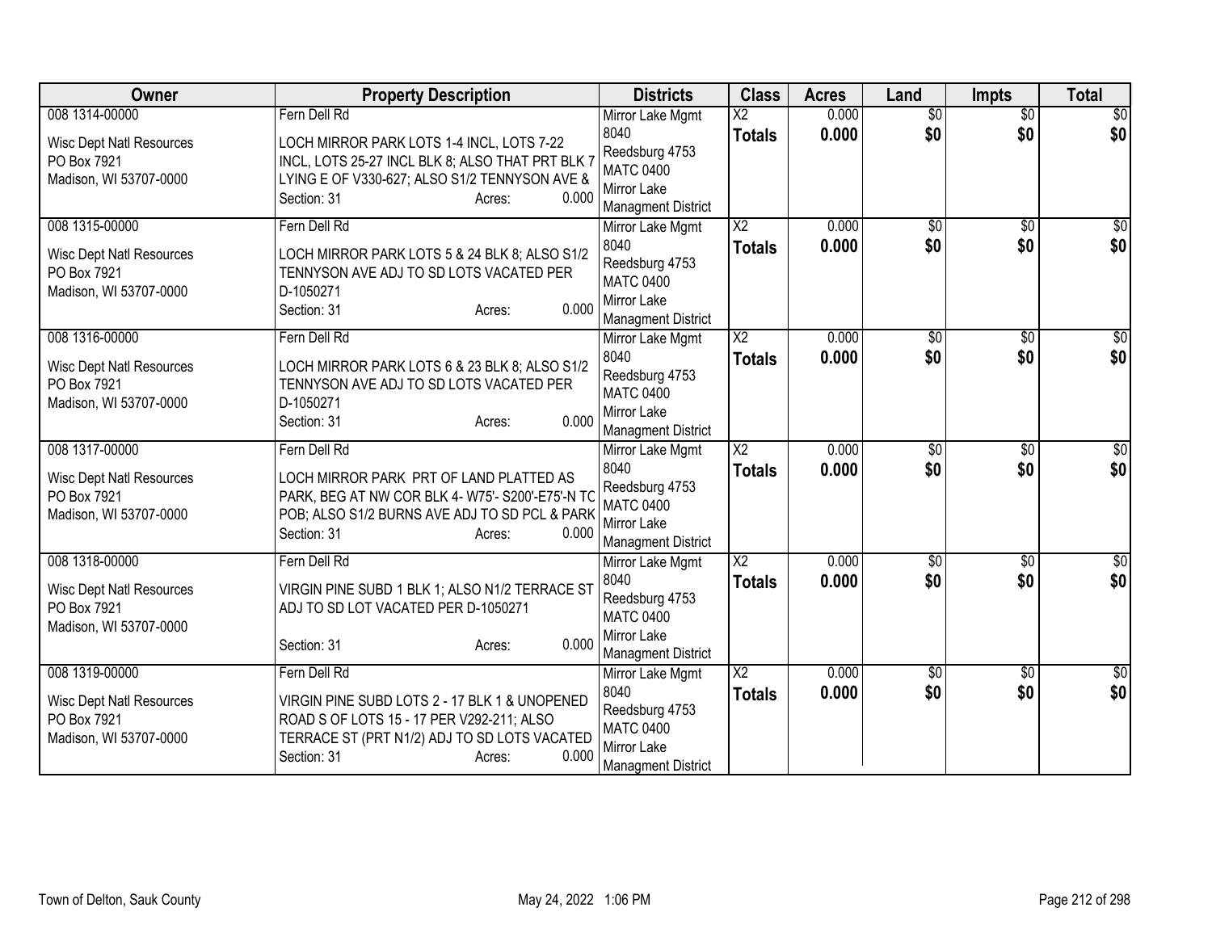| Owner | Property Description | Districts | Class | Acres | Land | Impts | Total |
|---|---|---|---|---|---|---|---|
| 008 1314-00000<br><br>Wisc Dept Natl Resources<br>PO Box 7921<br>Madison, WI 53707-0000 | Fern Dell Rd<br><br>LOCH MIRROR PARK LOTS 1-4 INCL, LOTS 7-22 INCL, LOTS 25-27 INCL BLK 8; ALSO THAT PRT BLK 7 LYING E OF V330-627; ALSO S1/2 TENNYSON AVE &<br>Section: 31 Acres: 0.000 | Mirror Lake Mgmt 8040<br>Reedsburg 4753<br>MATC 0400<br>Mirror Lake Managment District | X2<br>**Totals** | 0.000<br>**0.000** | $0<br>**$0** | $0<br>**$0** | $0<br>**$0** |
| 008 1315-00000<br><br>Wisc Dept Natl Resources<br>PO Box 7921<br>Madison, WI 53707-0000 | Fern Dell Rd<br><br>LOCH MIRROR PARK LOTS 5 & 24 BLK 8; ALSO S1/2 TENNYSON AVE ADJ TO SD LOTS VACATED PER D-1050271<br>Section: 31 Acres: 0.000 | Mirror Lake Mgmt 8040<br>Reedsburg 4753<br>MATC 0400<br>Mirror Lake Managment District | X2<br>**Totals** | 0.000<br>**0.000** | $0<br>**$0** | $0<br>**$0** | $0<br>**$0** |
| 008 1316-00000<br><br>Wisc Dept Natl Resources<br>PO Box 7921<br>Madison, WI 53707-0000 | Fern Dell Rd<br><br>LOCH MIRROR PARK LOTS 6 & 23 BLK 8; ALSO S1/2 TENNYSON AVE ADJ TO SD LOTS VACATED PER D-1050271<br>Section: 31 Acres: 0.000 | Mirror Lake Mgmt 8040<br>Reedsburg 4753<br>MATC 0400<br>Mirror Lake Managment District | X2<br>**Totals** | 0.000<br>**0.000** | $0<br>**$0** | $0<br>**$0** | $0<br>**$0** |
| 008 1317-00000<br><br>Wisc Dept Natl Resources<br>PO Box 7921<br>Madison, WI 53707-0000 | Fern Dell Rd<br><br>LOCH MIRROR PARK PRT OF LAND PLATTED AS PARK, BEG AT NW COR BLK 4- W75'- S200'-E75'-N TO POB; ALSO S1/2 BURNS AVE ADJ TO SD PCL & PARK<br>Section: 31 Acres: 0.000 | Mirror Lake Mgmt 8040<br>Reedsburg 4753<br>MATC 0400<br>Mirror Lake Managment District | X2<br>**Totals** | 0.000<br>**0.000** | $0<br>**$0** | $0<br>**$0** | $0<br>**$0** |
| 008 1318-00000<br><br>Wisc Dept Natl Resources<br>PO Box 7921<br>Madison, WI 53707-0000 | Fern Dell Rd<br><br>VIRGIN PINE SUBD 1 BLK 1; ALSO N1/2 TERRACE ST ADJ TO SD LOT VACATED PER D-1050271<br>Section: 31 Acres: 0.000 | Mirror Lake Mgmt 8040<br>Reedsburg 4753<br>MATC 0400<br>Mirror Lake Managment District | X2<br>**Totals** | 0.000<br>**0.000** | $0<br>**$0** | $0<br>**$0** | $0<br>**$0** |
| 008 1319-00000<br><br>Wisc Dept Natl Resources<br>PO Box 7921<br>Madison, WI 53707-0000 | Fern Dell Rd<br><br>VIRGIN PINE SUBD LOTS 2 - 17 BLK 1 & UNOPENED ROAD S OF LOTS 15 - 17 PER V292-211; ALSO TERRACE ST (PRT N1/2) ADJ TO SD LOTS VACATED<br>Section: 31 Acres: 0.000 | Mirror Lake Mgmt 8040<br>Reedsburg 4753<br>MATC 0400<br>Mirror Lake Managment District | X2<br>**Totals** | 0.000<br>**0.000** | $0<br>**$0** | $0<br>**$0** | $0<br>**$0** |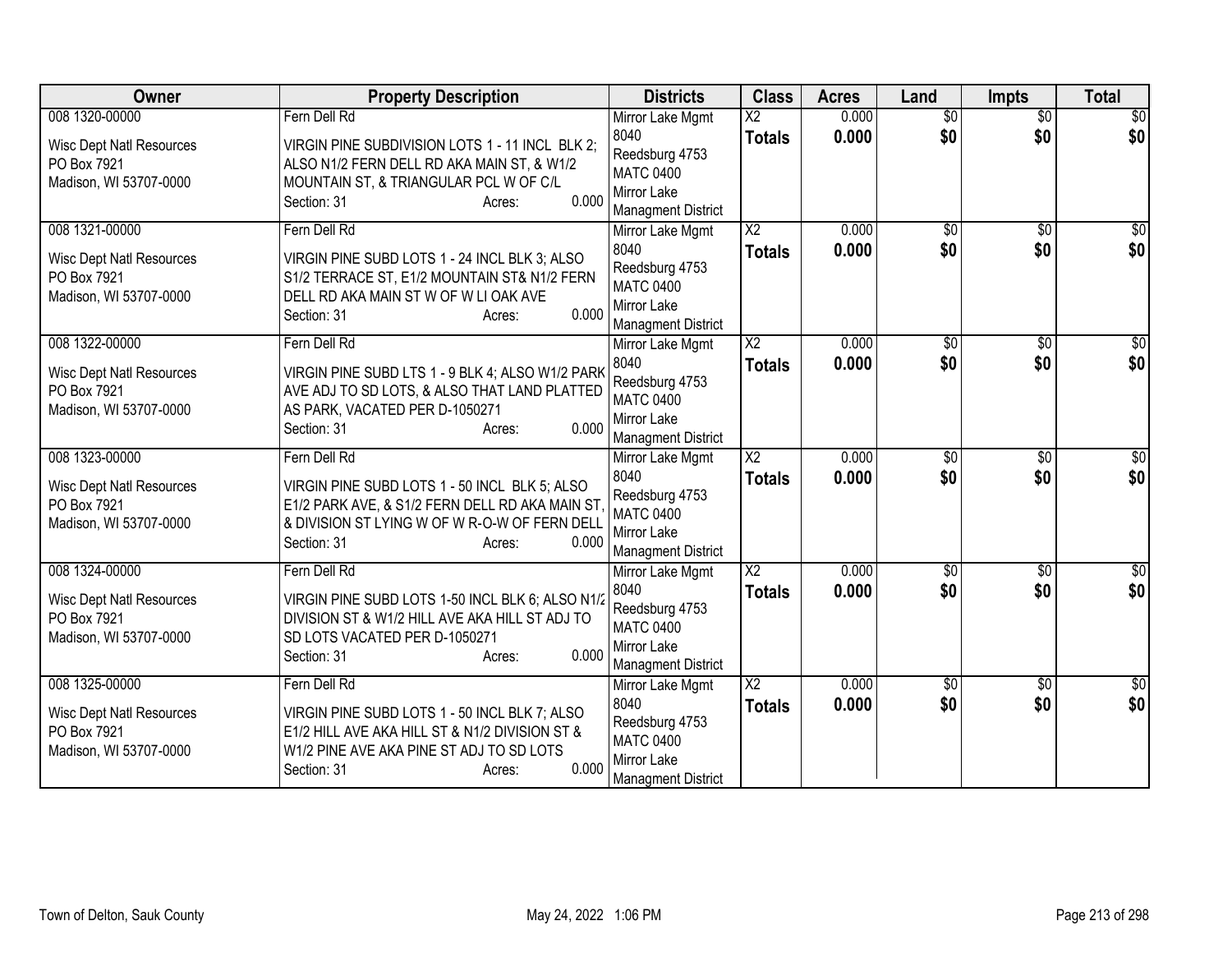| Owner | Property Description | Districts | Class | Acres | Land | Impts | Total |
|---|---|---|---|---|---|---|---|
| 008 1320-00000<br><br>Wisc Dept Natl Resources<br>PO Box 7921<br>Madison, WI 53707-0000 | Fern Dell Rd<br><br>VIRGIN PINE SUBDIVISION LOTS 1 - 11 INCL BLK 2; ALSO N1/2 FERN DELL RD AKA MAIN ST, & W1/2 MOUNTAIN ST, & TRIANGULAR PCL W OF C/L<br>Section: 31 Acres: 0.000 | Mirror Lake Mgmt<br>8040<br>Reedsburg 4753<br>MATC 0400<br>Mirror Lake Managment District | X2<br>**Totals** | 0.000<br>**0.000** | $0<br>**$0** | $0<br>**$0** | $0<br>**$0** |
| 008 1321-00000<br><br>Wisc Dept Natl Resources<br>PO Box 7921<br>Madison, WI 53707-0000 | Fern Dell Rd<br><br>VIRGIN PINE SUBD LOTS 1 - 24 INCL BLK 3; ALSO S1/2 TERRACE ST, E1/2 MOUNTAIN ST& N1/2 FERN DELL RD AKA MAIN ST W OF W LI OAK AVE<br>Section: 31 Acres: 0.000 | Mirror Lake Mgmt<br>8040<br>Reedsburg 4753<br>MATC 0400<br>Mirror Lake Managment District | X2<br>**Totals** | 0.000<br>**0.000** | $0<br>**$0** | $0<br>**$0** | $0<br>**$0** |
| 008 1322-00000<br><br>Wisc Dept Natl Resources<br>PO Box 7921<br>Madison, WI 53707-0000 | Fern Dell Rd<br><br>VIRGIN PINE SUBD LTS 1 - 9 BLK 4; ALSO W1/2 PARK AVE ADJ TO SD LOTS, & ALSO THAT LAND PLATTED AS PARK, VACATED PER D-1050271<br>Section: 31 Acres: 0.000 | Mirror Lake Mgmt<br>8040<br>Reedsburg 4753<br>MATC 0400<br>Mirror Lake Managment District | X2<br>**Totals** | 0.000<br>**0.000** | $0<br>**$0** | $0<br>**$0** | $0<br>**$0** |
| 008 1323-00000<br><br>Wisc Dept Natl Resources<br>PO Box 7921<br>Madison, WI 53707-0000 | Fern Dell Rd<br><br>VIRGIN PINE SUBD LOTS 1 - 50 INCL BLK 5; ALSO E1/2 PARK AVE, & S1/2 FERN DELL RD AKA MAIN ST, & DIVISION ST LYING W OF W R-O-W OF FERN DELL<br>Section: 31 Acres: 0.000 | Mirror Lake Mgmt<br>8040<br>Reedsburg 4753<br>MATC 0400<br>Mirror Lake Managment District | X2<br>**Totals** | 0.000<br>**0.000** | $0<br>**$0** | $0<br>**$0** | $0<br>**$0** |
| 008 1324-00000<br><br>Wisc Dept Natl Resources<br>PO Box 7921<br>Madison, WI 53707-0000 | Fern Dell Rd<br><br>VIRGIN PINE SUBD LOTS 1-50 INCL BLK 6; ALSO N1/2 DIVISION ST & W1/2 HILL AVE AKA HILL ST ADJ TO SD LOTS VACATED PER D-1050271<br>Section: 31 Acres: 0.000 | Mirror Lake Mgmt<br>8040<br>Reedsburg 4753<br>MATC 0400<br>Mirror Lake Managment District | X2<br>**Totals** | 0.000<br>**0.000** | $0<br>**$0** | $0<br>**$0** | $0<br>**$0** |
| 008 1325-00000<br><br>Wisc Dept Natl Resources<br>PO Box 7921<br>Madison, WI 53707-0000 | Fern Dell Rd<br><br>VIRGIN PINE SUBD LOTS 1 - 50 INCL BLK 7; ALSO E1/2 HILL AVE AKA HILL ST & N1/2 DIVISION ST & W1/2 PINE AVE AKA PINE ST ADJ TO SD LOTS<br>Section: 31 Acres: 0.000 | Mirror Lake Mgmt<br>8040<br>Reedsburg 4753<br>MATC 0400<br>Mirror Lake Managment District | X2<br>**Totals** | 0.000<br>**0.000** | $0<br>**$0** | $0<br>**$0** | $0<br>**$0** |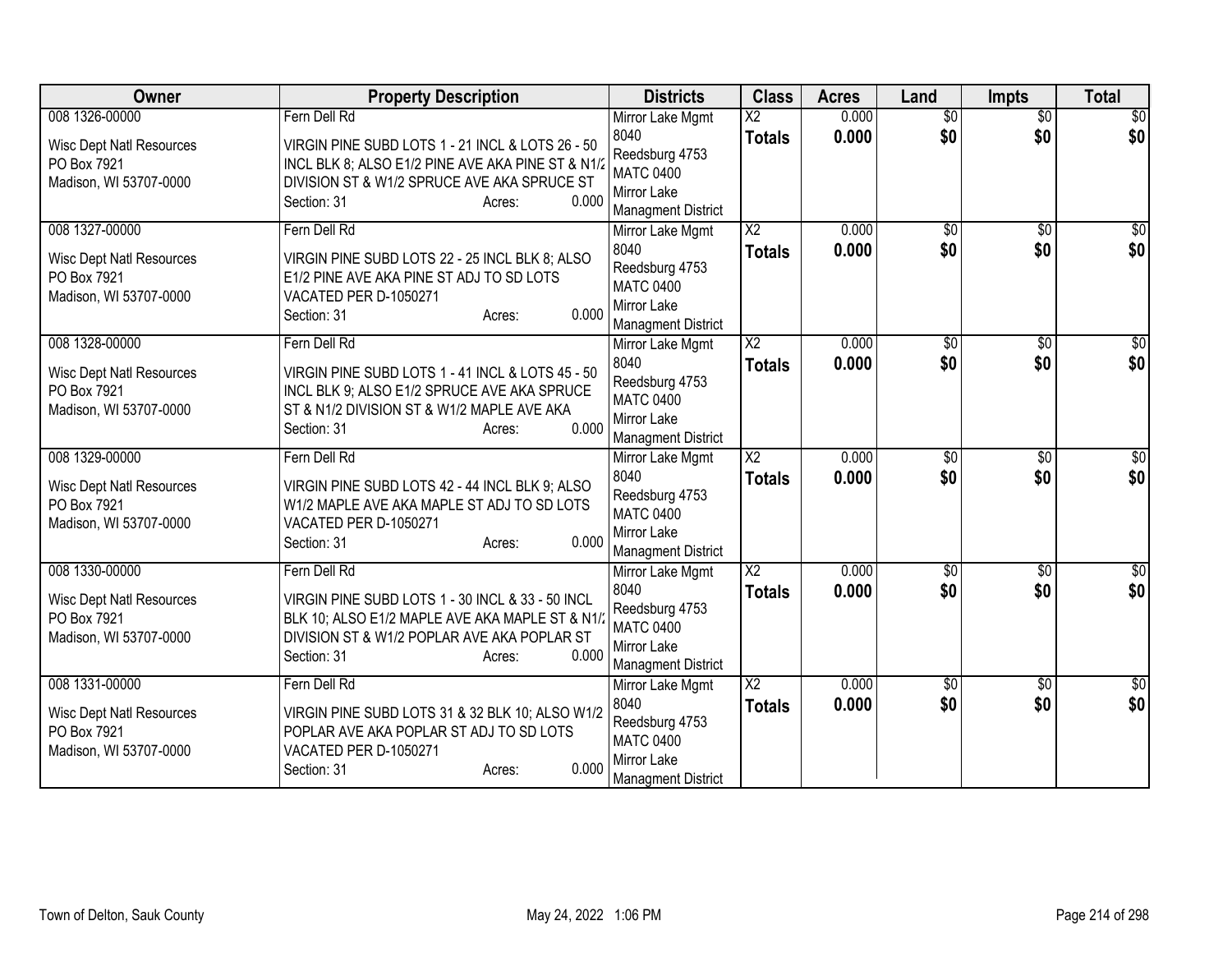| Owner | Property Description | Districts | Class | Acres | Land | Impts | Total |
|---|---|---|---|---|---|---|---|
| 008 1326-00000<br>Wisc Dept Natl Resources<br>PO Box 7921<br>Madison, WI 53707-0000 | Fern Dell Rd<br>VIRGIN PINE SUBD LOTS 1 - 21 INCL & LOTS 26 - 50 INCL BLK 8; ALSO E1/2 PINE AVE AKA PINE ST & N1/2 DIVISION ST & W1/2 SPRUCE AVE AKA SPRUCE ST<br>Section: 31 Acres: 0.000 | Mirror Lake Mgmt 8040<br>Reedsburg 4753<br>MATC 0400<br>Mirror Lake Managment District | X2<br>**Totals** | 0.000<br>**0.000** | $0<br>**$0** | $0<br>**$0** | $0<br>**$0** |
| 008 1327-00000<br>Wisc Dept Natl Resources<br>PO Box 7921<br>Madison, WI 53707-0000 | Fern Dell Rd<br>VIRGIN PINE SUBD LOTS 22 - 25 INCL BLK 8; ALSO E1/2 PINE AVE AKA PINE ST ADJ TO SD LOTS VACATED PER D-1050271<br>Section: 31 Acres: 0.000 | Mirror Lake Mgmt 8040<br>Reedsburg 4753<br>MATC 0400<br>Mirror Lake Managment District | X2<br>**Totals** | 0.000<br>**0.000** | $0<br>**$0** | $0<br>**$0** | $0<br>**$0** |
| 008 1328-00000<br>Wisc Dept Natl Resources<br>PO Box 7921<br>Madison, WI 53707-0000 | Fern Dell Rd<br>VIRGIN PINE SUBD LOTS 1 - 41 INCL & LOTS 45 - 50 INCL BLK 9; ALSO E1/2 SPRUCE AVE AKA SPRUCE ST & N1/2 DIVISION ST & W1/2 MAPLE AVE AKA<br>Section: 31 Acres: 0.000 | Mirror Lake Mgmt 8040<br>Reedsburg 4753<br>MATC 0400<br>Mirror Lake Managment District | X2<br>**Totals** | 0.000<br>**0.000** | $0<br>**$0** | $0<br>**$0** | $0<br>**$0** |
| 008 1329-00000<br>Wisc Dept Natl Resources<br>PO Box 7921<br>Madison, WI 53707-0000 | Fern Dell Rd<br>VIRGIN PINE SUBD LOTS 42 - 44 INCL BLK 9; ALSO W1/2 MAPLE AVE AKA MAPLE ST ADJ TO SD LOTS VACATED PER D-1050271<br>Section: 31 Acres: 0.000 | Mirror Lake Mgmt 8040<br>Reedsburg 4753<br>MATC 0400<br>Mirror Lake Managment District | X2<br>**Totals** | 0.000<br>**0.000** | $0<br>**$0** | $0<br>**$0** | $0<br>**$0** |
| 008 1330-00000<br>Wisc Dept Natl Resources<br>PO Box 7921<br>Madison, WI 53707-0000 | Fern Dell Rd<br>VIRGIN PINE SUBD LOTS 1 - 30 INCL & 33 - 50 INCL BLK 10; ALSO E1/2 MAPLE AVE AKA MAPLE ST & N1/2 DIVISION ST & W1/2 POPLAR AVE AKA POPLAR ST<br>Section: 31 Acres: 0.000 | Mirror Lake Mgmt 8040<br>Reedsburg 4753<br>MATC 0400<br>Mirror Lake Managment District | X2<br>**Totals** | 0.000<br>**0.000** | $0<br>**$0** | $0<br>**$0** | $0<br>**$0** |
| 008 1331-00000<br>Wisc Dept Natl Resources<br>PO Box 7921<br>Madison, WI 53707-0000 | Fern Dell Rd<br>VIRGIN PINE SUBD LOTS 31 & 32 BLK 10; ALSO W1/2 POPLAR AVE AKA POPLAR ST ADJ TO SD LOTS VACATED PER D-1050271<br>Section: 31 Acres: 0.000 | Mirror Lake Mgmt 8040<br>Reedsburg 4753<br>MATC 0400<br>Mirror Lake Managment District | X2<br>**Totals** | 0.000<br>**0.000** | $0<br>**$0** | $0<br>**$0** | $0<br>**$0** |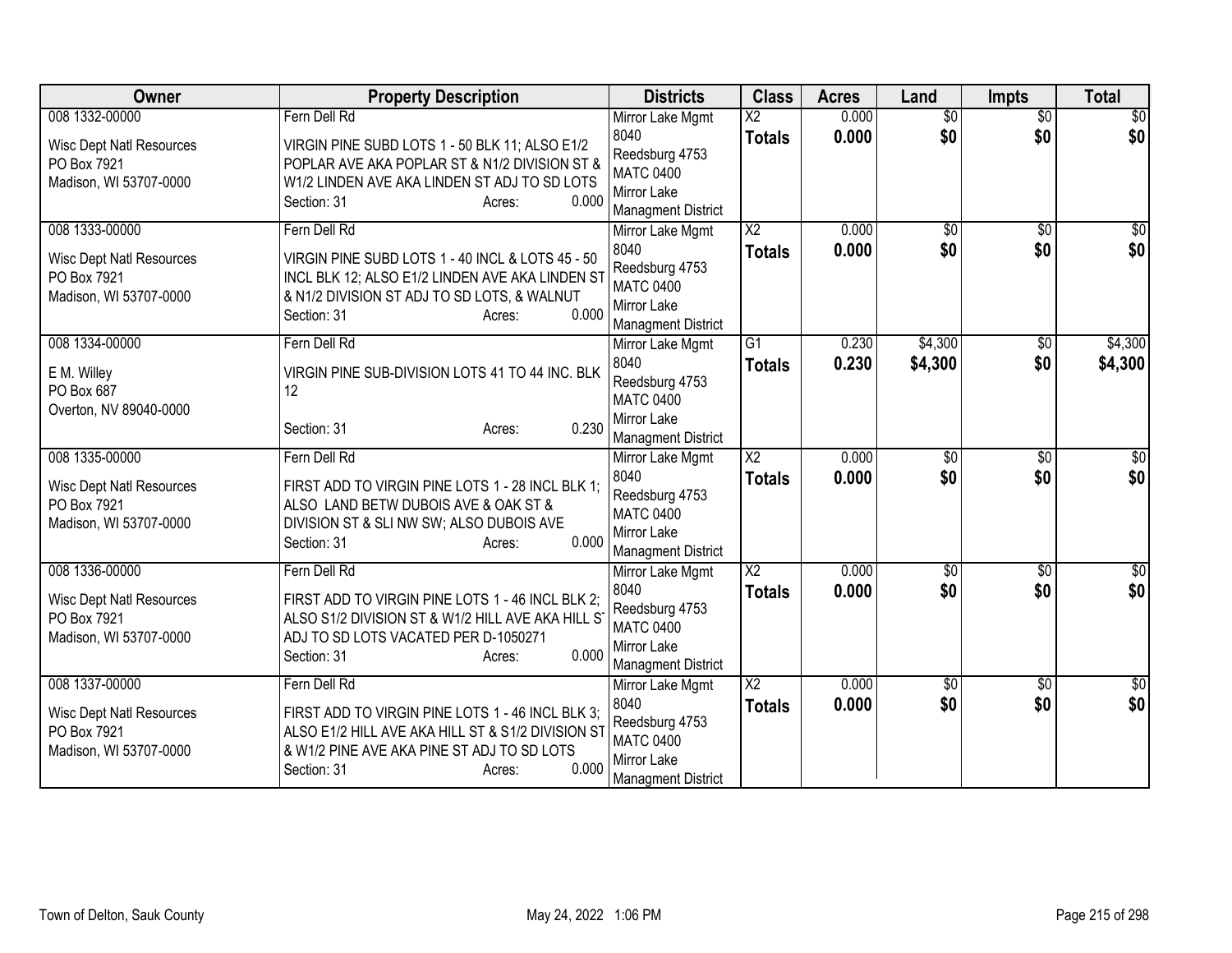| Owner | Property Description | Districts | Class | Acres | Land | Impts | Total |
|---|---|---|---|---|---|---|---|
| 008 1332-00000<br>Wisc Dept Natl Resources<br>PO Box 7921<br>Madison, WI 53707-0000 | Fern Dell Rd<br>VIRGIN PINE SUBD LOTS 1 - 50 BLK 11; ALSO E1/2 POPLAR AVE AKA POPLAR ST & N1/2 DIVISION ST & W1/2 LINDEN AVE AKA LINDEN ST ADJ TO SD LOTS<br>Section: 31 Acres: 0.000 | Mirror Lake Mgmt<br>8040<br>Reedsburg 4753<br>MATC 0400<br>Mirror Lake Managment District | X2<br>**Totals** | 0.000<br>**0.000** | $0<br>**$0** | $0<br>**$0** | $0<br>**$0** |
| 008 1333-00000<br>Wisc Dept Natl Resources<br>PO Box 7921<br>Madison, WI 53707-0000 | Fern Dell Rd<br>VIRGIN PINE SUBD LOTS 1 - 40 INCL & LOTS 45 - 50 INCL BLK 12; ALSO E1/2 LINDEN AVE AKA LINDEN ST & N1/2 DIVISION ST ADJ TO SD LOTS, & WALNUT<br>Section: 31 Acres: 0.000 | Mirror Lake Mgmt<br>8040<br>Reedsburg 4753<br>MATC 0400<br>Mirror Lake Managment District | X2<br>**Totals** | 0.000<br>**0.000** | $0<br>**$0** | $0<br>**$0** | $0<br>**$0** |
| 008 1334-00000<br>E M. Willey<br>PO Box 687<br>Overton, NV 89040-0000 | Fern Dell Rd<br>VIRGIN PINE SUB-DIVISION LOTS 41 TO 44 INC. BLK 12<br>Section: 31 Acres: 0.230 | Mirror Lake Mgmt<br>8040<br>Reedsburg 4753<br>MATC 0400<br>Mirror Lake Managment District | G1<br>**Totals** | 0.230<br>**0.230** | $4,300<br>**$4,300** | $0<br>**$0** | $4,300<br>**$4,300** |
| 008 1335-00000<br>Wisc Dept Natl Resources<br>PO Box 7921<br>Madison, WI 53707-0000 | Fern Dell Rd<br>FIRST ADD TO VIRGIN PINE LOTS 1 - 28 INCL BLK 1; ALSO LAND BETW DUBOIS AVE & OAK ST & DIVISION ST & SLI NW SW; ALSO DUBOIS AVE<br>Section: 31 Acres: 0.000 | Mirror Lake Mgmt<br>8040<br>Reedsburg 4753<br>MATC 0400<br>Mirror Lake Managment District | X2<br>**Totals** | 0.000<br>**0.000** | $0<br>**$0** | $0<br>**$0** | $0<br>**$0** |
| 008 1336-00000<br>Wisc Dept Natl Resources<br>PO Box 7921<br>Madison, WI 53707-0000 | Fern Dell Rd<br>FIRST ADD TO VIRGIN PINE LOTS 1 - 46 INCL BLK 2; ALSO S1/2 DIVISION ST & W1/2 HILL AVE AKA HILL ST ADJ TO SD LOTS VACATED PER D-1050271<br>Section: 31 Acres: 0.000 | Mirror Lake Mgmt<br>8040<br>Reedsburg 4753<br>MATC 0400<br>Mirror Lake Managment District | X2<br>**Totals** | 0.000<br>**0.000** | $0<br>**$0** | $0<br>**$0** | $0<br>**$0** |
| 008 1337-00000<br>Wisc Dept Natl Resources<br>PO Box 7921<br>Madison, WI 53707-0000 | Fern Dell Rd<br>FIRST ADD TO VIRGIN PINE LOTS 1 - 46 INCL BLK 3; ALSO E1/2 HILL AVE AKA HILL ST & S1/2 DIVISION ST & W1/2 PINE AVE AKA PINE ST ADJ TO SD LOTS<br>Section: 31 Acres: 0.000 | Mirror Lake Mgmt<br>8040<br>Reedsburg 4753<br>MATC 0400<br>Mirror Lake Managment District | X2<br>**Totals** | 0.000<br>**0.000** | $0<br>**$0** | $0<br>**$0** | $0<br>**$0** |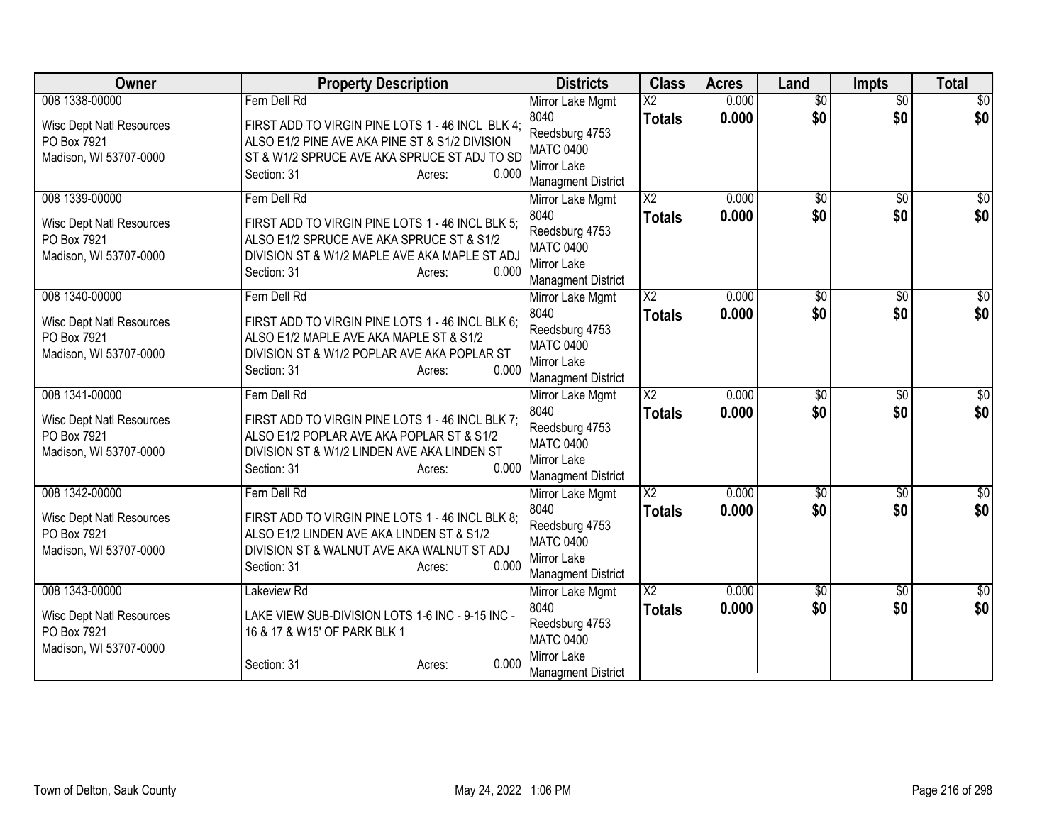| Owner | Property Description | Districts | Class | Acres | Land | Impts | Total |
|---|---|---|---|---|---|---|---|
| 008 1338-00000<br>Wisc Dept Natl Resources<br>PO Box 7921<br>Madison, WI 53707-0000 | Fern Dell Rd<br>FIRST ADD TO VIRGIN PINE LOTS 1 - 46 INCL BLK 4; ALSO E1/2 PINE AVE AKA PINE ST & S1/2 DIVISION ST & W1/2 SPRUCE AVE AKA SPRUCE ST ADJ TO SD<br>Section: 31 Acres: 0.000 | Mirror Lake Mgmt 8040<br>Reedsburg 4753<br>MATC 0400<br>Mirror Lake Managment District | X2<br>**Totals** | 0.000<br>**0.000** | $0<br>**$0** | $0<br>**$0** | $0<br>**$0** |
| 008 1339-00000<br>Wisc Dept Natl Resources<br>PO Box 7921<br>Madison, WI 53707-0000 | Fern Dell Rd<br>FIRST ADD TO VIRGIN PINE LOTS 1 - 46 INCL BLK 5; ALSO E1/2 SPRUCE AVE AKA SPRUCE ST & S1/2 DIVISION ST & W1/2 MAPLE AVE AKA MAPLE ST ADJ<br>Section: 31 Acres: 0.000 | Mirror Lake Mgmt 8040<br>Reedsburg 4753<br>MATC 0400<br>Mirror Lake Managment District | X2<br>**Totals** | 0.000<br>**0.000** | $0<br>**$0** | $0<br>**$0** | $0<br>**$0** |
| 008 1340-00000<br>Wisc Dept Natl Resources<br>PO Box 7921<br>Madison, WI 53707-0000 | Fern Dell Rd<br>FIRST ADD TO VIRGIN PINE LOTS 1 - 46 INCL BLK 6; ALSO E1/2 MAPLE AVE AKA MAPLE ST & S1/2 DIVISION ST & W1/2 POPLAR AVE AKA POPLAR ST<br>Section: 31 Acres: 0.000 | Mirror Lake Mgmt 8040<br>Reedsburg 4753<br>MATC 0400<br>Mirror Lake Managment District | X2<br>**Totals** | 0.000<br>**0.000** | $0<br>**$0** | $0<br>**$0** | $0<br>**$0** |
| 008 1341-00000<br>Wisc Dept Natl Resources<br>PO Box 7921<br>Madison, WI 53707-0000 | Fern Dell Rd<br>FIRST ADD TO VIRGIN PINE LOTS 1 - 46 INCL BLK 7; ALSO E1/2 POPLAR AVE AKA POPLAR ST & S1/2 DIVISION ST & W1/2 LINDEN AVE AKA LINDEN ST<br>Section: 31 Acres: 0.000 | Mirror Lake Mgmt 8040<br>Reedsburg 4753<br>MATC 0400<br>Mirror Lake Managment District | X2<br>**Totals** | 0.000<br>**0.000** | $0<br>**$0** | $0<br>**$0** | $0<br>**$0** |
| 008 1342-00000<br>Wisc Dept Natl Resources<br>PO Box 7921<br>Madison, WI 53707-0000 | Fern Dell Rd<br>FIRST ADD TO VIRGIN PINE LOTS 1 - 46 INCL BLK 8; ALSO E1/2 LINDEN AVE AKA LINDEN ST & S1/2 DIVISION ST & WALNUT AVE AKA WALNUT ST ADJ<br>Section: 31 Acres: 0.000 | Mirror Lake Mgmt 8040<br>Reedsburg 4753<br>MATC 0400<br>Mirror Lake Managment District | X2<br>**Totals** | 0.000<br>**0.000** | $0<br>**$0** | $0<br>**$0** | $0<br>**$0** |
| 008 1343-00000<br>Wisc Dept Natl Resources<br>PO Box 7921<br>Madison, WI 53707-0000 | Lakeview Rd<br>LAKE VIEW SUB-DIVISION LOTS 1-6 INC - 9-15 INC - 16 & 17 & W15' OF PARK BLK 1<br>Section: 31 Acres: 0.000 | Mirror Lake Mgmt 8040<br>Reedsburg 4753<br>MATC 0400<br>Mirror Lake Managment District | X2<br>**Totals** | 0.000<br>**0.000** | $0<br>**$0** | $0<br>**$0** | $0<br>**$0** |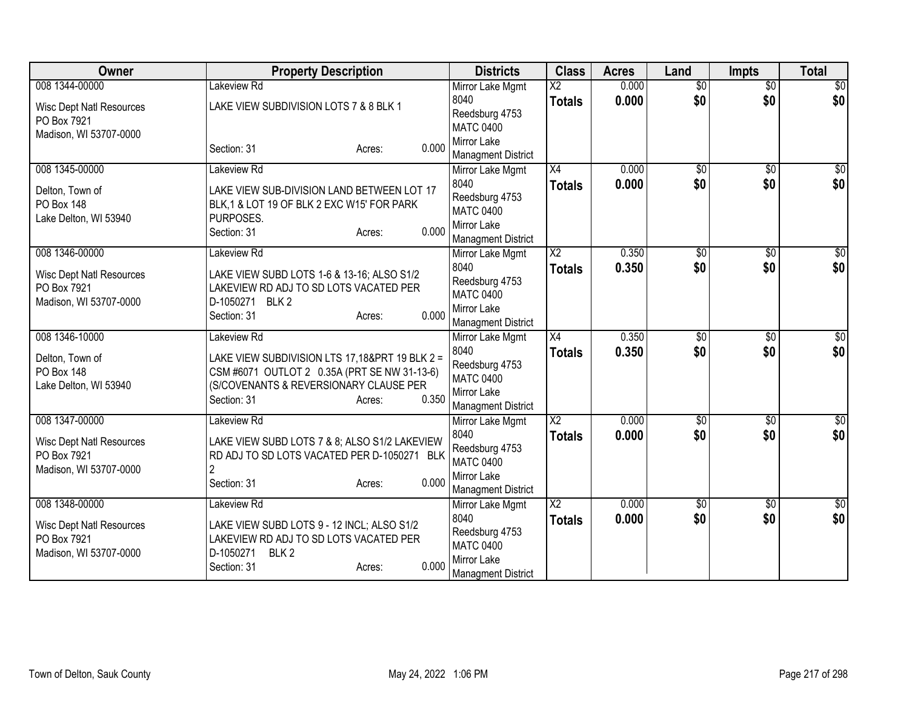| Owner | Property Description | Districts | Class | Acres | Land | Impts | Total |
|---|---|---|---|---|---|---|---|
| 008 1344-00000<br>Wisc Dept Natl Resources<br>PO Box 7921<br>Madison, WI 53707-0000 | Lakeview Rd<br>LAKE VIEW SUBDIVISION LOTS 7 & 8 BLK 1<br>Section: 31 Acres: 0.000 | Mirror Lake Mgmt 8040<br>Reedsburg 4753<br>MATC 0400<br>Mirror Lake Managment District | X2<br>**Totals** | 0.000<br>**0.000** | $0<br>**$0** | $0<br>**$0** | $0<br>**$0** |
| 008 1345-00000<br>Delton, Town of<br>PO Box 148<br>Lake Delton, WI 53940 | Lakeview Rd<br>LAKE VIEW SUB-DIVISION LAND BETWEEN LOT 17 BLK,1 & LOT 19 OF BLK 2 EXC W15' FOR PARK PURPOSES.<br>Section: 31 Acres: 0.000 | Mirror Lake Mgmt 8040<br>Reedsburg 4753<br>MATC 0400<br>Mirror Lake Managment District | X4<br>**Totals** | 0.000<br>**0.000** | $0<br>**$0** | $0<br>**$0** | $0<br>**$0** |
| 008 1346-00000<br>Wisc Dept Natl Resources<br>PO Box 7921<br>Madison, WI 53707-0000 | Lakeview Rd<br>LAKE VIEW SUBD LOTS 1-6 & 13-16; ALSO S1/2 LAKEVIEW RD ADJ TO SD LOTS VACATED PER D-1050271 BLK 2<br>Section: 31 Acres: 0.000 | Mirror Lake Mgmt 8040<br>Reedsburg 4753<br>MATC 0400<br>Mirror Lake Managment District | X2<br>**Totals** | 0.350<br>**0.350** | $0<br>**$0** | $0<br>**$0** | $0<br>**$0** |
| 008 1346-10000<br>Delton, Town of<br>PO Box 148<br>Lake Delton, WI 53940 | Lakeview Rd<br>LAKE VIEW SUBDIVISION LTS 17,18&PRT 19 BLK 2 = CSM #6071 OUTLOT 2 0.35A (PRT SE NW 31-13-6) (S/COVENANTS & REVERSIONARY CLAUSE PER<br>Section: 31 Acres: 0.350 | Mirror Lake Mgmt 8040<br>Reedsburg 4753<br>MATC 0400<br>Mirror Lake Managment District | X4<br>**Totals** | 0.350<br>**0.350** | $0<br>**$0** | $0<br>**$0** | $0<br>**$0** |
| 008 1347-00000<br>Wisc Dept Natl Resources<br>PO Box 7921<br>Madison, WI 53707-0000 | Lakeview Rd<br>LAKE VIEW SUBD LOTS 7 & 8; ALSO S1/2 LAKEVIEW RD ADJ TO SD LOTS VACATED PER D-1050271 BLK 2<br>Section: 31 Acres: 0.000 | Mirror Lake Mgmt 8040<br>Reedsburg 4753<br>MATC 0400<br>Mirror Lake Managment District | X2<br>**Totals** | 0.000<br>**0.000** | $0<br>**$0** | $0<br>**$0** | $0<br>**$0** |
| 008 1348-00000<br>Wisc Dept Natl Resources<br>PO Box 7921<br>Madison, WI 53707-0000 | Lakeview Rd<br>LAKE VIEW SUBD LOTS 9 - 12 INCL; ALSO S1/2 LAKEVIEW RD ADJ TO SD LOTS VACATED PER D-1050271 BLK 2<br>Section: 31 Acres: 0.000 | Mirror Lake Mgmt 8040<br>Reedsburg 4753<br>MATC 0400<br>Mirror Lake Managment District | X2<br>**Totals** | 0.000<br>**0.000** | $0<br>**$0** | $0<br>**$0** | $0<br>**$0** |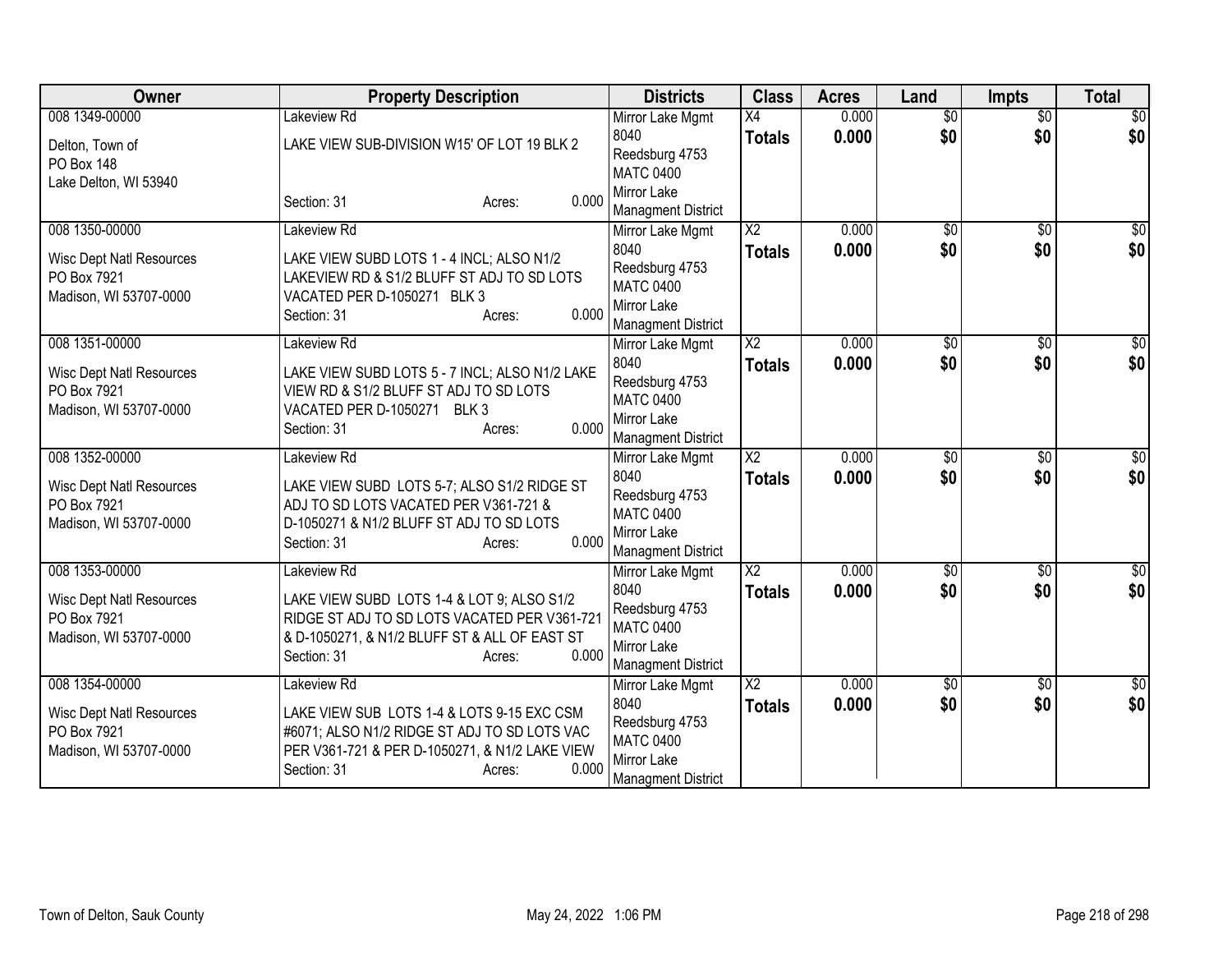| Owner | Property Description | Districts | Class | Acres | Land | Impts | Total |
|---|---|---|---|---|---|---|---|
| 008 1349-00000<br>Delton, Town of<br>PO Box 148<br>Lake Delton, WI 53940 | Lakeview Rd<br>LAKE VIEW SUB-DIVISION W15' OF LOT 19 BLK 2<br>Section: 31 Acres: 0.000 | Mirror Lake Mgmt<br>8040<br>Reedsburg 4753<br>MATC 0400<br>Mirror Lake<br>Managment District | X4<br>**Totals** | 0.000<br>**0.000** | $0<br>**$0** | $0<br>**$0** | $0<br>**$0** |
| 008 1350-00000<br>Wisc Dept Natl Resources<br>PO Box 7921<br>Madison, WI 53707-0000 | Lakeview Rd<br>LAKE VIEW SUBD LOTS 1 - 4 INCL; ALSO N1/2 LAKEVIEW RD & S1/2 BLUFF ST ADJ TO SD LOTS VACATED PER D-1050271 BLK 3<br>Section: 31 Acres: 0.000 | Mirror Lake Mgmt<br>8040<br>Reedsburg 4753<br>MATC 0400<br>Mirror Lake<br>Managment District | X2<br>**Totals** | 0.000<br>**0.000** | $0<br>**$0** | $0<br>**$0** | $0<br>**$0** |
| 008 1351-00000<br>Wisc Dept Natl Resources<br>PO Box 7921<br>Madison, WI 53707-0000 | Lakeview Rd<br>LAKE VIEW SUBD LOTS 5 - 7 INCL; ALSO N1/2 LAKE VIEW RD & S1/2 BLUFF ST ADJ TO SD LOTS VACATED PER D-1050271 BLK 3<br>Section: 31 Acres: 0.000 | Mirror Lake Mgmt<br>8040<br>Reedsburg 4753<br>MATC 0400<br>Mirror Lake<br>Managment District | X2<br>**Totals** | 0.000<br>**0.000** | $0<br>**$0** | $0<br>**$0** | $0<br>**$0** |
| 008 1352-00000<br>Wisc Dept Natl Resources<br>PO Box 7921<br>Madison, WI 53707-0000 | Lakeview Rd<br>LAKE VIEW SUBD LOTS 5-7; ALSO S1/2 RIDGE ST ADJ TO SD LOTS VACATED PER V361-721 & D-1050271 & N1/2 BLUFF ST ADJ TO SD LOTS<br>Section: 31 Acres: 0.000 | Mirror Lake Mgmt<br>8040<br>Reedsburg 4753<br>MATC 0400<br>Mirror Lake<br>Managment District | X2<br>**Totals** | 0.000<br>**0.000** | $0<br>**$0** | $0<br>**$0** | $0<br>**$0** |
| 008 1353-00000<br>Wisc Dept Natl Resources<br>PO Box 7921<br>Madison, WI 53707-0000 | Lakeview Rd<br>LAKE VIEW SUBD LOTS 1-4 & LOT 9; ALSO S1/2 RIDGE ST ADJ TO SD LOTS VACATED PER V361-721 & D-1050271, & N1/2 BLUFF ST & ALL OF EAST ST<br>Section: 31 Acres: 0.000 | Mirror Lake Mgmt<br>8040<br>Reedsburg 4753<br>MATC 0400<br>Mirror Lake<br>Managment District | X2<br>**Totals** | 0.000<br>**0.000** | $0<br>**$0** | $0<br>**$0** | $0<br>**$0** |
| 008 1354-00000<br>Wisc Dept Natl Resources<br>PO Box 7921<br>Madison, WI 53707-0000 | Lakeview Rd<br>LAKE VIEW SUB LOTS 1-4 & LOTS 9-15 EXC CSM #6071; ALSO N1/2 RIDGE ST ADJ TO SD LOTS VAC PER V361-721 & PER D-1050271, & N1/2 LAKE VIEW<br>Section: 31 Acres: 0.000 | Mirror Lake Mgmt<br>8040<br>Reedsburg 4753<br>MATC 0400<br>Mirror Lake<br>Managment District | X2<br>**Totals** | 0.000<br>**0.000** | $0<br>**$0** | $0<br>**$0** | $0<br>**$0** |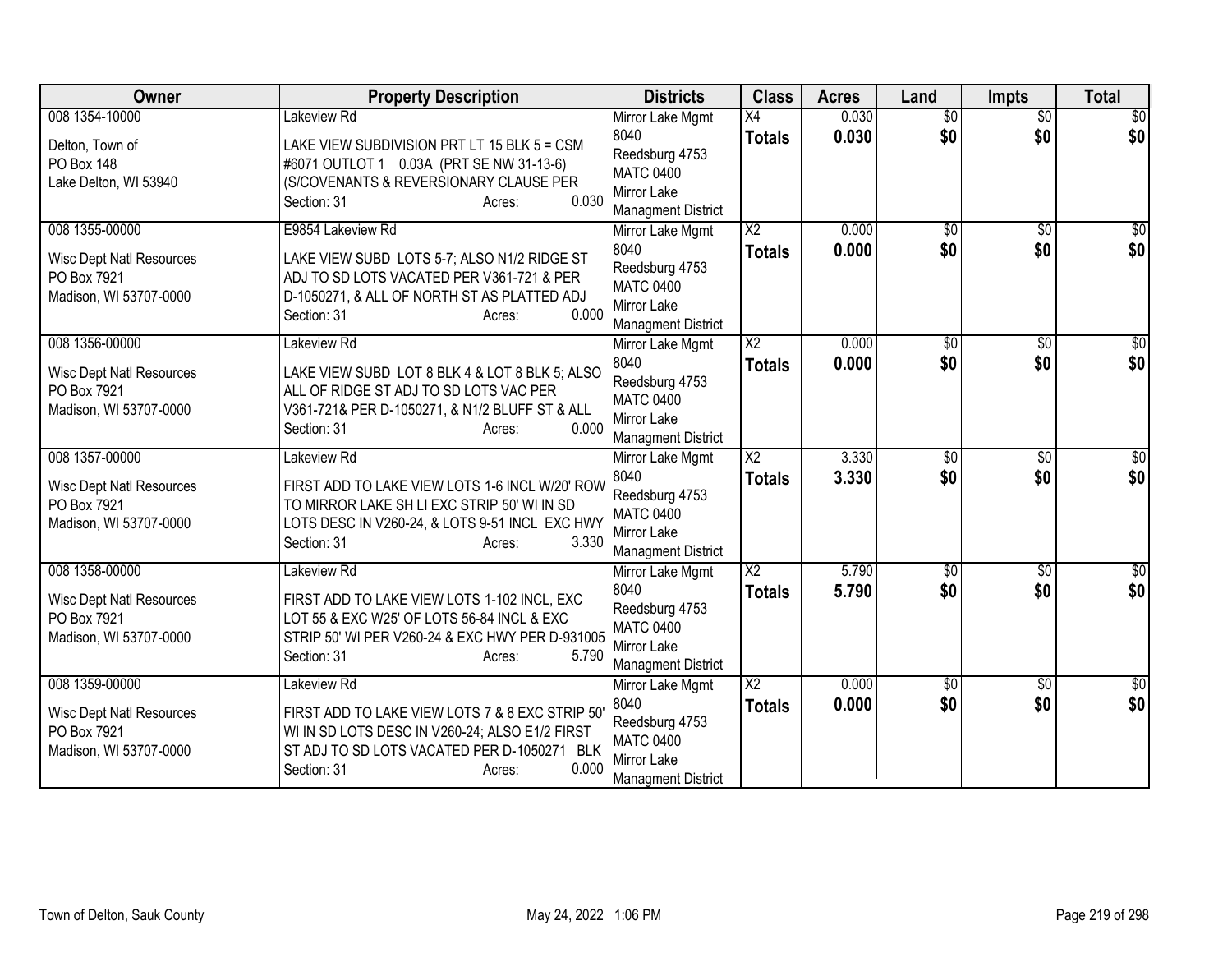| Owner | Property Description | Districts | Class | Acres | Land | Impts | Total |
|---|---|---|---|---|---|---|---|
| 008 1354-10000<br><br>Delton, Town of<br>PO Box 148<br>Lake Delton, WI 53940 | Lakeview Rd<br><br>LAKE VIEW SUBDIVISION PRT LT 15 BLK 5 = CSM #6071 OUTLOT 1 0.03A (PRT SE NW 31-13-6) (S/COVENANTS & REVERSIONARY CLAUSE PER<br>Section: 31 Acres: 0.030 | Mirror Lake Mgmt 8040<br>Reedsburg 4753<br>MATC 0400<br>Mirror Lake Managment District | X4<br>**Totals** | 0.030<br>**0.030** | $0<br>**$0** | $0<br>**$0** | $0<br>**$0** |
| 008 1355-00000<br><br>Wisc Dept Natl Resources<br>PO Box 7921<br>Madison, WI 53707-0000 | E9854 Lakeview Rd<br><br>LAKE VIEW SUBD LOTS 5-7; ALSO N1/2 RIDGE ST ADJ TO SD LOTS VACATED PER V361-721 & PER D-1050271, & ALL OF NORTH ST AS PLATTED ADJ<br>Section: 31 Acres: 0.000 | Mirror Lake Mgmt 8040<br>Reedsburg 4753<br>MATC 0400<br>Mirror Lake Managment District | X2<br>**Totals** | 0.000<br>**0.000** | $0<br>**$0** | $0<br>**$0** | $0<br>**$0** |
| 008 1356-00000<br><br>Wisc Dept Natl Resources<br>PO Box 7921<br>Madison, WI 53707-0000 | Lakeview Rd<br><br>LAKE VIEW SUBD LOT 8 BLK 4 & LOT 8 BLK 5; ALSO ALL OF RIDGE ST ADJ TO SD LOTS VAC PER V361-721& PER D-1050271, & N1/2 BLUFF ST & ALL<br>Section: 31 Acres: 0.000 | Mirror Lake Mgmt 8040<br>Reedsburg 4753<br>MATC 0400<br>Mirror Lake Managment District | X2<br>**Totals** | 0.000<br>**0.000** | $0<br>**$0** | $0<br>**$0** | $0<br>**$0** |
| 008 1357-00000<br><br>Wisc Dept Natl Resources<br>PO Box 7921<br>Madison, WI 53707-0000 | Lakeview Rd<br><br>FIRST ADD TO LAKE VIEW LOTS 1-6 INCL W/20' ROW TO MIRROR LAKE SH LI EXC STRIP 50' WI IN SD LOTS DESC IN V260-24, & LOTS 9-51 INCL EXC HWY<br>Section: 31 Acres: 3.330 | Mirror Lake Mgmt 8040<br>Reedsburg 4753<br>MATC 0400<br>Mirror Lake Managment District | X2<br>**Totals** | 3.330<br>**3.330** | $0<br>**$0** | $0<br>**$0** | $0<br>**$0** |
| 008 1358-00000<br><br>Wisc Dept Natl Resources<br>PO Box 7921<br>Madison, WI 53707-0000 | Lakeview Rd<br><br>FIRST ADD TO LAKE VIEW LOTS 1-102 INCL, EXC LOT 55 & EXC W25' OF LOTS 56-84 INCL & EXC STRIP 50' WI PER V260-24 & EXC HWY PER D-931005<br>Section: 31 Acres: 5.790 | Mirror Lake Mgmt 8040<br>Reedsburg 4753<br>MATC 0400<br>Mirror Lake Managment District | X2<br>**Totals** | 5.790<br>**5.790** | $0<br>**$0** | $0<br>**$0** | $0<br>**$0** |
| 008 1359-00000<br><br>Wisc Dept Natl Resources<br>PO Box 7921<br>Madison, WI 53707-0000 | Lakeview Rd<br><br>FIRST ADD TO LAKE VIEW LOTS 7 & 8 EXC STRIP 50' WI IN SD LOTS DESC IN V260-24; ALSO E1/2 FIRST ST ADJ TO SD LOTS VACATED PER D-1050271 BLK<br>Section: 31 Acres: 0.000 | Mirror Lake Mgmt 8040<br>Reedsburg 4753<br>MATC 0400<br>Mirror Lake Managment District | X2<br>**Totals** | 0.000<br>**0.000** | $0<br>**$0** | $0<br>**$0** | $0<br>**$0** |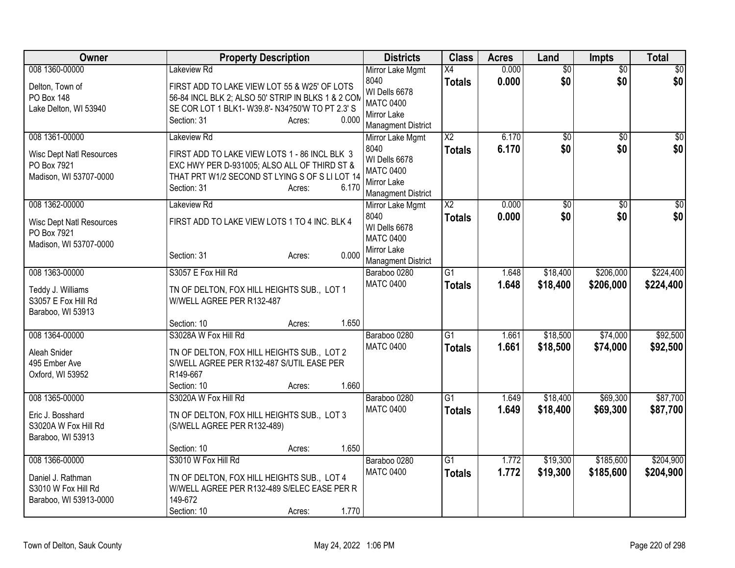| Owner | Property Description | Districts | Class | Acres | Land | Impts | Total |
|---|---|---|---|---|---|---|---|
| 008 1360-00000<br>Delton, Town of<br>PO Box 148<br>Lake Delton, WI 53940 | Lakeview Rd<br>FIRST ADD TO LAKE VIEW LOT 55 & W25' OF LOTS 56-84 INCL BLK 2; ALSO 50' STRIP IN BLKS 1 & 2 COM SE COR LOT 1 BLK1- W39.8'- N34?50'W TO PT 2.3' S<br>Section: 31 Acres: 0.000 | Mirror Lake Mgmt 8040<br>WI Dells 6678<br>MATC 0400<br>Mirror Lake Managment District | X4<br>**Totals** | 0.000<br>**0.000** | $0<br>**$0** | $0<br>**$0** | $0<br>**$0** |
| 008 1361-00000<br>Wisc Dept Natl Resources<br>PO Box 7921<br>Madison, WI 53707-0000 | Lakeview Rd<br>FIRST ADD TO LAKE VIEW LOTS 1 - 86 INCL BLK 3 EXC HWY PER D-931005; ALSO ALL OF THIRD ST & THAT PRT W1/2 SECOND ST LYING S OF S LI LOT 14<br>Section: 31 Acres: 6.170 | Mirror Lake Mgmt 8040<br>WI Dells 6678<br>MATC 0400<br>Mirror Lake Managment District | X2<br>**Totals** | 6.170<br>**6.170** | $0<br>**$0** | $0<br>**$0** | $0<br>**$0** |
| 008 1362-00000<br>Wisc Dept Natl Resources<br>PO Box 7921<br>Madison, WI 53707-0000 | Lakeview Rd<br>FIRST ADD TO LAKE VIEW LOTS 1 TO 4 INC. BLK 4<br>Section: 31 Acres: 0.000 | Mirror Lake Mgmt 8040<br>WI Dells 6678<br>MATC 0400<br>Mirror Lake Managment District | X2<br>**Totals** | 0.000<br>**0.000** | $0<br>**$0** | $0<br>**$0** | $0<br>**$0** |
| 008 1363-00000<br>Teddy J. Williams<br>S3057 E Fox Hill Rd<br>Baraboo, WI 53913 | S3057 E Fox Hill Rd<br>TN OF DELTON, FOX HILL HEIGHTS SUB., LOT 1 W/WELL AGREE PER R132-487<br>Section: 10 Acres: 1.650 | Baraboo 0280<br>MATC 0400 | G1<br>**Totals** | 1.648<br>**1.648** | $18,400<br>**$18,400** | $206,000<br>**$206,000** | $224,400<br>**$224,400** |
| 008 1364-00000<br>Aleah Snider<br>495 Ember Ave<br>Oxford, WI 53952 | S3028A W Fox Hill Rd<br>TN OF DELTON, FOX HILL HEIGHTS SUB., LOT 2 S/WELL AGREE PER R132-487 S/UTIL EASE PER R149-667<br>Section: 10 Acres: 1.660 | Baraboo 0280<br>MATC 0400 | G1<br>**Totals** | 1.661<br>**1.661** | $18,500<br>**$18,500** | $74,000<br>**$74,000** | $92,500<br>**$92,500** |
| 008 1365-00000<br>Eric J. Bosshard<br>S3020A W Fox Hill Rd<br>Baraboo, WI 53913 | S3020A W Fox Hill Rd<br>TN OF DELTON, FOX HILL HEIGHTS SUB., LOT 3 (S/WELL AGREE PER R132-489)<br>Section: 10 Acres: 1.650 | Baraboo 0280<br>MATC 0400 | G1<br>**Totals** | 1.649<br>**1.649** | $18,400<br>**$18,400** | $69,300<br>**$69,300** | $87,700<br>**$87,700** |
| 008 1366-00000<br>Daniel J. Rathman<br>S3010 W Fox Hill Rd<br>Baraboo, WI 53913-0000 | S3010 W Fox Hill Rd<br>TN OF DELTON, FOX HILL HEIGHTS SUB., LOT 4 W/WELL AGREE PER R132-489 S/ELEC EASE PER R 149-672<br>Section: 10 Acres: 1.770 | Baraboo 0280<br>MATC 0400 | G1<br>**Totals** | 1.772<br>**1.772** | $19,300<br>**$19,300** | $185,600<br>**$185,600** | $204,900<br>**$204,900** |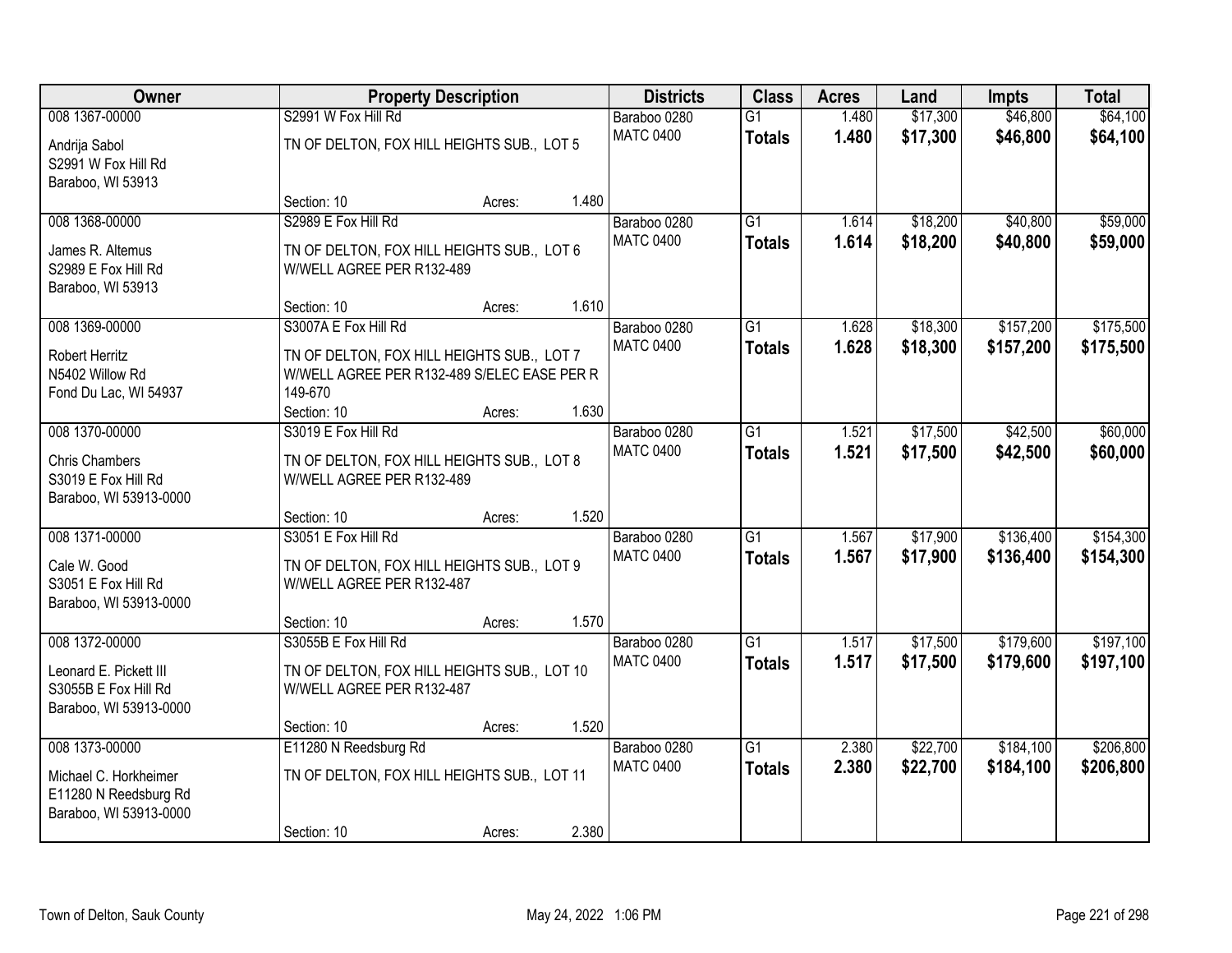| Owner | Property Description | | Districts | Class | Acres | Land | Impts | Total |
|---|---|---|---|---|---|---|---|---|
| 008 1367-00000 | S2991 W Fox Hill Rd | | Baraboo 0280 | G1 | 1.480 | $17,300 | $46,800 | $64,100 |
| Andrija Sabol<br>S2991 W Fox Hill Rd<br>Baraboo, WI 53913 | TN OF DELTON, FOX HILL HEIGHTS SUB., LOT 5 | | MATC 0400 | **Totals** | **1.480** | **$17,300** | **$46,800** | **$64,100** |
| | Section: 10 | Acres: 1.480 | | | | | | |
| 008 1368-00000 | S2989 E Fox Hill Rd | | Baraboo 0280 | G1 | 1.614 | $18,200 | $40,800 | $59,000 |
| James R. Altemus<br>S2989 E Fox Hill Rd<br>Baraboo, WI 53913 | TN OF DELTON, FOX HILL HEIGHTS SUB., LOT 6 W/WELL AGREE PER R132-489 | | MATC 0400 | **Totals** | **1.614** | **$18,200** | **$40,800** | **$59,000** |
| | Section: 10 | Acres: 1.610 | | | | | | |
| 008 1369-00000 | S3007A E Fox Hill Rd | | Baraboo 0280 | G1 | 1.628 | $18,300 | $157,200 | $175,500 |
| Robert Herritz<br>N5402 Willow Rd<br>Fond Du Lac, WI 54937 | TN OF DELTON, FOX HILL HEIGHTS SUB., LOT 7 W/WELL AGREE PER R132-489 S/ELEC EASE PER R 149-670 | | MATC 0400 | **Totals** | **1.628** | **$18,300** | **$157,200** | **$175,500** |
| | Section: 10 | Acres: 1.630 | | | | | | |
| 008 1370-00000 | S3019 E Fox Hill Rd | | Baraboo 0280 | G1 | 1.521 | $17,500 | $42,500 | $60,000 |
| Chris Chambers<br>S3019 E Fox Hill Rd<br>Baraboo, WI 53913-0000 | TN OF DELTON, FOX HILL HEIGHTS SUB., LOT 8 W/WELL AGREE PER R132-489 | | MATC 0400 | **Totals** | **1.521** | **$17,500** | **$42,500** | **$60,000** |
| | Section: 10 | Acres: 1.520 | | | | | | |
| 008 1371-00000 | S3051 E Fox Hill Rd | | Baraboo 0280 | G1 | 1.567 | $17,900 | $136,400 | $154,300 |
| Cale W. Good<br>S3051 E Fox Hill Rd<br>Baraboo, WI 53913-0000 | TN OF DELTON, FOX HILL HEIGHTS SUB., LOT 9 W/WELL AGREE PER R132-487 | | MATC 0400 | **Totals** | **1.567** | **$17,900** | **$136,400** | **$154,300** |
| | Section: 10 | Acres: 1.570 | | | | | | |
| 008 1372-00000 | S3055B E Fox Hill Rd | | Baraboo 0280 | G1 | 1.517 | $17,500 | $179,600 | $197,100 |
| Leonard E. Pickett III<br>S3055B E Fox Hill Rd<br>Baraboo, WI 53913-0000 | TN OF DELTON, FOX HILL HEIGHTS SUB., LOT 10 W/WELL AGREE PER R132-487 | | MATC 0400 | **Totals** | **1.517** | **$17,500** | **$179,600** | **$197,100** |
| | Section: 10 | Acres: 1.520 | | | | | | |
| 008 1373-00000 | E11280 N Reedsburg Rd | | Baraboo 0280 | G1 | 2.380 | $22,700 | $184,100 | $206,800 |
| Michael C. Horkheimer<br>E11280 N Reedsburg Rd<br>Baraboo, WI 53913-0000 | TN OF DELTON, FOX HILL HEIGHTS SUB., LOT 11 | | MATC 0400 | **Totals** | **2.380** | **$22,700** | **$184,100** | **$206,800** |
| | Section: 10 | Acres: 2.380 | | | | | | |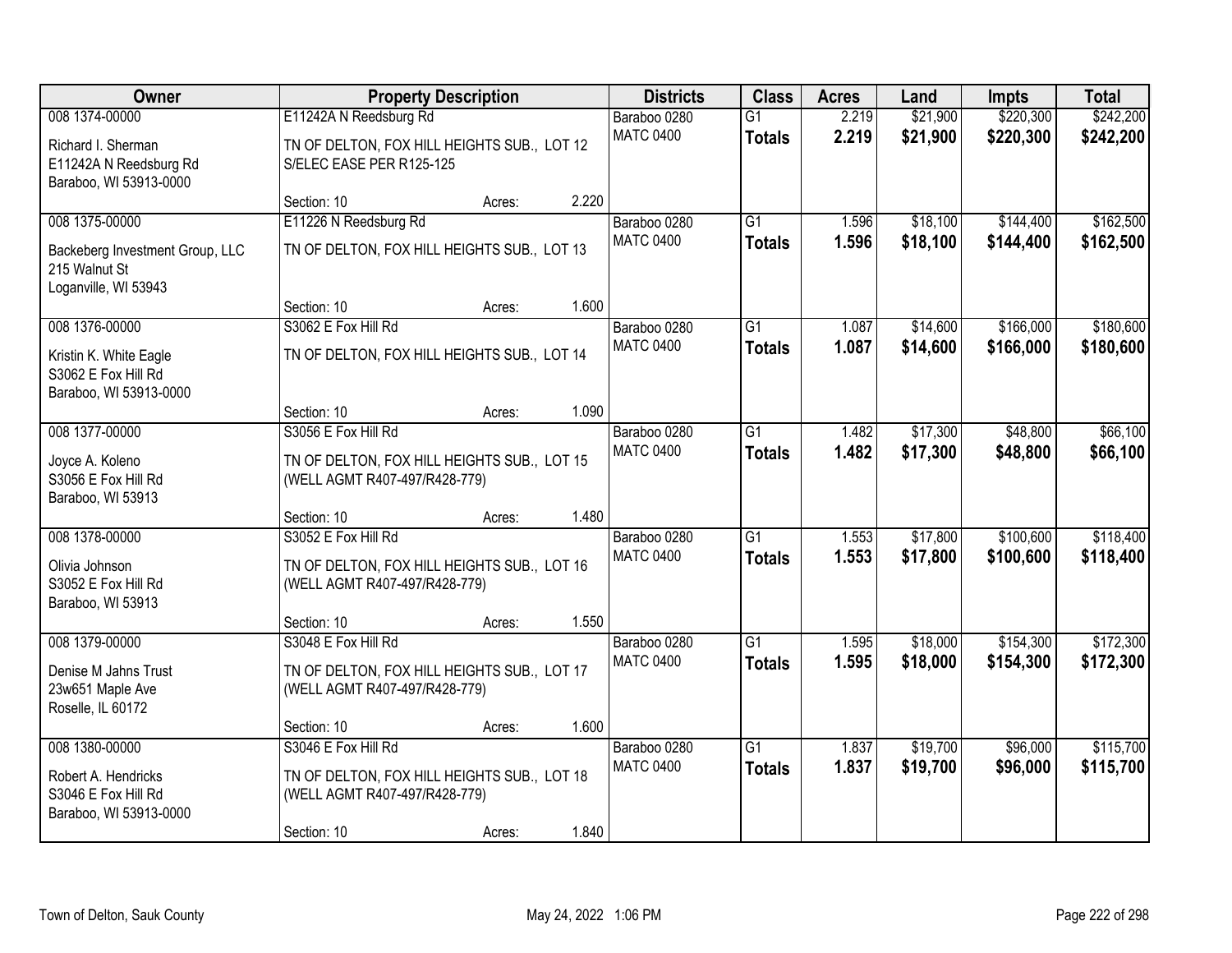| Owner | Property Description | | | Districts | Class | Acres | Land | Impts | Total |
|---|---|---|---|---|---|---|---|---|---|
| 008 1374-00000 | E11242A N Reedsburg Rd | | | Baraboo 0280 | G1 | 2.219 | $21,900 | $220,300 | $242,200 |
| Richard I. Sherman<br>E11242A N Reedsburg Rd<br>Baraboo, WI 53913-0000 | TN OF DELTON, FOX HILL HEIGHTS SUB., LOT 12 S/ELEC EASE PER R125-125 | | | MATC 0400 | **Totals** | **2.219** | **$21,900** | **$220,300** | **$242,200** |
| | Section: 10 | Acres: | 2.220 | | | | | | |
| 008 1375-00000 | E11226 N Reedsburg Rd | | | Baraboo 0280 | G1 | 1.596 | $18,100 | $144,400 | $162,500 |
| Backeberg Investment Group, LLC<br>215 Walnut St<br>Loganville, WI 53943 | TN OF DELTON, FOX HILL HEIGHTS SUB., LOT 13 | | | MATC 0400 | **Totals** | **1.596** | **$18,100** | **$144,400** | **$162,500** |
| | Section: 10 | Acres: | 1.600 | | | | | | |
| 008 1376-00000 | S3062 E Fox Hill Rd | | | Baraboo 0280 | G1 | 1.087 | $14,600 | $166,000 | $180,600 |
| Kristin K. White Eagle<br>S3062 E Fox Hill Rd<br>Baraboo, WI 53913-0000 | TN OF DELTON, FOX HILL HEIGHTS SUB., LOT 14 | | | MATC 0400 | **Totals** | **1.087** | **$14,600** | **$166,000** | **$180,600** |
| | Section: 10 | Acres: | 1.090 | | | | | | |
| 008 1377-00000 | S3056 E Fox Hill Rd | | | Baraboo 0280 | G1 | 1.482 | $17,300 | $48,800 | $66,100 |
| Joyce A. Koleno<br>S3056 E Fox Hill Rd<br>Baraboo, WI 53913 | TN OF DELTON, FOX HILL HEIGHTS SUB., LOT 15 (WELL AGMT R407-497/R428-779) | | | MATC 0400 | **Totals** | **1.482** | **$17,300** | **$48,800** | **$66,100** |
| | Section: 10 | Acres: | 1.480 | | | | | | |
| 008 1378-00000 | S3052 E Fox Hill Rd | | | Baraboo 0280 | G1 | 1.553 | $17,800 | $100,600 | $118,400 |
| Olivia Johnson<br>S3052 E Fox Hill Rd<br>Baraboo, WI 53913 | TN OF DELTON, FOX HILL HEIGHTS SUB., LOT 16 (WELL AGMT R407-497/R428-779) | | | MATC 0400 | **Totals** | **1.553** | **$17,800** | **$100,600** | **$118,400** |
| | Section: 10 | Acres: | 1.550 | | | | | | |
| 008 1379-00000 | S3048 E Fox Hill Rd | | | Baraboo 0280 | G1 | 1.595 | $18,000 | $154,300 | $172,300 |
| Denise M Jahns Trust<br>23w651 Maple Ave<br>Roselle, IL 60172 | TN OF DELTON, FOX HILL HEIGHTS SUB., LOT 17 (WELL AGMT R407-497/R428-779) | | | MATC 0400 | **Totals** | **1.595** | **$18,000** | **$154,300** | **$172,300** |
| | Section: 10 | Acres: | 1.600 | | | | | | |
| 008 1380-00000 | S3046 E Fox Hill Rd | | | Baraboo 0280 | G1 | 1.837 | $19,700 | $96,000 | $115,700 |
| Robert A. Hendricks<br>S3046 E Fox Hill Rd<br>Baraboo, WI 53913-0000 | TN OF DELTON, FOX HILL HEIGHTS SUB., LOT 18 (WELL AGMT R407-497/R428-779) | | | MATC 0400 | **Totals** | **1.837** | **$19,700** | **$96,000** | **$115,700** |
| | Section: 10 | Acres: | 1.840 | | | | | | |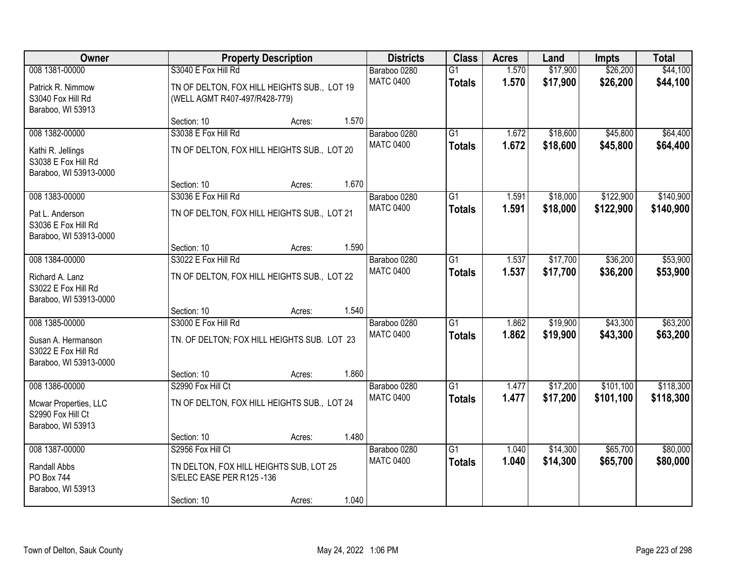| Owner | Property Description | | | Districts | Class | Acres | Land | Impts | Total |
|---|---|---|---|---|---|---|---|---|---|
| 008 1381-00000 | S3040 E Fox Hill Rd | | | Baraboo 0280 | G1 | 1.570 | $17,900 | $26,200 | $44,100 |
| Patrick R. Nimmow<br>S3040 Fox Hill Rd<br>Baraboo, WI 53913 | TN OF DELTON, FOX HILL HEIGHTS SUB., LOT 19 (WELL AGMT R407-497/R428-779) | | | MATC 0400 | **Totals** | **1.570** | **$17,900** | **$26,200** | **$44,100** |
| | Section: 10 | Acres: | 1.570 | | | | | | |
| 008 1382-00000 | S3038 E Fox Hill Rd | | | Baraboo 0280 | G1 | 1.672 | $18,600 | $45,800 | $64,400 |
| Kathi R. Jellings<br>S3038 E Fox Hill Rd<br>Baraboo, WI 53913-0000 | TN OF DELTON, FOX HILL HEIGHTS SUB., LOT 20 | | | MATC 0400 | **Totals** | **1.672** | **$18,600** | **$45,800** | **$64,400** |
| | Section: 10 | Acres: | 1.670 | | | | | | |
| 008 1383-00000 | S3036 E Fox Hill Rd | | | Baraboo 0280 | G1 | 1.591 | $18,000 | $122,900 | $140,900 |
| Pat L. Anderson<br>S3036 E Fox Hill Rd<br>Baraboo, WI 53913-0000 | TN OF DELTON, FOX HILL HEIGHTS SUB., LOT 21 | | | MATC 0400 | **Totals** | **1.591** | **$18,000** | **$122,900** | **$140,900** |
| | Section: 10 | Acres: | 1.590 | | | | | | |
| 008 1384-00000 | S3022 E Fox Hill Rd | | | Baraboo 0280 | G1 | 1.537 | $17,700 | $36,200 | $53,900 |
| Richard A. Lanz<br>S3022 E Fox Hill Rd<br>Baraboo, WI 53913-0000 | TN OF DELTON, FOX HILL HEIGHTS SUB., LOT 22 | | | MATC 0400 | **Totals** | **1.537** | **$17,700** | **$36,200** | **$53,900** |
| | Section: 10 | Acres: | 1.540 | | | | | | |
| 008 1385-00000 | S3000 E Fox Hill Rd | | | Baraboo 0280 | G1 | 1.862 | $19,900 | $43,300 | $63,200 |
| Susan A. Hermanson<br>S3022 E Fox Hill Rd<br>Baraboo, WI 53913-0000 | TN. OF DELTON; FOX HILL HEIGHTS SUB. LOT 23 | | | MATC 0400 | **Totals** | **1.862** | **$19,900** | **$43,300** | **$63,200** |
| | Section: 10 | Acres: | 1.860 | | | | | | |
| 008 1386-00000 | S2990 Fox Hill Ct | | | Baraboo 0280 | G1 | 1.477 | $17,200 | $101,100 | $118,300 |
| Mcwar Properties, LLC<br>S2990 Fox Hill Ct<br>Baraboo, WI 53913 | TN OF DELTON, FOX HILL HEIGHTS SUB., LOT 24 | | | MATC 0400 | **Totals** | **1.477** | **$17,200** | **$101,100** | **$118,300** |
| | Section: 10 | Acres: | 1.480 | | | | | | |
| 008 1387-00000 | S2956 Fox Hill Ct | | | Baraboo 0280 | G1 | 1.040 | $14,300 | $65,700 | $80,000 |
| Randall Abbs<br>PO Box 744<br>Baraboo, WI 53913 | TN DELTON, FOX HILL HEIGHTS SUB, LOT 25 S/ELEC EASE PER R125 -136 | | | MATC 0400 | **Totals** | **1.040** | **$14,300** | **$65,700** | **$80,000** |
| | Section: 10 | Acres: | 1.040 | | | | | | |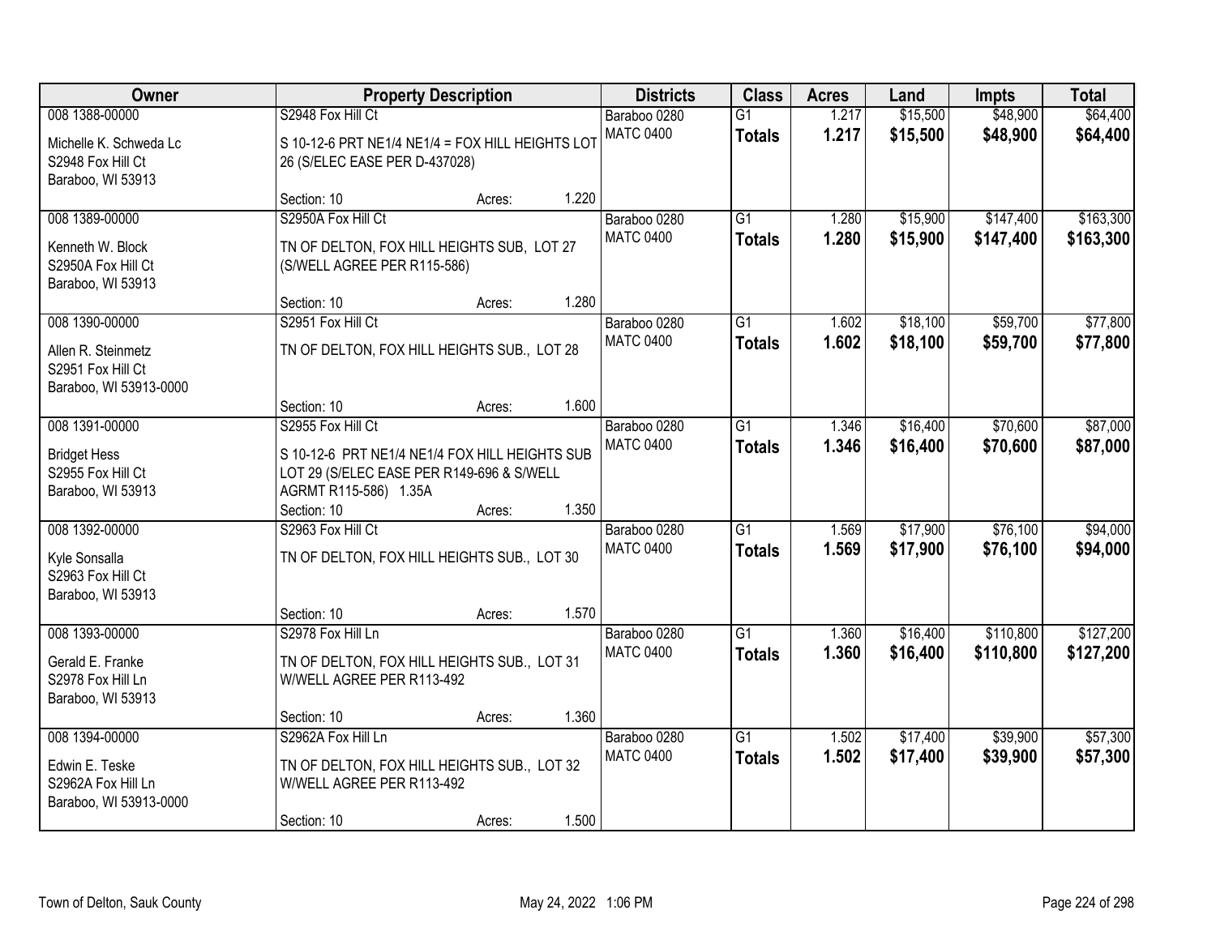| Owner | Property Description | Districts | Class | Acres | Land | Impts | Total |
|---|---|---|---|---|---|---|---|
| 008 1388-00000<br>Michelle K. Schweda Lc<br>S2948 Fox Hill Ct<br>Baraboo, WI 53913 | S2948 Fox Hill Ct<br>S 10-12-6 PRT NE1/4 NE1/4 = FOX HILL HEIGHTS LOT 26 (S/ELEC EASE PER D-437028)<br>Section: 10 Acres: 1.220 | Baraboo 0280<br>MATC 0400 | G1<br>**Totals** | 1.217<br>**1.217** | $15,500<br>**$15,500** | $48,900<br>**$48,900** | $64,400<br>**$64,400** |
| 008 1389-00000<br>Kenneth W. Block<br>S2950A Fox Hill Ct<br>Baraboo, WI 53913 | S2950A Fox Hill Ct<br>TN OF DELTON, FOX HILL HEIGHTS SUB, LOT 27 (S/WELL AGREE PER R115-586)<br>Section: 10 Acres: 1.280 | Baraboo 0280<br>MATC 0400 | G1<br>**Totals** | 1.280<br>**1.280** | $15,900<br>**$15,900** | $147,400<br>**$147,400** | $163,300<br>**$163,300** |
| 008 1390-00000<br>Allen R. Steinmetz<br>S2951 Fox Hill Ct<br>Baraboo, WI 53913-0000 | S2951 Fox Hill Ct<br>TN OF DELTON, FOX HILL HEIGHTS SUB., LOT 28<br>Section: 10 Acres: 1.600 | Baraboo 0280<br>MATC 0400 | G1<br>**Totals** | 1.602<br>**1.602** | $18,100<br>**$18,100** | $59,700<br>**$59,700** | $77,800<br>**$77,800** |
| 008 1391-00000<br>Bridget Hess<br>S2955 Fox Hill Ct<br>Baraboo, WI 53913 | S2955 Fox Hill Ct<br>S 10-12-6 PRT NE1/4 NE1/4 FOX HILL HEIGHTS SUB LOT 29 (S/ELEC EASE PER R149-696 & S/WELL AGRMT R115-586) 1.35A<br>Section: 10 Acres: 1.350 | Baraboo 0280<br>MATC 0400 | G1<br>**Totals** | 1.346<br>**1.346** | $16,400<br>**$16,400** | $70,600<br>**$70,600** | $87,000<br>**$87,000** |
| 008 1392-00000<br>Kyle Sonsalla<br>S2963 Fox Hill Ct<br>Baraboo, WI 53913 | S2963 Fox Hill Ct<br>TN OF DELTON, FOX HILL HEIGHTS SUB., LOT 30<br>Section: 10 Acres: 1.570 | Baraboo 0280<br>MATC 0400 | G1<br>**Totals** | 1.569<br>**1.569** | $17,900<br>**$17,900** | $76,100<br>**$76,100** | $94,000<br>**$94,000** |
| 008 1393-00000<br>Gerald E. Franke<br>S2978 Fox Hill Ln<br>Baraboo, WI 53913 | S2978 Fox Hill Ln<br>TN OF DELTON, FOX HILL HEIGHTS SUB., LOT 31 W/WELL AGREE PER R113-492<br>Section: 10 Acres: 1.360 | Baraboo 0280<br>MATC 0400 | G1<br>**Totals** | 1.360<br>**1.360** | $16,400<br>**$16,400** | $110,800<br>**$110,800** | $127,200<br>**$127,200** |
| 008 1394-00000<br>Edwin E. Teske<br>S2962A Fox Hill Ln<br>Baraboo, WI 53913-0000 | S2962A Fox Hill Ln<br>TN OF DELTON, FOX HILL HEIGHTS SUB., LOT 32 W/WELL AGREE PER R113-492<br>Section: 10 Acres: 1.500 | Baraboo 0280<br>MATC 0400 | G1<br>**Totals** | 1.502<br>**1.502** | $17,400<br>**$17,400** | $39,900<br>**$39,900** | $57,300<br>**$57,300** |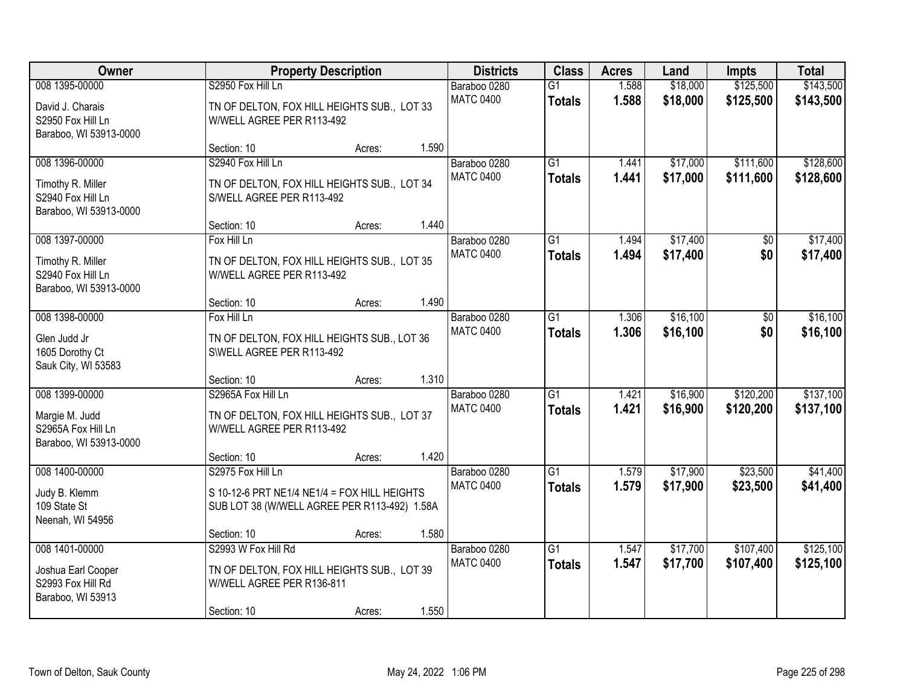| Owner | Property Description | Districts | Class | Acres | Land | Impts | Total |
|---|---|---|---|---|---|---|---|
| 008 1395-00000<br>David J. Charais<br>S2950 Fox Hill Ln<br>Baraboo, WI 53913-0000 | S2950 Fox Hill Ln<br>TN OF DELTON, FOX HILL HEIGHTS SUB., LOT 33 W/WELL AGREE PER R113-492<br>Section: 10 Acres: 1.590 | Baraboo 0280<br>MATC 0400 | G1<br>**Totals** | 1.588<br>**1.588** | $18,000<br>**$18,000** | $125,500<br>**$125,500** | $143,500<br>**$143,500** |
| 008 1396-00000<br>Timothy R. Miller<br>S2940 Fox Hill Ln<br>Baraboo, WI 53913-0000 | S2940 Fox Hill Ln<br>TN OF DELTON, FOX HILL HEIGHTS SUB., LOT 34 S/WELL AGREE PER R113-492<br>Section: 10 Acres: 1.440 | Baraboo 0280<br>MATC 0400 | G1<br>**Totals** | 1.441<br>**1.441** | $17,000<br>**$17,000** | $111,600<br>**$111,600** | $128,600<br>**$128,600** |
| 008 1397-00000<br>Timothy R. Miller<br>S2940 Fox Hill Ln<br>Baraboo, WI 53913-0000 | Fox Hill Ln<br>TN OF DELTON, FOX HILL HEIGHTS SUB., LOT 35 W/WELL AGREE PER R113-492<br>Section: 10 Acres: 1.490 | Baraboo 0280<br>MATC 0400 | G1<br>**Totals** | 1.494<br>**1.494** | $17,400<br>**$17,400** | $0<br>**$0** | $17,400<br>**$17,400** |
| 008 1398-00000<br>Glen Judd Jr<br>1605 Dorothy Ct<br>Sauk City, WI 53583 | Fox Hill Ln<br>TN OF DELTON, FOX HILL HEIGHTS SUB., LOT 36 S\WELL AGREE PER R113-492<br>Section: 10 Acres: 1.310 | Baraboo 0280<br>MATC 0400 | G1<br>**Totals** | 1.306<br>**1.306** | $16,100<br>**$16,100** | $0<br>**$0** | $16,100<br>**$16,100** |
| 008 1399-00000<br>Margie M. Judd<br>S2965A Fox Hill Ln<br>Baraboo, WI 53913-0000 | S2965A Fox Hill Ln<br>TN OF DELTON, FOX HILL HEIGHTS SUB., LOT 37 W/WELL AGREE PER R113-492<br>Section: 10 Acres: 1.420 | Baraboo 0280<br>MATC 0400 | G1<br>**Totals** | 1.421<br>**1.421** | $16,900<br>**$16,900** | $120,200<br>**$120,200** | $137,100<br>**$137,100** |
| 008 1400-00000<br>Judy B. Klemm<br>109 State St<br>Neenah, WI 54956 | S2975 Fox Hill Ln<br>S 10-12-6 PRT NE1/4 NE1/4 = FOX HILL HEIGHTS SUB LOT 38 (W/WELL AGREE PER R113-492) 1.58A<br>Section: 10 Acres: 1.580 | Baraboo 0280<br>MATC 0400 | G1<br>**Totals** | 1.579<br>**1.579** | $17,900<br>**$17,900** | $23,500<br>**$23,500** | $41,400<br>**$41,400** |
| 008 1401-00000<br>Joshua Earl Cooper<br>S2993 Fox Hill Rd<br>Baraboo, WI 53913 | S2993 W Fox Hill Rd<br>TN OF DELTON, FOX HILL HEIGHTS SUB., LOT 39 W/WELL AGREE PER R136-811<br>Section: 10 Acres: 1.550 | Baraboo 0280<br>MATC 0400 | G1<br>**Totals** | 1.547<br>**1.547** | $17,700<br>**$17,700** | $107,400<br>**$107,400** | $125,100<br>**$125,100** |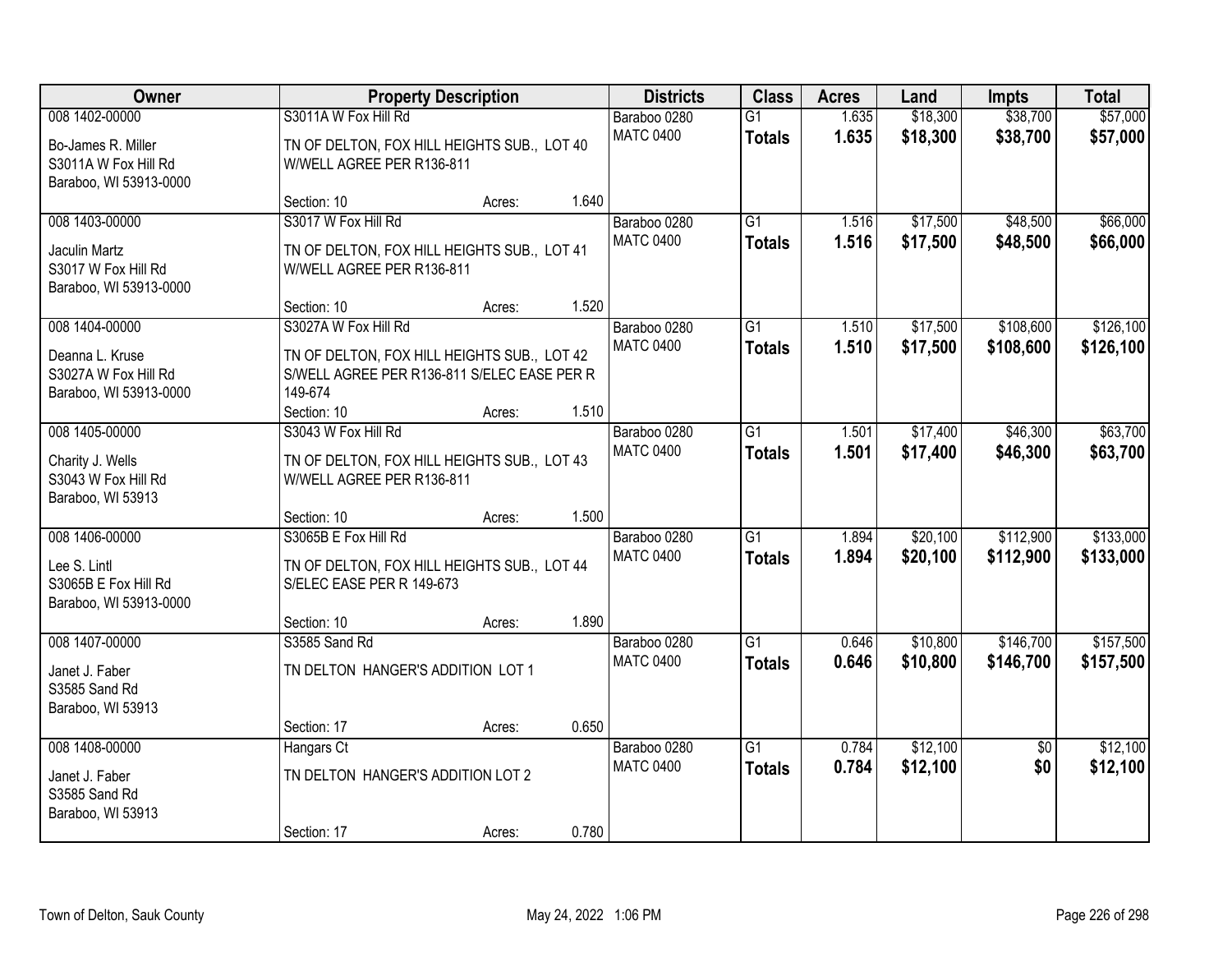| Owner | Property Description | Districts | Class | Acres | Land | Impts | Total |
|---|---|---|---|---|---|---|---|
| 008 1402-00000<br>Bo-James R. Miller<br>S3011A W Fox Hill Rd<br>Baraboo, WI 53913-0000 | S3011A W Fox Hill Rd<br>TN OF DELTON, FOX HILL HEIGHTS SUB., LOT 40 W/WELL AGREE PER R136-811<br>Section: 10 Acres: 1.640 | Baraboo 0280<br>MATC 0400 | G1<br>**Totals** | 1.635<br>**1.635** | $18,300<br>**$18,300** | $38,700<br>**$38,700** | $57,000<br>**$57,000** |
| 008 1403-00000<br>Jaculin Martz<br>S3017 W Fox Hill Rd<br>Baraboo, WI 53913-0000 | S3017 W Fox Hill Rd<br>TN OF DELTON, FOX HILL HEIGHTS SUB., LOT 41 W/WELL AGREE PER R136-811<br>Section: 10 Acres: 1.520 | Baraboo 0280<br>MATC 0400 | G1<br>**Totals** | 1.516<br>**1.516** | $17,500<br>**$17,500** | $48,500<br>**$48,500** | $66,000<br>**$66,000** |
| 008 1404-00000<br>Deanna L. Kruse<br>S3027A W Fox Hill Rd<br>Baraboo, WI 53913-0000 | S3027A W Fox Hill Rd<br>TN OF DELTON, FOX HILL HEIGHTS SUB., LOT 42 S/WELL AGREE PER R136-811 S/ELEC EASE PER R 149-674<br>Section: 10 Acres: 1.510 | Baraboo 0280<br>MATC 0400 | G1<br>**Totals** | 1.510<br>**1.510** | $17,500<br>**$17,500** | $108,600<br>**$108,600** | $126,100<br>**$126,100** |
| 008 1405-00000<br>Charity J. Wells<br>S3043 W Fox Hill Rd<br>Baraboo, WI 53913 | S3043 W Fox Hill Rd<br>TN OF DELTON, FOX HILL HEIGHTS SUB., LOT 43 W/WELL AGREE PER R136-811<br>Section: 10 Acres: 1.500 | Baraboo 0280<br>MATC 0400 | G1<br>**Totals** | 1.501<br>**1.501** | $17,400<br>**$17,400** | $46,300<br>**$46,300** | $63,700<br>**$63,700** |
| 008 1406-00000<br>Lee S. Lintl<br>S3065B E Fox Hill Rd<br>Baraboo, WI 53913-0000 | S3065B E Fox Hill Rd<br>TN OF DELTON, FOX HILL HEIGHTS SUB., LOT 44 S/ELEC EASE PER R 149-673<br>Section: 10 Acres: 1.890 | Baraboo 0280<br>MATC 0400 | G1<br>**Totals** | 1.894<br>**1.894** | $20,100<br>**$20,100** | $112,900<br>**$112,900** | $133,000<br>**$133,000** |
| 008 1407-00000<br>Janet J. Faber<br>S3585 Sand Rd<br>Baraboo, WI 53913 | S3585 Sand Rd<br>TN DELTON HANGER'S ADDITION LOT 1<br>Section: 17 Acres: 0.650 | Baraboo 0280<br>MATC 0400 | G1<br>**Totals** | 0.646<br>**0.646** | $10,800<br>**$10,800** | $146,700<br>**$146,700** | $157,500<br>**$157,500** |
| 008 1408-00000<br>Janet J. Faber<br>S3585 Sand Rd<br>Baraboo, WI 53913 | Hangars Ct<br>TN DELTON HANGER'S ADDITION LOT 2<br>Section: 17 Acres: 0.780 | Baraboo 0280<br>MATC 0400 | G1<br>**Totals** | 0.784<br>**0.784** | $12,100<br>**$12,100** | $0<br>**$0** | $12,100<br>**$12,100** |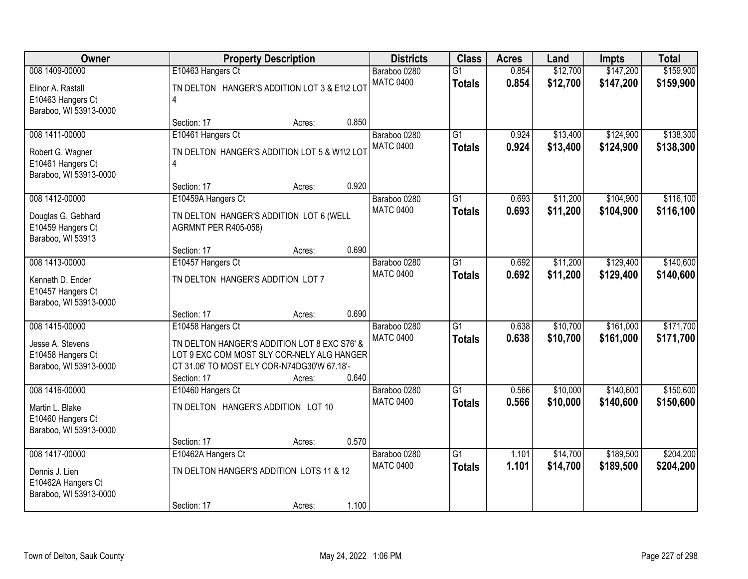| Owner | Property Description | Districts | Class | Acres | Land | Impts | Total |
|---|---|---|---|---|---|---|---|
| 008 1409-00000<br>Elinor A. Rastall<br>E10463 Hangers Ct<br>Baraboo, WI 53913-0000 | E10463 Hangers Ct<br>TN DELTON HANGER'S ADDITION LOT 3 & E1\2 LOT 4<br>Section: 17 Acres: 0.850 | Baraboo 0280<br>MATC 0400 | G1<br>**Totals** | 0.854<br>**0.854** | $12,700<br>**$12,700** | $147,200<br>**$147,200** | $159,900<br>**$159,900** |
| 008 1411-00000<br>Robert G. Wagner<br>E10461 Hangers Ct<br>Baraboo, WI 53913-0000 | E10461 Hangers Ct<br>TN DELTON HANGER'S ADDITION LOT 5 & W1\2 LOT 4<br>Section: 17 Acres: 0.920 | Baraboo 0280<br>MATC 0400 | G1<br>**Totals** | 0.924<br>**0.924** | $13,400<br>**$13,400** | $124,900<br>**$124,900** | $138,300<br>**$138,300** |
| 008 1412-00000<br>Douglas G. Gebhard<br>E10459 Hangers Ct<br>Baraboo, WI 53913 | E10459A Hangers Ct<br>TN DELTON HANGER'S ADDITION LOT 6 (WELL AGRMNT PER R405-058)<br>Section: 17 Acres: 0.690 | Baraboo 0280<br>MATC 0400 | G1<br>**Totals** | 0.693<br>**0.693** | $11,200<br>**$11,200** | $104,900<br>**$104,900** | $116,100<br>**$116,100** |
| 008 1413-00000<br>Kenneth D. Ender<br>E10457 Hangers Ct<br>Baraboo, WI 53913-0000 | E10457 Hangers Ct<br>TN DELTON HANGER'S ADDITION LOT 7<br>Section: 17 Acres: 0.690 | Baraboo 0280<br>MATC 0400 | G1<br>**Totals** | 0.692<br>**0.692** | $11,200<br>**$11,200** | $129,400<br>**$129,400** | $140,600<br>**$140,600** |
| 008 1415-00000<br>Jesse A. Stevens<br>E10458 Hangers Ct<br>Baraboo, WI 53913-0000 | E10458 Hangers Ct<br>TN DELTON HANGER'S ADDITION LOT 8 EXC S76' & LOT 9 EXC COM MOST SLY COR-NELY ALG HANGER CT 31.06' TO MOST ELY COR-N74DG30'W 67.18'-<br>Section: 17 Acres: 0.640 | Baraboo 0280<br>MATC 0400 | G1<br>**Totals** | 0.638<br>**0.638** | $10,700<br>**$10,700** | $161,000<br>**$161,000** | $171,700<br>**$171,700** |
| 008 1416-00000<br>Martin L. Blake<br>E10460 Hangers Ct<br>Baraboo, WI 53913-0000 | E10460 Hangers Ct<br>TN DELTON HANGER'S ADDITION LOT 10<br>Section: 17 Acres: 0.570 | Baraboo 0280<br>MATC 0400 | G1<br>**Totals** | 0.566<br>**0.566** | $10,000<br>**$10,000** | $140,600<br>**$140,600** | $150,600<br>**$150,600** |
| 008 1417-00000<br>Dennis J. Lien<br>E10462A Hangers Ct<br>Baraboo, WI 53913-0000 | E10462A Hangers Ct<br>TN DELTON HANGER'S ADDITION LOTS 11 & 12<br>Section: 17 Acres: 1.100 | Baraboo 0280<br>MATC 0400 | G1<br>**Totals** | 1.101<br>**1.101** | $14,700<br>**$14,700** | $189,500<br>**$189,500** | $204,200<br>**$204,200** |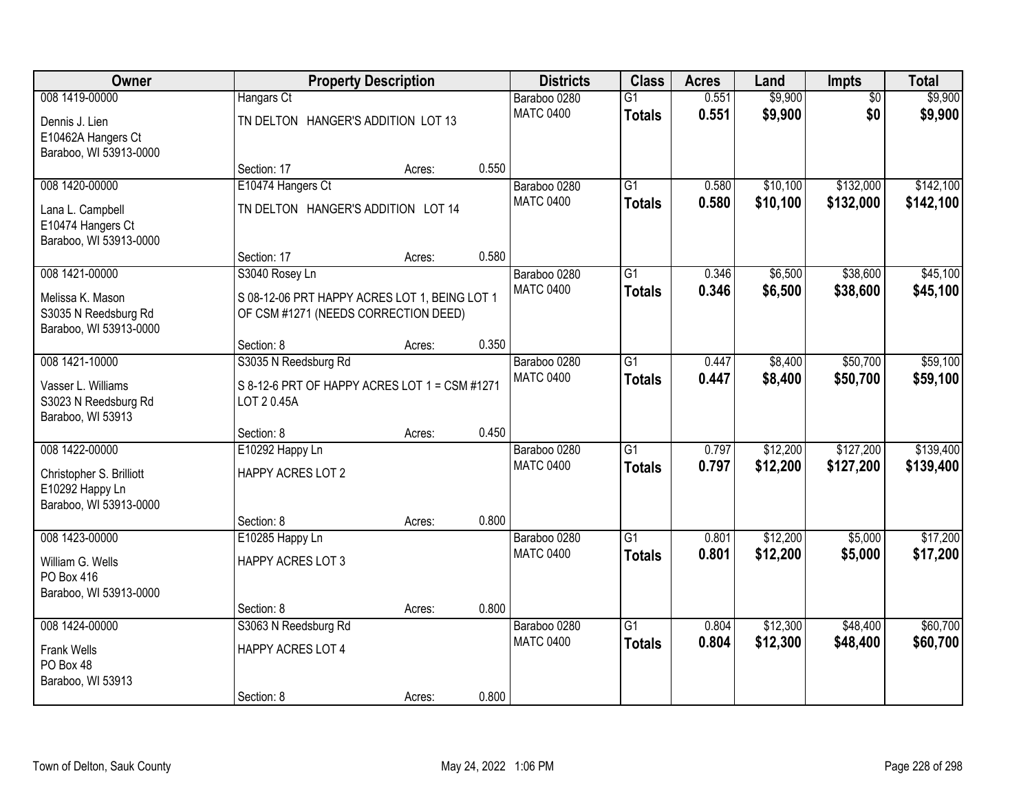| Owner | Property Description | | | Districts | Class | Acres | Land | Impts | Total |
|---|---|---|---|---|---|---|---|---|---|
| 008 1419-00000<br>Dennis J. Lien<br>E10462A Hangers Ct<br>Baraboo, WI 53913-0000 | Hangars Ct<br>TN DELTON HANGER'S ADDITION LOT 13<br><br>Section: 17 | Acres: | 0.550 | Baraboo 0280<br>MATC 0400 | G1<br>**Totals** | 0.551<br>**0.551** | $9,900<br>**$9,900** | $0<br>**$0** | $9,900<br>**$9,900** |
| 008 1420-00000<br>Lana L. Campbell<br>E10474 Hangers Ct<br>Baraboo, WI 53913-0000 | E10474 Hangers Ct<br>TN DELTON HANGER'S ADDITION LOT 14<br><br>Section: 17 | Acres: | 0.580 | Baraboo 0280<br>MATC 0400 | G1<br>**Totals** | 0.580<br>**0.580** | $10,100<br>**$10,100** | $132,000<br>**$132,000** | $142,100<br>**$142,100** |
| 008 1421-00000<br>Melissa K. Mason<br>S3035 N Reedsburg Rd<br>Baraboo, WI 53913-0000 | S3040 Rosey Ln<br>S 08-12-06 PRT HAPPY ACRES LOT 1, BEING LOT 1 OF CSM #1271 (NEEDS CORRECTION DEED)<br><br>Section: 8 | Acres: | 0.350 | Baraboo 0280<br>MATC 0400 | G1<br>**Totals** | 0.346<br>**0.346** | $6,500<br>**$6,500** | $38,600<br>**$38,600** | $45,100<br>**$45,100** |
| 008 1421-10000<br>Vasser L. Williams<br>S3023 N Reedsburg Rd<br>Baraboo, WI 53913 | S3035 N Reedsburg Rd<br>S 8-12-6 PRT OF HAPPY ACRES LOT 1 = CSM #1271 LOT 2 0.45A<br><br>Section: 8 | Acres: | 0.450 | Baraboo 0280<br>MATC 0400 | G1<br>**Totals** | 0.447<br>**0.447** | $8,400<br>**$8,400** | $50,700<br>**$50,700** | $59,100<br>**$59,100** |
| 008 1422-00000<br>Christopher S. Brilliott<br>E10292 Happy Ln<br>Baraboo, WI 53913-0000 | E10292 Happy Ln<br>HAPPY ACRES LOT 2<br><br>Section: 8 | Acres: | 0.800 | Baraboo 0280<br>MATC 0400 | G1<br>**Totals** | 0.797<br>**0.797** | $12,200<br>**$12,200** | $127,200<br>**$127,200** | $139,400<br>**$139,400** |
| 008 1423-00000<br>William G. Wells<br>PO Box 416<br>Baraboo, WI 53913-0000 | E10285 Happy Ln<br>HAPPY ACRES LOT 3<br><br>Section: 8 | Acres: | 0.800 | Baraboo 0280<br>MATC 0400 | G1<br>**Totals** | 0.801<br>**0.801** | $12,200<br>**$12,200** | $5,000<br>**$5,000** | $17,200<br>**$17,200** |
| 008 1424-00000<br>Frank Wells<br>PO Box 48<br>Baraboo, WI 53913 | S3063 N Reedsburg Rd<br>HAPPY ACRES LOT 4<br><br>Section: 8 | Acres: | 0.800 | Baraboo 0280<br>MATC 0400 | G1<br>**Totals** | 0.804<br>**0.804** | $12,300<br>**$12,300** | $48,400<br>**$48,400** | $60,700<br>**$60,700** |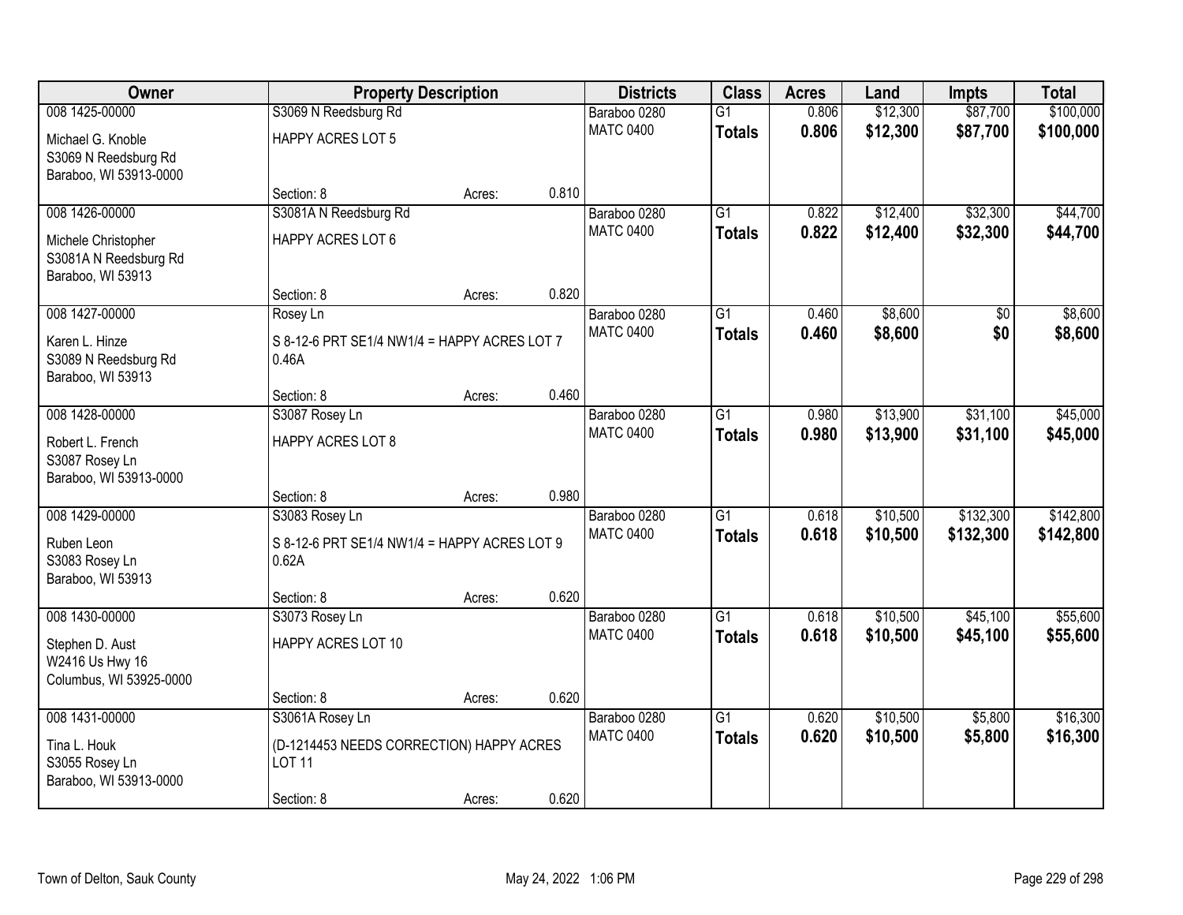| Owner | Property Description | | | Districts | Class | Acres | Land | Impts | Total |
|---|---|---|---|---|---|---|---|---|---|
| 008 1425-00000 | S3069 N Reedsburg Rd | | | Baraboo 0280 | G1 | 0.806 | $12,300 | $87,700 | $100,000 |
| Michael G. Knoble<br>S3069 N Reedsburg Rd<br>Baraboo, WI 53913-0000 | HAPPY ACRES LOT 5 | | | MATC 0400 | **Totals** | **0.806** | **$12,300** | **$87,700** | **$100,000** |
| | Section: 8 | Acres: | 0.810 | | | | | | |
| 008 1426-00000 | S3081A N Reedsburg Rd | | | Baraboo 0280 | G1 | 0.822 | $12,400 | $32,300 | $44,700 |
| Michele Christopher<br>S3081A N Reedsburg Rd<br>Baraboo, WI 53913 | HAPPY ACRES LOT 6 | | | MATC 0400 | **Totals** | **0.822** | **$12,400** | **$32,300** | **$44,700** |
| | Section: 8 | Acres: | 0.820 | | | | | | |
| 008 1427-00000 | Rosey Ln | | | Baraboo 0280 | G1 | 0.460 | $8,600 | $0 | $8,600 |
| Karen L. Hinze<br>S3089 N Reedsburg Rd<br>Baraboo, WI 53913 | S 8-12-6 PRT SE1/4 NW1/4 = HAPPY ACRES LOT 7 0.46A | | | MATC 0400 | **Totals** | **0.460** | **$8,600** | **$0** | **$8,600** |
| | Section: 8 | Acres: | 0.460 | | | | | | |
| 008 1428-00000 | S3087 Rosey Ln | | | Baraboo 0280 | G1 | 0.980 | $13,900 | $31,100 | $45,000 |
| Robert L. French<br>S3087 Rosey Ln<br>Baraboo, WI 53913-0000 | HAPPY ACRES LOT 8 | | | MATC 0400 | **Totals** | **0.980** | **$13,900** | **$31,100** | **$45,000** |
| | Section: 8 | Acres: | 0.980 | | | | | | |
| 008 1429-00000 | S3083 Rosey Ln | | | Baraboo 0280 | G1 | 0.618 | $10,500 | $132,300 | $142,800 |
| Ruben Leon<br>S3083 Rosey Ln<br>Baraboo, WI 53913 | S 8-12-6 PRT SE1/4 NW1/4 = HAPPY ACRES LOT 9 0.62A | | | MATC 0400 | **Totals** | **0.618** | **$10,500** | **$132,300** | **$142,800** |
| | Section: 8 | Acres: | 0.620 | | | | | | |
| 008 1430-00000 | S3073 Rosey Ln | | | Baraboo 0280 | G1 | 0.618 | $10,500 | $45,100 | $55,600 |
| Stephen D. Aust<br>W2416 Us Hwy 16<br>Columbus, WI 53925-0000 | HAPPY ACRES LOT 10 | | | MATC 0400 | **Totals** | **0.618** | **$10,500** | **$45,100** | **$55,600** |
| | Section: 8 | Acres: | 0.620 | | | | | | |
| 008 1431-00000 | S3061A Rosey Ln | | | Baraboo 0280 | G1 | 0.620 | $10,500 | $5,800 | $16,300 |
| Tina L. Houk<br>S3055 Rosey Ln<br>Baraboo, WI 53913-0000 | (D-1214453 NEEDS CORRECTION) HAPPY ACRES LOT 11 | | | MATC 0400 | **Totals** | **0.620** | **$10,500** | **$5,800** | **$16,300** |
| | Section: 8 | Acres: | 0.620 | | | | | | |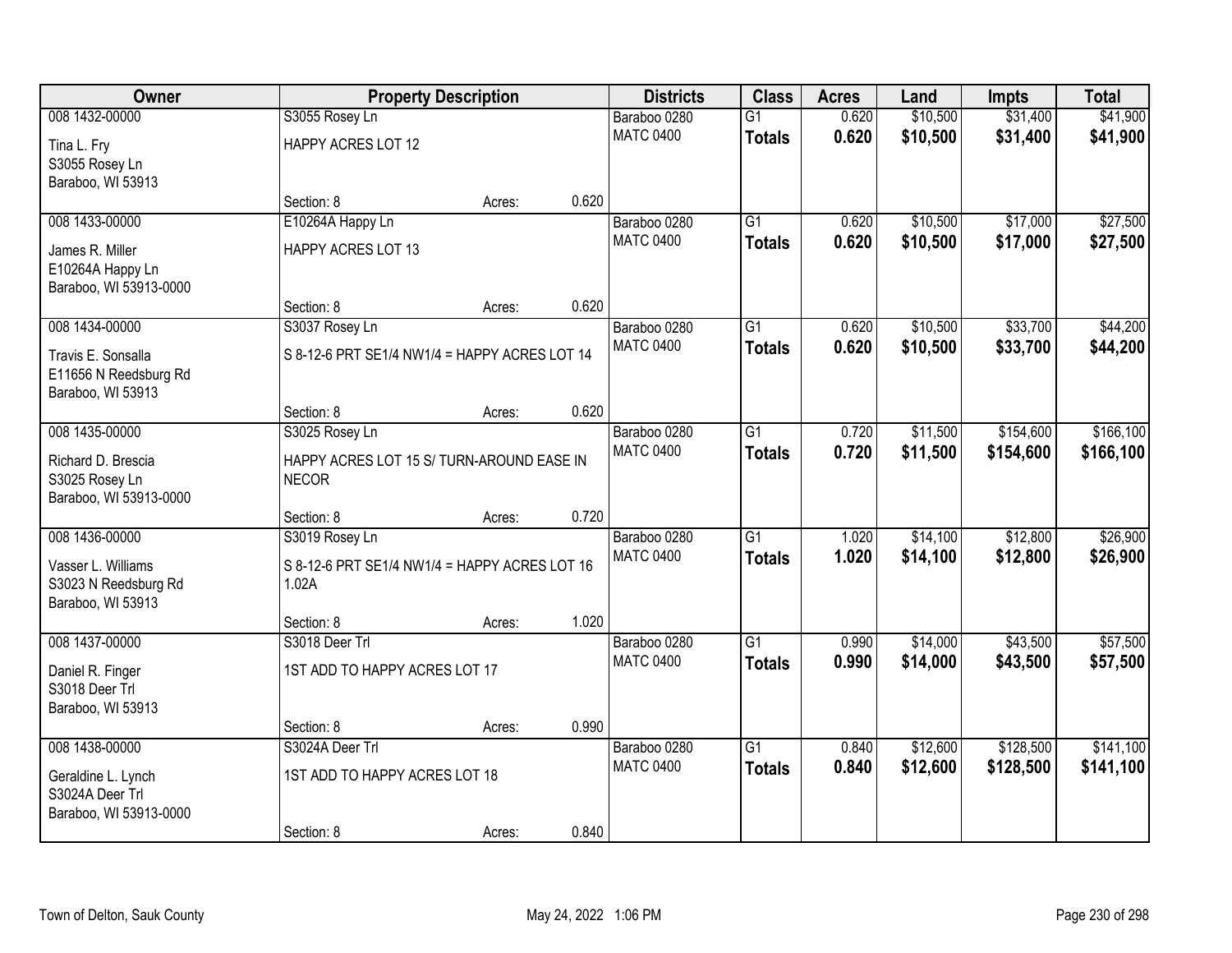| Owner | Property Description | | | Districts | Class | Acres | Land | Impts | Total |
|---|---|---|---|---|---|---|---|---|---|
| 008 1432-00000 | S3055 Rosey Ln | | | Baraboo 0280 | G1 | 0.620 | $10,500 | $31,400 | $41,900 |
| Tina L. Fry<br>S3055 Rosey Ln<br>Baraboo, WI 53913 | HAPPY ACRES LOT 12 | | | MATC 0400 | **Totals** | **0.620** | **$10,500** | **$31,400** | **$41,900** |
| | Section: 8 | Acres: | 0.620 | | | | | | |
| 008 1433-00000 | E10264A Happy Ln | | | Baraboo 0280 | G1 | 0.620 | $10,500 | $17,000 | $27,500 |
| James R. Miller<br>E10264A Happy Ln<br>Baraboo, WI 53913-0000 | HAPPY ACRES LOT 13 | | | MATC 0400 | **Totals** | **0.620** | **$10,500** | **$17,000** | **$27,500** |
| | Section: 8 | Acres: | 0.620 | | | | | | |
| 008 1434-00000 | S3037 Rosey Ln | | | Baraboo 0280 | G1 | 0.620 | $10,500 | $33,700 | $44,200 |
| Travis E. Sonsalla<br>E11656 N Reedsburg Rd<br>Baraboo, WI 53913 | S 8-12-6 PRT SE1/4 NW1/4 = HAPPY ACRES LOT 14 | | | MATC 0400 | **Totals** | **0.620** | **$10,500** | **$33,700** | **$44,200** |
| | Section: 8 | Acres: | 0.620 | | | | | | |
| 008 1435-00000 | S3025 Rosey Ln | | | Baraboo 0280 | G1 | 0.720 | $11,500 | $154,600 | $166,100 |
| Richard D. Brescia<br>S3025 Rosey Ln<br>Baraboo, WI 53913-0000 | HAPPY ACRES LOT 15 S/ TURN-AROUND EASE IN NECOR | | | MATC 0400 | **Totals** | **0.720** | **$11,500** | **$154,600** | **$166,100** |
| | Section: 8 | Acres: | 0.720 | | | | | | |
| 008 1436-00000 | S3019 Rosey Ln | | | Baraboo 0280 | G1 | 1.020 | $14,100 | $12,800 | $26,900 |
| Vasser L. Williams<br>S3023 N Reedsburg Rd<br>Baraboo, WI 53913 | S 8-12-6 PRT SE1/4 NW1/4 = HAPPY ACRES LOT 16 1.02A | | | MATC 0400 | **Totals** | **1.020** | **$14,100** | **$12,800** | **$26,900** |
| | Section: 8 | Acres: | 1.020 | | | | | | |
| 008 1437-00000 | S3018 Deer Trl | | | Baraboo 0280 | G1 | 0.990 | $14,000 | $43,500 | $57,500 |
| Daniel R. Finger<br>S3018 Deer Trl<br>Baraboo, WI 53913 | 1ST ADD TO HAPPY ACRES LOT 17 | | | MATC 0400 | **Totals** | **0.990** | **$14,000** | **$43,500** | **$57,500** |
| | Section: 8 | Acres: | 0.990 | | | | | | |
| 008 1438-00000 | S3024A Deer Trl | | | Baraboo 0280 | G1 | 0.840 | $12,600 | $128,500 | $141,100 |
| Geraldine L. Lynch<br>S3024A Deer Trl<br>Baraboo, WI 53913-0000 | 1ST ADD TO HAPPY ACRES LOT 18 | | | MATC 0400 | **Totals** | **0.840** | **$12,600** | **$128,500** | **$141,100** |
| | Section: 8 | Acres: | 0.840 | | | | | | |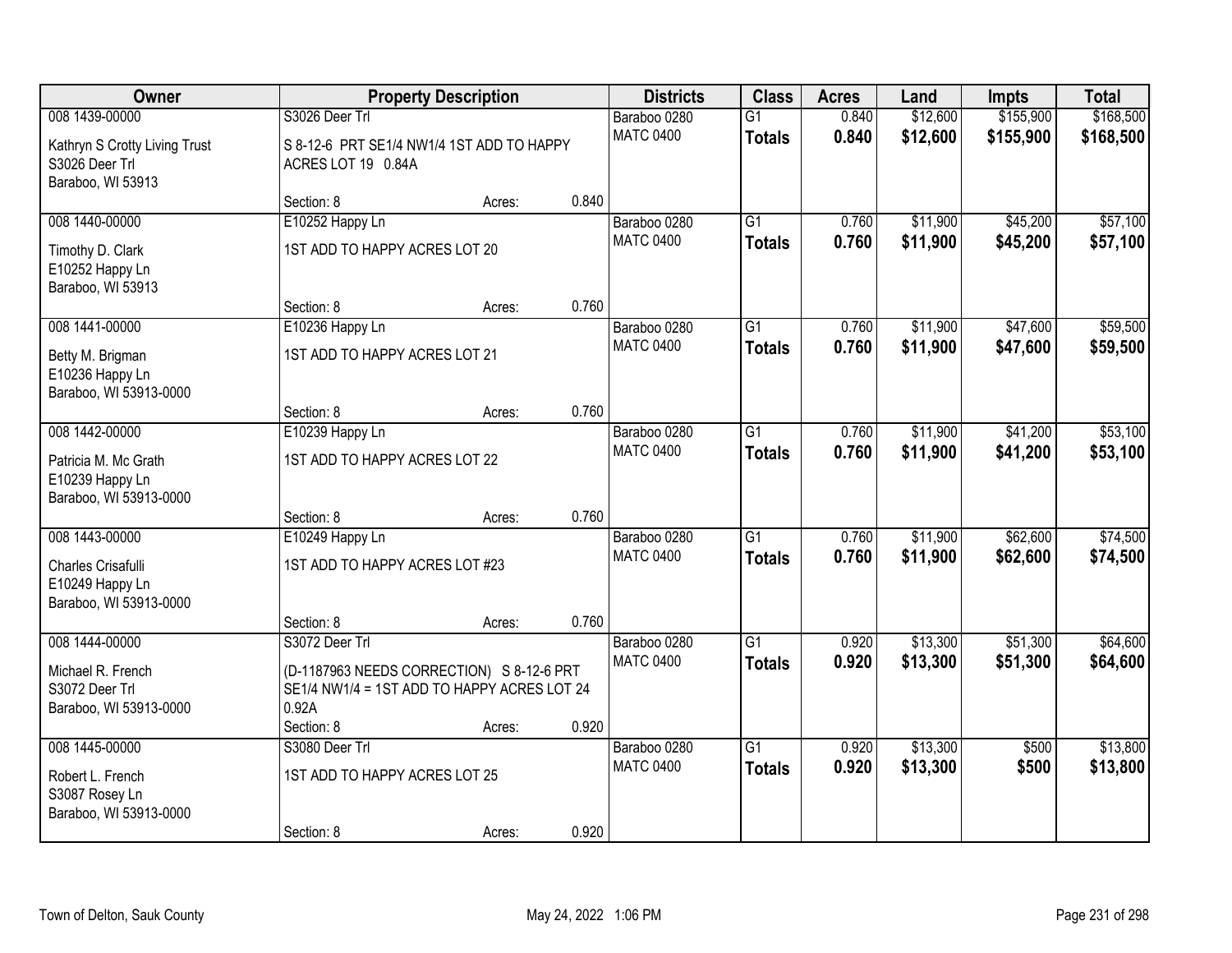| Owner | Property Description | | | Districts | Class | Acres | Land | Impts | Total |
|---|---|---|---|---|---|---|---|---|---|
| 008 1439-00000 | S3026 Deer Trl | | | Baraboo 0280 | G1 | 0.840 | $12,600 | $155,900 | $168,500 |
| Kathryn S Crotty Living Trust<br>S3026 Deer Trl<br>Baraboo, WI 53913 | S 8-12-6 PRT SE1/4 NW1/4 1ST ADD TO HAPPY ACRES LOT 19 0.84A | | | MATC 0400 | **Totals** | **0.840** | **$12,600** | **$155,900** | **$168,500** |
| | Section: 8 | Acres: | 0.840 | | | | | | |
| 008 1440-00000 | E10252 Happy Ln | | | Baraboo 0280 | G1 | 0.760 | $11,900 | $45,200 | $57,100 |
| Timothy D. Clark<br>E10252 Happy Ln<br>Baraboo, WI 53913 | 1ST ADD TO HAPPY ACRES LOT 20 | | | MATC 0400 | **Totals** | **0.760** | **$11,900** | **$45,200** | **$57,100** |
| | Section: 8 | Acres: | 0.760 | | | | | | |
| 008 1441-00000 | E10236 Happy Ln | | | Baraboo 0280 | G1 | 0.760 | $11,900 | $47,600 | $59,500 |
| Betty M. Brigman<br>E10236 Happy Ln<br>Baraboo, WI 53913-0000 | 1ST ADD TO HAPPY ACRES LOT 21 | | | MATC 0400 | **Totals** | **0.760** | **$11,900** | **$47,600** | **$59,500** |
| | Section: 8 | Acres: | 0.760 | | | | | | |
| 008 1442-00000 | E10239 Happy Ln | | | Baraboo 0280 | G1 | 0.760 | $11,900 | $41,200 | $53,100 |
| Patricia M. Mc Grath<br>E10239 Happy Ln<br>Baraboo, WI 53913-0000 | 1ST ADD TO HAPPY ACRES LOT 22 | | | MATC 0400 | **Totals** | **0.760** | **$11,900** | **$41,200** | **$53,100** |
| | Section: 8 | Acres: | 0.760 | | | | | | |
| 008 1443-00000 | E10249 Happy Ln | | | Baraboo 0280 | G1 | 0.760 | $11,900 | $62,600 | $74,500 |
| Charles Crisafulli<br>E10249 Happy Ln<br>Baraboo, WI 53913-0000 | 1ST ADD TO HAPPY ACRES LOT #23 | | | MATC 0400 | **Totals** | **0.760** | **$11,900** | **$62,600** | **$74,500** |
| | Section: 8 | Acres: | 0.760 | | | | | | |
| 008 1444-00000 | S3072 Deer Trl | | | Baraboo 0280 | G1 | 0.920 | $13,300 | $51,300 | $64,600 |
| Michael R. French<br>S3072 Deer Trl<br>Baraboo, WI 53913-0000 | (D-1187963 NEEDS CORRECTION) S 8-12-6 PRT SE1/4 NW1/4 = 1ST ADD TO HAPPY ACRES LOT 24 0.92A | | | MATC 0400 | **Totals** | **0.920** | **$13,300** | **$51,300** | **$64,600** |
| | Section: 8 | Acres: | 0.920 | | | | | | |
| 008 1445-00000 | S3080 Deer Trl | | | Baraboo 0280 | G1 | 0.920 | $13,300 | $500 | $13,800 |
| Robert L. French<br>S3087 Rosey Ln<br>Baraboo, WI 53913-0000 | 1ST ADD TO HAPPY ACRES LOT 25 | | | MATC 0400 | **Totals** | **0.920** | **$13,300** | **$500** | **$13,800** |
| | Section: 8 | Acres: | 0.920 | | | | | | |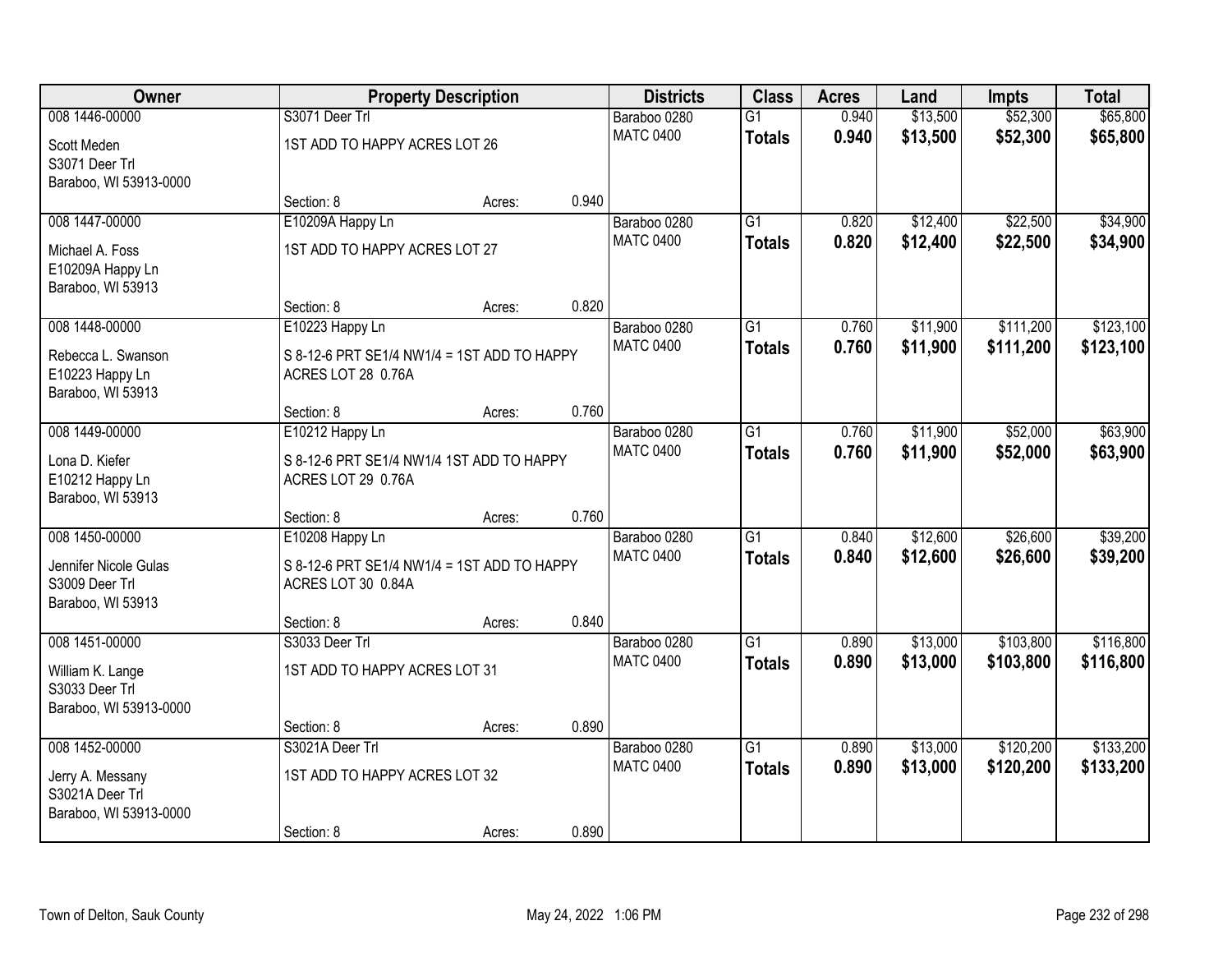| Owner | Property Description | | | Districts | Class | Acres | Land | Impts | Total |
|---|---|---|---|---|---|---|---|---|---|
| 008 1446-00000 | S3071 Deer Trl | | | Baraboo 0280 | G1 | 0.940 | $13,500 | $52,300 | $65,800 |
| Scott Meden<br>S3071 Deer Trl<br>Baraboo, WI 53913-0000 | 1ST ADD TO HAPPY ACRES LOT 26 | | | MATC 0400 | **Totals** | **0.940** | **$13,500** | **$52,300** | **$65,800** |
| | Section: 8 | Acres: | 0.940 | | | | | | |
| 008 1447-00000 | E10209A Happy Ln | | | Baraboo 0280 | G1 | 0.820 | $12,400 | $22,500 | $34,900 |
| Michael A. Foss<br>E10209A Happy Ln<br>Baraboo, WI 53913 | 1ST ADD TO HAPPY ACRES LOT 27 | | | MATC 0400 | **Totals** | **0.820** | **$12,400** | **$22,500** | **$34,900** |
| | Section: 8 | Acres: | 0.820 | | | | | | |
| 008 1448-00000 | E10223 Happy Ln | | | Baraboo 0280 | G1 | 0.760 | $11,900 | $111,200 | $123,100 |
| Rebecca L. Swanson<br>E10223 Happy Ln<br>Baraboo, WI 53913 | S 8-12-6 PRT SE1/4 NW1/4 = 1ST ADD TO HAPPY ACRES LOT 28 0.76A | | | MATC 0400 | **Totals** | **0.760** | **$11,900** | **$111,200** | **$123,100** |
| | Section: 8 | Acres: | 0.760 | | | | | | |
| 008 1449-00000 | E10212 Happy Ln | | | Baraboo 0280 | G1 | 0.760 | $11,900 | $52,000 | $63,900 |
| Lona D. Kiefer<br>E10212 Happy Ln<br>Baraboo, WI 53913 | S 8-12-6 PRT SE1/4 NW1/4 1ST ADD TO HAPPY ACRES LOT 29 0.76A | | | MATC 0400 | **Totals** | **0.760** | **$11,900** | **$52,000** | **$63,900** |
| | Section: 8 | Acres: | 0.760 | | | | | | |
| 008 1450-00000 | E10208 Happy Ln | | | Baraboo 0280 | G1 | 0.840 | $12,600 | $26,600 | $39,200 |
| Jennifer Nicole Gulas<br>S3009 Deer Trl<br>Baraboo, WI 53913 | S 8-12-6 PRT SE1/4 NW1/4 = 1ST ADD TO HAPPY ACRES LOT 30 0.84A | | | MATC 0400 | **Totals** | **0.840** | **$12,600** | **$26,600** | **$39,200** |
| | Section: 8 | Acres: | 0.840 | | | | | | |
| 008 1451-00000 | S3033 Deer Trl | | | Baraboo 0280 | G1 | 0.890 | $13,000 | $103,800 | $116,800 |
| William K. Lange<br>S3033 Deer Trl<br>Baraboo, WI 53913-0000 | 1ST ADD TO HAPPY ACRES LOT 31 | | | MATC 0400 | **Totals** | **0.890** | **$13,000** | **$103,800** | **$116,800** |
| | Section: 8 | Acres: | 0.890 | | | | | | |
| 008 1452-00000 | S3021A Deer Trl | | | Baraboo 0280 | G1 | 0.890 | $13,000 | $120,200 | $133,200 |
| Jerry A. Messany<br>S3021A Deer Trl<br>Baraboo, WI 53913-0000 | 1ST ADD TO HAPPY ACRES LOT 32 | | | MATC 0400 | **Totals** | **0.890** | **$13,000** | **$120,200** | **$133,200** |
| | Section: 8 | Acres: | 0.890 | | | | | | |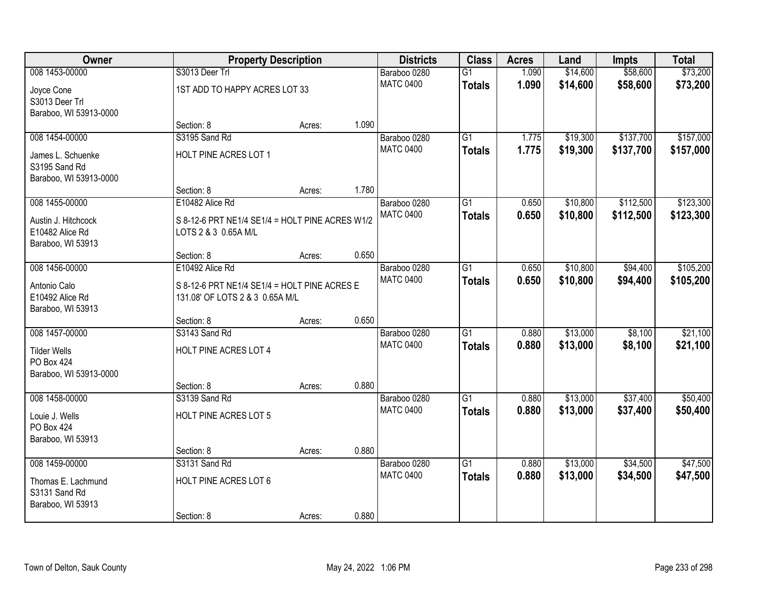| Owner | Property Description | | | Districts | Class | Acres | Land | Impts | Total |
|---|---|---|---|---|---|---|---|---|---|
| 008 1453-00000 | S3013 Deer Trl | | | Baraboo 0280 | G1 | 1.090 | $14,600 | $58,600 | $73,200 |
| Joyce Cone<br>S3013 Deer Trl<br>Baraboo, WI 53913-0000 | 1ST ADD TO HAPPY ACRES LOT 33 | | | MATC 0400 | **Totals** | **1.090** | **$14,600** | **$58,600** | **$73,200** |
| | Section: 8 | Acres: | 1.090 | | | | | | |
| 008 1454-00000 | S3195 Sand Rd | | | Baraboo 0280 | G1 | 1.775 | $19,300 | $137,700 | $157,000 |
| James L. Schuenke<br>S3195 Sand Rd<br>Baraboo, WI 53913-0000 | HOLT PINE ACRES LOT 1 | | | MATC 0400 | **Totals** | **1.775** | **$19,300** | **$137,700** | **$157,000** |
| | Section: 8 | Acres: | 1.780 | | | | | | |
| 008 1455-00000 | E10482 Alice Rd | | | Baraboo 0280 | G1 | 0.650 | $10,800 | $112,500 | $123,300 |
| Austin J. Hitchcock<br>E10482 Alice Rd<br>Baraboo, WI 53913 | S 8-12-6 PRT NE1/4 SE1/4 = HOLT PINE ACRES W1/2 LOTS 2 & 3 0.65A M/L | | | MATC 0400 | **Totals** | **0.650** | **$10,800** | **$112,500** | **$123,300** |
| | Section: 8 | Acres: | 0.650 | | | | | | |
| 008 1456-00000 | E10492 Alice Rd | | | Baraboo 0280 | G1 | 0.650 | $10,800 | $94,400 | $105,200 |
| Antonio Calo<br>E10492 Alice Rd<br>Baraboo, WI 53913 | S 8-12-6 PRT NE1/4 SE1/4 = HOLT PINE ACRES E 131.08' OF LOTS 2 & 3 0.65A M/L | | | MATC 0400 | **Totals** | **0.650** | **$10,800** | **$94,400** | **$105,200** |
| | Section: 8 | Acres: | 0.650 | | | | | | |
| 008 1457-00000 | S3143 Sand Rd | | | Baraboo 0280 | G1 | 0.880 | $13,000 | $8,100 | $21,100 |
| Tilder Wells<br>PO Box 424<br>Baraboo, WI 53913-0000 | HOLT PINE ACRES LOT 4 | | | MATC 0400 | **Totals** | **0.880** | **$13,000** | **$8,100** | **$21,100** |
| | Section: 8 | Acres: | 0.880 | | | | | | |
| 008 1458-00000 | S3139 Sand Rd | | | Baraboo 0280 | G1 | 0.880 | $13,000 | $37,400 | $50,400 |
| Louie J. Wells<br>PO Box 424<br>Baraboo, WI 53913 | HOLT PINE ACRES LOT 5 | | | MATC 0400 | **Totals** | **0.880** | **$13,000** | **$37,400** | **$50,400** |
| | Section: 8 | Acres: | 0.880 | | | | | | |
| 008 1459-00000 | S3131 Sand Rd | | | Baraboo 0280 | G1 | 0.880 | $13,000 | $34,500 | $47,500 |
| Thomas E. Lachmund<br>S3131 Sand Rd<br>Baraboo, WI 53913 | HOLT PINE ACRES LOT 6 | | | MATC 0400 | **Totals** | **0.880** | **$13,000** | **$34,500** | **$47,500** |
| | Section: 8 | Acres: | 0.880 | | | | | | |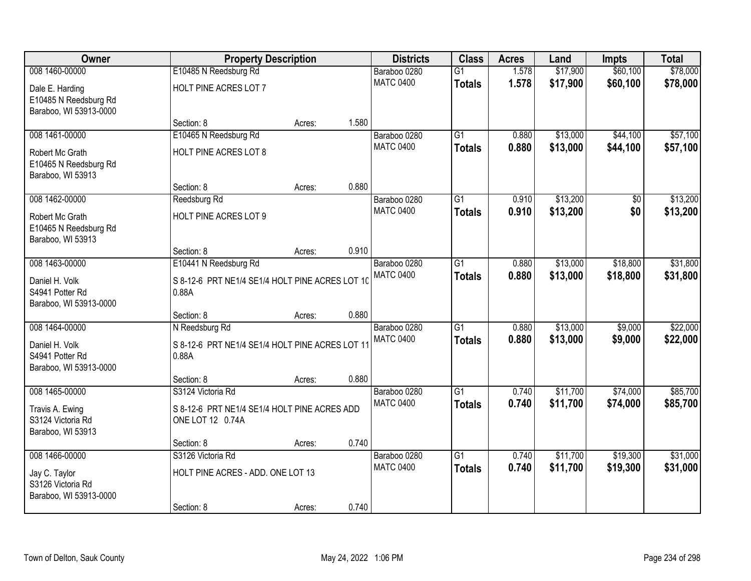| Owner | Property Description | | | Districts | Class | Acres | Land | Impts | Total |
|---|---|---|---|---|---|---|---|---|---|
| 008 1460-00000 | E10485 N Reedsburg Rd | | | Baraboo 0280 | G1 | 1.578 | $17,900 | $60,100 | $78,000 |
| Dale E. Harding<br>E10485 N Reedsburg Rd<br>Baraboo, WI 53913-0000 | HOLT PINE ACRES LOT 7 | | | MATC 0400 | **Totals** | **1.578** | **$17,900** | **$60,100** | **$78,000** |
| | Section: 8 | Acres: | 1.580 | | | | | | |
| 008 1461-00000 | E10465 N Reedsburg Rd | | | Baraboo 0280 | G1 | 0.880 | $13,000 | $44,100 | $57,100 |
| Robert Mc Grath<br>E10465 N Reedsburg Rd<br>Baraboo, WI 53913 | HOLT PINE ACRES LOT 8 | | | MATC 0400 | **Totals** | **0.880** | **$13,000** | **$44,100** | **$57,100** |
| | Section: 8 | Acres: | 0.880 | | | | | | |
| 008 1462-00000 | Reedsburg Rd | | | Baraboo 0280 | G1 | 0.910 | $13,200 | $0 | $13,200 |
| Robert Mc Grath<br>E10465 N Reedsburg Rd<br>Baraboo, WI 53913 | HOLT PINE ACRES LOT 9 | | | MATC 0400 | **Totals** | **0.910** | **$13,200** | **$0** | **$13,200** |
| | Section: 8 | Acres: | 0.910 | | | | | | |
| 008 1463-00000 | E10441 N Reedsburg Rd | | | Baraboo 0280 | G1 | 0.880 | $13,000 | $18,800 | $31,800 |
| Daniel H. Volk<br>S4941 Potter Rd<br>Baraboo, WI 53913-0000 | S 8-12-6 PRT NE1/4 SE1/4 HOLT PINE ACRES LOT 10 0.88A | | | MATC 0400 | **Totals** | **0.880** | **$13,000** | **$18,800** | **$31,800** |
| | Section: 8 | Acres: | 0.880 | | | | | | |
| 008 1464-00000 | N Reedsburg Rd | | | Baraboo 0280 | G1 | 0.880 | $13,000 | $9,000 | $22,000 |
| Daniel H. Volk<br>S4941 Potter Rd<br>Baraboo, WI 53913-0000 | S 8-12-6 PRT NE1/4 SE1/4 HOLT PINE ACRES LOT 11 0.88A | | | MATC 0400 | **Totals** | **0.880** | **$13,000** | **$9,000** | **$22,000** |
| | Section: 8 | Acres: | 0.880 | | | | | | |
| 008 1465-00000 | S3124 Victoria Rd | | | Baraboo 0280 | G1 | 0.740 | $11,700 | $74,000 | $85,700 |
| Travis A. Ewing<br>S3124 Victoria Rd<br>Baraboo, WI 53913 | S 8-12-6 PRT NE1/4 SE1/4 HOLT PINE ACRES ADD ONE LOT 12 0.74A | | | MATC 0400 | **Totals** | **0.740** | **$11,700** | **$74,000** | **$85,700** |
| | Section: 8 | Acres: | 0.740 | | | | | | |
| 008 1466-00000 | S3126 Victoria Rd | | | Baraboo 0280 | G1 | 0.740 | $11,700 | $19,300 | $31,000 |
| Jay C. Taylor<br>S3126 Victoria Rd<br>Baraboo, WI 53913-0000 | HOLT PINE ACRES - ADD. ONE LOT 13 | | | MATC 0400 | **Totals** | **0.740** | **$11,700** | **$19,300** | **$31,000** |
| | Section: 8 | Acres: | 0.740 | | | | | | |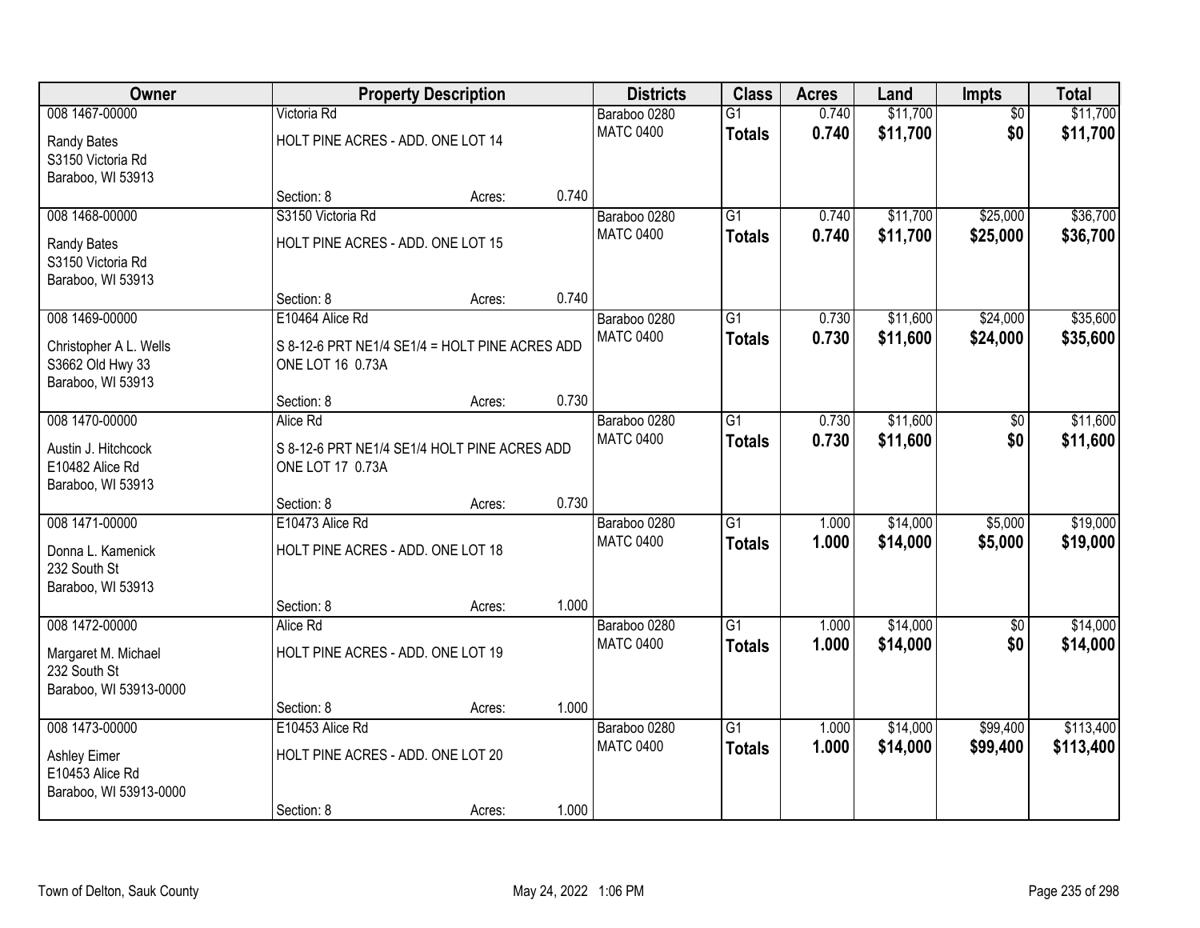| Owner | Property Description | | | Districts | Class | Acres | Land | Impts | Total |
|---|---|---|---|---|---|---|---|---|---|
| 008 1467-00000 | Victoria Rd | | | Baraboo 0280 | G1 | 0.740 | $11,700 | $0 | $11,700 |
| Randy Bates<br>S3150 Victoria Rd<br>Baraboo, WI 53913 | HOLT PINE ACRES - ADD. ONE LOT 14 | | | MATC 0400 | **Totals** | **0.740** | **$11,700** | **$0** | **$11,700** |
| | Section: 8 | Acres: | 0.740 | | | | | | |
| 008 1468-00000 | S3150 Victoria Rd | | | Baraboo 0280 | G1 | 0.740 | $11,700 | $25,000 | $36,700 |
| Randy Bates<br>S3150 Victoria Rd<br>Baraboo, WI 53913 | HOLT PINE ACRES - ADD. ONE LOT 15 | | | MATC 0400 | **Totals** | **0.740** | **$11,700** | **$25,000** | **$36,700** |
| | Section: 8 | Acres: | 0.740 | | | | | | |
| 008 1469-00000 | E10464 Alice Rd | | | Baraboo 0280 | G1 | 0.730 | $11,600 | $24,000 | $35,600 |
| Christopher A L. Wells<br>S3662 Old Hwy 33<br>Baraboo, WI 53913 | S 8-12-6 PRT NE1/4 SE1/4 = HOLT PINE ACRES ADD ONE LOT 16 0.73A | | | MATC 0400 | **Totals** | **0.730** | **$11,600** | **$24,000** | **$35,600** |
| | Section: 8 | Acres: | 0.730 | | | | | | |
| 008 1470-00000 | Alice Rd | | | Baraboo 0280 | G1 | 0.730 | $11,600 | $0 | $11,600 |
| Austin J. Hitchcock<br>E10482 Alice Rd<br>Baraboo, WI 53913 | S 8-12-6 PRT NE1/4 SE1/4 HOLT PINE ACRES ADD ONE LOT 17 0.73A | | | MATC 0400 | **Totals** | **0.730** | **$11,600** | **$0** | **$11,600** |
| | Section: 8 | Acres: | 0.730 | | | | | | |
| 008 1471-00000 | E10473 Alice Rd | | | Baraboo 0280 | G1 | 1.000 | $14,000 | $5,000 | $19,000 |
| Donna L. Kamenick<br>232 South St<br>Baraboo, WI 53913 | HOLT PINE ACRES - ADD. ONE LOT 18 | | | MATC 0400 | **Totals** | **1.000** | **$14,000** | **$5,000** | **$19,000** |
| | Section: 8 | Acres: | 1.000 | | | | | | |
| 008 1472-00000 | Alice Rd | | | Baraboo 0280 | G1 | 1.000 | $14,000 | $0 | $14,000 |
| Margaret M. Michael<br>232 South St<br>Baraboo, WI 53913-0000 | HOLT PINE ACRES - ADD. ONE LOT 19 | | | MATC 0400 | **Totals** | **1.000** | **$14,000** | **$0** | **$14,000** |
| | Section: 8 | Acres: | 1.000 | | | | | | |
| 008 1473-00000 | E10453 Alice Rd | | | Baraboo 0280 | G1 | 1.000 | $14,000 | $99,400 | $113,400 |
| Ashley Eimer<br>E10453 Alice Rd<br>Baraboo, WI 53913-0000 | HOLT PINE ACRES - ADD. ONE LOT 20 | | | MATC 0400 | **Totals** | **1.000** | **$14,000** | **$99,400** | **$113,400** |
| | Section: 8 | Acres: | 1.000 | | | | | | |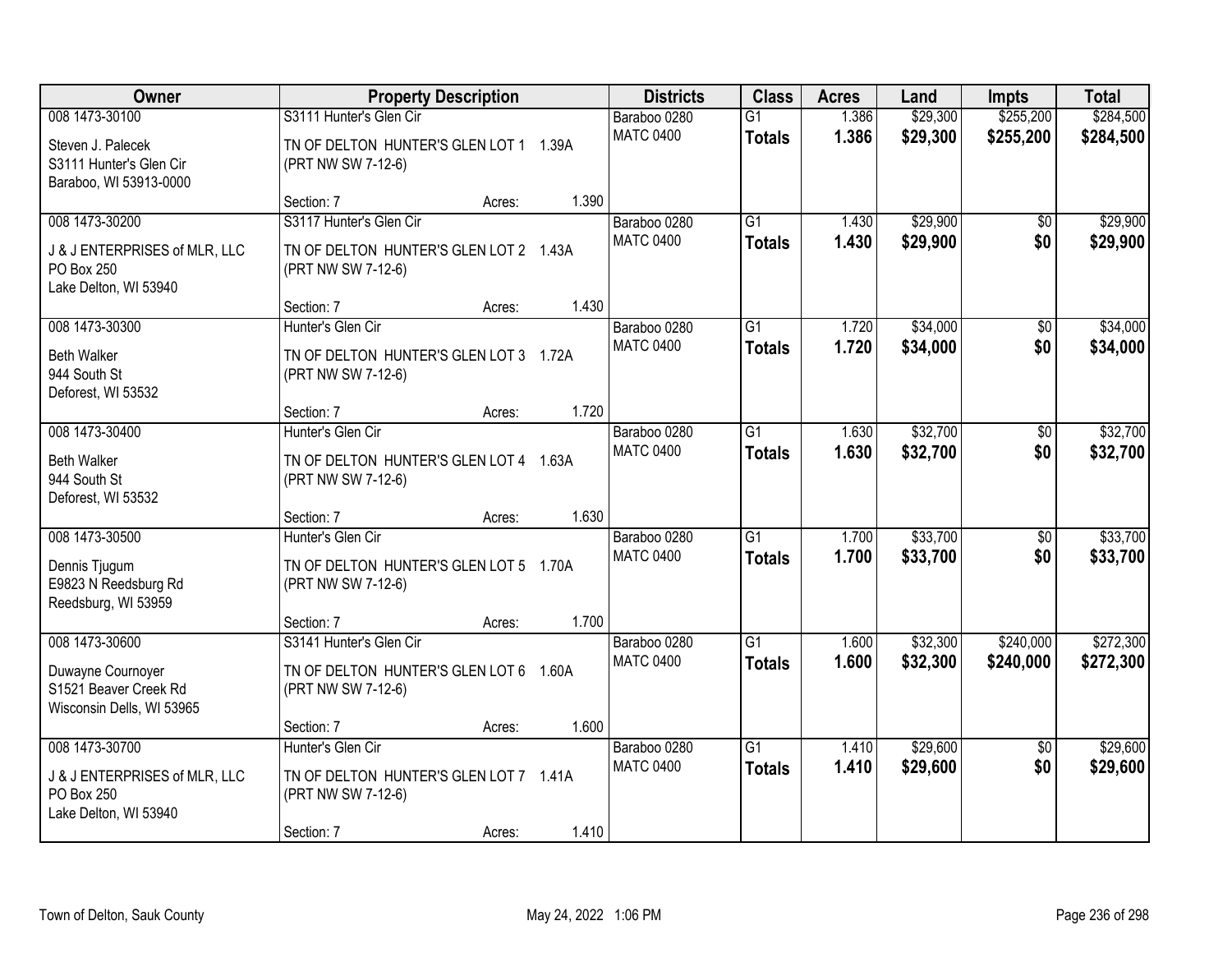| Owner | Property Description | Districts | Class | Acres | Land | Impts | Total |
|---|---|---|---|---|---|---|---|
| 008 1473-30100 | S3111 Hunter's Glen Cir | Baraboo 0280 | G1 | 1.386 | $29,300 | $255,200 | $284,500 |
| Steven J. Palecek<br>S3111 Hunter's Glen Cir<br>Baraboo, WI 53913-0000 | TN OF DELTON HUNTER'S GLEN LOT 1 1.39A (PRT NW SW 7-12-6)<br>Section: 7 Acres: 1.390 | MATC 0400 | **Totals** | **1.386** | **$29,300** | **$255,200** | **$284,500** |
| 008 1473-30200 | S3117 Hunter's Glen Cir | Baraboo 0280 | G1 | 1.430 | $29,900 | $0 | $29,900 |
| J & J ENTERPRISES of MLR, LLC<br>PO Box 250<br>Lake Delton, WI 53940 | TN OF DELTON HUNTER'S GLEN LOT 2 1.43A (PRT NW SW 7-12-6)<br>Section: 7 Acres: 1.430 | MATC 0400 | **Totals** | **1.430** | **$29,900** | **$0** | **$29,900** |
| 008 1473-30300 | Hunter's Glen Cir | Baraboo 0280 | G1 | 1.720 | $34,000 | $0 | $34,000 |
| Beth Walker<br>944 South St<br>Deforest, WI 53532 | TN OF DELTON HUNTER'S GLEN LOT 3 1.72A (PRT NW SW 7-12-6)<br>Section: 7 Acres: 1.720 | MATC 0400 | **Totals** | **1.720** | **$34,000** | **$0** | **$34,000** |
| 008 1473-30400 | Hunter's Glen Cir | Baraboo 0280 | G1 | 1.630 | $32,700 | $0 | $32,700 |
| Beth Walker<br>944 South St<br>Deforest, WI 53532 | TN OF DELTON HUNTER'S GLEN LOT 4 1.63A (PRT NW SW 7-12-6)<br>Section: 7 Acres: 1.630 | MATC 0400 | **Totals** | **1.630** | **$32,700** | **$0** | **$32,700** |
| 008 1473-30500 | Hunter's Glen Cir | Baraboo 0280 | G1 | 1.700 | $33,700 | $0 | $33,700 |
| Dennis Tjugum<br>E9823 N Reedsburg Rd<br>Reedsburg, WI 53959 | TN OF DELTON HUNTER'S GLEN LOT 5 1.70A (PRT NW SW 7-12-6)<br>Section: 7 Acres: 1.700 | MATC 0400 | **Totals** | **1.700** | **$33,700** | **$0** | **$33,700** |
| 008 1473-30600 | S3141 Hunter's Glen Cir | Baraboo 0280 | G1 | 1.600 | $32,300 | $240,000 | $272,300 |
| Duwayne Cournoyer<br>S1521 Beaver Creek Rd<br>Wisconsin Dells, WI 53965 | TN OF DELTON HUNTER'S GLEN LOT 6 1.60A (PRT NW SW 7-12-6)<br>Section: 7 Acres: 1.600 | MATC 0400 | **Totals** | **1.600** | **$32,300** | **$240,000** | **$272,300** |
| 008 1473-30700 | Hunter's Glen Cir | Baraboo 0280 | G1 | 1.410 | $29,600 | $0 | $29,600 |
| J & J ENTERPRISES of MLR, LLC<br>PO Box 250<br>Lake Delton, WI 53940 | TN OF DELTON HUNTER'S GLEN LOT 7 1.41A (PRT NW SW 7-12-6)<br>Section: 7 Acres: 1.410 | MATC 0400 | **Totals** | **1.410** | **$29,600** | **$0** | **$29,600** |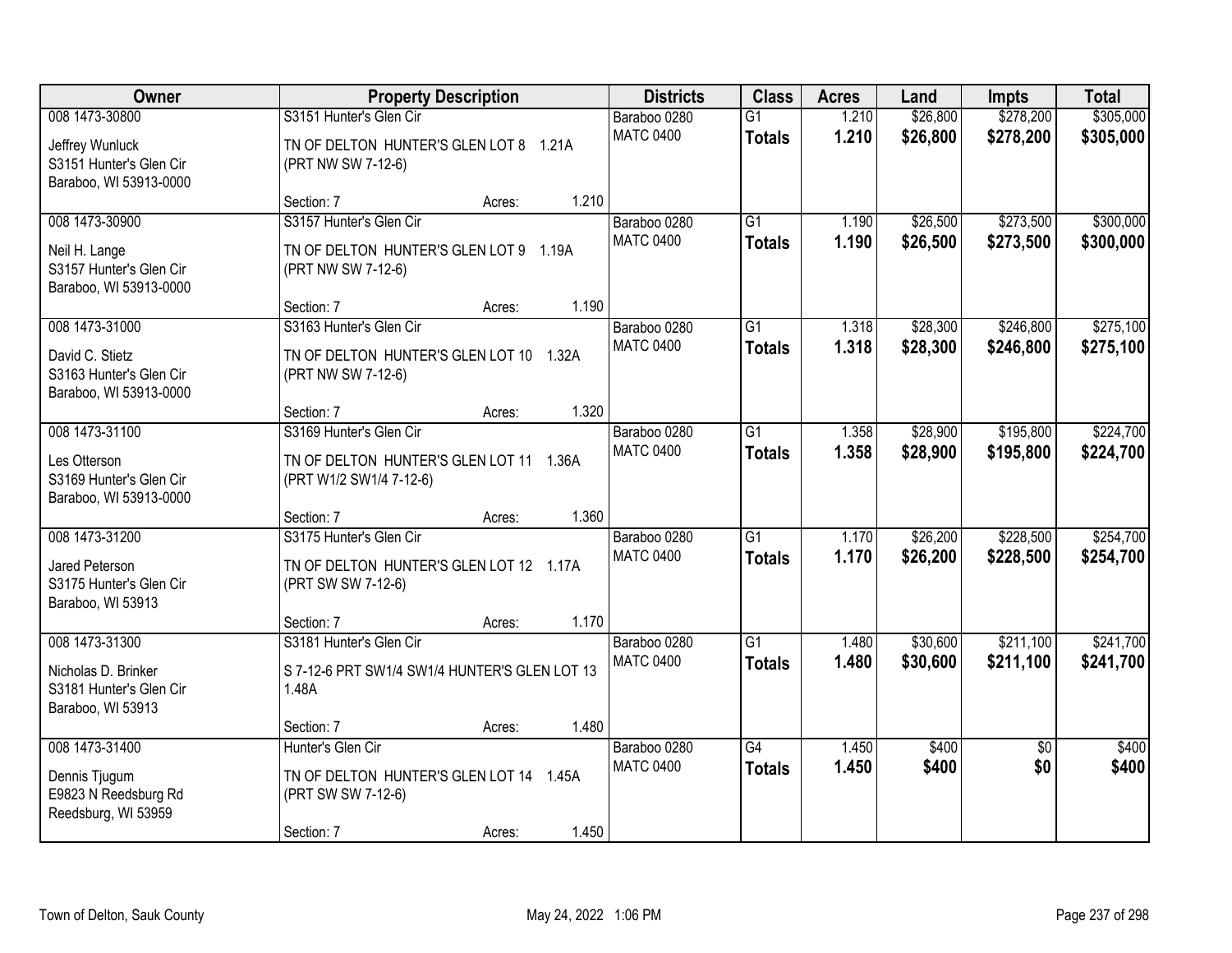| Owner | Property Description | Districts | Class | Acres | Land | Impts | Total |
|---|---|---|---|---|---|---|---|
| 008 1473-30800<br>Jeffrey Wunluck<br>S3151 Hunter's Glen Cir<br>Baraboo, WI 53913-0000 | S3151 Hunter's Glen Cir<br>TN OF DELTON HUNTER'S GLEN LOT 8 1.21A (PRT NW SW 7-12-6)<br>Section: 7 Acres: 1.210 | Baraboo 0280<br>MATC 0400 | G1<br>**Totals** | 1.210<br>**1.210** | $26,800<br>**$26,800** | $278,200<br>**$278,200** | $305,000<br>**$305,000** |
| 008 1473-30900<br>Neil H. Lange<br>S3157 Hunter's Glen Cir<br>Baraboo, WI 53913-0000 | S3157 Hunter's Glen Cir<br>TN OF DELTON HUNTER'S GLEN LOT 9 1.19A (PRT NW SW 7-12-6)<br>Section: 7 Acres: 1.190 | Baraboo 0280<br>MATC 0400 | G1<br>**Totals** | 1.190<br>**1.190** | $26,500<br>**$26,500** | $273,500<br>**$273,500** | $300,000<br>**$300,000** |
| 008 1473-31000<br>David C. Stietz<br>S3163 Hunter's Glen Cir<br>Baraboo, WI 53913-0000 | S3163 Hunter's Glen Cir<br>TN OF DELTON HUNTER'S GLEN LOT 10 1.32A (PRT NW SW 7-12-6)<br>Section: 7 Acres: 1.320 | Baraboo 0280<br>MATC 0400 | G1<br>**Totals** | 1.318<br>**1.318** | $28,300<br>**$28,300** | $246,800<br>**$246,800** | $275,100<br>**$275,100** |
| 008 1473-31100<br>Les Otterson<br>S3169 Hunter's Glen Cir<br>Baraboo, WI 53913-0000 | S3169 Hunter's Glen Cir<br>TN OF DELTON HUNTER'S GLEN LOT 11 1.36A (PRT W1/2 SW1/4 7-12-6)<br>Section: 7 Acres: 1.360 | Baraboo 0280<br>MATC 0400 | G1<br>**Totals** | 1.358<br>**1.358** | $28,900<br>**$28,900** | $195,800<br>**$195,800** | $224,700<br>**$224,700** |
| 008 1473-31200<br>Jared Peterson<br>S3175 Hunter's Glen Cir<br>Baraboo, WI 53913 | S3175 Hunter's Glen Cir<br>TN OF DELTON HUNTER'S GLEN LOT 12 1.17A (PRT SW SW 7-12-6)<br>Section: 7 Acres: 1.170 | Baraboo 0280<br>MATC 0400 | G1<br>**Totals** | 1.170<br>**1.170** | $26,200<br>**$26,200** | $228,500<br>**$228,500** | $254,700<br>**$254,700** |
| 008 1473-31300<br>Nicholas D. Brinker<br>S3181 Hunter's Glen Cir<br>Baraboo, WI 53913 | S3181 Hunter's Glen Cir<br>S 7-12-6 PRT SW1/4 SW1/4 HUNTER'S GLEN LOT 13 1.48A<br>Section: 7 Acres: 1.480 | Baraboo 0280<br>MATC 0400 | G1<br>**Totals** | 1.480<br>**1.480** | $30,600<br>**$30,600** | $211,100<br>**$211,100** | $241,700<br>**$241,700** |
| 008 1473-31400<br>Dennis Tjugum<br>E9823 N Reedsburg Rd<br>Reedsburg, WI 53959 | Hunter's Glen Cir<br>TN OF DELTON HUNTER'S GLEN LOT 14 1.45A (PRT SW SW 7-12-6)<br>Section: 7 Acres: 1.450 | Baraboo 0280<br>MATC 0400 | G4<br>**Totals** | 1.450<br>**1.450** | $400<br>**$400** | $0<br>**$0** | $400<br>**$400** |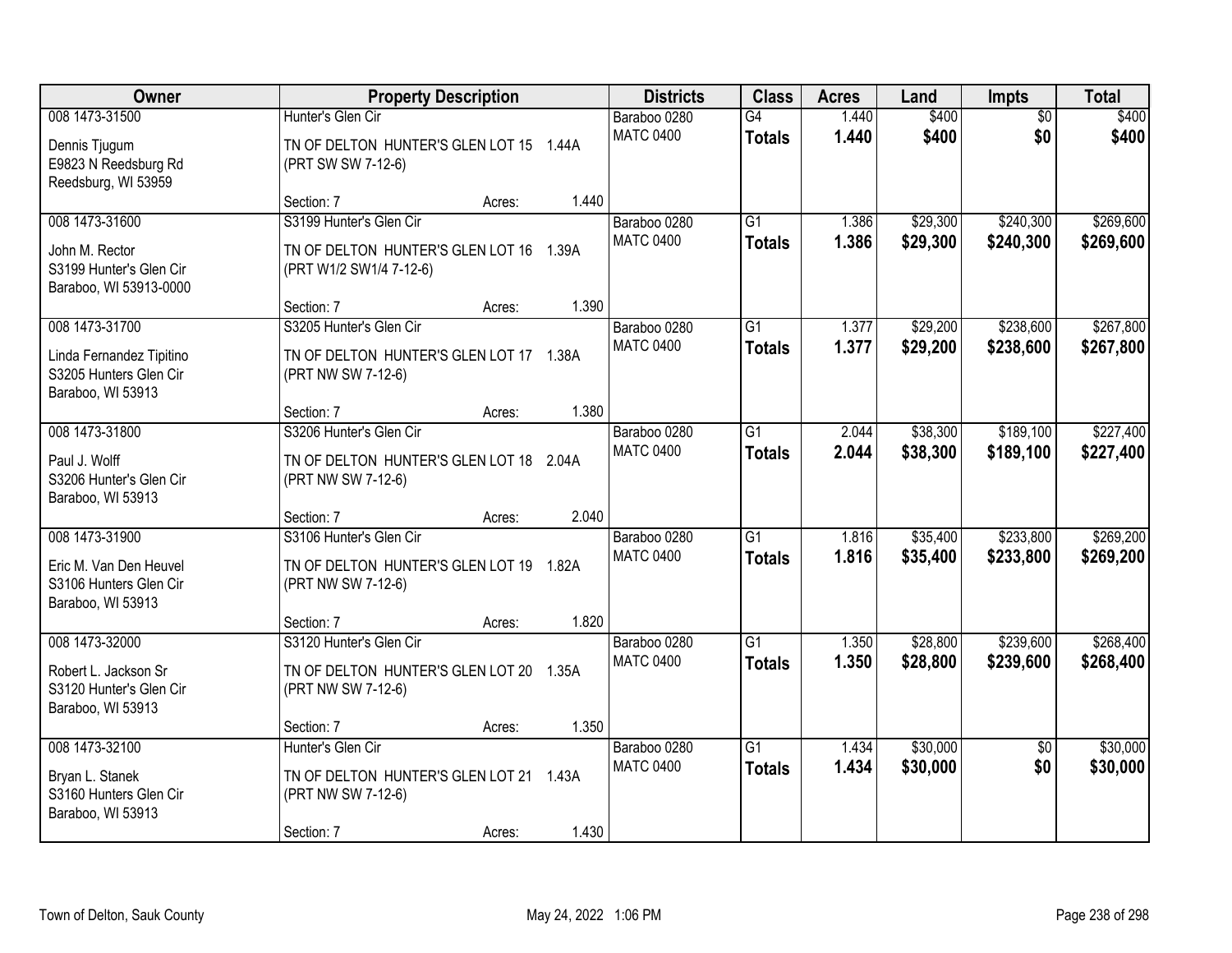| Owner | Property Description | Districts | Class | Acres | Land | Impts | Total |
|---|---|---|---|---|---|---|---|
| 008 1473-31500<br>Dennis Tjugum<br>E9823 N Reedsburg Rd<br>Reedsburg, WI 53959 | Hunter's Glen Cir<br>TN OF DELTON HUNTER'S GLEN LOT 15 1.44A (PRT SW SW 7-12-6)<br>Section: 7 Acres: 1.440 | Baraboo 0280<br>MATC 0400 | G4<br>**Totals** | 1.440<br>**1.440** | $400<br>**$400** | $0<br>**$0** | $400<br>**$400** |
| 008 1473-31600<br>John M. Rector<br>S3199 Hunter's Glen Cir<br>Baraboo, WI 53913-0000 | S3199 Hunter's Glen Cir<br>TN OF DELTON HUNTER'S GLEN LOT 16 1.39A (PRT W1/2 SW1/4 7-12-6)<br>Section: 7 Acres: 1.390 | Baraboo 0280<br>MATC 0400 | G1<br>**Totals** | 1.386<br>**1.386** | $29,300<br>**$29,300** | $240,300<br>**$240,300** | $269,600<br>**$269,600** |
| 008 1473-31700<br>Linda Fernandez Tipitino<br>S3205 Hunters Glen Cir<br>Baraboo, WI 53913 | S3205 Hunter's Glen Cir<br>TN OF DELTON HUNTER'S GLEN LOT 17 1.38A (PRT NW SW 7-12-6)<br>Section: 7 Acres: 1.380 | Baraboo 0280<br>MATC 0400 | G1<br>**Totals** | 1.377<br>**1.377** | $29,200<br>**$29,200** | $238,600<br>**$238,600** | $267,800<br>**$267,800** |
| 008 1473-31800<br>Paul J. Wolff<br>S3206 Hunter's Glen Cir<br>Baraboo, WI 53913 | S3206 Hunter's Glen Cir<br>TN OF DELTON HUNTER'S GLEN LOT 18 2.04A (PRT NW SW 7-12-6)<br>Section: 7 Acres: 2.040 | Baraboo 0280<br>MATC 0400 | G1<br>**Totals** | 2.044<br>**2.044** | $38,300<br>**$38,300** | $189,100<br>**$189,100** | $227,400<br>**$227,400** |
| 008 1473-31900<br>Eric M. Van Den Heuvel<br>S3106 Hunters Glen Cir<br>Baraboo, WI 53913 | S3106 Hunter's Glen Cir<br>TN OF DELTON HUNTER'S GLEN LOT 19 1.82A (PRT NW SW 7-12-6)<br>Section: 7 Acres: 1.820 | Baraboo 0280<br>MATC 0400 | G1<br>**Totals** | 1.816<br>**1.816** | $35,400<br>**$35,400** | $233,800<br>**$233,800** | $269,200<br>**$269,200** |
| 008 1473-32000<br>Robert L. Jackson Sr<br>S3120 Hunter's Glen Cir<br>Baraboo, WI 53913 | S3120 Hunter's Glen Cir<br>TN OF DELTON HUNTER'S GLEN LOT 20 1.35A (PRT NW SW 7-12-6)<br>Section: 7 Acres: 1.350 | Baraboo 0280<br>MATC 0400 | G1<br>**Totals** | 1.350<br>**1.350** | $28,800<br>**$28,800** | $239,600<br>**$239,600** | $268,400<br>**$268,400** |
| 008 1473-32100<br>Bryan L. Stanek<br>S3160 Hunters Glen Cir<br>Baraboo, WI 53913 | Hunter's Glen Cir<br>TN OF DELTON HUNTER'S GLEN LOT 21 1.43A (PRT NW SW 7-12-6)<br>Section: 7 Acres: 1.430 | Baraboo 0280<br>MATC 0400 | G1<br>**Totals** | 1.434<br>**1.434** | $30,000<br>**$30,000** | $0<br>**$0** | $30,000<br>**$30,000** |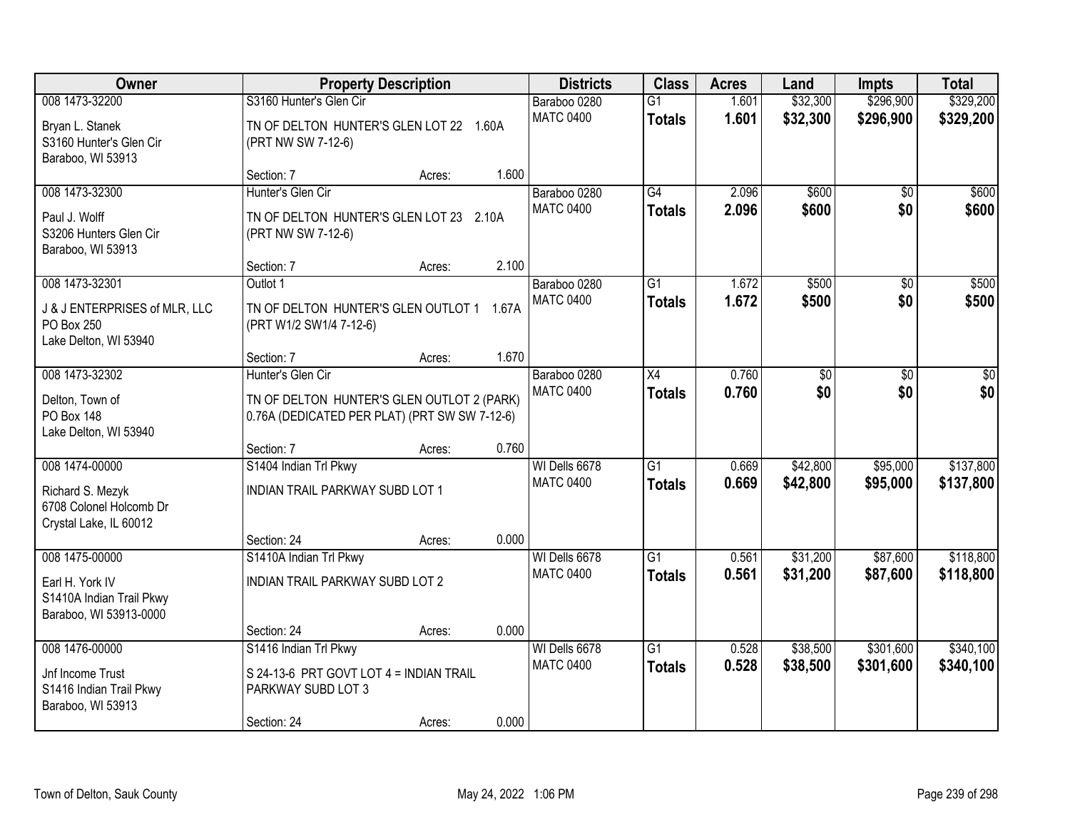| Owner | Property Description | Districts | Class | Acres | Land | Impts | Total |
|---|---|---|---|---|---|---|---|
| 008 1473-32200<br>Bryan L. Stanek<br>S3160 Hunter's Glen Cir<br>Baraboo, WI 53913 | S3160 Hunter's Glen Cir<br>TN OF DELTON HUNTER'S GLEN LOT 22 1.60A (PRT NW SW 7-12-6)<br>Section: 7 Acres: 1.600 | Baraboo 0280<br>MATC 0400 | G1<br>**Totals** | 1.601<br>**1.601** | $32,300<br>**$32,300** | $296,900<br>**$296,900** | $329,200<br>**$329,200** |
| 008 1473-32300<br>Paul J. Wolff<br>S3206 Hunters Glen Cir<br>Baraboo, WI 53913 | Hunter's Glen Cir<br>TN OF DELTON HUNTER'S GLEN LOT 23 2.10A (PRT NW SW 7-12-6)<br>Section: 7 Acres: 2.100 | Baraboo 0280<br>MATC 0400 | G4<br>**Totals** | 2.096<br>**2.096** | $600<br>**$600** | $0<br>**$0** | $600<br>**$600** |
| 008 1473-32301<br>J & J ENTERPRISES of MLR, LLC<br>PO Box 250<br>Lake Delton, WI 53940 | Outlot 1<br>TN OF DELTON HUNTER'S GLEN OUTLOT 1 1.67A (PRT W1/2 SW1/4 7-12-6)<br>Section: 7 Acres: 1.670 | Baraboo 0280<br>MATC 0400 | G1<br>**Totals** | 1.672<br>**1.672** | $500<br>**$500** | $0<br>**$0** | $500<br>**$500** |
| 008 1473-32302<br>Delton, Town of<br>PO Box 148<br>Lake Delton, WI 53940 | Hunter's Glen Cir<br>TN OF DELTON HUNTER'S GLEN OUTLOT 2 (PARK) 0.76A (DEDICATED PER PLAT) (PRT SW SW 7-12-6)<br>Section: 7 Acres: 0.760 | Baraboo 0280<br>MATC 0400 | X4<br>**Totals** | 0.760<br>**0.760** | $0<br>**$0** | $0<br>**$0** | $0<br>**$0** |
| 008 1474-00000<br>Richard S. Mezyk<br>6708 Colonel Holcomb Dr<br>Crystal Lake, IL 60012 | S1404 Indian Trl Pkwy<br>INDIAN TRAIL PARKWAY SUBD LOT 1<br>Section: 24 Acres: 0.000 | WI Dells 6678<br>MATC 0400 | G1<br>**Totals** | 0.669<br>**0.669** | $42,800<br>**$42,800** | $95,000<br>**$95,000** | $137,800<br>**$137,800** |
| 008 1475-00000<br>Earl H. York IV<br>S1410A Indian Trail Pkwy<br>Baraboo, WI 53913-0000 | S1410A Indian Trl Pkwy<br>INDIAN TRAIL PARKWAY SUBD LOT 2<br>Section: 24 Acres: 0.000 | WI Dells 6678<br>MATC 0400 | G1<br>**Totals** | 0.561<br>**0.561** | $31,200<br>**$31,200** | $87,600<br>**$87,600** | $118,800<br>**$118,800** |
| 008 1476-00000<br>Jnf Income Trust<br>S1416 Indian Trail Pkwy<br>Baraboo, WI 53913 | S1416 Indian Trl Pkwy<br>S 24-13-6 PRT GOVT LOT 4 = INDIAN TRAIL PARKWAY SUBD LOT 3<br>Section: 24 Acres: 0.000 | WI Dells 6678<br>MATC 0400 | G1<br>**Totals** | 0.528<br>**0.528** | $38,500<br>**$38,500** | $301,600<br>**$301,600** | $340,100<br>**$340,100** |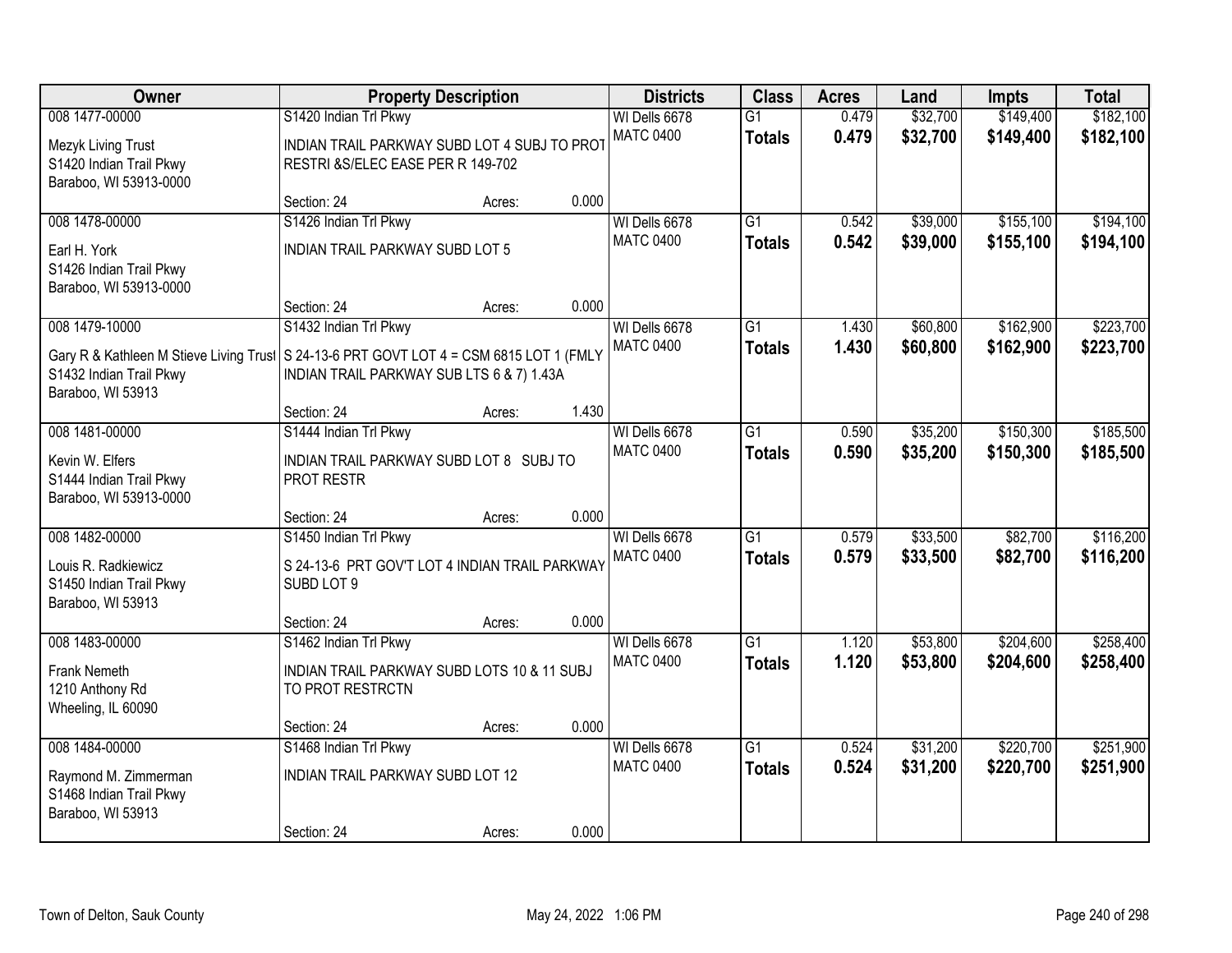| Owner | Property Description | Districts | Class | Acres | Land | Impts | Total |
|---|---|---|---|---|---|---|---|
| 008 1477-00000<br>Mezyk Living Trust<br>S1420 Indian Trail Pkwy<br>Baraboo, WI 53913-0000 | S1420 Indian Trl Pkwy<br>INDIAN TRAIL PARKWAY SUBD LOT 4 SUBJ TO PROT RESTRI &S/ELEC EASE PER R 149-702<br>Section: 24 Acres: 0.000 | WI Dells 6678<br>MATC 0400 | G1<br>**Totals** | 0.479<br>**0.479** | $32,700<br>**$32,700** | $149,400<br>**$149,400** | $182,100<br>**$182,100** |
| 008 1478-00000<br>Earl H. York<br>S1426 Indian Trail Pkwy<br>Baraboo, WI 53913-0000 | S1426 Indian Trl Pkwy<br>INDIAN TRAIL PARKWAY SUBD LOT 5<br>Section: 24 Acres: 0.000 | WI Dells 6678<br>MATC 0400 | G1<br>**Totals** | 0.542<br>**0.542** | $39,000<br>**$39,000** | $155,100<br>**$155,100** | $194,100<br>**$194,100** |
| 008 1479-10000<br>Gary R & Kathleen M Stieve Living Trust<br>S1432 Indian Trail Pkwy<br>Baraboo, WI 53913 | S1432 Indian Trl Pkwy<br>S 24-13-6 PRT GOVT LOT 4 = CSM 6815 LOT 1 (FMLY INDIAN TRAIL PARKWAY SUB LTS 6 & 7) 1.43A<br>Section: 24 Acres: 1.430 | WI Dells 6678<br>MATC 0400 | G1<br>**Totals** | 1.430<br>**1.430** | $60,800<br>**$60,800** | $162,900<br>**$162,900** | $223,700<br>**$223,700** |
| 008 1481-00000<br>Kevin W. Elfers<br>S1444 Indian Trail Pkwy<br>Baraboo, WI 53913-0000 | S1444 Indian Trl Pkwy<br>INDIAN TRAIL PARKWAY SUBD LOT 8 SUBJ TO PROT RESTR<br>Section: 24 Acres: 0.000 | WI Dells 6678<br>MATC 0400 | G1<br>**Totals** | 0.590<br>**0.590** | $35,200<br>**$35,200** | $150,300<br>**$150,300** | $185,500<br>**$185,500** |
| 008 1482-00000<br>Louis R. Radkiewicz<br>S1450 Indian Trail Pkwy<br>Baraboo, WI 53913 | S1450 Indian Trl Pkwy<br>S 24-13-6 PRT GOV'T LOT 4 INDIAN TRAIL PARKWAY SUBD LOT 9<br>Section: 24 Acres: 0.000 | WI Dells 6678<br>MATC 0400 | G1<br>**Totals** | 0.579<br>**0.579** | $33,500<br>**$33,500** | $82,700<br>**$82,700** | $116,200<br>**$116,200** |
| 008 1483-00000<br>Frank Nemeth<br>1210 Anthony Rd<br>Wheeling, IL 60090 | S1462 Indian Trl Pkwy<br>INDIAN TRAIL PARKWAY SUBD LOTS 10 & 11 SUBJ TO PROT RESTRCTN<br>Section: 24 Acres: 0.000 | WI Dells 6678<br>MATC 0400 | G1<br>**Totals** | 1.120<br>**1.120** | $53,800<br>**$53,800** | $204,600<br>**$204,600** | $258,400<br>**$258,400** |
| 008 1484-00000<br>Raymond M. Zimmerman<br>S1468 Indian Trail Pkwy<br>Baraboo, WI 53913 | S1468 Indian Trl Pkwy<br>INDIAN TRAIL PARKWAY SUBD LOT 12<br>Section: 24 Acres: 0.000 | WI Dells 6678<br>MATC 0400 | G1<br>**Totals** | 0.524<br>**0.524** | $31,200<br>**$31,200** | $220,700<br>**$220,700** | $251,900<br>**$251,900** |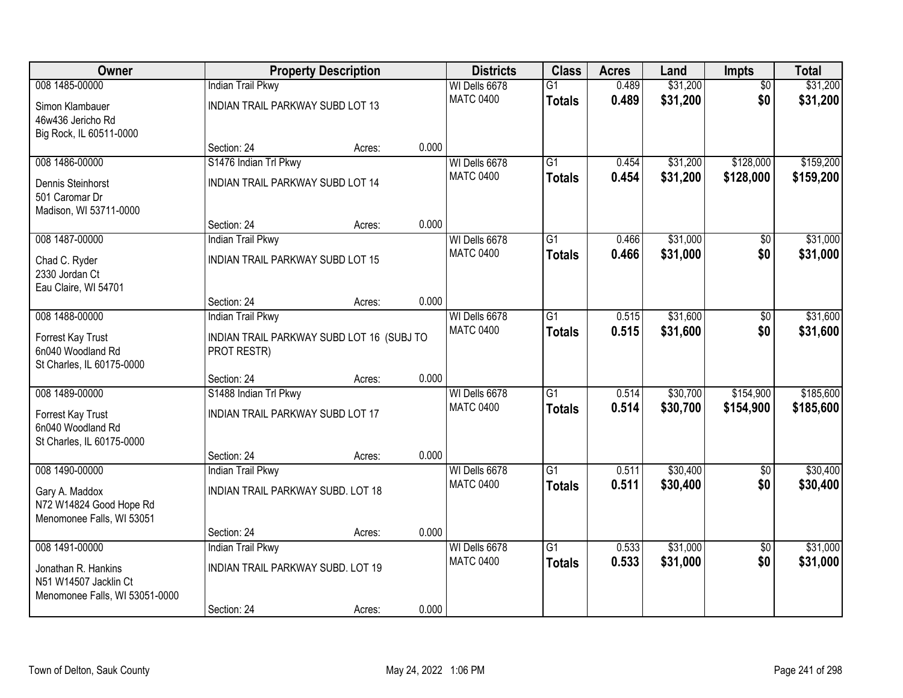| Owner | Property Description | | | Districts | Class | Acres | Land | Impts | Total |
|---|---|---|---|---|---|---|---|---|---|
| 008 1485-00000 | Indian Trail Pkwy | | | WI Dells 6678 | G1 | 0.489 | $31,200 | $0 | $31,200 |
| Simon Klambauer<br>46w436 Jericho Rd<br>Big Rock, IL 60511-0000 | INDIAN TRAIL PARKWAY SUBD LOT 13 | | | MATC 0400 | **Totals** | **0.489** | **$31,200** | **$0** | **$31,200** |
| | Section: 24 | Acres: | 0.000 | | | | | | |
| 008 1486-00000 | S1476 Indian Trl Pkwy | | | WI Dells 6678 | G1 | 0.454 | $31,200 | $128,000 | $159,200 |
| Dennis Steinhorst<br>501 Caromar Dr<br>Madison, WI 53711-0000 | INDIAN TRAIL PARKWAY SUBD LOT 14 | | | MATC 0400 | **Totals** | **0.454** | **$31,200** | **$128,000** | **$159,200** |
| | Section: 24 | Acres: | 0.000 | | | | | | |
| 008 1487-00000 | Indian Trail Pkwy | | | WI Dells 6678 | G1 | 0.466 | $31,000 | $0 | $31,000 |
| Chad C. Ryder<br>2330 Jordan Ct<br>Eau Claire, WI 54701 | INDIAN TRAIL PARKWAY SUBD LOT 15 | | | MATC 0400 | **Totals** | **0.466** | **$31,000** | **$0** | **$31,000** |
| | Section: 24 | Acres: | 0.000 | | | | | | |
| 008 1488-00000 | Indian Trail Pkwy | | | WI Dells 6678 | G1 | 0.515 | $31,600 | $0 | $31,600 |
| Forrest Kay Trust<br>6n040 Woodland Rd<br>St Charles, IL 60175-0000 | INDIAN TRAIL PARKWAY SUBD LOT 16 (SUBJ TO PROT RESTR) | | | MATC 0400 | **Totals** | **0.515** | **$31,600** | **$0** | **$31,600** |
| | Section: 24 | Acres: | 0.000 | | | | | | |
| 008 1489-00000 | S1488 Indian Trl Pkwy | | | WI Dells 6678 | G1 | 0.514 | $30,700 | $154,900 | $185,600 |
| Forrest Kay Trust<br>6n040 Woodland Rd<br>St Charles, IL 60175-0000 | INDIAN TRAIL PARKWAY SUBD LOT 17 | | | MATC 0400 | **Totals** | **0.514** | **$30,700** | **$154,900** | **$185,600** |
| | Section: 24 | Acres: | 0.000 | | | | | | |
| 008 1490-00000 | Indian Trail Pkwy | | | WI Dells 6678 | G1 | 0.511 | $30,400 | $0 | $30,400 |
| Gary A. Maddox<br>N72 W14824 Good Hope Rd<br>Menomonee Falls, WI 53051 | INDIAN TRAIL PARKWAY SUBD. LOT 18 | | | MATC 0400 | **Totals** | **0.511** | **$30,400** | **$0** | **$30,400** |
| | Section: 24 | Acres: | 0.000 | | | | | | |
| 008 1491-00000 | Indian Trail Pkwy | | | WI Dells 6678 | G1 | 0.533 | $31,000 | $0 | $31,000 |
| Jonathan R. Hankins<br>N51 W14507 Jacklin Ct<br>Menomonee Falls, WI 53051-0000 | INDIAN TRAIL PARKWAY SUBD. LOT 19 | | | MATC 0400 | **Totals** | **0.533** | **$31,000** | **$0** | **$31,000** |
| | Section: 24 | Acres: | 0.000 | | | | | | |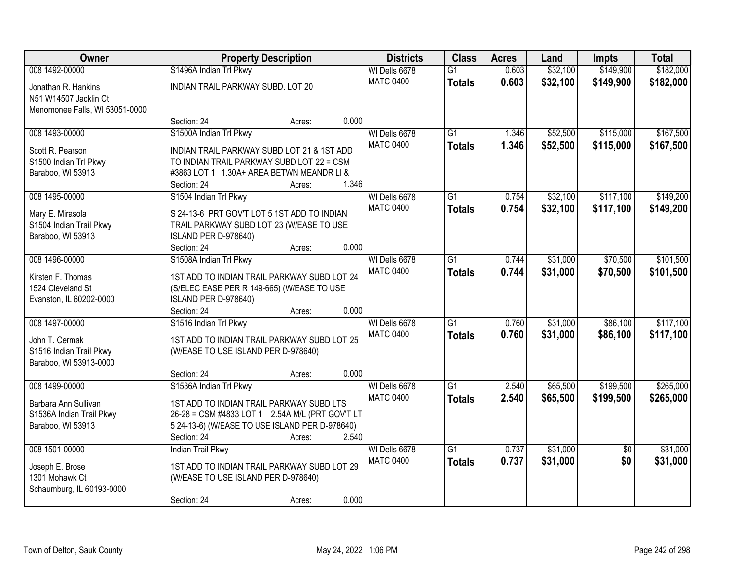| Owner | Property Description | Districts | Class | Acres | Land | Impts | Total |
|---|---|---|---|---|---|---|---|
| 008 1492-00000<br>Jonathan R. Hankins<br>N51 W14507 Jacklin Ct<br>Menomonee Falls, WI 53051-0000 | S1496A Indian Trl Pkwy<br>INDIAN TRAIL PARKWAY SUBD. LOT 20<br>Section: 24 Acres: 0.000 | WI Dells 6678<br>MATC 0400 | G1<br>**Totals** | 0.603<br>**0.603** | $32,100<br>**$32,100** | $149,900<br>**$149,900** | $182,000<br>**$182,000** |
| 008 1493-00000<br>Scott R. Pearson<br>S1500 Indian Trl Pkwy<br>Baraboo, WI 53913 | S1500A Indian Trl Pkwy<br>INDIAN TRAIL PARKWAY SUBD LOT 21 & 1ST ADD TO INDIAN TRAIL PARKWAY SUBD LOT 22 = CSM #3863 LOT 1 1.30A+ AREA BETWN MEANDR LI &<br>Section: 24 Acres: 1.346 | WI Dells 6678<br>MATC 0400 | G1<br>**Totals** | 1.346<br>**1.346** | $52,500<br>**$52,500** | $115,000<br>**$115,000** | $167,500<br>**$167,500** |
| 008 1495-00000<br>Mary E. Mirasola<br>S1504 Indian Trail Pkwy<br>Baraboo, WI 53913 | S1504 Indian Trl Pkwy<br>S 24-13-6 PRT GOV'T LOT 5 1ST ADD TO INDIAN TRAIL PARKWAY SUBD LOT 23 (W/EASE TO USE ISLAND PER D-978640)<br>Section: 24 Acres: 0.000 | WI Dells 6678<br>MATC 0400 | G1<br>**Totals** | 0.754<br>**0.754** | $32,100<br>**$32,100** | $117,100<br>**$117,100** | $149,200<br>**$149,200** |
| 008 1496-00000<br>Kirsten F. Thomas<br>1524 Cleveland St<br>Evanston, IL 60202-0000 | S1508A Indian Trl Pkwy<br>1ST ADD TO INDIAN TRAIL PARKWAY SUBD LOT 24 (S/ELEC EASE PER R 149-665) (W/EASE TO USE ISLAND PER D-978640)<br>Section: 24 Acres: 0.000 | WI Dells 6678<br>MATC 0400 | G1<br>**Totals** | 0.744<br>**0.744** | $31,000<br>**$31,000** | $70,500<br>**$70,500** | $101,500<br>**$101,500** |
| 008 1497-00000<br>John T. Cermak<br>S1516 Indian Trail Pkwy<br>Baraboo, WI 53913-0000 | S1516 Indian Trl Pkwy<br>1ST ADD TO INDIAN TRAIL PARKWAY SUBD LOT 25 (W/EASE TO USE ISLAND PER D-978640)<br>Section: 24 Acres: 0.000 | WI Dells 6678<br>MATC 0400 | G1<br>**Totals** | 0.760<br>**0.760** | $31,000<br>**$31,000** | $86,100<br>**$86,100** | $117,100<br>**$117,100** |
| 008 1499-00000<br>Barbara Ann Sullivan<br>S1536A Indian Trail Pkwy<br>Baraboo, WI 53913 | S1536A Indian Trl Pkwy<br>1ST ADD TO INDIAN TRAIL PARKWAY SUBD LTS 26-28 = CSM #4833 LOT 1 2.54A M/L (PRT GOV'T LT 5 24-13-6) (W/EASE TO USE ISLAND PER D-978640)<br>Section: 24 Acres: 2.540 | WI Dells 6678<br>MATC 0400 | G1<br>**Totals** | 2.540<br>**2.540** | $65,500<br>**$65,500** | $199,500<br>**$199,500** | $265,000<br>**$265,000** |
| 008 1501-00000<br>Joseph E. Brose<br>1301 Mohawk Ct<br>Schaumburg, IL 60193-0000 | Indian Trail Pkwy<br>1ST ADD TO INDIAN TRAIL PARKWAY SUBD LOT 29 (W/EASE TO USE ISLAND PER D-978640)<br>Section: 24 Acres: 0.000 | WI Dells 6678<br>MATC 0400 | G1<br>**Totals** | 0.737<br>**0.737** | $31,000<br>**$31,000** | $0<br>**$0** | $31,000<br>**$31,000** |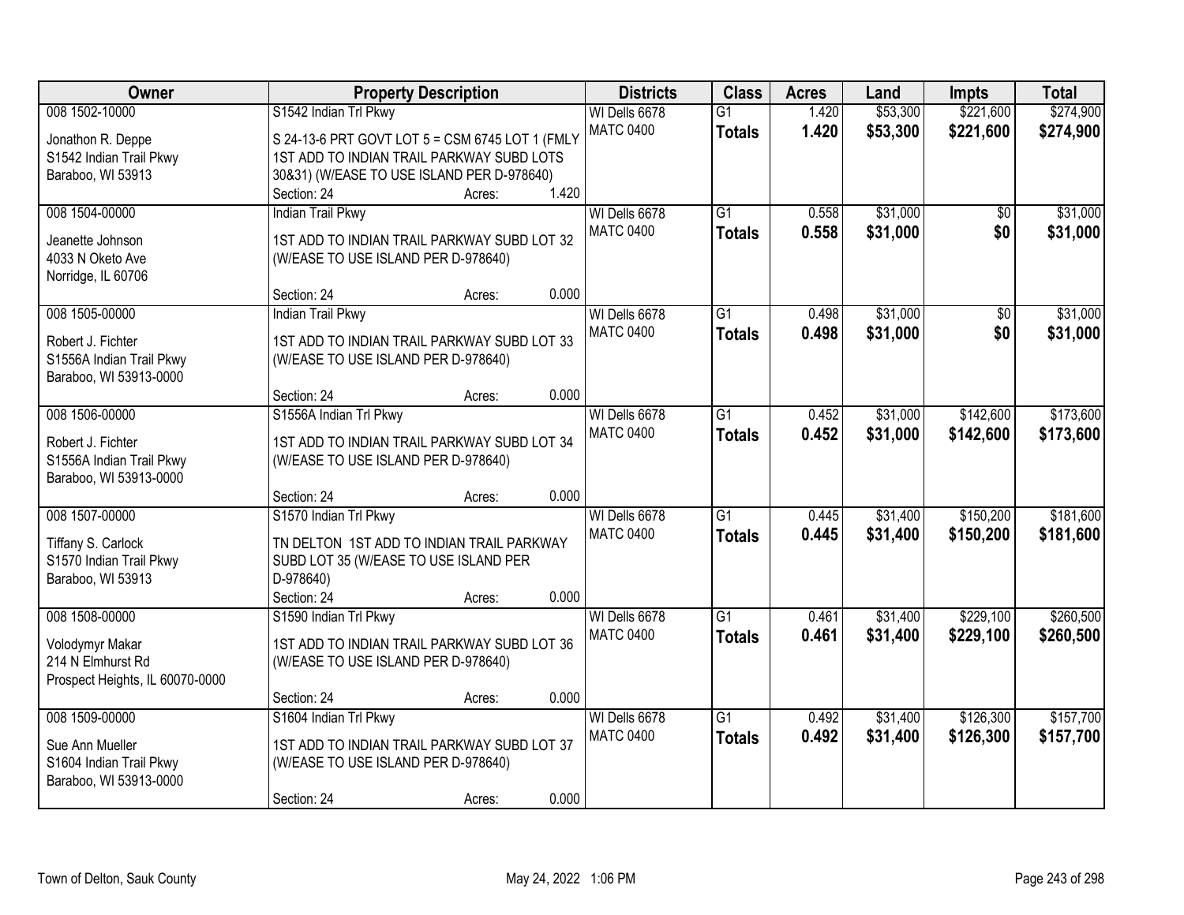| Owner | Property Description | Districts | Class | Acres | Land | Impts | Total |
|---|---|---|---|---|---|---|---|
| 008 1502-10000<br>Jonathon R. Deppe<br>S1542 Indian Trail Pkwy<br>Baraboo, WI 53913 | S1542 Indian Trl Pkwy<br>S 24-13-6 PRT GOVT LOT 5 = CSM 6745 LOT 1 (FMLY 1ST ADD TO INDIAN TRAIL PARKWAY SUBD LOTS 30&31) (W/EASE TO USE ISLAND PER D-978640)<br>Section: 24 Acres: 1.420 | WI Dells 6678<br>MATC 0400 | G1<br>**Totals** | 1.420<br>**1.420** | $53,300<br>**$53,300** | $221,600<br>**$221,600** | $274,900<br>**$274,900** |
| 008 1504-00000<br>Jeanette Johnson<br>4033 N Oketo Ave<br>Norridge, IL 60706 | Indian Trail Pkwy<br>1ST ADD TO INDIAN TRAIL PARKWAY SUBD LOT 32 (W/EASE TO USE ISLAND PER D-978640)<br>Section: 24 Acres: 0.000 | WI Dells 6678<br>MATC 0400 | G1<br>**Totals** | 0.558<br>**0.558** | $31,000<br>**$31,000** | $0<br>**$0** | $31,000<br>**$31,000** |
| 008 1505-00000<br>Robert J. Fichter<br>S1556A Indian Trail Pkwy<br>Baraboo, WI 53913-0000 | Indian Trail Pkwy<br>1ST ADD TO INDIAN TRAIL PARKWAY SUBD LOT 33 (W/EASE TO USE ISLAND PER D-978640)<br>Section: 24 Acres: 0.000 | WI Dells 6678<br>MATC 0400 | G1<br>**Totals** | 0.498<br>**0.498** | $31,000<br>**$31,000** | $0<br>**$0** | $31,000<br>**$31,000** |
| 008 1506-00000<br>Robert J. Fichter<br>S1556A Indian Trail Pkwy<br>Baraboo, WI 53913-0000 | S1556A Indian Trl Pkwy<br>1ST ADD TO INDIAN TRAIL PARKWAY SUBD LOT 34 (W/EASE TO USE ISLAND PER D-978640)<br>Section: 24 Acres: 0.000 | WI Dells 6678<br>MATC 0400 | G1<br>**Totals** | 0.452<br>**0.452** | $31,000<br>**$31,000** | $142,600<br>**$142,600** | $173,600<br>**$173,600** |
| 008 1507-00000<br>Tiffany S. Carlock<br>S1570 Indian Trail Pkwy<br>Baraboo, WI 53913 | S1570 Indian Trl Pkwy<br>TN DELTON 1ST ADD TO INDIAN TRAIL PARKWAY SUBD LOT 35 (W/EASE TO USE ISLAND PER D-978640)<br>Section: 24 Acres: 0.000 | WI Dells 6678<br>MATC 0400 | G1<br>**Totals** | 0.445<br>**0.445** | $31,400<br>**$31,400** | $150,200<br>**$150,200** | $181,600<br>**$181,600** |
| 008 1508-00000<br>Volodymyr Makar<br>214 N Elmhurst Rd<br>Prospect Heights, IL 60070-0000 | S1590 Indian Trl Pkwy<br>1ST ADD TO INDIAN TRAIL PARKWAY SUBD LOT 36 (W/EASE TO USE ISLAND PER D-978640)<br>Section: 24 Acres: 0.000 | WI Dells 6678<br>MATC 0400 | G1<br>**Totals** | 0.461<br>**0.461** | $31,400<br>**$31,400** | $229,100<br>**$229,100** | $260,500<br>**$260,500** |
| 008 1509-00000<br>Sue Ann Mueller<br>S1604 Indian Trail Pkwy<br>Baraboo, WI 53913-0000 | S1604 Indian Trl Pkwy<br>1ST ADD TO INDIAN TRAIL PARKWAY SUBD LOT 37 (W/EASE TO USE ISLAND PER D-978640)<br>Section: 24 Acres: 0.000 | WI Dells 6678<br>MATC 0400 | G1<br>**Totals** | 0.492<br>**0.492** | $31,400<br>**$31,400** | $126,300<br>**$126,300** | $157,700<br>**$157,700** |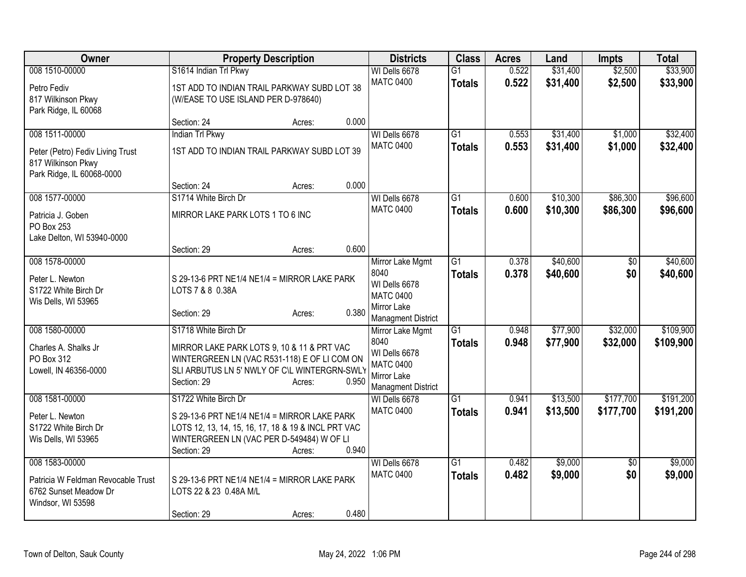| Owner | Property Description | Districts | Class | Acres | Land | Impts | Total |
|---|---|---|---|---|---|---|---|
| 008 1510-00000<br>Petro Fediv<br>817 Wilkinson Pkwy<br>Park Ridge, IL 60068 | S1614 Indian Trl Pkwy<br>1ST ADD TO INDIAN TRAIL PARKWAY SUBD LOT 38 (W/EASE TO USE ISLAND PER D-978640)<br>Section: 24 Acres: 0.000 | WI Dells 6678<br>MATC 0400 | G1<br>**Totals** | 0.522<br>**0.522** | $31,400<br>**$31,400** | $2,500<br>**$2,500** | $33,900<br>**$33,900** |
| 008 1511-00000<br>Peter (Petro) Fediv Living Trust<br>817 Wilkinson Pkwy<br>Park Ridge, IL 60068-0000 | Indian Trl Pkwy<br>1ST ADD TO INDIAN TRAIL PARKWAY SUBD LOT 39<br>Section: 24 Acres: 0.000 | WI Dells 6678<br>MATC 0400 | G1<br>**Totals** | 0.553<br>**0.553** | $31,400<br>**$31,400** | $1,000<br>**$1,000** | $32,400<br>**$32,400** |
| 008 1577-00000<br>Patricia J. Goben<br>PO Box 253<br>Lake Delton, WI 53940-0000 | S1714 White Birch Dr<br>MIRROR LAKE PARK LOTS 1 TO 6 INC<br>Section: 29 Acres: 0.600 | WI Dells 6678<br>MATC 0400 | G1<br>**Totals** | 0.600<br>**0.600** | $10,300<br>**$10,300** | $86,300<br>**$86,300** | $96,600<br>**$96,600** |
| 008 1578-00000<br>Peter L. Newton<br>S1722 White Birch Dr<br>Wis Dells, WI 53965 | S 29-13-6 PRT NE1/4 NE1/4 = MIRROR LAKE PARK LOTS 7 & 8 0.38A<br>Section: 29 Acres: 0.380 | Mirror Lake Mgmt 8040<br>WI Dells 6678<br>MATC 0400<br>Mirror Lake Managment District | G1<br>**Totals** | 0.378<br>**0.378** | $40,600<br>**$40,600** | $0<br>**$0** | $40,600<br>**$40,600** |
| 008 1580-00000<br>Charles A. Shalks Jr<br>PO Box 312<br>Lowell, IN 46356-0000 | S1718 White Birch Dr<br>MIRROR LAKE PARK LOTS 9, 10 & 11 & PRT VAC WINTERGREEN LN (VAC R531-118) E OF LI COM ON SLI ARBUTUS LN 5' NWLY OF C\L WINTERGRN-SWLY<br>Section: 29 Acres: 0.950 | Mirror Lake Mgmt 8040<br>WI Dells 6678<br>MATC 0400<br>Mirror Lake Managment District | G1<br>**Totals** | 0.948<br>**0.948** | $77,900<br>**$77,900** | $32,000<br>**$32,000** | $109,900<br>**$109,900** |
| 008 1581-00000<br>Peter L. Newton<br>S1722 White Birch Dr<br>Wis Dells, WI 53965 | S1722 White Birch Dr<br>S 29-13-6 PRT NE1/4 NE1/4 = MIRROR LAKE PARK LOTS 12, 13, 14, 15, 16, 17, 18 & 19 & INCL PRT VAC WINTERGREEN LN (VAC PER D-549484) W OF LI<br>Section: 29 Acres: 0.940 | WI Dells 6678<br>MATC 0400 | G1<br>**Totals** | 0.941<br>**0.941** | $13,500<br>**$13,500** | $177,700<br>**$177,700** | $191,200<br>**$191,200** |
| 008 1583-00000<br>Patricia W Feldman Revocable Trust<br>6762 Sunset Meadow Dr<br>Windsor, WI 53598 | S 29-13-6 PRT NE1/4 NE1/4 = MIRROR LAKE PARK LOTS 22 & 23 0.48A M/L<br>Section: 29 Acres: 0.480 | WI Dells 6678<br>MATC 0400 | G1<br>**Totals** | 0.482<br>**0.482** | $9,000<br>**$9,000** | $0<br>**$0** | $9,000<br>**$9,000** |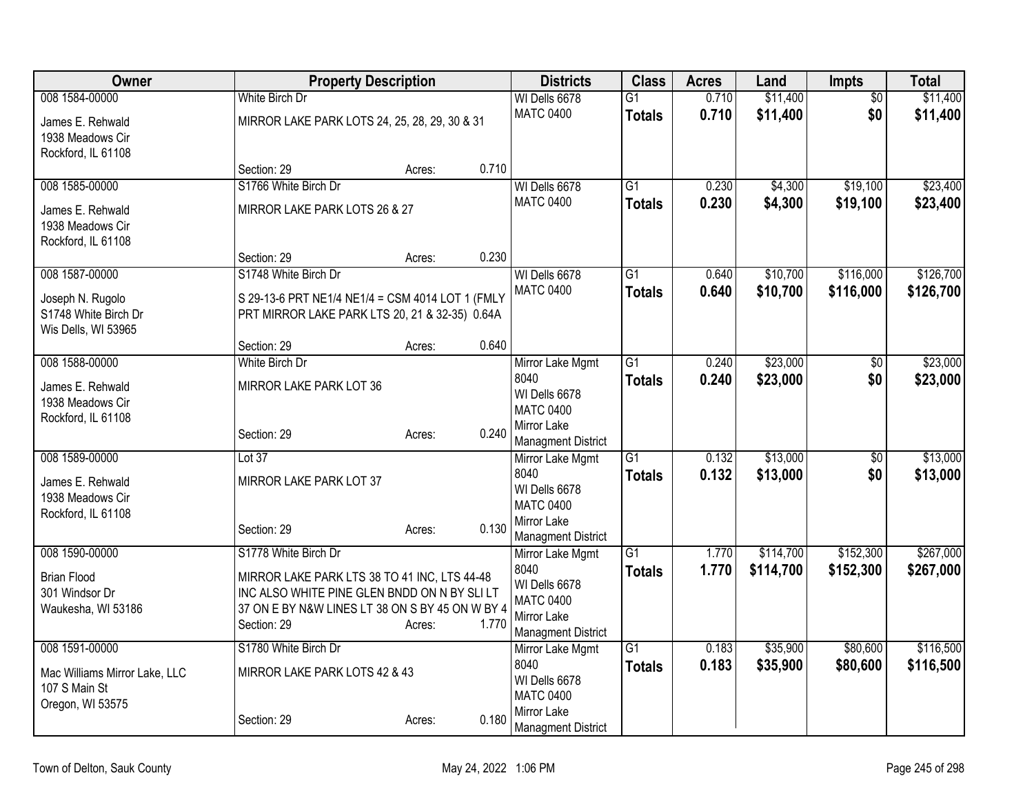| Owner | Property Description | Districts | Class | Acres | Land | Impts | Total |
|---|---|---|---|---|---|---|---|
| 008 1584-00000<br>James E. Rehwald<br>1938 Meadows Cir<br>Rockford, IL 61108 | White Birch Dr<br>MIRROR LAKE PARK LOTS 24, 25, 28, 29, 30 & 31<br>Section: 29 Acres: 0.710 | WI Dells 6678<br>MATC 0400 | G1<br>**Totals** | 0.710<br>**0.710** | $11,400<br>**$11,400** | $0<br>**$0** | $11,400<br>**$11,400** |
| 008 1585-00000<br>James E. Rehwald<br>1938 Meadows Cir<br>Rockford, IL 61108 | S1766 White Birch Dr<br>MIRROR LAKE PARK LOTS 26 & 27<br>Section: 29 Acres: 0.230 | WI Dells 6678<br>MATC 0400 | G1<br>**Totals** | 0.230<br>**0.230** | $4,300<br>**$4,300** | $19,100<br>**$19,100** | $23,400<br>**$23,400** |
| 008 1587-00000<br>Joseph N. Rugolo<br>S1748 White Birch Dr<br>Wis Dells, WI 53965 | S1748 White Birch Dr<br>S 29-13-6 PRT NE1/4 NE1/4 = CSM 4014 LOT 1 (FMLY PRT MIRROR LAKE PARK LTS 20, 21 & 32-35) 0.64A<br>Section: 29 Acres: 0.640 | WI Dells 6678<br>MATC 0400 | G1<br>**Totals** | 0.640<br>**0.640** | $10,700<br>**$10,700** | $116,000<br>**$116,000** | $126,700<br>**$126,700** |
| 008 1588-00000<br>James E. Rehwald<br>1938 Meadows Cir<br>Rockford, IL 61108 | White Birch Dr<br>MIRROR LAKE PARK LOT 36<br>Section: 29 Acres: 0.240 | Mirror Lake Mgmt 8040<br>WI Dells 6678<br>MATC 0400<br>Mirror Lake Managment District | G1<br>**Totals** | 0.240<br>**0.240** | $23,000<br>**$23,000** | $0<br>**$0** | $23,000<br>**$23,000** |
| 008 1589-00000<br>James E. Rehwald<br>1938 Meadows Cir<br>Rockford, IL 61108 | Lot 37<br>MIRROR LAKE PARK LOT 37<br>Section: 29 Acres: 0.130 | Mirror Lake Mgmt 8040<br>WI Dells 6678<br>MATC 0400<br>Mirror Lake Managment District | G1<br>**Totals** | 0.132<br>**0.132** | $13,000<br>**$13,000** | $0<br>**$0** | $13,000<br>**$13,000** |
| 008 1590-00000<br>Brian Flood<br>301 Windsor Dr<br>Waukesha, WI 53186 | S1778 White Birch Dr<br>MIRROR LAKE PARK LTS 38 TO 41 INC, LTS 44-48 INC ALSO WHITE PINE GLEN BNDD ON N BY SLI LT 37 ON E BY N&W LINES LT 38 ON S BY 45 ON W BY 4<br>Section: 29 Acres: 1.770 | Mirror Lake Mgmt 8040<br>WI Dells 6678<br>MATC 0400<br>Mirror Lake Managment District | G1<br>**Totals** | 1.770<br>**1.770** | $114,700<br>**$114,700** | $152,300<br>**$152,300** | $267,000<br>**$267,000** |
| 008 1591-00000<br>Mac Williams Mirror Lake, LLC<br>107 S Main St<br>Oregon, WI 53575 | S1780 White Birch Dr<br>MIRROR LAKE PARK LOTS 42 & 43<br>Section: 29 Acres: 0.180 | Mirror Lake Mgmt 8040<br>WI Dells 6678<br>MATC 0400<br>Mirror Lake Managment District | G1<br>**Totals** | 0.183<br>**0.183** | $35,900<br>**$35,900** | $80,600<br>**$80,600** | $116,500<br>**$116,500** |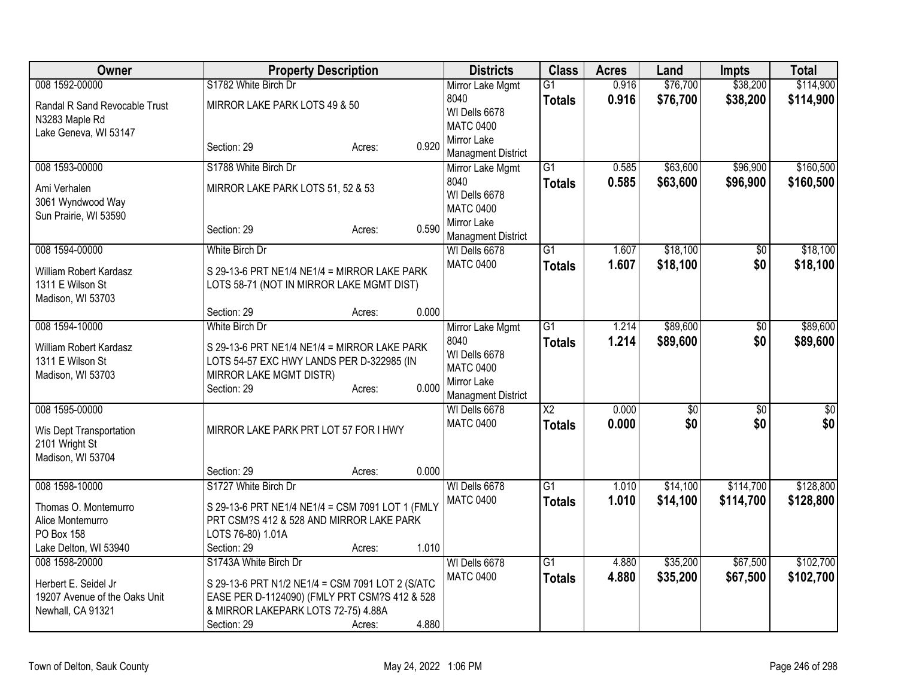| Owner | Property Description | Districts | Class | Acres | Land | Impts | Total |
|---|---|---|---|---|---|---|---|
| 008 1592-00000<br>Randal R Sand Revocable Trust<br>N3283 Maple Rd<br>Lake Geneva, WI 53147 | S1782 White Birch Dr<br>MIRROR LAKE PARK LOTS 49 & 50<br>Section: 29 Acres: 0.920 | Mirror Lake Mgmt 8040<br>WI Dells 6678<br>MATC 0400<br>Mirror Lake Managment District | G1<br>**Totals** | 0.916<br>**0.916** | $76,700<br>**$76,700** | $38,200<br>**$38,200** | $114,900<br>**$114,900** |
| 008 1593-00000<br>Ami Verhalen<br>3061 Wyndwood Way<br>Sun Prairie, WI 53590 | S1788 White Birch Dr<br>MIRROR LAKE PARK LOTS 51, 52 & 53<br>Section: 29 Acres: 0.590 | Mirror Lake Mgmt 8040<br>WI Dells 6678<br>MATC 0400<br>Mirror Lake Managment District | G1<br>**Totals** | 0.585<br>**0.585** | $63,600<br>**$63,600** | $96,900<br>**$96,900** | $160,500<br>**$160,500** |
| 008 1594-00000<br>William Robert Kardasz<br>1311 E Wilson St<br>Madison, WI 53703 | White Birch Dr<br>S 29-13-6 PRT NE1/4 NE1/4 = MIRROR LAKE PARK LOTS 58-71 (NOT IN MIRROR LAKE MGMT DIST)<br>Section: 29 Acres: 0.000 | WI Dells 6678<br>MATC 0400 | G1<br>**Totals** | 1.607<br>**1.607** | $18,100<br>**$18,100** | $0<br>**$0** | $18,100<br>**$18,100** |
| 008 1594-10000<br>William Robert Kardasz<br>1311 E Wilson St<br>Madison, WI 53703 | White Birch Dr<br>S 29-13-6 PRT NE1/4 NE1/4 = MIRROR LAKE PARK LOTS 54-57 EXC HWY LANDS PER D-322985 (IN MIRROR LAKE MGMT DISTR)<br>Section: 29 Acres: 0.000 | Mirror Lake Mgmt 8040<br>WI Dells 6678<br>MATC 0400<br>Mirror Lake Managment District | G1<br>**Totals** | 1.214<br>**1.214** | $89,600<br>**$89,600** | $0<br>**$0** | $89,600<br>**$89,600** |
| 008 1595-00000<br>Wis Dept Transportation<br>2101 Wright St<br>Madison, WI 53704 | MIRROR LAKE PARK PRT LOT 57 FOR I HWY<br>Section: 29 Acres: 0.000 | WI Dells 6678<br>MATC 0400 | X2<br>**Totals** | 0.000<br>**0.000** | $0<br>**$0** | $0<br>**$0** | $0<br>**$0** |
| 008 1598-10000<br>Thomas O. Montemurro<br>Alice Montemurro<br>PO Box 158<br>Lake Delton, WI 53940 | S1727 White Birch Dr<br>S 29-13-6 PRT NE1/4 NE1/4 = CSM 7091 LOT 1 (FMLY PRT CSM?S 412 & 528 AND MIRROR LAKE PARK LOTS 76-80) 1.01A<br>Section: 29 Acres: 1.010 | WI Dells 6678<br>MATC 0400 | G1<br>**Totals** | 1.010<br>**1.010** | $14,100<br>**$14,100** | $114,700<br>**$114,700** | $128,800<br>**$128,800** |
| 008 1598-20000<br>Herbert E. Seidel Jr<br>19207 Avenue of the Oaks Unit<br>Newhall, CA 91321 | S1743A White Birch Dr<br>S 29-13-6 PRT N1/2 NE1/4 = CSM 7091 LOT 2 (S/ATC EASE PER D-1124090) (FMLY PRT CSM?S 412 & 528 & MIRROR LAKEPARK LOTS 72-75) 4.88A<br>Section: 29 Acres: 4.880 | WI Dells 6678<br>MATC 0400 | G1<br>**Totals** | 4.880<br>**4.880** | $35,200<br>**$35,200** | $67,500<br>**$67,500** | $102,700<br>**$102,700** |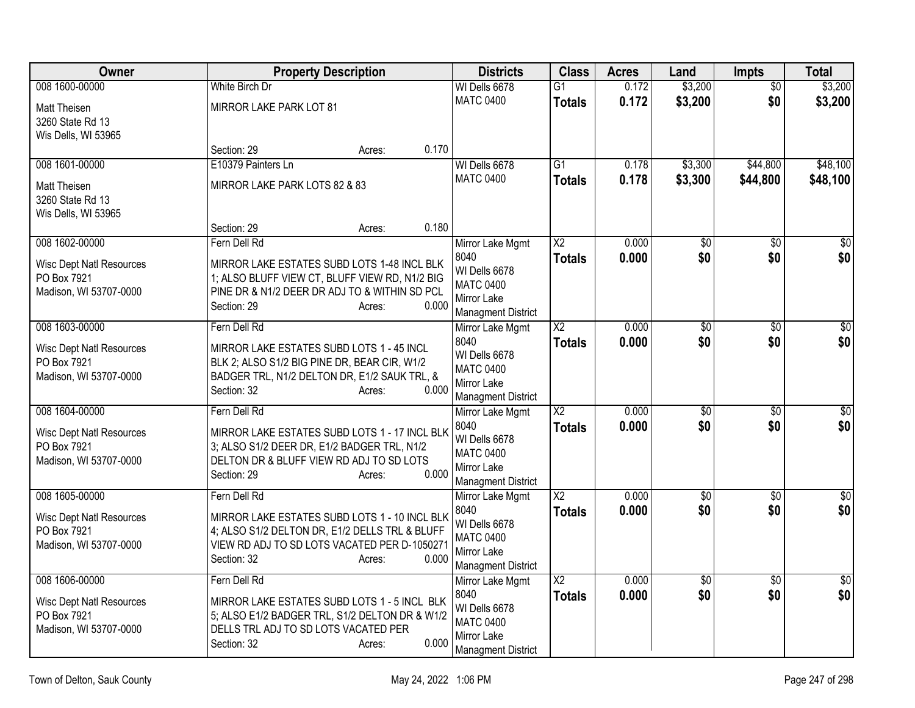| Owner | Property Description | Districts | Class | Acres | Land | Impts | Total |
|---|---|---|---|---|---|---|---|
| 008 1600-00000<br>Matt Theisen<br>3260 State Rd 13<br>Wis Dells, WI 53965 | White Birch Dr<br>MIRROR LAKE PARK LOT 81<br>Section: 29 Acres: 0.170 | WI Dells 6678<br>MATC 0400 | G1<br>**Totals** | 0.172<br>**0.172** | $3,200<br>**$3,200** | $0<br>**$0** | $3,200<br>**$3,200** |
| 008 1601-00000<br>Matt Theisen<br>3260 State Rd 13<br>Wis Dells, WI 53965 | E10379 Painters Ln<br>MIRROR LAKE PARK LOTS 82 & 83<br>Section: 29 Acres: 0.180 | WI Dells 6678<br>MATC 0400 | G1<br>**Totals** | 0.178<br>**0.178** | $3,300<br>**$3,300** | $44,800<br>**$44,800** | $48,100<br>**$48,100** |
| 008 1602-00000<br>Wisc Dept Natl Resources<br>PO Box 7921<br>Madison, WI 53707-0000 | Fern Dell Rd<br>MIRROR LAKE ESTATES SUBD LOTS 1-48 INCL BLK 1; ALSO BLUFF VIEW CT, BLUFF VIEW RD, N1/2 BIG PINE DR & N1/2 DEER DR ADJ TO & WITHIN SD PCL<br>Section: 29 Acres: 0.000 | Mirror Lake Mgmt 8040<br>WI Dells 6678<br>MATC 0400<br>Mirror Lake Managment District | X2<br>**Totals** | 0.000<br>**0.000** | $0<br>**$0** | $0<br>**$0** | $0<br>**$0** |
| 008 1603-00000<br>Wisc Dept Natl Resources<br>PO Box 7921<br>Madison, WI 53707-0000 | Fern Dell Rd<br>MIRROR LAKE ESTATES SUBD LOTS 1 - 45 INCL BLK 2; ALSO S1/2 BIG PINE DR, BEAR CIR, W1/2 BADGER TRL, N1/2 DELTON DR, E1/2 SAUK TRL, &<br>Section: 32 Acres: 0.000 | Mirror Lake Mgmt 8040<br>WI Dells 6678<br>MATC 0400<br>Mirror Lake Managment District | X2<br>**Totals** | 0.000<br>**0.000** | $0<br>**$0** | $0<br>**$0** | $0<br>**$0** |
| 008 1604-00000<br>Wisc Dept Natl Resources<br>PO Box 7921<br>Madison, WI 53707-0000 | Fern Dell Rd<br>MIRROR LAKE ESTATES SUBD LOTS 1 - 17 INCL BLK 3; ALSO S1/2 DEER DR, E1/2 BADGER TRL, N1/2 DELTON DR & BLUFF VIEW RD ADJ TO SD LOTS<br>Section: 29 Acres: 0.000 | Mirror Lake Mgmt 8040<br>WI Dells 6678<br>MATC 0400<br>Mirror Lake Managment District | X2<br>**Totals** | 0.000<br>**0.000** | $0<br>**$0** | $0<br>**$0** | $0<br>**$0** |
| 008 1605-00000<br>Wisc Dept Natl Resources<br>PO Box 7921<br>Madison, WI 53707-0000 | Fern Dell Rd<br>MIRROR LAKE ESTATES SUBD LOTS 1 - 10 INCL BLK 4; ALSO S1/2 DELTON DR, E1/2 DELLS TRL & BLUFF VIEW RD ADJ TO SD LOTS VACATED PER D-1050271<br>Section: 32 Acres: 0.000 | Mirror Lake Mgmt 8040<br>WI Dells 6678<br>MATC 0400<br>Mirror Lake Managment District | X2<br>**Totals** | 0.000<br>**0.000** | $0<br>**$0** | $0<br>**$0** | $0<br>**$0** |
| 008 1606-00000<br>Wisc Dept Natl Resources<br>PO Box 7921<br>Madison, WI 53707-0000 | Fern Dell Rd<br>MIRROR LAKE ESTATES SUBD LOTS 1 - 5 INCL BLK 5; ALSO E1/2 BADGER TRL, S1/2 DELTON DR & W1/2 DELLS TRL ADJ TO SD LOTS VACATED PER<br>Section: 32 Acres: 0.000 | Mirror Lake Mgmt 8040<br>WI Dells 6678<br>MATC 0400<br>Mirror Lake Managment District | X2<br>**Totals** | 0.000<br>**0.000** | $0<br>**$0** | $0<br>**$0** | $0<br>**$0** |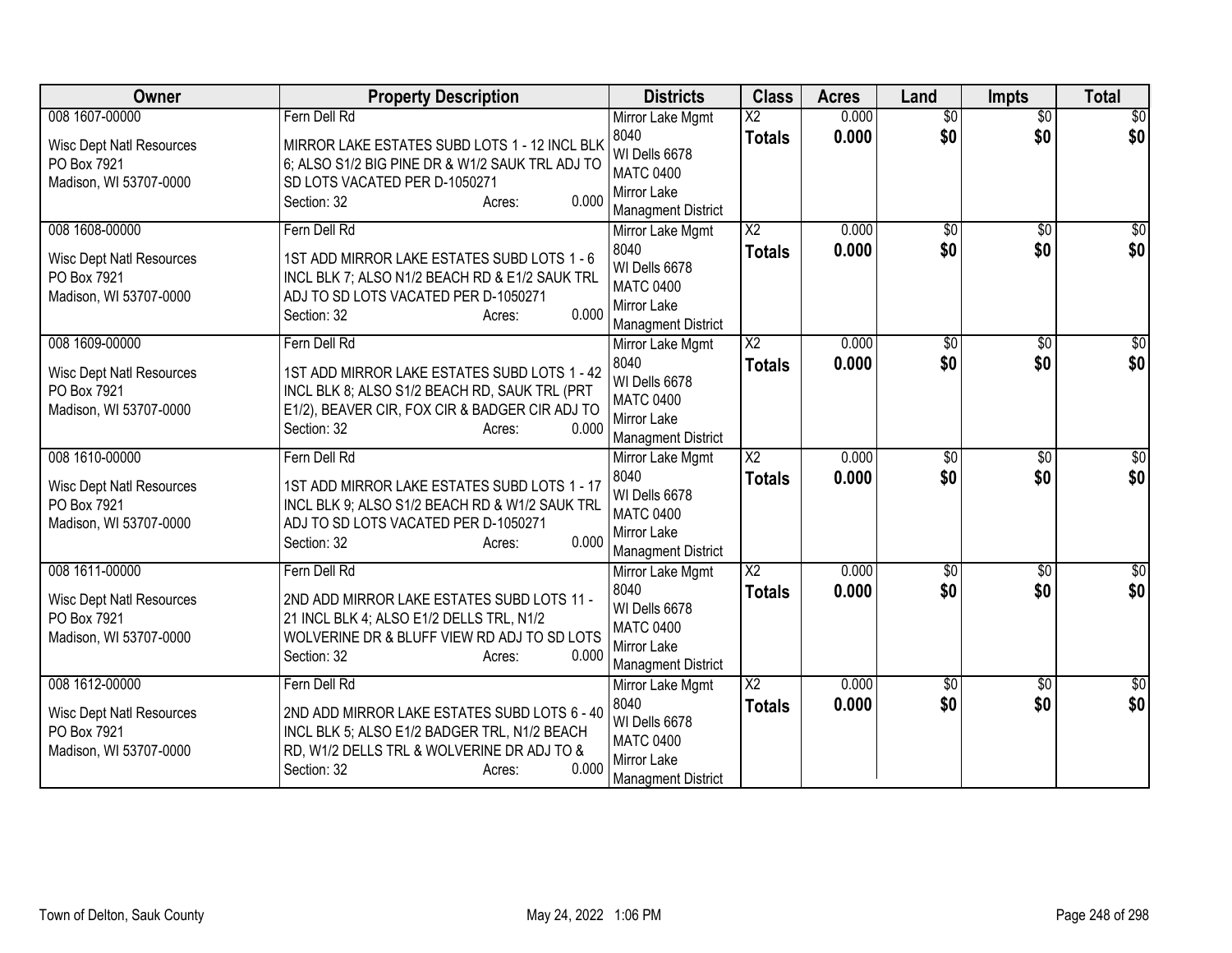| Owner | Property Description | Districts | Class | Acres | Land | Impts | Total |
|---|---|---|---|---|---|---|---|
| 008 1607-00000<br><br>Wisc Dept Natl Resources<br>PO Box 7921<br>Madison, WI 53707-0000 | Fern Dell Rd<br><br>MIRROR LAKE ESTATES SUBD LOTS 1 - 12 INCL BLK 6; ALSO S1/2 BIG PINE DR & W1/2 SAUK TRL ADJ TO SD LOTS VACATED PER D-1050271<br>Section: 32 Acres: 0.000 | Mirror Lake Mgmt 8040<br>WI Dells 6678<br>MATC 0400<br>Mirror Lake Managment District | X2<br>**Totals** | 0.000<br>**0.000** | $0<br>**$0** | $0<br>**$0** | $0<br>**$0** |
| 008 1608-00000<br><br>Wisc Dept Natl Resources<br>PO Box 7921<br>Madison, WI 53707-0000 | Fern Dell Rd<br><br>1ST ADD MIRROR LAKE ESTATES SUBD LOTS 1 - 6 INCL BLK 7; ALSO N1/2 BEACH RD & E1/2 SAUK TRL ADJ TO SD LOTS VACATED PER D-1050271<br>Section: 32 Acres: 0.000 | Mirror Lake Mgmt 8040<br>WI Dells 6678<br>MATC 0400<br>Mirror Lake Managment District | X2<br>**Totals** | 0.000<br>**0.000** | $0<br>**$0** | $0<br>**$0** | $0<br>**$0** |
| 008 1609-00000<br><br>Wisc Dept Natl Resources<br>PO Box 7921<br>Madison, WI 53707-0000 | Fern Dell Rd<br><br>1ST ADD MIRROR LAKE ESTATES SUBD LOTS 1 - 42 INCL BLK 8; ALSO S1/2 BEACH RD, SAUK TRL (PRT E1/2), BEAVER CIR, FOX CIR & BADGER CIR ADJ TO<br>Section: 32 Acres: 0.000 | Mirror Lake Mgmt 8040<br>WI Dells 6678<br>MATC 0400<br>Mirror Lake Managment District | X2<br>**Totals** | 0.000<br>**0.000** | $0<br>**$0** | $0<br>**$0** | $0<br>**$0** |
| 008 1610-00000<br><br>Wisc Dept Natl Resources<br>PO Box 7921<br>Madison, WI 53707-0000 | Fern Dell Rd<br><br>1ST ADD MIRROR LAKE ESTATES SUBD LOTS 1 - 17 INCL BLK 9; ALSO S1/2 BEACH RD & W1/2 SAUK TRL ADJ TO SD LOTS VACATED PER D-1050271<br>Section: 32 Acres: 0.000 | Mirror Lake Mgmt 8040<br>WI Dells 6678<br>MATC 0400<br>Mirror Lake Managment District | X2<br>**Totals** | 0.000<br>**0.000** | $0<br>**$0** | $0<br>**$0** | $0<br>**$0** |
| 008 1611-00000<br><br>Wisc Dept Natl Resources<br>PO Box 7921<br>Madison, WI 53707-0000 | Fern Dell Rd<br><br>2ND ADD MIRROR LAKE ESTATES SUBD LOTS 11 - 21 INCL BLK 4; ALSO E1/2 DELLS TRL, N1/2 WOLVERINE DR & BLUFF VIEW RD ADJ TO SD LOTS<br>Section: 32 Acres: 0.000 | Mirror Lake Mgmt 8040<br>WI Dells 6678<br>MATC 0400<br>Mirror Lake Managment District | X2<br>**Totals** | 0.000<br>**0.000** | $0<br>**$0** | $0<br>**$0** | $0<br>**$0** |
| 008 1612-00000<br><br>Wisc Dept Natl Resources<br>PO Box 7921<br>Madison, WI 53707-0000 | Fern Dell Rd<br><br>2ND ADD MIRROR LAKE ESTATES SUBD LOTS 6 - 40 INCL BLK 5; ALSO E1/2 BADGER TRL, N1/2 BEACH RD, W1/2 DELLS TRL & WOLVERINE DR ADJ TO &<br>Section: 32 Acres: 0.000 | Mirror Lake Mgmt 8040<br>WI Dells 6678<br>MATC 0400<br>Mirror Lake Managment District | X2<br>**Totals** | 0.000<br>**0.000** | $0<br>**$0** | $0<br>**$0** | $0<br>**$0** |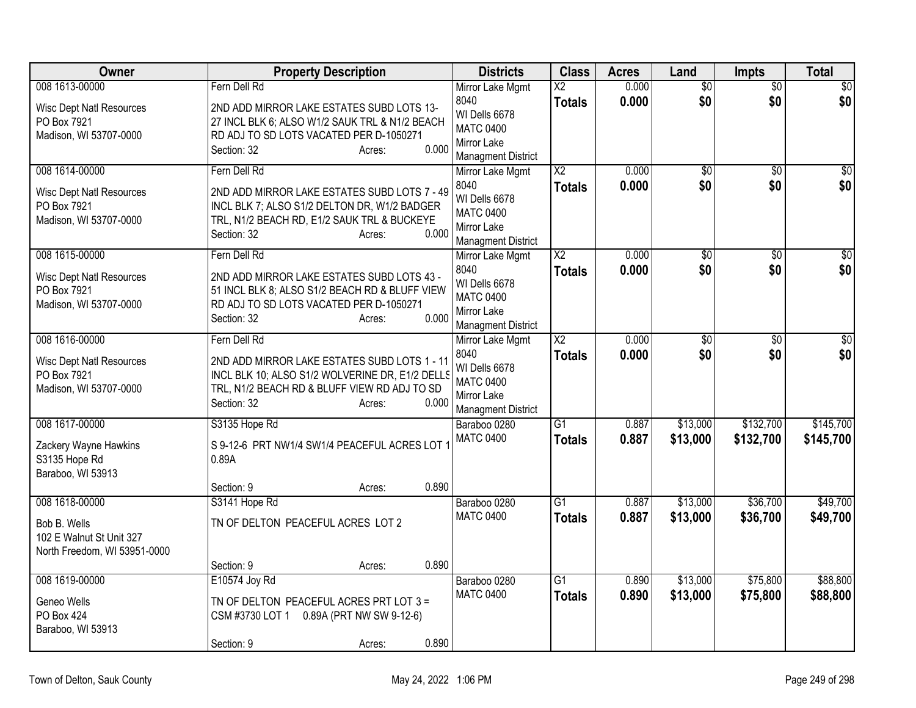| Owner | Property Description | Districts | Class | Acres | Land | Impts | Total |
|---|---|---|---|---|---|---|---|
| 008 1613-00000<br>Wisc Dept Natl Resources<br>PO Box 7921<br>Madison, WI 53707-0000 | Fern Dell Rd<br>2ND ADD MIRROR LAKE ESTATES SUBD LOTS 13-27 INCL BLK 6; ALSO W1/2 SAUK TRL & N1/2 BEACH RD ADJ TO SD LOTS VACATED PER D-1050271<br>Section: 32 Acres: 0.000 | Mirror Lake Mgmt 8040<br>WI Dells 6678<br>MATC 0400<br>Mirror Lake Managment District | X2<br>**Totals** | 0.000<br>**0.000** | $0<br>**$0** | $0<br>**$0** | $0<br>**$0** |
| 008 1614-00000<br>Wisc Dept Natl Resources<br>PO Box 7921<br>Madison, WI 53707-0000 | Fern Dell Rd<br>2ND ADD MIRROR LAKE ESTATES SUBD LOTS 7 - 49 INCL BLK 7; ALSO S1/2 DELTON DR, W1/2 BADGER TRL, N1/2 BEACH RD, E1/2 SAUK TRL & BUCKEYE<br>Section: 32 Acres: 0.000 | Mirror Lake Mgmt 8040<br>WI Dells 6678<br>MATC 0400<br>Mirror Lake Managment District | X2<br>**Totals** | 0.000<br>**0.000** | $0<br>**$0** | $0<br>**$0** | $0<br>**$0** |
| 008 1615-00000<br>Wisc Dept Natl Resources<br>PO Box 7921<br>Madison, WI 53707-0000 | Fern Dell Rd<br>2ND ADD MIRROR LAKE ESTATES SUBD LOTS 43 - 51 INCL BLK 8; ALSO S1/2 BEACH RD & BLUFF VIEW RD ADJ TO SD LOTS VACATED PER D-1050271<br>Section: 32 Acres: 0.000 | Mirror Lake Mgmt 8040<br>WI Dells 6678<br>MATC 0400<br>Mirror Lake Managment District | X2<br>**Totals** | 0.000<br>**0.000** | $0<br>**$0** | $0<br>**$0** | $0<br>**$0** |
| 008 1616-00000<br>Wisc Dept Natl Resources<br>PO Box 7921<br>Madison, WI 53707-0000 | Fern Dell Rd<br>2ND ADD MIRROR LAKE ESTATES SUBD LOTS 1 - 11 INCL BLK 10; ALSO S1/2 WOLVERINE DR, E1/2 DELLS TRL, N1/2 BEACH RD & BLUFF VIEW RD ADJ TO SD<br>Section: 32 Acres: 0.000 | Mirror Lake Mgmt 8040<br>WI Dells 6678<br>MATC 0400<br>Mirror Lake Managment District | X2<br>**Totals** | 0.000<br>**0.000** | $0<br>**$0** | $0<br>**$0** | $0<br>**$0** |
| 008 1617-00000<br>Zackery Wayne Hawkins<br>S3135 Hope Rd<br>Baraboo, WI 53913 | S3135 Hope Rd<br>S 9-12-6 PRT NW1/4 SW1/4 PEACEFUL ACRES LOT 1 0.89A<br>Section: 9 Acres: 0.890 | Baraboo 0280<br>MATC 0400 | G1<br>**Totals** | 0.887<br>**0.887** | $13,000<br>**$13,000** | $132,700<br>**$132,700** | $145,700<br>**$145,700** |
| 008 1618-00000<br>Bob B. Wells<br>102 E Walnut St Unit 327<br>North Freedom, WI 53951-0000 | S3141 Hope Rd<br>TN OF DELTON PEACEFUL ACRES LOT 2<br>Section: 9 Acres: 0.890 | Baraboo 0280<br>MATC 0400 | G1<br>**Totals** | 0.887<br>**0.887** | $13,000<br>**$13,000** | $36,700<br>**$36,700** | $49,700<br>**$49,700** |
| 008 1619-00000<br>Geneo Wells<br>PO Box 424<br>Baraboo, WI 53913 | E10574 Joy Rd<br>TN OF DELTON PEACEFUL ACRES PRT LOT 3 = CSM #3730 LOT 1 0.89A (PRT NW SW 9-12-6)<br>Section: 9 Acres: 0.890 | Baraboo 0280<br>MATC 0400 | G1<br>**Totals** | 0.890<br>**0.890** | $13,000<br>**$13,000** | $75,800<br>**$75,800** | $88,800<br>**$88,800** |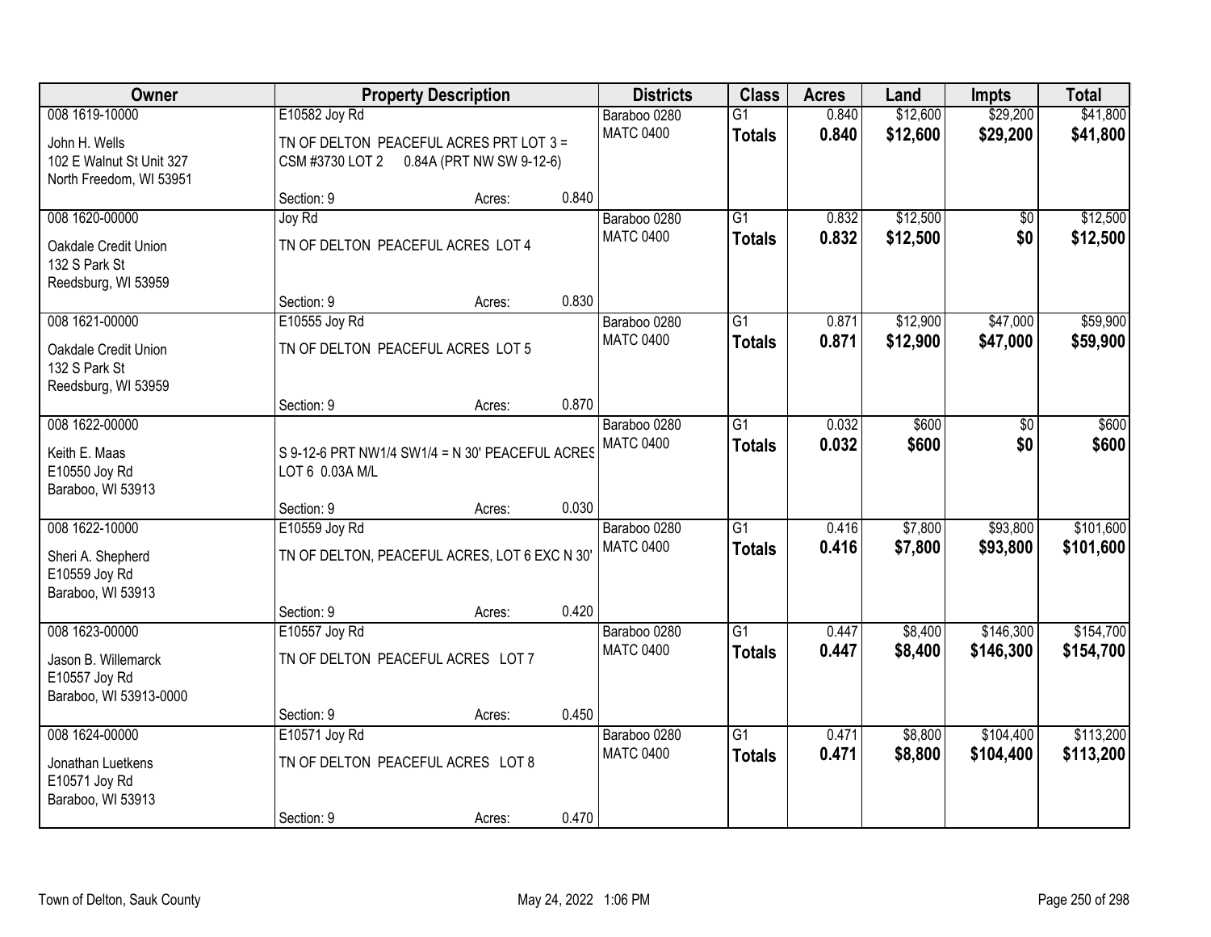| Owner | Property Description | Districts | Class | Acres | Land | Impts | Total |
|---|---|---|---|---|---|---|---|
| 008 1619-10000<br>John H. Wells<br>102 E Walnut St Unit 327<br>North Freedom, WI 53951 | E10582 Joy Rd<br>TN OF DELTON PEACEFUL ACRES PRT LOT 3 = CSM #3730 LOT 2 0.84A (PRT NW SW 9-12-6)<br>Section: 9 Acres: 0.840 | Baraboo 0280<br>MATC 0400 | G1<br>**Totals** | 0.840<br>**0.840** | $12,600<br>**$12,600** | $29,200<br>**$29,200** | $41,800<br>**$41,800** |
| 008 1620-00000<br>Oakdale Credit Union<br>132 S Park St<br>Reedsburg, WI 53959 | Joy Rd<br>TN OF DELTON PEACEFUL ACRES LOT 4<br>Section: 9 Acres: 0.830 | Baraboo 0280<br>MATC 0400 | G1<br>**Totals** | 0.832<br>**0.832** | $12,500<br>**$12,500** | $0<br>**$0** | $12,500<br>**$12,500** |
| 008 1621-00000<br>Oakdale Credit Union<br>132 S Park St<br>Reedsburg, WI 53959 | E10555 Joy Rd<br>TN OF DELTON PEACEFUL ACRES LOT 5<br>Section: 9 Acres: 0.870 | Baraboo 0280<br>MATC 0400 | G1<br>**Totals** | 0.871<br>**0.871** | $12,900<br>**$12,900** | $47,000<br>**$47,000** | $59,900<br>**$59,900** |
| 008 1622-00000<br>Keith E. Maas<br>E10550 Joy Rd<br>Baraboo, WI 53913 | S 9-12-6 PRT NW1/4 SW1/4 = N 30' PEACEFUL ACRES LOT 6 0.03A M/L<br>Section: 9 Acres: 0.030 | Baraboo 0280<br>MATC 0400 | G1<br>**Totals** | 0.032<br>**0.032** | $600<br>**$600** | $0<br>**$0** | $600<br>**$600** |
| 008 1622-10000<br>Sheri A. Shepherd<br>E10559 Joy Rd<br>Baraboo, WI 53913 | E10559 Joy Rd<br>TN OF DELTON, PEACEFUL ACRES, LOT 6 EXC N 30'<br>Section: 9 Acres: 0.420 | Baraboo 0280<br>MATC 0400 | G1<br>**Totals** | 0.416<br>**0.416** | $7,800<br>**$7,800** | $93,800<br>**$93,800** | $101,600<br>**$101,600** |
| 008 1623-00000<br>Jason B. Willemarck<br>E10557 Joy Rd<br>Baraboo, WI 53913-0000 | E10557 Joy Rd<br>TN OF DELTON PEACEFUL ACRES LOT 7<br>Section: 9 Acres: 0.450 | Baraboo 0280<br>MATC 0400 | G1<br>**Totals** | 0.447<br>**0.447** | $8,400<br>**$8,400** | $146,300<br>**$146,300** | $154,700<br>**$154,700** |
| 008 1624-00000<br>Jonathan Luetkens<br>E10571 Joy Rd<br>Baraboo, WI 53913 | E10571 Joy Rd<br>TN OF DELTON PEACEFUL ACRES LOT 8<br>Section: 9 Acres: 0.470 | Baraboo 0280<br>MATC 0400 | G1<br>**Totals** | 0.471<br>**0.471** | $8,800<br>**$8,800** | $104,400<br>**$104,400** | $113,200<br>**$113,200** |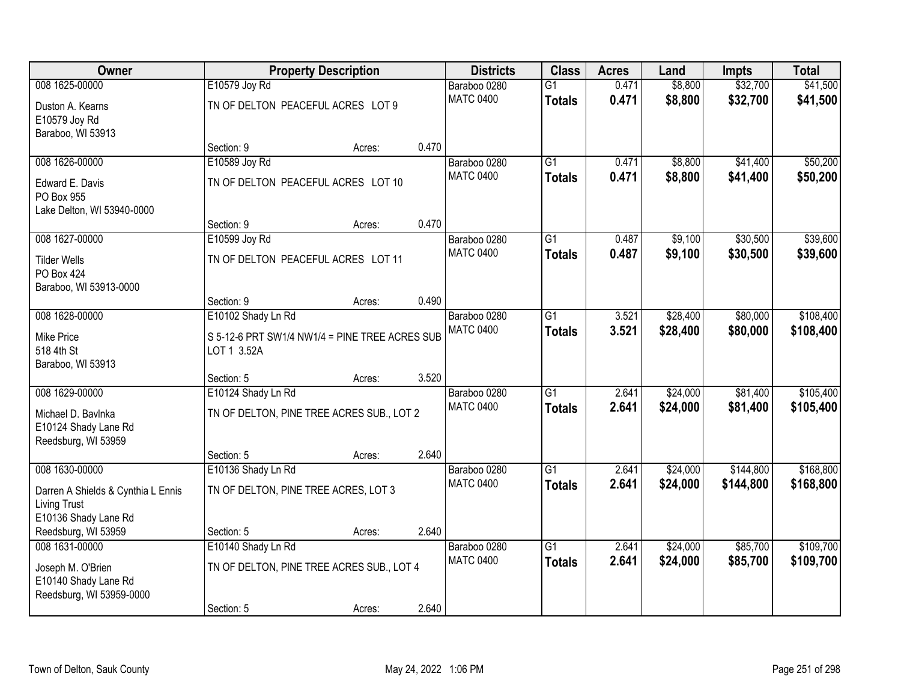| Owner | Property Description | | | Districts | Class | Acres | Land | Impts | Total |
|---|---|---|---|---|---|---|---|---|---|
| 008 1625-00000 | E10579 Joy Rd | | | Baraboo 0280 | G1 | 0.471 | $8,800 | $32,700 | $41,500 |
| Duston A. Kearns<br>E10579 Joy Rd<br>Baraboo, WI 53913 | TN OF DELTON PEACEFUL ACRES LOT 9 | | | MATC 0400 | **Totals** | **0.471** | **$8,800** | **$32,700** | **$41,500** |
| | Section: 9 | Acres: | 0.470 | | | | | | |
| 008 1626-00000 | E10589 Joy Rd | | | Baraboo 0280 | G1 | 0.471 | $8,800 | $41,400 | $50,200 |
| Edward E. Davis<br>PO Box 955<br>Lake Delton, WI 53940-0000 | TN OF DELTON PEACEFUL ACRES LOT 10 | | | MATC 0400 | **Totals** | **0.471** | **$8,800** | **$41,400** | **$50,200** |
| | Section: 9 | Acres: | 0.470 | | | | | | |
| 008 1627-00000 | E10599 Joy Rd | | | Baraboo 0280 | G1 | 0.487 | $9,100 | $30,500 | $39,600 |
| Tilder Wells<br>PO Box 424<br>Baraboo, WI 53913-0000 | TN OF DELTON PEACEFUL ACRES LOT 11 | | | MATC 0400 | **Totals** | **0.487** | **$9,100** | **$30,500** | **$39,600** |
| | Section: 9 | Acres: | 0.490 | | | | | | |
| 008 1628-00000 | E10102 Shady Ln Rd | | | Baraboo 0280 | G1 | 3.521 | $28,400 | $80,000 | $108,400 |
| Mike Price<br>518 4th St<br>Baraboo, WI 53913 | S 5-12-6 PRT SW1/4 NW1/4 = PINE TREE ACRES SUB LOT 1 3.52A | | | MATC 0400 | **Totals** | **3.521** | **$28,400** | **$80,000** | **$108,400** |
| | Section: 5 | Acres: | 3.520 | | | | | | |
| 008 1629-00000 | E10124 Shady Ln Rd | | | Baraboo 0280 | G1 | 2.641 | $24,000 | $81,400 | $105,400 |
| Michael D. Bavlnka<br>E10124 Shady Lane Rd<br>Reedsburg, WI 53959 | TN OF DELTON, PINE TREE ACRES SUB., LOT 2 | | | MATC 0400 | **Totals** | **2.641** | **$24,000** | **$81,400** | **$105,400** |
| | Section: 5 | Acres: | 2.640 | | | | | | |
| 008 1630-00000 | E10136 Shady Ln Rd | | | Baraboo 0280 | G1 | 2.641 | $24,000 | $144,800 | $168,800 |
| Darren A Shields & Cynthia L Ennis Living Trust<br>E10136 Shady Lane Rd<br>Reedsburg, WI 53959 | TN OF DELTON, PINE TREE ACRES, LOT 3 | | | MATC 0400 | **Totals** | **2.641** | **$24,000** | **$144,800** | **$168,800** |
| | Section: 5 | Acres: | 2.640 | | | | | | |
| 008 1631-00000 | E10140 Shady Ln Rd | | | Baraboo 0280 | G1 | 2.641 | $24,000 | $85,700 | $109,700 |
| Joseph M. O'Brien<br>E10140 Shady Lane Rd<br>Reedsburg, WI 53959-0000 | TN OF DELTON, PINE TREE ACRES SUB., LOT 4 | | | MATC 0400 | **Totals** | **2.641** | **$24,000** | **$85,700** | **$109,700** |
| | Section: 5 | Acres: | 2.640 | | | | | | |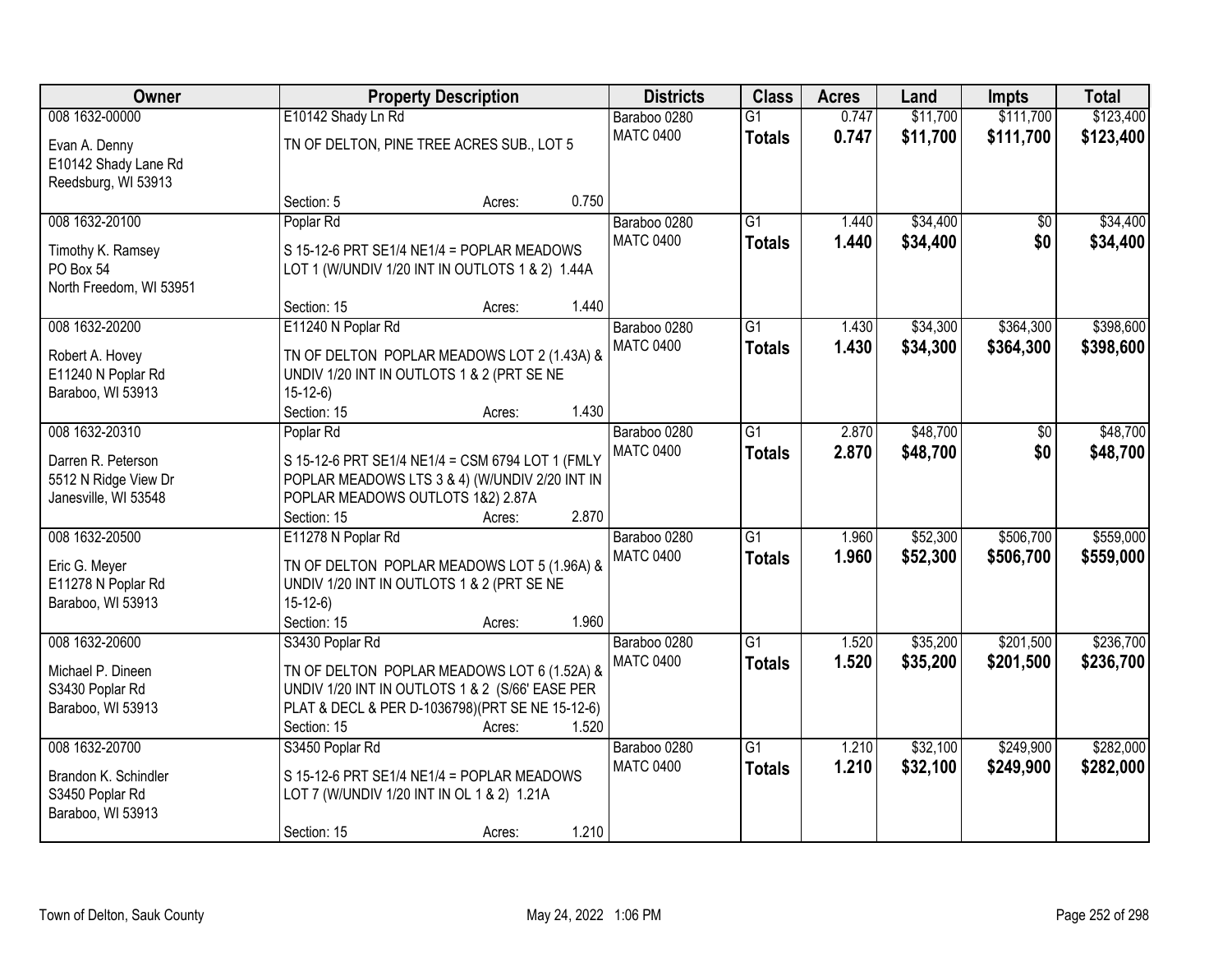| Owner | Property Description | Districts | Class | Acres | Land | Impts | Total |
|---|---|---|---|---|---|---|---|
| 008 1632-00000<br><br>Evan A. Denny<br>E10142 Shady Lane Rd<br>Reedsburg, WI 53913 | E10142 Shady Ln Rd<br><br>TN OF DELTON, PINE TREE ACRES SUB., LOT 5<br><br>Section: 5 Acres: 0.750 | Baraboo 0280<br>MATC 0400 | G1<br>**Totals** | 0.747<br>**0.747** | \$11,700<br>**\$11,700** | \$111,700<br>**\$111,700** | \$123,400<br>**\$123,400** |
| 008 1632-20100<br><br>Timothy K. Ramsey<br>PO Box 54<br>North Freedom, WI 53951 | Poplar Rd<br><br>S 15-12-6 PRT SE1/4 NE1/4 = POPLAR MEADOWS LOT 1 (W/UNDIV 1/20 INT IN OUTLOTS 1 & 2) 1.44A<br><br>Section: 15 Acres: 1.440 | Baraboo 0280<br>MATC 0400 | G1<br>**Totals** | 1.440<br>**1.440** | \$34,400<br>**\$34,400** | \$0<br>**\$0** | \$34,400<br>**\$34,400** |
| 008 1632-20200<br><br>Robert A. Hovey<br>E11240 N Poplar Rd<br>Baraboo, WI 53913 | E11240 N Poplar Rd<br><br>TN OF DELTON POPLAR MEADOWS LOT 2 (1.43A) & UNDIV 1/20 INT IN OUTLOTS 1 & 2 (PRT SE NE 15-12-6)<br>Section: 15 Acres: 1.430 | Baraboo 0280<br>MATC 0400 | G1<br>**Totals** | 1.430<br>**1.430** | \$34,300<br>**\$34,300** | \$364,300<br>**\$364,300** | \$398,600<br>**\$398,600** |
| 008 1632-20310<br><br>Darren R. Peterson<br>5512 N Ridge View Dr<br>Janesville, WI 53548 | Poplar Rd<br><br>S 15-12-6 PRT SE1/4 NE1/4 = CSM 6794 LOT 1 (FMLY POPLAR MEADOWS LTS 3 & 4) (W/UNDIV 2/20 INT IN POPLAR MEADOWS OUTLOTS 1&2) 2.87A<br>Section: 15 Acres: 2.870 | Baraboo 0280<br>MATC 0400 | G1<br>**Totals** | 2.870<br>**2.870** | \$48,700<br>**\$48,700** | \$0<br>**\$0** | \$48,700<br>**\$48,700** |
| 008 1632-20500<br><br>Eric G. Meyer<br>E11278 N Poplar Rd<br>Baraboo, WI 53913 | E11278 N Poplar Rd<br><br>TN OF DELTON POPLAR MEADOWS LOT 5 (1.96A) & UNDIV 1/20 INT IN OUTLOTS 1 & 2 (PRT SE NE 15-12-6)<br>Section: 15 Acres: 1.960 | Baraboo 0280<br>MATC 0400 | G1<br>**Totals** | 1.960<br>**1.960** | \$52,300<br>**\$52,300** | \$506,700<br>**\$506,700** | \$559,000<br>**\$559,000** |
| 008 1632-20600<br><br>Michael P. Dineen<br>S3430 Poplar Rd<br>Baraboo, WI 53913 | S3430 Poplar Rd<br><br>TN OF DELTON POPLAR MEADOWS LOT 6 (1.52A) & UNDIV 1/20 INT IN OUTLOTS 1 & 2 (S/66' EASE PER PLAT & DECL & PER D-1036798)(PRT SE NE 15-12-6)<br>Section: 15 Acres: 1.520 | Baraboo 0280<br>MATC 0400 | G1<br>**Totals** | 1.520<br>**1.520** | \$35,200<br>**\$35,200** | \$201,500<br>**\$201,500** | \$236,700<br>**\$236,700** |
| 008 1632-20700<br><br>Brandon K. Schindler<br>S3450 Poplar Rd<br>Baraboo, WI 53913 | S3450 Poplar Rd<br><br>S 15-12-6 PRT SE1/4 NE1/4 = POPLAR MEADOWS LOT 7 (W/UNDIV 1/20 INT IN OL 1 & 2) 1.21A<br><br>Section: 15 Acres: 1.210 | Baraboo 0280<br>MATC 0400 | G1<br>**Totals** | 1.210<br>**1.210** | \$32,100<br>**\$32,100** | \$249,900<br>**\$249,900** | \$282,000<br>**\$282,000** |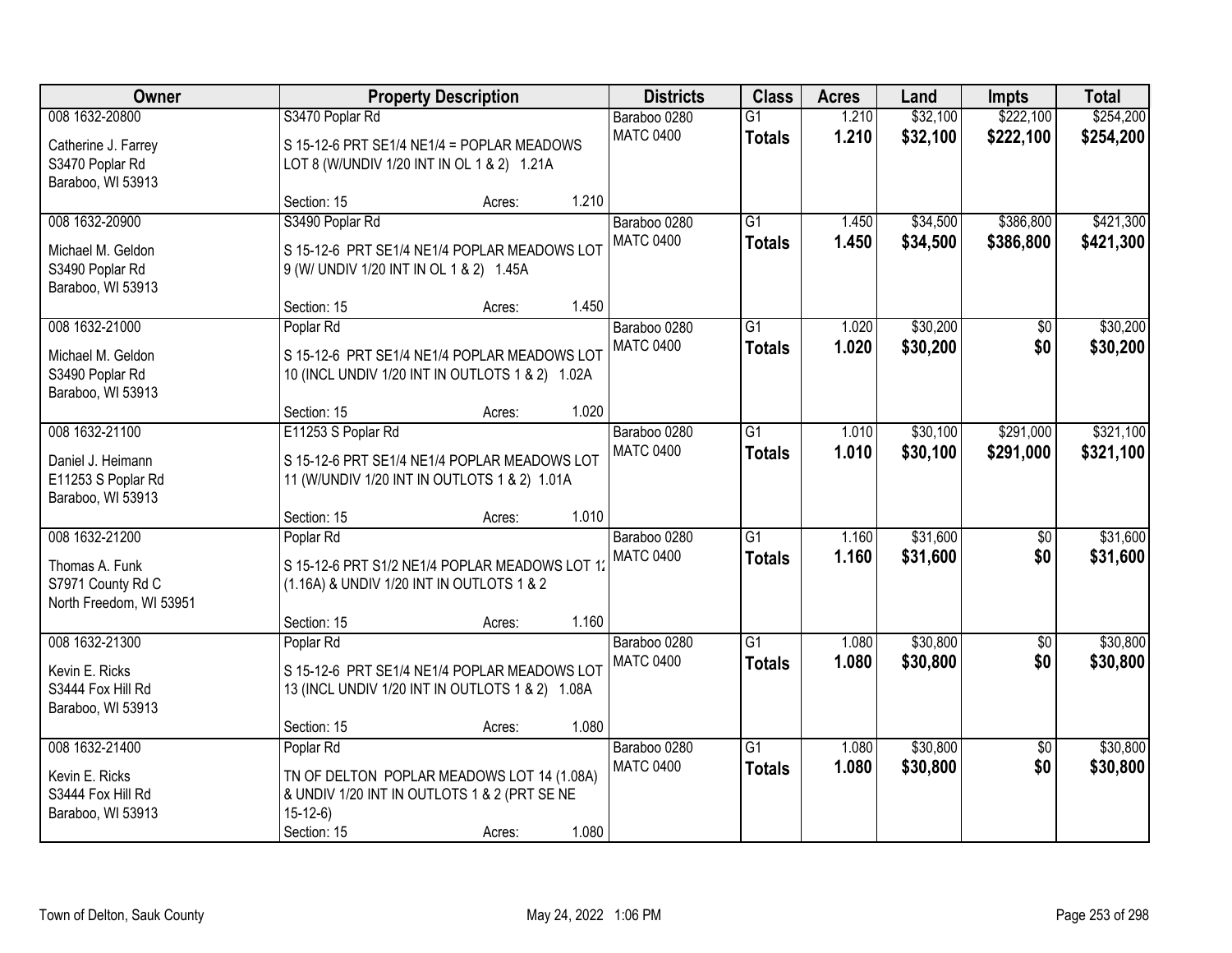| Owner | Property Description | Districts | Class | Acres | Land | Impts | Total |
|---|---|---|---|---|---|---|---|
| 008 1632-20800<br><br>Catherine J. Farrey<br>S3470 Poplar Rd<br>Baraboo, WI 53913 | S3470 Poplar Rd<br><br>S 15-12-6 PRT SE1/4 NE1/4 = POPLAR MEADOWS LOT 8 (W/UNDIV 1/20 INT IN OL 1 & 2) 1.21A<br><br>Section: 15 Acres: 1.210 | Baraboo 0280<br>MATC 0400 | G1<br>**Totals** | 1.210<br>**1.210** | $32,100<br>**$32,100** | $222,100<br>**$222,100** | $254,200<br>**$254,200** |
| 008 1632-20900<br><br>Michael M. Geldon<br>S3490 Poplar Rd<br>Baraboo, WI 53913 | S3490 Poplar Rd<br><br>S 15-12-6 PRT SE1/4 NE1/4 POPLAR MEADOWS LOT 9 (W/ UNDIV 1/20 INT IN OL 1 & 2) 1.45A<br><br>Section: 15 Acres: 1.450 | Baraboo 0280<br>MATC 0400 | G1<br>**Totals** | 1.450<br>**1.450** | $34,500<br>**$34,500** | $386,800<br>**$386,800** | $421,300<br>**$421,300** |
| 008 1632-21000<br><br>Michael M. Geldon<br>S3490 Poplar Rd<br>Baraboo, WI 53913 | Poplar Rd<br><br>S 15-12-6 PRT SE1/4 NE1/4 POPLAR MEADOWS LOT 10 (INCL UNDIV 1/20 INT IN OUTLOTS 1 & 2) 1.02A<br><br>Section: 15 Acres: 1.020 | Baraboo 0280<br>MATC 0400 | G1<br>**Totals** | 1.020<br>**1.020** | $30,200<br>**$30,200** | $0<br>**$0** | $30,200<br>**$30,200** |
| 008 1632-21100<br><br>Daniel J. Heimann<br>E11253 S Poplar Rd<br>Baraboo, WI 53913 | E11253 S Poplar Rd<br><br>S 15-12-6 PRT SE1/4 NE1/4 POPLAR MEADOWS LOT 11 (W/UNDIV 1/20 INT IN OUTLOTS 1 & 2) 1.01A<br><br>Section: 15 Acres: 1.010 | Baraboo 0280<br>MATC 0400 | G1<br>**Totals** | 1.010<br>**1.010** | $30,100<br>**$30,100** | $291,000<br>**$291,000** | $321,100<br>**$321,100** |
| 008 1632-21200<br><br>Thomas A. Funk<br>S7971 County Rd C<br>North Freedom, WI 53951 | Poplar Rd<br><br>S 15-12-6 PRT S1/2 NE1/4 POPLAR MEADOWS LOT 1: (1.16A) & UNDIV 1/20 INT IN OUTLOTS 1 & 2<br><br>Section: 15 Acres: 1.160 | Baraboo 0280<br>MATC 0400 | G1<br>**Totals** | 1.160<br>**1.160** | $31,600<br>**$31,600** | $0<br>**$0** | $31,600<br>**$31,600** |
| 008 1632-21300<br><br>Kevin E. Ricks<br>S3444 Fox Hill Rd<br>Baraboo, WI 53913 | Poplar Rd<br><br>S 15-12-6 PRT SE1/4 NE1/4 POPLAR MEADOWS LOT 13 (INCL UNDIV 1/20 INT IN OUTLOTS 1 & 2) 1.08A<br><br>Section: 15 Acres: 1.080 | Baraboo 0280<br>MATC 0400 | G1<br>**Totals** | 1.080<br>**1.080** | $30,800<br>**$30,800** | $0<br>**$0** | $30,800<br>**$30,800** |
| 008 1632-21400<br><br>Kevin E. Ricks<br>S3444 Fox Hill Rd<br>Baraboo, WI 53913 | Poplar Rd<br><br>TN OF DELTON POPLAR MEADOWS LOT 14 (1.08A) & UNDIV 1/20 INT IN OUTLOTS 1 & 2 (PRT SE NE 15-12-6)<br>Section: 15 Acres: 1.080 | Baraboo 0280<br>MATC 0400 | G1<br>**Totals** | 1.080<br>**1.080** | $30,800<br>**$30,800** | $0<br>**$0** | $30,800<br>**$30,800** |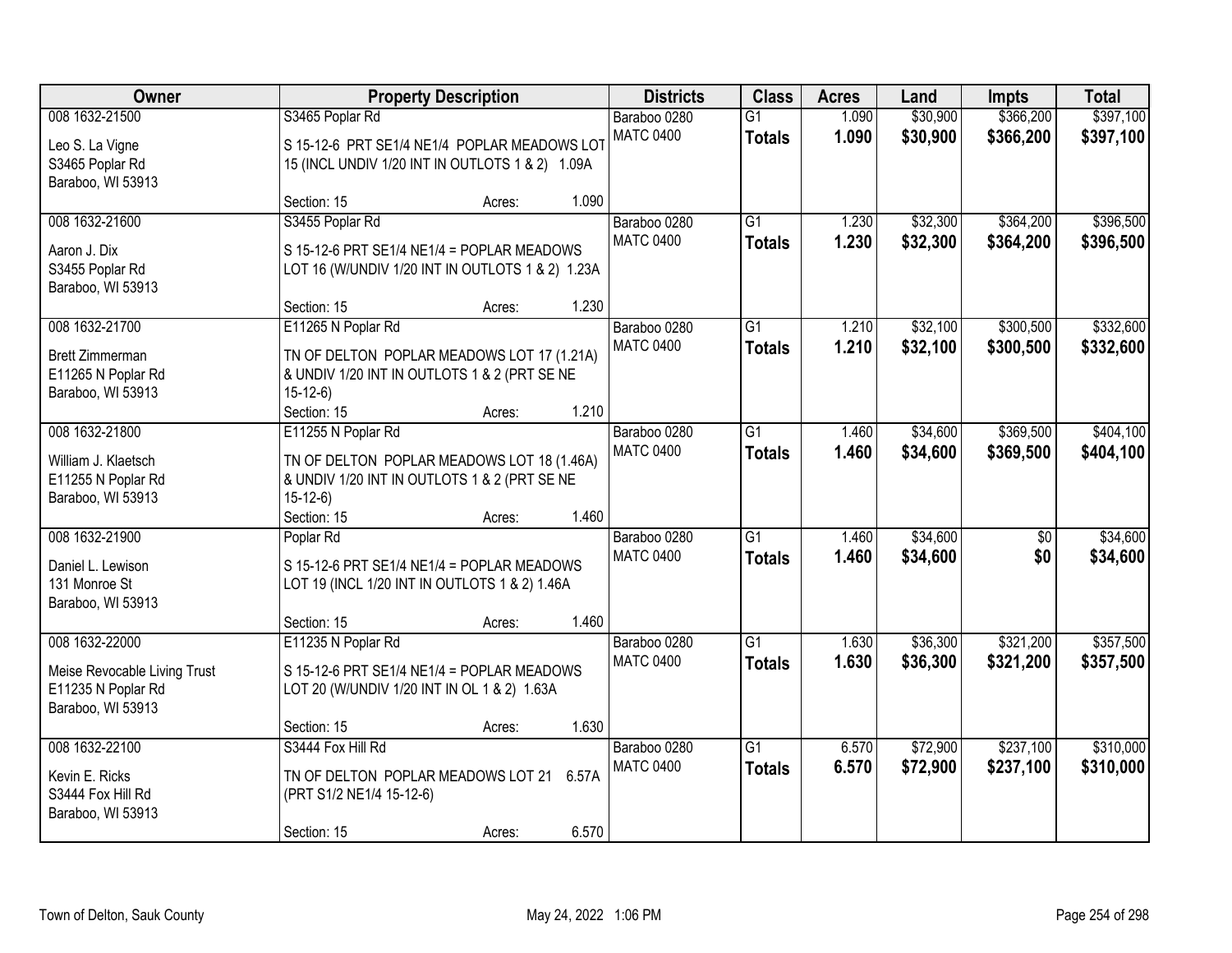| Owner | Property Description | Districts | Class | Acres | Land | Impts | Total |
|---|---|---|---|---|---|---|---|
| 008 1632-21500<br>Leo S. La Vigne<br>S3465 Poplar Rd<br>Baraboo, WI 53913 | S3465 Poplar Rd<br>S 15-12-6 PRT SE1/4 NE1/4 POPLAR MEADOWS LOT 15 (INCL UNDIV 1/20 INT IN OUTLOTS 1 & 2) 1.09A<br>Section: 15 Acres: 1.090 | Baraboo 0280<br>MATC 0400 | G1<br>**Totals** | 1.090<br>**1.090** | $30,900<br>**$30,900** | $366,200<br>**$366,200** | $397,100<br>**$397,100** |
| 008 1632-21600<br>Aaron J. Dix<br>S3455 Poplar Rd<br>Baraboo, WI 53913 | S3455 Poplar Rd<br>S 15-12-6 PRT SE1/4 NE1/4 = POPLAR MEADOWS LOT 16 (W/UNDIV 1/20 INT IN OUTLOTS 1 & 2) 1.23A<br>Section: 15 Acres: 1.230 | Baraboo 0280<br>MATC 0400 | G1<br>**Totals** | 1.230<br>**1.230** | $32,300<br>**$32,300** | $364,200<br>**$364,200** | $396,500<br>**$396,500** |
| 008 1632-21700<br>Brett Zimmerman<br>E11265 N Poplar Rd<br>Baraboo, WI 53913 | E11265 N Poplar Rd<br>TN OF DELTON POPLAR MEADOWS LOT 17 (1.21A) & UNDIV 1/20 INT IN OUTLOTS 1 & 2 (PRT SE NE 15-12-6)<br>Section: 15 Acres: 1.210 | Baraboo 0280<br>MATC 0400 | G1<br>**Totals** | 1.210<br>**1.210** | $32,100<br>**$32,100** | $300,500<br>**$300,500** | $332,600<br>**$332,600** |
| 008 1632-21800<br>William J. Klaetsch<br>E11255 N Poplar Rd<br>Baraboo, WI 53913 | E11255 N Poplar Rd<br>TN OF DELTON POPLAR MEADOWS LOT 18 (1.46A) & UNDIV 1/20 INT IN OUTLOTS 1 & 2 (PRT SE NE 15-12-6)<br>Section: 15 Acres: 1.460 | Baraboo 0280<br>MATC 0400 | G1<br>**Totals** | 1.460<br>**1.460** | $34,600<br>**$34,600** | $369,500<br>**$369,500** | $404,100<br>**$404,100** |
| 008 1632-21900<br>Daniel L. Lewison<br>131 Monroe St<br>Baraboo, WI 53913 | Poplar Rd<br>S 15-12-6 PRT SE1/4 NE1/4 = POPLAR MEADOWS LOT 19 (INCL 1/20 INT IN OUTLOTS 1 & 2) 1.46A<br>Section: 15 Acres: 1.460 | Baraboo 0280<br>MATC 0400 | G1<br>**Totals** | 1.460<br>**1.460** | $34,600<br>**$34,600** | $0<br>**$0** | $34,600<br>**$34,600** |
| 008 1632-22000<br>Meise Revocable Living Trust<br>E11235 N Poplar Rd<br>Baraboo, WI 53913 | E11235 N Poplar Rd<br>S 15-12-6 PRT SE1/4 NE1/4 = POPLAR MEADOWS LOT 20 (W/UNDIV 1/20 INT IN OL 1 & 2) 1.63A<br>Section: 15 Acres: 1.630 | Baraboo 0280<br>MATC 0400 | G1<br>**Totals** | 1.630<br>**1.630** | $36,300<br>**$36,300** | $321,200<br>**$321,200** | $357,500<br>**$357,500** |
| 008 1632-22100<br>Kevin E. Ricks<br>S3444 Fox Hill Rd<br>Baraboo, WI 53913 | S3444 Fox Hill Rd<br>TN OF DELTON POPLAR MEADOWS LOT 21 6.57A (PRT S1/2 NE1/4 15-12-6)<br>Section: 15 Acres: 6.570 | Baraboo 0280<br>MATC 0400 | G1<br>**Totals** | 6.570<br>**6.570** | $72,900<br>**$72,900** | $237,100<br>**$237,100** | $310,000<br>**$310,000** |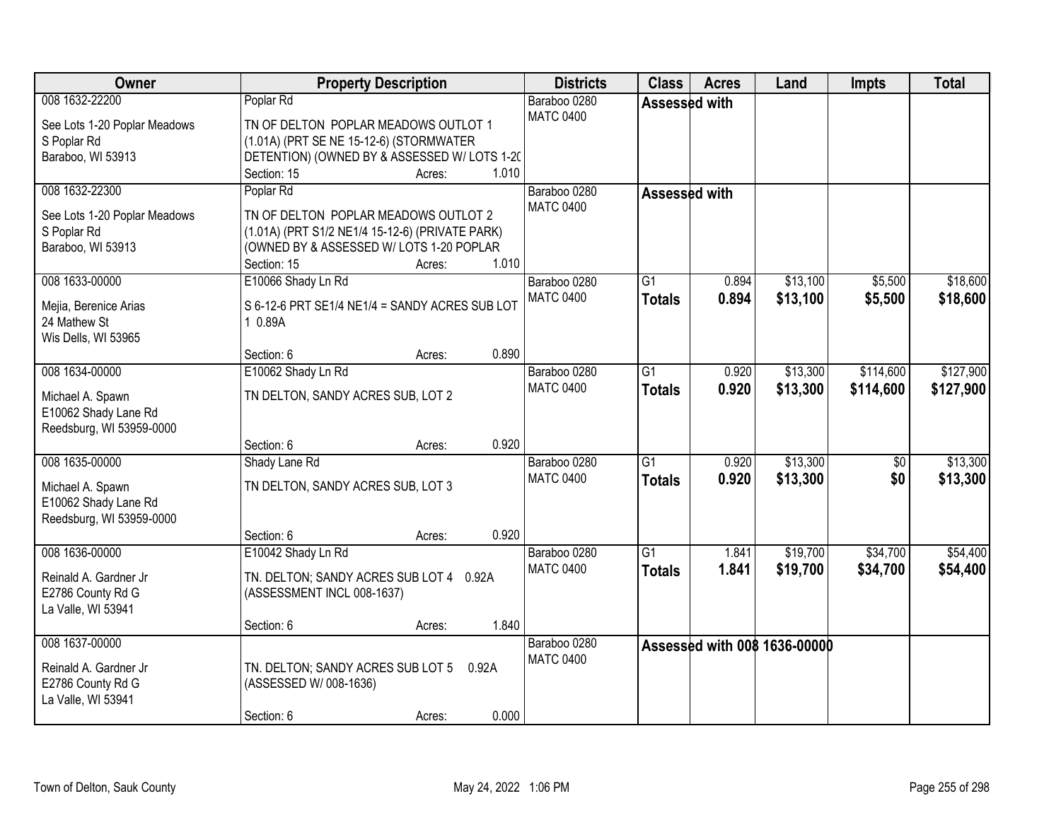| Owner | Property Description | Districts | Class | Acres | Land | Impts | Total |
|---|---|---|---|---|---|---|---|
| 008 1632-22200<br>See Lots 1-20 Poplar Meadows<br>S Poplar Rd<br>Baraboo, WI 53913 | Poplar Rd<br>TN OF DELTON POPLAR MEADOWS OUTLOT 1 (1.01A) (PRT SE NE 15-12-6) (STORMWATER DETENTION) (OWNED BY & ASSESSED W/ LOTS 1-20<br>Section: 15 Acres: 1.010 | Baraboo 0280<br>MATC 0400 | Assessed with | | | | |
| 008 1632-22300<br>See Lots 1-20 Poplar Meadows<br>S Poplar Rd<br>Baraboo, WI 53913 | Poplar Rd<br>TN OF DELTON POPLAR MEADOWS OUTLOT 2 (1.01A) (PRT S1/2 NE1/4 15-12-6) (PRIVATE PARK) (OWNED BY & ASSESSED W/ LOTS 1-20 POPLAR<br>Section: 15 Acres: 1.010 | Baraboo 0280<br>MATC 0400 | Assessed with | | | | |
| 008 1633-00000<br>Mejia, Berenice Arias<br>24 Mathew St<br>Wis Dells, WI 53965 | E10066 Shady Ln Rd<br>S 6-12-6 PRT SE1/4 NE1/4 = SANDY ACRES SUB LOT 1 0.89A<br>Section: 6 Acres: 0.890 | Baraboo 0280<br>MATC 0400 | G1<br>**Totals** | 0.894<br>**0.894** | $13,100<br>**$13,100** | $5,500<br>**$5,500** | $18,600<br>**$18,600** |
| 008 1634-00000<br>Michael A. Spawn<br>E10062 Shady Lane Rd<br>Reedsburg, WI 53959-0000 | E10062 Shady Ln Rd<br>TN DELTON, SANDY ACRES SUB, LOT 2<br>Section: 6 Acres: 0.920 | Baraboo 0280<br>MATC 0400 | G1<br>**Totals** | 0.920<br>**0.920** | $13,300<br>**$13,300** | $114,600<br>**$114,600** | $127,900<br>**$127,900** |
| 008 1635-00000<br>Michael A. Spawn<br>E10062 Shady Lane Rd<br>Reedsburg, WI 53959-0000 | Shady Lane Rd<br>TN DELTON, SANDY ACRES SUB, LOT 3<br>Section: 6 Acres: 0.920 | Baraboo 0280<br>MATC 0400 | G1<br>**Totals** | 0.920<br>**0.920** | $13,300<br>**$13,300** | $0<br>**$0** | $13,300<br>**$13,300** |
| 008 1636-00000<br>Reinald A. Gardner Jr<br>E2786 County Rd G<br>La Valle, WI 53941 | E10042 Shady Ln Rd<br>TN. DELTON; SANDY ACRES SUB LOT 4 0.92A (ASSESSMENT INCL 008-1637)<br>Section: 6 Acres: 1.840 | Baraboo 0280<br>MATC 0400 | G1<br>**Totals** | 1.841<br>**1.841** | $19,700<br>**$19,700** | $34,700<br>**$34,700** | $54,400<br>**$54,400** |
| 008 1637-00000<br>Reinald A. Gardner Jr<br>E2786 County Rd G<br>La Valle, WI 53941 | TN. DELTON; SANDY ACRES SUB LOT 5 0.92A (ASSESSED W/ 008-1636)<br>Section: 6 Acres: 0.000 | Baraboo 0280<br>MATC 0400 | Assessed with 008 1636-00000 | | | | |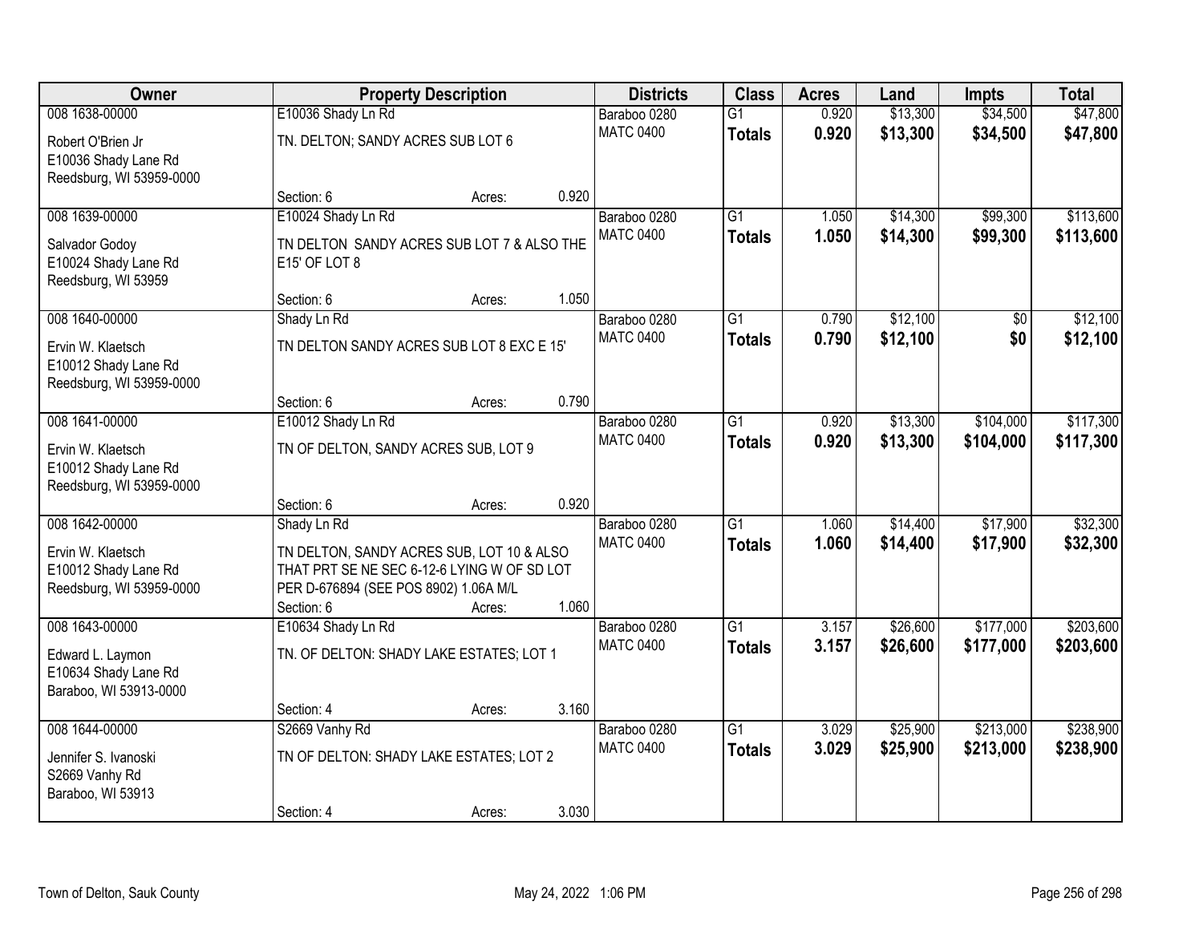| Owner | Property Description | | | Districts | Class | Acres | Land | Impts | Total |
|---|---|---|---|---|---|---|---|---|---|
| 008 1638-00000 | E10036 Shady Ln Rd | | | Baraboo 0280 | G1 | 0.920 | $13,300 | $34,500 | $47,800 |
| Robert O'Brien Jr<br>E10036 Shady Lane Rd<br>Reedsburg, WI 53959-0000 | TN. DELTON; SANDY ACRES SUB LOT 6 | | | MATC 0400 | **Totals** | **0.920** | **$13,300** | **$34,500** | **$47,800** |
| | Section: 6 | Acres: | 0.920 | | | | | | |
| 008 1639-00000 | E10024 Shady Ln Rd | | | Baraboo 0280 | G1 | 1.050 | $14,300 | $99,300 | $113,600 |
| Salvador Godoy<br>E10024 Shady Lane Rd<br>Reedsburg, WI 53959 | TN DELTON SANDY ACRES SUB LOT 7 & ALSO THE E15' OF LOT 8 | | | MATC 0400 | **Totals** | **1.050** | **$14,300** | **$99,300** | **$113,600** |
| | Section: 6 | Acres: | 1.050 | | | | | | |
| 008 1640-00000 | Shady Ln Rd | | | Baraboo 0280 | G1 | 0.790 | $12,100 | $0 | $12,100 |
| Ervin W. Klaetsch<br>E10012 Shady Lane Rd<br>Reedsburg, WI 53959-0000 | TN DELTON SANDY ACRES SUB LOT 8 EXC E 15' | | | MATC 0400 | **Totals** | **0.790** | **$12,100** | **$0** | **$12,100** |
| | Section: 6 | Acres: | 0.790 | | | | | | |
| 008 1641-00000 | E10012 Shady Ln Rd | | | Baraboo 0280 | G1 | 0.920 | $13,300 | $104,000 | $117,300 |
| Ervin W. Klaetsch<br>E10012 Shady Lane Rd<br>Reedsburg, WI 53959-0000 | TN OF DELTON, SANDY ACRES SUB, LOT 9 | | | MATC 0400 | **Totals** | **0.920** | **$13,300** | **$104,000** | **$117,300** |
| | Section: 6 | Acres: | 0.920 | | | | | | |
| 008 1642-00000 | Shady Ln Rd | | | Baraboo 0280 | G1 | 1.060 | $14,400 | $17,900 | $32,300 |
| Ervin W. Klaetsch<br>E10012 Shady Lane Rd<br>Reedsburg, WI 53959-0000 | TN DELTON, SANDY ACRES SUB, LOT 10 & ALSO THAT PRT SE NE SEC 6-12-6 LYING W OF SD LOT PER D-676894 (SEE POS 8902) 1.06A M/L | | | MATC 0400 | **Totals** | **1.060** | **$14,400** | **$17,900** | **$32,300** |
| | Section: 6 | Acres: | 1.060 | | | | | | |
| 008 1643-00000 | E10634 Shady Ln Rd | | | Baraboo 0280 | G1 | 3.157 | $26,600 | $177,000 | $203,600 |
| Edward L. Laymon<br>E10634 Shady Lane Rd<br>Baraboo, WI 53913-0000 | TN. OF DELTON: SHADY LAKE ESTATES; LOT 1 | | | MATC 0400 | **Totals** | **3.157** | **$26,600** | **$177,000** | **$203,600** |
| | Section: 4 | Acres: | 3.160 | | | | | | |
| 008 1644-00000 | S2669 Vanhy Rd | | | Baraboo 0280 | G1 | 3.029 | $25,900 | $213,000 | $238,900 |
| Jennifer S. Ivanoski<br>S2669 Vanhy Rd<br>Baraboo, WI 53913 | TN OF DELTON: SHADY LAKE ESTATES; LOT 2 | | | MATC 0400 | **Totals** | **3.029** | **$25,900** | **$213,000** | **$238,900** |
| | Section: 4 | Acres: | 3.030 | | | | | | |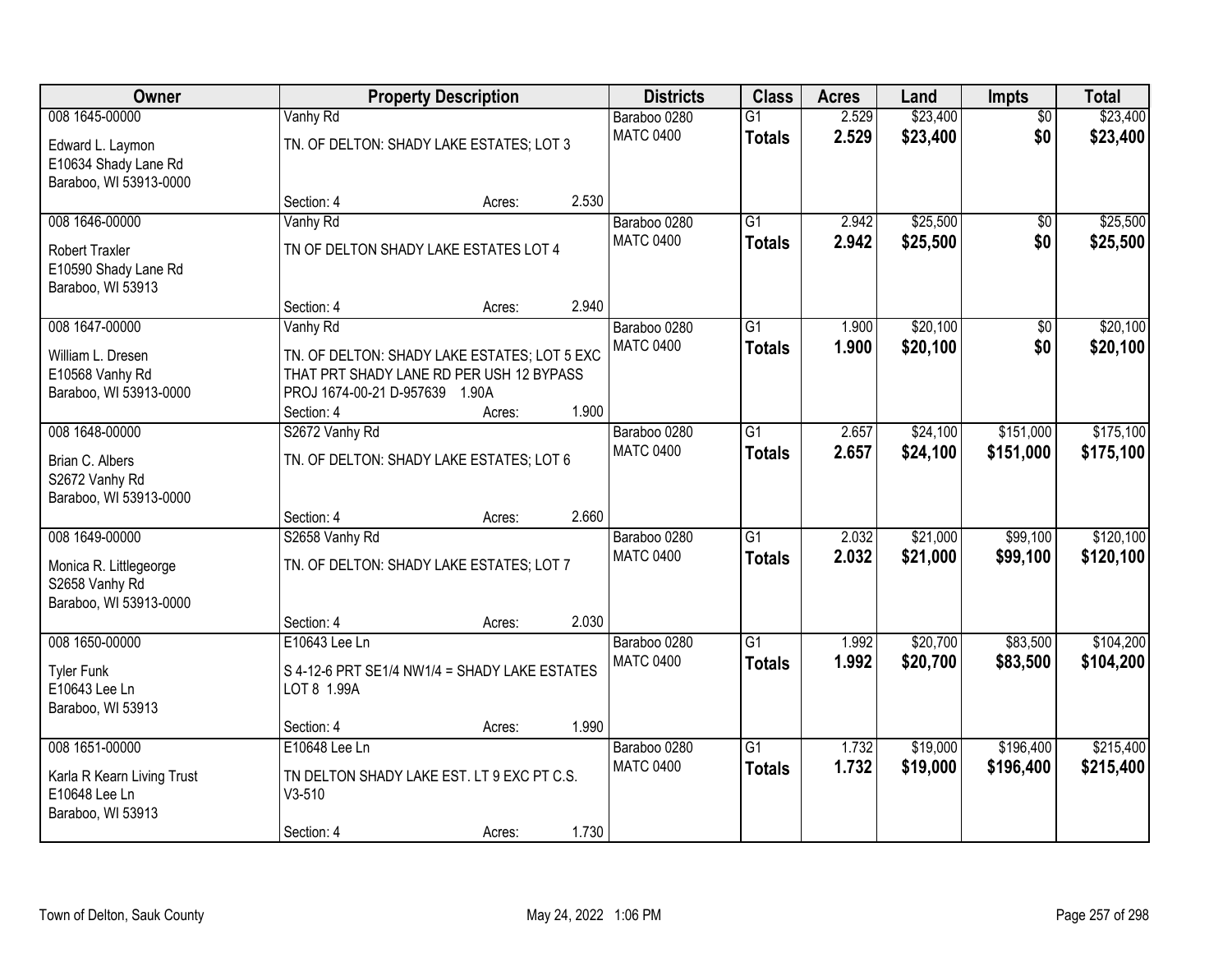| Owner | Property Description | | | Districts | Class | Acres | Land | Impts | Total |
|---|---|---|---|---|---|---|---|---|---|
| 008 1645-00000 | Vanhy Rd | | | Baraboo 0280 | G1 | 2.529 | $23,400 | $0 | $23,400 |
| Edward L. Laymon<br>E10634 Shady Lane Rd<br>Baraboo, WI 53913-0000 | TN. OF DELTON: SHADY LAKE ESTATES; LOT 3 | | | MATC 0400 | **Totals** | **2.529** | **$23,400** | **$0** | **$23,400** |
| | Section: 4 | Acres: | 2.530 | | | | | | |
| 008 1646-00000 | Vanhy Rd | | | Baraboo 0280 | G1 | 2.942 | $25,500 | $0 | $25,500 |
| Robert Traxler<br>E10590 Shady Lane Rd<br>Baraboo, WI 53913 | TN OF DELTON SHADY LAKE ESTATES LOT 4 | | | MATC 0400 | **Totals** | **2.942** | **$25,500** | **$0** | **$25,500** |
| | Section: 4 | Acres: | 2.940 | | | | | | |
| 008 1647-00000 | Vanhy Rd | | | Baraboo 0280 | G1 | 1.900 | $20,100 | $0 | $20,100 |
| William L. Dresen<br>E10568 Vanhy Rd<br>Baraboo, WI 53913-0000 | TN. OF DELTON: SHADY LAKE ESTATES; LOT 5 EXC THAT PRT SHADY LANE RD PER USH 12 BYPASS PROJ 1674-00-21 D-957639 1.90A | | | MATC 0400 | **Totals** | **1.900** | **$20,100** | **$0** | **$20,100** |
| | Section: 4 | Acres: | 1.900 | | | | | | |
| 008 1648-00000 | S2672 Vanhy Rd | | | Baraboo 0280 | G1 | 2.657 | $24,100 | $151,000 | $175,100 |
| Brian C. Albers<br>S2672 Vanhy Rd<br>Baraboo, WI 53913-0000 | TN. OF DELTON: SHADY LAKE ESTATES; LOT 6 | | | MATC 0400 | **Totals** | **2.657** | **$24,100** | **$151,000** | **$175,100** |
| | Section: 4 | Acres: | 2.660 | | | | | | |
| 008 1649-00000 | S2658 Vanhy Rd | | | Baraboo 0280 | G1 | 2.032 | $21,000 | $99,100 | $120,100 |
| Monica R. Littlegeorge<br>S2658 Vanhy Rd<br>Baraboo, WI 53913-0000 | TN. OF DELTON: SHADY LAKE ESTATES; LOT 7 | | | MATC 0400 | **Totals** | **2.032** | **$21,000** | **$99,100** | **$120,100** |
| | Section: 4 | Acres: | 2.030 | | | | | | |
| 008 1650-00000 | E10643 Lee Ln | | | Baraboo 0280 | G1 | 1.992 | $20,700 | $83,500 | $104,200 |
| Tyler Funk<br>E10643 Lee Ln<br>Baraboo, WI 53913 | S 4-12-6 PRT SE1/4 NW1/4 = SHADY LAKE ESTATES LOT 8 1.99A | | | MATC 0400 | **Totals** | **1.992** | **$20,700** | **$83,500** | **$104,200** |
| | Section: 4 | Acres: | 1.990 | | | | | | |
| 008 1651-00000 | E10648 Lee Ln | | | Baraboo 0280 | G1 | 1.732 | $19,000 | $196,400 | $215,400 |
| Karla R Kearn Living Trust<br>E10648 Lee Ln<br>Baraboo, WI 53913 | TN DELTON SHADY LAKE EST. LT 9 EXC PT C.S. V3-510 | | | MATC 0400 | **Totals** | **1.732** | **$19,000** | **$196,400** | **$215,400** |
| | Section: 4 | Acres: | 1.730 | | | | | | |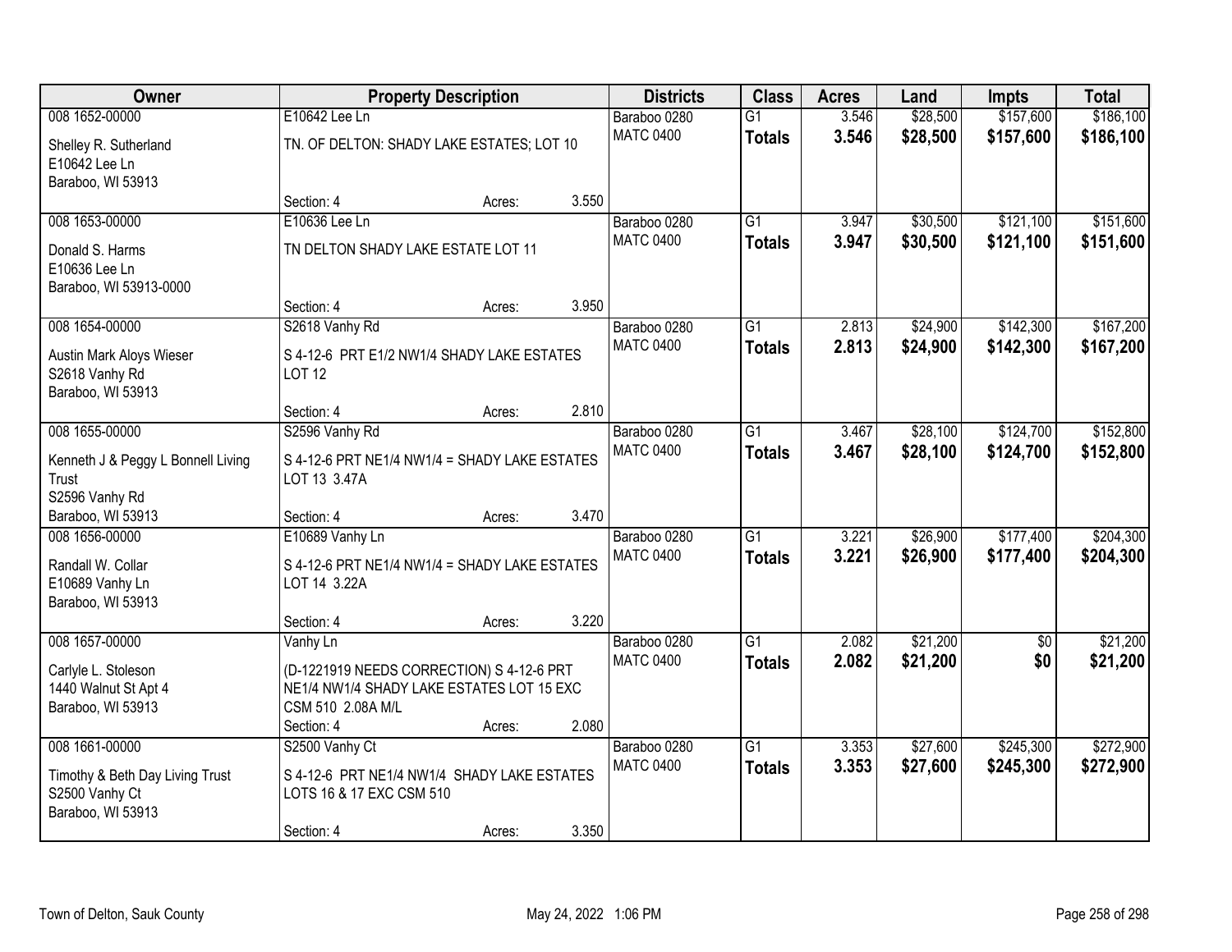| Owner | Property Description | | | Districts | Class | Acres | Land | Impts | Total |
|---|---|---|---|---|---|---|---|---|---|
| 008 1652-00000 | E10642 Lee Ln | | | Baraboo 0280 | G1 | 3.546 | $28,500 | $157,600 | $186,100 |
| Shelley R. Sutherland<br>E10642 Lee Ln<br>Baraboo, WI 53913 | TN. OF DELTON: SHADY LAKE ESTATES; LOT 10 | | | MATC 0400 | **Totals** | **3.546** | **$28,500** | **$157,600** | **$186,100** |
| | Section: 4 | Acres: | 3.550 | | | | | | |
| 008 1653-00000 | E10636 Lee Ln | | | Baraboo 0280 | G1 | 3.947 | $30,500 | $121,100 | $151,600 |
| Donald S. Harms<br>E10636 Lee Ln<br>Baraboo, WI 53913-0000 | TN DELTON SHADY LAKE ESTATE LOT 11 | | | MATC 0400 | **Totals** | **3.947** | **$30,500** | **$121,100** | **$151,600** |
| | Section: 4 | Acres: | 3.950 | | | | | | |
| 008 1654-00000 | S2618 Vanhy Rd | | | Baraboo 0280 | G1 | 2.813 | $24,900 | $142,300 | $167,200 |
| Austin Mark Aloys Wieser<br>S2618 Vanhy Rd<br>Baraboo, WI 53913 | S 4-12-6 PRT E1/2 NW1/4 SHADY LAKE ESTATES LOT 12 | | | MATC 0400 | **Totals** | **2.813** | **$24,900** | **$142,300** | **$167,200** |
| | Section: 4 | Acres: | 2.810 | | | | | | |
| 008 1655-00000 | S2596 Vanhy Rd | | | Baraboo 0280 | G1 | 3.467 | $28,100 | $124,700 | $152,800 |
| Kenneth J & Peggy L Bonnell Living Trust<br>S2596 Vanhy Rd<br>Baraboo, WI 53913 | S 4-12-6 PRT NE1/4 NW1/4 = SHADY LAKE ESTATES LOT 13 3.47A | | | MATC 0400 | **Totals** | **3.467** | **$28,100** | **$124,700** | **$152,800** |
| | Section: 4 | Acres: | 3.470 | | | | | | |
| 008 1656-00000 | E10689 Vanhy Ln | | | Baraboo 0280 | G1 | 3.221 | $26,900 | $177,400 | $204,300 |
| Randall W. Collar<br>E10689 Vanhy Ln<br>Baraboo, WI 53913 | S 4-12-6 PRT NE1/4 NW1/4 = SHADY LAKE ESTATES LOT 14 3.22A | | | MATC 0400 | **Totals** | **3.221** | **$26,900** | **$177,400** | **$204,300** |
| | Section: 4 | Acres: | 3.220 | | | | | | |
| 008 1657-00000 | Vanhy Ln | | | Baraboo 0280 | G1 | 2.082 | $21,200 | $0 | $21,200 |
| Carlyle L. Stoleson<br>1440 Walnut St Apt 4<br>Baraboo, WI 53913 | (D-1221919 NEEDS CORRECTION) S 4-12-6 PRT NE1/4 NW1/4 SHADY LAKE ESTATES LOT 15 EXC CSM 510 2.08A M/L | | | MATC 0400 | **Totals** | **2.082** | **$21,200** | **$0** | **$21,200** |
| | Section: 4 | Acres: | 2.080 | | | | | | |
| 008 1661-00000 | S2500 Vanhy Ct | | | Baraboo 0280 | G1 | 3.353 | $27,600 | $245,300 | $272,900 |
| Timothy & Beth Day Living Trust<br>S2500 Vanhy Ct<br>Baraboo, WI 53913 | S 4-12-6 PRT NE1/4 NW1/4 SHADY LAKE ESTATES LOTS 16 & 17 EXC CSM 510 | | | MATC 0400 | **Totals** | **3.353** | **$27,600** | **$245,300** | **$272,900** |
| | Section: 4 | Acres: | 3.350 | | | | | | |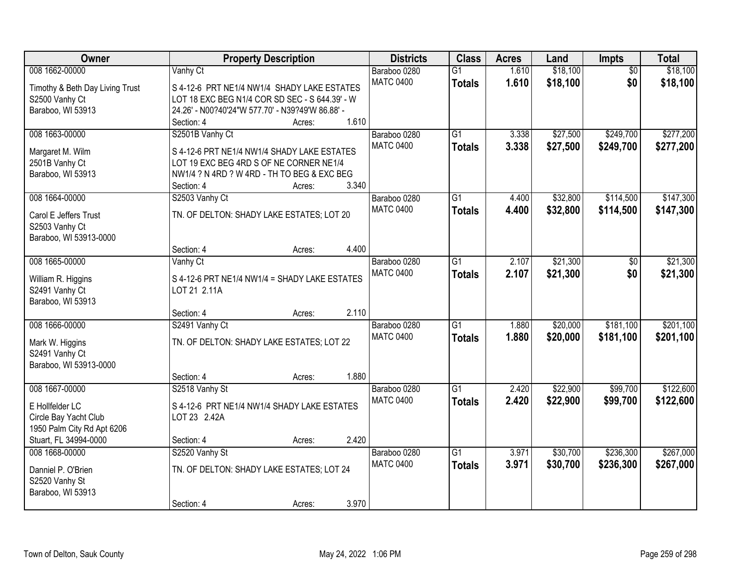| Owner | Property Description | Districts | Class | Acres | Land | Impts | Total |
|---|---|---|---|---|---|---|---|
| 008 1662-00000<br>Timothy & Beth Day Living Trust<br>S2500 Vanhy Ct<br>Baraboo, WI 53913 | Vanhy Ct<br>S 4-12-6 PRT NE1/4 NW1/4 SHADY LAKE ESTATES LOT 18 EXC BEG N1/4 COR SD SEC - S 644.39' - W 24.26' - N00?40'24"W 577.70' - N39?49'W 86.88' -<br>Section: 4 Acres: 1.610 | Baraboo 0280<br>MATC 0400 | G1<br>**Totals** | 1.610<br>**1.610** | $18,100<br>**$18,100** | $0<br>**$0** | $18,100<br>**$18,100** |
| 008 1663-00000<br>Margaret M. Wilm<br>2501B Vanhy Ct<br>Baraboo, WI 53913 | S2501B Vanhy Ct<br>S 4-12-6 PRT NE1/4 NW1/4 SHADY LAKE ESTATES LOT 19 EXC BEG 4RD S OF NE CORNER NE1/4 NW1/4 ? N 4RD ? W 4RD - TH TO BEG & EXC BEG<br>Section: 4 Acres: 3.340 | Baraboo 0280<br>MATC 0400 | G1<br>**Totals** | 3.338<br>**3.338** | $27,500<br>**$27,500** | $249,700<br>**$249,700** | $277,200<br>**$277,200** |
| 008 1664-00000<br>Carol E Jeffers Trust<br>S2503 Vanhy Ct<br>Baraboo, WI 53913-0000 | S2503 Vanhy Ct<br>TN. OF DELTON: SHADY LAKE ESTATES; LOT 20<br>Section: 4 Acres: 4.400 | Baraboo 0280<br>MATC 0400 | G1<br>**Totals** | 4.400<br>**4.400** | $32,800<br>**$32,800** | $114,500<br>**$114,500** | $147,300<br>**$147,300** |
| 008 1665-00000<br>William R. Higgins<br>S2491 Vanhy Ct<br>Baraboo, WI 53913 | Vanhy Ct<br>S 4-12-6 PRT NE1/4 NW1/4 = SHADY LAKE ESTATES LOT 21 2.11A<br>Section: 4 Acres: 2.110 | Baraboo 0280<br>MATC 0400 | G1<br>**Totals** | 2.107<br>**2.107** | $21,300<br>**$21,300** | $0<br>**$0** | $21,300<br>**$21,300** |
| 008 1666-00000<br>Mark W. Higgins<br>S2491 Vanhy Ct<br>Baraboo, WI 53913-0000 | S2491 Vanhy Ct<br>TN. OF DELTON: SHADY LAKE ESTATES; LOT 22<br>Section: 4 Acres: 1.880 | Baraboo 0280<br>MATC 0400 | G1<br>**Totals** | 1.880<br>**1.880** | $20,000<br>**$20,000** | $181,100<br>**$181,100** | $201,100<br>**$201,100** |
| 008 1667-00000<br>E Hollfelder LC<br>Circle Bay Yacht Club<br>1950 Palm City Rd Apt 6206<br>Stuart, FL 34994-0000 | S2518 Vanhy St<br>S 4-12-6 PRT NE1/4 NW1/4 SHADY LAKE ESTATES LOT 23 2.42A<br>Section: 4 Acres: 2.420 | Baraboo 0280<br>MATC 0400 | G1<br>**Totals** | 2.420<br>**2.420** | $22,900<br>**$22,900** | $99,700<br>**$99,700** | $122,600<br>**$122,600** |
| 008 1668-00000<br>Danniel P. O'Brien<br>S2520 Vanhy St<br>Baraboo, WI 53913 | S2520 Vanhy St<br>TN. OF DELTON: SHADY LAKE ESTATES; LOT 24<br>Section: 4 Acres: 3.970 | Baraboo 0280<br>MATC 0400 | G1<br>**Totals** | 3.971<br>**3.971** | $30,700<br>**$30,700** | $236,300<br>**$236,300** | $267,000<br>**$267,000** |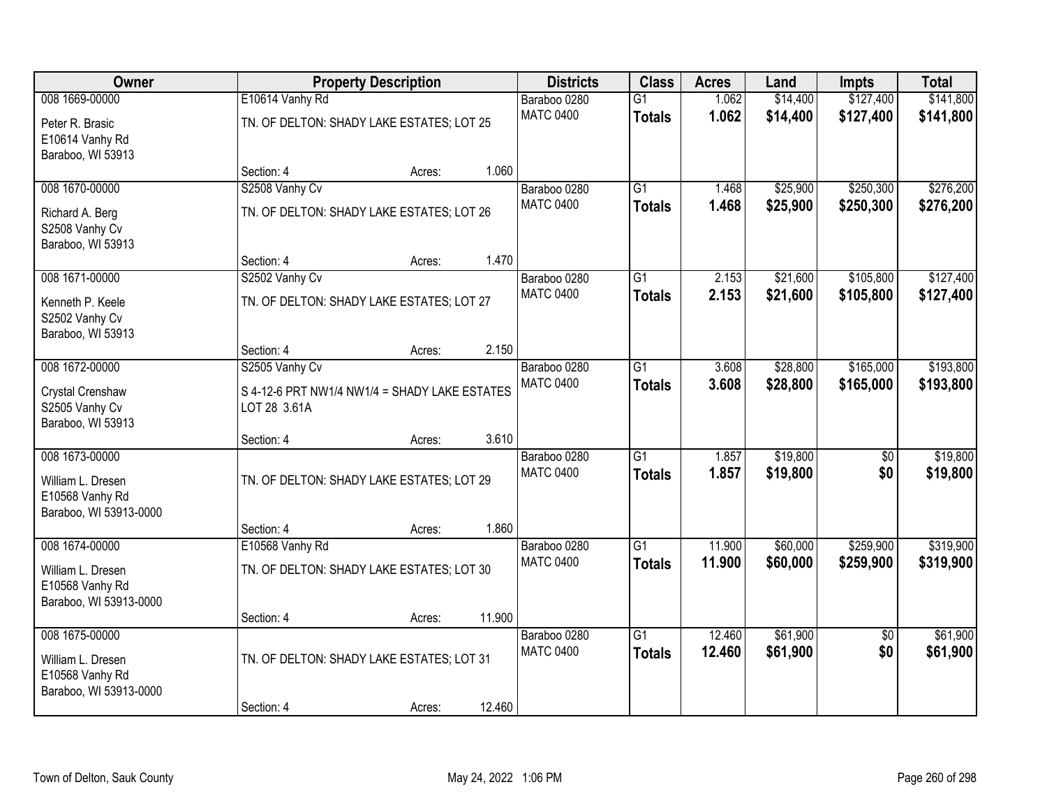| Owner | Property Description | | | Districts | Class | Acres | Land | Impts | Total |
|---|---|---|---|---|---|---|---|---|---|
| 008 1669-00000 | E10614 Vanhy Rd | | | Baraboo 0280 | G1 | 1.062 | $14,400 | $127,400 | $141,800 |
| Peter R. Brasic<br>E10614 Vanhy Rd<br>Baraboo, WI 53913 | TN. OF DELTON: SHADY LAKE ESTATES; LOT 25 | | | MATC 0400 | **Totals** | **1.062** | **$14,400** | **$127,400** | **$141,800** |
| | Section: 4 | Acres: | 1.060 | | | | | | |
| 008 1670-00000 | S2508 Vanhy Cv | | | Baraboo 0280 | G1 | 1.468 | $25,900 | $250,300 | $276,200 |
| Richard A. Berg<br>S2508 Vanhy Cv<br>Baraboo, WI 53913 | TN. OF DELTON: SHADY LAKE ESTATES; LOT 26 | | | MATC 0400 | **Totals** | **1.468** | **$25,900** | **$250,300** | **$276,200** |
| | Section: 4 | Acres: | 1.470 | | | | | | |
| 008 1671-00000 | S2502 Vanhy Cv | | | Baraboo 0280 | G1 | 2.153 | $21,600 | $105,800 | $127,400 |
| Kenneth P. Keele<br>S2502 Vanhy Cv<br>Baraboo, WI 53913 | TN. OF DELTON: SHADY LAKE ESTATES; LOT 27 | | | MATC 0400 | **Totals** | **2.153** | **$21,600** | **$105,800** | **$127,400** |
| | Section: 4 | Acres: | 2.150 | | | | | | |
| 008 1672-00000 | S2505 Vanhy Cv | | | Baraboo 0280 | G1 | 3.608 | $28,800 | $165,000 | $193,800 |
| Crystal Crenshaw<br>S2505 Vanhy Cv<br>Baraboo, WI 53913 | S 4-12-6 PRT NW1/4 NW1/4 = SHADY LAKE ESTATES LOT 28 3.61A | | | MATC 0400 | **Totals** | **3.608** | **$28,800** | **$165,000** | **$193,800** |
| | Section: 4 | Acres: | 3.610 | | | | | | |
| 008 1673-00000 | | | | Baraboo 0280 | G1 | 1.857 | $19,800 | $0 | $19,800 |
| William L. Dresen<br>E10568 Vanhy Rd<br>Baraboo, WI 53913-0000 | TN. OF DELTON: SHADY LAKE ESTATES; LOT 29 | | | MATC 0400 | **Totals** | **1.857** | **$19,800** | **$0** | **$19,800** |
| | Section: 4 | Acres: | 1.860 | | | | | | |
| 008 1674-00000 | E10568 Vanhy Rd | | | Baraboo 0280 | G1 | 11.900 | $60,000 | $259,900 | $319,900 |
| William L. Dresen<br>E10568 Vanhy Rd<br>Baraboo, WI 53913-0000 | TN. OF DELTON: SHADY LAKE ESTATES; LOT 30 | | | MATC 0400 | **Totals** | **11.900** | **$60,000** | **$259,900** | **$319,900** |
| | Section: 4 | Acres: | 11.900 | | | | | | |
| 008 1675-00000 | | | | Baraboo 0280 | G1 | 12.460 | $61,900 | $0 | $61,900 |
| William L. Dresen<br>E10568 Vanhy Rd<br>Baraboo, WI 53913-0000 | TN. OF DELTON: SHADY LAKE ESTATES; LOT 31 | | | MATC 0400 | **Totals** | **12.460** | **$61,900** | **$0** | **$61,900** |
| | Section: 4 | Acres: | 12.460 | | | | | | |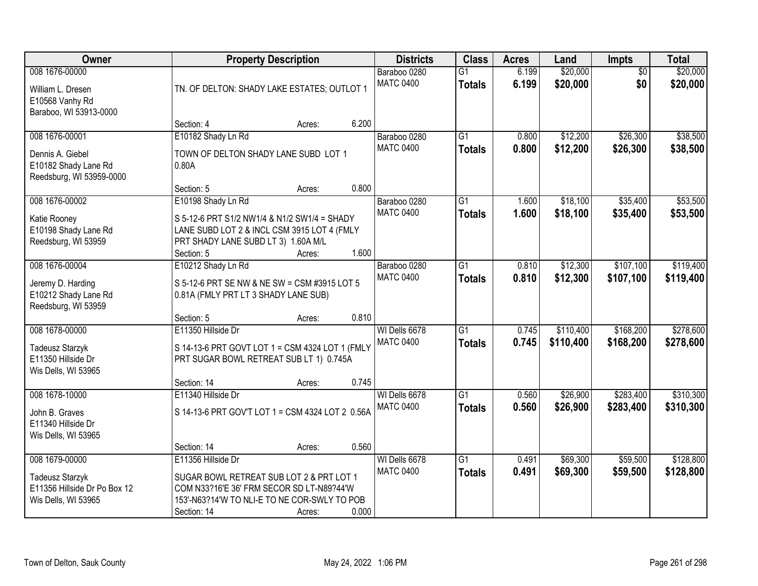| Owner | Property Description | Districts | Class | Acres | Land | Impts | Total |
|---|---|---|---|---|---|---|---|
| 008 1676-00000<br>William L. Dresen<br>E10568 Vanhy Rd<br>Baraboo, WI 53913-0000 | TN. OF DELTON: SHADY LAKE ESTATES; OUTLOT 1<br>Section: 4 Acres: 6.200 | Baraboo 0280<br>MATC 0400 | G1<br>**Totals** | 6.199<br>**6.199** | $20,000<br>**$20,000** | $0<br>**$0** | $20,000<br>**$20,000** |
| 008 1676-00001<br>Dennis A. Giebel<br>E10182 Shady Lane Rd<br>Reedsburg, WI 53959-0000 | E10182 Shady Ln Rd<br>TOWN OF DELTON SHADY LANE SUBD LOT 1 0.80A<br>Section: 5 Acres: 0.800 | Baraboo 0280<br>MATC 0400 | G1<br>**Totals** | 0.800<br>**0.800** | $12,200<br>**$12,200** | $26,300<br>**$26,300** | $38,500<br>**$38,500** |
| 008 1676-00002<br>Katie Rooney<br>E10198 Shady Lane Rd<br>Reedsburg, WI 53959 | E10198 Shady Ln Rd<br>S 5-12-6 PRT S1/2 NW1/4 & N1/2 SW1/4 = SHADY LANE SUBD LOT 2 & INCL CSM 3915 LOT 4 (FMLY PRT SHADY LANE SUBD LT 3) 1.60A M/L<br>Section: 5 Acres: 1.600 | Baraboo 0280<br>MATC 0400 | G1<br>**Totals** | 1.600<br>**1.600** | $18,100<br>**$18,100** | $35,400<br>**$35,400** | $53,500<br>**$53,500** |
| 008 1676-00004<br>Jeremy D. Harding<br>E10212 Shady Lane Rd<br>Reedsburg, WI 53959 | E10212 Shady Ln Rd<br>S 5-12-6 PRT SE NW & NE SW = CSM #3915 LOT 5 0.81A (FMLY PRT LT 3 SHADY LANE SUB)<br>Section: 5 Acres: 0.810 | Baraboo 0280<br>MATC 0400 | G1<br>**Totals** | 0.810<br>**0.810** | $12,300<br>**$12,300** | $107,100<br>**$107,100** | $119,400<br>**$119,400** |
| 008 1678-00000<br>Tadeusz Starzyk<br>E11350 Hillside Dr<br>Wis Dells, WI 53965 | E11350 Hillside Dr<br>S 14-13-6 PRT GOVT LOT 1 = CSM 4324 LOT 1 (FMLY PRT SUGAR BOWL RETREAT SUB LT 1) 0.745A<br>Section: 14 Acres: 0.745 | WI Dells 6678<br>MATC 0400 | G1<br>**Totals** | 0.745<br>**0.745** | $110,400<br>**$110,400** | $168,200<br>**$168,200** | $278,600<br>**$278,600** |
| 008 1678-10000<br>John B. Graves<br>E11340 Hillside Dr<br>Wis Dells, WI 53965 | E11340 Hillside Dr<br>S 14-13-6 PRT GOV'T LOT 1 = CSM 4324 LOT 2 0.56A<br>Section: 14 Acres: 0.560 | WI Dells 6678<br>MATC 0400 | G1<br>**Totals** | 0.560<br>**0.560** | $26,900<br>**$26,900** | $283,400<br>**$283,400** | $310,300<br>**$310,300** |
| 008 1679-00000<br>Tadeusz Starzyk<br>E11356 Hillside Dr Po Box 12<br>Wis Dells, WI 53965 | E11356 Hillside Dr<br>SUGAR BOWL RETREAT SUB LOT 2 & PRT LOT 1 COM N33?16'E 36' FRM SECOR SD LT-N89?44'W 153'-N63?14'W TO NLI-E TO NE COR-SWLY TO POB<br>Section: 14 Acres: 0.000 | WI Dells 6678<br>MATC 0400 | G1<br>**Totals** | 0.491<br>**0.491** | $69,300<br>**$69,300** | $59,500<br>**$59,500** | $128,800<br>**$128,800** |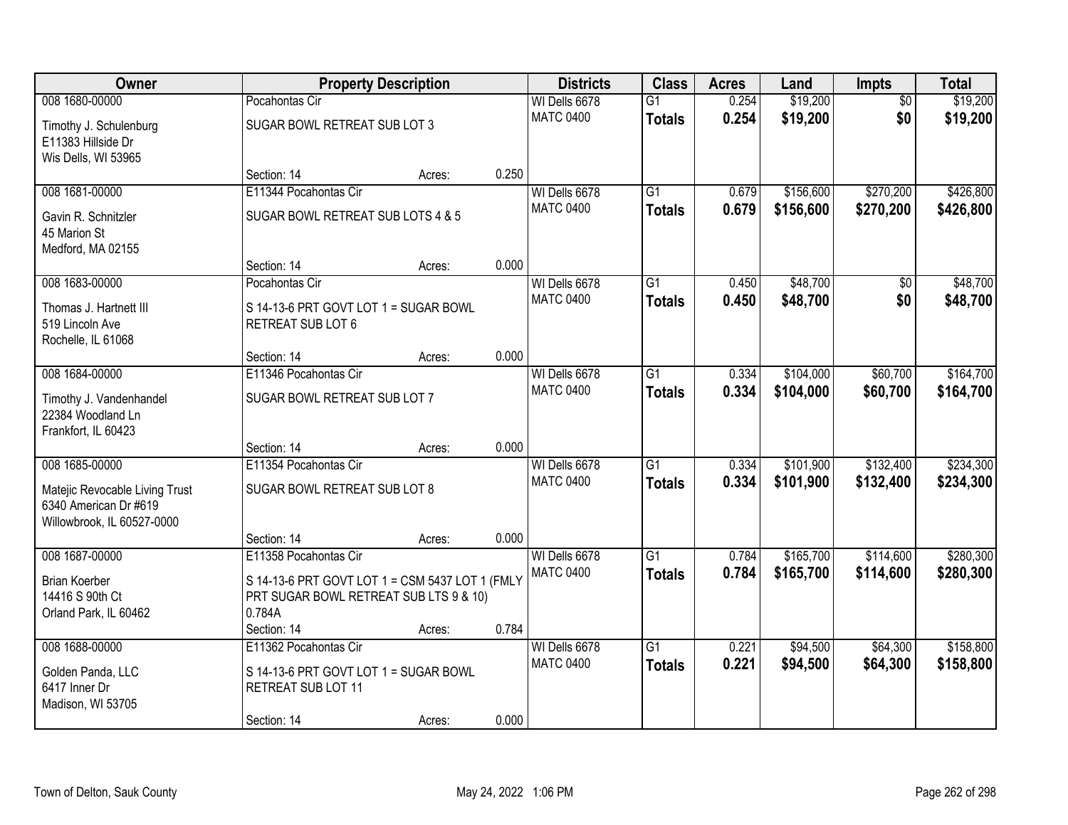| Owner | Property Description | | | Districts | Class | Acres | Land | Impts | Total |
|---|---|---|---|---|---|---|---|---|---|
| 008 1680-00000<br>Timothy J. Schulenburg<br>E11383 Hillside Dr<br>Wis Dells, WI 53965 | Pocahontas Cir<br>SUGAR BOWL RETREAT SUB LOT 3<br>Section: 14 | Acres: | 0.250 | WI Dells 6678<br>MATC 0400 | G1<br>**Totals** | 0.254<br>**0.254** | $19,200<br>**$19,200** | $0<br>**$0** | $19,200<br>**$19,200** |
| 008 1681-00000<br>Gavin R. Schnitzler<br>45 Marion St<br>Medford, MA 02155 | E11344 Pocahontas Cir<br>SUGAR BOWL RETREAT SUB LOTS 4 & 5<br>Section: 14 | Acres: | 0.000 | WI Dells 6678<br>MATC 0400 | G1<br>**Totals** | 0.679<br>**0.679** | $156,600<br>**$156,600** | $270,200<br>**$270,200** | $426,800<br>**$426,800** |
| 008 1683-00000<br>Thomas J. Hartnett III<br>519 Lincoln Ave<br>Rochelle, IL 61068 | Pocahontas Cir<br>S 14-13-6 PRT GOVT LOT 1 = SUGAR BOWL RETREAT SUB LOT 6<br>Section: 14 | Acres: | 0.000 | WI Dells 6678<br>MATC 0400 | G1<br>**Totals** | 0.450<br>**0.450** | $48,700<br>**$48,700** | $0<br>**$0** | $48,700<br>**$48,700** |
| 008 1684-00000<br>Timothy J. Vandenhandel<br>22384 Woodland Ln<br>Frankfort, IL 60423 | E11346 Pocahontas Cir<br>SUGAR BOWL RETREAT SUB LOT 7<br>Section: 14 | Acres: | 0.000 | WI Dells 6678<br>MATC 0400 | G1<br>**Totals** | 0.334<br>**0.334** | $104,000<br>**$104,000** | $60,700<br>**$60,700** | $164,700<br>**$164,700** |
| 008 1685-00000<br>Matejic Revocable Living Trust<br>6340 American Dr #619<br>Willowbrook, IL 60527-0000 | E11354 Pocahontas Cir<br>SUGAR BOWL RETREAT SUB LOT 8<br>Section: 14 | Acres: | 0.000 | WI Dells 6678<br>MATC 0400 | G1<br>**Totals** | 0.334<br>**0.334** | $101,900<br>**$101,900** | $132,400<br>**$132,400** | $234,300<br>**$234,300** |
| 008 1687-00000<br>Brian Koerber<br>14416 S 90th Ct<br>Orland Park, IL 60462 | E11358 Pocahontas Cir<br>S 14-13-6 PRT GOVT LOT 1 = CSM 5437 LOT 1 (FMLY PRT SUGAR BOWL RETREAT SUB LTS 9 & 10) 0.784A<br>Section: 14 | Acres: | 0.784 | WI Dells 6678<br>MATC 0400 | G1<br>**Totals** | 0.784<br>**0.784** | $165,700<br>**$165,700** | $114,600<br>**$114,600** | $280,300<br>**$280,300** |
| 008 1688-00000<br>Golden Panda, LLC<br>6417 Inner Dr<br>Madison, WI 53705 | E11362 Pocahontas Cir<br>S 14-13-6 PRT GOVT LOT 1 = SUGAR BOWL RETREAT SUB LOT 11<br>Section: 14 | Acres: | 0.000 | WI Dells 6678<br>MATC 0400 | G1<br>**Totals** | 0.221<br>**0.221** | $94,500<br>**$94,500** | $64,300<br>**$64,300** | $158,800<br>**$158,800** |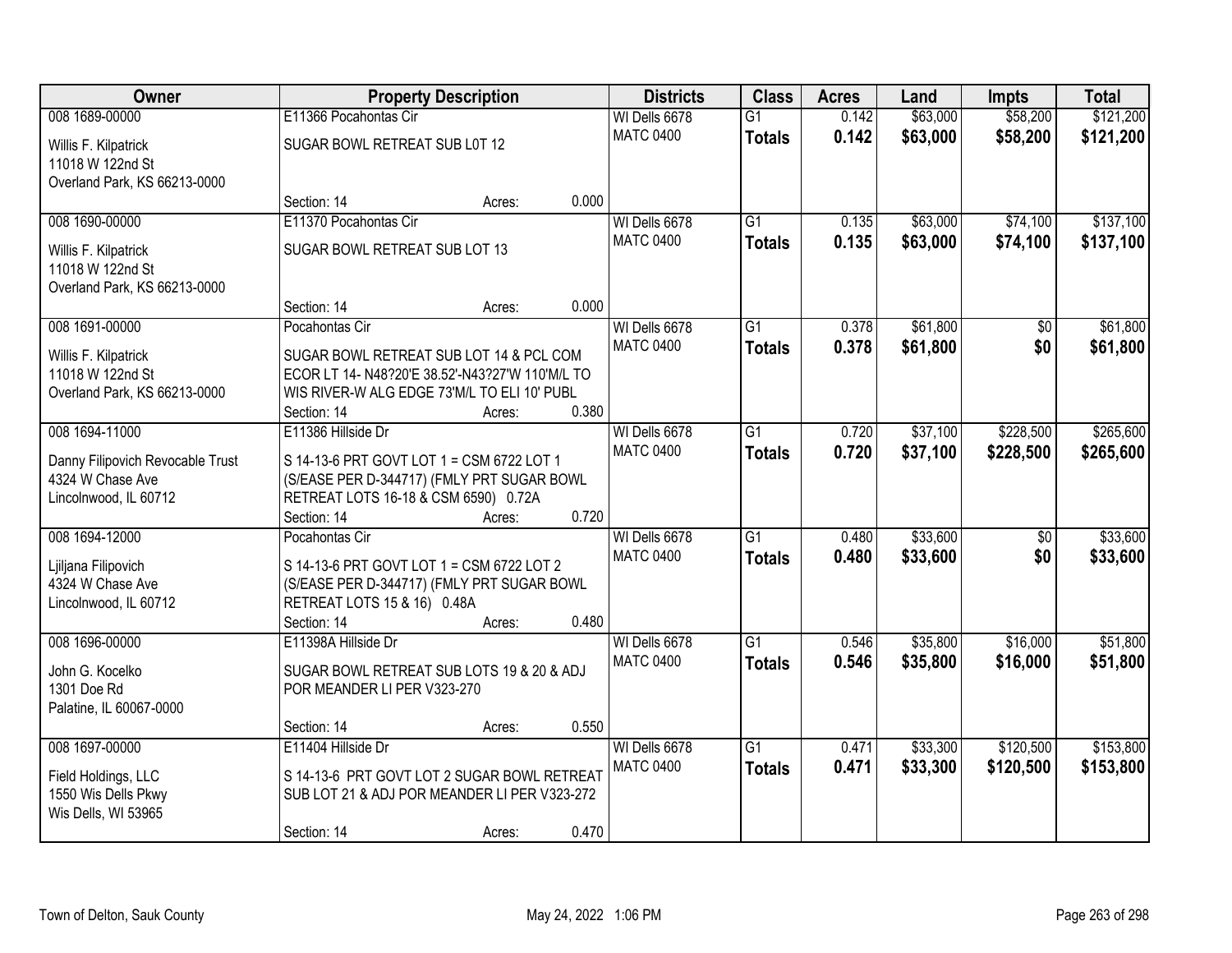| Owner | Property Description | | | Districts | Class | Acres | Land | Impts | Total |
|---|---|---|---|---|---|---|---|---|---|
| 008 1689-00000 | E11366 Pocahontas Cir | | | WI Dells 6678 | G1 | 0.142 | $63,000 | $58,200 | $121,200 |
| Willis F. Kilpatrick<br>11018 W 122nd St<br>Overland Park, KS 66213-0000 | SUGAR BOWL RETREAT SUB L0T 12 | | | MATC 0400 | **Totals** | **0.142** | **$63,000** | **$58,200** | **$121,200** |
| | Section: 14 | Acres: | 0.000 | | | | | | |
| 008 1690-00000 | E11370 Pocahontas Cir | | | WI Dells 6678 | G1 | 0.135 | $63,000 | $74,100 | $137,100 |
| Willis F. Kilpatrick<br>11018 W 122nd St<br>Overland Park, KS 66213-0000 | SUGAR BOWL RETREAT SUB LOT 13 | | | MATC 0400 | **Totals** | **0.135** | **$63,000** | **$74,100** | **$137,100** |
| | Section: 14 | Acres: | 0.000 | | | | | | |
| 008 1691-00000 | Pocahontas Cir | | | WI Dells 6678 | G1 | 0.378 | $61,800 | $0 | $61,800 |
| Willis F. Kilpatrick<br>11018 W 122nd St<br>Overland Park, KS 66213-0000 | SUGAR BOWL RETREAT SUB LOT 14 & PCL COM ECOR LT 14- N48?20'E 38.52'-N43?27'W 110'M/L TO WIS RIVER-W ALG EDGE 73'M/L TO ELI 10' PUBL | | | MATC 0400 | **Totals** | **0.378** | **$61,800** | **$0** | **$61,800** |
| | Section: 14 | Acres: | 0.380 | | | | | | |
| 008 1694-11000 | E11386 Hillside Dr | | | WI Dells 6678 | G1 | 0.720 | $37,100 | $228,500 | $265,600 |
| Danny Filipovich Revocable Trust<br>4324 W Chase Ave<br>Lincolnwood, IL 60712 | S 14-13-6 PRT GOVT LOT 1 = CSM 6722 LOT 1 (S/EASE PER D-344717) (FMLY PRT SUGAR BOWL RETREAT LOTS 16-18 & CSM 6590) 0.72A | | | MATC 0400 | **Totals** | **0.720** | **$37,100** | **$228,500** | **$265,600** |
| | Section: 14 | Acres: | 0.720 | | | | | | |
| 008 1694-12000 | Pocahontas Cir | | | WI Dells 6678 | G1 | 0.480 | $33,600 | $0 | $33,600 |
| Ljiljana Filipovich<br>4324 W Chase Ave<br>Lincolnwood, IL 60712 | S 14-13-6 PRT GOVT LOT 1 = CSM 6722 LOT 2 (S/EASE PER D-344717) (FMLY PRT SUGAR BOWL RETREAT LOTS 15 & 16) 0.48A | | | MATC 0400 | **Totals** | **0.480** | **$33,600** | **$0** | **$33,600** |
| | Section: 14 | Acres: | 0.480 | | | | | | |
| 008 1696-00000 | E11398A Hillside Dr | | | WI Dells 6678 | G1 | 0.546 | $35,800 | $16,000 | $51,800 |
| John G. Kocelko<br>1301 Doe Rd<br>Palatine, IL 60067-0000 | SUGAR BOWL RETREAT SUB LOTS 19 & 20 & ADJ POR MEANDER LI PER V323-270 | | | MATC 0400 | **Totals** | **0.546** | **$35,800** | **$16,000** | **$51,800** |
| | Section: 14 | Acres: | 0.550 | | | | | | |
| 008 1697-00000 | E11404 Hillside Dr | | | WI Dells 6678 | G1 | 0.471 | $33,300 | $120,500 | $153,800 |
| Field Holdings, LLC<br>1550 Wis Dells Pkwy<br>Wis Dells, WI 53965 | S 14-13-6 PRT GOVT LOT 2 SUGAR BOWL RETREAT SUB LOT 21 & ADJ POR MEANDER LI PER V323-272 | | | MATC 0400 | **Totals** | **0.471** | **$33,300** | **$120,500** | **$153,800** |
| | Section: 14 | Acres: | 0.470 | | | | | | |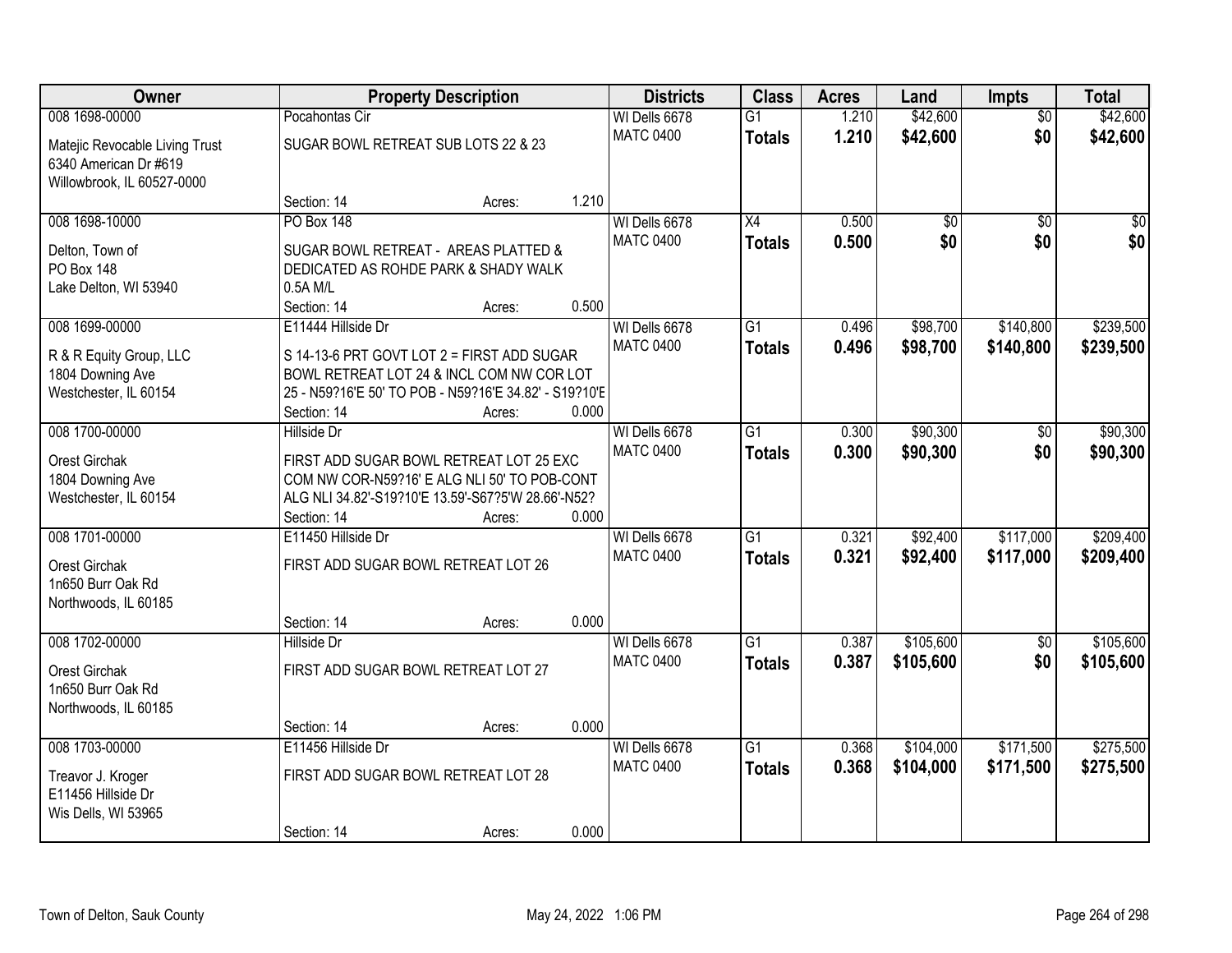| Owner | Property Description | Districts | Class | Acres | Land | Impts | Total |
|---|---|---|---|---|---|---|---|
| 008 1698-00000<br>Matejic Revocable Living Trust<br>6340 American Dr #619<br>Willowbrook, IL 60527-0000 | Pocahontas Cir<br>SUGAR BOWL RETREAT SUB LOTS 22 & 23<br>Section: 14 Acres: 1.210 | WI Dells 6678<br>MATC 0400 | G1<br>**Totals** | 1.210<br>**1.210** | $42,600<br>**$42,600** | $0<br>**$0** | $42,600<br>**$42,600** |
| 008 1698-10000<br>Delton, Town of<br>PO Box 148<br>Lake Delton, WI 53940 | PO Box 148<br>SUGAR BOWL RETREAT - AREAS PLATTED & DEDICATED AS ROHDE PARK & SHADY WALK 0.5A M/L<br>Section: 14 Acres: 0.500 | WI Dells 6678<br>MATC 0400 | X4<br>**Totals** | 0.500<br>**0.500** | $0<br>**$0** | $0<br>**$0** | $0<br>**$0** |
| 008 1699-00000<br>R & R Equity Group, LLC<br>1804 Downing Ave<br>Westchester, IL 60154 | E11444 Hillside Dr<br>S 14-13-6 PRT GOVT LOT 2 = FIRST ADD SUGAR BOWL RETREAT LOT 24 & INCL COM NW COR LOT 25 - N59?16'E 50' TO POB - N59?16'E 34.82' - S19?10'E<br>Section: 14 Acres: 0.000 | WI Dells 6678<br>MATC 0400 | G1<br>**Totals** | 0.496<br>**0.496** | $98,700<br>**$98,700** | $140,800<br>**$140,800** | $239,500<br>**$239,500** |
| 008 1700-00000<br>Orest Girchak<br>1804 Downing Ave<br>Westchester, IL 60154 | Hillside Dr<br>FIRST ADD SUGAR BOWL RETREAT LOT 25 EXC COM NW COR-N59?16' E ALG NLI 50' TO POB-CONT ALG NLI 34.82'-S19?10'E 13.59'-S67?5'W 28.66'-N52?<br>Section: 14 Acres: 0.000 | WI Dells 6678<br>MATC 0400 | G1<br>**Totals** | 0.300<br>**0.300** | $90,300<br>**$90,300** | $0<br>**$0** | $90,300<br>**$90,300** |
| 008 1701-00000<br>Orest Girchak<br>1n650 Burr Oak Rd<br>Northwoods, IL 60185 | E11450 Hillside Dr<br>FIRST ADD SUGAR BOWL RETREAT LOT 26<br>Section: 14 Acres: 0.000 | WI Dells 6678<br>MATC 0400 | G1<br>**Totals** | 0.321<br>**0.321** | $92,400<br>**$92,400** | $117,000<br>**$117,000** | $209,400<br>**$209,400** |
| 008 1702-00000<br>Orest Girchak<br>1n650 Burr Oak Rd<br>Northwoods, IL 60185 | Hillside Dr<br>FIRST ADD SUGAR BOWL RETREAT LOT 27<br>Section: 14 Acres: 0.000 | WI Dells 6678<br>MATC 0400 | G1<br>**Totals** | 0.387<br>**0.387** | $105,600<br>**$105,600** | $0<br>**$0** | $105,600<br>**$105,600** |
| 008 1703-00000<br>Treavor J. Kroger<br>E11456 Hillside Dr<br>Wis Dells, WI 53965 | E11456 Hillside Dr<br>FIRST ADD SUGAR BOWL RETREAT LOT 28<br>Section: 14 Acres: 0.000 | WI Dells 6678<br>MATC 0400 | G1<br>**Totals** | 0.368<br>**0.368** | $104,000<br>**$104,000** | $171,500<br>**$171,500** | $275,500<br>**$275,500** |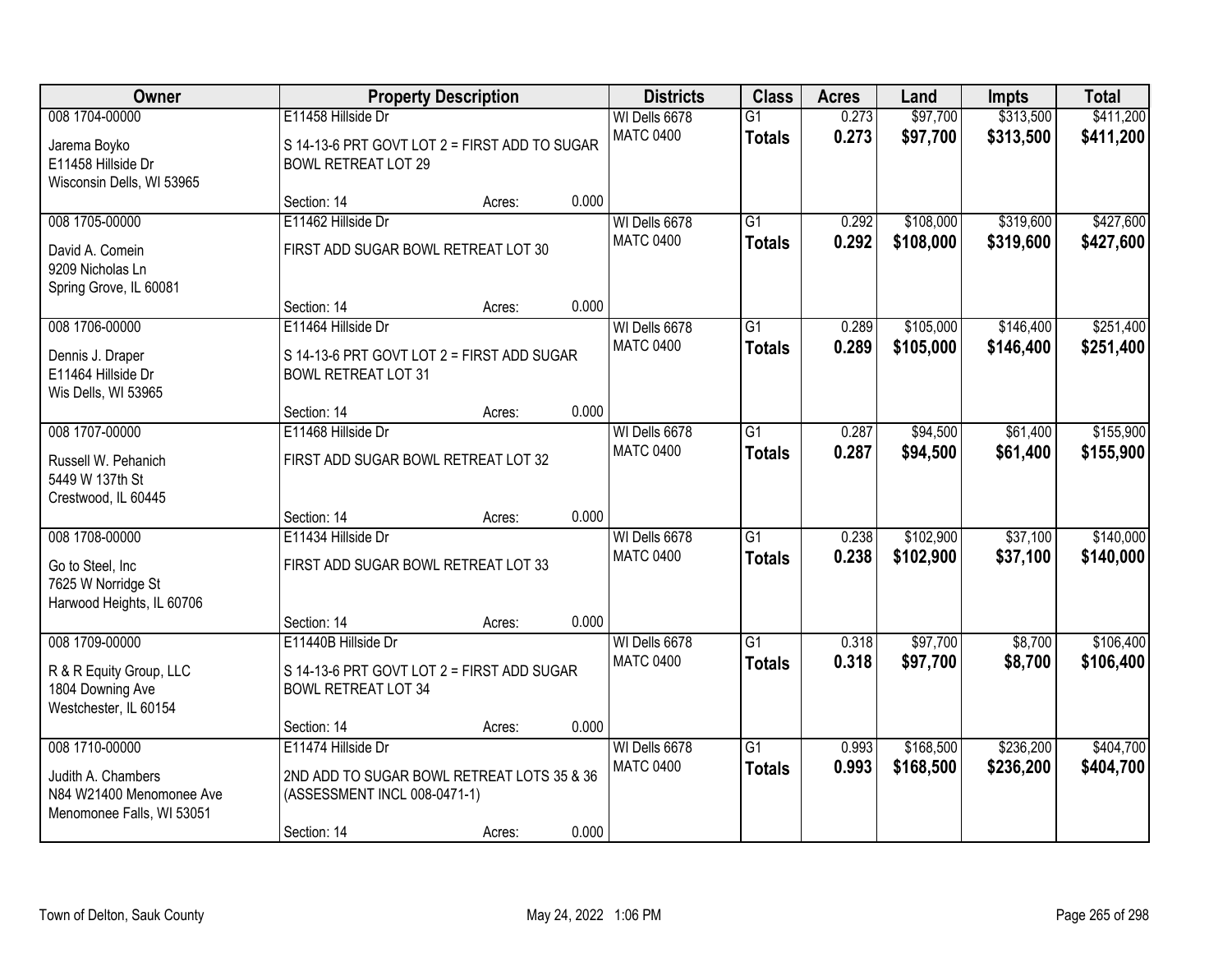| Owner | Property Description | | | Districts | Class | Acres | Land | Impts | Total |
|---|---|---|---|---|---|---|---|---|---|
| 008 1704-00000 | E11458 Hillside Dr | | | WI Dells 6678 | G1 | 0.273 | $97,700 | $313,500 | $411,200 |
| Jarema Boyko<br>E11458 Hillside Dr<br>Wisconsin Dells, WI 53965 | S 14-13-6 PRT GOVT LOT 2 = FIRST ADD TO SUGAR BOWL RETREAT LOT 29 | | | MATC 0400 | **Totals** | **0.273** | **$97,700** | **$313,500** | **$411,200** |
| | Section: 14 | Acres: | 0.000 | | | | | | |
| 008 1705-00000 | E11462 Hillside Dr | | | WI Dells 6678 | G1 | 0.292 | $108,000 | $319,600 | $427,600 |
| David A. Comein<br>9209 Nicholas Ln<br>Spring Grove, IL 60081 | FIRST ADD SUGAR BOWL RETREAT LOT 30 | | | MATC 0400 | **Totals** | **0.292** | **$108,000** | **$319,600** | **$427,600** |
| | Section: 14 | Acres: | 0.000 | | | | | | |
| 008 1706-00000 | E11464 Hillside Dr | | | WI Dells 6678 | G1 | 0.289 | $105,000 | $146,400 | $251,400 |
| Dennis J. Draper<br>E11464 Hillside Dr<br>Wis Dells, WI 53965 | S 14-13-6 PRT GOVT LOT 2 = FIRST ADD SUGAR BOWL RETREAT LOT 31 | | | MATC 0400 | **Totals** | **0.289** | **$105,000** | **$146,400** | **$251,400** |
| | Section: 14 | Acres: | 0.000 | | | | | | |
| 008 1707-00000 | E11468 Hillside Dr | | | WI Dells 6678 | G1 | 0.287 | $94,500 | $61,400 | $155,900 |
| Russell W. Pehanich<br>5449 W 137th St<br>Crestwood, IL 60445 | FIRST ADD SUGAR BOWL RETREAT LOT 32 | | | MATC 0400 | **Totals** | **0.287** | **$94,500** | **$61,400** | **$155,900** |
| | Section: 14 | Acres: | 0.000 | | | | | | |
| 008 1708-00000 | E11434 Hillside Dr | | | WI Dells 6678 | G1 | 0.238 | $102,900 | $37,100 | $140,000 |
| Go to Steel, Inc<br>7625 W Norridge St<br>Harwood Heights, IL 60706 | FIRST ADD SUGAR BOWL RETREAT LOT 33 | | | MATC 0400 | **Totals** | **0.238** | **$102,900** | **$37,100** | **$140,000** |
| | Section: 14 | Acres: | 0.000 | | | | | | |
| 008 1709-00000 | E11440B Hillside Dr | | | WI Dells 6678 | G1 | 0.318 | $97,700 | $8,700 | $106,400 |
| R & R Equity Group, LLC<br>1804 Downing Ave<br>Westchester, IL 60154 | S 14-13-6 PRT GOVT LOT 2 = FIRST ADD SUGAR BOWL RETREAT LOT 34 | | | MATC 0400 | **Totals** | **0.318** | **$97,700** | **$8,700** | **$106,400** |
| | Section: 14 | Acres: | 0.000 | | | | | | |
| 008 1710-00000 | E11474 Hillside Dr | | | WI Dells 6678 | G1 | 0.993 | $168,500 | $236,200 | $404,700 |
| Judith A. Chambers<br>N84 W21400 Menomonee Ave<br>Menomonee Falls, WI 53051 | 2ND ADD TO SUGAR BOWL RETREAT LOTS 35 & 36 (ASSESSMENT INCL 008-0471-1) | | | MATC 0400 | **Totals** | **0.993** | **$168,500** | **$236,200** | **$404,700** |
| | Section: 14 | Acres: | 0.000 | | | | | | |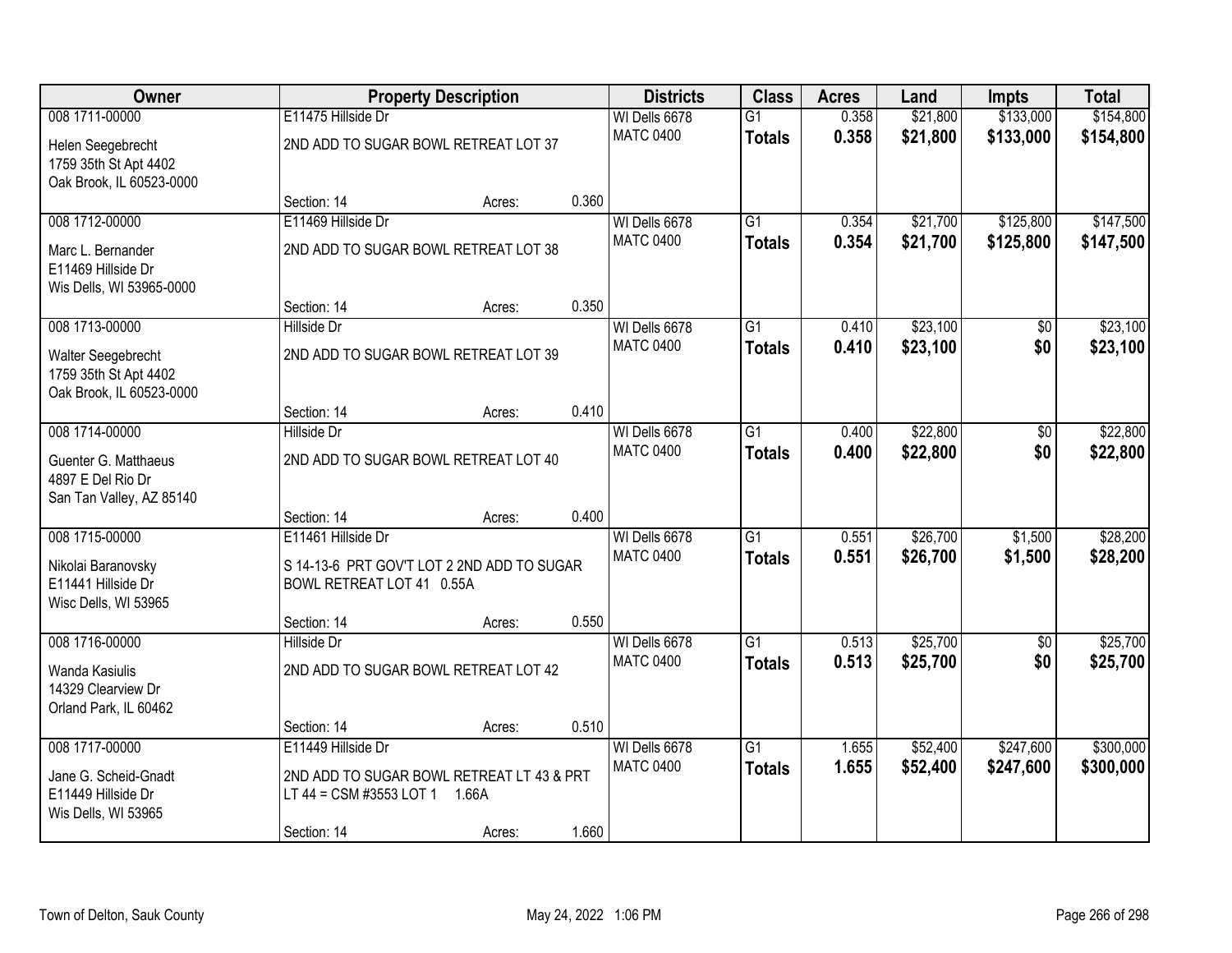| Owner | Property Description | | | Districts | Class | Acres | Land | Impts | Total |
|---|---|---|---|---|---|---|---|---|---|
| 008 1711-00000 | E11475 Hillside Dr | | | WI Dells 6678 | G1 | 0.358 | $21,800 | $133,000 | $154,800 |
| Helen Seegebrecht<br>1759 35th St Apt 4402<br>Oak Brook, IL 60523-0000 | 2ND ADD TO SUGAR BOWL RETREAT LOT 37 | | | MATC 0400 | **Totals** | **0.358** | **$21,800** | **$133,000** | **$154,800** |
| | Section: 14 | Acres: | 0.360 | | | | | | |
| 008 1712-00000 | E11469 Hillside Dr | | | WI Dells 6678 | G1 | 0.354 | $21,700 | $125,800 | $147,500 |
| Marc L. Bernander<br>E11469 Hillside Dr<br>Wis Dells, WI 53965-0000 | 2ND ADD TO SUGAR BOWL RETREAT LOT 38 | | | MATC 0400 | **Totals** | **0.354** | **$21,700** | **$125,800** | **$147,500** |
| | Section: 14 | Acres: | 0.350 | | | | | | |
| 008 1713-00000 | Hillside Dr | | | WI Dells 6678 | G1 | 0.410 | $23,100 | $0 | $23,100 |
| Walter Seegebrecht<br>1759 35th St Apt 4402<br>Oak Brook, IL 60523-0000 | 2ND ADD TO SUGAR BOWL RETREAT LOT 39 | | | MATC 0400 | **Totals** | **0.410** | **$23,100** | **$0** | **$23,100** |
| | Section: 14 | Acres: | 0.410 | | | | | | |
| 008 1714-00000 | Hillside Dr | | | WI Dells 6678 | G1 | 0.400 | $22,800 | $0 | $22,800 |
| Guenter G. Matthaeus<br>4897 E Del Rio Dr<br>San Tan Valley, AZ 85140 | 2ND ADD TO SUGAR BOWL RETREAT LOT 40 | | | MATC 0400 | **Totals** | **0.400** | **$22,800** | **$0** | **$22,800** |
| | Section: 14 | Acres: | 0.400 | | | | | | |
| 008 1715-00000 | E11461 Hillside Dr | | | WI Dells 6678 | G1 | 0.551 | $26,700 | $1,500 | $28,200 |
| Nikolai Baranovsky<br>E11441 Hillside Dr<br>Wisc Dells, WI 53965 | S 14-13-6 PRT GOV'T LOT 2 2ND ADD TO SUGAR BOWL RETREAT LOT 41 0.55A | | | MATC 0400 | **Totals** | **0.551** | **$26,700** | **$1,500** | **$28,200** |
| | Section: 14 | Acres: | 0.550 | | | | | | |
| 008 1716-00000 | Hillside Dr | | | WI Dells 6678 | G1 | 0.513 | $25,700 | $0 | $25,700 |
| Wanda Kasiulis<br>14329 Clearview Dr<br>Orland Park, IL 60462 | 2ND ADD TO SUGAR BOWL RETREAT LOT 42 | | | MATC 0400 | **Totals** | **0.513** | **$25,700** | **$0** | **$25,700** |
| | Section: 14 | Acres: | 0.510 | | | | | | |
| 008 1717-00000 | E11449 Hillside Dr | | | WI Dells 6678 | G1 | 1.655 | $52,400 | $247,600 | $300,000 |
| Jane G. Scheid-Gnadt<br>E11449 Hillside Dr<br>Wis Dells, WI 53965 | 2ND ADD TO SUGAR BOWL RETREAT LT 43 & PRT LT 44 = CSM #3553 LOT 1 1.66A | | | MATC 0400 | **Totals** | **1.655** | **$52,400** | **$247,600** | **$300,000** |
| | Section: 14 | Acres: | 1.660 | | | | | | |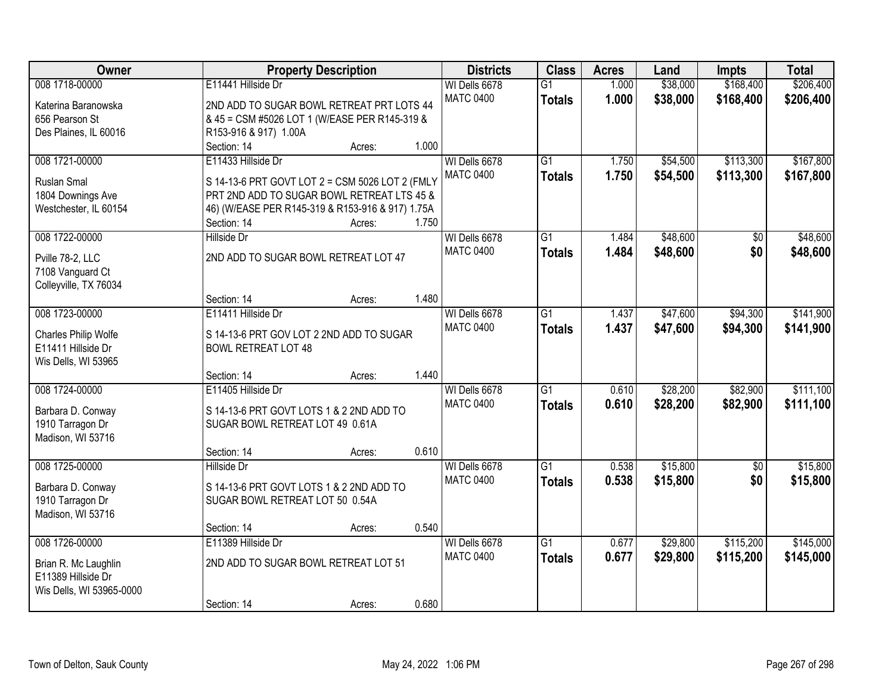| Owner | Property Description | Districts | Class | Acres | Land | Impts | Total |
|---|---|---|---|---|---|---|---|
| 008 1718-00000<br>Katerina Baranowska<br>656 Pearson St<br>Des Plaines, IL 60016 | E11441 Hillside Dr<br>2ND ADD TO SUGAR BOWL RETREAT PRT LOTS 44 & 45 = CSM #5026 LOT 1 (W/EASE PER R145-319 & R153-916 & 917) 1.00A<br>Section: 14 Acres: 1.000 | WI Dells 6678<br>MATC 0400 | G1<br>**Totals** | 1.000<br>**1.000** | \$38,000<br>**\$38,000** | \$168,400<br>**\$168,400** | \$206,400<br>**\$206,400** |
| 008 1721-00000<br>Ruslan Smal<br>1804 Downings Ave<br>Westchester, IL 60154 | E11433 Hillside Dr<br>S 14-13-6 PRT GOVT LOT 2 = CSM 5026 LOT 2 (FMLY PRT 2ND ADD TO SUGAR BOWL RETREAT LTS 45 & 46) (W/EASE PER R145-319 & R153-916 & 917) 1.75A<br>Section: 14 Acres: 1.750 | WI Dells 6678<br>MATC 0400 | G1<br>**Totals** | 1.750<br>**1.750** | \$54,500<br>**\$54,500** | \$113,300<br>**\$113,300** | \$167,800<br>**\$167,800** |
| 008 1722-00000<br>Pville 78-2, LLC<br>7108 Vanguard Ct<br>Colleyville, TX 76034 | Hillside Dr<br>2ND ADD TO SUGAR BOWL RETREAT LOT 47<br>Section: 14 Acres: 1.480 | WI Dells 6678<br>MATC 0400 | G1<br>**Totals** | 1.484<br>**1.484** | \$48,600<br>**\$48,600** | \$0<br>**\$0** | \$48,600<br>**\$48,600** |
| 008 1723-00000<br>Charles Philip Wolfe<br>E11411 Hillside Dr<br>Wis Dells, WI 53965 | E11411 Hillside Dr<br>S 14-13-6 PRT GOV LOT 2 2ND ADD TO SUGAR BOWL RETREAT LOT 48<br>Section: 14 Acres: 1.440 | WI Dells 6678<br>MATC 0400 | G1<br>**Totals** | 1.437<br>**1.437** | \$47,600<br>**\$47,600** | \$94,300<br>**\$94,300** | \$141,900<br>**\$141,900** |
| 008 1724-00000<br>Barbara D. Conway<br>1910 Tarragon Dr<br>Madison, WI 53716 | E11405 Hillside Dr<br>S 14-13-6 PRT GOVT LOTS 1 & 2 2ND ADD TO SUGAR BOWL RETREAT LOT 49 0.61A<br>Section: 14 Acres: 0.610 | WI Dells 6678<br>MATC 0400 | G1<br>**Totals** | 0.610<br>**0.610** | \$28,200<br>**\$28,200** | \$82,900<br>**\$82,900** | \$111,100<br>**\$111,100** |
| 008 1725-00000<br>Barbara D. Conway<br>1910 Tarragon Dr<br>Madison, WI 53716 | Hillside Dr<br>S 14-13-6 PRT GOVT LOTS 1 & 2 2ND ADD TO SUGAR BOWL RETREAT LOT 50 0.54A<br>Section: 14 Acres: 0.540 | WI Dells 6678<br>MATC 0400 | G1<br>**Totals** | 0.538<br>**0.538** | \$15,800<br>**\$15,800** | \$0<br>**\$0** | \$15,800<br>**\$15,800** |
| 008 1726-00000<br>Brian R. Mc Laughlin<br>E11389 Hillside Dr<br>Wis Dells, WI 53965-0000 | E11389 Hillside Dr<br>2ND ADD TO SUGAR BOWL RETREAT LOT 51<br>Section: 14 Acres: 0.680 | WI Dells 6678<br>MATC 0400 | G1<br>**Totals** | 0.677<br>**0.677** | \$29,800<br>**\$29,800** | \$115,200<br>**\$115,200** | \$145,000<br>**\$145,000** |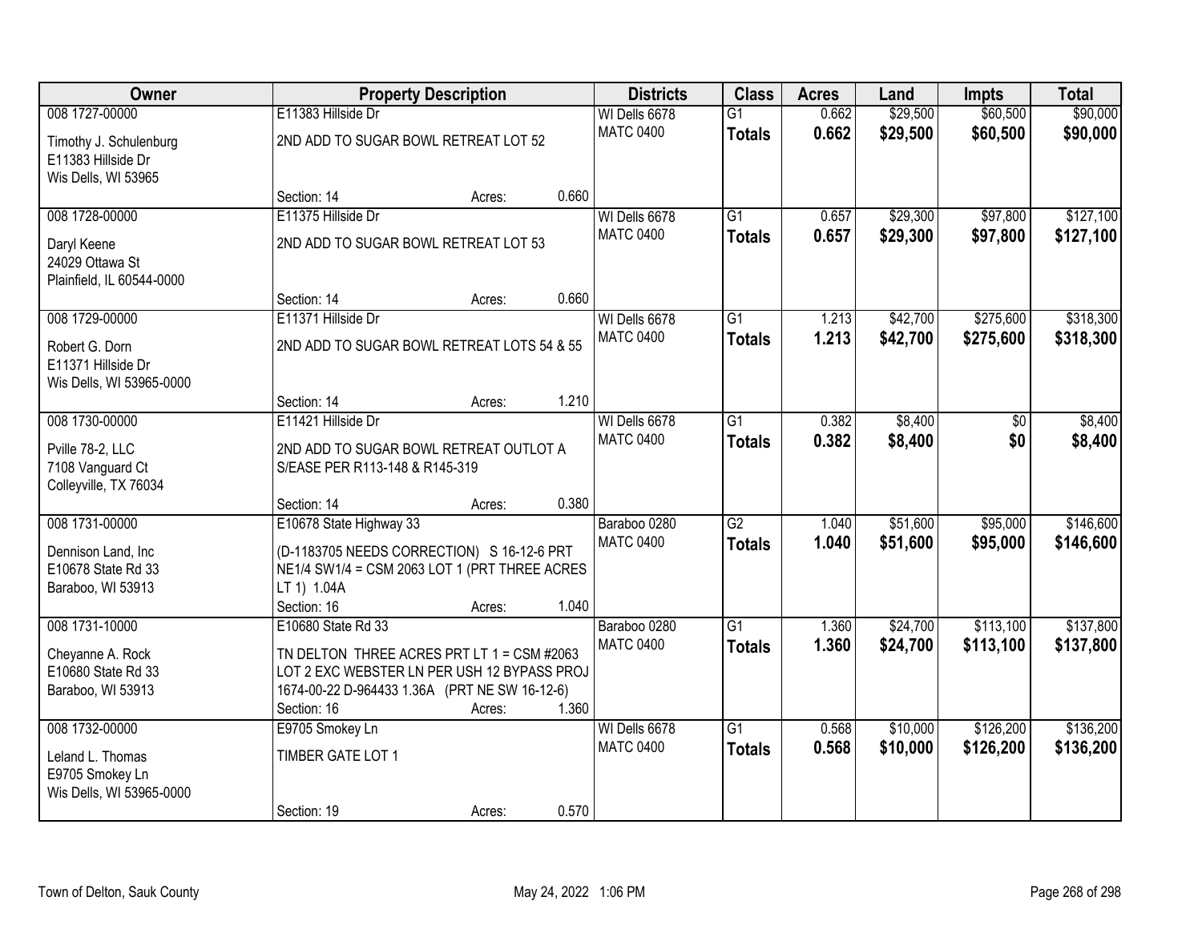| Owner | Property Description | Districts | Class | Acres | Land | Impts | Total |
|---|---|---|---|---|---|---|---|
| 008 1727-00000<br>Timothy J. Schulenburg<br>E11383 Hillside Dr<br>Wis Dells, WI 53965 | E11383 Hillside Dr<br>2ND ADD TO SUGAR BOWL RETREAT LOT 52<br>Section: 14 Acres: 0.660 | WI Dells 6678<br>MATC 0400 | G1<br>**Totals** | 0.662<br>**0.662** | $29,500<br>**$29,500** | $60,500<br>**$60,500** | $90,000<br>**$90,000** |
| 008 1728-00000<br>Daryl Keene<br>24029 Ottawa St<br>Plainfield, IL 60544-0000 | E11375 Hillside Dr<br>2ND ADD TO SUGAR BOWL RETREAT LOT 53<br>Section: 14 Acres: 0.660 | WI Dells 6678<br>MATC 0400 | G1<br>**Totals** | 0.657<br>**0.657** | $29,300<br>**$29,300** | $97,800<br>**$97,800** | $127,100<br>**$127,100** |
| 008 1729-00000<br>Robert G. Dorn<br>E11371 Hillside Dr<br>Wis Dells, WI 53965-0000 | E11371 Hillside Dr<br>2ND ADD TO SUGAR BOWL RETREAT LOTS 54 & 55<br>Section: 14 Acres: 1.210 | WI Dells 6678<br>MATC 0400 | G1<br>**Totals** | 1.213<br>**1.213** | $42,700<br>**$42,700** | $275,600<br>**$275,600** | $318,300<br>**$318,300** |
| 008 1730-00000<br>Pville 78-2, LLC<br>7108 Vanguard Ct<br>Colleyville, TX 76034 | E11421 Hillside Dr<br>2ND ADD TO SUGAR BOWL RETREAT OUTLOT A S/EASE PER R113-148 & R145-319<br>Section: 14 Acres: 0.380 | WI Dells 6678<br>MATC 0400 | G1<br>**Totals** | 0.382<br>**0.382** | $8,400<br>**$8,400** | $0<br>**$0** | $8,400<br>**$8,400** |
| 008 1731-00000<br>Dennison Land, Inc<br>E10678 State Rd 33<br>Baraboo, WI 53913 | E10678 State Highway 33<br>(D-1183705 NEEDS CORRECTION) S 16-12-6 PRT NE1/4 SW1/4 = CSM 2063 LOT 1 (PRT THREE ACRES LT 1) 1.04A<br>Section: 16 Acres: 1.040 | Baraboo 0280<br>MATC 0400 | G2<br>**Totals** | 1.040<br>**1.040** | $51,600<br>**$51,600** | $95,000<br>**$95,000** | $146,600<br>**$146,600** |
| 008 1731-10000<br>Cheyanne A. Rock<br>E10680 State Rd 33<br>Baraboo, WI 53913 | E10680 State Rd 33<br>TN DELTON THREE ACRES PRT LT 1 = CSM #2063 LOT 2 EXC WEBSTER LN PER USH 12 BYPASS PROJ 1674-00-22 D-964433 1.36A (PRT NE SW 16-12-6)<br>Section: 16 Acres: 1.360 | Baraboo 0280<br>MATC 0400 | G1<br>**Totals** | 1.360<br>**1.360** | $24,700<br>**$24,700** | $113,100<br>**$113,100** | $137,800<br>**$137,800** |
| 008 1732-00000<br>Leland L. Thomas<br>E9705 Smokey Ln<br>Wis Dells, WI 53965-0000 | E9705 Smokey Ln<br>TIMBER GATE LOT 1<br>Section: 19 Acres: 0.570 | WI Dells 6678<br>MATC 0400 | G1<br>**Totals** | 0.568<br>**0.568** | $10,000<br>**$10,000** | $126,200<br>**$126,200** | $136,200<br>**$136,200** |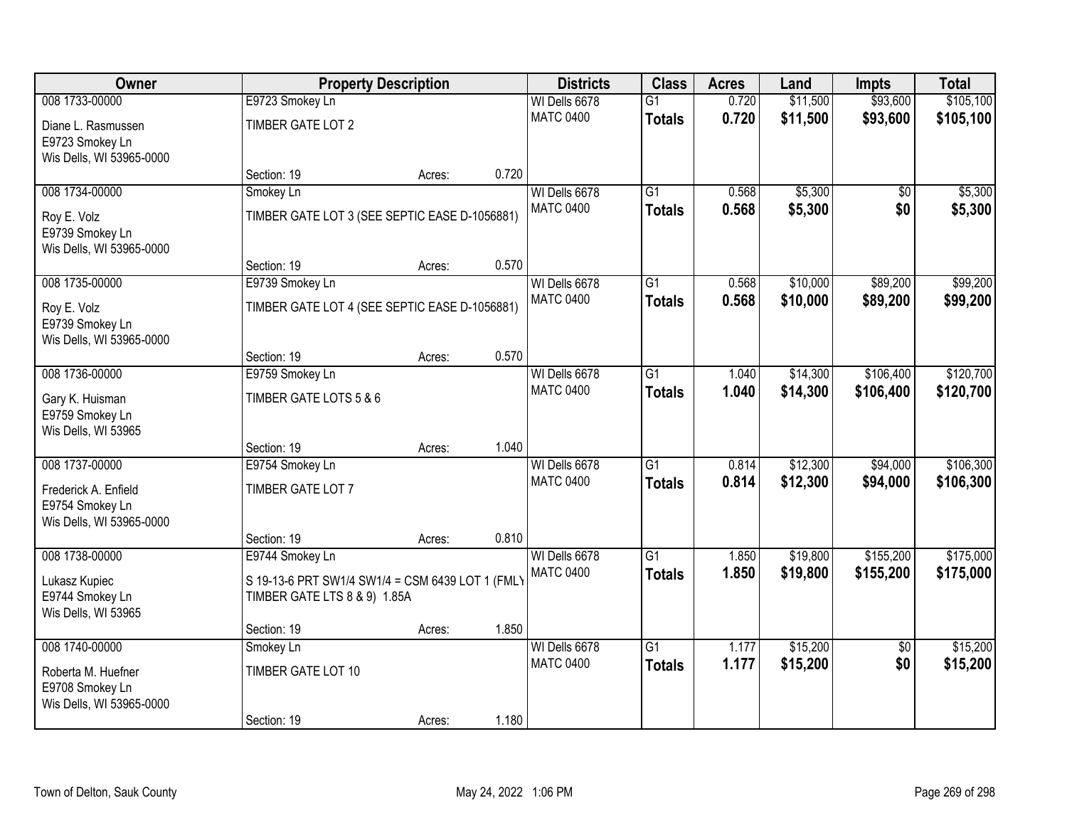| Owner | Property Description | | | Districts | Class | Acres | Land | Impts | Total |
|---|---|---|---|---|---|---|---|---|---|
| 008 1733-00000 | E9723 Smokey Ln | | | WI Dells 6678 | G1 | 0.720 | $11,500 | $93,600 | $105,100 |
| Diane L. Rasmussen<br>E9723 Smokey Ln<br>Wis Dells, WI 53965-0000 | TIMBER GATE LOT 2 | | | MATC 0400 | **Totals** | **0.720** | **$11,500** | **$93,600** | **$105,100** |
| | Section: 19 | Acres: | 0.720 | | | | | | |
| 008 1734-00000 | Smokey Ln | | | WI Dells 6678 | G1 | 0.568 | $5,300 | $0 | $5,300 |
| Roy E. Volz<br>E9739 Smokey Ln<br>Wis Dells, WI 53965-0000 | TIMBER GATE LOT 3 (SEE SEPTIC EASE D-1056881) | | | MATC 0400 | **Totals** | **0.568** | **$5,300** | **$0** | **$5,300** |
| | Section: 19 | Acres: | 0.570 | | | | | | |
| 008 1735-00000 | E9739 Smokey Ln | | | WI Dells 6678 | G1 | 0.568 | $10,000 | $89,200 | $99,200 |
| Roy E. Volz<br>E9739 Smokey Ln<br>Wis Dells, WI 53965-0000 | TIMBER GATE LOT 4 (SEE SEPTIC EASE D-1056881) | | | MATC 0400 | **Totals** | **0.568** | **$10,000** | **$89,200** | **$99,200** |
| | Section: 19 | Acres: | 0.570 | | | | | | |
| 008 1736-00000 | E9759 Smokey Ln | | | WI Dells 6678 | G1 | 1.040 | $14,300 | $106,400 | $120,700 |
| Gary K. Huisman<br>E9759 Smokey Ln<br>Wis Dells, WI 53965 | TIMBER GATE LOTS 5 & 6 | | | MATC 0400 | **Totals** | **1.040** | **$14,300** | **$106,400** | **$120,700** |
| | Section: 19 | Acres: | 1.040 | | | | | | |
| 008 1737-00000 | E9754 Smokey Ln | | | WI Dells 6678 | G1 | 0.814 | $12,300 | $94,000 | $106,300 |
| Frederick A. Enfield<br>E9754 Smokey Ln<br>Wis Dells, WI 53965-0000 | TIMBER GATE LOT 7 | | | MATC 0400 | **Totals** | **0.814** | **$12,300** | **$94,000** | **$106,300** |
| | Section: 19 | Acres: | 0.810 | | | | | | |
| 008 1738-00000 | E9744 Smokey Ln | | | WI Dells 6678 | G1 | 1.850 | $19,800 | $155,200 | $175,000 |
| Lukasz Kupiec<br>E9744 Smokey Ln<br>Wis Dells, WI 53965 | S 19-13-6 PRT SW1/4 SW1/4 = CSM 6439 LOT 1 (FMLY TIMBER GATE LTS 8 & 9) 1.85A | | | MATC 0400 | **Totals** | **1.850** | **$19,800** | **$155,200** | **$175,000** |
| | Section: 19 | Acres: | 1.850 | | | | | | |
| 008 1740-00000 | Smokey Ln | | | WI Dells 6678 | G1 | 1.177 | $15,200 | $0 | $15,200 |
| Roberta M. Huefner<br>E9708 Smokey Ln<br>Wis Dells, WI 53965-0000 | TIMBER GATE LOT 10 | | | MATC 0400 | **Totals** | **1.177** | **$15,200** | **$0** | **$15,200** |
| | Section: 19 | Acres: | 1.180 | | | | | | |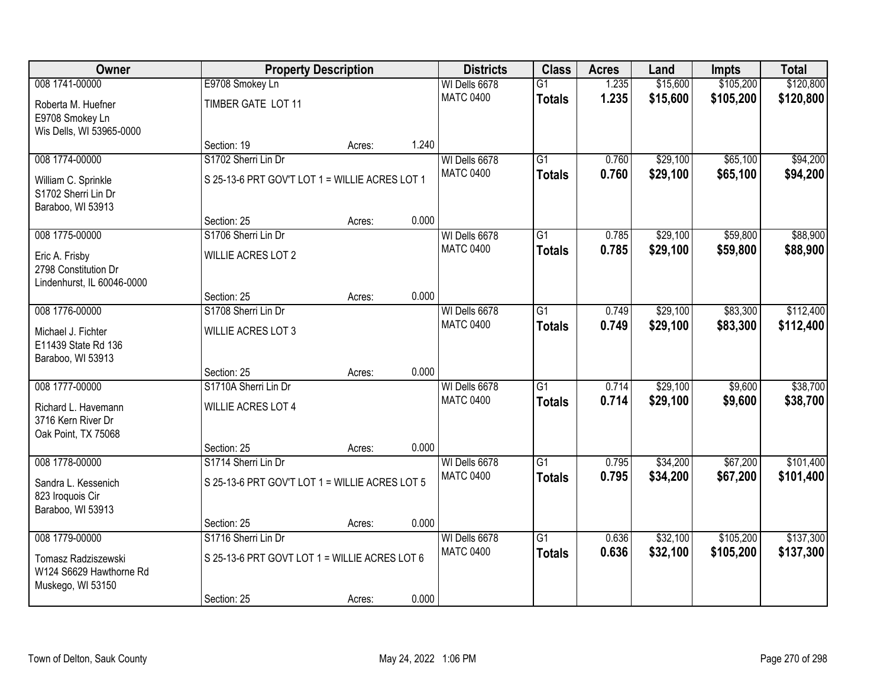| Owner | Property Description | | | Districts | Class | Acres | Land | Impts | Total |
|---|---|---|---|---|---|---|---|---|---|
| 008 1741-00000 | E9708 Smokey Ln | | | WI Dells 6678 | G1 | 1.235 | $15,600 | $105,200 | $120,800 |
| Roberta M. Huefner<br>E9708 Smokey Ln<br>Wis Dells, WI 53965-0000 | TIMBER GATE LOT 11 | | | MATC 0400 | **Totals** | **1.235** | **$15,600** | **$105,200** | **$120,800** |
| | Section: 19 | Acres: | 1.240 | | | | | | |
| 008 1774-00000 | S1702 Sherri Lin Dr | | | WI Dells 6678 | G1 | 0.760 | $29,100 | $65,100 | $94,200 |
| William C. Sprinkle<br>S1702 Sherri Lin Dr<br>Baraboo, WI 53913 | S 25-13-6 PRT GOV'T LOT 1 = WILLIE ACRES LOT 1 | | | MATC 0400 | **Totals** | **0.760** | **$29,100** | **$65,100** | **$94,200** |
| | Section: 25 | Acres: | 0.000 | | | | | | |
| 008 1775-00000 | S1706 Sherri Lin Dr | | | WI Dells 6678 | G1 | 0.785 | $29,100 | $59,800 | $88,900 |
| Eric A. Frisby<br>2798 Constitution Dr<br>Lindenhurst, IL 60046-0000 | WILLIE ACRES LOT 2 | | | MATC 0400 | **Totals** | **0.785** | **$29,100** | **$59,800** | **$88,900** |
| | Section: 25 | Acres: | 0.000 | | | | | | |
| 008 1776-00000 | S1708 Sherri Lin Dr | | | WI Dells 6678 | G1 | 0.749 | $29,100 | $83,300 | $112,400 |
| Michael J. Fichter<br>E11439 State Rd 136<br>Baraboo, WI 53913 | WILLIE ACRES LOT 3 | | | MATC 0400 | **Totals** | **0.749** | **$29,100** | **$83,300** | **$112,400** |
| | Section: 25 | Acres: | 0.000 | | | | | | |
| 008 1777-00000 | S1710A Sherri Lin Dr | | | WI Dells 6678 | G1 | 0.714 | $29,100 | $9,600 | $38,700 |
| Richard L. Havemann<br>3716 Kern River Dr<br>Oak Point, TX 75068 | WILLIE ACRES LOT 4 | | | MATC 0400 | **Totals** | **0.714** | **$29,100** | **$9,600** | **$38,700** |
| | Section: 25 | Acres: | 0.000 | | | | | | |
| 008 1778-00000 | S1714 Sherri Lin Dr | | | WI Dells 6678 | G1 | 0.795 | $34,200 | $67,200 | $101,400 |
| Sandra L. Kessenich<br>823 Iroquois Cir<br>Baraboo, WI 53913 | S 25-13-6 PRT GOV'T LOT 1 = WILLIE ACRES LOT 5 | | | MATC 0400 | **Totals** | **0.795** | **$34,200** | **$67,200** | **$101,400** |
| | Section: 25 | Acres: | 0.000 | | | | | | |
| 008 1779-00000 | S1716 Sherri Lin Dr | | | WI Dells 6678 | G1 | 0.636 | $32,100 | $105,200 | $137,300 |
| Tomasz Radziszewski<br>W124 S6629 Hawthorne Rd<br>Muskego, WI 53150 | S 25-13-6 PRT GOVT LOT 1 = WILLIE ACRES LOT 6 | | | MATC 0400 | **Totals** | **0.636** | **$32,100** | **$105,200** | **$137,300** |
| | Section: 25 | Acres: | 0.000 | | | | | | |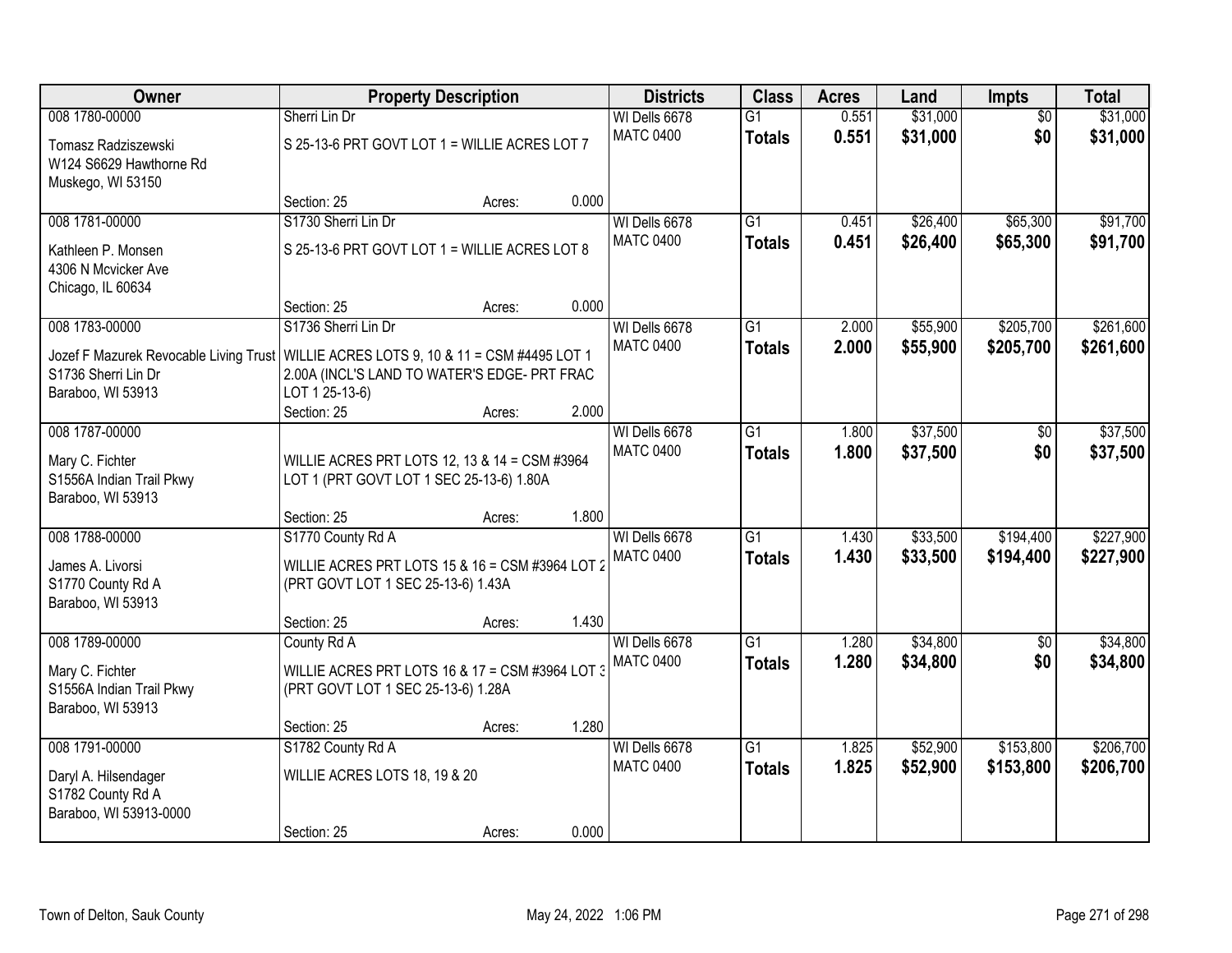| Owner | Property Description | | | Districts | Class | Acres | Land | Impts | Total |
|---|---|---|---|---|---|---|---|---|---|
| 008 1780-00000 | Sherri Lin Dr | | | WI Dells 6678 | G1 | 0.551 | $31,000 | $0 | $31,000 |
| Tomasz Radziszewski<br>W124 S6629 Hawthorne Rd<br>Muskego, WI 53150 | S 25-13-6 PRT GOVT LOT 1 = WILLIE ACRES LOT 7 | | | MATC 0400 | **Totals** | **0.551** | **$31,000** | **$0** | **$31,000** |
| | Section: 25 | Acres: | 0.000 | | | | | | |
| 008 1781-00000 | S1730 Sherri Lin Dr | | | WI Dells 6678 | G1 | 0.451 | $26,400 | $65,300 | $91,700 |
| Kathleen P. Monsen<br>4306 N Mcvicker Ave<br>Chicago, IL 60634 | S 25-13-6 PRT GOVT LOT 1 = WILLIE ACRES LOT 8 | | | MATC 0400 | **Totals** | **0.451** | **$26,400** | **$65,300** | **$91,700** |
| | Section: 25 | Acres: | 0.000 | | | | | | |
| 008 1783-00000 | S1736 Sherri Lin Dr | | | WI Dells 6678 | G1 | 2.000 | $55,900 | $205,700 | $261,600 |
| Jozef F Mazurek Revocable Living Trust<br>S1736 Sherri Lin Dr<br>Baraboo, WI 53913 | WILLIE ACRES LOTS 9, 10 & 11 = CSM #4495 LOT 1 2.00A (INCL'S LAND TO WATER'S EDGE- PRT FRAC LOT 1 25-13-6) | | | MATC 0400 | **Totals** | **2.000** | **$55,900** | **$205,700** | **$261,600** |
| | Section: 25 | Acres: | 2.000 | | | | | | |
| 008 1787-00000 | | | | WI Dells 6678 | G1 | 1.800 | $37,500 | $0 | $37,500 |
| Mary C. Fichter<br>S1556A Indian Trail Pkwy<br>Baraboo, WI 53913 | WILLIE ACRES PRT LOTS 12, 13 & 14 = CSM #3964 LOT 1 (PRT GOVT LOT 1 SEC 25-13-6) 1.80A | | | MATC 0400 | **Totals** | **1.800** | **$37,500** | **$0** | **$37,500** |
| | Section: 25 | Acres: | 1.800 | | | | | | |
| 008 1788-00000 | S1770 County Rd A | | | WI Dells 6678 | G1 | 1.430 | $33,500 | $194,400 | $227,900 |
| James A. Livorsi<br>S1770 County Rd A<br>Baraboo, WI 53913 | WILLIE ACRES PRT LOTS 15 & 16 = CSM #3964 LOT 2 (PRT GOVT LOT 1 SEC 25-13-6) 1.43A | | | MATC 0400 | **Totals** | **1.430** | **$33,500** | **$194,400** | **$227,900** |
| | Section: 25 | Acres: | 1.430 | | | | | | |
| 008 1789-00000 | County Rd A | | | WI Dells 6678 | G1 | 1.280 | $34,800 | $0 | $34,800 |
| Mary C. Fichter<br>S1556A Indian Trail Pkwy<br>Baraboo, WI 53913 | WILLIE ACRES PRT LOTS 16 & 17 = CSM #3964 LOT 3 (PRT GOVT LOT 1 SEC 25-13-6) 1.28A | | | MATC 0400 | **Totals** | **1.280** | **$34,800** | **$0** | **$34,800** |
| | Section: 25 | Acres: | 1.280 | | | | | | |
| 008 1791-00000 | S1782 County Rd A | | | WI Dells 6678 | G1 | 1.825 | $52,900 | $153,800 | $206,700 |
| Daryl A. Hilsendager<br>S1782 County Rd A<br>Baraboo, WI 53913-0000 | WILLIE ACRES LOTS 18, 19 & 20 | | | MATC 0400 | **Totals** | **1.825** | **$52,900** | **$153,800** | **$206,700** |
| | Section: 25 | Acres: | 0.000 | | | | | | |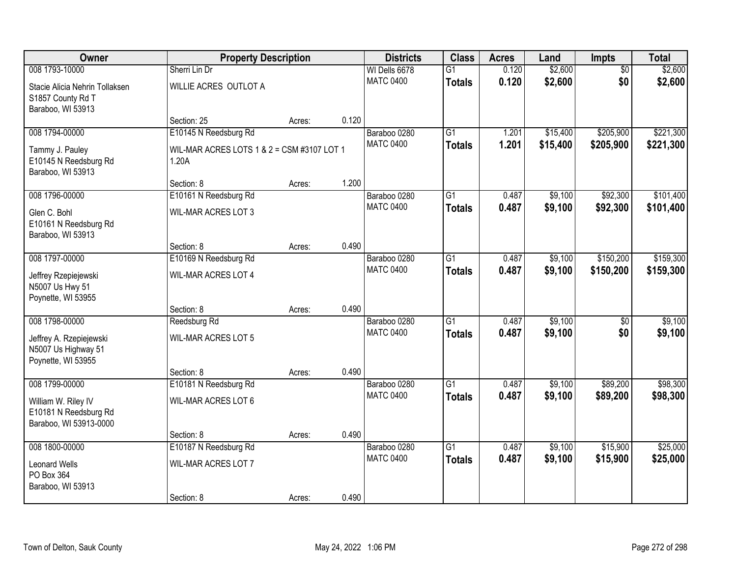| Owner | Property Description | | | Districts | Class | Acres | Land | Impts | Total |
|---|---|---|---|---|---|---|---|---|---|
| 008 1793-10000 | Sherri Lin Dr | | | WI Dells 6678 | G1 | 0.120 | $2,600 | $0 | $2,600 |
| Stacie Alicia Nehrin Tollaksen<br>S1857 County Rd T<br>Baraboo, WI 53913 | WILLIE ACRES OUTLOT A | | | MATC 0400 | **Totals** | **0.120** | **$2,600** | **$0** | **$2,600** |
| | Section: 25 | Acres: | 0.120 | | | | | | |
| 008 1794-00000 | E10145 N Reedsburg Rd | | | Baraboo 0280 | G1 | 1.201 | $15,400 | $205,900 | $221,300 |
| Tammy J. Pauley<br>E10145 N Reedsburg Rd<br>Baraboo, WI 53913 | WIL-MAR ACRES LOTS 1 & 2 = CSM #3107 LOT 1 1.20A | | | MATC 0400 | **Totals** | **1.201** | **$15,400** | **$205,900** | **$221,300** |
| | Section: 8 | Acres: | 1.200 | | | | | | |
| 008 1796-00000 | E10161 N Reedsburg Rd | | | Baraboo 0280 | G1 | 0.487 | $9,100 | $92,300 | $101,400 |
| Glen C. Bohl<br>E10161 N Reedsburg Rd<br>Baraboo, WI 53913 | WIL-MAR ACRES LOT 3 | | | MATC 0400 | **Totals** | **0.487** | **$9,100** | **$92,300** | **$101,400** |
| | Section: 8 | Acres: | 0.490 | | | | | | |
| 008 1797-00000 | E10169 N Reedsburg Rd | | | Baraboo 0280 | G1 | 0.487 | $9,100 | $150,200 | $159,300 |
| Jeffrey Rzepiejewski<br>N5007 Us Hwy 51<br>Poynette, WI 53955 | WIL-MAR ACRES LOT 4 | | | MATC 0400 | **Totals** | **0.487** | **$9,100** | **$150,200** | **$159,300** |
| | Section: 8 | Acres: | 0.490 | | | | | | |
| 008 1798-00000 | Reedsburg Rd | | | Baraboo 0280 | G1 | 0.487 | $9,100 | $0 | $9,100 |
| Jeffrey A. Rzepiejewski<br>N5007 Us Highway 51<br>Poynette, WI 53955 | WIL-MAR ACRES LOT 5 | | | MATC 0400 | **Totals** | **0.487** | **$9,100** | **$0** | **$9,100** |
| | Section: 8 | Acres: | 0.490 | | | | | | |
| 008 1799-00000 | E10181 N Reedsburg Rd | | | Baraboo 0280 | G1 | 0.487 | $9,100 | $89,200 | $98,300 |
| William W. Riley IV<br>E10181 N Reedsburg Rd<br>Baraboo, WI 53913-0000 | WIL-MAR ACRES LOT 6 | | | MATC 0400 | **Totals** | **0.487** | **$9,100** | **$89,200** | **$98,300** |
| | Section: 8 | Acres: | 0.490 | | | | | | |
| 008 1800-00000 | E10187 N Reedsburg Rd | | | Baraboo 0280 | G1 | 0.487 | $9,100 | $15,900 | $25,000 |
| Leonard Wells<br>PO Box 364<br>Baraboo, WI 53913 | WIL-MAR ACRES LOT 7 | | | MATC 0400 | **Totals** | **0.487** | **$9,100** | **$15,900** | **$25,000** |
| | Section: 8 | Acres: | 0.490 | | | | | | |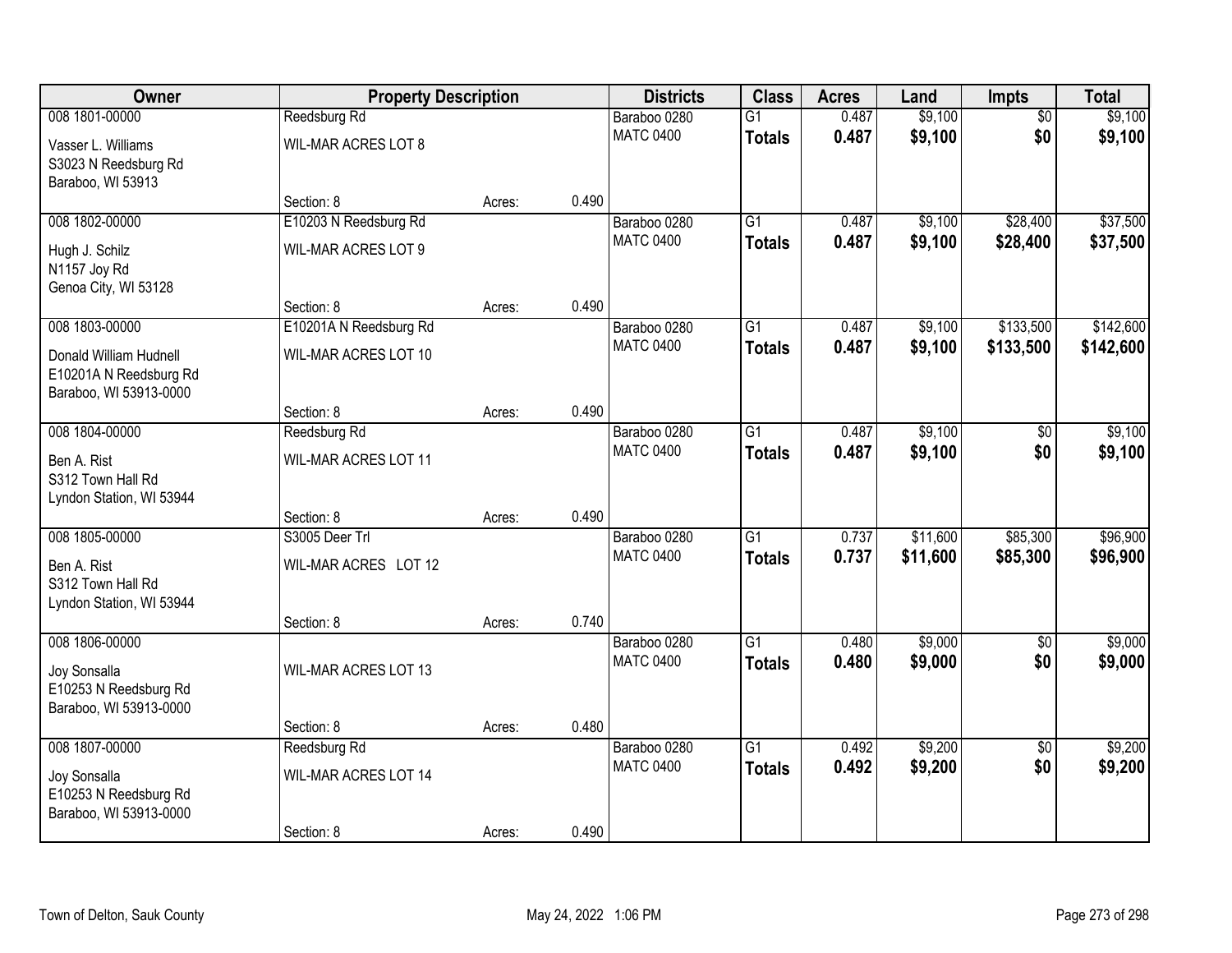| Owner | Property Description | | | Districts | Class | Acres | Land | Impts | Total |
|---|---|---|---|---|---|---|---|---|---|
| 008 1801-00000 | Reedsburg Rd | | | Baraboo 0280 | G1 | 0.487 | $9,100 | $0 | $9,100 |
| Vasser L. Williams<br>S3023 N Reedsburg Rd<br>Baraboo, WI 53913 | WIL-MAR ACRES LOT 8 | | | MATC 0400 | **Totals** | **0.487** | **$9,100** | **$0** | **$9,100** |
| | Section: 8 | Acres: | 0.490 | | | | | | |
| 008 1802-00000 | E10203 N Reedsburg Rd | | | Baraboo 0280 | G1 | 0.487 | $9,100 | $28,400 | $37,500 |
| Hugh J. Schilz<br>N1157 Joy Rd<br>Genoa City, WI 53128 | WIL-MAR ACRES LOT 9 | | | MATC 0400 | **Totals** | **0.487** | **$9,100** | **$28,400** | **$37,500** |
| | Section: 8 | Acres: | 0.490 | | | | | | |
| 008 1803-00000 | E10201A N Reedsburg Rd | | | Baraboo 0280 | G1 | 0.487 | $9,100 | $133,500 | $142,600 |
| Donald William Hudnell<br>E10201A N Reedsburg Rd<br>Baraboo, WI 53913-0000 | WIL-MAR ACRES LOT 10 | | | MATC 0400 | **Totals** | **0.487** | **$9,100** | **$133,500** | **$142,600** |
| | Section: 8 | Acres: | 0.490 | | | | | | |
| 008 1804-00000 | Reedsburg Rd | | | Baraboo 0280 | G1 | 0.487 | $9,100 | $0 | $9,100 |
| Ben A. Rist<br>S312 Town Hall Rd<br>Lyndon Station, WI 53944 | WIL-MAR ACRES LOT 11 | | | MATC 0400 | **Totals** | **0.487** | **$9,100** | **$0** | **$9,100** |
| | Section: 8 | Acres: | 0.490 | | | | | | |
| 008 1805-00000 | S3005 Deer Trl | | | Baraboo 0280 | G1 | 0.737 | $11,600 | $85,300 | $96,900 |
| Ben A. Rist<br>S312 Town Hall Rd<br>Lyndon Station, WI 53944 | WIL-MAR ACRES LOT 12 | | | MATC 0400 | **Totals** | **0.737** | **$11,600** | **$85,300** | **$96,900** |
| | Section: 8 | Acres: | 0.740 | | | | | | |
| 008 1806-00000 | | | | Baraboo 0280 | G1 | 0.480 | $9,000 | $0 | $9,000 |
| Joy Sonsalla<br>E10253 N Reedsburg Rd<br>Baraboo, WI 53913-0000 | WIL-MAR ACRES LOT 13 | | | MATC 0400 | **Totals** | **0.480** | **$9,000** | **$0** | **$9,000** |
| | Section: 8 | Acres: | 0.480 | | | | | | |
| 008 1807-00000 | Reedsburg Rd | | | Baraboo 0280 | G1 | 0.492 | $9,200 | $0 | $9,200 |
| Joy Sonsalla<br>E10253 N Reedsburg Rd<br>Baraboo, WI 53913-0000 | WIL-MAR ACRES LOT 14 | | | MATC 0400 | **Totals** | **0.492** | **$9,200** | **$0** | **$9,200** |
| | Section: 8 | Acres: | 0.490 | | | | | | |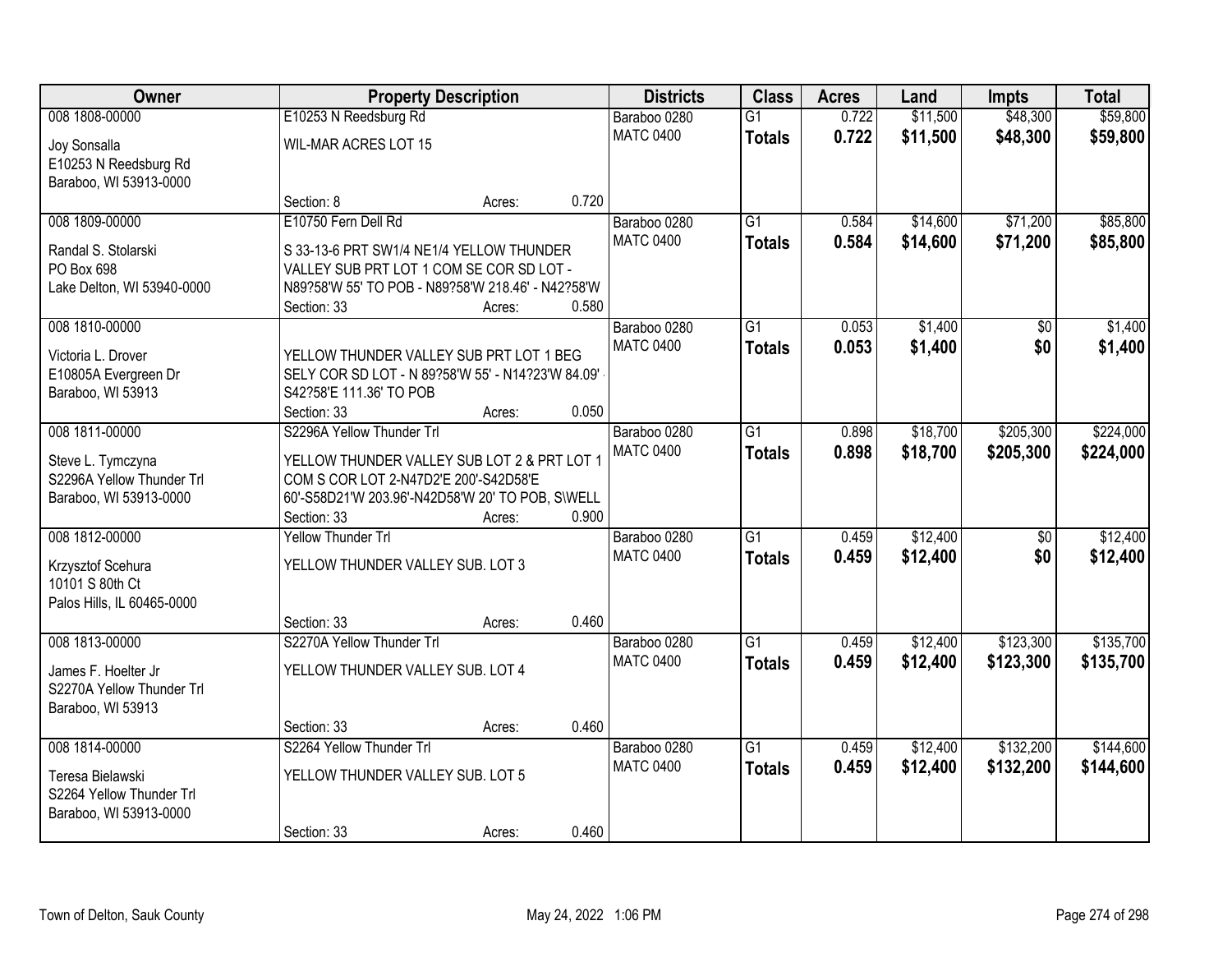| Owner | Property Description | Districts | Class | Acres | Land | Impts | Total |
|---|---|---|---|---|---|---|---|
| 008 1808-00000<br>Joy Sonsalla<br>E10253 N Reedsburg Rd<br>Baraboo, WI 53913-0000 | E10253 N Reedsburg Rd<br>WIL-MAR ACRES LOT 15<br>Section: 8 Acres: 0.720 | Baraboo 0280<br>MATC 0400 | G1<br>**Totals** | 0.722<br>**0.722** | $11,500<br>**$11,500** | $48,300<br>**$48,300** | $59,800<br>**$59,800** |
| 008 1809-00000<br>Randal S. Stolarski<br>PO Box 698<br>Lake Delton, WI 53940-0000 | E10750 Fern Dell Rd<br>S 33-13-6 PRT SW1/4 NE1/4 YELLOW THUNDER VALLEY SUB PRT LOT 1 COM SE COR SD LOT - N89?58'W 55' TO POB - N89?58'W 218.46' - N42?58'W<br>Section: 33 Acres: 0.580 | Baraboo 0280<br>MATC 0400 | G1<br>**Totals** | 0.584<br>**0.584** | $14,600<br>**$14,600** | $71,200<br>**$71,200** | $85,800<br>**$85,800** |
| 008 1810-00000<br>Victoria L. Drover<br>E10805A Evergreen Dr<br>Baraboo, WI 53913 | YELLOW THUNDER VALLEY SUB PRT LOT 1 BEG SELY COR SD LOT - N 89?58'W 55' - N14?23'W 84.09' - S42?58'E 111.36' TO POB<br>Section: 33 Acres: 0.050 | Baraboo 0280<br>MATC 0400 | G1<br>**Totals** | 0.053<br>**0.053** | $1,400<br>**$1,400** | $0<br>**$0** | $1,400<br>**$1,400** |
| 008 1811-00000<br>Steve L. Tymczyna<br>S2296A Yellow Thunder Trl<br>Baraboo, WI 53913-0000 | S2296A Yellow Thunder Trl<br>YELLOW THUNDER VALLEY SUB LOT 2 & PRT LOT 1 COM S COR LOT 2-N47D2'E 200'-S42D58'E 60'-S58D21'W 203.96'-N42D58'W 20' TO POB, S\WELL<br>Section: 33 Acres: 0.900 | Baraboo 0280<br>MATC 0400 | G1<br>**Totals** | 0.898<br>**0.898** | $18,700<br>**$18,700** | $205,300<br>**$205,300** | $224,000<br>**$224,000** |
| 008 1812-00000<br>Krzysztof Scehura<br>10101 S 80th Ct<br>Palos Hills, IL 60465-0000 | Yellow Thunder Trl<br>YELLOW THUNDER VALLEY SUB. LOT 3<br>Section: 33 Acres: 0.460 | Baraboo 0280<br>MATC 0400 | G1<br>**Totals** | 0.459<br>**0.459** | $12,400<br>**$12,400** | $0<br>**$0** | $12,400<br>**$12,400** |
| 008 1813-00000<br>James F. Hoelter Jr<br>S2270A Yellow Thunder Trl<br>Baraboo, WI 53913 | S2270A Yellow Thunder Trl<br>YELLOW THUNDER VALLEY SUB. LOT 4<br>Section: 33 Acres: 0.460 | Baraboo 0280<br>MATC 0400 | G1<br>**Totals** | 0.459<br>**0.459** | $12,400<br>**$12,400** | $123,300<br>**$123,300** | $135,700<br>**$135,700** |
| 008 1814-00000<br>Teresa Bielawski<br>S2264 Yellow Thunder Trl<br>Baraboo, WI 53913-0000 | S2264 Yellow Thunder Trl<br>YELLOW THUNDER VALLEY SUB. LOT 5<br>Section: 33 Acres: 0.460 | Baraboo 0280<br>MATC 0400 | G1<br>**Totals** | 0.459<br>**0.459** | $12,400<br>**$12,400** | $132,200<br>**$132,200** | $144,600<br>**$144,600** |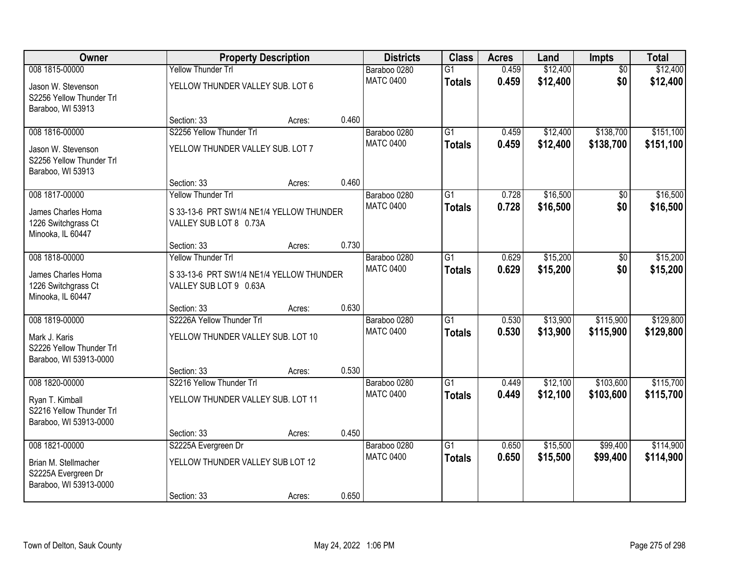| Owner | Property Description | Districts | Class | Acres | Land | Impts | Total |
|---|---|---|---|---|---|---|---|
| 008 1815-00000<br>Jason W. Stevenson<br>S2256 Yellow Thunder Trl<br>Baraboo, WI 53913 | Yellow Thunder Trl<br>YELLOW THUNDER VALLEY SUB. LOT 6<br>Section: 33 Acres: 0.460 | Baraboo 0280<br>MATC 0400 | G1<br>**Totals** | 0.459<br>**0.459** | $12,400<br>**$12,400** | $0<br>**$0** | $12,400<br>**$12,400** |
| 008 1816-00000<br>Jason W. Stevenson<br>S2256 Yellow Thunder Trl<br>Baraboo, WI 53913 | S2256 Yellow Thunder Trl<br>YELLOW THUNDER VALLEY SUB. LOT 7<br>Section: 33 Acres: 0.460 | Baraboo 0280<br>MATC 0400 | G1<br>**Totals** | 0.459<br>**0.459** | $12,400<br>**$12,400** | $138,700<br>**$138,700** | $151,100<br>**$151,100** |
| 008 1817-00000<br>James Charles Homa<br>1226 Switchgrass Ct<br>Minooka, IL 60447 | Yellow Thunder Trl<br>S 33-13-6 PRT SW1/4 NE1/4 YELLOW THUNDER VALLEY SUB LOT 8 0.73A<br>Section: 33 Acres: 0.730 | Baraboo 0280<br>MATC 0400 | G1<br>**Totals** | 0.728<br>**0.728** | $16,500<br>**$16,500** | $0<br>**$0** | $16,500<br>**$16,500** |
| 008 1818-00000<br>James Charles Homa<br>1226 Switchgrass Ct<br>Minooka, IL 60447 | Yellow Thunder Trl<br>S 33-13-6 PRT SW1/4 NE1/4 YELLOW THUNDER VALLEY SUB LOT 9 0.63A<br>Section: 33 Acres: 0.630 | Baraboo 0280<br>MATC 0400 | G1<br>**Totals** | 0.629<br>**0.629** | $15,200<br>**$15,200** | $0<br>**$0** | $15,200<br>**$15,200** |
| 008 1819-00000<br>Mark J. Karis<br>S2226 Yellow Thunder Trl<br>Baraboo, WI 53913-0000 | S2226A Yellow Thunder Trl<br>YELLOW THUNDER VALLEY SUB. LOT 10<br>Section: 33 Acres: 0.530 | Baraboo 0280<br>MATC 0400 | G1<br>**Totals** | 0.530<br>**0.530** | $13,900<br>**$13,900** | $115,900<br>**$115,900** | $129,800<br>**$129,800** |
| 008 1820-00000<br>Ryan T. Kimball<br>S2216 Yellow Thunder Trl<br>Baraboo, WI 53913-0000 | S2216 Yellow Thunder Trl<br>YELLOW THUNDER VALLEY SUB. LOT 11<br>Section: 33 Acres: 0.450 | Baraboo 0280<br>MATC 0400 | G1<br>**Totals** | 0.449<br>**0.449** | $12,100<br>**$12,100** | $103,600<br>**$103,600** | $115,700<br>**$115,700** |
| 008 1821-00000<br>Brian M. Stellmacher<br>S2225A Evergreen Dr<br>Baraboo, WI 53913-0000 | S2225A Evergreen Dr<br>YELLOW THUNDER VALLEY SUB LOT 12<br>Section: 33 Acres: 0.650 | Baraboo 0280<br>MATC 0400 | G1<br>**Totals** | 0.650<br>**0.650** | $15,500<br>**$15,500** | $99,400<br>**$99,400** | $114,900<br>**$114,900** |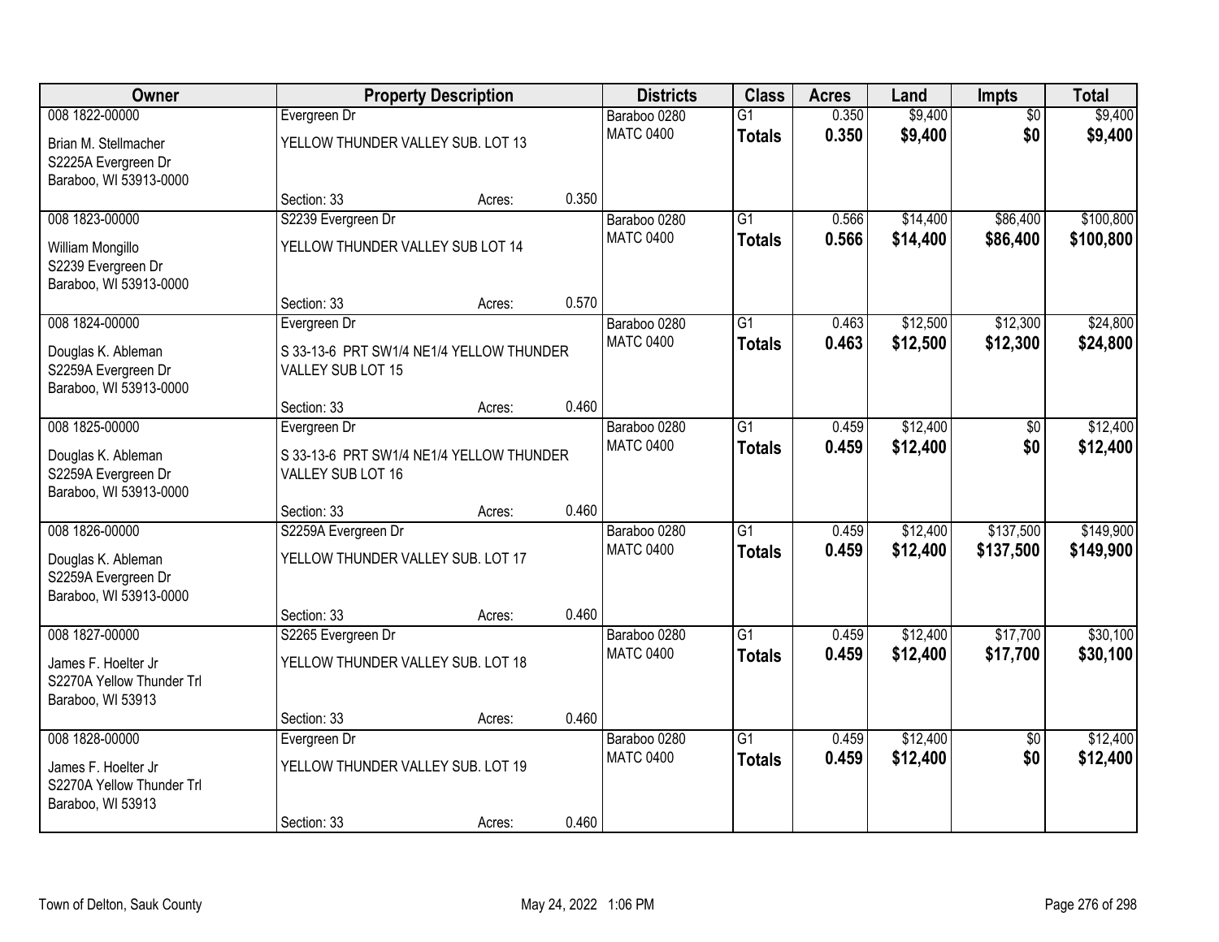| Owner | Property Description | | | Districts | Class | Acres | Land | Impts | Total |
|---|---|---|---|---|---|---|---|---|---|
| 008 1822-00000 | Evergreen Dr | | | Baraboo 0280 | G1 | 0.350 | $9,400 | $0 | $9,400 |
| Brian M. Stellmacher<br>S2225A Evergreen Dr<br>Baraboo, WI 53913-0000 | YELLOW THUNDER VALLEY SUB. LOT 13 | | | MATC 0400 | **Totals** | **0.350** | **$9,400** | **$0** | **$9,400** |
| | Section: 33 | Acres: | 0.350 | | | | | | |
| 008 1823-00000 | S2239 Evergreen Dr | | | Baraboo 0280 | G1 | 0.566 | $14,400 | $86,400 | $100,800 |
| William Mongillo<br>S2239 Evergreen Dr<br>Baraboo, WI 53913-0000 | YELLOW THUNDER VALLEY SUB LOT 14 | | | MATC 0400 | **Totals** | **0.566** | **$14,400** | **$86,400** | **$100,800** |
| | Section: 33 | Acres: | 0.570 | | | | | | |
| 008 1824-00000 | Evergreen Dr | | | Baraboo 0280 | G1 | 0.463 | $12,500 | $12,300 | $24,800 |
| Douglas K. Ableman<br>S2259A Evergreen Dr<br>Baraboo, WI 53913-0000 | S 33-13-6 PRT SW1/4 NE1/4 YELLOW THUNDER VALLEY SUB LOT 15 | | | MATC 0400 | **Totals** | **0.463** | **$12,500** | **$12,300** | **$24,800** |
| | Section: 33 | Acres: | 0.460 | | | | | | |
| 008 1825-00000 | Evergreen Dr | | | Baraboo 0280 | G1 | 0.459 | $12,400 | $0 | $12,400 |
| Douglas K. Ableman<br>S2259A Evergreen Dr<br>Baraboo, WI 53913-0000 | S 33-13-6 PRT SW1/4 NE1/4 YELLOW THUNDER VALLEY SUB LOT 16 | | | MATC 0400 | **Totals** | **0.459** | **$12,400** | **$0** | **$12,400** |
| | Section: 33 | Acres: | 0.460 | | | | | | |
| 008 1826-00000 | S2259A Evergreen Dr | | | Baraboo 0280 | G1 | 0.459 | $12,400 | $137,500 | $149,900 |
| Douglas K. Ableman<br>S2259A Evergreen Dr<br>Baraboo, WI 53913-0000 | YELLOW THUNDER VALLEY SUB. LOT 17 | | | MATC 0400 | **Totals** | **0.459** | **$12,400** | **$137,500** | **$149,900** |
| | Section: 33 | Acres: | 0.460 | | | | | | |
| 008 1827-00000 | S2265 Evergreen Dr | | | Baraboo 0280 | G1 | 0.459 | $12,400 | $17,700 | $30,100 |
| James F. Hoelter Jr<br>S2270A Yellow Thunder Trl<br>Baraboo, WI 53913 | YELLOW THUNDER VALLEY SUB. LOT 18 | | | MATC 0400 | **Totals** | **0.459** | **$12,400** | **$17,700** | **$30,100** |
| | Section: 33 | Acres: | 0.460 | | | | | | |
| 008 1828-00000 | Evergreen Dr | | | Baraboo 0280 | G1 | 0.459 | $12,400 | $0 | $12,400 |
| James F. Hoelter Jr<br>S2270A Yellow Thunder Trl<br>Baraboo, WI 53913 | YELLOW THUNDER VALLEY SUB. LOT 19 | | | MATC 0400 | **Totals** | **0.459** | **$12,400** | **$0** | **$12,400** |
| | Section: 33 | Acres: | 0.460 | | | | | | |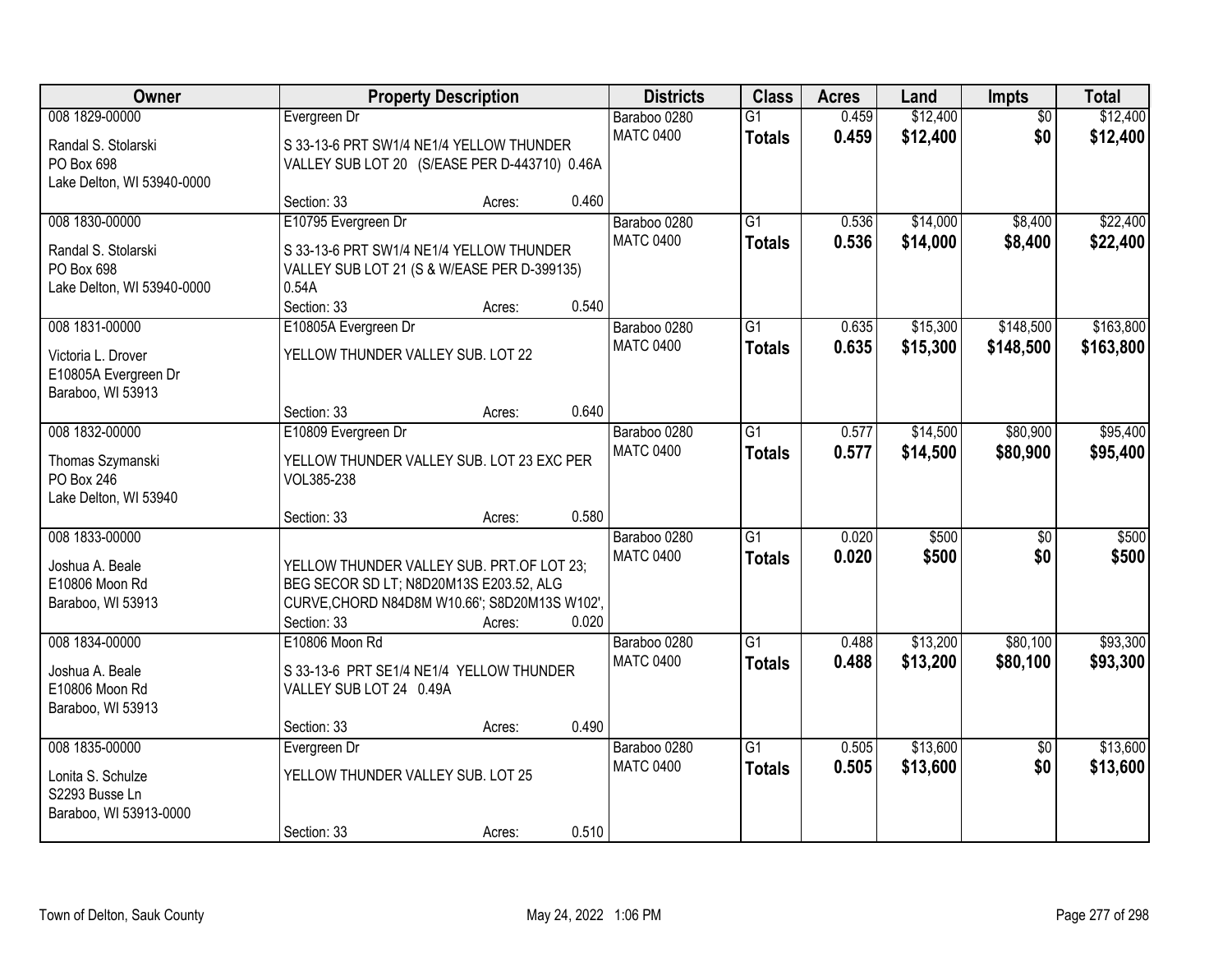| Owner | Property Description | Districts | Class | Acres | Land | Impts | Total |
|---|---|---|---|---|---|---|---|
| 008 1829-00000 | Evergreen Dr | Baraboo 0280 | G1 | 0.459 | $12,400 | $0 | $12,400 |
| Randal S. Stolarski<br>PO Box 698<br>Lake Delton, WI 53940-0000 | S 33-13-6 PRT SW1/4 NE1/4 YELLOW THUNDER VALLEY SUB LOT 20 (S/EASE PER D-443710) 0.46A<br>Section: 33 Acres: 0.460 | MATC 0400 | **Totals** | **0.459** | **$12,400** | **$0** | **$12,400** |
| 008 1830-00000 | E10795 Evergreen Dr | Baraboo 0280 | G1 | 0.536 | $14,000 | $8,400 | $22,400 |
| Randal S. Stolarski<br>PO Box 698<br>Lake Delton, WI 53940-0000 | S 33-13-6 PRT SW1/4 NE1/4 YELLOW THUNDER VALLEY SUB LOT 21 (S & W/EASE PER D-399135) 0.54A<br>Section: 33 Acres: 0.540 | MATC 0400 | **Totals** | **0.536** | **$14,000** | **$8,400** | **$22,400** |
| 008 1831-00000 | E10805A Evergreen Dr | Baraboo 0280 | G1 | 0.635 | $15,300 | $148,500 | $163,800 |
| Victoria L. Drover<br>E10805A Evergreen Dr<br>Baraboo, WI 53913 | YELLOW THUNDER VALLEY SUB. LOT 22<br>Section: 33 Acres: 0.640 | MATC 0400 | **Totals** | **0.635** | **$15,300** | **$148,500** | **$163,800** |
| 008 1832-00000 | E10809 Evergreen Dr | Baraboo 0280 | G1 | 0.577 | $14,500 | $80,900 | $95,400 |
| Thomas Szymanski<br>PO Box 246<br>Lake Delton, WI 53940 | YELLOW THUNDER VALLEY SUB. LOT 23 EXC PER VOL385-238<br>Section: 33 Acres: 0.580 | MATC 0400 | **Totals** | **0.577** | **$14,500** | **$80,900** | **$95,400** |
| 008 1833-00000 | | Baraboo 0280 | G1 | 0.020 | $500 | $0 | $500 |
| Joshua A. Beale<br>E10806 Moon Rd<br>Baraboo, WI 53913 | YELLOW THUNDER VALLEY SUB. PRT.OF LOT 23; BEG SECOR SD LT; N8D20M13S E203.52, ALG CURVE,CHORD N84D8M W10.66'; S8D20M13S W102',<br>Section: 33 Acres: 0.020 | MATC 0400 | **Totals** | **0.020** | **$500** | **$0** | **$500** |
| 008 1834-00000 | E10806 Moon Rd | Baraboo 0280 | G1 | 0.488 | $13,200 | $80,100 | $93,300 |
| Joshua A. Beale<br>E10806 Moon Rd<br>Baraboo, WI 53913 | S 33-13-6 PRT SE1/4 NE1/4 YELLOW THUNDER VALLEY SUB LOT 24 0.49A<br>Section: 33 Acres: 0.490 | MATC 0400 | **Totals** | **0.488** | **$13,200** | **$80,100** | **$93,300** |
| 008 1835-00000 | Evergreen Dr | Baraboo 0280 | G1 | 0.505 | $13,600 | $0 | $13,600 |
| Lonita S. Schulze<br>S2293 Busse Ln<br>Baraboo, WI 53913-0000 | YELLOW THUNDER VALLEY SUB. LOT 25<br>Section: 33 Acres: 0.510 | MATC 0400 | **Totals** | **0.505** | **$13,600** | **$0** | **$13,600** |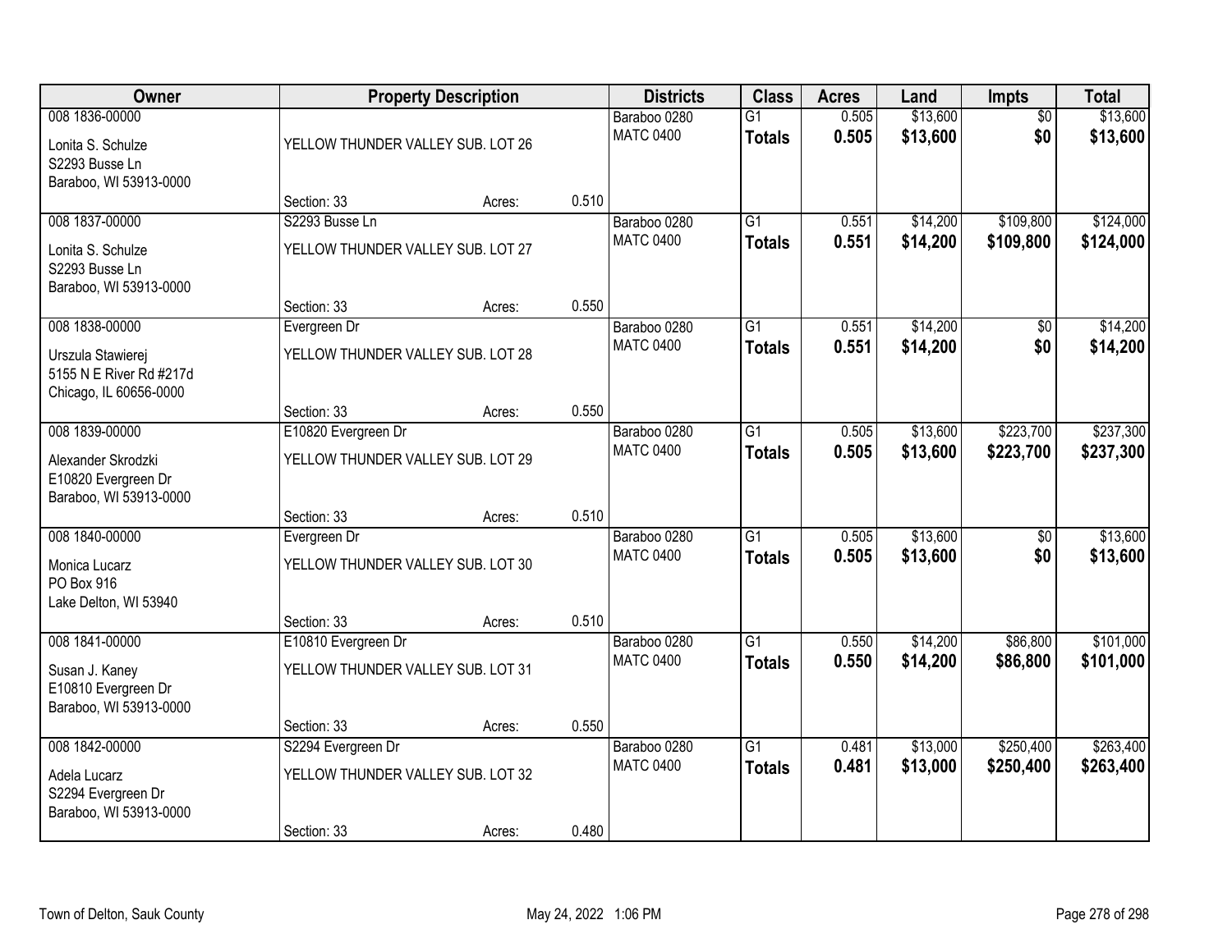| Owner | Property Description | | | Districts | Class | Acres | Land | Impts | Total |
|---|---|---|---|---|---|---|---|---|---|
| 008 1836-00000<br><br>Lonita S. Schulze<br>S2293 Busse Ln<br>Baraboo, WI 53913-0000 | YELLOW THUNDER VALLEY SUB. LOT 26<br><br>Section: 33 | Acres: | 0.510 | Baraboo 0280<br>MATC 0400 | G1<br>**Totals** | 0.505<br>**0.505** | $13,600<br>**$13,600** | $0<br>**$0** | $13,600<br>**$13,600** |
| 008 1837-00000<br><br>Lonita S. Schulze<br>S2293 Busse Ln<br>Baraboo, WI 53913-0000 | S2293 Busse Ln<br>YELLOW THUNDER VALLEY SUB. LOT 27<br><br>Section: 33 | Acres: | 0.550 | Baraboo 0280<br>MATC 0400 | G1<br>**Totals** | 0.551<br>**0.551** | $14,200<br>**$14,200** | $109,800<br>**$109,800** | $124,000<br>**$124,000** |
| 008 1838-00000<br><br>Urszula Stawierej<br>5155 N E River Rd #217d<br>Chicago, IL 60656-0000 | Evergreen Dr<br>YELLOW THUNDER VALLEY SUB. LOT 28<br><br>Section: 33 | Acres: | 0.550 | Baraboo 0280<br>MATC 0400 | G1<br>**Totals** | 0.551<br>**0.551** | $14,200<br>**$14,200** | $0<br>**$0** | $14,200<br>**$14,200** |
| 008 1839-00000<br><br>Alexander Skrodzki<br>E10820 Evergreen Dr<br>Baraboo, WI 53913-0000 | E10820 Evergreen Dr<br>YELLOW THUNDER VALLEY SUB. LOT 29<br><br>Section: 33 | Acres: | 0.510 | Baraboo 0280<br>MATC 0400 | G1<br>**Totals** | 0.505<br>**0.505** | $13,600<br>**$13,600** | $223,700<br>**$223,700** | $237,300<br>**$237,300** |
| 008 1840-00000<br><br>Monica Lucarz<br>PO Box 916<br>Lake Delton, WI 53940 | Evergreen Dr<br>YELLOW THUNDER VALLEY SUB. LOT 30<br><br>Section: 33 | Acres: | 0.510 | Baraboo 0280<br>MATC 0400 | G1<br>**Totals** | 0.505<br>**0.505** | $13,600<br>**$13,600** | $0<br>**$0** | $13,600<br>**$13,600** |
| 008 1841-00000<br><br>Susan J. Kaney<br>E10810 Evergreen Dr<br>Baraboo, WI 53913-0000 | E10810 Evergreen Dr<br>YELLOW THUNDER VALLEY SUB. LOT 31<br><br>Section: 33 | Acres: | 0.550 | Baraboo 0280<br>MATC 0400 | G1<br>**Totals** | 0.550<br>**0.550** | $14,200<br>**$14,200** | $86,800<br>**$86,800** | $101,000<br>**$101,000** |
| 008 1842-00000<br><br>Adela Lucarz<br>S2294 Evergreen Dr<br>Baraboo, WI 53913-0000 | S2294 Evergreen Dr<br>YELLOW THUNDER VALLEY SUB. LOT 32<br><br>Section: 33 | Acres: | 0.480 | Baraboo 0280<br>MATC 0400 | G1<br>**Totals** | 0.481<br>**0.481** | $13,000<br>**$13,000** | $250,400<br>**$250,400** | $263,400<br>**$263,400** |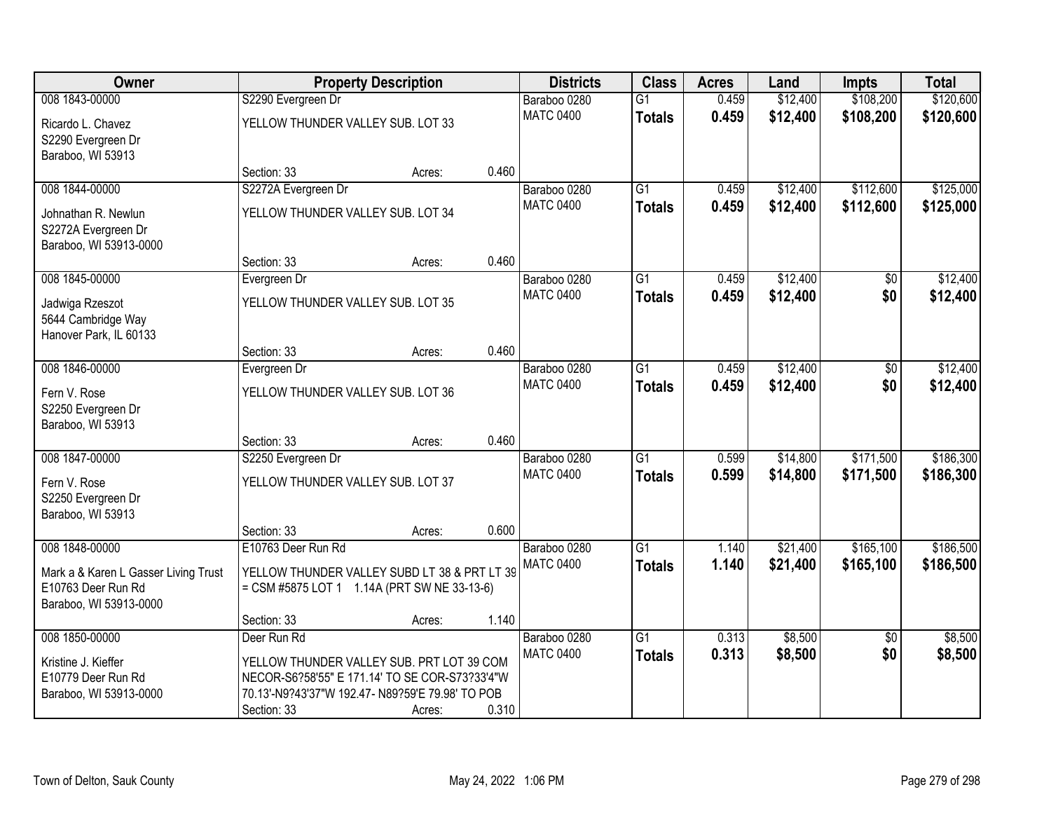| Owner | Property Description | | | Districts | Class | Acres | Land | Impts | Total |
|---|---|---|---|---|---|---|---|---|---|
| 008 1843-00000 | S2290 Evergreen Dr | | | Baraboo 0280 | G1 | 0.459 | $12,400 | $108,200 | $120,600 |
| Ricardo L. Chavez<br>S2290 Evergreen Dr<br>Baraboo, WI 53913 | YELLOW THUNDER VALLEY SUB. LOT 33 | | | MATC 0400 | **Totals** | **0.459** | **$12,400** | **$108,200** | **$120,600** |
| | Section: 33 | Acres: | 0.460 | | | | | | |
| 008 1844-00000 | S2272A Evergreen Dr | | | Baraboo 0280 | G1 | 0.459 | $12,400 | $112,600 | $125,000 |
| Johnathan R. Newlun<br>S2272A Evergreen Dr<br>Baraboo, WI 53913-0000 | YELLOW THUNDER VALLEY SUB. LOT 34 | | | MATC 0400 | **Totals** | **0.459** | **$12,400** | **$112,600** | **$125,000** |
| | Section: 33 | Acres: | 0.460 | | | | | | |
| 008 1845-00000 | Evergreen Dr | | | Baraboo 0280 | G1 | 0.459 | $12,400 | $0 | $12,400 |
| Jadwiga Rzeszot<br>5644 Cambridge Way<br>Hanover Park, IL 60133 | YELLOW THUNDER VALLEY SUB. LOT 35 | | | MATC 0400 | **Totals** | **0.459** | **$12,400** | **$0** | **$12,400** |
| | Section: 33 | Acres: | 0.460 | | | | | | |
| 008 1846-00000 | Evergreen Dr | | | Baraboo 0280 | G1 | 0.459 | $12,400 | $0 | $12,400 |
| Fern V. Rose<br>S2250 Evergreen Dr<br>Baraboo, WI 53913 | YELLOW THUNDER VALLEY SUB. LOT 36 | | | MATC 0400 | **Totals** | **0.459** | **$12,400** | **$0** | **$12,400** |
| | Section: 33 | Acres: | 0.460 | | | | | | |
| 008 1847-00000 | S2250 Evergreen Dr | | | Baraboo 0280 | G1 | 0.599 | $14,800 | $171,500 | $186,300 |
| Fern V. Rose<br>S2250 Evergreen Dr<br>Baraboo, WI 53913 | YELLOW THUNDER VALLEY SUB. LOT 37 | | | MATC 0400 | **Totals** | **0.599** | **$14,800** | **$171,500** | **$186,300** |
| | Section: 33 | Acres: | 0.600 | | | | | | |
| 008 1848-00000 | E10763 Deer Run Rd | | | Baraboo 0280 | G1 | 1.140 | $21,400 | $165,100 | $186,500 |
| Mark a & Karen L Gasser Living Trust<br>E10763 Deer Run Rd<br>Baraboo, WI 53913-0000 | YELLOW THUNDER VALLEY SUBD LT 38 & PRT LT 39 = CSM #5875 LOT 1 1.14A (PRT SW NE 33-13-6) | | | MATC 0400 | **Totals** | **1.140** | **$21,400** | **$165,100** | **$186,500** |
| | Section: 33 | Acres: | 1.140 | | | | | | |
| 008 1850-00000 | Deer Run Rd | | | Baraboo 0280 | G1 | 0.313 | $8,500 | $0 | $8,500 |
| Kristine J. Kieffer<br>E10779 Deer Run Rd<br>Baraboo, WI 53913-0000 | YELLOW THUNDER VALLEY SUB. PRT LOT 39 COM NECOR-S6?58'55" E 171.14' TO SE COR-S73?33'4"W 70.13'-N9?43'37"W 192.47- N89?59'E 79.98' TO POB | | | MATC 0400 | **Totals** | **0.313** | **$8,500** | **$0** | **$8,500** |
| | Section: 33 | Acres: | 0.310 | | | | | | |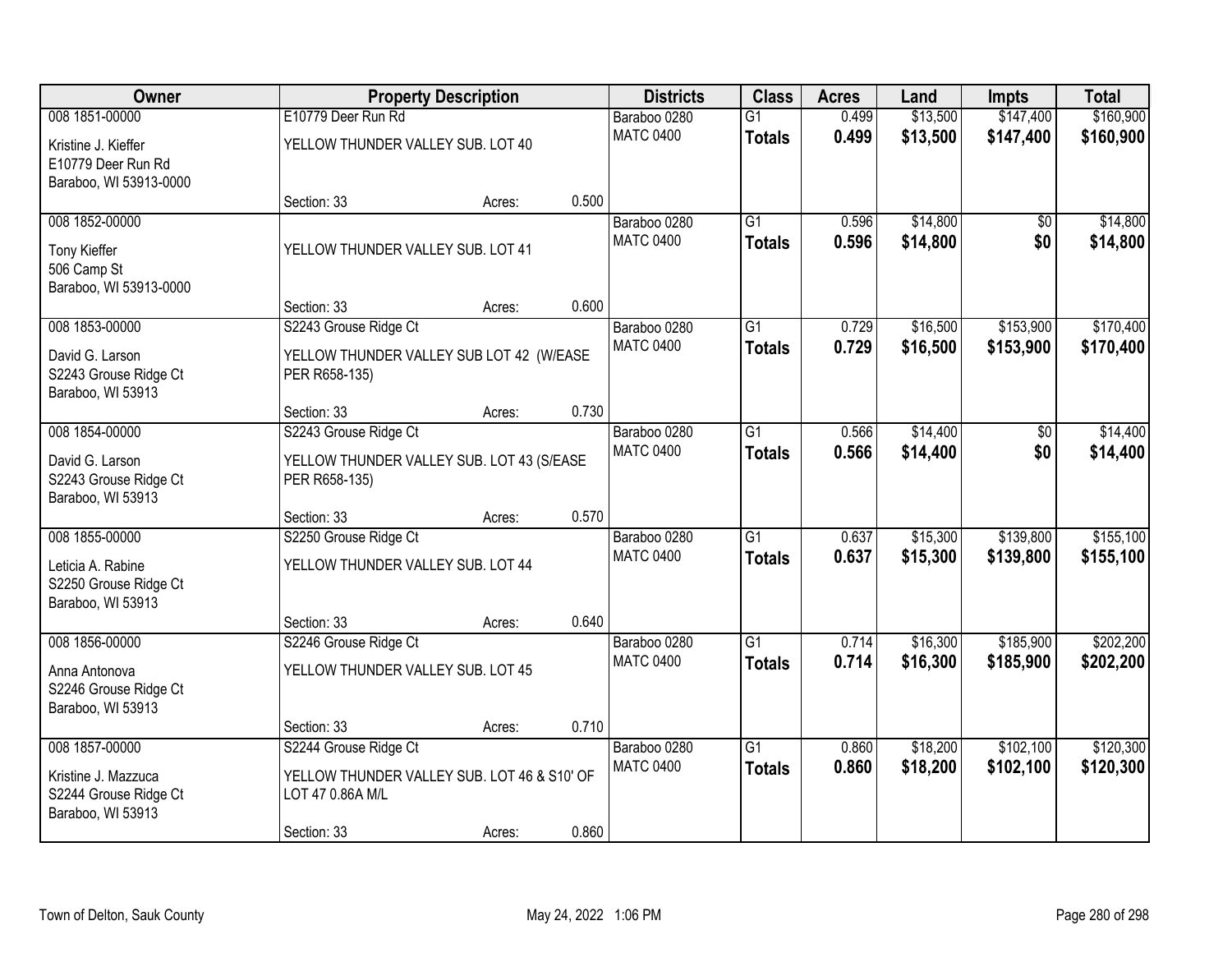| Owner | Property Description | | | Districts | Class | Acres | Land | Impts | Total |
|---|---|---|---|---|---|---|---|---|---|
| 008 1851-00000<br><br>Kristine J. Kieffer<br>E10779 Deer Run Rd<br>Baraboo, WI 53913-0000 | E10779 Deer Run Rd<br><br>YELLOW THUNDER VALLEY SUB. LOT 40<br><br>Section: 33 | Acres: | 0.500 | Baraboo 0280<br>MATC 0400 | G1<br>**Totals** | 0.499<br>**0.499** | $13,500<br>**$13,500** | $147,400<br>**$147,400** | $160,900<br>**$160,900** |
| 008 1852-00000<br><br>Tony Kieffer<br>506 Camp St<br>Baraboo, WI 53913-0000 | YELLOW THUNDER VALLEY SUB. LOT 41<br><br>Section: 33 | Acres: | 0.600 | Baraboo 0280<br>MATC 0400 | G1<br>**Totals** | 0.596<br>**0.596** | $14,800<br>**$14,800** | $0<br>**$0** | $14,800<br>**$14,800** |
| 008 1853-00000<br><br>David G. Larson<br>S2243 Grouse Ridge Ct<br>Baraboo, WI 53913 | S2243 Grouse Ridge Ct<br><br>YELLOW THUNDER VALLEY SUB LOT 42 (W/EASE PER R658-135)<br><br>Section: 33 | Acres: | 0.730 | Baraboo 0280<br>MATC 0400 | G1<br>**Totals** | 0.729<br>**0.729** | $16,500<br>**$16,500** | $153,900<br>**$153,900** | $170,400<br>**$170,400** |
| 008 1854-00000<br><br>David G. Larson<br>S2243 Grouse Ridge Ct<br>Baraboo, WI 53913 | S2243 Grouse Ridge Ct<br><br>YELLOW THUNDER VALLEY SUB. LOT 43 (S/EASE PER R658-135)<br><br>Section: 33 | Acres: | 0.570 | Baraboo 0280<br>MATC 0400 | G1<br>**Totals** | 0.566<br>**0.566** | $14,400<br>**$14,400** | $0<br>**$0** | $14,400<br>**$14,400** |
| 008 1855-00000<br><br>Leticia A. Rabine<br>S2250 Grouse Ridge Ct<br>Baraboo, WI 53913 | S2250 Grouse Ridge Ct<br><br>YELLOW THUNDER VALLEY SUB. LOT 44<br><br>Section: 33 | Acres: | 0.640 | Baraboo 0280<br>MATC 0400 | G1<br>**Totals** | 0.637<br>**0.637** | $15,300<br>**$15,300** | $139,800<br>**$139,800** | $155,100<br>**$155,100** |
| 008 1856-00000<br><br>Anna Antonova<br>S2246 Grouse Ridge Ct<br>Baraboo, WI 53913 | S2246 Grouse Ridge Ct<br><br>YELLOW THUNDER VALLEY SUB. LOT 45<br><br>Section: 33 | Acres: | 0.710 | Baraboo 0280<br>MATC 0400 | G1<br>**Totals** | 0.714<br>**0.714** | $16,300<br>**$16,300** | $185,900<br>**$185,900** | $202,200<br>**$202,200** |
| 008 1857-00000<br><br>Kristine J. Mazzuca<br>S2244 Grouse Ridge Ct<br>Baraboo, WI 53913 | S2244 Grouse Ridge Ct<br><br>YELLOW THUNDER VALLEY SUB. LOT 46 & S10' OF LOT 47 0.86A M/L<br><br>Section: 33 | Acres: | 0.860 | Baraboo 0280<br>MATC 0400 | G1<br>**Totals** | 0.860<br>**0.860** | $18,200<br>**$18,200** | $102,100<br>**$102,100** | $120,300<br>**$120,300** |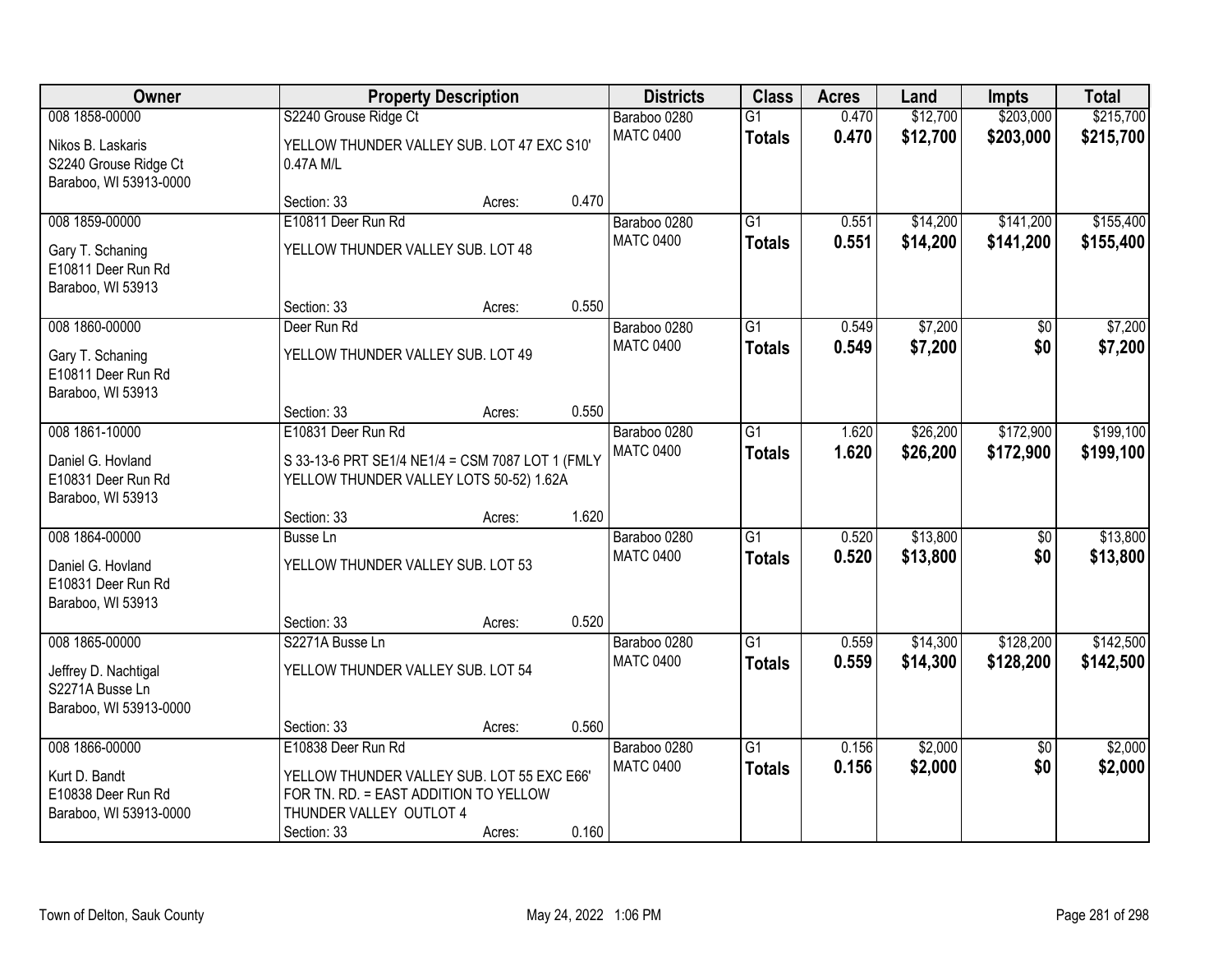| Owner | Property Description | | | Districts | Class | Acres | Land | Impts | Total |
|---|---|---|---|---|---|---|---|---|---|
| 008 1858-00000 | S2240 Grouse Ridge Ct | | | Baraboo 0280 | G1 | 0.470 | $12,700 | $203,000 | $215,700 |
| Nikos B. Laskaris<br>S2240 Grouse Ridge Ct<br>Baraboo, WI 53913-0000 | YELLOW THUNDER VALLEY SUB. LOT 47 EXC S10' 0.47A M/L | | | MATC 0400 | **Totals** | **0.470** | **$12,700** | **$203,000** | **$215,700** |
| | Section: 33 | Acres: | 0.470 | | | | | | |
| 008 1859-00000 | E10811 Deer Run Rd | | | Baraboo 0280 | G1 | 0.551 | $14,200 | $141,200 | $155,400 |
| Gary T. Schaning<br>E10811 Deer Run Rd<br>Baraboo, WI 53913 | YELLOW THUNDER VALLEY SUB. LOT 48 | | | MATC 0400 | **Totals** | **0.551** | **$14,200** | **$141,200** | **$155,400** |
| | Section: 33 | Acres: | 0.550 | | | | | | |
| 008 1860-00000 | Deer Run Rd | | | Baraboo 0280 | G1 | 0.549 | $7,200 | $0 | $7,200 |
| Gary T. Schaning<br>E10811 Deer Run Rd<br>Baraboo, WI 53913 | YELLOW THUNDER VALLEY SUB. LOT 49 | | | MATC 0400 | **Totals** | **0.549** | **$7,200** | **$0** | **$7,200** |
| | Section: 33 | Acres: | 0.550 | | | | | | |
| 008 1861-10000 | E10831 Deer Run Rd | | | Baraboo 0280 | G1 | 1.620 | $26,200 | $172,900 | $199,100 |
| Daniel G. Hovland<br>E10831 Deer Run Rd<br>Baraboo, WI 53913 | S 33-13-6 PRT SE1/4 NE1/4 = CSM 7087 LOT 1 (FMLY YELLOW THUNDER VALLEY LOTS 50-52) 1.62A | | | MATC 0400 | **Totals** | **1.620** | **$26,200** | **$172,900** | **$199,100** |
| | Section: 33 | Acres: | 1.620 | | | | | | |
| 008 1864-00000 | Busse Ln | | | Baraboo 0280 | G1 | 0.520 | $13,800 | $0 | $13,800 |
| Daniel G. Hovland<br>E10831 Deer Run Rd<br>Baraboo, WI 53913 | YELLOW THUNDER VALLEY SUB. LOT 53 | | | MATC 0400 | **Totals** | **0.520** | **$13,800** | **$0** | **$13,800** |
| | Section: 33 | Acres: | 0.520 | | | | | | |
| 008 1865-00000 | S2271A Busse Ln | | | Baraboo 0280 | G1 | 0.559 | $14,300 | $128,200 | $142,500 |
| Jeffrey D. Nachtigal<br>S2271A Busse Ln<br>Baraboo, WI 53913-0000 | YELLOW THUNDER VALLEY SUB. LOT 54 | | | MATC 0400 | **Totals** | **0.559** | **$14,300** | **$128,200** | **$142,500** |
| | Section: 33 | Acres: | 0.560 | | | | | | |
| 008 1866-00000 | E10838 Deer Run Rd | | | Baraboo 0280 | G1 | 0.156 | $2,000 | $0 | $2,000 |
| Kurt D. Bandt<br>E10838 Deer Run Rd<br>Baraboo, WI 53913-0000 | YELLOW THUNDER VALLEY SUB. LOT 55 EXC E66' FOR TN. RD. = EAST ADDITION TO YELLOW THUNDER VALLEY OUTLOT 4 | | | MATC 0400 | **Totals** | **0.156** | **$2,000** | **$0** | **$2,000** |
| | Section: 33 | Acres: | 0.160 | | | | | | |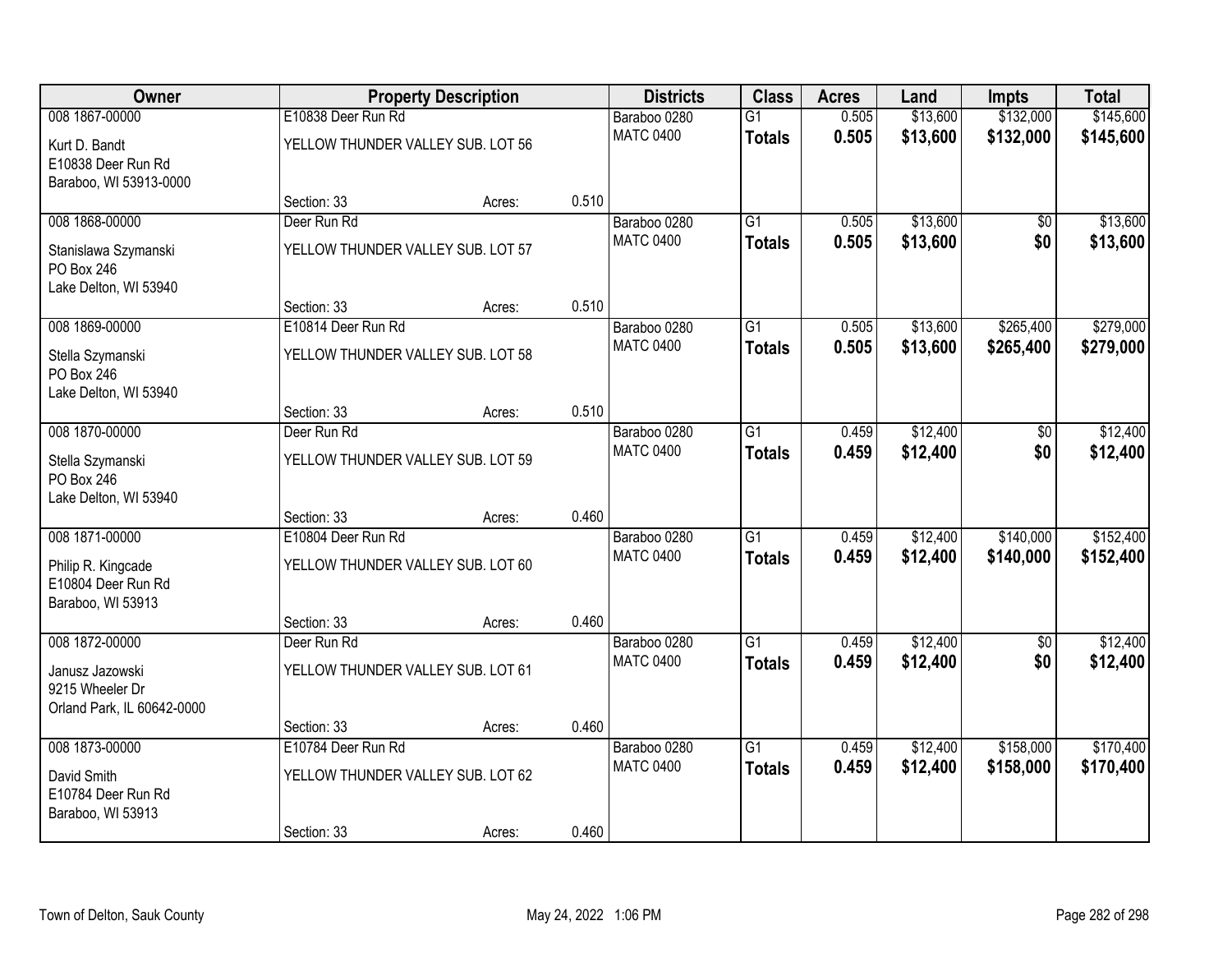| Owner | Property Description | | | Districts | Class | Acres | Land | Impts | Total |
|---|---|---|---|---|---|---|---|---|---|
| 008 1867-00000 | E10838 Deer Run Rd | | | Baraboo 0280 | G1 | 0.505 | $13,600 | $132,000 | $145,600 |
| Kurt D. Bandt<br>E10838 Deer Run Rd<br>Baraboo, WI 53913-0000 | YELLOW THUNDER VALLEY SUB. LOT 56 | | | MATC 0400 | **Totals** | **0.505** | **$13,600** | **$132,000** | **$145,600** |
| | Section: 33 | Acres: | 0.510 | | | | | | |
| 008 1868-00000 | Deer Run Rd | | | Baraboo 0280 | G1 | 0.505 | $13,600 | $0 | $13,600 |
| Stanislawa Szymanski<br>PO Box 246<br>Lake Delton, WI 53940 | YELLOW THUNDER VALLEY SUB. LOT 57 | | | MATC 0400 | **Totals** | **0.505** | **$13,600** | **$0** | **$13,600** |
| | Section: 33 | Acres: | 0.510 | | | | | | |
| 008 1869-00000 | E10814 Deer Run Rd | | | Baraboo 0280 | G1 | 0.505 | $13,600 | $265,400 | $279,000 |
| Stella Szymanski<br>PO Box 246<br>Lake Delton, WI 53940 | YELLOW THUNDER VALLEY SUB. LOT 58 | | | MATC 0400 | **Totals** | **0.505** | **$13,600** | **$265,400** | **$279,000** |
| | Section: 33 | Acres: | 0.510 | | | | | | |
| 008 1870-00000 | Deer Run Rd | | | Baraboo 0280 | G1 | 0.459 | $12,400 | $0 | $12,400 |
| Stella Szymanski<br>PO Box 246<br>Lake Delton, WI 53940 | YELLOW THUNDER VALLEY SUB. LOT 59 | | | MATC 0400 | **Totals** | **0.459** | **$12,400** | **$0** | **$12,400** |
| | Section: 33 | Acres: | 0.460 | | | | | | |
| 008 1871-00000 | E10804 Deer Run Rd | | | Baraboo 0280 | G1 | 0.459 | $12,400 | $140,000 | $152,400 |
| Philip R. Kingcade<br>E10804 Deer Run Rd<br>Baraboo, WI 53913 | YELLOW THUNDER VALLEY SUB. LOT 60 | | | MATC 0400 | **Totals** | **0.459** | **$12,400** | **$140,000** | **$152,400** |
| | Section: 33 | Acres: | 0.460 | | | | | | |
| 008 1872-00000 | Deer Run Rd | | | Baraboo 0280 | G1 | 0.459 | $12,400 | $0 | $12,400 |
| Janusz Jazowski<br>9215 Wheeler Dr<br>Orland Park, IL 60642-0000 | YELLOW THUNDER VALLEY SUB. LOT 61 | | | MATC 0400 | **Totals** | **0.459** | **$12,400** | **$0** | **$12,400** |
| | Section: 33 | Acres: | 0.460 | | | | | | |
| 008 1873-00000 | E10784 Deer Run Rd | | | Baraboo 0280 | G1 | 0.459 | $12,400 | $158,000 | $170,400 |
| David Smith<br>E10784 Deer Run Rd<br>Baraboo, WI 53913 | YELLOW THUNDER VALLEY SUB. LOT 62 | | | MATC 0400 | **Totals** | **0.459** | **$12,400** | **$158,000** | **$170,400** |
| | Section: 33 | Acres: | 0.460 | | | | | | |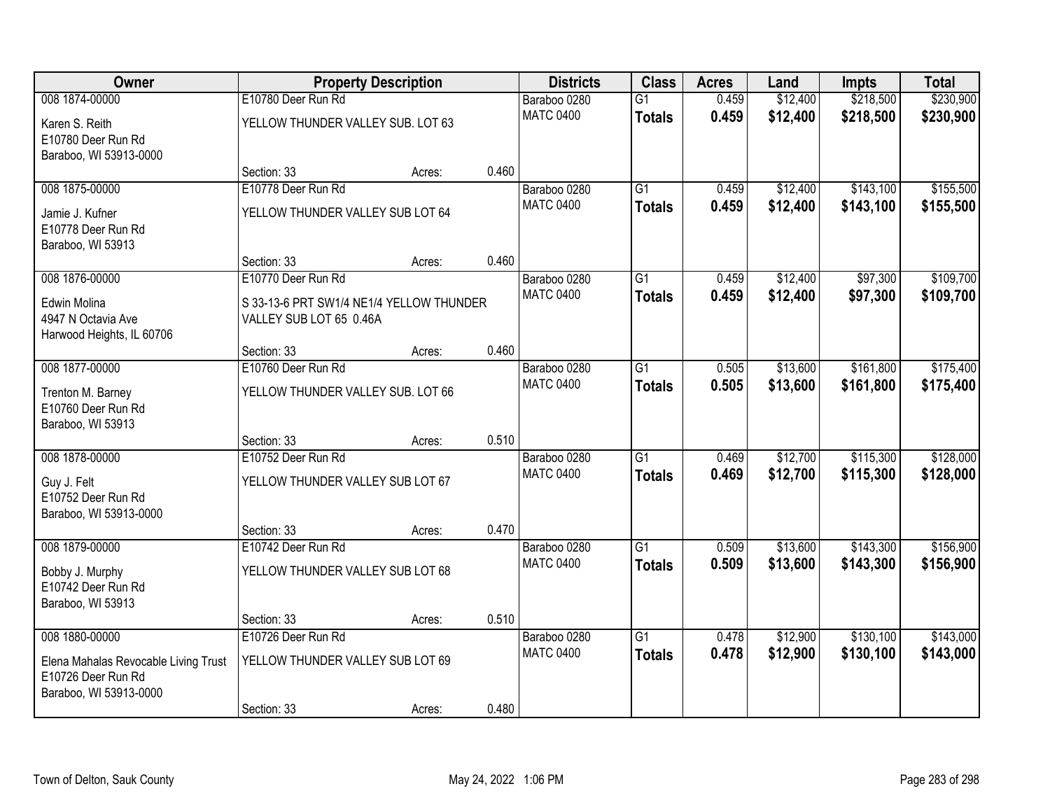| Owner | Property Description | | | Districts | Class | Acres | Land | Impts | Total |
|---|---|---|---|---|---|---|---|---|---|
| 008 1874-00000 | E10780 Deer Run Rd | | | Baraboo 0280 | G1 | 0.459 | $12,400 | $218,500 | $230,900 |
| Karen S. Reith<br>E10780 Deer Run Rd<br>Baraboo, WI 53913-0000 | YELLOW THUNDER VALLEY SUB. LOT 63 | | | MATC 0400 | **Totals** | **0.459** | **$12,400** | **$218,500** | **$230,900** |
| | Section: 33 | Acres: | 0.460 | | | | | | |
| 008 1875-00000 | E10778 Deer Run Rd | | | Baraboo 0280 | G1 | 0.459 | $12,400 | $143,100 | $155,500 |
| Jamie J. Kufner<br>E10778 Deer Run Rd<br>Baraboo, WI 53913 | YELLOW THUNDER VALLEY SUB LOT 64 | | | MATC 0400 | **Totals** | **0.459** | **$12,400** | **$143,100** | **$155,500** |
| | Section: 33 | Acres: | 0.460 | | | | | | |
| 008 1876-00000 | E10770 Deer Run Rd | | | Baraboo 0280 | G1 | 0.459 | $12,400 | $97,300 | $109,700 |
| Edwin Molina<br>4947 N Octavia Ave<br>Harwood Heights, IL 60706 | S 33-13-6 PRT SW1/4 NE1/4 YELLOW THUNDER VALLEY SUB LOT 65 0.46A | | | MATC 0400 | **Totals** | **0.459** | **$12,400** | **$97,300** | **$109,700** |
| | Section: 33 | Acres: | 0.460 | | | | | | |
| 008 1877-00000 | E10760 Deer Run Rd | | | Baraboo 0280 | G1 | 0.505 | $13,600 | $161,800 | $175,400 |
| Trenton M. Barney<br>E10760 Deer Run Rd<br>Baraboo, WI 53913 | YELLOW THUNDER VALLEY SUB. LOT 66 | | | MATC 0400 | **Totals** | **0.505** | **$13,600** | **$161,800** | **$175,400** |
| | Section: 33 | Acres: | 0.510 | | | | | | |
| 008 1878-00000 | E10752 Deer Run Rd | | | Baraboo 0280 | G1 | 0.469 | $12,700 | $115,300 | $128,000 |
| Guy J. Felt<br>E10752 Deer Run Rd<br>Baraboo, WI 53913-0000 | YELLOW THUNDER VALLEY SUB LOT 67 | | | MATC 0400 | **Totals** | **0.469** | **$12,700** | **$115,300** | **$128,000** |
| | Section: 33 | Acres: | 0.470 | | | | | | |
| 008 1879-00000 | E10742 Deer Run Rd | | | Baraboo 0280 | G1 | 0.509 | $13,600 | $143,300 | $156,900 |
| Bobby J. Murphy<br>E10742 Deer Run Rd<br>Baraboo, WI 53913 | YELLOW THUNDER VALLEY SUB LOT 68 | | | MATC 0400 | **Totals** | **0.509** | **$13,600** | **$143,300** | **$156,900** |
| | Section: 33 | Acres: | 0.510 | | | | | | |
| 008 1880-00000 | E10726 Deer Run Rd | | | Baraboo 0280 | G1 | 0.478 | $12,900 | $130,100 | $143,000 |
| Elena Mahalas Revocable Living Trust<br>E10726 Deer Run Rd<br>Baraboo, WI 53913-0000 | YELLOW THUNDER VALLEY SUB LOT 69 | | | MATC 0400 | **Totals** | **0.478** | **$12,900** | **$130,100** | **$143,000** |
| | Section: 33 | Acres: | 0.480 | | | | | | |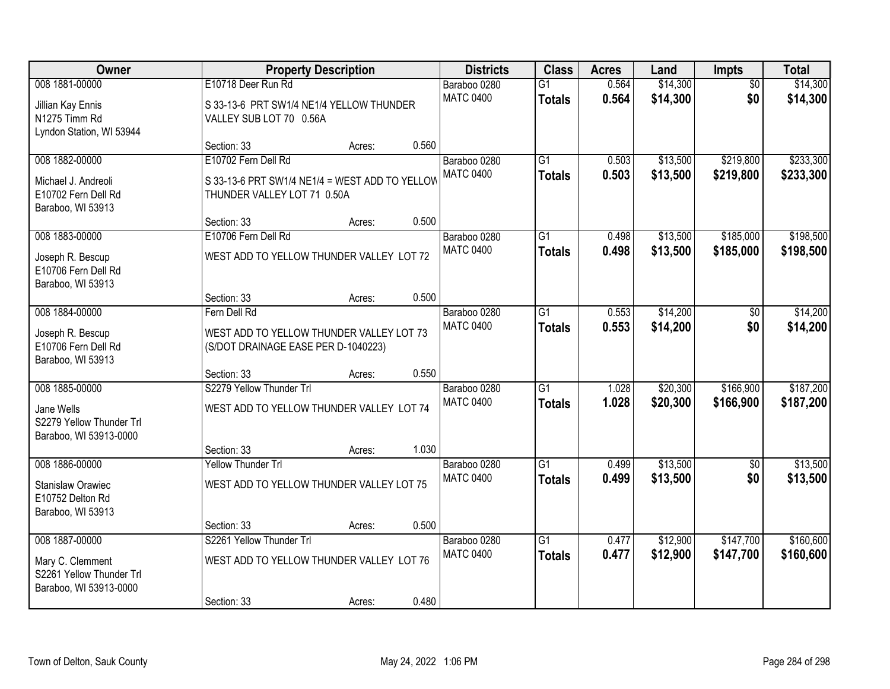| Owner | Property Description | Districts | Class | Acres | Land | Impts | Total |
|---|---|---|---|---|---|---|---|
| 008 1881-00000<br>Jillian Kay Ennis<br>N1275 Timm Rd<br>Lyndon Station, WI 53944 | E10718 Deer Run Rd<br>S 33-13-6 PRT SW1/4 NE1/4 YELLOW THUNDER VALLEY SUB LOT 70 0.56A<br>Section: 33 Acres: 0.560 | Baraboo 0280<br>MATC 0400 | G1<br>**Totals** | 0.564<br>**0.564** | $14,300<br>**$14,300** | $0<br>**$0** | $14,300<br>**$14,300** |
| 008 1882-00000<br>Michael J. Andreoli<br>E10702 Fern Dell Rd<br>Baraboo, WI 53913 | E10702 Fern Dell Rd<br>S 33-13-6 PRT SW1/4 NE1/4 = WEST ADD TO YELLOW THUNDER VALLEY LOT 71 0.50A<br>Section: 33 Acres: 0.500 | Baraboo 0280<br>MATC 0400 | G1<br>**Totals** | 0.503<br>**0.503** | $13,500<br>**$13,500** | $219,800<br>**$219,800** | $233,300<br>**$233,300** |
| 008 1883-00000<br>Joseph R. Bescup<br>E10706 Fern Dell Rd<br>Baraboo, WI 53913 | E10706 Fern Dell Rd<br>WEST ADD TO YELLOW THUNDER VALLEY LOT 72<br>Section: 33 Acres: 0.500 | Baraboo 0280<br>MATC 0400 | G1<br>**Totals** | 0.498<br>**0.498** | $13,500<br>**$13,500** | $185,000<br>**$185,000** | $198,500<br>**$198,500** |
| 008 1884-00000<br>Joseph R. Bescup<br>E10706 Fern Dell Rd<br>Baraboo, WI 53913 | Fern Dell Rd<br>WEST ADD TO YELLOW THUNDER VALLEY LOT 73 (S/DOT DRAINAGE EASE PER D-1040223)<br>Section: 33 Acres: 0.550 | Baraboo 0280<br>MATC 0400 | G1<br>**Totals** | 0.553<br>**0.553** | $14,200<br>**$14,200** | $0<br>**$0** | $14,200<br>**$14,200** |
| 008 1885-00000<br>Jane Wells<br>S2279 Yellow Thunder Trl<br>Baraboo, WI 53913-0000 | S2279 Yellow Thunder Trl<br>WEST ADD TO YELLOW THUNDER VALLEY LOT 74<br>Section: 33 Acres: 1.030 | Baraboo 0280<br>MATC 0400 | G1<br>**Totals** | 1.028<br>**1.028** | $20,300<br>**$20,300** | $166,900<br>**$166,900** | $187,200<br>**$187,200** |
| 008 1886-00000<br>Stanislaw Orawiec<br>E10752 Delton Rd<br>Baraboo, WI 53913 | Yellow Thunder Trl<br>WEST ADD TO YELLOW THUNDER VALLEY LOT 75<br>Section: 33 Acres: 0.500 | Baraboo 0280<br>MATC 0400 | G1<br>**Totals** | 0.499<br>**0.499** | $13,500<br>**$13,500** | $0<br>**$0** | $13,500<br>**$13,500** |
| 008 1887-00000<br>Mary C. Clemment<br>S2261 Yellow Thunder Trl<br>Baraboo, WI 53913-0000 | S2261 Yellow Thunder Trl<br>WEST ADD TO YELLOW THUNDER VALLEY LOT 76<br>Section: 33 Acres: 0.480 | Baraboo 0280<br>MATC 0400 | G1<br>**Totals** | 0.477<br>**0.477** | $12,900<br>**$12,900** | $147,700<br>**$147,700** | $160,600<br>**$160,600** |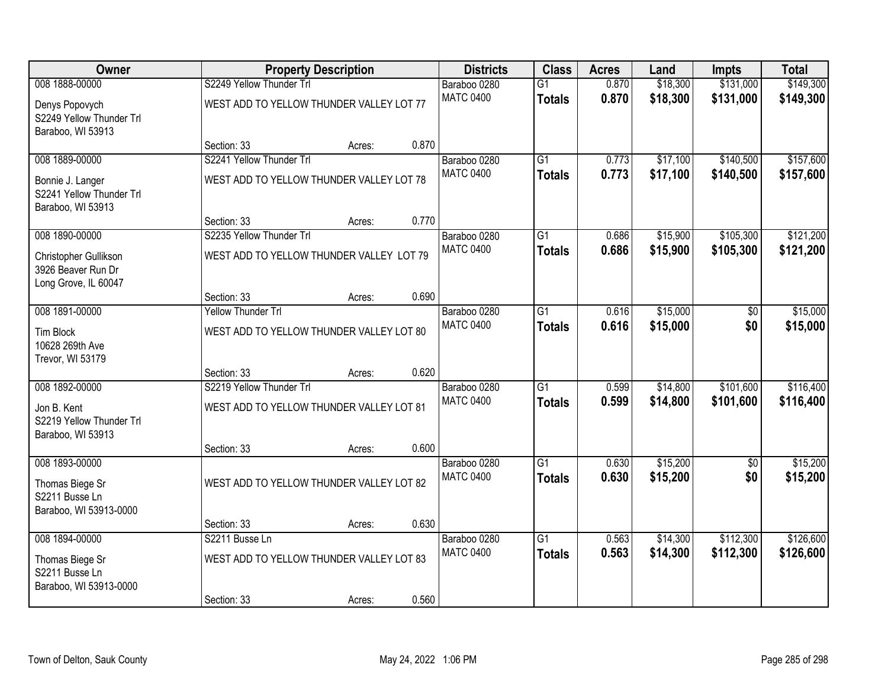| Owner | Property Description | | | Districts | Class | Acres | Land | Impts | Total |
|---|---|---|---|---|---|---|---|---|---|
| 008 1888-00000 | S2249 Yellow Thunder Trl | | | Baraboo 0280 | G1 | 0.870 | $18,300 | $131,000 | $149,300 |
| Denys Popovych<br>S2249 Yellow Thunder Trl<br>Baraboo, WI 53913 | WEST ADD TO YELLOW THUNDER VALLEY LOT 77 | | | MATC 0400 | **Totals** | **0.870** | **$18,300** | **$131,000** | **$149,300** |
| | Section: 33 | Acres: | 0.870 | | | | | | |
| 008 1889-00000 | S2241 Yellow Thunder Trl | | | Baraboo 0280 | G1 | 0.773 | $17,100 | $140,500 | $157,600 |
| Bonnie J. Langer<br>S2241 Yellow Thunder Trl<br>Baraboo, WI 53913 | WEST ADD TO YELLOW THUNDER VALLEY LOT 78 | | | MATC 0400 | **Totals** | **0.773** | **$17,100** | **$140,500** | **$157,600** |
| | Section: 33 | Acres: | 0.770 | | | | | | |
| 008 1890-00000 | S2235 Yellow Thunder Trl | | | Baraboo 0280 | G1 | 0.686 | $15,900 | $105,300 | $121,200 |
| Christopher Gullikson<br>3926 Beaver Run Dr<br>Long Grove, IL 60047 | WEST ADD TO YELLOW THUNDER VALLEY LOT 79 | | | MATC 0400 | **Totals** | **0.686** | **$15,900** | **$105,300** | **$121,200** |
| | Section: 33 | Acres: | 0.690 | | | | | | |
| 008 1891-00000 | Yellow Thunder Trl | | | Baraboo 0280 | G1 | 0.616 | $15,000 | $0 | $15,000 |
| Tim Block<br>10628 269th Ave<br>Trevor, WI 53179 | WEST ADD TO YELLOW THUNDER VALLEY LOT 80 | | | MATC 0400 | **Totals** | **0.616** | **$15,000** | **$0** | **$15,000** |
| | Section: 33 | Acres: | 0.620 | | | | | | |
| 008 1892-00000 | S2219 Yellow Thunder Trl | | | Baraboo 0280 | G1 | 0.599 | $14,800 | $101,600 | $116,400 |
| Jon B. Kent<br>S2219 Yellow Thunder Trl<br>Baraboo, WI 53913 | WEST ADD TO YELLOW THUNDER VALLEY LOT 81 | | | MATC 0400 | **Totals** | **0.599** | **$14,800** | **$101,600** | **$116,400** |
| | Section: 33 | Acres: | 0.600 | | | | | | |
| 008 1893-00000 | | | | Baraboo 0280 | G1 | 0.630 | $15,200 | $0 | $15,200 |
| Thomas Biege Sr<br>S2211 Busse Ln<br>Baraboo, WI 53913-0000 | WEST ADD TO YELLOW THUNDER VALLEY LOT 82 | | | MATC 0400 | **Totals** | **0.630** | **$15,200** | **$0** | **$15,200** |
| | Section: 33 | Acres: | 0.630 | | | | | | |
| 008 1894-00000 | S2211 Busse Ln | | | Baraboo 0280 | G1 | 0.563 | $14,300 | $112,300 | $126,600 |
| Thomas Biege Sr<br>S2211 Busse Ln<br>Baraboo, WI 53913-0000 | WEST ADD TO YELLOW THUNDER VALLEY LOT 83 | | | MATC 0400 | **Totals** | **0.563** | **$14,300** | **$112,300** | **$126,600** |
| | Section: 33 | Acres: | 0.560 | | | | | | |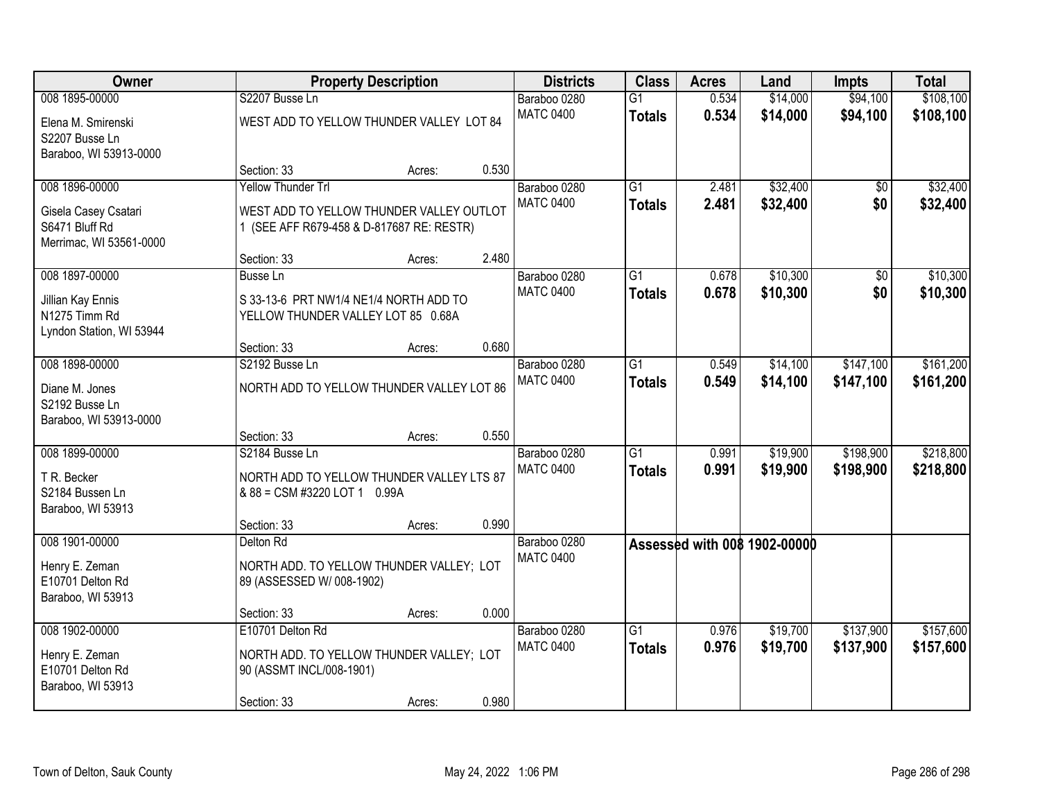| Owner | Property Description | Districts | Class | Acres | Land | Impts | Total |
|---|---|---|---|---|---|---|---|
| 008 1895-00000<br>Elena M. Smirenski<br>S2207 Busse Ln<br>Baraboo, WI 53913-0000 | S2207 Busse Ln<br>WEST ADD TO YELLOW THUNDER VALLEY LOT 84<br>Section: 33 Acres: 0.530 | Baraboo 0280<br>MATC 0400 | G1<br>**Totals** | 0.534<br>**0.534** | $14,000<br>**$14,000** | $94,100<br>**$94,100** | $108,100<br>**$108,100** |
| 008 1896-00000<br>Gisela Casey Csatari<br>S6471 Bluff Rd<br>Merrimac, WI 53561-0000 | Yellow Thunder Trl<br>WEST ADD TO YELLOW THUNDER VALLEY OUTLOT 1 (SEE AFF R679-458 & D-817687 RE: RESTR)<br>Section: 33 Acres: 2.480 | Baraboo 0280<br>MATC 0400 | G1<br>**Totals** | 2.481<br>**2.481** | $32,400<br>**$32,400** | $0<br>**$0** | $32,400<br>**$32,400** |
| 008 1897-00000<br>Jillian Kay Ennis<br>N1275 Timm Rd<br>Lyndon Station, WI 53944 | Busse Ln<br>S 33-13-6 PRT NW1/4 NE1/4 NORTH ADD TO YELLOW THUNDER VALLEY LOT 85 0.68A<br>Section: 33 Acres: 0.680 | Baraboo 0280<br>MATC 0400 | G1<br>**Totals** | 0.678<br>**0.678** | $10,300<br>**$10,300** | $0<br>**$0** | $10,300<br>**$10,300** |
| 008 1898-00000<br>Diane M. Jones<br>S2192 Busse Ln<br>Baraboo, WI 53913-0000 | S2192 Busse Ln<br>NORTH ADD TO YELLOW THUNDER VALLEY LOT 86<br>Section: 33 Acres: 0.550 | Baraboo 0280<br>MATC 0400 | G1<br>**Totals** | 0.549<br>**0.549** | $14,100<br>**$14,100** | $147,100<br>**$147,100** | $161,200<br>**$161,200** |
| 008 1899-00000<br>T R. Becker<br>S2184 Bussen Ln<br>Baraboo, WI 53913 | S2184 Busse Ln<br>NORTH ADD TO YELLOW THUNDER VALLEY LTS 87 & 88 = CSM #3220 LOT 1 0.99A<br>Section: 33 Acres: 0.990 | Baraboo 0280<br>MATC 0400 | G1<br>**Totals** | 0.991<br>**0.991** | $19,900<br>**$19,900** | $198,900<br>**$198,900** | $218,800<br>**$218,800** |
| 008 1901-00000<br>Henry E. Zeman<br>E10701 Delton Rd<br>Baraboo, WI 53913 | Delton Rd<br>NORTH ADD. TO YELLOW THUNDER VALLEY; LOT 89 (ASSESSED W/ 008-1902)<br>Section: 33 Acres: 0.000 | Baraboo 0280<br>MATC 0400 | Assessed with 008 1902-00000 | | | | |
| 008 1902-00000<br>Henry E. Zeman<br>E10701 Delton Rd<br>Baraboo, WI 53913 | E10701 Delton Rd<br>NORTH ADD. TO YELLOW THUNDER VALLEY; LOT 90 (ASSMT INCL/008-1901)<br>Section: 33 Acres: 0.980 | Baraboo 0280<br>MATC 0400 | G1<br>**Totals** | 0.976<br>**0.976** | $19,700<br>**$19,700** | $137,900<br>**$137,900** | $157,600<br>**$157,600** |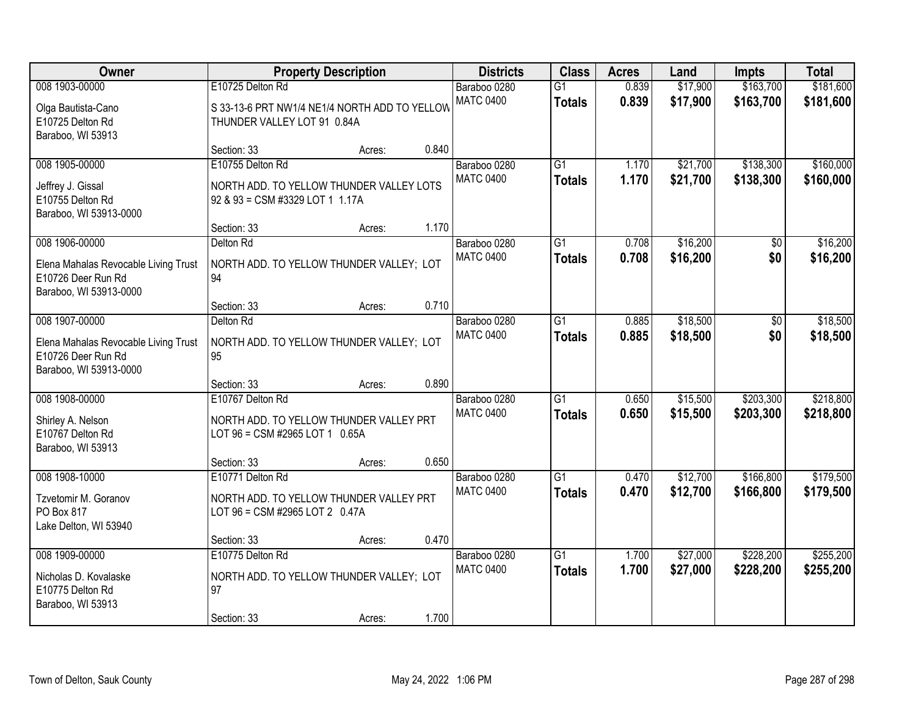| Owner | Property Description | Districts | Class | Acres | Land | Impts | Total |
|---|---|---|---|---|---|---|---|
| 008 1903-00000<br>Olga Bautista-Cano<br>E10725 Delton Rd<br>Baraboo, WI 53913 | E10725 Delton Rd<br>S 33-13-6 PRT NW1/4 NE1/4 NORTH ADD TO YELLOW THUNDER VALLEY LOT 91 0.84A<br>Section: 33 Acres: 0.840 | Baraboo 0280<br>MATC 0400 | G1<br>**Totals** | 0.839<br>**0.839** | $17,900<br>**$17,900** | $163,700<br>**$163,700** | $181,600<br>**$181,600** |
| 008 1905-00000<br>Jeffrey J. Gissal<br>E10755 Delton Rd<br>Baraboo, WI 53913-0000 | E10755 Delton Rd<br>NORTH ADD. TO YELLOW THUNDER VALLEY LOTS 92 & 93 = CSM #3329 LOT 1 1.17A<br>Section: 33 Acres: 1.170 | Baraboo 0280<br>MATC 0400 | G1<br>**Totals** | 1.170<br>**1.170** | $21,700<br>**$21,700** | $138,300<br>**$138,300** | $160,000<br>**$160,000** |
| 008 1906-00000<br>Elena Mahalas Revocable Living Trust<br>E10726 Deer Run Rd<br>Baraboo, WI 53913-0000 | Delton Rd<br>NORTH ADD. TO YELLOW THUNDER VALLEY; LOT 94<br>Section: 33 Acres: 0.710 | Baraboo 0280<br>MATC 0400 | G1<br>**Totals** | 0.708<br>**0.708** | $16,200<br>**$16,200** | $0<br>**$0** | $16,200<br>**$16,200** |
| 008 1907-00000<br>Elena Mahalas Revocable Living Trust<br>E10726 Deer Run Rd<br>Baraboo, WI 53913-0000 | Delton Rd<br>NORTH ADD. TO YELLOW THUNDER VALLEY; LOT 95<br>Section: 33 Acres: 0.890 | Baraboo 0280<br>MATC 0400 | G1<br>**Totals** | 0.885<br>**0.885** | $18,500<br>**$18,500** | $0<br>**$0** | $18,500<br>**$18,500** |
| 008 1908-00000<br>Shirley A. Nelson<br>E10767 Delton Rd<br>Baraboo, WI 53913 | E10767 Delton Rd<br>NORTH ADD. TO YELLOW THUNDER VALLEY PRT LOT 96 = CSM #2965 LOT 1 0.65A<br>Section: 33 Acres: 0.650 | Baraboo 0280<br>MATC 0400 | G1<br>**Totals** | 0.650<br>**0.650** | $15,500<br>**$15,500** | $203,300<br>**$203,300** | $218,800<br>**$218,800** |
| 008 1908-10000<br>Tzvetomir M. Goranov<br>PO Box 817<br>Lake Delton, WI 53940 | E10771 Delton Rd<br>NORTH ADD. TO YELLOW THUNDER VALLEY PRT LOT 96 = CSM #2965 LOT 2 0.47A<br>Section: 33 Acres: 0.470 | Baraboo 0280<br>MATC 0400 | G1<br>**Totals** | 0.470<br>**0.470** | $12,700<br>**$12,700** | $166,800<br>**$166,800** | $179,500<br>**$179,500** |
| 008 1909-00000<br>Nicholas D. Kovalaske<br>E10775 Delton Rd<br>Baraboo, WI 53913 | E10775 Delton Rd<br>NORTH ADD. TO YELLOW THUNDER VALLEY; LOT 97<br>Section: 33 Acres: 1.700 | Baraboo 0280<br>MATC 0400 | G1<br>**Totals** | 1.700<br>**1.700** | $27,000<br>**$27,000** | $228,200<br>**$228,200** | $255,200<br>**$255,200** |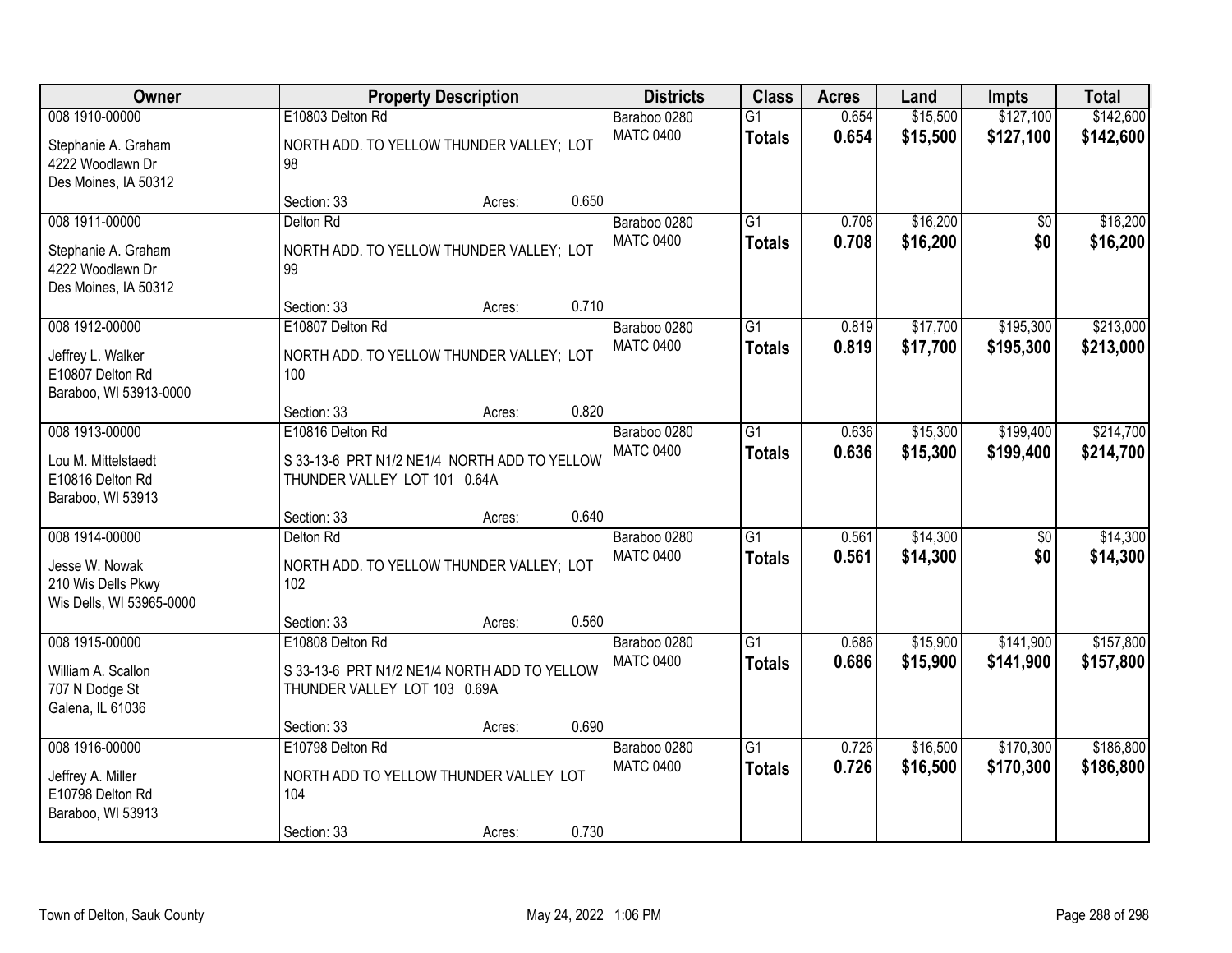| Owner | Property Description | | | Districts | Class | Acres | Land | Impts | Total |
|---|---|---|---|---|---|---|---|---|---|
| 008 1910-00000<br>Stephanie A. Graham<br>4222 Woodlawn Dr<br>Des Moines, IA 50312 | E10803 Delton Rd<br>NORTH ADD. TO YELLOW THUNDER VALLEY; LOT 98<br>Section: 33 | Acres: | 0.650 | Baraboo 0280<br>MATC 0400 | G1<br>**Totals** | 0.654<br>**0.654** | $15,500<br>**$15,500** | $127,100<br>**$127,100** | $142,600<br>**$142,600** |
| 008 1911-00000<br>Stephanie A. Graham<br>4222 Woodlawn Dr<br>Des Moines, IA 50312 | Delton Rd<br>NORTH ADD. TO YELLOW THUNDER VALLEY; LOT 99<br>Section: 33 | Acres: | 0.710 | Baraboo 0280<br>MATC 0400 | G1<br>**Totals** | 0.708<br>**0.708** | $16,200<br>**$16,200** | $0<br>**$0** | $16,200<br>**$16,200** |
| 008 1912-00000<br>Jeffrey L. Walker<br>E10807 Delton Rd<br>Baraboo, WI 53913-0000 | E10807 Delton Rd<br>NORTH ADD. TO YELLOW THUNDER VALLEY; LOT 100<br>Section: 33 | Acres: | 0.820 | Baraboo 0280<br>MATC 0400 | G1<br>**Totals** | 0.819<br>**0.819** | $17,700<br>**$17,700** | $195,300<br>**$195,300** | $213,000<br>**$213,000** |
| 008 1913-00000<br>Lou M. Mittelstaedt<br>E10816 Delton Rd<br>Baraboo, WI 53913 | E10816 Delton Rd<br>S 33-13-6 PRT N1/2 NE1/4 NORTH ADD TO YELLOW THUNDER VALLEY LOT 101 0.64A<br>Section: 33 | Acres: | 0.640 | Baraboo 0280<br>MATC 0400 | G1<br>**Totals** | 0.636<br>**0.636** | $15,300<br>**$15,300** | $199,400<br>**$199,400** | $214,700<br>**$214,700** |
| 008 1914-00000<br>Jesse W. Nowak<br>210 Wis Dells Pkwy<br>Wis Dells, WI 53965-0000 | Delton Rd<br>NORTH ADD. TO YELLOW THUNDER VALLEY; LOT 102<br>Section: 33 | Acres: | 0.560 | Baraboo 0280<br>MATC 0400 | G1<br>**Totals** | 0.561<br>**0.561** | $14,300<br>**$14,300** | $0<br>**$0** | $14,300<br>**$14,300** |
| 008 1915-00000<br>William A. Scallon<br>707 N Dodge St<br>Galena, IL 61036 | E10808 Delton Rd<br>S 33-13-6 PRT N1/2 NE1/4 NORTH ADD TO YELLOW THUNDER VALLEY LOT 103 0.69A<br>Section: 33 | Acres: | 0.690 | Baraboo 0280<br>MATC 0400 | G1<br>**Totals** | 0.686<br>**0.686** | $15,900<br>**$15,900** | $141,900<br>**$141,900** | $157,800<br>**$157,800** |
| 008 1916-00000<br>Jeffrey A. Miller<br>E10798 Delton Rd<br>Baraboo, WI 53913 | E10798 Delton Rd<br>NORTH ADD TO YELLOW THUNDER VALLEY LOT 104<br>Section: 33 | Acres: | 0.730 | Baraboo 0280<br>MATC 0400 | G1<br>**Totals** | 0.726<br>**0.726** | $16,500<br>**$16,500** | $170,300<br>**$170,300** | $186,800<br>**$186,800** |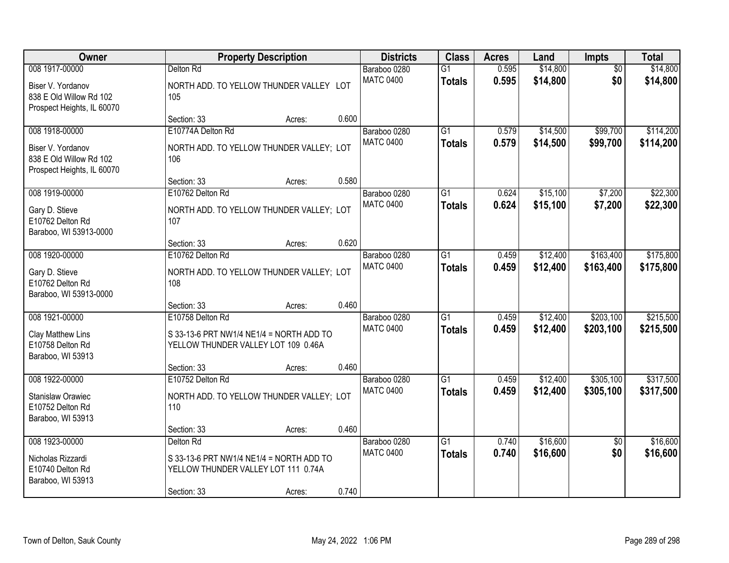| Owner | Property Description | Districts | Class | Acres | Land | Impts | Total |
|---|---|---|---|---|---|---|---|
| 008 1917-00000<br>Biser V. Yordanov<br>838 E Old Willow Rd 102<br>Prospect Heights, IL 60070 | Delton Rd<br>NORTH ADD. TO YELLOW THUNDER VALLEY LOT 105<br>Section: 33 Acres: 0.600 | Baraboo 0280<br>MATC 0400 | G1<br>**Totals** | 0.595<br>**0.595** | $14,800<br>**$14,800** | $0<br>**$0** | $14,800<br>**$14,800** |
| 008 1918-00000<br>Biser V. Yordanov<br>838 E Old Willow Rd 102<br>Prospect Heights, IL 60070 | E10774A Delton Rd<br>NORTH ADD. TO YELLOW THUNDER VALLEY; LOT 106<br>Section: 33 Acres: 0.580 | Baraboo 0280<br>MATC 0400 | G1<br>**Totals** | 0.579<br>**0.579** | $14,500<br>**$14,500** | $99,700<br>**$99,700** | $114,200<br>**$114,200** |
| 008 1919-00000<br>Gary D. Stieve<br>E10762 Delton Rd<br>Baraboo, WI 53913-0000 | E10762 Delton Rd<br>NORTH ADD. TO YELLOW THUNDER VALLEY; LOT 107<br>Section: 33 Acres: 0.620 | Baraboo 0280<br>MATC 0400 | G1<br>**Totals** | 0.624<br>**0.624** | $15,100<br>**$15,100** | $7,200<br>**$7,200** | $22,300<br>**$22,300** |
| 008 1920-00000<br>Gary D. Stieve<br>E10762 Delton Rd<br>Baraboo, WI 53913-0000 | E10762 Delton Rd<br>NORTH ADD. TO YELLOW THUNDER VALLEY; LOT 108<br>Section: 33 Acres: 0.460 | Baraboo 0280<br>MATC 0400 | G1<br>**Totals** | 0.459<br>**0.459** | $12,400<br>**$12,400** | $163,400<br>**$163,400** | $175,800<br>**$175,800** |
| 008 1921-00000<br>Clay Matthew Lins<br>E10758 Delton Rd<br>Baraboo, WI 53913 | E10758 Delton Rd<br>S 33-13-6 PRT NW1/4 NE1/4 = NORTH ADD TO YELLOW THUNDER VALLEY LOT 109 0.46A<br>Section: 33 Acres: 0.460 | Baraboo 0280<br>MATC 0400 | G1<br>**Totals** | 0.459<br>**0.459** | $12,400<br>**$12,400** | $203,100<br>**$203,100** | $215,500<br>**$215,500** |
| 008 1922-00000<br>Stanislaw Orawiec<br>E10752 Delton Rd<br>Baraboo, WI 53913 | E10752 Delton Rd<br>NORTH ADD. TO YELLOW THUNDER VALLEY; LOT 110<br>Section: 33 Acres: 0.460 | Baraboo 0280<br>MATC 0400 | G1<br>**Totals** | 0.459<br>**0.459** | $12,400<br>**$12,400** | $305,100<br>**$305,100** | $317,500<br>**$317,500** |
| 008 1923-00000<br>Nicholas Rizzardi<br>E10740 Delton Rd<br>Baraboo, WI 53913 | Delton Rd<br>S 33-13-6 PRT NW1/4 NE1/4 = NORTH ADD TO YELLOW THUNDER VALLEY LOT 111 0.74A<br>Section: 33 Acres: 0.740 | Baraboo 0280<br>MATC 0400 | G1<br>**Totals** | 0.740<br>**0.740** | $16,600<br>**$16,600** | $0<br>**$0** | $16,600<br>**$16,600** |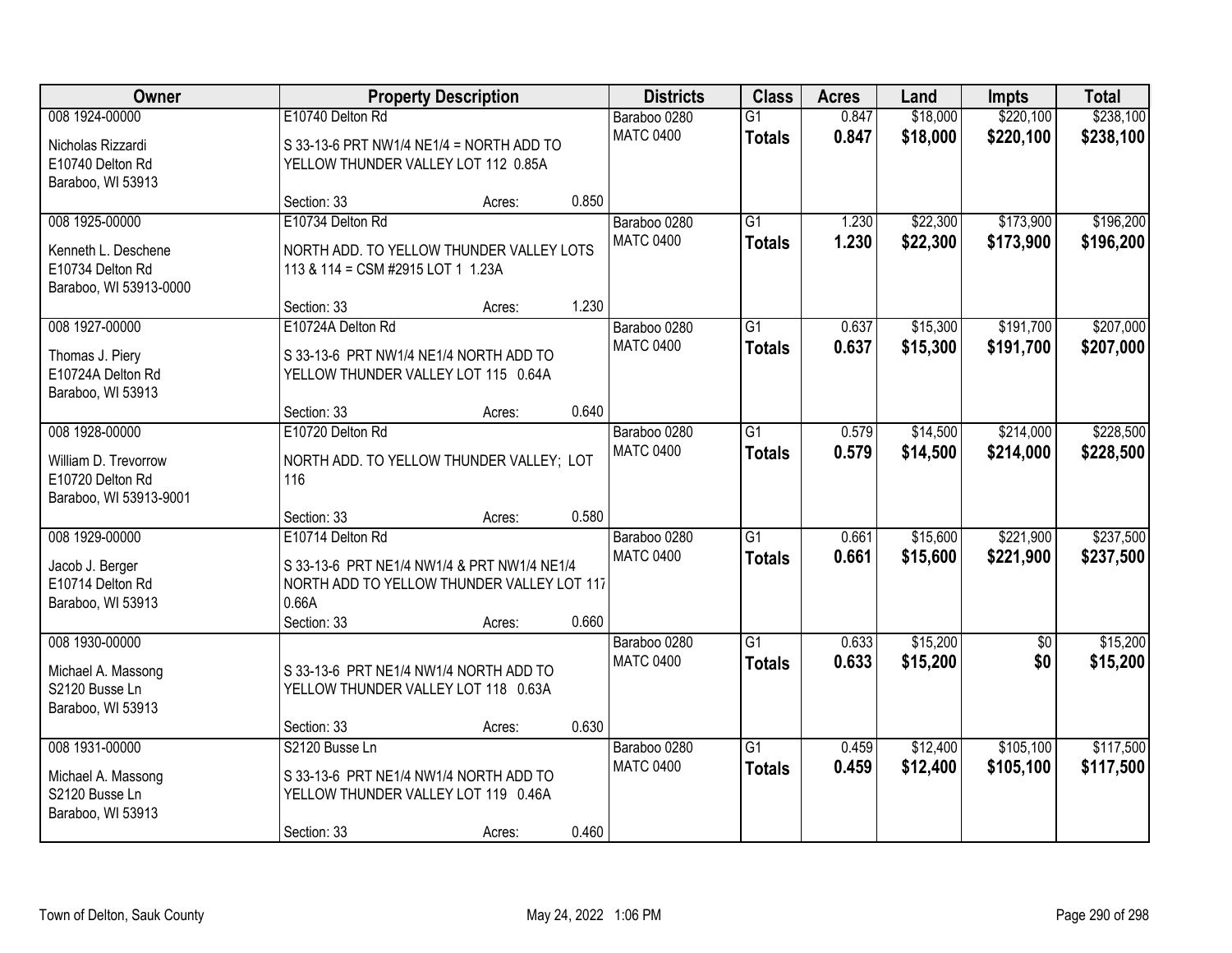| Owner | Property Description | | | Districts | Class | Acres | Land | Impts | Total |
|---|---|---|---|---|---|---|---|---|---|
| 008 1924-00000<br>Nicholas Rizzardi<br>E10740 Delton Rd<br>Baraboo, WI 53913 | E10740 Delton Rd<br>S 33-13-6 PRT NW1/4 NE1/4 = NORTH ADD TO YELLOW THUNDER VALLEY LOT 112 0.85A<br>Section: 33 | Acres: | 0.850 | Baraboo 0280<br>MATC 0400 | G1<br>**Totals** | 0.847<br>**0.847** | $18,000<br>**$18,000** | $220,100<br>**$220,100** | $238,100<br>**$238,100** |
| 008 1925-00000<br>Kenneth L. Deschene<br>E10734 Delton Rd<br>Baraboo, WI 53913-0000 | E10734 Delton Rd<br>NORTH ADD. TO YELLOW THUNDER VALLEY LOTS 113 & 114 = CSM #2915 LOT 1 1.23A<br>Section: 33 | Acres: | 1.230 | Baraboo 0280<br>MATC 0400 | G1<br>**Totals** | 1.230<br>**1.230** | $22,300<br>**$22,300** | $173,900<br>**$173,900** | $196,200<br>**$196,200** |
| 008 1927-00000<br>Thomas J. Piery<br>E10724A Delton Rd<br>Baraboo, WI 53913 | E10724A Delton Rd<br>S 33-13-6 PRT NW1/4 NE1/4 NORTH ADD TO YELLOW THUNDER VALLEY LOT 115 0.64A<br>Section: 33 | Acres: | 0.640 | Baraboo 0280<br>MATC 0400 | G1<br>**Totals** | 0.637<br>**0.637** | $15,300<br>**$15,300** | $191,700<br>**$191,700** | $207,000<br>**$207,000** |
| 008 1928-00000<br>William D. Trevorrow<br>E10720 Delton Rd<br>Baraboo, WI 53913-9001 | E10720 Delton Rd<br>NORTH ADD. TO YELLOW THUNDER VALLEY; LOT 116<br>Section: 33 | Acres: | 0.580 | Baraboo 0280<br>MATC 0400 | G1<br>**Totals** | 0.579<br>**0.579** | $14,500<br>**$14,500** | $214,000<br>**$214,000** | $228,500<br>**$228,500** |
| 008 1929-00000<br>Jacob J. Berger<br>E10714 Delton Rd<br>Baraboo, WI 53913 | E10714 Delton Rd<br>S 33-13-6 PRT NE1/4 NW1/4 & PRT NW1/4 NE1/4 NORTH ADD TO YELLOW THUNDER VALLEY LOT 117 0.66A<br>Section: 33 | Acres: | 0.660 | Baraboo 0280<br>MATC 0400 | G1<br>**Totals** | 0.661<br>**0.661** | $15,600<br>**$15,600** | $221,900<br>**$221,900** | $237,500<br>**$237,500** |
| 008 1930-00000<br>Michael A. Massong<br>S2120 Busse Ln<br>Baraboo, WI 53913 | S 33-13-6 PRT NE1/4 NW1/4 NORTH ADD TO YELLOW THUNDER VALLEY LOT 118 0.63A<br>Section: 33 | Acres: | 0.630 | Baraboo 0280<br>MATC 0400 | G1<br>**Totals** | 0.633<br>**0.633** | $15,200<br>**$15,200** | $0<br>**$0** | $15,200<br>**$15,200** |
| 008 1931-00000<br>Michael A. Massong<br>S2120 Busse Ln<br>Baraboo, WI 53913 | S2120 Busse Ln<br>S 33-13-6 PRT NE1/4 NW1/4 NORTH ADD TO YELLOW THUNDER VALLEY LOT 119 0.46A<br>Section: 33 | Acres: | 0.460 | Baraboo 0280<br>MATC 0400 | G1<br>**Totals** | 0.459<br>**0.459** | $12,400<br>**$12,400** | $105,100<br>**$105,100** | $117,500<br>**$117,500** |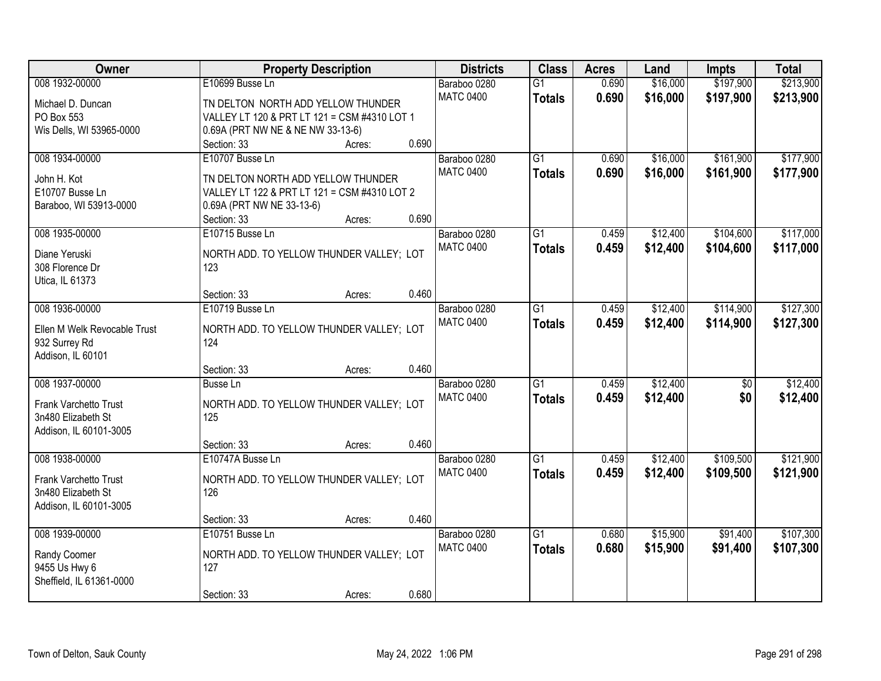| Owner | Property Description | Districts | Class | Acres | Land | Impts | Total |
|---|---|---|---|---|---|---|---|
| 008 1932-00000<br>Michael D. Duncan<br>PO Box 553<br>Wis Dells, WI 53965-0000 | E10699 Busse Ln<br>TN DELTON NORTH ADD YELLOW THUNDER VALLEY LT 120 & PRT LT 121 = CSM #4310 LOT 1 0.69A (PRT NW NE & NE NW 33-13-6)<br>Section: 33 Acres: 0.690 | Baraboo 0280<br>MATC 0400 | G1<br>**Totals** | 0.690<br>**0.690** | $16,000<br>**$16,000** | $197,900<br>**$197,900** | $213,900<br>**$213,900** |
| 008 1934-00000<br>John H. Kot<br>E10707 Busse Ln<br>Baraboo, WI 53913-0000 | E10707 Busse Ln<br>TN DELTON NORTH ADD YELLOW THUNDER VALLEY LT 122 & PRT LT 121 = CSM #4310 LOT 2 0.69A (PRT NW NE 33-13-6)<br>Section: 33 Acres: 0.690 | Baraboo 0280<br>MATC 0400 | G1<br>**Totals** | 0.690<br>**0.690** | $16,000<br>**$16,000** | $161,900<br>**$161,900** | $177,900<br>**$177,900** |
| 008 1935-00000<br>Diane Yeruski<br>308 Florence Dr<br>Utica, IL 61373 | E10715 Busse Ln<br>NORTH ADD. TO YELLOW THUNDER VALLEY; LOT 123<br>Section: 33 Acres: 0.460 | Baraboo 0280<br>MATC 0400 | G1<br>**Totals** | 0.459<br>**0.459** | $12,400<br>**$12,400** | $104,600<br>**$104,600** | $117,000<br>**$117,000** |
| 008 1936-00000<br>Ellen M Welk Revocable Trust<br>932 Surrey Rd<br>Addison, IL 60101 | E10719 Busse Ln<br>NORTH ADD. TO YELLOW THUNDER VALLEY; LOT 124<br>Section: 33 Acres: 0.460 | Baraboo 0280<br>MATC 0400 | G1<br>**Totals** | 0.459<br>**0.459** | $12,400<br>**$12,400** | $114,900<br>**$114,900** | $127,300<br>**$127,300** |
| 008 1937-00000<br>Frank Varchetto Trust<br>3n480 Elizabeth St<br>Addison, IL 60101-3005 | Busse Ln<br>NORTH ADD. TO YELLOW THUNDER VALLEY; LOT 125<br>Section: 33 Acres: 0.460 | Baraboo 0280<br>MATC 0400 | G1<br>**Totals** | 0.459<br>**0.459** | $12,400<br>**$12,400** | $0<br>**$0** | $12,400<br>**$12,400** |
| 008 1938-00000<br>Frank Varchetto Trust<br>3n480 Elizabeth St<br>Addison, IL 60101-3005 | E10747A Busse Ln<br>NORTH ADD. TO YELLOW THUNDER VALLEY; LOT 126<br>Section: 33 Acres: 0.460 | Baraboo 0280<br>MATC 0400 | G1<br>**Totals** | 0.459<br>**0.459** | $12,400<br>**$12,400** | $109,500<br>**$109,500** | $121,900<br>**$121,900** |
| 008 1939-00000<br>Randy Coomer<br>9455 Us Hwy 6<br>Sheffield, IL 61361-0000 | E10751 Busse Ln<br>NORTH ADD. TO YELLOW THUNDER VALLEY; LOT 127<br>Section: 33 Acres: 0.680 | Baraboo 0280<br>MATC 0400 | G1<br>**Totals** | 0.680<br>**0.680** | $15,900<br>**$15,900** | $91,400<br>**$91,400** | $107,300<br>**$107,300** |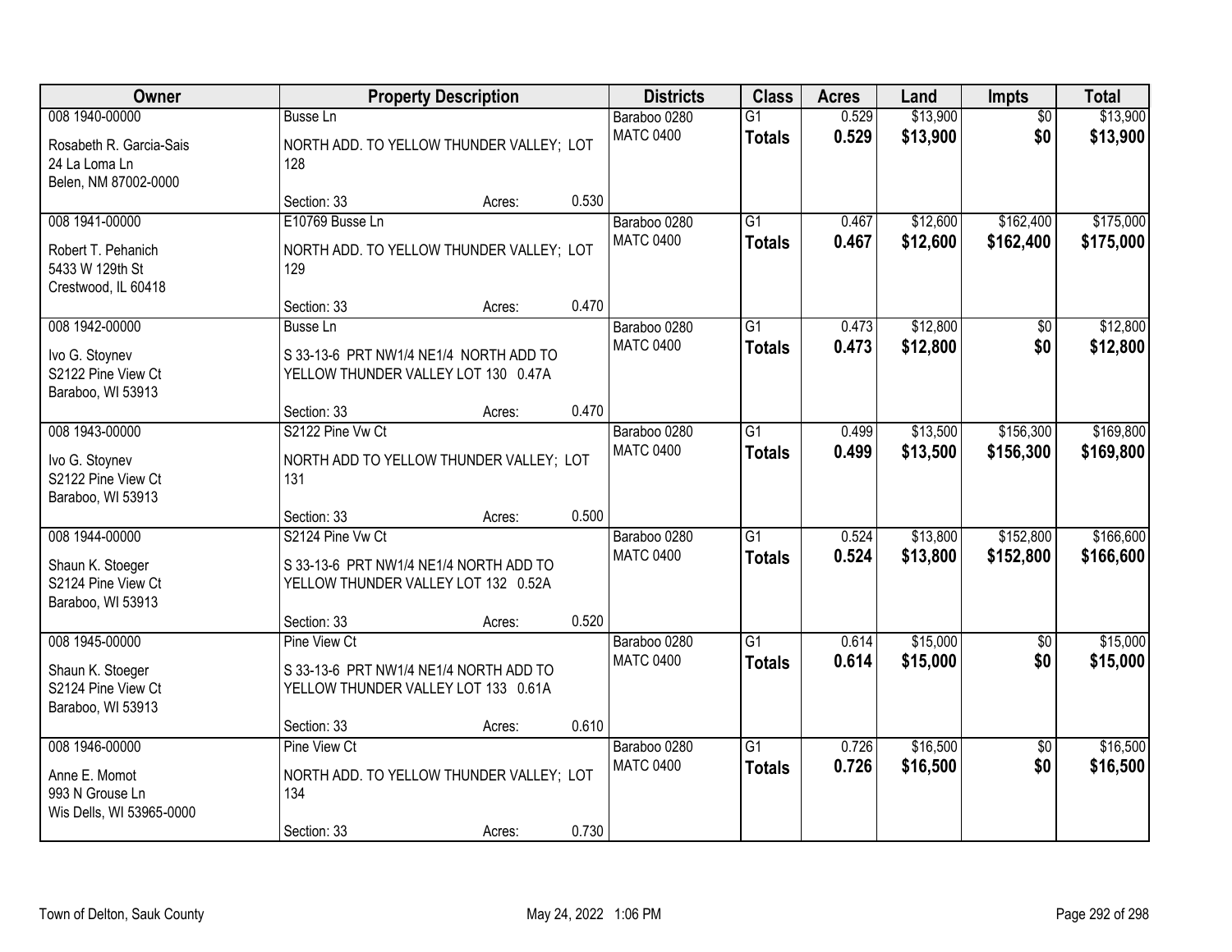| Owner | Property Description | | | Districts | Class | Acres | Land | Impts | Total |
|---|---|---|---|---|---|---|---|---|---|
| 008 1940-00000 | Busse Ln | | | Baraboo 0280 | G1 | 0.529 | $13,900 | $0 | $13,900 |
| Rosabeth R. Garcia-Sais<br>24 La Loma Ln<br>Belen, NM 87002-0000 | NORTH ADD. TO YELLOW THUNDER VALLEY; LOT 128 | | | MATC 0400 | **Totals** | **0.529** | **$13,900** | **$0** | **$13,900** |
| | Section: 33 | Acres: | 0.530 | | | | | | |
| 008 1941-00000 | E10769 Busse Ln | | | Baraboo 0280 | G1 | 0.467 | $12,600 | $162,400 | $175,000 |
| Robert T. Pehanich<br>5433 W 129th St<br>Crestwood, IL 60418 | NORTH ADD. TO YELLOW THUNDER VALLEY; LOT 129 | | | MATC 0400 | **Totals** | **0.467** | **$12,600** | **$162,400** | **$175,000** |
| | Section: 33 | Acres: | 0.470 | | | | | | |
| 008 1942-00000 | Busse Ln | | | Baraboo 0280 | G1 | 0.473 | $12,800 | $0 | $12,800 |
| Ivo G. Stoynev<br>S2122 Pine View Ct<br>Baraboo, WI 53913 | S 33-13-6 PRT NW1/4 NE1/4 NORTH ADD TO YELLOW THUNDER VALLEY LOT 130 0.47A | | | MATC 0400 | **Totals** | **0.473** | **$12,800** | **$0** | **$12,800** |
| | Section: 33 | Acres: | 0.470 | | | | | | |
| 008 1943-00000 | S2122 Pine Vw Ct | | | Baraboo 0280 | G1 | 0.499 | $13,500 | $156,300 | $169,800 |
| Ivo G. Stoynev<br>S2122 Pine View Ct<br>Baraboo, WI 53913 | NORTH ADD TO YELLOW THUNDER VALLEY; LOT 131 | | | MATC 0400 | **Totals** | **0.499** | **$13,500** | **$156,300** | **$169,800** |
| | Section: 33 | Acres: | 0.500 | | | | | | |
| 008 1944-00000 | S2124 Pine Vw Ct | | | Baraboo 0280 | G1 | 0.524 | $13,800 | $152,800 | $166,600 |
| Shaun K. Stoeger<br>S2124 Pine View Ct<br>Baraboo, WI 53913 | S 33-13-6 PRT NW1/4 NE1/4 NORTH ADD TO YELLOW THUNDER VALLEY LOT 132 0.52A | | | MATC 0400 | **Totals** | **0.524** | **$13,800** | **$152,800** | **$166,600** |
| | Section: 33 | Acres: | 0.520 | | | | | | |
| 008 1945-00000 | Pine View Ct | | | Baraboo 0280 | G1 | 0.614 | $15,000 | $0 | $15,000 |
| Shaun K. Stoeger<br>S2124 Pine View Ct<br>Baraboo, WI 53913 | S 33-13-6 PRT NW1/4 NE1/4 NORTH ADD TO YELLOW THUNDER VALLEY LOT 133 0.61A | | | MATC 0400 | **Totals** | **0.614** | **$15,000** | **$0** | **$15,000** |
| | Section: 33 | Acres: | 0.610 | | | | | | |
| 008 1946-00000 | Pine View Ct | | | Baraboo 0280 | G1 | 0.726 | $16,500 | $0 | $16,500 |
| Anne E. Momot<br>993 N Grouse Ln<br>Wis Dells, WI 53965-0000 | NORTH ADD. TO YELLOW THUNDER VALLEY; LOT 134 | | | MATC 0400 | **Totals** | **0.726** | **$16,500** | **$0** | **$16,500** |
| | Section: 33 | Acres: | 0.730 | | | | | | |

Town of Delton, Sauk County — May 24, 2022 1:06 PM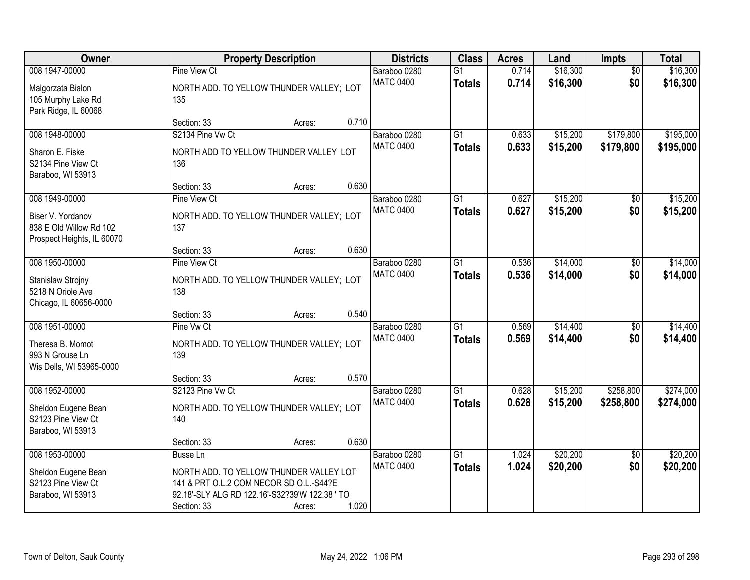| Owner | Property Description | Districts | Class | Acres | Land | Impts | Total |
|---|---|---|---|---|---|---|---|
| 008 1947-00000<br>Malgorzata Bialon<br>105 Murphy Lake Rd<br>Park Ridge, IL 60068 | Pine View Ct<br>NORTH ADD. TO YELLOW THUNDER VALLEY; LOT 135<br>Section: 33 Acres: 0.710 | Baraboo 0280<br>MATC 0400 | G1<br>**Totals** | 0.714<br>**0.714** | $16,300<br>**$16,300** | $0<br>**$0** | $16,300<br>**$16,300** |
| 008 1948-00000<br>Sharon E. Fiske<br>S2134 Pine View Ct<br>Baraboo, WI 53913 | S2134 Pine Vw Ct<br>NORTH ADD TO YELLOW THUNDER VALLEY LOT 136<br>Section: 33 Acres: 0.630 | Baraboo 0280<br>MATC 0400 | G1<br>**Totals** | 0.633<br>**0.633** | $15,200<br>**$15,200** | $179,800<br>**$179,800** | $195,000<br>**$195,000** |
| 008 1949-00000<br>Biser V. Yordanov<br>838 E Old Willow Rd 102<br>Prospect Heights, IL 60070 | Pine View Ct<br>NORTH ADD. TO YELLOW THUNDER VALLEY; LOT 137<br>Section: 33 Acres: 0.630 | Baraboo 0280<br>MATC 0400 | G1<br>**Totals** | 0.627<br>**0.627** | $15,200<br>**$15,200** | $0<br>**$0** | $15,200<br>**$15,200** |
| 008 1950-00000<br>Stanislaw Strojny<br>5218 N Oriole Ave<br>Chicago, IL 60656-0000 | Pine View Ct<br>NORTH ADD. TO YELLOW THUNDER VALLEY; LOT 138<br>Section: 33 Acres: 0.540 | Baraboo 0280<br>MATC 0400 | G1<br>**Totals** | 0.536<br>**0.536** | $14,000<br>**$14,000** | $0<br>**$0** | $14,000<br>**$14,000** |
| 008 1951-00000<br>Theresa B. Momot<br>993 N Grouse Ln<br>Wis Dells, WI 53965-0000 | Pine Vw Ct<br>NORTH ADD. TO YELLOW THUNDER VALLEY; LOT 139<br>Section: 33 Acres: 0.570 | Baraboo 0280<br>MATC 0400 | G1<br>**Totals** | 0.569<br>**0.569** | $14,400<br>**$14,400** | $0<br>**$0** | $14,400<br>**$14,400** |
| 008 1952-00000<br>Sheldon Eugene Bean<br>S2123 Pine View Ct<br>Baraboo, WI 53913 | S2123 Pine Vw Ct<br>NORTH ADD. TO YELLOW THUNDER VALLEY; LOT 140<br>Section: 33 Acres: 0.630 | Baraboo 0280<br>MATC 0400 | G1<br>**Totals** | 0.628<br>**0.628** | $15,200<br>**$15,200** | $258,800<br>**$258,800** | $274,000<br>**$274,000** |
| 008 1953-00000<br>Sheldon Eugene Bean<br>S2123 Pine View Ct<br>Baraboo, WI 53913 | Busse Ln<br>NORTH ADD. TO YELLOW THUNDER VALLEY LOT 141 & PRT O.L.2 COM NECOR SD O.L.-S44?E 92.18'-SLY ALG RD 122.16'-S32?39'W 122.38 ' TO<br>Section: 33 Acres: 1.020 | Baraboo 0280<br>MATC 0400 | G1<br>**Totals** | 1.024<br>**1.024** | $20,200<br>**$20,200** | $0<br>**$0** | $20,200<br>**$20,200** |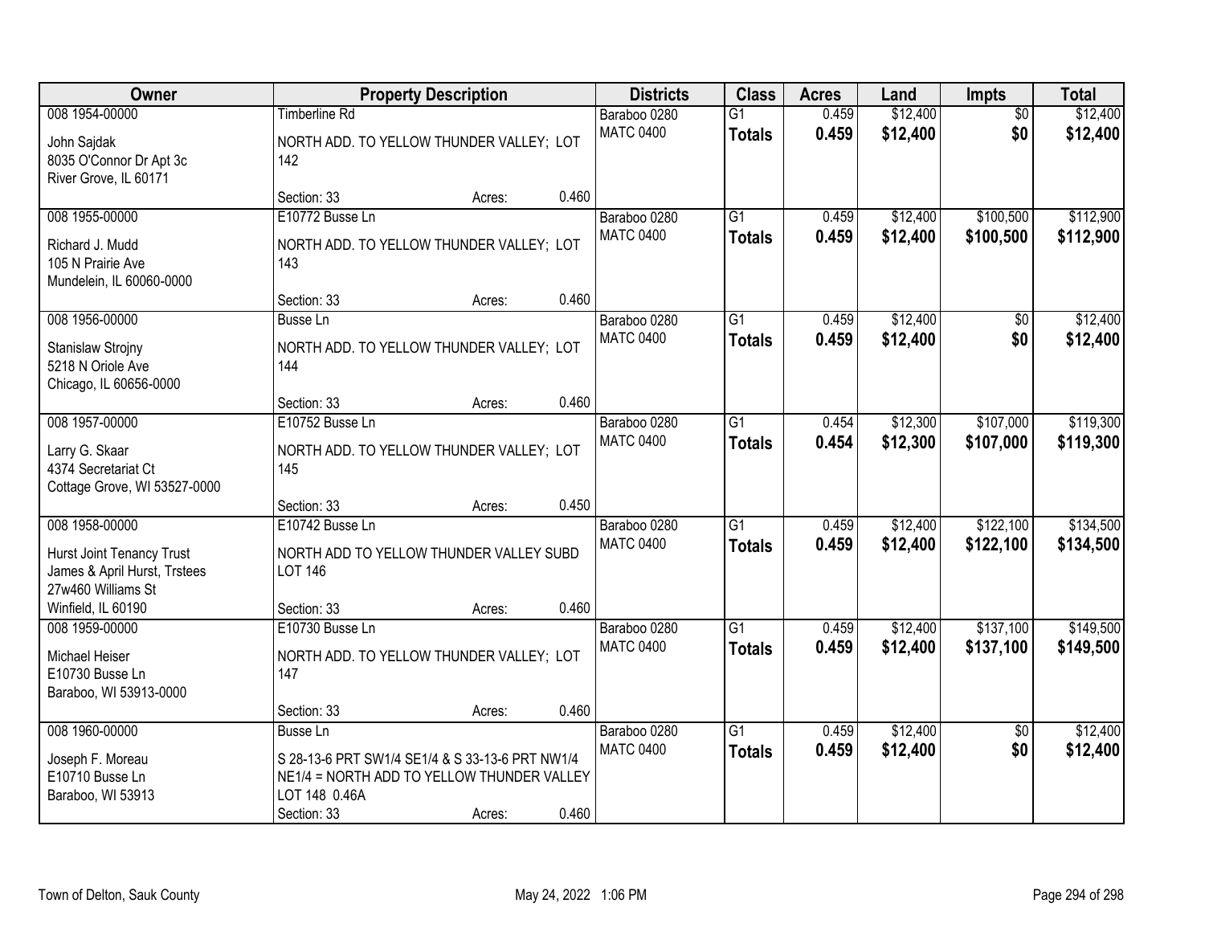| Owner | Property Description | | | Districts | Class | Acres | Land | Impts | Total |
|---|---|---|---|---|---|---|---|---|---|
| 008 1954-00000<br>John Sajdak<br>8035 O'Connor Dr Apt 3c<br>River Grove, IL 60171 | Timberline Rd<br>NORTH ADD. TO YELLOW THUNDER VALLEY; LOT 142<br>Section: 33 | Acres: | 0.460 | Baraboo 0280<br>MATC 0400 | G1<br>**Totals** | 0.459<br>**0.459** | $12,400<br>**$12,400** | $0<br>**$0** | $12,400<br>**$12,400** |
| 008 1955-00000<br>Richard J. Mudd<br>105 N Prairie Ave<br>Mundelein, IL 60060-0000 | E10772 Busse Ln<br>NORTH ADD. TO YELLOW THUNDER VALLEY; LOT 143<br>Section: 33 | Acres: | 0.460 | Baraboo 0280<br>MATC 0400 | G1<br>**Totals** | 0.459<br>**0.459** | $12,400<br>**$12,400** | $100,500<br>**$100,500** | $112,900<br>**$112,900** |
| 008 1956-00000<br>Stanislaw Strojny<br>5218 N Oriole Ave<br>Chicago, IL 60656-0000 | Busse Ln<br>NORTH ADD. TO YELLOW THUNDER VALLEY; LOT 144<br>Section: 33 | Acres: | 0.460 | Baraboo 0280<br>MATC 0400 | G1<br>**Totals** | 0.459<br>**0.459** | $12,400<br>**$12,400** | $0<br>**$0** | $12,400<br>**$12,400** |
| 008 1957-00000<br>Larry G. Skaar<br>4374 Secretariat Ct<br>Cottage Grove, WI 53527-0000 | E10752 Busse Ln<br>NORTH ADD. TO YELLOW THUNDER VALLEY; LOT 145<br>Section: 33 | Acres: | 0.450 | Baraboo 0280<br>MATC 0400 | G1<br>**Totals** | 0.454<br>**0.454** | $12,300<br>**$12,300** | $107,000<br>**$107,000** | $119,300<br>**$119,300** |
| 008 1958-00000<br>Hurst Joint Tenancy Trust<br>James & April Hurst, Trstees<br>27w460 Williams St<br>Winfield, IL 60190 | E10742 Busse Ln<br>NORTH ADD TO YELLOW THUNDER VALLEY SUBD LOT 146<br>Section: 33 | Acres: | 0.460 | Baraboo 0280<br>MATC 0400 | G1<br>**Totals** | 0.459<br>**0.459** | $12,400<br>**$12,400** | $122,100<br>**$122,100** | $134,500<br>**$134,500** |
| 008 1959-00000<br>Michael Heiser<br>E10730 Busse Ln<br>Baraboo, WI 53913-0000 | E10730 Busse Ln<br>NORTH ADD. TO YELLOW THUNDER VALLEY; LOT 147<br>Section: 33 | Acres: | 0.460 | Baraboo 0280<br>MATC 0400 | G1<br>**Totals** | 0.459<br>**0.459** | $12,400<br>**$12,400** | $137,100<br>**$137,100** | $149,500<br>**$149,500** |
| 008 1960-00000<br>Joseph F. Moreau<br>E10710 Busse Ln<br>Baraboo, WI 53913 | Busse Ln<br>S 28-13-6 PRT SW1/4 SE1/4 & S 33-13-6 PRT NW1/4 NE1/4 = NORTH ADD TO YELLOW THUNDER VALLEY LOT 148 0.46A<br>Section: 33 | Acres: | 0.460 | Baraboo 0280<br>MATC 0400 | G1<br>**Totals** | 0.459<br>**0.459** | $12,400<br>**$12,400** | $0<br>**$0** | $12,400<br>**$12,400** |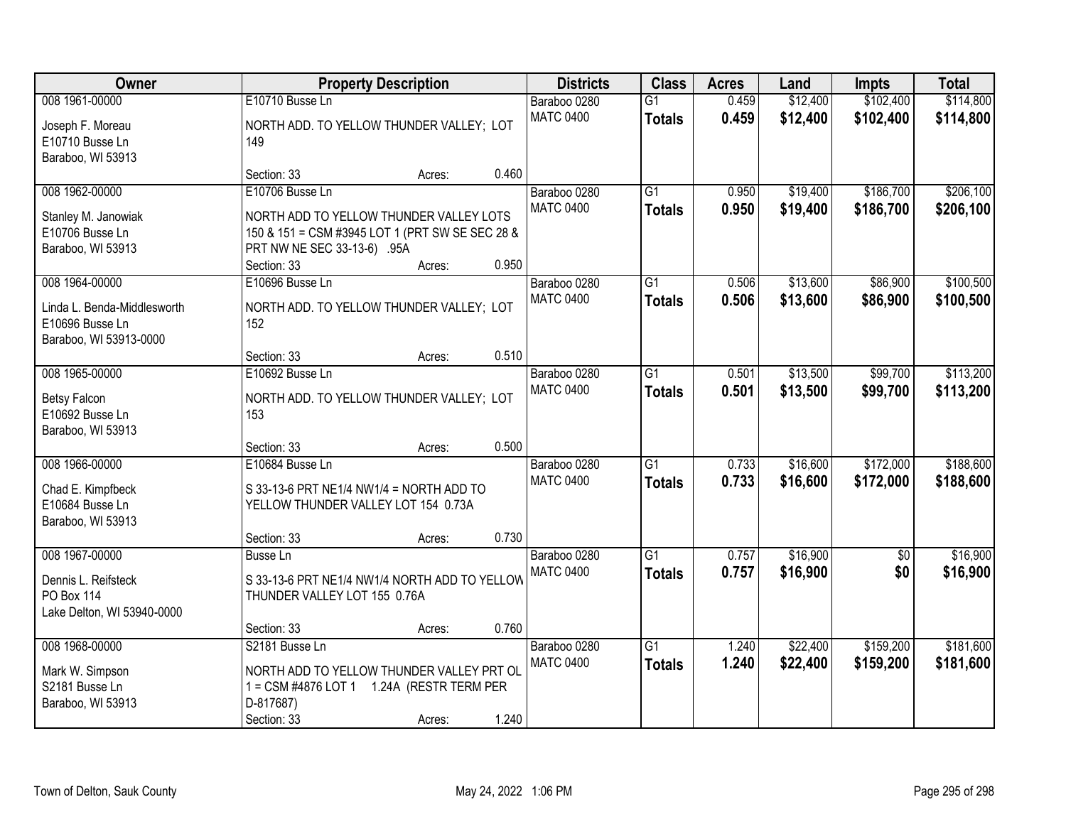| Owner | Property Description | Districts | Class | Acres | Land | Impts | Total |
|---|---|---|---|---|---|---|---|
| 008 1961-00000<br>Joseph F. Moreau<br>E10710 Busse Ln<br>Baraboo, WI 53913 | E10710 Busse Ln<br>NORTH ADD. TO YELLOW THUNDER VALLEY; LOT 149<br>Section: 33 Acres: 0.460 | Baraboo 0280<br>MATC 0400 | G1<br>**Totals** | 0.459<br>**0.459** | $12,400<br>**$12,400** | $102,400<br>**$102,400** | $114,800<br>**$114,800** |
| 008 1962-00000<br>Stanley M. Janowiak<br>E10706 Busse Ln<br>Baraboo, WI 53913 | E10706 Busse Ln<br>NORTH ADD TO YELLOW THUNDER VALLEY LOTS 150 & 151 = CSM #3945 LOT 1 (PRT SW SE SEC 28 & PRT NW NE SEC 33-13-6) .95A<br>Section: 33 Acres: 0.950 | Baraboo 0280<br>MATC 0400 | G1<br>**Totals** | 0.950<br>**0.950** | $19,400<br>**$19,400** | $186,700<br>**$186,700** | $206,100<br>**$206,100** |
| 008 1964-00000<br>Linda L. Benda-Middlesworth<br>E10696 Busse Ln<br>Baraboo, WI 53913-0000 | E10696 Busse Ln<br>NORTH ADD. TO YELLOW THUNDER VALLEY; LOT 152<br>Section: 33 Acres: 0.510 | Baraboo 0280<br>MATC 0400 | G1<br>**Totals** | 0.506<br>**0.506** | $13,600<br>**$13,600** | $86,900<br>**$86,900** | $100,500<br>**$100,500** |
| 008 1965-00000<br>Betsy Falcon<br>E10692 Busse Ln<br>Baraboo, WI 53913 | E10692 Busse Ln<br>NORTH ADD. TO YELLOW THUNDER VALLEY; LOT 153<br>Section: 33 Acres: 0.500 | Baraboo 0280<br>MATC 0400 | G1<br>**Totals** | 0.501<br>**0.501** | $13,500<br>**$13,500** | $99,700<br>**$99,700** | $113,200<br>**$113,200** |
| 008 1966-00000<br>Chad E. Kimpfbeck<br>E10684 Busse Ln<br>Baraboo, WI 53913 | E10684 Busse Ln<br>S 33-13-6 PRT NE1/4 NW1/4 = NORTH ADD TO YELLOW THUNDER VALLEY LOT 154 0.73A<br>Section: 33 Acres: 0.730 | Baraboo 0280<br>MATC 0400 | G1<br>**Totals** | 0.733<br>**0.733** | $16,600<br>**$16,600** | $172,000<br>**$172,000** | $188,600<br>**$188,600** |
| 008 1967-00000<br>Dennis L. Reifsteck<br>PO Box 114<br>Lake Delton, WI 53940-0000 | Busse Ln<br>S 33-13-6 PRT NE1/4 NW1/4 NORTH ADD TO YELLOW THUNDER VALLEY LOT 155 0.76A<br>Section: 33 Acres: 0.760 | Baraboo 0280<br>MATC 0400 | G1<br>**Totals** | 0.757<br>**0.757** | $16,900<br>**$16,900** | $0<br>**$0** | $16,900<br>**$16,900** |
| 008 1968-00000<br>Mark W. Simpson<br>S2181 Busse Ln<br>Baraboo, WI 53913 | S2181 Busse Ln<br>NORTH ADD TO YELLOW THUNDER VALLEY PRT OL 1 = CSM #4876 LOT 1 1.24A (RESTR TERM PER D-817687)<br>Section: 33 Acres: 1.240 | Baraboo 0280<br>MATC 0400 | G1<br>**Totals** | 1.240<br>**1.240** | $22,400<br>**$22,400** | $159,200<br>**$159,200** | $181,600<br>**$181,600** |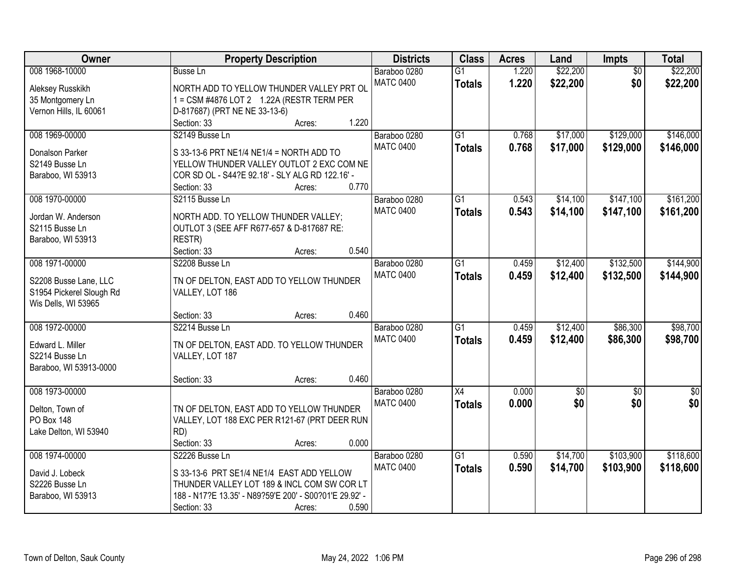| Owner | Property Description | Districts | Class | Acres | Land | Impts | Total |
|---|---|---|---|---|---|---|---|
| 008 1968-10000<br><br>Aleksey Russkikh<br>35 Montgomery Ln<br>Vernon Hills, IL 60061 | Busse Ln<br><br>NORTH ADD TO YELLOW THUNDER VALLEY PRT OL 1 = CSM #4876 LOT 2 1.22A (RESTR TERM PER D-817687) (PRT NE NE 33-13-6)<br>Section: 33 Acres: 1.220 | Baraboo 0280<br>MATC 0400 | G1<br>**Totals** | 1.220<br>**1.220** | \$22,200<br>**\$22,200** | \$0<br>**\$0** | \$22,200<br>**\$22,200** |
| 008 1969-00000<br><br>Donalson Parker<br>S2149 Busse Ln<br>Baraboo, WI 53913 | S2149 Busse Ln<br><br>S 33-13-6 PRT NE1/4 NE1/4 = NORTH ADD TO YELLOW THUNDER VALLEY OUTLOT 2 EXC COM NE COR SD OL - S44?E 92.18' - SLY ALG RD 122.16' -<br>Section: 33 Acres: 0.770 | Baraboo 0280<br>MATC 0400 | G1<br>**Totals** | 0.768<br>**0.768** | \$17,000<br>**\$17,000** | \$129,000<br>**\$129,000** | \$146,000<br>**\$146,000** |
| 008 1970-00000<br><br>Jordan W. Anderson<br>S2115 Busse Ln<br>Baraboo, WI 53913 | S2115 Busse Ln<br><br>NORTH ADD. TO YELLOW THUNDER VALLEY; OUTLOT 3 (SEE AFF R677-657 & D-817687 RE: RESTR)<br>Section: 33 Acres: 0.540 | Baraboo 0280<br>MATC 0400 | G1<br>**Totals** | 0.543<br>**0.543** | \$14,100<br>**\$14,100** | \$147,100<br>**\$147,100** | \$161,200<br>**\$161,200** |
| 008 1971-00000<br><br>S2208 Busse Lane, LLC<br>S1954 Pickerel Slough Rd<br>Wis Dells, WI 53965 | S2208 Busse Ln<br><br>TN OF DELTON, EAST ADD TO YELLOW THUNDER VALLEY, LOT 186<br><br>Section: 33 Acres: 0.460 | Baraboo 0280<br>MATC 0400 | G1<br>**Totals** | 0.459<br>**0.459** | \$12,400<br>**\$12,400** | \$132,500<br>**\$132,500** | \$144,900<br>**\$144,900** |
| 008 1972-00000<br><br>Edward L. Miller<br>S2214 Busse Ln<br>Baraboo, WI 53913-0000 | S2214 Busse Ln<br><br>TN OF DELTON, EAST ADD. TO YELLOW THUNDER VALLEY, LOT 187<br><br>Section: 33 Acres: 0.460 | Baraboo 0280<br>MATC 0400 | G1<br>**Totals** | 0.459<br>**0.459** | \$12,400<br>**\$12,400** | \$86,300<br>**\$86,300** | \$98,700<br>**\$98,700** |
| 008 1973-00000<br><br>Delton, Town of<br>PO Box 148<br>Lake Delton, WI 53940 | <br><br>TN OF DELTON, EAST ADD TO YELLOW THUNDER VALLEY, LOT 188 EXC PER R121-67 (PRT DEER RUN RD)<br>Section: 33 Acres: 0.000 | Baraboo 0280<br>MATC 0400 | X4<br>**Totals** | 0.000<br>**0.000** | \$0<br>**\$0** | \$0<br>**\$0** | \$0<br>**\$0** |
| 008 1974-00000<br><br>David J. Lobeck<br>S2226 Busse Ln<br>Baraboo, WI 53913 | S2226 Busse Ln<br><br>S 33-13-6 PRT SE1/4 NE1/4 EAST ADD YELLOW THUNDER VALLEY LOT 189 & INCL COM SW COR LT 188 - N17?E 13.35' - N89?59'E 200' - S00?01'E 29.92' -<br>Section: 33 Acres: 0.590 | Baraboo 0280<br>MATC 0400 | G1<br>**Totals** | 0.590<br>**0.590** | \$14,700<br>**\$14,700** | \$103,900<br>**\$103,900** | \$118,600<br>**\$118,600** |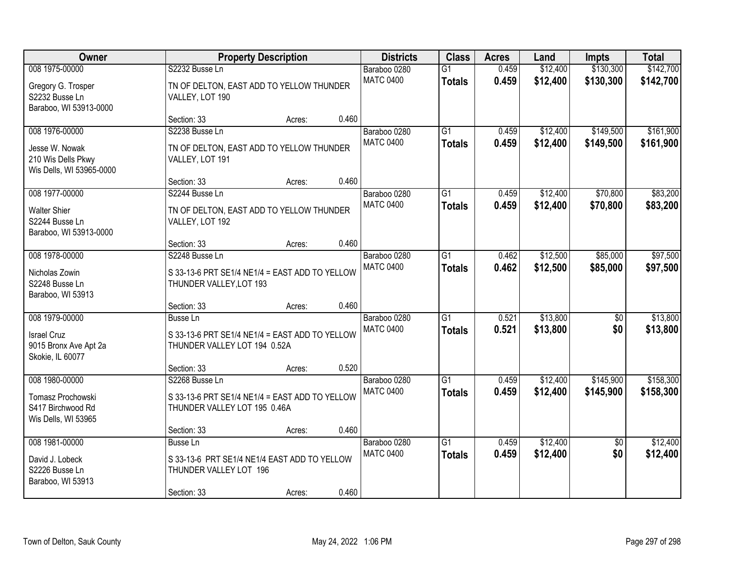| Owner | Property Description | | | Districts | Class | Acres | Land | Impts | Total |
|---|---|---|---|---|---|---|---|---|---|
| 008 1975-00000<br>Gregory G. Trosper<br>S2232 Busse Ln<br>Baraboo, WI 53913-0000 | S2232 Busse Ln<br>TN OF DELTON, EAST ADD TO YELLOW THUNDER VALLEY, LOT 190<br>Section: 33 | Acres: | 0.460 | Baraboo 0280<br>MATC 0400 | G1<br>**Totals** | 0.459<br>**0.459** | $12,400<br>**$12,400** | $130,300<br>**$130,300** | $142,700<br>**$142,700** |
| 008 1976-00000<br>Jesse W. Nowak<br>210 Wis Dells Pkwy<br>Wis Dells, WI 53965-0000 | S2238 Busse Ln<br>TN OF DELTON, EAST ADD TO YELLOW THUNDER VALLEY, LOT 191<br>Section: 33 | Acres: | 0.460 | Baraboo 0280<br>MATC 0400 | G1<br>**Totals** | 0.459<br>**0.459** | $12,400<br>**$12,400** | $149,500<br>**$149,500** | $161,900<br>**$161,900** |
| 008 1977-00000<br>Walter Shier<br>S2244 Busse Ln<br>Baraboo, WI 53913-0000 | S2244 Busse Ln<br>TN OF DELTON, EAST ADD TO YELLOW THUNDER VALLEY, LOT 192<br>Section: 33 | Acres: | 0.460 | Baraboo 0280<br>MATC 0400 | G1<br>**Totals** | 0.459<br>**0.459** | $12,400<br>**$12,400** | $70,800<br>**$70,800** | $83,200<br>**$83,200** |
| 008 1978-00000<br>Nicholas Zowin<br>S2248 Busse Ln<br>Baraboo, WI 53913 | S2248 Busse Ln<br>S 33-13-6 PRT SE1/4 NE1/4 = EAST ADD TO YELLOW THUNDER VALLEY,LOT 193<br>Section: 33 | Acres: | 0.460 | Baraboo 0280<br>MATC 0400 | G1<br>**Totals** | 0.462<br>**0.462** | $12,500<br>**$12,500** | $85,000<br>**$85,000** | $97,500<br>**$97,500** |
| 008 1979-00000<br>Israel Cruz<br>9015 Bronx Ave Apt 2a<br>Skokie, IL 60077 | Busse Ln<br>S 33-13-6 PRT SE1/4 NE1/4 = EAST ADD TO YELLOW THUNDER VALLEY LOT 194 0.52A<br>Section: 33 | Acres: | 0.520 | Baraboo 0280<br>MATC 0400 | G1<br>**Totals** | 0.521<br>**0.521** | $13,800<br>**$13,800** | $0<br>**$0** | $13,800<br>**$13,800** |
| 008 1980-00000<br>Tomasz Prochowski<br>S417 Birchwood Rd<br>Wis Dells, WI 53965 | S2268 Busse Ln<br>S 33-13-6 PRT SE1/4 NE1/4 = EAST ADD TO YELLOW THUNDER VALLEY LOT 195 0.46A<br>Section: 33 | Acres: | 0.460 | Baraboo 0280<br>MATC 0400 | G1<br>**Totals** | 0.459<br>**0.459** | $12,400<br>**$12,400** | $145,900<br>**$145,900** | $158,300<br>**$158,300** |
| 008 1981-00000<br>David J. Lobeck<br>S2226 Busse Ln<br>Baraboo, WI 53913 | Busse Ln<br>S 33-13-6 PRT SE1/4 NE1/4 EAST ADD TO YELLOW THUNDER VALLEY LOT 196<br>Section: 33 | Acres: | 0.460 | Baraboo 0280<br>MATC 0400 | G1<br>**Totals** | 0.459<br>**0.459** | $12,400<br>**$12,400** | $0<br>**$0** | $12,400<br>**$12,400** |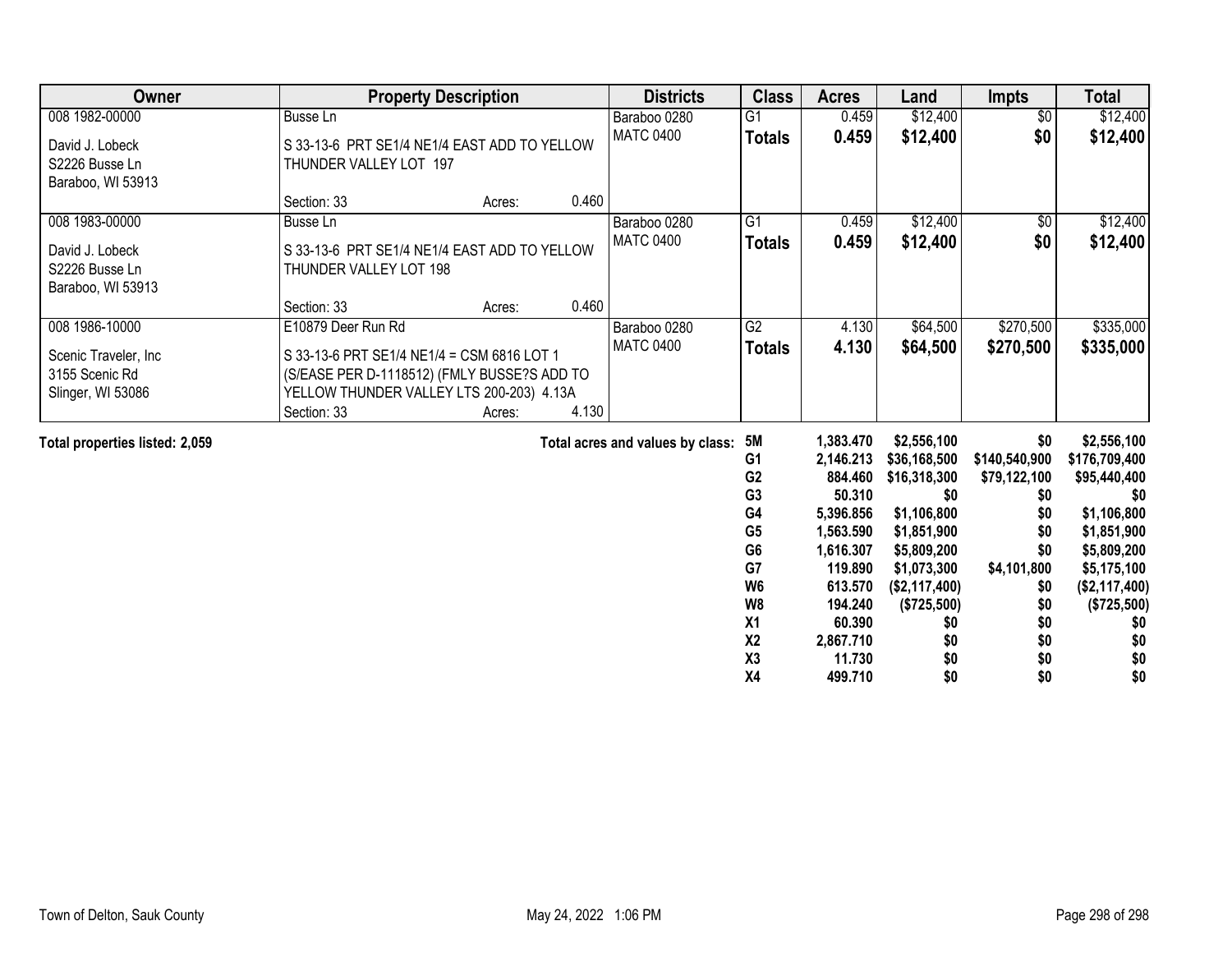| Owner | Property Description | Districts | Class | Acres | Land | Impts | Total |
|---|---|---|---|---|---|---|---|
| 008 1982-00000<br>David J. Lobeck<br>S2226 Busse Ln<br>Baraboo, WI 53913 | Busse Ln<br>S 33-13-6 PRT SE1/4 NE1/4 EAST ADD TO YELLOW THUNDER VALLEY LOT 197<br>Section: 33 Acres: 0.460 | Baraboo 0280<br>MATC 0400 | G1<br>**Totals** | 0.459<br>**0.459** | $12,400<br>**$12,400** | $0<br>**$0** | $12,400<br>**$12,400** |
| 008 1983-00000<br>David J. Lobeck<br>S2226 Busse Ln<br>Baraboo, WI 53913 | Busse Ln<br>S 33-13-6 PRT SE1/4 NE1/4 EAST ADD TO YELLOW THUNDER VALLEY LOT 198<br>Section: 33 Acres: 0.460 | Baraboo 0280<br>MATC 0400 | G1<br>**Totals** | 0.459<br>**0.459** | $12,400<br>**$12,400** | $0<br>**$0** | $12,400<br>**$12,400** |
| 008 1986-10000<br>Scenic Traveler, Inc<br>3155 Scenic Rd<br>Slinger, WI 53086 | E10879 Deer Run Rd<br>S 33-13-6 PRT SE1/4 NE1/4 = CSM 6816 LOT 1 (S/EASE PER D-1118512) (FMLY BUSSE?S ADD TO YELLOW THUNDER VALLEY LTS 200-203) 4.13A<br>Section: 33 Acres: 4.130 | Baraboo 0280<br>MATC 0400 | G2<br>**Totals** | 4.130<br>**4.130** | $64,500<br>**$64,500** | $270,500<br>**$270,500** | $335,000<br>**$335,000** |

**Total properties listed: 2,059**

**Total acres and values by class:**

| Class | Acres | Land | Impts | Total |
|---|---|---|---|---|
| 5M | 1,383.470 | $2,556,100 | $0 | $2,556,100 |
| G1 | 2,146.213 | $36,168,500 | $140,540,900 | $176,709,400 |
| G2 | 884.460 | $16,318,300 | $79,122,100 | $95,440,400 |
| G3 | 50.310 | $0 | $0 | $0 |
| G4 | 5,396.856 | $1,106,800 | $0 | $1,106,800 |
| G5 | 1,563.590 | $1,851,900 | $0 | $1,851,900 |
| G6 | 1,616.307 | $5,809,200 | $0 | $5,809,200 |
| G7 | 119.890 | $1,073,300 | $4,101,800 | $5,175,100 |
| W6 | 613.570 | ($2,117,400) | $0 | ($2,117,400) |
| W8 | 194.240 | ($725,500) | $0 | ($725,500) |
| X1 | 60.390 | $0 | $0 | $0 |
| X2 | 2,867.710 | $0 | $0 | $0 |
| X3 | 11.730 | $0 | $0 | $0 |
| X4 | 499.710 | $0 | $0 | $0 |